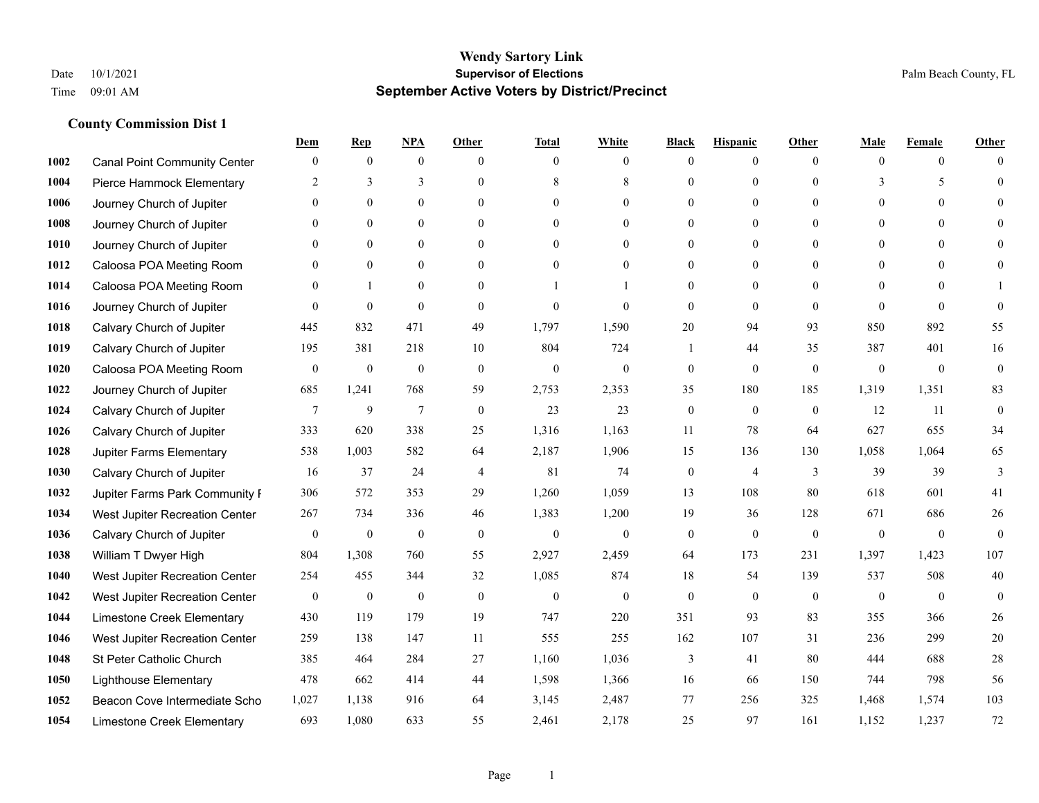# Wendy Sartory Link

**Supervisor of Elections**

**September Active Voters by District/Precinct**

Date 10/1/2021
Time 09:01 AM

Palm Beach County, FL

### County Commission Dist 1

| | | Dem | Rep | NPA | Other | Total | White | Black | Hispanic | Other | Male | Female | Other |
|---|---|---|---|---|---|---|---|---|---|---|---|---|---|
| 1002 | Canal Point Community Center | 0 | 0 | 0 | 0 | 0 | 0 | 0 | 0 | 0 | 0 | 0 | 0 |
| 1004 | Pierce Hammock Elementary | 2 | 3 | 3 | 0 | 8 | 8 | 0 | 0 | 0 | 3 | 5 | 0 |
| 1006 | Journey Church of Jupiter | 0 | 0 | 0 | 0 | 0 | 0 | 0 | 0 | 0 | 0 | 0 | 0 |
| 1008 | Journey Church of Jupiter | 0 | 0 | 0 | 0 | 0 | 0 | 0 | 0 | 0 | 0 | 0 | 0 |
| 1010 | Journey Church of Jupiter | 0 | 0 | 0 | 0 | 0 | 0 | 0 | 0 | 0 | 0 | 0 | 0 |
| 1012 | Caloosa POA Meeting Room | 0 | 0 | 0 | 0 | 0 | 0 | 0 | 0 | 0 | 0 | 0 | 0 |
| 1014 | Caloosa POA Meeting Room | 0 | 1 | 0 | 0 | 1 | 1 | 0 | 0 | 0 | 0 | 0 | 1 |
| 1016 | Journey Church of Jupiter | 0 | 0 | 0 | 0 | 0 | 0 | 0 | 0 | 0 | 0 | 0 | 0 |
| 1018 | Calvary Church of Jupiter | 445 | 832 | 471 | 49 | 1,797 | 1,590 | 20 | 94 | 93 | 850 | 892 | 55 |
| 1019 | Calvary Church of Jupiter | 195 | 381 | 218 | 10 | 804 | 724 | 1 | 44 | 35 | 387 | 401 | 16 |
| 1020 | Caloosa POA Meeting Room | 0 | 0 | 0 | 0 | 0 | 0 | 0 | 0 | 0 | 0 | 0 | 0 |
| 1022 | Journey Church of Jupiter | 685 | 1,241 | 768 | 59 | 2,753 | 2,353 | 35 | 180 | 185 | 1,319 | 1,351 | 83 |
| 1024 | Calvary Church of Jupiter | 7 | 9 | 7 | 0 | 23 | 23 | 0 | 0 | 0 | 12 | 11 | 0 |
| 1026 | Calvary Church of Jupiter | 333 | 620 | 338 | 25 | 1,316 | 1,163 | 11 | 78 | 64 | 627 | 655 | 34 |
| 1028 | Jupiter Farms Elementary | 538 | 1,003 | 582 | 64 | 2,187 | 1,906 | 15 | 136 | 130 | 1,058 | 1,064 | 65 |
| 1030 | Calvary Church of Jupiter | 16 | 37 | 24 | 4 | 81 | 74 | 0 | 4 | 3 | 39 | 39 | 3 |
| 1032 | Jupiter Farms Park Community F | 306 | 572 | 353 | 29 | 1,260 | 1,059 | 13 | 108 | 80 | 618 | 601 | 41 |
| 1034 | West Jupiter Recreation Center | 267 | 734 | 336 | 46 | 1,383 | 1,200 | 19 | 36 | 128 | 671 | 686 | 26 |
| 1036 | Calvary Church of Jupiter | 0 | 0 | 0 | 0 | 0 | 0 | 0 | 0 | 0 | 0 | 0 | 0 |
| 1038 | William T Dwyer High | 804 | 1,308 | 760 | 55 | 2,927 | 2,459 | 64 | 173 | 231 | 1,397 | 1,423 | 107 |
| 1040 | West Jupiter Recreation Center | 254 | 455 | 344 | 32 | 1,085 | 874 | 18 | 54 | 139 | 537 | 508 | 40 |
| 1042 | West Jupiter Recreation Center | 0 | 0 | 0 | 0 | 0 | 0 | 0 | 0 | 0 | 0 | 0 | 0 |
| 1044 | Limestone Creek Elementary | 430 | 119 | 179 | 19 | 747 | 220 | 351 | 93 | 83 | 355 | 366 | 26 |
| 1046 | West Jupiter Recreation Center | 259 | 138 | 147 | 11 | 555 | 255 | 162 | 107 | 31 | 236 | 299 | 20 |
| 1048 | St Peter Catholic Church | 385 | 464 | 284 | 27 | 1,160 | 1,036 | 3 | 41 | 80 | 444 | 688 | 28 |
| 1050 | Lighthouse Elementary | 478 | 662 | 414 | 44 | 1,598 | 1,366 | 16 | 66 | 150 | 744 | 798 | 56 |
| 1052 | Beacon Cove Intermediate Scho | 1,027 | 1,138 | 916 | 64 | 3,145 | 2,487 | 77 | 256 | 325 | 1,468 | 1,574 | 103 |
| 1054 | Limestone Creek Elementary | 693 | 1,080 | 633 | 55 | 2,461 | 2,178 | 25 | 97 | 161 | 1,152 | 1,237 | 72 |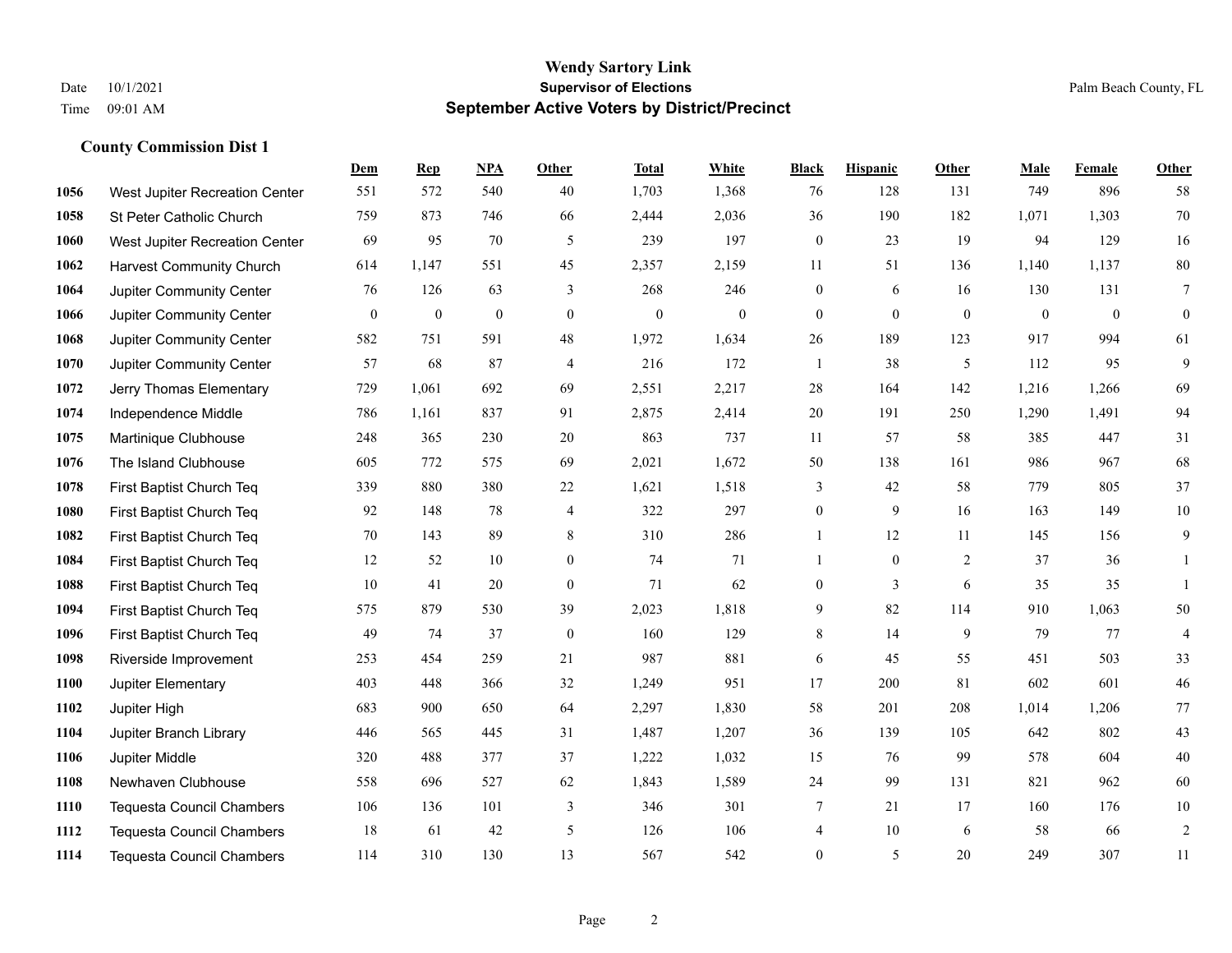# Wendy Sartory Link

## Supervisor of Elections

## September Active Voters by District/Precinct

Date 10/1/2021
Time 09:01 AM

Palm Beach County, FL

### County Commission Dist 1

| | | Dem | Rep | NPA | Other | Total | White | Black | Hispanic | Other | Male | Female | Other |
|---|---|---|---|---|---|---|---|---|---|---|---|---|---|
| 1056 | West Jupiter Recreation Center | 551 | 572 | 540 | 40 | 1,703 | 1,368 | 76 | 128 | 131 | 749 | 896 | 58 |
| 1058 | St Peter Catholic Church | 759 | 873 | 746 | 66 | 2,444 | 2,036 | 36 | 190 | 182 | 1,071 | 1,303 | 70 |
| 1060 | West Jupiter Recreation Center | 69 | 95 | 70 | 5 | 239 | 197 | 0 | 23 | 19 | 94 | 129 | 16 |
| 1062 | Harvest Community Church | 614 | 1,147 | 551 | 45 | 2,357 | 2,159 | 11 | 51 | 136 | 1,140 | 1,137 | 80 |
| 1064 | Jupiter Community Center | 76 | 126 | 63 | 3 | 268 | 246 | 0 | 6 | 16 | 130 | 131 | 7 |
| 1066 | Jupiter Community Center | 0 | 0 | 0 | 0 | 0 | 0 | 0 | 0 | 0 | 0 | 0 | 0 |
| 1068 | Jupiter Community Center | 582 | 751 | 591 | 48 | 1,972 | 1,634 | 26 | 189 | 123 | 917 | 994 | 61 |
| 1070 | Jupiter Community Center | 57 | 68 | 87 | 4 | 216 | 172 | 1 | 38 | 5 | 112 | 95 | 9 |
| 1072 | Jerry Thomas Elementary | 729 | 1,061 | 692 | 69 | 2,551 | 2,217 | 28 | 164 | 142 | 1,216 | 1,266 | 69 |
| 1074 | Independence Middle | 786 | 1,161 | 837 | 91 | 2,875 | 2,414 | 20 | 191 | 250 | 1,290 | 1,491 | 94 |
| 1075 | Martinique Clubhouse | 248 | 365 | 230 | 20 | 863 | 737 | 11 | 57 | 58 | 385 | 447 | 31 |
| 1076 | The Island Clubhouse | 605 | 772 | 575 | 69 | 2,021 | 1,672 | 50 | 138 | 161 | 986 | 967 | 68 |
| 1078 | First Baptist Church Teq | 339 | 880 | 380 | 22 | 1,621 | 1,518 | 3 | 42 | 58 | 779 | 805 | 37 |
| 1080 | First Baptist Church Teq | 92 | 148 | 78 | 4 | 322 | 297 | 0 | 9 | 16 | 163 | 149 | 10 |
| 1082 | First Baptist Church Teq | 70 | 143 | 89 | 8 | 310 | 286 | 1 | 12 | 11 | 145 | 156 | 9 |
| 1084 | First Baptist Church Teq | 12 | 52 | 10 | 0 | 74 | 71 | 1 | 0 | 2 | 37 | 36 | 1 |
| 1088 | First Baptist Church Teq | 10 | 41 | 20 | 0 | 71 | 62 | 0 | 3 | 6 | 35 | 35 | 1 |
| 1094 | First Baptist Church Teq | 575 | 879 | 530 | 39 | 2,023 | 1,818 | 9 | 82 | 114 | 910 | 1,063 | 50 |
| 1096 | First Baptist Church Teq | 49 | 74 | 37 | 0 | 160 | 129 | 8 | 14 | 9 | 79 | 77 | 4 |
| 1098 | Riverside Improvement | 253 | 454 | 259 | 21 | 987 | 881 | 6 | 45 | 55 | 451 | 503 | 33 |
| 1100 | Jupiter Elementary | 403 | 448 | 366 | 32 | 1,249 | 951 | 17 | 200 | 81 | 602 | 601 | 46 |
| 1102 | Jupiter High | 683 | 900 | 650 | 64 | 2,297 | 1,830 | 58 | 201 | 208 | 1,014 | 1,206 | 77 |
| 1104 | Jupiter Branch Library | 446 | 565 | 445 | 31 | 1,487 | 1,207 | 36 | 139 | 105 | 642 | 802 | 43 |
| 1106 | Jupiter Middle | 320 | 488 | 377 | 37 | 1,222 | 1,032 | 15 | 76 | 99 | 578 | 604 | 40 |
| 1108 | Newhaven Clubhouse | 558 | 696 | 527 | 62 | 1,843 | 1,589 | 24 | 99 | 131 | 821 | 962 | 60 |
| 1110 | Tequesta Council Chambers | 106 | 136 | 101 | 3 | 346 | 301 | 7 | 21 | 17 | 160 | 176 | 10 |
| 1112 | Tequesta Council Chambers | 18 | 61 | 42 | 5 | 126 | 106 | 4 | 10 | 6 | 58 | 66 | 2 |
| 1114 | Tequesta Council Chambers | 114 | 310 | 130 | 13 | 567 | 542 | 0 | 5 | 20 | 249 | 307 | 11 |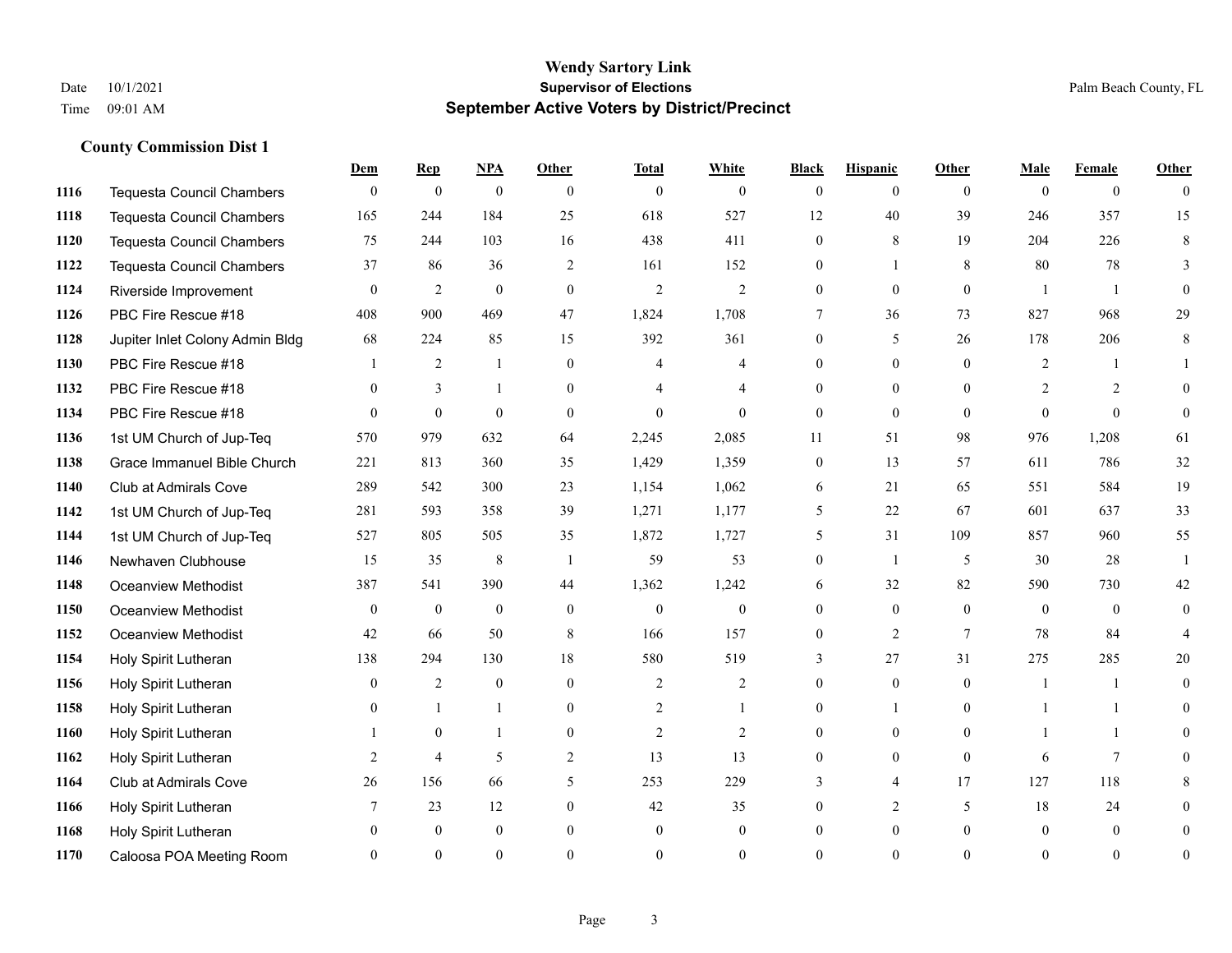# Wendy Sartory Link

## Supervisor of Elections

## September Active Voters by District/Precinct

Date 10/1/2021
Time 09:01 AM

Palm Beach County, FL

### County Commission Dist 1

| | | Dem | Rep | NPA | Other | Total | White | Black | Hispanic | Other | Male | Female | Other |
|---|---|---|---|---|---|---|---|---|---|---|---|---|---|
| 1116 | Tequesta Council Chambers | 0 | 0 | 0 | 0 | 0 | 0 | 0 | 0 | 0 | 0 | 0 | 0 |
| 1118 | Tequesta Council Chambers | 165 | 244 | 184 | 25 | 618 | 527 | 12 | 40 | 39 | 246 | 357 | 15 |
| 1120 | Tequesta Council Chambers | 75 | 244 | 103 | 16 | 438 | 411 | 0 | 8 | 19 | 204 | 226 | 8 |
| 1122 | Tequesta Council Chambers | 37 | 86 | 36 | 2 | 161 | 152 | 0 | 1 | 8 | 80 | 78 | 3 |
| 1124 | Riverside Improvement | 0 | 2 | 0 | 0 | 2 | 2 | 0 | 0 | 0 | 1 | 1 | 0 |
| 1126 | PBC Fire Rescue #18 | 408 | 900 | 469 | 47 | 1,824 | 1,708 | 7 | 36 | 73 | 827 | 968 | 29 |
| 1128 | Jupiter Inlet Colony Admin Bldg | 68 | 224 | 85 | 15 | 392 | 361 | 0 | 5 | 26 | 178 | 206 | 8 |
| 1130 | PBC Fire Rescue #18 | 1 | 2 | 1 | 0 | 4 | 4 | 0 | 0 | 0 | 2 | 1 | 1 |
| 1132 | PBC Fire Rescue #18 | 0 | 3 | 1 | 0 | 4 | 4 | 0 | 0 | 0 | 2 | 2 | 0 |
| 1134 | PBC Fire Rescue #18 | 0 | 0 | 0 | 0 | 0 | 0 | 0 | 0 | 0 | 0 | 0 | 0 |
| 1136 | 1st UM Church of Jup-Teq | 570 | 979 | 632 | 64 | 2,245 | 2,085 | 11 | 51 | 98 | 976 | 1,208 | 61 |
| 1138 | Grace Immanuel Bible Church | 221 | 813 | 360 | 35 | 1,429 | 1,359 | 0 | 13 | 57 | 611 | 786 | 32 |
| 1140 | Club at Admirals Cove | 289 | 542 | 300 | 23 | 1,154 | 1,062 | 6 | 21 | 65 | 551 | 584 | 19 |
| 1142 | 1st UM Church of Jup-Teq | 281 | 593 | 358 | 39 | 1,271 | 1,177 | 5 | 22 | 67 | 601 | 637 | 33 |
| 1144 | 1st UM Church of Jup-Teq | 527 | 805 | 505 | 35 | 1,872 | 1,727 | 5 | 31 | 109 | 857 | 960 | 55 |
| 1146 | Newhaven Clubhouse | 15 | 35 | 8 | 1 | 59 | 53 | 0 | 1 | 5 | 30 | 28 | 1 |
| 1148 | Oceanview Methodist | 387 | 541 | 390 | 44 | 1,362 | 1,242 | 6 | 32 | 82 | 590 | 730 | 42 |
| 1150 | Oceanview Methodist | 0 | 0 | 0 | 0 | 0 | 0 | 0 | 0 | 0 | 0 | 0 | 0 |
| 1152 | Oceanview Methodist | 42 | 66 | 50 | 8 | 166 | 157 | 0 | 2 | 7 | 78 | 84 | 4 |
| 1154 | Holy Spirit Lutheran | 138 | 294 | 130 | 18 | 580 | 519 | 3 | 27 | 31 | 275 | 285 | 20 |
| 1156 | Holy Spirit Lutheran | 0 | 2 | 0 | 0 | 2 | 2 | 0 | 0 | 0 | 1 | 1 | 0 |
| 1158 | Holy Spirit Lutheran | 0 | 1 | 1 | 0 | 2 | 1 | 0 | 1 | 0 | 1 | 1 | 0 |
| 1160 | Holy Spirit Lutheran | 1 | 0 | 1 | 0 | 2 | 2 | 0 | 0 | 0 | 1 | 1 | 0 |
| 1162 | Holy Spirit Lutheran | 2 | 4 | 5 | 2 | 13 | 13 | 0 | 0 | 0 | 6 | 7 | 0 |
| 1164 | Club at Admirals Cove | 26 | 156 | 66 | 5 | 253 | 229 | 3 | 4 | 17 | 127 | 118 | 8 |
| 1166 | Holy Spirit Lutheran | 7 | 23 | 12 | 0 | 42 | 35 | 0 | 2 | 5 | 18 | 24 | 0 |
| 1168 | Holy Spirit Lutheran | 0 | 0 | 0 | 0 | 0 | 0 | 0 | 0 | 0 | 0 | 0 | 0 |
| 1170 | Caloosa POA Meeting Room | 0 | 0 | 0 | 0 | 0 | 0 | 0 | 0 | 0 | 0 | 0 | 0 |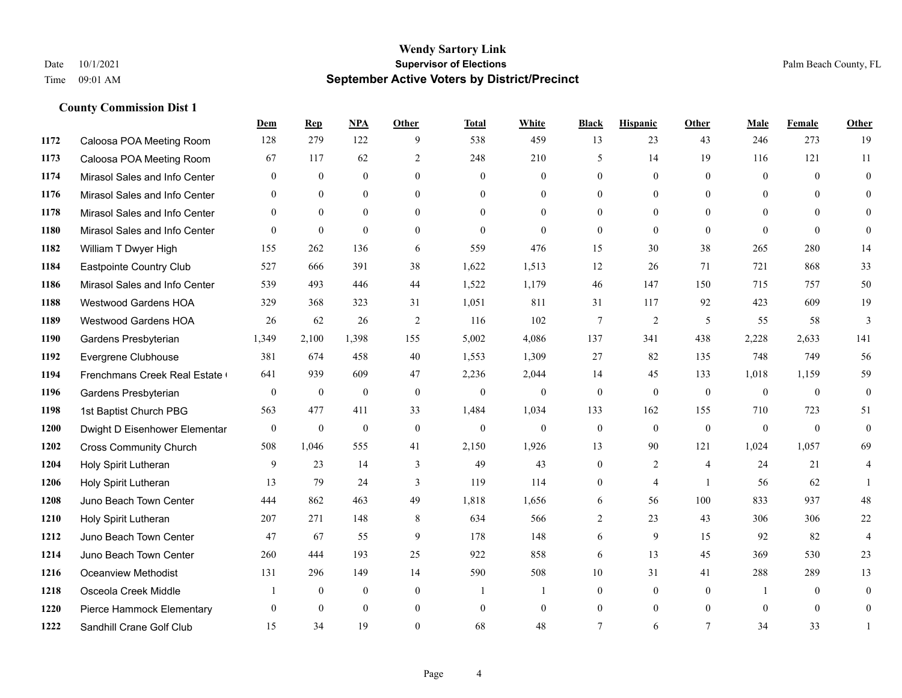# Wendy Sartory Link
## Supervisor of Elections
## September Active Voters by District/Precinct

Date 10/1/2021
Time 09:01 AM

Palm Beach County, FL

### County Commission Dist 1

| | | Dem | Rep | NPA | Other | Total | White | Black | Hispanic | Other | Male | Female | Other |
|---|---|---|---|---|---|---|---|---|---|---|---|---|---|
| 1172 | Caloosa POA Meeting Room | 128 | 279 | 122 | 9 | 538 | 459 | 13 | 23 | 43 | 246 | 273 | 19 |
| 1173 | Caloosa POA Meeting Room | 67 | 117 | 62 | 2 | 248 | 210 | 5 | 14 | 19 | 116 | 121 | 11 |
| 1174 | Mirasol Sales and Info Center | 0 | 0 | 0 | 0 | 0 | 0 | 0 | 0 | 0 | 0 | 0 | 0 |
| 1176 | Mirasol Sales and Info Center | 0 | 0 | 0 | 0 | 0 | 0 | 0 | 0 | 0 | 0 | 0 | 0 |
| 1178 | Mirasol Sales and Info Center | 0 | 0 | 0 | 0 | 0 | 0 | 0 | 0 | 0 | 0 | 0 | 0 |
| 1180 | Mirasol Sales and Info Center | 0 | 0 | 0 | 0 | 0 | 0 | 0 | 0 | 0 | 0 | 0 | 0 |
| 1182 | William T Dwyer High | 155 | 262 | 136 | 6 | 559 | 476 | 15 | 30 | 38 | 265 | 280 | 14 |
| 1184 | Eastpointe Country Club | 527 | 666 | 391 | 38 | 1,622 | 1,513 | 12 | 26 | 71 | 721 | 868 | 33 |
| 1186 | Mirasol Sales and Info Center | 539 | 493 | 446 | 44 | 1,522 | 1,179 | 46 | 147 | 150 | 715 | 757 | 50 |
| 1188 | Westwood Gardens HOA | 329 | 368 | 323 | 31 | 1,051 | 811 | 31 | 117 | 92 | 423 | 609 | 19 |
| 1189 | Westwood Gardens HOA | 26 | 62 | 26 | 2 | 116 | 102 | 7 | 2 | 5 | 55 | 58 | 3 |
| 1190 | Gardens Presbyterian | 1,349 | 2,100 | 1,398 | 155 | 5,002 | 4,086 | 137 | 341 | 438 | 2,228 | 2,633 | 141 |
| 1192 | Evergrene Clubhouse | 381 | 674 | 458 | 40 | 1,553 | 1,309 | 27 | 82 | 135 | 748 | 749 | 56 |
| 1194 | Frenchmans Creek Real Estate ( | 641 | 939 | 609 | 47 | 2,236 | 2,044 | 14 | 45 | 133 | 1,018 | 1,159 | 59 |
| 1196 | Gardens Presbyterian | 0 | 0 | 0 | 0 | 0 | 0 | 0 | 0 | 0 | 0 | 0 | 0 |
| 1198 | 1st Baptist Church PBG | 563 | 477 | 411 | 33 | 1,484 | 1,034 | 133 | 162 | 155 | 710 | 723 | 51 |
| 1200 | Dwight D Eisenhower Elementar | 0 | 0 | 0 | 0 | 0 | 0 | 0 | 0 | 0 | 0 | 0 | 0 |
| 1202 | Cross Community Church | 508 | 1,046 | 555 | 41 | 2,150 | 1,926 | 13 | 90 | 121 | 1,024 | 1,057 | 69 |
| 1204 | Holy Spirit Lutheran | 9 | 23 | 14 | 3 | 49 | 43 | 0 | 2 | 4 | 24 | 21 | 4 |
| 1206 | Holy Spirit Lutheran | 13 | 79 | 24 | 3 | 119 | 114 | 0 | 4 | 1 | 56 | 62 | 1 |
| 1208 | Juno Beach Town Center | 444 | 862 | 463 | 49 | 1,818 | 1,656 | 6 | 56 | 100 | 833 | 937 | 48 |
| 1210 | Holy Spirit Lutheran | 207 | 271 | 148 | 8 | 634 | 566 | 2 | 23 | 43 | 306 | 306 | 22 |
| 1212 | Juno Beach Town Center | 47 | 67 | 55 | 9 | 178 | 148 | 6 | 9 | 15 | 92 | 82 | 4 |
| 1214 | Juno Beach Town Center | 260 | 444 | 193 | 25 | 922 | 858 | 6 | 13 | 45 | 369 | 530 | 23 |
| 1216 | Oceanview Methodist | 131 | 296 | 149 | 14 | 590 | 508 | 10 | 31 | 41 | 288 | 289 | 13 |
| 1218 | Osceola Creek Middle | 1 | 0 | 0 | 0 | 1 | 1 | 0 | 0 | 0 | 1 | 0 | 0 |
| 1220 | Pierce Hammock Elementary | 0 | 0 | 0 | 0 | 0 | 0 | 0 | 0 | 0 | 0 | 0 | 0 |
| 1222 | Sandhill Crane Golf Club | 15 | 34 | 19 | 0 | 68 | 48 | 7 | 6 | 7 | 34 | 33 | 1 |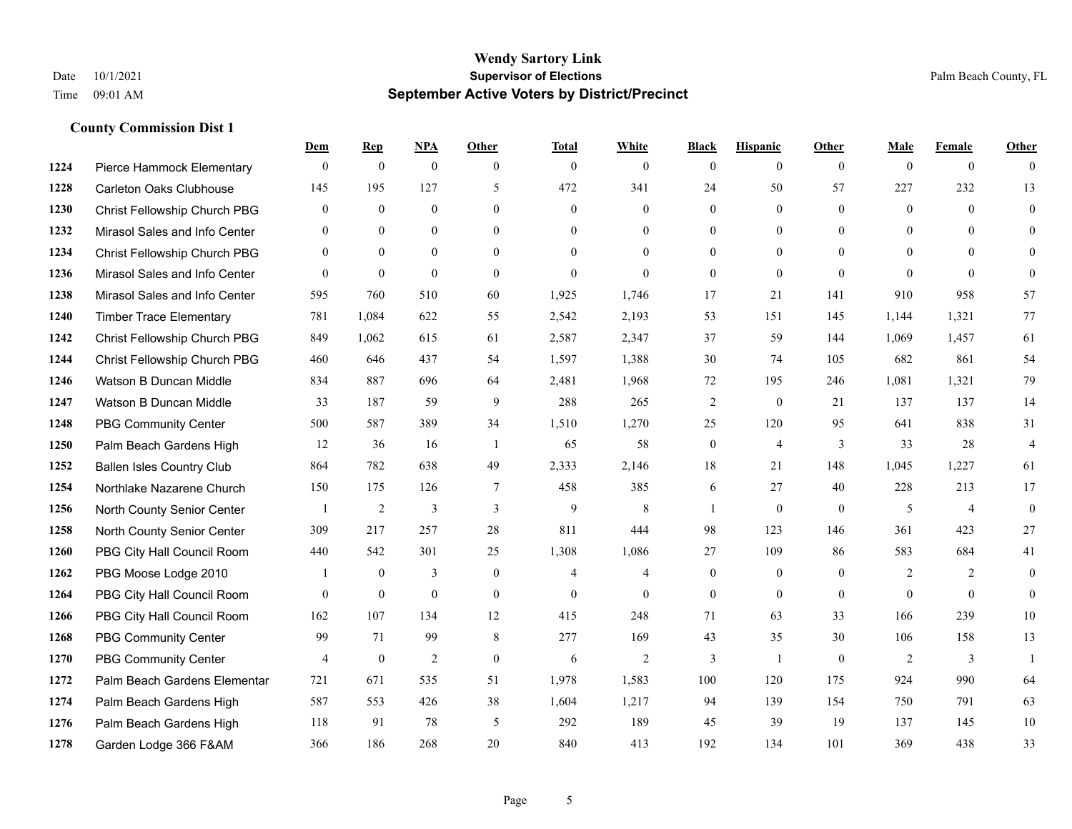# Wendy Sartory Link

## Supervisor of Elections

## September Active Voters by District/Precinct

Date 10/1/2021
Time 09:01 AM

Palm Beach County, FL

### County Commission Dist 1

| | | Dem | Rep | NPA | Other | Total | White | Black | Hispanic | Other | Male | Female | Other |
|---|---|---|---|---|---|---|---|---|---|---|---|---|---|
| 1224 | Pierce Hammock Elementary | 0 | 0 | 0 | 0 | 0 | 0 | 0 | 0 | 0 | 0 | 0 | 0 |
| 1228 | Carleton Oaks Clubhouse | 145 | 195 | 127 | 5 | 472 | 341 | 24 | 50 | 57 | 227 | 232 | 13 |
| 1230 | Christ Fellowship Church PBG | 0 | 0 | 0 | 0 | 0 | 0 | 0 | 0 | 0 | 0 | 0 | 0 |
| 1232 | Mirasol Sales and Info Center | 0 | 0 | 0 | 0 | 0 | 0 | 0 | 0 | 0 | 0 | 0 | 0 |
| 1234 | Christ Fellowship Church PBG | 0 | 0 | 0 | 0 | 0 | 0 | 0 | 0 | 0 | 0 | 0 | 0 |
| 1236 | Mirasol Sales and Info Center | 0 | 0 | 0 | 0 | 0 | 0 | 0 | 0 | 0 | 0 | 0 | 0 |
| 1238 | Mirasol Sales and Info Center | 595 | 760 | 510 | 60 | 1,925 | 1,746 | 17 | 21 | 141 | 910 | 958 | 57 |
| 1240 | Timber Trace Elementary | 781 | 1,084 | 622 | 55 | 2,542 | 2,193 | 53 | 151 | 145 | 1,144 | 1,321 | 77 |
| 1242 | Christ Fellowship Church PBG | 849 | 1,062 | 615 | 61 | 2,587 | 2,347 | 37 | 59 | 144 | 1,069 | 1,457 | 61 |
| 1244 | Christ Fellowship Church PBG | 460 | 646 | 437 | 54 | 1,597 | 1,388 | 30 | 74 | 105 | 682 | 861 | 54 |
| 1246 | Watson B Duncan Middle | 834 | 887 | 696 | 64 | 2,481 | 1,968 | 72 | 195 | 246 | 1,081 | 1,321 | 79 |
| 1247 | Watson B Duncan Middle | 33 | 187 | 59 | 9 | 288 | 265 | 2 | 0 | 21 | 137 | 137 | 14 |
| 1248 | PBG Community Center | 500 | 587 | 389 | 34 | 1,510 | 1,270 | 25 | 120 | 95 | 641 | 838 | 31 |
| 1250 | Palm Beach Gardens High | 12 | 36 | 16 | 1 | 65 | 58 | 0 | 4 | 3 | 33 | 28 | 4 |
| 1252 | Ballen Isles Country Club | 864 | 782 | 638 | 49 | 2,333 | 2,146 | 18 | 21 | 148 | 1,045 | 1,227 | 61 |
| 1254 | Northlake Nazarene Church | 150 | 175 | 126 | 7 | 458 | 385 | 6 | 27 | 40 | 228 | 213 | 17 |
| 1256 | North County Senior Center | 1 | 2 | 3 | 3 | 9 | 8 | 1 | 0 | 0 | 5 | 4 | 0 |
| 1258 | North County Senior Center | 309 | 217 | 257 | 28 | 811 | 444 | 98 | 123 | 146 | 361 | 423 | 27 |
| 1260 | PBG City Hall Council Room | 440 | 542 | 301 | 25 | 1,308 | 1,086 | 27 | 109 | 86 | 583 | 684 | 41 |
| 1262 | PBG Moose Lodge 2010 | 1 | 0 | 3 | 0 | 4 | 4 | 0 | 0 | 0 | 2 | 2 | 0 |
| 1264 | PBG City Hall Council Room | 0 | 0 | 0 | 0 | 0 | 0 | 0 | 0 | 0 | 0 | 0 | 0 |
| 1266 | PBG City Hall Council Room | 162 | 107 | 134 | 12 | 415 | 248 | 71 | 63 | 33 | 166 | 239 | 10 |
| 1268 | PBG Community Center | 99 | 71 | 99 | 8 | 277 | 169 | 43 | 35 | 30 | 106 | 158 | 13 |
| 1270 | PBG Community Center | 4 | 0 | 2 | 0 | 6 | 2 | 3 | 1 | 0 | 2 | 3 | 1 |
| 1272 | Palm Beach Gardens Elementar | 721 | 671 | 535 | 51 | 1,978 | 1,583 | 100 | 120 | 175 | 924 | 990 | 64 |
| 1274 | Palm Beach Gardens High | 587 | 553 | 426 | 38 | 1,604 | 1,217 | 94 | 139 | 154 | 750 | 791 | 63 |
| 1276 | Palm Beach Gardens High | 118 | 91 | 78 | 5 | 292 | 189 | 45 | 39 | 19 | 137 | 145 | 10 |
| 1278 | Garden Lodge 366 F&AM | 366 | 186 | 268 | 20 | 840 | 413 | 192 | 134 | 101 | 369 | 438 | 33 |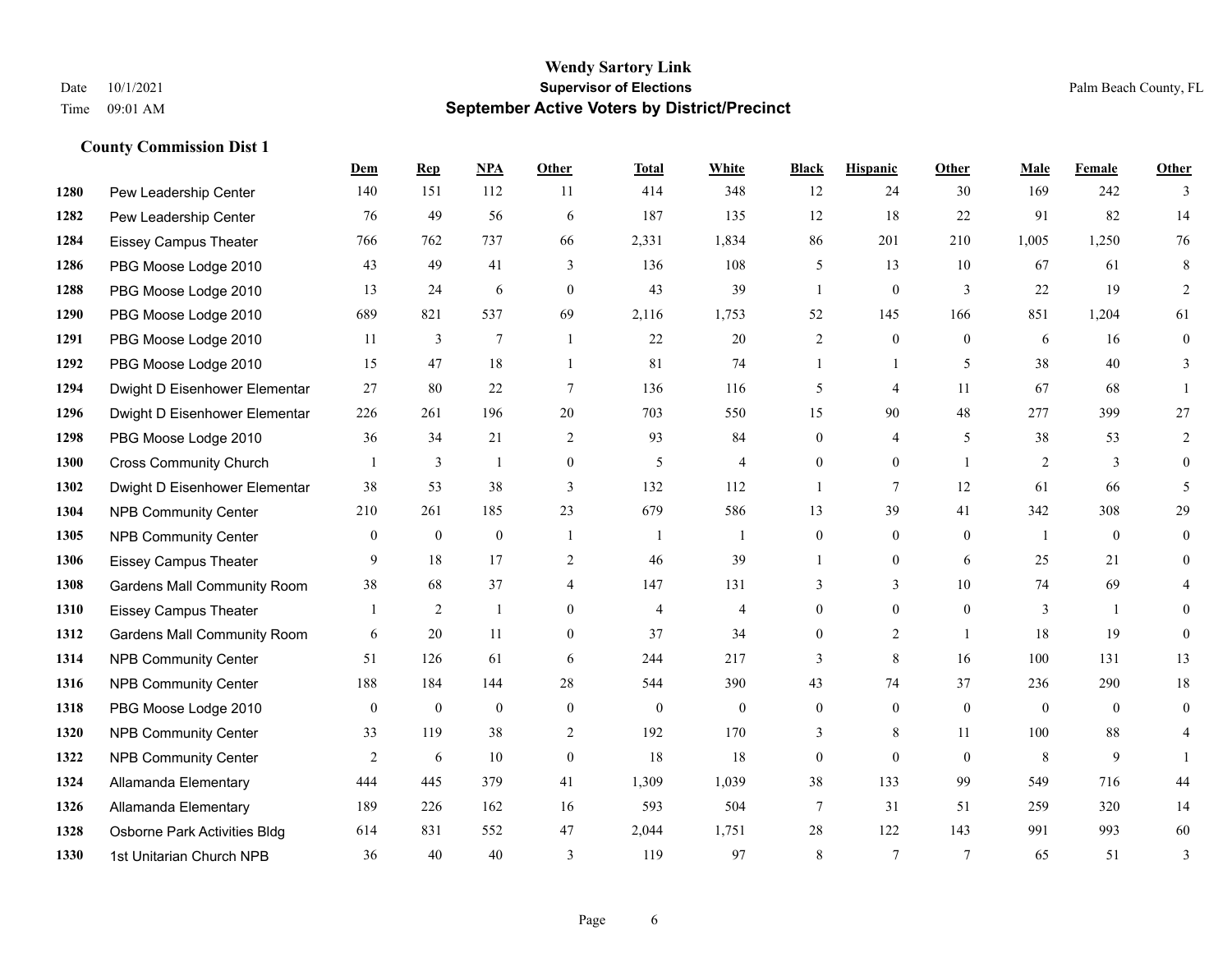# Wendy Sartory Link

**Supervisor of Elections**

**September Active Voters by District/Precinct**

Date 10/1/2021
Time 09:01 AM

Palm Beach County, FL

## County Commission Dist 1

| | | Dem | Rep | NPA | Other | Total | White | Black | Hispanic | Other | Male | Female | Other |
|---|---|---|---|---|---|---|---|---|---|---|---|---|---|
| 1280 | Pew Leadership Center | 140 | 151 | 112 | 11 | 414 | 348 | 12 | 24 | 30 | 169 | 242 | 3 |
| 1282 | Pew Leadership Center | 76 | 49 | 56 | 6 | 187 | 135 | 12 | 18 | 22 | 91 | 82 | 14 |
| 1284 | Eissey Campus Theater | 766 | 762 | 737 | 66 | 2,331 | 1,834 | 86 | 201 | 210 | 1,005 | 1,250 | 76 |
| 1286 | PBG Moose Lodge 2010 | 43 | 49 | 41 | 3 | 136 | 108 | 5 | 13 | 10 | 67 | 61 | 8 |
| 1288 | PBG Moose Lodge 2010 | 13 | 24 | 6 | 0 | 43 | 39 | 1 | 0 | 3 | 22 | 19 | 2 |
| 1290 | PBG Moose Lodge 2010 | 689 | 821 | 537 | 69 | 2,116 | 1,753 | 52 | 145 | 166 | 851 | 1,204 | 61 |
| 1291 | PBG Moose Lodge 2010 | 11 | 3 | 7 | 1 | 22 | 20 | 2 | 0 | 0 | 6 | 16 | 0 |
| 1292 | PBG Moose Lodge 2010 | 15 | 47 | 18 | 1 | 81 | 74 | 1 | 1 | 5 | 38 | 40 | 3 |
| 1294 | Dwight D Eisenhower Elementar | 27 | 80 | 22 | 7 | 136 | 116 | 5 | 4 | 11 | 67 | 68 | 1 |
| 1296 | Dwight D Eisenhower Elementar | 226 | 261 | 196 | 20 | 703 | 550 | 15 | 90 | 48 | 277 | 399 | 27 |
| 1298 | PBG Moose Lodge 2010 | 36 | 34 | 21 | 2 | 93 | 84 | 0 | 4 | 5 | 38 | 53 | 2 |
| 1300 | Cross Community Church | 1 | 3 | 1 | 0 | 5 | 4 | 0 | 0 | 1 | 2 | 3 | 0 |
| 1302 | Dwight D Eisenhower Elementar | 38 | 53 | 38 | 3 | 132 | 112 | 1 | 7 | 12 | 61 | 66 | 5 |
| 1304 | NPB Community Center | 210 | 261 | 185 | 23 | 679 | 586 | 13 | 39 | 41 | 342 | 308 | 29 |
| 1305 | NPB Community Center | 0 | 0 | 0 | 1 | 1 | 1 | 0 | 0 | 0 | 1 | 0 | 0 |
| 1306 | Eissey Campus Theater | 9 | 18 | 17 | 2 | 46 | 39 | 1 | 0 | 6 | 25 | 21 | 0 |
| 1308 | Gardens Mall Community Room | 38 | 68 | 37 | 4 | 147 | 131 | 3 | 3 | 10 | 74 | 69 | 4 |
| 1310 | Eissey Campus Theater | 1 | 2 | 1 | 0 | 4 | 4 | 0 | 0 | 0 | 3 | 1 | 0 |
| 1312 | Gardens Mall Community Room | 6 | 20 | 11 | 0 | 37 | 34 | 0 | 2 | 1 | 18 | 19 | 0 |
| 1314 | NPB Community Center | 51 | 126 | 61 | 6 | 244 | 217 | 3 | 8 | 16 | 100 | 131 | 13 |
| 1316 | NPB Community Center | 188 | 184 | 144 | 28 | 544 | 390 | 43 | 74 | 37 | 236 | 290 | 18 |
| 1318 | PBG Moose Lodge 2010 | 0 | 0 | 0 | 0 | 0 | 0 | 0 | 0 | 0 | 0 | 0 | 0 |
| 1320 | NPB Community Center | 33 | 119 | 38 | 2 | 192 | 170 | 3 | 8 | 11 | 100 | 88 | 4 |
| 1322 | NPB Community Center | 2 | 6 | 10 | 0 | 18 | 18 | 0 | 0 | 0 | 8 | 9 | 1 |
| 1324 | Allamanda Elementary | 444 | 445 | 379 | 41 | 1,309 | 1,039 | 38 | 133 | 99 | 549 | 716 | 44 |
| 1326 | Allamanda Elementary | 189 | 226 | 162 | 16 | 593 | 504 | 7 | 31 | 51 | 259 | 320 | 14 |
| 1328 | Osborne Park Activities Bldg | 614 | 831 | 552 | 47 | 2,044 | 1,751 | 28 | 122 | 143 | 991 | 993 | 60 |
| 1330 | 1st Unitarian Church NPB | 36 | 40 | 40 | 3 | 119 | 97 | 8 | 7 | 7 | 65 | 51 | 3 |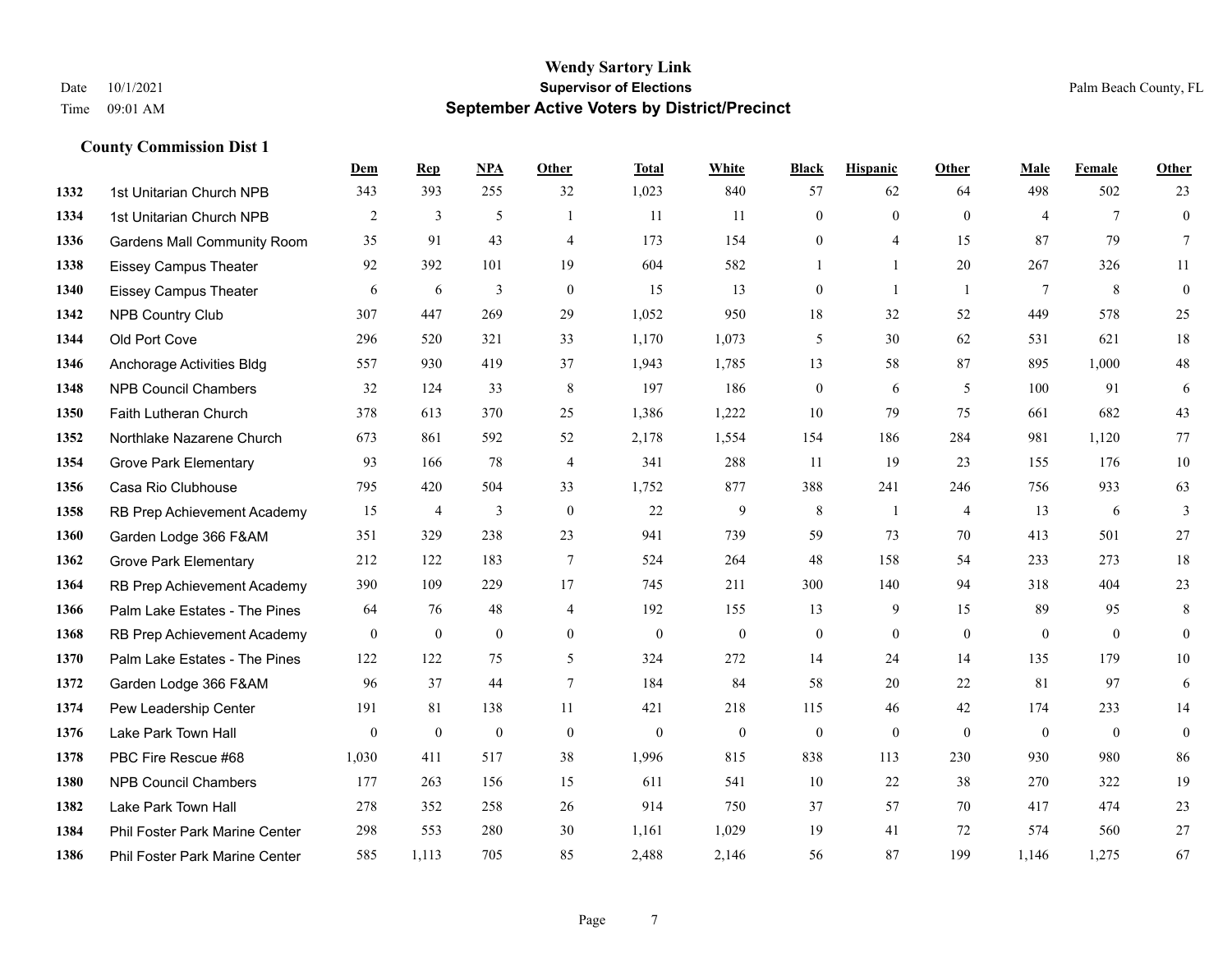**Wendy Sartory Link**
**Supervisor of Elections**
**September Active Voters by District/Precinct**

Date 10/1/2021
Time 09:01 AM

Palm Beach County, FL

### County Commission Dist 1

| | | Dem | Rep | NPA | Other | Total | White | Black | Hispanic | Other | Male | Female | Other |
|---|---|---|---|---|---|---|---|---|---|---|---|---|---|
| 1332 | 1st Unitarian Church NPB | 343 | 393 | 255 | 32 | 1,023 | 840 | 57 | 62 | 64 | 498 | 502 | 23 |
| 1334 | 1st Unitarian Church NPB | 2 | 3 | 5 | 1 | 11 | 11 | 0 | 0 | 0 | 4 | 7 | 0 |
| 1336 | Gardens Mall Community Room | 35 | 91 | 43 | 4 | 173 | 154 | 0 | 4 | 15 | 87 | 79 | 7 |
| 1338 | Eissey Campus Theater | 92 | 392 | 101 | 19 | 604 | 582 | 1 | 1 | 20 | 267 | 326 | 11 |
| 1340 | Eissey Campus Theater | 6 | 6 | 3 | 0 | 15 | 13 | 0 | 1 | 1 | 7 | 8 | 0 |
| 1342 | NPB Country Club | 307 | 447 | 269 | 29 | 1,052 | 950 | 18 | 32 | 52 | 449 | 578 | 25 |
| 1344 | Old Port Cove | 296 | 520 | 321 | 33 | 1,170 | 1,073 | 5 | 30 | 62 | 531 | 621 | 18 |
| 1346 | Anchorage Activities Bldg | 557 | 930 | 419 | 37 | 1,943 | 1,785 | 13 | 58 | 87 | 895 | 1,000 | 48 |
| 1348 | NPB Council Chambers | 32 | 124 | 33 | 8 | 197 | 186 | 0 | 6 | 5 | 100 | 91 | 6 |
| 1350 | Faith Lutheran Church | 378 | 613 | 370 | 25 | 1,386 | 1,222 | 10 | 79 | 75 | 661 | 682 | 43 |
| 1352 | Northlake Nazarene Church | 673 | 861 | 592 | 52 | 2,178 | 1,554 | 154 | 186 | 284 | 981 | 1,120 | 77 |
| 1354 | Grove Park Elementary | 93 | 166 | 78 | 4 | 341 | 288 | 11 | 19 | 23 | 155 | 176 | 10 |
| 1356 | Casa Rio Clubhouse | 795 | 420 | 504 | 33 | 1,752 | 877 | 388 | 241 | 246 | 756 | 933 | 63 |
| 1358 | RB Prep Achievement Academy | 15 | 4 | 3 | 0 | 22 | 9 | 8 | 1 | 4 | 13 | 6 | 3 |
| 1360 | Garden Lodge 366 F&AM | 351 | 329 | 238 | 23 | 941 | 739 | 59 | 73 | 70 | 413 | 501 | 27 |
| 1362 | Grove Park Elementary | 212 | 122 | 183 | 7 | 524 | 264 | 48 | 158 | 54 | 233 | 273 | 18 |
| 1364 | RB Prep Achievement Academy | 390 | 109 | 229 | 17 | 745 | 211 | 300 | 140 | 94 | 318 | 404 | 23 |
| 1366 | Palm Lake Estates - The Pines | 64 | 76 | 48 | 4 | 192 | 155 | 13 | 9 | 15 | 89 | 95 | 8 |
| 1368 | RB Prep Achievement Academy | 0 | 0 | 0 | 0 | 0 | 0 | 0 | 0 | 0 | 0 | 0 | 0 |
| 1370 | Palm Lake Estates - The Pines | 122 | 122 | 75 | 5 | 324 | 272 | 14 | 24 | 14 | 135 | 179 | 10 |
| 1372 | Garden Lodge 366 F&AM | 96 | 37 | 44 | 7 | 184 | 84 | 58 | 20 | 22 | 81 | 97 | 6 |
| 1374 | Pew Leadership Center | 191 | 81 | 138 | 11 | 421 | 218 | 115 | 46 | 42 | 174 | 233 | 14 |
| 1376 | Lake Park Town Hall | 0 | 0 | 0 | 0 | 0 | 0 | 0 | 0 | 0 | 0 | 0 | 0 |
| 1378 | PBC Fire Rescue #68 | 1,030 | 411 | 517 | 38 | 1,996 | 815 | 838 | 113 | 230 | 930 | 980 | 86 |
| 1380 | NPB Council Chambers | 177 | 263 | 156 | 15 | 611 | 541 | 10 | 22 | 38 | 270 | 322 | 19 |
| 1382 | Lake Park Town Hall | 278 | 352 | 258 | 26 | 914 | 750 | 37 | 57 | 70 | 417 | 474 | 23 |
| 1384 | Phil Foster Park Marine Center | 298 | 553 | 280 | 30 | 1,161 | 1,029 | 19 | 41 | 72 | 574 | 560 | 27 |
| 1386 | Phil Foster Park Marine Center | 585 | 1,113 | 705 | 85 | 2,488 | 2,146 | 56 | 87 | 199 | 1,146 | 1,275 | 67 |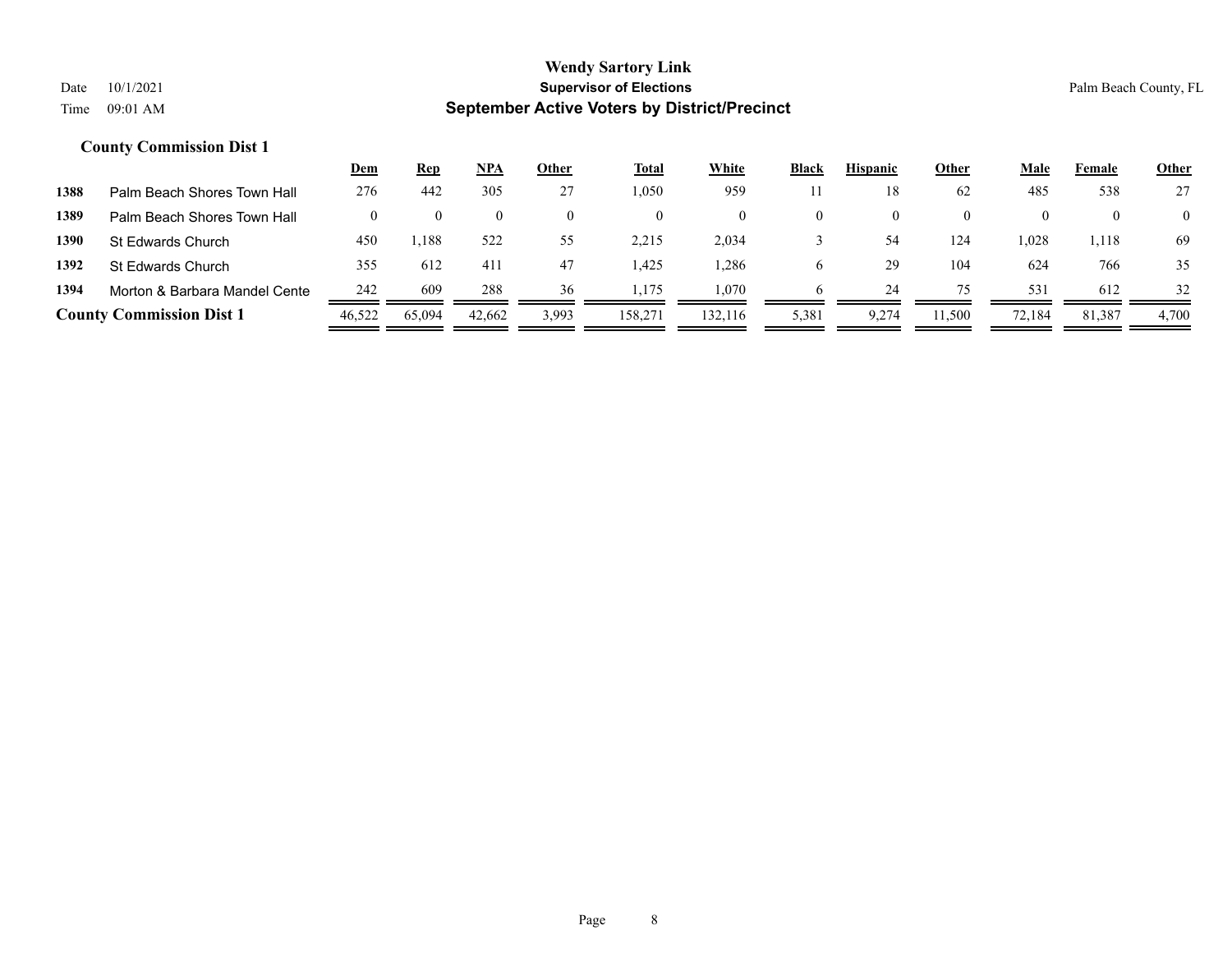Date 10/1/2021
Time 09:01 AM

# Wendy Sartory Link
## Supervisor of Elections
## September Active Voters by District/Precinct

Palm Beach County, FL

### County Commission Dist 1

| | | Dem | Rep | NPA | Other | Total | White | Black | Hispanic | Other | Male | Female | Other |
|---|---|---|---|---|---|---|---|---|---|---|---|---|---|
| 1388 | Palm Beach Shores Town Hall | 276 | 442 | 305 | 27 | 1,050 | 959 | 11 | 18 | 62 | 485 | 538 | 27 |
| 1389 | Palm Beach Shores Town Hall | 0 | 0 | 0 | 0 | 0 | 0 | 0 | 0 | 0 | 0 | 0 | 0 |
| 1390 | St Edwards Church | 450 | 1,188 | 522 | 55 | 2,215 | 2,034 | 3 | 54 | 124 | 1,028 | 1,118 | 69 |
| 1392 | St Edwards Church | 355 | 612 | 411 | 47 | 1,425 | 1,286 | 6 | 29 | 104 | 624 | 766 | 35 |
| 1394 | Morton & Barbara Mandel Cente | 242 | 609 | 288 | 36 | 1,175 | 1,070 | 6 | 24 | 75 | 531 | 612 | 32 |
| **County Commission Dist 1** | | 46,522 | 65,094 | 42,662 | 3,993 | 158,271 | 132,116 | 5,381 | 9,274 | 11,500 | 72,184 | 81,387 | 4,700 |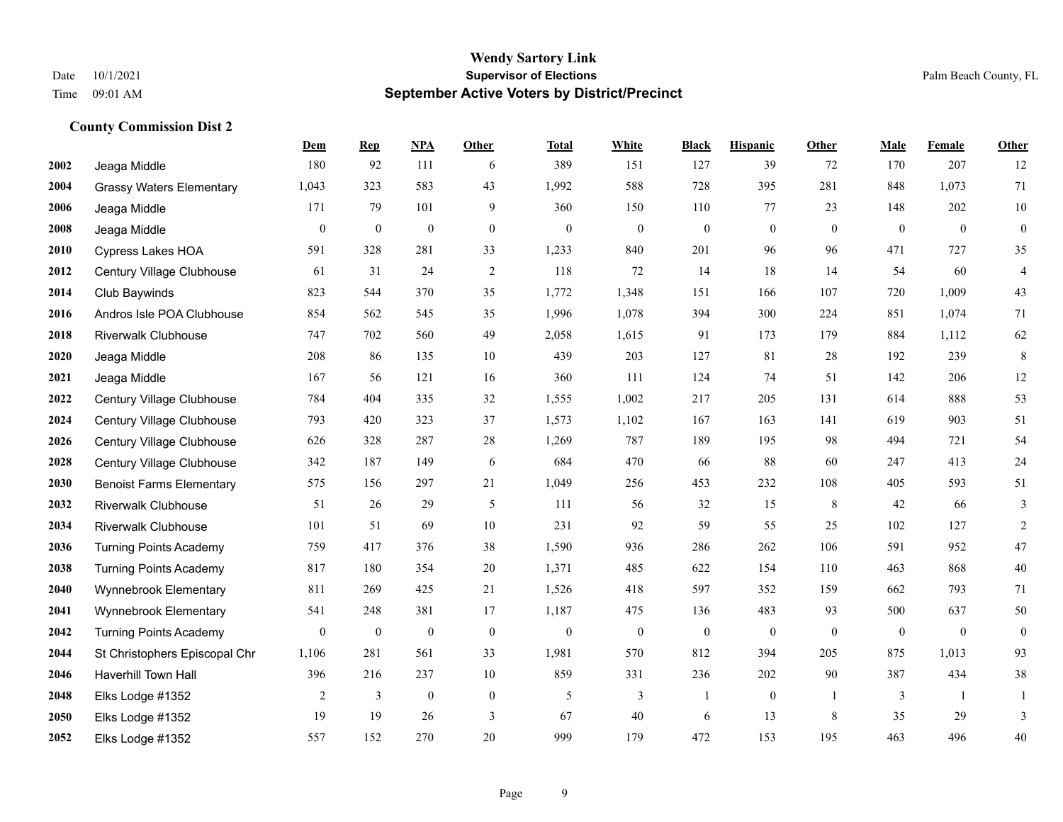# Wendy Sartory Link
## Supervisor of Elections
## September Active Voters by District/Precinct

Date 10/1/2021
Time 09:01 AM

Palm Beach County, FL

### County Commission Dist 2

| | | Dem | Rep | NPA | Other | Total | White | Black | Hispanic | Other | Male | Female | Other |
|---|---|---|---|---|---|---|---|---|---|---|---|---|---|
| 2002 | Jeaga Middle | 180 | 92 | 111 | 6 | 389 | 151 | 127 | 39 | 72 | 170 | 207 | 12 |
| 2004 | Grassy Waters Elementary | 1,043 | 323 | 583 | 43 | 1,992 | 588 | 728 | 395 | 281 | 848 | 1,073 | 71 |
| 2006 | Jeaga Middle | 171 | 79 | 101 | 9 | 360 | 150 | 110 | 77 | 23 | 148 | 202 | 10 |
| 2008 | Jeaga Middle | 0 | 0 | 0 | 0 | 0 | 0 | 0 | 0 | 0 | 0 | 0 | 0 |
| 2010 | Cypress Lakes HOA | 591 | 328 | 281 | 33 | 1,233 | 840 | 201 | 96 | 96 | 471 | 727 | 35 |
| 2012 | Century Village Clubhouse | 61 | 31 | 24 | 2 | 118 | 72 | 14 | 18 | 14 | 54 | 60 | 4 |
| 2014 | Club Baywinds | 823 | 544 | 370 | 35 | 1,772 | 1,348 | 151 | 166 | 107 | 720 | 1,009 | 43 |
| 2016 | Andros Isle POA Clubhouse | 854 | 562 | 545 | 35 | 1,996 | 1,078 | 394 | 300 | 224 | 851 | 1,074 | 71 |
| 2018 | Riverwalk Clubhouse | 747 | 702 | 560 | 49 | 2,058 | 1,615 | 91 | 173 | 179 | 884 | 1,112 | 62 |
| 2020 | Jeaga Middle | 208 | 86 | 135 | 10 | 439 | 203 | 127 | 81 | 28 | 192 | 239 | 8 |
| 2021 | Jeaga Middle | 167 | 56 | 121 | 16 | 360 | 111 | 124 | 74 | 51 | 142 | 206 | 12 |
| 2022 | Century Village Clubhouse | 784 | 404 | 335 | 32 | 1,555 | 1,002 | 217 | 205 | 131 | 614 | 888 | 53 |
| 2024 | Century Village Clubhouse | 793 | 420 | 323 | 37 | 1,573 | 1,102 | 167 | 163 | 141 | 619 | 903 | 51 |
| 2026 | Century Village Clubhouse | 626 | 328 | 287 | 28 | 1,269 | 787 | 189 | 195 | 98 | 494 | 721 | 54 |
| 2028 | Century Village Clubhouse | 342 | 187 | 149 | 6 | 684 | 470 | 66 | 88 | 60 | 247 | 413 | 24 |
| 2030 | Benoist Farms Elementary | 575 | 156 | 297 | 21 | 1,049 | 256 | 453 | 232 | 108 | 405 | 593 | 51 |
| 2032 | Riverwalk Clubhouse | 51 | 26 | 29 | 5 | 111 | 56 | 32 | 15 | 8 | 42 | 66 | 3 |
| 2034 | Riverwalk Clubhouse | 101 | 51 | 69 | 10 | 231 | 92 | 59 | 55 | 25 | 102 | 127 | 2 |
| 2036 | Turning Points Academy | 759 | 417 | 376 | 38 | 1,590 | 936 | 286 | 262 | 106 | 591 | 952 | 47 |
| 2038 | Turning Points Academy | 817 | 180 | 354 | 20 | 1,371 | 485 | 622 | 154 | 110 | 463 | 868 | 40 |
| 2040 | Wynnebrook Elementary | 811 | 269 | 425 | 21 | 1,526 | 418 | 597 | 352 | 159 | 662 | 793 | 71 |
| 2041 | Wynnebrook Elementary | 541 | 248 | 381 | 17 | 1,187 | 475 | 136 | 483 | 93 | 500 | 637 | 50 |
| 2042 | Turning Points Academy | 0 | 0 | 0 | 0 | 0 | 0 | 0 | 0 | 0 | 0 | 0 | 0 |
| 2044 | St Christophers Episcopal Chr | 1,106 | 281 | 561 | 33 | 1,981 | 570 | 812 | 394 | 205 | 875 | 1,013 | 93 |
| 2046 | Haverhill Town Hall | 396 | 216 | 237 | 10 | 859 | 331 | 236 | 202 | 90 | 387 | 434 | 38 |
| 2048 | Elks Lodge #1352 | 2 | 3 | 0 | 0 | 5 | 3 | 1 | 0 | 1 | 3 | 1 | 1 |
| 2050 | Elks Lodge #1352 | 19 | 19 | 26 | 3 | 67 | 40 | 6 | 13 | 8 | 35 | 29 | 3 |
| 2052 | Elks Lodge #1352 | 557 | 152 | 270 | 20 | 999 | 179 | 472 | 153 | 195 | 463 | 496 | 40 |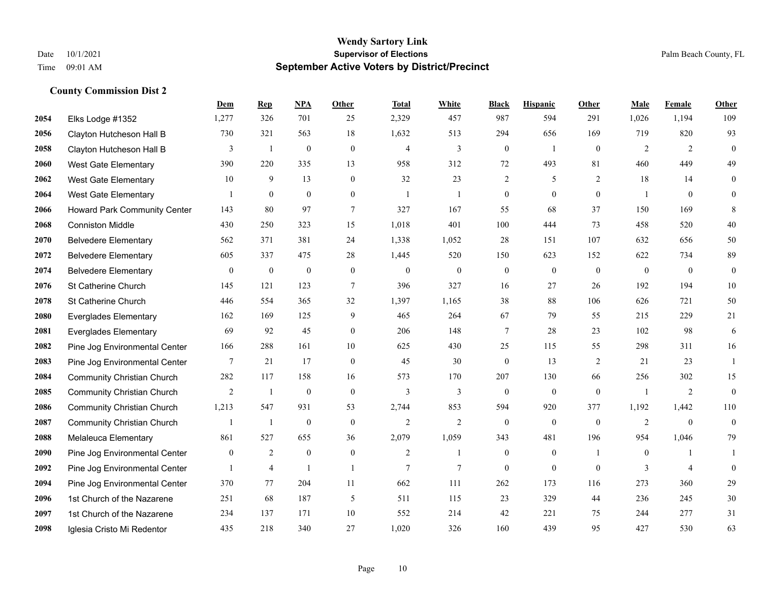# Wendy Sartory Link

## Supervisor of Elections

## September Active Voters by District/Precinct

Date 10/1/2021
Time 09:01 AM

Palm Beach County, FL

### County Commission Dist 2

| | | Dem | Rep | NPA | Other | Total | White | Black | Hispanic | Other | Male | Female | Other |
|---|---|---|---|---|---|---|---|---|---|---|---|---|---|
| 2054 | Elks Lodge #1352 | 1,277 | 326 | 701 | 25 | 2,329 | 457 | 987 | 594 | 291 | 1,026 | 1,194 | 109 |
| 2056 | Clayton Hutcheson Hall B | 730 | 321 | 563 | 18 | 1,632 | 513 | 294 | 656 | 169 | 719 | 820 | 93 |
| 2058 | Clayton Hutcheson Hall B | 3 | 1 | 0 | 0 | 4 | 3 | 0 | 1 | 0 | 2 | 2 | 0 |
| 2060 | West Gate Elementary | 390 | 220 | 335 | 13 | 958 | 312 | 72 | 493 | 81 | 460 | 449 | 49 |
| 2062 | West Gate Elementary | 10 | 9 | 13 | 0 | 32 | 23 | 2 | 5 | 2 | 18 | 14 | 0 |
| 2064 | West Gate Elementary | 1 | 0 | 0 | 0 | 1 | 1 | 0 | 0 | 0 | 1 | 0 | 0 |
| 2066 | Howard Park Community Center | 143 | 80 | 97 | 7 | 327 | 167 | 55 | 68 | 37 | 150 | 169 | 8 |
| 2068 | Conniston Middle | 430 | 250 | 323 | 15 | 1,018 | 401 | 100 | 444 | 73 | 458 | 520 | 40 |
| 2070 | Belvedere Elementary | 562 | 371 | 381 | 24 | 1,338 | 1,052 | 28 | 151 | 107 | 632 | 656 | 50 |
| 2072 | Belvedere Elementary | 605 | 337 | 475 | 28 | 1,445 | 520 | 150 | 623 | 152 | 622 | 734 | 89 |
| 2074 | Belvedere Elementary | 0 | 0 | 0 | 0 | 0 | 0 | 0 | 0 | 0 | 0 | 0 | 0 |
| 2076 | St Catherine Church | 145 | 121 | 123 | 7 | 396 | 327 | 16 | 27 | 26 | 192 | 194 | 10 |
| 2078 | St Catherine Church | 446 | 554 | 365 | 32 | 1,397 | 1,165 | 38 | 88 | 106 | 626 | 721 | 50 |
| 2080 | Everglades Elementary | 162 | 169 | 125 | 9 | 465 | 264 | 67 | 79 | 55 | 215 | 229 | 21 |
| 2081 | Everglades Elementary | 69 | 92 | 45 | 0 | 206 | 148 | 7 | 28 | 23 | 102 | 98 | 6 |
| 2082 | Pine Jog Environmental Center | 166 | 288 | 161 | 10 | 625 | 430 | 25 | 115 | 55 | 298 | 311 | 16 |
| 2083 | Pine Jog Environmental Center | 7 | 21 | 17 | 0 | 45 | 30 | 0 | 13 | 2 | 21 | 23 | 1 |
| 2084 | Community Christian Church | 282 | 117 | 158 | 16 | 573 | 170 | 207 | 130 | 66 | 256 | 302 | 15 |
| 2085 | Community Christian Church | 2 | 1 | 0 | 0 | 3 | 3 | 0 | 0 | 0 | 1 | 2 | 0 |
| 2086 | Community Christian Church | 1,213 | 547 | 931 | 53 | 2,744 | 853 | 594 | 920 | 377 | 1,192 | 1,442 | 110 |
| 2087 | Community Christian Church | 1 | 1 | 0 | 0 | 2 | 2 | 0 | 0 | 0 | 2 | 0 | 0 |
| 2088 | Melaleuca Elementary | 861 | 527 | 655 | 36 | 2,079 | 1,059 | 343 | 481 | 196 | 954 | 1,046 | 79 |
| 2090 | Pine Jog Environmental Center | 0 | 2 | 0 | 0 | 2 | 1 | 0 | 0 | 1 | 0 | 1 | 1 |
| 2092 | Pine Jog Environmental Center | 1 | 4 | 1 | 1 | 7 | 7 | 0 | 0 | 0 | 3 | 4 | 0 |
| 2094 | Pine Jog Environmental Center | 370 | 77 | 204 | 11 | 662 | 111 | 262 | 173 | 116 | 273 | 360 | 29 |
| 2096 | 1st Church of the Nazarene | 251 | 68 | 187 | 5 | 511 | 115 | 23 | 329 | 44 | 236 | 245 | 30 |
| 2097 | 1st Church of the Nazarene | 234 | 137 | 171 | 10 | 552 | 214 | 42 | 221 | 75 | 244 | 277 | 31 |
| 2098 | Iglesia Cristo Mi Redentor | 435 | 218 | 340 | 27 | 1,020 | 326 | 160 | 439 | 95 | 427 | 530 | 63 |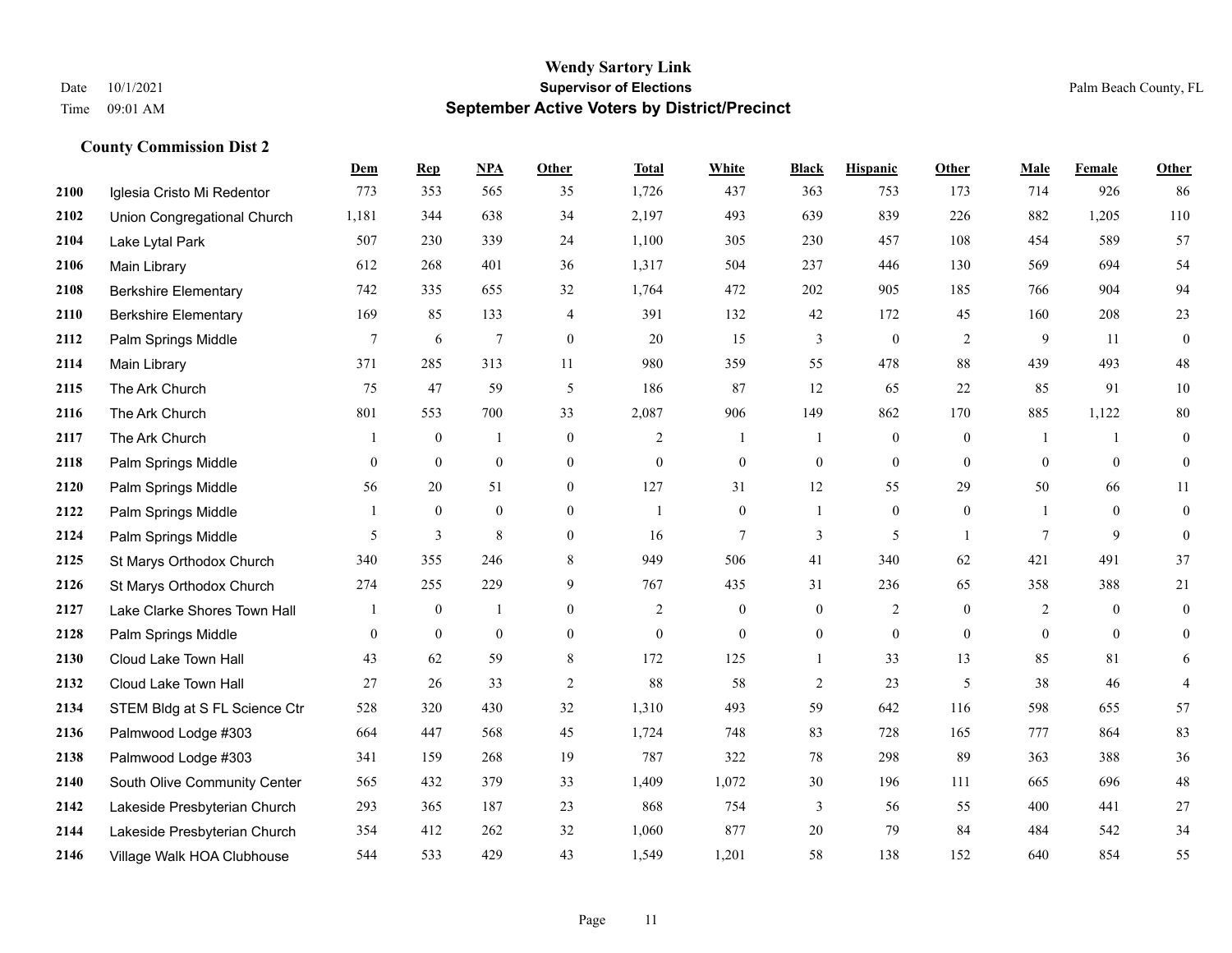# Wendy Sartory Link

## Supervisor of Elections

## September Active Voters by District/Precinct

Date 10/1/2021
Time 09:01 AM

Palm Beach County, FL

### County Commission Dist 2

| | | Dem | Rep | NPA | Other | Total | White | Black | Hispanic | Other | Male | Female | Other |
|---|---|---|---|---|---|---|---|---|---|---|---|---|---|
| 2100 | Iglesia Cristo Mi Redentor | 773 | 353 | 565 | 35 | 1,726 | 437 | 363 | 753 | 173 | 714 | 926 | 86 |
| 2102 | Union Congregational Church | 1,181 | 344 | 638 | 34 | 2,197 | 493 | 639 | 839 | 226 | 882 | 1,205 | 110 |
| 2104 | Lake Lytal Park | 507 | 230 | 339 | 24 | 1,100 | 305 | 230 | 457 | 108 | 454 | 589 | 57 |
| 2106 | Main Library | 612 | 268 | 401 | 36 | 1,317 | 504 | 237 | 446 | 130 | 569 | 694 | 54 |
| 2108 | Berkshire Elementary | 742 | 335 | 655 | 32 | 1,764 | 472 | 202 | 905 | 185 | 766 | 904 | 94 |
| 2110 | Berkshire Elementary | 169 | 85 | 133 | 4 | 391 | 132 | 42 | 172 | 45 | 160 | 208 | 23 |
| 2112 | Palm Springs Middle | 7 | 6 | 7 | 0 | 20 | 15 | 3 | 0 | 2 | 9 | 11 | 0 |
| 2114 | Main Library | 371 | 285 | 313 | 11 | 980 | 359 | 55 | 478 | 88 | 439 | 493 | 48 |
| 2115 | The Ark Church | 75 | 47 | 59 | 5 | 186 | 87 | 12 | 65 | 22 | 85 | 91 | 10 |
| 2116 | The Ark Church | 801 | 553 | 700 | 33 | 2,087 | 906 | 149 | 862 | 170 | 885 | 1,122 | 80 |
| 2117 | The Ark Church | 1 | 0 | 1 | 0 | 2 | 1 | 1 | 0 | 0 | 1 | 1 | 0 |
| 2118 | Palm Springs Middle | 0 | 0 | 0 | 0 | 0 | 0 | 0 | 0 | 0 | 0 | 0 | 0 |
| 2120 | Palm Springs Middle | 56 | 20 | 51 | 0 | 127 | 31 | 12 | 55 | 29 | 50 | 66 | 11 |
| 2122 | Palm Springs Middle | 1 | 0 | 0 | 0 | 1 | 0 | 1 | 0 | 0 | 1 | 0 | 0 |
| 2124 | Palm Springs Middle | 5 | 3 | 8 | 0 | 16 | 7 | 3 | 5 | 1 | 7 | 9 | 0 |
| 2125 | St Marys Orthodox Church | 340 | 355 | 246 | 8 | 949 | 506 | 41 | 340 | 62 | 421 | 491 | 37 |
| 2126 | St Marys Orthodox Church | 274 | 255 | 229 | 9 | 767 | 435 | 31 | 236 | 65 | 358 | 388 | 21 |
| 2127 | Lake Clarke Shores Town Hall | 1 | 0 | 1 | 0 | 2 | 0 | 0 | 2 | 0 | 2 | 0 | 0 |
| 2128 | Palm Springs Middle | 0 | 0 | 0 | 0 | 0 | 0 | 0 | 0 | 0 | 0 | 0 | 0 |
| 2130 | Cloud Lake Town Hall | 43 | 62 | 59 | 8 | 172 | 125 | 1 | 33 | 13 | 85 | 81 | 6 |
| 2132 | Cloud Lake Town Hall | 27 | 26 | 33 | 2 | 88 | 58 | 2 | 23 | 5 | 38 | 46 | 4 |
| 2134 | STEM Bldg at S FL Science Ctr | 528 | 320 | 430 | 32 | 1,310 | 493 | 59 | 642 | 116 | 598 | 655 | 57 |
| 2136 | Palmwood Lodge #303 | 664 | 447 | 568 | 45 | 1,724 | 748 | 83 | 728 | 165 | 777 | 864 | 83 |
| 2138 | Palmwood Lodge #303 | 341 | 159 | 268 | 19 | 787 | 322 | 78 | 298 | 89 | 363 | 388 | 36 |
| 2140 | South Olive Community Center | 565 | 432 | 379 | 33 | 1,409 | 1,072 | 30 | 196 | 111 | 665 | 696 | 48 |
| 2142 | Lakeside Presbyterian Church | 293 | 365 | 187 | 23 | 868 | 754 | 3 | 56 | 55 | 400 | 441 | 27 |
| 2144 | Lakeside Presbyterian Church | 354 | 412 | 262 | 32 | 1,060 | 877 | 20 | 79 | 84 | 484 | 542 | 34 |
| 2146 | Village Walk HOA Clubhouse | 544 | 533 | 429 | 43 | 1,549 | 1,201 | 58 | 138 | 152 | 640 | 854 | 55 |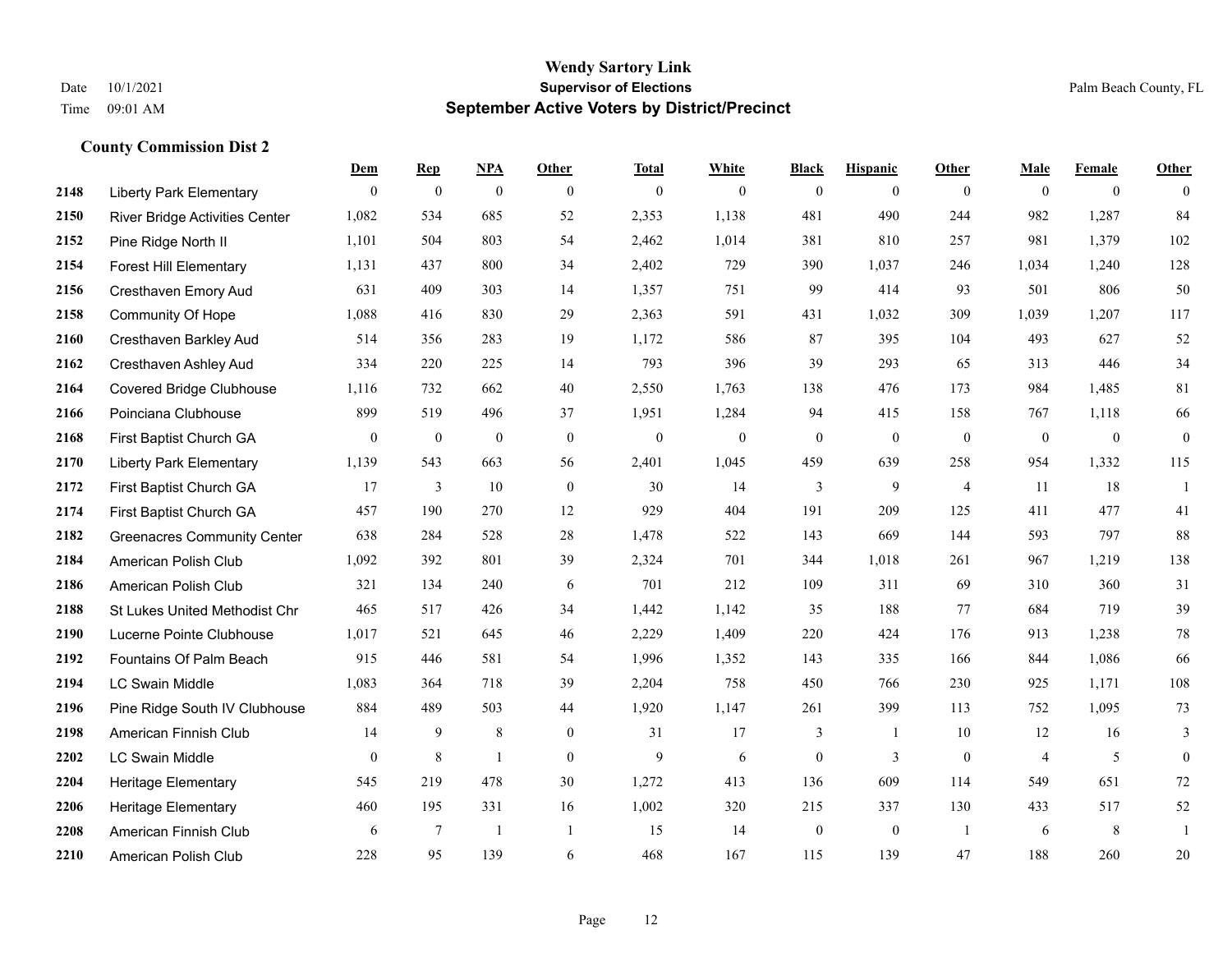# Wendy Sartory Link
## Supervisor of Elections
## September Active Voters by District/Precinct

Date 10/1/2021
Time 09:01 AM

Palm Beach County, FL

### County Commission Dist 2

| | | Dem | Rep | NPA | Other | Total | White | Black | Hispanic | Other | Male | Female | Other |
|---|---|---|---|---|---|---|---|---|---|---|---|---|---|
| 2148 | Liberty Park Elementary | 0 | 0 | 0 | 0 | 0 | 0 | 0 | 0 | 0 | 0 | 0 | 0 |
| 2150 | River Bridge Activities Center | 1,082 | 534 | 685 | 52 | 2,353 | 1,138 | 481 | 490 | 244 | 982 | 1,287 | 84 |
| 2152 | Pine Ridge North II | 1,101 | 504 | 803 | 54 | 2,462 | 1,014 | 381 | 810 | 257 | 981 | 1,379 | 102 |
| 2154 | Forest Hill Elementary | 1,131 | 437 | 800 | 34 | 2,402 | 729 | 390 | 1,037 | 246 | 1,034 | 1,240 | 128 |
| 2156 | Cresthaven Emory Aud | 631 | 409 | 303 | 14 | 1,357 | 751 | 99 | 414 | 93 | 501 | 806 | 50 |
| 2158 | Community Of Hope | 1,088 | 416 | 830 | 29 | 2,363 | 591 | 431 | 1,032 | 309 | 1,039 | 1,207 | 117 |
| 2160 | Cresthaven Barkley Aud | 514 | 356 | 283 | 19 | 1,172 | 586 | 87 | 395 | 104 | 493 | 627 | 52 |
| 2162 | Cresthaven Ashley Aud | 334 | 220 | 225 | 14 | 793 | 396 | 39 | 293 | 65 | 313 | 446 | 34 |
| 2164 | Covered Bridge Clubhouse | 1,116 | 732 | 662 | 40 | 2,550 | 1,763 | 138 | 476 | 173 | 984 | 1,485 | 81 |
| 2166 | Poinciana Clubhouse | 899 | 519 | 496 | 37 | 1,951 | 1,284 | 94 | 415 | 158 | 767 | 1,118 | 66 |
| 2168 | First Baptist Church GA | 0 | 0 | 0 | 0 | 0 | 0 | 0 | 0 | 0 | 0 | 0 | 0 |
| 2170 | Liberty Park Elementary | 1,139 | 543 | 663 | 56 | 2,401 | 1,045 | 459 | 639 | 258 | 954 | 1,332 | 115 |
| 2172 | First Baptist Church GA | 17 | 3 | 10 | 0 | 30 | 14 | 3 | 9 | 4 | 11 | 18 | 1 |
| 2174 | First Baptist Church GA | 457 | 190 | 270 | 12 | 929 | 404 | 191 | 209 | 125 | 411 | 477 | 41 |
| 2182 | Greenacres Community Center | 638 | 284 | 528 | 28 | 1,478 | 522 | 143 | 669 | 144 | 593 | 797 | 88 |
| 2184 | American Polish Club | 1,092 | 392 | 801 | 39 | 2,324 | 701 | 344 | 1,018 | 261 | 967 | 1,219 | 138 |
| 2186 | American Polish Club | 321 | 134 | 240 | 6 | 701 | 212 | 109 | 311 | 69 | 310 | 360 | 31 |
| 2188 | St Lukes United Methodist Chr | 465 | 517 | 426 | 34 | 1,442 | 1,142 | 35 | 188 | 77 | 684 | 719 | 39 |
| 2190 | Lucerne Pointe Clubhouse | 1,017 | 521 | 645 | 46 | 2,229 | 1,409 | 220 | 424 | 176 | 913 | 1,238 | 78 |
| 2192 | Fountains Of Palm Beach | 915 | 446 | 581 | 54 | 1,996 | 1,352 | 143 | 335 | 166 | 844 | 1,086 | 66 |
| 2194 | LC Swain Middle | 1,083 | 364 | 718 | 39 | 2,204 | 758 | 450 | 766 | 230 | 925 | 1,171 | 108 |
| 2196 | Pine Ridge South IV Clubhouse | 884 | 489 | 503 | 44 | 1,920 | 1,147 | 261 | 399 | 113 | 752 | 1,095 | 73 |
| 2198 | American Finnish Club | 14 | 9 | 8 | 0 | 31 | 17 | 3 | 1 | 10 | 12 | 16 | 3 |
| 2202 | LC Swain Middle | 0 | 8 | 1 | 0 | 9 | 6 | 0 | 3 | 0 | 4 | 5 | 0 |
| 2204 | Heritage Elementary | 545 | 219 | 478 | 30 | 1,272 | 413 | 136 | 609 | 114 | 549 | 651 | 72 |
| 2206 | Heritage Elementary | 460 | 195 | 331 | 16 | 1,002 | 320 | 215 | 337 | 130 | 433 | 517 | 52 |
| 2208 | American Finnish Club | 6 | 7 | 1 | 1 | 15 | 14 | 0 | 0 | 1 | 6 | 8 | 1 |
| 2210 | American Polish Club | 228 | 95 | 139 | 6 | 468 | 167 | 115 | 139 | 47 | 188 | 260 | 20 |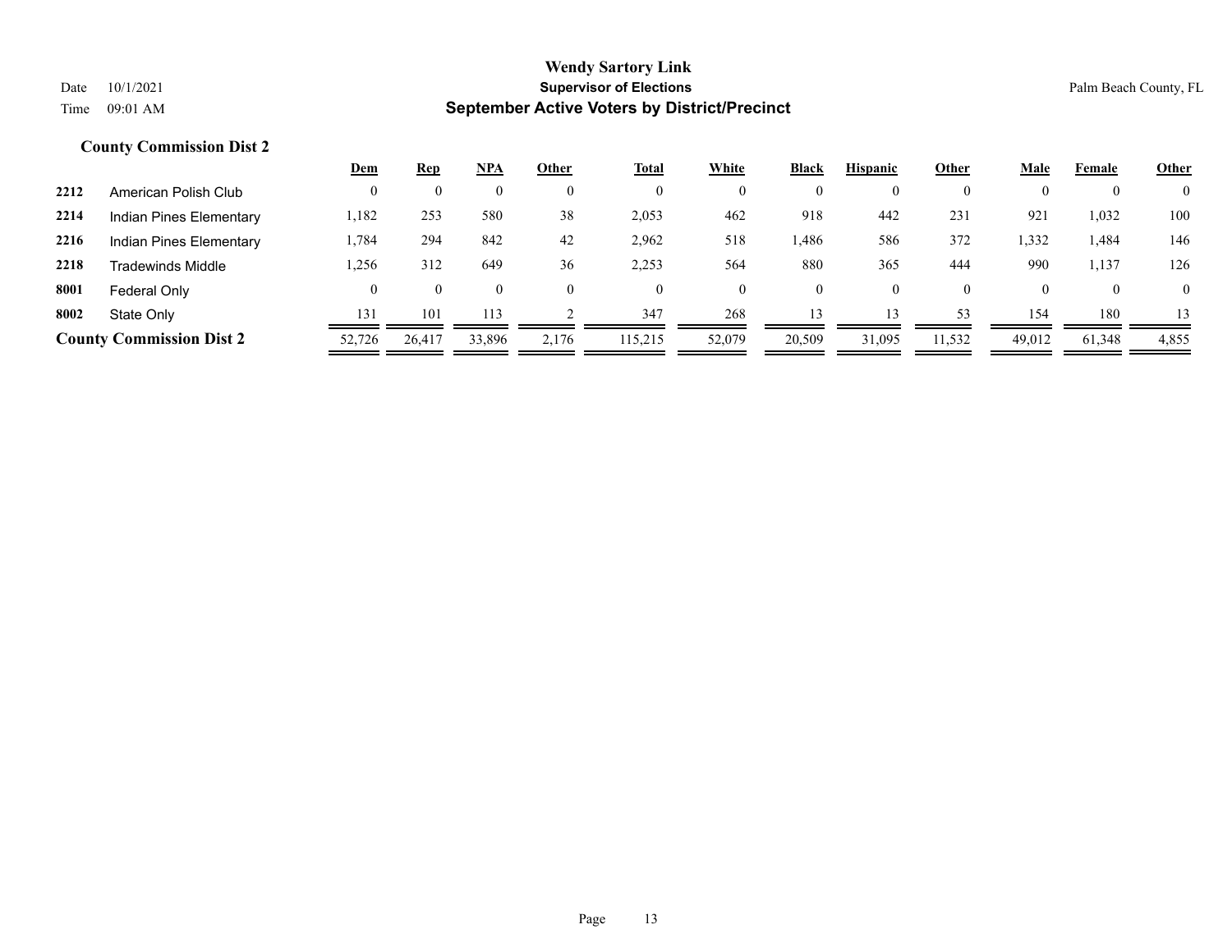# Wendy Sartory Link

## Supervisor of Elections

## September Active Voters by District/Precinct

Date 10/1/2021

Time 09:01 AM

Palm Beach County, FL

### County Commission Dist 2

| | | Dem | Rep | NPA | Other | Total | White | Black | Hispanic | Other | Male | Female | Other |
|---|---|---|---|---|---|---|---|---|---|---|---|---|---|
| 2212 | American Polish Club | 0 | 0 | 0 | 0 | 0 | 0 | 0 | 0 | 0 | 0 | 0 | 0 |
| 2214 | Indian Pines Elementary | 1,182 | 253 | 580 | 38 | 2,053 | 462 | 918 | 442 | 231 | 921 | 1,032 | 100 |
| 2216 | Indian Pines Elementary | 1,784 | 294 | 842 | 42 | 2,962 | 518 | 1,486 | 586 | 372 | 1,332 | 1,484 | 146 |
| 2218 | Tradewinds Middle | 1,256 | 312 | 649 | 36 | 2,253 | 564 | 880 | 365 | 444 | 990 | 1,137 | 126 |
| 8001 | Federal Only | 0 | 0 | 0 | 0 | 0 | 0 | 0 | 0 | 0 | 0 | 0 | 0 |
| 8002 | State Only | 131 | 101 | 113 | 2 | 347 | 268 | 13 | 13 | 53 | 154 | 180 | 13 |
| **County Commission Dist 2** | | 52,726 | 26,417 | 33,896 | 2,176 | 115,215 | 52,079 | 20,509 | 31,095 | 11,532 | 49,012 | 61,348 | 4,855 |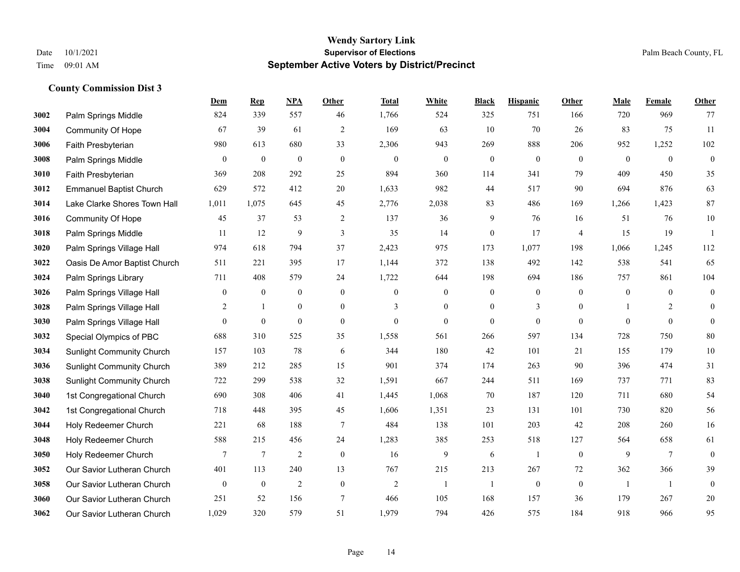# Wendy Sartory Link
## Supervisor of Elections
## September Active Voters by District/Precinct

Date 10/1/2021
Time 09:01 AM

Palm Beach County, FL

### County Commission Dist 3

| | | Dem | Rep | NPA | Other | Total | White | Black | Hispanic | Other | Male | Female | Other |
|---|---|---|---|---|---|---|---|---|---|---|---|---|---|
| 3002 | Palm Springs Middle | 824 | 339 | 557 | 46 | 1,766 | 524 | 325 | 751 | 166 | 720 | 969 | 77 |
| 3004 | Community Of Hope | 67 | 39 | 61 | 2 | 169 | 63 | 10 | 70 | 26 | 83 | 75 | 11 |
| 3006 | Faith Presbyterian | 980 | 613 | 680 | 33 | 2,306 | 943 | 269 | 888 | 206 | 952 | 1,252 | 102 |
| 3008 | Palm Springs Middle | 0 | 0 | 0 | 0 | 0 | 0 | 0 | 0 | 0 | 0 | 0 | 0 |
| 3010 | Faith Presbyterian | 369 | 208 | 292 | 25 | 894 | 360 | 114 | 341 | 79 | 409 | 450 | 35 |
| 3012 | Emmanuel Baptist Church | 629 | 572 | 412 | 20 | 1,633 | 982 | 44 | 517 | 90 | 694 | 876 | 63 |
| 3014 | Lake Clarke Shores Town Hall | 1,011 | 1,075 | 645 | 45 | 2,776 | 2,038 | 83 | 486 | 169 | 1,266 | 1,423 | 87 |
| 3016 | Community Of Hope | 45 | 37 | 53 | 2 | 137 | 36 | 9 | 76 | 16 | 51 | 76 | 10 |
| 3018 | Palm Springs Middle | 11 | 12 | 9 | 3 | 35 | 14 | 0 | 17 | 4 | 15 | 19 | 1 |
| 3020 | Palm Springs Village Hall | 974 | 618 | 794 | 37 | 2,423 | 975 | 173 | 1,077 | 198 | 1,066 | 1,245 | 112 |
| 3022 | Oasis De Amor Baptist Church | 511 | 221 | 395 | 17 | 1,144 | 372 | 138 | 492 | 142 | 538 | 541 | 65 |
| 3024 | Palm Springs Library | 711 | 408 | 579 | 24 | 1,722 | 644 | 198 | 694 | 186 | 757 | 861 | 104 |
| 3026 | Palm Springs Village Hall | 0 | 0 | 0 | 0 | 0 | 0 | 0 | 0 | 0 | 0 | 0 | 0 |
| 3028 | Palm Springs Village Hall | 2 | 1 | 0 | 0 | 3 | 0 | 0 | 3 | 0 | 1 | 2 | 0 |
| 3030 | Palm Springs Village Hall | 0 | 0 | 0 | 0 | 0 | 0 | 0 | 0 | 0 | 0 | 0 | 0 |
| 3032 | Special Olympics of PBC | 688 | 310 | 525 | 35 | 1,558 | 561 | 266 | 597 | 134 | 728 | 750 | 80 |
| 3034 | Sunlight Community Church | 157 | 103 | 78 | 6 | 344 | 180 | 42 | 101 | 21 | 155 | 179 | 10 |
| 3036 | Sunlight Community Church | 389 | 212 | 285 | 15 | 901 | 374 | 174 | 263 | 90 | 396 | 474 | 31 |
| 3038 | Sunlight Community Church | 722 | 299 | 538 | 32 | 1,591 | 667 | 244 | 511 | 169 | 737 | 771 | 83 |
| 3040 | 1st Congregational Church | 690 | 308 | 406 | 41 | 1,445 | 1,068 | 70 | 187 | 120 | 711 | 680 | 54 |
| 3042 | 1st Congregational Church | 718 | 448 | 395 | 45 | 1,606 | 1,351 | 23 | 131 | 101 | 730 | 820 | 56 |
| 3044 | Holy Redeemer Church | 221 | 68 | 188 | 7 | 484 | 138 | 101 | 203 | 42 | 208 | 260 | 16 |
| 3048 | Holy Redeemer Church | 588 | 215 | 456 | 24 | 1,283 | 385 | 253 | 518 | 127 | 564 | 658 | 61 |
| 3050 | Holy Redeemer Church | 7 | 7 | 2 | 0 | 16 | 9 | 6 | 1 | 0 | 9 | 7 | 0 |
| 3052 | Our Savior Lutheran Church | 401 | 113 | 240 | 13 | 767 | 215 | 213 | 267 | 72 | 362 | 366 | 39 |
| 3058 | Our Savior Lutheran Church | 0 | 0 | 2 | 0 | 2 | 1 | 1 | 0 | 0 | 1 | 1 | 0 |
| 3060 | Our Savior Lutheran Church | 251 | 52 | 156 | 7 | 466 | 105 | 168 | 157 | 36 | 179 | 267 | 20 |
| 3062 | Our Savior Lutheran Church | 1,029 | 320 | 579 | 51 | 1,979 | 794 | 426 | 575 | 184 | 918 | 966 | 95 |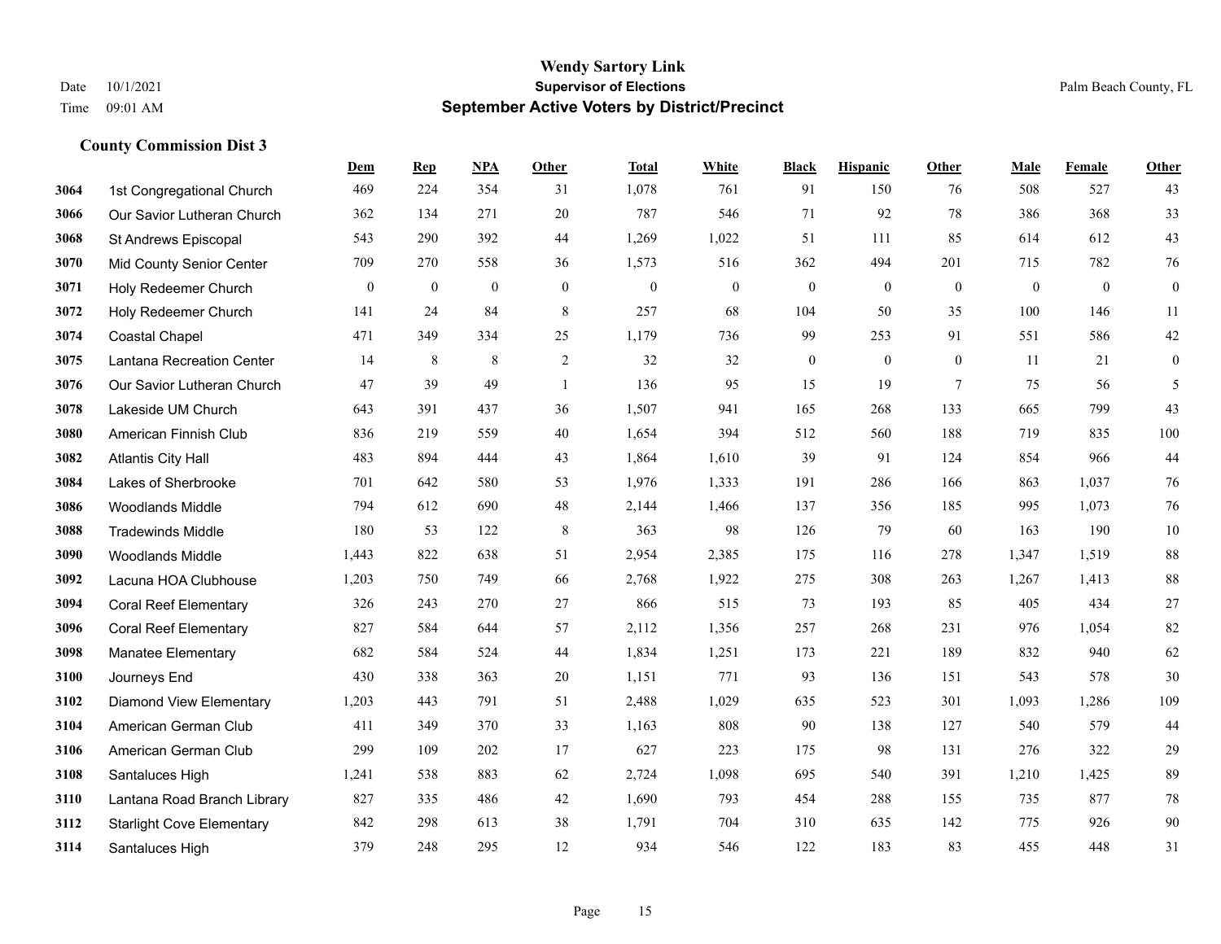# Wendy Sartory Link
## Supervisor of Elections
## September Active Voters by District/Precinct

Date 10/1/2021
Time 09:01 AM

Palm Beach County, FL

### County Commission Dist 3

| | | Dem | Rep | NPA | Other | Total | White | Black | Hispanic | Other | Male | Female | Other |
|---|---|---|---|---|---|---|---|---|---|---|---|---|---|
| 3064 | 1st Congregational Church | 469 | 224 | 354 | 31 | 1,078 | 761 | 91 | 150 | 76 | 508 | 527 | 43 |
| 3066 | Our Savior Lutheran Church | 362 | 134 | 271 | 20 | 787 | 546 | 71 | 92 | 78 | 386 | 368 | 33 |
| 3068 | St Andrews Episcopal | 543 | 290 | 392 | 44 | 1,269 | 1,022 | 51 | 111 | 85 | 614 | 612 | 43 |
| 3070 | Mid County Senior Center | 709 | 270 | 558 | 36 | 1,573 | 516 | 362 | 494 | 201 | 715 | 782 | 76 |
| 3071 | Holy Redeemer Church | 0 | 0 | 0 | 0 | 0 | 0 | 0 | 0 | 0 | 0 | 0 | 0 |
| 3072 | Holy Redeemer Church | 141 | 24 | 84 | 8 | 257 | 68 | 104 | 50 | 35 | 100 | 146 | 11 |
| 3074 | Coastal Chapel | 471 | 349 | 334 | 25 | 1,179 | 736 | 99 | 253 | 91 | 551 | 586 | 42 |
| 3075 | Lantana Recreation Center | 14 | 8 | 8 | 2 | 32 | 32 | 0 | 0 | 0 | 11 | 21 | 0 |
| 3076 | Our Savior Lutheran Church | 47 | 39 | 49 | 1 | 136 | 95 | 15 | 19 | 7 | 75 | 56 | 5 |
| 3078 | Lakeside UM Church | 643 | 391 | 437 | 36 | 1,507 | 941 | 165 | 268 | 133 | 665 | 799 | 43 |
| 3080 | American Finnish Club | 836 | 219 | 559 | 40 | 1,654 | 394 | 512 | 560 | 188 | 719 | 835 | 100 |
| 3082 | Atlantis City Hall | 483 | 894 | 444 | 43 | 1,864 | 1,610 | 39 | 91 | 124 | 854 | 966 | 44 |
| 3084 | Lakes of Sherbrooke | 701 | 642 | 580 | 53 | 1,976 | 1,333 | 191 | 286 | 166 | 863 | 1,037 | 76 |
| 3086 | Woodlands Middle | 794 | 612 | 690 | 48 | 2,144 | 1,466 | 137 | 356 | 185 | 995 | 1,073 | 76 |
| 3088 | Tradewinds Middle | 180 | 53 | 122 | 8 | 363 | 98 | 126 | 79 | 60 | 163 | 190 | 10 |
| 3090 | Woodlands Middle | 1,443 | 822 | 638 | 51 | 2,954 | 2,385 | 175 | 116 | 278 | 1,347 | 1,519 | 88 |
| 3092 | Lacuna HOA Clubhouse | 1,203 | 750 | 749 | 66 | 2,768 | 1,922 | 275 | 308 | 263 | 1,267 | 1,413 | 88 |
| 3094 | Coral Reef Elementary | 326 | 243 | 270 | 27 | 866 | 515 | 73 | 193 | 85 | 405 | 434 | 27 |
| 3096 | Coral Reef Elementary | 827 | 584 | 644 | 57 | 2,112 | 1,356 | 257 | 268 | 231 | 976 | 1,054 | 82 |
| 3098 | Manatee Elementary | 682 | 584 | 524 | 44 | 1,834 | 1,251 | 173 | 221 | 189 | 832 | 940 | 62 |
| 3100 | Journeys End | 430 | 338 | 363 | 20 | 1,151 | 771 | 93 | 136 | 151 | 543 | 578 | 30 |
| 3102 | Diamond View Elementary | 1,203 | 443 | 791 | 51 | 2,488 | 1,029 | 635 | 523 | 301 | 1,093 | 1,286 | 109 |
| 3104 | American German Club | 411 | 349 | 370 | 33 | 1,163 | 808 | 90 | 138 | 127 | 540 | 579 | 44 |
| 3106 | American German Club | 299 | 109 | 202 | 17 | 627 | 223 | 175 | 98 | 131 | 276 | 322 | 29 |
| 3108 | Santaluces High | 1,241 | 538 | 883 | 62 | 2,724 | 1,098 | 695 | 540 | 391 | 1,210 | 1,425 | 89 |
| 3110 | Lantana Road Branch Library | 827 | 335 | 486 | 42 | 1,690 | 793 | 454 | 288 | 155 | 735 | 877 | 78 |
| 3112 | Starlight Cove Elementary | 842 | 298 | 613 | 38 | 1,791 | 704 | 310 | 635 | 142 | 775 | 926 | 90 |
| 3114 | Santaluces High | 379 | 248 | 295 | 12 | 934 | 546 | 122 | 183 | 83 | 455 | 448 | 31 |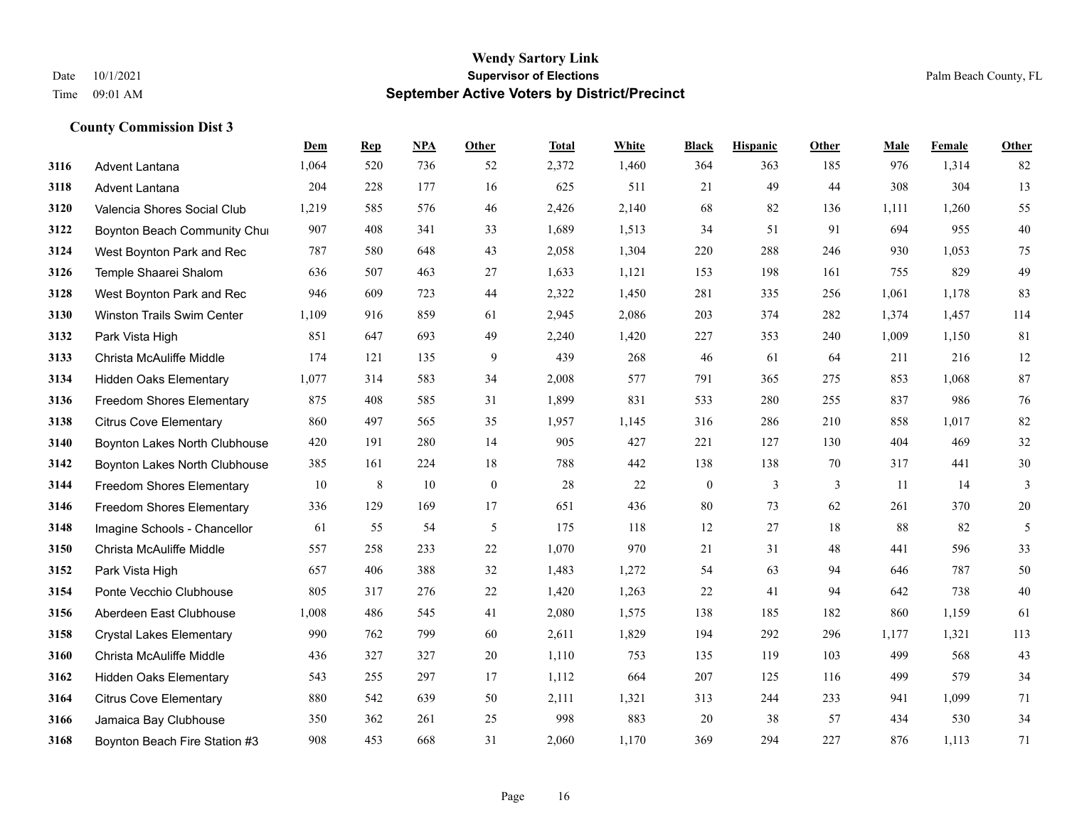# Wendy Sartory Link

**Supervisor of Elections**

**September Active Voters by District/Precinct**

Date 10/1/2021
Time 09:01 AM

Palm Beach County, FL

### County Commission Dist 3

| | | Dem | Rep | NPA | Other | Total | White | Black | Hispanic | Other | Male | Female | Other |
|---|---|---|---|---|---|---|---|---|---|---|---|---|---|
| 3116 | Advent Lantana | 1,064 | 520 | 736 | 52 | 2,372 | 1,460 | 364 | 363 | 185 | 976 | 1,314 | 82 |
| 3118 | Advent Lantana | 204 | 228 | 177 | 16 | 625 | 511 | 21 | 49 | 44 | 308 | 304 | 13 |
| 3120 | Valencia Shores Social Club | 1,219 | 585 | 576 | 46 | 2,426 | 2,140 | 68 | 82 | 136 | 1,111 | 1,260 | 55 |
| 3122 | Boynton Beach Community Chu | 907 | 408 | 341 | 33 | 1,689 | 1,513 | 34 | 51 | 91 | 694 | 955 | 40 |
| 3124 | West Boynton Park and Rec | 787 | 580 | 648 | 43 | 2,058 | 1,304 | 220 | 288 | 246 | 930 | 1,053 | 75 |
| 3126 | Temple Shaarei Shalom | 636 | 507 | 463 | 27 | 1,633 | 1,121 | 153 | 198 | 161 | 755 | 829 | 49 |
| 3128 | West Boynton Park and Rec | 946 | 609 | 723 | 44 | 2,322 | 1,450 | 281 | 335 | 256 | 1,061 | 1,178 | 83 |
| 3130 | Winston Trails Swim Center | 1,109 | 916 | 859 | 61 | 2,945 | 2,086 | 203 | 374 | 282 | 1,374 | 1,457 | 114 |
| 3132 | Park Vista High | 851 | 647 | 693 | 49 | 2,240 | 1,420 | 227 | 353 | 240 | 1,009 | 1,150 | 81 |
| 3133 | Christa McAuliffe Middle | 174 | 121 | 135 | 9 | 439 | 268 | 46 | 61 | 64 | 211 | 216 | 12 |
| 3134 | Hidden Oaks Elementary | 1,077 | 314 | 583 | 34 | 2,008 | 577 | 791 | 365 | 275 | 853 | 1,068 | 87 |
| 3136 | Freedom Shores Elementary | 875 | 408 | 585 | 31 | 1,899 | 831 | 533 | 280 | 255 | 837 | 986 | 76 |
| 3138 | Citrus Cove Elementary | 860 | 497 | 565 | 35 | 1,957 | 1,145 | 316 | 286 | 210 | 858 | 1,017 | 82 |
| 3140 | Boynton Lakes North Clubhouse | 420 | 191 | 280 | 14 | 905 | 427 | 221 | 127 | 130 | 404 | 469 | 32 |
| 3142 | Boynton Lakes North Clubhouse | 385 | 161 | 224 | 18 | 788 | 442 | 138 | 138 | 70 | 317 | 441 | 30 |
| 3144 | Freedom Shores Elementary | 10 | 8 | 10 | 0 | 28 | 22 | 0 | 3 | 3 | 11 | 14 | 3 |
| 3146 | Freedom Shores Elementary | 336 | 129 | 169 | 17 | 651 | 436 | 80 | 73 | 62 | 261 | 370 | 20 |
| 3148 | Imagine Schools - Chancellor | 61 | 55 | 54 | 5 | 175 | 118 | 12 | 27 | 18 | 88 | 82 | 5 |
| 3150 | Christa McAuliffe Middle | 557 | 258 | 233 | 22 | 1,070 | 970 | 21 | 31 | 48 | 441 | 596 | 33 |
| 3152 | Park Vista High | 657 | 406 | 388 | 32 | 1,483 | 1,272 | 54 | 63 | 94 | 646 | 787 | 50 |
| 3154 | Ponte Vecchio Clubhouse | 805 | 317 | 276 | 22 | 1,420 | 1,263 | 22 | 41 | 94 | 642 | 738 | 40 |
| 3156 | Aberdeen East Clubhouse | 1,008 | 486 | 545 | 41 | 2,080 | 1,575 | 138 | 185 | 182 | 860 | 1,159 | 61 |
| 3158 | Crystal Lakes Elementary | 990 | 762 | 799 | 60 | 2,611 | 1,829 | 194 | 292 | 296 | 1,177 | 1,321 | 113 |
| 3160 | Christa McAuliffe Middle | 436 | 327 | 327 | 20 | 1,110 | 753 | 135 | 119 | 103 | 499 | 568 | 43 |
| 3162 | Hidden Oaks Elementary | 543 | 255 | 297 | 17 | 1,112 | 664 | 207 | 125 | 116 | 499 | 579 | 34 |
| 3164 | Citrus Cove Elementary | 880 | 542 | 639 | 50 | 2,111 | 1,321 | 313 | 244 | 233 | 941 | 1,099 | 71 |
| 3166 | Jamaica Bay Clubhouse | 350 | 362 | 261 | 25 | 998 | 883 | 20 | 38 | 57 | 434 | 530 | 34 |
| 3168 | Boynton Beach Fire Station #3 | 908 | 453 | 668 | 31 | 2,060 | 1,170 | 369 | 294 | 227 | 876 | 1,113 | 71 |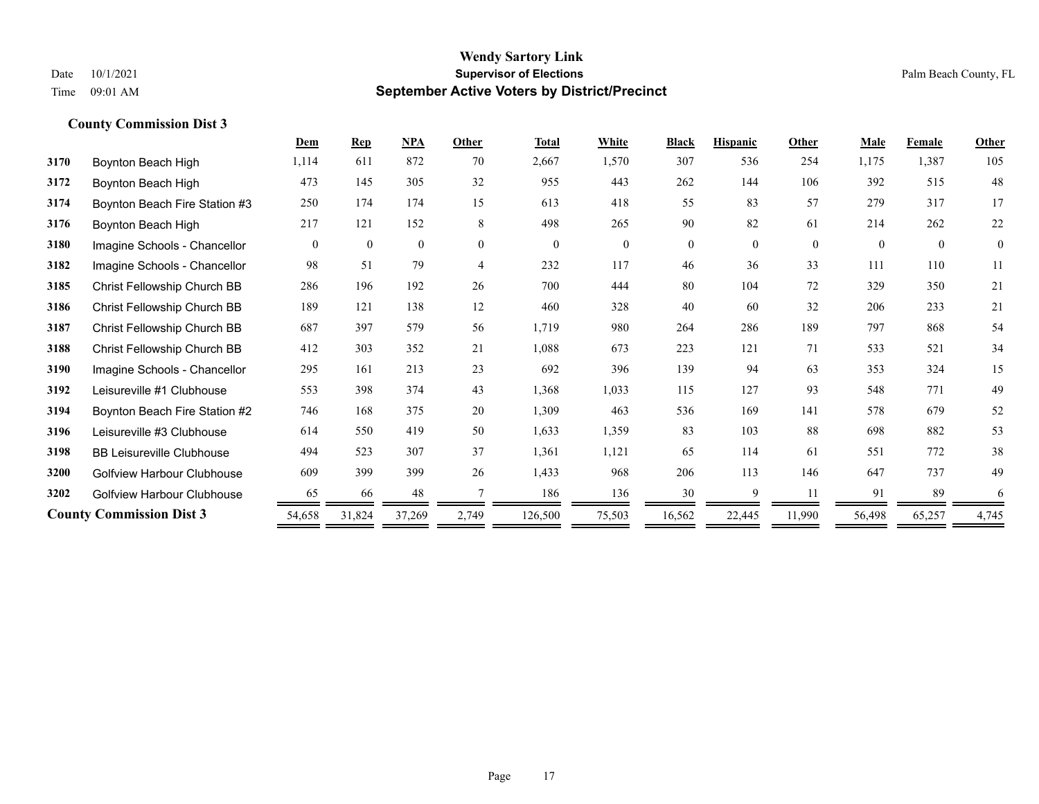## County Commission Dist 3

| | | Dem | Rep | NPA | Other | Total | White | Black | Hispanic | Other | Male | Female | Other |
|---|---|---|---|---|---|---|---|---|---|---|---|---|---|
| 3170 | Boynton Beach High | 1,114 | 611 | 872 | 70 | 2,667 | 1,570 | 307 | 536 | 254 | 1,175 | 1,387 | 105 |
| 3172 | Boynton Beach High | 473 | 145 | 305 | 32 | 955 | 443 | 262 | 144 | 106 | 392 | 515 | 48 |
| 3174 | Boynton Beach Fire Station #3 | 250 | 174 | 174 | 15 | 613 | 418 | 55 | 83 | 57 | 279 | 317 | 17 |
| 3176 | Boynton Beach High | 217 | 121 | 152 | 8 | 498 | 265 | 90 | 82 | 61 | 214 | 262 | 22 |
| 3180 | Imagine Schools - Chancellor | 0 | 0 | 0 | 0 | 0 | 0 | 0 | 0 | 0 | 0 | 0 | 0 |
| 3182 | Imagine Schools - Chancellor | 98 | 51 | 79 | 4 | 232 | 117 | 46 | 36 | 33 | 111 | 110 | 11 |
| 3185 | Christ Fellowship Church BB | 286 | 196 | 192 | 26 | 700 | 444 | 80 | 104 | 72 | 329 | 350 | 21 |
| 3186 | Christ Fellowship Church BB | 189 | 121 | 138 | 12 | 460 | 328 | 40 | 60 | 32 | 206 | 233 | 21 |
| 3187 | Christ Fellowship Church BB | 687 | 397 | 579 | 56 | 1,719 | 980 | 264 | 286 | 189 | 797 | 868 | 54 |
| 3188 | Christ Fellowship Church BB | 412 | 303 | 352 | 21 | 1,088 | 673 | 223 | 121 | 71 | 533 | 521 | 34 |
| 3190 | Imagine Schools - Chancellor | 295 | 161 | 213 | 23 | 692 | 396 | 139 | 94 | 63 | 353 | 324 | 15 |
| 3192 | Leisureville #1 Clubhouse | 553 | 398 | 374 | 43 | 1,368 | 1,033 | 115 | 127 | 93 | 548 | 771 | 49 |
| 3194 | Boynton Beach Fire Station #2 | 746 | 168 | 375 | 20 | 1,309 | 463 | 536 | 169 | 141 | 578 | 679 | 52 |
| 3196 | Leisureville #3 Clubhouse | 614 | 550 | 419 | 50 | 1,633 | 1,359 | 83 | 103 | 88 | 698 | 882 | 53 |
| 3198 | BB Leisureville Clubhouse | 494 | 523 | 307 | 37 | 1,361 | 1,121 | 65 | 114 | 61 | 551 | 772 | 38 |
| 3200 | Golfview Harbour Clubhouse | 609 | 399 | 399 | 26 | 1,433 | 968 | 206 | 113 | 146 | 647 | 737 | 49 |
| 3202 | Golfview Harbour Clubhouse | 65 | 66 | 48 | 7 | 186 | 136 | 30 | 9 | 11 | 91 | 89 | 6 |
| **County Commission Dist 3** | | 54,658 | 31,824 | 37,269 | 2,749 | 126,500 | 75,503 | 16,562 | 22,445 | 11,990 | 56,498 | 65,257 | 4,745 |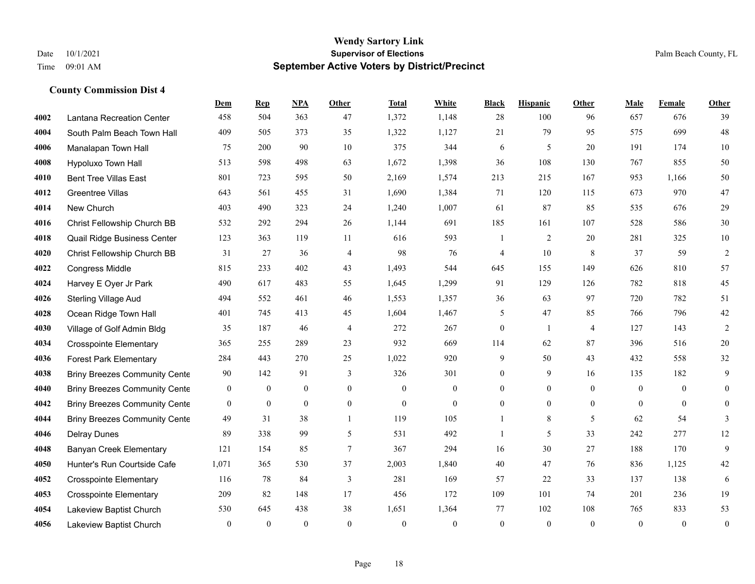# Wendy Sartory Link

**Supervisor of Elections**

**September Active Voters by District/Precinct**

Date 10/1/2021
Time 09:01 AM

Palm Beach County, FL

## County Commission Dist 4

| | | Dem | Rep | NPA | Other | Total | White | Black | Hispanic | Other | Male | Female | Other |
|---|---|---|---|---|---|---|---|---|---|---|---|---|---|
| 4002 | Lantana Recreation Center | 458 | 504 | 363 | 47 | 1,372 | 1,148 | 28 | 100 | 96 | 657 | 676 | 39 |
| 4004 | South Palm Beach Town Hall | 409 | 505 | 373 | 35 | 1,322 | 1,127 | 21 | 79 | 95 | 575 | 699 | 48 |
| 4006 | Manalapan Town Hall | 75 | 200 | 90 | 10 | 375 | 344 | 6 | 5 | 20 | 191 | 174 | 10 |
| 4008 | Hypoluxo Town Hall | 513 | 598 | 498 | 63 | 1,672 | 1,398 | 36 | 108 | 130 | 767 | 855 | 50 |
| 4010 | Bent Tree Villas East | 801 | 723 | 595 | 50 | 2,169 | 1,574 | 213 | 215 | 167 | 953 | 1,166 | 50 |
| 4012 | Greentree Villas | 643 | 561 | 455 | 31 | 1,690 | 1,384 | 71 | 120 | 115 | 673 | 970 | 47 |
| 4014 | New Church | 403 | 490 | 323 | 24 | 1,240 | 1,007 | 61 | 87 | 85 | 535 | 676 | 29 |
| 4016 | Christ Fellowship Church BB | 532 | 292 | 294 | 26 | 1,144 | 691 | 185 | 161 | 107 | 528 | 586 | 30 |
| 4018 | Quail Ridge Business Center | 123 | 363 | 119 | 11 | 616 | 593 | 1 | 2 | 20 | 281 | 325 | 10 |
| 4020 | Christ Fellowship Church BB | 31 | 27 | 36 | 4 | 98 | 76 | 4 | 10 | 8 | 37 | 59 | 2 |
| 4022 | Congress Middle | 815 | 233 | 402 | 43 | 1,493 | 544 | 645 | 155 | 149 | 626 | 810 | 57 |
| 4024 | Harvey E Oyer Jr Park | 490 | 617 | 483 | 55 | 1,645 | 1,299 | 91 | 129 | 126 | 782 | 818 | 45 |
| 4026 | Sterling Village Aud | 494 | 552 | 461 | 46 | 1,553 | 1,357 | 36 | 63 | 97 | 720 | 782 | 51 |
| 4028 | Ocean Ridge Town Hall | 401 | 745 | 413 | 45 | 1,604 | 1,467 | 5 | 47 | 85 | 766 | 796 | 42 |
| 4030 | Village of Golf Admin Bldg | 35 | 187 | 46 | 4 | 272 | 267 | 0 | 1 | 4 | 127 | 143 | 2 |
| 4034 | Crosspointe Elementary | 365 | 255 | 289 | 23 | 932 | 669 | 114 | 62 | 87 | 396 | 516 | 20 |
| 4036 | Forest Park Elementary | 284 | 443 | 270 | 25 | 1,022 | 920 | 9 | 50 | 43 | 432 | 558 | 32 |
| 4038 | Briny Breezes Community Cente | 90 | 142 | 91 | 3 | 326 | 301 | 0 | 9 | 16 | 135 | 182 | 9 |
| 4040 | Briny Breezes Community Cente | 0 | 0 | 0 | 0 | 0 | 0 | 0 | 0 | 0 | 0 | 0 | 0 |
| 4042 | Briny Breezes Community Cente | 0 | 0 | 0 | 0 | 0 | 0 | 0 | 0 | 0 | 0 | 0 | 0 |
| 4044 | Briny Breezes Community Cente | 49 | 31 | 38 | 1 | 119 | 105 | 1 | 8 | 5 | 62 | 54 | 3 |
| 4046 | Delray Dunes | 89 | 338 | 99 | 5 | 531 | 492 | 1 | 5 | 33 | 242 | 277 | 12 |
| 4048 | Banyan Creek Elementary | 121 | 154 | 85 | 7 | 367 | 294 | 16 | 30 | 27 | 188 | 170 | 9 |
| 4050 | Hunter's Run Courtside Cafe | 1,071 | 365 | 530 | 37 | 2,003 | 1,840 | 40 | 47 | 76 | 836 | 1,125 | 42 |
| 4052 | Crosspointe Elementary | 116 | 78 | 84 | 3 | 281 | 169 | 57 | 22 | 33 | 137 | 138 | 6 |
| 4053 | Crosspointe Elementary | 209 | 82 | 148 | 17 | 456 | 172 | 109 | 101 | 74 | 201 | 236 | 19 |
| 4054 | Lakeview Baptist Church | 530 | 645 | 438 | 38 | 1,651 | 1,364 | 77 | 102 | 108 | 765 | 833 | 53 |
| 4056 | Lakeview Baptist Church | 0 | 0 | 0 | 0 | 0 | 0 | 0 | 0 | 0 | 0 | 0 | 0 |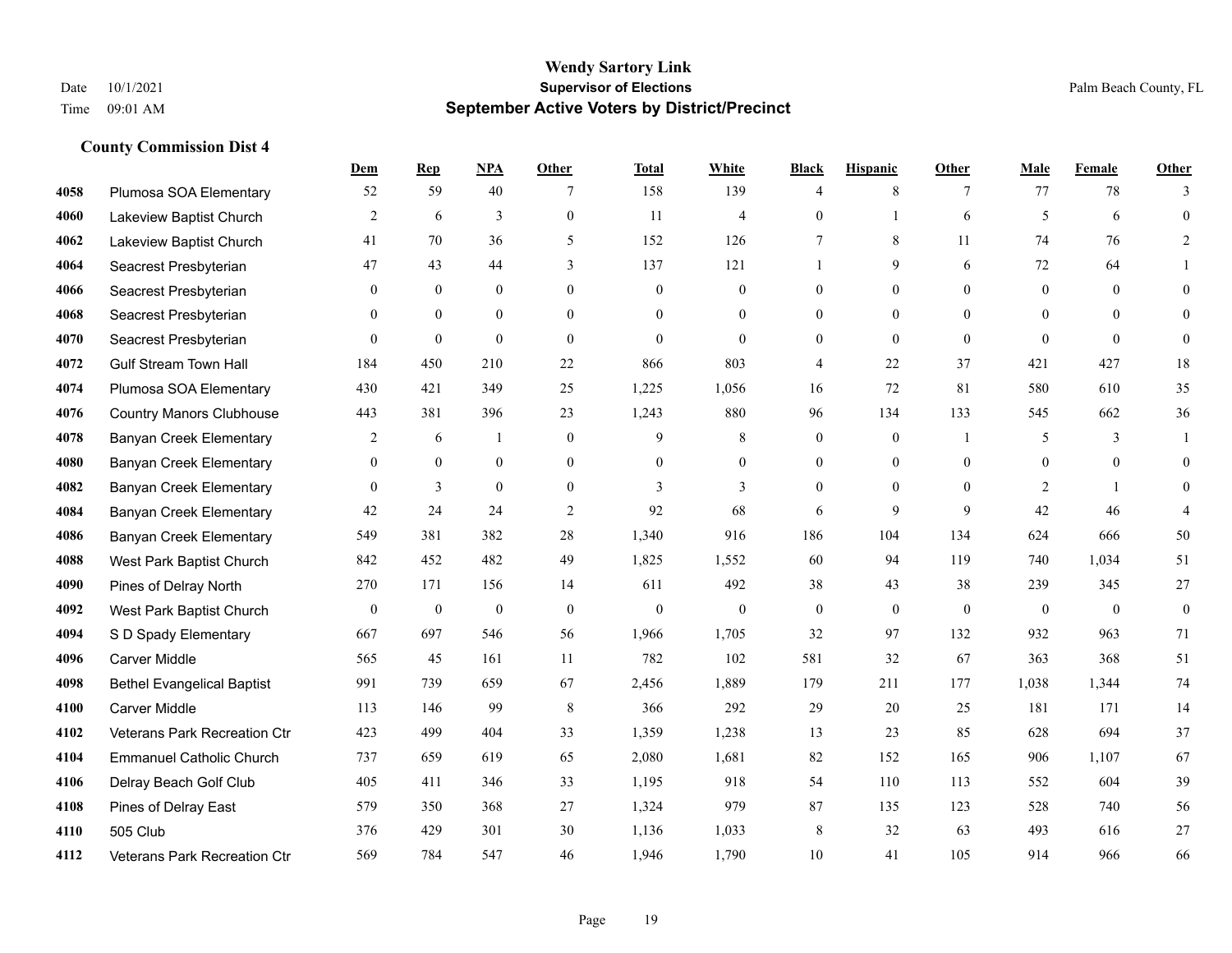Wendy Sartory Link
Supervisor of Elections
September Active Voters by District/Precinct

Date 10/1/2021
Time 09:01 AM

Palm Beach County, FL

### County Commission Dist 4

| | | Dem | Rep | NPA | Other | Total | White | Black | Hispanic | Other | Male | Female | Other |
|---|---|---|---|---|---|---|---|---|---|---|---|---|---|
| 4058 | Plumosa SOA Elementary | 52 | 59 | 40 | 7 | 158 | 139 | 4 | 8 | 7 | 77 | 78 | 3 |
| 4060 | Lakeview Baptist Church | 2 | 6 | 3 | 0 | 11 | 4 | 0 | 1 | 6 | 5 | 6 | 0 |
| 4062 | Lakeview Baptist Church | 41 | 70 | 36 | 5 | 152 | 126 | 7 | 8 | 11 | 74 | 76 | 2 |
| 4064 | Seacrest Presbyterian | 47 | 43 | 44 | 3 | 137 | 121 | 1 | 9 | 6 | 72 | 64 | 1 |
| 4066 | Seacrest Presbyterian | 0 | 0 | 0 | 0 | 0 | 0 | 0 | 0 | 0 | 0 | 0 | 0 |
| 4068 | Seacrest Presbyterian | 0 | 0 | 0 | 0 | 0 | 0 | 0 | 0 | 0 | 0 | 0 | 0 |
| 4070 | Seacrest Presbyterian | 0 | 0 | 0 | 0 | 0 | 0 | 0 | 0 | 0 | 0 | 0 | 0 |
| 4072 | Gulf Stream Town Hall | 184 | 450 | 210 | 22 | 866 | 803 | 4 | 22 | 37 | 421 | 427 | 18 |
| 4074 | Plumosa SOA Elementary | 430 | 421 | 349 | 25 | 1,225 | 1,056 | 16 | 72 | 81 | 580 | 610 | 35 |
| 4076 | Country Manors Clubhouse | 443 | 381 | 396 | 23 | 1,243 | 880 | 96 | 134 | 133 | 545 | 662 | 36 |
| 4078 | Banyan Creek Elementary | 2 | 6 | 1 | 0 | 9 | 8 | 0 | 0 | 1 | 5 | 3 | 1 |
| 4080 | Banyan Creek Elementary | 0 | 0 | 0 | 0 | 0 | 0 | 0 | 0 | 0 | 0 | 0 | 0 |
| 4082 | Banyan Creek Elementary | 0 | 3 | 0 | 0 | 3 | 3 | 0 | 0 | 0 | 2 | 1 | 0 |
| 4084 | Banyan Creek Elementary | 42 | 24 | 24 | 2 | 92 | 68 | 6 | 9 | 9 | 42 | 46 | 4 |
| 4086 | Banyan Creek Elementary | 549 | 381 | 382 | 28 | 1,340 | 916 | 186 | 104 | 134 | 624 | 666 | 50 |
| 4088 | West Park Baptist Church | 842 | 452 | 482 | 49 | 1,825 | 1,552 | 60 | 94 | 119 | 740 | 1,034 | 51 |
| 4090 | Pines of Delray North | 270 | 171 | 156 | 14 | 611 | 492 | 38 | 43 | 38 | 239 | 345 | 27 |
| 4092 | West Park Baptist Church | 0 | 0 | 0 | 0 | 0 | 0 | 0 | 0 | 0 | 0 | 0 | 0 |
| 4094 | S D Spady Elementary | 667 | 697 | 546 | 56 | 1,966 | 1,705 | 32 | 97 | 132 | 932 | 963 | 71 |
| 4096 | Carver Middle | 565 | 45 | 161 | 11 | 782 | 102 | 581 | 32 | 67 | 363 | 368 | 51 |
| 4098 | Bethel Evangelical Baptist | 991 | 739 | 659 | 67 | 2,456 | 1,889 | 179 | 211 | 177 | 1,038 | 1,344 | 74 |
| 4100 | Carver Middle | 113 | 146 | 99 | 8 | 366 | 292 | 29 | 20 | 25 | 181 | 171 | 14 |
| 4102 | Veterans Park Recreation Ctr | 423 | 499 | 404 | 33 | 1,359 | 1,238 | 13 | 23 | 85 | 628 | 694 | 37 |
| 4104 | Emmanuel Catholic Church | 737 | 659 | 619 | 65 | 2,080 | 1,681 | 82 | 152 | 165 | 906 | 1,107 | 67 |
| 4106 | Delray Beach Golf Club | 405 | 411 | 346 | 33 | 1,195 | 918 | 54 | 110 | 113 | 552 | 604 | 39 |
| 4108 | Pines of Delray East | 579 | 350 | 368 | 27 | 1,324 | 979 | 87 | 135 | 123 | 528 | 740 | 56 |
| 4110 | 505 Club | 376 | 429 | 301 | 30 | 1,136 | 1,033 | 8 | 32 | 63 | 493 | 616 | 27 |
| 4112 | Veterans Park Recreation Ctr | 569 | 784 | 547 | 46 | 1,946 | 1,790 | 10 | 41 | 105 | 914 | 966 | 66 |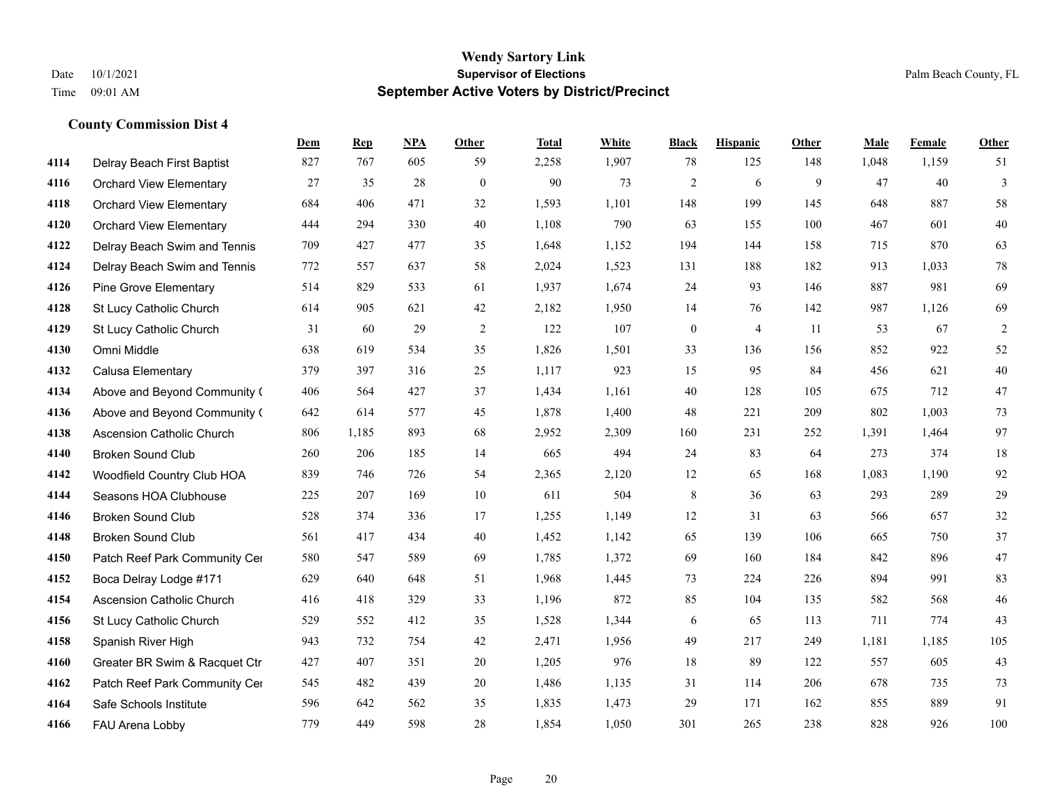# Wendy Sartory Link

## Supervisor of Elections

## September Active Voters by District/Precinct

Date 10/1/2021
Time 09:01 AM
Palm Beach County, FL

### County Commission Dist 4

| | | Dem | Rep | NPA | Other | Total | White | Black | Hispanic | Other | Male | Female | Other |
|---|---|---|---|---|---|---|---|---|---|---|---|---|---|
| 4114 | Delray Beach First Baptist | 827 | 767 | 605 | 59 | 2,258 | 1,907 | 78 | 125 | 148 | 1,048 | 1,159 | 51 |
| 4116 | Orchard View Elementary | 27 | 35 | 28 | 0 | 90 | 73 | 2 | 6 | 9 | 47 | 40 | 3 |
| 4118 | Orchard View Elementary | 684 | 406 | 471 | 32 | 1,593 | 1,101 | 148 | 199 | 145 | 648 | 887 | 58 |
| 4120 | Orchard View Elementary | 444 | 294 | 330 | 40 | 1,108 | 790 | 63 | 155 | 100 | 467 | 601 | 40 |
| 4122 | Delray Beach Swim and Tennis | 709 | 427 | 477 | 35 | 1,648 | 1,152 | 194 | 144 | 158 | 715 | 870 | 63 |
| 4124 | Delray Beach Swim and Tennis | 772 | 557 | 637 | 58 | 2,024 | 1,523 | 131 | 188 | 182 | 913 | 1,033 | 78 |
| 4126 | Pine Grove Elementary | 514 | 829 | 533 | 61 | 1,937 | 1,674 | 24 | 93 | 146 | 887 | 981 | 69 |
| 4128 | St Lucy Catholic Church | 614 | 905 | 621 | 42 | 2,182 | 1,950 | 14 | 76 | 142 | 987 | 1,126 | 69 |
| 4129 | St Lucy Catholic Church | 31 | 60 | 29 | 2 | 122 | 107 | 0 | 4 | 11 | 53 | 67 | 2 |
| 4130 | Omni Middle | 638 | 619 | 534 | 35 | 1,826 | 1,501 | 33 | 136 | 156 | 852 | 922 | 52 |
| 4132 | Calusa Elementary | 379 | 397 | 316 | 25 | 1,117 | 923 | 15 | 95 | 84 | 456 | 621 | 40 |
| 4134 | Above and Beyond Community ( | 406 | 564 | 427 | 37 | 1,434 | 1,161 | 40 | 128 | 105 | 675 | 712 | 47 |
| 4136 | Above and Beyond Community ( | 642 | 614 | 577 | 45 | 1,878 | 1,400 | 48 | 221 | 209 | 802 | 1,003 | 73 |
| 4138 | Ascension Catholic Church | 806 | 1,185 | 893 | 68 | 2,952 | 2,309 | 160 | 231 | 252 | 1,391 | 1,464 | 97 |
| 4140 | Broken Sound Club | 260 | 206 | 185 | 14 | 665 | 494 | 24 | 83 | 64 | 273 | 374 | 18 |
| 4142 | Woodfield Country Club HOA | 839 | 746 | 726 | 54 | 2,365 | 2,120 | 12 | 65 | 168 | 1,083 | 1,190 | 92 |
| 4144 | Seasons HOA Clubhouse | 225 | 207 | 169 | 10 | 611 | 504 | 8 | 36 | 63 | 293 | 289 | 29 |
| 4146 | Broken Sound Club | 528 | 374 | 336 | 17 | 1,255 | 1,149 | 12 | 31 | 63 | 566 | 657 | 32 |
| 4148 | Broken Sound Club | 561 | 417 | 434 | 40 | 1,452 | 1,142 | 65 | 139 | 106 | 665 | 750 | 37 |
| 4150 | Patch Reef Park Community Cer | 580 | 547 | 589 | 69 | 1,785 | 1,372 | 69 | 160 | 184 | 842 | 896 | 47 |
| 4152 | Boca Delray Lodge #171 | 629 | 640 | 648 | 51 | 1,968 | 1,445 | 73 | 224 | 226 | 894 | 991 | 83 |
| 4154 | Ascension Catholic Church | 416 | 418 | 329 | 33 | 1,196 | 872 | 85 | 104 | 135 | 582 | 568 | 46 |
| 4156 | St Lucy Catholic Church | 529 | 552 | 412 | 35 | 1,528 | 1,344 | 6 | 65 | 113 | 711 | 774 | 43 |
| 4158 | Spanish River High | 943 | 732 | 754 | 42 | 2,471 | 1,956 | 49 | 217 | 249 | 1,181 | 1,185 | 105 |
| 4160 | Greater BR Swim & Racquet Ctr | 427 | 407 | 351 | 20 | 1,205 | 976 | 18 | 89 | 122 | 557 | 605 | 43 |
| 4162 | Patch Reef Park Community Cer | 545 | 482 | 439 | 20 | 1,486 | 1,135 | 31 | 114 | 206 | 678 | 735 | 73 |
| 4164 | Safe Schools Institute | 596 | 642 | 562 | 35 | 1,835 | 1,473 | 29 | 171 | 162 | 855 | 889 | 91 |
| 4166 | FAU Arena Lobby | 779 | 449 | 598 | 28 | 1,854 | 1,050 | 301 | 265 | 238 | 828 | 926 | 100 |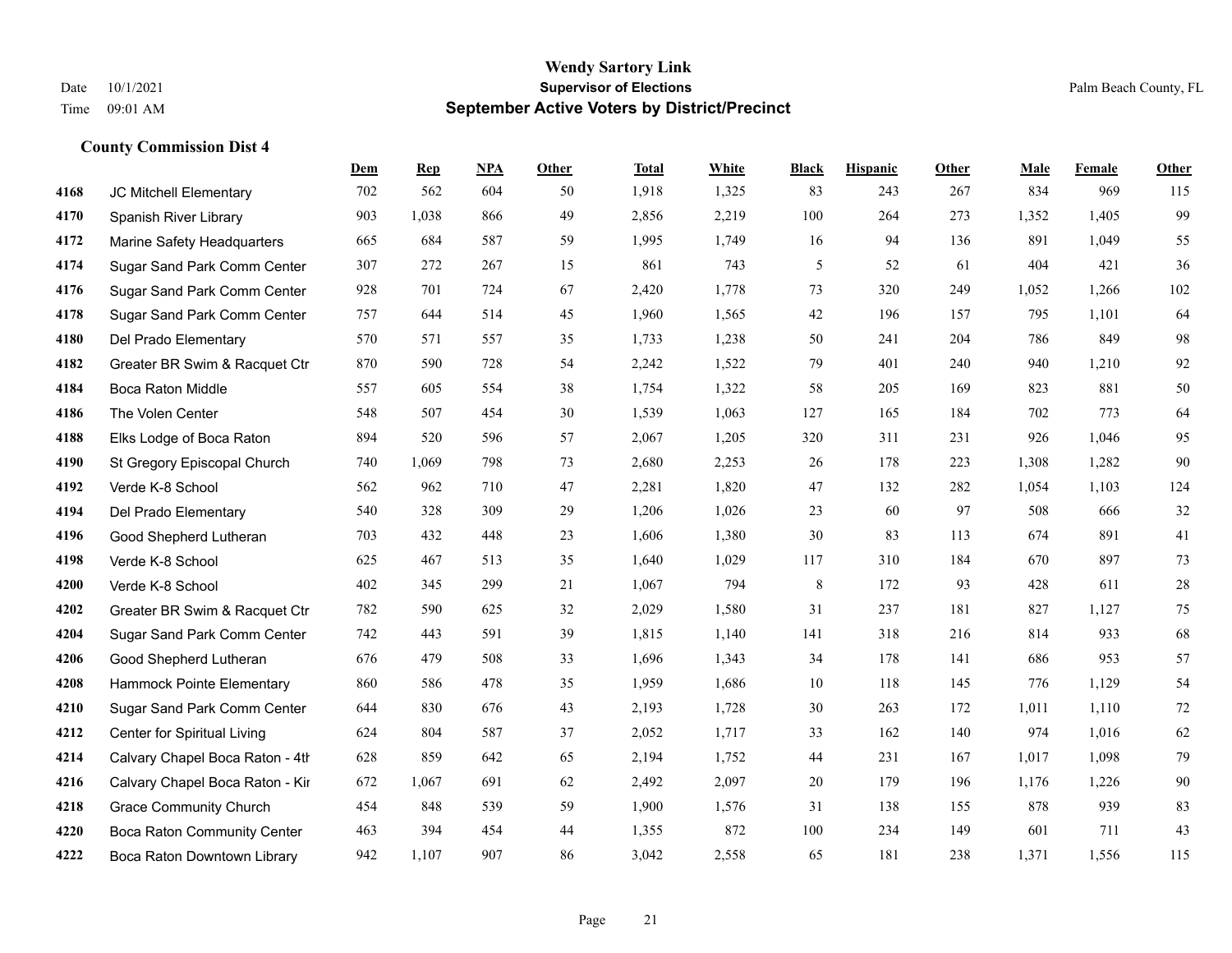# Wendy Sartory Link
## Supervisor of Elections
## September Active Voters by District/Precinct

Date 10/1/2021
Time 09:01 AM

Palm Beach County, FL

### County Commission Dist 4

| | | Dem | Rep | NPA | Other | Total | White | Black | Hispanic | Other | Male | Female | Other |
|---|---|---|---|---|---|---|---|---|---|---|---|---|---|
| 4168 | JC Mitchell Elementary | 702 | 562 | 604 | 50 | 1,918 | 1,325 | 83 | 243 | 267 | 834 | 969 | 115 |
| 4170 | Spanish River Library | 903 | 1,038 | 866 | 49 | 2,856 | 2,219 | 100 | 264 | 273 | 1,352 | 1,405 | 99 |
| 4172 | Marine Safety Headquarters | 665 | 684 | 587 | 59 | 1,995 | 1,749 | 16 | 94 | 136 | 891 | 1,049 | 55 |
| 4174 | Sugar Sand Park Comm Center | 307 | 272 | 267 | 15 | 861 | 743 | 5 | 52 | 61 | 404 | 421 | 36 |
| 4176 | Sugar Sand Park Comm Center | 928 | 701 | 724 | 67 | 2,420 | 1,778 | 73 | 320 | 249 | 1,052 | 1,266 | 102 |
| 4178 | Sugar Sand Park Comm Center | 757 | 644 | 514 | 45 | 1,960 | 1,565 | 42 | 196 | 157 | 795 | 1,101 | 64 |
| 4180 | Del Prado Elementary | 570 | 571 | 557 | 35 | 1,733 | 1,238 | 50 | 241 | 204 | 786 | 849 | 98 |
| 4182 | Greater BR Swim & Racquet Ctr | 870 | 590 | 728 | 54 | 2,242 | 1,522 | 79 | 401 | 240 | 940 | 1,210 | 92 |
| 4184 | Boca Raton Middle | 557 | 605 | 554 | 38 | 1,754 | 1,322 | 58 | 205 | 169 | 823 | 881 | 50 |
| 4186 | The Volen Center | 548 | 507 | 454 | 30 | 1,539 | 1,063 | 127 | 165 | 184 | 702 | 773 | 64 |
| 4188 | Elks Lodge of Boca Raton | 894 | 520 | 596 | 57 | 2,067 | 1,205 | 320 | 311 | 231 | 926 | 1,046 | 95 |
| 4190 | St Gregory Episcopal Church | 740 | 1,069 | 798 | 73 | 2,680 | 2,253 | 26 | 178 | 223 | 1,308 | 1,282 | 90 |
| 4192 | Verde K-8 School | 562 | 962 | 710 | 47 | 2,281 | 1,820 | 47 | 132 | 282 | 1,054 | 1,103 | 124 |
| 4194 | Del Prado Elementary | 540 | 328 | 309 | 29 | 1,206 | 1,026 | 23 | 60 | 97 | 508 | 666 | 32 |
| 4196 | Good Shepherd Lutheran | 703 | 432 | 448 | 23 | 1,606 | 1,380 | 30 | 83 | 113 | 674 | 891 | 41 |
| 4198 | Verde K-8 School | 625 | 467 | 513 | 35 | 1,640 | 1,029 | 117 | 310 | 184 | 670 | 897 | 73 |
| 4200 | Verde K-8 School | 402 | 345 | 299 | 21 | 1,067 | 794 | 8 | 172 | 93 | 428 | 611 | 28 |
| 4202 | Greater BR Swim & Racquet Ctr | 782 | 590 | 625 | 32 | 2,029 | 1,580 | 31 | 237 | 181 | 827 | 1,127 | 75 |
| 4204 | Sugar Sand Park Comm Center | 742 | 443 | 591 | 39 | 1,815 | 1,140 | 141 | 318 | 216 | 814 | 933 | 68 |
| 4206 | Good Shepherd Lutheran | 676 | 479 | 508 | 33 | 1,696 | 1,343 | 34 | 178 | 141 | 686 | 953 | 57 |
| 4208 | Hammock Pointe Elementary | 860 | 586 | 478 | 35 | 1,959 | 1,686 | 10 | 118 | 145 | 776 | 1,129 | 54 |
| 4210 | Sugar Sand Park Comm Center | 644 | 830 | 676 | 43 | 2,193 | 1,728 | 30 | 263 | 172 | 1,011 | 1,110 | 72 |
| 4212 | Center for Spiritual Living | 624 | 804 | 587 | 37 | 2,052 | 1,717 | 33 | 162 | 140 | 974 | 1,016 | 62 |
| 4214 | Calvary Chapel Boca Raton - 4th | 628 | 859 | 642 | 65 | 2,194 | 1,752 | 44 | 231 | 167 | 1,017 | 1,098 | 79 |
| 4216 | Calvary Chapel Boca Raton - Kir | 672 | 1,067 | 691 | 62 | 2,492 | 2,097 | 20 | 179 | 196 | 1,176 | 1,226 | 90 |
| 4218 | Grace Community Church | 454 | 848 | 539 | 59 | 1,900 | 1,576 | 31 | 138 | 155 | 878 | 939 | 83 |
| 4220 | Boca Raton Community Center | 463 | 394 | 454 | 44 | 1,355 | 872 | 100 | 234 | 149 | 601 | 711 | 43 |
| 4222 | Boca Raton Downtown Library | 942 | 1,107 | 907 | 86 | 3,042 | 2,558 | 65 | 181 | 238 | 1,371 | 1,556 | 115 |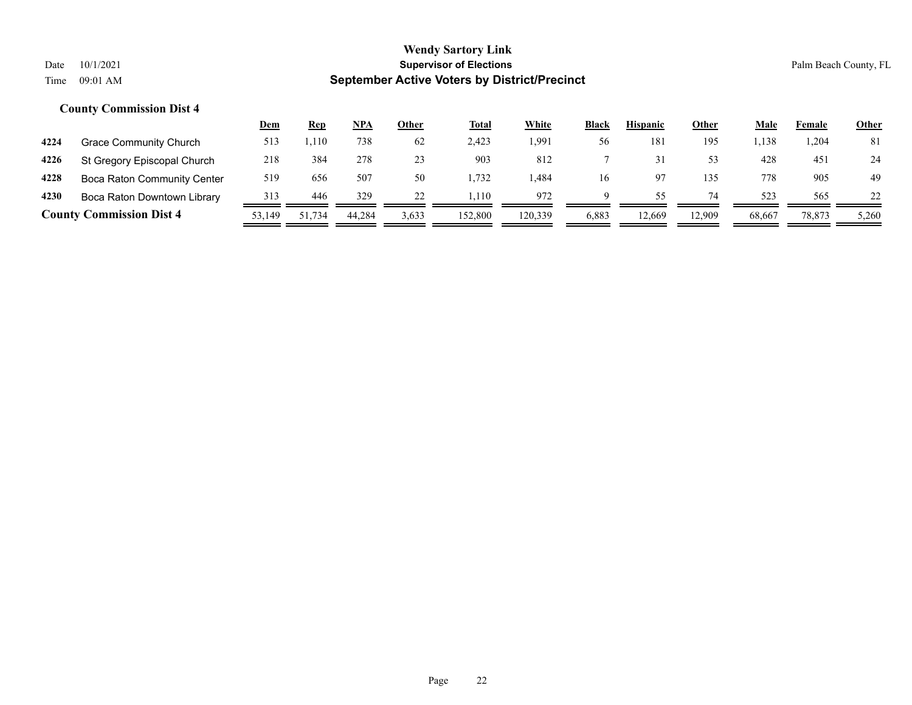# Wendy Sartory Link
## Supervisor of Elections
## September Active Voters by District/Precinct

Date 10/1/2021
Time 09:01 AM

Palm Beach County, FL

### County Commission Dist 4

| | | Dem | Rep | NPA | Other | Total | White | Black | Hispanic | Other | Male | Female | Other |
|---|---|---|---|---|---|---|---|---|---|---|---|---|---|
| **4224** | Grace Community Church | 513 | 1,110 | 738 | 62 | 2,423 | 1,991 | 56 | 181 | 195 | 1,138 | 1,204 | 81 |
| **4226** | St Gregory Episcopal Church | 218 | 384 | 278 | 23 | 903 | 812 | 7 | 31 | 53 | 428 | 451 | 24 |
| **4228** | Boca Raton Community Center | 519 | 656 | 507 | 50 | 1,732 | 1,484 | 16 | 97 | 135 | 778 | 905 | 49 |
| **4230** | Boca Raton Downtown Library | 313 | 446 | 329 | 22 | 1,110 | 972 | 9 | 55 | 74 | 523 | 565 | 22 |
| **County Commission Dist 4** | | 53,149 | 51,734 | 44,284 | 3,633 | 152,800 | 120,339 | 6,883 | 12,669 | 12,909 | 68,667 | 78,873 | 5,260 |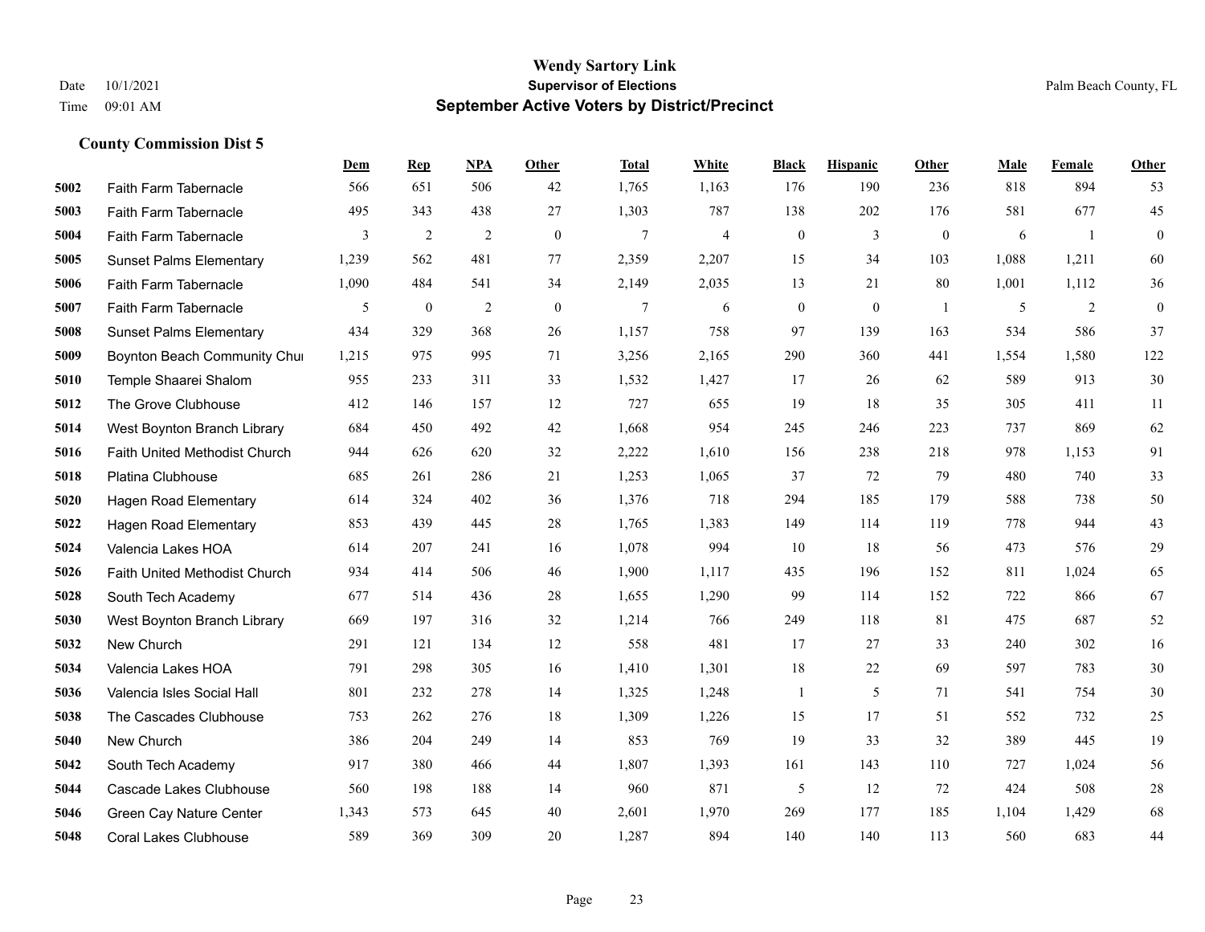# Wendy Sartory Link
## Supervisor of Elections
## September Active Voters by District/Precinct

Date 10/1/2021
Time 09:01 AM

Palm Beach County, FL

### County Commission Dist 5

| | | Dem | Rep | NPA | Other | Total | White | Black | Hispanic | Other | Male | Female | Other |
|---|---|---|---|---|---|---|---|---|---|---|---|---|---|
| 5002 | Faith Farm Tabernacle | 566 | 651 | 506 | 42 | 1,765 | 1,163 | 176 | 190 | 236 | 818 | 894 | 53 |
| 5003 | Faith Farm Tabernacle | 495 | 343 | 438 | 27 | 1,303 | 787 | 138 | 202 | 176 | 581 | 677 | 45 |
| 5004 | Faith Farm Tabernacle | 3 | 2 | 2 | 0 | 7 | 4 | 0 | 3 | 0 | 6 | 1 | 0 |
| 5005 | Sunset Palms Elementary | 1,239 | 562 | 481 | 77 | 2,359 | 2,207 | 15 | 34 | 103 | 1,088 | 1,211 | 60 |
| 5006 | Faith Farm Tabernacle | 1,090 | 484 | 541 | 34 | 2,149 | 2,035 | 13 | 21 | 80 | 1,001 | 1,112 | 36 |
| 5007 | Faith Farm Tabernacle | 5 | 0 | 2 | 0 | 7 | 6 | 0 | 0 | 1 | 5 | 2 | 0 |
| 5008 | Sunset Palms Elementary | 434 | 329 | 368 | 26 | 1,157 | 758 | 97 | 139 | 163 | 534 | 586 | 37 |
| 5009 | Boynton Beach Community Chur | 1,215 | 975 | 995 | 71 | 3,256 | 2,165 | 290 | 360 | 441 | 1,554 | 1,580 | 122 |
| 5010 | Temple Shaarei Shalom | 955 | 233 | 311 | 33 | 1,532 | 1,427 | 17 | 26 | 62 | 589 | 913 | 30 |
| 5012 | The Grove Clubhouse | 412 | 146 | 157 | 12 | 727 | 655 | 19 | 18 | 35 | 305 | 411 | 11 |
| 5014 | West Boynton Branch Library | 684 | 450 | 492 | 42 | 1,668 | 954 | 245 | 246 | 223 | 737 | 869 | 62 |
| 5016 | Faith United Methodist Church | 944 | 626 | 620 | 32 | 2,222 | 1,610 | 156 | 238 | 218 | 978 | 1,153 | 91 |
| 5018 | Platina Clubhouse | 685 | 261 | 286 | 21 | 1,253 | 1,065 | 37 | 72 | 79 | 480 | 740 | 33 |
| 5020 | Hagen Road Elementary | 614 | 324 | 402 | 36 | 1,376 | 718 | 294 | 185 | 179 | 588 | 738 | 50 |
| 5022 | Hagen Road Elementary | 853 | 439 | 445 | 28 | 1,765 | 1,383 | 149 | 114 | 119 | 778 | 944 | 43 |
| 5024 | Valencia Lakes HOA | 614 | 207 | 241 | 16 | 1,078 | 994 | 10 | 18 | 56 | 473 | 576 | 29 |
| 5026 | Faith United Methodist Church | 934 | 414 | 506 | 46 | 1,900 | 1,117 | 435 | 196 | 152 | 811 | 1,024 | 65 |
| 5028 | South Tech Academy | 677 | 514 | 436 | 28 | 1,655 | 1,290 | 99 | 114 | 152 | 722 | 866 | 67 |
| 5030 | West Boynton Branch Library | 669 | 197 | 316 | 32 | 1,214 | 766 | 249 | 118 | 81 | 475 | 687 | 52 |
| 5032 | New Church | 291 | 121 | 134 | 12 | 558 | 481 | 17 | 27 | 33 | 240 | 302 | 16 |
| 5034 | Valencia Lakes HOA | 791 | 298 | 305 | 16 | 1,410 | 1,301 | 18 | 22 | 69 | 597 | 783 | 30 |
| 5036 | Valencia Isles Social Hall | 801 | 232 | 278 | 14 | 1,325 | 1,248 | 1 | 5 | 71 | 541 | 754 | 30 |
| 5038 | The Cascades Clubhouse | 753 | 262 | 276 | 18 | 1,309 | 1,226 | 15 | 17 | 51 | 552 | 732 | 25 |
| 5040 | New Church | 386 | 204 | 249 | 14 | 853 | 769 | 19 | 33 | 32 | 389 | 445 | 19 |
| 5042 | South Tech Academy | 917 | 380 | 466 | 44 | 1,807 | 1,393 | 161 | 143 | 110 | 727 | 1,024 | 56 |
| 5044 | Cascade Lakes Clubhouse | 560 | 198 | 188 | 14 | 960 | 871 | 5 | 12 | 72 | 424 | 508 | 28 |
| 5046 | Green Cay Nature Center | 1,343 | 573 | 645 | 40 | 2,601 | 1,970 | 269 | 177 | 185 | 1,104 | 1,429 | 68 |
| 5048 | Coral Lakes Clubhouse | 589 | 369 | 309 | 20 | 1,287 | 894 | 140 | 140 | 113 | 560 | 683 | 44 |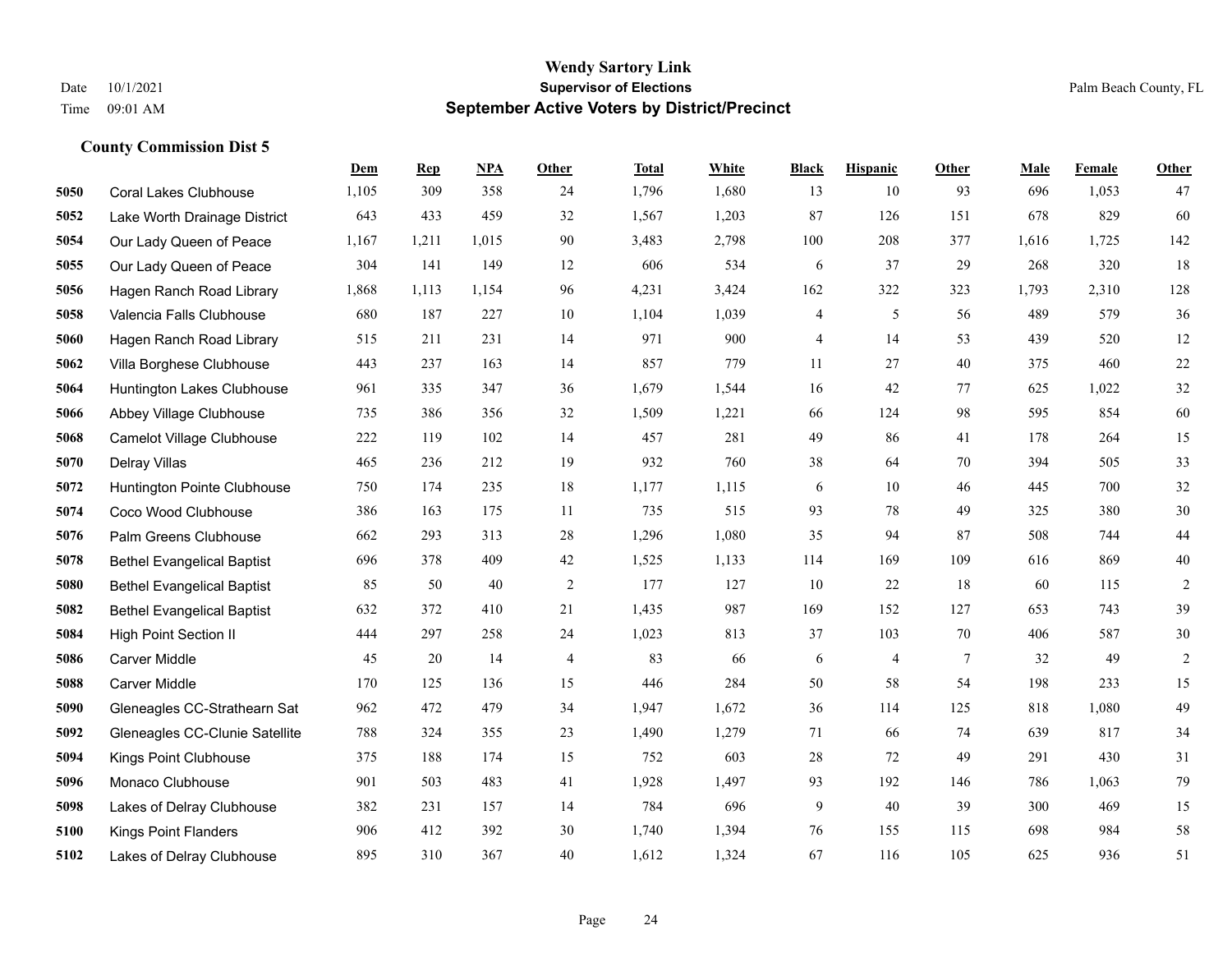# Wendy Sartory Link
## Supervisor of Elections
## September Active Voters by District/Precinct

Date 10/1/2021
Time 09:01 AM

Palm Beach County, FL

### County Commission Dist 5

| | | Dem | Rep | NPA | Other | Total | White | Black | Hispanic | Other | Male | Female | Other |
|---|---|---|---|---|---|---|---|---|---|---|---|---|---|
| 5050 | Coral Lakes Clubhouse | 1,105 | 309 | 358 | 24 | 1,796 | 1,680 | 13 | 10 | 93 | 696 | 1,053 | 47 |
| 5052 | Lake Worth Drainage District | 643 | 433 | 459 | 32 | 1,567 | 1,203 | 87 | 126 | 151 | 678 | 829 | 60 |
| 5054 | Our Lady Queen of Peace | 1,167 | 1,211 | 1,015 | 90 | 3,483 | 2,798 | 100 | 208 | 377 | 1,616 | 1,725 | 142 |
| 5055 | Our Lady Queen of Peace | 304 | 141 | 149 | 12 | 606 | 534 | 6 | 37 | 29 | 268 | 320 | 18 |
| 5056 | Hagen Ranch Road Library | 1,868 | 1,113 | 1,154 | 96 | 4,231 | 3,424 | 162 | 322 | 323 | 1,793 | 2,310 | 128 |
| 5058 | Valencia Falls Clubhouse | 680 | 187 | 227 | 10 | 1,104 | 1,039 | 4 | 5 | 56 | 489 | 579 | 36 |
| 5060 | Hagen Ranch Road Library | 515 | 211 | 231 | 14 | 971 | 900 | 4 | 14 | 53 | 439 | 520 | 12 |
| 5062 | Villa Borghese Clubhouse | 443 | 237 | 163 | 14 | 857 | 779 | 11 | 27 | 40 | 375 | 460 | 22 |
| 5064 | Huntington Lakes Clubhouse | 961 | 335 | 347 | 36 | 1,679 | 1,544 | 16 | 42 | 77 | 625 | 1,022 | 32 |
| 5066 | Abbey Village Clubhouse | 735 | 386 | 356 | 32 | 1,509 | 1,221 | 66 | 124 | 98 | 595 | 854 | 60 |
| 5068 | Camelot Village Clubhouse | 222 | 119 | 102 | 14 | 457 | 281 | 49 | 86 | 41 | 178 | 264 | 15 |
| 5070 | Delray Villas | 465 | 236 | 212 | 19 | 932 | 760 | 38 | 64 | 70 | 394 | 505 | 33 |
| 5072 | Huntington Pointe Clubhouse | 750 | 174 | 235 | 18 | 1,177 | 1,115 | 6 | 10 | 46 | 445 | 700 | 32 |
| 5074 | Coco Wood Clubhouse | 386 | 163 | 175 | 11 | 735 | 515 | 93 | 78 | 49 | 325 | 380 | 30 |
| 5076 | Palm Greens Clubhouse | 662 | 293 | 313 | 28 | 1,296 | 1,080 | 35 | 94 | 87 | 508 | 744 | 44 |
| 5078 | Bethel Evangelical Baptist | 696 | 378 | 409 | 42 | 1,525 | 1,133 | 114 | 169 | 109 | 616 | 869 | 40 |
| 5080 | Bethel Evangelical Baptist | 85 | 50 | 40 | 2 | 177 | 127 | 10 | 22 | 18 | 60 | 115 | 2 |
| 5082 | Bethel Evangelical Baptist | 632 | 372 | 410 | 21 | 1,435 | 987 | 169 | 152 | 127 | 653 | 743 | 39 |
| 5084 | High Point Section II | 444 | 297 | 258 | 24 | 1,023 | 813 | 37 | 103 | 70 | 406 | 587 | 30 |
| 5086 | Carver Middle | 45 | 20 | 14 | 4 | 83 | 66 | 6 | 4 | 7 | 32 | 49 | 2 |
| 5088 | Carver Middle | 170 | 125 | 136 | 15 | 446 | 284 | 50 | 58 | 54 | 198 | 233 | 15 |
| 5090 | Gleneagles CC-Strathearn Sat | 962 | 472 | 479 | 34 | 1,947 | 1,672 | 36 | 114 | 125 | 818 | 1,080 | 49 |
| 5092 | Gleneagles CC-Clunie Satellite | 788 | 324 | 355 | 23 | 1,490 | 1,279 | 71 | 66 | 74 | 639 | 817 | 34 |
| 5094 | Kings Point Clubhouse | 375 | 188 | 174 | 15 | 752 | 603 | 28 | 72 | 49 | 291 | 430 | 31 |
| 5096 | Monaco Clubhouse | 901 | 503 | 483 | 41 | 1,928 | 1,497 | 93 | 192 | 146 | 786 | 1,063 | 79 |
| 5098 | Lakes of Delray Clubhouse | 382 | 231 | 157 | 14 | 784 | 696 | 9 | 40 | 39 | 300 | 469 | 15 |
| 5100 | Kings Point Flanders | 906 | 412 | 392 | 30 | 1,740 | 1,394 | 76 | 155 | 115 | 698 | 984 | 58 |
| 5102 | Lakes of Delray Clubhouse | 895 | 310 | 367 | 40 | 1,612 | 1,324 | 67 | 116 | 105 | 625 | 936 | 51 |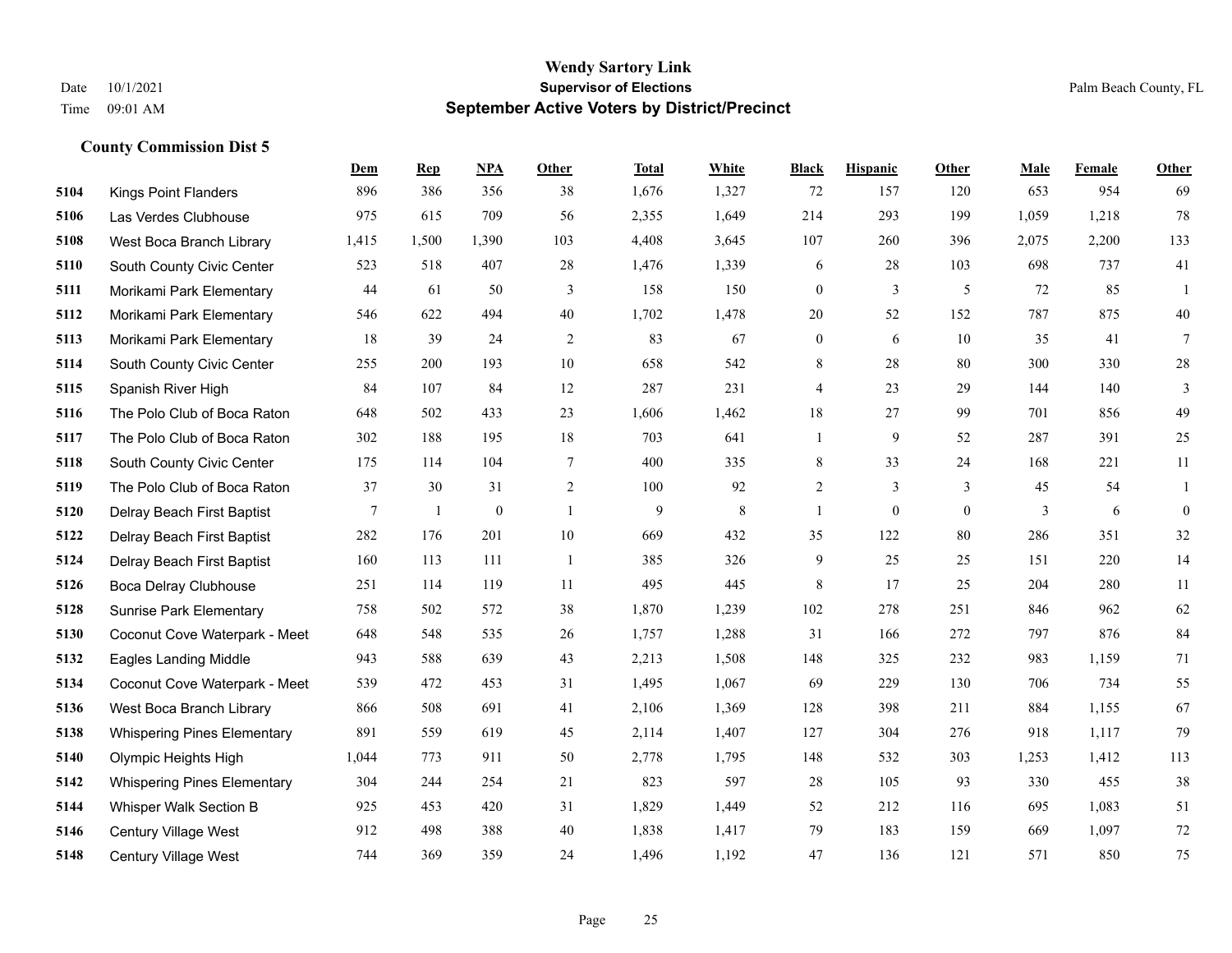# Wendy Sartory Link
## Supervisor of Elections
## September Active Voters by District/Precinct

Date 10/1/2021
Time 09:01 AM

Palm Beach County, FL

### County Commission Dist 5

| | | Dem | Rep | NPA | Other | Total | White | Black | Hispanic | Other | Male | Female | Other |
|---|---|---|---|---|---|---|---|---|---|---|---|---|---|
| 5104 | Kings Point Flanders | 896 | 386 | 356 | 38 | 1,676 | 1,327 | 72 | 157 | 120 | 653 | 954 | 69 |
| 5106 | Las Verdes Clubhouse | 975 | 615 | 709 | 56 | 2,355 | 1,649 | 214 | 293 | 199 | 1,059 | 1,218 | 78 |
| 5108 | West Boca Branch Library | 1,415 | 1,500 | 1,390 | 103 | 4,408 | 3,645 | 107 | 260 | 396 | 2,075 | 2,200 | 133 |
| 5110 | South County Civic Center | 523 | 518 | 407 | 28 | 1,476 | 1,339 | 6 | 28 | 103 | 698 | 737 | 41 |
| 5111 | Morikami Park Elementary | 44 | 61 | 50 | 3 | 158 | 150 | 0 | 3 | 5 | 72 | 85 | 1 |
| 5112 | Morikami Park Elementary | 546 | 622 | 494 | 40 | 1,702 | 1,478 | 20 | 52 | 152 | 787 | 875 | 40 |
| 5113 | Morikami Park Elementary | 18 | 39 | 24 | 2 | 83 | 67 | 0 | 6 | 10 | 35 | 41 | 7 |
| 5114 | South County Civic Center | 255 | 200 | 193 | 10 | 658 | 542 | 8 | 28 | 80 | 300 | 330 | 28 |
| 5115 | Spanish River High | 84 | 107 | 84 | 12 | 287 | 231 | 4 | 23 | 29 | 144 | 140 | 3 |
| 5116 | The Polo Club of Boca Raton | 648 | 502 | 433 | 23 | 1,606 | 1,462 | 18 | 27 | 99 | 701 | 856 | 49 |
| 5117 | The Polo Club of Boca Raton | 302 | 188 | 195 | 18 | 703 | 641 | 1 | 9 | 52 | 287 | 391 | 25 |
| 5118 | South County Civic Center | 175 | 114 | 104 | 7 | 400 | 335 | 8 | 33 | 24 | 168 | 221 | 11 |
| 5119 | The Polo Club of Boca Raton | 37 | 30 | 31 | 2 | 100 | 92 | 2 | 3 | 3 | 45 | 54 | 1 |
| 5120 | Delray Beach First Baptist | 7 | 1 | 0 | 1 | 9 | 8 | 1 | 0 | 0 | 3 | 6 | 0 |
| 5122 | Delray Beach First Baptist | 282 | 176 | 201 | 10 | 669 | 432 | 35 | 122 | 80 | 286 | 351 | 32 |
| 5124 | Delray Beach First Baptist | 160 | 113 | 111 | 1 | 385 | 326 | 9 | 25 | 25 | 151 | 220 | 14 |
| 5126 | Boca Delray Clubhouse | 251 | 114 | 119 | 11 | 495 | 445 | 8 | 17 | 25 | 204 | 280 | 11 |
| 5128 | Sunrise Park Elementary | 758 | 502 | 572 | 38 | 1,870 | 1,239 | 102 | 278 | 251 | 846 | 962 | 62 |
| 5130 | Coconut Cove Waterpark - Meet | 648 | 548 | 535 | 26 | 1,757 | 1,288 | 31 | 166 | 272 | 797 | 876 | 84 |
| 5132 | Eagles Landing Middle | 943 | 588 | 639 | 43 | 2,213 | 1,508 | 148 | 325 | 232 | 983 | 1,159 | 71 |
| 5134 | Coconut Cove Waterpark - Meet | 539 | 472 | 453 | 31 | 1,495 | 1,067 | 69 | 229 | 130 | 706 | 734 | 55 |
| 5136 | West Boca Branch Library | 866 | 508 | 691 | 41 | 2,106 | 1,369 | 128 | 398 | 211 | 884 | 1,155 | 67 |
| 5138 | Whispering Pines Elementary | 891 | 559 | 619 | 45 | 2,114 | 1,407 | 127 | 304 | 276 | 918 | 1,117 | 79 |
| 5140 | Olympic Heights High | 1,044 | 773 | 911 | 50 | 2,778 | 1,795 | 148 | 532 | 303 | 1,253 | 1,412 | 113 |
| 5142 | Whispering Pines Elementary | 304 | 244 | 254 | 21 | 823 | 597 | 28 | 105 | 93 | 330 | 455 | 38 |
| 5144 | Whisper Walk Section B | 925 | 453 | 420 | 31 | 1,829 | 1,449 | 52 | 212 | 116 | 695 | 1,083 | 51 |
| 5146 | Century Village West | 912 | 498 | 388 | 40 | 1,838 | 1,417 | 79 | 183 | 159 | 669 | 1,097 | 72 |
| 5148 | Century Village West | 744 | 369 | 359 | 24 | 1,496 | 1,192 | 47 | 136 | 121 | 571 | 850 | 75 |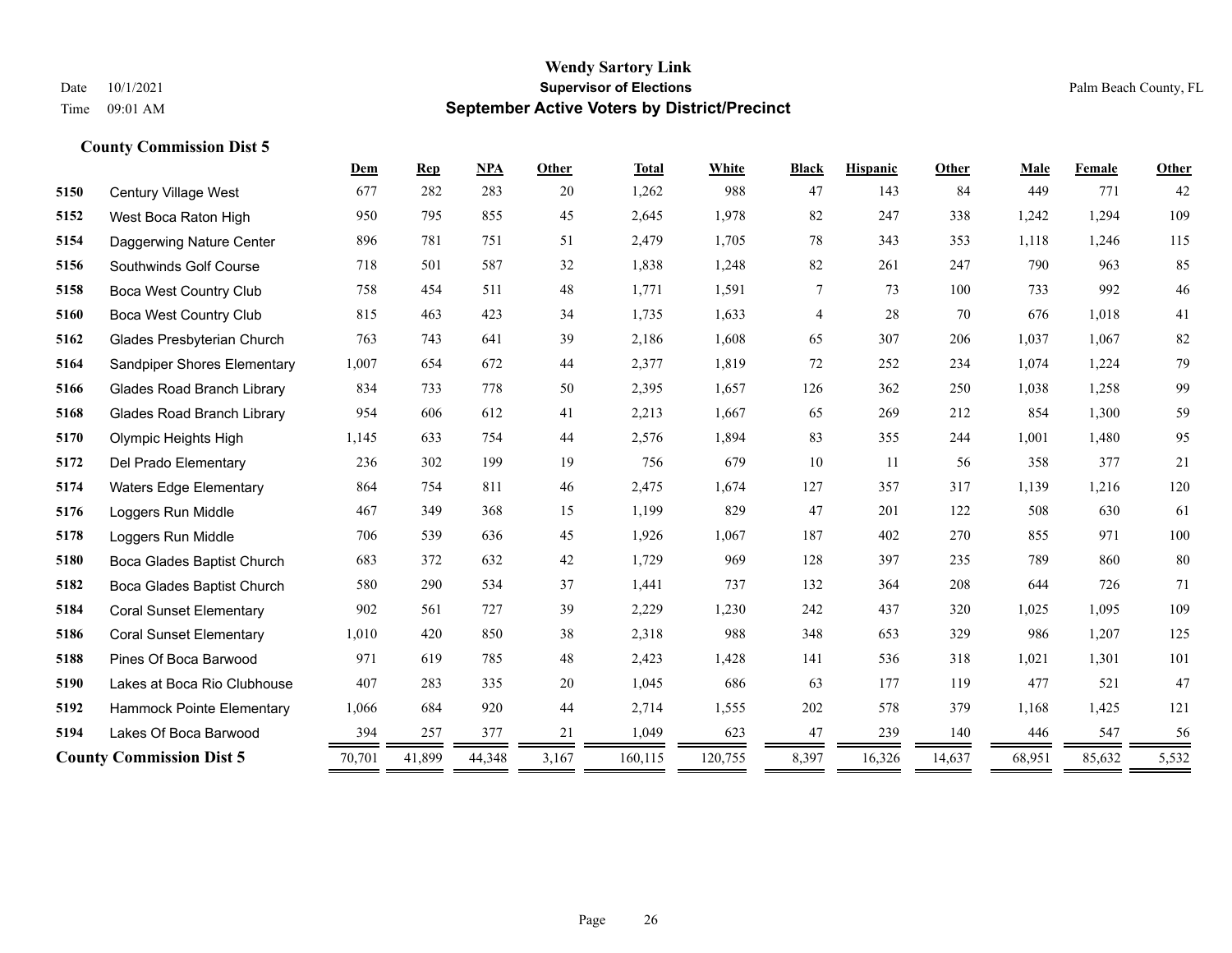**Wendy Sartory Link**
**Supervisor of Elections**
**September Active Voters by District/Precinct**

Date 10/1/2021
Time 09:01 AM
Palm Beach County, FL

## County Commission Dist 5

| | | Dem | Rep | NPA | Other | Total | White | Black | Hispanic | Other | Male | Female | Other |
|---|---|---|---|---|---|---|---|---|---|---|---|---|---|
| 5150 | Century Village West | 677 | 282 | 283 | 20 | 1,262 | 988 | 47 | 143 | 84 | 449 | 771 | 42 |
| 5152 | West Boca Raton High | 950 | 795 | 855 | 45 | 2,645 | 1,978 | 82 | 247 | 338 | 1,242 | 1,294 | 109 |
| 5154 | Daggerwing Nature Center | 896 | 781 | 751 | 51 | 2,479 | 1,705 | 78 | 343 | 353 | 1,118 | 1,246 | 115 |
| 5156 | Southwinds Golf Course | 718 | 501 | 587 | 32 | 1,838 | 1,248 | 82 | 261 | 247 | 790 | 963 | 85 |
| 5158 | Boca West Country Club | 758 | 454 | 511 | 48 | 1,771 | 1,591 | 7 | 73 | 100 | 733 | 992 | 46 |
| 5160 | Boca West Country Club | 815 | 463 | 423 | 34 | 1,735 | 1,633 | 4 | 28 | 70 | 676 | 1,018 | 41 |
| 5162 | Glades Presbyterian Church | 763 | 743 | 641 | 39 | 2,186 | 1,608 | 65 | 307 | 206 | 1,037 | 1,067 | 82 |
| 5164 | Sandpiper Shores Elementary | 1,007 | 654 | 672 | 44 | 2,377 | 1,819 | 72 | 252 | 234 | 1,074 | 1,224 | 79 |
| 5166 | Glades Road Branch Library | 834 | 733 | 778 | 50 | 2,395 | 1,657 | 126 | 362 | 250 | 1,038 | 1,258 | 99 |
| 5168 | Glades Road Branch Library | 954 | 606 | 612 | 41 | 2,213 | 1,667 | 65 | 269 | 212 | 854 | 1,300 | 59 |
| 5170 | Olympic Heights High | 1,145 | 633 | 754 | 44 | 2,576 | 1,894 | 83 | 355 | 244 | 1,001 | 1,480 | 95 |
| 5172 | Del Prado Elementary | 236 | 302 | 199 | 19 | 756 | 679 | 10 | 11 | 56 | 358 | 377 | 21 |
| 5174 | Waters Edge Elementary | 864 | 754 | 811 | 46 | 2,475 | 1,674 | 127 | 357 | 317 | 1,139 | 1,216 | 120 |
| 5176 | Loggers Run Middle | 467 | 349 | 368 | 15 | 1,199 | 829 | 47 | 201 | 122 | 508 | 630 | 61 |
| 5178 | Loggers Run Middle | 706 | 539 | 636 | 45 | 1,926 | 1,067 | 187 | 402 | 270 | 855 | 971 | 100 |
| 5180 | Boca Glades Baptist Church | 683 | 372 | 632 | 42 | 1,729 | 969 | 128 | 397 | 235 | 789 | 860 | 80 |
| 5182 | Boca Glades Baptist Church | 580 | 290 | 534 | 37 | 1,441 | 737 | 132 | 364 | 208 | 644 | 726 | 71 |
| 5184 | Coral Sunset Elementary | 902 | 561 | 727 | 39 | 2,229 | 1,230 | 242 | 437 | 320 | 1,025 | 1,095 | 109 |
| 5186 | Coral Sunset Elementary | 1,010 | 420 | 850 | 38 | 2,318 | 988 | 348 | 653 | 329 | 986 | 1,207 | 125 |
| 5188 | Pines Of Boca Barwood | 971 | 619 | 785 | 48 | 2,423 | 1,428 | 141 | 536 | 318 | 1,021 | 1,301 | 101 |
| 5190 | Lakes at Boca Rio Clubhouse | 407 | 283 | 335 | 20 | 1,045 | 686 | 63 | 177 | 119 | 477 | 521 | 47 |
| 5192 | Hammock Pointe Elementary | 1,066 | 684 | 920 | 44 | 2,714 | 1,555 | 202 | 578 | 379 | 1,168 | 1,425 | 121 |
| 5194 | Lakes Of Boca Barwood | 394 | 257 | 377 | 21 | 1,049 | 623 | 47 | 239 | 140 | 446 | 547 | 56 |
| **County Commission Dist 5** | | 70,701 | 41,899 | 44,348 | 3,167 | 160,115 | 120,755 | 8,397 | 16,326 | 14,637 | 68,951 | 85,632 | 5,532 |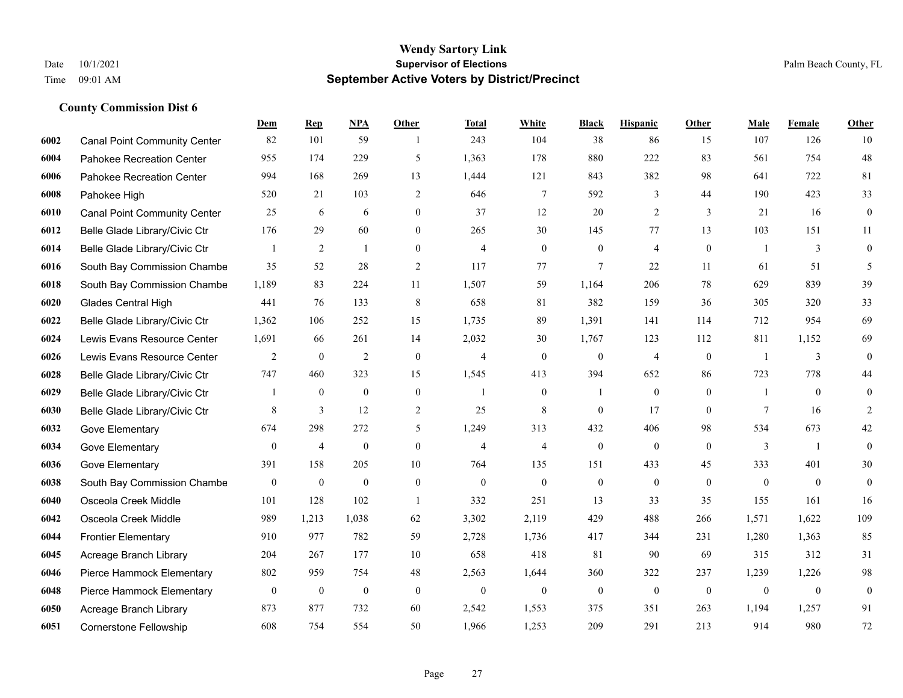# Wendy Sartory Link
## Supervisor of Elections
## September Active Voters by District/Precinct

Date 10/1/2021
Time 09:01 AM

Palm Beach County, FL

### County Commission Dist 6

| | | Dem | Rep | NPA | Other | Total | White | Black | Hispanic | Other | Male | Female | Other |
|---|---|---|---|---|---|---|---|---|---|---|---|---|---|
| 6002 | Canal Point Community Center | 82 | 101 | 59 | 1 | 243 | 104 | 38 | 86 | 15 | 107 | 126 | 10 |
| 6004 | Pahokee Recreation Center | 955 | 174 | 229 | 5 | 1,363 | 178 | 880 | 222 | 83 | 561 | 754 | 48 |
| 6006 | Pahokee Recreation Center | 994 | 168 | 269 | 13 | 1,444 | 121 | 843 | 382 | 98 | 641 | 722 | 81 |
| 6008 | Pahokee High | 520 | 21 | 103 | 2 | 646 | 7 | 592 | 3 | 44 | 190 | 423 | 33 |
| 6010 | Canal Point Community Center | 25 | 6 | 6 | 0 | 37 | 12 | 20 | 2 | 3 | 21 | 16 | 0 |
| 6012 | Belle Glade Library/Civic Ctr | 176 | 29 | 60 | 0 | 265 | 30 | 145 | 77 | 13 | 103 | 151 | 11 |
| 6014 | Belle Glade Library/Civic Ctr | 1 | 2 | 1 | 0 | 4 | 0 | 0 | 4 | 0 | 1 | 3 | 0 |
| 6016 | South Bay Commission Chambe | 35 | 52 | 28 | 2 | 117 | 77 | 7 | 22 | 11 | 61 | 51 | 5 |
| 6018 | South Bay Commission Chambe | 1,189 | 83 | 224 | 11 | 1,507 | 59 | 1,164 | 206 | 78 | 629 | 839 | 39 |
| 6020 | Glades Central High | 441 | 76 | 133 | 8 | 658 | 81 | 382 | 159 | 36 | 305 | 320 | 33 |
| 6022 | Belle Glade Library/Civic Ctr | 1,362 | 106 | 252 | 15 | 1,735 | 89 | 1,391 | 141 | 114 | 712 | 954 | 69 |
| 6024 | Lewis Evans Resource Center | 1,691 | 66 | 261 | 14 | 2,032 | 30 | 1,767 | 123 | 112 | 811 | 1,152 | 69 |
| 6026 | Lewis Evans Resource Center | 2 | 0 | 2 | 0 | 4 | 0 | 0 | 4 | 0 | 1 | 3 | 0 |
| 6028 | Belle Glade Library/Civic Ctr | 747 | 460 | 323 | 15 | 1,545 | 413 | 394 | 652 | 86 | 723 | 778 | 44 |
| 6029 | Belle Glade Library/Civic Ctr | 1 | 0 | 0 | 0 | 1 | 0 | 1 | 0 | 0 | 1 | 0 | 0 |
| 6030 | Belle Glade Library/Civic Ctr | 8 | 3 | 12 | 2 | 25 | 8 | 0 | 17 | 0 | 7 | 16 | 2 |
| 6032 | Gove Elementary | 674 | 298 | 272 | 5 | 1,249 | 313 | 432 | 406 | 98 | 534 | 673 | 42 |
| 6034 | Gove Elementary | 0 | 4 | 0 | 0 | 4 | 4 | 0 | 0 | 0 | 3 | 1 | 0 |
| 6036 | Gove Elementary | 391 | 158 | 205 | 10 | 764 | 135 | 151 | 433 | 45 | 333 | 401 | 30 |
| 6038 | South Bay Commission Chambe | 0 | 0 | 0 | 0 | 0 | 0 | 0 | 0 | 0 | 0 | 0 | 0 |
| 6040 | Osceola Creek Middle | 101 | 128 | 102 | 1 | 332 | 251 | 13 | 33 | 35 | 155 | 161 | 16 |
| 6042 | Osceola Creek Middle | 989 | 1,213 | 1,038 | 62 | 3,302 | 2,119 | 429 | 488 | 266 | 1,571 | 1,622 | 109 |
| 6044 | Frontier Elementary | 910 | 977 | 782 | 59 | 2,728 | 1,736 | 417 | 344 | 231 | 1,280 | 1,363 | 85 |
| 6045 | Acreage Branch Library | 204 | 267 | 177 | 10 | 658 | 418 | 81 | 90 | 69 | 315 | 312 | 31 |
| 6046 | Pierce Hammock Elementary | 802 | 959 | 754 | 48 | 2,563 | 1,644 | 360 | 322 | 237 | 1,239 | 1,226 | 98 |
| 6048 | Pierce Hammock Elementary | 0 | 0 | 0 | 0 | 0 | 0 | 0 | 0 | 0 | 0 | 0 | 0 |
| 6050 | Acreage Branch Library | 873 | 877 | 732 | 60 | 2,542 | 1,553 | 375 | 351 | 263 | 1,194 | 1,257 | 91 |
| 6051 | Cornerstone Fellowship | 608 | 754 | 554 | 50 | 1,966 | 1,253 | 209 | 291 | 213 | 914 | 980 | 72 |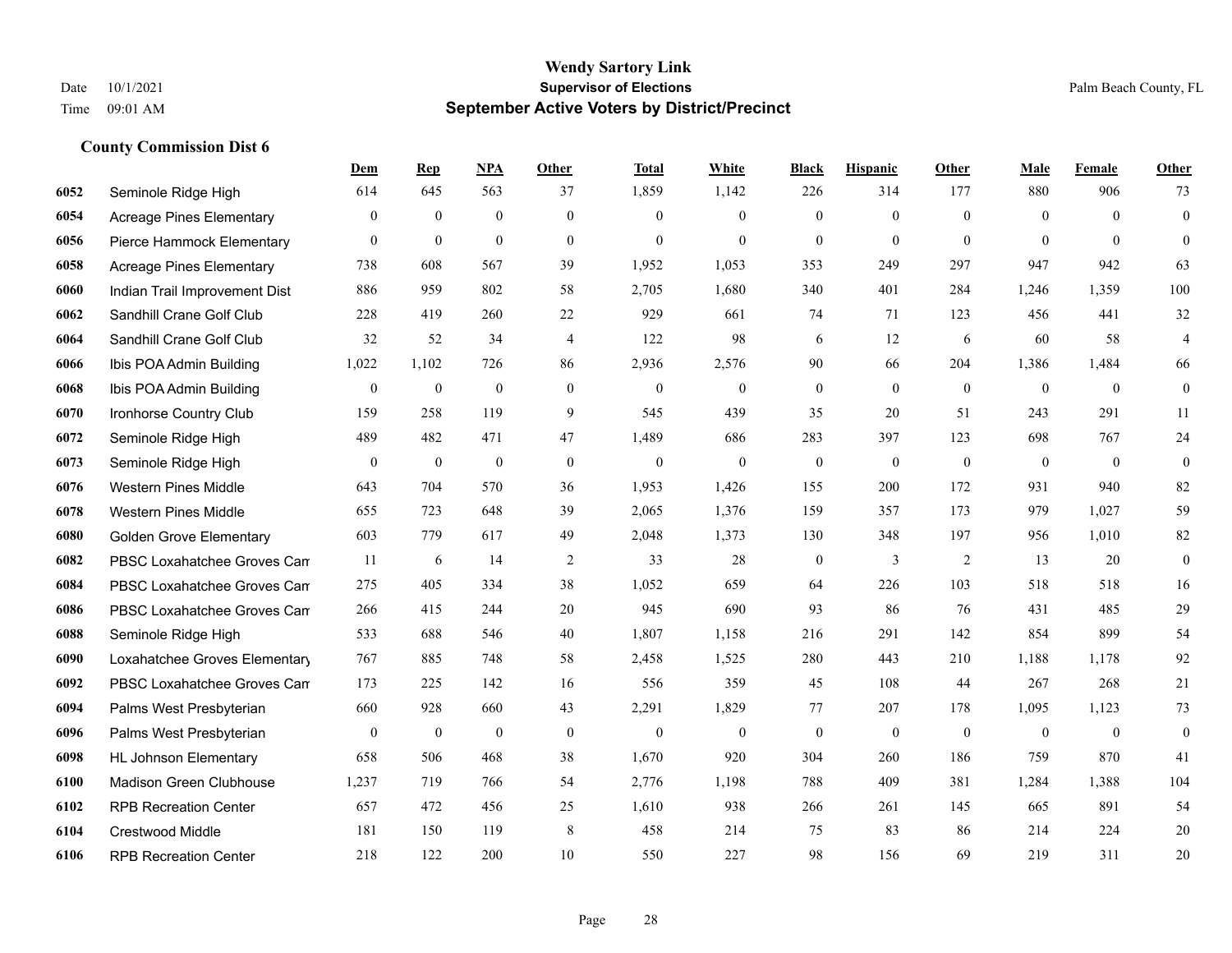**Wendy Sartory Link**
**Supervisor of Elections**
**September Active Voters by District/Precinct**

Date 10/1/2021
Time 09:01 AM

Palm Beach County, FL

### County Commission Dist 6

| | | Dem | Rep | NPA | Other | Total | White | Black | Hispanic | Other | Male | Female | Other |
|---|---|---|---|---|---|---|---|---|---|---|---|---|---|
| 6052 | Seminole Ridge High | 614 | 645 | 563 | 37 | 1,859 | 1,142 | 226 | 314 | 177 | 880 | 906 | 73 |
| 6054 | Acreage Pines Elementary | 0 | 0 | 0 | 0 | 0 | 0 | 0 | 0 | 0 | 0 | 0 | 0 |
| 6056 | Pierce Hammock Elementary | 0 | 0 | 0 | 0 | 0 | 0 | 0 | 0 | 0 | 0 | 0 | 0 |
| 6058 | Acreage Pines Elementary | 738 | 608 | 567 | 39 | 1,952 | 1,053 | 353 | 249 | 297 | 947 | 942 | 63 |
| 6060 | Indian Trail Improvement Dist | 886 | 959 | 802 | 58 | 2,705 | 1,680 | 340 | 401 | 284 | 1,246 | 1,359 | 100 |
| 6062 | Sandhill Crane Golf Club | 228 | 419 | 260 | 22 | 929 | 661 | 74 | 71 | 123 | 456 | 441 | 32 |
| 6064 | Sandhill Crane Golf Club | 32 | 52 | 34 | 4 | 122 | 98 | 6 | 12 | 6 | 60 | 58 | 4 |
| 6066 | Ibis POA Admin Building | 1,022 | 1,102 | 726 | 86 | 2,936 | 2,576 | 90 | 66 | 204 | 1,386 | 1,484 | 66 |
| 6068 | Ibis POA Admin Building | 0 | 0 | 0 | 0 | 0 | 0 | 0 | 0 | 0 | 0 | 0 | 0 |
| 6070 | Ironhorse Country Club | 159 | 258 | 119 | 9 | 545 | 439 | 35 | 20 | 51 | 243 | 291 | 11 |
| 6072 | Seminole Ridge High | 489 | 482 | 471 | 47 | 1,489 | 686 | 283 | 397 | 123 | 698 | 767 | 24 |
| 6073 | Seminole Ridge High | 0 | 0 | 0 | 0 | 0 | 0 | 0 | 0 | 0 | 0 | 0 | 0 |
| 6076 | Western Pines Middle | 643 | 704 | 570 | 36 | 1,953 | 1,426 | 155 | 200 | 172 | 931 | 940 | 82 |
| 6078 | Western Pines Middle | 655 | 723 | 648 | 39 | 2,065 | 1,376 | 159 | 357 | 173 | 979 | 1,027 | 59 |
| 6080 | Golden Grove Elementary | 603 | 779 | 617 | 49 | 2,048 | 1,373 | 130 | 348 | 197 | 956 | 1,010 | 82 |
| 6082 | PBSC Loxahatchee Groves Cam | 11 | 6 | 14 | 2 | 33 | 28 | 0 | 3 | 2 | 13 | 20 | 0 |
| 6084 | PBSC Loxahatchee Groves Cam | 275 | 405 | 334 | 38 | 1,052 | 659 | 64 | 226 | 103 | 518 | 518 | 16 |
| 6086 | PBSC Loxahatchee Groves Cam | 266 | 415 | 244 | 20 | 945 | 690 | 93 | 86 | 76 | 431 | 485 | 29 |
| 6088 | Seminole Ridge High | 533 | 688 | 546 | 40 | 1,807 | 1,158 | 216 | 291 | 142 | 854 | 899 | 54 |
| 6090 | Loxahatchee Groves Elementary | 767 | 885 | 748 | 58 | 2,458 | 1,525 | 280 | 443 | 210 | 1,188 | 1,178 | 92 |
| 6092 | PBSC Loxahatchee Groves Cam | 173 | 225 | 142 | 16 | 556 | 359 | 45 | 108 | 44 | 267 | 268 | 21 |
| 6094 | Palms West Presbyterian | 660 | 928 | 660 | 43 | 2,291 | 1,829 | 77 | 207 | 178 | 1,095 | 1,123 | 73 |
| 6096 | Palms West Presbyterian | 0 | 0 | 0 | 0 | 0 | 0 | 0 | 0 | 0 | 0 | 0 | 0 |
| 6098 | HL Johnson Elementary | 658 | 506 | 468 | 38 | 1,670 | 920 | 304 | 260 | 186 | 759 | 870 | 41 |
| 6100 | Madison Green Clubhouse | 1,237 | 719 | 766 | 54 | 2,776 | 1,198 | 788 | 409 | 381 | 1,284 | 1,388 | 104 |
| 6102 | RPB Recreation Center | 657 | 472 | 456 | 25 | 1,610 | 938 | 266 | 261 | 145 | 665 | 891 | 54 |
| 6104 | Crestwood Middle | 181 | 150 | 119 | 8 | 458 | 214 | 75 | 83 | 86 | 214 | 224 | 20 |
| 6106 | RPB Recreation Center | 218 | 122 | 200 | 10 | 550 | 227 | 98 | 156 | 69 | 219 | 311 | 20 |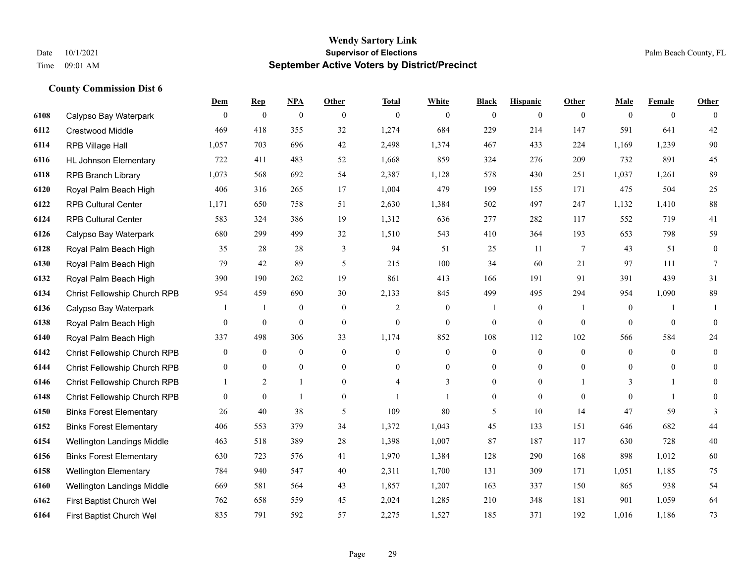**Wendy Sartory Link**
**Supervisor of Elections**
**September Active Voters by District/Precinct**

Date 10/1/2021
Time 09:01 AM

Palm Beach County, FL

### County Commission Dist 6

| | | Dem | Rep | NPA | Other | Total | White | Black | Hispanic | Other | Male | Female | Other |
|---|---|---|---|---|---|---|---|---|---|---|---|---|---|
| 6108 | Calypso Bay Waterpark | 0 | 0 | 0 | 0 | 0 | 0 | 0 | 0 | 0 | 0 | 0 | 0 |
| 6112 | Crestwood Middle | 469 | 418 | 355 | 32 | 1,274 | 684 | 229 | 214 | 147 | 591 | 641 | 42 |
| 6114 | RPB Village Hall | 1,057 | 703 | 696 | 42 | 2,498 | 1,374 | 467 | 433 | 224 | 1,169 | 1,239 | 90 |
| 6116 | HL Johnson Elementary | 722 | 411 | 483 | 52 | 1,668 | 859 | 324 | 276 | 209 | 732 | 891 | 45 |
| 6118 | RPB Branch Library | 1,073 | 568 | 692 | 54 | 2,387 | 1,128 | 578 | 430 | 251 | 1,037 | 1,261 | 89 |
| 6120 | Royal Palm Beach High | 406 | 316 | 265 | 17 | 1,004 | 479 | 199 | 155 | 171 | 475 | 504 | 25 |
| 6122 | RPB Cultural Center | 1,171 | 650 | 758 | 51 | 2,630 | 1,384 | 502 | 497 | 247 | 1,132 | 1,410 | 88 |
| 6124 | RPB Cultural Center | 583 | 324 | 386 | 19 | 1,312 | 636 | 277 | 282 | 117 | 552 | 719 | 41 |
| 6126 | Calypso Bay Waterpark | 680 | 299 | 499 | 32 | 1,510 | 543 | 410 | 364 | 193 | 653 | 798 | 59 |
| 6128 | Royal Palm Beach High | 35 | 28 | 28 | 3 | 94 | 51 | 25 | 11 | 7 | 43 | 51 | 0 |
| 6130 | Royal Palm Beach High | 79 | 42 | 89 | 5 | 215 | 100 | 34 | 60 | 21 | 97 | 111 | 7 |
| 6132 | Royal Palm Beach High | 390 | 190 | 262 | 19 | 861 | 413 | 166 | 191 | 91 | 391 | 439 | 31 |
| 6134 | Christ Fellowship Church RPB | 954 | 459 | 690 | 30 | 2,133 | 845 | 499 | 495 | 294 | 954 | 1,090 | 89 |
| 6136 | Calypso Bay Waterpark | 1 | 1 | 0 | 0 | 2 | 0 | 1 | 0 | 1 | 0 | 1 | 1 |
| 6138 | Royal Palm Beach High | 0 | 0 | 0 | 0 | 0 | 0 | 0 | 0 | 0 | 0 | 0 | 0 |
| 6140 | Royal Palm Beach High | 337 | 498 | 306 | 33 | 1,174 | 852 | 108 | 112 | 102 | 566 | 584 | 24 |
| 6142 | Christ Fellowship Church RPB | 0 | 0 | 0 | 0 | 0 | 0 | 0 | 0 | 0 | 0 | 0 | 0 |
| 6144 | Christ Fellowship Church RPB | 0 | 0 | 0 | 0 | 0 | 0 | 0 | 0 | 0 | 0 | 0 | 0 |
| 6146 | Christ Fellowship Church RPB | 1 | 2 | 1 | 0 | 4 | 3 | 0 | 0 | 1 | 3 | 1 | 0 |
| 6148 | Christ Fellowship Church RPB | 0 | 0 | 1 | 0 | 1 | 1 | 0 | 0 | 0 | 0 | 1 | 0 |
| 6150 | Binks Forest Elementary | 26 | 40 | 38 | 5 | 109 | 80 | 5 | 10 | 14 | 47 | 59 | 3 |
| 6152 | Binks Forest Elementary | 406 | 553 | 379 | 34 | 1,372 | 1,043 | 45 | 133 | 151 | 646 | 682 | 44 |
| 6154 | Wellington Landings Middle | 463 | 518 | 389 | 28 | 1,398 | 1,007 | 87 | 187 | 117 | 630 | 728 | 40 |
| 6156 | Binks Forest Elementary | 630 | 723 | 576 | 41 | 1,970 | 1,384 | 128 | 290 | 168 | 898 | 1,012 | 60 |
| 6158 | Wellington Elementary | 784 | 940 | 547 | 40 | 2,311 | 1,700 | 131 | 309 | 171 | 1,051 | 1,185 | 75 |
| 6160 | Wellington Landings Middle | 669 | 581 | 564 | 43 | 1,857 | 1,207 | 163 | 337 | 150 | 865 | 938 | 54 |
| 6162 | First Baptist Church Wel | 762 | 658 | 559 | 45 | 2,024 | 1,285 | 210 | 348 | 181 | 901 | 1,059 | 64 |
| 6164 | First Baptist Church Wel | 835 | 791 | 592 | 57 | 2,275 | 1,527 | 185 | 371 | 192 | 1,016 | 1,186 | 73 |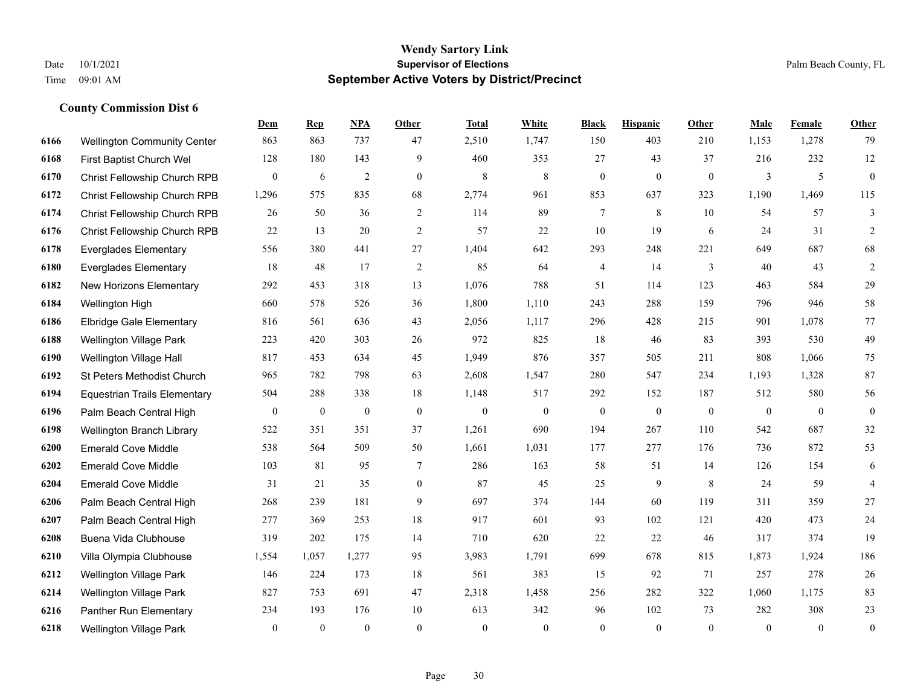# Wendy Sartory Link
## Supervisor of Elections
## September Active Voters by District/Precinct

Date 10/1/2021
Time 09:01 AM

Palm Beach County, FL

### County Commission Dist 6

| | | Dem | Rep | NPA | Other | Total | White | Black | Hispanic | Other | Male | Female | Other |
|---|---|---|---|---|---|---|---|---|---|---|---|---|---|
| 6166 | Wellington Community Center | 863 | 863 | 737 | 47 | 2,510 | 1,747 | 150 | 403 | 210 | 1,153 | 1,278 | 79 |
| 6168 | First Baptist Church Wel | 128 | 180 | 143 | 9 | 460 | 353 | 27 | 43 | 37 | 216 | 232 | 12 |
| 6170 | Christ Fellowship Church RPB | 0 | 6 | 2 | 0 | 8 | 8 | 0 | 0 | 0 | 3 | 5 | 0 |
| 6172 | Christ Fellowship Church RPB | 1,296 | 575 | 835 | 68 | 2,774 | 961 | 853 | 637 | 323 | 1,190 | 1,469 | 115 |
| 6174 | Christ Fellowship Church RPB | 26 | 50 | 36 | 2 | 114 | 89 | 7 | 8 | 10 | 54 | 57 | 3 |
| 6176 | Christ Fellowship Church RPB | 22 | 13 | 20 | 2 | 57 | 22 | 10 | 19 | 6 | 24 | 31 | 2 |
| 6178 | Everglades Elementary | 556 | 380 | 441 | 27 | 1,404 | 642 | 293 | 248 | 221 | 649 | 687 | 68 |
| 6180 | Everglades Elementary | 18 | 48 | 17 | 2 | 85 | 64 | 4 | 14 | 3 | 40 | 43 | 2 |
| 6182 | New Horizons Elementary | 292 | 453 | 318 | 13 | 1,076 | 788 | 51 | 114 | 123 | 463 | 584 | 29 |
| 6184 | Wellington High | 660 | 578 | 526 | 36 | 1,800 | 1,110 | 243 | 288 | 159 | 796 | 946 | 58 |
| 6186 | Elbridge Gale Elementary | 816 | 561 | 636 | 43 | 2,056 | 1,117 | 296 | 428 | 215 | 901 | 1,078 | 77 |
| 6188 | Wellington Village Park | 223 | 420 | 303 | 26 | 972 | 825 | 18 | 46 | 83 | 393 | 530 | 49 |
| 6190 | Wellington Village Hall | 817 | 453 | 634 | 45 | 1,949 | 876 | 357 | 505 | 211 | 808 | 1,066 | 75 |
| 6192 | St Peters Methodist Church | 965 | 782 | 798 | 63 | 2,608 | 1,547 | 280 | 547 | 234 | 1,193 | 1,328 | 87 |
| 6194 | Equestrian Trails Elementary | 504 | 288 | 338 | 18 | 1,148 | 517 | 292 | 152 | 187 | 512 | 580 | 56 |
| 6196 | Palm Beach Central High | 0 | 0 | 0 | 0 | 0 | 0 | 0 | 0 | 0 | 0 | 0 | 0 |
| 6198 | Wellington Branch Library | 522 | 351 | 351 | 37 | 1,261 | 690 | 194 | 267 | 110 | 542 | 687 | 32 |
| 6200 | Emerald Cove Middle | 538 | 564 | 509 | 50 | 1,661 | 1,031 | 177 | 277 | 176 | 736 | 872 | 53 |
| 6202 | Emerald Cove Middle | 103 | 81 | 95 | 7 | 286 | 163 | 58 | 51 | 14 | 126 | 154 | 6 |
| 6204 | Emerald Cove Middle | 31 | 21 | 35 | 0 | 87 | 45 | 25 | 9 | 8 | 24 | 59 | 4 |
| 6206 | Palm Beach Central High | 268 | 239 | 181 | 9 | 697 | 374 | 144 | 60 | 119 | 311 | 359 | 27 |
| 6207 | Palm Beach Central High | 277 | 369 | 253 | 18 | 917 | 601 | 93 | 102 | 121 | 420 | 473 | 24 |
| 6208 | Buena Vida Clubhouse | 319 | 202 | 175 | 14 | 710 | 620 | 22 | 22 | 46 | 317 | 374 | 19 |
| 6210 | Villa Olympia Clubhouse | 1,554 | 1,057 | 1,277 | 95 | 3,983 | 1,791 | 699 | 678 | 815 | 1,873 | 1,924 | 186 |
| 6212 | Wellington Village Park | 146 | 224 | 173 | 18 | 561 | 383 | 15 | 92 | 71 | 257 | 278 | 26 |
| 6214 | Wellington Village Park | 827 | 753 | 691 | 47 | 2,318 | 1,458 | 256 | 282 | 322 | 1,060 | 1,175 | 83 |
| 6216 | Panther Run Elementary | 234 | 193 | 176 | 10 | 613 | 342 | 96 | 102 | 73 | 282 | 308 | 23 |
| 6218 | Wellington Village Park | 0 | 0 | 0 | 0 | 0 | 0 | 0 | 0 | 0 | 0 | 0 | 0 |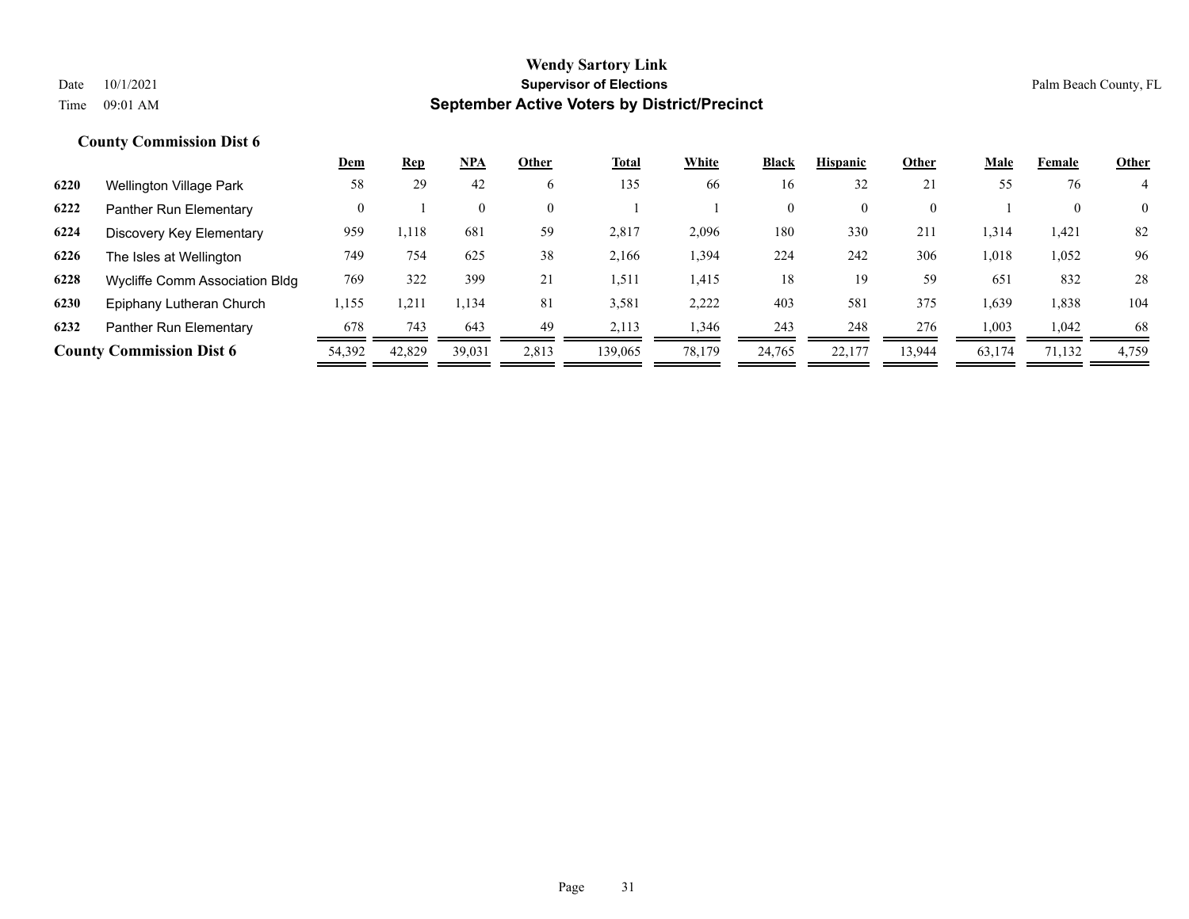# Wendy Sartory Link
## Supervisor of Elections
## September Active Voters by District/Precinct

Date 10/1/2021
Time 09:01 AM

Palm Beach County, FL

### County Commission Dist 6

| | | Dem | Rep | NPA | Other | Total | White | Black | Hispanic | Other | Male | Female | Other |
|---|---|---|---|---|---|---|---|---|---|---|---|---|---|
| 6220 | Wellington Village Park | 58 | 29 | 42 | 6 | 135 | 66 | 16 | 32 | 21 | 55 | 76 | 4 |
| 6222 | Panther Run Elementary | 0 | 1 | 0 | 0 | 1 | 1 | 0 | 0 | 0 | 1 | 0 | 0 |
| 6224 | Discovery Key Elementary | 959 | 1,118 | 681 | 59 | 2,817 | 2,096 | 180 | 330 | 211 | 1,314 | 1,421 | 82 |
| 6226 | The Isles at Wellington | 749 | 754 | 625 | 38 | 2,166 | 1,394 | 224 | 242 | 306 | 1,018 | 1,052 | 96 |
| 6228 | Wycliffe Comm Association Bldg | 769 | 322 | 399 | 21 | 1,511 | 1,415 | 18 | 19 | 59 | 651 | 832 | 28 |
| 6230 | Epiphany Lutheran Church | 1,155 | 1,211 | 1,134 | 81 | 3,581 | 2,222 | 403 | 581 | 375 | 1,639 | 1,838 | 104 |
| 6232 | Panther Run Elementary | 678 | 743 | 643 | 49 | 2,113 | 1,346 | 243 | 248 | 276 | 1,003 | 1,042 | 68 |
| **County Commission Dist 6** | | 54,392 | 42,829 | 39,031 | 2,813 | 139,065 | 78,179 | 24,765 | 22,177 | 13,944 | 63,174 | 71,132 | 4,759 |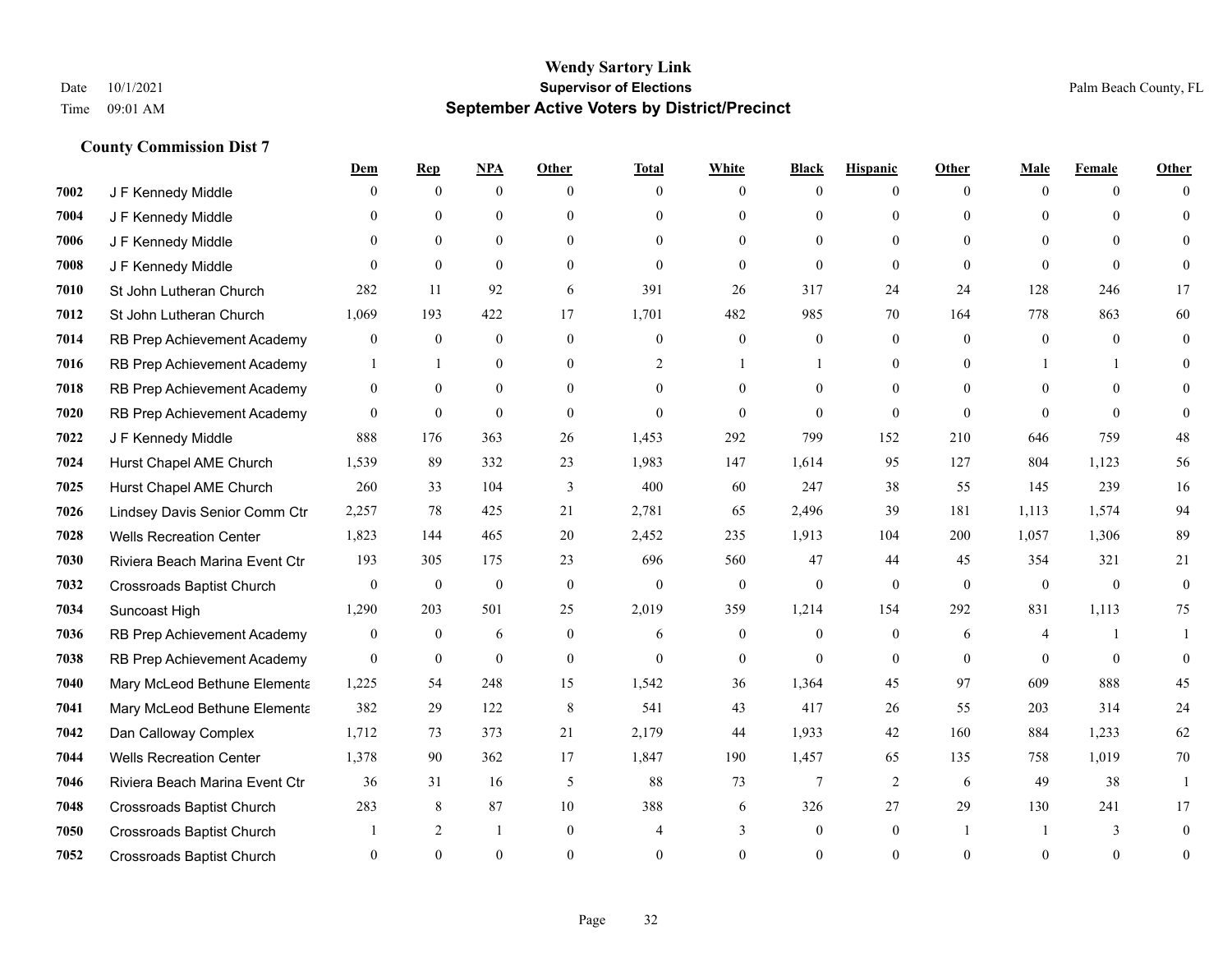# Wendy Sartory Link
## Supervisor of Elections
## September Active Voters by District/Precinct

Date 10/1/2021
Time 09:01 AM

Palm Beach County, FL

### County Commission Dist 7

| | | Dem | Rep | NPA | Other | Total | White | Black | Hispanic | Other | Male | Female | Other |
|---|---|---|---|---|---|---|---|---|---|---|---|---|---|
| 7002 | J F Kennedy Middle | 0 | 0 | 0 | 0 | 0 | 0 | 0 | 0 | 0 | 0 | 0 | 0 |
| 7004 | J F Kennedy Middle | 0 | 0 | 0 | 0 | 0 | 0 | 0 | 0 | 0 | 0 | 0 | 0 |
| 7006 | J F Kennedy Middle | 0 | 0 | 0 | 0 | 0 | 0 | 0 | 0 | 0 | 0 | 0 | 0 |
| 7008 | J F Kennedy Middle | 0 | 0 | 0 | 0 | 0 | 0 | 0 | 0 | 0 | 0 | 0 | 0 |
| 7010 | St John Lutheran Church | 282 | 11 | 92 | 6 | 391 | 26 | 317 | 24 | 24 | 128 | 246 | 17 |
| 7012 | St John Lutheran Church | 1,069 | 193 | 422 | 17 | 1,701 | 482 | 985 | 70 | 164 | 778 | 863 | 60 |
| 7014 | RB Prep Achievement Academy | 0 | 0 | 0 | 0 | 0 | 0 | 0 | 0 | 0 | 0 | 0 | 0 |
| 7016 | RB Prep Achievement Academy | 1 | 1 | 0 | 0 | 2 | 1 | 1 | 0 | 0 | 1 | 1 | 0 |
| 7018 | RB Prep Achievement Academy | 0 | 0 | 0 | 0 | 0 | 0 | 0 | 0 | 0 | 0 | 0 | 0 |
| 7020 | RB Prep Achievement Academy | 0 | 0 | 0 | 0 | 0 | 0 | 0 | 0 | 0 | 0 | 0 | 0 |
| 7022 | J F Kennedy Middle | 888 | 176 | 363 | 26 | 1,453 | 292 | 799 | 152 | 210 | 646 | 759 | 48 |
| 7024 | Hurst Chapel AME Church | 1,539 | 89 | 332 | 23 | 1,983 | 147 | 1,614 | 95 | 127 | 804 | 1,123 | 56 |
| 7025 | Hurst Chapel AME Church | 260 | 33 | 104 | 3 | 400 | 60 | 247 | 38 | 55 | 145 | 239 | 16 |
| 7026 | Lindsey Davis Senior Comm Ctr | 2,257 | 78 | 425 | 21 | 2,781 | 65 | 2,496 | 39 | 181 | 1,113 | 1,574 | 94 |
| 7028 | Wells Recreation Center | 1,823 | 144 | 465 | 20 | 2,452 | 235 | 1,913 | 104 | 200 | 1,057 | 1,306 | 89 |
| 7030 | Riviera Beach Marina Event Ctr | 193 | 305 | 175 | 23 | 696 | 560 | 47 | 44 | 45 | 354 | 321 | 21 |
| 7032 | Crossroads Baptist Church | 0 | 0 | 0 | 0 | 0 | 0 | 0 | 0 | 0 | 0 | 0 | 0 |
| 7034 | Suncoast High | 1,290 | 203 | 501 | 25 | 2,019 | 359 | 1,214 | 154 | 292 | 831 | 1,113 | 75 |
| 7036 | RB Prep Achievement Academy | 0 | 0 | 6 | 0 | 6 | 0 | 0 | 0 | 6 | 4 | 1 | 1 |
| 7038 | RB Prep Achievement Academy | 0 | 0 | 0 | 0 | 0 | 0 | 0 | 0 | 0 | 0 | 0 | 0 |
| 7040 | Mary McLeod Bethune Elementa | 1,225 | 54 | 248 | 15 | 1,542 | 36 | 1,364 | 45 | 97 | 609 | 888 | 45 |
| 7041 | Mary McLeod Bethune Elementa | 382 | 29 | 122 | 8 | 541 | 43 | 417 | 26 | 55 | 203 | 314 | 24 |
| 7042 | Dan Calloway Complex | 1,712 | 73 | 373 | 21 | 2,179 | 44 | 1,933 | 42 | 160 | 884 | 1,233 | 62 |
| 7044 | Wells Recreation Center | 1,378 | 90 | 362 | 17 | 1,847 | 190 | 1,457 | 65 | 135 | 758 | 1,019 | 70 |
| 7046 | Riviera Beach Marina Event Ctr | 36 | 31 | 16 | 5 | 88 | 73 | 7 | 2 | 6 | 49 | 38 | 1 |
| 7048 | Crossroads Baptist Church | 283 | 8 | 87 | 10 | 388 | 6 | 326 | 27 | 29 | 130 | 241 | 17 |
| 7050 | Crossroads Baptist Church | 1 | 2 | 1 | 0 | 4 | 3 | 0 | 0 | 1 | 1 | 3 | 0 |
| 7052 | Crossroads Baptist Church | 0 | 0 | 0 | 0 | 0 | 0 | 0 | 0 | 0 | 0 | 0 | 0 |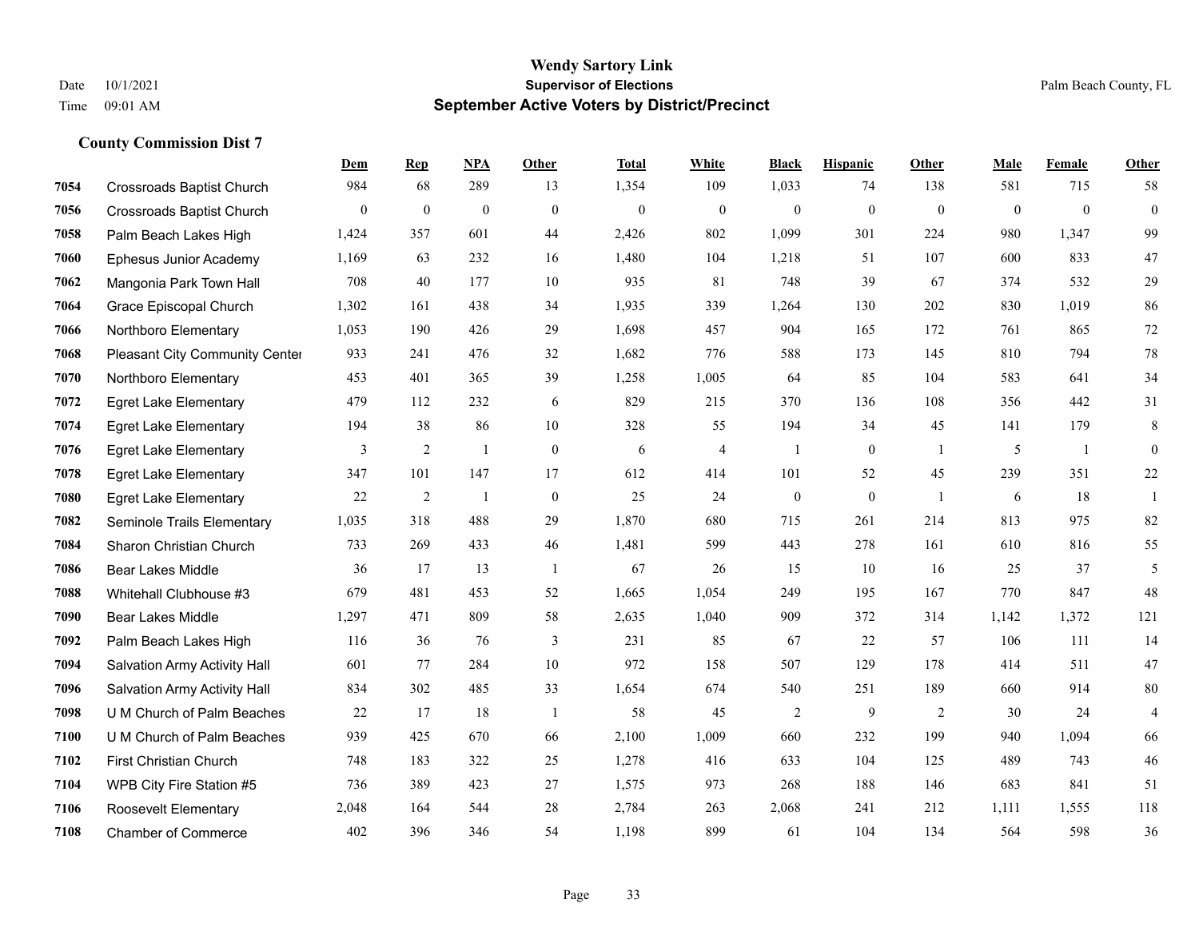# Wendy Sartory Link
## Supervisor of Elections
## September Active Voters by District/Precinct

Date 10/1/2021
Time 09:01 AM

Palm Beach County, FL

### County Commission Dist 7

| | | Dem | Rep | NPA | Other | Total | White | Black | Hispanic | Other | Male | Female | Other |
|---|---|---|---|---|---|---|---|---|---|---|---|---|---|
| 7054 | Crossroads Baptist Church | 984 | 68 | 289 | 13 | 1,354 | 109 | 1,033 | 74 | 138 | 581 | 715 | 58 |
| 7056 | Crossroads Baptist Church | 0 | 0 | 0 | 0 | 0 | 0 | 0 | 0 | 0 | 0 | 0 | 0 |
| 7058 | Palm Beach Lakes High | 1,424 | 357 | 601 | 44 | 2,426 | 802 | 1,099 | 301 | 224 | 980 | 1,347 | 99 |
| 7060 | Ephesus Junior Academy | 1,169 | 63 | 232 | 16 | 1,480 | 104 | 1,218 | 51 | 107 | 600 | 833 | 47 |
| 7062 | Mangonia Park Town Hall | 708 | 40 | 177 | 10 | 935 | 81 | 748 | 39 | 67 | 374 | 532 | 29 |
| 7064 | Grace Episcopal Church | 1,302 | 161 | 438 | 34 | 1,935 | 339 | 1,264 | 130 | 202 | 830 | 1,019 | 86 |
| 7066 | Northboro Elementary | 1,053 | 190 | 426 | 29 | 1,698 | 457 | 904 | 165 | 172 | 761 | 865 | 72 |
| 7068 | Pleasant City Community Center | 933 | 241 | 476 | 32 | 1,682 | 776 | 588 | 173 | 145 | 810 | 794 | 78 |
| 7070 | Northboro Elementary | 453 | 401 | 365 | 39 | 1,258 | 1,005 | 64 | 85 | 104 | 583 | 641 | 34 |
| 7072 | Egret Lake Elementary | 479 | 112 | 232 | 6 | 829 | 215 | 370 | 136 | 108 | 356 | 442 | 31 |
| 7074 | Egret Lake Elementary | 194 | 38 | 86 | 10 | 328 | 55 | 194 | 34 | 45 | 141 | 179 | 8 |
| 7076 | Egret Lake Elementary | 3 | 2 | 1 | 0 | 6 | 4 | 1 | 0 | 1 | 5 | 1 | 0 |
| 7078 | Egret Lake Elementary | 347 | 101 | 147 | 17 | 612 | 414 | 101 | 52 | 45 | 239 | 351 | 22 |
| 7080 | Egret Lake Elementary | 22 | 2 | 1 | 0 | 25 | 24 | 0 | 0 | 1 | 6 | 18 | 1 |
| 7082 | Seminole Trails Elementary | 1,035 | 318 | 488 | 29 | 1,870 | 680 | 715 | 261 | 214 | 813 | 975 | 82 |
| 7084 | Sharon Christian Church | 733 | 269 | 433 | 46 | 1,481 | 599 | 443 | 278 | 161 | 610 | 816 | 55 |
| 7086 | Bear Lakes Middle | 36 | 17 | 13 | 1 | 67 | 26 | 15 | 10 | 16 | 25 | 37 | 5 |
| 7088 | Whitehall Clubhouse #3 | 679 | 481 | 453 | 52 | 1,665 | 1,054 | 249 | 195 | 167 | 770 | 847 | 48 |
| 7090 | Bear Lakes Middle | 1,297 | 471 | 809 | 58 | 2,635 | 1,040 | 909 | 372 | 314 | 1,142 | 1,372 | 121 |
| 7092 | Palm Beach Lakes High | 116 | 36 | 76 | 3 | 231 | 85 | 67 | 22 | 57 | 106 | 111 | 14 |
| 7094 | Salvation Army Activity Hall | 601 | 77 | 284 | 10 | 972 | 158 | 507 | 129 | 178 | 414 | 511 | 47 |
| 7096 | Salvation Army Activity Hall | 834 | 302 | 485 | 33 | 1,654 | 674 | 540 | 251 | 189 | 660 | 914 | 80 |
| 7098 | U M Church of Palm Beaches | 22 | 17 | 18 | 1 | 58 | 45 | 2 | 9 | 2 | 30 | 24 | 4 |
| 7100 | U M Church of Palm Beaches | 939 | 425 | 670 | 66 | 2,100 | 1,009 | 660 | 232 | 199 | 940 | 1,094 | 66 |
| 7102 | First Christian Church | 748 | 183 | 322 | 25 | 1,278 | 416 | 633 | 104 | 125 | 489 | 743 | 46 |
| 7104 | WPB City Fire Station #5 | 736 | 389 | 423 | 27 | 1,575 | 973 | 268 | 188 | 146 | 683 | 841 | 51 |
| 7106 | Roosevelt Elementary | 2,048 | 164 | 544 | 28 | 2,784 | 263 | 2,068 | 241 | 212 | 1,111 | 1,555 | 118 |
| 7108 | Chamber of Commerce | 402 | 396 | 346 | 54 | 1,198 | 899 | 61 | 104 | 134 | 564 | 598 | 36 |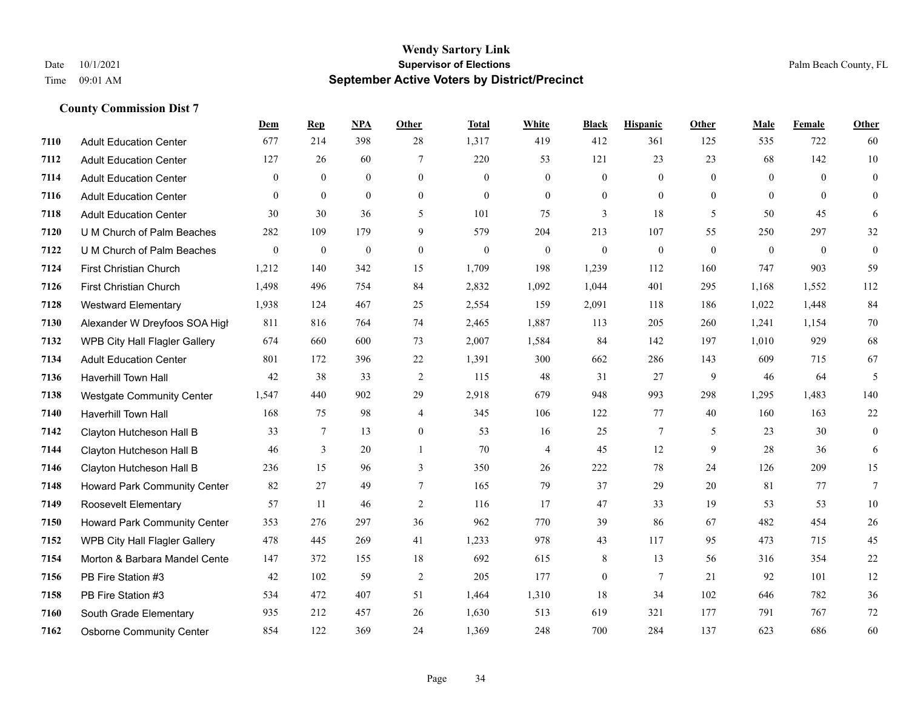# Wendy Sartory Link

**Supervisor of Elections**

**September Active Voters by District/Precinct**

Date 10/1/2021
Time 09:01 AM

Palm Beach County, FL

### County Commission Dist 7

| | | Dem | Rep | NPA | Other | Total | White | Black | Hispanic | Other | Male | Female | Other |
|---|---|---|---|---|---|---|---|---|---|---|---|---|---|
| 7110 | Adult Education Center | 677 | 214 | 398 | 28 | 1,317 | 419 | 412 | 361 | 125 | 535 | 722 | 60 |
| 7112 | Adult Education Center | 127 | 26 | 60 | 7 | 220 | 53 | 121 | 23 | 23 | 68 | 142 | 10 |
| 7114 | Adult Education Center | 0 | 0 | 0 | 0 | 0 | 0 | 0 | 0 | 0 | 0 | 0 | 0 |
| 7116 | Adult Education Center | 0 | 0 | 0 | 0 | 0 | 0 | 0 | 0 | 0 | 0 | 0 | 0 |
| 7118 | Adult Education Center | 30 | 30 | 36 | 5 | 101 | 75 | 3 | 18 | 5 | 50 | 45 | 6 |
| 7120 | U M Church of Palm Beaches | 282 | 109 | 179 | 9 | 579 | 204 | 213 | 107 | 55 | 250 | 297 | 32 |
| 7122 | U M Church of Palm Beaches | 0 | 0 | 0 | 0 | 0 | 0 | 0 | 0 | 0 | 0 | 0 | 0 |
| 7124 | First Christian Church | 1,212 | 140 | 342 | 15 | 1,709 | 198 | 1,239 | 112 | 160 | 747 | 903 | 59 |
| 7126 | First Christian Church | 1,498 | 496 | 754 | 84 | 2,832 | 1,092 | 1,044 | 401 | 295 | 1,168 | 1,552 | 112 |
| 7128 | Westward Elementary | 1,938 | 124 | 467 | 25 | 2,554 | 159 | 2,091 | 118 | 186 | 1,022 | 1,448 | 84 |
| 7130 | Alexander W Dreyfoos SOA High | 811 | 816 | 764 | 74 | 2,465 | 1,887 | 113 | 205 | 260 | 1,241 | 1,154 | 70 |
| 7132 | WPB City Hall Flagler Gallery | 674 | 660 | 600 | 73 | 2,007 | 1,584 | 84 | 142 | 197 | 1,010 | 929 | 68 |
| 7134 | Adult Education Center | 801 | 172 | 396 | 22 | 1,391 | 300 | 662 | 286 | 143 | 609 | 715 | 67 |
| 7136 | Haverhill Town Hall | 42 | 38 | 33 | 2 | 115 | 48 | 31 | 27 | 9 | 46 | 64 | 5 |
| 7138 | Westgate Community Center | 1,547 | 440 | 902 | 29 | 2,918 | 679 | 948 | 993 | 298 | 1,295 | 1,483 | 140 |
| 7140 | Haverhill Town Hall | 168 | 75 | 98 | 4 | 345 | 106 | 122 | 77 | 40 | 160 | 163 | 22 |
| 7142 | Clayton Hutcheson Hall B | 33 | 7 | 13 | 0 | 53 | 16 | 25 | 7 | 5 | 23 | 30 | 0 |
| 7144 | Clayton Hutcheson Hall B | 46 | 3 | 20 | 1 | 70 | 4 | 45 | 12 | 9 | 28 | 36 | 6 |
| 7146 | Clayton Hutcheson Hall B | 236 | 15 | 96 | 3 | 350 | 26 | 222 | 78 | 24 | 126 | 209 | 15 |
| 7148 | Howard Park Community Center | 82 | 27 | 49 | 7 | 165 | 79 | 37 | 29 | 20 | 81 | 77 | 7 |
| 7149 | Roosevelt Elementary | 57 | 11 | 46 | 2 | 116 | 17 | 47 | 33 | 19 | 53 | 53 | 10 |
| 7150 | Howard Park Community Center | 353 | 276 | 297 | 36 | 962 | 770 | 39 | 86 | 67 | 482 | 454 | 26 |
| 7152 | WPB City Hall Flagler Gallery | 478 | 445 | 269 | 41 | 1,233 | 978 | 43 | 117 | 95 | 473 | 715 | 45 |
| 7154 | Morton & Barbara Mandel Cente | 147 | 372 | 155 | 18 | 692 | 615 | 8 | 13 | 56 | 316 | 354 | 22 |
| 7156 | PB Fire Station #3 | 42 | 102 | 59 | 2 | 205 | 177 | 0 | 7 | 21 | 92 | 101 | 12 |
| 7158 | PB Fire Station #3 | 534 | 472 | 407 | 51 | 1,464 | 1,310 | 18 | 34 | 102 | 646 | 782 | 36 |
| 7160 | South Grade Elementary | 935 | 212 | 457 | 26 | 1,630 | 513 | 619 | 321 | 177 | 791 | 767 | 72 |
| 7162 | Osborne Community Center | 854 | 122 | 369 | 24 | 1,369 | 248 | 700 | 284 | 137 | 623 | 686 | 60 |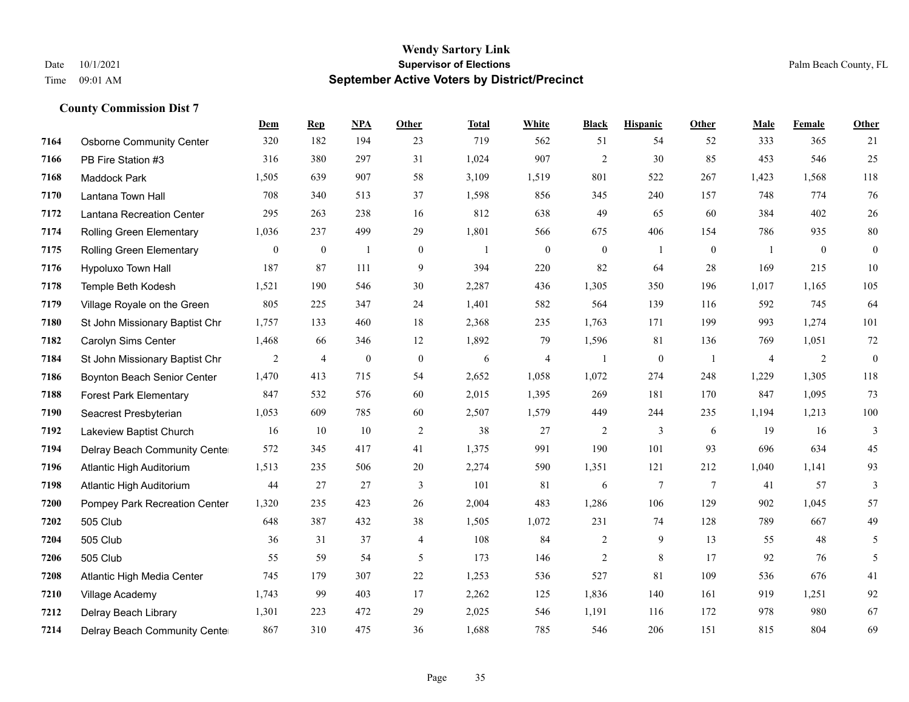# Wendy Sartory Link

**Supervisor of Elections**

**September Active Voters by District/Precinct**

Date 10/1/2021
Time 09:01 AM

Palm Beach County, FL

## County Commission Dist 7

| | | Dem | Rep | NPA | Other | Total | White | Black | Hispanic | Other | Male | Female | Other |
|---|---|---|---|---|---|---|---|---|---|---|---|---|---|
| 7164 | Osborne Community Center | 320 | 182 | 194 | 23 | 719 | 562 | 51 | 54 | 52 | 333 | 365 | 21 |
| 7166 | PB Fire Station #3 | 316 | 380 | 297 | 31 | 1,024 | 907 | 2 | 30 | 85 | 453 | 546 | 25 |
| 7168 | Maddock Park | 1,505 | 639 | 907 | 58 | 3,109 | 1,519 | 801 | 522 | 267 | 1,423 | 1,568 | 118 |
| 7170 | Lantana Town Hall | 708 | 340 | 513 | 37 | 1,598 | 856 | 345 | 240 | 157 | 748 | 774 | 76 |
| 7172 | Lantana Recreation Center | 295 | 263 | 238 | 16 | 812 | 638 | 49 | 65 | 60 | 384 | 402 | 26 |
| 7174 | Rolling Green Elementary | 1,036 | 237 | 499 | 29 | 1,801 | 566 | 675 | 406 | 154 | 786 | 935 | 80 |
| 7175 | Rolling Green Elementary | 0 | 0 | 1 | 0 | 1 | 0 | 0 | 1 | 0 | 1 | 0 | 0 |
| 7176 | Hypoluxo Town Hall | 187 | 87 | 111 | 9 | 394 | 220 | 82 | 64 | 28 | 169 | 215 | 10 |
| 7178 | Temple Beth Kodesh | 1,521 | 190 | 546 | 30 | 2,287 | 436 | 1,305 | 350 | 196 | 1,017 | 1,165 | 105 |
| 7179 | Village Royale on the Green | 805 | 225 | 347 | 24 | 1,401 | 582 | 564 | 139 | 116 | 592 | 745 | 64 |
| 7180 | St John Missionary Baptist Chr | 1,757 | 133 | 460 | 18 | 2,368 | 235 | 1,763 | 171 | 199 | 993 | 1,274 | 101 |
| 7182 | Carolyn Sims Center | 1,468 | 66 | 346 | 12 | 1,892 | 79 | 1,596 | 81 | 136 | 769 | 1,051 | 72 |
| 7184 | St John Missionary Baptist Chr | 2 | 4 | 0 | 0 | 6 | 4 | 1 | 0 | 1 | 4 | 2 | 0 |
| 7186 | Boynton Beach Senior Center | 1,470 | 413 | 715 | 54 | 2,652 | 1,058 | 1,072 | 274 | 248 | 1,229 | 1,305 | 118 |
| 7188 | Forest Park Elementary | 847 | 532 | 576 | 60 | 2,015 | 1,395 | 269 | 181 | 170 | 847 | 1,095 | 73 |
| 7190 | Seacrest Presbyterian | 1,053 | 609 | 785 | 60 | 2,507 | 1,579 | 449 | 244 | 235 | 1,194 | 1,213 | 100 |
| 7192 | Lakeview Baptist Church | 16 | 10 | 10 | 2 | 38 | 27 | 2 | 3 | 6 | 19 | 16 | 3 |
| 7194 | Delray Beach Community Cente | 572 | 345 | 417 | 41 | 1,375 | 991 | 190 | 101 | 93 | 696 | 634 | 45 |
| 7196 | Atlantic High Auditorium | 1,513 | 235 | 506 | 20 | 2,274 | 590 | 1,351 | 121 | 212 | 1,040 | 1,141 | 93 |
| 7198 | Atlantic High Auditorium | 44 | 27 | 27 | 3 | 101 | 81 | 6 | 7 | 7 | 41 | 57 | 3 |
| 7200 | Pompey Park Recreation Center | 1,320 | 235 | 423 | 26 | 2,004 | 483 | 1,286 | 106 | 129 | 902 | 1,045 | 57 |
| 7202 | 505 Club | 648 | 387 | 432 | 38 | 1,505 | 1,072 | 231 | 74 | 128 | 789 | 667 | 49 |
| 7204 | 505 Club | 36 | 31 | 37 | 4 | 108 | 84 | 2 | 9 | 13 | 55 | 48 | 5 |
| 7206 | 505 Club | 55 | 59 | 54 | 5 | 173 | 146 | 2 | 8 | 17 | 92 | 76 | 5 |
| 7208 | Atlantic High Media Center | 745 | 179 | 307 | 22 | 1,253 | 536 | 527 | 81 | 109 | 536 | 676 | 41 |
| 7210 | Village Academy | 1,743 | 99 | 403 | 17 | 2,262 | 125 | 1,836 | 140 | 161 | 919 | 1,251 | 92 |
| 7212 | Delray Beach Library | 1,301 | 223 | 472 | 29 | 2,025 | 546 | 1,191 | 116 | 172 | 978 | 980 | 67 |
| 7214 | Delray Beach Community Cente | 867 | 310 | 475 | 36 | 1,688 | 785 | 546 | 206 | 151 | 815 | 804 | 69 |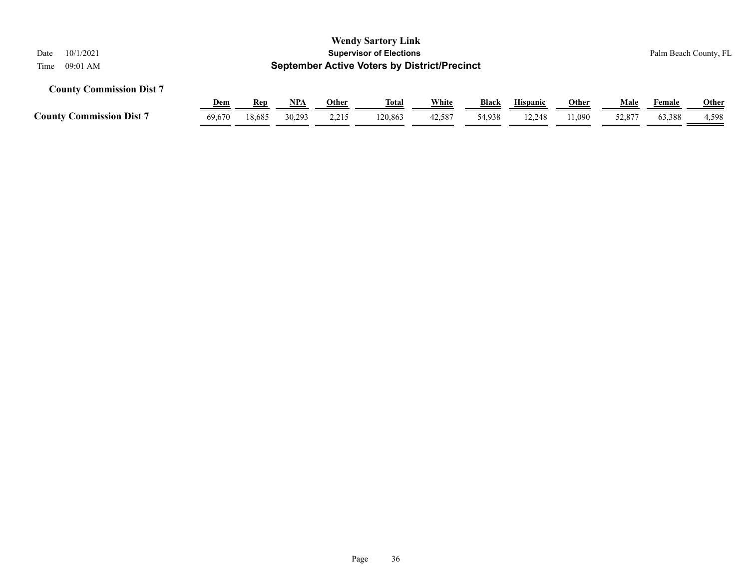## County Commission Dist 7

| | Dem | Rep | NPA | Other | Total | White | Black | Hispanic | Other | Male | Female | Other |
|---|---|---|---|---|---|---|---|---|---|---|---|---|
| **County Commission Dist 7** | 69,670 | 18,685 | 30,293 | 2,215 | 120,863 | 42,587 | 54,938 | 12,248 | 11,090 | 52,877 | 63,388 | 4,598 |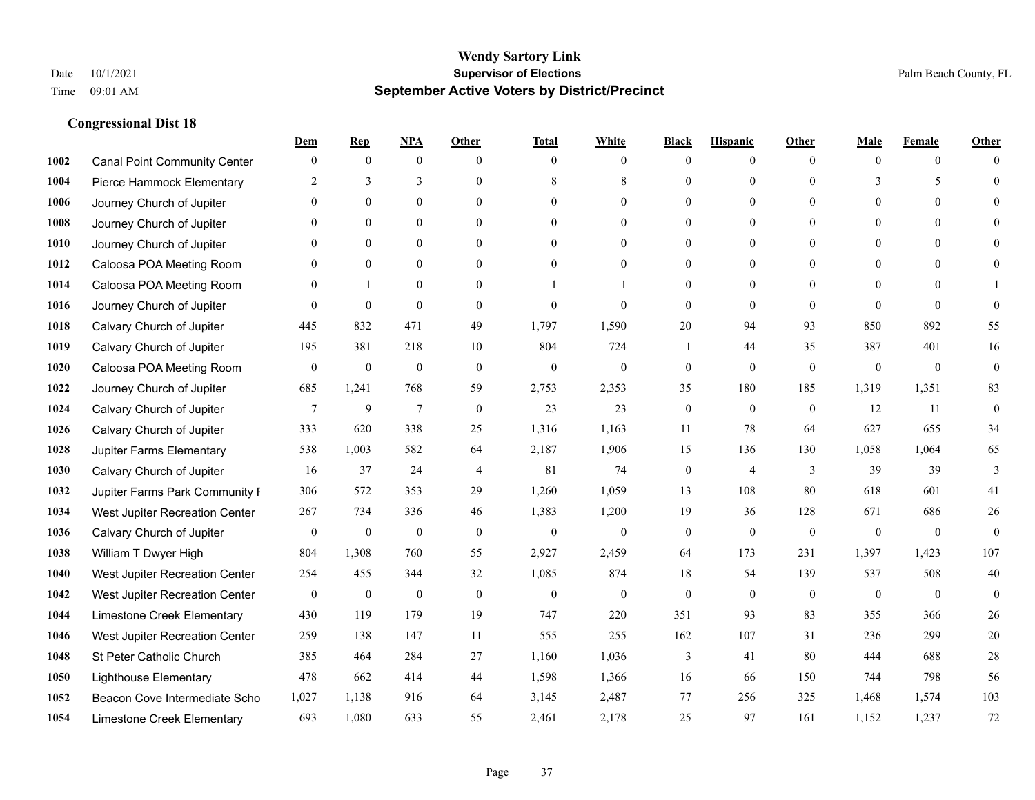# Wendy Sartory Link
## Supervisor of Elections
## September Active Voters by District/Precinct

Date 10/1/2021
Time 09:01 AM

Palm Beach County, FL

### Congressional Dist 18

| | | Dem | Rep | NPA | Other | Total | White | Black | Hispanic | Other | Male | Female | Other |
|---|---|---|---|---|---|---|---|---|---|---|---|---|---|
| 1002 | Canal Point Community Center | 0 | 0 | 0 | 0 | 0 | 0 | 0 | 0 | 0 | 0 | 0 | 0 |
| 1004 | Pierce Hammock Elementary | 2 | 3 | 3 | 0 | 8 | 8 | 0 | 0 | 0 | 3 | 5 | 0 |
| 1006 | Journey Church of Jupiter | 0 | 0 | 0 | 0 | 0 | 0 | 0 | 0 | 0 | 0 | 0 | 0 |
| 1008 | Journey Church of Jupiter | 0 | 0 | 0 | 0 | 0 | 0 | 0 | 0 | 0 | 0 | 0 | 0 |
| 1010 | Journey Church of Jupiter | 0 | 0 | 0 | 0 | 0 | 0 | 0 | 0 | 0 | 0 | 0 | 0 |
| 1012 | Caloosa POA Meeting Room | 0 | 0 | 0 | 0 | 0 | 0 | 0 | 0 | 0 | 0 | 0 | 0 |
| 1014 | Caloosa POA Meeting Room | 0 | 1 | 0 | 0 | 1 | 1 | 0 | 0 | 0 | 0 | 0 | 1 |
| 1016 | Journey Church of Jupiter | 0 | 0 | 0 | 0 | 0 | 0 | 0 | 0 | 0 | 0 | 0 | 0 |
| 1018 | Calvary Church of Jupiter | 445 | 832 | 471 | 49 | 1,797 | 1,590 | 20 | 94 | 93 | 850 | 892 | 55 |
| 1019 | Calvary Church of Jupiter | 195 | 381 | 218 | 10 | 804 | 724 | 1 | 44 | 35 | 387 | 401 | 16 |
| 1020 | Caloosa POA Meeting Room | 0 | 0 | 0 | 0 | 0 | 0 | 0 | 0 | 0 | 0 | 0 | 0 |
| 1022 | Journey Church of Jupiter | 685 | 1,241 | 768 | 59 | 2,753 | 2,353 | 35 | 180 | 185 | 1,319 | 1,351 | 83 |
| 1024 | Calvary Church of Jupiter | 7 | 9 | 7 | 0 | 23 | 23 | 0 | 0 | 0 | 12 | 11 | 0 |
| 1026 | Calvary Church of Jupiter | 333 | 620 | 338 | 25 | 1,316 | 1,163 | 11 | 78 | 64 | 627 | 655 | 34 |
| 1028 | Jupiter Farms Elementary | 538 | 1,003 | 582 | 64 | 2,187 | 1,906 | 15 | 136 | 130 | 1,058 | 1,064 | 65 |
| 1030 | Calvary Church of Jupiter | 16 | 37 | 24 | 4 | 81 | 74 | 0 | 4 | 3 | 39 | 39 | 3 |
| 1032 | Jupiter Farms Park Community F | 306 | 572 | 353 | 29 | 1,260 | 1,059 | 13 | 108 | 80 | 618 | 601 | 41 |
| 1034 | West Jupiter Recreation Center | 267 | 734 | 336 | 46 | 1,383 | 1,200 | 19 | 36 | 128 | 671 | 686 | 26 |
| 1036 | Calvary Church of Jupiter | 0 | 0 | 0 | 0 | 0 | 0 | 0 | 0 | 0 | 0 | 0 | 0 |
| 1038 | William T Dwyer High | 804 | 1,308 | 760 | 55 | 2,927 | 2,459 | 64 | 173 | 231 | 1,397 | 1,423 | 107 |
| 1040 | West Jupiter Recreation Center | 254 | 455 | 344 | 32 | 1,085 | 874 | 18 | 54 | 139 | 537 | 508 | 40 |
| 1042 | West Jupiter Recreation Center | 0 | 0 | 0 | 0 | 0 | 0 | 0 | 0 | 0 | 0 | 0 | 0 |
| 1044 | Limestone Creek Elementary | 430 | 119 | 179 | 19 | 747 | 220 | 351 | 93 | 83 | 355 | 366 | 26 |
| 1046 | West Jupiter Recreation Center | 259 | 138 | 147 | 11 | 555 | 255 | 162 | 107 | 31 | 236 | 299 | 20 |
| 1048 | St Peter Catholic Church | 385 | 464 | 284 | 27 | 1,160 | 1,036 | 3 | 41 | 80 | 444 | 688 | 28 |
| 1050 | Lighthouse Elementary | 478 | 662 | 414 | 44 | 1,598 | 1,366 | 16 | 66 | 150 | 744 | 798 | 56 |
| 1052 | Beacon Cove Intermediate Scho | 1,027 | 1,138 | 916 | 64 | 3,145 | 2,487 | 77 | 256 | 325 | 1,468 | 1,574 | 103 |
| 1054 | Limestone Creek Elementary | 693 | 1,080 | 633 | 55 | 2,461 | 2,178 | 25 | 97 | 161 | 1,152 | 1,237 | 72 |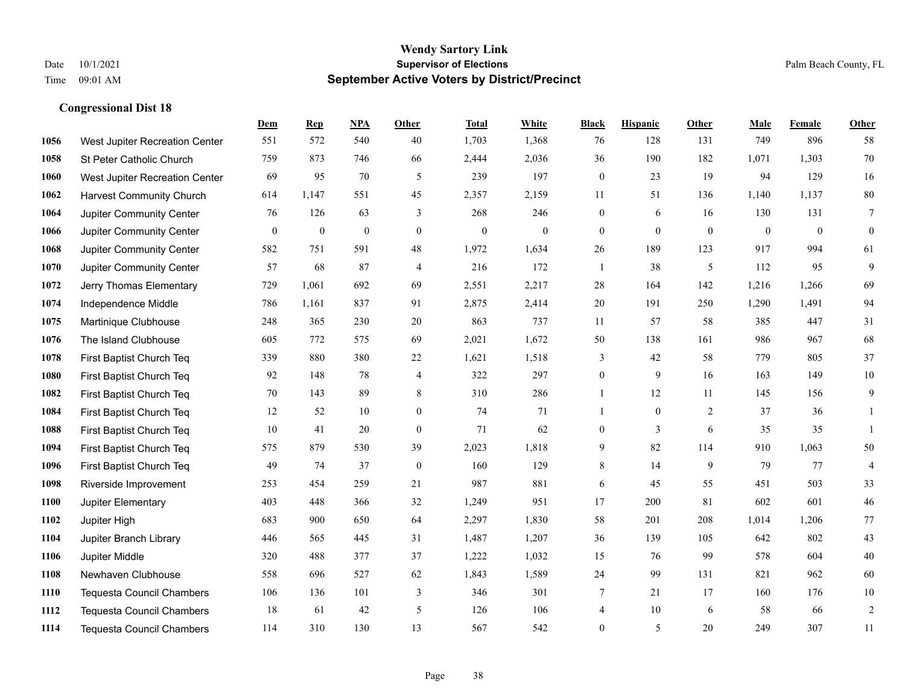# Wendy Sartory Link
## Supervisor of Elections
## September Active Voters by District/Precinct

Date 10/1/2021
Time 09:01 AM

Palm Beach County, FL

### Congressional Dist 18

| | | Dem | Rep | NPA | Other | Total | White | Black | Hispanic | Other | Male | Female | Other |
|---|---|---|---|---|---|---|---|---|---|---|---|---|---|
| 1056 | West Jupiter Recreation Center | 551 | 572 | 540 | 40 | 1,703 | 1,368 | 76 | 128 | 131 | 749 | 896 | 58 |
| 1058 | St Peter Catholic Church | 759 | 873 | 746 | 66 | 2,444 | 2,036 | 36 | 190 | 182 | 1,071 | 1,303 | 70 |
| 1060 | West Jupiter Recreation Center | 69 | 95 | 70 | 5 | 239 | 197 | 0 | 23 | 19 | 94 | 129 | 16 |
| 1062 | Harvest Community Church | 614 | 1,147 | 551 | 45 | 2,357 | 2,159 | 11 | 51 | 136 | 1,140 | 1,137 | 80 |
| 1064 | Jupiter Community Center | 76 | 126 | 63 | 3 | 268 | 246 | 0 | 6 | 16 | 130 | 131 | 7 |
| 1066 | Jupiter Community Center | 0 | 0 | 0 | 0 | 0 | 0 | 0 | 0 | 0 | 0 | 0 | 0 |
| 1068 | Jupiter Community Center | 582 | 751 | 591 | 48 | 1,972 | 1,634 | 26 | 189 | 123 | 917 | 994 | 61 |
| 1070 | Jupiter Community Center | 57 | 68 | 87 | 4 | 216 | 172 | 1 | 38 | 5 | 112 | 95 | 9 |
| 1072 | Jerry Thomas Elementary | 729 | 1,061 | 692 | 69 | 2,551 | 2,217 | 28 | 164 | 142 | 1,216 | 1,266 | 69 |
| 1074 | Independence Middle | 786 | 1,161 | 837 | 91 | 2,875 | 2,414 | 20 | 191 | 250 | 1,290 | 1,491 | 94 |
| 1075 | Martinique Clubhouse | 248 | 365 | 230 | 20 | 863 | 737 | 11 | 57 | 58 | 385 | 447 | 31 |
| 1076 | The Island Clubhouse | 605 | 772 | 575 | 69 | 2,021 | 1,672 | 50 | 138 | 161 | 986 | 967 | 68 |
| 1078 | First Baptist Church Teq | 339 | 880 | 380 | 22 | 1,621 | 1,518 | 3 | 42 | 58 | 779 | 805 | 37 |
| 1080 | First Baptist Church Teq | 92 | 148 | 78 | 4 | 322 | 297 | 0 | 9 | 16 | 163 | 149 | 10 |
| 1082 | First Baptist Church Teq | 70 | 143 | 89 | 8 | 310 | 286 | 1 | 12 | 11 | 145 | 156 | 9 |
| 1084 | First Baptist Church Teq | 12 | 52 | 10 | 0 | 74 | 71 | 1 | 0 | 2 | 37 | 36 | 1 |
| 1088 | First Baptist Church Teq | 10 | 41 | 20 | 0 | 71 | 62 | 0 | 3 | 6 | 35 | 35 | 1 |
| 1094 | First Baptist Church Teq | 575 | 879 | 530 | 39 | 2,023 | 1,818 | 9 | 82 | 114 | 910 | 1,063 | 50 |
| 1096 | First Baptist Church Teq | 49 | 74 | 37 | 0 | 160 | 129 | 8 | 14 | 9 | 79 | 77 | 4 |
| 1098 | Riverside Improvement | 253 | 454 | 259 | 21 | 987 | 881 | 6 | 45 | 55 | 451 | 503 | 33 |
| 1100 | Jupiter Elementary | 403 | 448 | 366 | 32 | 1,249 | 951 | 17 | 200 | 81 | 602 | 601 | 46 |
| 1102 | Jupiter High | 683 | 900 | 650 | 64 | 2,297 | 1,830 | 58 | 201 | 208 | 1,014 | 1,206 | 77 |
| 1104 | Jupiter Branch Library | 446 | 565 | 445 | 31 | 1,487 | 1,207 | 36 | 139 | 105 | 642 | 802 | 43 |
| 1106 | Jupiter Middle | 320 | 488 | 377 | 37 | 1,222 | 1,032 | 15 | 76 | 99 | 578 | 604 | 40 |
| 1108 | Newhaven Clubhouse | 558 | 696 | 527 | 62 | 1,843 | 1,589 | 24 | 99 | 131 | 821 | 962 | 60 |
| 1110 | Tequesta Council Chambers | 106 | 136 | 101 | 3 | 346 | 301 | 7 | 21 | 17 | 160 | 176 | 10 |
| 1112 | Tequesta Council Chambers | 18 | 61 | 42 | 5 | 126 | 106 | 4 | 10 | 6 | 58 | 66 | 2 |
| 1114 | Tequesta Council Chambers | 114 | 310 | 130 | 13 | 567 | 542 | 0 | 5 | 20 | 249 | 307 | 11 |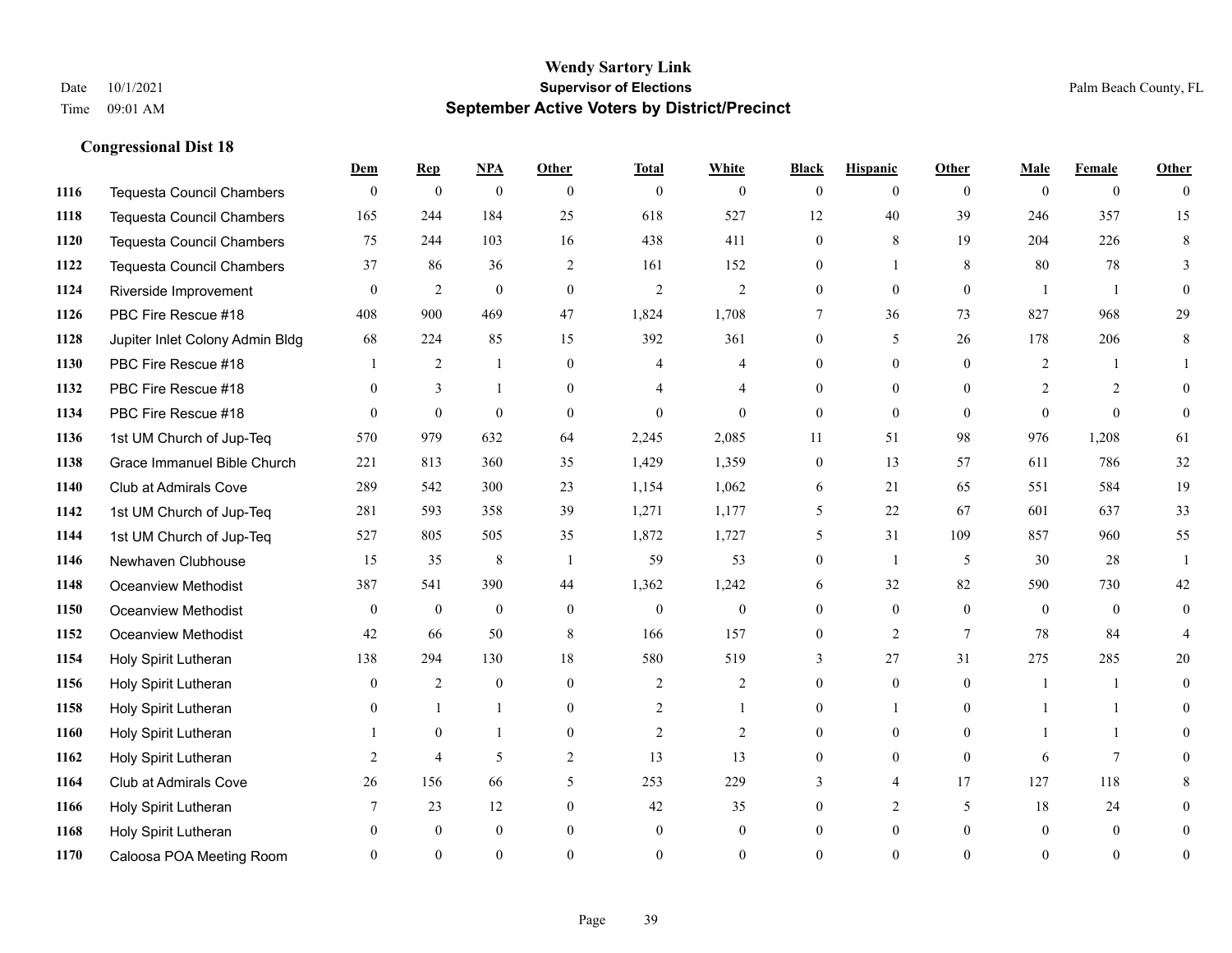**Wendy Sartory Link**
**Supervisor of Elections**
**September Active Voters by District/Precinct**

Date 10/1/2021
Time 09:01 AM
Palm Beach County, FL

### Congressional Dist 18

| | | Dem | Rep | NPA | Other | Total | White | Black | Hispanic | Other | Male | Female | Other |
|---|---|---|---|---|---|---|---|---|---|---|---|---|---|
| 1116 | Tequesta Council Chambers | 0 | 0 | 0 | 0 | 0 | 0 | 0 | 0 | 0 | 0 | 0 | 0 |
| 1118 | Tequesta Council Chambers | 165 | 244 | 184 | 25 | 618 | 527 | 12 | 40 | 39 | 246 | 357 | 15 |
| 1120 | Tequesta Council Chambers | 75 | 244 | 103 | 16 | 438 | 411 | 0 | 8 | 19 | 204 | 226 | 8 |
| 1122 | Tequesta Council Chambers | 37 | 86 | 36 | 2 | 161 | 152 | 0 | 1 | 8 | 80 | 78 | 3 |
| 1124 | Riverside Improvement | 0 | 2 | 0 | 0 | 2 | 2 | 0 | 0 | 0 | 1 | 1 | 0 |
| 1126 | PBC Fire Rescue #18 | 408 | 900 | 469 | 47 | 1,824 | 1,708 | 7 | 36 | 73 | 827 | 968 | 29 |
| 1128 | Jupiter Inlet Colony Admin Bldg | 68 | 224 | 85 | 15 | 392 | 361 | 0 | 5 | 26 | 178 | 206 | 8 |
| 1130 | PBC Fire Rescue #18 | 1 | 2 | 1 | 0 | 4 | 4 | 0 | 0 | 0 | 2 | 1 | 1 |
| 1132 | PBC Fire Rescue #18 | 0 | 3 | 1 | 0 | 4 | 4 | 0 | 0 | 0 | 2 | 2 | 0 |
| 1134 | PBC Fire Rescue #18 | 0 | 0 | 0 | 0 | 0 | 0 | 0 | 0 | 0 | 0 | 0 | 0 |
| 1136 | 1st UM Church of Jup-Teq | 570 | 979 | 632 | 64 | 2,245 | 2,085 | 11 | 51 | 98 | 976 | 1,208 | 61 |
| 1138 | Grace Immanuel Bible Church | 221 | 813 | 360 | 35 | 1,429 | 1,359 | 0 | 13 | 57 | 611 | 786 | 32 |
| 1140 | Club at Admirals Cove | 289 | 542 | 300 | 23 | 1,154 | 1,062 | 6 | 21 | 65 | 551 | 584 | 19 |
| 1142 | 1st UM Church of Jup-Teq | 281 | 593 | 358 | 39 | 1,271 | 1,177 | 5 | 22 | 67 | 601 | 637 | 33 |
| 1144 | 1st UM Church of Jup-Teq | 527 | 805 | 505 | 35 | 1,872 | 1,727 | 5 | 31 | 109 | 857 | 960 | 55 |
| 1146 | Newhaven Clubhouse | 15 | 35 | 8 | 1 | 59 | 53 | 0 | 1 | 5 | 30 | 28 | 1 |
| 1148 | Oceanview Methodist | 387 | 541 | 390 | 44 | 1,362 | 1,242 | 6 | 32 | 82 | 590 | 730 | 42 |
| 1150 | Oceanview Methodist | 0 | 0 | 0 | 0 | 0 | 0 | 0 | 0 | 0 | 0 | 0 | 0 |
| 1152 | Oceanview Methodist | 42 | 66 | 50 | 8 | 166 | 157 | 0 | 2 | 7 | 78 | 84 | 4 |
| 1154 | Holy Spirit Lutheran | 138 | 294 | 130 | 18 | 580 | 519 | 3 | 27 | 31 | 275 | 285 | 20 |
| 1156 | Holy Spirit Lutheran | 0 | 2 | 0 | 0 | 2 | 2 | 0 | 0 | 0 | 1 | 1 | 0 |
| 1158 | Holy Spirit Lutheran | 0 | 1 | 1 | 0 | 2 | 1 | 0 | 1 | 0 | 1 | 1 | 0 |
| 1160 | Holy Spirit Lutheran | 1 | 0 | 1 | 0 | 2 | 2 | 0 | 0 | 0 | 1 | 1 | 0 |
| 1162 | Holy Spirit Lutheran | 2 | 4 | 5 | 2 | 13 | 13 | 0 | 0 | 0 | 6 | 7 | 0 |
| 1164 | Club at Admirals Cove | 26 | 156 | 66 | 5 | 253 | 229 | 3 | 4 | 17 | 127 | 118 | 8 |
| 1166 | Holy Spirit Lutheran | 7 | 23 | 12 | 0 | 42 | 35 | 0 | 2 | 5 | 18 | 24 | 0 |
| 1168 | Holy Spirit Lutheran | 0 | 0 | 0 | 0 | 0 | 0 | 0 | 0 | 0 | 0 | 0 | 0 |
| 1170 | Caloosa POA Meeting Room | 0 | 0 | 0 | 0 | 0 | 0 | 0 | 0 | 0 | 0 | 0 | 0 |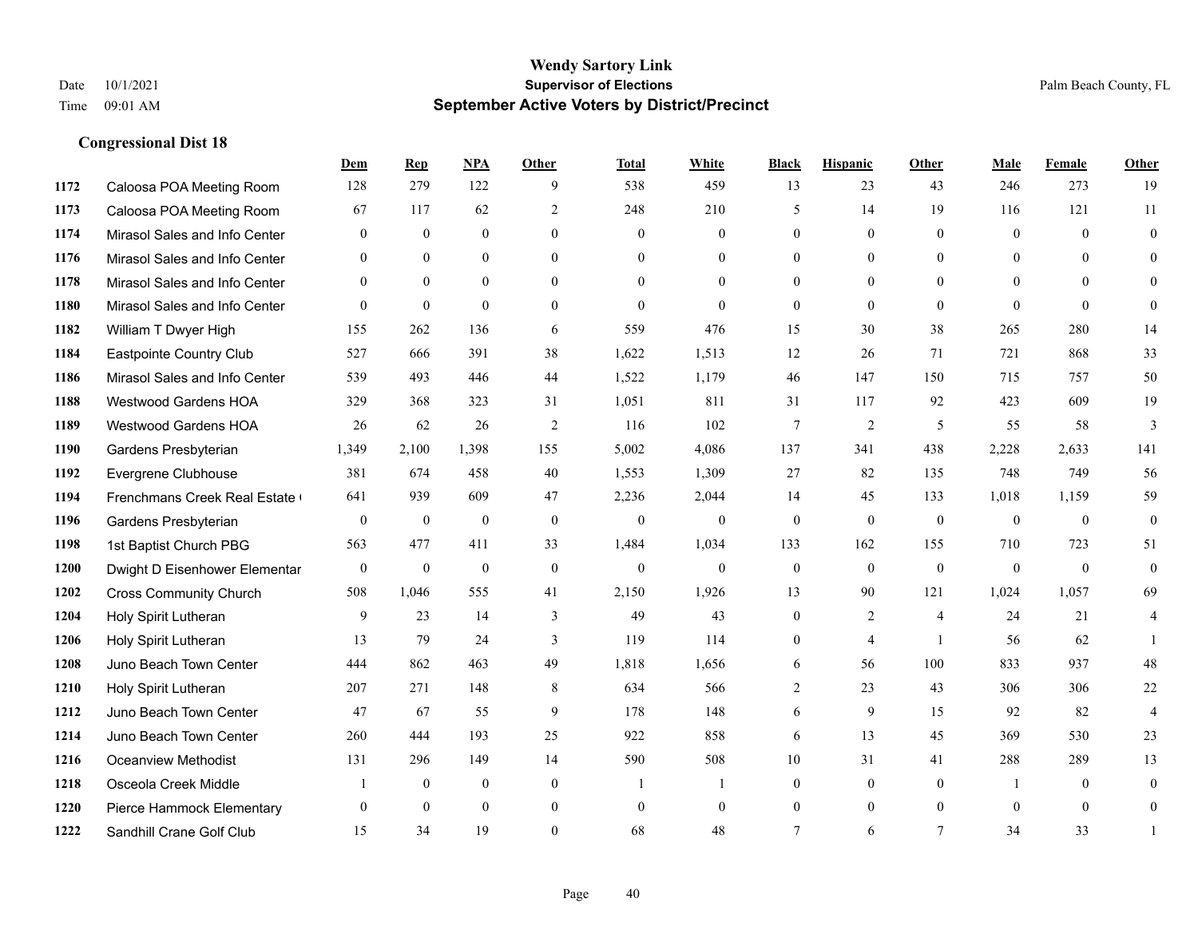# Wendy Sartory Link
## Supervisor of Elections
## September Active Voters by District/Precinct

Date 10/1/2021
Time 09:01 AM

Palm Beach County, FL

### Congressional Dist 18

| | | Dem | Rep | NPA | Other | Total | White | Black | Hispanic | Other | Male | Female | Other |
|---|---|---|---|---|---|---|---|---|---|---|---|---|---|
| 1172 | Caloosa POA Meeting Room | 128 | 279 | 122 | 9 | 538 | 459 | 13 | 23 | 43 | 246 | 273 | 19 |
| 1173 | Caloosa POA Meeting Room | 67 | 117 | 62 | 2 | 248 | 210 | 5 | 14 | 19 | 116 | 121 | 11 |
| 1174 | Mirasol Sales and Info Center | 0 | 0 | 0 | 0 | 0 | 0 | 0 | 0 | 0 | 0 | 0 | 0 |
| 1176 | Mirasol Sales and Info Center | 0 | 0 | 0 | 0 | 0 | 0 | 0 | 0 | 0 | 0 | 0 | 0 |
| 1178 | Mirasol Sales and Info Center | 0 | 0 | 0 | 0 | 0 | 0 | 0 | 0 | 0 | 0 | 0 | 0 |
| 1180 | Mirasol Sales and Info Center | 0 | 0 | 0 | 0 | 0 | 0 | 0 | 0 | 0 | 0 | 0 | 0 |
| 1182 | William T Dwyer High | 155 | 262 | 136 | 6 | 559 | 476 | 15 | 30 | 38 | 265 | 280 | 14 |
| 1184 | Eastpointe Country Club | 527 | 666 | 391 | 38 | 1,622 | 1,513 | 12 | 26 | 71 | 721 | 868 | 33 |
| 1186 | Mirasol Sales and Info Center | 539 | 493 | 446 | 44 | 1,522 | 1,179 | 46 | 147 | 150 | 715 | 757 | 50 |
| 1188 | Westwood Gardens HOA | 329 | 368 | 323 | 31 | 1,051 | 811 | 31 | 117 | 92 | 423 | 609 | 19 |
| 1189 | Westwood Gardens HOA | 26 | 62 | 26 | 2 | 116 | 102 | 7 | 2 | 5 | 55 | 58 | 3 |
| 1190 | Gardens Presbyterian | 1,349 | 2,100 | 1,398 | 155 | 5,002 | 4,086 | 137 | 341 | 438 | 2,228 | 2,633 | 141 |
| 1192 | Evergrene Clubhouse | 381 | 674 | 458 | 40 | 1,553 | 1,309 | 27 | 82 | 135 | 748 | 749 | 56 |
| 1194 | Frenchmans Creek Real Estate ( | 641 | 939 | 609 | 47 | 2,236 | 2,044 | 14 | 45 | 133 | 1,018 | 1,159 | 59 |
| 1196 | Gardens Presbyterian | 0 | 0 | 0 | 0 | 0 | 0 | 0 | 0 | 0 | 0 | 0 | 0 |
| 1198 | 1st Baptist Church PBG | 563 | 477 | 411 | 33 | 1,484 | 1,034 | 133 | 162 | 155 | 710 | 723 | 51 |
| 1200 | Dwight D Eisenhower Elementar | 0 | 0 | 0 | 0 | 0 | 0 | 0 | 0 | 0 | 0 | 0 | 0 |
| 1202 | Cross Community Church | 508 | 1,046 | 555 | 41 | 2,150 | 1,926 | 13 | 90 | 121 | 1,024 | 1,057 | 69 |
| 1204 | Holy Spirit Lutheran | 9 | 23 | 14 | 3 | 49 | 43 | 0 | 2 | 4 | 24 | 21 | 4 |
| 1206 | Holy Spirit Lutheran | 13 | 79 | 24 | 3 | 119 | 114 | 0 | 4 | 1 | 56 | 62 | 1 |
| 1208 | Juno Beach Town Center | 444 | 862 | 463 | 49 | 1,818 | 1,656 | 6 | 56 | 100 | 833 | 937 | 48 |
| 1210 | Holy Spirit Lutheran | 207 | 271 | 148 | 8 | 634 | 566 | 2 | 23 | 43 | 306 | 306 | 22 |
| 1212 | Juno Beach Town Center | 47 | 67 | 55 | 9 | 178 | 148 | 6 | 9 | 15 | 92 | 82 | 4 |
| 1214 | Juno Beach Town Center | 260 | 444 | 193 | 25 | 922 | 858 | 6 | 13 | 45 | 369 | 530 | 23 |
| 1216 | Oceanview Methodist | 131 | 296 | 149 | 14 | 590 | 508 | 10 | 31 | 41 | 288 | 289 | 13 |
| 1218 | Osceola Creek Middle | 1 | 0 | 0 | 0 | 1 | 1 | 0 | 0 | 0 | 1 | 0 | 0 |
| 1220 | Pierce Hammock Elementary | 0 | 0 | 0 | 0 | 0 | 0 | 0 | 0 | 0 | 0 | 0 | 0 |
| 1222 | Sandhill Crane Golf Club | 15 | 34 | 19 | 0 | 68 | 48 | 7 | 6 | 7 | 34 | 33 | 1 |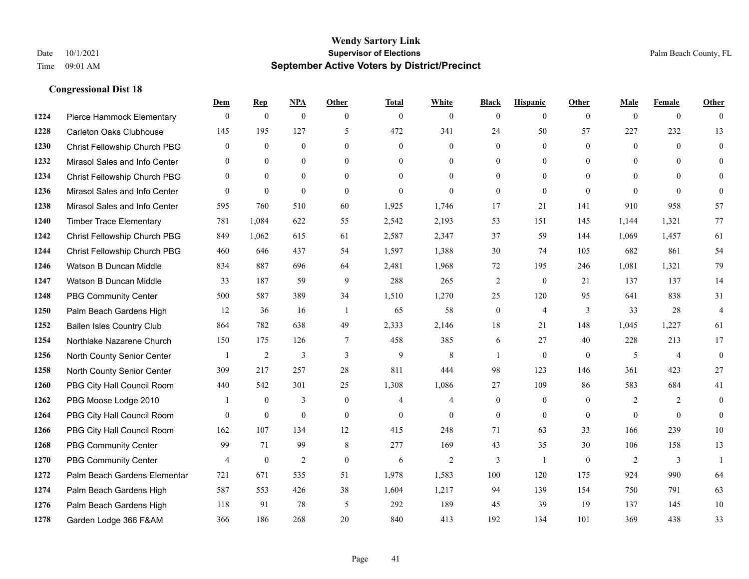**Wendy Sartory Link**
**Supervisor of Elections**
**September Active Voters by District/Precinct**

Date 10/1/2021
Time 09:01 AM

Palm Beach County, FL

### Congressional Dist 18

| | | Dem | Rep | NPA | Other | Total | White | Black | Hispanic | Other | Male | Female | Other |
|---|---|---|---|---|---|---|---|---|---|---|---|---|---|
| 1224 | Pierce Hammock Elementary | 0 | 0 | 0 | 0 | 0 | 0 | 0 | 0 | 0 | 0 | 0 | 0 |
| 1228 | Carleton Oaks Clubhouse | 145 | 195 | 127 | 5 | 472 | 341 | 24 | 50 | 57 | 227 | 232 | 13 |
| 1230 | Christ Fellowship Church PBG | 0 | 0 | 0 | 0 | 0 | 0 | 0 | 0 | 0 | 0 | 0 | 0 |
| 1232 | Mirasol Sales and Info Center | 0 | 0 | 0 | 0 | 0 | 0 | 0 | 0 | 0 | 0 | 0 | 0 |
| 1234 | Christ Fellowship Church PBG | 0 | 0 | 0 | 0 | 0 | 0 | 0 | 0 | 0 | 0 | 0 | 0 |
| 1236 | Mirasol Sales and Info Center | 0 | 0 | 0 | 0 | 0 | 0 | 0 | 0 | 0 | 0 | 0 | 0 |
| 1238 | Mirasol Sales and Info Center | 595 | 760 | 510 | 60 | 1,925 | 1,746 | 17 | 21 | 141 | 910 | 958 | 57 |
| 1240 | Timber Trace Elementary | 781 | 1,084 | 622 | 55 | 2,542 | 2,193 | 53 | 151 | 145 | 1,144 | 1,321 | 77 |
| 1242 | Christ Fellowship Church PBG | 849 | 1,062 | 615 | 61 | 2,587 | 2,347 | 37 | 59 | 144 | 1,069 | 1,457 | 61 |
| 1244 | Christ Fellowship Church PBG | 460 | 646 | 437 | 54 | 1,597 | 1,388 | 30 | 74 | 105 | 682 | 861 | 54 |
| 1246 | Watson B Duncan Middle | 834 | 887 | 696 | 64 | 2,481 | 1,968 | 72 | 195 | 246 | 1,081 | 1,321 | 79 |
| 1247 | Watson B Duncan Middle | 33 | 187 | 59 | 9 | 288 | 265 | 2 | 0 | 21 | 137 | 137 | 14 |
| 1248 | PBG Community Center | 500 | 587 | 389 | 34 | 1,510 | 1,270 | 25 | 120 | 95 | 641 | 838 | 31 |
| 1250 | Palm Beach Gardens High | 12 | 36 | 16 | 1 | 65 | 58 | 0 | 4 | 3 | 33 | 28 | 4 |
| 1252 | Ballen Isles Country Club | 864 | 782 | 638 | 49 | 2,333 | 2,146 | 18 | 21 | 148 | 1,045 | 1,227 | 61 |
| 1254 | Northlake Nazarene Church | 150 | 175 | 126 | 7 | 458 | 385 | 6 | 27 | 40 | 228 | 213 | 17 |
| 1256 | North County Senior Center | 1 | 2 | 3 | 3 | 9 | 8 | 1 | 0 | 0 | 5 | 4 | 0 |
| 1258 | North County Senior Center | 309 | 217 | 257 | 28 | 811 | 444 | 98 | 123 | 146 | 361 | 423 | 27 |
| 1260 | PBG City Hall Council Room | 440 | 542 | 301 | 25 | 1,308 | 1,086 | 27 | 109 | 86 | 583 | 684 | 41 |
| 1262 | PBG Moose Lodge 2010 | 1 | 0 | 3 | 0 | 4 | 4 | 0 | 0 | 0 | 2 | 2 | 0 |
| 1264 | PBG City Hall Council Room | 0 | 0 | 0 | 0 | 0 | 0 | 0 | 0 | 0 | 0 | 0 | 0 |
| 1266 | PBG City Hall Council Room | 162 | 107 | 134 | 12 | 415 | 248 | 71 | 63 | 33 | 166 | 239 | 10 |
| 1268 | PBG Community Center | 99 | 71 | 99 | 8 | 277 | 169 | 43 | 35 | 30 | 106 | 158 | 13 |
| 1270 | PBG Community Center | 4 | 0 | 2 | 0 | 6 | 2 | 3 | 1 | 0 | 2 | 3 | 1 |
| 1272 | Palm Beach Gardens Elementar | 721 | 671 | 535 | 51 | 1,978 | 1,583 | 100 | 120 | 175 | 924 | 990 | 64 |
| 1274 | Palm Beach Gardens High | 587 | 553 | 426 | 38 | 1,604 | 1,217 | 94 | 139 | 154 | 750 | 791 | 63 |
| 1276 | Palm Beach Gardens High | 118 | 91 | 78 | 5 | 292 | 189 | 45 | 39 | 19 | 137 | 145 | 10 |
| 1278 | Garden Lodge 366 F&AM | 366 | 186 | 268 | 20 | 840 | 413 | 192 | 134 | 101 | 369 | 438 | 33 |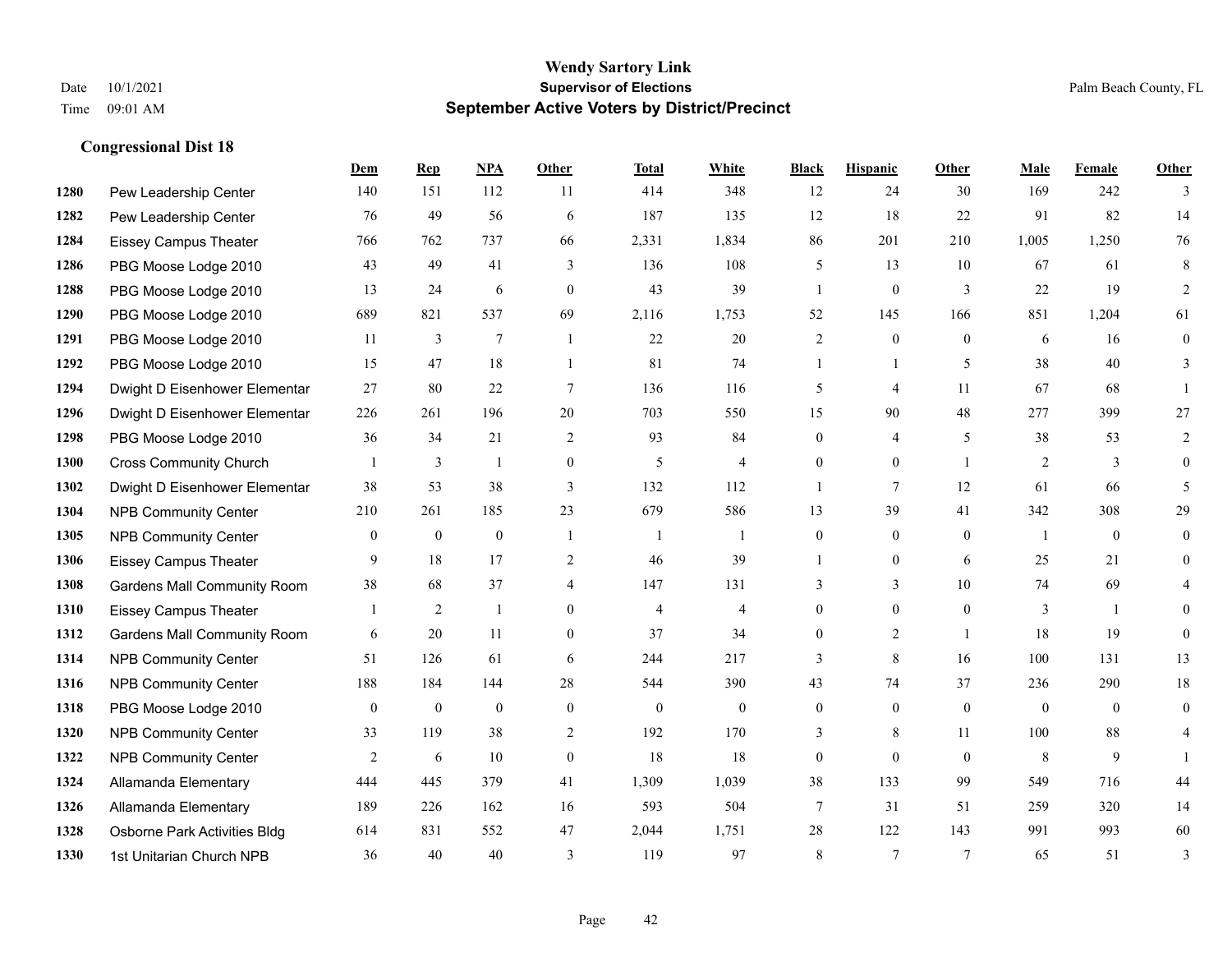# Wendy Sartory Link
## Supervisor of Elections
## September Active Voters by District/Precinct

Date 10/1/2021
Time 09:01 AM

Palm Beach County, FL

### Congressional Dist 18

| | | Dem | Rep | NPA | Other | Total | White | Black | Hispanic | Other | Male | Female | Other |
|---|---|---|---|---|---|---|---|---|---|---|---|---|---|
| 1280 | Pew Leadership Center | 140 | 151 | 112 | 11 | 414 | 348 | 12 | 24 | 30 | 169 | 242 | 3 |
| 1282 | Pew Leadership Center | 76 | 49 | 56 | 6 | 187 | 135 | 12 | 18 | 22 | 91 | 82 | 14 |
| 1284 | Eissey Campus Theater | 766 | 762 | 737 | 66 | 2,331 | 1,834 | 86 | 201 | 210 | 1,005 | 1,250 | 76 |
| 1286 | PBG Moose Lodge 2010 | 43 | 49 | 41 | 3 | 136 | 108 | 5 | 13 | 10 | 67 | 61 | 8 |
| 1288 | PBG Moose Lodge 2010 | 13 | 24 | 6 | 0 | 43 | 39 | 1 | 0 | 3 | 22 | 19 | 2 |
| 1290 | PBG Moose Lodge 2010 | 689 | 821 | 537 | 69 | 2,116 | 1,753 | 52 | 145 | 166 | 851 | 1,204 | 61 |
| 1291 | PBG Moose Lodge 2010 | 11 | 3 | 7 | 1 | 22 | 20 | 2 | 0 | 0 | 6 | 16 | 0 |
| 1292 | PBG Moose Lodge 2010 | 15 | 47 | 18 | 1 | 81 | 74 | 1 | 1 | 5 | 38 | 40 | 3 |
| 1294 | Dwight D Eisenhower Elementar | 27 | 80 | 22 | 7 | 136 | 116 | 5 | 4 | 11 | 67 | 68 | 1 |
| 1296 | Dwight D Eisenhower Elementar | 226 | 261 | 196 | 20 | 703 | 550 | 15 | 90 | 48 | 277 | 399 | 27 |
| 1298 | PBG Moose Lodge 2010 | 36 | 34 | 21 | 2 | 93 | 84 | 0 | 4 | 5 | 38 | 53 | 2 |
| 1300 | Cross Community Church | 1 | 3 | 1 | 0 | 5 | 4 | 0 | 0 | 1 | 2 | 3 | 0 |
| 1302 | Dwight D Eisenhower Elementar | 38 | 53 | 38 | 3 | 132 | 112 | 1 | 7 | 12 | 61 | 66 | 5 |
| 1304 | NPB Community Center | 210 | 261 | 185 | 23 | 679 | 586 | 13 | 39 | 41 | 342 | 308 | 29 |
| 1305 | NPB Community Center | 0 | 0 | 0 | 1 | 1 | 1 | 0 | 0 | 0 | 1 | 0 | 0 |
| 1306 | Eissey Campus Theater | 9 | 18 | 17 | 2 | 46 | 39 | 1 | 0 | 6 | 25 | 21 | 0 |
| 1308 | Gardens Mall Community Room | 38 | 68 | 37 | 4 | 147 | 131 | 3 | 3 | 10 | 74 | 69 | 4 |
| 1310 | Eissey Campus Theater | 1 | 2 | 1 | 0 | 4 | 4 | 0 | 0 | 0 | 3 | 1 | 0 |
| 1312 | Gardens Mall Community Room | 6 | 20 | 11 | 0 | 37 | 34 | 0 | 2 | 1 | 18 | 19 | 0 |
| 1314 | NPB Community Center | 51 | 126 | 61 | 6 | 244 | 217 | 3 | 8 | 16 | 100 | 131 | 13 |
| 1316 | NPB Community Center | 188 | 184 | 144 | 28 | 544 | 390 | 43 | 74 | 37 | 236 | 290 | 18 |
| 1318 | PBG Moose Lodge 2010 | 0 | 0 | 0 | 0 | 0 | 0 | 0 | 0 | 0 | 0 | 0 | 0 |
| 1320 | NPB Community Center | 33 | 119 | 38 | 2 | 192 | 170 | 3 | 8 | 11 | 100 | 88 | 4 |
| 1322 | NPB Community Center | 2 | 6 | 10 | 0 | 18 | 18 | 0 | 0 | 0 | 8 | 9 | 1 |
| 1324 | Allamanda Elementary | 444 | 445 | 379 | 41 | 1,309 | 1,039 | 38 | 133 | 99 | 549 | 716 | 44 |
| 1326 | Allamanda Elementary | 189 | 226 | 162 | 16 | 593 | 504 | 7 | 31 | 51 | 259 | 320 | 14 |
| 1328 | Osborne Park Activities Bldg | 614 | 831 | 552 | 47 | 2,044 | 1,751 | 28 | 122 | 143 | 991 | 993 | 60 |
| 1330 | 1st Unitarian Church NPB | 36 | 40 | 40 | 3 | 119 | 97 | 8 | 7 | 7 | 65 | 51 | 3 |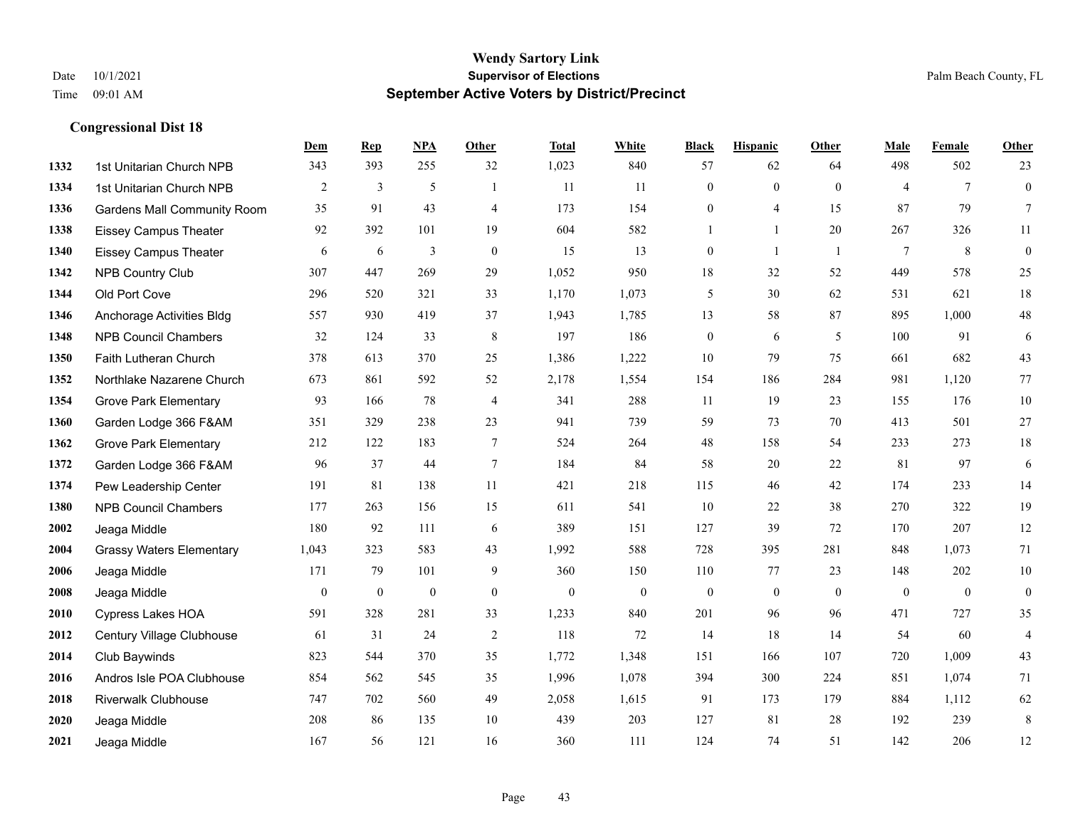# Wendy Sartory Link
## Supervisor of Elections
## September Active Voters by District/Precinct

Date 10/1/2021
Time 09:01 AM

Palm Beach County, FL

### Congressional Dist 18

| | | Dem | Rep | NPA | Other | Total | White | Black | Hispanic | Other | Male | Female | Other |
|---|---|---|---|---|---|---|---|---|---|---|---|---|---|
| 1332 | 1st Unitarian Church NPB | 343 | 393 | 255 | 32 | 1,023 | 840 | 57 | 62 | 64 | 498 | 502 | 23 |
| 1334 | 1st Unitarian Church NPB | 2 | 3 | 5 | 1 | 11 | 11 | 0 | 0 | 0 | 4 | 7 | 0 |
| 1336 | Gardens Mall Community Room | 35 | 91 | 43 | 4 | 173 | 154 | 0 | 4 | 15 | 87 | 79 | 7 |
| 1338 | Eissey Campus Theater | 92 | 392 | 101 | 19 | 604 | 582 | 1 | 1 | 20 | 267 | 326 | 11 |
| 1340 | Eissey Campus Theater | 6 | 6 | 3 | 0 | 15 | 13 | 0 | 1 | 1 | 7 | 8 | 0 |
| 1342 | NPB Country Club | 307 | 447 | 269 | 29 | 1,052 | 950 | 18 | 32 | 52 | 449 | 578 | 25 |
| 1344 | Old Port Cove | 296 | 520 | 321 | 33 | 1,170 | 1,073 | 5 | 30 | 62 | 531 | 621 | 18 |
| 1346 | Anchorage Activities Bldg | 557 | 930 | 419 | 37 | 1,943 | 1,785 | 13 | 58 | 87 | 895 | 1,000 | 48 |
| 1348 | NPB Council Chambers | 32 | 124 | 33 | 8 | 197 | 186 | 0 | 6 | 5 | 100 | 91 | 6 |
| 1350 | Faith Lutheran Church | 378 | 613 | 370 | 25 | 1,386 | 1,222 | 10 | 79 | 75 | 661 | 682 | 43 |
| 1352 | Northlake Nazarene Church | 673 | 861 | 592 | 52 | 2,178 | 1,554 | 154 | 186 | 284 | 981 | 1,120 | 77 |
| 1354 | Grove Park Elementary | 93 | 166 | 78 | 4 | 341 | 288 | 11 | 19 | 23 | 155 | 176 | 10 |
| 1360 | Garden Lodge 366 F&AM | 351 | 329 | 238 | 23 | 941 | 739 | 59 | 73 | 70 | 413 | 501 | 27 |
| 1362 | Grove Park Elementary | 212 | 122 | 183 | 7 | 524 | 264 | 48 | 158 | 54 | 233 | 273 | 18 |
| 1372 | Garden Lodge 366 F&AM | 96 | 37 | 44 | 7 | 184 | 84 | 58 | 20 | 22 | 81 | 97 | 6 |
| 1374 | Pew Leadership Center | 191 | 81 | 138 | 11 | 421 | 218 | 115 | 46 | 42 | 174 | 233 | 14 |
| 1380 | NPB Council Chambers | 177 | 263 | 156 | 15 | 611 | 541 | 10 | 22 | 38 | 270 | 322 | 19 |
| 2002 | Jeaga Middle | 180 | 92 | 111 | 6 | 389 | 151 | 127 | 39 | 72 | 170 | 207 | 12 |
| 2004 | Grassy Waters Elementary | 1,043 | 323 | 583 | 43 | 1,992 | 588 | 728 | 395 | 281 | 848 | 1,073 | 71 |
| 2006 | Jeaga Middle | 171 | 79 | 101 | 9 | 360 | 150 | 110 | 77 | 23 | 148 | 202 | 10 |
| 2008 | Jeaga Middle | 0 | 0 | 0 | 0 | 0 | 0 | 0 | 0 | 0 | 0 | 0 | 0 |
| 2010 | Cypress Lakes HOA | 591 | 328 | 281 | 33 | 1,233 | 840 | 201 | 96 | 96 | 471 | 727 | 35 |
| 2012 | Century Village Clubhouse | 61 | 31 | 24 | 2 | 118 | 72 | 14 | 18 | 14 | 54 | 60 | 4 |
| 2014 | Club Baywinds | 823 | 544 | 370 | 35 | 1,772 | 1,348 | 151 | 166 | 107 | 720 | 1,009 | 43 |
| 2016 | Andros Isle POA Clubhouse | 854 | 562 | 545 | 35 | 1,996 | 1,078 | 394 | 300 | 224 | 851 | 1,074 | 71 |
| 2018 | Riverwalk Clubhouse | 747 | 702 | 560 | 49 | 2,058 | 1,615 | 91 | 173 | 179 | 884 | 1,112 | 62 |
| 2020 | Jeaga Middle | 208 | 86 | 135 | 10 | 439 | 203 | 127 | 81 | 28 | 192 | 239 | 8 |
| 2021 | Jeaga Middle | 167 | 56 | 121 | 16 | 360 | 111 | 124 | 74 | 51 | 142 | 206 | 12 |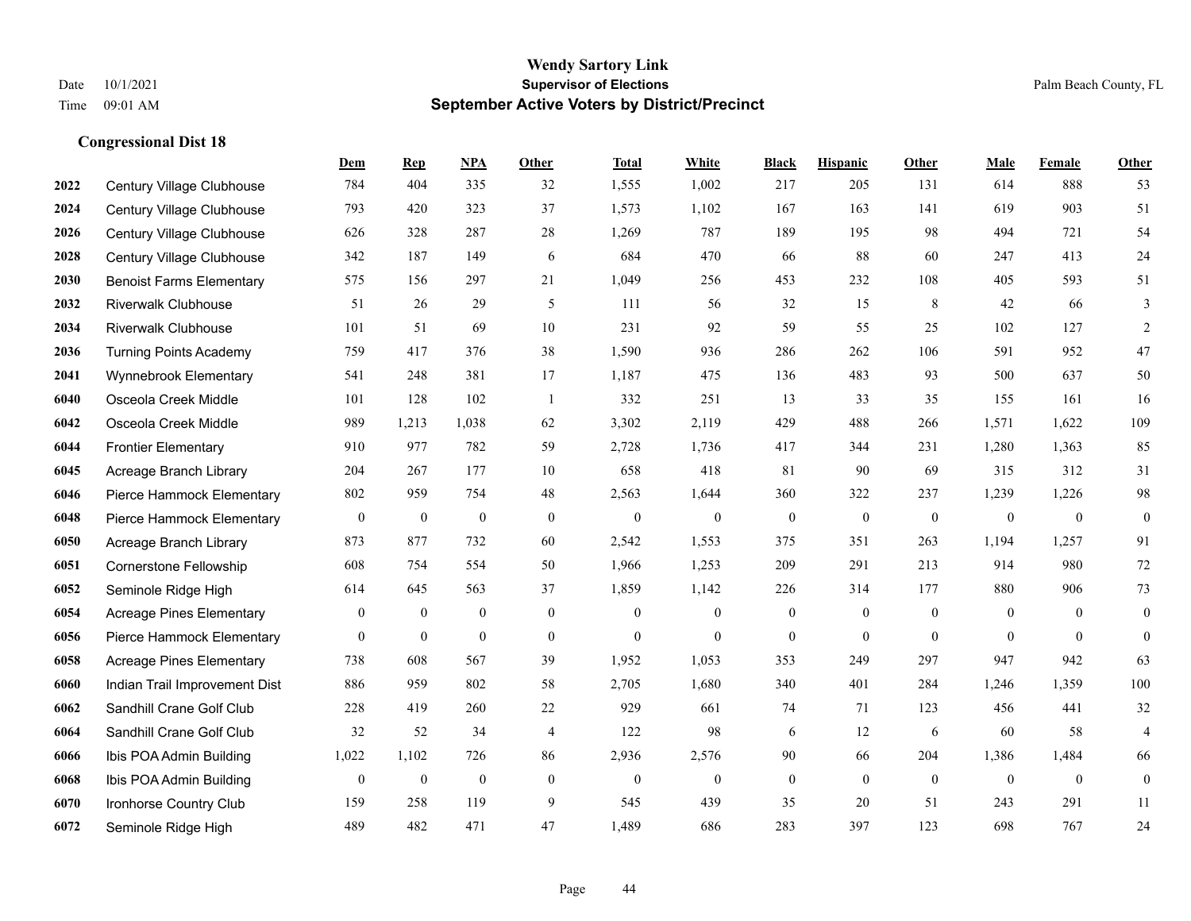## Congressional Dist 18

| | | Dem | Rep | NPA | Other | Total | White | Black | Hispanic | Other | Male | Female | Other |
|---|---|---|---|---|---|---|---|---|---|---|---|---|---|
| 2022 | Century Village Clubhouse | 784 | 404 | 335 | 32 | 1,555 | 1,002 | 217 | 205 | 131 | 614 | 888 | 53 |
| 2024 | Century Village Clubhouse | 793 | 420 | 323 | 37 | 1,573 | 1,102 | 167 | 163 | 141 | 619 | 903 | 51 |
| 2026 | Century Village Clubhouse | 626 | 328 | 287 | 28 | 1,269 | 787 | 189 | 195 | 98 | 494 | 721 | 54 |
| 2028 | Century Village Clubhouse | 342 | 187 | 149 | 6 | 684 | 470 | 66 | 88 | 60 | 247 | 413 | 24 |
| 2030 | Benoist Farms Elementary | 575 | 156 | 297 | 21 | 1,049 | 256 | 453 | 232 | 108 | 405 | 593 | 51 |
| 2032 | Riverwalk Clubhouse | 51 | 26 | 29 | 5 | 111 | 56 | 32 | 15 | 8 | 42 | 66 | 3 |
| 2034 | Riverwalk Clubhouse | 101 | 51 | 69 | 10 | 231 | 92 | 59 | 55 | 25 | 102 | 127 | 2 |
| 2036 | Turning Points Academy | 759 | 417 | 376 | 38 | 1,590 | 936 | 286 | 262 | 106 | 591 | 952 | 47 |
| 2041 | Wynnebrook Elementary | 541 | 248 | 381 | 17 | 1,187 | 475 | 136 | 483 | 93 | 500 | 637 | 50 |
| 6040 | Osceola Creek Middle | 101 | 128 | 102 | 1 | 332 | 251 | 13 | 33 | 35 | 155 | 161 | 16 |
| 6042 | Osceola Creek Middle | 989 | 1,213 | 1,038 | 62 | 3,302 | 2,119 | 429 | 488 | 266 | 1,571 | 1,622 | 109 |
| 6044 | Frontier Elementary | 910 | 977 | 782 | 59 | 2,728 | 1,736 | 417 | 344 | 231 | 1,280 | 1,363 | 85 |
| 6045 | Acreage Branch Library | 204 | 267 | 177 | 10 | 658 | 418 | 81 | 90 | 69 | 315 | 312 | 31 |
| 6046 | Pierce Hammock Elementary | 802 | 959 | 754 | 48 | 2,563 | 1,644 | 360 | 322 | 237 | 1,239 | 1,226 | 98 |
| 6048 | Pierce Hammock Elementary | 0 | 0 | 0 | 0 | 0 | 0 | 0 | 0 | 0 | 0 | 0 | 0 |
| 6050 | Acreage Branch Library | 873 | 877 | 732 | 60 | 2,542 | 1,553 | 375 | 351 | 263 | 1,194 | 1,257 | 91 |
| 6051 | Cornerstone Fellowship | 608 | 754 | 554 | 50 | 1,966 | 1,253 | 209 | 291 | 213 | 914 | 980 | 72 |
| 6052 | Seminole Ridge High | 614 | 645 | 563 | 37 | 1,859 | 1,142 | 226 | 314 | 177 | 880 | 906 | 73 |
| 6054 | Acreage Pines Elementary | 0 | 0 | 0 | 0 | 0 | 0 | 0 | 0 | 0 | 0 | 0 | 0 |
| 6056 | Pierce Hammock Elementary | 0 | 0 | 0 | 0 | 0 | 0 | 0 | 0 | 0 | 0 | 0 | 0 |
| 6058 | Acreage Pines Elementary | 738 | 608 | 567 | 39 | 1,952 | 1,053 | 353 | 249 | 297 | 947 | 942 | 63 |
| 6060 | Indian Trail Improvement Dist | 886 | 959 | 802 | 58 | 2,705 | 1,680 | 340 | 401 | 284 | 1,246 | 1,359 | 100 |
| 6062 | Sandhill Crane Golf Club | 228 | 419 | 260 | 22 | 929 | 661 | 74 | 71 | 123 | 456 | 441 | 32 |
| 6064 | Sandhill Crane Golf Club | 32 | 52 | 34 | 4 | 122 | 98 | 6 | 12 | 6 | 60 | 58 | 4 |
| 6066 | Ibis POA Admin Building | 1,022 | 1,102 | 726 | 86 | 2,936 | 2,576 | 90 | 66 | 204 | 1,386 | 1,484 | 66 |
| 6068 | Ibis POA Admin Building | 0 | 0 | 0 | 0 | 0 | 0 | 0 | 0 | 0 | 0 | 0 | 0 |
| 6070 | Ironhorse Country Club | 159 | 258 | 119 | 9 | 545 | 439 | 35 | 20 | 51 | 243 | 291 | 11 |
| 6072 | Seminole Ridge High | 489 | 482 | 471 | 47 | 1,489 | 686 | 283 | 397 | 123 | 698 | 767 | 24 |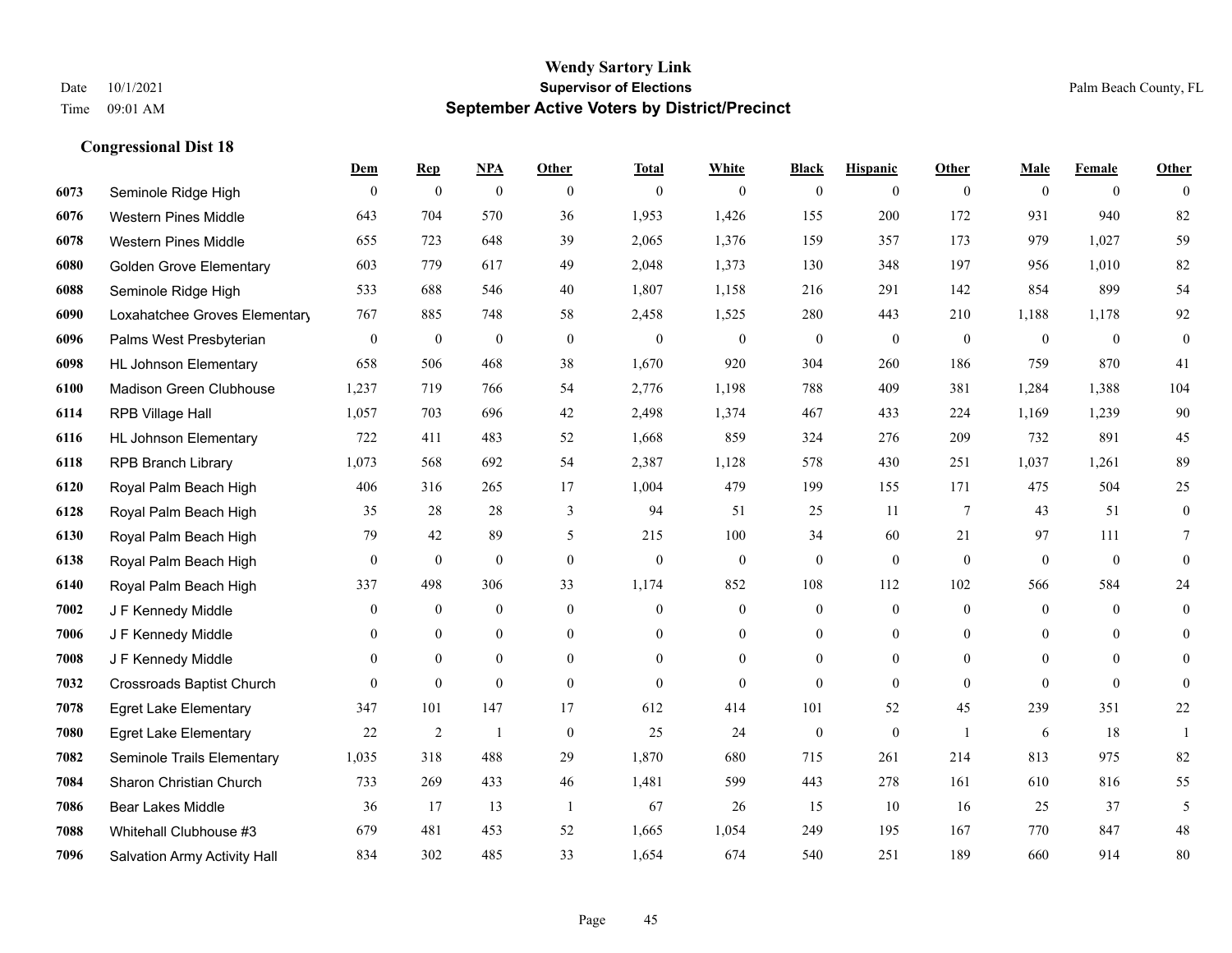# Wendy Sartory Link
## Supervisor of Elections
## September Active Voters by District/Precinct

Date 10/1/2021
Time 09:01 AM

Palm Beach County, FL

### Congressional Dist 18

| | | Dem | Rep | NPA | Other | Total | White | Black | Hispanic | Other | Male | Female | Other |
|---|---|---|---|---|---|---|---|---|---|---|---|---|---|
| 6073 | Seminole Ridge High | 0 | 0 | 0 | 0 | 0 | 0 | 0 | 0 | 0 | 0 | 0 | 0 |
| 6076 | Western Pines Middle | 643 | 704 | 570 | 36 | 1,953 | 1,426 | 155 | 200 | 172 | 931 | 940 | 82 |
| 6078 | Western Pines Middle | 655 | 723 | 648 | 39 | 2,065 | 1,376 | 159 | 357 | 173 | 979 | 1,027 | 59 |
| 6080 | Golden Grove Elementary | 603 | 779 | 617 | 49 | 2,048 | 1,373 | 130 | 348 | 197 | 956 | 1,010 | 82 |
| 6088 | Seminole Ridge High | 533 | 688 | 546 | 40 | 1,807 | 1,158 | 216 | 291 | 142 | 854 | 899 | 54 |
| 6090 | Loxahatchee Groves Elementary | 767 | 885 | 748 | 58 | 2,458 | 1,525 | 280 | 443 | 210 | 1,188 | 1,178 | 92 |
| 6096 | Palms West Presbyterian | 0 | 0 | 0 | 0 | 0 | 0 | 0 | 0 | 0 | 0 | 0 | 0 |
| 6098 | HL Johnson Elementary | 658 | 506 | 468 | 38 | 1,670 | 920 | 304 | 260 | 186 | 759 | 870 | 41 |
| 6100 | Madison Green Clubhouse | 1,237 | 719 | 766 | 54 | 2,776 | 1,198 | 788 | 409 | 381 | 1,284 | 1,388 | 104 |
| 6114 | RPB Village Hall | 1,057 | 703 | 696 | 42 | 2,498 | 1,374 | 467 | 433 | 224 | 1,169 | 1,239 | 90 |
| 6116 | HL Johnson Elementary | 722 | 411 | 483 | 52 | 1,668 | 859 | 324 | 276 | 209 | 732 | 891 | 45 |
| 6118 | RPB Branch Library | 1,073 | 568 | 692 | 54 | 2,387 | 1,128 | 578 | 430 | 251 | 1,037 | 1,261 | 89 |
| 6120 | Royal Palm Beach High | 406 | 316 | 265 | 17 | 1,004 | 479 | 199 | 155 | 171 | 475 | 504 | 25 |
| 6128 | Royal Palm Beach High | 35 | 28 | 28 | 3 | 94 | 51 | 25 | 11 | 7 | 43 | 51 | 0 |
| 6130 | Royal Palm Beach High | 79 | 42 | 89 | 5 | 215 | 100 | 34 | 60 | 21 | 97 | 111 | 7 |
| 6138 | Royal Palm Beach High | 0 | 0 | 0 | 0 | 0 | 0 | 0 | 0 | 0 | 0 | 0 | 0 |
| 6140 | Royal Palm Beach High | 337 | 498 | 306 | 33 | 1,174 | 852 | 108 | 112 | 102 | 566 | 584 | 24 |
| 7002 | J F Kennedy Middle | 0 | 0 | 0 | 0 | 0 | 0 | 0 | 0 | 0 | 0 | 0 | 0 |
| 7006 | J F Kennedy Middle | 0 | 0 | 0 | 0 | 0 | 0 | 0 | 0 | 0 | 0 | 0 | 0 |
| 7008 | J F Kennedy Middle | 0 | 0 | 0 | 0 | 0 | 0 | 0 | 0 | 0 | 0 | 0 | 0 |
| 7032 | Crossroads Baptist Church | 0 | 0 | 0 | 0 | 0 | 0 | 0 | 0 | 0 | 0 | 0 | 0 |
| 7078 | Egret Lake Elementary | 347 | 101 | 147 | 17 | 612 | 414 | 101 | 52 | 45 | 239 | 351 | 22 |
| 7080 | Egret Lake Elementary | 22 | 2 | 1 | 0 | 25 | 24 | 0 | 0 | 1 | 6 | 18 | 1 |
| 7082 | Seminole Trails Elementary | 1,035 | 318 | 488 | 29 | 1,870 | 680 | 715 | 261 | 214 | 813 | 975 | 82 |
| 7084 | Sharon Christian Church | 733 | 269 | 433 | 46 | 1,481 | 599 | 443 | 278 | 161 | 610 | 816 | 55 |
| 7086 | Bear Lakes Middle | 36 | 17 | 13 | 1 | 67 | 26 | 15 | 10 | 16 | 25 | 37 | 5 |
| 7088 | Whitehall Clubhouse #3 | 679 | 481 | 453 | 52 | 1,665 | 1,054 | 249 | 195 | 167 | 770 | 847 | 48 |
| 7096 | Salvation Army Activity Hall | 834 | 302 | 485 | 33 | 1,654 | 674 | 540 | 251 | 189 | 660 | 914 | 80 |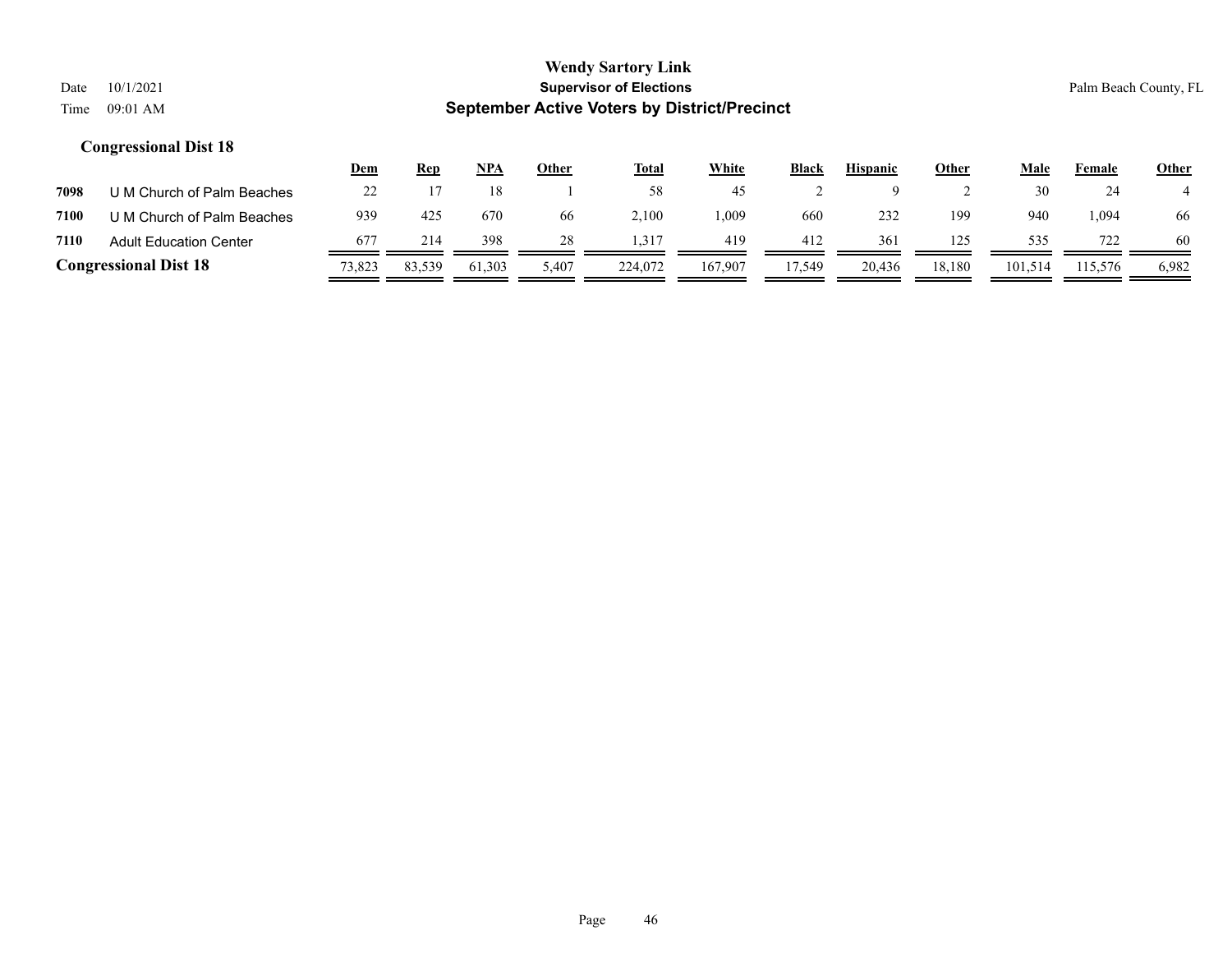## Congressional Dist 18

| | | Dem | Rep | NPA | Other | Total | White | Black | Hispanic | Other | Male | Female | Other |
|---|---|---|---|---|---|---|---|---|---|---|---|---|---|
| 7098 | U M Church of Palm Beaches | 22 | 17 | 18 | 1 | 58 | 45 | 2 | 9 | 2 | 30 | 24 | 4 |
| 7100 | U M Church of Palm Beaches | 939 | 425 | 670 | 66 | 2,100 | 1,009 | 660 | 232 | 199 | 940 | 1,094 | 66 |
| 7110 | Adult Education Center | 677 | 214 | 398 | 28 | 1,317 | 419 | 412 | 361 | 125 | 535 | 722 | 60 |
| **Congressional Dist 18** | | 73,823 | 83,539 | 61,303 | 5,407 | 224,072 | 167,907 | 17,549 | 20,436 | 18,180 | 101,514 | 115,576 | 6,982 |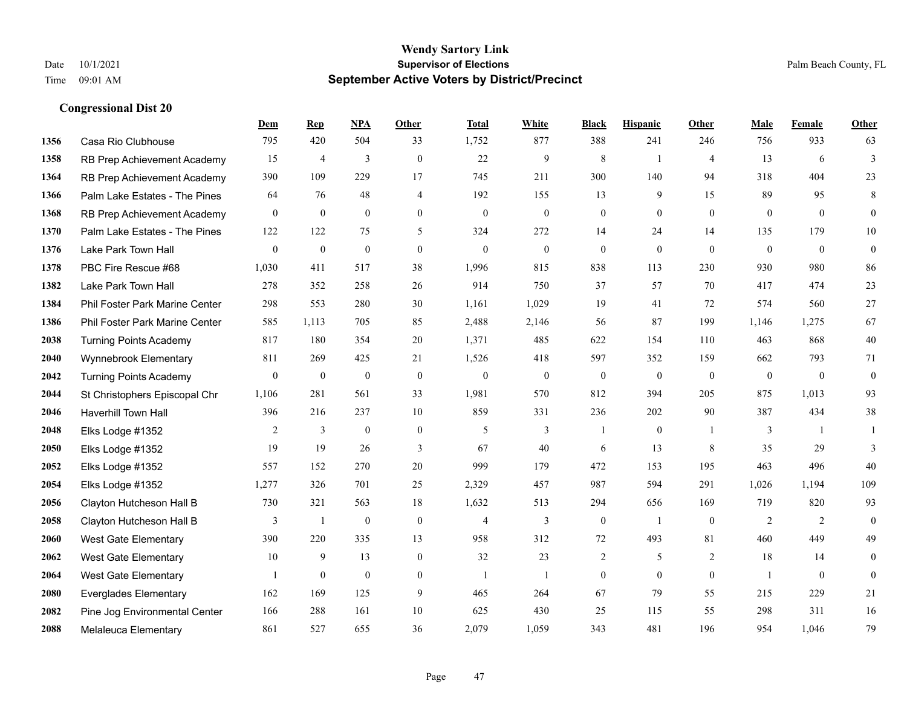# Wendy Sartory Link
## Supervisor of Elections
## September Active Voters by District/Precinct

Date 10/1/2021
Time 09:01 AM
Palm Beach County, FL

### Congressional Dist 20

| | | Dem | Rep | NPA | Other | Total | White | Black | Hispanic | Other | Male | Female | Other |
|---|---|---|---|---|---|---|---|---|---|---|---|---|---|
| 1356 | Casa Rio Clubhouse | 795 | 420 | 504 | 33 | 1,752 | 877 | 388 | 241 | 246 | 756 | 933 | 63 |
| 1358 | RB Prep Achievement Academy | 15 | 4 | 3 | 0 | 22 | 9 | 8 | 1 | 4 | 13 | 6 | 3 |
| 1364 | RB Prep Achievement Academy | 390 | 109 | 229 | 17 | 745 | 211 | 300 | 140 | 94 | 318 | 404 | 23 |
| 1366 | Palm Lake Estates - The Pines | 64 | 76 | 48 | 4 | 192 | 155 | 13 | 9 | 15 | 89 | 95 | 8 |
| 1368 | RB Prep Achievement Academy | 0 | 0 | 0 | 0 | 0 | 0 | 0 | 0 | 0 | 0 | 0 | 0 |
| 1370 | Palm Lake Estates - The Pines | 122 | 122 | 75 | 5 | 324 | 272 | 14 | 24 | 14 | 135 | 179 | 10 |
| 1376 | Lake Park Town Hall | 0 | 0 | 0 | 0 | 0 | 0 | 0 | 0 | 0 | 0 | 0 | 0 |
| 1378 | PBC Fire Rescue #68 | 1,030 | 411 | 517 | 38 | 1,996 | 815 | 838 | 113 | 230 | 930 | 980 | 86 |
| 1382 | Lake Park Town Hall | 278 | 352 | 258 | 26 | 914 | 750 | 37 | 57 | 70 | 417 | 474 | 23 |
| 1384 | Phil Foster Park Marine Center | 298 | 553 | 280 | 30 | 1,161 | 1,029 | 19 | 41 | 72 | 574 | 560 | 27 |
| 1386 | Phil Foster Park Marine Center | 585 | 1,113 | 705 | 85 | 2,488 | 2,146 | 56 | 87 | 199 | 1,146 | 1,275 | 67 |
| 2038 | Turning Points Academy | 817 | 180 | 354 | 20 | 1,371 | 485 | 622 | 154 | 110 | 463 | 868 | 40 |
| 2040 | Wynnebrook Elementary | 811 | 269 | 425 | 21 | 1,526 | 418 | 597 | 352 | 159 | 662 | 793 | 71 |
| 2042 | Turning Points Academy | 0 | 0 | 0 | 0 | 0 | 0 | 0 | 0 | 0 | 0 | 0 | 0 |
| 2044 | St Christophers Episcopal Chr | 1,106 | 281 | 561 | 33 | 1,981 | 570 | 812 | 394 | 205 | 875 | 1,013 | 93 |
| 2046 | Haverhill Town Hall | 396 | 216 | 237 | 10 | 859 | 331 | 236 | 202 | 90 | 387 | 434 | 38 |
| 2048 | Elks Lodge #1352 | 2 | 3 | 0 | 0 | 5 | 3 | 1 | 0 | 1 | 3 | 1 | 1 |
| 2050 | Elks Lodge #1352 | 19 | 19 | 26 | 3 | 67 | 40 | 6 | 13 | 8 | 35 | 29 | 3 |
| 2052 | Elks Lodge #1352 | 557 | 152 | 270 | 20 | 999 | 179 | 472 | 153 | 195 | 463 | 496 | 40 |
| 2054 | Elks Lodge #1352 | 1,277 | 326 | 701 | 25 | 2,329 | 457 | 987 | 594 | 291 | 1,026 | 1,194 | 109 |
| 2056 | Clayton Hutcheson Hall B | 730 | 321 | 563 | 18 | 1,632 | 513 | 294 | 656 | 169 | 719 | 820 | 93 |
| 2058 | Clayton Hutcheson Hall B | 3 | 1 | 0 | 0 | 4 | 3 | 0 | 1 | 0 | 2 | 2 | 0 |
| 2060 | West Gate Elementary | 390 | 220 | 335 | 13 | 958 | 312 | 72 | 493 | 81 | 460 | 449 | 49 |
| 2062 | West Gate Elementary | 10 | 9 | 13 | 0 | 32 | 23 | 2 | 5 | 2 | 18 | 14 | 0 |
| 2064 | West Gate Elementary | 1 | 0 | 0 | 0 | 1 | 1 | 0 | 0 | 0 | 1 | 0 | 0 |
| 2080 | Everglades Elementary | 162 | 169 | 125 | 9 | 465 | 264 | 67 | 79 | 55 | 215 | 229 | 21 |
| 2082 | Pine Jog Environmental Center | 166 | 288 | 161 | 10 | 625 | 430 | 25 | 115 | 55 | 298 | 311 | 16 |
| 2088 | Melaleuca Elementary | 861 | 527 | 655 | 36 | 2,079 | 1,059 | 343 | 481 | 196 | 954 | 1,046 | 79 |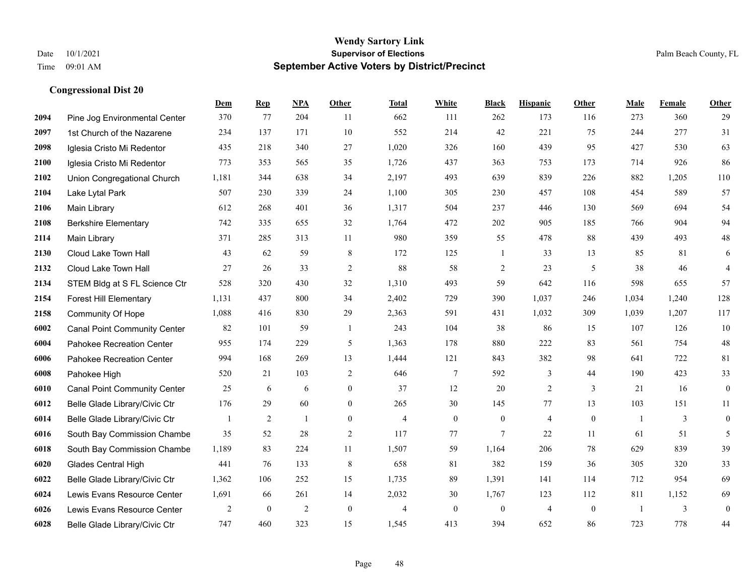**Wendy Sartory Link**
**Supervisor of Elections**
**September Active Voters by District/Precinct**

Date 10/1/2021
Time 09:01 AM

Palm Beach County, FL

## Congressional Dist 20

| | | Dem | Rep | NPA | Other | Total | White | Black | Hispanic | Other | Male | Female | Other |
|---|---|---|---|---|---|---|---|---|---|---|---|---|---|
| 2094 | Pine Jog Environmental Center | 370 | 77 | 204 | 11 | 662 | 111 | 262 | 173 | 116 | 273 | 360 | 29 |
| 2097 | 1st Church of the Nazarene | 234 | 137 | 171 | 10 | 552 | 214 | 42 | 221 | 75 | 244 | 277 | 31 |
| 2098 | Iglesia Cristo Mi Redentor | 435 | 218 | 340 | 27 | 1,020 | 326 | 160 | 439 | 95 | 427 | 530 | 63 |
| 2100 | Iglesia Cristo Mi Redentor | 773 | 353 | 565 | 35 | 1,726 | 437 | 363 | 753 | 173 | 714 | 926 | 86 |
| 2102 | Union Congregational Church | 1,181 | 344 | 638 | 34 | 2,197 | 493 | 639 | 839 | 226 | 882 | 1,205 | 110 |
| 2104 | Lake Lytal Park | 507 | 230 | 339 | 24 | 1,100 | 305 | 230 | 457 | 108 | 454 | 589 | 57 |
| 2106 | Main Library | 612 | 268 | 401 | 36 | 1,317 | 504 | 237 | 446 | 130 | 569 | 694 | 54 |
| 2108 | Berkshire Elementary | 742 | 335 | 655 | 32 | 1,764 | 472 | 202 | 905 | 185 | 766 | 904 | 94 |
| 2114 | Main Library | 371 | 285 | 313 | 11 | 980 | 359 | 55 | 478 | 88 | 439 | 493 | 48 |
| 2130 | Cloud Lake Town Hall | 43 | 62 | 59 | 8 | 172 | 125 | 1 | 33 | 13 | 85 | 81 | 6 |
| 2132 | Cloud Lake Town Hall | 27 | 26 | 33 | 2 | 88 | 58 | 2 | 23 | 5 | 38 | 46 | 4 |
| 2134 | STEM Bldg at S FL Science Ctr | 528 | 320 | 430 | 32 | 1,310 | 493 | 59 | 642 | 116 | 598 | 655 | 57 |
| 2154 | Forest Hill Elementary | 1,131 | 437 | 800 | 34 | 2,402 | 729 | 390 | 1,037 | 246 | 1,034 | 1,240 | 128 |
| 2158 | Community Of Hope | 1,088 | 416 | 830 | 29 | 2,363 | 591 | 431 | 1,032 | 309 | 1,039 | 1,207 | 117 |
| 6002 | Canal Point Community Center | 82 | 101 | 59 | 1 | 243 | 104 | 38 | 86 | 15 | 107 | 126 | 10 |
| 6004 | Pahokee Recreation Center | 955 | 174 | 229 | 5 | 1,363 | 178 | 880 | 222 | 83 | 561 | 754 | 48 |
| 6006 | Pahokee Recreation Center | 994 | 168 | 269 | 13 | 1,444 | 121 | 843 | 382 | 98 | 641 | 722 | 81 |
| 6008 | Pahokee High | 520 | 21 | 103 | 2 | 646 | 7 | 592 | 3 | 44 | 190 | 423 | 33 |
| 6010 | Canal Point Community Center | 25 | 6 | 6 | 0 | 37 | 12 | 20 | 2 | 3 | 21 | 16 | 0 |
| 6012 | Belle Glade Library/Civic Ctr | 176 | 29 | 60 | 0 | 265 | 30 | 145 | 77 | 13 | 103 | 151 | 11 |
| 6014 | Belle Glade Library/Civic Ctr | 1 | 2 | 1 | 0 | 4 | 0 | 0 | 4 | 0 | 1 | 3 | 0 |
| 6016 | South Bay Commission Chambe | 35 | 52 | 28 | 2 | 117 | 77 | 7 | 22 | 11 | 61 | 51 | 5 |
| 6018 | South Bay Commission Chambe | 1,189 | 83 | 224 | 11 | 1,507 | 59 | 1,164 | 206 | 78 | 629 | 839 | 39 |
| 6020 | Glades Central High | 441 | 76 | 133 | 8 | 658 | 81 | 382 | 159 | 36 | 305 | 320 | 33 |
| 6022 | Belle Glade Library/Civic Ctr | 1,362 | 106 | 252 | 15 | 1,735 | 89 | 1,391 | 141 | 114 | 712 | 954 | 69 |
| 6024 | Lewis Evans Resource Center | 1,691 | 66 | 261 | 14 | 2,032 | 30 | 1,767 | 123 | 112 | 811 | 1,152 | 69 |
| 6026 | Lewis Evans Resource Center | 2 | 0 | 2 | 0 | 4 | 0 | 0 | 4 | 0 | 1 | 3 | 0 |
| 6028 | Belle Glade Library/Civic Ctr | 747 | 460 | 323 | 15 | 1,545 | 413 | 394 | 652 | 86 | 723 | 778 | 44 |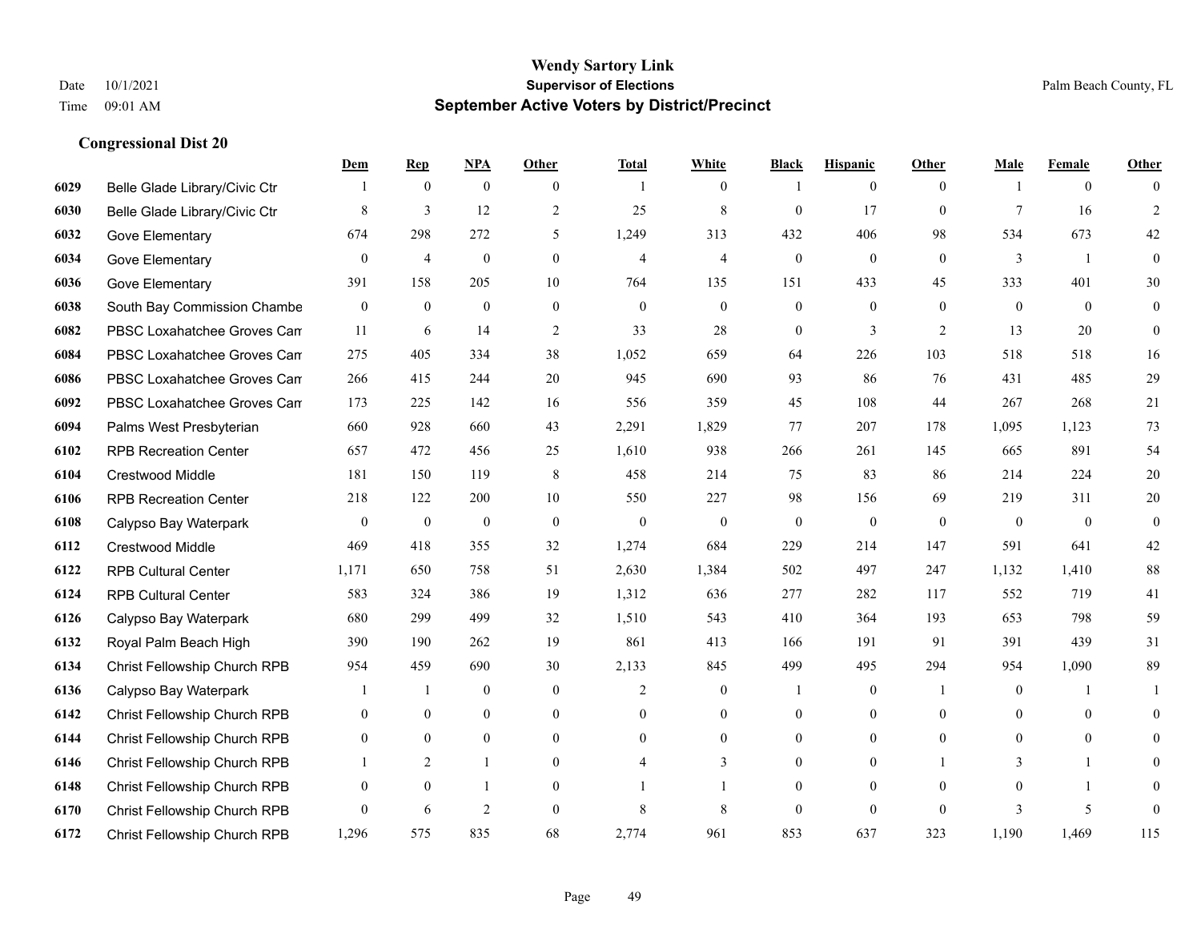# Wendy Sartory Link
**Supervisor of Elections**
**September Active Voters by District/Precinct**

Date 10/1/2021
Time 09:01 AM

Palm Beach County, FL

## Congressional Dist 20

| | | Dem | Rep | NPA | Other | Total | White | Black | Hispanic | Other | Male | Female | Other |
|---|---|---|---|---|---|---|---|---|---|---|---|---|---|
| 6029 | Belle Glade Library/Civic Ctr | 1 | 0 | 0 | 0 | 1 | 0 | 1 | 0 | 0 | 1 | 0 | 0 |
| 6030 | Belle Glade Library/Civic Ctr | 8 | 3 | 12 | 2 | 25 | 8 | 0 | 17 | 0 | 7 | 16 | 2 |
| 6032 | Gove Elementary | 674 | 298 | 272 | 5 | 1,249 | 313 | 432 | 406 | 98 | 534 | 673 | 42 |
| 6034 | Gove Elementary | 0 | 4 | 0 | 0 | 4 | 4 | 0 | 0 | 0 | 3 | 1 | 0 |
| 6036 | Gove Elementary | 391 | 158 | 205 | 10 | 764 | 135 | 151 | 433 | 45 | 333 | 401 | 30 |
| 6038 | South Bay Commission Chambe | 0 | 0 | 0 | 0 | 0 | 0 | 0 | 0 | 0 | 0 | 0 | 0 |
| 6082 | PBSC Loxahatchee Groves Can | 11 | 6 | 14 | 2 | 33 | 28 | 0 | 3 | 2 | 13 | 20 | 0 |
| 6084 | PBSC Loxahatchee Groves Can | 275 | 405 | 334 | 38 | 1,052 | 659 | 64 | 226 | 103 | 518 | 518 | 16 |
| 6086 | PBSC Loxahatchee Groves Can | 266 | 415 | 244 | 20 | 945 | 690 | 93 | 86 | 76 | 431 | 485 | 29 |
| 6092 | PBSC Loxahatchee Groves Can | 173 | 225 | 142 | 16 | 556 | 359 | 45 | 108 | 44 | 267 | 268 | 21 |
| 6094 | Palms West Presbyterian | 660 | 928 | 660 | 43 | 2,291 | 1,829 | 77 | 207 | 178 | 1,095 | 1,123 | 73 |
| 6102 | RPB Recreation Center | 657 | 472 | 456 | 25 | 1,610 | 938 | 266 | 261 | 145 | 665 | 891 | 54 |
| 6104 | Crestwood Middle | 181 | 150 | 119 | 8 | 458 | 214 | 75 | 83 | 86 | 214 | 224 | 20 |
| 6106 | RPB Recreation Center | 218 | 122 | 200 | 10 | 550 | 227 | 98 | 156 | 69 | 219 | 311 | 20 |
| 6108 | Calypso Bay Waterpark | 0 | 0 | 0 | 0 | 0 | 0 | 0 | 0 | 0 | 0 | 0 | 0 |
| 6112 | Crestwood Middle | 469 | 418 | 355 | 32 | 1,274 | 684 | 229 | 214 | 147 | 591 | 641 | 42 |
| 6122 | RPB Cultural Center | 1,171 | 650 | 758 | 51 | 2,630 | 1,384 | 502 | 497 | 247 | 1,132 | 1,410 | 88 |
| 6124 | RPB Cultural Center | 583 | 324 | 386 | 19 | 1,312 | 636 | 277 | 282 | 117 | 552 | 719 | 41 |
| 6126 | Calypso Bay Waterpark | 680 | 299 | 499 | 32 | 1,510 | 543 | 410 | 364 | 193 | 653 | 798 | 59 |
| 6132 | Royal Palm Beach High | 390 | 190 | 262 | 19 | 861 | 413 | 166 | 191 | 91 | 391 | 439 | 31 |
| 6134 | Christ Fellowship Church RPB | 954 | 459 | 690 | 30 | 2,133 | 845 | 499 | 495 | 294 | 954 | 1,090 | 89 |
| 6136 | Calypso Bay Waterpark | 1 | 1 | 0 | 0 | 2 | 0 | 1 | 0 | 1 | 0 | 1 | 1 |
| 6142 | Christ Fellowship Church RPB | 0 | 0 | 0 | 0 | 0 | 0 | 0 | 0 | 0 | 0 | 0 | 0 |
| 6144 | Christ Fellowship Church RPB | 0 | 0 | 0 | 0 | 0 | 0 | 0 | 0 | 0 | 0 | 0 | 0 |
| 6146 | Christ Fellowship Church RPB | 1 | 2 | 1 | 0 | 4 | 3 | 0 | 0 | 1 | 3 | 1 | 0 |
| 6148 | Christ Fellowship Church RPB | 0 | 0 | 1 | 0 | 1 | 1 | 0 | 0 | 0 | 0 | 1 | 0 |
| 6170 | Christ Fellowship Church RPB | 0 | 6 | 2 | 0 | 8 | 8 | 0 | 0 | 0 | 3 | 5 | 0 |
| 6172 | Christ Fellowship Church RPB | 1,296 | 575 | 835 | 68 | 2,774 | 961 | 853 | 637 | 323 | 1,190 | 1,469 | 115 |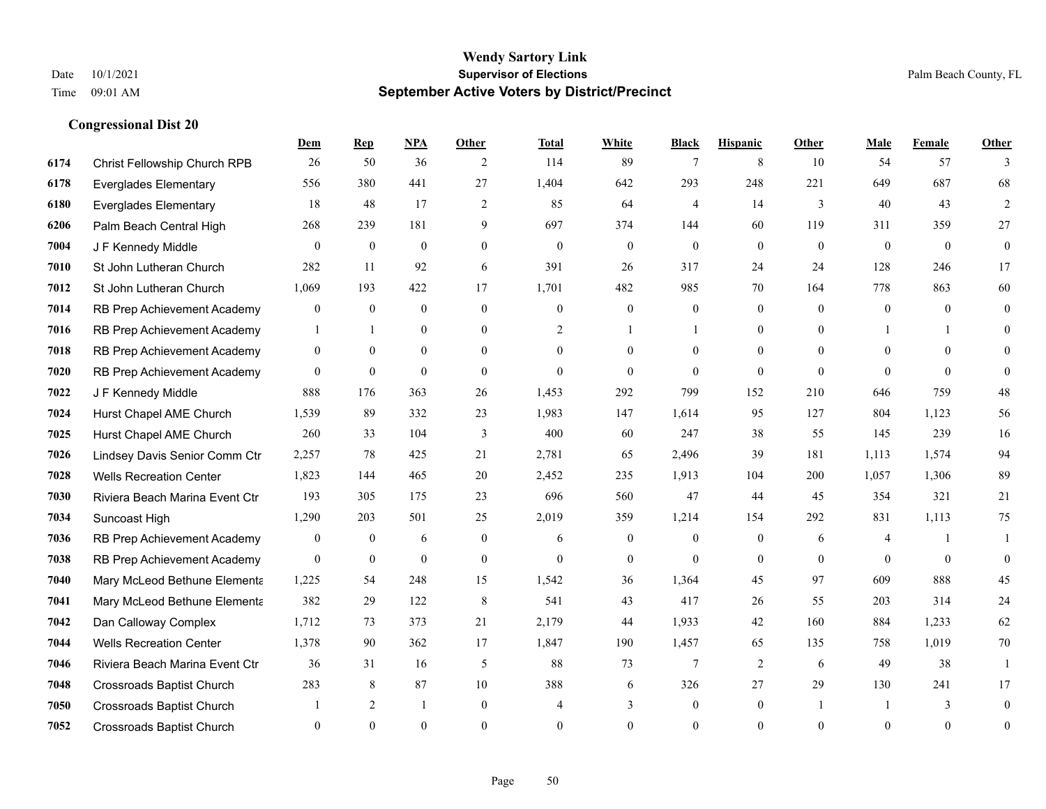# Wendy Sartory Link
## Supervisor of Elections
## September Active Voters by District/Precinct

Date 10/1/2021
Time 09:01 AM

Palm Beach County, FL

### Congressional Dist 20

| | | Dem | Rep | NPA | Other | Total | White | Black | Hispanic | Other | Male | Female | Other |
|---|---|---|---|---|---|---|---|---|---|---|---|---|---|
| 6174 | Christ Fellowship Church RPB | 26 | 50 | 36 | 2 | 114 | 89 | 7 | 8 | 10 | 54 | 57 | 3 |
| 6178 | Everglades Elementary | 556 | 380 | 441 | 27 | 1,404 | 642 | 293 | 248 | 221 | 649 | 687 | 68 |
| 6180 | Everglades Elementary | 18 | 48 | 17 | 2 | 85 | 64 | 4 | 14 | 3 | 40 | 43 | 2 |
| 6206 | Palm Beach Central High | 268 | 239 | 181 | 9 | 697 | 374 | 144 | 60 | 119 | 311 | 359 | 27 |
| 7004 | J F Kennedy Middle | 0 | 0 | 0 | 0 | 0 | 0 | 0 | 0 | 0 | 0 | 0 | 0 |
| 7010 | St John Lutheran Church | 282 | 11 | 92 | 6 | 391 | 26 | 317 | 24 | 24 | 128 | 246 | 17 |
| 7012 | St John Lutheran Church | 1,069 | 193 | 422 | 17 | 1,701 | 482 | 985 | 70 | 164 | 778 | 863 | 60 |
| 7014 | RB Prep Achievement Academy | 0 | 0 | 0 | 0 | 0 | 0 | 0 | 0 | 0 | 0 | 0 | 0 |
| 7016 | RB Prep Achievement Academy | 1 | 1 | 0 | 0 | 2 | 1 | 1 | 0 | 0 | 1 | 1 | 0 |
| 7018 | RB Prep Achievement Academy | 0 | 0 | 0 | 0 | 0 | 0 | 0 | 0 | 0 | 0 | 0 | 0 |
| 7020 | RB Prep Achievement Academy | 0 | 0 | 0 | 0 | 0 | 0 | 0 | 0 | 0 | 0 | 0 | 0 |
| 7022 | J F Kennedy Middle | 888 | 176 | 363 | 26 | 1,453 | 292 | 799 | 152 | 210 | 646 | 759 | 48 |
| 7024 | Hurst Chapel AME Church | 1,539 | 89 | 332 | 23 | 1,983 | 147 | 1,614 | 95 | 127 | 804 | 1,123 | 56 |
| 7025 | Hurst Chapel AME Church | 260 | 33 | 104 | 3 | 400 | 60 | 247 | 38 | 55 | 145 | 239 | 16 |
| 7026 | Lindsey Davis Senior Comm Ctr | 2,257 | 78 | 425 | 21 | 2,781 | 65 | 2,496 | 39 | 181 | 1,113 | 1,574 | 94 |
| 7028 | Wells Recreation Center | 1,823 | 144 | 465 | 20 | 2,452 | 235 | 1,913 | 104 | 200 | 1,057 | 1,306 | 89 |
| 7030 | Riviera Beach Marina Event Ctr | 193 | 305 | 175 | 23 | 696 | 560 | 47 | 44 | 45 | 354 | 321 | 21 |
| 7034 | Suncoast High | 1,290 | 203 | 501 | 25 | 2,019 | 359 | 1,214 | 154 | 292 | 831 | 1,113 | 75 |
| 7036 | RB Prep Achievement Academy | 0 | 0 | 6 | 0 | 6 | 0 | 0 | 0 | 6 | 4 | 1 | 1 |
| 7038 | RB Prep Achievement Academy | 0 | 0 | 0 | 0 | 0 | 0 | 0 | 0 | 0 | 0 | 0 | 0 |
| 7040 | Mary McLeod Bethune Elementa | 1,225 | 54 | 248 | 15 | 1,542 | 36 | 1,364 | 45 | 97 | 609 | 888 | 45 |
| 7041 | Mary McLeod Bethune Elementa | 382 | 29 | 122 | 8 | 541 | 43 | 417 | 26 | 55 | 203 | 314 | 24 |
| 7042 | Dan Calloway Complex | 1,712 | 73 | 373 | 21 | 2,179 | 44 | 1,933 | 42 | 160 | 884 | 1,233 | 62 |
| 7044 | Wells Recreation Center | 1,378 | 90 | 362 | 17 | 1,847 | 190 | 1,457 | 65 | 135 | 758 | 1,019 | 70 |
| 7046 | Riviera Beach Marina Event Ctr | 36 | 31 | 16 | 5 | 88 | 73 | 7 | 2 | 6 | 49 | 38 | 1 |
| 7048 | Crossroads Baptist Church | 283 | 8 | 87 | 10 | 388 | 6 | 326 | 27 | 29 | 130 | 241 | 17 |
| 7050 | Crossroads Baptist Church | 1 | 2 | 1 | 0 | 4 | 3 | 0 | 0 | 1 | 1 | 3 | 0 |
| 7052 | Crossroads Baptist Church | 0 | 0 | 0 | 0 | 0 | 0 | 0 | 0 | 0 | 0 | 0 | 0 |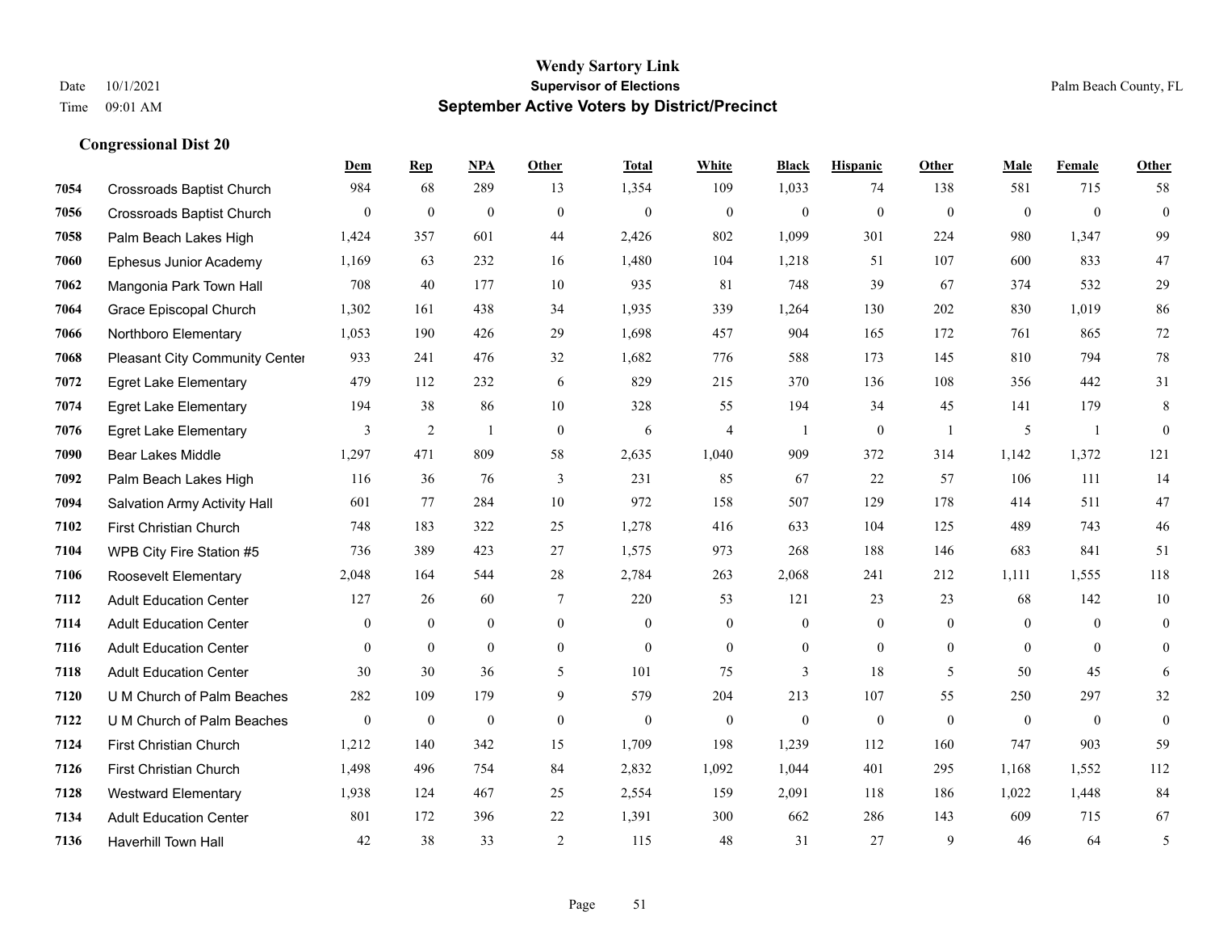# Wendy Sartory Link
## Supervisor of Elections
## September Active Voters by District/Precinct

Date 10/1/2021
Time 09:01 AM

Palm Beach County, FL

### Congressional Dist 20

| | | Dem | Rep | NPA | Other | Total | White | Black | Hispanic | Other | Male | Female | Other |
|---|---|---|---|---|---|---|---|---|---|---|---|---|---|
| 7054 | Crossroads Baptist Church | 984 | 68 | 289 | 13 | 1,354 | 109 | 1,033 | 74 | 138 | 581 | 715 | 58 |
| 7056 | Crossroads Baptist Church | 0 | 0 | 0 | 0 | 0 | 0 | 0 | 0 | 0 | 0 | 0 | 0 |
| 7058 | Palm Beach Lakes High | 1,424 | 357 | 601 | 44 | 2,426 | 802 | 1,099 | 301 | 224 | 980 | 1,347 | 99 |
| 7060 | Ephesus Junior Academy | 1,169 | 63 | 232 | 16 | 1,480 | 104 | 1,218 | 51 | 107 | 600 | 833 | 47 |
| 7062 | Mangonia Park Town Hall | 708 | 40 | 177 | 10 | 935 | 81 | 748 | 39 | 67 | 374 | 532 | 29 |
| 7064 | Grace Episcopal Church | 1,302 | 161 | 438 | 34 | 1,935 | 339 | 1,264 | 130 | 202 | 830 | 1,019 | 86 |
| 7066 | Northboro Elementary | 1,053 | 190 | 426 | 29 | 1,698 | 457 | 904 | 165 | 172 | 761 | 865 | 72 |
| 7068 | Pleasant City Community Center | 933 | 241 | 476 | 32 | 1,682 | 776 | 588 | 173 | 145 | 810 | 794 | 78 |
| 7072 | Egret Lake Elementary | 479 | 112 | 232 | 6 | 829 | 215 | 370 | 136 | 108 | 356 | 442 | 31 |
| 7074 | Egret Lake Elementary | 194 | 38 | 86 | 10 | 328 | 55 | 194 | 34 | 45 | 141 | 179 | 8 |
| 7076 | Egret Lake Elementary | 3 | 2 | 1 | 0 | 6 | 4 | 1 | 0 | 1 | 5 | 1 | 0 |
| 7090 | Bear Lakes Middle | 1,297 | 471 | 809 | 58 | 2,635 | 1,040 | 909 | 372 | 314 | 1,142 | 1,372 | 121 |
| 7092 | Palm Beach Lakes High | 116 | 36 | 76 | 3 | 231 | 85 | 67 | 22 | 57 | 106 | 111 | 14 |
| 7094 | Salvation Army Activity Hall | 601 | 77 | 284 | 10 | 972 | 158 | 507 | 129 | 178 | 414 | 511 | 47 |
| 7102 | First Christian Church | 748 | 183 | 322 | 25 | 1,278 | 416 | 633 | 104 | 125 | 489 | 743 | 46 |
| 7104 | WPB City Fire Station #5 | 736 | 389 | 423 | 27 | 1,575 | 973 | 268 | 188 | 146 | 683 | 841 | 51 |
| 7106 | Roosevelt Elementary | 2,048 | 164 | 544 | 28 | 2,784 | 263 | 2,068 | 241 | 212 | 1,111 | 1,555 | 118 |
| 7112 | Adult Education Center | 127 | 26 | 60 | 7 | 220 | 53 | 121 | 23 | 23 | 68 | 142 | 10 |
| 7114 | Adult Education Center | 0 | 0 | 0 | 0 | 0 | 0 | 0 | 0 | 0 | 0 | 0 | 0 |
| 7116 | Adult Education Center | 0 | 0 | 0 | 0 | 0 | 0 | 0 | 0 | 0 | 0 | 0 | 0 |
| 7118 | Adult Education Center | 30 | 30 | 36 | 5 | 101 | 75 | 3 | 18 | 5 | 50 | 45 | 6 |
| 7120 | U M Church of Palm Beaches | 282 | 109 | 179 | 9 | 579 | 204 | 213 | 107 | 55 | 250 | 297 | 32 |
| 7122 | U M Church of Palm Beaches | 0 | 0 | 0 | 0 | 0 | 0 | 0 | 0 | 0 | 0 | 0 | 0 |
| 7124 | First Christian Church | 1,212 | 140 | 342 | 15 | 1,709 | 198 | 1,239 | 112 | 160 | 747 | 903 | 59 |
| 7126 | First Christian Church | 1,498 | 496 | 754 | 84 | 2,832 | 1,092 | 1,044 | 401 | 295 | 1,168 | 1,552 | 112 |
| 7128 | Westward Elementary | 1,938 | 124 | 467 | 25 | 2,554 | 159 | 2,091 | 118 | 186 | 1,022 | 1,448 | 84 |
| 7134 | Adult Education Center | 801 | 172 | 396 | 22 | 1,391 | 300 | 662 | 286 | 143 | 609 | 715 | 67 |
| 7136 | Haverhill Town Hall | 42 | 38 | 33 | 2 | 115 | 48 | 31 | 27 | 9 | 46 | 64 | 5 |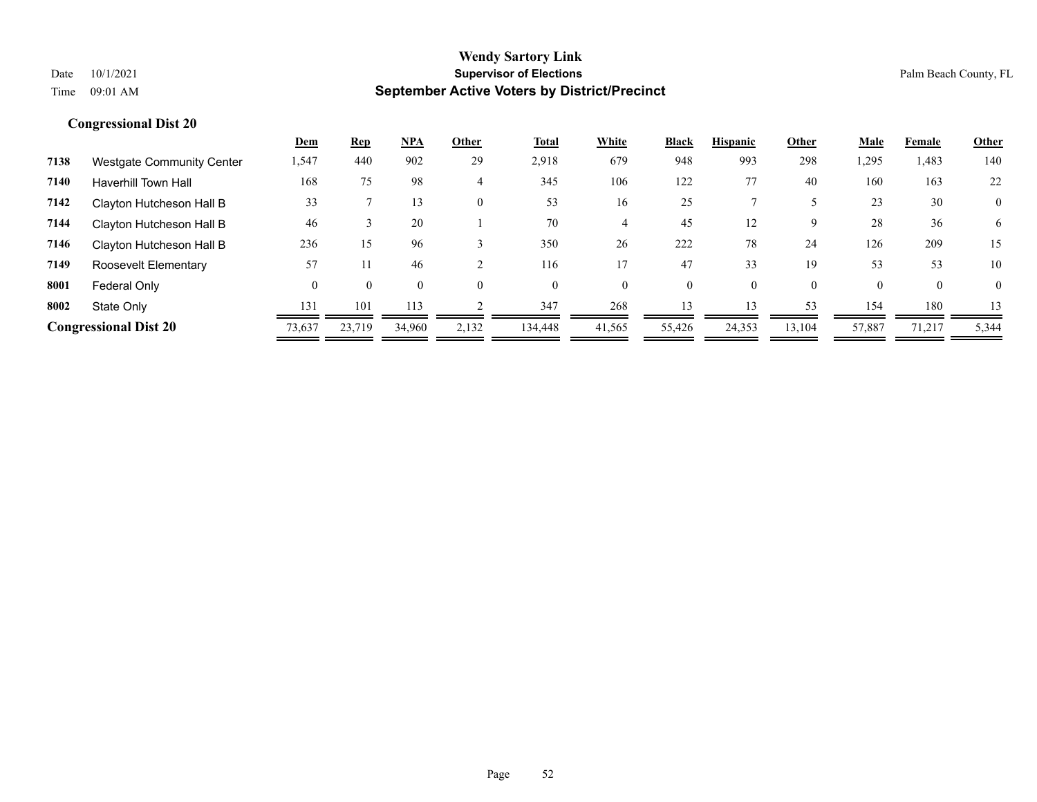# Wendy Sartory Link

## Supervisor of Elections

## September Active Voters by District/Precinct

Date 10/1/2021
Time 09:01 AM

Palm Beach County, FL

### Congressional Dist 20

| | | Dem | Rep | NPA | Other | Total | White | Black | Hispanic | Other | Male | Female | Other |
|---|---|---|---|---|---|---|---|---|---|---|---|---|---|
| 7138 | Westgate Community Center | 1,547 | 440 | 902 | 29 | 2,918 | 679 | 948 | 993 | 298 | 1,295 | 1,483 | 140 |
| 7140 | Haverhill Town Hall | 168 | 75 | 98 | 4 | 345 | 106 | 122 | 77 | 40 | 160 | 163 | 22 |
| 7142 | Clayton Hutcheson Hall B | 33 | 7 | 13 | 0 | 53 | 16 | 25 | 7 | 5 | 23 | 30 | 0 |
| 7144 | Clayton Hutcheson Hall B | 46 | 3 | 20 | 1 | 70 | 4 | 45 | 12 | 9 | 28 | 36 | 6 |
| 7146 | Clayton Hutcheson Hall B | 236 | 15 | 96 | 3 | 350 | 26 | 222 | 78 | 24 | 126 | 209 | 15 |
| 7149 | Roosevelt Elementary | 57 | 11 | 46 | 2 | 116 | 17 | 47 | 33 | 19 | 53 | 53 | 10 |
| 8001 | Federal Only | 0 | 0 | 0 | 0 | 0 | 0 | 0 | 0 | 0 | 0 | 0 | 0 |
| 8002 | State Only | 131 | 101 | 113 | 2 | 347 | 268 | 13 | 13 | 53 | 154 | 180 | 13 |
| **Congressional Dist 20** | | 73,637 | 23,719 | 34,960 | 2,132 | 134,448 | 41,565 | 55,426 | 24,353 | 13,104 | 57,887 | 71,217 | 5,344 |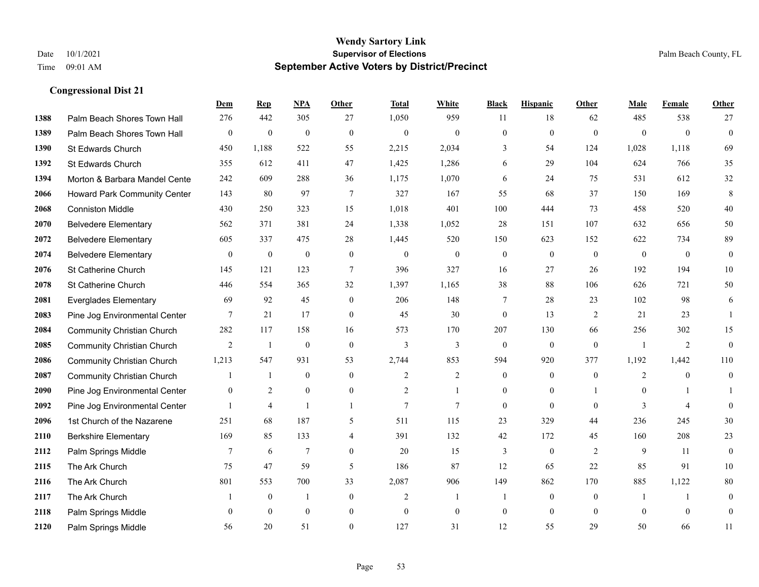**Wendy Sartory Link**
**Supervisor of Elections**
**September Active Voters by District/Precinct**

Date 10/1/2021
Time 09:01 AM

Palm Beach County, FL

### Congressional Dist 21

| | | Dem | Rep | NPA | Other | Total | White | Black | Hispanic | Other | Male | Female | Other |
|---|---|---|---|---|---|---|---|---|---|---|---|---|---|
| 1388 | Palm Beach Shores Town Hall | 276 | 442 | 305 | 27 | 1,050 | 959 | 11 | 18 | 62 | 485 | 538 | 27 |
| 1389 | Palm Beach Shores Town Hall | 0 | 0 | 0 | 0 | 0 | 0 | 0 | 0 | 0 | 0 | 0 | 0 |
| 1390 | St Edwards Church | 450 | 1,188 | 522 | 55 | 2,215 | 2,034 | 3 | 54 | 124 | 1,028 | 1,118 | 69 |
| 1392 | St Edwards Church | 355 | 612 | 411 | 47 | 1,425 | 1,286 | 6 | 29 | 104 | 624 | 766 | 35 |
| 1394 | Morton & Barbara Mandel Cente | 242 | 609 | 288 | 36 | 1,175 | 1,070 | 6 | 24 | 75 | 531 | 612 | 32 |
| 2066 | Howard Park Community Center | 143 | 80 | 97 | 7 | 327 | 167 | 55 | 68 | 37 | 150 | 169 | 8 |
| 2068 | Conniston Middle | 430 | 250 | 323 | 15 | 1,018 | 401 | 100 | 444 | 73 | 458 | 520 | 40 |
| 2070 | Belvedere Elementary | 562 | 371 | 381 | 24 | 1,338 | 1,052 | 28 | 151 | 107 | 632 | 656 | 50 |
| 2072 | Belvedere Elementary | 605 | 337 | 475 | 28 | 1,445 | 520 | 150 | 623 | 152 | 622 | 734 | 89 |
| 2074 | Belvedere Elementary | 0 | 0 | 0 | 0 | 0 | 0 | 0 | 0 | 0 | 0 | 0 | 0 |
| 2076 | St Catherine Church | 145 | 121 | 123 | 7 | 396 | 327 | 16 | 27 | 26 | 192 | 194 | 10 |
| 2078 | St Catherine Church | 446 | 554 | 365 | 32 | 1,397 | 1,165 | 38 | 88 | 106 | 626 | 721 | 50 |
| 2081 | Everglades Elementary | 69 | 92 | 45 | 0 | 206 | 148 | 7 | 28 | 23 | 102 | 98 | 6 |
| 2083 | Pine Jog Environmental Center | 7 | 21 | 17 | 0 | 45 | 30 | 0 | 13 | 2 | 21 | 23 | 1 |
| 2084 | Community Christian Church | 282 | 117 | 158 | 16 | 573 | 170 | 207 | 130 | 66 | 256 | 302 | 15 |
| 2085 | Community Christian Church | 2 | 1 | 0 | 0 | 3 | 3 | 0 | 0 | 0 | 1 | 2 | 0 |
| 2086 | Community Christian Church | 1,213 | 547 | 931 | 53 | 2,744 | 853 | 594 | 920 | 377 | 1,192 | 1,442 | 110 |
| 2087 | Community Christian Church | 1 | 1 | 0 | 0 | 2 | 2 | 0 | 0 | 0 | 2 | 0 | 0 |
| 2090 | Pine Jog Environmental Center | 0 | 2 | 0 | 0 | 2 | 1 | 0 | 0 | 1 | 0 | 1 | 1 |
| 2092 | Pine Jog Environmental Center | 1 | 4 | 1 | 1 | 7 | 7 | 0 | 0 | 0 | 3 | 4 | 0 |
| 2096 | 1st Church of the Nazarene | 251 | 68 | 187 | 5 | 511 | 115 | 23 | 329 | 44 | 236 | 245 | 30 |
| 2110 | Berkshire Elementary | 169 | 85 | 133 | 4 | 391 | 132 | 42 | 172 | 45 | 160 | 208 | 23 |
| 2112 | Palm Springs Middle | 7 | 6 | 7 | 0 | 20 | 15 | 3 | 0 | 2 | 9 | 11 | 0 |
| 2115 | The Ark Church | 75 | 47 | 59 | 5 | 186 | 87 | 12 | 65 | 22 | 85 | 91 | 10 |
| 2116 | The Ark Church | 801 | 553 | 700 | 33 | 2,087 | 906 | 149 | 862 | 170 | 885 | 1,122 | 80 |
| 2117 | The Ark Church | 1 | 0 | 1 | 0 | 2 | 1 | 1 | 0 | 0 | 1 | 1 | 0 |
| 2118 | Palm Springs Middle | 0 | 0 | 0 | 0 | 0 | 0 | 0 | 0 | 0 | 0 | 0 | 0 |
| 2120 | Palm Springs Middle | 56 | 20 | 51 | 0 | 127 | 31 | 12 | 55 | 29 | 50 | 66 | 11 |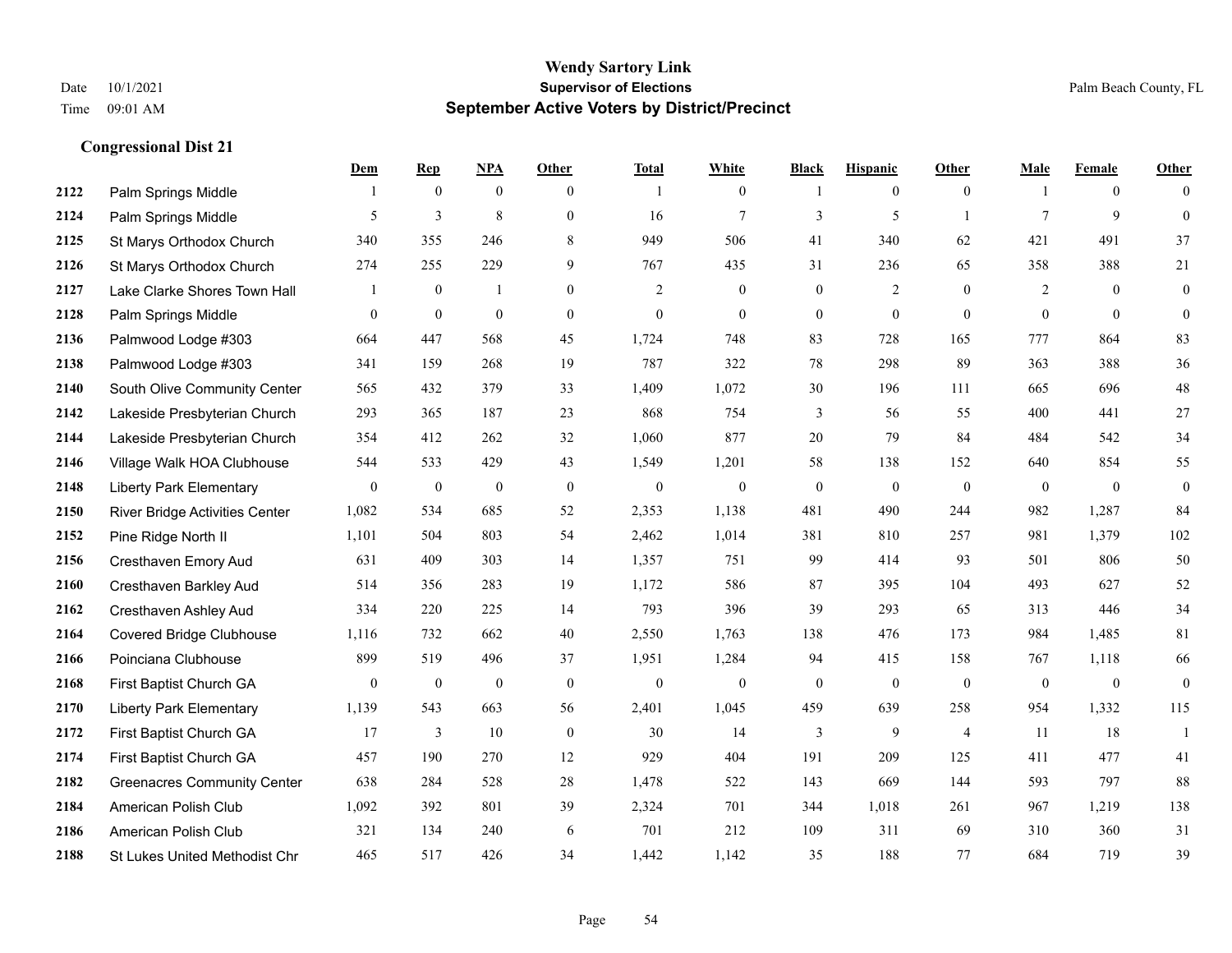**Wendy Sartory Link**
**Supervisor of Elections**
**September Active Voters by District/Precinct**

Date 10/1/2021
Time 09:01 AM

Palm Beach County, FL

## Congressional Dist 21

| | | Dem | Rep | NPA | Other | Total | White | Black | Hispanic | Other | Male | Female | Other |
|---|---|---|---|---|---|---|---|---|---|---|---|---|---|
| 2122 | Palm Springs Middle | 1 | 0 | 0 | 0 | 1 | 0 | 1 | 0 | 0 | 1 | 0 | 0 |
| 2124 | Palm Springs Middle | 5 | 3 | 8 | 0 | 16 | 7 | 3 | 5 | 1 | 7 | 9 | 0 |
| 2125 | St Marys Orthodox Church | 340 | 355 | 246 | 8 | 949 | 506 | 41 | 340 | 62 | 421 | 491 | 37 |
| 2126 | St Marys Orthodox Church | 274 | 255 | 229 | 9 | 767 | 435 | 31 | 236 | 65 | 358 | 388 | 21 |
| 2127 | Lake Clarke Shores Town Hall | 1 | 0 | 1 | 0 | 2 | 0 | 0 | 2 | 0 | 2 | 0 | 0 |
| 2128 | Palm Springs Middle | 0 | 0 | 0 | 0 | 0 | 0 | 0 | 0 | 0 | 0 | 0 | 0 |
| 2136 | Palmwood Lodge #303 | 664 | 447 | 568 | 45 | 1,724 | 748 | 83 | 728 | 165 | 777 | 864 | 83 |
| 2138 | Palmwood Lodge #303 | 341 | 159 | 268 | 19 | 787 | 322 | 78 | 298 | 89 | 363 | 388 | 36 |
| 2140 | South Olive Community Center | 565 | 432 | 379 | 33 | 1,409 | 1,072 | 30 | 196 | 111 | 665 | 696 | 48 |
| 2142 | Lakeside Presbyterian Church | 293 | 365 | 187 | 23 | 868 | 754 | 3 | 56 | 55 | 400 | 441 | 27 |
| 2144 | Lakeside Presbyterian Church | 354 | 412 | 262 | 32 | 1,060 | 877 | 20 | 79 | 84 | 484 | 542 | 34 |
| 2146 | Village Walk HOA Clubhouse | 544 | 533 | 429 | 43 | 1,549 | 1,201 | 58 | 138 | 152 | 640 | 854 | 55 |
| 2148 | Liberty Park Elementary | 0 | 0 | 0 | 0 | 0 | 0 | 0 | 0 | 0 | 0 | 0 | 0 |
| 2150 | River Bridge Activities Center | 1,082 | 534 | 685 | 52 | 2,353 | 1,138 | 481 | 490 | 244 | 982 | 1,287 | 84 |
| 2152 | Pine Ridge North II | 1,101 | 504 | 803 | 54 | 2,462 | 1,014 | 381 | 810 | 257 | 981 | 1,379 | 102 |
| 2156 | Cresthaven Emory Aud | 631 | 409 | 303 | 14 | 1,357 | 751 | 99 | 414 | 93 | 501 | 806 | 50 |
| 2160 | Cresthaven Barkley Aud | 514 | 356 | 283 | 19 | 1,172 | 586 | 87 | 395 | 104 | 493 | 627 | 52 |
| 2162 | Cresthaven Ashley Aud | 334 | 220 | 225 | 14 | 793 | 396 | 39 | 293 | 65 | 313 | 446 | 34 |
| 2164 | Covered Bridge Clubhouse | 1,116 | 732 | 662 | 40 | 2,550 | 1,763 | 138 | 476 | 173 | 984 | 1,485 | 81 |
| 2166 | Poinciana Clubhouse | 899 | 519 | 496 | 37 | 1,951 | 1,284 | 94 | 415 | 158 | 767 | 1,118 | 66 |
| 2168 | First Baptist Church GA | 0 | 0 | 0 | 0 | 0 | 0 | 0 | 0 | 0 | 0 | 0 | 0 |
| 2170 | Liberty Park Elementary | 1,139 | 543 | 663 | 56 | 2,401 | 1,045 | 459 | 639 | 258 | 954 | 1,332 | 115 |
| 2172 | First Baptist Church GA | 17 | 3 | 10 | 0 | 30 | 14 | 3 | 9 | 4 | 11 | 18 | 1 |
| 2174 | First Baptist Church GA | 457 | 190 | 270 | 12 | 929 | 404 | 191 | 209 | 125 | 411 | 477 | 41 |
| 2182 | Greenacres Community Center | 638 | 284 | 528 | 28 | 1,478 | 522 | 143 | 669 | 144 | 593 | 797 | 88 |
| 2184 | American Polish Club | 1,092 | 392 | 801 | 39 | 2,324 | 701 | 344 | 1,018 | 261 | 967 | 1,219 | 138 |
| 2186 | American Polish Club | 321 | 134 | 240 | 6 | 701 | 212 | 109 | 311 | 69 | 310 | 360 | 31 |
| 2188 | St Lukes United Methodist Chr | 465 | 517 | 426 | 34 | 1,442 | 1,142 | 35 | 188 | 77 | 684 | 719 | 39 |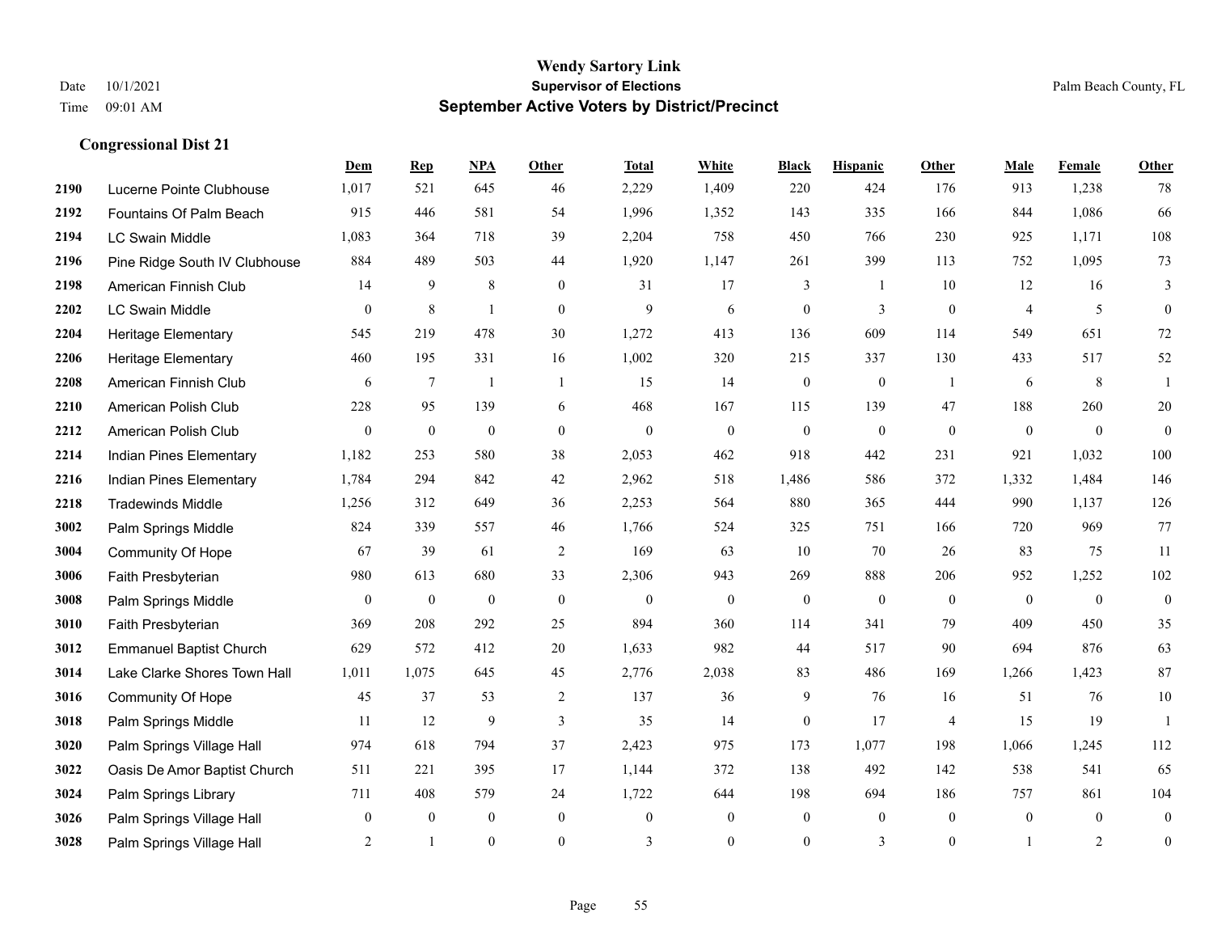**Wendy Sartory Link**
**Supervisor of Elections**
**September Active Voters by District/Precinct**

Date 10/1/2021
Time 09:01 AM

Palm Beach County, FL

## Congressional Dist 21

| | | Dem | Rep | NPA | Other | Total | White | Black | Hispanic | Other | Male | Female | Other |
|---|---|---|---|---|---|---|---|---|---|---|---|---|---|
| 2190 | Lucerne Pointe Clubhouse | 1,017 | 521 | 645 | 46 | 2,229 | 1,409 | 220 | 424 | 176 | 913 | 1,238 | 78 |
| 2192 | Fountains Of Palm Beach | 915 | 446 | 581 | 54 | 1,996 | 1,352 | 143 | 335 | 166 | 844 | 1,086 | 66 |
| 2194 | LC Swain Middle | 1,083 | 364 | 718 | 39 | 2,204 | 758 | 450 | 766 | 230 | 925 | 1,171 | 108 |
| 2196 | Pine Ridge South IV Clubhouse | 884 | 489 | 503 | 44 | 1,920 | 1,147 | 261 | 399 | 113 | 752 | 1,095 | 73 |
| 2198 | American Finnish Club | 14 | 9 | 8 | 0 | 31 | 17 | 3 | 1 | 10 | 12 | 16 | 3 |
| 2202 | LC Swain Middle | 0 | 8 | 1 | 0 | 9 | 6 | 0 | 3 | 0 | 4 | 5 | 0 |
| 2204 | Heritage Elementary | 545 | 219 | 478 | 30 | 1,272 | 413 | 136 | 609 | 114 | 549 | 651 | 72 |
| 2206 | Heritage Elementary | 460 | 195 | 331 | 16 | 1,002 | 320 | 215 | 337 | 130 | 433 | 517 | 52 |
| 2208 | American Finnish Club | 6 | 7 | 1 | 1 | 15 | 14 | 0 | 0 | 1 | 6 | 8 | 1 |
| 2210 | American Polish Club | 228 | 95 | 139 | 6 | 468 | 167 | 115 | 139 | 47 | 188 | 260 | 20 |
| 2212 | American Polish Club | 0 | 0 | 0 | 0 | 0 | 0 | 0 | 0 | 0 | 0 | 0 | 0 |
| 2214 | Indian Pines Elementary | 1,182 | 253 | 580 | 38 | 2,053 | 462 | 918 | 442 | 231 | 921 | 1,032 | 100 |
| 2216 | Indian Pines Elementary | 1,784 | 294 | 842 | 42 | 2,962 | 518 | 1,486 | 586 | 372 | 1,332 | 1,484 | 146 |
| 2218 | Tradewinds Middle | 1,256 | 312 | 649 | 36 | 2,253 | 564 | 880 | 365 | 444 | 990 | 1,137 | 126 |
| 3002 | Palm Springs Middle | 824 | 339 | 557 | 46 | 1,766 | 524 | 325 | 751 | 166 | 720 | 969 | 77 |
| 3004 | Community Of Hope | 67 | 39 | 61 | 2 | 169 | 63 | 10 | 70 | 26 | 83 | 75 | 11 |
| 3006 | Faith Presbyterian | 980 | 613 | 680 | 33 | 2,306 | 943 | 269 | 888 | 206 | 952 | 1,252 | 102 |
| 3008 | Palm Springs Middle | 0 | 0 | 0 | 0 | 0 | 0 | 0 | 0 | 0 | 0 | 0 | 0 |
| 3010 | Faith Presbyterian | 369 | 208 | 292 | 25 | 894 | 360 | 114 | 341 | 79 | 409 | 450 | 35 |
| 3012 | Emmanuel Baptist Church | 629 | 572 | 412 | 20 | 1,633 | 982 | 44 | 517 | 90 | 694 | 876 | 63 |
| 3014 | Lake Clarke Shores Town Hall | 1,011 | 1,075 | 645 | 45 | 2,776 | 2,038 | 83 | 486 | 169 | 1,266 | 1,423 | 87 |
| 3016 | Community Of Hope | 45 | 37 | 53 | 2 | 137 | 36 | 9 | 76 | 16 | 51 | 76 | 10 |
| 3018 | Palm Springs Middle | 11 | 12 | 9 | 3 | 35 | 14 | 0 | 17 | 4 | 15 | 19 | 1 |
| 3020 | Palm Springs Village Hall | 974 | 618 | 794 | 37 | 2,423 | 975 | 173 | 1,077 | 198 | 1,066 | 1,245 | 112 |
| 3022 | Oasis De Amor Baptist Church | 511 | 221 | 395 | 17 | 1,144 | 372 | 138 | 492 | 142 | 538 | 541 | 65 |
| 3024 | Palm Springs Library | 711 | 408 | 579 | 24 | 1,722 | 644 | 198 | 694 | 186 | 757 | 861 | 104 |
| 3026 | Palm Springs Village Hall | 0 | 0 | 0 | 0 | 0 | 0 | 0 | 0 | 0 | 0 | 0 | 0 |
| 3028 | Palm Springs Village Hall | 2 | 1 | 0 | 0 | 3 | 0 | 0 | 3 | 0 | 1 | 2 | 0 |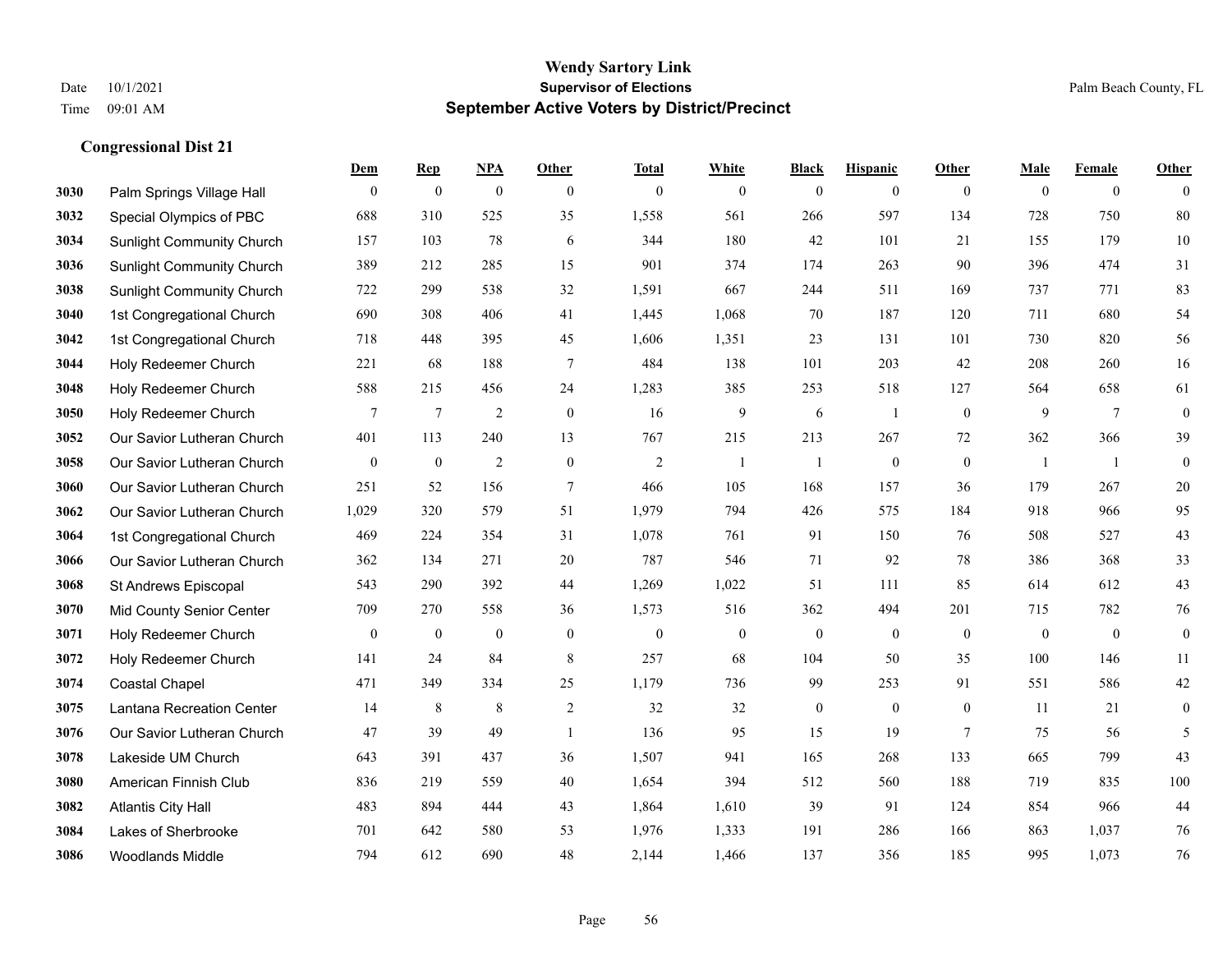**Wendy Sartory Link**
**Supervisor of Elections**
**September Active Voters by District/Precinct**

Date 10/1/2021
Time 09:01 AM

Palm Beach County, FL

### Congressional Dist 21

| | | Dem | Rep | NPA | Other | Total | White | Black | Hispanic | Other | Male | Female | Other |
|---|---|---|---|---|---|---|---|---|---|---|---|---|---|
| 3030 | Palm Springs Village Hall | 0 | 0 | 0 | 0 | 0 | 0 | 0 | 0 | 0 | 0 | 0 | 0 |
| 3032 | Special Olympics of PBC | 688 | 310 | 525 | 35 | 1,558 | 561 | 266 | 597 | 134 | 728 | 750 | 80 |
| 3034 | Sunlight Community Church | 157 | 103 | 78 | 6 | 344 | 180 | 42 | 101 | 21 | 155 | 179 | 10 |
| 3036 | Sunlight Community Church | 389 | 212 | 285 | 15 | 901 | 374 | 174 | 263 | 90 | 396 | 474 | 31 |
| 3038 | Sunlight Community Church | 722 | 299 | 538 | 32 | 1,591 | 667 | 244 | 511 | 169 | 737 | 771 | 83 |
| 3040 | 1st Congregational Church | 690 | 308 | 406 | 41 | 1,445 | 1,068 | 70 | 187 | 120 | 711 | 680 | 54 |
| 3042 | 1st Congregational Church | 718 | 448 | 395 | 45 | 1,606 | 1,351 | 23 | 131 | 101 | 730 | 820 | 56 |
| 3044 | Holy Redeemer Church | 221 | 68 | 188 | 7 | 484 | 138 | 101 | 203 | 42 | 208 | 260 | 16 |
| 3048 | Holy Redeemer Church | 588 | 215 | 456 | 24 | 1,283 | 385 | 253 | 518 | 127 | 564 | 658 | 61 |
| 3050 | Holy Redeemer Church | 7 | 7 | 2 | 0 | 16 | 9 | 6 | 1 | 0 | 9 | 7 | 0 |
| 3052 | Our Savior Lutheran Church | 401 | 113 | 240 | 13 | 767 | 215 | 213 | 267 | 72 | 362 | 366 | 39 |
| 3058 | Our Savior Lutheran Church | 0 | 0 | 2 | 0 | 2 | 1 | 1 | 0 | 0 | 1 | 1 | 0 |
| 3060 | Our Savior Lutheran Church | 251 | 52 | 156 | 7 | 466 | 105 | 168 | 157 | 36 | 179 | 267 | 20 |
| 3062 | Our Savior Lutheran Church | 1,029 | 320 | 579 | 51 | 1,979 | 794 | 426 | 575 | 184 | 918 | 966 | 95 |
| 3064 | 1st Congregational Church | 469 | 224 | 354 | 31 | 1,078 | 761 | 91 | 150 | 76 | 508 | 527 | 43 |
| 3066 | Our Savior Lutheran Church | 362 | 134 | 271 | 20 | 787 | 546 | 71 | 92 | 78 | 386 | 368 | 33 |
| 3068 | St Andrews Episcopal | 543 | 290 | 392 | 44 | 1,269 | 1,022 | 51 | 111 | 85 | 614 | 612 | 43 |
| 3070 | Mid County Senior Center | 709 | 270 | 558 | 36 | 1,573 | 516 | 362 | 494 | 201 | 715 | 782 | 76 |
| 3071 | Holy Redeemer Church | 0 | 0 | 0 | 0 | 0 | 0 | 0 | 0 | 0 | 0 | 0 | 0 |
| 3072 | Holy Redeemer Church | 141 | 24 | 84 | 8 | 257 | 68 | 104 | 50 | 35 | 100 | 146 | 11 |
| 3074 | Coastal Chapel | 471 | 349 | 334 | 25 | 1,179 | 736 | 99 | 253 | 91 | 551 | 586 | 42 |
| 3075 | Lantana Recreation Center | 14 | 8 | 8 | 2 | 32 | 32 | 0 | 0 | 0 | 11 | 21 | 0 |
| 3076 | Our Savior Lutheran Church | 47 | 39 | 49 | 1 | 136 | 95 | 15 | 19 | 7 | 75 | 56 | 5 |
| 3078 | Lakeside UM Church | 643 | 391 | 437 | 36 | 1,507 | 941 | 165 | 268 | 133 | 665 | 799 | 43 |
| 3080 | American Finnish Club | 836 | 219 | 559 | 40 | 1,654 | 394 | 512 | 560 | 188 | 719 | 835 | 100 |
| 3082 | Atlantis City Hall | 483 | 894 | 444 | 43 | 1,864 | 1,610 | 39 | 91 | 124 | 854 | 966 | 44 |
| 3084 | Lakes of Sherbrooke | 701 | 642 | 580 | 53 | 1,976 | 1,333 | 191 | 286 | 166 | 863 | 1,037 | 76 |
| 3086 | Woodlands Middle | 794 | 612 | 690 | 48 | 2,144 | 1,466 | 137 | 356 | 185 | 995 | 1,073 | 76 |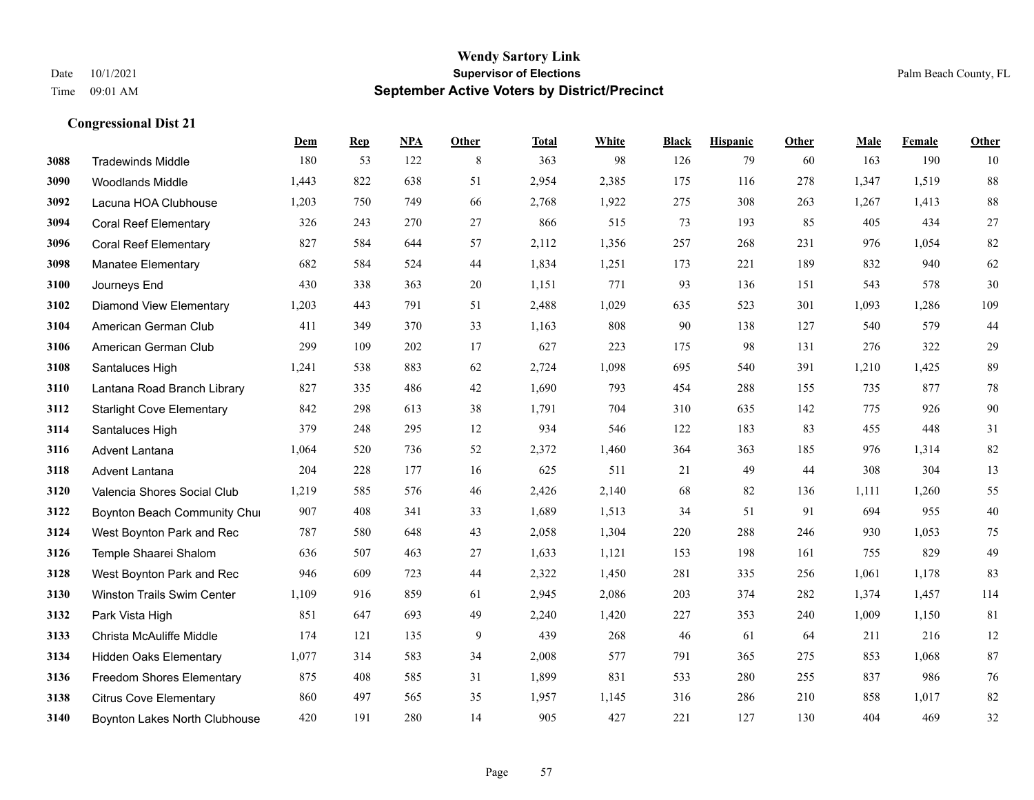# Wendy Sartory Link
## Supervisor of Elections
## September Active Voters by District/Precinct

Date 10/1/2021
Time 09:01 AM

Palm Beach County, FL

### Congressional Dist 21

| | | Dem | Rep | NPA | Other | Total | White | Black | Hispanic | Other | Male | Female | Other |
|---|---|---|---|---|---|---|---|---|---|---|---|---|---|
| 3088 | Tradewinds Middle | 180 | 53 | 122 | 8 | 363 | 98 | 126 | 79 | 60 | 163 | 190 | 10 |
| 3090 | Woodlands Middle | 1,443 | 822 | 638 | 51 | 2,954 | 2,385 | 175 | 116 | 278 | 1,347 | 1,519 | 88 |
| 3092 | Lacuna HOA Clubhouse | 1,203 | 750 | 749 | 66 | 2,768 | 1,922 | 275 | 308 | 263 | 1,267 | 1,413 | 88 |
| 3094 | Coral Reef Elementary | 326 | 243 | 270 | 27 | 866 | 515 | 73 | 193 | 85 | 405 | 434 | 27 |
| 3096 | Coral Reef Elementary | 827 | 584 | 644 | 57 | 2,112 | 1,356 | 257 | 268 | 231 | 976 | 1,054 | 82 |
| 3098 | Manatee Elementary | 682 | 584 | 524 | 44 | 1,834 | 1,251 | 173 | 221 | 189 | 832 | 940 | 62 |
| 3100 | Journeys End | 430 | 338 | 363 | 20 | 1,151 | 771 | 93 | 136 | 151 | 543 | 578 | 30 |
| 3102 | Diamond View Elementary | 1,203 | 443 | 791 | 51 | 2,488 | 1,029 | 635 | 523 | 301 | 1,093 | 1,286 | 109 |
| 3104 | American German Club | 411 | 349 | 370 | 33 | 1,163 | 808 | 90 | 138 | 127 | 540 | 579 | 44 |
| 3106 | American German Club | 299 | 109 | 202 | 17 | 627 | 223 | 175 | 98 | 131 | 276 | 322 | 29 |
| 3108 | Santaluces High | 1,241 | 538 | 883 | 62 | 2,724 | 1,098 | 695 | 540 | 391 | 1,210 | 1,425 | 89 |
| 3110 | Lantana Road Branch Library | 827 | 335 | 486 | 42 | 1,690 | 793 | 454 | 288 | 155 | 735 | 877 | 78 |
| 3112 | Starlight Cove Elementary | 842 | 298 | 613 | 38 | 1,791 | 704 | 310 | 635 | 142 | 775 | 926 | 90 |
| 3114 | Santaluces High | 379 | 248 | 295 | 12 | 934 | 546 | 122 | 183 | 83 | 455 | 448 | 31 |
| 3116 | Advent Lantana | 1,064 | 520 | 736 | 52 | 2,372 | 1,460 | 364 | 363 | 185 | 976 | 1,314 | 82 |
| 3118 | Advent Lantana | 204 | 228 | 177 | 16 | 625 | 511 | 21 | 49 | 44 | 308 | 304 | 13 |
| 3120 | Valencia Shores Social Club | 1,219 | 585 | 576 | 46 | 2,426 | 2,140 | 68 | 82 | 136 | 1,111 | 1,260 | 55 |
| 3122 | Boynton Beach Community Chui | 907 | 408 | 341 | 33 | 1,689 | 1,513 | 34 | 51 | 91 | 694 | 955 | 40 |
| 3124 | West Boynton Park and Rec | 787 | 580 | 648 | 43 | 2,058 | 1,304 | 220 | 288 | 246 | 930 | 1,053 | 75 |
| 3126 | Temple Shaarei Shalom | 636 | 507 | 463 | 27 | 1,633 | 1,121 | 153 | 198 | 161 | 755 | 829 | 49 |
| 3128 | West Boynton Park and Rec | 946 | 609 | 723 | 44 | 2,322 | 1,450 | 281 | 335 | 256 | 1,061 | 1,178 | 83 |
| 3130 | Winston Trails Swim Center | 1,109 | 916 | 859 | 61 | 2,945 | 2,086 | 203 | 374 | 282 | 1,374 | 1,457 | 114 |
| 3132 | Park Vista High | 851 | 647 | 693 | 49 | 2,240 | 1,420 | 227 | 353 | 240 | 1,009 | 1,150 | 81 |
| 3133 | Christa McAuliffe Middle | 174 | 121 | 135 | 9 | 439 | 268 | 46 | 61 | 64 | 211 | 216 | 12 |
| 3134 | Hidden Oaks Elementary | 1,077 | 314 | 583 | 34 | 2,008 | 577 | 791 | 365 | 275 | 853 | 1,068 | 87 |
| 3136 | Freedom Shores Elementary | 875 | 408 | 585 | 31 | 1,899 | 831 | 533 | 280 | 255 | 837 | 986 | 76 |
| 3138 | Citrus Cove Elementary | 860 | 497 | 565 | 35 | 1,957 | 1,145 | 316 | 286 | 210 | 858 | 1,017 | 82 |
| 3140 | Boynton Lakes North Clubhouse | 420 | 191 | 280 | 14 | 905 | 427 | 221 | 127 | 130 | 404 | 469 | 32 |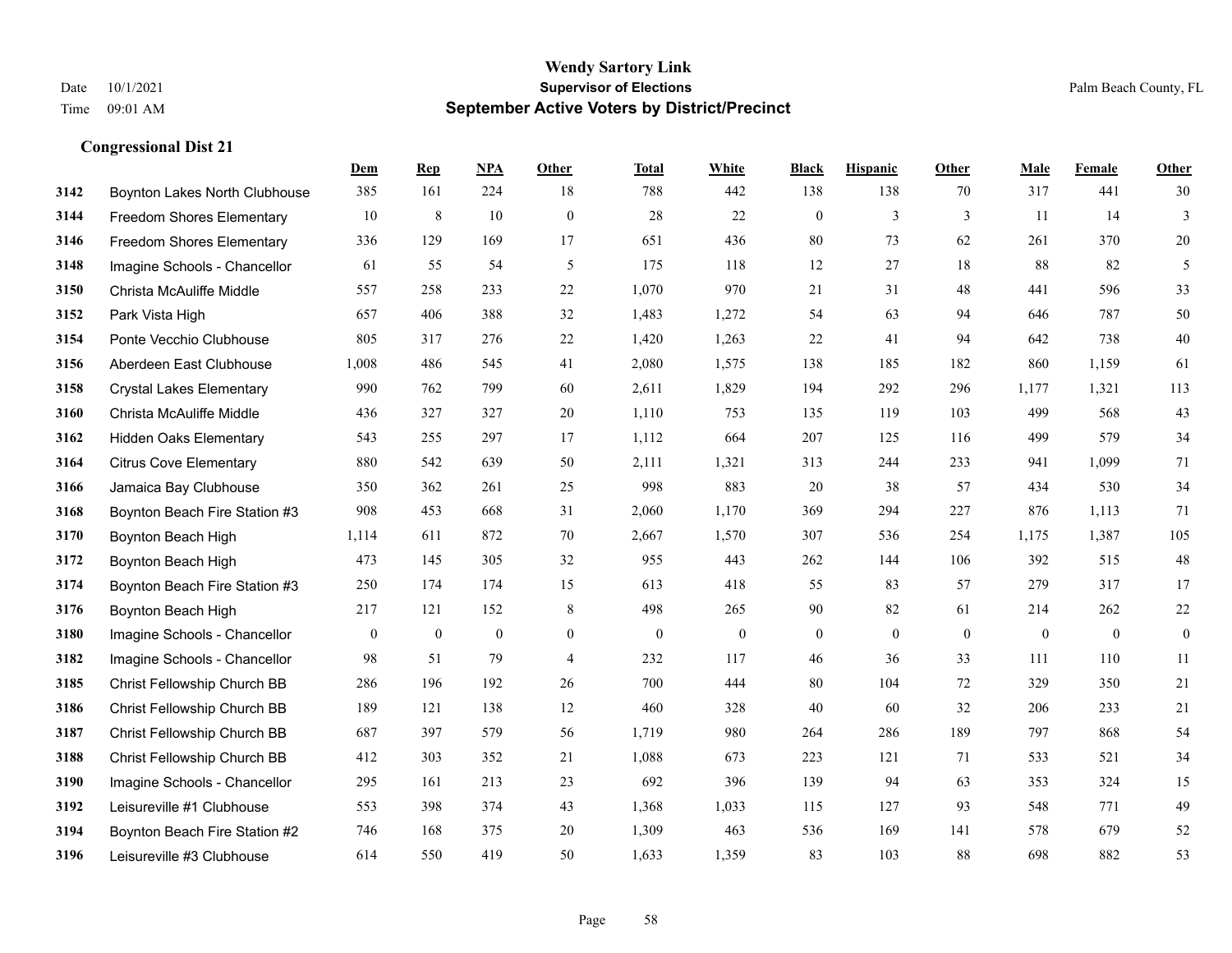# Wendy Sartory Link
## Supervisor of Elections
## September Active Voters by District/Precinct

Date 10/1/2021
Time 09:01 AM

Palm Beach County, FL

### Congressional Dist 21

| | | Dem | Rep | NPA | Other | Total | White | Black | Hispanic | Other | Male | Female | Other |
|---|---|---|---|---|---|---|---|---|---|---|---|---|---|
| 3142 | Boynton Lakes North Clubhouse | 385 | 161 | 224 | 18 | 788 | 442 | 138 | 138 | 70 | 317 | 441 | 30 |
| 3144 | Freedom Shores Elementary | 10 | 8 | 10 | 0 | 28 | 22 | 0 | 3 | 3 | 11 | 14 | 3 |
| 3146 | Freedom Shores Elementary | 336 | 129 | 169 | 17 | 651 | 436 | 80 | 73 | 62 | 261 | 370 | 20 |
| 3148 | Imagine Schools - Chancellor | 61 | 55 | 54 | 5 | 175 | 118 | 12 | 27 | 18 | 88 | 82 | 5 |
| 3150 | Christa McAuliffe Middle | 557 | 258 | 233 | 22 | 1,070 | 970 | 21 | 31 | 48 | 441 | 596 | 33 |
| 3152 | Park Vista High | 657 | 406 | 388 | 32 | 1,483 | 1,272 | 54 | 63 | 94 | 646 | 787 | 50 |
| 3154 | Ponte Vecchio Clubhouse | 805 | 317 | 276 | 22 | 1,420 | 1,263 | 22 | 41 | 94 | 642 | 738 | 40 |
| 3156 | Aberdeen East Clubhouse | 1,008 | 486 | 545 | 41 | 2,080 | 1,575 | 138 | 185 | 182 | 860 | 1,159 | 61 |
| 3158 | Crystal Lakes Elementary | 990 | 762 | 799 | 60 | 2,611 | 1,829 | 194 | 292 | 296 | 1,177 | 1,321 | 113 |
| 3160 | Christa McAuliffe Middle | 436 | 327 | 327 | 20 | 1,110 | 753 | 135 | 119 | 103 | 499 | 568 | 43 |
| 3162 | Hidden Oaks Elementary | 543 | 255 | 297 | 17 | 1,112 | 664 | 207 | 125 | 116 | 499 | 579 | 34 |
| 3164 | Citrus Cove Elementary | 880 | 542 | 639 | 50 | 2,111 | 1,321 | 313 | 244 | 233 | 941 | 1,099 | 71 |
| 3166 | Jamaica Bay Clubhouse | 350 | 362 | 261 | 25 | 998 | 883 | 20 | 38 | 57 | 434 | 530 | 34 |
| 3168 | Boynton Beach Fire Station #3 | 908 | 453 | 668 | 31 | 2,060 | 1,170 | 369 | 294 | 227 | 876 | 1,113 | 71 |
| 3170 | Boynton Beach High | 1,114 | 611 | 872 | 70 | 2,667 | 1,570 | 307 | 536 | 254 | 1,175 | 1,387 | 105 |
| 3172 | Boynton Beach High | 473 | 145 | 305 | 32 | 955 | 443 | 262 | 144 | 106 | 392 | 515 | 48 |
| 3174 | Boynton Beach Fire Station #3 | 250 | 174 | 174 | 15 | 613 | 418 | 55 | 83 | 57 | 279 | 317 | 17 |
| 3176 | Boynton Beach High | 217 | 121 | 152 | 8 | 498 | 265 | 90 | 82 | 61 | 214 | 262 | 22 |
| 3180 | Imagine Schools - Chancellor | 0 | 0 | 0 | 0 | 0 | 0 | 0 | 0 | 0 | 0 | 0 | 0 |
| 3182 | Imagine Schools - Chancellor | 98 | 51 | 79 | 4 | 232 | 117 | 46 | 36 | 33 | 111 | 110 | 11 |
| 3185 | Christ Fellowship Church BB | 286 | 196 | 192 | 26 | 700 | 444 | 80 | 104 | 72 | 329 | 350 | 21 |
| 3186 | Christ Fellowship Church BB | 189 | 121 | 138 | 12 | 460 | 328 | 40 | 60 | 32 | 206 | 233 | 21 |
| 3187 | Christ Fellowship Church BB | 687 | 397 | 579 | 56 | 1,719 | 980 | 264 | 286 | 189 | 797 | 868 | 54 |
| 3188 | Christ Fellowship Church BB | 412 | 303 | 352 | 21 | 1,088 | 673 | 223 | 121 | 71 | 533 | 521 | 34 |
| 3190 | Imagine Schools - Chancellor | 295 | 161 | 213 | 23 | 692 | 396 | 139 | 94 | 63 | 353 | 324 | 15 |
| 3192 | Leisureville #1 Clubhouse | 553 | 398 | 374 | 43 | 1,368 | 1,033 | 115 | 127 | 93 | 548 | 771 | 49 |
| 3194 | Boynton Beach Fire Station #2 | 746 | 168 | 375 | 20 | 1,309 | 463 | 536 | 169 | 141 | 578 | 679 | 52 |
| 3196 | Leisureville #3 Clubhouse | 614 | 550 | 419 | 50 | 1,633 | 1,359 | 83 | 103 | 88 | 698 | 882 | 53 |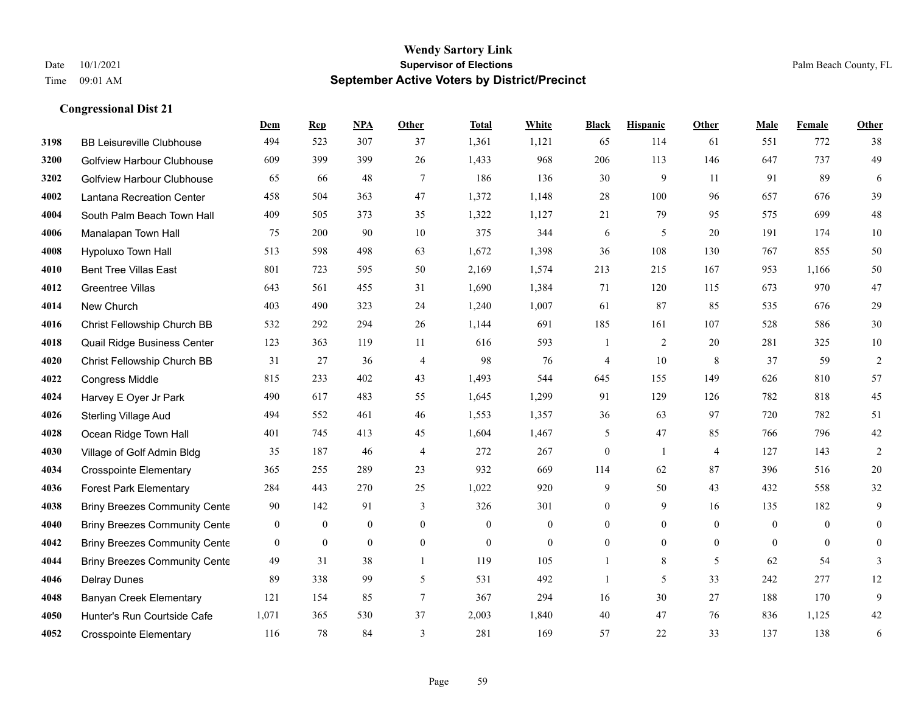# Wendy Sartory Link
## Supervisor of Elections
## September Active Voters by District/Precinct

Date 10/1/2021
Time 09:01 AM

Palm Beach County, FL

### Congressional Dist 21

| | | Dem | Rep | NPA | Other | Total | White | Black | Hispanic | Other | Male | Female | Other |
|---|---|---|---|---|---|---|---|---|---|---|---|---|---|
| 3198 | BB Leisureville Clubhouse | 494 | 523 | 307 | 37 | 1,361 | 1,121 | 65 | 114 | 61 | 551 | 772 | 38 |
| 3200 | Golfview Harbour Clubhouse | 609 | 399 | 399 | 26 | 1,433 | 968 | 206 | 113 | 146 | 647 | 737 | 49 |
| 3202 | Golfview Harbour Clubhouse | 65 | 66 | 48 | 7 | 186 | 136 | 30 | 9 | 11 | 91 | 89 | 6 |
| 4002 | Lantana Recreation Center | 458 | 504 | 363 | 47 | 1,372 | 1,148 | 28 | 100 | 96 | 657 | 676 | 39 |
| 4004 | South Palm Beach Town Hall | 409 | 505 | 373 | 35 | 1,322 | 1,127 | 21 | 79 | 95 | 575 | 699 | 48 |
| 4006 | Manalapan Town Hall | 75 | 200 | 90 | 10 | 375 | 344 | 6 | 5 | 20 | 191 | 174 | 10 |
| 4008 | Hypoluxo Town Hall | 513 | 598 | 498 | 63 | 1,672 | 1,398 | 36 | 108 | 130 | 767 | 855 | 50 |
| 4010 | Bent Tree Villas East | 801 | 723 | 595 | 50 | 2,169 | 1,574 | 213 | 215 | 167 | 953 | 1,166 | 50 |
| 4012 | Greentree Villas | 643 | 561 | 455 | 31 | 1,690 | 1,384 | 71 | 120 | 115 | 673 | 970 | 47 |
| 4014 | New Church | 403 | 490 | 323 | 24 | 1,240 | 1,007 | 61 | 87 | 85 | 535 | 676 | 29 |
| 4016 | Christ Fellowship Church BB | 532 | 292 | 294 | 26 | 1,144 | 691 | 185 | 161 | 107 | 528 | 586 | 30 |
| 4018 | Quail Ridge Business Center | 123 | 363 | 119 | 11 | 616 | 593 | 1 | 2 | 20 | 281 | 325 | 10 |
| 4020 | Christ Fellowship Church BB | 31 | 27 | 36 | 4 | 98 | 76 | 4 | 10 | 8 | 37 | 59 | 2 |
| 4022 | Congress Middle | 815 | 233 | 402 | 43 | 1,493 | 544 | 645 | 155 | 149 | 626 | 810 | 57 |
| 4024 | Harvey E Oyer Jr Park | 490 | 617 | 483 | 55 | 1,645 | 1,299 | 91 | 129 | 126 | 782 | 818 | 45 |
| 4026 | Sterling Village Aud | 494 | 552 | 461 | 46 | 1,553 | 1,357 | 36 | 63 | 97 | 720 | 782 | 51 |
| 4028 | Ocean Ridge Town Hall | 401 | 745 | 413 | 45 | 1,604 | 1,467 | 5 | 47 | 85 | 766 | 796 | 42 |
| 4030 | Village of Golf Admin Bldg | 35 | 187 | 46 | 4 | 272 | 267 | 0 | 1 | 4 | 127 | 143 | 2 |
| 4034 | Crosspointe Elementary | 365 | 255 | 289 | 23 | 932 | 669 | 114 | 62 | 87 | 396 | 516 | 20 |
| 4036 | Forest Park Elementary | 284 | 443 | 270 | 25 | 1,022 | 920 | 9 | 50 | 43 | 432 | 558 | 32 |
| 4038 | Briny Breezes Community Cente | 90 | 142 | 91 | 3 | 326 | 301 | 0 | 9 | 16 | 135 | 182 | 9 |
| 4040 | Briny Breezes Community Cente | 0 | 0 | 0 | 0 | 0 | 0 | 0 | 0 | 0 | 0 | 0 | 0 |
| 4042 | Briny Breezes Community Cente | 0 | 0 | 0 | 0 | 0 | 0 | 0 | 0 | 0 | 0 | 0 | 0 |
| 4044 | Briny Breezes Community Cente | 49 | 31 | 38 | 1 | 119 | 105 | 1 | 8 | 5 | 62 | 54 | 3 |
| 4046 | Delray Dunes | 89 | 338 | 99 | 5 | 531 | 492 | 1 | 5 | 33 | 242 | 277 | 12 |
| 4048 | Banyan Creek Elementary | 121 | 154 | 85 | 7 | 367 | 294 | 16 | 30 | 27 | 188 | 170 | 9 |
| 4050 | Hunter's Run Courtside Cafe | 1,071 | 365 | 530 | 37 | 2,003 | 1,840 | 40 | 47 | 76 | 836 | 1,125 | 42 |
| 4052 | Crosspointe Elementary | 116 | 78 | 84 | 3 | 281 | 169 | 57 | 22 | 33 | 137 | 138 | 6 |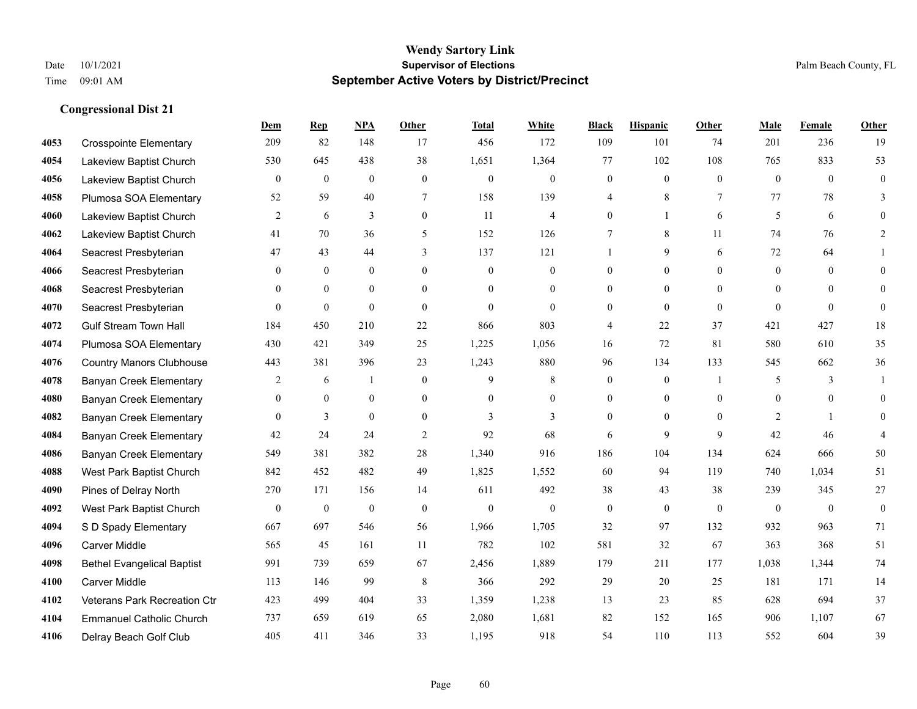# Wendy Sartory Link

**Supervisor of Elections**

**September Active Voters by District/Precinct**

Date 10/1/2021
Time 09:01 AM

Palm Beach County, FL

### Congressional Dist 21

| | | Dem | Rep | NPA | Other | Total | White | Black | Hispanic | Other | Male | Female | Other |
|---|---|---|---|---|---|---|---|---|---|---|---|---|---|
| 4053 | Crosspointe Elementary | 209 | 82 | 148 | 17 | 456 | 172 | 109 | 101 | 74 | 201 | 236 | 19 |
| 4054 | Lakeview Baptist Church | 530 | 645 | 438 | 38 | 1,651 | 1,364 | 77 | 102 | 108 | 765 | 833 | 53 |
| 4056 | Lakeview Baptist Church | 0 | 0 | 0 | 0 | 0 | 0 | 0 | 0 | 0 | 0 | 0 | 0 |
| 4058 | Plumosa SOA Elementary | 52 | 59 | 40 | 7 | 158 | 139 | 4 | 8 | 7 | 77 | 78 | 3 |
| 4060 | Lakeview Baptist Church | 2 | 6 | 3 | 0 | 11 | 4 | 0 | 1 | 6 | 5 | 6 | 0 |
| 4062 | Lakeview Baptist Church | 41 | 70 | 36 | 5 | 152 | 126 | 7 | 8 | 11 | 74 | 76 | 2 |
| 4064 | Seacrest Presbyterian | 47 | 43 | 44 | 3 | 137 | 121 | 1 | 9 | 6 | 72 | 64 | 1 |
| 4066 | Seacrest Presbyterian | 0 | 0 | 0 | 0 | 0 | 0 | 0 | 0 | 0 | 0 | 0 | 0 |
| 4068 | Seacrest Presbyterian | 0 | 0 | 0 | 0 | 0 | 0 | 0 | 0 | 0 | 0 | 0 | 0 |
| 4070 | Seacrest Presbyterian | 0 | 0 | 0 | 0 | 0 | 0 | 0 | 0 | 0 | 0 | 0 | 0 |
| 4072 | Gulf Stream Town Hall | 184 | 450 | 210 | 22 | 866 | 803 | 4 | 22 | 37 | 421 | 427 | 18 |
| 4074 | Plumosa SOA Elementary | 430 | 421 | 349 | 25 | 1,225 | 1,056 | 16 | 72 | 81 | 580 | 610 | 35 |
| 4076 | Country Manors Clubhouse | 443 | 381 | 396 | 23 | 1,243 | 880 | 96 | 134 | 133 | 545 | 662 | 36 |
| 4078 | Banyan Creek Elementary | 2 | 6 | 1 | 0 | 9 | 8 | 0 | 0 | 1 | 5 | 3 | 1 |
| 4080 | Banyan Creek Elementary | 0 | 0 | 0 | 0 | 0 | 0 | 0 | 0 | 0 | 0 | 0 | 0 |
| 4082 | Banyan Creek Elementary | 0 | 3 | 0 | 0 | 3 | 3 | 0 | 0 | 0 | 2 | 1 | 0 |
| 4084 | Banyan Creek Elementary | 42 | 24 | 24 | 2 | 92 | 68 | 6 | 9 | 9 | 42 | 46 | 4 |
| 4086 | Banyan Creek Elementary | 549 | 381 | 382 | 28 | 1,340 | 916 | 186 | 104 | 134 | 624 | 666 | 50 |
| 4088 | West Park Baptist Church | 842 | 452 | 482 | 49 | 1,825 | 1,552 | 60 | 94 | 119 | 740 | 1,034 | 51 |
| 4090 | Pines of Delray North | 270 | 171 | 156 | 14 | 611 | 492 | 38 | 43 | 38 | 239 | 345 | 27 |
| 4092 | West Park Baptist Church | 0 | 0 | 0 | 0 | 0 | 0 | 0 | 0 | 0 | 0 | 0 | 0 |
| 4094 | S D Spady Elementary | 667 | 697 | 546 | 56 | 1,966 | 1,705 | 32 | 97 | 132 | 932 | 963 | 71 |
| 4096 | Carver Middle | 565 | 45 | 161 | 11 | 782 | 102 | 581 | 32 | 67 | 363 | 368 | 51 |
| 4098 | Bethel Evangelical Baptist | 991 | 739 | 659 | 67 | 2,456 | 1,889 | 179 | 211 | 177 | 1,038 | 1,344 | 74 |
| 4100 | Carver Middle | 113 | 146 | 99 | 8 | 366 | 292 | 29 | 20 | 25 | 181 | 171 | 14 |
| 4102 | Veterans Park Recreation Ctr | 423 | 499 | 404 | 33 | 1,359 | 1,238 | 13 | 23 | 85 | 628 | 694 | 37 |
| 4104 | Emmanuel Catholic Church | 737 | 659 | 619 | 65 | 2,080 | 1,681 | 82 | 152 | 165 | 906 | 1,107 | 67 |
| 4106 | Delray Beach Golf Club | 405 | 411 | 346 | 33 | 1,195 | 918 | 54 | 110 | 113 | 552 | 604 | 39 |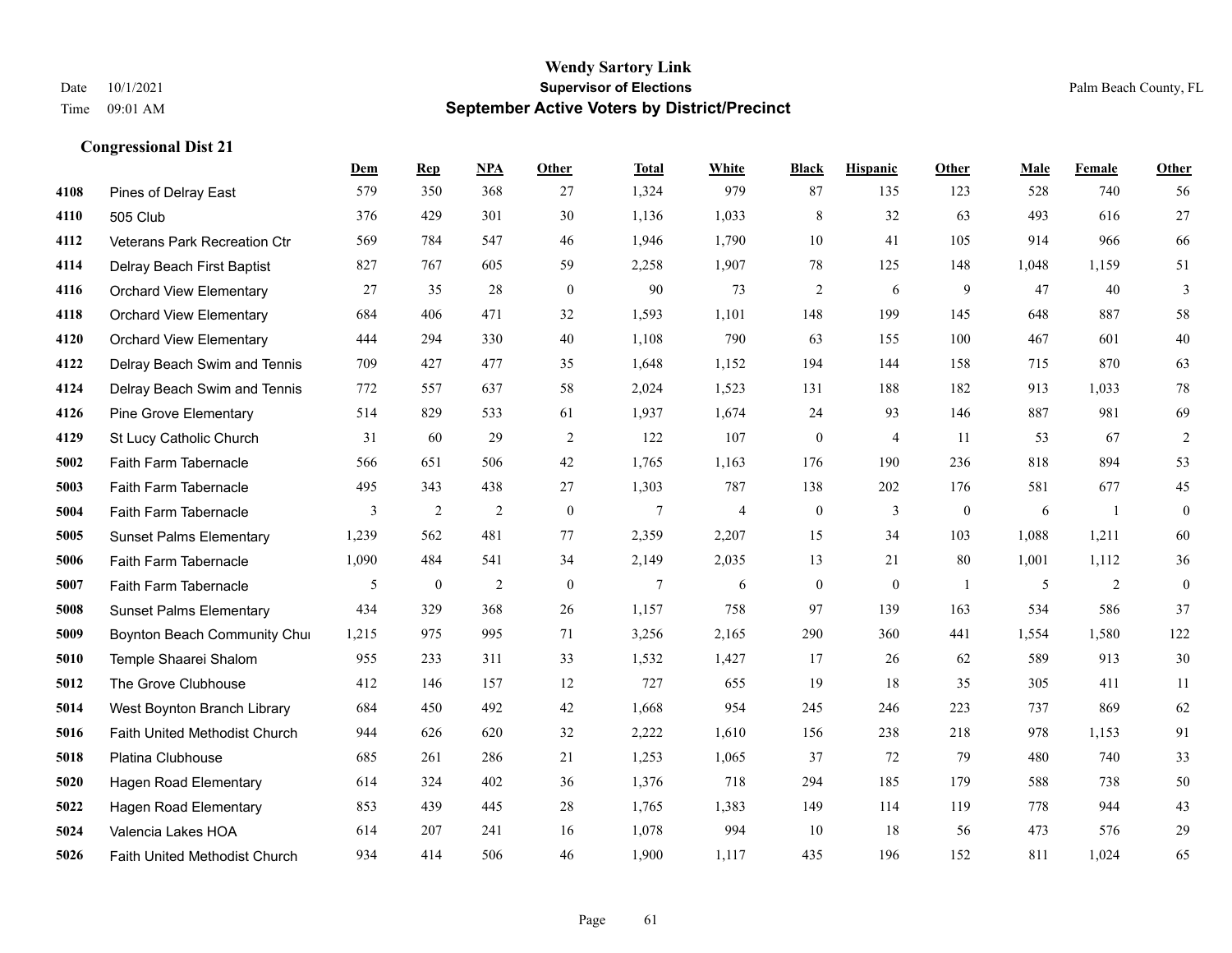# Wendy Sartory Link
## Supervisor of Elections
## September Active Voters by District/Precinct

Date 10/1/2021
Time 09:01 AM

Palm Beach County, FL

### Congressional Dist 21

| | | Dem | Rep | NPA | Other | Total | White | Black | Hispanic | Other | Male | Female | Other |
|---|---|---|---|---|---|---|---|---|---|---|---|---|---|
| 4108 | Pines of Delray East | 579 | 350 | 368 | 27 | 1,324 | 979 | 87 | 135 | 123 | 528 | 740 | 56 |
| 4110 | 505 Club | 376 | 429 | 301 | 30 | 1,136 | 1,033 | 8 | 32 | 63 | 493 | 616 | 27 |
| 4112 | Veterans Park Recreation Ctr | 569 | 784 | 547 | 46 | 1,946 | 1,790 | 10 | 41 | 105 | 914 | 966 | 66 |
| 4114 | Delray Beach First Baptist | 827 | 767 | 605 | 59 | 2,258 | 1,907 | 78 | 125 | 148 | 1,048 | 1,159 | 51 |
| 4116 | Orchard View Elementary | 27 | 35 | 28 | 0 | 90 | 73 | 2 | 6 | 9 | 47 | 40 | 3 |
| 4118 | Orchard View Elementary | 684 | 406 | 471 | 32 | 1,593 | 1,101 | 148 | 199 | 145 | 648 | 887 | 58 |
| 4120 | Orchard View Elementary | 444 | 294 | 330 | 40 | 1,108 | 790 | 63 | 155 | 100 | 467 | 601 | 40 |
| 4122 | Delray Beach Swim and Tennis | 709 | 427 | 477 | 35 | 1,648 | 1,152 | 194 | 144 | 158 | 715 | 870 | 63 |
| 4124 | Delray Beach Swim and Tennis | 772 | 557 | 637 | 58 | 2,024 | 1,523 | 131 | 188 | 182 | 913 | 1,033 | 78 |
| 4126 | Pine Grove Elementary | 514 | 829 | 533 | 61 | 1,937 | 1,674 | 24 | 93 | 146 | 887 | 981 | 69 |
| 4129 | St Lucy Catholic Church | 31 | 60 | 29 | 2 | 122 | 107 | 0 | 4 | 11 | 53 | 67 | 2 |
| 5002 | Faith Farm Tabernacle | 566 | 651 | 506 | 42 | 1,765 | 1,163 | 176 | 190 | 236 | 818 | 894 | 53 |
| 5003 | Faith Farm Tabernacle | 495 | 343 | 438 | 27 | 1,303 | 787 | 138 | 202 | 176 | 581 | 677 | 45 |
| 5004 | Faith Farm Tabernacle | 3 | 2 | 2 | 0 | 7 | 4 | 0 | 3 | 0 | 6 | 1 | 0 |
| 5005 | Sunset Palms Elementary | 1,239 | 562 | 481 | 77 | 2,359 | 2,207 | 15 | 34 | 103 | 1,088 | 1,211 | 60 |
| 5006 | Faith Farm Tabernacle | 1,090 | 484 | 541 | 34 | 2,149 | 2,035 | 13 | 21 | 80 | 1,001 | 1,112 | 36 |
| 5007 | Faith Farm Tabernacle | 5 | 0 | 2 | 0 | 7 | 6 | 0 | 0 | 1 | 5 | 2 | 0 |
| 5008 | Sunset Palms Elementary | 434 | 329 | 368 | 26 | 1,157 | 758 | 97 | 139 | 163 | 534 | 586 | 37 |
| 5009 | Boynton Beach Community Chu | 1,215 | 975 | 995 | 71 | 3,256 | 2,165 | 290 | 360 | 441 | 1,554 | 1,580 | 122 |
| 5010 | Temple Shaarei Shalom | 955 | 233 | 311 | 33 | 1,532 | 1,427 | 17 | 26 | 62 | 589 | 913 | 30 |
| 5012 | The Grove Clubhouse | 412 | 146 | 157 | 12 | 727 | 655 | 19 | 18 | 35 | 305 | 411 | 11 |
| 5014 | West Boynton Branch Library | 684 | 450 | 492 | 42 | 1,668 | 954 | 245 | 246 | 223 | 737 | 869 | 62 |
| 5016 | Faith United Methodist Church | 944 | 626 | 620 | 32 | 2,222 | 1,610 | 156 | 238 | 218 | 978 | 1,153 | 91 |
| 5018 | Platina Clubhouse | 685 | 261 | 286 | 21 | 1,253 | 1,065 | 37 | 72 | 79 | 480 | 740 | 33 |
| 5020 | Hagen Road Elementary | 614 | 324 | 402 | 36 | 1,376 | 718 | 294 | 185 | 179 | 588 | 738 | 50 |
| 5022 | Hagen Road Elementary | 853 | 439 | 445 | 28 | 1,765 | 1,383 | 149 | 114 | 119 | 778 | 944 | 43 |
| 5024 | Valencia Lakes HOA | 614 | 207 | 241 | 16 | 1,078 | 994 | 10 | 18 | 56 | 473 | 576 | 29 |
| 5026 | Faith United Methodist Church | 934 | 414 | 506 | 46 | 1,900 | 1,117 | 435 | 196 | 152 | 811 | 1,024 | 65 |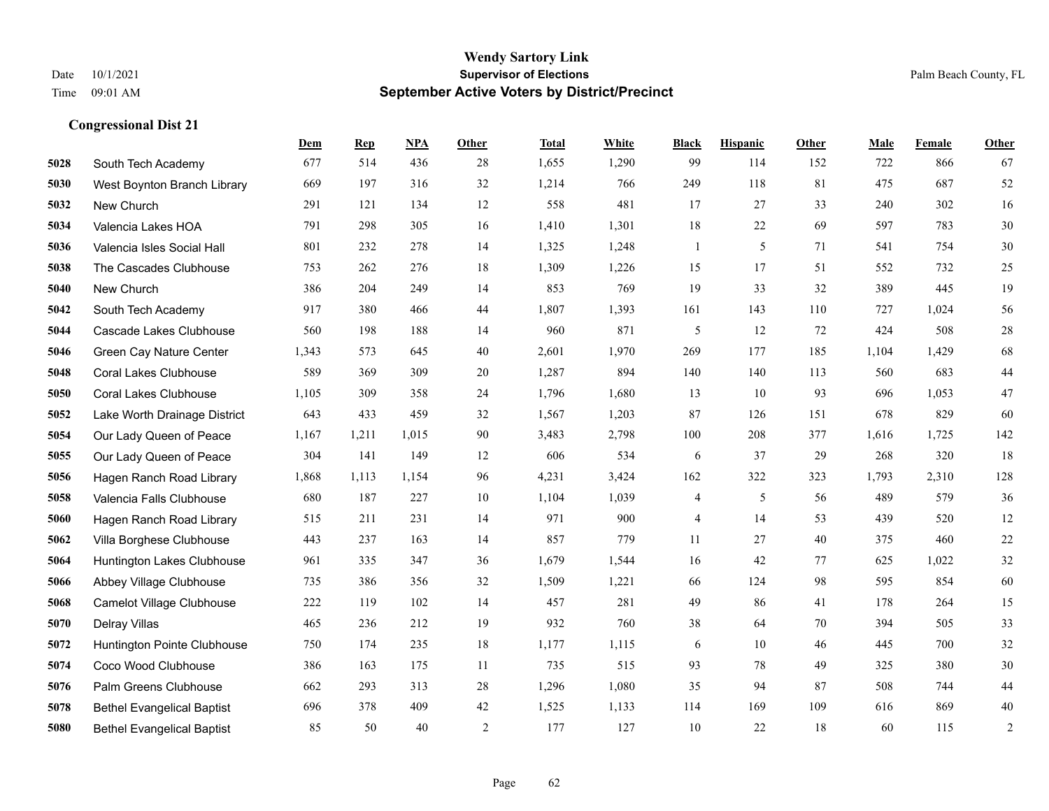**Wendy Sartory Link**
**Supervisor of Elections**
**September Active Voters by District/Precinct**

Date 10/1/2021
Time 09:01 AM

Palm Beach County, FL

### Congressional Dist 21

| | | Dem | Rep | NPA | Other | Total | White | Black | Hispanic | Other | Male | Female | Other |
|---|---|---|---|---|---|---|---|---|---|---|---|---|---|
| 5028 | South Tech Academy | 677 | 514 | 436 | 28 | 1,655 | 1,290 | 99 | 114 | 152 | 722 | 866 | 67 |
| 5030 | West Boynton Branch Library | 669 | 197 | 316 | 32 | 1,214 | 766 | 249 | 118 | 81 | 475 | 687 | 52 |
| 5032 | New Church | 291 | 121 | 134 | 12 | 558 | 481 | 17 | 27 | 33 | 240 | 302 | 16 |
| 5034 | Valencia Lakes HOA | 791 | 298 | 305 | 16 | 1,410 | 1,301 | 18 | 22 | 69 | 597 | 783 | 30 |
| 5036 | Valencia Isles Social Hall | 801 | 232 | 278 | 14 | 1,325 | 1,248 | 1 | 5 | 71 | 541 | 754 | 30 |
| 5038 | The Cascades Clubhouse | 753 | 262 | 276 | 18 | 1,309 | 1,226 | 15 | 17 | 51 | 552 | 732 | 25 |
| 5040 | New Church | 386 | 204 | 249 | 14 | 853 | 769 | 19 | 33 | 32 | 389 | 445 | 19 |
| 5042 | South Tech Academy | 917 | 380 | 466 | 44 | 1,807 | 1,393 | 161 | 143 | 110 | 727 | 1,024 | 56 |
| 5044 | Cascade Lakes Clubhouse | 560 | 198 | 188 | 14 | 960 | 871 | 5 | 12 | 72 | 424 | 508 | 28 |
| 5046 | Green Cay Nature Center | 1,343 | 573 | 645 | 40 | 2,601 | 1,970 | 269 | 177 | 185 | 1,104 | 1,429 | 68 |
| 5048 | Coral Lakes Clubhouse | 589 | 369 | 309 | 20 | 1,287 | 894 | 140 | 140 | 113 | 560 | 683 | 44 |
| 5050 | Coral Lakes Clubhouse | 1,105 | 309 | 358 | 24 | 1,796 | 1,680 | 13 | 10 | 93 | 696 | 1,053 | 47 |
| 5052 | Lake Worth Drainage District | 643 | 433 | 459 | 32 | 1,567 | 1,203 | 87 | 126 | 151 | 678 | 829 | 60 |
| 5054 | Our Lady Queen of Peace | 1,167 | 1,211 | 1,015 | 90 | 3,483 | 2,798 | 100 | 208 | 377 | 1,616 | 1,725 | 142 |
| 5055 | Our Lady Queen of Peace | 304 | 141 | 149 | 12 | 606 | 534 | 6 | 37 | 29 | 268 | 320 | 18 |
| 5056 | Hagen Ranch Road Library | 1,868 | 1,113 | 1,154 | 96 | 4,231 | 3,424 | 162 | 322 | 323 | 1,793 | 2,310 | 128 |
| 5058 | Valencia Falls Clubhouse | 680 | 187 | 227 | 10 | 1,104 | 1,039 | 4 | 5 | 56 | 489 | 579 | 36 |
| 5060 | Hagen Ranch Road Library | 515 | 211 | 231 | 14 | 971 | 900 | 4 | 14 | 53 | 439 | 520 | 12 |
| 5062 | Villa Borghese Clubhouse | 443 | 237 | 163 | 14 | 857 | 779 | 11 | 27 | 40 | 375 | 460 | 22 |
| 5064 | Huntington Lakes Clubhouse | 961 | 335 | 347 | 36 | 1,679 | 1,544 | 16 | 42 | 77 | 625 | 1,022 | 32 |
| 5066 | Abbey Village Clubhouse | 735 | 386 | 356 | 32 | 1,509 | 1,221 | 66 | 124 | 98 | 595 | 854 | 60 |
| 5068 | Camelot Village Clubhouse | 222 | 119 | 102 | 14 | 457 | 281 | 49 | 86 | 41 | 178 | 264 | 15 |
| 5070 | Delray Villas | 465 | 236 | 212 | 19 | 932 | 760 | 38 | 64 | 70 | 394 | 505 | 33 |
| 5072 | Huntington Pointe Clubhouse | 750 | 174 | 235 | 18 | 1,177 | 1,115 | 6 | 10 | 46 | 445 | 700 | 32 |
| 5074 | Coco Wood Clubhouse | 386 | 163 | 175 | 11 | 735 | 515 | 93 | 78 | 49 | 325 | 380 | 30 |
| 5076 | Palm Greens Clubhouse | 662 | 293 | 313 | 28 | 1,296 | 1,080 | 35 | 94 | 87 | 508 | 744 | 44 |
| 5078 | Bethel Evangelical Baptist | 696 | 378 | 409 | 42 | 1,525 | 1,133 | 114 | 169 | 109 | 616 | 869 | 40 |
| 5080 | Bethel Evangelical Baptist | 85 | 50 | 40 | 2 | 177 | 127 | 10 | 22 | 18 | 60 | 115 | 2 |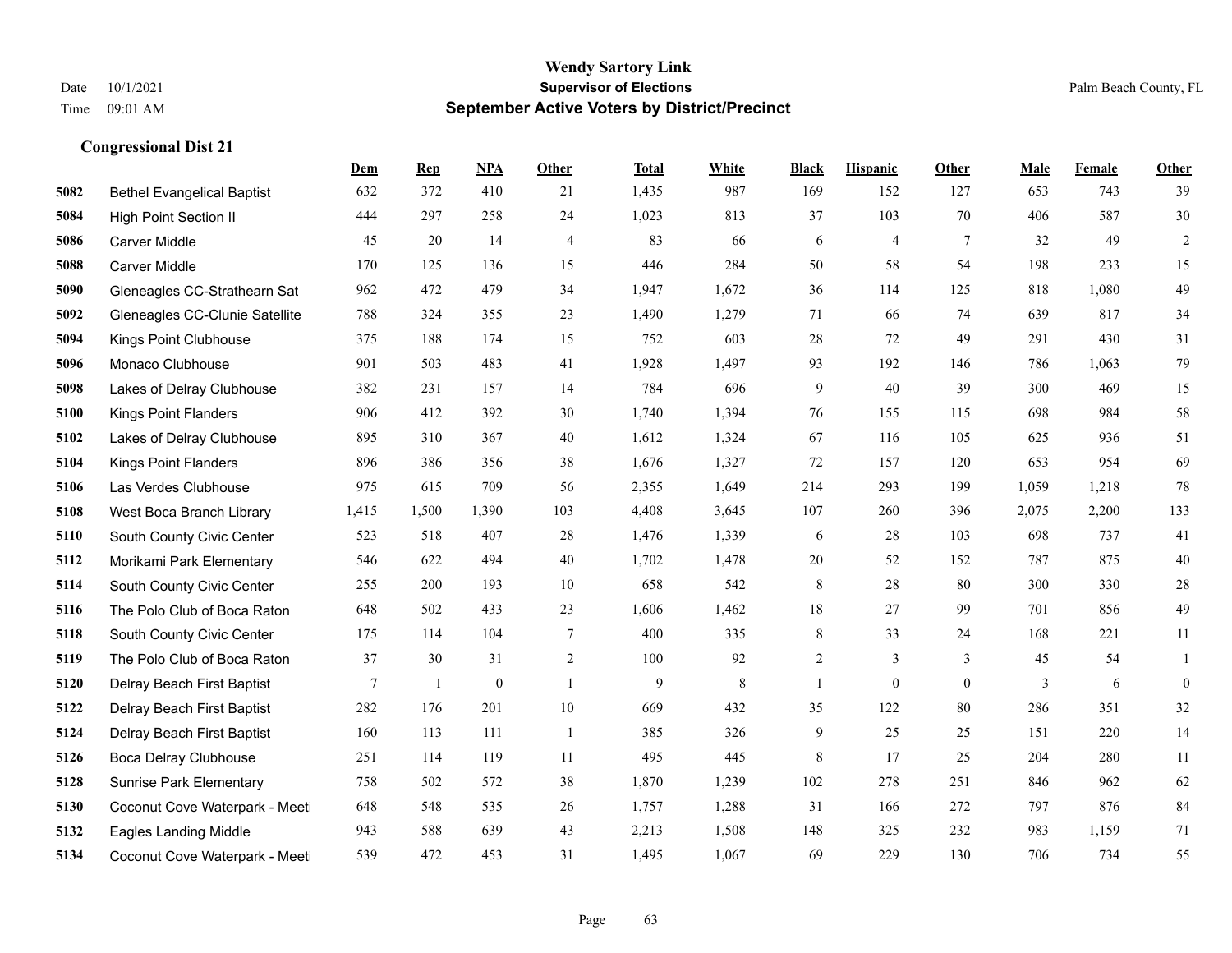**Wendy Sartory Link**
**Supervisor of Elections**
**September Active Voters by District/Precinct**

Date 10/1/2021
Time 09:01 AM

Palm Beach County, FL

## Congressional Dist 21

| | | Dem | Rep | NPA | Other | Total | White | Black | Hispanic | Other | Male | Female | Other |
|---|---|---|---|---|---|---|---|---|---|---|---|---|---|
| 5082 | Bethel Evangelical Baptist | 632 | 372 | 410 | 21 | 1,435 | 987 | 169 | 152 | 127 | 653 | 743 | 39 |
| 5084 | High Point Section II | 444 | 297 | 258 | 24 | 1,023 | 813 | 37 | 103 | 70 | 406 | 587 | 30 |
| 5086 | Carver Middle | 45 | 20 | 14 | 4 | 83 | 66 | 6 | 4 | 7 | 32 | 49 | 2 |
| 5088 | Carver Middle | 170 | 125 | 136 | 15 | 446 | 284 | 50 | 58 | 54 | 198 | 233 | 15 |
| 5090 | Gleneagles CC-Strathearn Sat | 962 | 472 | 479 | 34 | 1,947 | 1,672 | 36 | 114 | 125 | 818 | 1,080 | 49 |
| 5092 | Gleneagles CC-Clunie Satellite | 788 | 324 | 355 | 23 | 1,490 | 1,279 | 71 | 66 | 74 | 639 | 817 | 34 |
| 5094 | Kings Point Clubhouse | 375 | 188 | 174 | 15 | 752 | 603 | 28 | 72 | 49 | 291 | 430 | 31 |
| 5096 | Monaco Clubhouse | 901 | 503 | 483 | 41 | 1,928 | 1,497 | 93 | 192 | 146 | 786 | 1,063 | 79 |
| 5098 | Lakes of Delray Clubhouse | 382 | 231 | 157 | 14 | 784 | 696 | 9 | 40 | 39 | 300 | 469 | 15 |
| 5100 | Kings Point Flanders | 906 | 412 | 392 | 30 | 1,740 | 1,394 | 76 | 155 | 115 | 698 | 984 | 58 |
| 5102 | Lakes of Delray Clubhouse | 895 | 310 | 367 | 40 | 1,612 | 1,324 | 67 | 116 | 105 | 625 | 936 | 51 |
| 5104 | Kings Point Flanders | 896 | 386 | 356 | 38 | 1,676 | 1,327 | 72 | 157 | 120 | 653 | 954 | 69 |
| 5106 | Las Verdes Clubhouse | 975 | 615 | 709 | 56 | 2,355 | 1,649 | 214 | 293 | 199 | 1,059 | 1,218 | 78 |
| 5108 | West Boca Branch Library | 1,415 | 1,500 | 1,390 | 103 | 4,408 | 3,645 | 107 | 260 | 396 | 2,075 | 2,200 | 133 |
| 5110 | South County Civic Center | 523 | 518 | 407 | 28 | 1,476 | 1,339 | 6 | 28 | 103 | 698 | 737 | 41 |
| 5112 | Morikami Park Elementary | 546 | 622 | 494 | 40 | 1,702 | 1,478 | 20 | 52 | 152 | 787 | 875 | 40 |
| 5114 | South County Civic Center | 255 | 200 | 193 | 10 | 658 | 542 | 8 | 28 | 80 | 300 | 330 | 28 |
| 5116 | The Polo Club of Boca Raton | 648 | 502 | 433 | 23 | 1,606 | 1,462 | 18 | 27 | 99 | 701 | 856 | 49 |
| 5118 | South County Civic Center | 175 | 114 | 104 | 7 | 400 | 335 | 8 | 33 | 24 | 168 | 221 | 11 |
| 5119 | The Polo Club of Boca Raton | 37 | 30 | 31 | 2 | 100 | 92 | 2 | 3 | 3 | 45 | 54 | 1 |
| 5120 | Delray Beach First Baptist | 7 | 1 | 0 | 1 | 9 | 8 | 1 | 0 | 0 | 3 | 6 | 0 |
| 5122 | Delray Beach First Baptist | 282 | 176 | 201 | 10 | 669 | 432 | 35 | 122 | 80 | 286 | 351 | 32 |
| 5124 | Delray Beach First Baptist | 160 | 113 | 111 | 1 | 385 | 326 | 9 | 25 | 25 | 151 | 220 | 14 |
| 5126 | Boca Delray Clubhouse | 251 | 114 | 119 | 11 | 495 | 445 | 8 | 17 | 25 | 204 | 280 | 11 |
| 5128 | Sunrise Park Elementary | 758 | 502 | 572 | 38 | 1,870 | 1,239 | 102 | 278 | 251 | 846 | 962 | 62 |
| 5130 | Coconut Cove Waterpark - Meet | 648 | 548 | 535 | 26 | 1,757 | 1,288 | 31 | 166 | 272 | 797 | 876 | 84 |
| 5132 | Eagles Landing Middle | 943 | 588 | 639 | 43 | 2,213 | 1,508 | 148 | 325 | 232 | 983 | 1,159 | 71 |
| 5134 | Coconut Cove Waterpark - Meet | 539 | 472 | 453 | 31 | 1,495 | 1,067 | 69 | 229 | 130 | 706 | 734 | 55 |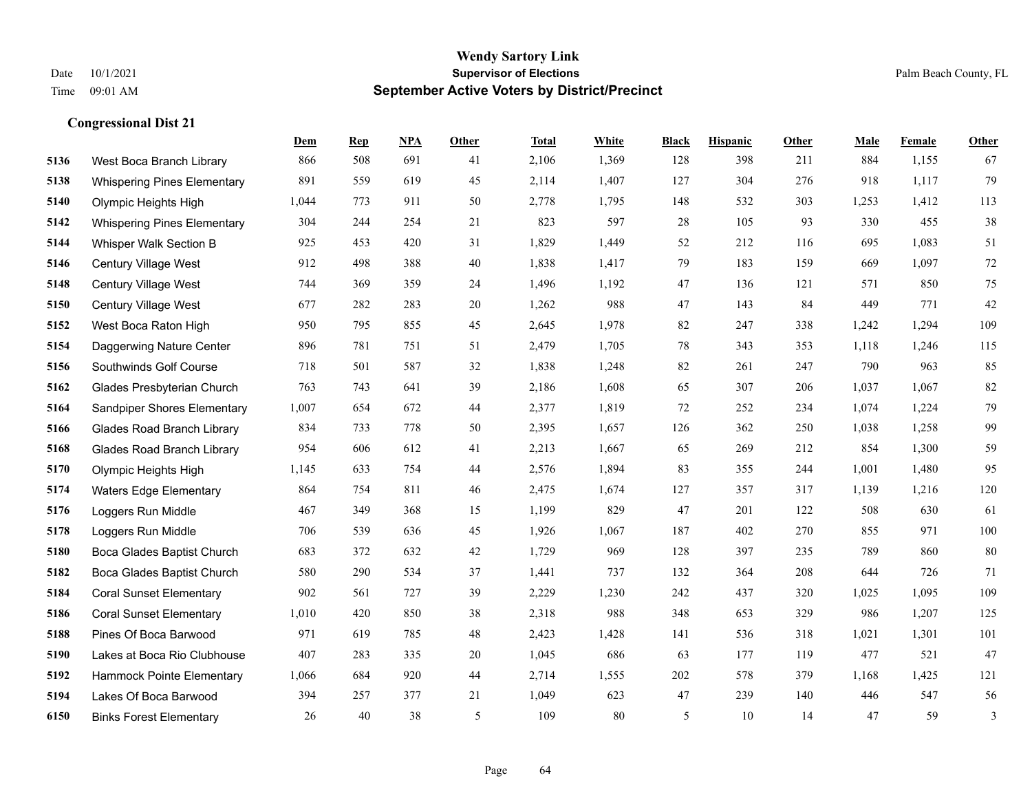# Wendy Sartory Link
## Supervisor of Elections
## September Active Voters by District/Precinct

Date 10/1/2021
Time 09:01 AM

Palm Beach County, FL

### Congressional Dist 21

| | | Dem | Rep | NPA | Other | Total | White | Black | Hispanic | Other | Male | Female | Other |
|---|---|---|---|---|---|---|---|---|---|---|---|---|---|
| 5136 | West Boca Branch Library | 866 | 508 | 691 | 41 | 2,106 | 1,369 | 128 | 398 | 211 | 884 | 1,155 | 67 |
| 5138 | Whispering Pines Elementary | 891 | 559 | 619 | 45 | 2,114 | 1,407 | 127 | 304 | 276 | 918 | 1,117 | 79 |
| 5140 | Olympic Heights High | 1,044 | 773 | 911 | 50 | 2,778 | 1,795 | 148 | 532 | 303 | 1,253 | 1,412 | 113 |
| 5142 | Whispering Pines Elementary | 304 | 244 | 254 | 21 | 823 | 597 | 28 | 105 | 93 | 330 | 455 | 38 |
| 5144 | Whisper Walk Section B | 925 | 453 | 420 | 31 | 1,829 | 1,449 | 52 | 212 | 116 | 695 | 1,083 | 51 |
| 5146 | Century Village West | 912 | 498 | 388 | 40 | 1,838 | 1,417 | 79 | 183 | 159 | 669 | 1,097 | 72 |
| 5148 | Century Village West | 744 | 369 | 359 | 24 | 1,496 | 1,192 | 47 | 136 | 121 | 571 | 850 | 75 |
| 5150 | Century Village West | 677 | 282 | 283 | 20 | 1,262 | 988 | 47 | 143 | 84 | 449 | 771 | 42 |
| 5152 | West Boca Raton High | 950 | 795 | 855 | 45 | 2,645 | 1,978 | 82 | 247 | 338 | 1,242 | 1,294 | 109 |
| 5154 | Daggerwing Nature Center | 896 | 781 | 751 | 51 | 2,479 | 1,705 | 78 | 343 | 353 | 1,118 | 1,246 | 115 |
| 5156 | Southwinds Golf Course | 718 | 501 | 587 | 32 | 1,838 | 1,248 | 82 | 261 | 247 | 790 | 963 | 85 |
| 5162 | Glades Presbyterian Church | 763 | 743 | 641 | 39 | 2,186 | 1,608 | 65 | 307 | 206 | 1,037 | 1,067 | 82 |
| 5164 | Sandpiper Shores Elementary | 1,007 | 654 | 672 | 44 | 2,377 | 1,819 | 72 | 252 | 234 | 1,074 | 1,224 | 79 |
| 5166 | Glades Road Branch Library | 834 | 733 | 778 | 50 | 2,395 | 1,657 | 126 | 362 | 250 | 1,038 | 1,258 | 99 |
| 5168 | Glades Road Branch Library | 954 | 606 | 612 | 41 | 2,213 | 1,667 | 65 | 269 | 212 | 854 | 1,300 | 59 |
| 5170 | Olympic Heights High | 1,145 | 633 | 754 | 44 | 2,576 | 1,894 | 83 | 355 | 244 | 1,001 | 1,480 | 95 |
| 5174 | Waters Edge Elementary | 864 | 754 | 811 | 46 | 2,475 | 1,674 | 127 | 357 | 317 | 1,139 | 1,216 | 120 |
| 5176 | Loggers Run Middle | 467 | 349 | 368 | 15 | 1,199 | 829 | 47 | 201 | 122 | 508 | 630 | 61 |
| 5178 | Loggers Run Middle | 706 | 539 | 636 | 45 | 1,926 | 1,067 | 187 | 402 | 270 | 855 | 971 | 100 |
| 5180 | Boca Glades Baptist Church | 683 | 372 | 632 | 42 | 1,729 | 969 | 128 | 397 | 235 | 789 | 860 | 80 |
| 5182 | Boca Glades Baptist Church | 580 | 290 | 534 | 37 | 1,441 | 737 | 132 | 364 | 208 | 644 | 726 | 71 |
| 5184 | Coral Sunset Elementary | 902 | 561 | 727 | 39 | 2,229 | 1,230 | 242 | 437 | 320 | 1,025 | 1,095 | 109 |
| 5186 | Coral Sunset Elementary | 1,010 | 420 | 850 | 38 | 2,318 | 988 | 348 | 653 | 329 | 986 | 1,207 | 125 |
| 5188 | Pines Of Boca Barwood | 971 | 619 | 785 | 48 | 2,423 | 1,428 | 141 | 536 | 318 | 1,021 | 1,301 | 101 |
| 5190 | Lakes at Boca Rio Clubhouse | 407 | 283 | 335 | 20 | 1,045 | 686 | 63 | 177 | 119 | 477 | 521 | 47 |
| 5192 | Hammock Pointe Elementary | 1,066 | 684 | 920 | 44 | 2,714 | 1,555 | 202 | 578 | 379 | 1,168 | 1,425 | 121 |
| 5194 | Lakes Of Boca Barwood | 394 | 257 | 377 | 21 | 1,049 | 623 | 47 | 239 | 140 | 446 | 547 | 56 |
| 6150 | Binks Forest Elementary | 26 | 40 | 38 | 5 | 109 | 80 | 5 | 10 | 14 | 47 | 59 | 3 |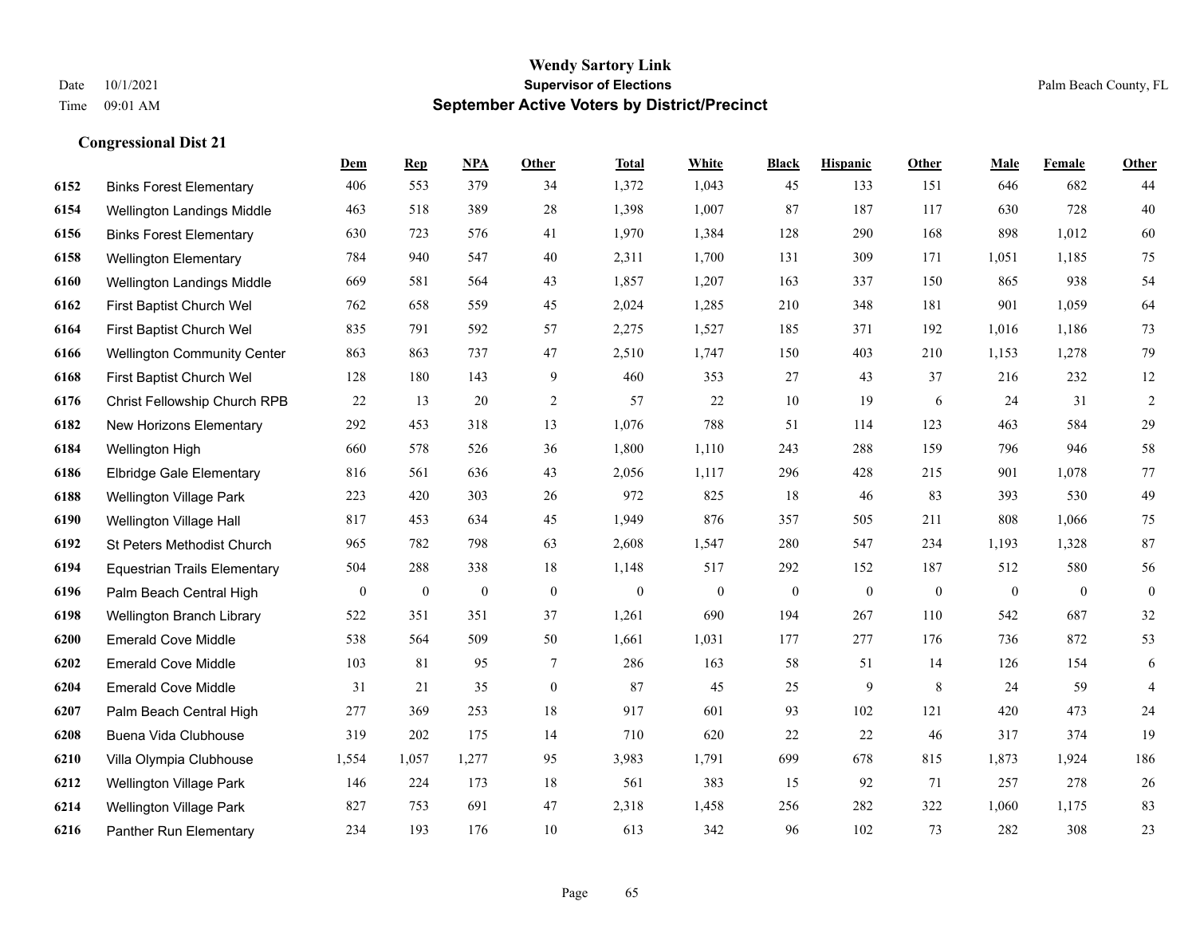# Wendy Sartory Link
## Supervisor of Elections
## September Active Voters by District/Precinct

Date 10/1/2021
Time 09:01 AM

Palm Beach County, FL

### Congressional Dist 21

| | | Dem | Rep | NPA | Other | Total | White | Black | Hispanic | Other | Male | Female | Other |
|---|---|---|---|---|---|---|---|---|---|---|---|---|---|
| 6152 | Binks Forest Elementary | 406 | 553 | 379 | 34 | 1,372 | 1,043 | 45 | 133 | 151 | 646 | 682 | 44 |
| 6154 | Wellington Landings Middle | 463 | 518 | 389 | 28 | 1,398 | 1,007 | 87 | 187 | 117 | 630 | 728 | 40 |
| 6156 | Binks Forest Elementary | 630 | 723 | 576 | 41 | 1,970 | 1,384 | 128 | 290 | 168 | 898 | 1,012 | 60 |
| 6158 | Wellington Elementary | 784 | 940 | 547 | 40 | 2,311 | 1,700 | 131 | 309 | 171 | 1,051 | 1,185 | 75 |
| 6160 | Wellington Landings Middle | 669 | 581 | 564 | 43 | 1,857 | 1,207 | 163 | 337 | 150 | 865 | 938 | 54 |
| 6162 | First Baptist Church Wel | 762 | 658 | 559 | 45 | 2,024 | 1,285 | 210 | 348 | 181 | 901 | 1,059 | 64 |
| 6164 | First Baptist Church Wel | 835 | 791 | 592 | 57 | 2,275 | 1,527 | 185 | 371 | 192 | 1,016 | 1,186 | 73 |
| 6166 | Wellington Community Center | 863 | 863 | 737 | 47 | 2,510 | 1,747 | 150 | 403 | 210 | 1,153 | 1,278 | 79 |
| 6168 | First Baptist Church Wel | 128 | 180 | 143 | 9 | 460 | 353 | 27 | 43 | 37 | 216 | 232 | 12 |
| 6176 | Christ Fellowship Church RPB | 22 | 13 | 20 | 2 | 57 | 22 | 10 | 19 | 6 | 24 | 31 | 2 |
| 6182 | New Horizons Elementary | 292 | 453 | 318 | 13 | 1,076 | 788 | 51 | 114 | 123 | 463 | 584 | 29 |
| 6184 | Wellington High | 660 | 578 | 526 | 36 | 1,800 | 1,110 | 243 | 288 | 159 | 796 | 946 | 58 |
| 6186 | Elbridge Gale Elementary | 816 | 561 | 636 | 43 | 2,056 | 1,117 | 296 | 428 | 215 | 901 | 1,078 | 77 |
| 6188 | Wellington Village Park | 223 | 420 | 303 | 26 | 972 | 825 | 18 | 46 | 83 | 393 | 530 | 49 |
| 6190 | Wellington Village Hall | 817 | 453 | 634 | 45 | 1,949 | 876 | 357 | 505 | 211 | 808 | 1,066 | 75 |
| 6192 | St Peters Methodist Church | 965 | 782 | 798 | 63 | 2,608 | 1,547 | 280 | 547 | 234 | 1,193 | 1,328 | 87 |
| 6194 | Equestrian Trails Elementary | 504 | 288 | 338 | 18 | 1,148 | 517 | 292 | 152 | 187 | 512 | 580 | 56 |
| 6196 | Palm Beach Central High | 0 | 0 | 0 | 0 | 0 | 0 | 0 | 0 | 0 | 0 | 0 | 0 |
| 6198 | Wellington Branch Library | 522 | 351 | 351 | 37 | 1,261 | 690 | 194 | 267 | 110 | 542 | 687 | 32 |
| 6200 | Emerald Cove Middle | 538 | 564 | 509 | 50 | 1,661 | 1,031 | 177 | 277 | 176 | 736 | 872 | 53 |
| 6202 | Emerald Cove Middle | 103 | 81 | 95 | 7 | 286 | 163 | 58 | 51 | 14 | 126 | 154 | 6 |
| 6204 | Emerald Cove Middle | 31 | 21 | 35 | 0 | 87 | 45 | 25 | 9 | 8 | 24 | 59 | 4 |
| 6207 | Palm Beach Central High | 277 | 369 | 253 | 18 | 917 | 601 | 93 | 102 | 121 | 420 | 473 | 24 |
| 6208 | Buena Vida Clubhouse | 319 | 202 | 175 | 14 | 710 | 620 | 22 | 22 | 46 | 317 | 374 | 19 |
| 6210 | Villa Olympia Clubhouse | 1,554 | 1,057 | 1,277 | 95 | 3,983 | 1,791 | 699 | 678 | 815 | 1,873 | 1,924 | 186 |
| 6212 | Wellington Village Park | 146 | 224 | 173 | 18 | 561 | 383 | 15 | 92 | 71 | 257 | 278 | 26 |
| 6214 | Wellington Village Park | 827 | 753 | 691 | 47 | 2,318 | 1,458 | 256 | 282 | 322 | 1,060 | 1,175 | 83 |
| 6216 | Panther Run Elementary | 234 | 193 | 176 | 10 | 613 | 342 | 96 | 102 | 73 | 282 | 308 | 23 |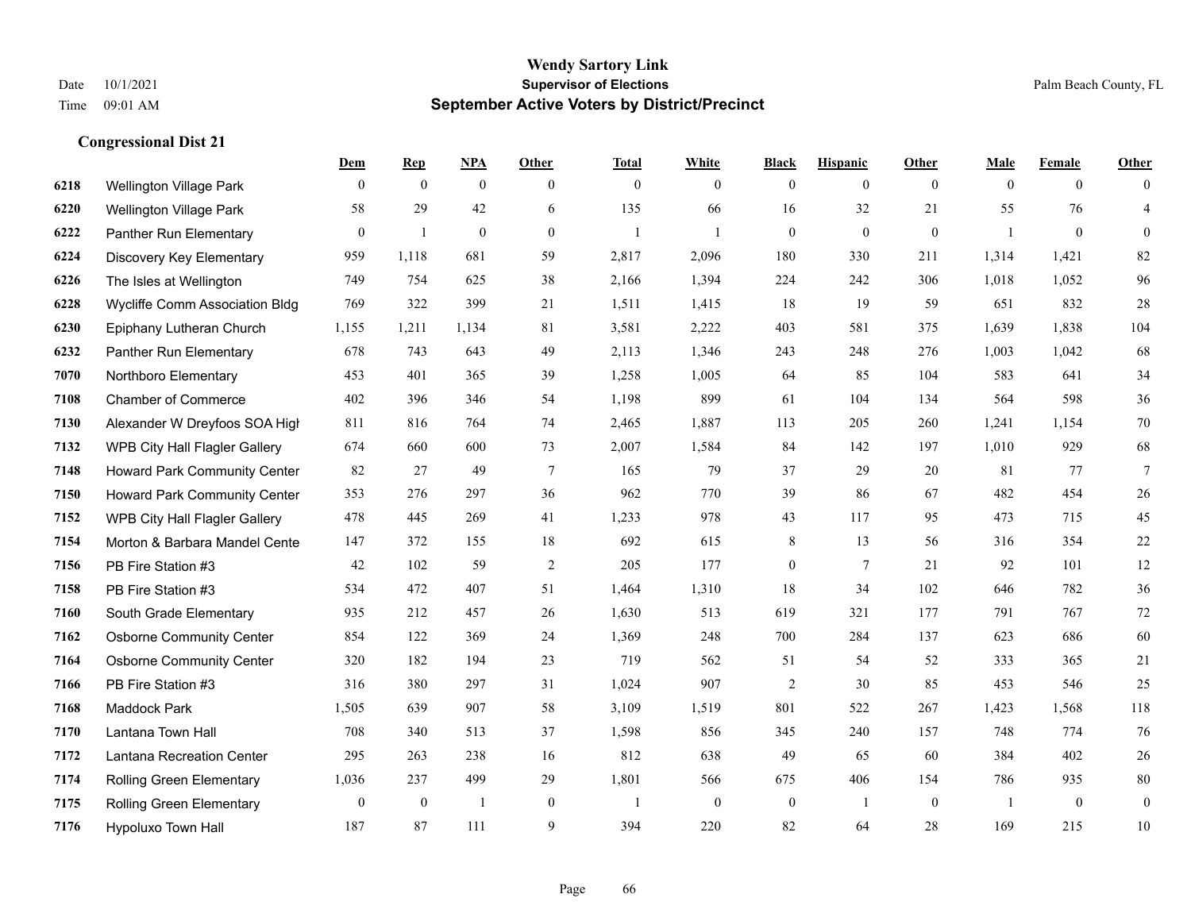**Wendy Sartory Link**
**Supervisor of Elections**
**September Active Voters by District/Precinct**

Date 10/1/2021
Time 09:01 AM
Palm Beach County, FL

### Congressional Dist 21

| | | Dem | Rep | NPA | Other | Total | White | Black | Hispanic | Other | Male | Female | Other |
|---|---|---|---|---|---|---|---|---|---|---|---|---|---|
| 6218 | Wellington Village Park | 0 | 0 | 0 | 0 | 0 | 0 | 0 | 0 | 0 | 0 | 0 | 0 |
| 6220 | Wellington Village Park | 58 | 29 | 42 | 6 | 135 | 66 | 16 | 32 | 21 | 55 | 76 | 4 |
| 6222 | Panther Run Elementary | 0 | 1 | 0 | 0 | 1 | 1 | 0 | 0 | 0 | 1 | 0 | 0 |
| 6224 | Discovery Key Elementary | 959 | 1,118 | 681 | 59 | 2,817 | 2,096 | 180 | 330 | 211 | 1,314 | 1,421 | 82 |
| 6226 | The Isles at Wellington | 749 | 754 | 625 | 38 | 2,166 | 1,394 | 224 | 242 | 306 | 1,018 | 1,052 | 96 |
| 6228 | Wycliffe Comm Association Bldg | 769 | 322 | 399 | 21 | 1,511 | 1,415 | 18 | 19 | 59 | 651 | 832 | 28 |
| 6230 | Epiphany Lutheran Church | 1,155 | 1,211 | 1,134 | 81 | 3,581 | 2,222 | 403 | 581 | 375 | 1,639 | 1,838 | 104 |
| 6232 | Panther Run Elementary | 678 | 743 | 643 | 49 | 2,113 | 1,346 | 243 | 248 | 276 | 1,003 | 1,042 | 68 |
| 7070 | Northboro Elementary | 453 | 401 | 365 | 39 | 1,258 | 1,005 | 64 | 85 | 104 | 583 | 641 | 34 |
| 7108 | Chamber of Commerce | 402 | 396 | 346 | 54 | 1,198 | 899 | 61 | 104 | 134 | 564 | 598 | 36 |
| 7130 | Alexander W Dreyfoos SOA High | 811 | 816 | 764 | 74 | 2,465 | 1,887 | 113 | 205 | 260 | 1,241 | 1,154 | 70 |
| 7132 | WPB City Hall Flagler Gallery | 674 | 660 | 600 | 73 | 2,007 | 1,584 | 84 | 142 | 197 | 1,010 | 929 | 68 |
| 7148 | Howard Park Community Center | 82 | 27 | 49 | 7 | 165 | 79 | 37 | 29 | 20 | 81 | 77 | 7 |
| 7150 | Howard Park Community Center | 353 | 276 | 297 | 36 | 962 | 770 | 39 | 86 | 67 | 482 | 454 | 26 |
| 7152 | WPB City Hall Flagler Gallery | 478 | 445 | 269 | 41 | 1,233 | 978 | 43 | 117 | 95 | 473 | 715 | 45 |
| 7154 | Morton & Barbara Mandel Cente | 147 | 372 | 155 | 18 | 692 | 615 | 8 | 13 | 56 | 316 | 354 | 22 |
| 7156 | PB Fire Station #3 | 42 | 102 | 59 | 2 | 205 | 177 | 0 | 7 | 21 | 92 | 101 | 12 |
| 7158 | PB Fire Station #3 | 534 | 472 | 407 | 51 | 1,464 | 1,310 | 18 | 34 | 102 | 646 | 782 | 36 |
| 7160 | South Grade Elementary | 935 | 212 | 457 | 26 | 1,630 | 513 | 619 | 321 | 177 | 791 | 767 | 72 |
| 7162 | Osborne Community Center | 854 | 122 | 369 | 24 | 1,369 | 248 | 700 | 284 | 137 | 623 | 686 | 60 |
| 7164 | Osborne Community Center | 320 | 182 | 194 | 23 | 719 | 562 | 51 | 54 | 52 | 333 | 365 | 21 |
| 7166 | PB Fire Station #3 | 316 | 380 | 297 | 31 | 1,024 | 907 | 2 | 30 | 85 | 453 | 546 | 25 |
| 7168 | Maddock Park | 1,505 | 639 | 907 | 58 | 3,109 | 1,519 | 801 | 522 | 267 | 1,423 | 1,568 | 118 |
| 7170 | Lantana Town Hall | 708 | 340 | 513 | 37 | 1,598 | 856 | 345 | 240 | 157 | 748 | 774 | 76 |
| 7172 | Lantana Recreation Center | 295 | 263 | 238 | 16 | 812 | 638 | 49 | 65 | 60 | 384 | 402 | 26 |
| 7174 | Rolling Green Elementary | 1,036 | 237 | 499 | 29 | 1,801 | 566 | 675 | 406 | 154 | 786 | 935 | 80 |
| 7175 | Rolling Green Elementary | 0 | 0 | 1 | 0 | 1 | 0 | 0 | 1 | 0 | 1 | 0 | 0 |
| 7176 | Hypoluxo Town Hall | 187 | 87 | 111 | 9 | 394 | 220 | 82 | 64 | 28 | 169 | 215 | 10 |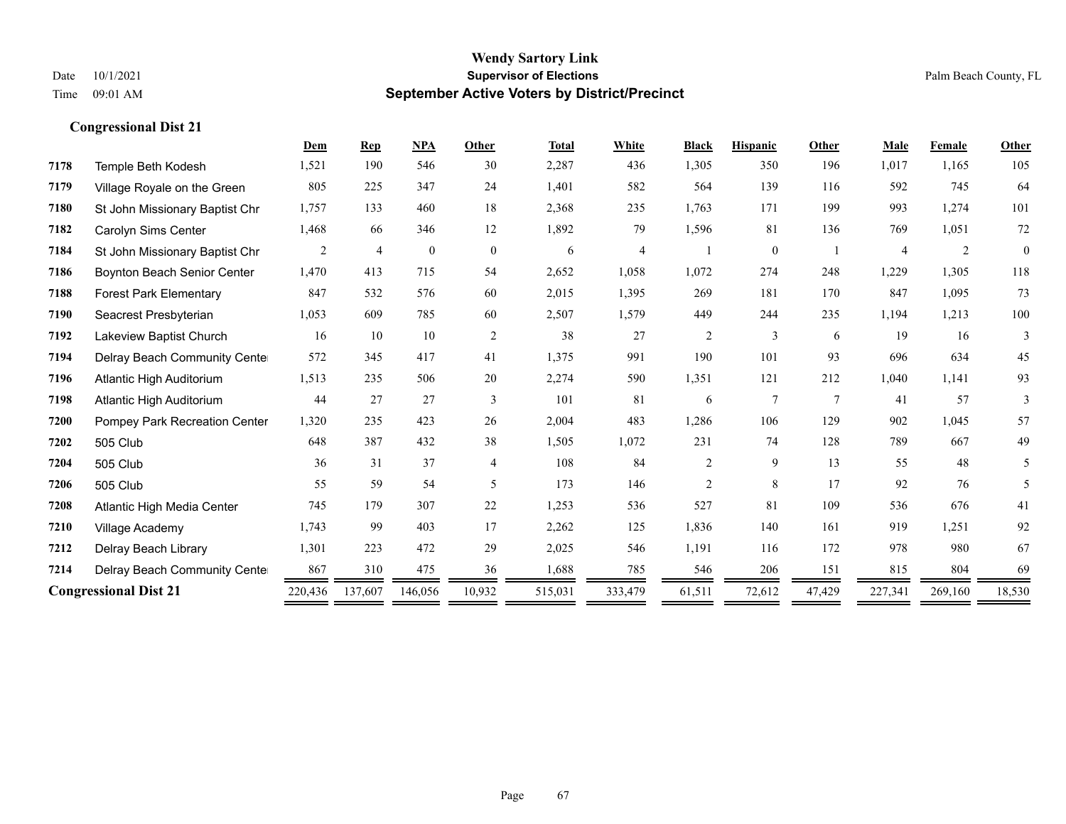## Wendy Sartory Link
## Supervisor of Elections
## September Active Voters by District/Precinct

Date 10/1/2021
Time 09:01 AM

Palm Beach County, FL

### Congressional Dist 21

| | | Dem | Rep | NPA | Other | Total | White | Black | Hispanic | Other | Male | Female | Other |
|---|---|---|---|---|---|---|---|---|---|---|---|---|---|
| 7178 | Temple Beth Kodesh | 1,521 | 190 | 546 | 30 | 2,287 | 436 | 1,305 | 350 | 196 | 1,017 | 1,165 | 105 |
| 7179 | Village Royale on the Green | 805 | 225 | 347 | 24 | 1,401 | 582 | 564 | 139 | 116 | 592 | 745 | 64 |
| 7180 | St John Missionary Baptist Chr | 1,757 | 133 | 460 | 18 | 2,368 | 235 | 1,763 | 171 | 199 | 993 | 1,274 | 101 |
| 7182 | Carolyn Sims Center | 1,468 | 66 | 346 | 12 | 1,892 | 79 | 1,596 | 81 | 136 | 769 | 1,051 | 72 |
| 7184 | St John Missionary Baptist Chr | 2 | 4 | 0 | 0 | 6 | 4 | 1 | 0 | 1 | 4 | 2 | 0 |
| 7186 | Boynton Beach Senior Center | 1,470 | 413 | 715 | 54 | 2,652 | 1,058 | 1,072 | 274 | 248 | 1,229 | 1,305 | 118 |
| 7188 | Forest Park Elementary | 847 | 532 | 576 | 60 | 2,015 | 1,395 | 269 | 181 | 170 | 847 | 1,095 | 73 |
| 7190 | Seacrest Presbyterian | 1,053 | 609 | 785 | 60 | 2,507 | 1,579 | 449 | 244 | 235 | 1,194 | 1,213 | 100 |
| 7192 | Lakeview Baptist Church | 16 | 10 | 10 | 2 | 38 | 27 | 2 | 3 | 6 | 19 | 16 | 3 |
| 7194 | Delray Beach Community Cente | 572 | 345 | 417 | 41 | 1,375 | 991 | 190 | 101 | 93 | 696 | 634 | 45 |
| 7196 | Atlantic High Auditorium | 1,513 | 235 | 506 | 20 | 2,274 | 590 | 1,351 | 121 | 212 | 1,040 | 1,141 | 93 |
| 7198 | Atlantic High Auditorium | 44 | 27 | 27 | 3 | 101 | 81 | 6 | 7 | 7 | 41 | 57 | 3 |
| 7200 | Pompey Park Recreation Center | 1,320 | 235 | 423 | 26 | 2,004 | 483 | 1,286 | 106 | 129 | 902 | 1,045 | 57 |
| 7202 | 505 Club | 648 | 387 | 432 | 38 | 1,505 | 1,072 | 231 | 74 | 128 | 789 | 667 | 49 |
| 7204 | 505 Club | 36 | 31 | 37 | 4 | 108 | 84 | 2 | 9 | 13 | 55 | 48 | 5 |
| 7206 | 505 Club | 55 | 59 | 54 | 5 | 173 | 146 | 2 | 8 | 17 | 92 | 76 | 5 |
| 7208 | Atlantic High Media Center | 745 | 179 | 307 | 22 | 1,253 | 536 | 527 | 81 | 109 | 536 | 676 | 41 |
| 7210 | Village Academy | 1,743 | 99 | 403 | 17 | 2,262 | 125 | 1,836 | 140 | 161 | 919 | 1,251 | 92 |
| 7212 | Delray Beach Library | 1,301 | 223 | 472 | 29 | 2,025 | 546 | 1,191 | 116 | 172 | 978 | 980 | 67 |
| 7214 | Delray Beach Community Cente | 867 | 310 | 475 | 36 | 1,688 | 785 | 546 | 206 | 151 | 815 | 804 | 69 |
| **Congressional Dist 21** | | 220,436 | 137,607 | 146,056 | 10,932 | 515,031 | 333,479 | 61,511 | 72,612 | 47,429 | 227,341 | 269,160 | 18,530 |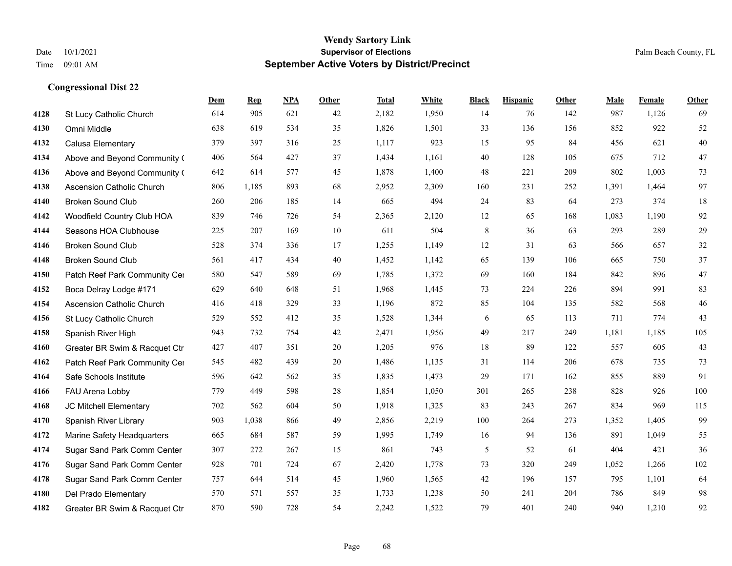**Wendy Sartory Link**
**Supervisor of Elections**
**September Active Voters by District/Precinct**

Date 10/1/2021
Time 09:01 AM

Palm Beach County, FL

### Congressional Dist 22

| | | Dem | Rep | NPA | Other | Total | White | Black | Hispanic | Other | Male | Female | Other |
|---|---|---|---|---|---|---|---|---|---|---|---|---|---|
| 4128 | St Lucy Catholic Church | 614 | 905 | 621 | 42 | 2,182 | 1,950 | 14 | 76 | 142 | 987 | 1,126 | 69 |
| 4130 | Omni Middle | 638 | 619 | 534 | 35 | 1,826 | 1,501 | 33 | 136 | 156 | 852 | 922 | 52 |
| 4132 | Calusa Elementary | 379 | 397 | 316 | 25 | 1,117 | 923 | 15 | 95 | 84 | 456 | 621 | 40 |
| 4134 | Above and Beyond Community ( | 406 | 564 | 427 | 37 | 1,434 | 1,161 | 40 | 128 | 105 | 675 | 712 | 47 |
| 4136 | Above and Beyond Community ( | 642 | 614 | 577 | 45 | 1,878 | 1,400 | 48 | 221 | 209 | 802 | 1,003 | 73 |
| 4138 | Ascension Catholic Church | 806 | 1,185 | 893 | 68 | 2,952 | 2,309 | 160 | 231 | 252 | 1,391 | 1,464 | 97 |
| 4140 | Broken Sound Club | 260 | 206 | 185 | 14 | 665 | 494 | 24 | 83 | 64 | 273 | 374 | 18 |
| 4142 | Woodfield Country Club HOA | 839 | 746 | 726 | 54 | 2,365 | 2,120 | 12 | 65 | 168 | 1,083 | 1,190 | 92 |
| 4144 | Seasons HOA Clubhouse | 225 | 207 | 169 | 10 | 611 | 504 | 8 | 36 | 63 | 293 | 289 | 29 |
| 4146 | Broken Sound Club | 528 | 374 | 336 | 17 | 1,255 | 1,149 | 12 | 31 | 63 | 566 | 657 | 32 |
| 4148 | Broken Sound Club | 561 | 417 | 434 | 40 | 1,452 | 1,142 | 65 | 139 | 106 | 665 | 750 | 37 |
| 4150 | Patch Reef Park Community Cer | 580 | 547 | 589 | 69 | 1,785 | 1,372 | 69 | 160 | 184 | 842 | 896 | 47 |
| 4152 | Boca Delray Lodge #171 | 629 | 640 | 648 | 51 | 1,968 | 1,445 | 73 | 224 | 226 | 894 | 991 | 83 |
| 4154 | Ascension Catholic Church | 416 | 418 | 329 | 33 | 1,196 | 872 | 85 | 104 | 135 | 582 | 568 | 46 |
| 4156 | St Lucy Catholic Church | 529 | 552 | 412 | 35 | 1,528 | 1,344 | 6 | 65 | 113 | 711 | 774 | 43 |
| 4158 | Spanish River High | 943 | 732 | 754 | 42 | 2,471 | 1,956 | 49 | 217 | 249 | 1,181 | 1,185 | 105 |
| 4160 | Greater BR Swim & Racquet Ctr | 427 | 407 | 351 | 20 | 1,205 | 976 | 18 | 89 | 122 | 557 | 605 | 43 |
| 4162 | Patch Reef Park Community Cer | 545 | 482 | 439 | 20 | 1,486 | 1,135 | 31 | 114 | 206 | 678 | 735 | 73 |
| 4164 | Safe Schools Institute | 596 | 642 | 562 | 35 | 1,835 | 1,473 | 29 | 171 | 162 | 855 | 889 | 91 |
| 4166 | FAU Arena Lobby | 779 | 449 | 598 | 28 | 1,854 | 1,050 | 301 | 265 | 238 | 828 | 926 | 100 |
| 4168 | JC Mitchell Elementary | 702 | 562 | 604 | 50 | 1,918 | 1,325 | 83 | 243 | 267 | 834 | 969 | 115 |
| 4170 | Spanish River Library | 903 | 1,038 | 866 | 49 | 2,856 | 2,219 | 100 | 264 | 273 | 1,352 | 1,405 | 99 |
| 4172 | Marine Safety Headquarters | 665 | 684 | 587 | 59 | 1,995 | 1,749 | 16 | 94 | 136 | 891 | 1,049 | 55 |
| 4174 | Sugar Sand Park Comm Center | 307 | 272 | 267 | 15 | 861 | 743 | 5 | 52 | 61 | 404 | 421 | 36 |
| 4176 | Sugar Sand Park Comm Center | 928 | 701 | 724 | 67 | 2,420 | 1,778 | 73 | 320 | 249 | 1,052 | 1,266 | 102 |
| 4178 | Sugar Sand Park Comm Center | 757 | 644 | 514 | 45 | 1,960 | 1,565 | 42 | 196 | 157 | 795 | 1,101 | 64 |
| 4180 | Del Prado Elementary | 570 | 571 | 557 | 35 | 1,733 | 1,238 | 50 | 241 | 204 | 786 | 849 | 98 |
| 4182 | Greater BR Swim & Racquet Ctr | 870 | 590 | 728 | 54 | 2,242 | 1,522 | 79 | 401 | 240 | 940 | 1,210 | 92 |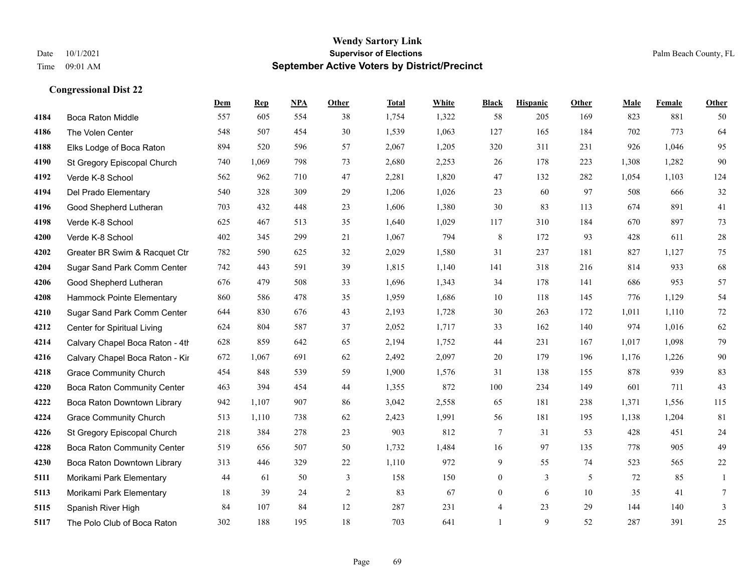**Wendy Sartory Link**
**Supervisor of Elections**
**September Active Voters by District/Precinct**

Date 10/1/2021
Time 09:01 AM
Palm Beach County, FL

## Congressional Dist 22

| | | Dem | Rep | NPA | Other | Total | White | Black | Hispanic | Other | Male | Female | Other |
|---|---|---|---|---|---|---|---|---|---|---|---|---|---|
| 4184 | Boca Raton Middle | 557 | 605 | 554 | 38 | 1,754 | 1,322 | 58 | 205 | 169 | 823 | 881 | 50 |
| 4186 | The Volen Center | 548 | 507 | 454 | 30 | 1,539 | 1,063 | 127 | 165 | 184 | 702 | 773 | 64 |
| 4188 | Elks Lodge of Boca Raton | 894 | 520 | 596 | 57 | 2,067 | 1,205 | 320 | 311 | 231 | 926 | 1,046 | 95 |
| 4190 | St Gregory Episcopal Church | 740 | 1,069 | 798 | 73 | 2,680 | 2,253 | 26 | 178 | 223 | 1,308 | 1,282 | 90 |
| 4192 | Verde K-8 School | 562 | 962 | 710 | 47 | 2,281 | 1,820 | 47 | 132 | 282 | 1,054 | 1,103 | 124 |
| 4194 | Del Prado Elementary | 540 | 328 | 309 | 29 | 1,206 | 1,026 | 23 | 60 | 97 | 508 | 666 | 32 |
| 4196 | Good Shepherd Lutheran | 703 | 432 | 448 | 23 | 1,606 | 1,380 | 30 | 83 | 113 | 674 | 891 | 41 |
| 4198 | Verde K-8 School | 625 | 467 | 513 | 35 | 1,640 | 1,029 | 117 | 310 | 184 | 670 | 897 | 73 |
| 4200 | Verde K-8 School | 402 | 345 | 299 | 21 | 1,067 | 794 | 8 | 172 | 93 | 428 | 611 | 28 |
| 4202 | Greater BR Swim & Racquet Ctr | 782 | 590 | 625 | 32 | 2,029 | 1,580 | 31 | 237 | 181 | 827 | 1,127 | 75 |
| 4204 | Sugar Sand Park Comm Center | 742 | 443 | 591 | 39 | 1,815 | 1,140 | 141 | 318 | 216 | 814 | 933 | 68 |
| 4206 | Good Shepherd Lutheran | 676 | 479 | 508 | 33 | 1,696 | 1,343 | 34 | 178 | 141 | 686 | 953 | 57 |
| 4208 | Hammock Pointe Elementary | 860 | 586 | 478 | 35 | 1,959 | 1,686 | 10 | 118 | 145 | 776 | 1,129 | 54 |
| 4210 | Sugar Sand Park Comm Center | 644 | 830 | 676 | 43 | 2,193 | 1,728 | 30 | 263 | 172 | 1,011 | 1,110 | 72 |
| 4212 | Center for Spiritual Living | 624 | 804 | 587 | 37 | 2,052 | 1,717 | 33 | 162 | 140 | 974 | 1,016 | 62 |
| 4214 | Calvary Chapel Boca Raton - 4th | 628 | 859 | 642 | 65 | 2,194 | 1,752 | 44 | 231 | 167 | 1,017 | 1,098 | 79 |
| 4216 | Calvary Chapel Boca Raton - Kir | 672 | 1,067 | 691 | 62 | 2,492 | 2,097 | 20 | 179 | 196 | 1,176 | 1,226 | 90 |
| 4218 | Grace Community Church | 454 | 848 | 539 | 59 | 1,900 | 1,576 | 31 | 138 | 155 | 878 | 939 | 83 |
| 4220 | Boca Raton Community Center | 463 | 394 | 454 | 44 | 1,355 | 872 | 100 | 234 | 149 | 601 | 711 | 43 |
| 4222 | Boca Raton Downtown Library | 942 | 1,107 | 907 | 86 | 3,042 | 2,558 | 65 | 181 | 238 | 1,371 | 1,556 | 115 |
| 4224 | Grace Community Church | 513 | 1,110 | 738 | 62 | 2,423 | 1,991 | 56 | 181 | 195 | 1,138 | 1,204 | 81 |
| 4226 | St Gregory Episcopal Church | 218 | 384 | 278 | 23 | 903 | 812 | 7 | 31 | 53 | 428 | 451 | 24 |
| 4228 | Boca Raton Community Center | 519 | 656 | 507 | 50 | 1,732 | 1,484 | 16 | 97 | 135 | 778 | 905 | 49 |
| 4230 | Boca Raton Downtown Library | 313 | 446 | 329 | 22 | 1,110 | 972 | 9 | 55 | 74 | 523 | 565 | 22 |
| 5111 | Morikami Park Elementary | 44 | 61 | 50 | 3 | 158 | 150 | 0 | 3 | 5 | 72 | 85 | 1 |
| 5113 | Morikami Park Elementary | 18 | 39 | 24 | 2 | 83 | 67 | 0 | 6 | 10 | 35 | 41 | 7 |
| 5115 | Spanish River High | 84 | 107 | 84 | 12 | 287 | 231 | 4 | 23 | 29 | 144 | 140 | 3 |
| 5117 | The Polo Club of Boca Raton | 302 | 188 | 195 | 18 | 703 | 641 | 1 | 9 | 52 | 287 | 391 | 25 |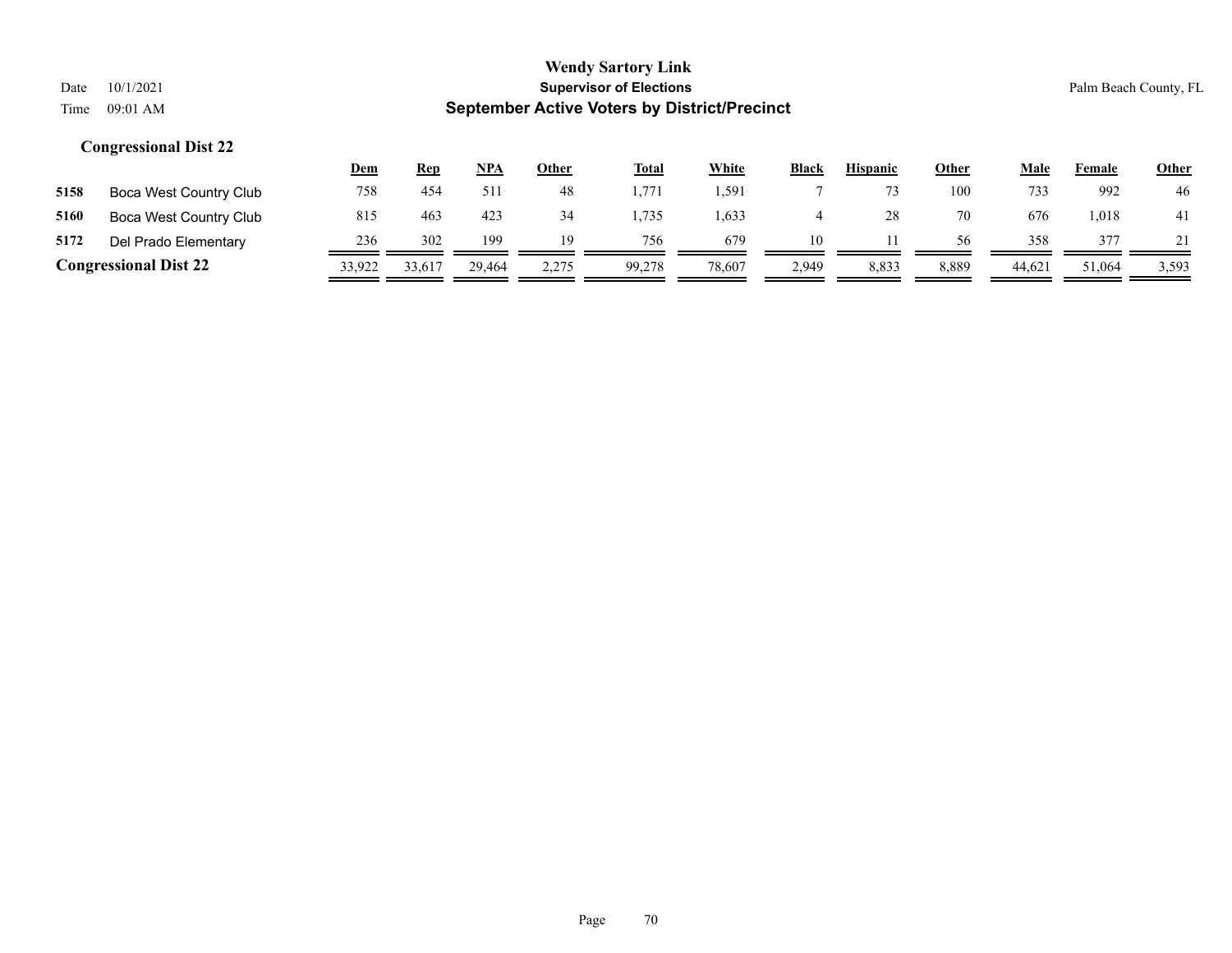# Wendy Sartory Link
## Supervisor of Elections
## September Active Voters by District/Precinct

Date 10/1/2021
Time 09:01 AM

Palm Beach County, FL

### Congressional Dist 22

| | | Dem | Rep | NPA | Other | Total | White | Black | Hispanic | Other | Male | Female | Other |
|---|---|---|---|---|---|---|---|---|---|---|---|---|---|
| 5158 | Boca West Country Club | 758 | 454 | 511 | 48 | 1,771 | 1,591 | 7 | 73 | 100 | 733 | 992 | 46 |
| 5160 | Boca West Country Club | 815 | 463 | 423 | 34 | 1,735 | 1,633 | 4 | 28 | 70 | 676 | 1,018 | 41 |
| 5172 | Del Prado Elementary | 236 | 302 | 199 | 19 | 756 | 679 | 10 | 11 | 56 | 358 | 377 | 21 |
| **Congressional Dist 22** | | 33,922 | 33,617 | 29,464 | 2,275 | 99,278 | 78,607 | 2,949 | 8,833 | 8,889 | 44,621 | 51,064 | 3,593 |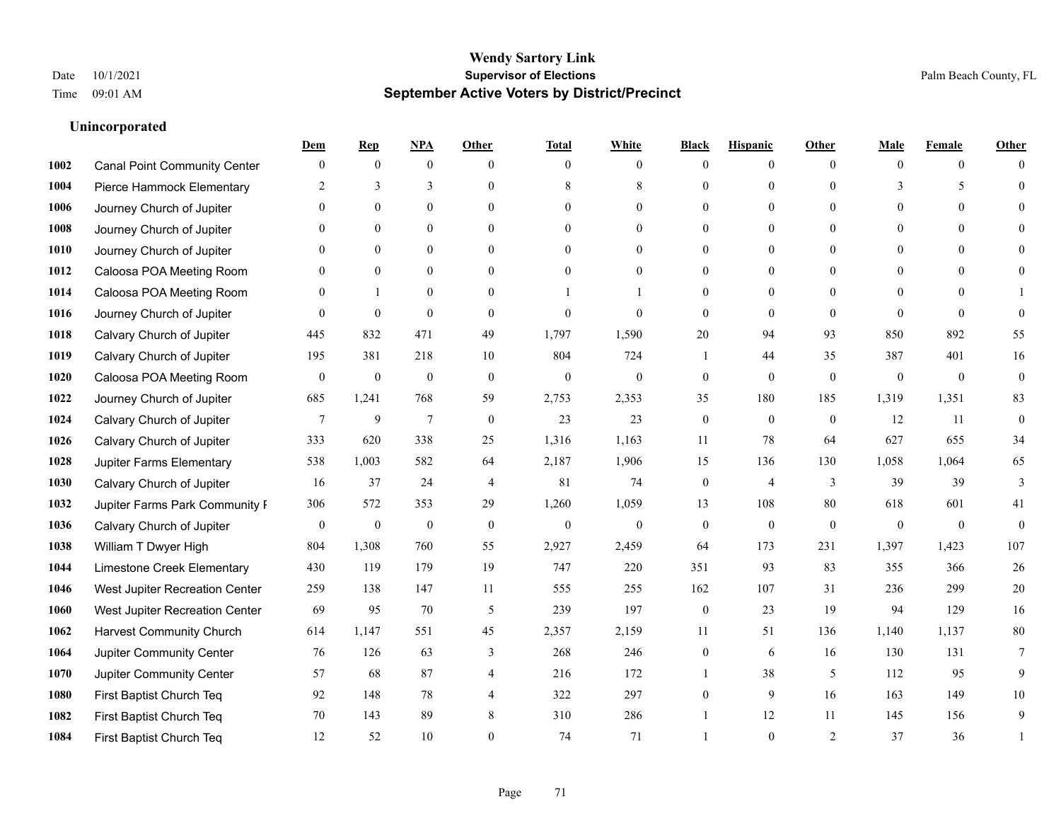# Wendy Sartory Link
## Supervisor of Elections
## September Active Voters by District/Precinct

Date 10/1/2021
Time 09:01 AM

Palm Beach County, FL

### Unincorporated

| | | Dem | Rep | NPA | Other | Total | White | Black | Hispanic | Other | Male | Female | Other |
|---|---|---|---|---|---|---|---|---|---|---|---|---|---|
| 1002 | Canal Point Community Center | 0 | 0 | 0 | 0 | 0 | 0 | 0 | 0 | 0 | 0 | 0 | 0 |
| 1004 | Pierce Hammock Elementary | 2 | 3 | 3 | 0 | 8 | 8 | 0 | 0 | 0 | 3 | 5 | 0 |
| 1006 | Journey Church of Jupiter | 0 | 0 | 0 | 0 | 0 | 0 | 0 | 0 | 0 | 0 | 0 | 0 |
| 1008 | Journey Church of Jupiter | 0 | 0 | 0 | 0 | 0 | 0 | 0 | 0 | 0 | 0 | 0 | 0 |
| 1010 | Journey Church of Jupiter | 0 | 0 | 0 | 0 | 0 | 0 | 0 | 0 | 0 | 0 | 0 | 0 |
| 1012 | Caloosa POA Meeting Room | 0 | 0 | 0 | 0 | 0 | 0 | 0 | 0 | 0 | 0 | 0 | 0 |
| 1014 | Caloosa POA Meeting Room | 0 | 1 | 0 | 0 | 1 | 1 | 0 | 0 | 0 | 0 | 0 | 1 |
| 1016 | Journey Church of Jupiter | 0 | 0 | 0 | 0 | 0 | 0 | 0 | 0 | 0 | 0 | 0 | 0 |
| 1018 | Calvary Church of Jupiter | 445 | 832 | 471 | 49 | 1,797 | 1,590 | 20 | 94 | 93 | 850 | 892 | 55 |
| 1019 | Calvary Church of Jupiter | 195 | 381 | 218 | 10 | 804 | 724 | 1 | 44 | 35 | 387 | 401 | 16 |
| 1020 | Caloosa POA Meeting Room | 0 | 0 | 0 | 0 | 0 | 0 | 0 | 0 | 0 | 0 | 0 | 0 |
| 1022 | Journey Church of Jupiter | 685 | 1,241 | 768 | 59 | 2,753 | 2,353 | 35 | 180 | 185 | 1,319 | 1,351 | 83 |
| 1024 | Calvary Church of Jupiter | 7 | 9 | 7 | 0 | 23 | 23 | 0 | 0 | 0 | 12 | 11 | 0 |
| 1026 | Calvary Church of Jupiter | 333 | 620 | 338 | 25 | 1,316 | 1,163 | 11 | 78 | 64 | 627 | 655 | 34 |
| 1028 | Jupiter Farms Elementary | 538 | 1,003 | 582 | 64 | 2,187 | 1,906 | 15 | 136 | 130 | 1,058 | 1,064 | 65 |
| 1030 | Calvary Church of Jupiter | 16 | 37 | 24 | 4 | 81 | 74 | 0 | 4 | 3 | 39 | 39 | 3 |
| 1032 | Jupiter Farms Park Community F | 306 | 572 | 353 | 29 | 1,260 | 1,059 | 13 | 108 | 80 | 618 | 601 | 41 |
| 1036 | Calvary Church of Jupiter | 0 | 0 | 0 | 0 | 0 | 0 | 0 | 0 | 0 | 0 | 0 | 0 |
| 1038 | William T Dwyer High | 804 | 1,308 | 760 | 55 | 2,927 | 2,459 | 64 | 173 | 231 | 1,397 | 1,423 | 107 |
| 1044 | Limestone Creek Elementary | 430 | 119 | 179 | 19 | 747 | 220 | 351 | 93 | 83 | 355 | 366 | 26 |
| 1046 | West Jupiter Recreation Center | 259 | 138 | 147 | 11 | 555 | 255 | 162 | 107 | 31 | 236 | 299 | 20 |
| 1060 | West Jupiter Recreation Center | 69 | 95 | 70 | 5 | 239 | 197 | 0 | 23 | 19 | 94 | 129 | 16 |
| 1062 | Harvest Community Church | 614 | 1,147 | 551 | 45 | 2,357 | 2,159 | 11 | 51 | 136 | 1,140 | 1,137 | 80 |
| 1064 | Jupiter Community Center | 76 | 126 | 63 | 3 | 268 | 246 | 0 | 6 | 16 | 130 | 131 | 7 |
| 1070 | Jupiter Community Center | 57 | 68 | 87 | 4 | 216 | 172 | 1 | 38 | 5 | 112 | 95 | 9 |
| 1080 | First Baptist Church Teq | 92 | 148 | 78 | 4 | 322 | 297 | 0 | 9 | 16 | 163 | 149 | 10 |
| 1082 | First Baptist Church Teq | 70 | 143 | 89 | 8 | 310 | 286 | 1 | 12 | 11 | 145 | 156 | 9 |
| 1084 | First Baptist Church Teq | 12 | 52 | 10 | 0 | 74 | 71 | 1 | 0 | 2 | 37 | 36 | 1 |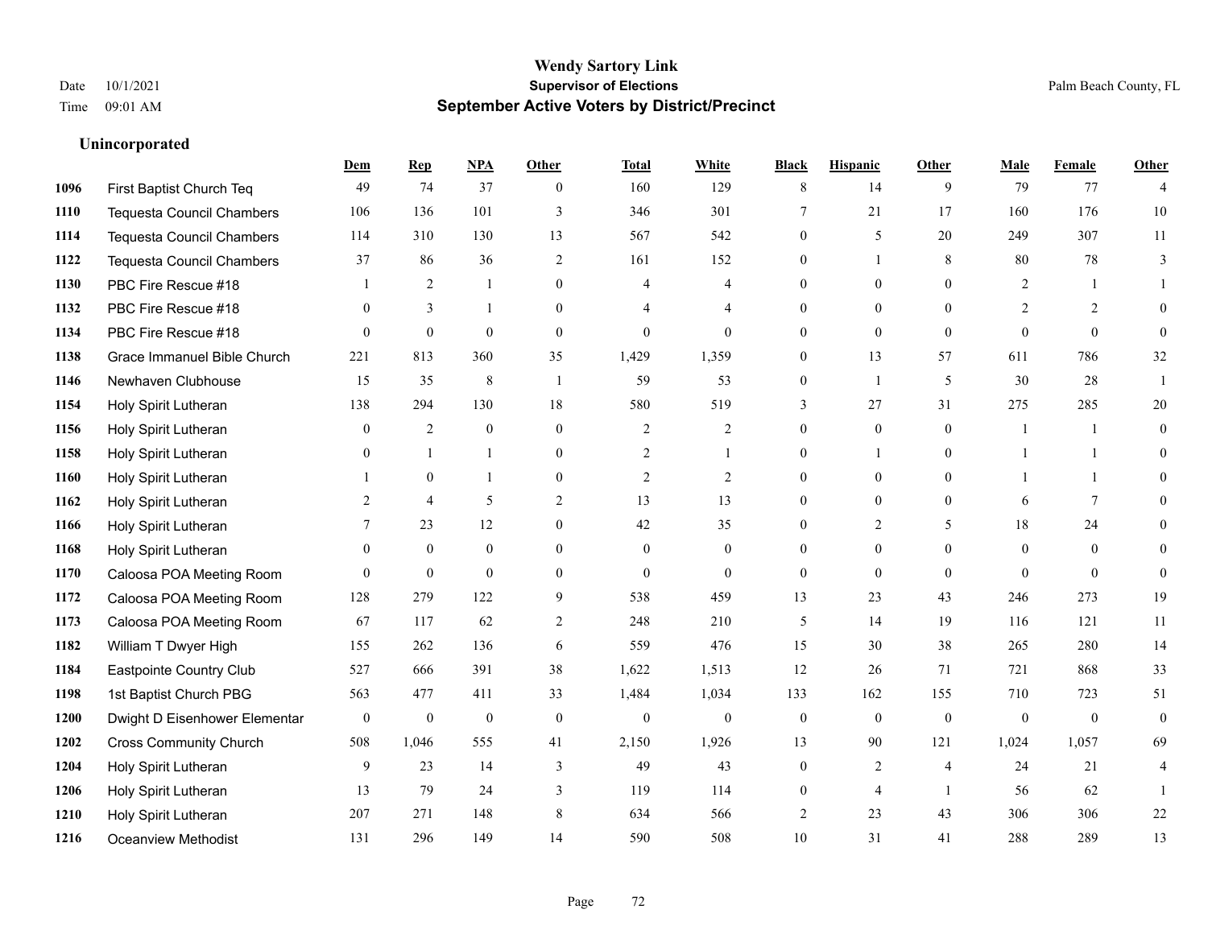**Wendy Sartory Link**
**Supervisor of Elections**
**September Active Voters by District/Precinct**

Date 10/1/2021
Time 09:01 AM

Palm Beach County, FL

### Unincorporated

| | | Dem | Rep | NPA | Other | Total | White | Black | Hispanic | Other | Male | Female | Other |
|---|---|---|---|---|---|---|---|---|---|---|---|---|---|
| 1096 | First Baptist Church Teq | 49 | 74 | 37 | 0 | 160 | 129 | 8 | 14 | 9 | 79 | 77 | 4 |
| 1110 | Tequesta Council Chambers | 106 | 136 | 101 | 3 | 346 | 301 | 7 | 21 | 17 | 160 | 176 | 10 |
| 1114 | Tequesta Council Chambers | 114 | 310 | 130 | 13 | 567 | 542 | 0 | 5 | 20 | 249 | 307 | 11 |
| 1122 | Tequesta Council Chambers | 37 | 86 | 36 | 2 | 161 | 152 | 0 | 1 | 8 | 80 | 78 | 3 |
| 1130 | PBC Fire Rescue #18 | 1 | 2 | 1 | 0 | 4 | 4 | 0 | 0 | 0 | 2 | 1 | 1 |
| 1132 | PBC Fire Rescue #18 | 0 | 3 | 1 | 0 | 4 | 4 | 0 | 0 | 0 | 2 | 2 | 0 |
| 1134 | PBC Fire Rescue #18 | 0 | 0 | 0 | 0 | 0 | 0 | 0 | 0 | 0 | 0 | 0 | 0 |
| 1138 | Grace Immanuel Bible Church | 221 | 813 | 360 | 35 | 1,429 | 1,359 | 0 | 13 | 57 | 611 | 786 | 32 |
| 1146 | Newhaven Clubhouse | 15 | 35 | 8 | 1 | 59 | 53 | 0 | 1 | 5 | 30 | 28 | 1 |
| 1154 | Holy Spirit Lutheran | 138 | 294 | 130 | 18 | 580 | 519 | 3 | 27 | 31 | 275 | 285 | 20 |
| 1156 | Holy Spirit Lutheran | 0 | 2 | 0 | 0 | 2 | 2 | 0 | 0 | 0 | 1 | 1 | 0 |
| 1158 | Holy Spirit Lutheran | 0 | 1 | 1 | 0 | 2 | 1 | 0 | 1 | 0 | 1 | 1 | 0 |
| 1160 | Holy Spirit Lutheran | 1 | 0 | 1 | 0 | 2 | 2 | 0 | 0 | 0 | 1 | 1 | 0 |
| 1162 | Holy Spirit Lutheran | 2 | 4 | 5 | 2 | 13 | 13 | 0 | 0 | 0 | 6 | 7 | 0 |
| 1166 | Holy Spirit Lutheran | 7 | 23 | 12 | 0 | 42 | 35 | 0 | 2 | 5 | 18 | 24 | 0 |
| 1168 | Holy Spirit Lutheran | 0 | 0 | 0 | 0 | 0 | 0 | 0 | 0 | 0 | 0 | 0 | 0 |
| 1170 | Caloosa POA Meeting Room | 0 | 0 | 0 | 0 | 0 | 0 | 0 | 0 | 0 | 0 | 0 | 0 |
| 1172 | Caloosa POA Meeting Room | 128 | 279 | 122 | 9 | 538 | 459 | 13 | 23 | 43 | 246 | 273 | 19 |
| 1173 | Caloosa POA Meeting Room | 67 | 117 | 62 | 2 | 248 | 210 | 5 | 14 | 19 | 116 | 121 | 11 |
| 1182 | William T Dwyer High | 155 | 262 | 136 | 6 | 559 | 476 | 15 | 30 | 38 | 265 | 280 | 14 |
| 1184 | Eastpointe Country Club | 527 | 666 | 391 | 38 | 1,622 | 1,513 | 12 | 26 | 71 | 721 | 868 | 33 |
| 1198 | 1st Baptist Church PBG | 563 | 477 | 411 | 33 | 1,484 | 1,034 | 133 | 162 | 155 | 710 | 723 | 51 |
| 1200 | Dwight D Eisenhower Elementar | 0 | 0 | 0 | 0 | 0 | 0 | 0 | 0 | 0 | 0 | 0 | 0 |
| 1202 | Cross Community Church | 508 | 1,046 | 555 | 41 | 2,150 | 1,926 | 13 | 90 | 121 | 1,024 | 1,057 | 69 |
| 1204 | Holy Spirit Lutheran | 9 | 23 | 14 | 3 | 49 | 43 | 0 | 2 | 4 | 24 | 21 | 4 |
| 1206 | Holy Spirit Lutheran | 13 | 79 | 24 | 3 | 119 | 114 | 0 | 4 | 1 | 56 | 62 | 1 |
| 1210 | Holy Spirit Lutheran | 207 | 271 | 148 | 8 | 634 | 566 | 2 | 23 | 43 | 306 | 306 | 22 |
| 1216 | Oceanview Methodist | 131 | 296 | 149 | 14 | 590 | 508 | 10 | 31 | 41 | 288 | 289 | 13 |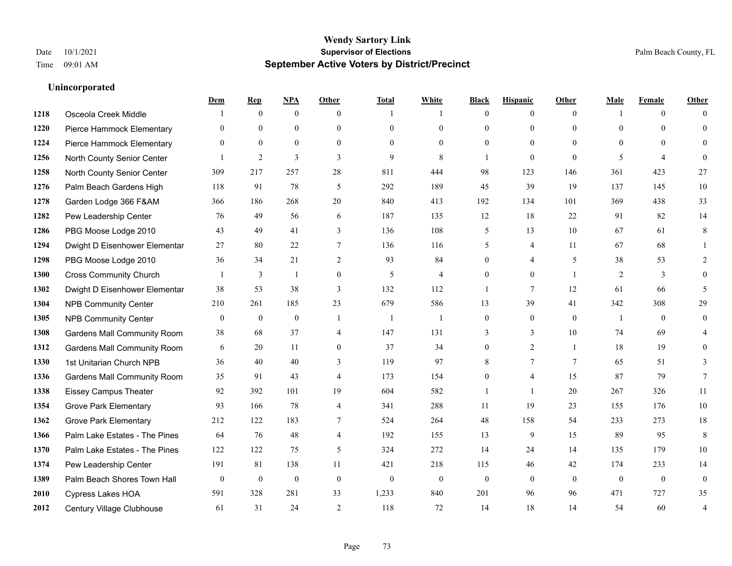# Wendy Sartory Link
## Supervisor of Elections
## September Active Voters by District/Precinct

Date 10/1/2021
Time 09:01 AM

Palm Beach County, FL

### Unincorporated

| | | Dem | Rep | NPA | Other | Total | White | Black | Hispanic | Other | Male | Female | Other |
|---|---|---|---|---|---|---|---|---|---|---|---|---|---|
| 1218 | Osceola Creek Middle | 1 | 0 | 0 | 0 | 1 | 1 | 0 | 0 | 0 | 1 | 0 | 0 |
| 1220 | Pierce Hammock Elementary | 0 | 0 | 0 | 0 | 0 | 0 | 0 | 0 | 0 | 0 | 0 | 0 |
| 1224 | Pierce Hammock Elementary | 0 | 0 | 0 | 0 | 0 | 0 | 0 | 0 | 0 | 0 | 0 | 0 |
| 1256 | North County Senior Center | 1 | 2 | 3 | 3 | 9 | 8 | 1 | 0 | 0 | 5 | 4 | 0 |
| 1258 | North County Senior Center | 309 | 217 | 257 | 28 | 811 | 444 | 98 | 123 | 146 | 361 | 423 | 27 |
| 1276 | Palm Beach Gardens High | 118 | 91 | 78 | 5 | 292 | 189 | 45 | 39 | 19 | 137 | 145 | 10 |
| 1278 | Garden Lodge 366 F&AM | 366 | 186 | 268 | 20 | 840 | 413 | 192 | 134 | 101 | 369 | 438 | 33 |
| 1282 | Pew Leadership Center | 76 | 49 | 56 | 6 | 187 | 135 | 12 | 18 | 22 | 91 | 82 | 14 |
| 1286 | PBG Moose Lodge 2010 | 43 | 49 | 41 | 3 | 136 | 108 | 5 | 13 | 10 | 67 | 61 | 8 |
| 1294 | Dwight D Eisenhower Elementar | 27 | 80 | 22 | 7 | 136 | 116 | 5 | 4 | 11 | 67 | 68 | 1 |
| 1298 | PBG Moose Lodge 2010 | 36 | 34 | 21 | 2 | 93 | 84 | 0 | 4 | 5 | 38 | 53 | 2 |
| 1300 | Cross Community Church | 1 | 3 | 1 | 0 | 5 | 4 | 0 | 0 | 1 | 2 | 3 | 0 |
| 1302 | Dwight D Eisenhower Elementar | 38 | 53 | 38 | 3 | 132 | 112 | 1 | 7 | 12 | 61 | 66 | 5 |
| 1304 | NPB Community Center | 210 | 261 | 185 | 23 | 679 | 586 | 13 | 39 | 41 | 342 | 308 | 29 |
| 1305 | NPB Community Center | 0 | 0 | 0 | 1 | 1 | 1 | 0 | 0 | 0 | 1 | 0 | 0 |
| 1308 | Gardens Mall Community Room | 38 | 68 | 37 | 4 | 147 | 131 | 3 | 3 | 10 | 74 | 69 | 4 |
| 1312 | Gardens Mall Community Room | 6 | 20 | 11 | 0 | 37 | 34 | 0 | 2 | 1 | 18 | 19 | 0 |
| 1330 | 1st Unitarian Church NPB | 36 | 40 | 40 | 3 | 119 | 97 | 8 | 7 | 7 | 65 | 51 | 3 |
| 1336 | Gardens Mall Community Room | 35 | 91 | 43 | 4 | 173 | 154 | 0 | 4 | 15 | 87 | 79 | 7 |
| 1338 | Eissey Campus Theater | 92 | 392 | 101 | 19 | 604 | 582 | 1 | 1 | 20 | 267 | 326 | 11 |
| 1354 | Grove Park Elementary | 93 | 166 | 78 | 4 | 341 | 288 | 11 | 19 | 23 | 155 | 176 | 10 |
| 1362 | Grove Park Elementary | 212 | 122 | 183 | 7 | 524 | 264 | 48 | 158 | 54 | 233 | 273 | 18 |
| 1366 | Palm Lake Estates - The Pines | 64 | 76 | 48 | 4 | 192 | 155 | 13 | 9 | 15 | 89 | 95 | 8 |
| 1370 | Palm Lake Estates - The Pines | 122 | 122 | 75 | 5 | 324 | 272 | 14 | 24 | 14 | 135 | 179 | 10 |
| 1374 | Pew Leadership Center | 191 | 81 | 138 | 11 | 421 | 218 | 115 | 46 | 42 | 174 | 233 | 14 |
| 1389 | Palm Beach Shores Town Hall | 0 | 0 | 0 | 0 | 0 | 0 | 0 | 0 | 0 | 0 | 0 | 0 |
| 2010 | Cypress Lakes HOA | 591 | 328 | 281 | 33 | 1,233 | 840 | 201 | 96 | 96 | 471 | 727 | 35 |
| 2012 | Century Village Clubhouse | 61 | 31 | 24 | 2 | 118 | 72 | 14 | 18 | 14 | 54 | 60 | 4 |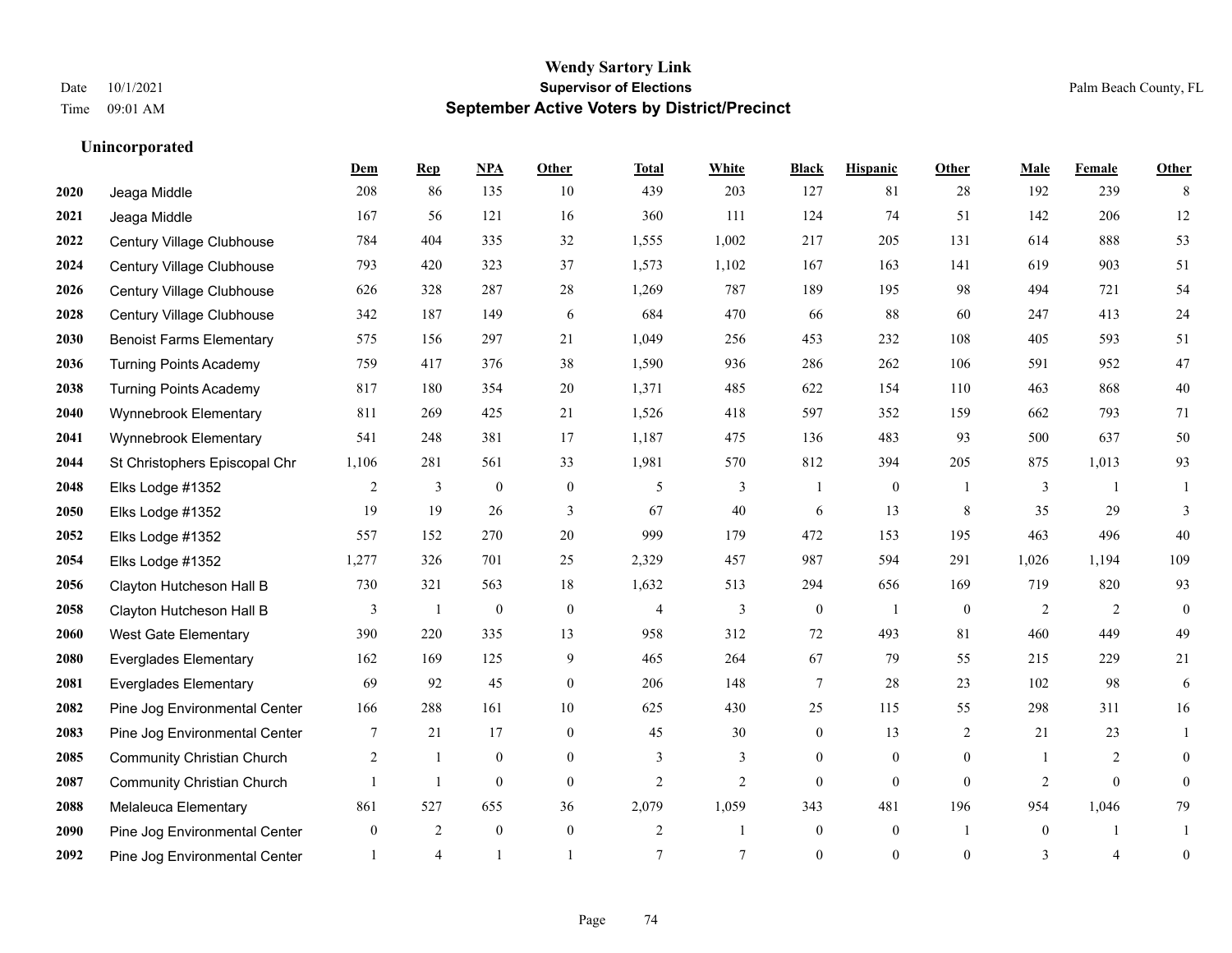# Wendy Sartory Link
## Supervisor of Elections
## September Active Voters by District/Precinct

Date 10/1/2021
Time 09:01 AM

Palm Beach County, FL

### Unincorporated

| | | Dem | Rep | NPA | Other | Total | White | Black | Hispanic | Other | Male | Female | Other |
|---|---|---|---|---|---|---|---|---|---|---|---|---|---|
| 2020 | Jeaga Middle | 208 | 86 | 135 | 10 | 439 | 203 | 127 | 81 | 28 | 192 | 239 | 8 |
| 2021 | Jeaga Middle | 167 | 56 | 121 | 16 | 360 | 111 | 124 | 74 | 51 | 142 | 206 | 12 |
| 2022 | Century Village Clubhouse | 784 | 404 | 335 | 32 | 1,555 | 1,002 | 217 | 205 | 131 | 614 | 888 | 53 |
| 2024 | Century Village Clubhouse | 793 | 420 | 323 | 37 | 1,573 | 1,102 | 167 | 163 | 141 | 619 | 903 | 51 |
| 2026 | Century Village Clubhouse | 626 | 328 | 287 | 28 | 1,269 | 787 | 189 | 195 | 98 | 494 | 721 | 54 |
| 2028 | Century Village Clubhouse | 342 | 187 | 149 | 6 | 684 | 470 | 66 | 88 | 60 | 247 | 413 | 24 |
| 2030 | Benoist Farms Elementary | 575 | 156 | 297 | 21 | 1,049 | 256 | 453 | 232 | 108 | 405 | 593 | 51 |
| 2036 | Turning Points Academy | 759 | 417 | 376 | 38 | 1,590 | 936 | 286 | 262 | 106 | 591 | 952 | 47 |
| 2038 | Turning Points Academy | 817 | 180 | 354 | 20 | 1,371 | 485 | 622 | 154 | 110 | 463 | 868 | 40 |
| 2040 | Wynnebrook Elementary | 811 | 269 | 425 | 21 | 1,526 | 418 | 597 | 352 | 159 | 662 | 793 | 71 |
| 2041 | Wynnebrook Elementary | 541 | 248 | 381 | 17 | 1,187 | 475 | 136 | 483 | 93 | 500 | 637 | 50 |
| 2044 | St Christophers Episcopal Chr | 1,106 | 281 | 561 | 33 | 1,981 | 570 | 812 | 394 | 205 | 875 | 1,013 | 93 |
| 2048 | Elks Lodge #1352 | 2 | 3 | 0 | 0 | 5 | 3 | 1 | 0 | 1 | 3 | 1 | 1 |
| 2050 | Elks Lodge #1352 | 19 | 19 | 26 | 3 | 67 | 40 | 6 | 13 | 8 | 35 | 29 | 3 |
| 2052 | Elks Lodge #1352 | 557 | 152 | 270 | 20 | 999 | 179 | 472 | 153 | 195 | 463 | 496 | 40 |
| 2054 | Elks Lodge #1352 | 1,277 | 326 | 701 | 25 | 2,329 | 457 | 987 | 594 | 291 | 1,026 | 1,194 | 109 |
| 2056 | Clayton Hutcheson Hall B | 730 | 321 | 563 | 18 | 1,632 | 513 | 294 | 656 | 169 | 719 | 820 | 93 |
| 2058 | Clayton Hutcheson Hall B | 3 | 1 | 0 | 0 | 4 | 3 | 0 | 1 | 0 | 2 | 2 | 0 |
| 2060 | West Gate Elementary | 390 | 220 | 335 | 13 | 958 | 312 | 72 | 493 | 81 | 460 | 449 | 49 |
| 2080 | Everglades Elementary | 162 | 169 | 125 | 9 | 465 | 264 | 67 | 79 | 55 | 215 | 229 | 21 |
| 2081 | Everglades Elementary | 69 | 92 | 45 | 0 | 206 | 148 | 7 | 28 | 23 | 102 | 98 | 6 |
| 2082 | Pine Jog Environmental Center | 166 | 288 | 161 | 10 | 625 | 430 | 25 | 115 | 55 | 298 | 311 | 16 |
| 2083 | Pine Jog Environmental Center | 7 | 21 | 17 | 0 | 45 | 30 | 0 | 13 | 2 | 21 | 23 | 1 |
| 2085 | Community Christian Church | 2 | 1 | 0 | 0 | 3 | 3 | 0 | 0 | 0 | 1 | 2 | 0 |
| 2087 | Community Christian Church | 1 | 1 | 0 | 0 | 2 | 2 | 0 | 0 | 0 | 2 | 0 | 0 |
| 2088 | Melaleuca Elementary | 861 | 527 | 655 | 36 | 2,079 | 1,059 | 343 | 481 | 196 | 954 | 1,046 | 79 |
| 2090 | Pine Jog Environmental Center | 0 | 2 | 0 | 0 | 2 | 1 | 0 | 0 | 1 | 0 | 1 | 1 |
| 2092 | Pine Jog Environmental Center | 1 | 4 | 1 | 1 | 7 | 7 | 0 | 0 | 0 | 3 | 4 | 0 |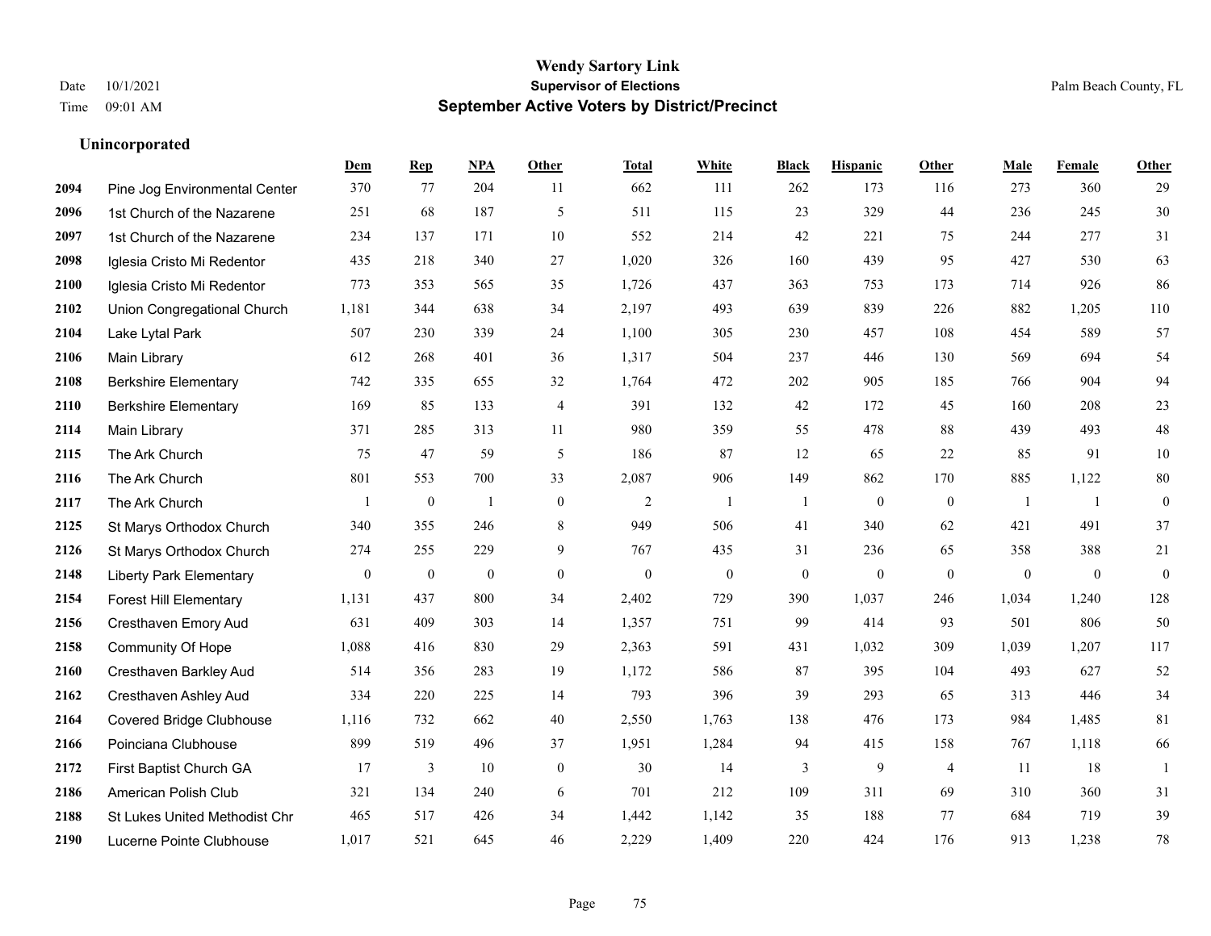# Wendy Sartory Link
## Supervisor of Elections
## September Active Voters by District/Precinct

Date 10/1/2021
Time 09:01 AM

Palm Beach County, FL

### Unincorporated

| | | Dem | Rep | NPA | Other | Total | White | Black | Hispanic | Other | Male | Female | Other |
|---|---|---|---|---|---|---|---|---|---|---|---|---|---|
| 2094 | Pine Jog Environmental Center | 370 | 77 | 204 | 11 | 662 | 111 | 262 | 173 | 116 | 273 | 360 | 29 |
| 2096 | 1st Church of the Nazarene | 251 | 68 | 187 | 5 | 511 | 115 | 23 | 329 | 44 | 236 | 245 | 30 |
| 2097 | 1st Church of the Nazarene | 234 | 137 | 171 | 10 | 552 | 214 | 42 | 221 | 75 | 244 | 277 | 31 |
| 2098 | Iglesia Cristo Mi Redentor | 435 | 218 | 340 | 27 | 1,020 | 326 | 160 | 439 | 95 | 427 | 530 | 63 |
| 2100 | Iglesia Cristo Mi Redentor | 773 | 353 | 565 | 35 | 1,726 | 437 | 363 | 753 | 173 | 714 | 926 | 86 |
| 2102 | Union Congregational Church | 1,181 | 344 | 638 | 34 | 2,197 | 493 | 639 | 839 | 226 | 882 | 1,205 | 110 |
| 2104 | Lake Lytal Park | 507 | 230 | 339 | 24 | 1,100 | 305 | 230 | 457 | 108 | 454 | 589 | 57 |
| 2106 | Main Library | 612 | 268 | 401 | 36 | 1,317 | 504 | 237 | 446 | 130 | 569 | 694 | 54 |
| 2108 | Berkshire Elementary | 742 | 335 | 655 | 32 | 1,764 | 472 | 202 | 905 | 185 | 766 | 904 | 94 |
| 2110 | Berkshire Elementary | 169 | 85 | 133 | 4 | 391 | 132 | 42 | 172 | 45 | 160 | 208 | 23 |
| 2114 | Main Library | 371 | 285 | 313 | 11 | 980 | 359 | 55 | 478 | 88 | 439 | 493 | 48 |
| 2115 | The Ark Church | 75 | 47 | 59 | 5 | 186 | 87 | 12 | 65 | 22 | 85 | 91 | 10 |
| 2116 | The Ark Church | 801 | 553 | 700 | 33 | 2,087 | 906 | 149 | 862 | 170 | 885 | 1,122 | 80 |
| 2117 | The Ark Church | 1 | 0 | 1 | 0 | 2 | 1 | 1 | 0 | 0 | 1 | 1 | 0 |
| 2125 | St Marys Orthodox Church | 340 | 355 | 246 | 8 | 949 | 506 | 41 | 340 | 62 | 421 | 491 | 37 |
| 2126 | St Marys Orthodox Church | 274 | 255 | 229 | 9 | 767 | 435 | 31 | 236 | 65 | 358 | 388 | 21 |
| 2148 | Liberty Park Elementary | 0 | 0 | 0 | 0 | 0 | 0 | 0 | 0 | 0 | 0 | 0 | 0 |
| 2154 | Forest Hill Elementary | 1,131 | 437 | 800 | 34 | 2,402 | 729 | 390 | 1,037 | 246 | 1,034 | 1,240 | 128 |
| 2156 | Cresthaven Emory Aud | 631 | 409 | 303 | 14 | 1,357 | 751 | 99 | 414 | 93 | 501 | 806 | 50 |
| 2158 | Community Of Hope | 1,088 | 416 | 830 | 29 | 2,363 | 591 | 431 | 1,032 | 309 | 1,039 | 1,207 | 117 |
| 2160 | Cresthaven Barkley Aud | 514 | 356 | 283 | 19 | 1,172 | 586 | 87 | 395 | 104 | 493 | 627 | 52 |
| 2162 | Cresthaven Ashley Aud | 334 | 220 | 225 | 14 | 793 | 396 | 39 | 293 | 65 | 313 | 446 | 34 |
| 2164 | Covered Bridge Clubhouse | 1,116 | 732 | 662 | 40 | 2,550 | 1,763 | 138 | 476 | 173 | 984 | 1,485 | 81 |
| 2166 | Poinciana Clubhouse | 899 | 519 | 496 | 37 | 1,951 | 1,284 | 94 | 415 | 158 | 767 | 1,118 | 66 |
| 2172 | First Baptist Church GA | 17 | 3 | 10 | 0 | 30 | 14 | 3 | 9 | 4 | 11 | 18 | 1 |
| 2186 | American Polish Club | 321 | 134 | 240 | 6 | 701 | 212 | 109 | 311 | 69 | 310 | 360 | 31 |
| 2188 | St Lukes United Methodist Chr | 465 | 517 | 426 | 34 | 1,442 | 1,142 | 35 | 188 | 77 | 684 | 719 | 39 |
| 2190 | Lucerne Pointe Clubhouse | 1,017 | 521 | 645 | 46 | 2,229 | 1,409 | 220 | 424 | 176 | 913 | 1,238 | 78 |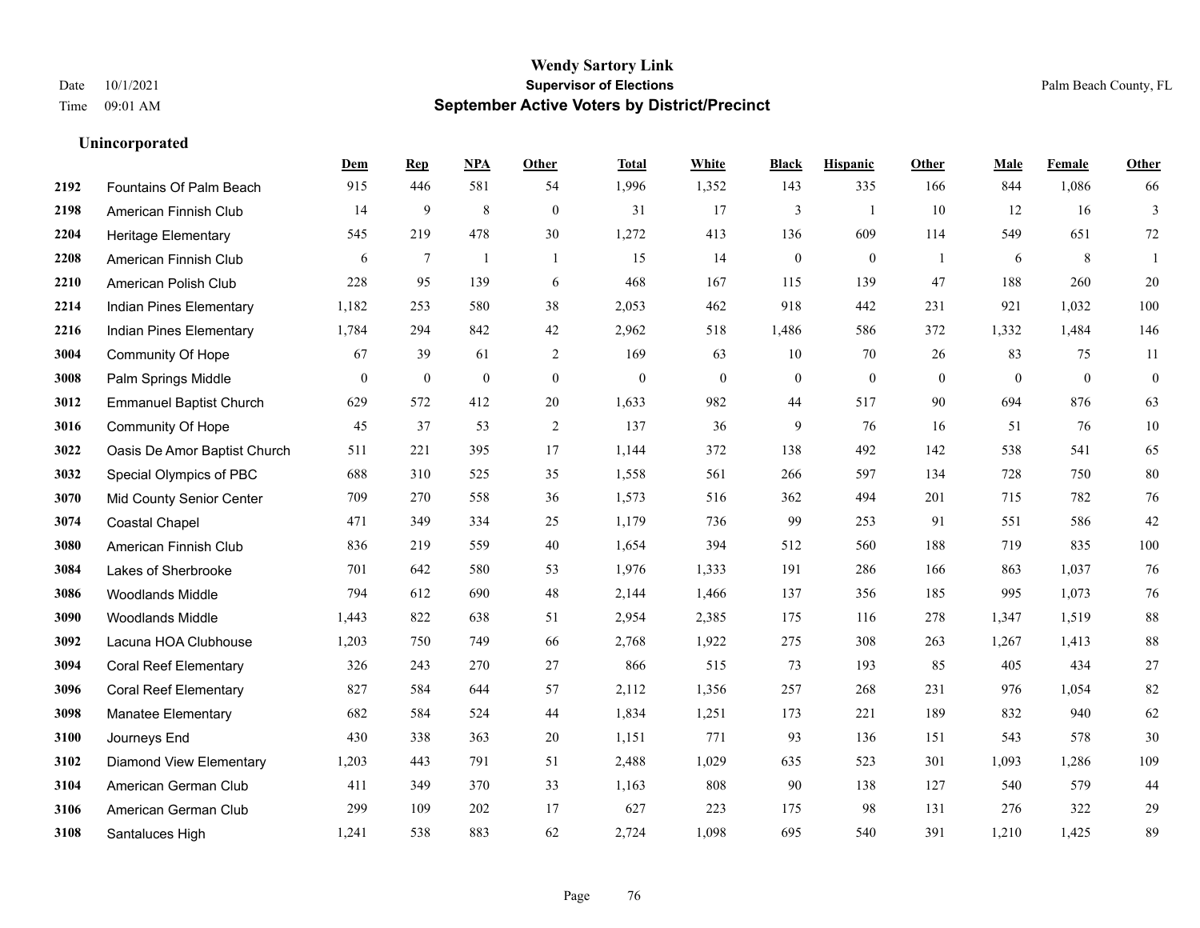**Wendy Sartory Link**
**Supervisor of Elections**
**September Active Voters by District/Precinct**

Date 10/1/2021
Time 09:01 AM
Palm Beach County, FL

### Unincorporated

| | | Dem | Rep | NPA | Other | Total | White | Black | Hispanic | Other | Male | Female | Other |
|---|---|---|---|---|---|---|---|---|---|---|---|---|---|
| 2192 | Fountains Of Palm Beach | 915 | 446 | 581 | 54 | 1,996 | 1,352 | 143 | 335 | 166 | 844 | 1,086 | 66 |
| 2198 | American Finnish Club | 14 | 9 | 8 | 0 | 31 | 17 | 3 | 1 | 10 | 12 | 16 | 3 |
| 2204 | Heritage Elementary | 545 | 219 | 478 | 30 | 1,272 | 413 | 136 | 609 | 114 | 549 | 651 | 72 |
| 2208 | American Finnish Club | 6 | 7 | 1 | 1 | 15 | 14 | 0 | 0 | 1 | 6 | 8 | 1 |
| 2210 | American Polish Club | 228 | 95 | 139 | 6 | 468 | 167 | 115 | 139 | 47 | 188 | 260 | 20 |
| 2214 | Indian Pines Elementary | 1,182 | 253 | 580 | 38 | 2,053 | 462 | 918 | 442 | 231 | 921 | 1,032 | 100 |
| 2216 | Indian Pines Elementary | 1,784 | 294 | 842 | 42 | 2,962 | 518 | 1,486 | 586 | 372 | 1,332 | 1,484 | 146 |
| 3004 | Community Of Hope | 67 | 39 | 61 | 2 | 169 | 63 | 10 | 70 | 26 | 83 | 75 | 11 |
| 3008 | Palm Springs Middle | 0 | 0 | 0 | 0 | 0 | 0 | 0 | 0 | 0 | 0 | 0 | 0 |
| 3012 | Emmanuel Baptist Church | 629 | 572 | 412 | 20 | 1,633 | 982 | 44 | 517 | 90 | 694 | 876 | 63 |
| 3016 | Community Of Hope | 45 | 37 | 53 | 2 | 137 | 36 | 9 | 76 | 16 | 51 | 76 | 10 |
| 3022 | Oasis De Amor Baptist Church | 511 | 221 | 395 | 17 | 1,144 | 372 | 138 | 492 | 142 | 538 | 541 | 65 |
| 3032 | Special Olympics of PBC | 688 | 310 | 525 | 35 | 1,558 | 561 | 266 | 597 | 134 | 728 | 750 | 80 |
| 3070 | Mid County Senior Center | 709 | 270 | 558 | 36 | 1,573 | 516 | 362 | 494 | 201 | 715 | 782 | 76 |
| 3074 | Coastal Chapel | 471 | 349 | 334 | 25 | 1,179 | 736 | 99 | 253 | 91 | 551 | 586 | 42 |
| 3080 | American Finnish Club | 836 | 219 | 559 | 40 | 1,654 | 394 | 512 | 560 | 188 | 719 | 835 | 100 |
| 3084 | Lakes of Sherbrooke | 701 | 642 | 580 | 53 | 1,976 | 1,333 | 191 | 286 | 166 | 863 | 1,037 | 76 |
| 3086 | Woodlands Middle | 794 | 612 | 690 | 48 | 2,144 | 1,466 | 137 | 356 | 185 | 995 | 1,073 | 76 |
| 3090 | Woodlands Middle | 1,443 | 822 | 638 | 51 | 2,954 | 2,385 | 175 | 116 | 278 | 1,347 | 1,519 | 88 |
| 3092 | Lacuna HOA Clubhouse | 1,203 | 750 | 749 | 66 | 2,768 | 1,922 | 275 | 308 | 263 | 1,267 | 1,413 | 88 |
| 3094 | Coral Reef Elementary | 326 | 243 | 270 | 27 | 866 | 515 | 73 | 193 | 85 | 405 | 434 | 27 |
| 3096 | Coral Reef Elementary | 827 | 584 | 644 | 57 | 2,112 | 1,356 | 257 | 268 | 231 | 976 | 1,054 | 82 |
| 3098 | Manatee Elementary | 682 | 584 | 524 | 44 | 1,834 | 1,251 | 173 | 221 | 189 | 832 | 940 | 62 |
| 3100 | Journeys End | 430 | 338 | 363 | 20 | 1,151 | 771 | 93 | 136 | 151 | 543 | 578 | 30 |
| 3102 | Diamond View Elementary | 1,203 | 443 | 791 | 51 | 2,488 | 1,029 | 635 | 523 | 301 | 1,093 | 1,286 | 109 |
| 3104 | American German Club | 411 | 349 | 370 | 33 | 1,163 | 808 | 90 | 138 | 127 | 540 | 579 | 44 |
| 3106 | American German Club | 299 | 109 | 202 | 17 | 627 | 223 | 175 | 98 | 131 | 276 | 322 | 29 |
| 3108 | Santaluces High | 1,241 | 538 | 883 | 62 | 2,724 | 1,098 | 695 | 540 | 391 | 1,210 | 1,425 | 89 |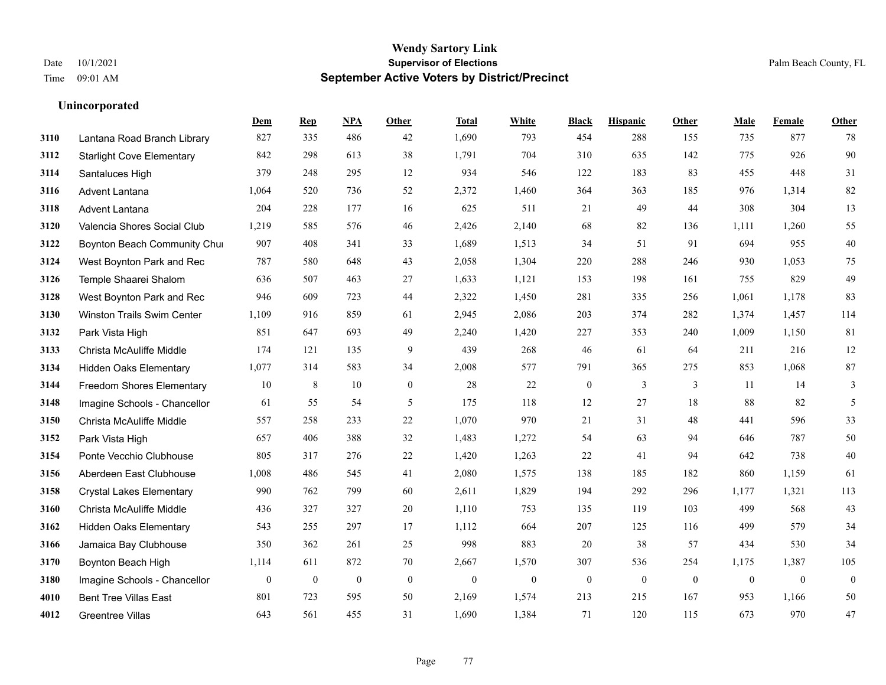# Wendy Sartory Link
## Supervisor of Elections
## September Active Voters by District/Precinct

Date 10/1/2021
Time 09:01 AM

Palm Beach County, FL

### Unincorporated

| | | Dem | Rep | NPA | Other | Total | White | Black | Hispanic | Other | Male | Female | Other |
|---|---|---|---|---|---|---|---|---|---|---|---|---|---|
| 3110 | Lantana Road Branch Library | 827 | 335 | 486 | 42 | 1,690 | 793 | 454 | 288 | 155 | 735 | 877 | 78 |
| 3112 | Starlight Cove Elementary | 842 | 298 | 613 | 38 | 1,791 | 704 | 310 | 635 | 142 | 775 | 926 | 90 |
| 3114 | Santaluces High | 379 | 248 | 295 | 12 | 934 | 546 | 122 | 183 | 83 | 455 | 448 | 31 |
| 3116 | Advent Lantana | 1,064 | 520 | 736 | 52 | 2,372 | 1,460 | 364 | 363 | 185 | 976 | 1,314 | 82 |
| 3118 | Advent Lantana | 204 | 228 | 177 | 16 | 625 | 511 | 21 | 49 | 44 | 308 | 304 | 13 |
| 3120 | Valencia Shores Social Club | 1,219 | 585 | 576 | 46 | 2,426 | 2,140 | 68 | 82 | 136 | 1,111 | 1,260 | 55 |
| 3122 | Boynton Beach Community Chu | 907 | 408 | 341 | 33 | 1,689 | 1,513 | 34 | 51 | 91 | 694 | 955 | 40 |
| 3124 | West Boynton Park and Rec | 787 | 580 | 648 | 43 | 2,058 | 1,304 | 220 | 288 | 246 | 930 | 1,053 | 75 |
| 3126 | Temple Shaarei Shalom | 636 | 507 | 463 | 27 | 1,633 | 1,121 | 153 | 198 | 161 | 755 | 829 | 49 |
| 3128 | West Boynton Park and Rec | 946 | 609 | 723 | 44 | 2,322 | 1,450 | 281 | 335 | 256 | 1,061 | 1,178 | 83 |
| 3130 | Winston Trails Swim Center | 1,109 | 916 | 859 | 61 | 2,945 | 2,086 | 203 | 374 | 282 | 1,374 | 1,457 | 114 |
| 3132 | Park Vista High | 851 | 647 | 693 | 49 | 2,240 | 1,420 | 227 | 353 | 240 | 1,009 | 1,150 | 81 |
| 3133 | Christa McAuliffe Middle | 174 | 121 | 135 | 9 | 439 | 268 | 46 | 61 | 64 | 211 | 216 | 12 |
| 3134 | Hidden Oaks Elementary | 1,077 | 314 | 583 | 34 | 2,008 | 577 | 791 | 365 | 275 | 853 | 1,068 | 87 |
| 3144 | Freedom Shores Elementary | 10 | 8 | 10 | 0 | 28 | 22 | 0 | 3 | 3 | 11 | 14 | 3 |
| 3148 | Imagine Schools - Chancellor | 61 | 55 | 54 | 5 | 175 | 118 | 12 | 27 | 18 | 88 | 82 | 5 |
| 3150 | Christa McAuliffe Middle | 557 | 258 | 233 | 22 | 1,070 | 970 | 21 | 31 | 48 | 441 | 596 | 33 |
| 3152 | Park Vista High | 657 | 406 | 388 | 32 | 1,483 | 1,272 | 54 | 63 | 94 | 646 | 787 | 50 |
| 3154 | Ponte Vecchio Clubhouse | 805 | 317 | 276 | 22 | 1,420 | 1,263 | 22 | 41 | 94 | 642 | 738 | 40 |
| 3156 | Aberdeen East Clubhouse | 1,008 | 486 | 545 | 41 | 2,080 | 1,575 | 138 | 185 | 182 | 860 | 1,159 | 61 |
| 3158 | Crystal Lakes Elementary | 990 | 762 | 799 | 60 | 2,611 | 1,829 | 194 | 292 | 296 | 1,177 | 1,321 | 113 |
| 3160 | Christa McAuliffe Middle | 436 | 327 | 327 | 20 | 1,110 | 753 | 135 | 119 | 103 | 499 | 568 | 43 |
| 3162 | Hidden Oaks Elementary | 543 | 255 | 297 | 17 | 1,112 | 664 | 207 | 125 | 116 | 499 | 579 | 34 |
| 3166 | Jamaica Bay Clubhouse | 350 | 362 | 261 | 25 | 998 | 883 | 20 | 38 | 57 | 434 | 530 | 34 |
| 3170 | Boynton Beach High | 1,114 | 611 | 872 | 70 | 2,667 | 1,570 | 307 | 536 | 254 | 1,175 | 1,387 | 105 |
| 3180 | Imagine Schools - Chancellor | 0 | 0 | 0 | 0 | 0 | 0 | 0 | 0 | 0 | 0 | 0 | 0 |
| 4010 | Bent Tree Villas East | 801 | 723 | 595 | 50 | 2,169 | 1,574 | 213 | 215 | 167 | 953 | 1,166 | 50 |
| 4012 | Greentree Villas | 643 | 561 | 455 | 31 | 1,690 | 1,384 | 71 | 120 | 115 | 673 | 970 | 47 |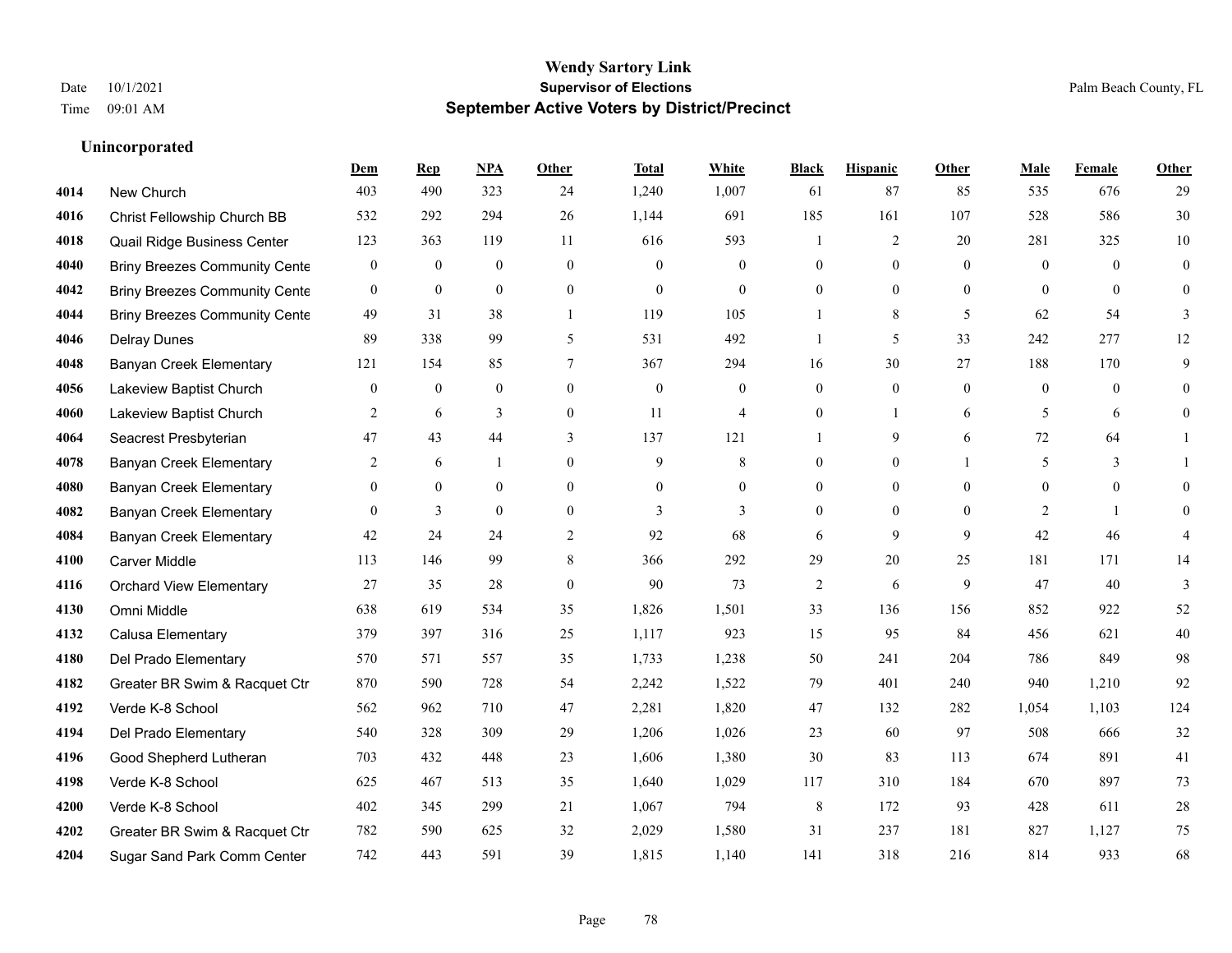# Wendy Sartory Link
## Supervisor of Elections
## September Active Voters by District/Precinct

Date 10/1/2021
Time 09:01 AM

Palm Beach County, FL

### Unincorporated

| | | Dem | Rep | NPA | Other | Total | White | Black | Hispanic | Other | Male | Female | Other |
|---|---|---|---|---|---|---|---|---|---|---|---|---|---|
| 4014 | New Church | 403 | 490 | 323 | 24 | 1,240 | 1,007 | 61 | 87 | 85 | 535 | 676 | 29 |
| 4016 | Christ Fellowship Church BB | 532 | 292 | 294 | 26 | 1,144 | 691 | 185 | 161 | 107 | 528 | 586 | 30 |
| 4018 | Quail Ridge Business Center | 123 | 363 | 119 | 11 | 616 | 593 | 1 | 2 | 20 | 281 | 325 | 10 |
| 4040 | Briny Breezes Community Cente | 0 | 0 | 0 | 0 | 0 | 0 | 0 | 0 | 0 | 0 | 0 | 0 |
| 4042 | Briny Breezes Community Cente | 0 | 0 | 0 | 0 | 0 | 0 | 0 | 0 | 0 | 0 | 0 | 0 |
| 4044 | Briny Breezes Community Cente | 49 | 31 | 38 | 1 | 119 | 105 | 1 | 8 | 5 | 62 | 54 | 3 |
| 4046 | Delray Dunes | 89 | 338 | 99 | 5 | 531 | 492 | 1 | 5 | 33 | 242 | 277 | 12 |
| 4048 | Banyan Creek Elementary | 121 | 154 | 85 | 7 | 367 | 294 | 16 | 30 | 27 | 188 | 170 | 9 |
| 4056 | Lakeview Baptist Church | 0 | 0 | 0 | 0 | 0 | 0 | 0 | 0 | 0 | 0 | 0 | 0 |
| 4060 | Lakeview Baptist Church | 2 | 6 | 3 | 0 | 11 | 4 | 0 | 1 | 6 | 5 | 6 | 0 |
| 4064 | Seacrest Presbyterian | 47 | 43 | 44 | 3 | 137 | 121 | 1 | 9 | 6 | 72 | 64 | 1 |
| 4078 | Banyan Creek Elementary | 2 | 6 | 1 | 0 | 9 | 8 | 0 | 0 | 1 | 5 | 3 | 1 |
| 4080 | Banyan Creek Elementary | 0 | 0 | 0 | 0 | 0 | 0 | 0 | 0 | 0 | 0 | 0 | 0 |
| 4082 | Banyan Creek Elementary | 0 | 3 | 0 | 0 | 3 | 3 | 0 | 0 | 0 | 2 | 1 | 0 |
| 4084 | Banyan Creek Elementary | 42 | 24 | 24 | 2 | 92 | 68 | 6 | 9 | 9 | 42 | 46 | 4 |
| 4100 | Carver Middle | 113 | 146 | 99 | 8 | 366 | 292 | 29 | 20 | 25 | 181 | 171 | 14 |
| 4116 | Orchard View Elementary | 27 | 35 | 28 | 0 | 90 | 73 | 2 | 6 | 9 | 47 | 40 | 3 |
| 4130 | Omni Middle | 638 | 619 | 534 | 35 | 1,826 | 1,501 | 33 | 136 | 156 | 852 | 922 | 52 |
| 4132 | Calusa Elementary | 379 | 397 | 316 | 25 | 1,117 | 923 | 15 | 95 | 84 | 456 | 621 | 40 |
| 4180 | Del Prado Elementary | 570 | 571 | 557 | 35 | 1,733 | 1,238 | 50 | 241 | 204 | 786 | 849 | 98 |
| 4182 | Greater BR Swim & Racquet Ctr | 870 | 590 | 728 | 54 | 2,242 | 1,522 | 79 | 401 | 240 | 940 | 1,210 | 92 |
| 4192 | Verde K-8 School | 562 | 962 | 710 | 47 | 2,281 | 1,820 | 47 | 132 | 282 | 1,054 | 1,103 | 124 |
| 4194 | Del Prado Elementary | 540 | 328 | 309 | 29 | 1,206 | 1,026 | 23 | 60 | 97 | 508 | 666 | 32 |
| 4196 | Good Shepherd Lutheran | 703 | 432 | 448 | 23 | 1,606 | 1,380 | 30 | 83 | 113 | 674 | 891 | 41 |
| 4198 | Verde K-8 School | 625 | 467 | 513 | 35 | 1,640 | 1,029 | 117 | 310 | 184 | 670 | 897 | 73 |
| 4200 | Verde K-8 School | 402 | 345 | 299 | 21 | 1,067 | 794 | 8 | 172 | 93 | 428 | 611 | 28 |
| 4202 | Greater BR Swim & Racquet Ctr | 782 | 590 | 625 | 32 | 2,029 | 1,580 | 31 | 237 | 181 | 827 | 1,127 | 75 |
| 4204 | Sugar Sand Park Comm Center | 742 | 443 | 591 | 39 | 1,815 | 1,140 | 141 | 318 | 216 | 814 | 933 | 68 |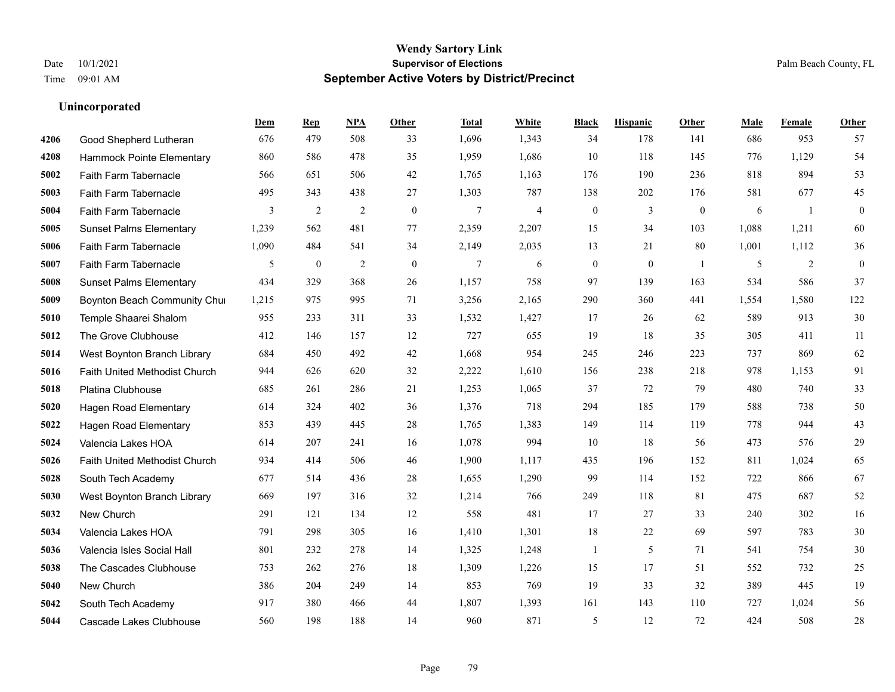# Wendy Sartory Link

**Supervisor of Elections**

**September Active Voters by District/Precinct**

Date 10/1/2021
Time 09:01 AM

Palm Beach County, FL

### Unincorporated

| | | Dem | Rep | NPA | Other | Total | White | Black | Hispanic | Other | Male | Female | Other |
|---|---|---|---|---|---|---|---|---|---|---|---|---|---|
| 4206 | Good Shepherd Lutheran | 676 | 479 | 508 | 33 | 1,696 | 1,343 | 34 | 178 | 141 | 686 | 953 | 57 |
| 4208 | Hammock Pointe Elementary | 860 | 586 | 478 | 35 | 1,959 | 1,686 | 10 | 118 | 145 | 776 | 1,129 | 54 |
| 5002 | Faith Farm Tabernacle | 566 | 651 | 506 | 42 | 1,765 | 1,163 | 176 | 190 | 236 | 818 | 894 | 53 |
| 5003 | Faith Farm Tabernacle | 495 | 343 | 438 | 27 | 1,303 | 787 | 138 | 202 | 176 | 581 | 677 | 45 |
| 5004 | Faith Farm Tabernacle | 3 | 2 | 2 | 0 | 7 | 4 | 0 | 3 | 0 | 6 | 1 | 0 |
| 5005 | Sunset Palms Elementary | 1,239 | 562 | 481 | 77 | 2,359 | 2,207 | 15 | 34 | 103 | 1,088 | 1,211 | 60 |
| 5006 | Faith Farm Tabernacle | 1,090 | 484 | 541 | 34 | 2,149 | 2,035 | 13 | 21 | 80 | 1,001 | 1,112 | 36 |
| 5007 | Faith Farm Tabernacle | 5 | 0 | 2 | 0 | 7 | 6 | 0 | 0 | 1 | 5 | 2 | 0 |
| 5008 | Sunset Palms Elementary | 434 | 329 | 368 | 26 | 1,157 | 758 | 97 | 139 | 163 | 534 | 586 | 37 |
| 5009 | Boynton Beach Community Chur | 1,215 | 975 | 995 | 71 | 3,256 | 2,165 | 290 | 360 | 441 | 1,554 | 1,580 | 122 |
| 5010 | Temple Shaarei Shalom | 955 | 233 | 311 | 33 | 1,532 | 1,427 | 17 | 26 | 62 | 589 | 913 | 30 |
| 5012 | The Grove Clubhouse | 412 | 146 | 157 | 12 | 727 | 655 | 19 | 18 | 35 | 305 | 411 | 11 |
| 5014 | West Boynton Branch Library | 684 | 450 | 492 | 42 | 1,668 | 954 | 245 | 246 | 223 | 737 | 869 | 62 |
| 5016 | Faith United Methodist Church | 944 | 626 | 620 | 32 | 2,222 | 1,610 | 156 | 238 | 218 | 978 | 1,153 | 91 |
| 5018 | Platina Clubhouse | 685 | 261 | 286 | 21 | 1,253 | 1,065 | 37 | 72 | 79 | 480 | 740 | 33 |
| 5020 | Hagen Road Elementary | 614 | 324 | 402 | 36 | 1,376 | 718 | 294 | 185 | 179 | 588 | 738 | 50 |
| 5022 | Hagen Road Elementary | 853 | 439 | 445 | 28 | 1,765 | 1,383 | 149 | 114 | 119 | 778 | 944 | 43 |
| 5024 | Valencia Lakes HOA | 614 | 207 | 241 | 16 | 1,078 | 994 | 10 | 18 | 56 | 473 | 576 | 29 |
| 5026 | Faith United Methodist Church | 934 | 414 | 506 | 46 | 1,900 | 1,117 | 435 | 196 | 152 | 811 | 1,024 | 65 |
| 5028 | South Tech Academy | 677 | 514 | 436 | 28 | 1,655 | 1,290 | 99 | 114 | 152 | 722 | 866 | 67 |
| 5030 | West Boynton Branch Library | 669 | 197 | 316 | 32 | 1,214 | 766 | 249 | 118 | 81 | 475 | 687 | 52 |
| 5032 | New Church | 291 | 121 | 134 | 12 | 558 | 481 | 17 | 27 | 33 | 240 | 302 | 16 |
| 5034 | Valencia Lakes HOA | 791 | 298 | 305 | 16 | 1,410 | 1,301 | 18 | 22 | 69 | 597 | 783 | 30 |
| 5036 | Valencia Isles Social Hall | 801 | 232 | 278 | 14 | 1,325 | 1,248 | 1 | 5 | 71 | 541 | 754 | 30 |
| 5038 | The Cascades Clubhouse | 753 | 262 | 276 | 18 | 1,309 | 1,226 | 15 | 17 | 51 | 552 | 732 | 25 |
| 5040 | New Church | 386 | 204 | 249 | 14 | 853 | 769 | 19 | 33 | 32 | 389 | 445 | 19 |
| 5042 | South Tech Academy | 917 | 380 | 466 | 44 | 1,807 | 1,393 | 161 | 143 | 110 | 727 | 1,024 | 56 |
| 5044 | Cascade Lakes Clubhouse | 560 | 198 | 188 | 14 | 960 | 871 | 5 | 12 | 72 | 424 | 508 | 28 |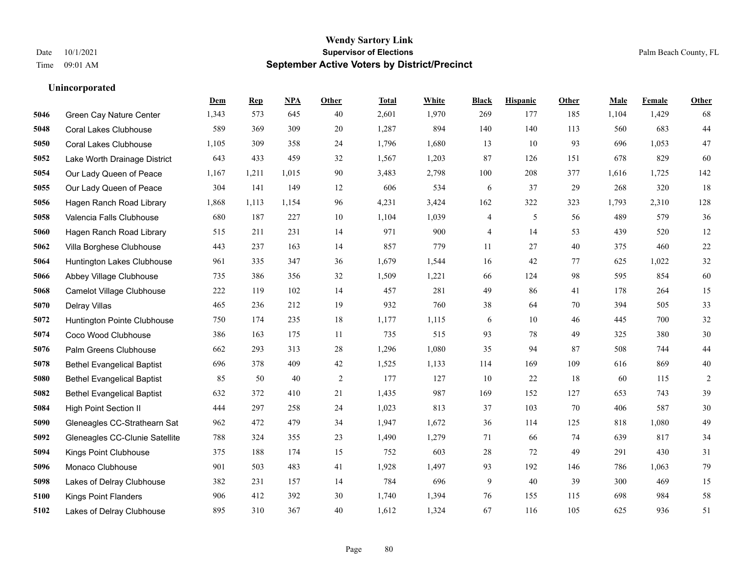**Wendy Sartory Link**
**Supervisor of Elections**
**September Active Voters by District/Precinct**

Date 10/1/2021
Time 09:01 AM

Palm Beach County, FL

### Unincorporated

| | | Dem | Rep | NPA | Other | Total | White | Black | Hispanic | Other | Male | Female | Other |
|---|---|---|---|---|---|---|---|---|---|---|---|---|---|
| 5046 | Green Cay Nature Center | 1,343 | 573 | 645 | 40 | 2,601 | 1,970 | 269 | 177 | 185 | 1,104 | 1,429 | 68 |
| 5048 | Coral Lakes Clubhouse | 589 | 369 | 309 | 20 | 1,287 | 894 | 140 | 140 | 113 | 560 | 683 | 44 |
| 5050 | Coral Lakes Clubhouse | 1,105 | 309 | 358 | 24 | 1,796 | 1,680 | 13 | 10 | 93 | 696 | 1,053 | 47 |
| 5052 | Lake Worth Drainage District | 643 | 433 | 459 | 32 | 1,567 | 1,203 | 87 | 126 | 151 | 678 | 829 | 60 |
| 5054 | Our Lady Queen of Peace | 1,167 | 1,211 | 1,015 | 90 | 3,483 | 2,798 | 100 | 208 | 377 | 1,616 | 1,725 | 142 |
| 5055 | Our Lady Queen of Peace | 304 | 141 | 149 | 12 | 606 | 534 | 6 | 37 | 29 | 268 | 320 | 18 |
| 5056 | Hagen Ranch Road Library | 1,868 | 1,113 | 1,154 | 96 | 4,231 | 3,424 | 162 | 322 | 323 | 1,793 | 2,310 | 128 |
| 5058 | Valencia Falls Clubhouse | 680 | 187 | 227 | 10 | 1,104 | 1,039 | 4 | 5 | 56 | 489 | 579 | 36 |
| 5060 | Hagen Ranch Road Library | 515 | 211 | 231 | 14 | 971 | 900 | 4 | 14 | 53 | 439 | 520 | 12 |
| 5062 | Villa Borghese Clubhouse | 443 | 237 | 163 | 14 | 857 | 779 | 11 | 27 | 40 | 375 | 460 | 22 |
| 5064 | Huntington Lakes Clubhouse | 961 | 335 | 347 | 36 | 1,679 | 1,544 | 16 | 42 | 77 | 625 | 1,022 | 32 |
| 5066 | Abbey Village Clubhouse | 735 | 386 | 356 | 32 | 1,509 | 1,221 | 66 | 124 | 98 | 595 | 854 | 60 |
| 5068 | Camelot Village Clubhouse | 222 | 119 | 102 | 14 | 457 | 281 | 49 | 86 | 41 | 178 | 264 | 15 |
| 5070 | Delray Villas | 465 | 236 | 212 | 19 | 932 | 760 | 38 | 64 | 70 | 394 | 505 | 33 |
| 5072 | Huntington Pointe Clubhouse | 750 | 174 | 235 | 18 | 1,177 | 1,115 | 6 | 10 | 46 | 445 | 700 | 32 |
| 5074 | Coco Wood Clubhouse | 386 | 163 | 175 | 11 | 735 | 515 | 93 | 78 | 49 | 325 | 380 | 30 |
| 5076 | Palm Greens Clubhouse | 662 | 293 | 313 | 28 | 1,296 | 1,080 | 35 | 94 | 87 | 508 | 744 | 44 |
| 5078 | Bethel Evangelical Baptist | 696 | 378 | 409 | 42 | 1,525 | 1,133 | 114 | 169 | 109 | 616 | 869 | 40 |
| 5080 | Bethel Evangelical Baptist | 85 | 50 | 40 | 2 | 177 | 127 | 10 | 22 | 18 | 60 | 115 | 2 |
| 5082 | Bethel Evangelical Baptist | 632 | 372 | 410 | 21 | 1,435 | 987 | 169 | 152 | 127 | 653 | 743 | 39 |
| 5084 | High Point Section II | 444 | 297 | 258 | 24 | 1,023 | 813 | 37 | 103 | 70 | 406 | 587 | 30 |
| 5090 | Gleneagles CC-Strathearn Sat | 962 | 472 | 479 | 34 | 1,947 | 1,672 | 36 | 114 | 125 | 818 | 1,080 | 49 |
| 5092 | Gleneagles CC-Clunie Satellite | 788 | 324 | 355 | 23 | 1,490 | 1,279 | 71 | 66 | 74 | 639 | 817 | 34 |
| 5094 | Kings Point Clubhouse | 375 | 188 | 174 | 15 | 752 | 603 | 28 | 72 | 49 | 291 | 430 | 31 |
| 5096 | Monaco Clubhouse | 901 | 503 | 483 | 41 | 1,928 | 1,497 | 93 | 192 | 146 | 786 | 1,063 | 79 |
| 5098 | Lakes of Delray Clubhouse | 382 | 231 | 157 | 14 | 784 | 696 | 9 | 40 | 39 | 300 | 469 | 15 |
| 5100 | Kings Point Flanders | 906 | 412 | 392 | 30 | 1,740 | 1,394 | 76 | 155 | 115 | 698 | 984 | 58 |
| 5102 | Lakes of Delray Clubhouse | 895 | 310 | 367 | 40 | 1,612 | 1,324 | 67 | 116 | 105 | 625 | 936 | 51 |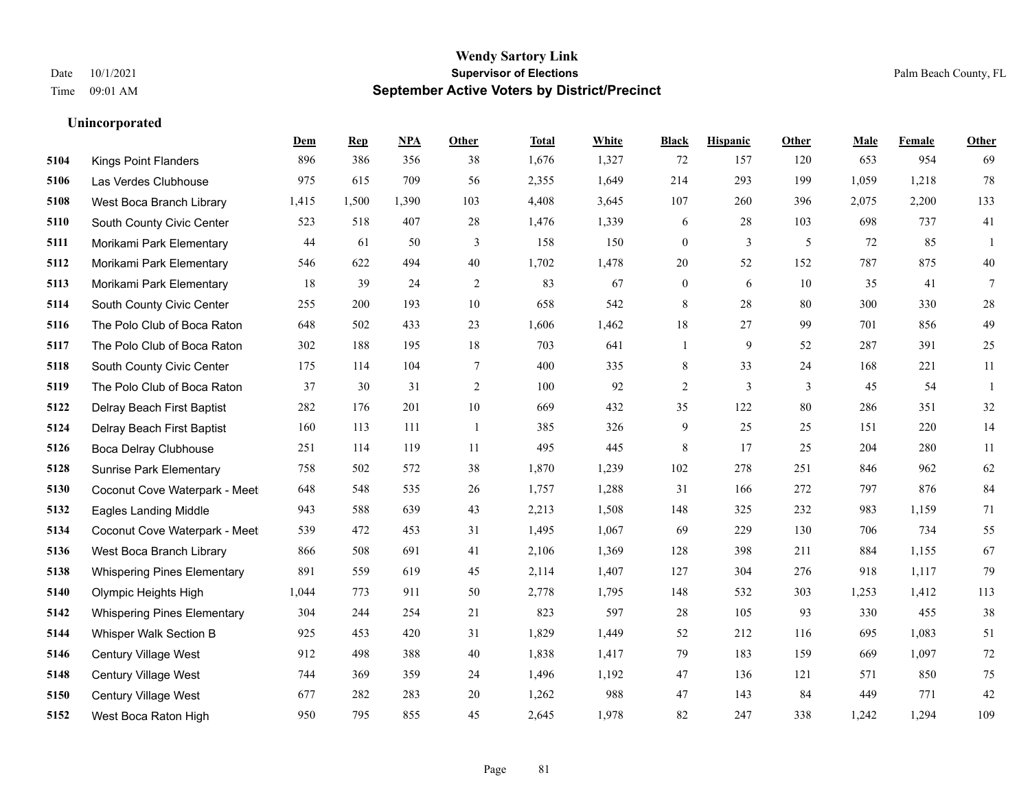# Wendy Sartory Link
## Supervisor of Elections
## September Active Voters by District/Precinct

Date 10/1/2021
Time 09:01 AM

Palm Beach County, FL

### Unincorporated

| | | Dem | Rep | NPA | Other | Total | White | Black | Hispanic | Other | Male | Female | Other |
|---|---|---|---|---|---|---|---|---|---|---|---|---|---|
| 5104 | Kings Point Flanders | 896 | 386 | 356 | 38 | 1,676 | 1,327 | 72 | 157 | 120 | 653 | 954 | 69 |
| 5106 | Las Verdes Clubhouse | 975 | 615 | 709 | 56 | 2,355 | 1,649 | 214 | 293 | 199 | 1,059 | 1,218 | 78 |
| 5108 | West Boca Branch Library | 1,415 | 1,500 | 1,390 | 103 | 4,408 | 3,645 | 107 | 260 | 396 | 2,075 | 2,200 | 133 |
| 5110 | South County Civic Center | 523 | 518 | 407 | 28 | 1,476 | 1,339 | 6 | 28 | 103 | 698 | 737 | 41 |
| 5111 | Morikami Park Elementary | 44 | 61 | 50 | 3 | 158 | 150 | 0 | 3 | 5 | 72 | 85 | 1 |
| 5112 | Morikami Park Elementary | 546 | 622 | 494 | 40 | 1,702 | 1,478 | 20 | 52 | 152 | 787 | 875 | 40 |
| 5113 | Morikami Park Elementary | 18 | 39 | 24 | 2 | 83 | 67 | 0 | 6 | 10 | 35 | 41 | 7 |
| 5114 | South County Civic Center | 255 | 200 | 193 | 10 | 658 | 542 | 8 | 28 | 80 | 300 | 330 | 28 |
| 5116 | The Polo Club of Boca Raton | 648 | 502 | 433 | 23 | 1,606 | 1,462 | 18 | 27 | 99 | 701 | 856 | 49 |
| 5117 | The Polo Club of Boca Raton | 302 | 188 | 195 | 18 | 703 | 641 | 1 | 9 | 52 | 287 | 391 | 25 |
| 5118 | South County Civic Center | 175 | 114 | 104 | 7 | 400 | 335 | 8 | 33 | 24 | 168 | 221 | 11 |
| 5119 | The Polo Club of Boca Raton | 37 | 30 | 31 | 2 | 100 | 92 | 2 | 3 | 3 | 45 | 54 | 1 |
| 5122 | Delray Beach First Baptist | 282 | 176 | 201 | 10 | 669 | 432 | 35 | 122 | 80 | 286 | 351 | 32 |
| 5124 | Delray Beach First Baptist | 160 | 113 | 111 | 1 | 385 | 326 | 9 | 25 | 25 | 151 | 220 | 14 |
| 5126 | Boca Delray Clubhouse | 251 | 114 | 119 | 11 | 495 | 445 | 8 | 17 | 25 | 204 | 280 | 11 |
| 5128 | Sunrise Park Elementary | 758 | 502 | 572 | 38 | 1,870 | 1,239 | 102 | 278 | 251 | 846 | 962 | 62 |
| 5130 | Coconut Cove Waterpark - Meet | 648 | 548 | 535 | 26 | 1,757 | 1,288 | 31 | 166 | 272 | 797 | 876 | 84 |
| 5132 | Eagles Landing Middle | 943 | 588 | 639 | 43 | 2,213 | 1,508 | 148 | 325 | 232 | 983 | 1,159 | 71 |
| 5134 | Coconut Cove Waterpark - Meet | 539 | 472 | 453 | 31 | 1,495 | 1,067 | 69 | 229 | 130 | 706 | 734 | 55 |
| 5136 | West Boca Branch Library | 866 | 508 | 691 | 41 | 2,106 | 1,369 | 128 | 398 | 211 | 884 | 1,155 | 67 |
| 5138 | Whispering Pines Elementary | 891 | 559 | 619 | 45 | 2,114 | 1,407 | 127 | 304 | 276 | 918 | 1,117 | 79 |
| 5140 | Olympic Heights High | 1,044 | 773 | 911 | 50 | 2,778 | 1,795 | 148 | 532 | 303 | 1,253 | 1,412 | 113 |
| 5142 | Whispering Pines Elementary | 304 | 244 | 254 | 21 | 823 | 597 | 28 | 105 | 93 | 330 | 455 | 38 |
| 5144 | Whisper Walk Section B | 925 | 453 | 420 | 31 | 1,829 | 1,449 | 52 | 212 | 116 | 695 | 1,083 | 51 |
| 5146 | Century Village West | 912 | 498 | 388 | 40 | 1,838 | 1,417 | 79 | 183 | 159 | 669 | 1,097 | 72 |
| 5148 | Century Village West | 744 | 369 | 359 | 24 | 1,496 | 1,192 | 47 | 136 | 121 | 571 | 850 | 75 |
| 5150 | Century Village West | 677 | 282 | 283 | 20 | 1,262 | 988 | 47 | 143 | 84 | 449 | 771 | 42 |
| 5152 | West Boca Raton High | 950 | 795 | 855 | 45 | 2,645 | 1,978 | 82 | 247 | 338 | 1,242 | 1,294 | 109 |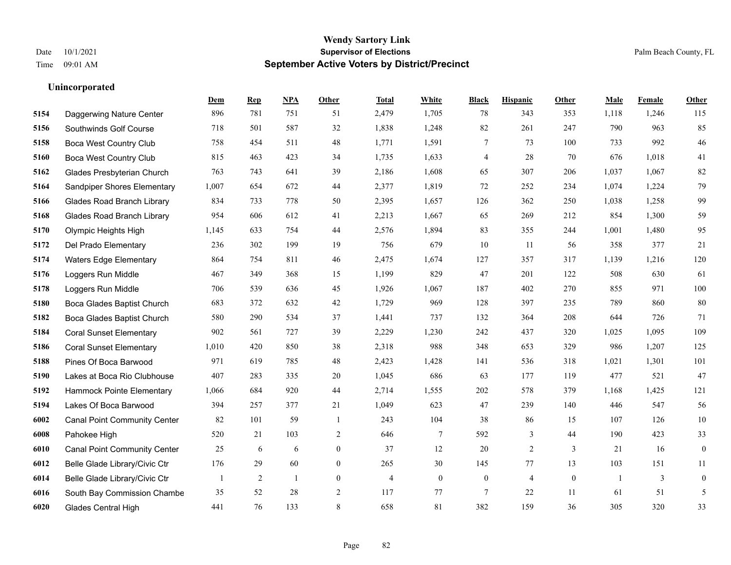# Wendy Sartory Link
## Supervisor of Elections
## September Active Voters by District/Precinct

Date 10/1/2021
Time 09:01 AM

Palm Beach County, FL

### Unincorporated

| | | Dem | Rep | NPA | Other | Total | White | Black | Hispanic | Other | Male | Female | Other |
|---|---|---|---|---|---|---|---|---|---|---|---|---|---|
| 5154 | Daggerwing Nature Center | 896 | 781 | 751 | 51 | 2,479 | 1,705 | 78 | 343 | 353 | 1,118 | 1,246 | 115 |
| 5156 | Southwinds Golf Course | 718 | 501 | 587 | 32 | 1,838 | 1,248 | 82 | 261 | 247 | 790 | 963 | 85 |
| 5158 | Boca West Country Club | 758 | 454 | 511 | 48 | 1,771 | 1,591 | 7 | 73 | 100 | 733 | 992 | 46 |
| 5160 | Boca West Country Club | 815 | 463 | 423 | 34 | 1,735 | 1,633 | 4 | 28 | 70 | 676 | 1,018 | 41 |
| 5162 | Glades Presbyterian Church | 763 | 743 | 641 | 39 | 2,186 | 1,608 | 65 | 307 | 206 | 1,037 | 1,067 | 82 |
| 5164 | Sandpiper Shores Elementary | 1,007 | 654 | 672 | 44 | 2,377 | 1,819 | 72 | 252 | 234 | 1,074 | 1,224 | 79 |
| 5166 | Glades Road Branch Library | 834 | 733 | 778 | 50 | 2,395 | 1,657 | 126 | 362 | 250 | 1,038 | 1,258 | 99 |
| 5168 | Glades Road Branch Library | 954 | 606 | 612 | 41 | 2,213 | 1,667 | 65 | 269 | 212 | 854 | 1,300 | 59 |
| 5170 | Olympic Heights High | 1,145 | 633 | 754 | 44 | 2,576 | 1,894 | 83 | 355 | 244 | 1,001 | 1,480 | 95 |
| 5172 | Del Prado Elementary | 236 | 302 | 199 | 19 | 756 | 679 | 10 | 11 | 56 | 358 | 377 | 21 |
| 5174 | Waters Edge Elementary | 864 | 754 | 811 | 46 | 2,475 | 1,674 | 127 | 357 | 317 | 1,139 | 1,216 | 120 |
| 5176 | Loggers Run Middle | 467 | 349 | 368 | 15 | 1,199 | 829 | 47 | 201 | 122 | 508 | 630 | 61 |
| 5178 | Loggers Run Middle | 706 | 539 | 636 | 45 | 1,926 | 1,067 | 187 | 402 | 270 | 855 | 971 | 100 |
| 5180 | Boca Glades Baptist Church | 683 | 372 | 632 | 42 | 1,729 | 969 | 128 | 397 | 235 | 789 | 860 | 80 |
| 5182 | Boca Glades Baptist Church | 580 | 290 | 534 | 37 | 1,441 | 737 | 132 | 364 | 208 | 644 | 726 | 71 |
| 5184 | Coral Sunset Elementary | 902 | 561 | 727 | 39 | 2,229 | 1,230 | 242 | 437 | 320 | 1,025 | 1,095 | 109 |
| 5186 | Coral Sunset Elementary | 1,010 | 420 | 850 | 38 | 2,318 | 988 | 348 | 653 | 329 | 986 | 1,207 | 125 |
| 5188 | Pines Of Boca Barwood | 971 | 619 | 785 | 48 | 2,423 | 1,428 | 141 | 536 | 318 | 1,021 | 1,301 | 101 |
| 5190 | Lakes at Boca Rio Clubhouse | 407 | 283 | 335 | 20 | 1,045 | 686 | 63 | 177 | 119 | 477 | 521 | 47 |
| 5192 | Hammock Pointe Elementary | 1,066 | 684 | 920 | 44 | 2,714 | 1,555 | 202 | 578 | 379 | 1,168 | 1,425 | 121 |
| 5194 | Lakes Of Boca Barwood | 394 | 257 | 377 | 21 | 1,049 | 623 | 47 | 239 | 140 | 446 | 547 | 56 |
| 6002 | Canal Point Community Center | 82 | 101 | 59 | 1 | 243 | 104 | 38 | 86 | 15 | 107 | 126 | 10 |
| 6008 | Pahokee High | 520 | 21 | 103 | 2 | 646 | 7 | 592 | 3 | 44 | 190 | 423 | 33 |
| 6010 | Canal Point Community Center | 25 | 6 | 6 | 0 | 37 | 12 | 20 | 2 | 3 | 21 | 16 | 0 |
| 6012 | Belle Glade Library/Civic Ctr | 176 | 29 | 60 | 0 | 265 | 30 | 145 | 77 | 13 | 103 | 151 | 11 |
| 6014 | Belle Glade Library/Civic Ctr | 1 | 2 | 1 | 0 | 4 | 0 | 0 | 4 | 0 | 1 | 3 | 0 |
| 6016 | South Bay Commission Chambe | 35 | 52 | 28 | 2 | 117 | 77 | 7 | 22 | 11 | 61 | 51 | 5 |
| 6020 | Glades Central High | 441 | 76 | 133 | 8 | 658 | 81 | 382 | 159 | 36 | 305 | 320 | 33 |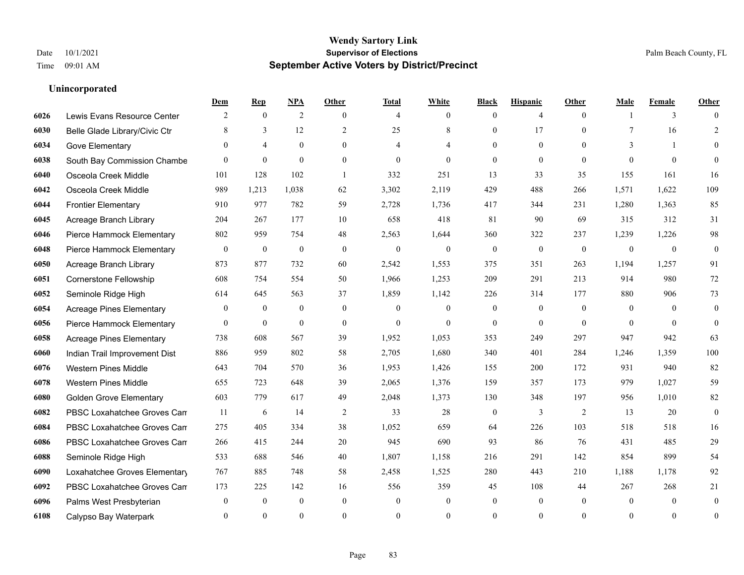# Wendy Sartory Link

**Supervisor of Elections**

**September Active Voters by District/Precinct**

Date 10/1/2021
Time 09:01 AM

Palm Beach County, FL

### Unincorporated

| | | Dem | Rep | NPA | Other | Total | White | Black | Hispanic | Other | Male | Female | Other |
|---|---|---|---|---|---|---|---|---|---|---|---|---|---|
| 6026 | Lewis Evans Resource Center | 2 | 0 | 2 | 0 | 4 | 0 | 0 | 4 | 0 | 1 | 3 | 0 |
| 6030 | Belle Glade Library/Civic Ctr | 8 | 3 | 12 | 2 | 25 | 8 | 0 | 17 | 0 | 7 | 16 | 2 |
| 6034 | Gove Elementary | 0 | 4 | 0 | 0 | 4 | 4 | 0 | 0 | 0 | 3 | 1 | 0 |
| 6038 | South Bay Commission Chambe | 0 | 0 | 0 | 0 | 0 | 0 | 0 | 0 | 0 | 0 | 0 | 0 |
| 6040 | Osceola Creek Middle | 101 | 128 | 102 | 1 | 332 | 251 | 13 | 33 | 35 | 155 | 161 | 16 |
| 6042 | Osceola Creek Middle | 989 | 1,213 | 1,038 | 62 | 3,302 | 2,119 | 429 | 488 | 266 | 1,571 | 1,622 | 109 |
| 6044 | Frontier Elementary | 910 | 977 | 782 | 59 | 2,728 | 1,736 | 417 | 344 | 231 | 1,280 | 1,363 | 85 |
| 6045 | Acreage Branch Library | 204 | 267 | 177 | 10 | 658 | 418 | 81 | 90 | 69 | 315 | 312 | 31 |
| 6046 | Pierce Hammock Elementary | 802 | 959 | 754 | 48 | 2,563 | 1,644 | 360 | 322 | 237 | 1,239 | 1,226 | 98 |
| 6048 | Pierce Hammock Elementary | 0 | 0 | 0 | 0 | 0 | 0 | 0 | 0 | 0 | 0 | 0 | 0 |
| 6050 | Acreage Branch Library | 873 | 877 | 732 | 60 | 2,542 | 1,553 | 375 | 351 | 263 | 1,194 | 1,257 | 91 |
| 6051 | Cornerstone Fellowship | 608 | 754 | 554 | 50 | 1,966 | 1,253 | 209 | 291 | 213 | 914 | 980 | 72 |
| 6052 | Seminole Ridge High | 614 | 645 | 563 | 37 | 1,859 | 1,142 | 226 | 314 | 177 | 880 | 906 | 73 |
| 6054 | Acreage Pines Elementary | 0 | 0 | 0 | 0 | 0 | 0 | 0 | 0 | 0 | 0 | 0 | 0 |
| 6056 | Pierce Hammock Elementary | 0 | 0 | 0 | 0 | 0 | 0 | 0 | 0 | 0 | 0 | 0 | 0 |
| 6058 | Acreage Pines Elementary | 738 | 608 | 567 | 39 | 1,952 | 1,053 | 353 | 249 | 297 | 947 | 942 | 63 |
| 6060 | Indian Trail Improvement Dist | 886 | 959 | 802 | 58 | 2,705 | 1,680 | 340 | 401 | 284 | 1,246 | 1,359 | 100 |
| 6076 | Western Pines Middle | 643 | 704 | 570 | 36 | 1,953 | 1,426 | 155 | 200 | 172 | 931 | 940 | 82 |
| 6078 | Western Pines Middle | 655 | 723 | 648 | 39 | 2,065 | 1,376 | 159 | 357 | 173 | 979 | 1,027 | 59 |
| 6080 | Golden Grove Elementary | 603 | 779 | 617 | 49 | 2,048 | 1,373 | 130 | 348 | 197 | 956 | 1,010 | 82 |
| 6082 | PBSC Loxahatchee Groves Cam | 11 | 6 | 14 | 2 | 33 | 28 | 0 | 3 | 2 | 13 | 20 | 0 |
| 6084 | PBSC Loxahatchee Groves Cam | 275 | 405 | 334 | 38 | 1,052 | 659 | 64 | 226 | 103 | 518 | 518 | 16 |
| 6086 | PBSC Loxahatchee Groves Cam | 266 | 415 | 244 | 20 | 945 | 690 | 93 | 86 | 76 | 431 | 485 | 29 |
| 6088 | Seminole Ridge High | 533 | 688 | 546 | 40 | 1,807 | 1,158 | 216 | 291 | 142 | 854 | 899 | 54 |
| 6090 | Loxahatchee Groves Elementary | 767 | 885 | 748 | 58 | 2,458 | 1,525 | 280 | 443 | 210 | 1,188 | 1,178 | 92 |
| 6092 | PBSC Loxahatchee Groves Cam | 173 | 225 | 142 | 16 | 556 | 359 | 45 | 108 | 44 | 267 | 268 | 21 |
| 6096 | Palms West Presbyterian | 0 | 0 | 0 | 0 | 0 | 0 | 0 | 0 | 0 | 0 | 0 | 0 |
| 6108 | Calypso Bay Waterpark | 0 | 0 | 0 | 0 | 0 | 0 | 0 | 0 | 0 | 0 | 0 | 0 |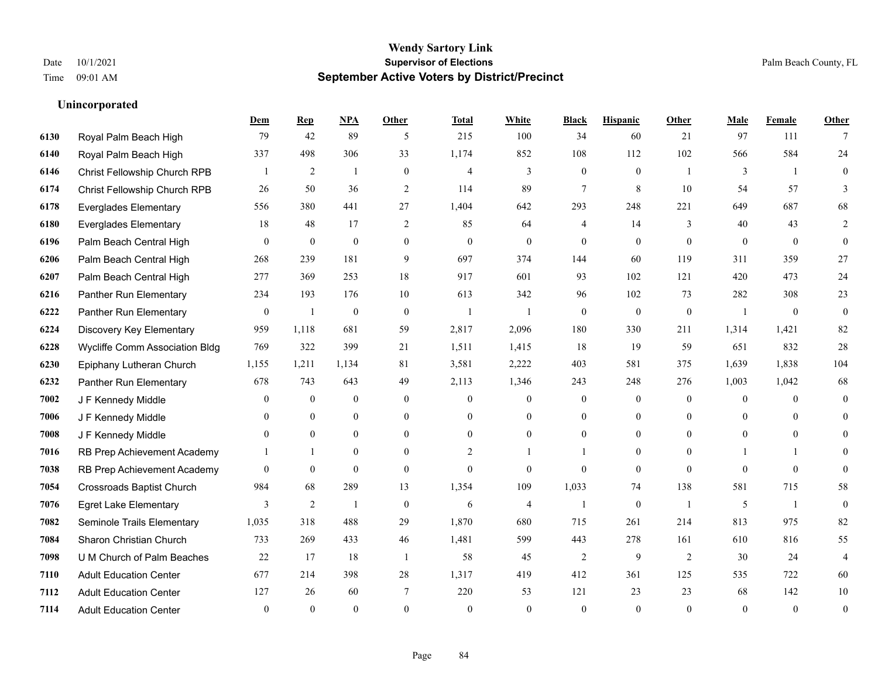# Wendy Sartory Link
## Supervisor of Elections
## September Active Voters by District/Precinct

Date 10/1/2021
Time 09:01 AM

Palm Beach County, FL

### Unincorporated

| | | Dem | Rep | NPA | Other | Total | White | Black | Hispanic | Other | Male | Female | Other |
|---|---|---|---|---|---|---|---|---|---|---|---|---|---|
| 6130 | Royal Palm Beach High | 79 | 42 | 89 | 5 | 215 | 100 | 34 | 60 | 21 | 97 | 111 | 7 |
| 6140 | Royal Palm Beach High | 337 | 498 | 306 | 33 | 1,174 | 852 | 108 | 112 | 102 | 566 | 584 | 24 |
| 6146 | Christ Fellowship Church RPB | 1 | 2 | 1 | 0 | 4 | 3 | 0 | 0 | 1 | 3 | 1 | 0 |
| 6174 | Christ Fellowship Church RPB | 26 | 50 | 36 | 2 | 114 | 89 | 7 | 8 | 10 | 54 | 57 | 3 |
| 6178 | Everglades Elementary | 556 | 380 | 441 | 27 | 1,404 | 642 | 293 | 248 | 221 | 649 | 687 | 68 |
| 6180 | Everglades Elementary | 18 | 48 | 17 | 2 | 85 | 64 | 4 | 14 | 3 | 40 | 43 | 2 |
| 6196 | Palm Beach Central High | 0 | 0 | 0 | 0 | 0 | 0 | 0 | 0 | 0 | 0 | 0 | 0 |
| 6206 | Palm Beach Central High | 268 | 239 | 181 | 9 | 697 | 374 | 144 | 60 | 119 | 311 | 359 | 27 |
| 6207 | Palm Beach Central High | 277 | 369 | 253 | 18 | 917 | 601 | 93 | 102 | 121 | 420 | 473 | 24 |
| 6216 | Panther Run Elementary | 234 | 193 | 176 | 10 | 613 | 342 | 96 | 102 | 73 | 282 | 308 | 23 |
| 6222 | Panther Run Elementary | 0 | 1 | 0 | 0 | 1 | 1 | 0 | 0 | 0 | 1 | 0 | 0 |
| 6224 | Discovery Key Elementary | 959 | 1,118 | 681 | 59 | 2,817 | 2,096 | 180 | 330 | 211 | 1,314 | 1,421 | 82 |
| 6228 | Wycliffe Comm Association Bldg | 769 | 322 | 399 | 21 | 1,511 | 1,415 | 18 | 19 | 59 | 651 | 832 | 28 |
| 6230 | Epiphany Lutheran Church | 1,155 | 1,211 | 1,134 | 81 | 3,581 | 2,222 | 403 | 581 | 375 | 1,639 | 1,838 | 104 |
| 6232 | Panther Run Elementary | 678 | 743 | 643 | 49 | 2,113 | 1,346 | 243 | 248 | 276 | 1,003 | 1,042 | 68 |
| 7002 | J F Kennedy Middle | 0 | 0 | 0 | 0 | 0 | 0 | 0 | 0 | 0 | 0 | 0 | 0 |
| 7006 | J F Kennedy Middle | 0 | 0 | 0 | 0 | 0 | 0 | 0 | 0 | 0 | 0 | 0 | 0 |
| 7008 | J F Kennedy Middle | 0 | 0 | 0 | 0 | 0 | 0 | 0 | 0 | 0 | 0 | 0 | 0 |
| 7016 | RB Prep Achievement Academy | 1 | 1 | 0 | 0 | 2 | 1 | 1 | 0 | 0 | 1 | 1 | 0 |
| 7038 | RB Prep Achievement Academy | 0 | 0 | 0 | 0 | 0 | 0 | 0 | 0 | 0 | 0 | 0 | 0 |
| 7054 | Crossroads Baptist Church | 984 | 68 | 289 | 13 | 1,354 | 109 | 1,033 | 74 | 138 | 581 | 715 | 58 |
| 7076 | Egret Lake Elementary | 3 | 2 | 1 | 0 | 6 | 4 | 1 | 0 | 1 | 5 | 1 | 0 |
| 7082 | Seminole Trails Elementary | 1,035 | 318 | 488 | 29 | 1,870 | 680 | 715 | 261 | 214 | 813 | 975 | 82 |
| 7084 | Sharon Christian Church | 733 | 269 | 433 | 46 | 1,481 | 599 | 443 | 278 | 161 | 610 | 816 | 55 |
| 7098 | U M Church of Palm Beaches | 22 | 17 | 18 | 1 | 58 | 45 | 2 | 9 | 2 | 30 | 24 | 4 |
| 7110 | Adult Education Center | 677 | 214 | 398 | 28 | 1,317 | 419 | 412 | 361 | 125 | 535 | 722 | 60 |
| 7112 | Adult Education Center | 127 | 26 | 60 | 7 | 220 | 53 | 121 | 23 | 23 | 68 | 142 | 10 |
| 7114 | Adult Education Center | 0 | 0 | 0 | 0 | 0 | 0 | 0 | 0 | 0 | 0 | 0 | 0 |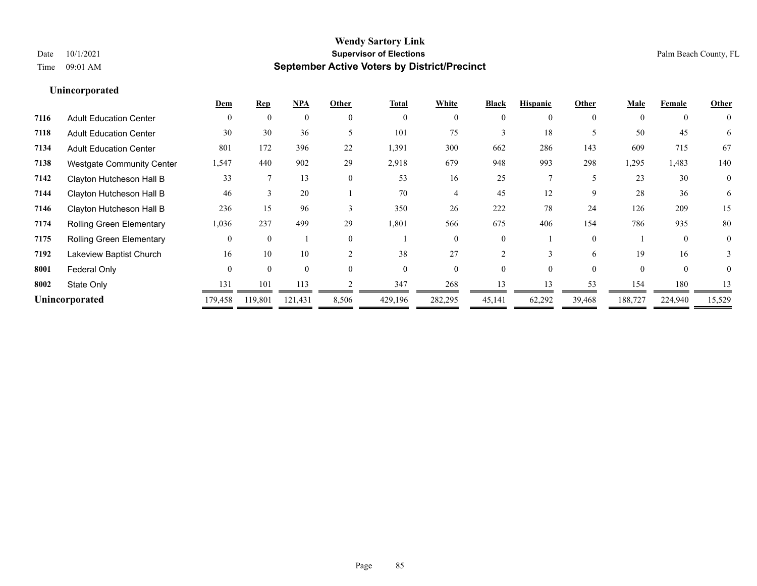# Wendy Sartory Link

**Supervisor of Elections**

**September Active Voters by District/Precinct**

Date 10/1/2021

Time 09:01 AM

Palm Beach County, FL

### Unincorporated

| | | Dem | Rep | NPA | Other | Total | White | Black | Hispanic | Other | Male | Female | Other |
|---|---|---|---|---|---|---|---|---|---|---|---|---|---|
| 7116 | Adult Education Center | 0 | 0 | 0 | 0 | 0 | 0 | 0 | 0 | 0 | 0 | 0 | 0 |
| 7118 | Adult Education Center | 30 | 30 | 36 | 5 | 101 | 75 | 3 | 18 | 5 | 50 | 45 | 6 |
| 7134 | Adult Education Center | 801 | 172 | 396 | 22 | 1,391 | 300 | 662 | 286 | 143 | 609 | 715 | 67 |
| 7138 | Westgate Community Center | 1,547 | 440 | 902 | 29 | 2,918 | 679 | 948 | 993 | 298 | 1,295 | 1,483 | 140 |
| 7142 | Clayton Hutcheson Hall B | 33 | 7 | 13 | 0 | 53 | 16 | 25 | 7 | 5 | 23 | 30 | 0 |
| 7144 | Clayton Hutcheson Hall B | 46 | 3 | 20 | 1 | 70 | 4 | 45 | 12 | 9 | 28 | 36 | 6 |
| 7146 | Clayton Hutcheson Hall B | 236 | 15 | 96 | 3 | 350 | 26 | 222 | 78 | 24 | 126 | 209 | 15 |
| 7174 | Rolling Green Elementary | 1,036 | 237 | 499 | 29 | 1,801 | 566 | 675 | 406 | 154 | 786 | 935 | 80 |
| 7175 | Rolling Green Elementary | 0 | 0 | 1 | 0 | 1 | 0 | 0 | 1 | 0 | 1 | 0 | 0 |
| 7192 | Lakeview Baptist Church | 16 | 10 | 10 | 2 | 38 | 27 | 2 | 3 | 6 | 19 | 16 | 3 |
| 8001 | Federal Only | 0 | 0 | 0 | 0 | 0 | 0 | 0 | 0 | 0 | 0 | 0 | 0 |
| 8002 | State Only | 131 | 101 | 113 | 2 | 347 | 268 | 13 | 13 | 53 | 154 | 180 | 13 |
| **Unincorporated** | | 179,458 | 119,801 | 121,431 | 8,506 | 429,196 | 282,295 | 45,141 | 62,292 | 39,468 | 188,727 | 224,940 | 15,529 |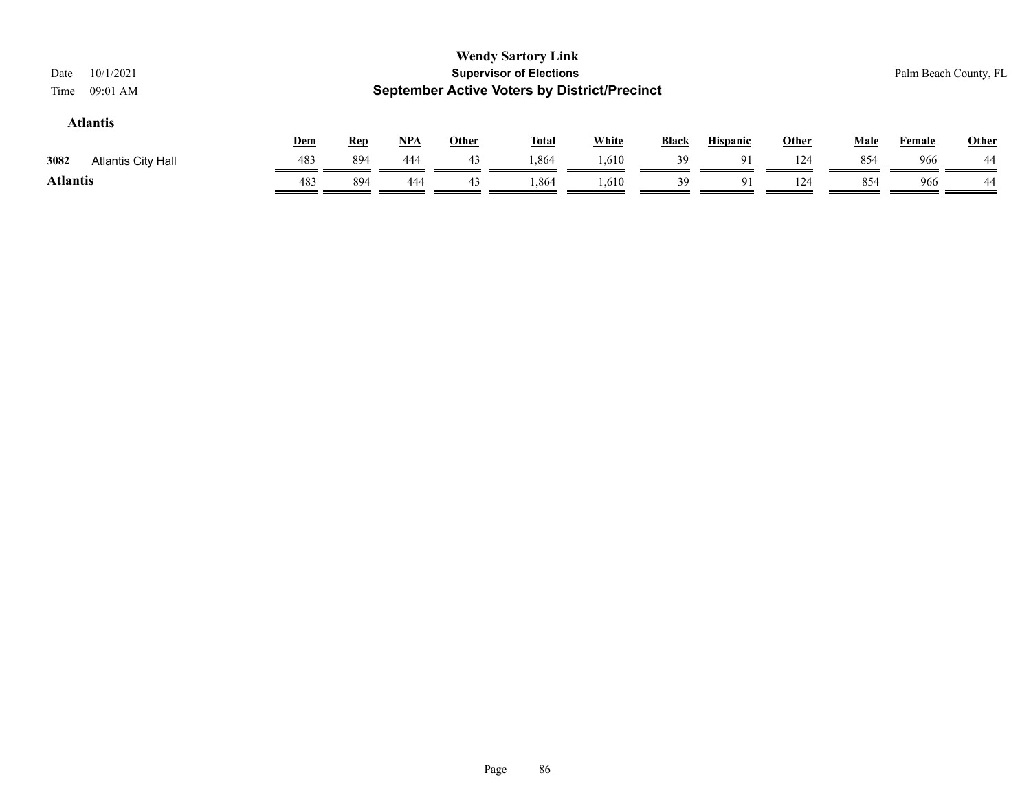**Wendy Sartory Link**
**Supervisor of Elections**
**September Active Voters by District/Precinct**

Date 10/1/2021
Time 09:01 AM

Palm Beach County, FL

### Atlantis

| | | Dem | Rep | NPA | Other | Total | White | Black | Hispanic | Other | Male | Female | Other |
|---|---|---|---|---|---|---|---|---|---|---|---|---|---|
| 3082 | Atlantis City Hall | 483 | 894 | 444 | 43 | 1,864 | 1,610 | 39 | 91 | 124 | 854 | 966 | 44 |
| **Atlantis** | | 483 | 894 | 444 | 43 | 1,864 | 1,610 | 39 | 91 | 124 | 854 | 966 | 44 |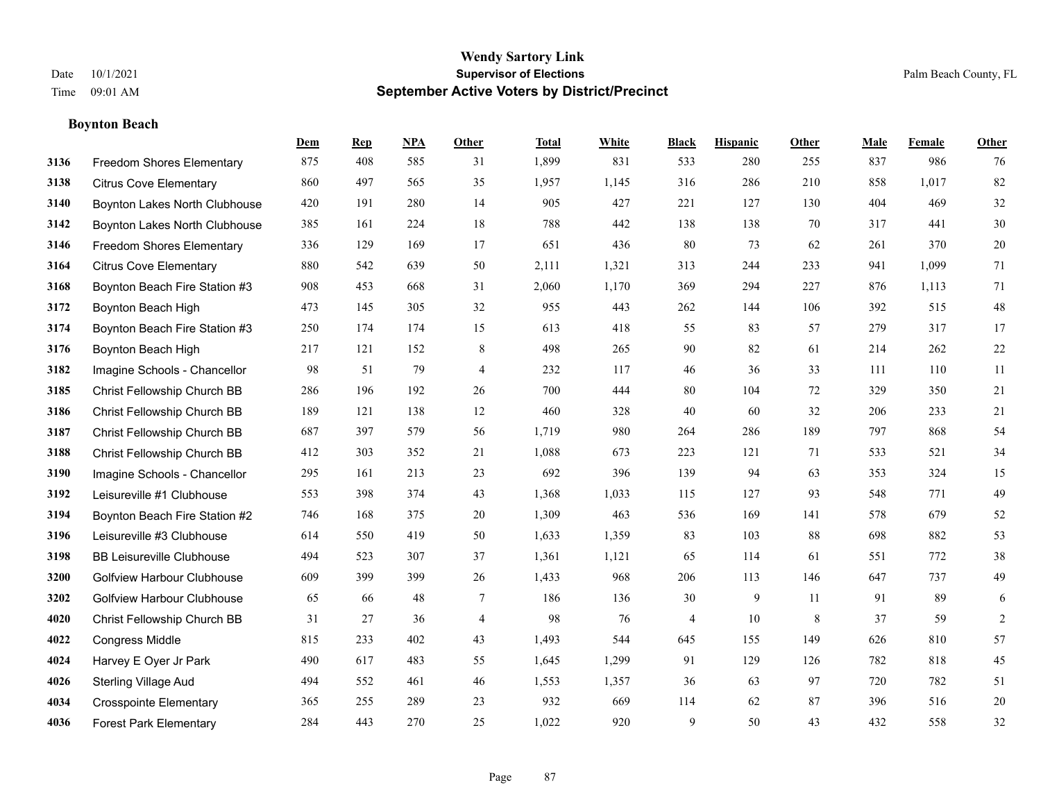# Wendy Sartory Link
## Supervisor of Elections
## September Active Voters by District/Precinct

Date 10/1/2021
Time 09:01 AM

Palm Beach County, FL

### Boynton Beach

| | | Dem | Rep | NPA | Other | Total | White | Black | Hispanic | Other | Male | Female | Other |
|---|---|---|---|---|---|---|---|---|---|---|---|---|---|
| 3136 | Freedom Shores Elementary | 875 | 408 | 585 | 31 | 1,899 | 831 | 533 | 280 | 255 | 837 | 986 | 76 |
| 3138 | Citrus Cove Elementary | 860 | 497 | 565 | 35 | 1,957 | 1,145 | 316 | 286 | 210 | 858 | 1,017 | 82 |
| 3140 | Boynton Lakes North Clubhouse | 420 | 191 | 280 | 14 | 905 | 427 | 221 | 127 | 130 | 404 | 469 | 32 |
| 3142 | Boynton Lakes North Clubhouse | 385 | 161 | 224 | 18 | 788 | 442 | 138 | 138 | 70 | 317 | 441 | 30 |
| 3146 | Freedom Shores Elementary | 336 | 129 | 169 | 17 | 651 | 436 | 80 | 73 | 62 | 261 | 370 | 20 |
| 3164 | Citrus Cove Elementary | 880 | 542 | 639 | 50 | 2,111 | 1,321 | 313 | 244 | 233 | 941 | 1,099 | 71 |
| 3168 | Boynton Beach Fire Station #3 | 908 | 453 | 668 | 31 | 2,060 | 1,170 | 369 | 294 | 227 | 876 | 1,113 | 71 |
| 3172 | Boynton Beach High | 473 | 145 | 305 | 32 | 955 | 443 | 262 | 144 | 106 | 392 | 515 | 48 |
| 3174 | Boynton Beach Fire Station #3 | 250 | 174 | 174 | 15 | 613 | 418 | 55 | 83 | 57 | 279 | 317 | 17 |
| 3176 | Boynton Beach High | 217 | 121 | 152 | 8 | 498 | 265 | 90 | 82 | 61 | 214 | 262 | 22 |
| 3182 | Imagine Schools - Chancellor | 98 | 51 | 79 | 4 | 232 | 117 | 46 | 36 | 33 | 111 | 110 | 11 |
| 3185 | Christ Fellowship Church BB | 286 | 196 | 192 | 26 | 700 | 444 | 80 | 104 | 72 | 329 | 350 | 21 |
| 3186 | Christ Fellowship Church BB | 189 | 121 | 138 | 12 | 460 | 328 | 40 | 60 | 32 | 206 | 233 | 21 |
| 3187 | Christ Fellowship Church BB | 687 | 397 | 579 | 56 | 1,719 | 980 | 264 | 286 | 189 | 797 | 868 | 54 |
| 3188 | Christ Fellowship Church BB | 412 | 303 | 352 | 21 | 1,088 | 673 | 223 | 121 | 71 | 533 | 521 | 34 |
| 3190 | Imagine Schools - Chancellor | 295 | 161 | 213 | 23 | 692 | 396 | 139 | 94 | 63 | 353 | 324 | 15 |
| 3192 | Leisureville #1 Clubhouse | 553 | 398 | 374 | 43 | 1,368 | 1,033 | 115 | 127 | 93 | 548 | 771 | 49 |
| 3194 | Boynton Beach Fire Station #2 | 746 | 168 | 375 | 20 | 1,309 | 463 | 536 | 169 | 141 | 578 | 679 | 52 |
| 3196 | Leisureville #3 Clubhouse | 614 | 550 | 419 | 50 | 1,633 | 1,359 | 83 | 103 | 88 | 698 | 882 | 53 |
| 3198 | BB Leisureville Clubhouse | 494 | 523 | 307 | 37 | 1,361 | 1,121 | 65 | 114 | 61 | 551 | 772 | 38 |
| 3200 | Golfview Harbour Clubhouse | 609 | 399 | 399 | 26 | 1,433 | 968 | 206 | 113 | 146 | 647 | 737 | 49 |
| 3202 | Golfview Harbour Clubhouse | 65 | 66 | 48 | 7 | 186 | 136 | 30 | 9 | 11 | 91 | 89 | 6 |
| 4020 | Christ Fellowship Church BB | 31 | 27 | 36 | 4 | 98 | 76 | 4 | 10 | 8 | 37 | 59 | 2 |
| 4022 | Congress Middle | 815 | 233 | 402 | 43 | 1,493 | 544 | 645 | 155 | 149 | 626 | 810 | 57 |
| 4024 | Harvey E Oyer Jr Park | 490 | 617 | 483 | 55 | 1,645 | 1,299 | 91 | 129 | 126 | 782 | 818 | 45 |
| 4026 | Sterling Village Aud | 494 | 552 | 461 | 46 | 1,553 | 1,357 | 36 | 63 | 97 | 720 | 782 | 51 |
| 4034 | Crosspointe Elementary | 365 | 255 | 289 | 23 | 932 | 669 | 114 | 62 | 87 | 396 | 516 | 20 |
| 4036 | Forest Park Elementary | 284 | 443 | 270 | 25 | 1,022 | 920 | 9 | 50 | 43 | 432 | 558 | 32 |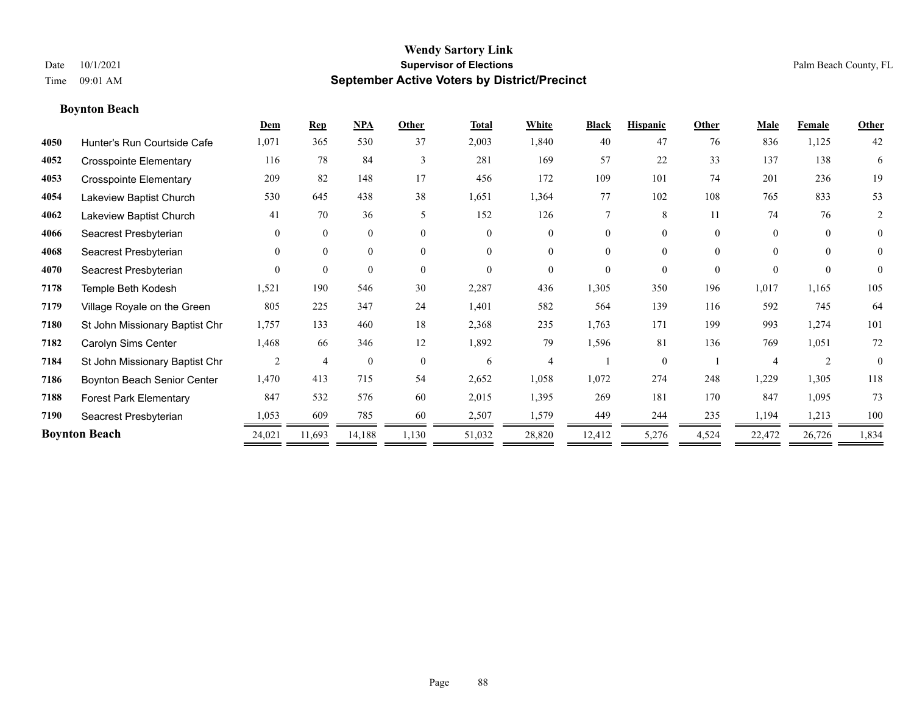# Wendy Sartory Link
## Supervisor of Elections
## September Active Voters by District/Precinct

Date 10/1/2021
Time 09:01 AM

Palm Beach County, FL

**Boynton Beach**

| | | Dem | Rep | NPA | Other | Total | White | Black | Hispanic | Other | Male | Female | Other |
|---|---|---|---|---|---|---|---|---|---|---|---|---|---|
| 4050 | Hunter's Run Courtside Cafe | 1,071 | 365 | 530 | 37 | 2,003 | 1,840 | 40 | 47 | 76 | 836 | 1,125 | 42 |
| 4052 | Crosspointe Elementary | 116 | 78 | 84 | 3 | 281 | 169 | 57 | 22 | 33 | 137 | 138 | 6 |
| 4053 | Crosspointe Elementary | 209 | 82 | 148 | 17 | 456 | 172 | 109 | 101 | 74 | 201 | 236 | 19 |
| 4054 | Lakeview Baptist Church | 530 | 645 | 438 | 38 | 1,651 | 1,364 | 77 | 102 | 108 | 765 | 833 | 53 |
| 4062 | Lakeview Baptist Church | 41 | 70 | 36 | 5 | 152 | 126 | 7 | 8 | 11 | 74 | 76 | 2 |
| 4066 | Seacrest Presbyterian | 0 | 0 | 0 | 0 | 0 | 0 | 0 | 0 | 0 | 0 | 0 | 0 |
| 4068 | Seacrest Presbyterian | 0 | 0 | 0 | 0 | 0 | 0 | 0 | 0 | 0 | 0 | 0 | 0 |
| 4070 | Seacrest Presbyterian | 0 | 0 | 0 | 0 | 0 | 0 | 0 | 0 | 0 | 0 | 0 | 0 |
| 7178 | Temple Beth Kodesh | 1,521 | 190 | 546 | 30 | 2,287 | 436 | 1,305 | 350 | 196 | 1,017 | 1,165 | 105 |
| 7179 | Village Royale on the Green | 805 | 225 | 347 | 24 | 1,401 | 582 | 564 | 139 | 116 | 592 | 745 | 64 |
| 7180 | St John Missionary Baptist Chr | 1,757 | 133 | 460 | 18 | 2,368 | 235 | 1,763 | 171 | 199 | 993 | 1,274 | 101 |
| 7182 | Carolyn Sims Center | 1,468 | 66 | 346 | 12 | 1,892 | 79 | 1,596 | 81 | 136 | 769 | 1,051 | 72 |
| 7184 | St John Missionary Baptist Chr | 2 | 4 | 0 | 0 | 6 | 4 | 1 | 0 | 1 | 4 | 2 | 0 |
| 7186 | Boynton Beach Senior Center | 1,470 | 413 | 715 | 54 | 2,652 | 1,058 | 1,072 | 274 | 248 | 1,229 | 1,305 | 118 |
| 7188 | Forest Park Elementary | 847 | 532 | 576 | 60 | 2,015 | 1,395 | 269 | 181 | 170 | 847 | 1,095 | 73 |
| 7190 | Seacrest Presbyterian | 1,053 | 609 | 785 | 60 | 2,507 | 1,579 | 449 | 244 | 235 | 1,194 | 1,213 | 100 |
| **Boynton Beach** | | 24,021 | 11,693 | 14,188 | 1,130 | 51,032 | 28,820 | 12,412 | 5,276 | 4,524 | 22,472 | 26,726 | 1,834 |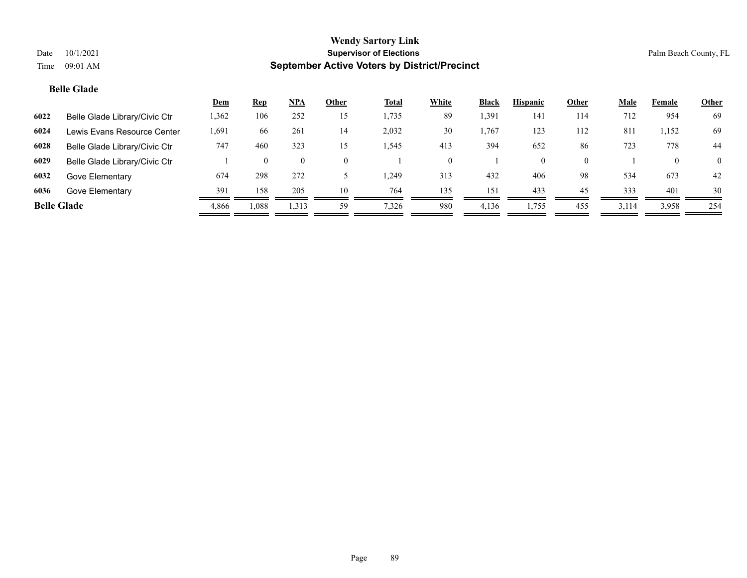# Wendy Sartory Link

**Supervisor of Elections**

**September Active Voters by District/Precinct**

Date 10/1/2021

Time 09:01 AM

Palm Beach County, FL

### Belle Glade

| | | Dem | Rep | NPA | Other | Total | White | Black | Hispanic | Other | Male | Female | Other |
|---|---|---|---|---|---|---|---|---|---|---|---|---|---|
| **6022** | Belle Glade Library/Civic Ctr | 1,362 | 106 | 252 | 15 | 1,735 | 89 | 1,391 | 141 | 114 | 712 | 954 | 69 |
| **6024** | Lewis Evans Resource Center | 1,691 | 66 | 261 | 14 | 2,032 | 30 | 1,767 | 123 | 112 | 811 | 1,152 | 69 |
| **6028** | Belle Glade Library/Civic Ctr | 747 | 460 | 323 | 15 | 1,545 | 413 | 394 | 652 | 86 | 723 | 778 | 44 |
| **6029** | Belle Glade Library/Civic Ctr | 1 | 0 | 0 | 0 | 1 | 0 | 1 | 0 | 0 | 1 | 0 | 0 |
| **6032** | Gove Elementary | 674 | 298 | 272 | 5 | 1,249 | 313 | 432 | 406 | 98 | 534 | 673 | 42 |
| **6036** | Gove Elementary | 391 | 158 | 205 | 10 | 764 | 135 | 151 | 433 | 45 | 333 | 401 | 30 |
| **Belle Glade** | | 4,866 | 1,088 | 1,313 | 59 | 7,326 | 980 | 4,136 | 1,755 | 455 | 3,114 | 3,958 | 254 |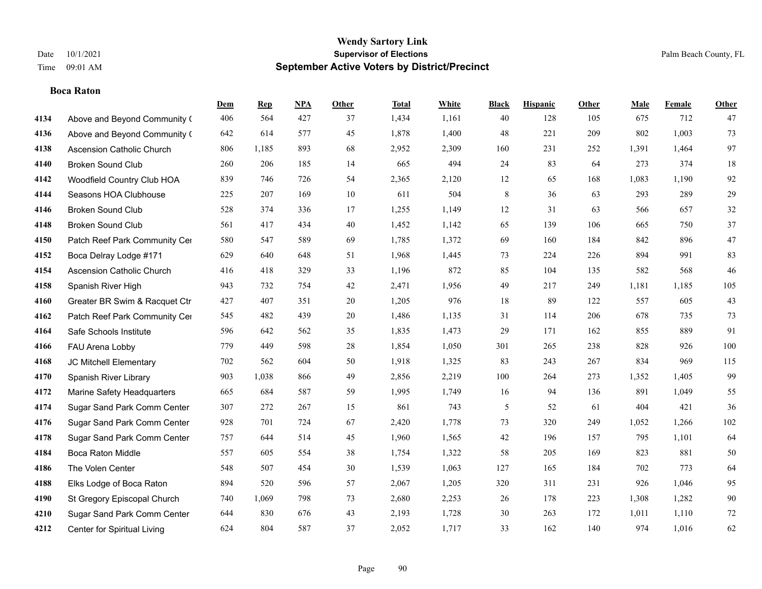**Wendy Sartory Link**
**Supervisor of Elections**
**September Active Voters by District/Precinct**

Date 10/1/2021
Time 09:01 AM

Palm Beach County, FL

### Boca Raton

| | | Dem | Rep | NPA | Other | Total | White | Black | Hispanic | Other | Male | Female | Other |
|---|---|---|---|---|---|---|---|---|---|---|---|---|---|
| 4134 | Above and Beyond Community ( | 406 | 564 | 427 | 37 | 1,434 | 1,161 | 40 | 128 | 105 | 675 | 712 | 47 |
| 4136 | Above and Beyond Community ( | 642 | 614 | 577 | 45 | 1,878 | 1,400 | 48 | 221 | 209 | 802 | 1,003 | 73 |
| 4138 | Ascension Catholic Church | 806 | 1,185 | 893 | 68 | 2,952 | 2,309 | 160 | 231 | 252 | 1,391 | 1,464 | 97 |
| 4140 | Broken Sound Club | 260 | 206 | 185 | 14 | 665 | 494 | 24 | 83 | 64 | 273 | 374 | 18 |
| 4142 | Woodfield Country Club HOA | 839 | 746 | 726 | 54 | 2,365 | 2,120 | 12 | 65 | 168 | 1,083 | 1,190 | 92 |
| 4144 | Seasons HOA Clubhouse | 225 | 207 | 169 | 10 | 611 | 504 | 8 | 36 | 63 | 293 | 289 | 29 |
| 4146 | Broken Sound Club | 528 | 374 | 336 | 17 | 1,255 | 1,149 | 12 | 31 | 63 | 566 | 657 | 32 |
| 4148 | Broken Sound Club | 561 | 417 | 434 | 40 | 1,452 | 1,142 | 65 | 139 | 106 | 665 | 750 | 37 |
| 4150 | Patch Reef Park Community Cer | 580 | 547 | 589 | 69 | 1,785 | 1,372 | 69 | 160 | 184 | 842 | 896 | 47 |
| 4152 | Boca Delray Lodge #171 | 629 | 640 | 648 | 51 | 1,968 | 1,445 | 73 | 224 | 226 | 894 | 991 | 83 |
| 4154 | Ascension Catholic Church | 416 | 418 | 329 | 33 | 1,196 | 872 | 85 | 104 | 135 | 582 | 568 | 46 |
| 4158 | Spanish River High | 943 | 732 | 754 | 42 | 2,471 | 1,956 | 49 | 217 | 249 | 1,181 | 1,185 | 105 |
| 4160 | Greater BR Swim & Racquet Ctr | 427 | 407 | 351 | 20 | 1,205 | 976 | 18 | 89 | 122 | 557 | 605 | 43 |
| 4162 | Patch Reef Park Community Cer | 545 | 482 | 439 | 20 | 1,486 | 1,135 | 31 | 114 | 206 | 678 | 735 | 73 |
| 4164 | Safe Schools Institute | 596 | 642 | 562 | 35 | 1,835 | 1,473 | 29 | 171 | 162 | 855 | 889 | 91 |
| 4166 | FAU Arena Lobby | 779 | 449 | 598 | 28 | 1,854 | 1,050 | 301 | 265 | 238 | 828 | 926 | 100 |
| 4168 | JC Mitchell Elementary | 702 | 562 | 604 | 50 | 1,918 | 1,325 | 83 | 243 | 267 | 834 | 969 | 115 |
| 4170 | Spanish River Library | 903 | 1,038 | 866 | 49 | 2,856 | 2,219 | 100 | 264 | 273 | 1,352 | 1,405 | 99 |
| 4172 | Marine Safety Headquarters | 665 | 684 | 587 | 59 | 1,995 | 1,749 | 16 | 94 | 136 | 891 | 1,049 | 55 |
| 4174 | Sugar Sand Park Comm Center | 307 | 272 | 267 | 15 | 861 | 743 | 5 | 52 | 61 | 404 | 421 | 36 |
| 4176 | Sugar Sand Park Comm Center | 928 | 701 | 724 | 67 | 2,420 | 1,778 | 73 | 320 | 249 | 1,052 | 1,266 | 102 |
| 4178 | Sugar Sand Park Comm Center | 757 | 644 | 514 | 45 | 1,960 | 1,565 | 42 | 196 | 157 | 795 | 1,101 | 64 |
| 4184 | Boca Raton Middle | 557 | 605 | 554 | 38 | 1,754 | 1,322 | 58 | 205 | 169 | 823 | 881 | 50 |
| 4186 | The Volen Center | 548 | 507 | 454 | 30 | 1,539 | 1,063 | 127 | 165 | 184 | 702 | 773 | 64 |
| 4188 | Elks Lodge of Boca Raton | 894 | 520 | 596 | 57 | 2,067 | 1,205 | 320 | 311 | 231 | 926 | 1,046 | 95 |
| 4190 | St Gregory Episcopal Church | 740 | 1,069 | 798 | 73 | 2,680 | 2,253 | 26 | 178 | 223 | 1,308 | 1,282 | 90 |
| 4210 | Sugar Sand Park Comm Center | 644 | 830 | 676 | 43 | 2,193 | 1,728 | 30 | 263 | 172 | 1,011 | 1,110 | 72 |
| 4212 | Center for Spiritual Living | 624 | 804 | 587 | 37 | 2,052 | 1,717 | 33 | 162 | 140 | 974 | 1,016 | 62 |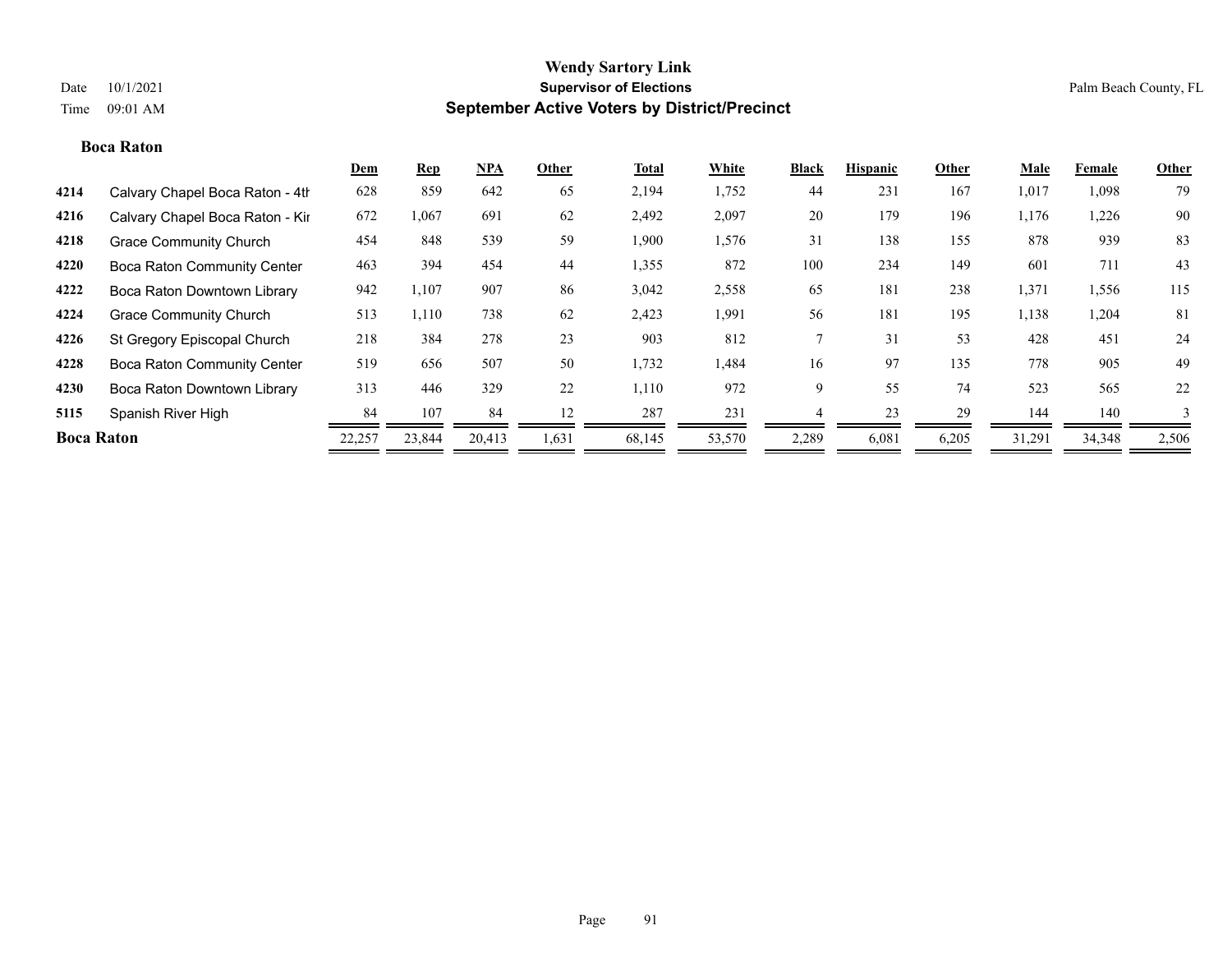**Wendy Sartory Link**
**Supervisor of Elections**
**September Active Voters by District/Precinct**

Date 10/1/2021
Time 09:01 AM

Palm Beach County, FL

### Boca Raton

| | | Dem | Rep | NPA | Other | Total | White | Black | Hispanic | Other | Male | Female | Other |
|---|---|---|---|---|---|---|---|---|---|---|---|---|---|
| 4214 | Calvary Chapel Boca Raton - 4th | 628 | 859 | 642 | 65 | 2,194 | 1,752 | 44 | 231 | 167 | 1,017 | 1,098 | 79 |
| 4216 | Calvary Chapel Boca Raton - Kir | 672 | 1,067 | 691 | 62 | 2,492 | 2,097 | 20 | 179 | 196 | 1,176 | 1,226 | 90 |
| 4218 | Grace Community Church | 454 | 848 | 539 | 59 | 1,900 | 1,576 | 31 | 138 | 155 | 878 | 939 | 83 |
| 4220 | Boca Raton Community Center | 463 | 394 | 454 | 44 | 1,355 | 872 | 100 | 234 | 149 | 601 | 711 | 43 |
| 4222 | Boca Raton Downtown Library | 942 | 1,107 | 907 | 86 | 3,042 | 2,558 | 65 | 181 | 238 | 1,371 | 1,556 | 115 |
| 4224 | Grace Community Church | 513 | 1,110 | 738 | 62 | 2,423 | 1,991 | 56 | 181 | 195 | 1,138 | 1,204 | 81 |
| 4226 | St Gregory Episcopal Church | 218 | 384 | 278 | 23 | 903 | 812 | 7 | 31 | 53 | 428 | 451 | 24 |
| 4228 | Boca Raton Community Center | 519 | 656 | 507 | 50 | 1,732 | 1,484 | 16 | 97 | 135 | 778 | 905 | 49 |
| 4230 | Boca Raton Downtown Library | 313 | 446 | 329 | 22 | 1,110 | 972 | 9 | 55 | 74 | 523 | 565 | 22 |
| 5115 | Spanish River High | 84 | 107 | 84 | 12 | 287 | 231 | 4 | 23 | 29 | 144 | 140 | 3 |
| **Boca Raton** | | 22,257 | 23,844 | 20,413 | 1,631 | 68,145 | 53,570 | 2,289 | 6,081 | 6,205 | 31,291 | 34,348 | 2,506 |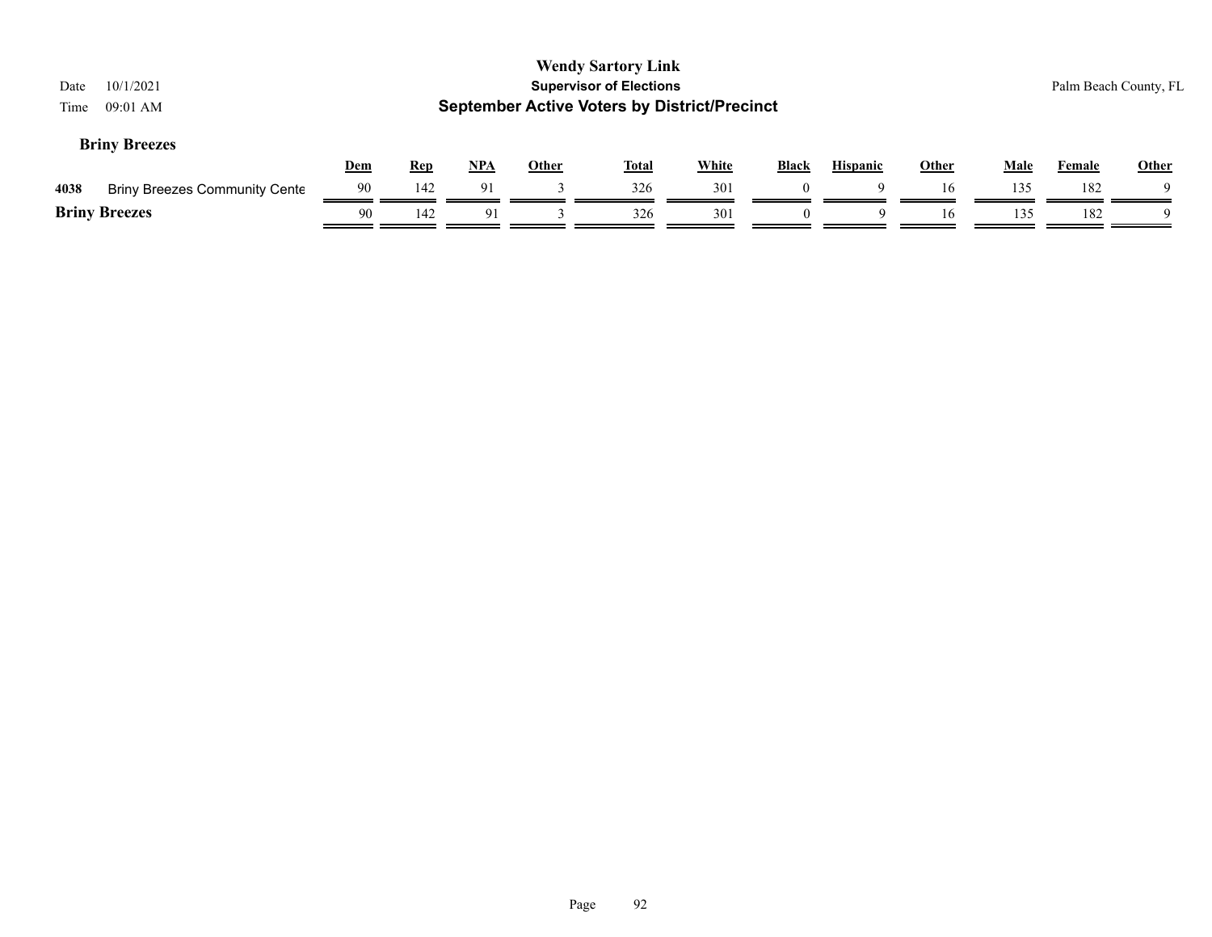# Wendy Sartory Link

**Supervisor of Elections**

**September Active Voters by District/Precinct**

Date 10/1/2021

Time 09:01 AM

Palm Beach County, FL

### Briny Breezes

| | | Dem | Rep | NPA | Other | Total | White | Black | Hispanic | Other | Male | Female | Other |
|---|---|---|---|---|---|---|---|---|---|---|---|---|---|
| 4038 | Briny Breezes Community Cente | 90 | 142 | 91 | 3 | 326 | 301 | 0 | 9 | 16 | 135 | 182 | 9 |
| **Briny Breezes** | | 90 | 142 | 91 | 3 | 326 | 301 | 0 | 9 | 16 | 135 | 182 | 9 |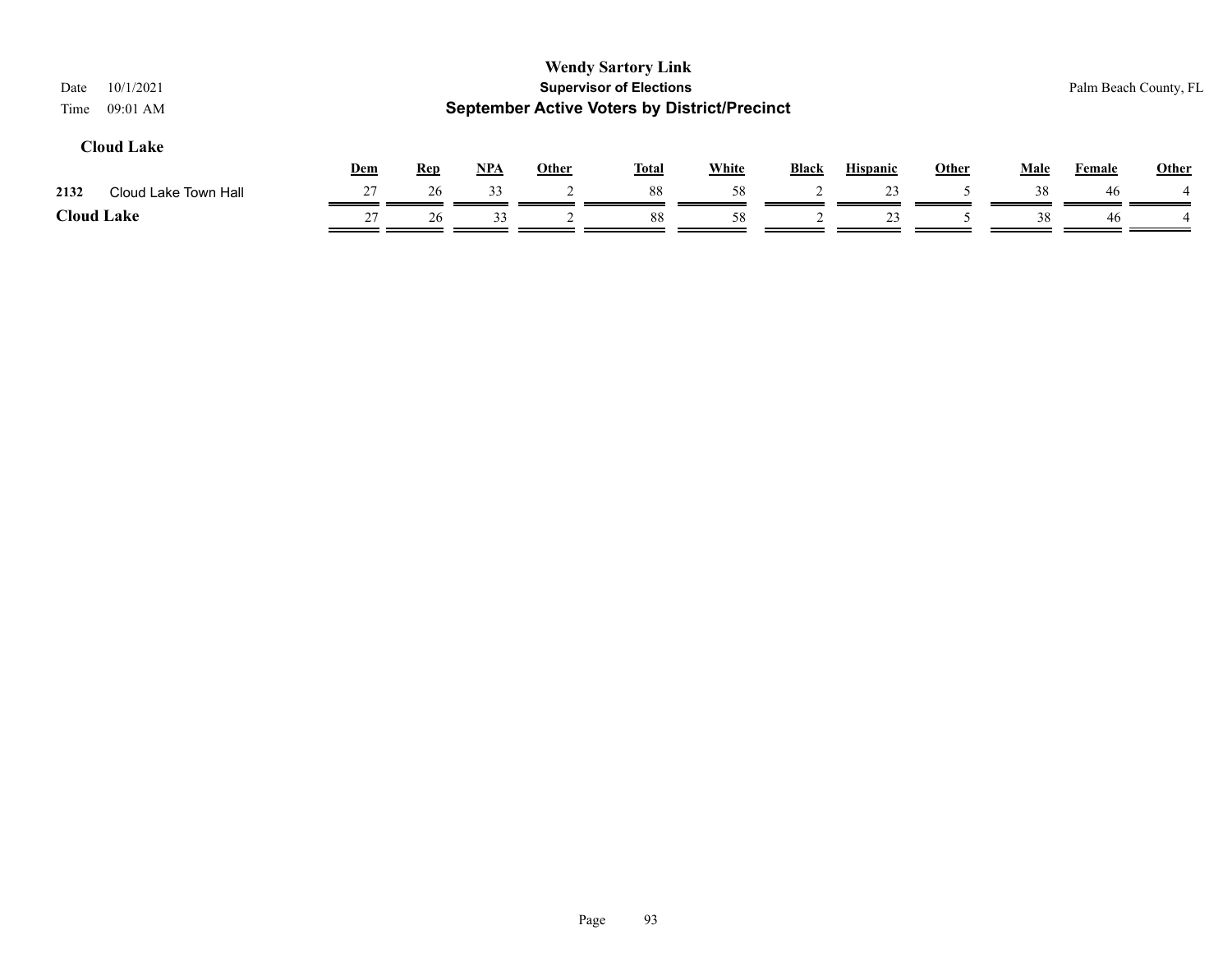# Wendy Sartory Link

**Supervisor of Elections**

**September Active Voters by District/Precinct**

Date 10/1/2021

Time 09:01 AM

Palm Beach County, FL

### Cloud Lake

| | | Dem | Rep | NPA | Other | Total | White | Black | Hispanic | Other | Male | Female | Other |
|---|---|---|---|---|---|---|---|---|---|---|---|---|---|
| 2132 | Cloud Lake Town Hall | 27 | 26 | 33 | 2 | 88 | 58 | 2 | 23 | 5 | 38 | 46 | 4 |
| **Cloud Lake** | | 27 | 26 | 33 | 2 | 88 | 58 | 2 | 23 | 5 | 38 | 46 | 4 |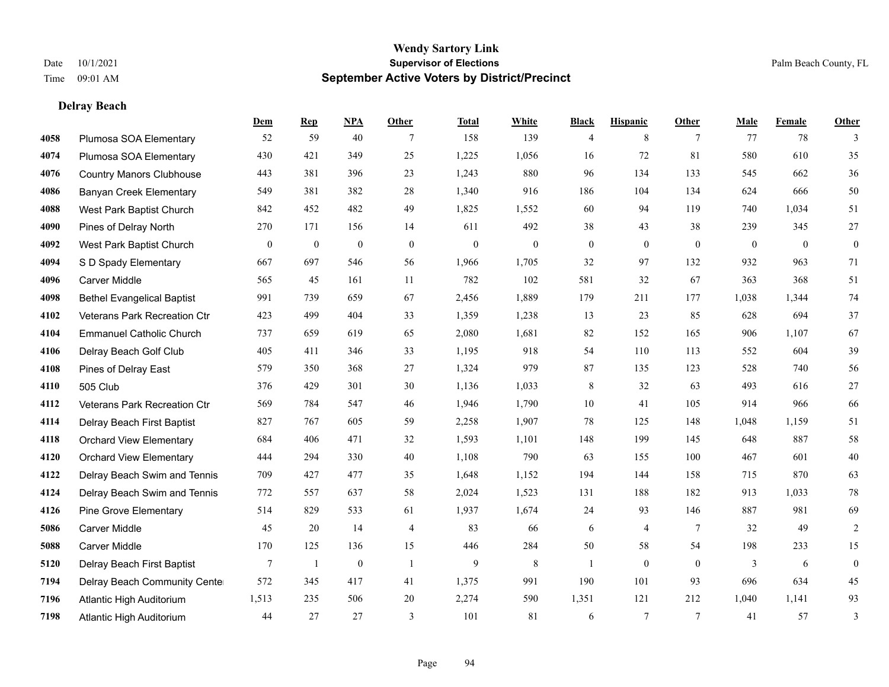# Wendy Sartory Link

## Supervisor of Elections

## September Active Voters by District/Precinct

Date 10/1/2021
Time 09:01 AM

Palm Beach County, FL

### Delray Beach

| | | Dem | Rep | NPA | Other | Total | White | Black | Hispanic | Other | Male | Female | Other |
|---|---|---|---|---|---|---|---|---|---|---|---|---|---|
| 4058 | Plumosa SOA Elementary | 52 | 59 | 40 | 7 | 158 | 139 | 4 | 8 | 7 | 77 | 78 | 3 |
| 4074 | Plumosa SOA Elementary | 430 | 421 | 349 | 25 | 1,225 | 1,056 | 16 | 72 | 81 | 580 | 610 | 35 |
| 4076 | Country Manors Clubhouse | 443 | 381 | 396 | 23 | 1,243 | 880 | 96 | 134 | 133 | 545 | 662 | 36 |
| 4086 | Banyan Creek Elementary | 549 | 381 | 382 | 28 | 1,340 | 916 | 186 | 104 | 134 | 624 | 666 | 50 |
| 4088 | West Park Baptist Church | 842 | 452 | 482 | 49 | 1,825 | 1,552 | 60 | 94 | 119 | 740 | 1,034 | 51 |
| 4090 | Pines of Delray North | 270 | 171 | 156 | 14 | 611 | 492 | 38 | 43 | 38 | 239 | 345 | 27 |
| 4092 | West Park Baptist Church | 0 | 0 | 0 | 0 | 0 | 0 | 0 | 0 | 0 | 0 | 0 | 0 |
| 4094 | S D Spady Elementary | 667 | 697 | 546 | 56 | 1,966 | 1,705 | 32 | 97 | 132 | 932 | 963 | 71 |
| 4096 | Carver Middle | 565 | 45 | 161 | 11 | 782 | 102 | 581 | 32 | 67 | 363 | 368 | 51 |
| 4098 | Bethel Evangelical Baptist | 991 | 739 | 659 | 67 | 2,456 | 1,889 | 179 | 211 | 177 | 1,038 | 1,344 | 74 |
| 4102 | Veterans Park Recreation Ctr | 423 | 499 | 404 | 33 | 1,359 | 1,238 | 13 | 23 | 85 | 628 | 694 | 37 |
| 4104 | Emmanuel Catholic Church | 737 | 659 | 619 | 65 | 2,080 | 1,681 | 82 | 152 | 165 | 906 | 1,107 | 67 |
| 4106 | Delray Beach Golf Club | 405 | 411 | 346 | 33 | 1,195 | 918 | 54 | 110 | 113 | 552 | 604 | 39 |
| 4108 | Pines of Delray East | 579 | 350 | 368 | 27 | 1,324 | 979 | 87 | 135 | 123 | 528 | 740 | 56 |
| 4110 | 505 Club | 376 | 429 | 301 | 30 | 1,136 | 1,033 | 8 | 32 | 63 | 493 | 616 | 27 |
| 4112 | Veterans Park Recreation Ctr | 569 | 784 | 547 | 46 | 1,946 | 1,790 | 10 | 41 | 105 | 914 | 966 | 66 |
| 4114 | Delray Beach First Baptist | 827 | 767 | 605 | 59 | 2,258 | 1,907 | 78 | 125 | 148 | 1,048 | 1,159 | 51 |
| 4118 | Orchard View Elementary | 684 | 406 | 471 | 32 | 1,593 | 1,101 | 148 | 199 | 145 | 648 | 887 | 58 |
| 4120 | Orchard View Elementary | 444 | 294 | 330 | 40 | 1,108 | 790 | 63 | 155 | 100 | 467 | 601 | 40 |
| 4122 | Delray Beach Swim and Tennis | 709 | 427 | 477 | 35 | 1,648 | 1,152 | 194 | 144 | 158 | 715 | 870 | 63 |
| 4124 | Delray Beach Swim and Tennis | 772 | 557 | 637 | 58 | 2,024 | 1,523 | 131 | 188 | 182 | 913 | 1,033 | 78 |
| 4126 | Pine Grove Elementary | 514 | 829 | 533 | 61 | 1,937 | 1,674 | 24 | 93 | 146 | 887 | 981 | 69 |
| 5086 | Carver Middle | 45 | 20 | 14 | 4 | 83 | 66 | 6 | 4 | 7 | 32 | 49 | 2 |
| 5088 | Carver Middle | 170 | 125 | 136 | 15 | 446 | 284 | 50 | 58 | 54 | 198 | 233 | 15 |
| 5120 | Delray Beach First Baptist | 7 | 1 | 0 | 1 | 9 | 8 | 1 | 0 | 0 | 3 | 6 | 0 |
| 7194 | Delray Beach Community Center | 572 | 345 | 417 | 41 | 1,375 | 991 | 190 | 101 | 93 | 696 | 634 | 45 |
| 7196 | Atlantic High Auditorium | 1,513 | 235 | 506 | 20 | 2,274 | 590 | 1,351 | 121 | 212 | 1,040 | 1,141 | 93 |
| 7198 | Atlantic High Auditorium | 44 | 27 | 27 | 3 | 101 | 81 | 6 | 7 | 7 | 41 | 57 | 3 |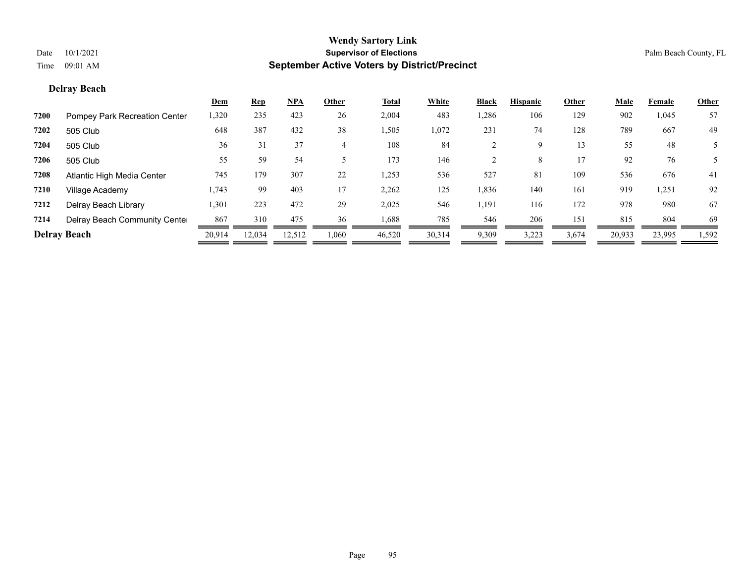# Wendy Sartory Link
## Supervisor of Elections
## September Active Voters by District/Precinct

Date 10/1/2021
Time 09:01 AM

Palm Beach County, FL

### Delray Beach

| | | Dem | Rep | NPA | Other | Total | White | Black | Hispanic | Other | Male | Female | Other |
|---|---|---|---|---|---|---|---|---|---|---|---|---|---|
| 7200 | Pompey Park Recreation Center | 1,320 | 235 | 423 | 26 | 2,004 | 483 | 1,286 | 106 | 129 | 902 | 1,045 | 57 |
| 7202 | 505 Club | 648 | 387 | 432 | 38 | 1,505 | 1,072 | 231 | 74 | 128 | 789 | 667 | 49 |
| 7204 | 505 Club | 36 | 31 | 37 | 4 | 108 | 84 | 2 | 9 | 13 | 55 | 48 | 5 |
| 7206 | 505 Club | 55 | 59 | 54 | 5 | 173 | 146 | 2 | 8 | 17 | 92 | 76 | 5 |
| 7208 | Atlantic High Media Center | 745 | 179 | 307 | 22 | 1,253 | 536 | 527 | 81 | 109 | 536 | 676 | 41 |
| 7210 | Village Academy | 1,743 | 99 | 403 | 17 | 2,262 | 125 | 1,836 | 140 | 161 | 919 | 1,251 | 92 |
| 7212 | Delray Beach Library | 1,301 | 223 | 472 | 29 | 2,025 | 546 | 1,191 | 116 | 172 | 978 | 980 | 67 |
| 7214 | Delray Beach Community Center | 867 | 310 | 475 | 36 | 1,688 | 785 | 546 | 206 | 151 | 815 | 804 | 69 |
| **Delray Beach** | | 20,914 | 12,034 | 12,512 | 1,060 | 46,520 | 30,314 | 9,309 | 3,223 | 3,674 | 20,933 | 23,995 | 1,592 |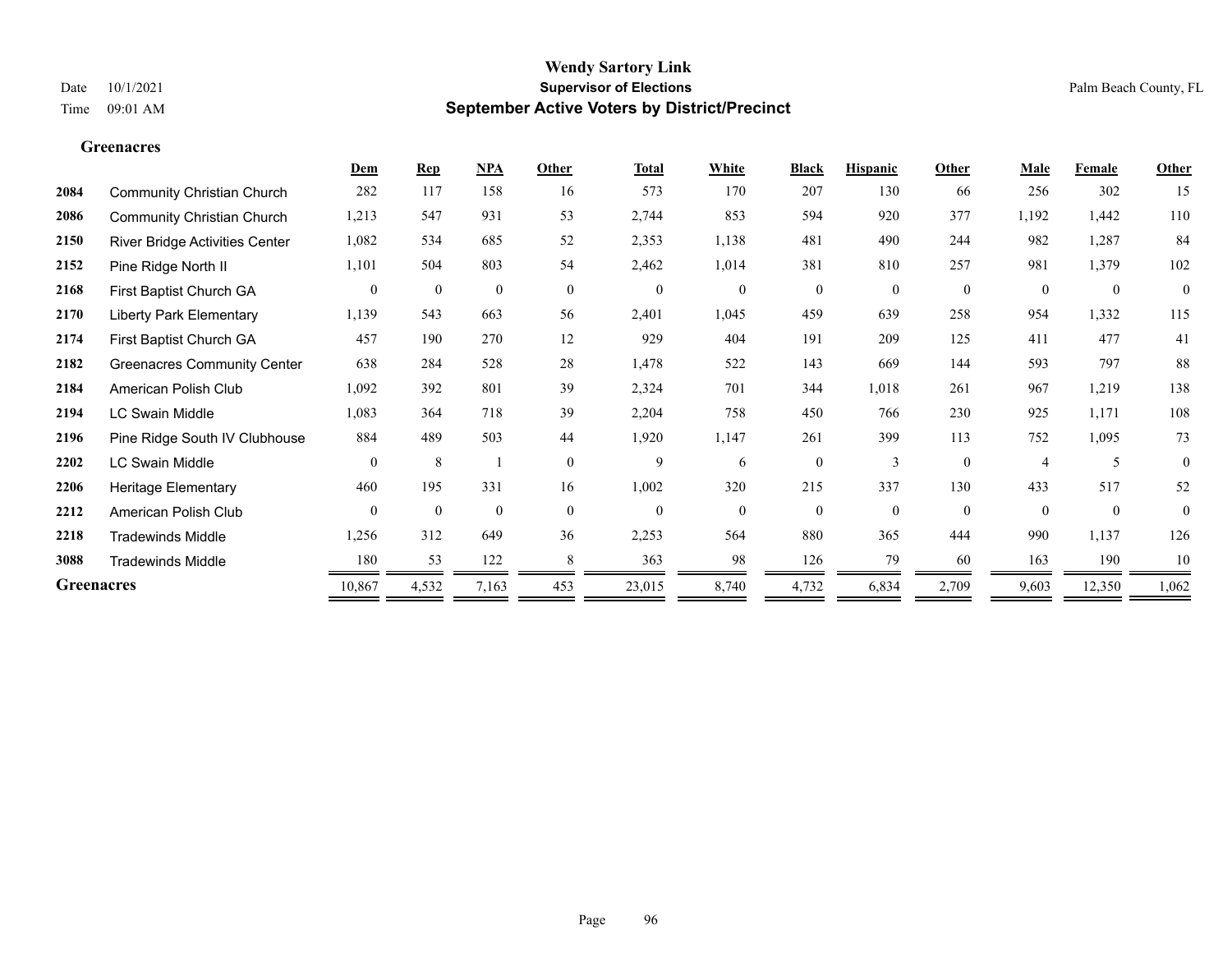**Wendy Sartory Link**
**Supervisor of Elections**
**September Active Voters by District/Precinct**

Date 10/1/2021
Time 09:01 AM

Palm Beach County, FL

## Greenacres

| | | Dem | Rep | NPA | Other | Total | White | Black | Hispanic | Other | Male | Female | Other |
|---|---|---|---|---|---|---|---|---|---|---|---|---|---|
| 2084 | Community Christian Church | 282 | 117 | 158 | 16 | 573 | 170 | 207 | 130 | 66 | 256 | 302 | 15 |
| 2086 | Community Christian Church | 1,213 | 547 | 931 | 53 | 2,744 | 853 | 594 | 920 | 377 | 1,192 | 1,442 | 110 |
| 2150 | River Bridge Activities Center | 1,082 | 534 | 685 | 52 | 2,353 | 1,138 | 481 | 490 | 244 | 982 | 1,287 | 84 |
| 2152 | Pine Ridge North II | 1,101 | 504 | 803 | 54 | 2,462 | 1,014 | 381 | 810 | 257 | 981 | 1,379 | 102 |
| 2168 | First Baptist Church GA | 0 | 0 | 0 | 0 | 0 | 0 | 0 | 0 | 0 | 0 | 0 | 0 |
| 2170 | Liberty Park Elementary | 1,139 | 543 | 663 | 56 | 2,401 | 1,045 | 459 | 639 | 258 | 954 | 1,332 | 115 |
| 2174 | First Baptist Church GA | 457 | 190 | 270 | 12 | 929 | 404 | 191 | 209 | 125 | 411 | 477 | 41 |
| 2182 | Greenacres Community Center | 638 | 284 | 528 | 28 | 1,478 | 522 | 143 | 669 | 144 | 593 | 797 | 88 |
| 2184 | American Polish Club | 1,092 | 392 | 801 | 39 | 2,324 | 701 | 344 | 1,018 | 261 | 967 | 1,219 | 138 |
| 2194 | LC Swain Middle | 1,083 | 364 | 718 | 39 | 2,204 | 758 | 450 | 766 | 230 | 925 | 1,171 | 108 |
| 2196 | Pine Ridge South IV Clubhouse | 884 | 489 | 503 | 44 | 1,920 | 1,147 | 261 | 399 | 113 | 752 | 1,095 | 73 |
| 2202 | LC Swain Middle | 0 | 8 | 1 | 0 | 9 | 6 | 0 | 3 | 0 | 4 | 5 | 0 |
| 2206 | Heritage Elementary | 460 | 195 | 331 | 16 | 1,002 | 320 | 215 | 337 | 130 | 433 | 517 | 52 |
| 2212 | American Polish Club | 0 | 0 | 0 | 0 | 0 | 0 | 0 | 0 | 0 | 0 | 0 | 0 |
| 2218 | Tradewinds Middle | 1,256 | 312 | 649 | 36 | 2,253 | 564 | 880 | 365 | 444 | 990 | 1,137 | 126 |
| 3088 | Tradewinds Middle | 180 | 53 | 122 | 8 | 363 | 98 | 126 | 79 | 60 | 163 | 190 | 10 |
| **Greenacres** | | 10,867 | 4,532 | 7,163 | 453 | 23,015 | 8,740 | 4,732 | 6,834 | 2,709 | 9,603 | 12,350 | 1,062 |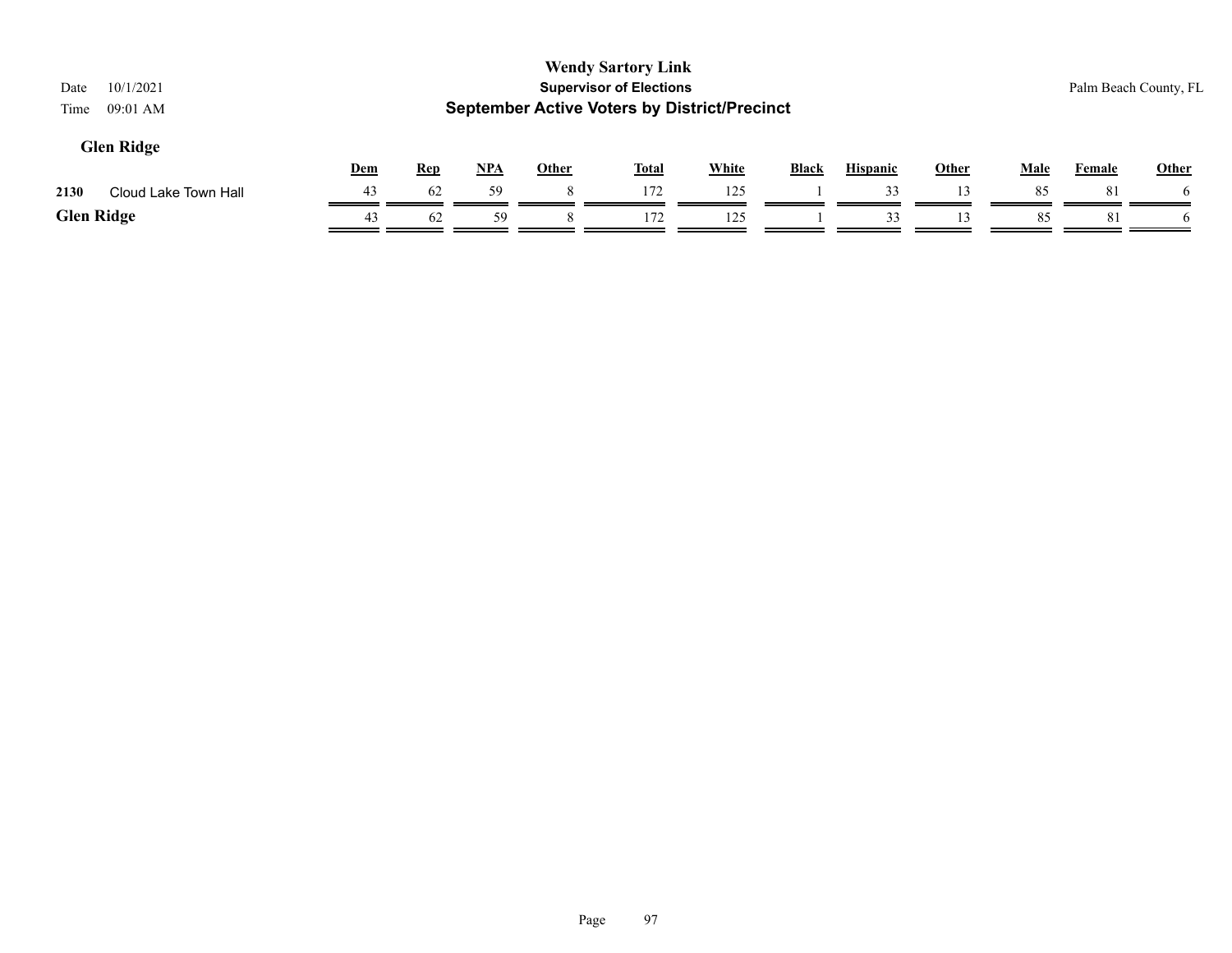# Wendy Sartory Link

## Supervisor of Elections

## September Active Voters by District/Precinct

Date 10/1/2021
Time 09:01 AM

Palm Beach County, FL

### Glen Ridge

| | | Dem | Rep | NPA | Other | Total | White | Black | Hispanic | Other | Male | Female | Other |
|---|---|---|---|---|---|---|---|---|---|---|---|---|---|
| 2130 | Cloud Lake Town Hall | 43 | 62 | 59 | 8 | 172 | 125 | 1 | 33 | 13 | 85 | 81 | 6 |
| **Glen Ridge** | | 43 | 62 | 59 | 8 | 172 | 125 | 1 | 33 | 13 | 85 | 81 | 6 |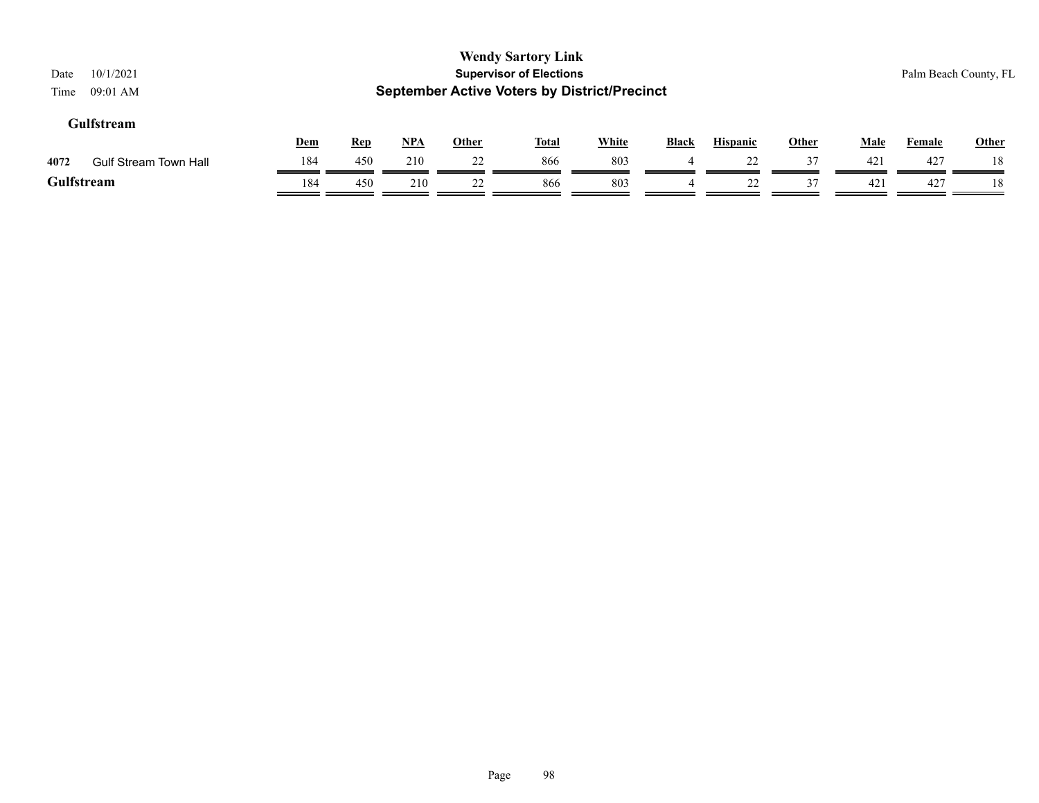**Wendy Sartory Link**
**Supervisor of Elections**
**September Active Voters by District/Precinct**

Date 10/1/2021
Time 09:01 AM

Palm Beach County, FL

### Gulfstream

| | | Dem | Rep | NPA | Other | Total | White | Black | Hispanic | Other | Male | Female | Other |
|---|---|---|---|---|---|---|---|---|---|---|---|---|---|
| 4072 | Gulf Stream Town Hall | 184 | 450 | 210 | 22 | 866 | 803 | 4 | 22 | 37 | 421 | 427 | 18 |
| **Gulfstream** | | 184 | 450 | 210 | 22 | 866 | 803 | 4 | 22 | 37 | 421 | 427 | 18 |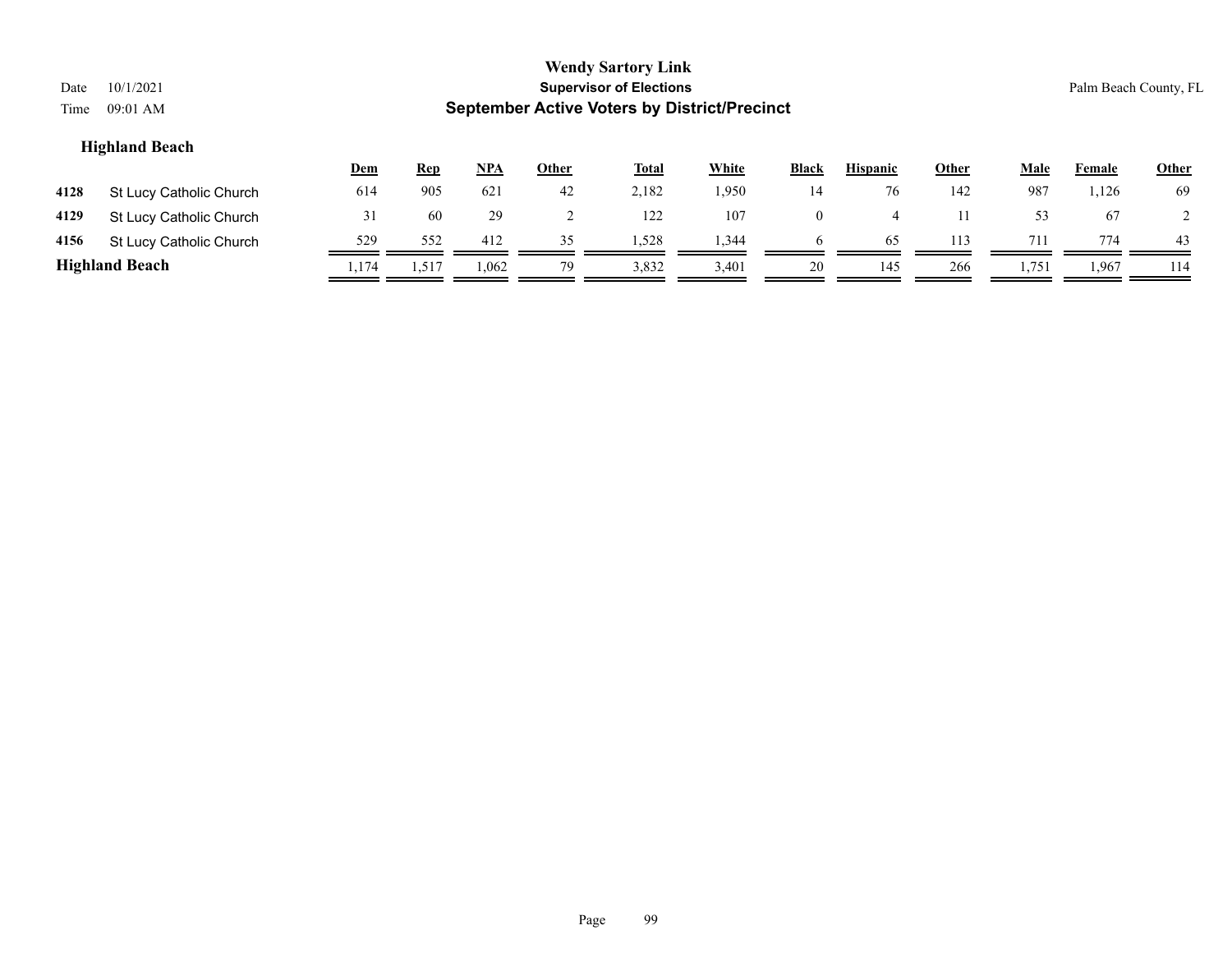**Wendy Sartory Link**
**Supervisor of Elections**
**September Active Voters by District/Precinct**

Date 10/1/2021
Time 09:01 AM

Palm Beach County, FL

### Highland Beach

| | | Dem | Rep | NPA | Other | Total | White | Black | Hispanic | Other | Male | Female | Other |
|---|---|---|---|---|---|---|---|---|---|---|---|---|---|
| 4128 | St Lucy Catholic Church | 614 | 905 | 621 | 42 | 2,182 | 1,950 | 14 | 76 | 142 | 987 | 1,126 | 69 |
| 4129 | St Lucy Catholic Church | 31 | 60 | 29 | 2 | 122 | 107 | 0 | 4 | 11 | 53 | 67 | 2 |
| 4156 | St Lucy Catholic Church | 529 | 552 | 412 | 35 | 1,528 | 1,344 | 6 | 65 | 113 | 711 | 774 | 43 |
| **Highland Beach** | | 1,174 | 1,517 | 1,062 | 79 | 3,832 | 3,401 | 20 | 145 | 266 | 1,751 | 1,967 | 114 |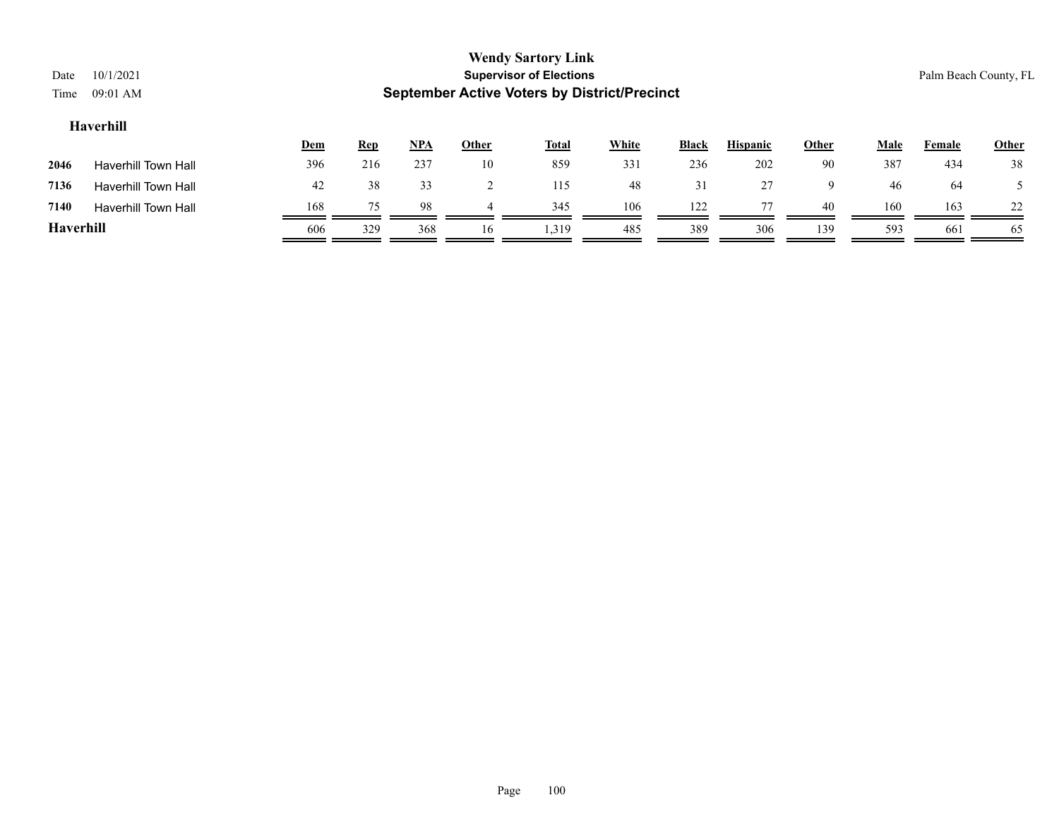Wendy Sartory Link
**Supervisor of Elections**
**September Active Voters by District/Precinct**

Date 10/1/2021
Time 09:01 AM

Palm Beach County, FL

### Haverhill

| | | Dem | Rep | NPA | Other | Total | White | Black | Hispanic | Other | Male | Female | Other |
|---|---|---|---|---|---|---|---|---|---|---|---|---|---|
| 2046 | Haverhill Town Hall | 396 | 216 | 237 | 10 | 859 | 331 | 236 | 202 | 90 | 387 | 434 | 38 |
| 7136 | Haverhill Town Hall | 42 | 38 | 33 | 2 | 115 | 48 | 31 | 27 | 9 | 46 | 64 | 5 |
| 7140 | Haverhill Town Hall | 168 | 75 | 98 | 4 | 345 | 106 | 122 | 77 | 40 | 160 | 163 | 22 |
| **Haverhill** | | 606 | 329 | 368 | 16 | 1,319 | 485 | 389 | 306 | 139 | 593 | 661 | 65 |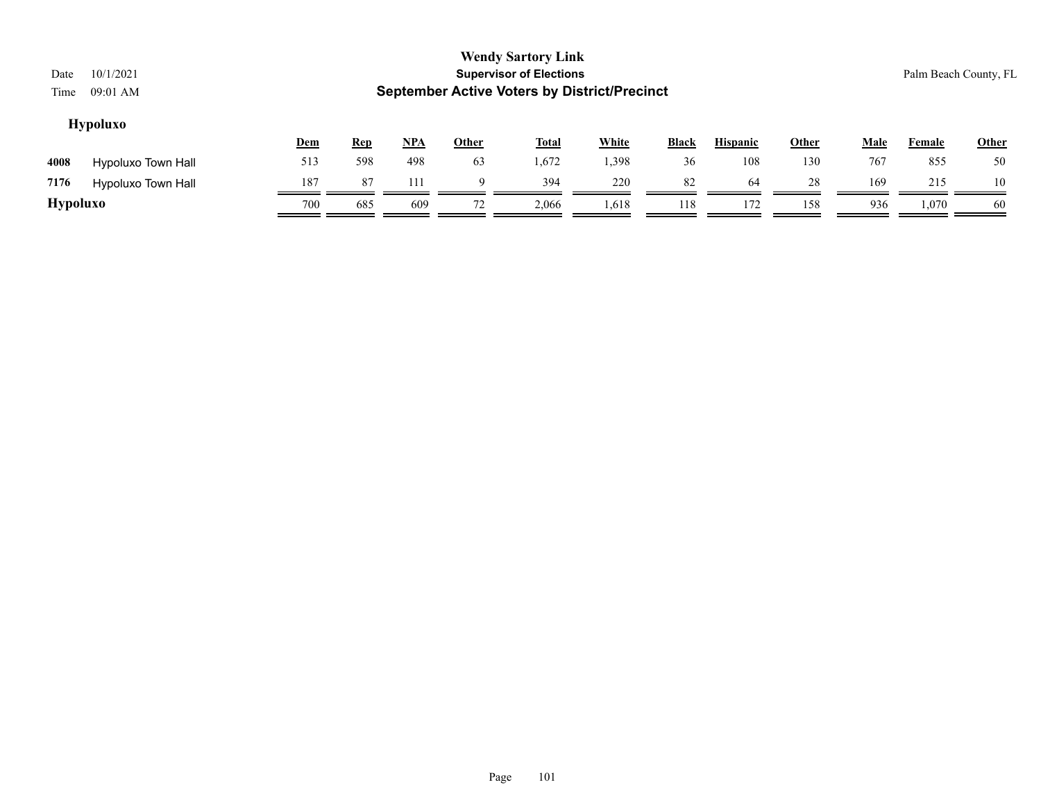**Wendy Sartory Link**
**Supervisor of Elections**
**September Active Voters by District/Precinct**

Date 10/1/2021
Time 09:01 AM

Palm Beach County, FL

## Hypoluxo

| | | Dem | Rep | NPA | Other | Total | White | Black | Hispanic | Other | Male | Female | Other |
|---|---|---|---|---|---|---|---|---|---|---|---|---|---|
| 4008 | Hypoluxo Town Hall | 513 | 598 | 498 | 63 | 1,672 | 1,398 | 36 | 108 | 130 | 767 | 855 | 50 |
| 7176 | Hypoluxo Town Hall | 187 | 87 | 111 | 9 | 394 | 220 | 82 | 64 | 28 | 169 | 215 | 10 |
| **Hypoluxo** | | 700 | 685 | 609 | 72 | 2,066 | 1,618 | 118 | 172 | 158 | 936 | 1,070 | 60 |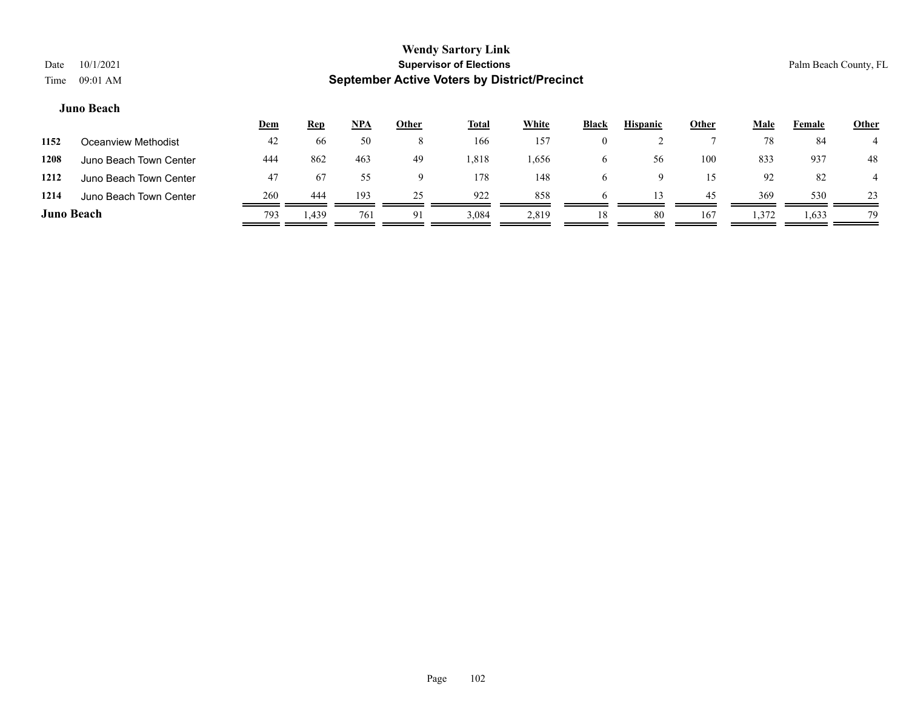**Wendy Sartory Link**
**Supervisor of Elections**
**September Active Voters by District/Precinct**

Date 10/1/2021
Time 09:01 AM

Palm Beach County, FL

### Juno Beach

| | | Dem | Rep | NPA | Other | Total | White | Black | Hispanic | Other | Male | Female | Other |
|---|---|---|---|---|---|---|---|---|---|---|---|---|---|
| 1152 | Oceanview Methodist | 42 | 66 | 50 | 8 | 166 | 157 | 0 | 2 | 7 | 78 | 84 | 4 |
| 1208 | Juno Beach Town Center | 444 | 862 | 463 | 49 | 1,818 | 1,656 | 6 | 56 | 100 | 833 | 937 | 48 |
| 1212 | Juno Beach Town Center | 47 | 67 | 55 | 9 | 178 | 148 | 6 | 9 | 15 | 92 | 82 | 4 |
| 1214 | Juno Beach Town Center | 260 | 444 | 193 | 25 | 922 | 858 | 6 | 13 | 45 | 369 | 530 | 23 |
| **Juno Beach** | | 793 | 1,439 | 761 | 91 | 3,084 | 2,819 | 18 | 80 | 167 | 1,372 | 1,633 | 79 |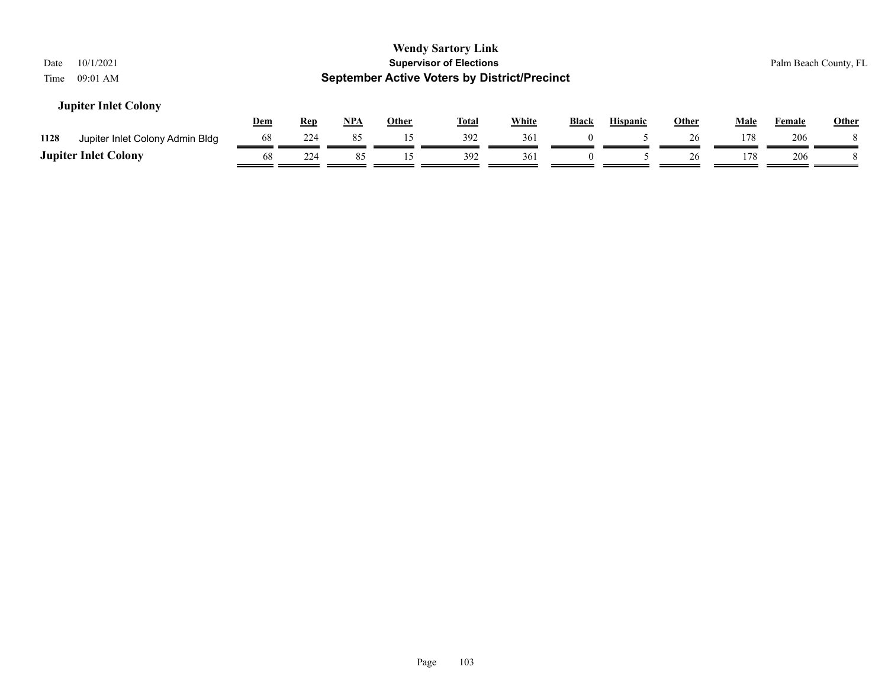## Jupiter Inlet Colony

| | | Dem | Rep | NPA | Other | Total | White | Black | Hispanic | Other | Male | Female | Other |
|---|---|---|---|---|---|---|---|---|---|---|---|---|---|
| 1128 | Jupiter Inlet Colony Admin Bldg | 68 | 224 | 85 | 15 | 392 | 361 | 0 | 5 | 26 | 178 | 206 | 8 |
| **Jupiter Inlet Colony** | | 68 | 224 | 85 | 15 | 392 | 361 | 0 | 5 | 26 | 178 | 206 | 8 |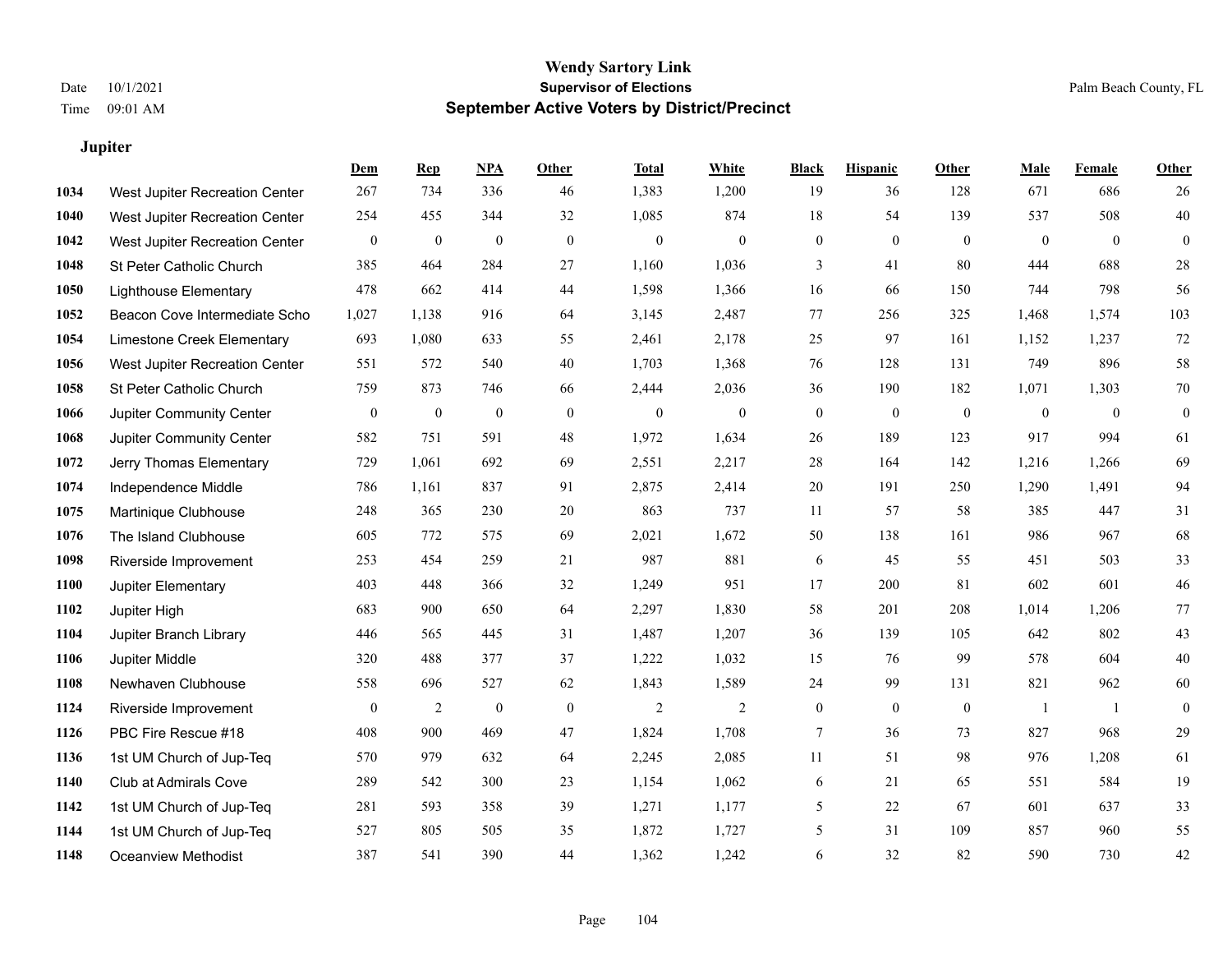# Wendy Sartory Link
## Supervisor of Elections
## September Active Voters by District/Precinct

Date 10/1/2021
Time 09:01 AM

Palm Beach County, FL

### Jupiter

| | | Dem | Rep | NPA | Other | Total | White | Black | Hispanic | Other | Male | Female | Other |
|---|---|---|---|---|---|---|---|---|---|---|---|---|---|
| 1034 | West Jupiter Recreation Center | 267 | 734 | 336 | 46 | 1,383 | 1,200 | 19 | 36 | 128 | 671 | 686 | 26 |
| 1040 | West Jupiter Recreation Center | 254 | 455 | 344 | 32 | 1,085 | 874 | 18 | 54 | 139 | 537 | 508 | 40 |
| 1042 | West Jupiter Recreation Center | 0 | 0 | 0 | 0 | 0 | 0 | 0 | 0 | 0 | 0 | 0 | 0 |
| 1048 | St Peter Catholic Church | 385 | 464 | 284 | 27 | 1,160 | 1,036 | 3 | 41 | 80 | 444 | 688 | 28 |
| 1050 | Lighthouse Elementary | 478 | 662 | 414 | 44 | 1,598 | 1,366 | 16 | 66 | 150 | 744 | 798 | 56 |
| 1052 | Beacon Cove Intermediate Scho | 1,027 | 1,138 | 916 | 64 | 3,145 | 2,487 | 77 | 256 | 325 | 1,468 | 1,574 | 103 |
| 1054 | Limestone Creek Elementary | 693 | 1,080 | 633 | 55 | 2,461 | 2,178 | 25 | 97 | 161 | 1,152 | 1,237 | 72 |
| 1056 | West Jupiter Recreation Center | 551 | 572 | 540 | 40 | 1,703 | 1,368 | 76 | 128 | 131 | 749 | 896 | 58 |
| 1058 | St Peter Catholic Church | 759 | 873 | 746 | 66 | 2,444 | 2,036 | 36 | 190 | 182 | 1,071 | 1,303 | 70 |
| 1066 | Jupiter Community Center | 0 | 0 | 0 | 0 | 0 | 0 | 0 | 0 | 0 | 0 | 0 | 0 |
| 1068 | Jupiter Community Center | 582 | 751 | 591 | 48 | 1,972 | 1,634 | 26 | 189 | 123 | 917 | 994 | 61 |
| 1072 | Jerry Thomas Elementary | 729 | 1,061 | 692 | 69 | 2,551 | 2,217 | 28 | 164 | 142 | 1,216 | 1,266 | 69 |
| 1074 | Independence Middle | 786 | 1,161 | 837 | 91 | 2,875 | 2,414 | 20 | 191 | 250 | 1,290 | 1,491 | 94 |
| 1075 | Martinique Clubhouse | 248 | 365 | 230 | 20 | 863 | 737 | 11 | 57 | 58 | 385 | 447 | 31 |
| 1076 | The Island Clubhouse | 605 | 772 | 575 | 69 | 2,021 | 1,672 | 50 | 138 | 161 | 986 | 967 | 68 |
| 1098 | Riverside Improvement | 253 | 454 | 259 | 21 | 987 | 881 | 6 | 45 | 55 | 451 | 503 | 33 |
| 1100 | Jupiter Elementary | 403 | 448 | 366 | 32 | 1,249 | 951 | 17 | 200 | 81 | 602 | 601 | 46 |
| 1102 | Jupiter High | 683 | 900 | 650 | 64 | 2,297 | 1,830 | 58 | 201 | 208 | 1,014 | 1,206 | 77 |
| 1104 | Jupiter Branch Library | 446 | 565 | 445 | 31 | 1,487 | 1,207 | 36 | 139 | 105 | 642 | 802 | 43 |
| 1106 | Jupiter Middle | 320 | 488 | 377 | 37 | 1,222 | 1,032 | 15 | 76 | 99 | 578 | 604 | 40 |
| 1108 | Newhaven Clubhouse | 558 | 696 | 527 | 62 | 1,843 | 1,589 | 24 | 99 | 131 | 821 | 962 | 60 |
| 1124 | Riverside Improvement | 0 | 2 | 0 | 0 | 2 | 2 | 0 | 0 | 0 | 1 | 1 | 0 |
| 1126 | PBC Fire Rescue #18 | 408 | 900 | 469 | 47 | 1,824 | 1,708 | 7 | 36 | 73 | 827 | 968 | 29 |
| 1136 | 1st UM Church of Jup-Teq | 570 | 979 | 632 | 64 | 2,245 | 2,085 | 11 | 51 | 98 | 976 | 1,208 | 61 |
| 1140 | Club at Admirals Cove | 289 | 542 | 300 | 23 | 1,154 | 1,062 | 6 | 21 | 65 | 551 | 584 | 19 |
| 1142 | 1st UM Church of Jup-Teq | 281 | 593 | 358 | 39 | 1,271 | 1,177 | 5 | 22 | 67 | 601 | 637 | 33 |
| 1144 | 1st UM Church of Jup-Teq | 527 | 805 | 505 | 35 | 1,872 | 1,727 | 5 | 31 | 109 | 857 | 960 | 55 |
| 1148 | Oceanview Methodist | 387 | 541 | 390 | 44 | 1,362 | 1,242 | 6 | 32 | 82 | 590 | 730 | 42 |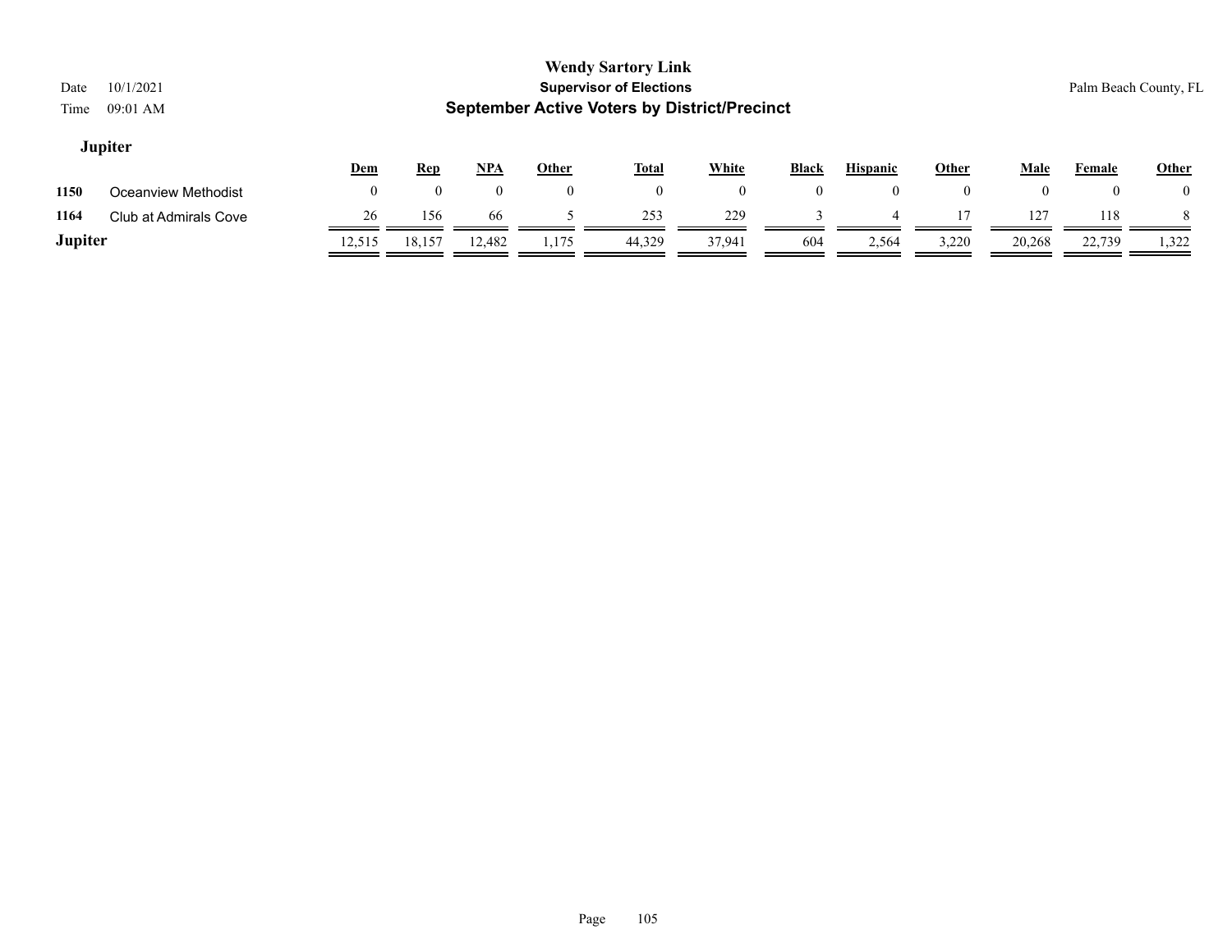**Wendy Sartory Link**
**Supervisor of Elections**
**September Active Voters by District/Precinct**

Date 10/1/2021
Time 09:01 AM

Palm Beach County, FL

### Jupiter

| | | Dem | Rep | NPA | Other | Total | White | Black | Hispanic | Other | Male | Female | Other |
|---|---|---|---|---|---|---|---|---|---|---|---|---|---|
| 1150 | Oceanview Methodist | 0 | 0 | 0 | 0 | 0 | 0 | 0 | 0 | 0 | 0 | 0 | 0 |
| 1164 | Club at Admirals Cove | 26 | 156 | 66 | 5 | 253 | 229 | 3 | 4 | 17 | 127 | 118 | 8 |
| **Jupiter** | | 12,515 | 18,157 | 12,482 | 1,175 | 44,329 | 37,941 | 604 | 2,564 | 3,220 | 20,268 | 22,739 | 1,322 |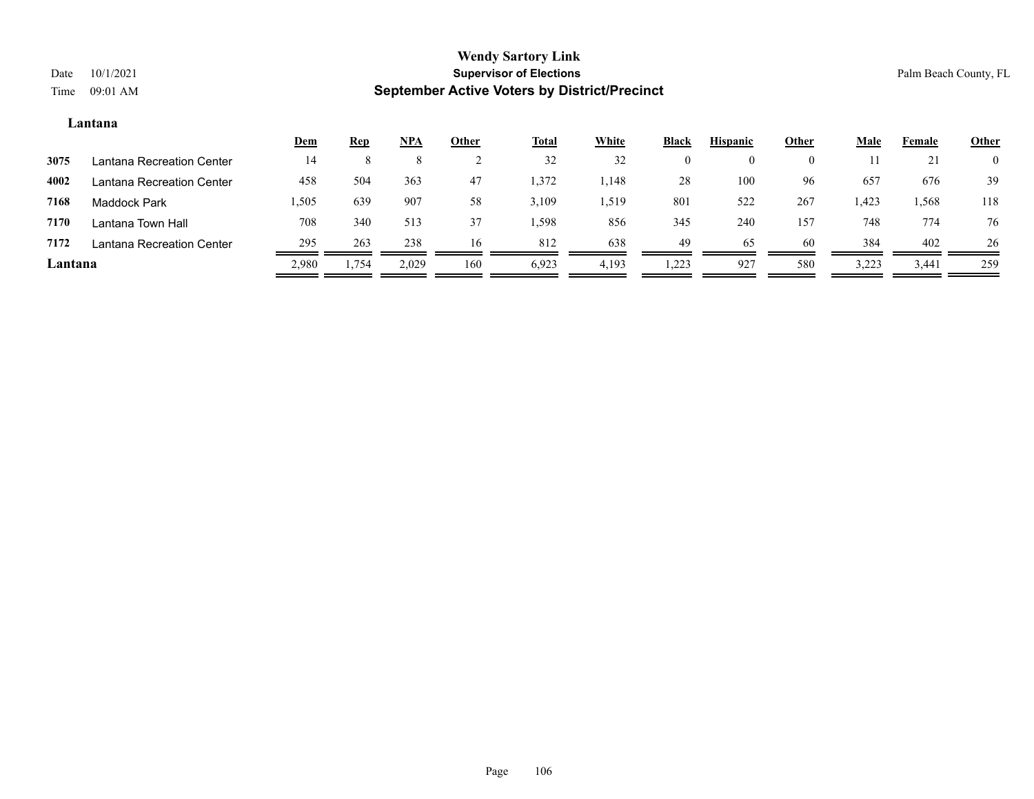# Wendy Sartory Link

## Supervisor of Elections

## September Active Voters by District/Precinct

Date 10/1/2021
Time 09:01 AM

Palm Beach County, FL

### Lantana

| | | Dem | Rep | NPA | Other | Total | White | Black | Hispanic | Other | Male | Female | Other |
|---|---|---|---|---|---|---|---|---|---|---|---|---|---|
| 3075 | Lantana Recreation Center | 14 | 8 | 8 | 2 | 32 | 32 | 0 | 0 | 0 | 11 | 21 | 0 |
| 4002 | Lantana Recreation Center | 458 | 504 | 363 | 47 | 1,372 | 1,148 | 28 | 100 | 96 | 657 | 676 | 39 |
| 7168 | Maddock Park | 1,505 | 639 | 907 | 58 | 3,109 | 1,519 | 801 | 522 | 267 | 1,423 | 1,568 | 118 |
| 7170 | Lantana Town Hall | 708 | 340 | 513 | 37 | 1,598 | 856 | 345 | 240 | 157 | 748 | 774 | 76 |
| 7172 | Lantana Recreation Center | 295 | 263 | 238 | 16 | 812 | 638 | 49 | 65 | 60 | 384 | 402 | 26 |
| **Lantana** | | 2,980 | 1,754 | 2,029 | 160 | 6,923 | 4,193 | 1,223 | 927 | 580 | 3,223 | 3,441 | 259 |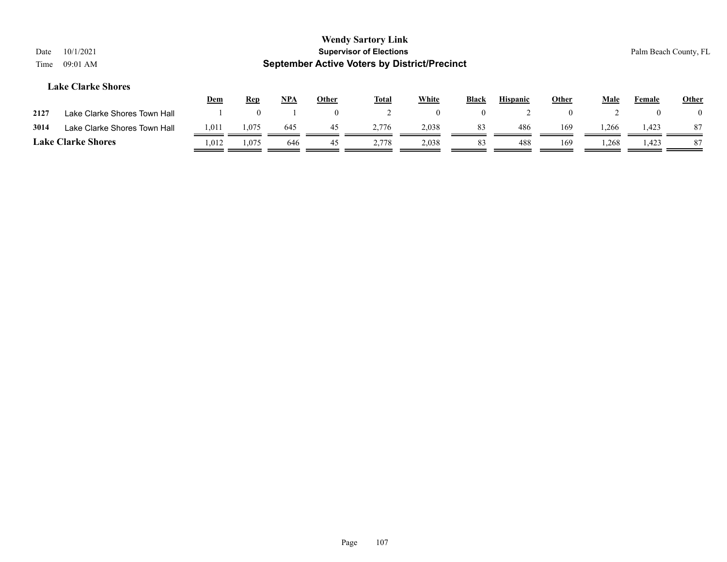## Lake Clarke Shores

| | | Dem | Rep | NPA | Other | Total | White | Black | Hispanic | Other | Male | Female | Other |
|---|---|---|---|---|---|---|---|---|---|---|---|---|---|
| 2127 | Lake Clarke Shores Town Hall | 1 | 0 | 1 | 0 | 2 | 0 | 0 | 2 | 0 | 2 | 0 | 0 |
| 3014 | Lake Clarke Shores Town Hall | 1,011 | 1,075 | 645 | 45 | 2,776 | 2,038 | 83 | 486 | 169 | 1,266 | 1,423 | 87 |
| **Lake Clarke Shores** | | 1,012 | 1,075 | 646 | 45 | 2,778 | 2,038 | 83 | 488 | 169 | 1,268 | 1,423 | 87 |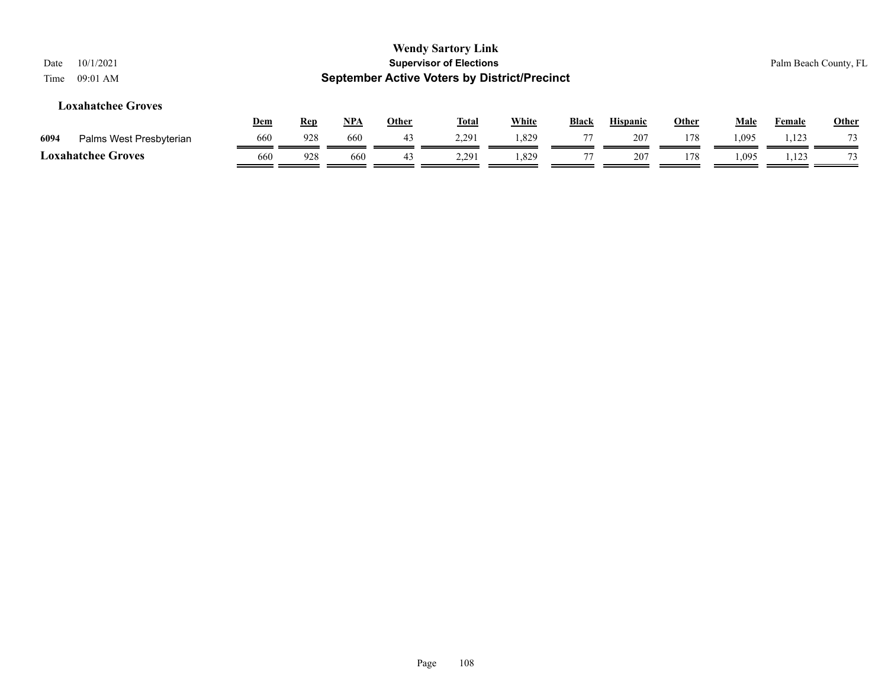# Wendy Sartory Link
## Supervisor of Elections
## September Active Voters by District/Precinct

Date 10/1/2021
Time 09:01 AM

Palm Beach County, FL

### Loxahatchee Groves

| | | Dem | Rep | NPA | Other | Total | White | Black | Hispanic | Other | Male | Female | Other |
|---|---|---|---|---|---|---|---|---|---|---|---|---|---|
| 6094 | Palms West Presbyterian | 660 | 928 | 660 | 43 | 2,291 | 1,829 | 77 | 207 | 178 | 1,095 | 1,123 | 73 |
| **Loxahatchee Groves** | | 660 | 928 | 660 | 43 | 2,291 | 1,829 | 77 | 207 | 178 | 1,095 | 1,123 | 73 |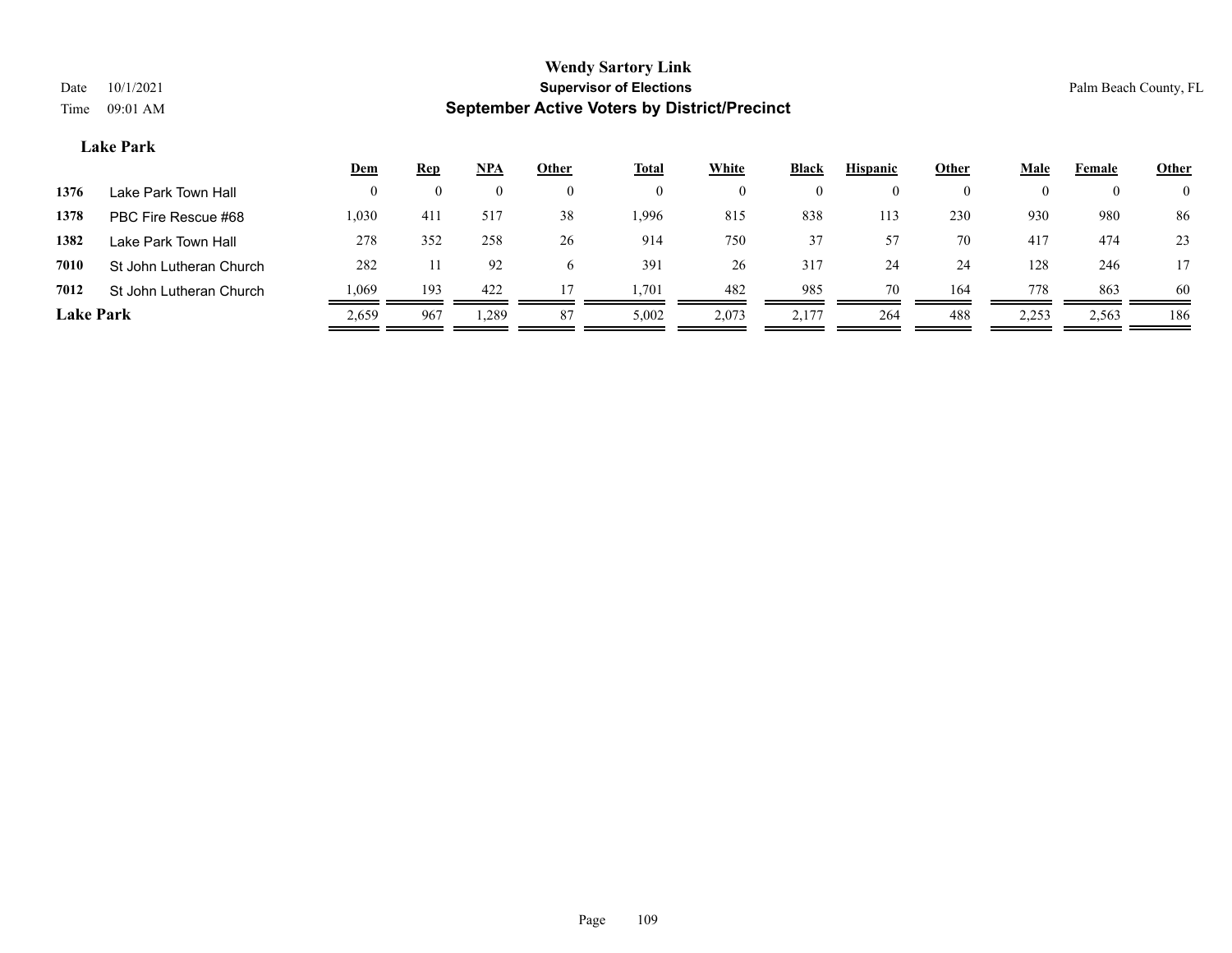**Wendy Sartory Link**
**Supervisor of Elections**
**September Active Voters by District/Precinct**

Date 10/1/2021
Time 09:01 AM

Palm Beach County, FL

### Lake Park

| | | Dem | Rep | NPA | Other | Total | White | Black | Hispanic | Other | Male | Female | Other |
|---|---|---|---|---|---|---|---|---|---|---|---|---|---|
| 1376 | Lake Park Town Hall | 0 | 0 | 0 | 0 | 0 | 0 | 0 | 0 | 0 | 0 | 0 | 0 |
| 1378 | PBC Fire Rescue #68 | 1,030 | 411 | 517 | 38 | 1,996 | 815 | 838 | 113 | 230 | 930 | 980 | 86 |
| 1382 | Lake Park Town Hall | 278 | 352 | 258 | 26 | 914 | 750 | 37 | 57 | 70 | 417 | 474 | 23 |
| 7010 | St John Lutheran Church | 282 | 11 | 92 | 6 | 391 | 26 | 317 | 24 | 24 | 128 | 246 | 17 |
| 7012 | St John Lutheran Church | 1,069 | 193 | 422 | 17 | 1,701 | 482 | 985 | 70 | 164 | 778 | 863 | 60 |
| **Lake Park** | | 2,659 | 967 | 1,289 | 87 | 5,002 | 2,073 | 2,177 | 264 | 488 | 2,253 | 2,563 | 186 |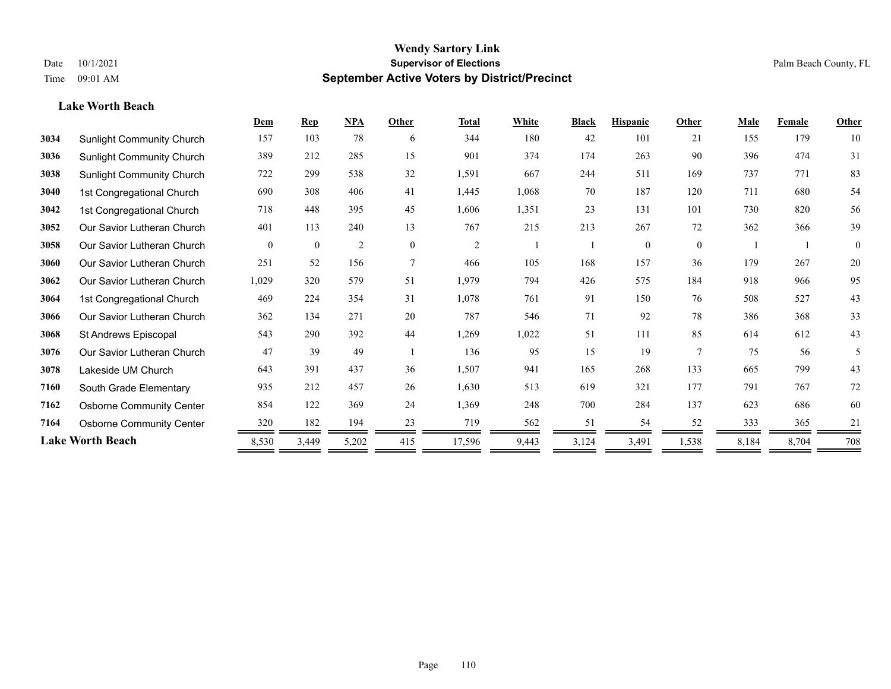**Wendy Sartory Link**
**Supervisor of Elections**
**September Active Voters by District/Precinct**

Date 10/1/2021
Time 09:01 AM

Palm Beach County, FL

### Lake Worth Beach

| | | Dem | Rep | NPA | Other | Total | White | Black | Hispanic | Other | Male | Female | Other |
|---|---|---|---|---|---|---|---|---|---|---|---|---|---|
| 3034 | Sunlight Community Church | 157 | 103 | 78 | 6 | 344 | 180 | 42 | 101 | 21 | 155 | 179 | 10 |
| 3036 | Sunlight Community Church | 389 | 212 | 285 | 15 | 901 | 374 | 174 | 263 | 90 | 396 | 474 | 31 |
| 3038 | Sunlight Community Church | 722 | 299 | 538 | 32 | 1,591 | 667 | 244 | 511 | 169 | 737 | 771 | 83 |
| 3040 | 1st Congregational Church | 690 | 308 | 406 | 41 | 1,445 | 1,068 | 70 | 187 | 120 | 711 | 680 | 54 |
| 3042 | 1st Congregational Church | 718 | 448 | 395 | 45 | 1,606 | 1,351 | 23 | 131 | 101 | 730 | 820 | 56 |
| 3052 | Our Savior Lutheran Church | 401 | 113 | 240 | 13 | 767 | 215 | 213 | 267 | 72 | 362 | 366 | 39 |
| 3058 | Our Savior Lutheran Church | 0 | 0 | 2 | 0 | 2 | 1 | 1 | 0 | 0 | 1 | 1 | 0 |
| 3060 | Our Savior Lutheran Church | 251 | 52 | 156 | 7 | 466 | 105 | 168 | 157 | 36 | 179 | 267 | 20 |
| 3062 | Our Savior Lutheran Church | 1,029 | 320 | 579 | 51 | 1,979 | 794 | 426 | 575 | 184 | 918 | 966 | 95 |
| 3064 | 1st Congregational Church | 469 | 224 | 354 | 31 | 1,078 | 761 | 91 | 150 | 76 | 508 | 527 | 43 |
| 3066 | Our Savior Lutheran Church | 362 | 134 | 271 | 20 | 787 | 546 | 71 | 92 | 78 | 386 | 368 | 33 |
| 3068 | St Andrews Episcopal | 543 | 290 | 392 | 44 | 1,269 | 1,022 | 51 | 111 | 85 | 614 | 612 | 43 |
| 3076 | Our Savior Lutheran Church | 47 | 39 | 49 | 1 | 136 | 95 | 15 | 19 | 7 | 75 | 56 | 5 |
| 3078 | Lakeside UM Church | 643 | 391 | 437 | 36 | 1,507 | 941 | 165 | 268 | 133 | 665 | 799 | 43 |
| 7160 | South Grade Elementary | 935 | 212 | 457 | 26 | 1,630 | 513 | 619 | 321 | 177 | 791 | 767 | 72 |
| 7162 | Osborne Community Center | 854 | 122 | 369 | 24 | 1,369 | 248 | 700 | 284 | 137 | 623 | 686 | 60 |
| 7164 | Osborne Community Center | 320 | 182 | 194 | 23 | 719 | 562 | 51 | 54 | 52 | 333 | 365 | 21 |
| **Lake Worth Beach** | | 8,530 | 3,449 | 5,202 | 415 | 17,596 | 9,443 | 3,124 | 3,491 | 1,538 | 8,184 | 8,704 | 708 |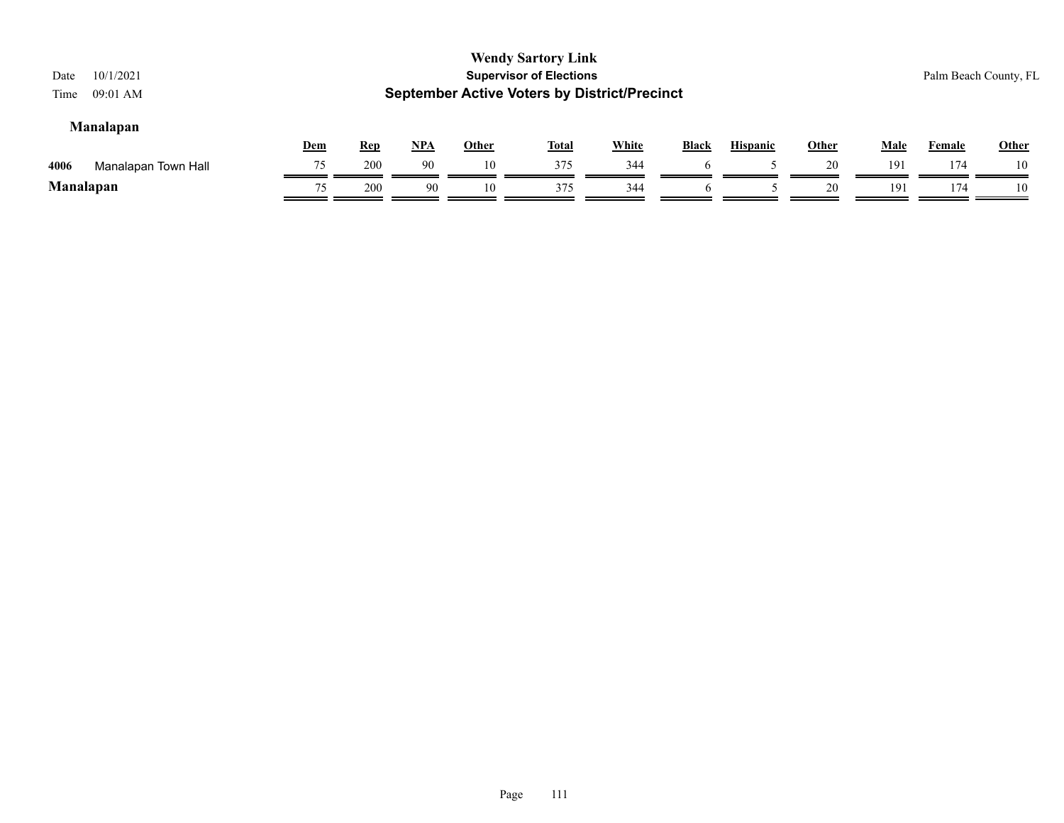# Wendy Sartory Link

## Supervisor of Elections

## September Active Voters by District/Precinct

Date 10/1/2021
Time 09:01 AM

Palm Beach County, FL

### Manalapan

| | | Dem | Rep | NPA | Other | Total | White | Black | Hispanic | Other | Male | Female | Other |
|---|---|---|---|---|---|---|---|---|---|---|---|---|---|
| 4006 | Manalapan Town Hall | 75 | 200 | 90 | 10 | 375 | 344 | 6 | 5 | 20 | 191 | 174 | 10 |
| **Manalapan** | | 75 | 200 | 90 | 10 | 375 | 344 | 6 | 5 | 20 | 191 | 174 | 10 |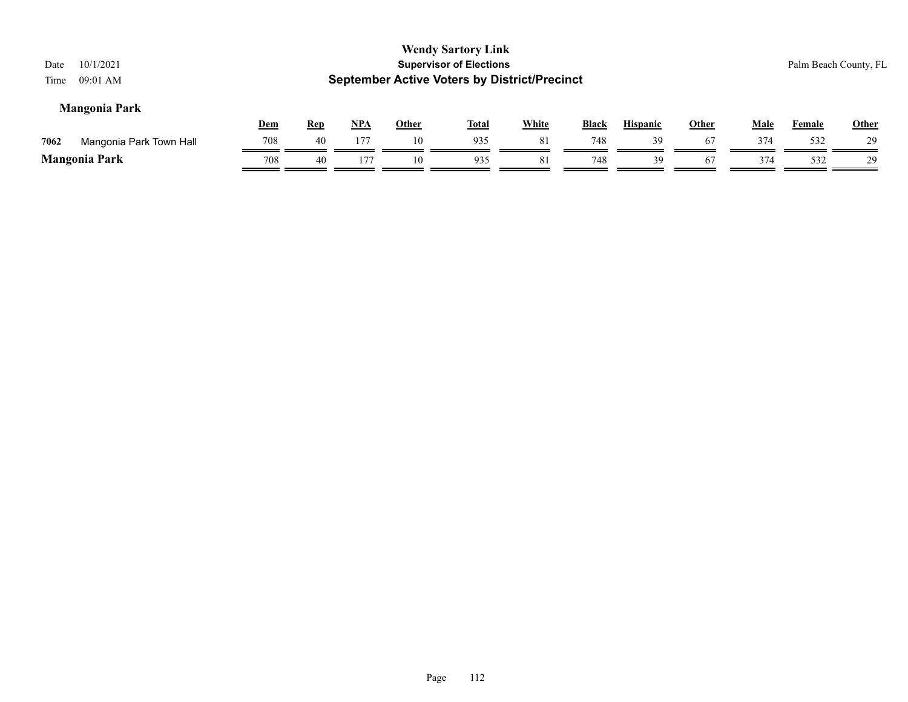# Wendy Sartory Link
## Supervisor of Elections
## September Active Voters by District/Precinct

Date 10/1/2021
Time 09:01 AM

Palm Beach County, FL

### Mangonia Park

| | | Dem | Rep | NPA | Other | Total | White | Black | Hispanic | Other | Male | Female | Other |
|---|---|---|---|---|---|---|---|---|---|---|---|---|---|
| 7062 | Mangonia Park Town Hall | 708 | 40 | 177 | 10 | 935 | 81 | 748 | 39 | 67 | 374 | 532 | 29 |
| **Mangonia Park** | | 708 | 40 | 177 | 10 | 935 | 81 | 748 | 39 | 67 | 374 | 532 | 29 |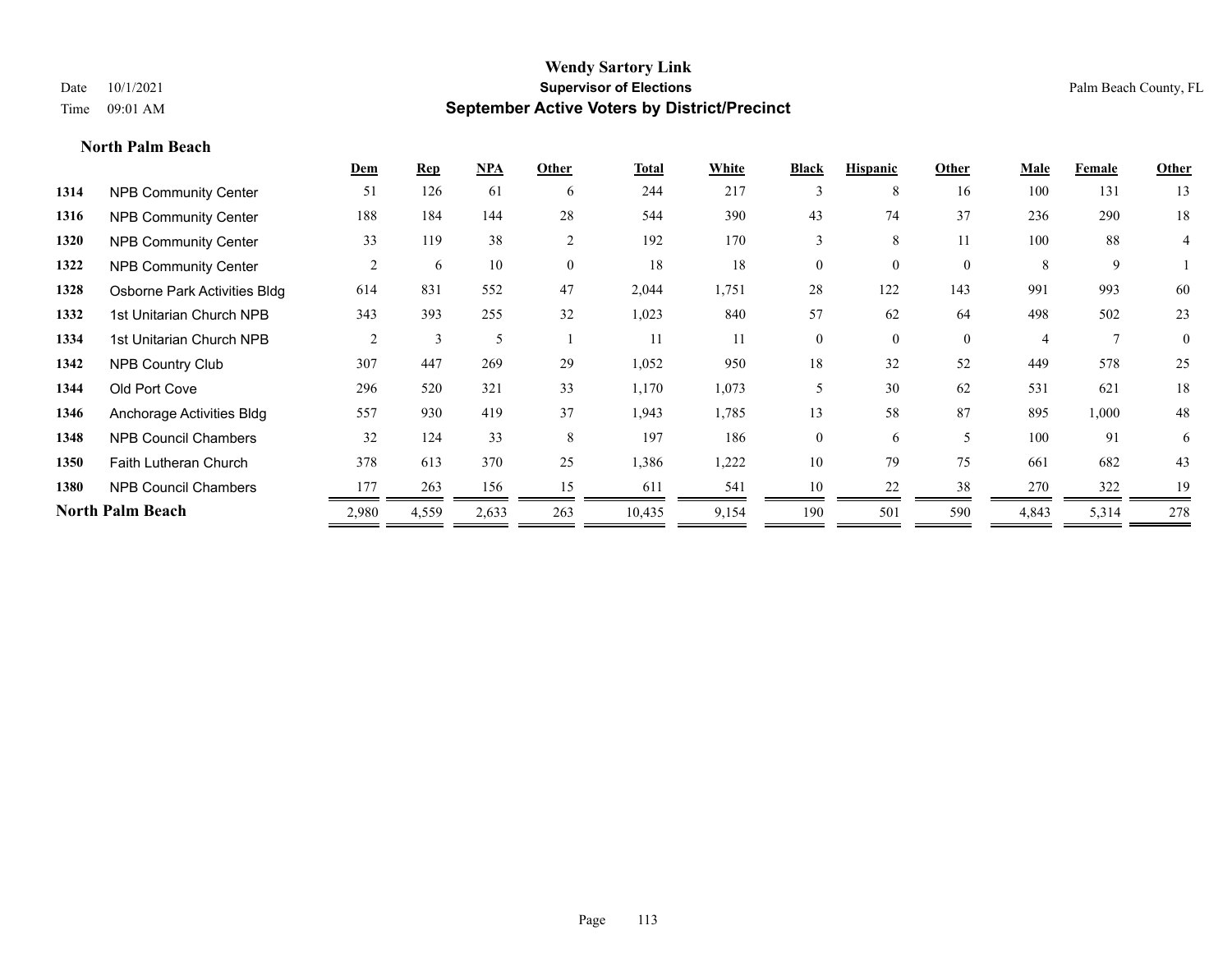**Wendy Sartory Link**
**Supervisor of Elections**
**September Active Voters by District/Precinct**

Date 10/1/2021
Time 09:01 AM

Palm Beach County, FL

## North Palm Beach

| | | Dem | Rep | NPA | Other | Total | White | Black | Hispanic | Other | Male | Female | Other |
|---|---|---|---|---|---|---|---|---|---|---|---|---|---|
| 1314 | NPB Community Center | 51 | 126 | 61 | 6 | 244 | 217 | 3 | 8 | 16 | 100 | 131 | 13 |
| 1316 | NPB Community Center | 188 | 184 | 144 | 28 | 544 | 390 | 43 | 74 | 37 | 236 | 290 | 18 |
| 1320 | NPB Community Center | 33 | 119 | 38 | 2 | 192 | 170 | 3 | 8 | 11 | 100 | 88 | 4 |
| 1322 | NPB Community Center | 2 | 6 | 10 | 0 | 18 | 18 | 0 | 0 | 0 | 8 | 9 | 1 |
| 1328 | Osborne Park Activities Bldg | 614 | 831 | 552 | 47 | 2,044 | 1,751 | 28 | 122 | 143 | 991 | 993 | 60 |
| 1332 | 1st Unitarian Church NPB | 343 | 393 | 255 | 32 | 1,023 | 840 | 57 | 62 | 64 | 498 | 502 | 23 |
| 1334 | 1st Unitarian Church NPB | 2 | 3 | 5 | 1 | 11 | 11 | 0 | 0 | 0 | 4 | 7 | 0 |
| 1342 | NPB Country Club | 307 | 447 | 269 | 29 | 1,052 | 950 | 18 | 32 | 52 | 449 | 578 | 25 |
| 1344 | Old Port Cove | 296 | 520 | 321 | 33 | 1,170 | 1,073 | 5 | 30 | 62 | 531 | 621 | 18 |
| 1346 | Anchorage Activities Bldg | 557 | 930 | 419 | 37 | 1,943 | 1,785 | 13 | 58 | 87 | 895 | 1,000 | 48 |
| 1348 | NPB Council Chambers | 32 | 124 | 33 | 8 | 197 | 186 | 0 | 6 | 5 | 100 | 91 | 6 |
| 1350 | Faith Lutheran Church | 378 | 613 | 370 | 25 | 1,386 | 1,222 | 10 | 79 | 75 | 661 | 682 | 43 |
| 1380 | NPB Council Chambers | 177 | 263 | 156 | 15 | 611 | 541 | 10 | 22 | 38 | 270 | 322 | 19 |
| **North Palm Beach** | | 2,980 | 4,559 | 2,633 | 263 | 10,435 | 9,154 | 190 | 501 | 590 | 4,843 | 5,314 | 278 |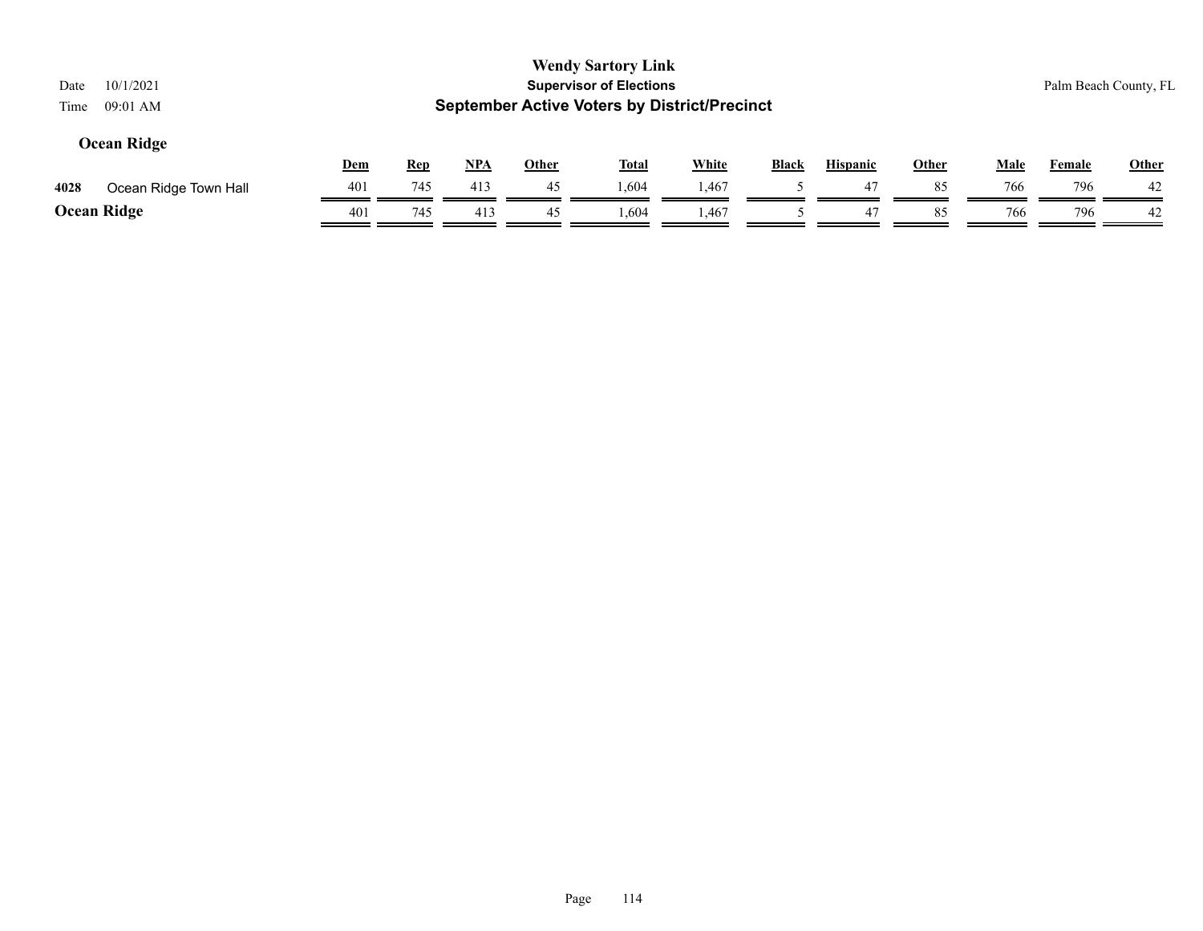**Wendy Sartory Link**
**Supervisor of Elections**
**September Active Voters by District/Precinct**

Date 10/1/2021
Time 09:01 AM

Palm Beach County, FL

## Ocean Ridge

| | | Dem | Rep | NPA | Other | Total | White | Black | Hispanic | Other | Male | Female | Other |
|---|---|---|---|---|---|---|---|---|---|---|---|---|---|
| 4028 | Ocean Ridge Town Hall | 401 | 745 | 413 | 45 | 1,604 | 1,467 | 5 | 47 | 85 | 766 | 796 | 42 |
| **Ocean Ridge** | | 401 | 745 | 413 | 45 | 1,604 | 1,467 | 5 | 47 | 85 | 766 | 796 | 42 |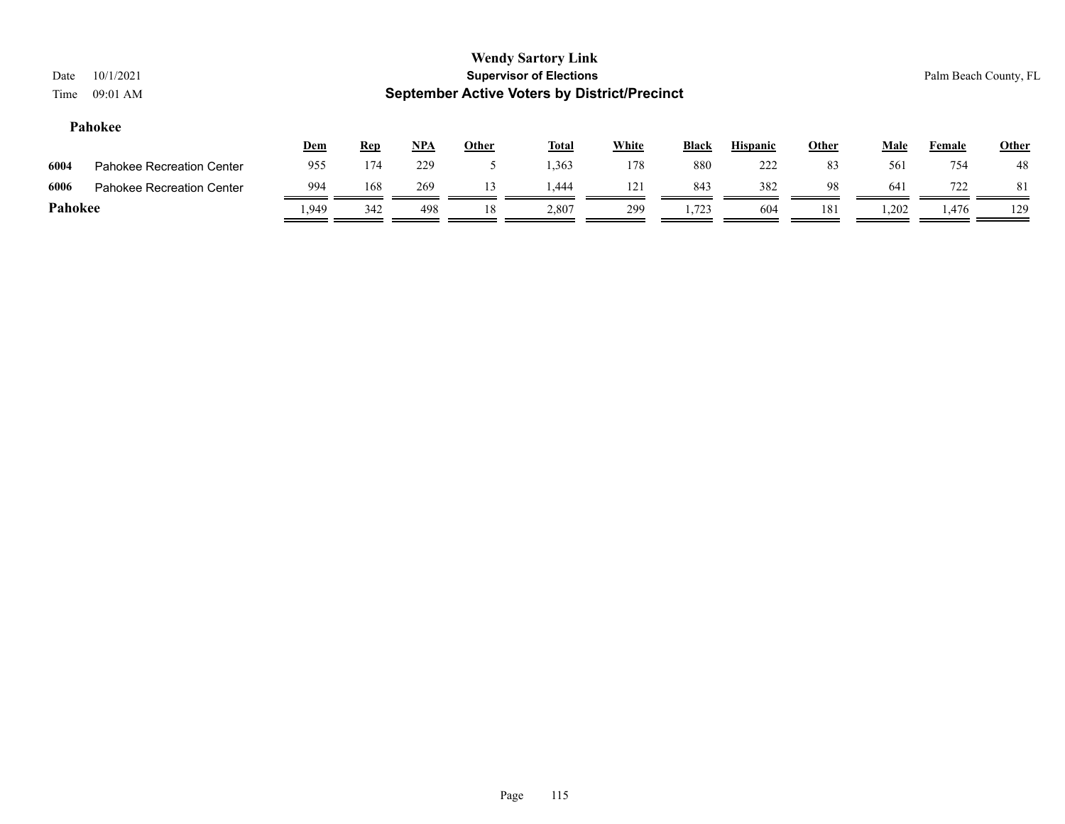**Wendy Sartory Link**
**Supervisor of Elections**
**September Active Voters by District/Precinct**

Date 10/1/2021
Time 09:01 AM

Palm Beach County, FL

### Pahokee

| | | Dem | Rep | NPA | Other | Total | White | Black | Hispanic | Other | Male | Female | Other |
|---|---|---|---|---|---|---|---|---|---|---|---|---|---|
| 6004 | Pahokee Recreation Center | 955 | 174 | 229 | 5 | 1,363 | 178 | 880 | 222 | 83 | 561 | 754 | 48 |
| 6006 | Pahokee Recreation Center | 994 | 168 | 269 | 13 | 1,444 | 121 | 843 | 382 | 98 | 641 | 722 | 81 |
| **Pahokee** | | 1,949 | 342 | 498 | 18 | 2,807 | 299 | 1,723 | 604 | 181 | 1,202 | 1,476 | 129 |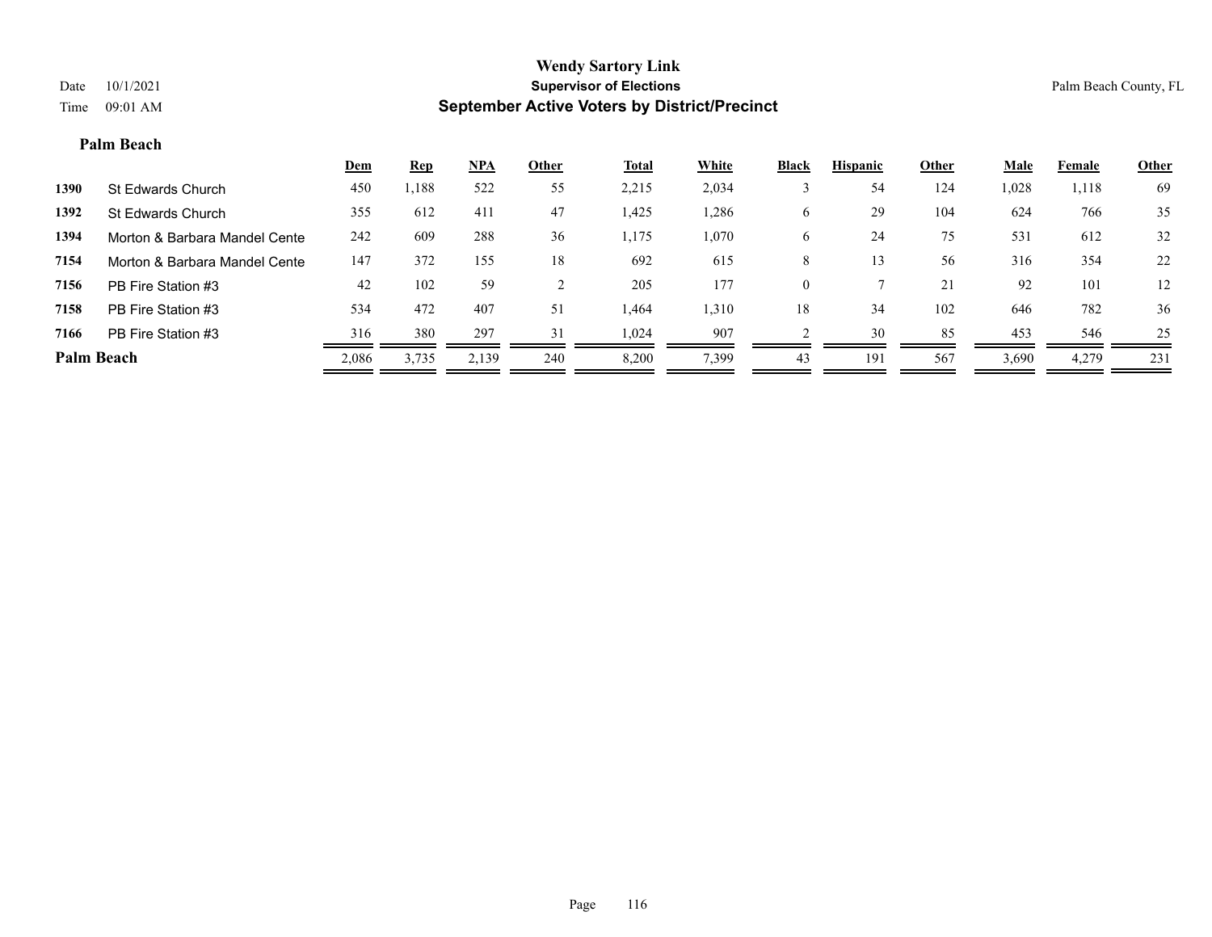**Wendy Sartory Link**

Date 10/1/2021 **Supervisor of Elections** Palm Beach County, FL

Time 09:01 AM **September Active Voters by District/Precinct**

### Palm Beach

| | | Dem | Rep | NPA | Other | Total | White | Black | Hispanic | Other | Male | Female | Other |
|---|---|---|---|---|---|---|---|---|---|---|---|---|---|
| 1390 | St Edwards Church | 450 | 1,188 | 522 | 55 | 2,215 | 2,034 | 3 | 54 | 124 | 1,028 | 1,118 | 69 |
| 1392 | St Edwards Church | 355 | 612 | 411 | 47 | 1,425 | 1,286 | 6 | 29 | 104 | 624 | 766 | 35 |
| 1394 | Morton & Barbara Mandel Cente | 242 | 609 | 288 | 36 | 1,175 | 1,070 | 6 | 24 | 75 | 531 | 612 | 32 |
| 7154 | Morton & Barbara Mandel Cente | 147 | 372 | 155 | 18 | 692 | 615 | 8 | 13 | 56 | 316 | 354 | 22 |
| 7156 | PB Fire Station #3 | 42 | 102 | 59 | 2 | 205 | 177 | 0 | 7 | 21 | 92 | 101 | 12 |
| 7158 | PB Fire Station #3 | 534 | 472 | 407 | 51 | 1,464 | 1,310 | 18 | 34 | 102 | 646 | 782 | 36 |
| 7166 | PB Fire Station #3 | 316 | 380 | 297 | 31 | 1,024 | 907 | 2 | 30 | 85 | 453 | 546 | 25 |
| **Palm Beach** | | 2,086 | 3,735 | 2,139 | 240 | 8,200 | 7,399 | 43 | 191 | 567 | 3,690 | 4,279 | 231 |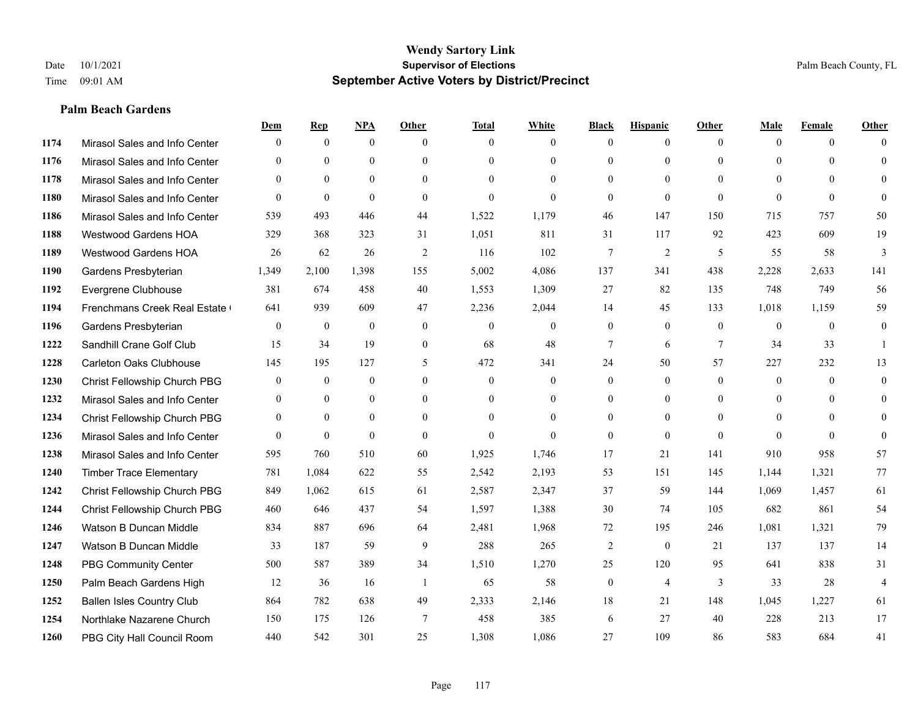# Wendy Sartory Link
## Supervisor of Elections
## September Active Voters by District/Precinct

Date 10/1/2021
Time 09:01 AM

Palm Beach County, FL

### Palm Beach Gardens

| | | Dem | Rep | NPA | Other | Total | White | Black | Hispanic | Other | Male | Female | Other |
|---|---|---|---|---|---|---|---|---|---|---|---|---|---|
| 1174 | Mirasol Sales and Info Center | 0 | 0 | 0 | 0 | 0 | 0 | 0 | 0 | 0 | 0 | 0 | 0 |
| 1176 | Mirasol Sales and Info Center | 0 | 0 | 0 | 0 | 0 | 0 | 0 | 0 | 0 | 0 | 0 | 0 |
| 1178 | Mirasol Sales and Info Center | 0 | 0 | 0 | 0 | 0 | 0 | 0 | 0 | 0 | 0 | 0 | 0 |
| 1180 | Mirasol Sales and Info Center | 0 | 0 | 0 | 0 | 0 | 0 | 0 | 0 | 0 | 0 | 0 | 0 |
| 1186 | Mirasol Sales and Info Center | 539 | 493 | 446 | 44 | 1,522 | 1,179 | 46 | 147 | 150 | 715 | 757 | 50 |
| 1188 | Westwood Gardens HOA | 329 | 368 | 323 | 31 | 1,051 | 811 | 31 | 117 | 92 | 423 | 609 | 19 |
| 1189 | Westwood Gardens HOA | 26 | 62 | 26 | 2 | 116 | 102 | 7 | 2 | 5 | 55 | 58 | 3 |
| 1190 | Gardens Presbyterian | 1,349 | 2,100 | 1,398 | 155 | 5,002 | 4,086 | 137 | 341 | 438 | 2,228 | 2,633 | 141 |
| 1192 | Evergrene Clubhouse | 381 | 674 | 458 | 40 | 1,553 | 1,309 | 27 | 82 | 135 | 748 | 749 | 56 |
| 1194 | Frenchmans Creek Real Estate ( | 641 | 939 | 609 | 47 | 2,236 | 2,044 | 14 | 45 | 133 | 1,018 | 1,159 | 59 |
| 1196 | Gardens Presbyterian | 0 | 0 | 0 | 0 | 0 | 0 | 0 | 0 | 0 | 0 | 0 | 0 |
| 1222 | Sandhill Crane Golf Club | 15 | 34 | 19 | 0 | 68 | 48 | 7 | 6 | 7 | 34 | 33 | 1 |
| 1228 | Carleton Oaks Clubhouse | 145 | 195 | 127 | 5 | 472 | 341 | 24 | 50 | 57 | 227 | 232 | 13 |
| 1230 | Christ Fellowship Church PBG | 0 | 0 | 0 | 0 | 0 | 0 | 0 | 0 | 0 | 0 | 0 | 0 |
| 1232 | Mirasol Sales and Info Center | 0 | 0 | 0 | 0 | 0 | 0 | 0 | 0 | 0 | 0 | 0 | 0 |
| 1234 | Christ Fellowship Church PBG | 0 | 0 | 0 | 0 | 0 | 0 | 0 | 0 | 0 | 0 | 0 | 0 |
| 1236 | Mirasol Sales and Info Center | 0 | 0 | 0 | 0 | 0 | 0 | 0 | 0 | 0 | 0 | 0 | 0 |
| 1238 | Mirasol Sales and Info Center | 595 | 760 | 510 | 60 | 1,925 | 1,746 | 17 | 21 | 141 | 910 | 958 | 57 |
| 1240 | Timber Trace Elementary | 781 | 1,084 | 622 | 55 | 2,542 | 2,193 | 53 | 151 | 145 | 1,144 | 1,321 | 77 |
| 1242 | Christ Fellowship Church PBG | 849 | 1,062 | 615 | 61 | 2,587 | 2,347 | 37 | 59 | 144 | 1,069 | 1,457 | 61 |
| 1244 | Christ Fellowship Church PBG | 460 | 646 | 437 | 54 | 1,597 | 1,388 | 30 | 74 | 105 | 682 | 861 | 54 |
| 1246 | Watson B Duncan Middle | 834 | 887 | 696 | 64 | 2,481 | 1,968 | 72 | 195 | 246 | 1,081 | 1,321 | 79 |
| 1247 | Watson B Duncan Middle | 33 | 187 | 59 | 9 | 288 | 265 | 2 | 0 | 21 | 137 | 137 | 14 |
| 1248 | PBG Community Center | 500 | 587 | 389 | 34 | 1,510 | 1,270 | 25 | 120 | 95 | 641 | 838 | 31 |
| 1250 | Palm Beach Gardens High | 12 | 36 | 16 | 1 | 65 | 58 | 0 | 4 | 3 | 33 | 28 | 4 |
| 1252 | Ballen Isles Country Club | 864 | 782 | 638 | 49 | 2,333 | 2,146 | 18 | 21 | 148 | 1,045 | 1,227 | 61 |
| 1254 | Northlake Nazarene Church | 150 | 175 | 126 | 7 | 458 | 385 | 6 | 27 | 40 | 228 | 213 | 17 |
| 1260 | PBG City Hall Council Room | 440 | 542 | 301 | 25 | 1,308 | 1,086 | 27 | 109 | 86 | 583 | 684 | 41 |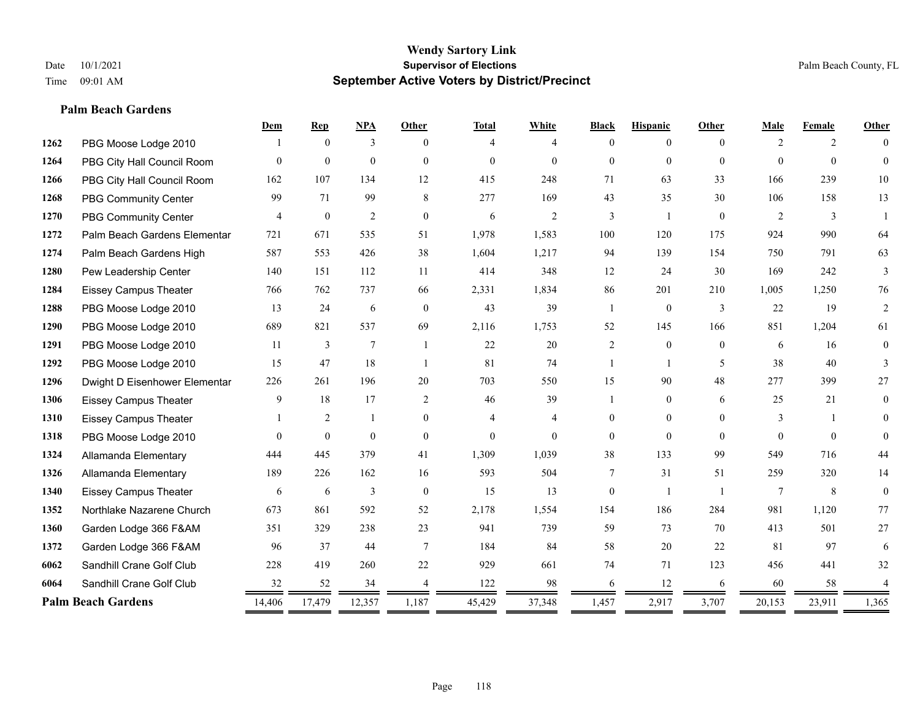# Wendy Sartory Link

**Supervisor of Elections**

**September Active Voters by District/Precinct**

Date 10/1/2021

Time 09:01 AM

Palm Beach County, FL

**Palm Beach Gardens**

| | | Dem | Rep | NPA | Other | Total | White | Black | Hispanic | Other | Male | Female | Other |
|---|---|---|---|---|---|---|---|---|---|---|---|---|---|
| 1262 | PBG Moose Lodge 2010 | 1 | 0 | 3 | 0 | 4 | 4 | 0 | 0 | 0 | 2 | 2 | 0 |
| 1264 | PBG City Hall Council Room | 0 | 0 | 0 | 0 | 0 | 0 | 0 | 0 | 0 | 0 | 0 | 0 |
| 1266 | PBG City Hall Council Room | 162 | 107 | 134 | 12 | 415 | 248 | 71 | 63 | 33 | 166 | 239 | 10 |
| 1268 | PBG Community Center | 99 | 71 | 99 | 8 | 277 | 169 | 43 | 35 | 30 | 106 | 158 | 13 |
| 1270 | PBG Community Center | 4 | 0 | 2 | 0 | 6 | 2 | 3 | 1 | 0 | 2 | 3 | 1 |
| 1272 | Palm Beach Gardens Elementar | 721 | 671 | 535 | 51 | 1,978 | 1,583 | 100 | 120 | 175 | 924 | 990 | 64 |
| 1274 | Palm Beach Gardens High | 587 | 553 | 426 | 38 | 1,604 | 1,217 | 94 | 139 | 154 | 750 | 791 | 63 |
| 1280 | Pew Leadership Center | 140 | 151 | 112 | 11 | 414 | 348 | 12 | 24 | 30 | 169 | 242 | 3 |
| 1284 | Eissey Campus Theater | 766 | 762 | 737 | 66 | 2,331 | 1,834 | 86 | 201 | 210 | 1,005 | 1,250 | 76 |
| 1288 | PBG Moose Lodge 2010 | 13 | 24 | 6 | 0 | 43 | 39 | 1 | 0 | 3 | 22 | 19 | 2 |
| 1290 | PBG Moose Lodge 2010 | 689 | 821 | 537 | 69 | 2,116 | 1,753 | 52 | 145 | 166 | 851 | 1,204 | 61 |
| 1291 | PBG Moose Lodge 2010 | 11 | 3 | 7 | 1 | 22 | 20 | 2 | 0 | 0 | 6 | 16 | 0 |
| 1292 | PBG Moose Lodge 2010 | 15 | 47 | 18 | 1 | 81 | 74 | 1 | 1 | 5 | 38 | 40 | 3 |
| 1296 | Dwight D Eisenhower Elementar | 226 | 261 | 196 | 20 | 703 | 550 | 15 | 90 | 48 | 277 | 399 | 27 |
| 1306 | Eissey Campus Theater | 9 | 18 | 17 | 2 | 46 | 39 | 1 | 0 | 6 | 25 | 21 | 0 |
| 1310 | Eissey Campus Theater | 1 | 2 | 1 | 0 | 4 | 4 | 0 | 0 | 0 | 3 | 1 | 0 |
| 1318 | PBG Moose Lodge 2010 | 0 | 0 | 0 | 0 | 0 | 0 | 0 | 0 | 0 | 0 | 0 | 0 |
| 1324 | Allamanda Elementary | 444 | 445 | 379 | 41 | 1,309 | 1,039 | 38 | 133 | 99 | 549 | 716 | 44 |
| 1326 | Allamanda Elementary | 189 | 226 | 162 | 16 | 593 | 504 | 7 | 31 | 51 | 259 | 320 | 14 |
| 1340 | Eissey Campus Theater | 6 | 6 | 3 | 0 | 15 | 13 | 0 | 1 | 1 | 7 | 8 | 0 |
| 1352 | Northlake Nazarene Church | 673 | 861 | 592 | 52 | 2,178 | 1,554 | 154 | 186 | 284 | 981 | 1,120 | 77 |
| 1360 | Garden Lodge 366 F&AM | 351 | 329 | 238 | 23 | 941 | 739 | 59 | 73 | 70 | 413 | 501 | 27 |
| 1372 | Garden Lodge 366 F&AM | 96 | 37 | 44 | 7 | 184 | 84 | 58 | 20 | 22 | 81 | 97 | 6 |
| 6062 | Sandhill Crane Golf Club | 228 | 419 | 260 | 22 | 929 | 661 | 74 | 71 | 123 | 456 | 441 | 32 |
| 6064 | Sandhill Crane Golf Club | 32 | 52 | 34 | 4 | 122 | 98 | 6 | 12 | 6 | 60 | 58 | 4 |
| **Palm Beach Gardens** | | 14,406 | 17,479 | 12,357 | 1,187 | 45,429 | 37,348 | 1,457 | 2,917 | 3,707 | 20,153 | 23,911 | 1,365 |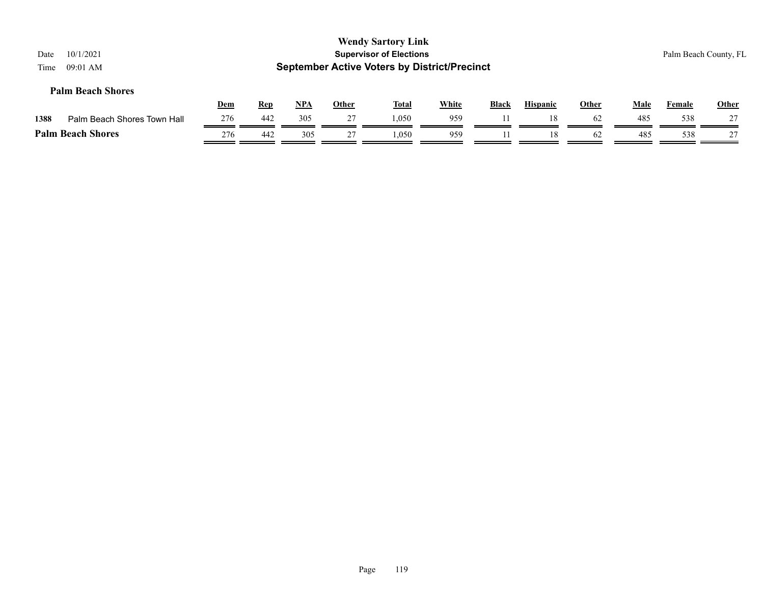**Wendy Sartory Link**
**Supervisor of Elections**
**September Active Voters by District/Precinct**

Date 10/1/2021
Time 09:01 AM

Palm Beach County, FL

### Palm Beach Shores

| | | Dem | Rep | NPA | Other | Total | White | Black | Hispanic | Other | Male | Female | Other |
|---|---|---|---|---|---|---|---|---|---|---|---|---|---|
| 1388 | Palm Beach Shores Town Hall | 276 | 442 | 305 | 27 | 1,050 | 959 | 11 | 18 | 62 | 485 | 538 | 27 |
| **Palm Beach Shores** | | 276 | 442 | 305 | 27 | 1,050 | 959 | 11 | 18 | 62 | 485 | 538 | 27 |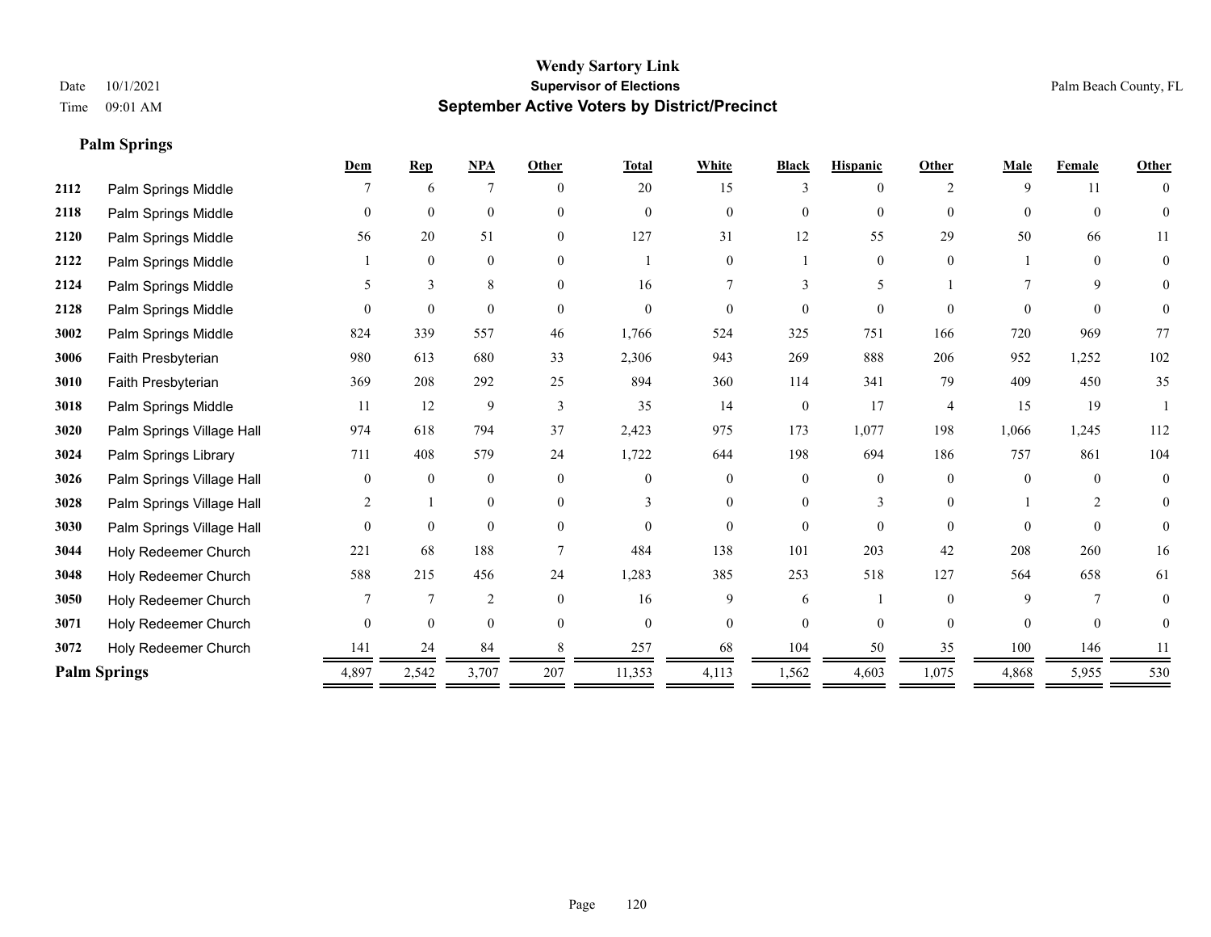# Wendy Sartory Link

**Supervisor of Elections**

**September Active Voters by District/Precinct**

Date 10/1/2021

Time 09:01 AM

Palm Beach County, FL

## Palm Springs

| | | Dem | Rep | NPA | Other | Total | White | Black | Hispanic | Other | Male | Female | Other |
|---|---|---|---|---|---|---|---|---|---|---|---|---|---|
| 2112 | Palm Springs Middle | 7 | 6 | 7 | 0 | 20 | 15 | 3 | 0 | 2 | 9 | 11 | 0 |
| 2118 | Palm Springs Middle | 0 | 0 | 0 | 0 | 0 | 0 | 0 | 0 | 0 | 0 | 0 | 0 |
| 2120 | Palm Springs Middle | 56 | 20 | 51 | 0 | 127 | 31 | 12 | 55 | 29 | 50 | 66 | 11 |
| 2122 | Palm Springs Middle | 1 | 0 | 0 | 0 | 1 | 0 | 1 | 0 | 0 | 1 | 0 | 0 |
| 2124 | Palm Springs Middle | 5 | 3 | 8 | 0 | 16 | 7 | 3 | 5 | 1 | 7 | 9 | 0 |
| 2128 | Palm Springs Middle | 0 | 0 | 0 | 0 | 0 | 0 | 0 | 0 | 0 | 0 | 0 | 0 |
| 3002 | Palm Springs Middle | 824 | 339 | 557 | 46 | 1,766 | 524 | 325 | 751 | 166 | 720 | 969 | 77 |
| 3006 | Faith Presbyterian | 980 | 613 | 680 | 33 | 2,306 | 943 | 269 | 888 | 206 | 952 | 1,252 | 102 |
| 3010 | Faith Presbyterian | 369 | 208 | 292 | 25 | 894 | 360 | 114 | 341 | 79 | 409 | 450 | 35 |
| 3018 | Palm Springs Middle | 11 | 12 | 9 | 3 | 35 | 14 | 0 | 17 | 4 | 15 | 19 | 1 |
| 3020 | Palm Springs Village Hall | 974 | 618 | 794 | 37 | 2,423 | 975 | 173 | 1,077 | 198 | 1,066 | 1,245 | 112 |
| 3024 | Palm Springs Library | 711 | 408 | 579 | 24 | 1,722 | 644 | 198 | 694 | 186 | 757 | 861 | 104 |
| 3026 | Palm Springs Village Hall | 0 | 0 | 0 | 0 | 0 | 0 | 0 | 0 | 0 | 0 | 0 | 0 |
| 3028 | Palm Springs Village Hall | 2 | 1 | 0 | 0 | 3 | 0 | 0 | 3 | 0 | 1 | 2 | 0 |
| 3030 | Palm Springs Village Hall | 0 | 0 | 0 | 0 | 0 | 0 | 0 | 0 | 0 | 0 | 0 | 0 |
| 3044 | Holy Redeemer Church | 221 | 68 | 188 | 7 | 484 | 138 | 101 | 203 | 42 | 208 | 260 | 16 |
| 3048 | Holy Redeemer Church | 588 | 215 | 456 | 24 | 1,283 | 385 | 253 | 518 | 127 | 564 | 658 | 61 |
| 3050 | Holy Redeemer Church | 7 | 7 | 2 | 0 | 16 | 9 | 6 | 1 | 0 | 9 | 7 | 0 |
| 3071 | Holy Redeemer Church | 0 | 0 | 0 | 0 | 0 | 0 | 0 | 0 | 0 | 0 | 0 | 0 |
| 3072 | Holy Redeemer Church | 141 | 24 | 84 | 8 | 257 | 68 | 104 | 50 | 35 | 100 | 146 | 11 |
| **Palm Springs** | | 4,897 | 2,542 | 3,707 | 207 | 11,353 | 4,113 | 1,562 | 4,603 | 1,075 | 4,868 | 5,955 | 530 |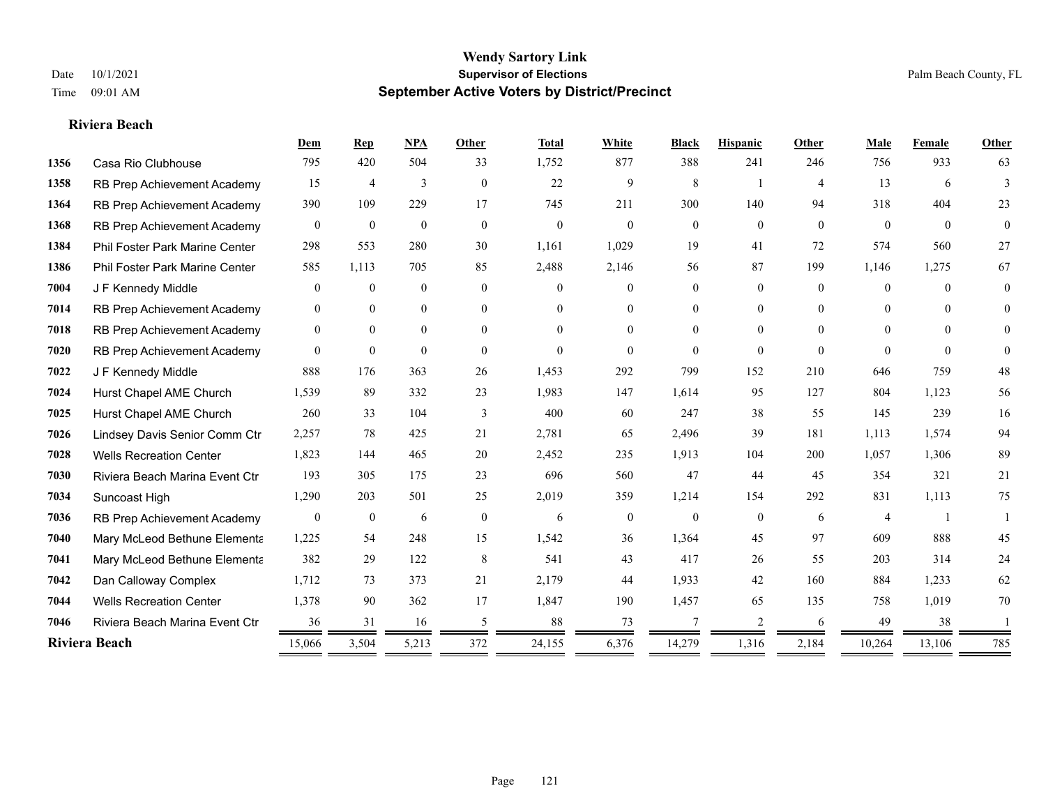# Wendy Sartory Link
## Supervisor of Elections
## September Active Voters by District/Precinct

Date 10/1/2021
Time 09:01 AM

Palm Beach County, FL

### Riviera Beach

| | | Dem | Rep | NPA | Other | Total | White | Black | Hispanic | Other | Male | Female | Other |
|---|---|---|---|---|---|---|---|---|---|---|---|---|---|
| 1356 | Casa Rio Clubhouse | 795 | 420 | 504 | 33 | 1,752 | 877 | 388 | 241 | 246 | 756 | 933 | 63 |
| 1358 | RB Prep Achievement Academy | 15 | 4 | 3 | 0 | 22 | 9 | 8 | 1 | 4 | 13 | 6 | 3 |
| 1364 | RB Prep Achievement Academy | 390 | 109 | 229 | 17 | 745 | 211 | 300 | 140 | 94 | 318 | 404 | 23 |
| 1368 | RB Prep Achievement Academy | 0 | 0 | 0 | 0 | 0 | 0 | 0 | 0 | 0 | 0 | 0 | 0 |
| 1384 | Phil Foster Park Marine Center | 298 | 553 | 280 | 30 | 1,161 | 1,029 | 19 | 41 | 72 | 574 | 560 | 27 |
| 1386 | Phil Foster Park Marine Center | 585 | 1,113 | 705 | 85 | 2,488 | 2,146 | 56 | 87 | 199 | 1,146 | 1,275 | 67 |
| 7004 | J F Kennedy Middle | 0 | 0 | 0 | 0 | 0 | 0 | 0 | 0 | 0 | 0 | 0 | 0 |
| 7014 | RB Prep Achievement Academy | 0 | 0 | 0 | 0 | 0 | 0 | 0 | 0 | 0 | 0 | 0 | 0 |
| 7018 | RB Prep Achievement Academy | 0 | 0 | 0 | 0 | 0 | 0 | 0 | 0 | 0 | 0 | 0 | 0 |
| 7020 | RB Prep Achievement Academy | 0 | 0 | 0 | 0 | 0 | 0 | 0 | 0 | 0 | 0 | 0 | 0 |
| 7022 | J F Kennedy Middle | 888 | 176 | 363 | 26 | 1,453 | 292 | 799 | 152 | 210 | 646 | 759 | 48 |
| 7024 | Hurst Chapel AME Church | 1,539 | 89 | 332 | 23 | 1,983 | 147 | 1,614 | 95 | 127 | 804 | 1,123 | 56 |
| 7025 | Hurst Chapel AME Church | 260 | 33 | 104 | 3 | 400 | 60 | 247 | 38 | 55 | 145 | 239 | 16 |
| 7026 | Lindsey Davis Senior Comm Ctr | 2,257 | 78 | 425 | 21 | 2,781 | 65 | 2,496 | 39 | 181 | 1,113 | 1,574 | 94 |
| 7028 | Wells Recreation Center | 1,823 | 144 | 465 | 20 | 2,452 | 235 | 1,913 | 104 | 200 | 1,057 | 1,306 | 89 |
| 7030 | Riviera Beach Marina Event Ctr | 193 | 305 | 175 | 23 | 696 | 560 | 47 | 44 | 45 | 354 | 321 | 21 |
| 7034 | Suncoast High | 1,290 | 203 | 501 | 25 | 2,019 | 359 | 1,214 | 154 | 292 | 831 | 1,113 | 75 |
| 7036 | RB Prep Achievement Academy | 0 | 0 | 6 | 0 | 6 | 0 | 0 | 0 | 6 | 4 | 1 | 1 |
| 7040 | Mary McLeod Bethune Elementa | 1,225 | 54 | 248 | 15 | 1,542 | 36 | 1,364 | 45 | 97 | 609 | 888 | 45 |
| 7041 | Mary McLeod Bethune Elementa | 382 | 29 | 122 | 8 | 541 | 43 | 417 | 26 | 55 | 203 | 314 | 24 |
| 7042 | Dan Calloway Complex | 1,712 | 73 | 373 | 21 | 2,179 | 44 | 1,933 | 42 | 160 | 884 | 1,233 | 62 |
| 7044 | Wells Recreation Center | 1,378 | 90 | 362 | 17 | 1,847 | 190 | 1,457 | 65 | 135 | 758 | 1,019 | 70 |
| 7046 | Riviera Beach Marina Event Ctr | 36 | 31 | 16 | 5 | 88 | 73 | 7 | 2 | 6 | 49 | 38 | 1 |
| **Riviera Beach** | | 15,066 | 3,504 | 5,213 | 372 | 24,155 | 6,376 | 14,279 | 1,316 | 2,184 | 10,264 | 13,106 | 785 |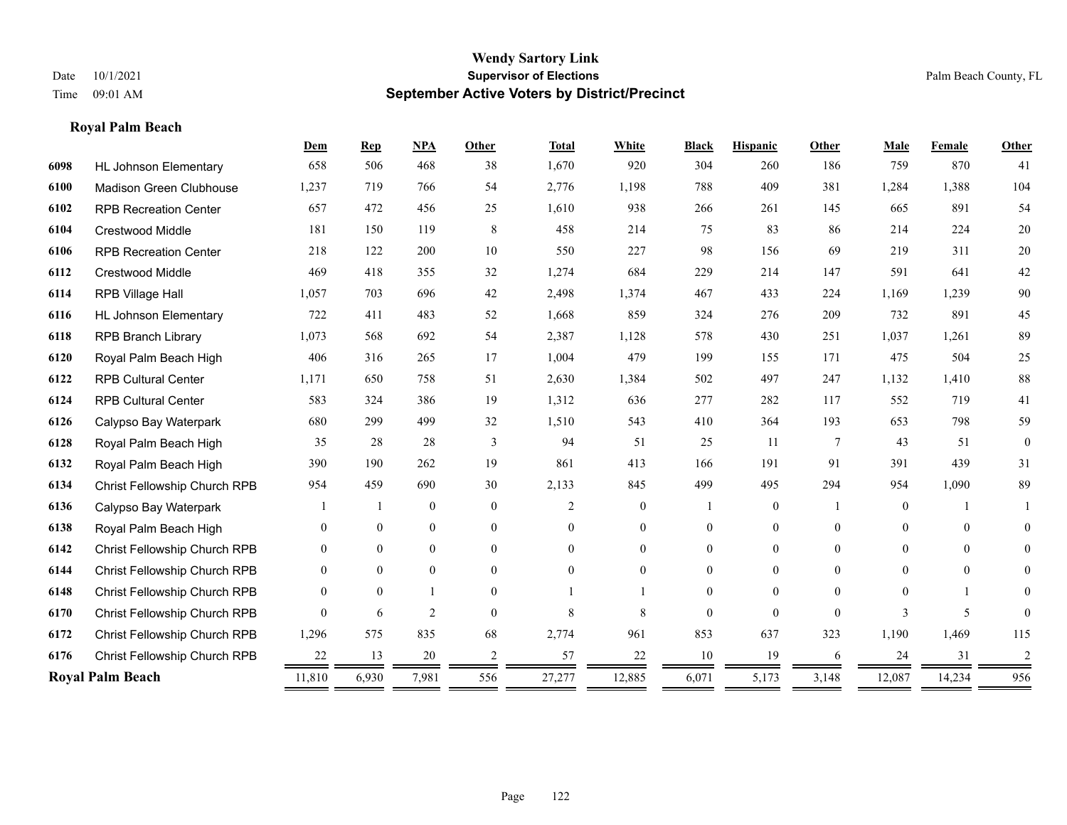**Wendy Sartory Link**
**Supervisor of Elections**
**September Active Voters by District/Precinct**

Date 10/1/2021 | Palm Beach County, FL
Time 09:01 AM

## Royal Palm Beach

| | | Dem | Rep | NPA | Other | Total | White | Black | Hispanic | Other | Male | Female | Other |
|---|---|---|---|---|---|---|---|---|---|---|---|---|---|
| 6098 | HL Johnson Elementary | 658 | 506 | 468 | 38 | 1,670 | 920 | 304 | 260 | 186 | 759 | 870 | 41 |
| 6100 | Madison Green Clubhouse | 1,237 | 719 | 766 | 54 | 2,776 | 1,198 | 788 | 409 | 381 | 1,284 | 1,388 | 104 |
| 6102 | RPB Recreation Center | 657 | 472 | 456 | 25 | 1,610 | 938 | 266 | 261 | 145 | 665 | 891 | 54 |
| 6104 | Crestwood Middle | 181 | 150 | 119 | 8 | 458 | 214 | 75 | 83 | 86 | 214 | 224 | 20 |
| 6106 | RPB Recreation Center | 218 | 122 | 200 | 10 | 550 | 227 | 98 | 156 | 69 | 219 | 311 | 20 |
| 6112 | Crestwood Middle | 469 | 418 | 355 | 32 | 1,274 | 684 | 229 | 214 | 147 | 591 | 641 | 42 |
| 6114 | RPB Village Hall | 1,057 | 703 | 696 | 42 | 2,498 | 1,374 | 467 | 433 | 224 | 1,169 | 1,239 | 90 |
| 6116 | HL Johnson Elementary | 722 | 411 | 483 | 52 | 1,668 | 859 | 324 | 276 | 209 | 732 | 891 | 45 |
| 6118 | RPB Branch Library | 1,073 | 568 | 692 | 54 | 2,387 | 1,128 | 578 | 430 | 251 | 1,037 | 1,261 | 89 |
| 6120 | Royal Palm Beach High | 406 | 316 | 265 | 17 | 1,004 | 479 | 199 | 155 | 171 | 475 | 504 | 25 |
| 6122 | RPB Cultural Center | 1,171 | 650 | 758 | 51 | 2,630 | 1,384 | 502 | 497 | 247 | 1,132 | 1,410 | 88 |
| 6124 | RPB Cultural Center | 583 | 324 | 386 | 19 | 1,312 | 636 | 277 | 282 | 117 | 552 | 719 | 41 |
| 6126 | Calypso Bay Waterpark | 680 | 299 | 499 | 32 | 1,510 | 543 | 410 | 364 | 193 | 653 | 798 | 59 |
| 6128 | Royal Palm Beach High | 35 | 28 | 28 | 3 | 94 | 51 | 25 | 11 | 7 | 43 | 51 | 0 |
| 6132 | Royal Palm Beach High | 390 | 190 | 262 | 19 | 861 | 413 | 166 | 191 | 91 | 391 | 439 | 31 |
| 6134 | Christ Fellowship Church RPB | 954 | 459 | 690 | 30 | 2,133 | 845 | 499 | 495 | 294 | 954 | 1,090 | 89 |
| 6136 | Calypso Bay Waterpark | 1 | 1 | 0 | 0 | 2 | 0 | 1 | 0 | 1 | 0 | 1 | 1 |
| 6138 | Royal Palm Beach High | 0 | 0 | 0 | 0 | 0 | 0 | 0 | 0 | 0 | 0 | 0 | 0 |
| 6142 | Christ Fellowship Church RPB | 0 | 0 | 0 | 0 | 0 | 0 | 0 | 0 | 0 | 0 | 0 | 0 |
| 6144 | Christ Fellowship Church RPB | 0 | 0 | 0 | 0 | 0 | 0 | 0 | 0 | 0 | 0 | 0 | 0 |
| 6148 | Christ Fellowship Church RPB | 0 | 0 | 1 | 0 | 1 | 1 | 0 | 0 | 0 | 0 | 1 | 0 |
| 6170 | Christ Fellowship Church RPB | 0 | 6 | 2 | 0 | 8 | 8 | 0 | 0 | 0 | 3 | 5 | 0 |
| 6172 | Christ Fellowship Church RPB | 1,296 | 575 | 835 | 68 | 2,774 | 961 | 853 | 637 | 323 | 1,190 | 1,469 | 115 |
| 6176 | Christ Fellowship Church RPB | 22 | 13 | 20 | 2 | 57 | 22 | 10 | 19 | 6 | 24 | 31 | 2 |
| **Royal Palm Beach** | | 11,810 | 6,930 | 7,981 | 556 | 27,277 | 12,885 | 6,071 | 5,173 | 3,148 | 12,087 | 14,234 | 956 |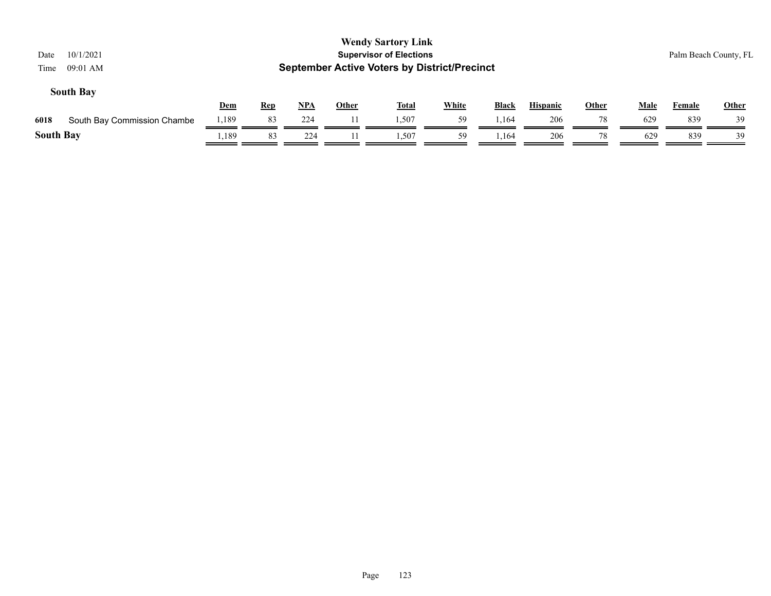# Wendy Sartory Link

## Supervisor of Elections

## September Active Voters by District/Precinct

Date 10/1/2021

Time 09:01 AM

Palm Beach County, FL

### South Bay

| | | Dem | Rep | NPA | Other | Total | White | Black | Hispanic | Other | Male | Female | Other |
|---|---|---|---|---|---|---|---|---|---|---|---|---|---|
| 6018 | South Bay Commission Chambe | 1,189 | 83 | 224 | 11 | 1,507 | 59 | 1,164 | 206 | 78 | 629 | 839 | 39 |
| **South Bay** | | 1,189 | 83 | 224 | 11 | 1,507 | 59 | 1,164 | 206 | 78 | 629 | 839 | 39 |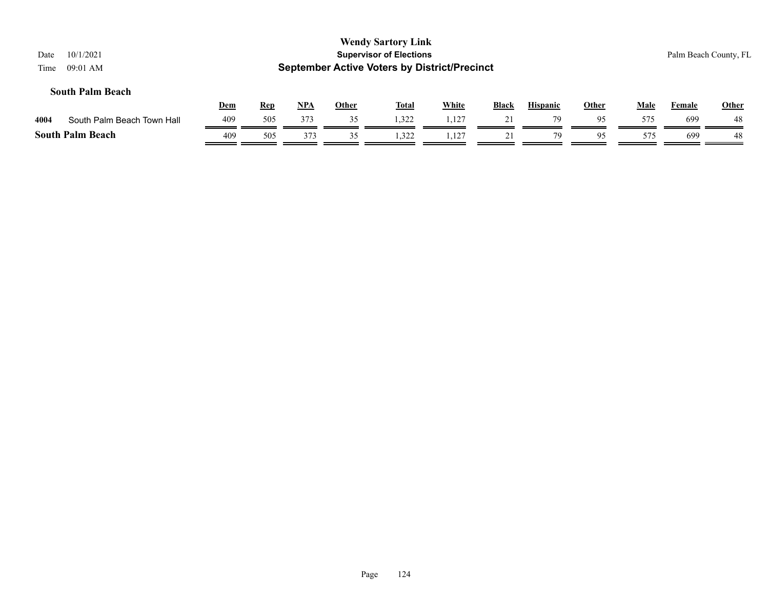**Wendy Sartory Link**
**Supervisor of Elections**
**September Active Voters by District/Precinct**

Date 10/1/2021
Time 09:01 AM

Palm Beach County, FL

### South Palm Beach

| | | Dem | Rep | NPA | Other | Total | White | Black | Hispanic | Other | Male | Female | Other |
|---|---|---|---|---|---|---|---|---|---|---|---|---|---|
| 4004 | South Palm Beach Town Hall | 409 | 505 | 373 | 35 | 1,322 | 1,127 | 21 | 79 | 95 | 575 | 699 | 48 |
| **South Palm Beach** | | 409 | 505 | 373 | 35 | 1,322 | 1,127 | 21 | 79 | 95 | 575 | 699 | 48 |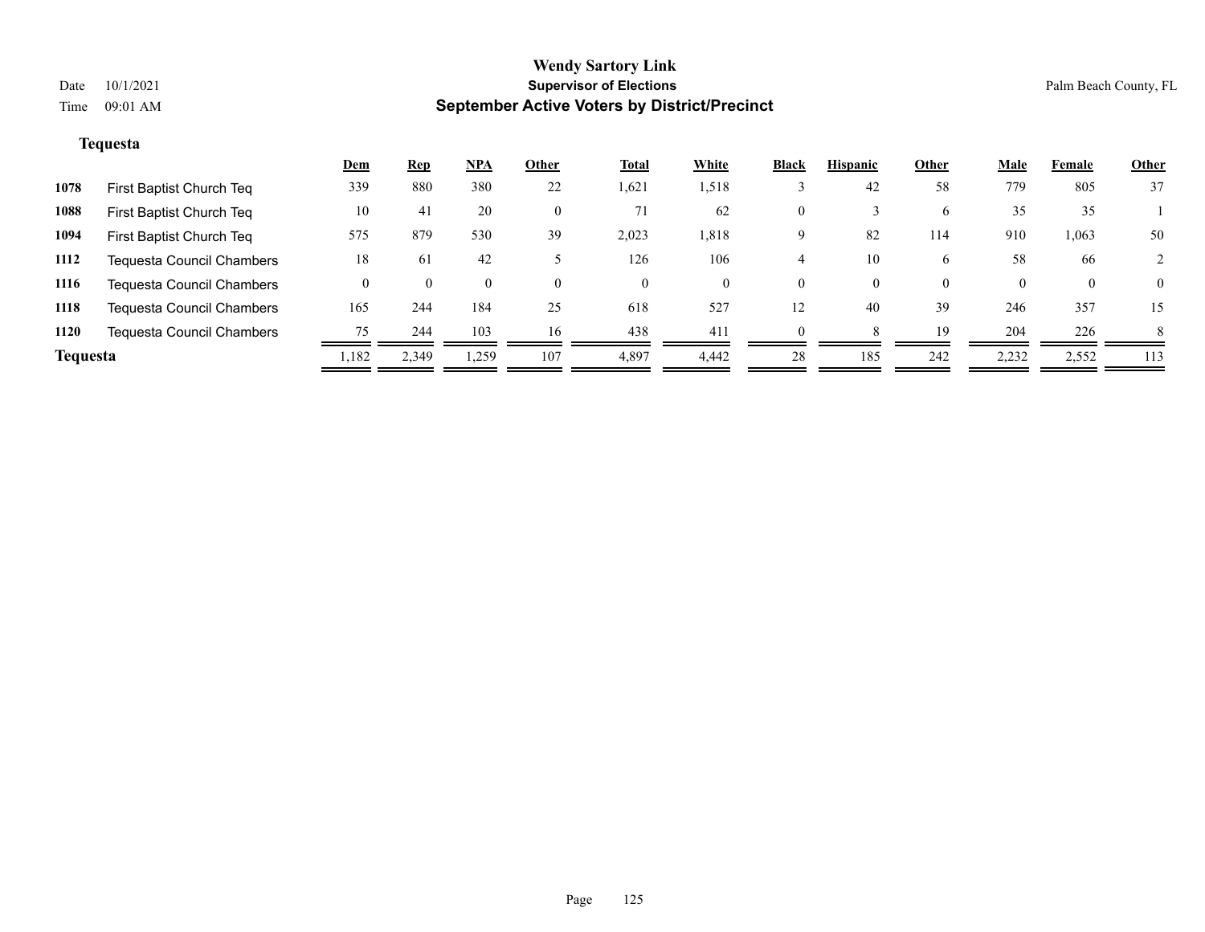# Wendy Sartory Link

## Supervisor of Elections

## September Active Voters by District/Precinct

Date 10/1/2021
Time 09:01 AM

Palm Beach County, FL

### Tequesta

| | | Dem | Rep | NPA | Other | Total | White | Black | Hispanic | Other | Male | Female | Other |
|---|---|---|---|---|---|---|---|---|---|---|---|---|---|
| 1078 | First Baptist Church Teq | 339 | 880 | 380 | 22 | 1,621 | 1,518 | 3 | 42 | 58 | 779 | 805 | 37 |
| 1088 | First Baptist Church Teq | 10 | 41 | 20 | 0 | 71 | 62 | 0 | 3 | 6 | 35 | 35 | 1 |
| 1094 | First Baptist Church Teq | 575 | 879 | 530 | 39 | 2,023 | 1,818 | 9 | 82 | 114 | 910 | 1,063 | 50 |
| 1112 | Tequesta Council Chambers | 18 | 61 | 42 | 5 | 126 | 106 | 4 | 10 | 6 | 58 | 66 | 2 |
| 1116 | Tequesta Council Chambers | 0 | 0 | 0 | 0 | 0 | 0 | 0 | 0 | 0 | 0 | 0 | 0 |
| 1118 | Tequesta Council Chambers | 165 | 244 | 184 | 25 | 618 | 527 | 12 | 40 | 39 | 246 | 357 | 15 |
| 1120 | Tequesta Council Chambers | 75 | 244 | 103 | 16 | 438 | 411 | 0 | 8 | 19 | 204 | 226 | 8 |
| **Tequesta** | | 1,182 | 2,349 | 1,259 | 107 | 4,897 | 4,442 | 28 | 185 | 242 | 2,232 | 2,552 | 113 |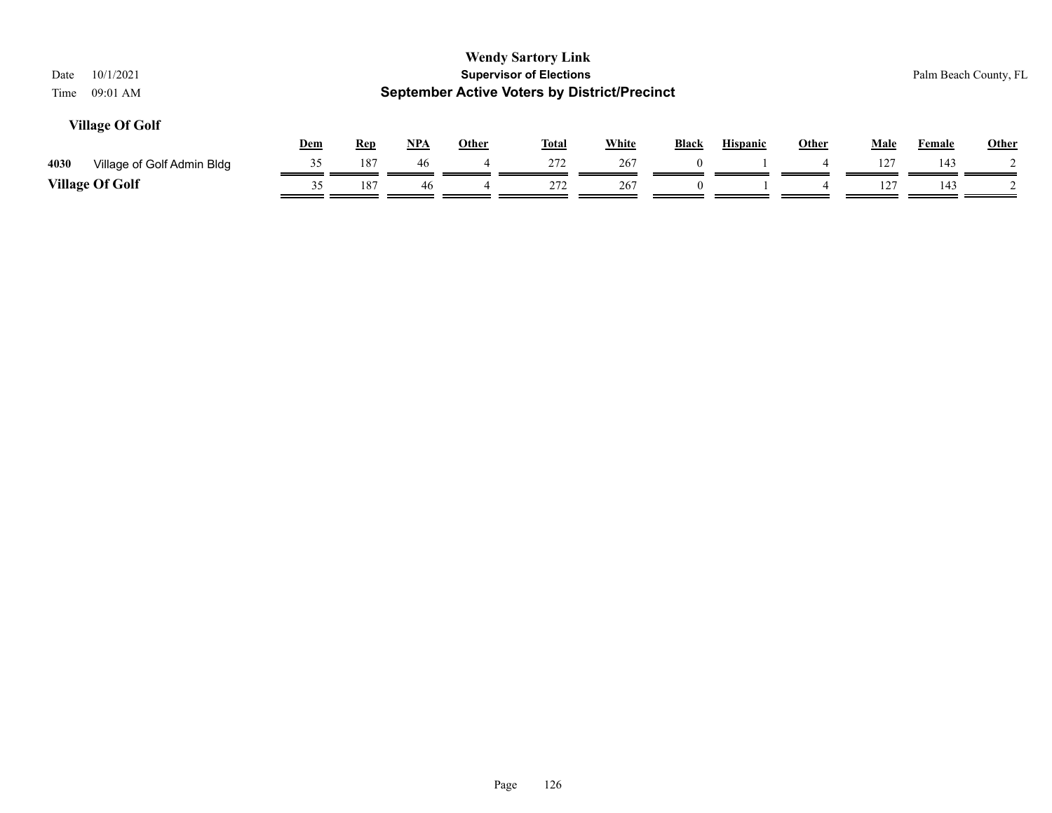## Village Of Golf

| | Dem | Rep | NPA | Other | Total | White | Black | Hispanic | Other | Male | Female | Other |
|---|---|---|---|---|---|---|---|---|---|---|---|---|
| **4030** Village of Golf Admin Bldg | 35 | 187 | 46 | 4 | 272 | 267 | 0 | 1 | 4 | 127 | 143 | 2 |
| **Village Of Golf** | 35 | 187 | 46 | 4 | 272 | 267 | 0 | 1 | 4 | 127 | 143 | 2 |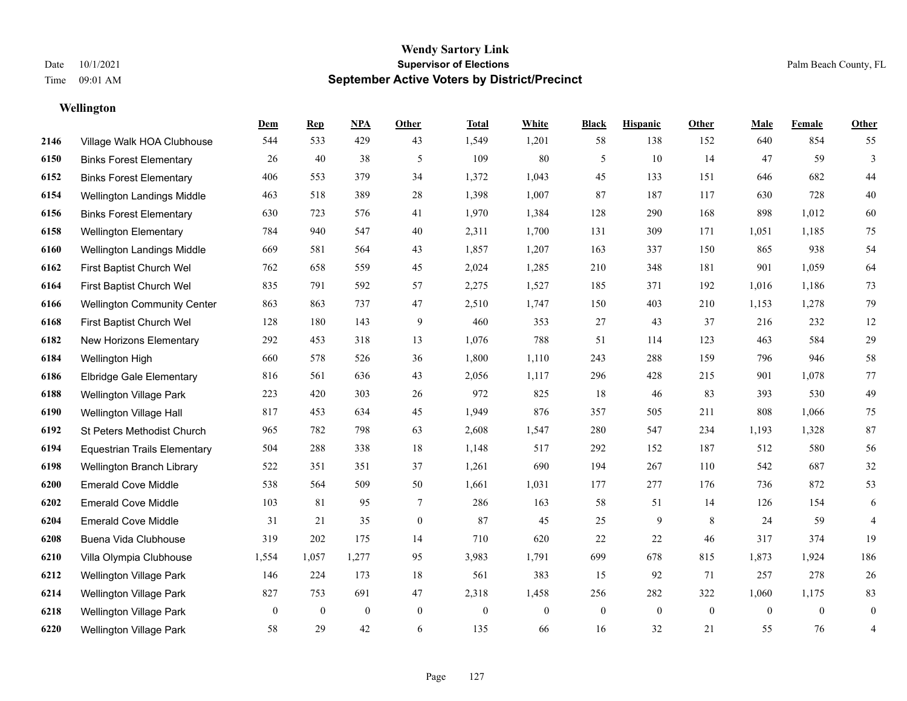# Wendy Sartory Link
## Supervisor of Elections
## September Active Voters by District/Precinct

Date 10/1/2021
Time 09:01 AM

Palm Beach County, FL

### Wellington

| | | Dem | Rep | NPA | Other | Total | White | Black | Hispanic | Other | Male | Female | Other |
|---|---|---|---|---|---|---|---|---|---|---|---|---|---|
| 2146 | Village Walk HOA Clubhouse | 544 | 533 | 429 | 43 | 1,549 | 1,201 | 58 | 138 | 152 | 640 | 854 | 55 |
| 6150 | Binks Forest Elementary | 26 | 40 | 38 | 5 | 109 | 80 | 5 | 10 | 14 | 47 | 59 | 3 |
| 6152 | Binks Forest Elementary | 406 | 553 | 379 | 34 | 1,372 | 1,043 | 45 | 133 | 151 | 646 | 682 | 44 |
| 6154 | Wellington Landings Middle | 463 | 518 | 389 | 28 | 1,398 | 1,007 | 87 | 187 | 117 | 630 | 728 | 40 |
| 6156 | Binks Forest Elementary | 630 | 723 | 576 | 41 | 1,970 | 1,384 | 128 | 290 | 168 | 898 | 1,012 | 60 |
| 6158 | Wellington Elementary | 784 | 940 | 547 | 40 | 2,311 | 1,700 | 131 | 309 | 171 | 1,051 | 1,185 | 75 |
| 6160 | Wellington Landings Middle | 669 | 581 | 564 | 43 | 1,857 | 1,207 | 163 | 337 | 150 | 865 | 938 | 54 |
| 6162 | First Baptist Church Wel | 762 | 658 | 559 | 45 | 2,024 | 1,285 | 210 | 348 | 181 | 901 | 1,059 | 64 |
| 6164 | First Baptist Church Wel | 835 | 791 | 592 | 57 | 2,275 | 1,527 | 185 | 371 | 192 | 1,016 | 1,186 | 73 |
| 6166 | Wellington Community Center | 863 | 863 | 737 | 47 | 2,510 | 1,747 | 150 | 403 | 210 | 1,153 | 1,278 | 79 |
| 6168 | First Baptist Church Wel | 128 | 180 | 143 | 9 | 460 | 353 | 27 | 43 | 37 | 216 | 232 | 12 |
| 6182 | New Horizons Elementary | 292 | 453 | 318 | 13 | 1,076 | 788 | 51 | 114 | 123 | 463 | 584 | 29 |
| 6184 | Wellington High | 660 | 578 | 526 | 36 | 1,800 | 1,110 | 243 | 288 | 159 | 796 | 946 | 58 |
| 6186 | Elbridge Gale Elementary | 816 | 561 | 636 | 43 | 2,056 | 1,117 | 296 | 428 | 215 | 901 | 1,078 | 77 |
| 6188 | Wellington Village Park | 223 | 420 | 303 | 26 | 972 | 825 | 18 | 46 | 83 | 393 | 530 | 49 |
| 6190 | Wellington Village Hall | 817 | 453 | 634 | 45 | 1,949 | 876 | 357 | 505 | 211 | 808 | 1,066 | 75 |
| 6192 | St Peters Methodist Church | 965 | 782 | 798 | 63 | 2,608 | 1,547 | 280 | 547 | 234 | 1,193 | 1,328 | 87 |
| 6194 | Equestrian Trails Elementary | 504 | 288 | 338 | 18 | 1,148 | 517 | 292 | 152 | 187 | 512 | 580 | 56 |
| 6198 | Wellington Branch Library | 522 | 351 | 351 | 37 | 1,261 | 690 | 194 | 267 | 110 | 542 | 687 | 32 |
| 6200 | Emerald Cove Middle | 538 | 564 | 509 | 50 | 1,661 | 1,031 | 177 | 277 | 176 | 736 | 872 | 53 |
| 6202 | Emerald Cove Middle | 103 | 81 | 95 | 7 | 286 | 163 | 58 | 51 | 14 | 126 | 154 | 6 |
| 6204 | Emerald Cove Middle | 31 | 21 | 35 | 0 | 87 | 45 | 25 | 9 | 8 | 24 | 59 | 4 |
| 6208 | Buena Vida Clubhouse | 319 | 202 | 175 | 14 | 710 | 620 | 22 | 22 | 46 | 317 | 374 | 19 |
| 6210 | Villa Olympia Clubhouse | 1,554 | 1,057 | 1,277 | 95 | 3,983 | 1,791 | 699 | 678 | 815 | 1,873 | 1,924 | 186 |
| 6212 | Wellington Village Park | 146 | 224 | 173 | 18 | 561 | 383 | 15 | 92 | 71 | 257 | 278 | 26 |
| 6214 | Wellington Village Park | 827 | 753 | 691 | 47 | 2,318 | 1,458 | 256 | 282 | 322 | 1,060 | 1,175 | 83 |
| 6218 | Wellington Village Park | 0 | 0 | 0 | 0 | 0 | 0 | 0 | 0 | 0 | 0 | 0 | 0 |
| 6220 | Wellington Village Park | 58 | 29 | 42 | 6 | 135 | 66 | 16 | 32 | 21 | 55 | 76 | 4 |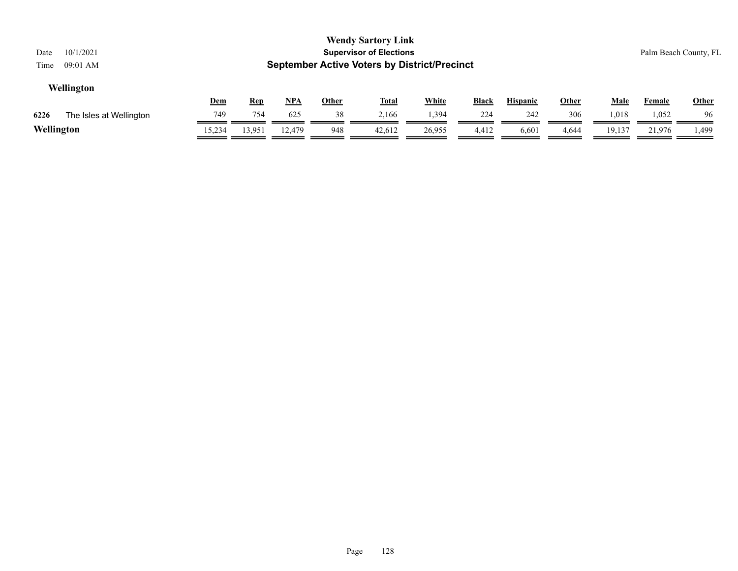# Wendy Sartory Link

## Supervisor of Elections

## September Active Voters by District/Precinct

Date 10/1/2021

Time 09:01 AM

Palm Beach County, FL

### Wellington

| | | Dem | Rep | NPA | Other | Total | White | Black | Hispanic | Other | Male | Female | Other |
|---|---|---|---|---|---|---|---|---|---|---|---|---|---|
| 6226 | The Isles at Wellington | 749 | 754 | 625 | 38 | 2,166 | 1,394 | 224 | 242 | 306 | 1,018 | 1,052 | 96 |
| **Wellington** | | 15,234 | 13,951 | 12,479 | 948 | 42,612 | 26,955 | 4,412 | 6,601 | 4,644 | 19,137 | 21,976 | 1,499 |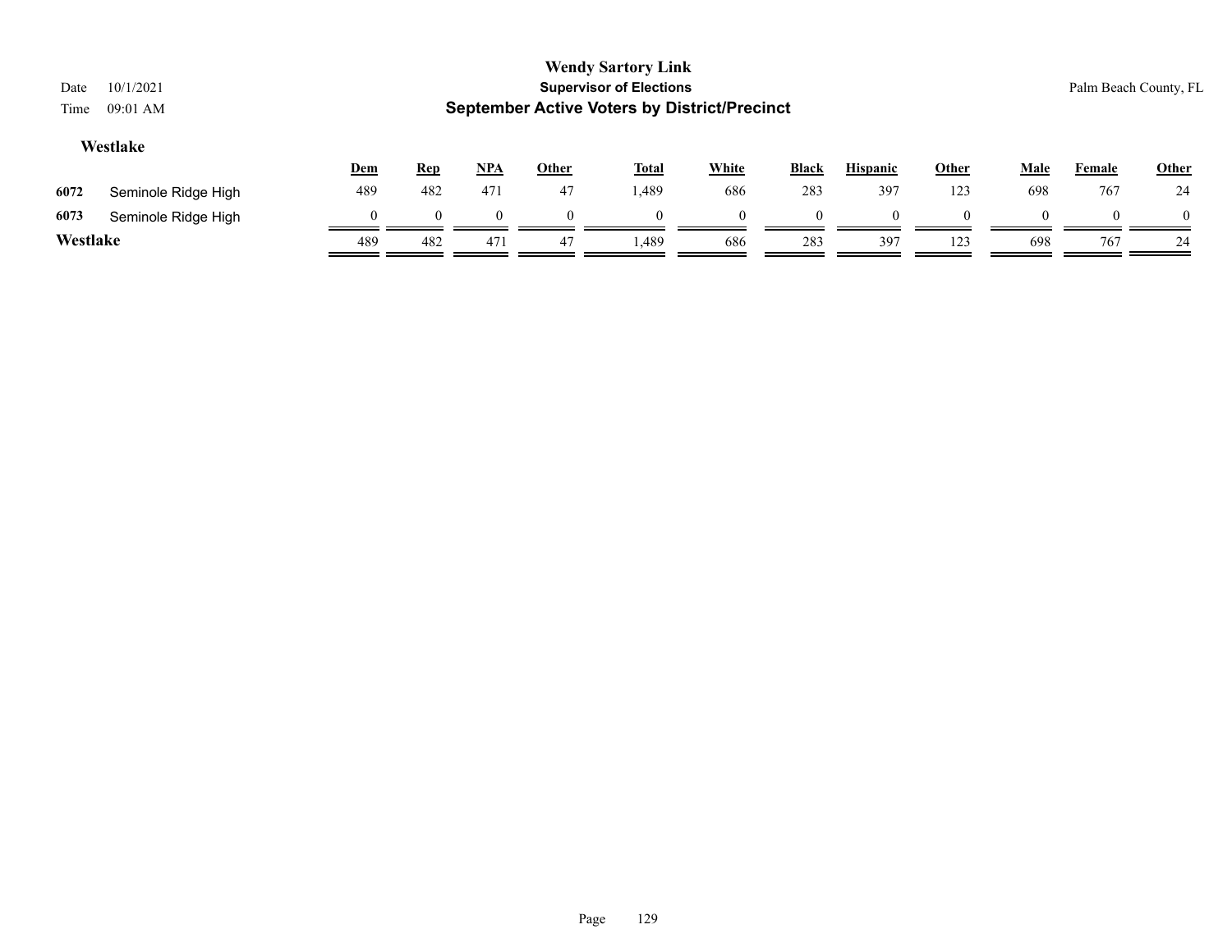**Wendy Sartory Link**
**Supervisor of Elections**
**September Active Voters by District/Precinct**

Date 10/1/2021
Time 09:01 AM

Palm Beach County, FL

### Westlake

| | | Dem | Rep | NPA | Other | Total | White | Black | Hispanic | Other | Male | Female | Other |
|---|---|---|---|---|---|---|---|---|---|---|---|---|---|
| 6072 | Seminole Ridge High | 489 | 482 | 471 | 47 | 1,489 | 686 | 283 | 397 | 123 | 698 | 767 | 24 |
| 6073 | Seminole Ridge High | 0 | 0 | 0 | 0 | 0 | 0 | 0 | 0 | 0 | 0 | 0 | 0 |
| **Westlake** | | 489 | 482 | 471 | 47 | 1,489 | 686 | 283 | 397 | 123 | 698 | 767 | 24 |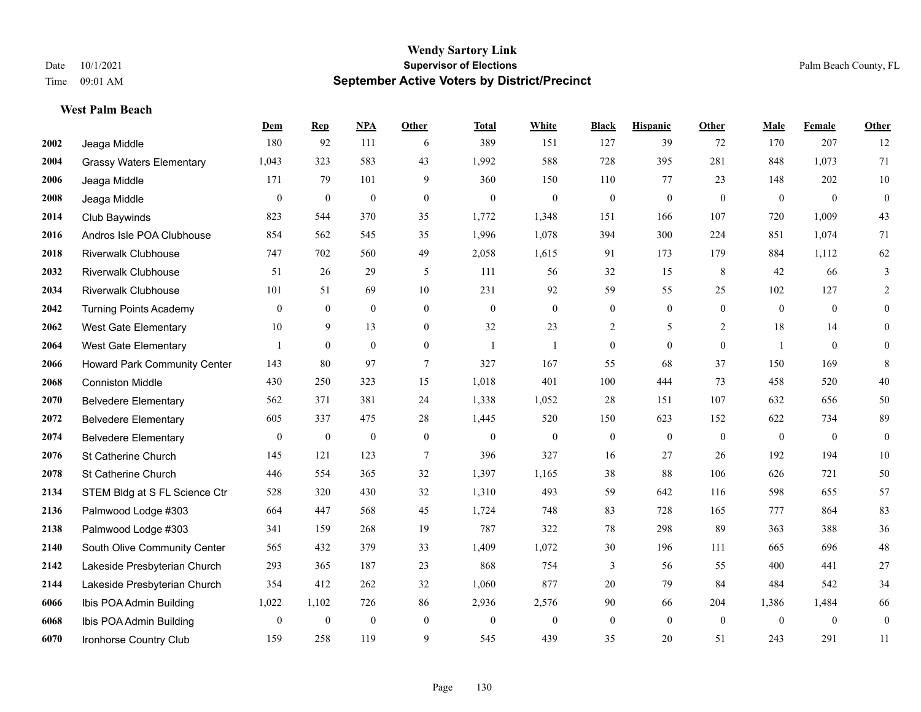**Wendy Sartory Link**
**Supervisor of Elections**
**September Active Voters by District/Precinct**

Date 10/1/2021
Time 09:01 AM

Palm Beach County, FL

### West Palm Beach

| | | Dem | Rep | NPA | Other | Total | White | Black | Hispanic | Other | Male | Female | Other |
|---|---|---|---|---|---|---|---|---|---|---|---|---|---|
| 2002 | Jeaga Middle | 180 | 92 | 111 | 6 | 389 | 151 | 127 | 39 | 72 | 170 | 207 | 12 |
| 2004 | Grassy Waters Elementary | 1,043 | 323 | 583 | 43 | 1,992 | 588 | 728 | 395 | 281 | 848 | 1,073 | 71 |
| 2006 | Jeaga Middle | 171 | 79 | 101 | 9 | 360 | 150 | 110 | 77 | 23 | 148 | 202 | 10 |
| 2008 | Jeaga Middle | 0 | 0 | 0 | 0 | 0 | 0 | 0 | 0 | 0 | 0 | 0 | 0 |
| 2014 | Club Baywinds | 823 | 544 | 370 | 35 | 1,772 | 1,348 | 151 | 166 | 107 | 720 | 1,009 | 43 |
| 2016 | Andros Isle POA Clubhouse | 854 | 562 | 545 | 35 | 1,996 | 1,078 | 394 | 300 | 224 | 851 | 1,074 | 71 |
| 2018 | Riverwalk Clubhouse | 747 | 702 | 560 | 49 | 2,058 | 1,615 | 91 | 173 | 179 | 884 | 1,112 | 62 |
| 2032 | Riverwalk Clubhouse | 51 | 26 | 29 | 5 | 111 | 56 | 32 | 15 | 8 | 42 | 66 | 3 |
| 2034 | Riverwalk Clubhouse | 101 | 51 | 69 | 10 | 231 | 92 | 59 | 55 | 25 | 102 | 127 | 2 |
| 2042 | Turning Points Academy | 0 | 0 | 0 | 0 | 0 | 0 | 0 | 0 | 0 | 0 | 0 | 0 |
| 2062 | West Gate Elementary | 10 | 9 | 13 | 0 | 32 | 23 | 2 | 5 | 2 | 18 | 14 | 0 |
| 2064 | West Gate Elementary | 1 | 0 | 0 | 0 | 1 | 1 | 0 | 0 | 0 | 1 | 0 | 0 |
| 2066 | Howard Park Community Center | 143 | 80 | 97 | 7 | 327 | 167 | 55 | 68 | 37 | 150 | 169 | 8 |
| 2068 | Conniston Middle | 430 | 250 | 323 | 15 | 1,018 | 401 | 100 | 444 | 73 | 458 | 520 | 40 |
| 2070 | Belvedere Elementary | 562 | 371 | 381 | 24 | 1,338 | 1,052 | 28 | 151 | 107 | 632 | 656 | 50 |
| 2072 | Belvedere Elementary | 605 | 337 | 475 | 28 | 1,445 | 520 | 150 | 623 | 152 | 622 | 734 | 89 |
| 2074 | Belvedere Elementary | 0 | 0 | 0 | 0 | 0 | 0 | 0 | 0 | 0 | 0 | 0 | 0 |
| 2076 | St Catherine Church | 145 | 121 | 123 | 7 | 396 | 327 | 16 | 27 | 26 | 192 | 194 | 10 |
| 2078 | St Catherine Church | 446 | 554 | 365 | 32 | 1,397 | 1,165 | 38 | 88 | 106 | 626 | 721 | 50 |
| 2134 | STEM Bldg at S FL Science Ctr | 528 | 320 | 430 | 32 | 1,310 | 493 | 59 | 642 | 116 | 598 | 655 | 57 |
| 2136 | Palmwood Lodge #303 | 664 | 447 | 568 | 45 | 1,724 | 748 | 83 | 728 | 165 | 777 | 864 | 83 |
| 2138 | Palmwood Lodge #303 | 341 | 159 | 268 | 19 | 787 | 322 | 78 | 298 | 89 | 363 | 388 | 36 |
| 2140 | South Olive Community Center | 565 | 432 | 379 | 33 | 1,409 | 1,072 | 30 | 196 | 111 | 665 | 696 | 48 |
| 2142 | Lakeside Presbyterian Church | 293 | 365 | 187 | 23 | 868 | 754 | 3 | 56 | 55 | 400 | 441 | 27 |
| 2144 | Lakeside Presbyterian Church | 354 | 412 | 262 | 32 | 1,060 | 877 | 20 | 79 | 84 | 484 | 542 | 34 |
| 6066 | Ibis POA Admin Building | 1,022 | 1,102 | 726 | 86 | 2,936 | 2,576 | 90 | 66 | 204 | 1,386 | 1,484 | 66 |
| 6068 | Ibis POA Admin Building | 0 | 0 | 0 | 0 | 0 | 0 | 0 | 0 | 0 | 0 | 0 | 0 |
| 6070 | Ironhorse Country Club | 159 | 258 | 119 | 9 | 545 | 439 | 35 | 20 | 51 | 243 | 291 | 11 |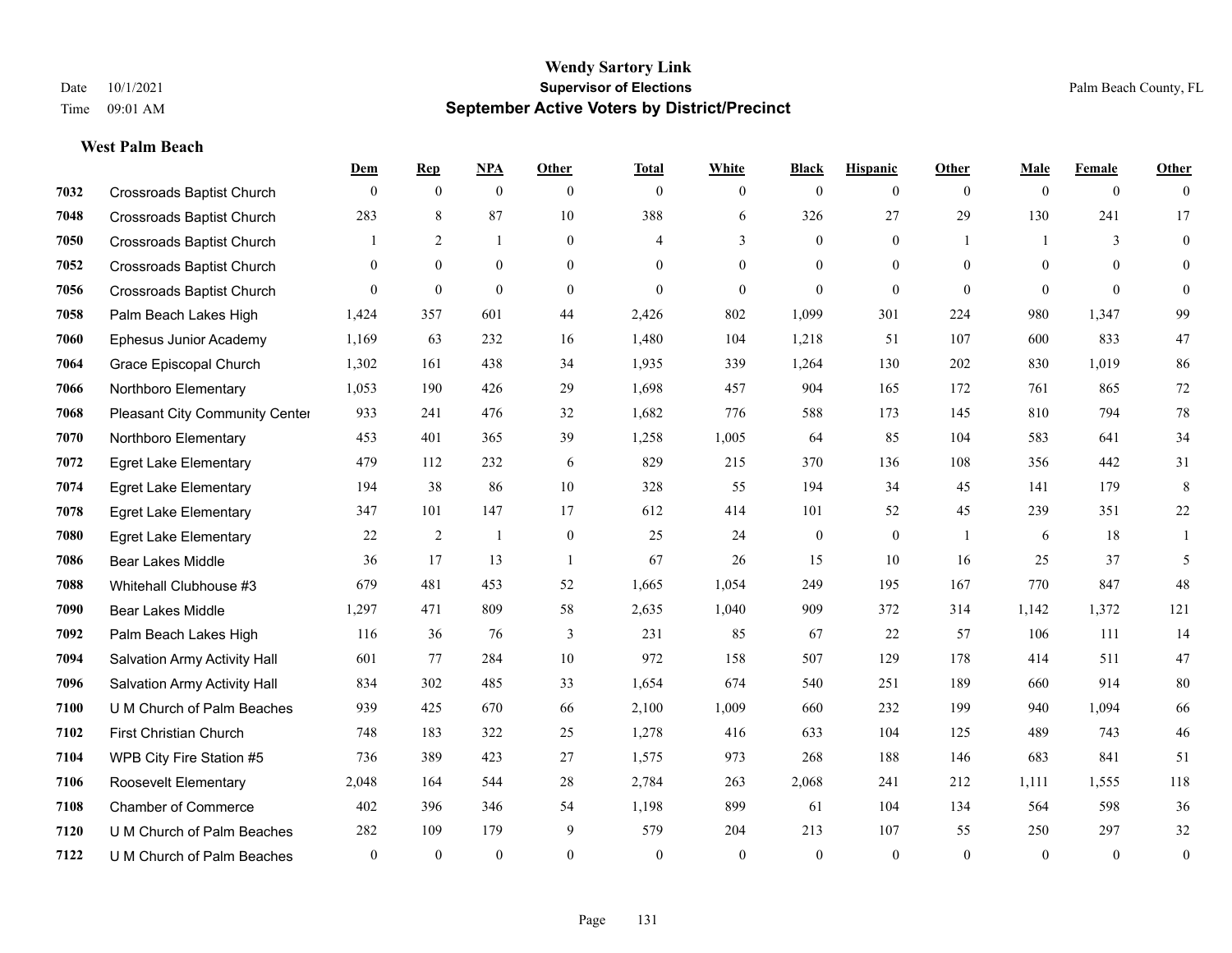# Wendy Sartory Link
## Supervisor of Elections
## September Active Voters by District/Precinct

Date 10/1/2021
Time 09:01 AM

Palm Beach County, FL

### West Palm Beach

| | | Dem | Rep | NPA | Other | Total | White | Black | Hispanic | Other | Male | Female | Other |
|---|---|---|---|---|---|---|---|---|---|---|---|---|---|
| 7032 | Crossroads Baptist Church | 0 | 0 | 0 | 0 | 0 | 0 | 0 | 0 | 0 | 0 | 0 | 0 |
| 7048 | Crossroads Baptist Church | 283 | 8 | 87 | 10 | 388 | 6 | 326 | 27 | 29 | 130 | 241 | 17 |
| 7050 | Crossroads Baptist Church | 1 | 2 | 1 | 0 | 4 | 3 | 0 | 0 | 1 | 1 | 3 | 0 |
| 7052 | Crossroads Baptist Church | 0 | 0 | 0 | 0 | 0 | 0 | 0 | 0 | 0 | 0 | 0 | 0 |
| 7056 | Crossroads Baptist Church | 0 | 0 | 0 | 0 | 0 | 0 | 0 | 0 | 0 | 0 | 0 | 0 |
| 7058 | Palm Beach Lakes High | 1,424 | 357 | 601 | 44 | 2,426 | 802 | 1,099 | 301 | 224 | 980 | 1,347 | 99 |
| 7060 | Ephesus Junior Academy | 1,169 | 63 | 232 | 16 | 1,480 | 104 | 1,218 | 51 | 107 | 600 | 833 | 47 |
| 7064 | Grace Episcopal Church | 1,302 | 161 | 438 | 34 | 1,935 | 339 | 1,264 | 130 | 202 | 830 | 1,019 | 86 |
| 7066 | Northboro Elementary | 1,053 | 190 | 426 | 29 | 1,698 | 457 | 904 | 165 | 172 | 761 | 865 | 72 |
| 7068 | Pleasant City Community Center | 933 | 241 | 476 | 32 | 1,682 | 776 | 588 | 173 | 145 | 810 | 794 | 78 |
| 7070 | Northboro Elementary | 453 | 401 | 365 | 39 | 1,258 | 1,005 | 64 | 85 | 104 | 583 | 641 | 34 |
| 7072 | Egret Lake Elementary | 479 | 112 | 232 | 6 | 829 | 215 | 370 | 136 | 108 | 356 | 442 | 31 |
| 7074 | Egret Lake Elementary | 194 | 38 | 86 | 10 | 328 | 55 | 194 | 34 | 45 | 141 | 179 | 8 |
| 7078 | Egret Lake Elementary | 347 | 101 | 147 | 17 | 612 | 414 | 101 | 52 | 45 | 239 | 351 | 22 |
| 7080 | Egret Lake Elementary | 22 | 2 | 1 | 0 | 25 | 24 | 0 | 0 | 1 | 6 | 18 | 1 |
| 7086 | Bear Lakes Middle | 36 | 17 | 13 | 1 | 67 | 26 | 15 | 10 | 16 | 25 | 37 | 5 |
| 7088 | Whitehall Clubhouse #3 | 679 | 481 | 453 | 52 | 1,665 | 1,054 | 249 | 195 | 167 | 770 | 847 | 48 |
| 7090 | Bear Lakes Middle | 1,297 | 471 | 809 | 58 | 2,635 | 1,040 | 909 | 372 | 314 | 1,142 | 1,372 | 121 |
| 7092 | Palm Beach Lakes High | 116 | 36 | 76 | 3 | 231 | 85 | 67 | 22 | 57 | 106 | 111 | 14 |
| 7094 | Salvation Army Activity Hall | 601 | 77 | 284 | 10 | 972 | 158 | 507 | 129 | 178 | 414 | 511 | 47 |
| 7096 | Salvation Army Activity Hall | 834 | 302 | 485 | 33 | 1,654 | 674 | 540 | 251 | 189 | 660 | 914 | 80 |
| 7100 | U M Church of Palm Beaches | 939 | 425 | 670 | 66 | 2,100 | 1,009 | 660 | 232 | 199 | 940 | 1,094 | 66 |
| 7102 | First Christian Church | 748 | 183 | 322 | 25 | 1,278 | 416 | 633 | 104 | 125 | 489 | 743 | 46 |
| 7104 | WPB City Fire Station #5 | 736 | 389 | 423 | 27 | 1,575 | 973 | 268 | 188 | 146 | 683 | 841 | 51 |
| 7106 | Roosevelt Elementary | 2,048 | 164 | 544 | 28 | 2,784 | 263 | 2,068 | 241 | 212 | 1,111 | 1,555 | 118 |
| 7108 | Chamber of Commerce | 402 | 396 | 346 | 54 | 1,198 | 899 | 61 | 104 | 134 | 564 | 598 | 36 |
| 7120 | U M Church of Palm Beaches | 282 | 109 | 179 | 9 | 579 | 204 | 213 | 107 | 55 | 250 | 297 | 32 |
| 7122 | U M Church of Palm Beaches | 0 | 0 | 0 | 0 | 0 | 0 | 0 | 0 | 0 | 0 | 0 | 0 |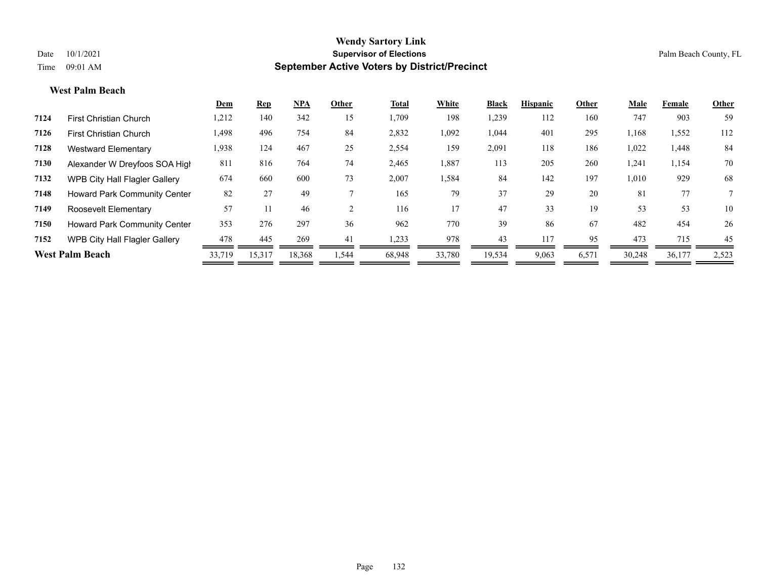**Wendy Sartory Link**
**Supervisor of Elections**
**September Active Voters by District/Precinct**

Date 10/1/2021
Time 09:01 AM

Palm Beach County, FL

### West Palm Beach

| | | Dem | Rep | NPA | Other | Total | White | Black | Hispanic | Other | Male | Female | Other |
|---|---|---|---|---|---|---|---|---|---|---|---|---|---|
| 7124 | First Christian Church | 1,212 | 140 | 342 | 15 | 1,709 | 198 | 1,239 | 112 | 160 | 747 | 903 | 59 |
| 7126 | First Christian Church | 1,498 | 496 | 754 | 84 | 2,832 | 1,092 | 1,044 | 401 | 295 | 1,168 | 1,552 | 112 |
| 7128 | Westward Elementary | 1,938 | 124 | 467 | 25 | 2,554 | 159 | 2,091 | 118 | 186 | 1,022 | 1,448 | 84 |
| 7130 | Alexander W Dreyfoos SOA High | 811 | 816 | 764 | 74 | 2,465 | 1,887 | 113 | 205 | 260 | 1,241 | 1,154 | 70 |
| 7132 | WPB City Hall Flagler Gallery | 674 | 660 | 600 | 73 | 2,007 | 1,584 | 84 | 142 | 197 | 1,010 | 929 | 68 |
| 7148 | Howard Park Community Center | 82 | 27 | 49 | 7 | 165 | 79 | 37 | 29 | 20 | 81 | 77 | 7 |
| 7149 | Roosevelt Elementary | 57 | 11 | 46 | 2 | 116 | 17 | 47 | 33 | 19 | 53 | 53 | 10 |
| 7150 | Howard Park Community Center | 353 | 276 | 297 | 36 | 962 | 770 | 39 | 86 | 67 | 482 | 454 | 26 |
| 7152 | WPB City Hall Flagler Gallery | 478 | 445 | 269 | 41 | 1,233 | 978 | 43 | 117 | 95 | 473 | 715 | 45 |
| **West Palm Beach** | | 33,719 | 15,317 | 18,368 | 1,544 | 68,948 | 33,780 | 19,534 | 9,063 | 6,571 | 30,248 | 36,177 | 2,523 |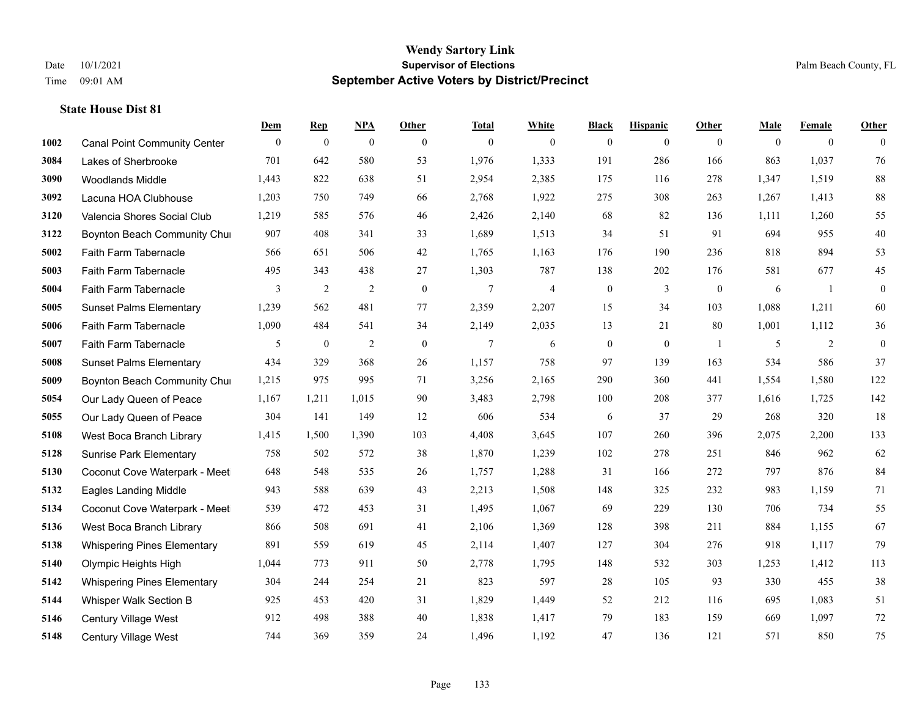# Wendy Sartory Link
## Supervisor of Elections
## September Active Voters by District/Precinct

Date 10/1/2021
Time 09:01 AM

Palm Beach County, FL

### State House Dist 81

| | | Dem | Rep | NPA | Other | Total | White | Black | Hispanic | Other | Male | Female | Other |
|---|---|---|---|---|---|---|---|---|---|---|---|---|---|
| 1002 | Canal Point Community Center | 0 | 0 | 0 | 0 | 0 | 0 | 0 | 0 | 0 | 0 | 0 | 0 |
| 3084 | Lakes of Sherbrooke | 701 | 642 | 580 | 53 | 1,976 | 1,333 | 191 | 286 | 166 | 863 | 1,037 | 76 |
| 3090 | Woodlands Middle | 1,443 | 822 | 638 | 51 | 2,954 | 2,385 | 175 | 116 | 278 | 1,347 | 1,519 | 88 |
| 3092 | Lacuna HOA Clubhouse | 1,203 | 750 | 749 | 66 | 2,768 | 1,922 | 275 | 308 | 263 | 1,267 | 1,413 | 88 |
| 3120 | Valencia Shores Social Club | 1,219 | 585 | 576 | 46 | 2,426 | 2,140 | 68 | 82 | 136 | 1,111 | 1,260 | 55 |
| 3122 | Boynton Beach Community Chu | 907 | 408 | 341 | 33 | 1,689 | 1,513 | 34 | 51 | 91 | 694 | 955 | 40 |
| 5002 | Faith Farm Tabernacle | 566 | 651 | 506 | 42 | 1,765 | 1,163 | 176 | 190 | 236 | 818 | 894 | 53 |
| 5003 | Faith Farm Tabernacle | 495 | 343 | 438 | 27 | 1,303 | 787 | 138 | 202 | 176 | 581 | 677 | 45 |
| 5004 | Faith Farm Tabernacle | 3 | 2 | 2 | 0 | 7 | 4 | 0 | 3 | 0 | 6 | 1 | 0 |
| 5005 | Sunset Palms Elementary | 1,239 | 562 | 481 | 77 | 2,359 | 2,207 | 15 | 34 | 103 | 1,088 | 1,211 | 60 |
| 5006 | Faith Farm Tabernacle | 1,090 | 484 | 541 | 34 | 2,149 | 2,035 | 13 | 21 | 80 | 1,001 | 1,112 | 36 |
| 5007 | Faith Farm Tabernacle | 5 | 0 | 2 | 0 | 7 | 6 | 0 | 0 | 1 | 5 | 2 | 0 |
| 5008 | Sunset Palms Elementary | 434 | 329 | 368 | 26 | 1,157 | 758 | 97 | 139 | 163 | 534 | 586 | 37 |
| 5009 | Boynton Beach Community Chu | 1,215 | 975 | 995 | 71 | 3,256 | 2,165 | 290 | 360 | 441 | 1,554 | 1,580 | 122 |
| 5054 | Our Lady Queen of Peace | 1,167 | 1,211 | 1,015 | 90 | 3,483 | 2,798 | 100 | 208 | 377 | 1,616 | 1,725 | 142 |
| 5055 | Our Lady Queen of Peace | 304 | 141 | 149 | 12 | 606 | 534 | 6 | 37 | 29 | 268 | 320 | 18 |
| 5108 | West Boca Branch Library | 1,415 | 1,500 | 1,390 | 103 | 4,408 | 3,645 | 107 | 260 | 396 | 2,075 | 2,200 | 133 |
| 5128 | Sunrise Park Elementary | 758 | 502 | 572 | 38 | 1,870 | 1,239 | 102 | 278 | 251 | 846 | 962 | 62 |
| 5130 | Coconut Cove Waterpark - Meet | 648 | 548 | 535 | 26 | 1,757 | 1,288 | 31 | 166 | 272 | 797 | 876 | 84 |
| 5132 | Eagles Landing Middle | 943 | 588 | 639 | 43 | 2,213 | 1,508 | 148 | 325 | 232 | 983 | 1,159 | 71 |
| 5134 | Coconut Cove Waterpark - Meet | 539 | 472 | 453 | 31 | 1,495 | 1,067 | 69 | 229 | 130 | 706 | 734 | 55 |
| 5136 | West Boca Branch Library | 866 | 508 | 691 | 41 | 2,106 | 1,369 | 128 | 398 | 211 | 884 | 1,155 | 67 |
| 5138 | Whispering Pines Elementary | 891 | 559 | 619 | 45 | 2,114 | 1,407 | 127 | 304 | 276 | 918 | 1,117 | 79 |
| 5140 | Olympic Heights High | 1,044 | 773 | 911 | 50 | 2,778 | 1,795 | 148 | 532 | 303 | 1,253 | 1,412 | 113 |
| 5142 | Whispering Pines Elementary | 304 | 244 | 254 | 21 | 823 | 597 | 28 | 105 | 93 | 330 | 455 | 38 |
| 5144 | Whisper Walk Section B | 925 | 453 | 420 | 31 | 1,829 | 1,449 | 52 | 212 | 116 | 695 | 1,083 | 51 |
| 5146 | Century Village West | 912 | 498 | 388 | 40 | 1,838 | 1,417 | 79 | 183 | 159 | 669 | 1,097 | 72 |
| 5148 | Century Village West | 744 | 369 | 359 | 24 | 1,496 | 1,192 | 47 | 136 | 121 | 571 | 850 | 75 |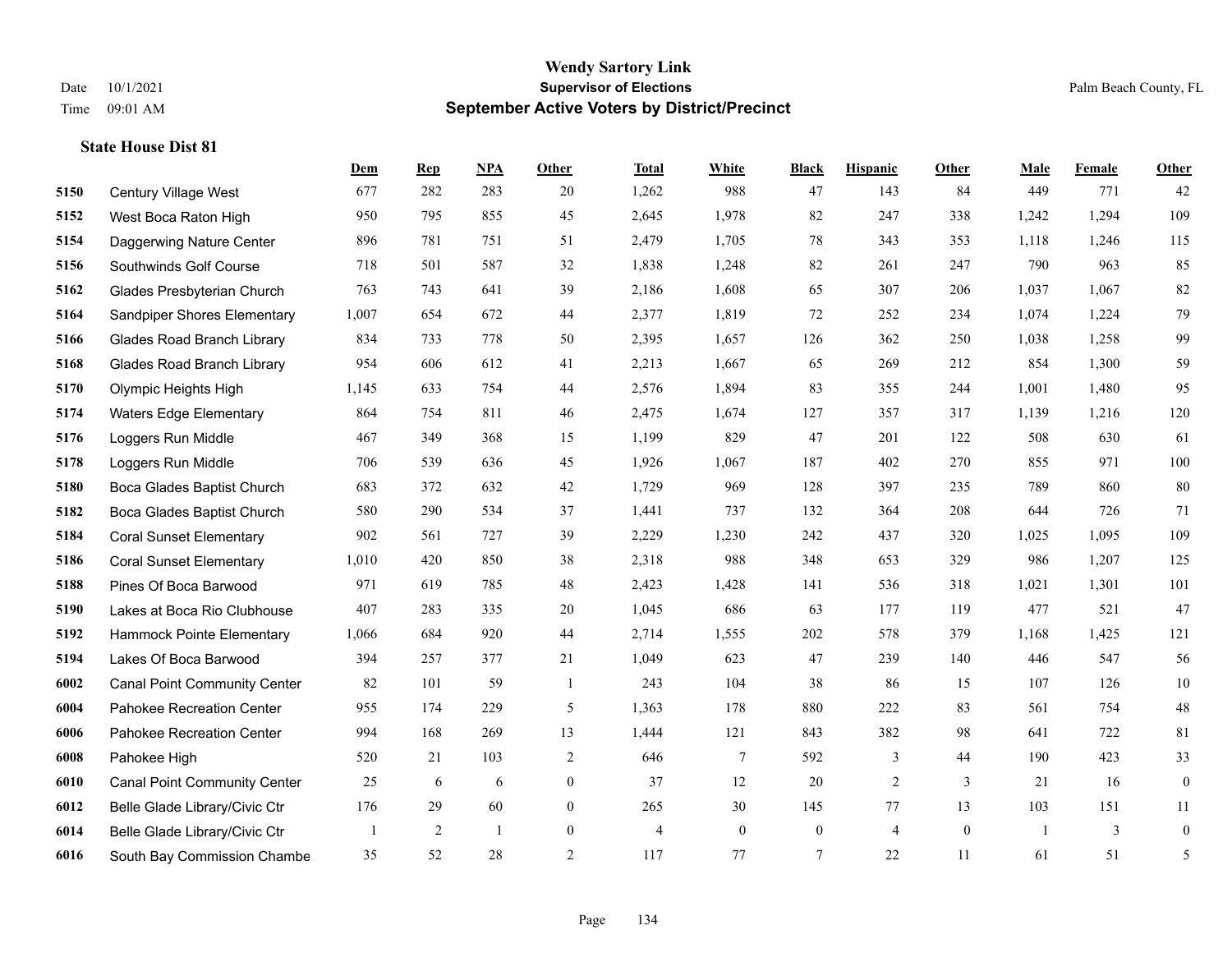# Wendy Sartory Link
## Supervisor of Elections
## September Active Voters by District/Precinct

Date 10/1/2021
Time 09:01 AM

Palm Beach County, FL

### State House Dist 81

| | | Dem | Rep | NPA | Other | Total | White | Black | Hispanic | Other | Male | Female | Other |
|---|---|---|---|---|---|---|---|---|---|---|---|---|---|
| 5150 | Century Village West | 677 | 282 | 283 | 20 | 1,262 | 988 | 47 | 143 | 84 | 449 | 771 | 42 |
| 5152 | West Boca Raton High | 950 | 795 | 855 | 45 | 2,645 | 1,978 | 82 | 247 | 338 | 1,242 | 1,294 | 109 |
| 5154 | Daggerwing Nature Center | 896 | 781 | 751 | 51 | 2,479 | 1,705 | 78 | 343 | 353 | 1,118 | 1,246 | 115 |
| 5156 | Southwinds Golf Course | 718 | 501 | 587 | 32 | 1,838 | 1,248 | 82 | 261 | 247 | 790 | 963 | 85 |
| 5162 | Glades Presbyterian Church | 763 | 743 | 641 | 39 | 2,186 | 1,608 | 65 | 307 | 206 | 1,037 | 1,067 | 82 |
| 5164 | Sandpiper Shores Elementary | 1,007 | 654 | 672 | 44 | 2,377 | 1,819 | 72 | 252 | 234 | 1,074 | 1,224 | 79 |
| 5166 | Glades Road Branch Library | 834 | 733 | 778 | 50 | 2,395 | 1,657 | 126 | 362 | 250 | 1,038 | 1,258 | 99 |
| 5168 | Glades Road Branch Library | 954 | 606 | 612 | 41 | 2,213 | 1,667 | 65 | 269 | 212 | 854 | 1,300 | 59 |
| 5170 | Olympic Heights High | 1,145 | 633 | 754 | 44 | 2,576 | 1,894 | 83 | 355 | 244 | 1,001 | 1,480 | 95 |
| 5174 | Waters Edge Elementary | 864 | 754 | 811 | 46 | 2,475 | 1,674 | 127 | 357 | 317 | 1,139 | 1,216 | 120 |
| 5176 | Loggers Run Middle | 467 | 349 | 368 | 15 | 1,199 | 829 | 47 | 201 | 122 | 508 | 630 | 61 |
| 5178 | Loggers Run Middle | 706 | 539 | 636 | 45 | 1,926 | 1,067 | 187 | 402 | 270 | 855 | 971 | 100 |
| 5180 | Boca Glades Baptist Church | 683 | 372 | 632 | 42 | 1,729 | 969 | 128 | 397 | 235 | 789 | 860 | 80 |
| 5182 | Boca Glades Baptist Church | 580 | 290 | 534 | 37 | 1,441 | 737 | 132 | 364 | 208 | 644 | 726 | 71 |
| 5184 | Coral Sunset Elementary | 902 | 561 | 727 | 39 | 2,229 | 1,230 | 242 | 437 | 320 | 1,025 | 1,095 | 109 |
| 5186 | Coral Sunset Elementary | 1,010 | 420 | 850 | 38 | 2,318 | 988 | 348 | 653 | 329 | 986 | 1,207 | 125 |
| 5188 | Pines Of Boca Barwood | 971 | 619 | 785 | 48 | 2,423 | 1,428 | 141 | 536 | 318 | 1,021 | 1,301 | 101 |
| 5190 | Lakes at Boca Rio Clubhouse | 407 | 283 | 335 | 20 | 1,045 | 686 | 63 | 177 | 119 | 477 | 521 | 47 |
| 5192 | Hammock Pointe Elementary | 1,066 | 684 | 920 | 44 | 2,714 | 1,555 | 202 | 578 | 379 | 1,168 | 1,425 | 121 |
| 5194 | Lakes Of Boca Barwood | 394 | 257 | 377 | 21 | 1,049 | 623 | 47 | 239 | 140 | 446 | 547 | 56 |
| 6002 | Canal Point Community Center | 82 | 101 | 59 | 1 | 243 | 104 | 38 | 86 | 15 | 107 | 126 | 10 |
| 6004 | Pahokee Recreation Center | 955 | 174 | 229 | 5 | 1,363 | 178 | 880 | 222 | 83 | 561 | 754 | 48 |
| 6006 | Pahokee Recreation Center | 994 | 168 | 269 | 13 | 1,444 | 121 | 843 | 382 | 98 | 641 | 722 | 81 |
| 6008 | Pahokee High | 520 | 21 | 103 | 2 | 646 | 7 | 592 | 3 | 44 | 190 | 423 | 33 |
| 6010 | Canal Point Community Center | 25 | 6 | 6 | 0 | 37 | 12 | 20 | 2 | 3 | 21 | 16 | 0 |
| 6012 | Belle Glade Library/Civic Ctr | 176 | 29 | 60 | 0 | 265 | 30 | 145 | 77 | 13 | 103 | 151 | 11 |
| 6014 | Belle Glade Library/Civic Ctr | 1 | 2 | 1 | 0 | 4 | 0 | 0 | 4 | 0 | 1 | 3 | 0 |
| 6016 | South Bay Commission Chambe | 35 | 52 | 28 | 2 | 117 | 77 | 7 | 22 | 11 | 61 | 51 | 5 |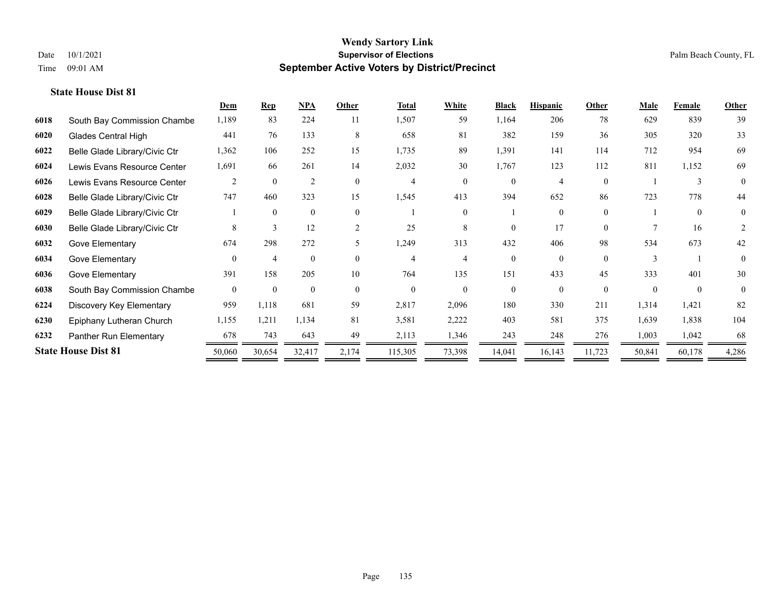# Wendy Sartory Link
## Supervisor of Elections
## September Active Voters by District/Precinct

Date 10/1/2021
Time 09:01 AM

Palm Beach County, FL

### State House Dist 81

| | | Dem | Rep | NPA | Other | Total | White | Black | Hispanic | Other | Male | Female | Other |
|---|---|---|---|---|---|---|---|---|---|---|---|---|---|
| 6018 | South Bay Commission Chambe | 1,189 | 83 | 224 | 11 | 1,507 | 59 | 1,164 | 206 | 78 | 629 | 839 | 39 |
| 6020 | Glades Central High | 441 | 76 | 133 | 8 | 658 | 81 | 382 | 159 | 36 | 305 | 320 | 33 |
| 6022 | Belle Glade Library/Civic Ctr | 1,362 | 106 | 252 | 15 | 1,735 | 89 | 1,391 | 141 | 114 | 712 | 954 | 69 |
| 6024 | Lewis Evans Resource Center | 1,691 | 66 | 261 | 14 | 2,032 | 30 | 1,767 | 123 | 112 | 811 | 1,152 | 69 |
| 6026 | Lewis Evans Resource Center | 2 | 0 | 2 | 0 | 4 | 0 | 0 | 4 | 0 | 1 | 3 | 0 |
| 6028 | Belle Glade Library/Civic Ctr | 747 | 460 | 323 | 15 | 1,545 | 413 | 394 | 652 | 86 | 723 | 778 | 44 |
| 6029 | Belle Glade Library/Civic Ctr | 1 | 0 | 0 | 0 | 1 | 0 | 1 | 0 | 0 | 1 | 0 | 0 |
| 6030 | Belle Glade Library/Civic Ctr | 8 | 3 | 12 | 2 | 25 | 8 | 0 | 17 | 0 | 7 | 16 | 2 |
| 6032 | Gove Elementary | 674 | 298 | 272 | 5 | 1,249 | 313 | 432 | 406 | 98 | 534 | 673 | 42 |
| 6034 | Gove Elementary | 0 | 4 | 0 | 0 | 4 | 4 | 0 | 0 | 0 | 3 | 1 | 0 |
| 6036 | Gove Elementary | 391 | 158 | 205 | 10 | 764 | 135 | 151 | 433 | 45 | 333 | 401 | 30 |
| 6038 | South Bay Commission Chambe | 0 | 0 | 0 | 0 | 0 | 0 | 0 | 0 | 0 | 0 | 0 | 0 |
| 6224 | Discovery Key Elementary | 959 | 1,118 | 681 | 59 | 2,817 | 2,096 | 180 | 330 | 211 | 1,314 | 1,421 | 82 |
| 6230 | Epiphany Lutheran Church | 1,155 | 1,211 | 1,134 | 81 | 3,581 | 2,222 | 403 | 581 | 375 | 1,639 | 1,838 | 104 |
| 6232 | Panther Run Elementary | 678 | 743 | 643 | 49 | 2,113 | 1,346 | 243 | 248 | 276 | 1,003 | 1,042 | 68 |
| **State House Dist 81** | | 50,060 | 30,654 | 32,417 | 2,174 | 115,305 | 73,398 | 14,041 | 16,143 | 11,723 | 50,841 | 60,178 | 4,286 |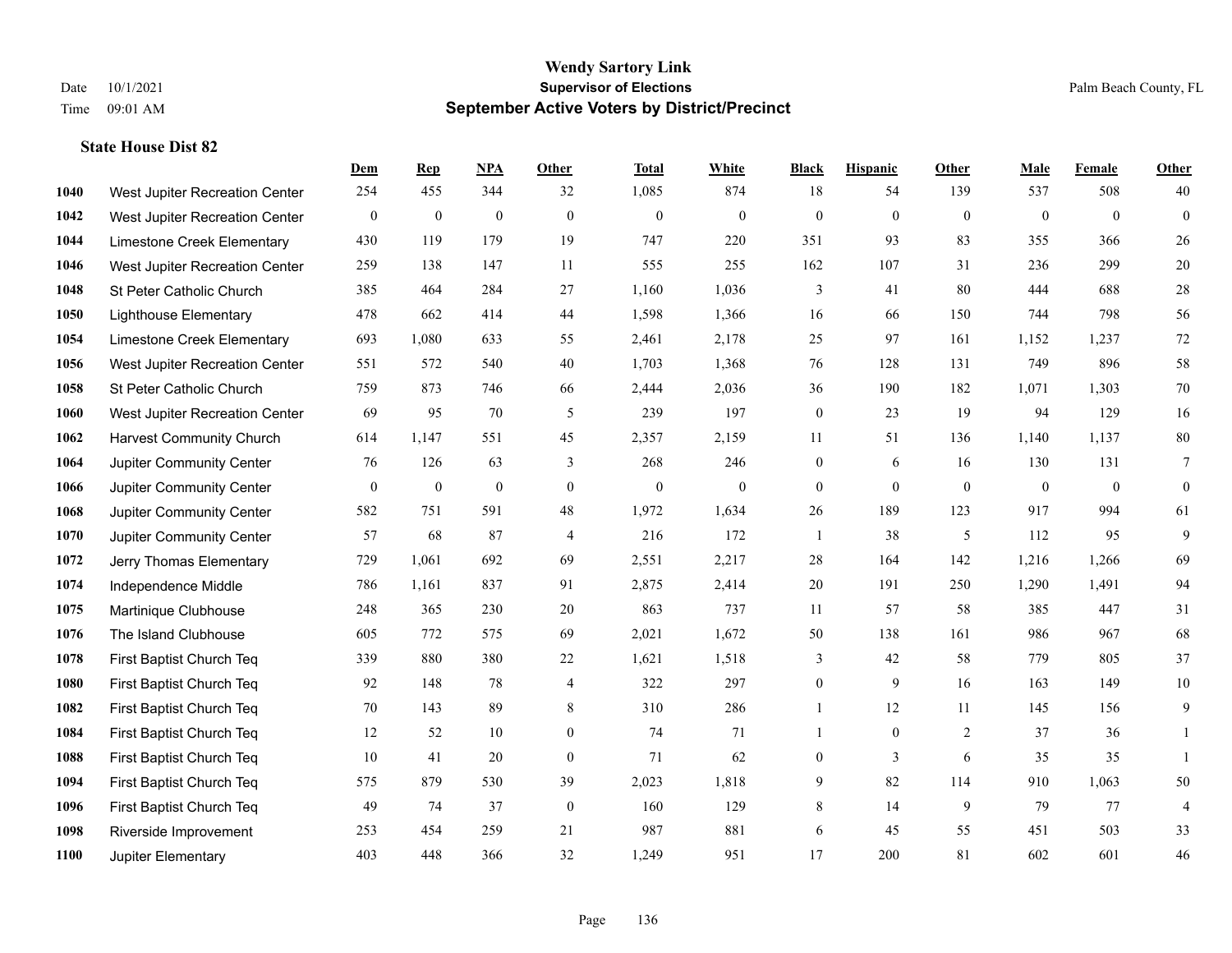# Wendy Sartory Link
## Supervisor of Elections
## September Active Voters by District/Precinct

Date 10/1/2021
Time 09:01 AM

Palm Beach County, FL

### State House Dist 82

| | | Dem | Rep | NPA | Other | Total | White | Black | Hispanic | Other | Male | Female | Other |
|---|---|---|---|---|---|---|---|---|---|---|---|---|---|
| 1040 | West Jupiter Recreation Center | 254 | 455 | 344 | 32 | 1,085 | 874 | 18 | 54 | 139 | 537 | 508 | 40 |
| 1042 | West Jupiter Recreation Center | 0 | 0 | 0 | 0 | 0 | 0 | 0 | 0 | 0 | 0 | 0 | 0 |
| 1044 | Limestone Creek Elementary | 430 | 119 | 179 | 19 | 747 | 220 | 351 | 93 | 83 | 355 | 366 | 26 |
| 1046 | West Jupiter Recreation Center | 259 | 138 | 147 | 11 | 555 | 255 | 162 | 107 | 31 | 236 | 299 | 20 |
| 1048 | St Peter Catholic Church | 385 | 464 | 284 | 27 | 1,160 | 1,036 | 3 | 41 | 80 | 444 | 688 | 28 |
| 1050 | Lighthouse Elementary | 478 | 662 | 414 | 44 | 1,598 | 1,366 | 16 | 66 | 150 | 744 | 798 | 56 |
| 1054 | Limestone Creek Elementary | 693 | 1,080 | 633 | 55 | 2,461 | 2,178 | 25 | 97 | 161 | 1,152 | 1,237 | 72 |
| 1056 | West Jupiter Recreation Center | 551 | 572 | 540 | 40 | 1,703 | 1,368 | 76 | 128 | 131 | 749 | 896 | 58 |
| 1058 | St Peter Catholic Church | 759 | 873 | 746 | 66 | 2,444 | 2,036 | 36 | 190 | 182 | 1,071 | 1,303 | 70 |
| 1060 | West Jupiter Recreation Center | 69 | 95 | 70 | 5 | 239 | 197 | 0 | 23 | 19 | 94 | 129 | 16 |
| 1062 | Harvest Community Church | 614 | 1,147 | 551 | 45 | 2,357 | 2,159 | 11 | 51 | 136 | 1,140 | 1,137 | 80 |
| 1064 | Jupiter Community Center | 76 | 126 | 63 | 3 | 268 | 246 | 0 | 6 | 16 | 130 | 131 | 7 |
| 1066 | Jupiter Community Center | 0 | 0 | 0 | 0 | 0 | 0 | 0 | 0 | 0 | 0 | 0 | 0 |
| 1068 | Jupiter Community Center | 582 | 751 | 591 | 48 | 1,972 | 1,634 | 26 | 189 | 123 | 917 | 994 | 61 |
| 1070 | Jupiter Community Center | 57 | 68 | 87 | 4 | 216 | 172 | 1 | 38 | 5 | 112 | 95 | 9 |
| 1072 | Jerry Thomas Elementary | 729 | 1,061 | 692 | 69 | 2,551 | 2,217 | 28 | 164 | 142 | 1,216 | 1,266 | 69 |
| 1074 | Independence Middle | 786 | 1,161 | 837 | 91 | 2,875 | 2,414 | 20 | 191 | 250 | 1,290 | 1,491 | 94 |
| 1075 | Martinique Clubhouse | 248 | 365 | 230 | 20 | 863 | 737 | 11 | 57 | 58 | 385 | 447 | 31 |
| 1076 | The Island Clubhouse | 605 | 772 | 575 | 69 | 2,021 | 1,672 | 50 | 138 | 161 | 986 | 967 | 68 |
| 1078 | First Baptist Church Teq | 339 | 880 | 380 | 22 | 1,621 | 1,518 | 3 | 42 | 58 | 779 | 805 | 37 |
| 1080 | First Baptist Church Teq | 92 | 148 | 78 | 4 | 322 | 297 | 0 | 9 | 16 | 163 | 149 | 10 |
| 1082 | First Baptist Church Teq | 70 | 143 | 89 | 8 | 310 | 286 | 1 | 12 | 11 | 145 | 156 | 9 |
| 1084 | First Baptist Church Teq | 12 | 52 | 10 | 0 | 74 | 71 | 1 | 0 | 2 | 37 | 36 | 1 |
| 1088 | First Baptist Church Teq | 10 | 41 | 20 | 0 | 71 | 62 | 0 | 3 | 6 | 35 | 35 | 1 |
| 1094 | First Baptist Church Teq | 575 | 879 | 530 | 39 | 2,023 | 1,818 | 9 | 82 | 114 | 910 | 1,063 | 50 |
| 1096 | First Baptist Church Teq | 49 | 74 | 37 | 0 | 160 | 129 | 8 | 14 | 9 | 79 | 77 | 4 |
| 1098 | Riverside Improvement | 253 | 454 | 259 | 21 | 987 | 881 | 6 | 45 | 55 | 451 | 503 | 33 |
| 1100 | Jupiter Elementary | 403 | 448 | 366 | 32 | 1,249 | 951 | 17 | 200 | 81 | 602 | 601 | 46 |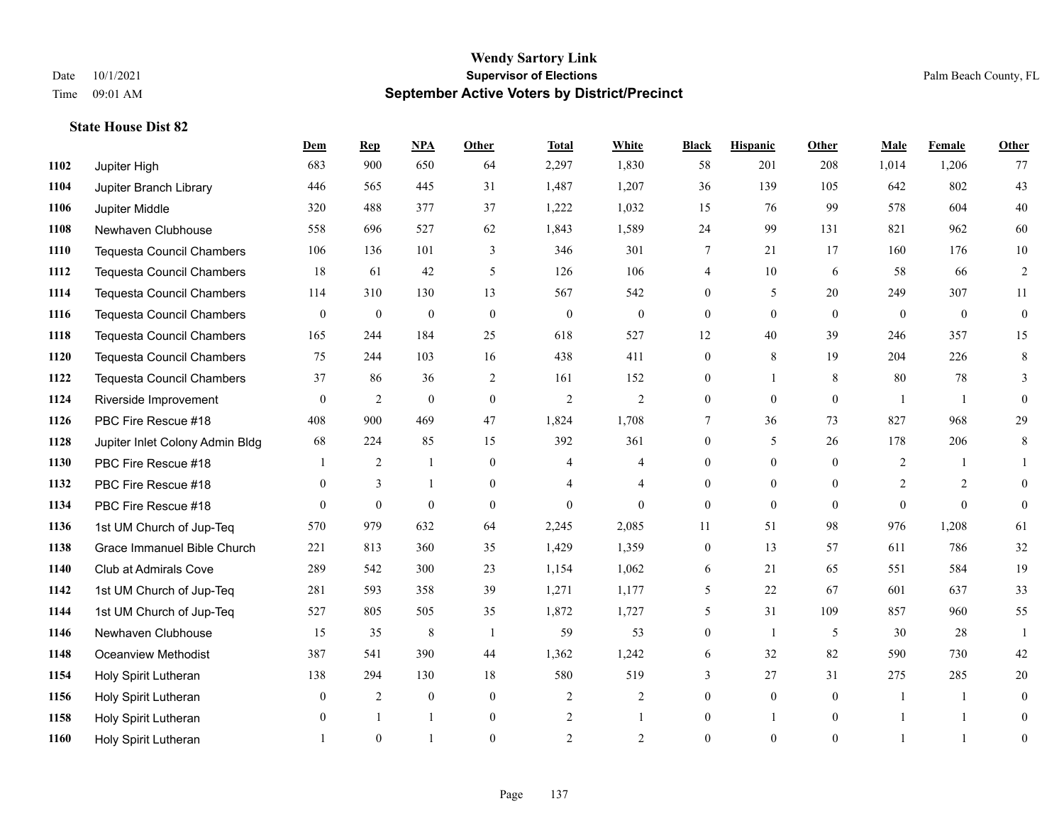**Wendy Sartory Link**
**Supervisor of Elections**
**September Active Voters by District/Precinct**

Date 10/1/2021
Time 09:01 AM
Palm Beach County, FL

### State House Dist 82

| | | Dem | Rep | NPA | Other | Total | White | Black | Hispanic | Other | Male | Female | Other |
|---|---|---|---|---|---|---|---|---|---|---|---|---|---|
| 1102 | Jupiter High | 683 | 900 | 650 | 64 | 2,297 | 1,830 | 58 | 201 | 208 | 1,014 | 1,206 | 77 |
| 1104 | Jupiter Branch Library | 446 | 565 | 445 | 31 | 1,487 | 1,207 | 36 | 139 | 105 | 642 | 802 | 43 |
| 1106 | Jupiter Middle | 320 | 488 | 377 | 37 | 1,222 | 1,032 | 15 | 76 | 99 | 578 | 604 | 40 |
| 1108 | Newhaven Clubhouse | 558 | 696 | 527 | 62 | 1,843 | 1,589 | 24 | 99 | 131 | 821 | 962 | 60 |
| 1110 | Tequesta Council Chambers | 106 | 136 | 101 | 3 | 346 | 301 | 7 | 21 | 17 | 160 | 176 | 10 |
| 1112 | Tequesta Council Chambers | 18 | 61 | 42 | 5 | 126 | 106 | 4 | 10 | 6 | 58 | 66 | 2 |
| 1114 | Tequesta Council Chambers | 114 | 310 | 130 | 13 | 567 | 542 | 0 | 5 | 20 | 249 | 307 | 11 |
| 1116 | Tequesta Council Chambers | 0 | 0 | 0 | 0 | 0 | 0 | 0 | 0 | 0 | 0 | 0 | 0 |
| 1118 | Tequesta Council Chambers | 165 | 244 | 184 | 25 | 618 | 527 | 12 | 40 | 39 | 246 | 357 | 15 |
| 1120 | Tequesta Council Chambers | 75 | 244 | 103 | 16 | 438 | 411 | 0 | 8 | 19 | 204 | 226 | 8 |
| 1122 | Tequesta Council Chambers | 37 | 86 | 36 | 2 | 161 | 152 | 0 | 1 | 8 | 80 | 78 | 3 |
| 1124 | Riverside Improvement | 0 | 2 | 0 | 0 | 2 | 2 | 0 | 0 | 0 | 1 | 1 | 0 |
| 1126 | PBC Fire Rescue #18 | 408 | 900 | 469 | 47 | 1,824 | 1,708 | 7 | 36 | 73 | 827 | 968 | 29 |
| 1128 | Jupiter Inlet Colony Admin Bldg | 68 | 224 | 85 | 15 | 392 | 361 | 0 | 5 | 26 | 178 | 206 | 8 |
| 1130 | PBC Fire Rescue #18 | 1 | 2 | 1 | 0 | 4 | 4 | 0 | 0 | 0 | 2 | 1 | 1 |
| 1132 | PBC Fire Rescue #18 | 0 | 3 | 1 | 0 | 4 | 4 | 0 | 0 | 0 | 2 | 2 | 0 |
| 1134 | PBC Fire Rescue #18 | 0 | 0 | 0 | 0 | 0 | 0 | 0 | 0 | 0 | 0 | 0 | 0 |
| 1136 | 1st UM Church of Jup-Teq | 570 | 979 | 632 | 64 | 2,245 | 2,085 | 11 | 51 | 98 | 976 | 1,208 | 61 |
| 1138 | Grace Immanuel Bible Church | 221 | 813 | 360 | 35 | 1,429 | 1,359 | 0 | 13 | 57 | 611 | 786 | 32 |
| 1140 | Club at Admirals Cove | 289 | 542 | 300 | 23 | 1,154 | 1,062 | 6 | 21 | 65 | 551 | 584 | 19 |
| 1142 | 1st UM Church of Jup-Teq | 281 | 593 | 358 | 39 | 1,271 | 1,177 | 5 | 22 | 67 | 601 | 637 | 33 |
| 1144 | 1st UM Church of Jup-Teq | 527 | 805 | 505 | 35 | 1,872 | 1,727 | 5 | 31 | 109 | 857 | 960 | 55 |
| 1146 | Newhaven Clubhouse | 15 | 35 | 8 | 1 | 59 | 53 | 0 | 1 | 5 | 30 | 28 | 1 |
| 1148 | Oceanview Methodist | 387 | 541 | 390 | 44 | 1,362 | 1,242 | 6 | 32 | 82 | 590 | 730 | 42 |
| 1154 | Holy Spirit Lutheran | 138 | 294 | 130 | 18 | 580 | 519 | 3 | 27 | 31 | 275 | 285 | 20 |
| 1156 | Holy Spirit Lutheran | 0 | 2 | 0 | 0 | 2 | 2 | 0 | 0 | 0 | 1 | 1 | 0 |
| 1158 | Holy Spirit Lutheran | 0 | 1 | 1 | 0 | 2 | 1 | 0 | 1 | 0 | 1 | 1 | 0 |
| 1160 | Holy Spirit Lutheran | 1 | 0 | 1 | 0 | 2 | 2 | 0 | 0 | 0 | 1 | 1 | 0 |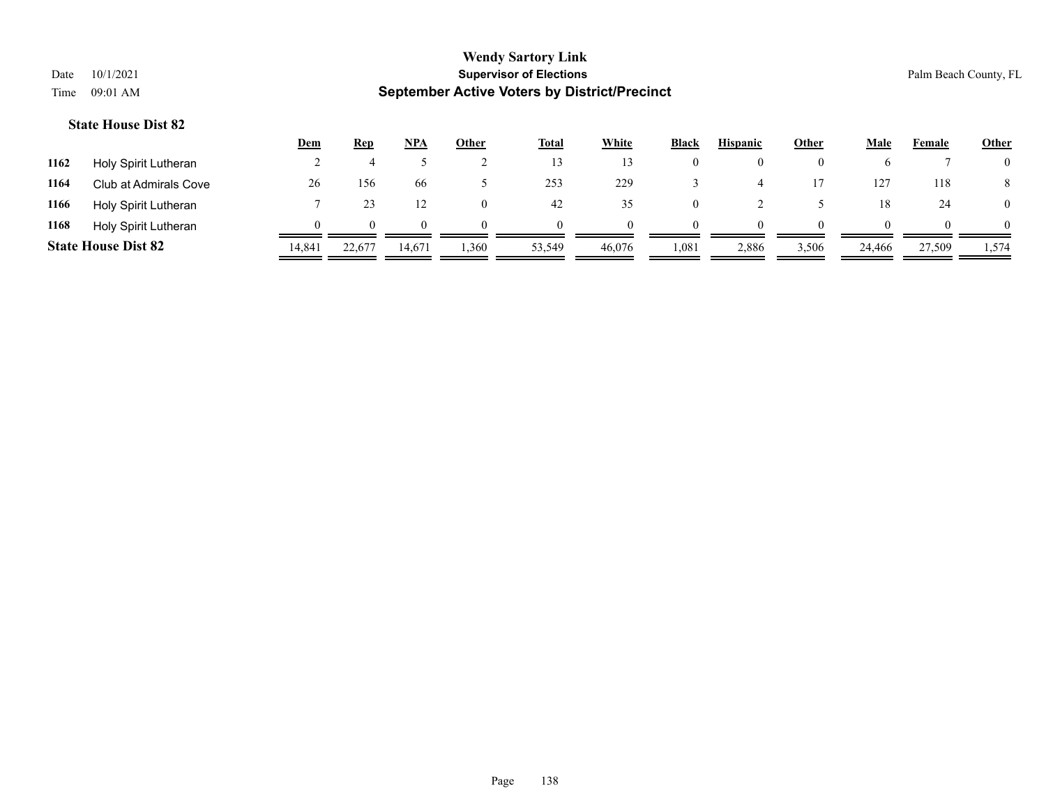# Wendy Sartory Link
## Supervisor of Elections
## September Active Voters by District/Precinct

Date 10/1/2021
Time 09:01 AM

Palm Beach County, FL

### State House Dist 82

| | | Dem | Rep | NPA | Other | Total | White | Black | Hispanic | Other | Male | Female | Other |
|---|---|---|---|---|---|---|---|---|---|---|---|---|---|
| 1162 | Holy Spirit Lutheran | 2 | 4 | 5 | 2 | 13 | 13 | 0 | 0 | 0 | 6 | 7 | 0 |
| 1164 | Club at Admirals Cove | 26 | 156 | 66 | 5 | 253 | 229 | 3 | 4 | 17 | 127 | 118 | 8 |
| 1166 | Holy Spirit Lutheran | 7 | 23 | 12 | 0 | 42 | 35 | 0 | 2 | 5 | 18 | 24 | 0 |
| 1168 | Holy Spirit Lutheran | 0 | 0 | 0 | 0 | 0 | 0 | 0 | 0 | 0 | 0 | 0 | 0 |
| **State House Dist 82** | | 14,841 | 22,677 | 14,671 | 1,360 | 53,549 | 46,076 | 1,081 | 2,886 | 3,506 | 24,466 | 27,509 | 1,574 |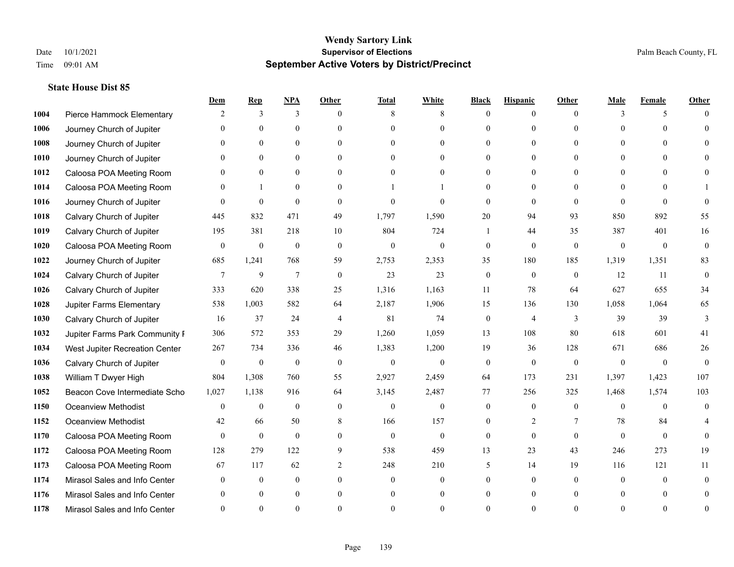# Wendy Sartory Link

## Supervisor of Elections

## September Active Voters by District/Precinct

Date 10/1/2021
Time 09:01 AM

Palm Beach County, FL

### State House Dist 85

| | | Dem | Rep | NPA | Other | Total | White | Black | Hispanic | Other | Male | Female | Other |
|---|---|---|---|---|---|---|---|---|---|---|---|---|---|
| 1004 | Pierce Hammock Elementary | 2 | 3 | 3 | 0 | 8 | 8 | 0 | 0 | 0 | 3 | 5 | 0 |
| 1006 | Journey Church of Jupiter | 0 | 0 | 0 | 0 | 0 | 0 | 0 | 0 | 0 | 0 | 0 | 0 |
| 1008 | Journey Church of Jupiter | 0 | 0 | 0 | 0 | 0 | 0 | 0 | 0 | 0 | 0 | 0 | 0 |
| 1010 | Journey Church of Jupiter | 0 | 0 | 0 | 0 | 0 | 0 | 0 | 0 | 0 | 0 | 0 | 0 |
| 1012 | Caloosa POA Meeting Room | 0 | 0 | 0 | 0 | 0 | 0 | 0 | 0 | 0 | 0 | 0 | 0 |
| 1014 | Caloosa POA Meeting Room | 0 | 1 | 0 | 0 | 1 | 1 | 0 | 0 | 0 | 0 | 0 | 1 |
| 1016 | Journey Church of Jupiter | 0 | 0 | 0 | 0 | 0 | 0 | 0 | 0 | 0 | 0 | 0 | 0 |
| 1018 | Calvary Church of Jupiter | 445 | 832 | 471 | 49 | 1,797 | 1,590 | 20 | 94 | 93 | 850 | 892 | 55 |
| 1019 | Calvary Church of Jupiter | 195 | 381 | 218 | 10 | 804 | 724 | 1 | 44 | 35 | 387 | 401 | 16 |
| 1020 | Caloosa POA Meeting Room | 0 | 0 | 0 | 0 | 0 | 0 | 0 | 0 | 0 | 0 | 0 | 0 |
| 1022 | Journey Church of Jupiter | 685 | 1,241 | 768 | 59 | 2,753 | 2,353 | 35 | 180 | 185 | 1,319 | 1,351 | 83 |
| 1024 | Calvary Church of Jupiter | 7 | 9 | 7 | 0 | 23 | 23 | 0 | 0 | 0 | 12 | 11 | 0 |
| 1026 | Calvary Church of Jupiter | 333 | 620 | 338 | 25 | 1,316 | 1,163 | 11 | 78 | 64 | 627 | 655 | 34 |
| 1028 | Jupiter Farms Elementary | 538 | 1,003 | 582 | 64 | 2,187 | 1,906 | 15 | 136 | 130 | 1,058 | 1,064 | 65 |
| 1030 | Calvary Church of Jupiter | 16 | 37 | 24 | 4 | 81 | 74 | 0 | 4 | 3 | 39 | 39 | 3 |
| 1032 | Jupiter Farms Park Community F | 306 | 572 | 353 | 29 | 1,260 | 1,059 | 13 | 108 | 80 | 618 | 601 | 41 |
| 1034 | West Jupiter Recreation Center | 267 | 734 | 336 | 46 | 1,383 | 1,200 | 19 | 36 | 128 | 671 | 686 | 26 |
| 1036 | Calvary Church of Jupiter | 0 | 0 | 0 | 0 | 0 | 0 | 0 | 0 | 0 | 0 | 0 | 0 |
| 1038 | William T Dwyer High | 804 | 1,308 | 760 | 55 | 2,927 | 2,459 | 64 | 173 | 231 | 1,397 | 1,423 | 107 |
| 1052 | Beacon Cove Intermediate Scho | 1,027 | 1,138 | 916 | 64 | 3,145 | 2,487 | 77 | 256 | 325 | 1,468 | 1,574 | 103 |
| 1150 | Oceanview Methodist | 0 | 0 | 0 | 0 | 0 | 0 | 0 | 0 | 0 | 0 | 0 | 0 |
| 1152 | Oceanview Methodist | 42 | 66 | 50 | 8 | 166 | 157 | 0 | 2 | 7 | 78 | 84 | 4 |
| 1170 | Caloosa POA Meeting Room | 0 | 0 | 0 | 0 | 0 | 0 | 0 | 0 | 0 | 0 | 0 | 0 |
| 1172 | Caloosa POA Meeting Room | 128 | 279 | 122 | 9 | 538 | 459 | 13 | 23 | 43 | 246 | 273 | 19 |
| 1173 | Caloosa POA Meeting Room | 67 | 117 | 62 | 2 | 248 | 210 | 5 | 14 | 19 | 116 | 121 | 11 |
| 1174 | Mirasol Sales and Info Center | 0 | 0 | 0 | 0 | 0 | 0 | 0 | 0 | 0 | 0 | 0 | 0 |
| 1176 | Mirasol Sales and Info Center | 0 | 0 | 0 | 0 | 0 | 0 | 0 | 0 | 0 | 0 | 0 | 0 |
| 1178 | Mirasol Sales and Info Center | 0 | 0 | 0 | 0 | 0 | 0 | 0 | 0 | 0 | 0 | 0 | 0 |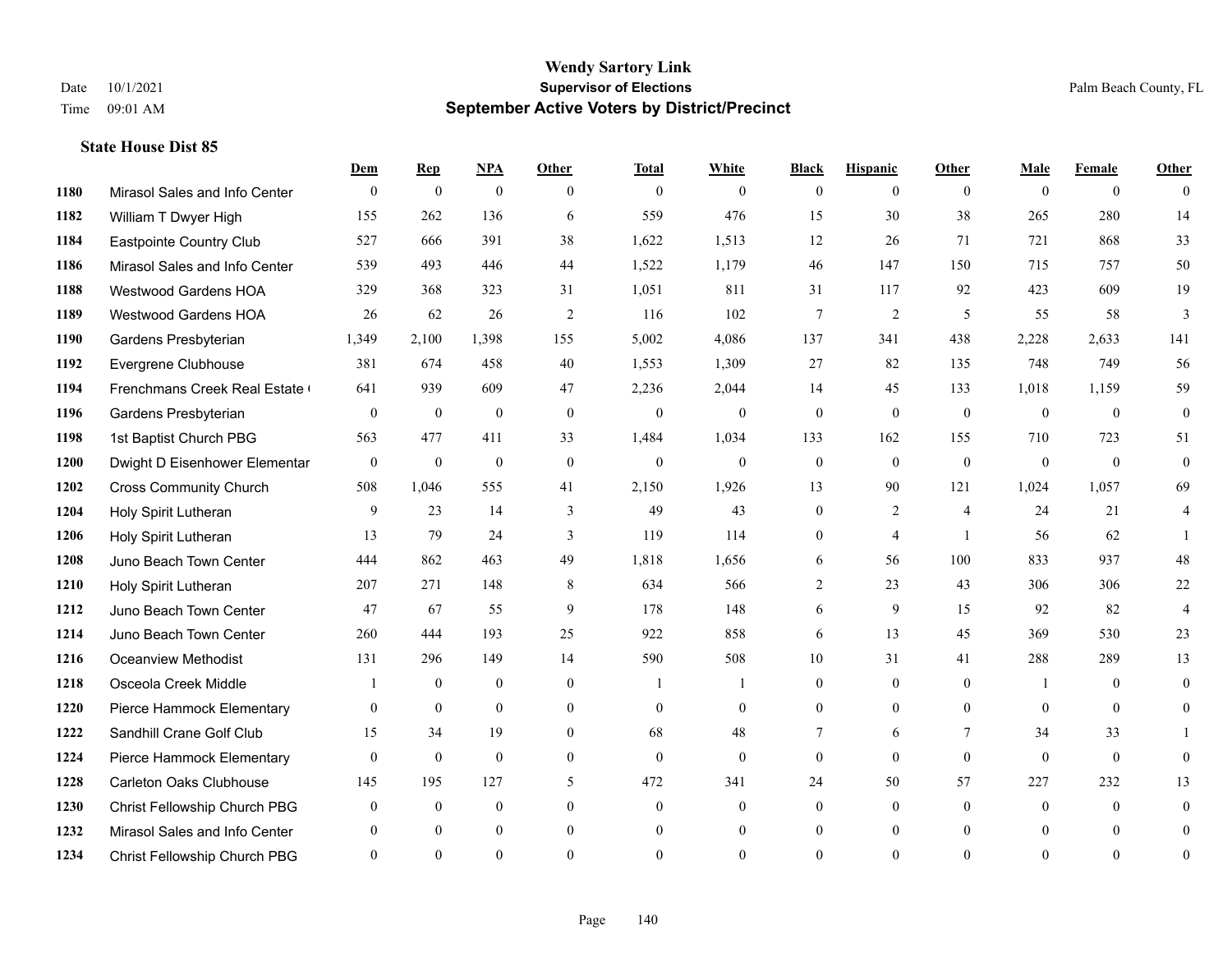# Wendy Sartory Link

**Supervisor of Elections**

**September Active Voters by District/Precinct**

Date 10/1/2021
Time 09:01 AM

Palm Beach County, FL

### State House Dist 85

| | | Dem | Rep | NPA | Other | Total | White | Black | Hispanic | Other | Male | Female | Other |
|---|---|---|---|---|---|---|---|---|---|---|---|---|---|
| 1180 | Mirasol Sales and Info Center | 0 | 0 | 0 | 0 | 0 | 0 | 0 | 0 | 0 | 0 | 0 | 0 |
| 1182 | William T Dwyer High | 155 | 262 | 136 | 6 | 559 | 476 | 15 | 30 | 38 | 265 | 280 | 14 |
| 1184 | Eastpointe Country Club | 527 | 666 | 391 | 38 | 1,622 | 1,513 | 12 | 26 | 71 | 721 | 868 | 33 |
| 1186 | Mirasol Sales and Info Center | 539 | 493 | 446 | 44 | 1,522 | 1,179 | 46 | 147 | 150 | 715 | 757 | 50 |
| 1188 | Westwood Gardens HOA | 329 | 368 | 323 | 31 | 1,051 | 811 | 31 | 117 | 92 | 423 | 609 | 19 |
| 1189 | Westwood Gardens HOA | 26 | 62 | 26 | 2 | 116 | 102 | 7 | 2 | 5 | 55 | 58 | 3 |
| 1190 | Gardens Presbyterian | 1,349 | 2,100 | 1,398 | 155 | 5,002 | 4,086 | 137 | 341 | 438 | 2,228 | 2,633 | 141 |
| 1192 | Evergrene Clubhouse | 381 | 674 | 458 | 40 | 1,553 | 1,309 | 27 | 82 | 135 | 748 | 749 | 56 |
| 1194 | Frenchmans Creek Real Estate ( | 641 | 939 | 609 | 47 | 2,236 | 2,044 | 14 | 45 | 133 | 1,018 | 1,159 | 59 |
| 1196 | Gardens Presbyterian | 0 | 0 | 0 | 0 | 0 | 0 | 0 | 0 | 0 | 0 | 0 | 0 |
| 1198 | 1st Baptist Church PBG | 563 | 477 | 411 | 33 | 1,484 | 1,034 | 133 | 162 | 155 | 710 | 723 | 51 |
| 1200 | Dwight D Eisenhower Elementar | 0 | 0 | 0 | 0 | 0 | 0 | 0 | 0 | 0 | 0 | 0 | 0 |
| 1202 | Cross Community Church | 508 | 1,046 | 555 | 41 | 2,150 | 1,926 | 13 | 90 | 121 | 1,024 | 1,057 | 69 |
| 1204 | Holy Spirit Lutheran | 9 | 23 | 14 | 3 | 49 | 43 | 0 | 2 | 4 | 24 | 21 | 4 |
| 1206 | Holy Spirit Lutheran | 13 | 79 | 24 | 3 | 119 | 114 | 0 | 4 | 1 | 56 | 62 | 1 |
| 1208 | Juno Beach Town Center | 444 | 862 | 463 | 49 | 1,818 | 1,656 | 6 | 56 | 100 | 833 | 937 | 48 |
| 1210 | Holy Spirit Lutheran | 207 | 271 | 148 | 8 | 634 | 566 | 2 | 23 | 43 | 306 | 306 | 22 |
| 1212 | Juno Beach Town Center | 47 | 67 | 55 | 9 | 178 | 148 | 6 | 9 | 15 | 92 | 82 | 4 |
| 1214 | Juno Beach Town Center | 260 | 444 | 193 | 25 | 922 | 858 | 6 | 13 | 45 | 369 | 530 | 23 |
| 1216 | Oceanview Methodist | 131 | 296 | 149 | 14 | 590 | 508 | 10 | 31 | 41 | 288 | 289 | 13 |
| 1218 | Osceola Creek Middle | 1 | 0 | 0 | 0 | 1 | 1 | 0 | 0 | 0 | 1 | 0 | 0 |
| 1220 | Pierce Hammock Elementary | 0 | 0 | 0 | 0 | 0 | 0 | 0 | 0 | 0 | 0 | 0 | 0 |
| 1222 | Sandhill Crane Golf Club | 15 | 34 | 19 | 0 | 68 | 48 | 7 | 6 | 7 | 34 | 33 | 1 |
| 1224 | Pierce Hammock Elementary | 0 | 0 | 0 | 0 | 0 | 0 | 0 | 0 | 0 | 0 | 0 | 0 |
| 1228 | Carleton Oaks Clubhouse | 145 | 195 | 127 | 5 | 472 | 341 | 24 | 50 | 57 | 227 | 232 | 13 |
| 1230 | Christ Fellowship Church PBG | 0 | 0 | 0 | 0 | 0 | 0 | 0 | 0 | 0 | 0 | 0 | 0 |
| 1232 | Mirasol Sales and Info Center | 0 | 0 | 0 | 0 | 0 | 0 | 0 | 0 | 0 | 0 | 0 | 0 |
| 1234 | Christ Fellowship Church PBG | 0 | 0 | 0 | 0 | 0 | 0 | 0 | 0 | 0 | 0 | 0 | 0 |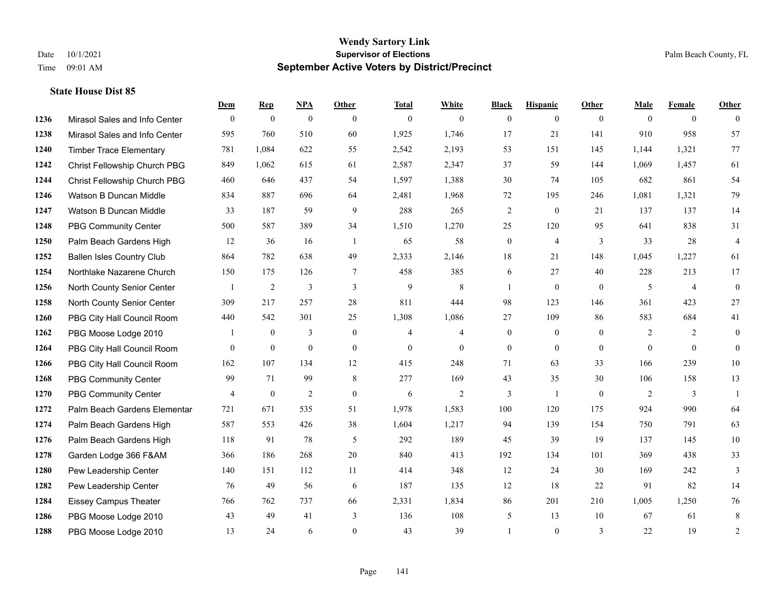**Wendy Sartory Link**
**Supervisor of Elections**
**September Active Voters by District/Precinct**

Date 10/1/2021
Time 09:01 AM
Palm Beach County, FL

### State House Dist 85

| | | Dem | Rep | NPA | Other | Total | White | Black | Hispanic | Other | Male | Female | Other |
|---|---|---|---|---|---|---|---|---|---|---|---|---|---|
| 1236 | Mirasol Sales and Info Center | 0 | 0 | 0 | 0 | 0 | 0 | 0 | 0 | 0 | 0 | 0 | 0 |
| 1238 | Mirasol Sales and Info Center | 595 | 760 | 510 | 60 | 1,925 | 1,746 | 17 | 21 | 141 | 910 | 958 | 57 |
| 1240 | Timber Trace Elementary | 781 | 1,084 | 622 | 55 | 2,542 | 2,193 | 53 | 151 | 145 | 1,144 | 1,321 | 77 |
| 1242 | Christ Fellowship Church PBG | 849 | 1,062 | 615 | 61 | 2,587 | 2,347 | 37 | 59 | 144 | 1,069 | 1,457 | 61 |
| 1244 | Christ Fellowship Church PBG | 460 | 646 | 437 | 54 | 1,597 | 1,388 | 30 | 74 | 105 | 682 | 861 | 54 |
| 1246 | Watson B Duncan Middle | 834 | 887 | 696 | 64 | 2,481 | 1,968 | 72 | 195 | 246 | 1,081 | 1,321 | 79 |
| 1247 | Watson B Duncan Middle | 33 | 187 | 59 | 9 | 288 | 265 | 2 | 0 | 21 | 137 | 137 | 14 |
| 1248 | PBG Community Center | 500 | 587 | 389 | 34 | 1,510 | 1,270 | 25 | 120 | 95 | 641 | 838 | 31 |
| 1250 | Palm Beach Gardens High | 12 | 36 | 16 | 1 | 65 | 58 | 0 | 4 | 3 | 33 | 28 | 4 |
| 1252 | Ballen Isles Country Club | 864 | 782 | 638 | 49 | 2,333 | 2,146 | 18 | 21 | 148 | 1,045 | 1,227 | 61 |
| 1254 | Northlake Nazarene Church | 150 | 175 | 126 | 7 | 458 | 385 | 6 | 27 | 40 | 228 | 213 | 17 |
| 1256 | North County Senior Center | 1 | 2 | 3 | 3 | 9 | 8 | 1 | 0 | 0 | 5 | 4 | 0 |
| 1258 | North County Senior Center | 309 | 217 | 257 | 28 | 811 | 444 | 98 | 123 | 146 | 361 | 423 | 27 |
| 1260 | PBG City Hall Council Room | 440 | 542 | 301 | 25 | 1,308 | 1,086 | 27 | 109 | 86 | 583 | 684 | 41 |
| 1262 | PBG Moose Lodge 2010 | 1 | 0 | 3 | 0 | 4 | 4 | 0 | 0 | 0 | 2 | 2 | 0 |
| 1264 | PBG City Hall Council Room | 0 | 0 | 0 | 0 | 0 | 0 | 0 | 0 | 0 | 0 | 0 | 0 |
| 1266 | PBG City Hall Council Room | 162 | 107 | 134 | 12 | 415 | 248 | 71 | 63 | 33 | 166 | 239 | 10 |
| 1268 | PBG Community Center | 99 | 71 | 99 | 8 | 277 | 169 | 43 | 35 | 30 | 106 | 158 | 13 |
| 1270 | PBG Community Center | 4 | 0 | 2 | 0 | 6 | 2 | 3 | 1 | 0 | 2 | 3 | 1 |
| 1272 | Palm Beach Gardens Elementar | 721 | 671 | 535 | 51 | 1,978 | 1,583 | 100 | 120 | 175 | 924 | 990 | 64 |
| 1274 | Palm Beach Gardens High | 587 | 553 | 426 | 38 | 1,604 | 1,217 | 94 | 139 | 154 | 750 | 791 | 63 |
| 1276 | Palm Beach Gardens High | 118 | 91 | 78 | 5 | 292 | 189 | 45 | 39 | 19 | 137 | 145 | 10 |
| 1278 | Garden Lodge 366 F&AM | 366 | 186 | 268 | 20 | 840 | 413 | 192 | 134 | 101 | 369 | 438 | 33 |
| 1280 | Pew Leadership Center | 140 | 151 | 112 | 11 | 414 | 348 | 12 | 24 | 30 | 169 | 242 | 3 |
| 1282 | Pew Leadership Center | 76 | 49 | 56 | 6 | 187 | 135 | 12 | 18 | 22 | 91 | 82 | 14 |
| 1284 | Eissey Campus Theater | 766 | 762 | 737 | 66 | 2,331 | 1,834 | 86 | 201 | 210 | 1,005 | 1,250 | 76 |
| 1286 | PBG Moose Lodge 2010 | 43 | 49 | 41 | 3 | 136 | 108 | 5 | 13 | 10 | 67 | 61 | 8 |
| 1288 | PBG Moose Lodge 2010 | 13 | 24 | 6 | 0 | 43 | 39 | 1 | 0 | 3 | 22 | 19 | 2 |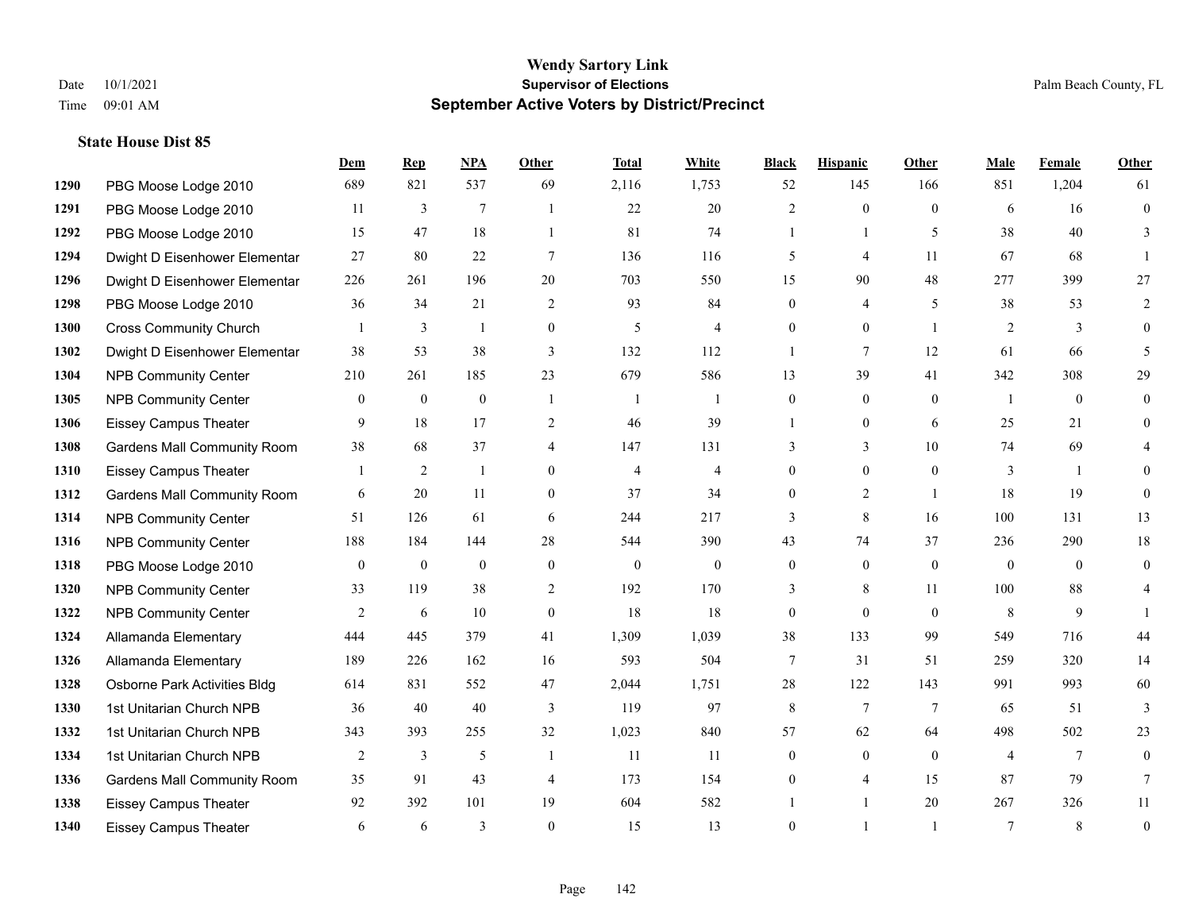**Wendy Sartory Link**
**Supervisor of Elections**
**September Active Voters by District/Precinct**

Date 10/1/2021
Time 09:01 AM
Palm Beach County, FL

### State House Dist 85

| | | Dem | Rep | NPA | Other | Total | White | Black | Hispanic | Other | Male | Female | Other |
|---|---|---|---|---|---|---|---|---|---|---|---|---|---|
| 1290 | PBG Moose Lodge 2010 | 689 | 821 | 537 | 69 | 2,116 | 1,753 | 52 | 145 | 166 | 851 | 1,204 | 61 |
| 1291 | PBG Moose Lodge 2010 | 11 | 3 | 7 | 1 | 22 | 20 | 2 | 0 | 0 | 6 | 16 | 0 |
| 1292 | PBG Moose Lodge 2010 | 15 | 47 | 18 | 1 | 81 | 74 | 1 | 1 | 5 | 38 | 40 | 3 |
| 1294 | Dwight D Eisenhower Elementar | 27 | 80 | 22 | 7 | 136 | 116 | 5 | 4 | 11 | 67 | 68 | 1 |
| 1296 | Dwight D Eisenhower Elementar | 226 | 261 | 196 | 20 | 703 | 550 | 15 | 90 | 48 | 277 | 399 | 27 |
| 1298 | PBG Moose Lodge 2010 | 36 | 34 | 21 | 2 | 93 | 84 | 0 | 4 | 5 | 38 | 53 | 2 |
| 1300 | Cross Community Church | 1 | 3 | 1 | 0 | 5 | 4 | 0 | 0 | 1 | 2 | 3 | 0 |
| 1302 | Dwight D Eisenhower Elementar | 38 | 53 | 38 | 3 | 132 | 112 | 1 | 7 | 12 | 61 | 66 | 5 |
| 1304 | NPB Community Center | 210 | 261 | 185 | 23 | 679 | 586 | 13 | 39 | 41 | 342 | 308 | 29 |
| 1305 | NPB Community Center | 0 | 0 | 0 | 1 | 1 | 1 | 0 | 0 | 0 | 1 | 0 | 0 |
| 1306 | Eissey Campus Theater | 9 | 18 | 17 | 2 | 46 | 39 | 1 | 0 | 6 | 25 | 21 | 0 |
| 1308 | Gardens Mall Community Room | 38 | 68 | 37 | 4 | 147 | 131 | 3 | 3 | 10 | 74 | 69 | 4 |
| 1310 | Eissey Campus Theater | 1 | 2 | 1 | 0 | 4 | 4 | 0 | 0 | 0 | 3 | 1 | 0 |
| 1312 | Gardens Mall Community Room | 6 | 20 | 11 | 0 | 37 | 34 | 0 | 2 | 1 | 18 | 19 | 0 |
| 1314 | NPB Community Center | 51 | 126 | 61 | 6 | 244 | 217 | 3 | 8 | 16 | 100 | 131 | 13 |
| 1316 | NPB Community Center | 188 | 184 | 144 | 28 | 544 | 390 | 43 | 74 | 37 | 236 | 290 | 18 |
| 1318 | PBG Moose Lodge 2010 | 0 | 0 | 0 | 0 | 0 | 0 | 0 | 0 | 0 | 0 | 0 | 0 |
| 1320 | NPB Community Center | 33 | 119 | 38 | 2 | 192 | 170 | 3 | 8 | 11 | 100 | 88 | 4 |
| 1322 | NPB Community Center | 2 | 6 | 10 | 0 | 18 | 18 | 0 | 0 | 0 | 8 | 9 | 1 |
| 1324 | Allamanda Elementary | 444 | 445 | 379 | 41 | 1,309 | 1,039 | 38 | 133 | 99 | 549 | 716 | 44 |
| 1326 | Allamanda Elementary | 189 | 226 | 162 | 16 | 593 | 504 | 7 | 31 | 51 | 259 | 320 | 14 |
| 1328 | Osborne Park Activities Bldg | 614 | 831 | 552 | 47 | 2,044 | 1,751 | 28 | 122 | 143 | 991 | 993 | 60 |
| 1330 | 1st Unitarian Church NPB | 36 | 40 | 40 | 3 | 119 | 97 | 8 | 7 | 7 | 65 | 51 | 3 |
| 1332 | 1st Unitarian Church NPB | 343 | 393 | 255 | 32 | 1,023 | 840 | 57 | 62 | 64 | 498 | 502 | 23 |
| 1334 | 1st Unitarian Church NPB | 2 | 3 | 5 | 1 | 11 | 11 | 0 | 0 | 0 | 4 | 7 | 0 |
| 1336 | Gardens Mall Community Room | 35 | 91 | 43 | 4 | 173 | 154 | 0 | 4 | 15 | 87 | 79 | 7 |
| 1338 | Eissey Campus Theater | 92 | 392 | 101 | 19 | 604 | 582 | 1 | 1 | 20 | 267 | 326 | 11 |
| 1340 | Eissey Campus Theater | 6 | 6 | 3 | 0 | 15 | 13 | 0 | 1 | 1 | 7 | 8 | 0 |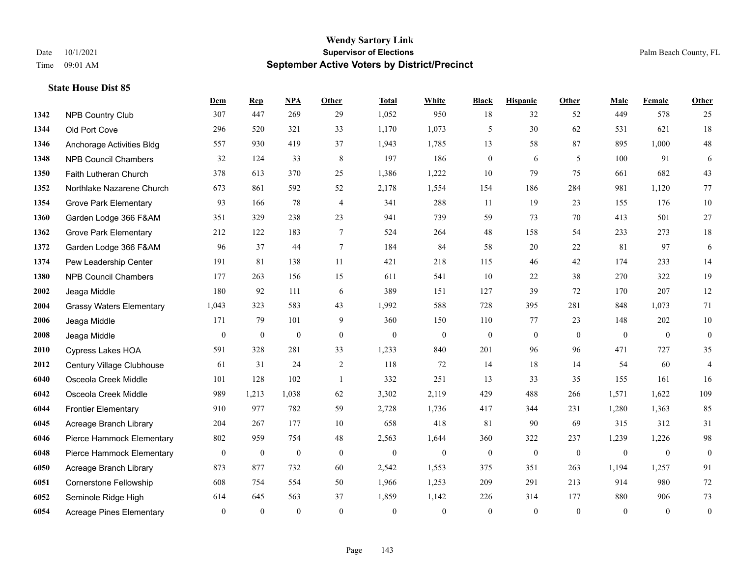# Wendy Sartory Link
## Supervisor of Elections
## September Active Voters by District/Precinct

Date 10/1/2021
Time 09:01 AM

Palm Beach County, FL

### State House Dist 85

| | | Dem | Rep | NPA | Other | Total | White | Black | Hispanic | Other | Male | Female | Other |
|---|---|---|---|---|---|---|---|---|---|---|---|---|---|
| 1342 | NPB Country Club | 307 | 447 | 269 | 29 | 1,052 | 950 | 18 | 32 | 52 | 449 | 578 | 25 |
| 1344 | Old Port Cove | 296 | 520 | 321 | 33 | 1,170 | 1,073 | 5 | 30 | 62 | 531 | 621 | 18 |
| 1346 | Anchorage Activities Bldg | 557 | 930 | 419 | 37 | 1,943 | 1,785 | 13 | 58 | 87 | 895 | 1,000 | 48 |
| 1348 | NPB Council Chambers | 32 | 124 | 33 | 8 | 197 | 186 | 0 | 6 | 5 | 100 | 91 | 6 |
| 1350 | Faith Lutheran Church | 378 | 613 | 370 | 25 | 1,386 | 1,222 | 10 | 79 | 75 | 661 | 682 | 43 |
| 1352 | Northlake Nazarene Church | 673 | 861 | 592 | 52 | 2,178 | 1,554 | 154 | 186 | 284 | 981 | 1,120 | 77 |
| 1354 | Grove Park Elementary | 93 | 166 | 78 | 4 | 341 | 288 | 11 | 19 | 23 | 155 | 176 | 10 |
| 1360 | Garden Lodge 366 F&AM | 351 | 329 | 238 | 23 | 941 | 739 | 59 | 73 | 70 | 413 | 501 | 27 |
| 1362 | Grove Park Elementary | 212 | 122 | 183 | 7 | 524 | 264 | 48 | 158 | 54 | 233 | 273 | 18 |
| 1372 | Garden Lodge 366 F&AM | 96 | 37 | 44 | 7 | 184 | 84 | 58 | 20 | 22 | 81 | 97 | 6 |
| 1374 | Pew Leadership Center | 191 | 81 | 138 | 11 | 421 | 218 | 115 | 46 | 42 | 174 | 233 | 14 |
| 1380 | NPB Council Chambers | 177 | 263 | 156 | 15 | 611 | 541 | 10 | 22 | 38 | 270 | 322 | 19 |
| 2002 | Jeaga Middle | 180 | 92 | 111 | 6 | 389 | 151 | 127 | 39 | 72 | 170 | 207 | 12 |
| 2004 | Grassy Waters Elementary | 1,043 | 323 | 583 | 43 | 1,992 | 588 | 728 | 395 | 281 | 848 | 1,073 | 71 |
| 2006 | Jeaga Middle | 171 | 79 | 101 | 9 | 360 | 150 | 110 | 77 | 23 | 148 | 202 | 10 |
| 2008 | Jeaga Middle | 0 | 0 | 0 | 0 | 0 | 0 | 0 | 0 | 0 | 0 | 0 | 0 |
| 2010 | Cypress Lakes HOA | 591 | 328 | 281 | 33 | 1,233 | 840 | 201 | 96 | 96 | 471 | 727 | 35 |
| 2012 | Century Village Clubhouse | 61 | 31 | 24 | 2 | 118 | 72 | 14 | 18 | 14 | 54 | 60 | 4 |
| 6040 | Osceola Creek Middle | 101 | 128 | 102 | 1 | 332 | 251 | 13 | 33 | 35 | 155 | 161 | 16 |
| 6042 | Osceola Creek Middle | 989 | 1,213 | 1,038 | 62 | 3,302 | 2,119 | 429 | 488 | 266 | 1,571 | 1,622 | 109 |
| 6044 | Frontier Elementary | 910 | 977 | 782 | 59 | 2,728 | 1,736 | 417 | 344 | 231 | 1,280 | 1,363 | 85 |
| 6045 | Acreage Branch Library | 204 | 267 | 177 | 10 | 658 | 418 | 81 | 90 | 69 | 315 | 312 | 31 |
| 6046 | Pierce Hammock Elementary | 802 | 959 | 754 | 48 | 2,563 | 1,644 | 360 | 322 | 237 | 1,239 | 1,226 | 98 |
| 6048 | Pierce Hammock Elementary | 0 | 0 | 0 | 0 | 0 | 0 | 0 | 0 | 0 | 0 | 0 | 0 |
| 6050 | Acreage Branch Library | 873 | 877 | 732 | 60 | 2,542 | 1,553 | 375 | 351 | 263 | 1,194 | 1,257 | 91 |
| 6051 | Cornerstone Fellowship | 608 | 754 | 554 | 50 | 1,966 | 1,253 | 209 | 291 | 213 | 914 | 980 | 72 |
| 6052 | Seminole Ridge High | 614 | 645 | 563 | 37 | 1,859 | 1,142 | 226 | 314 | 177 | 880 | 906 | 73 |
| 6054 | Acreage Pines Elementary | 0 | 0 | 0 | 0 | 0 | 0 | 0 | 0 | 0 | 0 | 0 | 0 |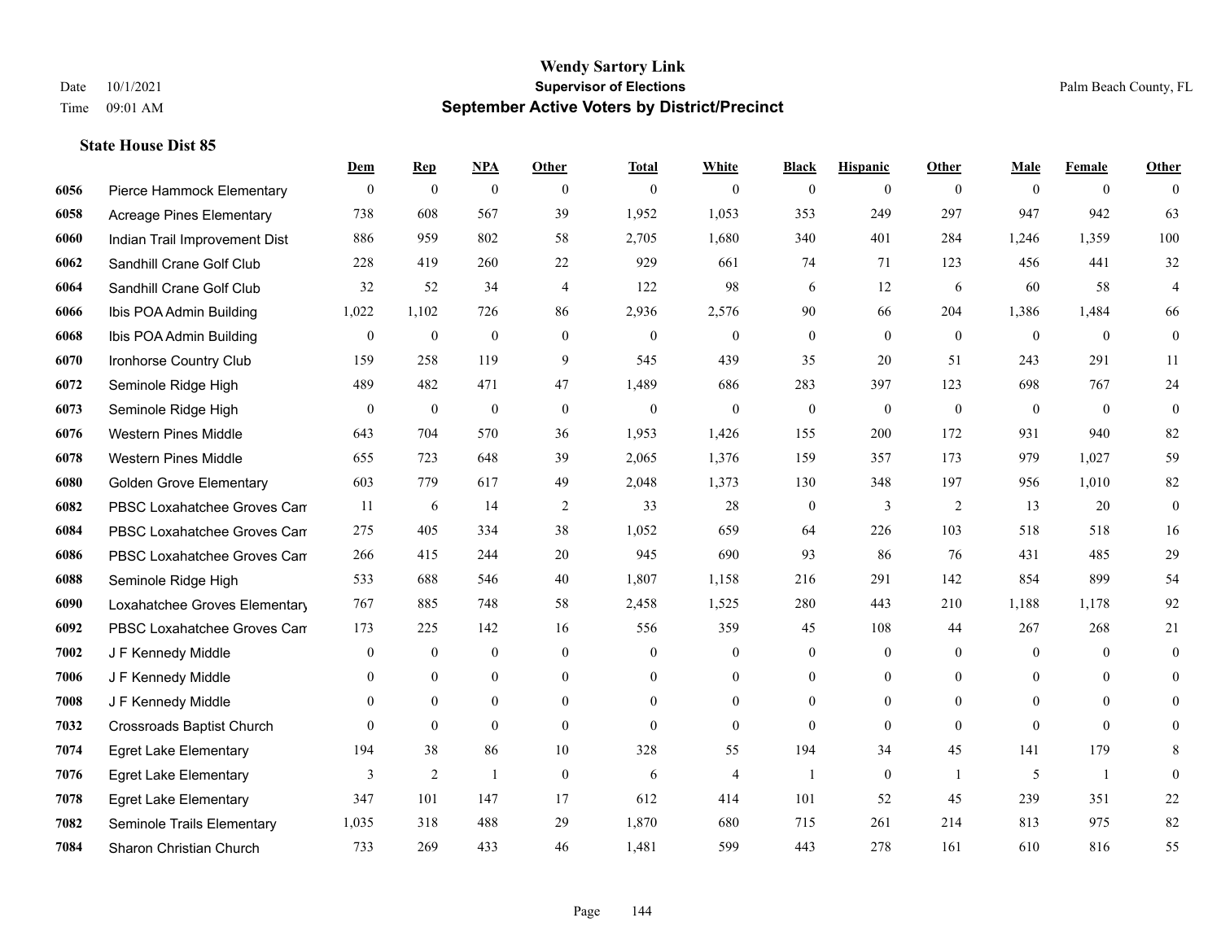# Wendy Sartory Link
## Supervisor of Elections
## September Active Voters by District/Precinct

Date 10/1/2021
Time 09:01 AM
Palm Beach County, FL

### State House Dist 85

| | | Dem | Rep | NPA | Other | Total | White | Black | Hispanic | Other | Male | Female | Other |
|---|---|---|---|---|---|---|---|---|---|---|---|---|---|
| 6056 | Pierce Hammock Elementary | 0 | 0 | 0 | 0 | 0 | 0 | 0 | 0 | 0 | 0 | 0 | 0 |
| 6058 | Acreage Pines Elementary | 738 | 608 | 567 | 39 | 1,952 | 1,053 | 353 | 249 | 297 | 947 | 942 | 63 |
| 6060 | Indian Trail Improvement Dist | 886 | 959 | 802 | 58 | 2,705 | 1,680 | 340 | 401 | 284 | 1,246 | 1,359 | 100 |
| 6062 | Sandhill Crane Golf Club | 228 | 419 | 260 | 22 | 929 | 661 | 74 | 71 | 123 | 456 | 441 | 32 |
| 6064 | Sandhill Crane Golf Club | 32 | 52 | 34 | 4 | 122 | 98 | 6 | 12 | 6 | 60 | 58 | 4 |
| 6066 | Ibis POA Admin Building | 1,022 | 1,102 | 726 | 86 | 2,936 | 2,576 | 90 | 66 | 204 | 1,386 | 1,484 | 66 |
| 6068 | Ibis POA Admin Building | 0 | 0 | 0 | 0 | 0 | 0 | 0 | 0 | 0 | 0 | 0 | 0 |
| 6070 | Ironhorse Country Club | 159 | 258 | 119 | 9 | 545 | 439 | 35 | 20 | 51 | 243 | 291 | 11 |
| 6072 | Seminole Ridge High | 489 | 482 | 471 | 47 | 1,489 | 686 | 283 | 397 | 123 | 698 | 767 | 24 |
| 6073 | Seminole Ridge High | 0 | 0 | 0 | 0 | 0 | 0 | 0 | 0 | 0 | 0 | 0 | 0 |
| 6076 | Western Pines Middle | 643 | 704 | 570 | 36 | 1,953 | 1,426 | 155 | 200 | 172 | 931 | 940 | 82 |
| 6078 | Western Pines Middle | 655 | 723 | 648 | 39 | 2,065 | 1,376 | 159 | 357 | 173 | 979 | 1,027 | 59 |
| 6080 | Golden Grove Elementary | 603 | 779 | 617 | 49 | 2,048 | 1,373 | 130 | 348 | 197 | 956 | 1,010 | 82 |
| 6082 | PBSC Loxahatchee Groves Can | 11 | 6 | 14 | 2 | 33 | 28 | 0 | 3 | 2 | 13 | 20 | 0 |
| 6084 | PBSC Loxahatchee Groves Can | 275 | 405 | 334 | 38 | 1,052 | 659 | 64 | 226 | 103 | 518 | 518 | 16 |
| 6086 | PBSC Loxahatchee Groves Can | 266 | 415 | 244 | 20 | 945 | 690 | 93 | 86 | 76 | 431 | 485 | 29 |
| 6088 | Seminole Ridge High | 533 | 688 | 546 | 40 | 1,807 | 1,158 | 216 | 291 | 142 | 854 | 899 | 54 |
| 6090 | Loxahatchee Groves Elementary | 767 | 885 | 748 | 58 | 2,458 | 1,525 | 280 | 443 | 210 | 1,188 | 1,178 | 92 |
| 6092 | PBSC Loxahatchee Groves Can | 173 | 225 | 142 | 16 | 556 | 359 | 45 | 108 | 44 | 267 | 268 | 21 |
| 7002 | J F Kennedy Middle | 0 | 0 | 0 | 0 | 0 | 0 | 0 | 0 | 0 | 0 | 0 | 0 |
| 7006 | J F Kennedy Middle | 0 | 0 | 0 | 0 | 0 | 0 | 0 | 0 | 0 | 0 | 0 | 0 |
| 7008 | J F Kennedy Middle | 0 | 0 | 0 | 0 | 0 | 0 | 0 | 0 | 0 | 0 | 0 | 0 |
| 7032 | Crossroads Baptist Church | 0 | 0 | 0 | 0 | 0 | 0 | 0 | 0 | 0 | 0 | 0 | 0 |
| 7074 | Egret Lake Elementary | 194 | 38 | 86 | 10 | 328 | 55 | 194 | 34 | 45 | 141 | 179 | 8 |
| 7076 | Egret Lake Elementary | 3 | 2 | 1 | 0 | 6 | 4 | 1 | 0 | 1 | 5 | 1 | 0 |
| 7078 | Egret Lake Elementary | 347 | 101 | 147 | 17 | 612 | 414 | 101 | 52 | 45 | 239 | 351 | 22 |
| 7082 | Seminole Trails Elementary | 1,035 | 318 | 488 | 29 | 1,870 | 680 | 715 | 261 | 214 | 813 | 975 | 82 |
| 7084 | Sharon Christian Church | 733 | 269 | 433 | 46 | 1,481 | 599 | 443 | 278 | 161 | 610 | 816 | 55 |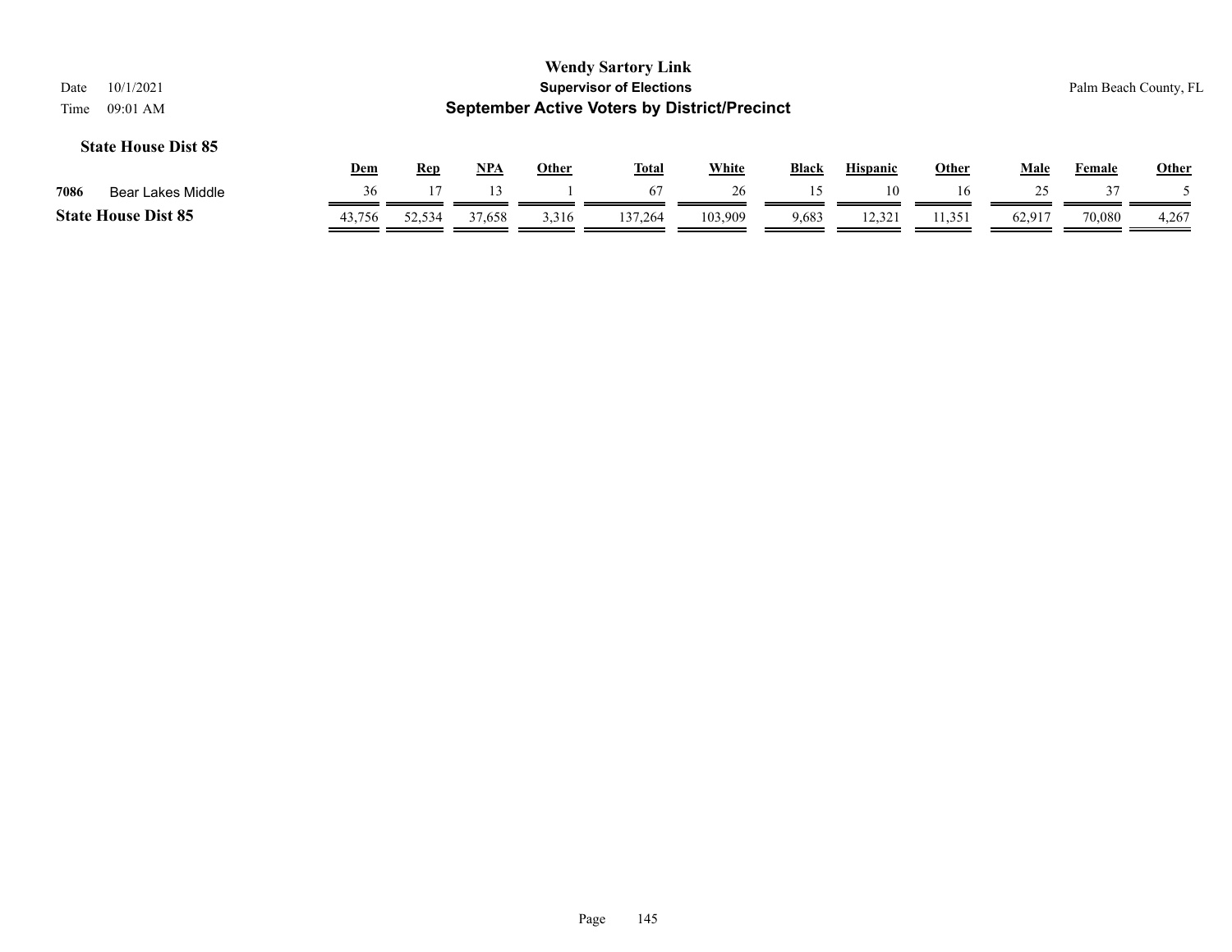**Wendy Sartory Link**
**Supervisor of Elections**
**September Active Voters by District/Precinct**

Date 10/1/2021
Time 09:01 AM

Palm Beach County, FL

### State House Dist 85

| | | Dem | Rep | NPA | Other | Total | White | Black | Hispanic | Other | Male | Female | Other |
|---|---|---|---|---|---|---|---|---|---|---|---|---|---|
| 7086 | Bear Lakes Middle | 36 | 17 | 13 | 1 | 67 | 26 | 15 | 10 | 16 | 25 | 37 | 5 |
| **State House Dist 85** | | 43,756 | 52,534 | 37,658 | 3,316 | 137,264 | 103,909 | 9,683 | 12,321 | 11,351 | 62,917 | 70,080 | 4,267 |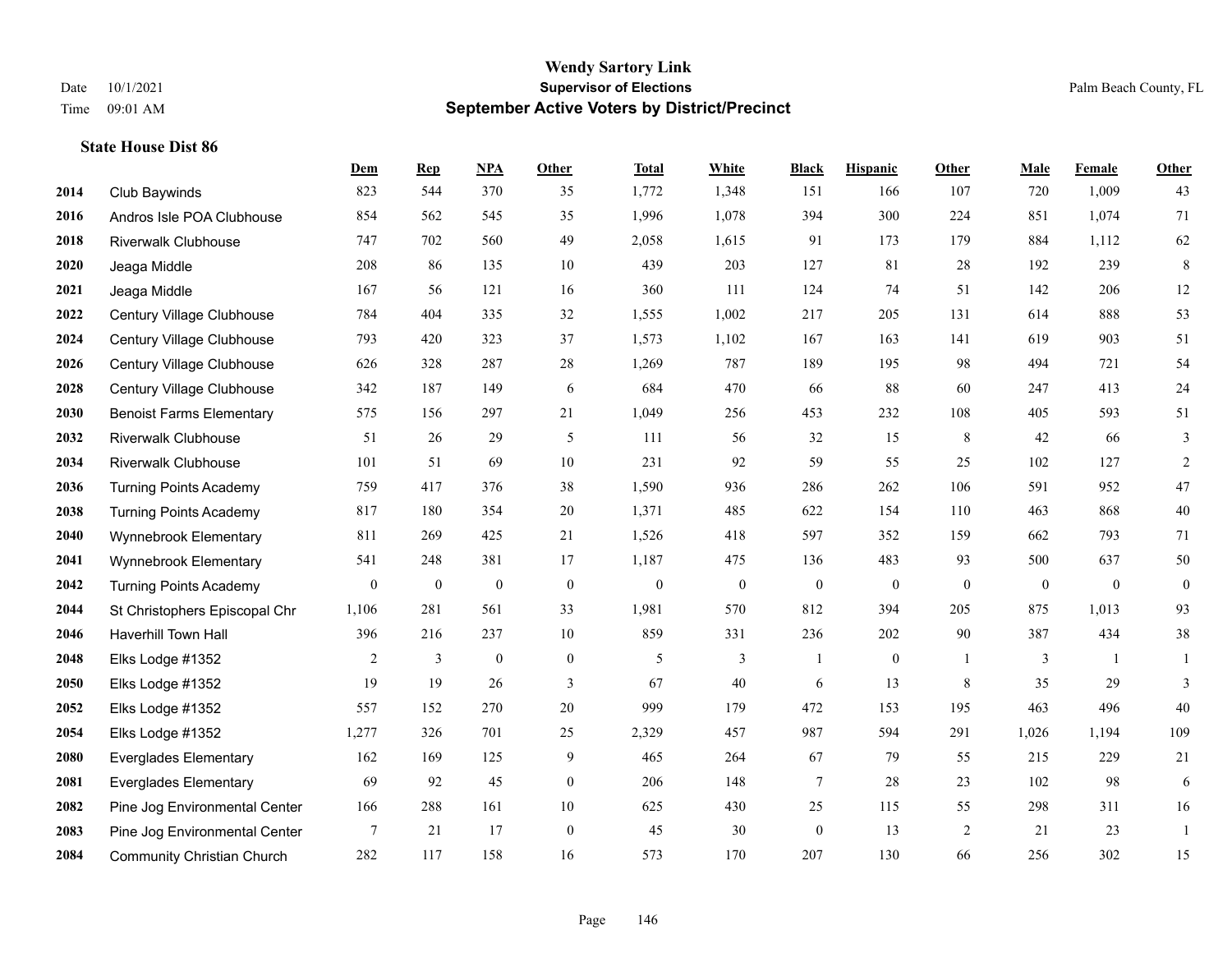**Wendy Sartory Link**
**Supervisor of Elections**
**September Active Voters by District/Precinct**

Date 10/1/2021
Time 09:01 AM

Palm Beach County, FL

### State House Dist 86

| | | Dem | Rep | NPA | Other | Total | White | Black | Hispanic | Other | Male | Female | Other |
|---|---|---|---|---|---|---|---|---|---|---|---|---|---|
| 2014 | Club Baywinds | 823 | 544 | 370 | 35 | 1,772 | 1,348 | 151 | 166 | 107 | 720 | 1,009 | 43 |
| 2016 | Andros Isle POA Clubhouse | 854 | 562 | 545 | 35 | 1,996 | 1,078 | 394 | 300 | 224 | 851 | 1,074 | 71 |
| 2018 | Riverwalk Clubhouse | 747 | 702 | 560 | 49 | 2,058 | 1,615 | 91 | 173 | 179 | 884 | 1,112 | 62 |
| 2020 | Jeaga Middle | 208 | 86 | 135 | 10 | 439 | 203 | 127 | 81 | 28 | 192 | 239 | 8 |
| 2021 | Jeaga Middle | 167 | 56 | 121 | 16 | 360 | 111 | 124 | 74 | 51 | 142 | 206 | 12 |
| 2022 | Century Village Clubhouse | 784 | 404 | 335 | 32 | 1,555 | 1,002 | 217 | 205 | 131 | 614 | 888 | 53 |
| 2024 | Century Village Clubhouse | 793 | 420 | 323 | 37 | 1,573 | 1,102 | 167 | 163 | 141 | 619 | 903 | 51 |
| 2026 | Century Village Clubhouse | 626 | 328 | 287 | 28 | 1,269 | 787 | 189 | 195 | 98 | 494 | 721 | 54 |
| 2028 | Century Village Clubhouse | 342 | 187 | 149 | 6 | 684 | 470 | 66 | 88 | 60 | 247 | 413 | 24 |
| 2030 | Benoist Farms Elementary | 575 | 156 | 297 | 21 | 1,049 | 256 | 453 | 232 | 108 | 405 | 593 | 51 |
| 2032 | Riverwalk Clubhouse | 51 | 26 | 29 | 5 | 111 | 56 | 32 | 15 | 8 | 42 | 66 | 3 |
| 2034 | Riverwalk Clubhouse | 101 | 51 | 69 | 10 | 231 | 92 | 59 | 55 | 25 | 102 | 127 | 2 |
| 2036 | Turning Points Academy | 759 | 417 | 376 | 38 | 1,590 | 936 | 286 | 262 | 106 | 591 | 952 | 47 |
| 2038 | Turning Points Academy | 817 | 180 | 354 | 20 | 1,371 | 485 | 622 | 154 | 110 | 463 | 868 | 40 |
| 2040 | Wynnebrook Elementary | 811 | 269 | 425 | 21 | 1,526 | 418 | 597 | 352 | 159 | 662 | 793 | 71 |
| 2041 | Wynnebrook Elementary | 541 | 248 | 381 | 17 | 1,187 | 475 | 136 | 483 | 93 | 500 | 637 | 50 |
| 2042 | Turning Points Academy | 0 | 0 | 0 | 0 | 0 | 0 | 0 | 0 | 0 | 0 | 0 | 0 |
| 2044 | St Christophers Episcopal Chr | 1,106 | 281 | 561 | 33 | 1,981 | 570 | 812 | 394 | 205 | 875 | 1,013 | 93 |
| 2046 | Haverhill Town Hall | 396 | 216 | 237 | 10 | 859 | 331 | 236 | 202 | 90 | 387 | 434 | 38 |
| 2048 | Elks Lodge #1352 | 2 | 3 | 0 | 0 | 5 | 3 | 1 | 0 | 1 | 3 | 1 | 1 |
| 2050 | Elks Lodge #1352 | 19 | 19 | 26 | 3 | 67 | 40 | 6 | 13 | 8 | 35 | 29 | 3 |
| 2052 | Elks Lodge #1352 | 557 | 152 | 270 | 20 | 999 | 179 | 472 | 153 | 195 | 463 | 496 | 40 |
| 2054 | Elks Lodge #1352 | 1,277 | 326 | 701 | 25 | 2,329 | 457 | 987 | 594 | 291 | 1,026 | 1,194 | 109 |
| 2080 | Everglades Elementary | 162 | 169 | 125 | 9 | 465 | 264 | 67 | 79 | 55 | 215 | 229 | 21 |
| 2081 | Everglades Elementary | 69 | 92 | 45 | 0 | 206 | 148 | 7 | 28 | 23 | 102 | 98 | 6 |
| 2082 | Pine Jog Environmental Center | 166 | 288 | 161 | 10 | 625 | 430 | 25 | 115 | 55 | 298 | 311 | 16 |
| 2083 | Pine Jog Environmental Center | 7 | 21 | 17 | 0 | 45 | 30 | 0 | 13 | 2 | 21 | 23 | 1 |
| 2084 | Community Christian Church | 282 | 117 | 158 | 16 | 573 | 170 | 207 | 130 | 66 | 256 | 302 | 15 |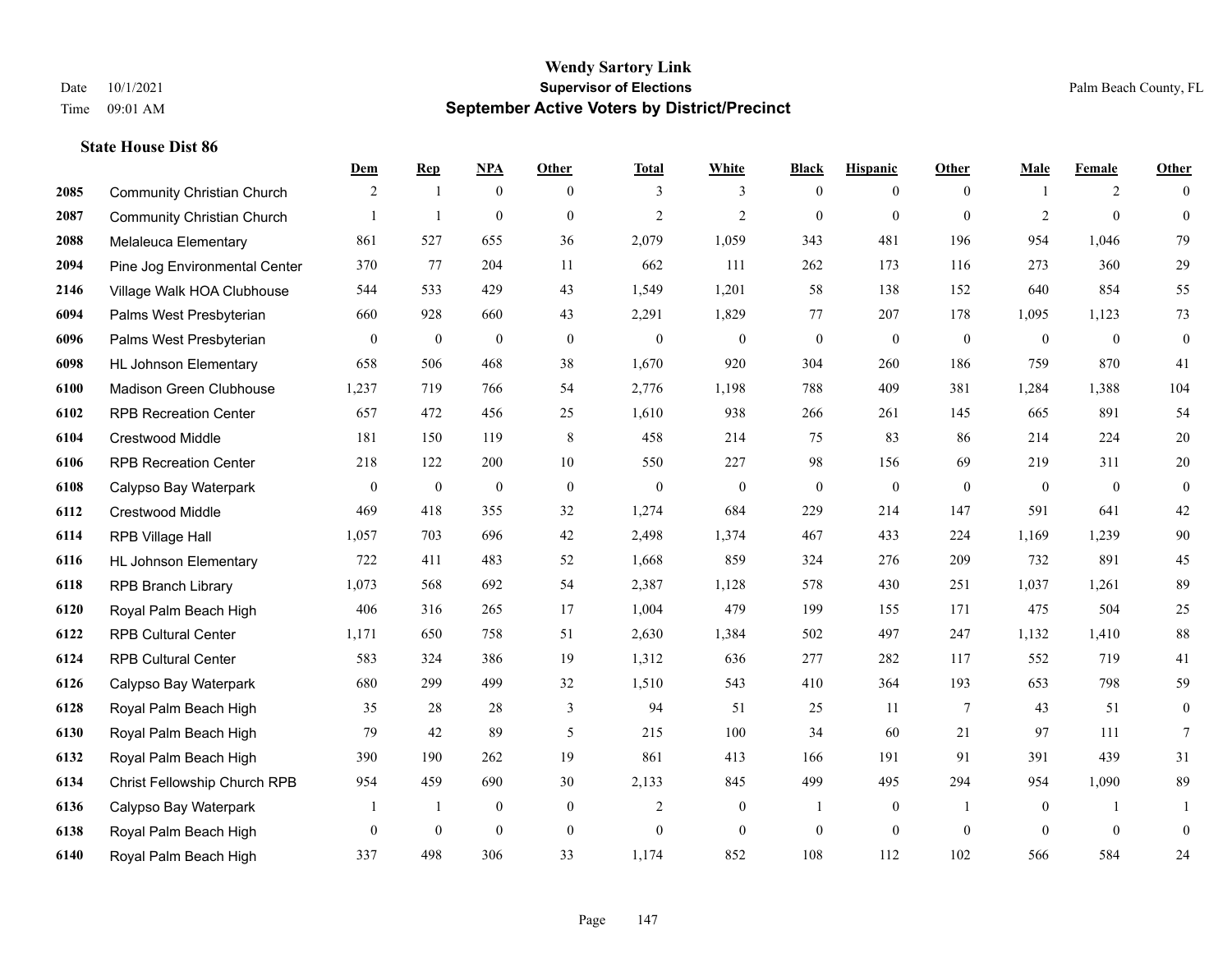# Wendy Sartory Link
## Supervisor of Elections
## September Active Voters by District/Precinct

Date 10/1/2021
Time 09:01 AM

Palm Beach County, FL

### State House Dist 86

| | | Dem | Rep | NPA | Other | Total | White | Black | Hispanic | Other | Male | Female | Other |
|---|---|---|---|---|---|---|---|---|---|---|---|---|---|
| 2085 | Community Christian Church | 2 | 1 | 0 | 0 | 3 | 3 | 0 | 0 | 0 | 1 | 2 | 0 |
| 2087 | Community Christian Church | 1 | 1 | 0 | 0 | 2 | 2 | 0 | 0 | 0 | 2 | 0 | 0 |
| 2088 | Melaleuca Elementary | 861 | 527 | 655 | 36 | 2,079 | 1,059 | 343 | 481 | 196 | 954 | 1,046 | 79 |
| 2094 | Pine Jog Environmental Center | 370 | 77 | 204 | 11 | 662 | 111 | 262 | 173 | 116 | 273 | 360 | 29 |
| 2146 | Village Walk HOA Clubhouse | 544 | 533 | 429 | 43 | 1,549 | 1,201 | 58 | 138 | 152 | 640 | 854 | 55 |
| 6094 | Palms West Presbyterian | 660 | 928 | 660 | 43 | 2,291 | 1,829 | 77 | 207 | 178 | 1,095 | 1,123 | 73 |
| 6096 | Palms West Presbyterian | 0 | 0 | 0 | 0 | 0 | 0 | 0 | 0 | 0 | 0 | 0 | 0 |
| 6098 | HL Johnson Elementary | 658 | 506 | 468 | 38 | 1,670 | 920 | 304 | 260 | 186 | 759 | 870 | 41 |
| 6100 | Madison Green Clubhouse | 1,237 | 719 | 766 | 54 | 2,776 | 1,198 | 788 | 409 | 381 | 1,284 | 1,388 | 104 |
| 6102 | RPB Recreation Center | 657 | 472 | 456 | 25 | 1,610 | 938 | 266 | 261 | 145 | 665 | 891 | 54 |
| 6104 | Crestwood Middle | 181 | 150 | 119 | 8 | 458 | 214 | 75 | 83 | 86 | 214 | 224 | 20 |
| 6106 | RPB Recreation Center | 218 | 122 | 200 | 10 | 550 | 227 | 98 | 156 | 69 | 219 | 311 | 20 |
| 6108 | Calypso Bay Waterpark | 0 | 0 | 0 | 0 | 0 | 0 | 0 | 0 | 0 | 0 | 0 | 0 |
| 6112 | Crestwood Middle | 469 | 418 | 355 | 32 | 1,274 | 684 | 229 | 214 | 147 | 591 | 641 | 42 |
| 6114 | RPB Village Hall | 1,057 | 703 | 696 | 42 | 2,498 | 1,374 | 467 | 433 | 224 | 1,169 | 1,239 | 90 |
| 6116 | HL Johnson Elementary | 722 | 411 | 483 | 52 | 1,668 | 859 | 324 | 276 | 209 | 732 | 891 | 45 |
| 6118 | RPB Branch Library | 1,073 | 568 | 692 | 54 | 2,387 | 1,128 | 578 | 430 | 251 | 1,037 | 1,261 | 89 |
| 6120 | Royal Palm Beach High | 406 | 316 | 265 | 17 | 1,004 | 479 | 199 | 155 | 171 | 475 | 504 | 25 |
| 6122 | RPB Cultural Center | 1,171 | 650 | 758 | 51 | 2,630 | 1,384 | 502 | 497 | 247 | 1,132 | 1,410 | 88 |
| 6124 | RPB Cultural Center | 583 | 324 | 386 | 19 | 1,312 | 636 | 277 | 282 | 117 | 552 | 719 | 41 |
| 6126 | Calypso Bay Waterpark | 680 | 299 | 499 | 32 | 1,510 | 543 | 410 | 364 | 193 | 653 | 798 | 59 |
| 6128 | Royal Palm Beach High | 35 | 28 | 28 | 3 | 94 | 51 | 25 | 11 | 7 | 43 | 51 | 0 |
| 6130 | Royal Palm Beach High | 79 | 42 | 89 | 5 | 215 | 100 | 34 | 60 | 21 | 97 | 111 | 7 |
| 6132 | Royal Palm Beach High | 390 | 190 | 262 | 19 | 861 | 413 | 166 | 191 | 91 | 391 | 439 | 31 |
| 6134 | Christ Fellowship Church RPB | 954 | 459 | 690 | 30 | 2,133 | 845 | 499 | 495 | 294 | 954 | 1,090 | 89 |
| 6136 | Calypso Bay Waterpark | 1 | 1 | 0 | 0 | 2 | 0 | 1 | 0 | 1 | 0 | 1 | 1 |
| 6138 | Royal Palm Beach High | 0 | 0 | 0 | 0 | 0 | 0 | 0 | 0 | 0 | 0 | 0 | 0 |
| 6140 | Royal Palm Beach High | 337 | 498 | 306 | 33 | 1,174 | 852 | 108 | 112 | 102 | 566 | 584 | 24 |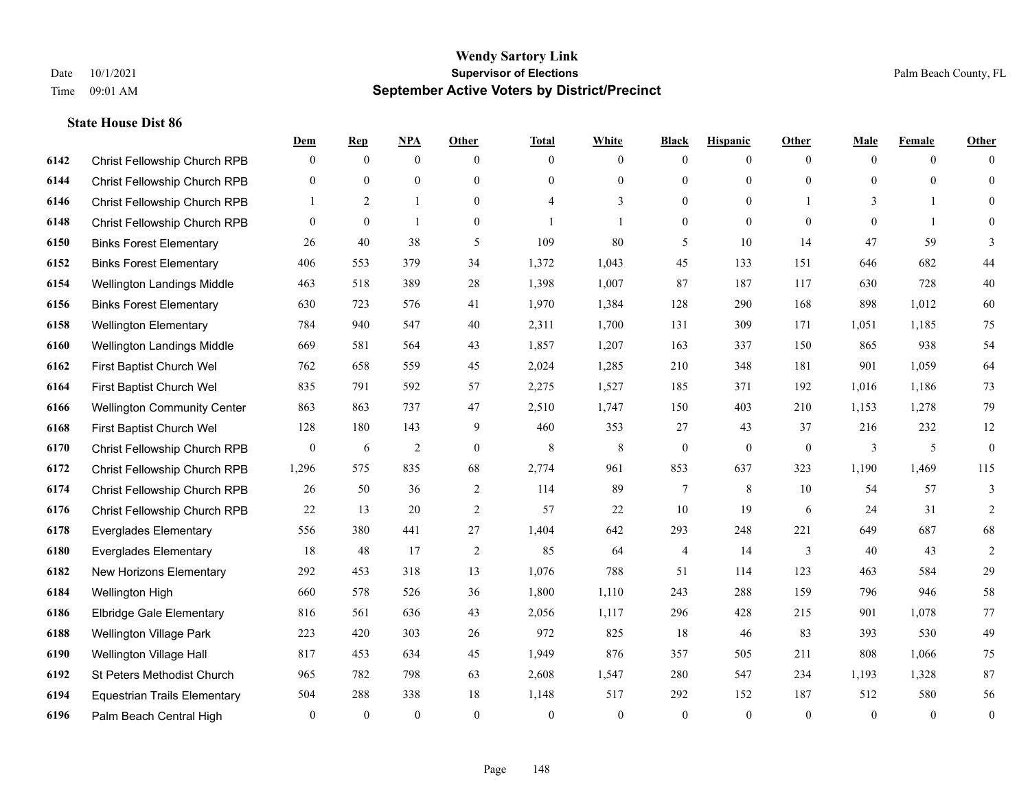# Wendy Sartory Link

**Supervisor of Elections**

**September Active Voters by District/Precinct**

Date 10/1/2021
Time 09:01 AM

Palm Beach County, FL

### State House Dist 86

| | | Dem | Rep | NPA | Other | Total | White | Black | Hispanic | Other | Male | Female | Other |
|---|---|---|---|---|---|---|---|---|---|---|---|---|---|
| 6142 | Christ Fellowship Church RPB | 0 | 0 | 0 | 0 | 0 | 0 | 0 | 0 | 0 | 0 | 0 | 0 |
| 6144 | Christ Fellowship Church RPB | 0 | 0 | 0 | 0 | 0 | 0 | 0 | 0 | 0 | 0 | 0 | 0 |
| 6146 | Christ Fellowship Church RPB | 1 | 2 | 1 | 0 | 4 | 3 | 0 | 0 | 1 | 3 | 1 | 0 |
| 6148 | Christ Fellowship Church RPB | 0 | 0 | 1 | 0 | 1 | 1 | 0 | 0 | 0 | 0 | 1 | 0 |
| 6150 | Binks Forest Elementary | 26 | 40 | 38 | 5 | 109 | 80 | 5 | 10 | 14 | 47 | 59 | 3 |
| 6152 | Binks Forest Elementary | 406 | 553 | 379 | 34 | 1,372 | 1,043 | 45 | 133 | 151 | 646 | 682 | 44 |
| 6154 | Wellington Landings Middle | 463 | 518 | 389 | 28 | 1,398 | 1,007 | 87 | 187 | 117 | 630 | 728 | 40 |
| 6156 | Binks Forest Elementary | 630 | 723 | 576 | 41 | 1,970 | 1,384 | 128 | 290 | 168 | 898 | 1,012 | 60 |
| 6158 | Wellington Elementary | 784 | 940 | 547 | 40 | 2,311 | 1,700 | 131 | 309 | 171 | 1,051 | 1,185 | 75 |
| 6160 | Wellington Landings Middle | 669 | 581 | 564 | 43 | 1,857 | 1,207 | 163 | 337 | 150 | 865 | 938 | 54 |
| 6162 | First Baptist Church Wel | 762 | 658 | 559 | 45 | 2,024 | 1,285 | 210 | 348 | 181 | 901 | 1,059 | 64 |
| 6164 | First Baptist Church Wel | 835 | 791 | 592 | 57 | 2,275 | 1,527 | 185 | 371 | 192 | 1,016 | 1,186 | 73 |
| 6166 | Wellington Community Center | 863 | 863 | 737 | 47 | 2,510 | 1,747 | 150 | 403 | 210 | 1,153 | 1,278 | 79 |
| 6168 | First Baptist Church Wel | 128 | 180 | 143 | 9 | 460 | 353 | 27 | 43 | 37 | 216 | 232 | 12 |
| 6170 | Christ Fellowship Church RPB | 0 | 6 | 2 | 0 | 8 | 8 | 0 | 0 | 0 | 3 | 5 | 0 |
| 6172 | Christ Fellowship Church RPB | 1,296 | 575 | 835 | 68 | 2,774 | 961 | 853 | 637 | 323 | 1,190 | 1,469 | 115 |
| 6174 | Christ Fellowship Church RPB | 26 | 50 | 36 | 2 | 114 | 89 | 7 | 8 | 10 | 54 | 57 | 3 |
| 6176 | Christ Fellowship Church RPB | 22 | 13 | 20 | 2 | 57 | 22 | 10 | 19 | 6 | 24 | 31 | 2 |
| 6178 | Everglades Elementary | 556 | 380 | 441 | 27 | 1,404 | 642 | 293 | 248 | 221 | 649 | 687 | 68 |
| 6180 | Everglades Elementary | 18 | 48 | 17 | 2 | 85 | 64 | 4 | 14 | 3 | 40 | 43 | 2 |
| 6182 | New Horizons Elementary | 292 | 453 | 318 | 13 | 1,076 | 788 | 51 | 114 | 123 | 463 | 584 | 29 |
| 6184 | Wellington High | 660 | 578 | 526 | 36 | 1,800 | 1,110 | 243 | 288 | 159 | 796 | 946 | 58 |
| 6186 | Elbridge Gale Elementary | 816 | 561 | 636 | 43 | 2,056 | 1,117 | 296 | 428 | 215 | 901 | 1,078 | 77 |
| 6188 | Wellington Village Park | 223 | 420 | 303 | 26 | 972 | 825 | 18 | 46 | 83 | 393 | 530 | 49 |
| 6190 | Wellington Village Hall | 817 | 453 | 634 | 45 | 1,949 | 876 | 357 | 505 | 211 | 808 | 1,066 | 75 |
| 6192 | St Peters Methodist Church | 965 | 782 | 798 | 63 | 2,608 | 1,547 | 280 | 547 | 234 | 1,193 | 1,328 | 87 |
| 6194 | Equestrian Trails Elementary | 504 | 288 | 338 | 18 | 1,148 | 517 | 292 | 152 | 187 | 512 | 580 | 56 |
| 6196 | Palm Beach Central High | 0 | 0 | 0 | 0 | 0 | 0 | 0 | 0 | 0 | 0 | 0 | 0 |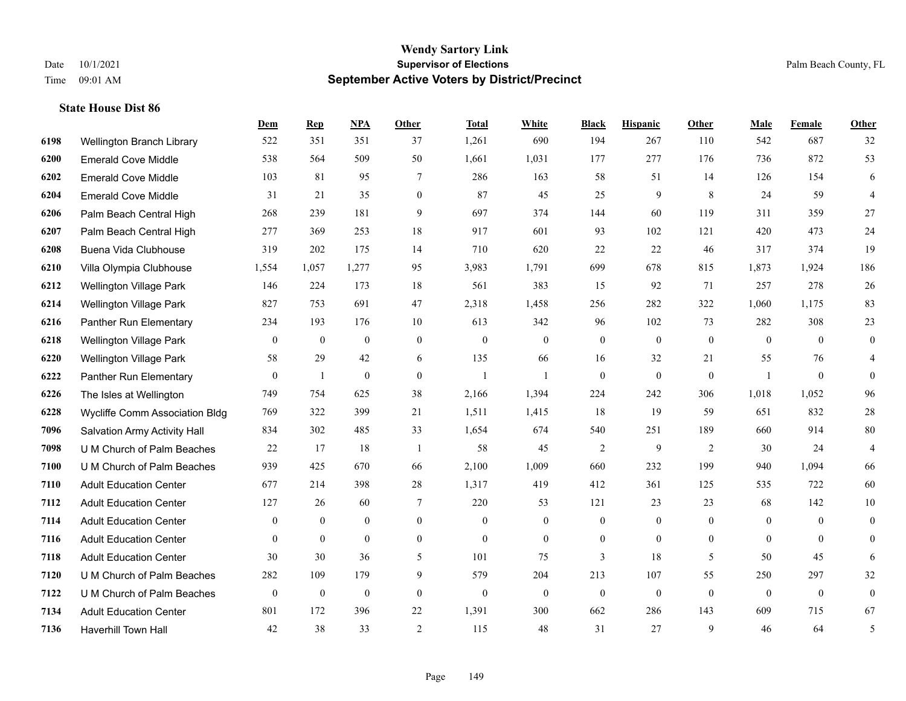# Wendy Sartory Link
## Supervisor of Elections
## September Active Voters by District/Precinct

Date 10/1/2021
Time 09:01 AM

Palm Beach County, FL

### State House Dist 86

| | | Dem | Rep | NPA | Other | Total | White | Black | Hispanic | Other | Male | Female | Other |
|---|---|---|---|---|---|---|---|---|---|---|---|---|---|
| 6198 | Wellington Branch Library | 522 | 351 | 351 | 37 | 1,261 | 690 | 194 | 267 | 110 | 542 | 687 | 32 |
| 6200 | Emerald Cove Middle | 538 | 564 | 509 | 50 | 1,661 | 1,031 | 177 | 277 | 176 | 736 | 872 | 53 |
| 6202 | Emerald Cove Middle | 103 | 81 | 95 | 7 | 286 | 163 | 58 | 51 | 14 | 126 | 154 | 6 |
| 6204 | Emerald Cove Middle | 31 | 21 | 35 | 0 | 87 | 45 | 25 | 9 | 8 | 24 | 59 | 4 |
| 6206 | Palm Beach Central High | 268 | 239 | 181 | 9 | 697 | 374 | 144 | 60 | 119 | 311 | 359 | 27 |
| 6207 | Palm Beach Central High | 277 | 369 | 253 | 18 | 917 | 601 | 93 | 102 | 121 | 420 | 473 | 24 |
| 6208 | Buena Vida Clubhouse | 319 | 202 | 175 | 14 | 710 | 620 | 22 | 22 | 46 | 317 | 374 | 19 |
| 6210 | Villa Olympia Clubhouse | 1,554 | 1,057 | 1,277 | 95 | 3,983 | 1,791 | 699 | 678 | 815 | 1,873 | 1,924 | 186 |
| 6212 | Wellington Village Park | 146 | 224 | 173 | 18 | 561 | 383 | 15 | 92 | 71 | 257 | 278 | 26 |
| 6214 | Wellington Village Park | 827 | 753 | 691 | 47 | 2,318 | 1,458 | 256 | 282 | 322 | 1,060 | 1,175 | 83 |
| 6216 | Panther Run Elementary | 234 | 193 | 176 | 10 | 613 | 342 | 96 | 102 | 73 | 282 | 308 | 23 |
| 6218 | Wellington Village Park | 0 | 0 | 0 | 0 | 0 | 0 | 0 | 0 | 0 | 0 | 0 | 0 |
| 6220 | Wellington Village Park | 58 | 29 | 42 | 6 | 135 | 66 | 16 | 32 | 21 | 55 | 76 | 4 |
| 6222 | Panther Run Elementary | 0 | 1 | 0 | 0 | 1 | 1 | 0 | 0 | 0 | 1 | 0 | 0 |
| 6226 | The Isles at Wellington | 749 | 754 | 625 | 38 | 2,166 | 1,394 | 224 | 242 | 306 | 1,018 | 1,052 | 96 |
| 6228 | Wycliffe Comm Association Bldg | 769 | 322 | 399 | 21 | 1,511 | 1,415 | 18 | 19 | 59 | 651 | 832 | 28 |
| 7096 | Salvation Army Activity Hall | 834 | 302 | 485 | 33 | 1,654 | 674 | 540 | 251 | 189 | 660 | 914 | 80 |
| 7098 | U M Church of Palm Beaches | 22 | 17 | 18 | 1 | 58 | 45 | 2 | 9 | 2 | 30 | 24 | 4 |
| 7100 | U M Church of Palm Beaches | 939 | 425 | 670 | 66 | 2,100 | 1,009 | 660 | 232 | 199 | 940 | 1,094 | 66 |
| 7110 | Adult Education Center | 677 | 214 | 398 | 28 | 1,317 | 419 | 412 | 361 | 125 | 535 | 722 | 60 |
| 7112 | Adult Education Center | 127 | 26 | 60 | 7 | 220 | 53 | 121 | 23 | 23 | 68 | 142 | 10 |
| 7114 | Adult Education Center | 0 | 0 | 0 | 0 | 0 | 0 | 0 | 0 | 0 | 0 | 0 | 0 |
| 7116 | Adult Education Center | 0 | 0 | 0 | 0 | 0 | 0 | 0 | 0 | 0 | 0 | 0 | 0 |
| 7118 | Adult Education Center | 30 | 30 | 36 | 5 | 101 | 75 | 3 | 18 | 5 | 50 | 45 | 6 |
| 7120 | U M Church of Palm Beaches | 282 | 109 | 179 | 9 | 579 | 204 | 213 | 107 | 55 | 250 | 297 | 32 |
| 7122 | U M Church of Palm Beaches | 0 | 0 | 0 | 0 | 0 | 0 | 0 | 0 | 0 | 0 | 0 | 0 |
| 7134 | Adult Education Center | 801 | 172 | 396 | 22 | 1,391 | 300 | 662 | 286 | 143 | 609 | 715 | 67 |
| 7136 | Haverhill Town Hall | 42 | 38 | 33 | 2 | 115 | 48 | 31 | 27 | 9 | 46 | 64 | 5 |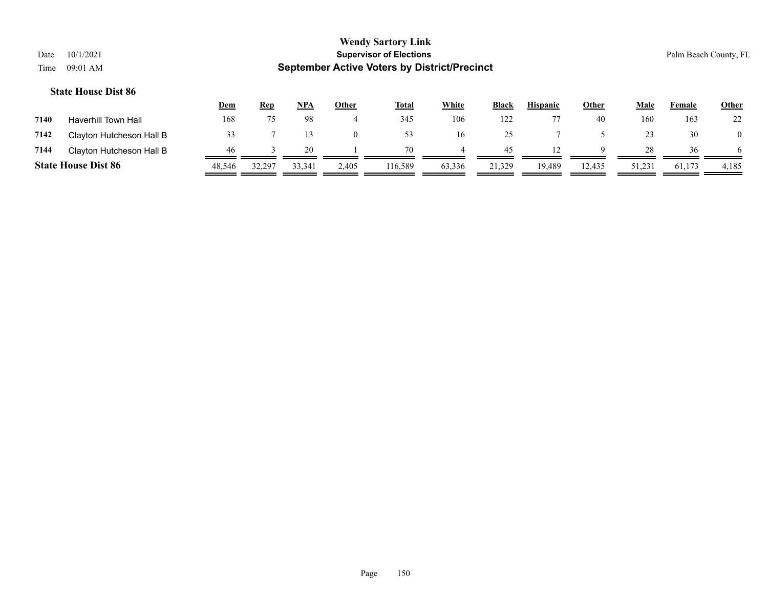# Wendy Sartory Link

**Supervisor of Elections**

**September Active Voters by District/Precinct**

Date 10/1/2021
Time 09:01 AM

Palm Beach County, FL

### State House Dist 86

| | | Dem | Rep | NPA | Other | Total | White | Black | Hispanic | Other | Male | Female | Other |
|---|---|---|---|---|---|---|---|---|---|---|---|---|---|
| 7140 | Haverhill Town Hall | 168 | 75 | 98 | 4 | 345 | 106 | 122 | 77 | 40 | 160 | 163 | 22 |
| 7142 | Clayton Hutcheson Hall B | 33 | 7 | 13 | 0 | 53 | 16 | 25 | 7 | 5 | 23 | 30 | 0 |
| 7144 | Clayton Hutcheson Hall B | 46 | 3 | 20 | 1 | 70 | 4 | 45 | 12 | 9 | 28 | 36 | 6 |
| **State House Dist 86** | | 48,546 | 32,297 | 33,341 | 2,405 | 116,589 | 63,336 | 21,329 | 19,489 | 12,435 | 51,231 | 61,173 | 4,185 |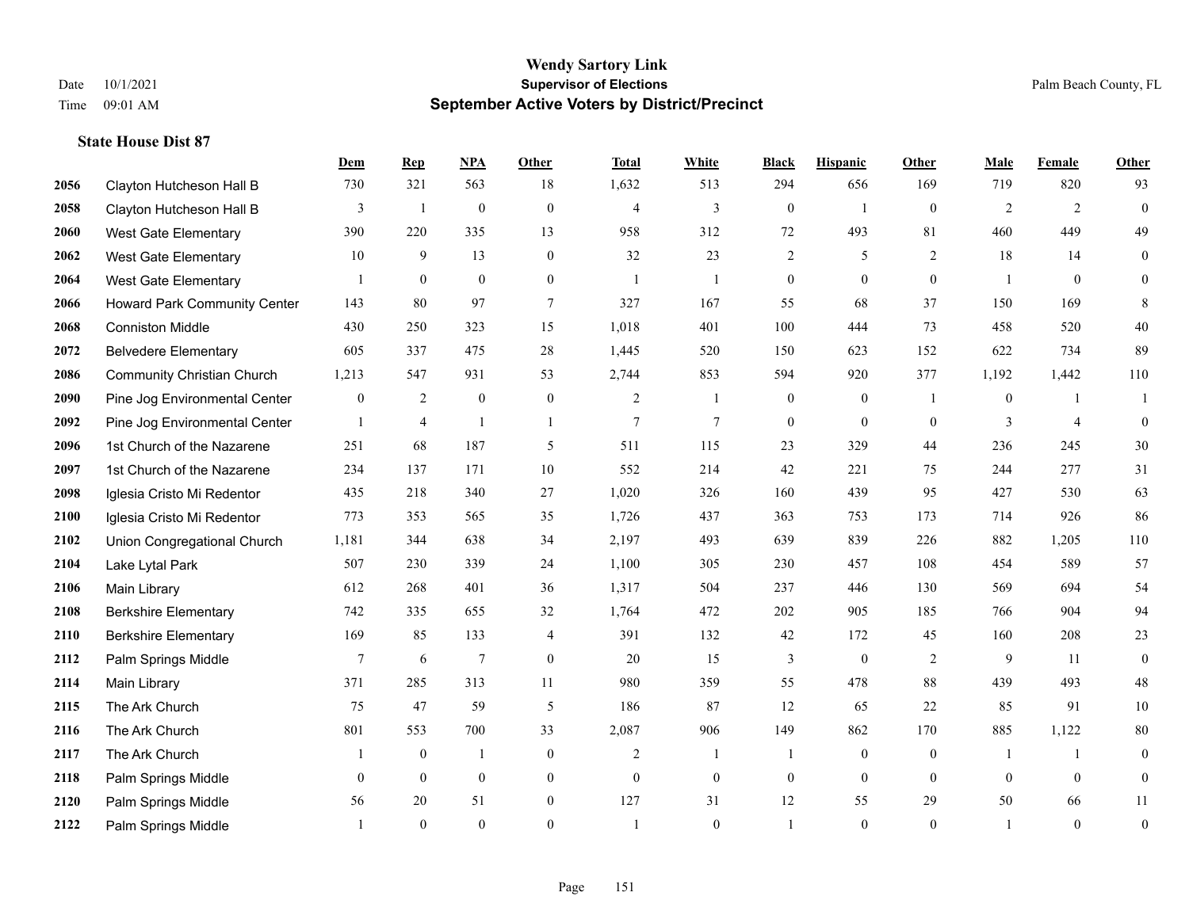Wendy Sartory Link
Supervisor of Elections
September Active Voters by District/Precinct

Date 10/1/2021
Time 09:01 AM

Palm Beach County, FL

### State House Dist 87

| | | Dem | Rep | NPA | Other | Total | White | Black | Hispanic | Other | Male | Female | Other |
|---|---|---|---|---|---|---|---|---|---|---|---|---|---|
| 2056 | Clayton Hutcheson Hall B | 730 | 321 | 563 | 18 | 1,632 | 513 | 294 | 656 | 169 | 719 | 820 | 93 |
| 2058 | Clayton Hutcheson Hall B | 3 | 1 | 0 | 0 | 4 | 3 | 0 | 1 | 0 | 2 | 2 | 0 |
| 2060 | West Gate Elementary | 390 | 220 | 335 | 13 | 958 | 312 | 72 | 493 | 81 | 460 | 449 | 49 |
| 2062 | West Gate Elementary | 10 | 9 | 13 | 0 | 32 | 23 | 2 | 5 | 2 | 18 | 14 | 0 |
| 2064 | West Gate Elementary | 1 | 0 | 0 | 0 | 1 | 1 | 0 | 0 | 0 | 1 | 0 | 0 |
| 2066 | Howard Park Community Center | 143 | 80 | 97 | 7 | 327 | 167 | 55 | 68 | 37 | 150 | 169 | 8 |
| 2068 | Conniston Middle | 430 | 250 | 323 | 15 | 1,018 | 401 | 100 | 444 | 73 | 458 | 520 | 40 |
| 2072 | Belvedere Elementary | 605 | 337 | 475 | 28 | 1,445 | 520 | 150 | 623 | 152 | 622 | 734 | 89 |
| 2086 | Community Christian Church | 1,213 | 547 | 931 | 53 | 2,744 | 853 | 594 | 920 | 377 | 1,192 | 1,442 | 110 |
| 2090 | Pine Jog Environmental Center | 0 | 2 | 0 | 0 | 2 | 1 | 0 | 0 | 1 | 0 | 1 | 1 |
| 2092 | Pine Jog Environmental Center | 1 | 4 | 1 | 1 | 7 | 7 | 0 | 0 | 0 | 3 | 4 | 0 |
| 2096 | 1st Church of the Nazarene | 251 | 68 | 187 | 5 | 511 | 115 | 23 | 329 | 44 | 236 | 245 | 30 |
| 2097 | 1st Church of the Nazarene | 234 | 137 | 171 | 10 | 552 | 214 | 42 | 221 | 75 | 244 | 277 | 31 |
| 2098 | Iglesia Cristo Mi Redentor | 435 | 218 | 340 | 27 | 1,020 | 326 | 160 | 439 | 95 | 427 | 530 | 63 |
| 2100 | Iglesia Cristo Mi Redentor | 773 | 353 | 565 | 35 | 1,726 | 437 | 363 | 753 | 173 | 714 | 926 | 86 |
| 2102 | Union Congregational Church | 1,181 | 344 | 638 | 34 | 2,197 | 493 | 639 | 839 | 226 | 882 | 1,205 | 110 |
| 2104 | Lake Lytal Park | 507 | 230 | 339 | 24 | 1,100 | 305 | 230 | 457 | 108 | 454 | 589 | 57 |
| 2106 | Main Library | 612 | 268 | 401 | 36 | 1,317 | 504 | 237 | 446 | 130 | 569 | 694 | 54 |
| 2108 | Berkshire Elementary | 742 | 335 | 655 | 32 | 1,764 | 472 | 202 | 905 | 185 | 766 | 904 | 94 |
| 2110 | Berkshire Elementary | 169 | 85 | 133 | 4 | 391 | 132 | 42 | 172 | 45 | 160 | 208 | 23 |
| 2112 | Palm Springs Middle | 7 | 6 | 7 | 0 | 20 | 15 | 3 | 0 | 2 | 9 | 11 | 0 |
| 2114 | Main Library | 371 | 285 | 313 | 11 | 980 | 359 | 55 | 478 | 88 | 439 | 493 | 48 |
| 2115 | The Ark Church | 75 | 47 | 59 | 5 | 186 | 87 | 12 | 65 | 22 | 85 | 91 | 10 |
| 2116 | The Ark Church | 801 | 553 | 700 | 33 | 2,087 | 906 | 149 | 862 | 170 | 885 | 1,122 | 80 |
| 2117 | The Ark Church | 1 | 0 | 1 | 0 | 2 | 1 | 1 | 0 | 0 | 1 | 1 | 0 |
| 2118 | Palm Springs Middle | 0 | 0 | 0 | 0 | 0 | 0 | 0 | 0 | 0 | 0 | 0 | 0 |
| 2120 | Palm Springs Middle | 56 | 20 | 51 | 0 | 127 | 31 | 12 | 55 | 29 | 50 | 66 | 11 |
| 2122 | Palm Springs Middle | 1 | 0 | 0 | 0 | 1 | 0 | 1 | 0 | 0 | 1 | 0 | 0 |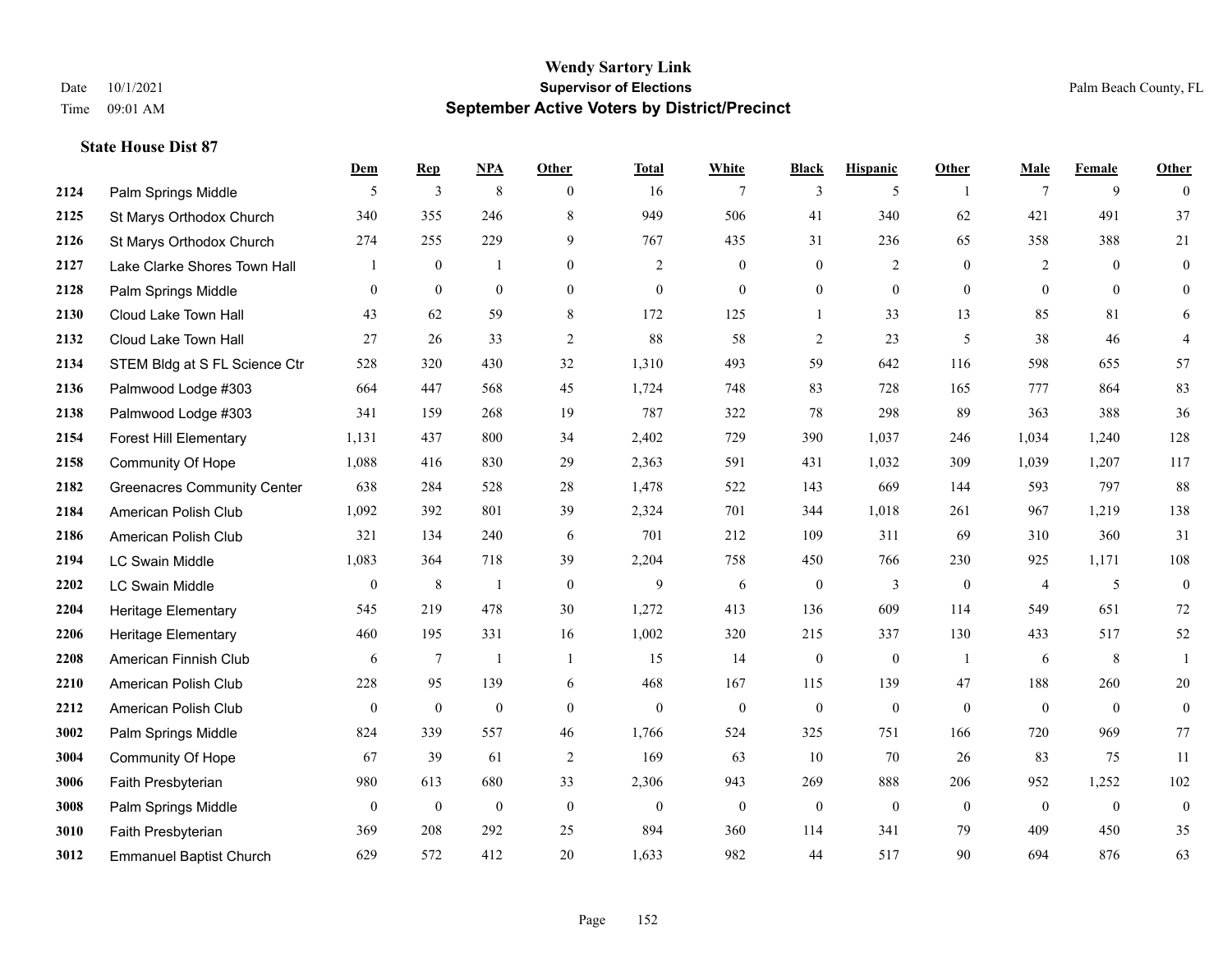# Wendy Sartory Link
## Supervisor of Elections
## September Active Voters by District/Precinct

Date 10/1/2021
Time 09:01 AM
Palm Beach County, FL

### State House Dist 87

| | | Dem | Rep | NPA | Other | Total | White | Black | Hispanic | Other | Male | Female | Other |
|---|---|---|---|---|---|---|---|---|---|---|---|---|---|
| 2124 | Palm Springs Middle | 5 | 3 | 8 | 0 | 16 | 7 | 3 | 5 | 1 | 7 | 9 | 0 |
| 2125 | St Marys Orthodox Church | 340 | 355 | 246 | 8 | 949 | 506 | 41 | 340 | 62 | 421 | 491 | 37 |
| 2126 | St Marys Orthodox Church | 274 | 255 | 229 | 9 | 767 | 435 | 31 | 236 | 65 | 358 | 388 | 21 |
| 2127 | Lake Clarke Shores Town Hall | 1 | 0 | 1 | 0 | 2 | 0 | 0 | 2 | 0 | 2 | 0 | 0 |
| 2128 | Palm Springs Middle | 0 | 0 | 0 | 0 | 0 | 0 | 0 | 0 | 0 | 0 | 0 | 0 |
| 2130 | Cloud Lake Town Hall | 43 | 62 | 59 | 8 | 172 | 125 | 1 | 33 | 13 | 85 | 81 | 6 |
| 2132 | Cloud Lake Town Hall | 27 | 26 | 33 | 2 | 88 | 58 | 2 | 23 | 5 | 38 | 46 | 4 |
| 2134 | STEM Bldg at S FL Science Ctr | 528 | 320 | 430 | 32 | 1,310 | 493 | 59 | 642 | 116 | 598 | 655 | 57 |
| 2136 | Palmwood Lodge #303 | 664 | 447 | 568 | 45 | 1,724 | 748 | 83 | 728 | 165 | 777 | 864 | 83 |
| 2138 | Palmwood Lodge #303 | 341 | 159 | 268 | 19 | 787 | 322 | 78 | 298 | 89 | 363 | 388 | 36 |
| 2154 | Forest Hill Elementary | 1,131 | 437 | 800 | 34 | 2,402 | 729 | 390 | 1,037 | 246 | 1,034 | 1,240 | 128 |
| 2158 | Community Of Hope | 1,088 | 416 | 830 | 29 | 2,363 | 591 | 431 | 1,032 | 309 | 1,039 | 1,207 | 117 |
| 2182 | Greenacres Community Center | 638 | 284 | 528 | 28 | 1,478 | 522 | 143 | 669 | 144 | 593 | 797 | 88 |
| 2184 | American Polish Club | 1,092 | 392 | 801 | 39 | 2,324 | 701 | 344 | 1,018 | 261 | 967 | 1,219 | 138 |
| 2186 | American Polish Club | 321 | 134 | 240 | 6 | 701 | 212 | 109 | 311 | 69 | 310 | 360 | 31 |
| 2194 | LC Swain Middle | 1,083 | 364 | 718 | 39 | 2,204 | 758 | 450 | 766 | 230 | 925 | 1,171 | 108 |
| 2202 | LC Swain Middle | 0 | 8 | 1 | 0 | 9 | 6 | 0 | 3 | 0 | 4 | 5 | 0 |
| 2204 | Heritage Elementary | 545 | 219 | 478 | 30 | 1,272 | 413 | 136 | 609 | 114 | 549 | 651 | 72 |
| 2206 | Heritage Elementary | 460 | 195 | 331 | 16 | 1,002 | 320 | 215 | 337 | 130 | 433 | 517 | 52 |
| 2208 | American Finnish Club | 6 | 7 | 1 | 1 | 15 | 14 | 0 | 0 | 1 | 6 | 8 | 1 |
| 2210 | American Polish Club | 228 | 95 | 139 | 6 | 468 | 167 | 115 | 139 | 47 | 188 | 260 | 20 |
| 2212 | American Polish Club | 0 | 0 | 0 | 0 | 0 | 0 | 0 | 0 | 0 | 0 | 0 | 0 |
| 3002 | Palm Springs Middle | 824 | 339 | 557 | 46 | 1,766 | 524 | 325 | 751 | 166 | 720 | 969 | 77 |
| 3004 | Community Of Hope | 67 | 39 | 61 | 2 | 169 | 63 | 10 | 70 | 26 | 83 | 75 | 11 |
| 3006 | Faith Presbyterian | 980 | 613 | 680 | 33 | 2,306 | 943 | 269 | 888 | 206 | 952 | 1,252 | 102 |
| 3008 | Palm Springs Middle | 0 | 0 | 0 | 0 | 0 | 0 | 0 | 0 | 0 | 0 | 0 | 0 |
| 3010 | Faith Presbyterian | 369 | 208 | 292 | 25 | 894 | 360 | 114 | 341 | 79 | 409 | 450 | 35 |
| 3012 | Emmanuel Baptist Church | 629 | 572 | 412 | 20 | 1,633 | 982 | 44 | 517 | 90 | 694 | 876 | 63 |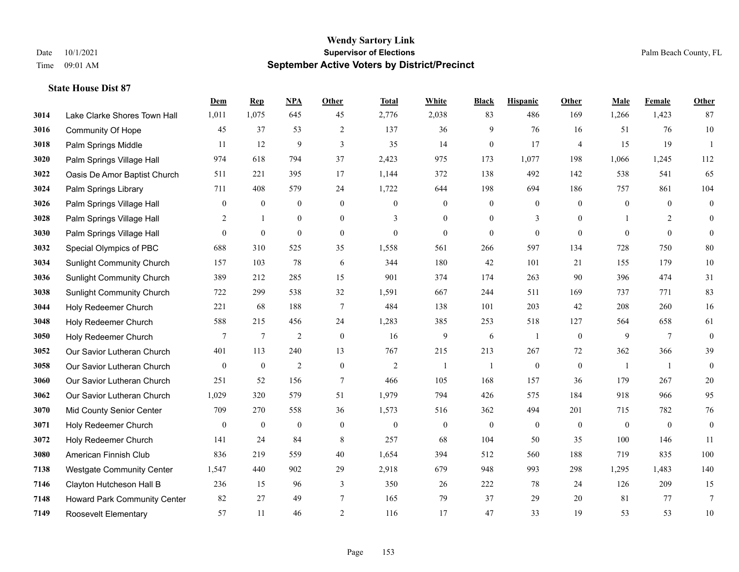# Wendy Sartory Link
## Supervisor of Elections
## September Active Voters by District/Precinct

Date 10/1/2021
Time 09:01 AM
Palm Beach County, FL

### State House Dist 87

| | | Dem | Rep | NPA | Other | Total | White | Black | Hispanic | Other | Male | Female | Other |
|---|---|---|---|---|---|---|---|---|---|---|---|---|---|
| 3014 | Lake Clarke Shores Town Hall | 1,011 | 1,075 | 645 | 45 | 2,776 | 2,038 | 83 | 486 | 169 | 1,266 | 1,423 | 87 |
| 3016 | Community Of Hope | 45 | 37 | 53 | 2 | 137 | 36 | 9 | 76 | 16 | 51 | 76 | 10 |
| 3018 | Palm Springs Middle | 11 | 12 | 9 | 3 | 35 | 14 | 0 | 17 | 4 | 15 | 19 | 1 |
| 3020 | Palm Springs Village Hall | 974 | 618 | 794 | 37 | 2,423 | 975 | 173 | 1,077 | 198 | 1,066 | 1,245 | 112 |
| 3022 | Oasis De Amor Baptist Church | 511 | 221 | 395 | 17 | 1,144 | 372 | 138 | 492 | 142 | 538 | 541 | 65 |
| 3024 | Palm Springs Library | 711 | 408 | 579 | 24 | 1,722 | 644 | 198 | 694 | 186 | 757 | 861 | 104 |
| 3026 | Palm Springs Village Hall | 0 | 0 | 0 | 0 | 0 | 0 | 0 | 0 | 0 | 0 | 0 | 0 |
| 3028 | Palm Springs Village Hall | 2 | 1 | 0 | 0 | 3 | 0 | 0 | 3 | 0 | 1 | 2 | 0 |
| 3030 | Palm Springs Village Hall | 0 | 0 | 0 | 0 | 0 | 0 | 0 | 0 | 0 | 0 | 0 | 0 |
| 3032 | Special Olympics of PBC | 688 | 310 | 525 | 35 | 1,558 | 561 | 266 | 597 | 134 | 728 | 750 | 80 |
| 3034 | Sunlight Community Church | 157 | 103 | 78 | 6 | 344 | 180 | 42 | 101 | 21 | 155 | 179 | 10 |
| 3036 | Sunlight Community Church | 389 | 212 | 285 | 15 | 901 | 374 | 174 | 263 | 90 | 396 | 474 | 31 |
| 3038 | Sunlight Community Church | 722 | 299 | 538 | 32 | 1,591 | 667 | 244 | 511 | 169 | 737 | 771 | 83 |
| 3044 | Holy Redeemer Church | 221 | 68 | 188 | 7 | 484 | 138 | 101 | 203 | 42 | 208 | 260 | 16 |
| 3048 | Holy Redeemer Church | 588 | 215 | 456 | 24 | 1,283 | 385 | 253 | 518 | 127 | 564 | 658 | 61 |
| 3050 | Holy Redeemer Church | 7 | 7 | 2 | 0 | 16 | 9 | 6 | 1 | 0 | 9 | 7 | 0 |
| 3052 | Our Savior Lutheran Church | 401 | 113 | 240 | 13 | 767 | 215 | 213 | 267 | 72 | 362 | 366 | 39 |
| 3058 | Our Savior Lutheran Church | 0 | 0 | 2 | 0 | 2 | 1 | 1 | 0 | 0 | 1 | 1 | 0 |
| 3060 | Our Savior Lutheran Church | 251 | 52 | 156 | 7 | 466 | 105 | 168 | 157 | 36 | 179 | 267 | 20 |
| 3062 | Our Savior Lutheran Church | 1,029 | 320 | 579 | 51 | 1,979 | 794 | 426 | 575 | 184 | 918 | 966 | 95 |
| 3070 | Mid County Senior Center | 709 | 270 | 558 | 36 | 1,573 | 516 | 362 | 494 | 201 | 715 | 782 | 76 |
| 3071 | Holy Redeemer Church | 0 | 0 | 0 | 0 | 0 | 0 | 0 | 0 | 0 | 0 | 0 | 0 |
| 3072 | Holy Redeemer Church | 141 | 24 | 84 | 8 | 257 | 68 | 104 | 50 | 35 | 100 | 146 | 11 |
| 3080 | American Finnish Club | 836 | 219 | 559 | 40 | 1,654 | 394 | 512 | 560 | 188 | 719 | 835 | 100 |
| 7138 | Westgate Community Center | 1,547 | 440 | 902 | 29 | 2,918 | 679 | 948 | 993 | 298 | 1,295 | 1,483 | 140 |
| 7146 | Clayton Hutcheson Hall B | 236 | 15 | 96 | 3 | 350 | 26 | 222 | 78 | 24 | 126 | 209 | 15 |
| 7148 | Howard Park Community Center | 82 | 27 | 49 | 7 | 165 | 79 | 37 | 29 | 20 | 81 | 77 | 7 |
| 7149 | Roosevelt Elementary | 57 | 11 | 46 | 2 | 116 | 17 | 47 | 33 | 19 | 53 | 53 | 10 |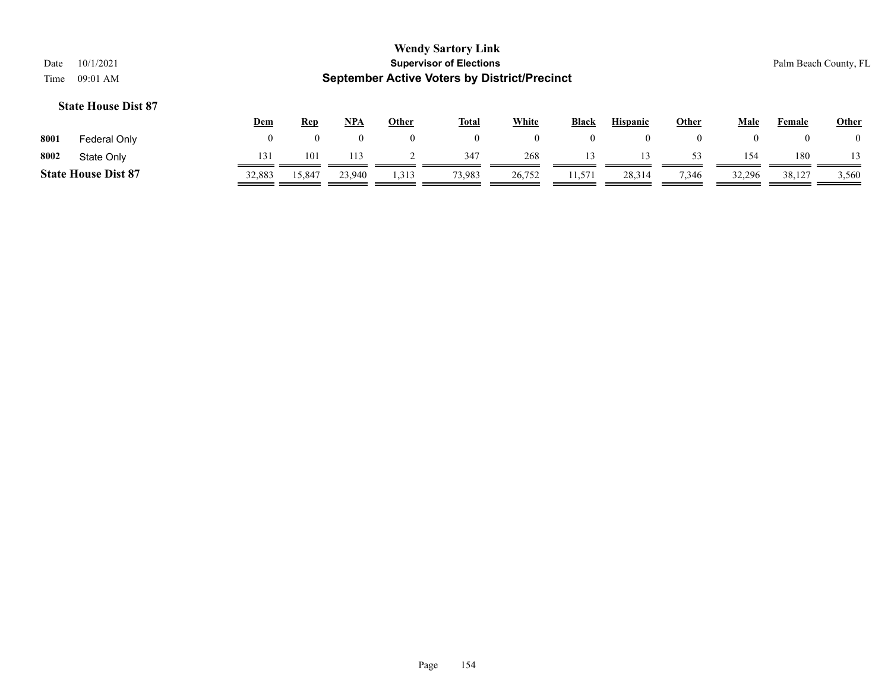Wendy Sartory Link
Supervisor of Elections
September Active Voters by District/Precinct

Date 10/1/2021
Time 09:01 AM

Palm Beach County, FL

### State House Dist 87

| | | Dem | Rep | NPA | Other | Total | White | Black | Hispanic | Other | Male | Female | Other |
|---|---|---|---|---|---|---|---|---|---|---|---|---|---|
| 8001 | Federal Only | 0 | 0 | 0 | 0 | 0 | 0 | 0 | 0 | 0 | 0 | 0 | 0 |
| 8002 | State Only | 131 | 101 | 113 | 2 | 347 | 268 | 13 | 13 | 53 | 154 | 180 | 13 |
| **State House Dist 87** | | 32,883 | 15,847 | 23,940 | 1,313 | 73,983 | 26,752 | 11,571 | 28,314 | 7,346 | 32,296 | 38,127 | 3,560 |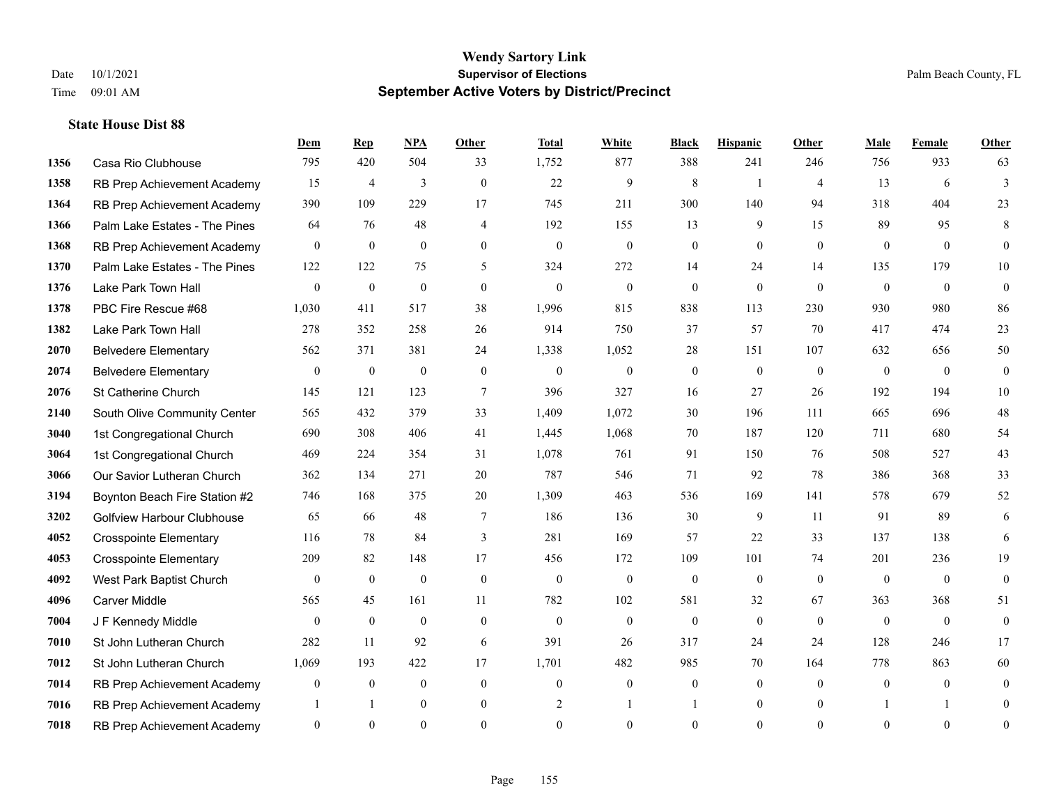# Wendy Sartory Link
## Supervisor of Elections
## September Active Voters by District/Precinct

Date 10/1/2021
Time 09:01 AM

Palm Beach County, FL

### State House Dist 88

| | | Dem | Rep | NPA | Other | Total | White | Black | Hispanic | Other | Male | Female | Other |
|---|---|---|---|---|---|---|---|---|---|---|---|---|---|
| 1356 | Casa Rio Clubhouse | 795 | 420 | 504 | 33 | 1,752 | 877 | 388 | 241 | 246 | 756 | 933 | 63 |
| 1358 | RB Prep Achievement Academy | 15 | 4 | 3 | 0 | 22 | 9 | 8 | 1 | 4 | 13 | 6 | 3 |
| 1364 | RB Prep Achievement Academy | 390 | 109 | 229 | 17 | 745 | 211 | 300 | 140 | 94 | 318 | 404 | 23 |
| 1366 | Palm Lake Estates - The Pines | 64 | 76 | 48 | 4 | 192 | 155 | 13 | 9 | 15 | 89 | 95 | 8 |
| 1368 | RB Prep Achievement Academy | 0 | 0 | 0 | 0 | 0 | 0 | 0 | 0 | 0 | 0 | 0 | 0 |
| 1370 | Palm Lake Estates - The Pines | 122 | 122 | 75 | 5 | 324 | 272 | 14 | 24 | 14 | 135 | 179 | 10 |
| 1376 | Lake Park Town Hall | 0 | 0 | 0 | 0 | 0 | 0 | 0 | 0 | 0 | 0 | 0 | 0 |
| 1378 | PBC Fire Rescue #68 | 1,030 | 411 | 517 | 38 | 1,996 | 815 | 838 | 113 | 230 | 930 | 980 | 86 |
| 1382 | Lake Park Town Hall | 278 | 352 | 258 | 26 | 914 | 750 | 37 | 57 | 70 | 417 | 474 | 23 |
| 2070 | Belvedere Elementary | 562 | 371 | 381 | 24 | 1,338 | 1,052 | 28 | 151 | 107 | 632 | 656 | 50 |
| 2074 | Belvedere Elementary | 0 | 0 | 0 | 0 | 0 | 0 | 0 | 0 | 0 | 0 | 0 | 0 |
| 2076 | St Catherine Church | 145 | 121 | 123 | 7 | 396 | 327 | 16 | 27 | 26 | 192 | 194 | 10 |
| 2140 | South Olive Community Center | 565 | 432 | 379 | 33 | 1,409 | 1,072 | 30 | 196 | 111 | 665 | 696 | 48 |
| 3040 | 1st Congregational Church | 690 | 308 | 406 | 41 | 1,445 | 1,068 | 70 | 187 | 120 | 711 | 680 | 54 |
| 3064 | 1st Congregational Church | 469 | 224 | 354 | 31 | 1,078 | 761 | 91 | 150 | 76 | 508 | 527 | 43 |
| 3066 | Our Savior Lutheran Church | 362 | 134 | 271 | 20 | 787 | 546 | 71 | 92 | 78 | 386 | 368 | 33 |
| 3194 | Boynton Beach Fire Station #2 | 746 | 168 | 375 | 20 | 1,309 | 463 | 536 | 169 | 141 | 578 | 679 | 52 |
| 3202 | Golfview Harbour Clubhouse | 65 | 66 | 48 | 7 | 186 | 136 | 30 | 9 | 11 | 91 | 89 | 6 |
| 4052 | Crosspointe Elementary | 116 | 78 | 84 | 3 | 281 | 169 | 57 | 22 | 33 | 137 | 138 | 6 |
| 4053 | Crosspointe Elementary | 209 | 82 | 148 | 17 | 456 | 172 | 109 | 101 | 74 | 201 | 236 | 19 |
| 4092 | West Park Baptist Church | 0 | 0 | 0 | 0 | 0 | 0 | 0 | 0 | 0 | 0 | 0 | 0 |
| 4096 | Carver Middle | 565 | 45 | 161 | 11 | 782 | 102 | 581 | 32 | 67 | 363 | 368 | 51 |
| 7004 | J F Kennedy Middle | 0 | 0 | 0 | 0 | 0 | 0 | 0 | 0 | 0 | 0 | 0 | 0 |
| 7010 | St John Lutheran Church | 282 | 11 | 92 | 6 | 391 | 26 | 317 | 24 | 24 | 128 | 246 | 17 |
| 7012 | St John Lutheran Church | 1,069 | 193 | 422 | 17 | 1,701 | 482 | 985 | 70 | 164 | 778 | 863 | 60 |
| 7014 | RB Prep Achievement Academy | 0 | 0 | 0 | 0 | 0 | 0 | 0 | 0 | 0 | 0 | 0 | 0 |
| 7016 | RB Prep Achievement Academy | 1 | 1 | 0 | 0 | 2 | 1 | 1 | 0 | 0 | 1 | 1 | 0 |
| 7018 | RB Prep Achievement Academy | 0 | 0 | 0 | 0 | 0 | 0 | 0 | 0 | 0 | 0 | 0 | 0 |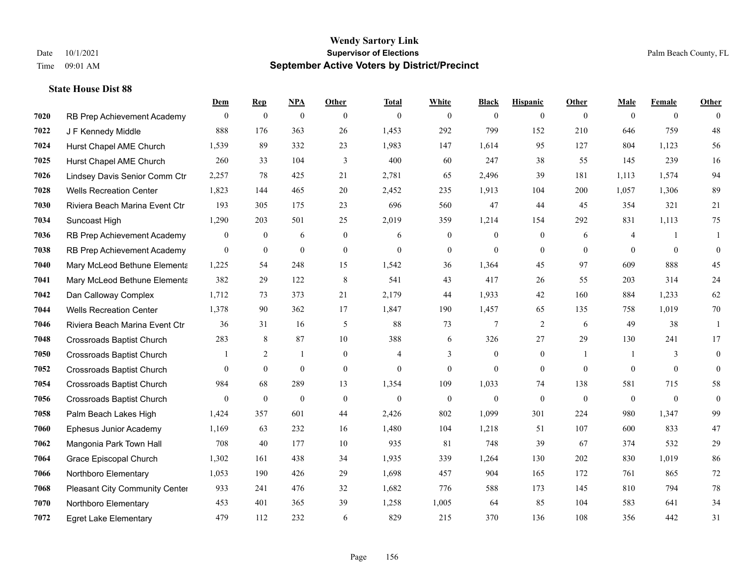**Wendy Sartory Link**

**Supervisor of Elections**

**September Active Voters by District/Precinct**

Date 10/1/2021
Time 09:01 AM

Palm Beach County, FL

### State House Dist 88

| | | Dem | Rep | NPA | Other | Total | White | Black | Hispanic | Other | Male | Female | Other |
|---|---|---|---|---|---|---|---|---|---|---|---|---|---|
| 7020 | RB Prep Achievement Academy | 0 | 0 | 0 | 0 | 0 | 0 | 0 | 0 | 0 | 0 | 0 | 0 |
| 7022 | J F Kennedy Middle | 888 | 176 | 363 | 26 | 1,453 | 292 | 799 | 152 | 210 | 646 | 759 | 48 |
| 7024 | Hurst Chapel AME Church | 1,539 | 89 | 332 | 23 | 1,983 | 147 | 1,614 | 95 | 127 | 804 | 1,123 | 56 |
| 7025 | Hurst Chapel AME Church | 260 | 33 | 104 | 3 | 400 | 60 | 247 | 38 | 55 | 145 | 239 | 16 |
| 7026 | Lindsey Davis Senior Comm Ctr | 2,257 | 78 | 425 | 21 | 2,781 | 65 | 2,496 | 39 | 181 | 1,113 | 1,574 | 94 |
| 7028 | Wells Recreation Center | 1,823 | 144 | 465 | 20 | 2,452 | 235 | 1,913 | 104 | 200 | 1,057 | 1,306 | 89 |
| 7030 | Riviera Beach Marina Event Ctr | 193 | 305 | 175 | 23 | 696 | 560 | 47 | 44 | 45 | 354 | 321 | 21 |
| 7034 | Suncoast High | 1,290 | 203 | 501 | 25 | 2,019 | 359 | 1,214 | 154 | 292 | 831 | 1,113 | 75 |
| 7036 | RB Prep Achievement Academy | 0 | 0 | 6 | 0 | 6 | 0 | 0 | 0 | 6 | 4 | 1 | 1 |
| 7038 | RB Prep Achievement Academy | 0 | 0 | 0 | 0 | 0 | 0 | 0 | 0 | 0 | 0 | 0 | 0 |
| 7040 | Mary McLeod Bethune Elementa | 1,225 | 54 | 248 | 15 | 1,542 | 36 | 1,364 | 45 | 97 | 609 | 888 | 45 |
| 7041 | Mary McLeod Bethune Elementa | 382 | 29 | 122 | 8 | 541 | 43 | 417 | 26 | 55 | 203 | 314 | 24 |
| 7042 | Dan Calloway Complex | 1,712 | 73 | 373 | 21 | 2,179 | 44 | 1,933 | 42 | 160 | 884 | 1,233 | 62 |
| 7044 | Wells Recreation Center | 1,378 | 90 | 362 | 17 | 1,847 | 190 | 1,457 | 65 | 135 | 758 | 1,019 | 70 |
| 7046 | Riviera Beach Marina Event Ctr | 36 | 31 | 16 | 5 | 88 | 73 | 7 | 2 | 6 | 49 | 38 | 1 |
| 7048 | Crossroads Baptist Church | 283 | 8 | 87 | 10 | 388 | 6 | 326 | 27 | 29 | 130 | 241 | 17 |
| 7050 | Crossroads Baptist Church | 1 | 2 | 1 | 0 | 4 | 3 | 0 | 0 | 1 | 1 | 3 | 0 |
| 7052 | Crossroads Baptist Church | 0 | 0 | 0 | 0 | 0 | 0 | 0 | 0 | 0 | 0 | 0 | 0 |
| 7054 | Crossroads Baptist Church | 984 | 68 | 289 | 13 | 1,354 | 109 | 1,033 | 74 | 138 | 581 | 715 | 58 |
| 7056 | Crossroads Baptist Church | 0 | 0 | 0 | 0 | 0 | 0 | 0 | 0 | 0 | 0 | 0 | 0 |
| 7058 | Palm Beach Lakes High | 1,424 | 357 | 601 | 44 | 2,426 | 802 | 1,099 | 301 | 224 | 980 | 1,347 | 99 |
| 7060 | Ephesus Junior Academy | 1,169 | 63 | 232 | 16 | 1,480 | 104 | 1,218 | 51 | 107 | 600 | 833 | 47 |
| 7062 | Mangonia Park Town Hall | 708 | 40 | 177 | 10 | 935 | 81 | 748 | 39 | 67 | 374 | 532 | 29 |
| 7064 | Grace Episcopal Church | 1,302 | 161 | 438 | 34 | 1,935 | 339 | 1,264 | 130 | 202 | 830 | 1,019 | 86 |
| 7066 | Northboro Elementary | 1,053 | 190 | 426 | 29 | 1,698 | 457 | 904 | 165 | 172 | 761 | 865 | 72 |
| 7068 | Pleasant City Community Center | 933 | 241 | 476 | 32 | 1,682 | 776 | 588 | 173 | 145 | 810 | 794 | 78 |
| 7070 | Northboro Elementary | 453 | 401 | 365 | 39 | 1,258 | 1,005 | 64 | 85 | 104 | 583 | 641 | 34 |
| 7072 | Egret Lake Elementary | 479 | 112 | 232 | 6 | 829 | 215 | 370 | 136 | 108 | 356 | 442 | 31 |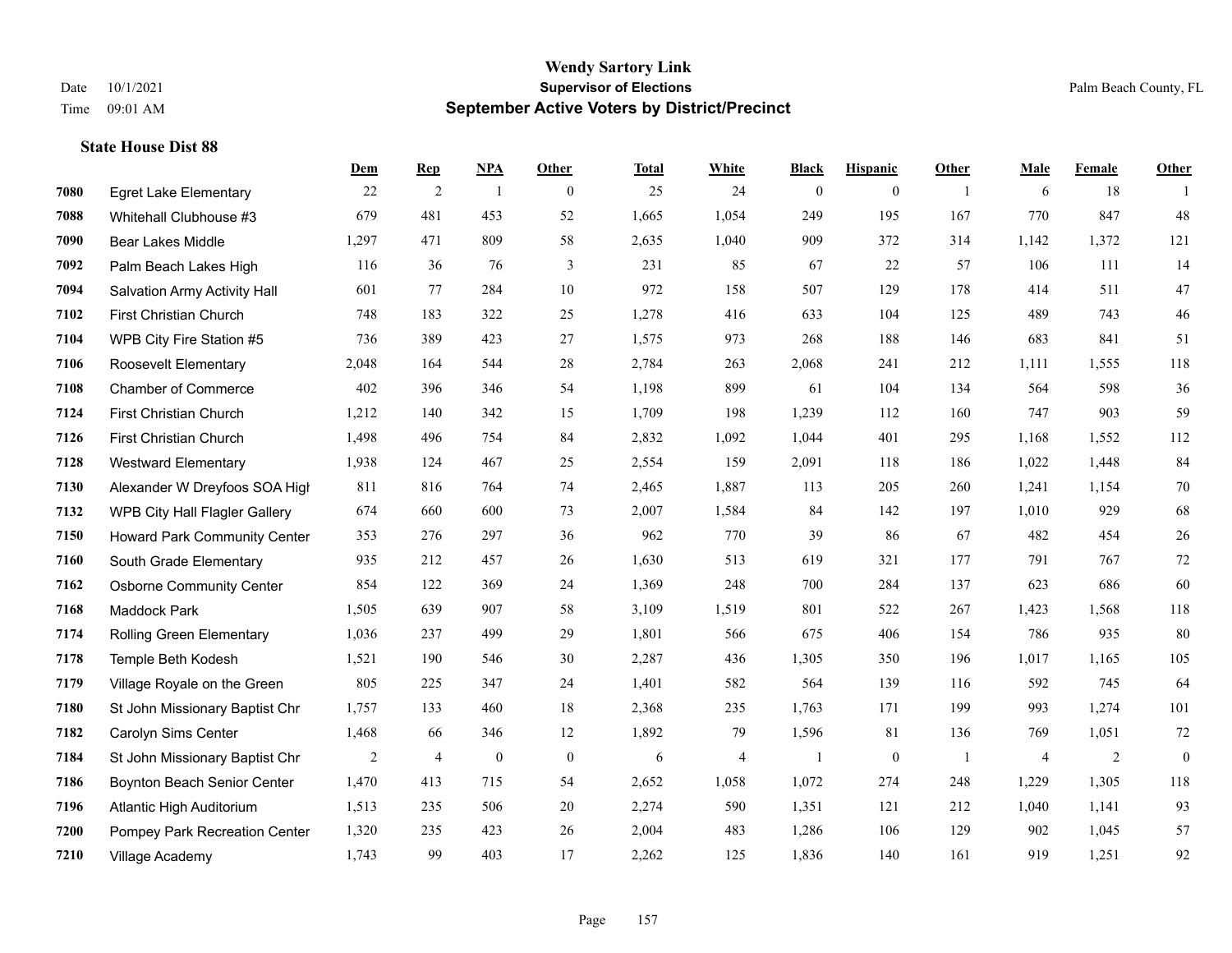# Wendy Sartory Link
## Supervisor of Elections
## September Active Voters by District/Precinct

Date 10/1/2021
Time 09:01 AM

Palm Beach County, FL

### State House Dist 88

| | | Dem | Rep | NPA | Other | Total | White | Black | Hispanic | Other | Male | Female | Other |
|---|---|---|---|---|---|---|---|---|---|---|---|---|---|
| 7080 | Egret Lake Elementary | 22 | 2 | 1 | 0 | 25 | 24 | 0 | 0 | 1 | 6 | 18 | 1 |
| 7088 | Whitehall Clubhouse #3 | 679 | 481 | 453 | 52 | 1,665 | 1,054 | 249 | 195 | 167 | 770 | 847 | 48 |
| 7090 | Bear Lakes Middle | 1,297 | 471 | 809 | 58 | 2,635 | 1,040 | 909 | 372 | 314 | 1,142 | 1,372 | 121 |
| 7092 | Palm Beach Lakes High | 116 | 36 | 76 | 3 | 231 | 85 | 67 | 22 | 57 | 106 | 111 | 14 |
| 7094 | Salvation Army Activity Hall | 601 | 77 | 284 | 10 | 972 | 158 | 507 | 129 | 178 | 414 | 511 | 47 |
| 7102 | First Christian Church | 748 | 183 | 322 | 25 | 1,278 | 416 | 633 | 104 | 125 | 489 | 743 | 46 |
| 7104 | WPB City Fire Station #5 | 736 | 389 | 423 | 27 | 1,575 | 973 | 268 | 188 | 146 | 683 | 841 | 51 |
| 7106 | Roosevelt Elementary | 2,048 | 164 | 544 | 28 | 2,784 | 263 | 2,068 | 241 | 212 | 1,111 | 1,555 | 118 |
| 7108 | Chamber of Commerce | 402 | 396 | 346 | 54 | 1,198 | 899 | 61 | 104 | 134 | 564 | 598 | 36 |
| 7124 | First Christian Church | 1,212 | 140 | 342 | 15 | 1,709 | 198 | 1,239 | 112 | 160 | 747 | 903 | 59 |
| 7126 | First Christian Church | 1,498 | 496 | 754 | 84 | 2,832 | 1,092 | 1,044 | 401 | 295 | 1,168 | 1,552 | 112 |
| 7128 | Westward Elementary | 1,938 | 124 | 467 | 25 | 2,554 | 159 | 2,091 | 118 | 186 | 1,022 | 1,448 | 84 |
| 7130 | Alexander W Dreyfoos SOA High | 811 | 816 | 764 | 74 | 2,465 | 1,887 | 113 | 205 | 260 | 1,241 | 1,154 | 70 |
| 7132 | WPB City Hall Flagler Gallery | 674 | 660 | 600 | 73 | 2,007 | 1,584 | 84 | 142 | 197 | 1,010 | 929 | 68 |
| 7150 | Howard Park Community Center | 353 | 276 | 297 | 36 | 962 | 770 | 39 | 86 | 67 | 482 | 454 | 26 |
| 7160 | South Grade Elementary | 935 | 212 | 457 | 26 | 1,630 | 513 | 619 | 321 | 177 | 791 | 767 | 72 |
| 7162 | Osborne Community Center | 854 | 122 | 369 | 24 | 1,369 | 248 | 700 | 284 | 137 | 623 | 686 | 60 |
| 7168 | Maddock Park | 1,505 | 639 | 907 | 58 | 3,109 | 1,519 | 801 | 522 | 267 | 1,423 | 1,568 | 118 |
| 7174 | Rolling Green Elementary | 1,036 | 237 | 499 | 29 | 1,801 | 566 | 675 | 406 | 154 | 786 | 935 | 80 |
| 7178 | Temple Beth Kodesh | 1,521 | 190 | 546 | 30 | 2,287 | 436 | 1,305 | 350 | 196 | 1,017 | 1,165 | 105 |
| 7179 | Village Royale on the Green | 805 | 225 | 347 | 24 | 1,401 | 582 | 564 | 139 | 116 | 592 | 745 | 64 |
| 7180 | St John Missionary Baptist Chr | 1,757 | 133 | 460 | 18 | 2,368 | 235 | 1,763 | 171 | 199 | 993 | 1,274 | 101 |
| 7182 | Carolyn Sims Center | 1,468 | 66 | 346 | 12 | 1,892 | 79 | 1,596 | 81 | 136 | 769 | 1,051 | 72 |
| 7184 | St John Missionary Baptist Chr | 2 | 4 | 0 | 0 | 6 | 4 | 1 | 0 | 1 | 4 | 2 | 0 |
| 7186 | Boynton Beach Senior Center | 1,470 | 413 | 715 | 54 | 2,652 | 1,058 | 1,072 | 274 | 248 | 1,229 | 1,305 | 118 |
| 7196 | Atlantic High Auditorium | 1,513 | 235 | 506 | 20 | 2,274 | 590 | 1,351 | 121 | 212 | 1,040 | 1,141 | 93 |
| 7200 | Pompey Park Recreation Center | 1,320 | 235 | 423 | 26 | 2,004 | 483 | 1,286 | 106 | 129 | 902 | 1,045 | 57 |
| 7210 | Village Academy | 1,743 | 99 | 403 | 17 | 2,262 | 125 | 1,836 | 140 | 161 | 919 | 1,251 | 92 |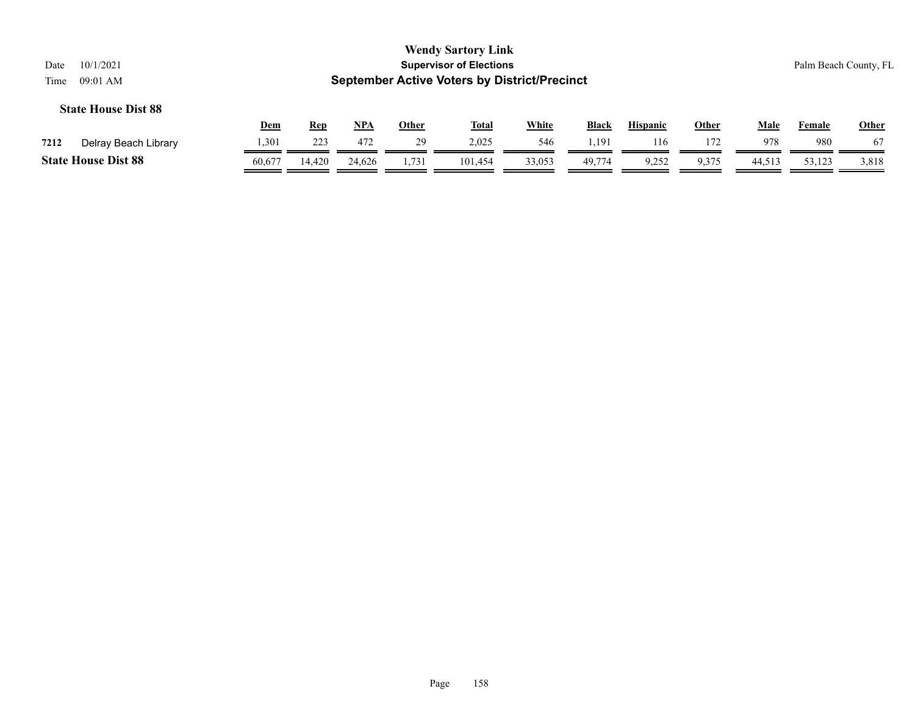# Wendy Sartory Link

## Supervisor of Elections

## September Active Voters by District/Precinct

Date 10/1/2021
Time 09:01 AM

Palm Beach County, FL

### State House Dist 88

| | | Dem | Rep | NPA | Other | Total | White | Black | Hispanic | Other | Male | Female | Other |
|---|---|---|---|---|---|---|---|---|---|---|---|---|---|
| 7212 | Delray Beach Library | 1,301 | 223 | 472 | 29 | 2,025 | 546 | 1,191 | 116 | 172 | 978 | 980 | 67 |
| **State House Dist 88** | | 60,677 | 14,420 | 24,626 | 1,731 | 101,454 | 33,053 | 49,774 | 9,252 | 9,375 | 44,513 | 53,123 | 3,818 |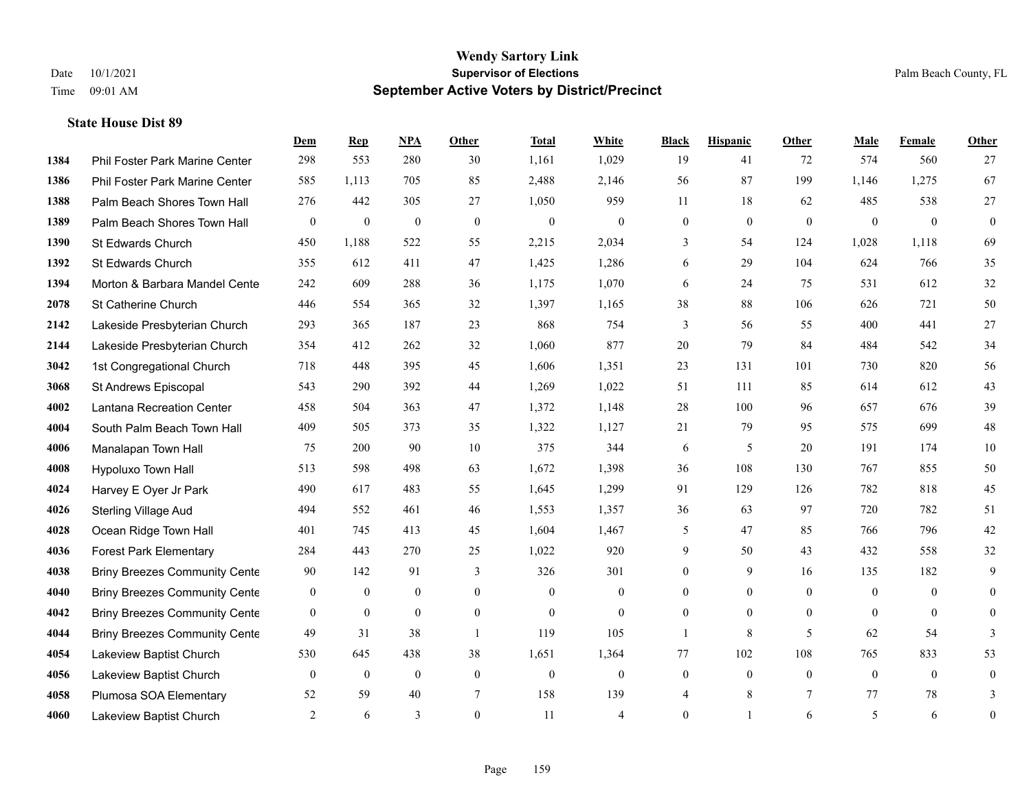# Wendy Sartory Link
## Supervisor of Elections
## September Active Voters by District/Precinct

Date 10/1/2021
Time 09:01 AM

Palm Beach County, FL

### State House Dist 89

| | | Dem | Rep | NPA | Other | Total | White | Black | Hispanic | Other | Male | Female | Other |
|---|---|---|---|---|---|---|---|---|---|---|---|---|---|
| 1384 | Phil Foster Park Marine Center | 298 | 553 | 280 | 30 | 1,161 | 1,029 | 19 | 41 | 72 | 574 | 560 | 27 |
| 1386 | Phil Foster Park Marine Center | 585 | 1,113 | 705 | 85 | 2,488 | 2,146 | 56 | 87 | 199 | 1,146 | 1,275 | 67 |
| 1388 | Palm Beach Shores Town Hall | 276 | 442 | 305 | 27 | 1,050 | 959 | 11 | 18 | 62 | 485 | 538 | 27 |
| 1389 | Palm Beach Shores Town Hall | 0 | 0 | 0 | 0 | 0 | 0 | 0 | 0 | 0 | 0 | 0 | 0 |
| 1390 | St Edwards Church | 450 | 1,188 | 522 | 55 | 2,215 | 2,034 | 3 | 54 | 124 | 1,028 | 1,118 | 69 |
| 1392 | St Edwards Church | 355 | 612 | 411 | 47 | 1,425 | 1,286 | 6 | 29 | 104 | 624 | 766 | 35 |
| 1394 | Morton & Barbara Mandel Cente | 242 | 609 | 288 | 36 | 1,175 | 1,070 | 6 | 24 | 75 | 531 | 612 | 32 |
| 2078 | St Catherine Church | 446 | 554 | 365 | 32 | 1,397 | 1,165 | 38 | 88 | 106 | 626 | 721 | 50 |
| 2142 | Lakeside Presbyterian Church | 293 | 365 | 187 | 23 | 868 | 754 | 3 | 56 | 55 | 400 | 441 | 27 |
| 2144 | Lakeside Presbyterian Church | 354 | 412 | 262 | 32 | 1,060 | 877 | 20 | 79 | 84 | 484 | 542 | 34 |
| 3042 | 1st Congregational Church | 718 | 448 | 395 | 45 | 1,606 | 1,351 | 23 | 131 | 101 | 730 | 820 | 56 |
| 3068 | St Andrews Episcopal | 543 | 290 | 392 | 44 | 1,269 | 1,022 | 51 | 111 | 85 | 614 | 612 | 43 |
| 4002 | Lantana Recreation Center | 458 | 504 | 363 | 47 | 1,372 | 1,148 | 28 | 100 | 96 | 657 | 676 | 39 |
| 4004 | South Palm Beach Town Hall | 409 | 505 | 373 | 35 | 1,322 | 1,127 | 21 | 79 | 95 | 575 | 699 | 48 |
| 4006 | Manalapan Town Hall | 75 | 200 | 90 | 10 | 375 | 344 | 6 | 5 | 20 | 191 | 174 | 10 |
| 4008 | Hypoluxo Town Hall | 513 | 598 | 498 | 63 | 1,672 | 1,398 | 36 | 108 | 130 | 767 | 855 | 50 |
| 4024 | Harvey E Oyer Jr Park | 490 | 617 | 483 | 55 | 1,645 | 1,299 | 91 | 129 | 126 | 782 | 818 | 45 |
| 4026 | Sterling Village Aud | 494 | 552 | 461 | 46 | 1,553 | 1,357 | 36 | 63 | 97 | 720 | 782 | 51 |
| 4028 | Ocean Ridge Town Hall | 401 | 745 | 413 | 45 | 1,604 | 1,467 | 5 | 47 | 85 | 766 | 796 | 42 |
| 4036 | Forest Park Elementary | 284 | 443 | 270 | 25 | 1,022 | 920 | 9 | 50 | 43 | 432 | 558 | 32 |
| 4038 | Briny Breezes Community Cente | 90 | 142 | 91 | 3 | 326 | 301 | 0 | 9 | 16 | 135 | 182 | 9 |
| 4040 | Briny Breezes Community Cente | 0 | 0 | 0 | 0 | 0 | 0 | 0 | 0 | 0 | 0 | 0 | 0 |
| 4042 | Briny Breezes Community Cente | 0 | 0 | 0 | 0 | 0 | 0 | 0 | 0 | 0 | 0 | 0 | 0 |
| 4044 | Briny Breezes Community Cente | 49 | 31 | 38 | 1 | 119 | 105 | 1 | 8 | 5 | 62 | 54 | 3 |
| 4054 | Lakeview Baptist Church | 530 | 645 | 438 | 38 | 1,651 | 1,364 | 77 | 102 | 108 | 765 | 833 | 53 |
| 4056 | Lakeview Baptist Church | 0 | 0 | 0 | 0 | 0 | 0 | 0 | 0 | 0 | 0 | 0 | 0 |
| 4058 | Plumosa SOA Elementary | 52 | 59 | 40 | 7 | 158 | 139 | 4 | 8 | 7 | 77 | 78 | 3 |
| 4060 | Lakeview Baptist Church | 2 | 6 | 3 | 0 | 11 | 4 | 0 | 1 | 6 | 5 | 6 | 0 |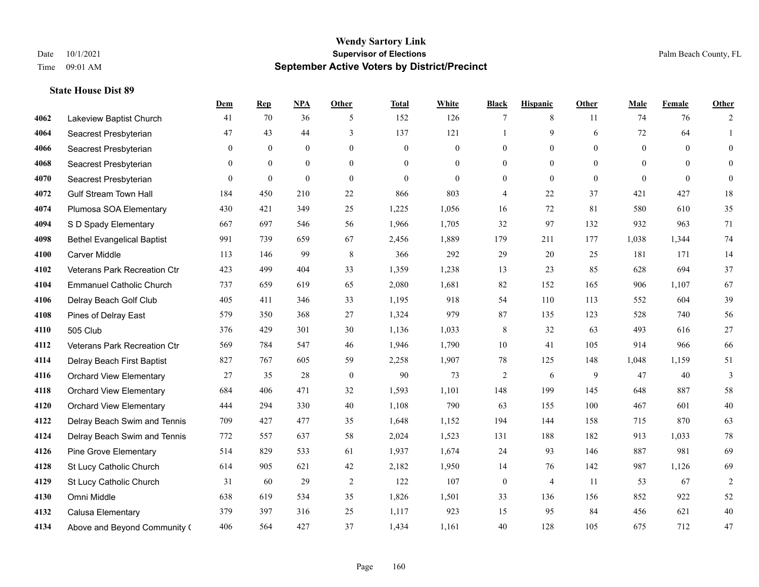# Wendy Sartory Link
## Supervisor of Elections
## September Active Voters by District/Precinct

Date 10/1/2021
Time 09:01 AM

Palm Beach County, FL

### State House Dist 89

| | | Dem | Rep | NPA | Other | Total | White | Black | Hispanic | Other | Male | Female | Other |
|---|---|---|---|---|---|---|---|---|---|---|---|---|---|
| 4062 | Lakeview Baptist Church | 41 | 70 | 36 | 5 | 152 | 126 | 7 | 8 | 11 | 74 | 76 | 2 |
| 4064 | Seacrest Presbyterian | 47 | 43 | 44 | 3 | 137 | 121 | 1 | 9 | 6 | 72 | 64 | 1 |
| 4066 | Seacrest Presbyterian | 0 | 0 | 0 | 0 | 0 | 0 | 0 | 0 | 0 | 0 | 0 | 0 |
| 4068 | Seacrest Presbyterian | 0 | 0 | 0 | 0 | 0 | 0 | 0 | 0 | 0 | 0 | 0 | 0 |
| 4070 | Seacrest Presbyterian | 0 | 0 | 0 | 0 | 0 | 0 | 0 | 0 | 0 | 0 | 0 | 0 |
| 4072 | Gulf Stream Town Hall | 184 | 450 | 210 | 22 | 866 | 803 | 4 | 22 | 37 | 421 | 427 | 18 |
| 4074 | Plumosa SOA Elementary | 430 | 421 | 349 | 25 | 1,225 | 1,056 | 16 | 72 | 81 | 580 | 610 | 35 |
| 4094 | S D Spady Elementary | 667 | 697 | 546 | 56 | 1,966 | 1,705 | 32 | 97 | 132 | 932 | 963 | 71 |
| 4098 | Bethel Evangelical Baptist | 991 | 739 | 659 | 67 | 2,456 | 1,889 | 179 | 211 | 177 | 1,038 | 1,344 | 74 |
| 4100 | Carver Middle | 113 | 146 | 99 | 8 | 366 | 292 | 29 | 20 | 25 | 181 | 171 | 14 |
| 4102 | Veterans Park Recreation Ctr | 423 | 499 | 404 | 33 | 1,359 | 1,238 | 13 | 23 | 85 | 628 | 694 | 37 |
| 4104 | Emmanuel Catholic Church | 737 | 659 | 619 | 65 | 2,080 | 1,681 | 82 | 152 | 165 | 906 | 1,107 | 67 |
| 4106 | Delray Beach Golf Club | 405 | 411 | 346 | 33 | 1,195 | 918 | 54 | 110 | 113 | 552 | 604 | 39 |
| 4108 | Pines of Delray East | 579 | 350 | 368 | 27 | 1,324 | 979 | 87 | 135 | 123 | 528 | 740 | 56 |
| 4110 | 505 Club | 376 | 429 | 301 | 30 | 1,136 | 1,033 | 8 | 32 | 63 | 493 | 616 | 27 |
| 4112 | Veterans Park Recreation Ctr | 569 | 784 | 547 | 46 | 1,946 | 1,790 | 10 | 41 | 105 | 914 | 966 | 66 |
| 4114 | Delray Beach First Baptist | 827 | 767 | 605 | 59 | 2,258 | 1,907 | 78 | 125 | 148 | 1,048 | 1,159 | 51 |
| 4116 | Orchard View Elementary | 27 | 35 | 28 | 0 | 90 | 73 | 2 | 6 | 9 | 47 | 40 | 3 |
| 4118 | Orchard View Elementary | 684 | 406 | 471 | 32 | 1,593 | 1,101 | 148 | 199 | 145 | 648 | 887 | 58 |
| 4120 | Orchard View Elementary | 444 | 294 | 330 | 40 | 1,108 | 790 | 63 | 155 | 100 | 467 | 601 | 40 |
| 4122 | Delray Beach Swim and Tennis | 709 | 427 | 477 | 35 | 1,648 | 1,152 | 194 | 144 | 158 | 715 | 870 | 63 |
| 4124 | Delray Beach Swim and Tennis | 772 | 557 | 637 | 58 | 2,024 | 1,523 | 131 | 188 | 182 | 913 | 1,033 | 78 |
| 4126 | Pine Grove Elementary | 514 | 829 | 533 | 61 | 1,937 | 1,674 | 24 | 93 | 146 | 887 | 981 | 69 |
| 4128 | St Lucy Catholic Church | 614 | 905 | 621 | 42 | 2,182 | 1,950 | 14 | 76 | 142 | 987 | 1,126 | 69 |
| 4129 | St Lucy Catholic Church | 31 | 60 | 29 | 2 | 122 | 107 | 0 | 4 | 11 | 53 | 67 | 2 |
| 4130 | Omni Middle | 638 | 619 | 534 | 35 | 1,826 | 1,501 | 33 | 136 | 156 | 852 | 922 | 52 |
| 4132 | Calusa Elementary | 379 | 397 | 316 | 25 | 1,117 | 923 | 15 | 95 | 84 | 456 | 621 | 40 |
| 4134 | Above and Beyond Community ( | 406 | 564 | 427 | 37 | 1,434 | 1,161 | 40 | 128 | 105 | 675 | 712 | 47 |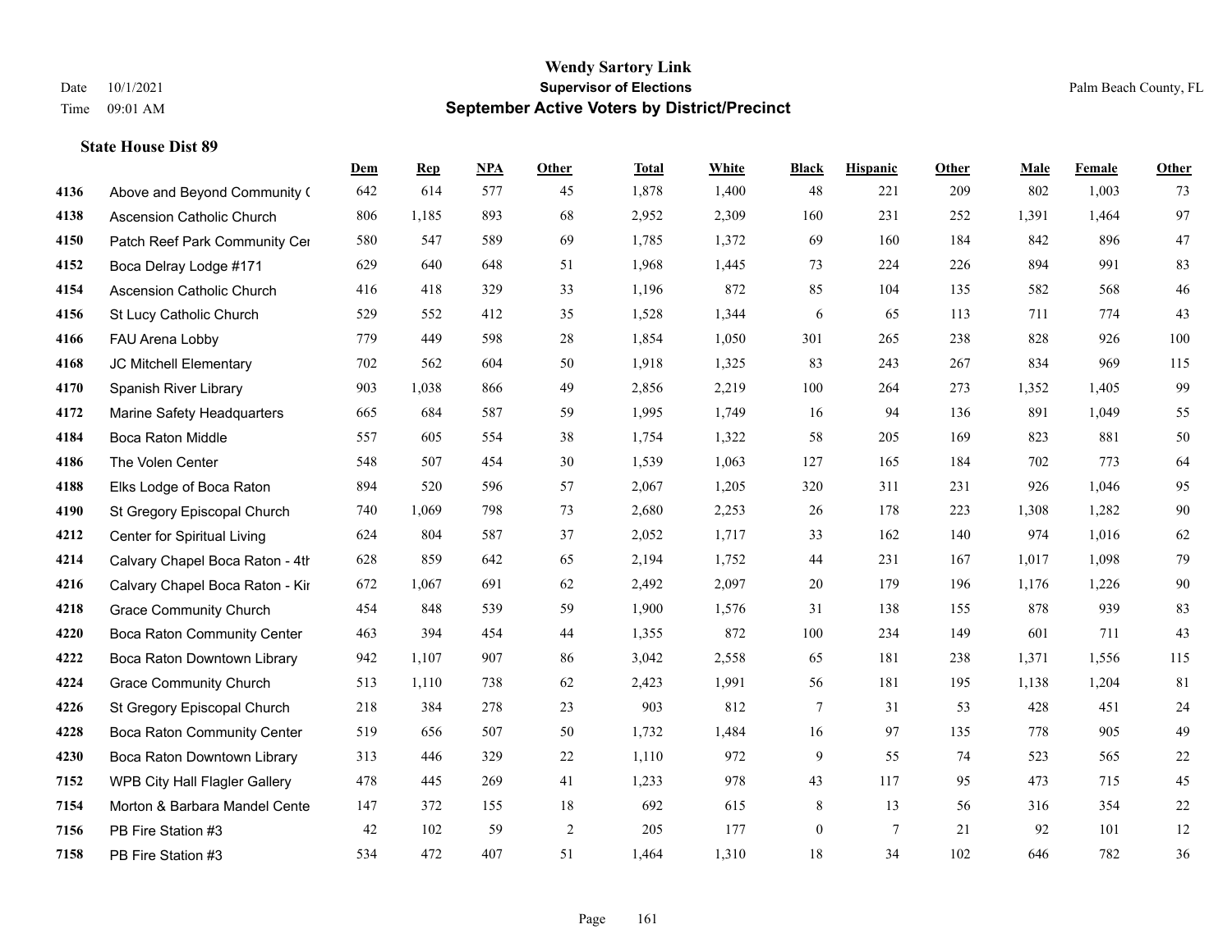# Wendy Sartory Link
## Supervisor of Elections
## September Active Voters by District/Precinct

Date 10/1/2021
Time 09:01 AM

Palm Beach County, FL

### State House Dist 89

| | | Dem | Rep | NPA | Other | Total | White | Black | Hispanic | Other | Male | Female | Other |
|---|---|---|---|---|---|---|---|---|---|---|---|---|---|
| 4136 | Above and Beyond Community ( | 642 | 614 | 577 | 45 | 1,878 | 1,400 | 48 | 221 | 209 | 802 | 1,003 | 73 |
| 4138 | Ascension Catholic Church | 806 | 1,185 | 893 | 68 | 2,952 | 2,309 | 160 | 231 | 252 | 1,391 | 1,464 | 97 |
| 4150 | Patch Reef Park Community Cer | 580 | 547 | 589 | 69 | 1,785 | 1,372 | 69 | 160 | 184 | 842 | 896 | 47 |
| 4152 | Boca Delray Lodge #171 | 629 | 640 | 648 | 51 | 1,968 | 1,445 | 73 | 224 | 226 | 894 | 991 | 83 |
| 4154 | Ascension Catholic Church | 416 | 418 | 329 | 33 | 1,196 | 872 | 85 | 104 | 135 | 582 | 568 | 46 |
| 4156 | St Lucy Catholic Church | 529 | 552 | 412 | 35 | 1,528 | 1,344 | 6 | 65 | 113 | 711 | 774 | 43 |
| 4166 | FAU Arena Lobby | 779 | 449 | 598 | 28 | 1,854 | 1,050 | 301 | 265 | 238 | 828 | 926 | 100 |
| 4168 | JC Mitchell Elementary | 702 | 562 | 604 | 50 | 1,918 | 1,325 | 83 | 243 | 267 | 834 | 969 | 115 |
| 4170 | Spanish River Library | 903 | 1,038 | 866 | 49 | 2,856 | 2,219 | 100 | 264 | 273 | 1,352 | 1,405 | 99 |
| 4172 | Marine Safety Headquarters | 665 | 684 | 587 | 59 | 1,995 | 1,749 | 16 | 94 | 136 | 891 | 1,049 | 55 |
| 4184 | Boca Raton Middle | 557 | 605 | 554 | 38 | 1,754 | 1,322 | 58 | 205 | 169 | 823 | 881 | 50 |
| 4186 | The Volen Center | 548 | 507 | 454 | 30 | 1,539 | 1,063 | 127 | 165 | 184 | 702 | 773 | 64 |
| 4188 | Elks Lodge of Boca Raton | 894 | 520 | 596 | 57 | 2,067 | 1,205 | 320 | 311 | 231 | 926 | 1,046 | 95 |
| 4190 | St Gregory Episcopal Church | 740 | 1,069 | 798 | 73 | 2,680 | 2,253 | 26 | 178 | 223 | 1,308 | 1,282 | 90 |
| 4212 | Center for Spiritual Living | 624 | 804 | 587 | 37 | 2,052 | 1,717 | 33 | 162 | 140 | 974 | 1,016 | 62 |
| 4214 | Calvary Chapel Boca Raton - 4th | 628 | 859 | 642 | 65 | 2,194 | 1,752 | 44 | 231 | 167 | 1,017 | 1,098 | 79 |
| 4216 | Calvary Chapel Boca Raton - Kir | 672 | 1,067 | 691 | 62 | 2,492 | 2,097 | 20 | 179 | 196 | 1,176 | 1,226 | 90 |
| 4218 | Grace Community Church | 454 | 848 | 539 | 59 | 1,900 | 1,576 | 31 | 138 | 155 | 878 | 939 | 83 |
| 4220 | Boca Raton Community Center | 463 | 394 | 454 | 44 | 1,355 | 872 | 100 | 234 | 149 | 601 | 711 | 43 |
| 4222 | Boca Raton Downtown Library | 942 | 1,107 | 907 | 86 | 3,042 | 2,558 | 65 | 181 | 238 | 1,371 | 1,556 | 115 |
| 4224 | Grace Community Church | 513 | 1,110 | 738 | 62 | 2,423 | 1,991 | 56 | 181 | 195 | 1,138 | 1,204 | 81 |
| 4226 | St Gregory Episcopal Church | 218 | 384 | 278 | 23 | 903 | 812 | 7 | 31 | 53 | 428 | 451 | 24 |
| 4228 | Boca Raton Community Center | 519 | 656 | 507 | 50 | 1,732 | 1,484 | 16 | 97 | 135 | 778 | 905 | 49 |
| 4230 | Boca Raton Downtown Library | 313 | 446 | 329 | 22 | 1,110 | 972 | 9 | 55 | 74 | 523 | 565 | 22 |
| 7152 | WPB City Hall Flagler Gallery | 478 | 445 | 269 | 41 | 1,233 | 978 | 43 | 117 | 95 | 473 | 715 | 45 |
| 7154 | Morton & Barbara Mandel Cente | 147 | 372 | 155 | 18 | 692 | 615 | 8 | 13 | 56 | 316 | 354 | 22 |
| 7156 | PB Fire Station #3 | 42 | 102 | 59 | 2 | 205 | 177 | 0 | 7 | 21 | 92 | 101 | 12 |
| 7158 | PB Fire Station #3 | 534 | 472 | 407 | 51 | 1,464 | 1,310 | 18 | 34 | 102 | 646 | 782 | 36 |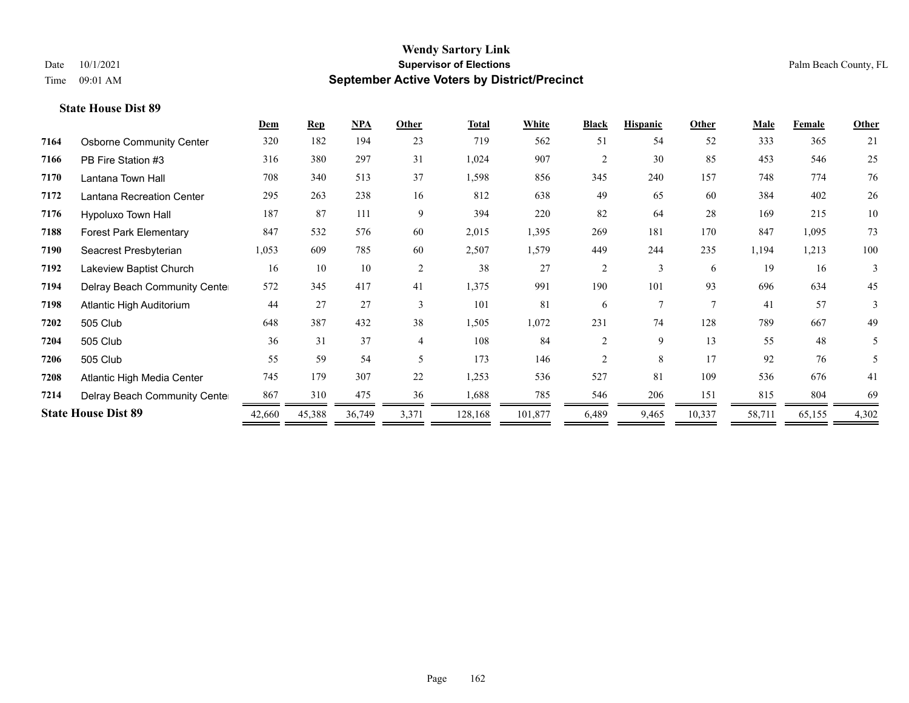**Wendy Sartory Link**
**Supervisor of Elections**
**September Active Voters by District/Precinct**

Date 10/1/2021
Time 09:01 AM

Palm Beach County, FL

### State House Dist 89

| | | Dem | Rep | NPA | Other | Total | White | Black | Hispanic | Other | Male | Female | Other |
|---|---|---|---|---|---|---|---|---|---|---|---|---|---|
| 7164 | Osborne Community Center | 320 | 182 | 194 | 23 | 719 | 562 | 51 | 54 | 52 | 333 | 365 | 21 |
| 7166 | PB Fire Station #3 | 316 | 380 | 297 | 31 | 1,024 | 907 | 2 | 30 | 85 | 453 | 546 | 25 |
| 7170 | Lantana Town Hall | 708 | 340 | 513 | 37 | 1,598 | 856 | 345 | 240 | 157 | 748 | 774 | 76 |
| 7172 | Lantana Recreation Center | 295 | 263 | 238 | 16 | 812 | 638 | 49 | 65 | 60 | 384 | 402 | 26 |
| 7176 | Hypoluxo Town Hall | 187 | 87 | 111 | 9 | 394 | 220 | 82 | 64 | 28 | 169 | 215 | 10 |
| 7188 | Forest Park Elementary | 847 | 532 | 576 | 60 | 2,015 | 1,395 | 269 | 181 | 170 | 847 | 1,095 | 73 |
| 7190 | Seacrest Presbyterian | 1,053 | 609 | 785 | 60 | 2,507 | 1,579 | 449 | 244 | 235 | 1,194 | 1,213 | 100 |
| 7192 | Lakeview Baptist Church | 16 | 10 | 10 | 2 | 38 | 27 | 2 | 3 | 6 | 19 | 16 | 3 |
| 7194 | Delray Beach Community Center | 572 | 345 | 417 | 41 | 1,375 | 991 | 190 | 101 | 93 | 696 | 634 | 45 |
| 7198 | Atlantic High Auditorium | 44 | 27 | 27 | 3 | 101 | 81 | 6 | 7 | 7 | 41 | 57 | 3 |
| 7202 | 505 Club | 648 | 387 | 432 | 38 | 1,505 | 1,072 | 231 | 74 | 128 | 789 | 667 | 49 |
| 7204 | 505 Club | 36 | 31 | 37 | 4 | 108 | 84 | 2 | 9 | 13 | 55 | 48 | 5 |
| 7206 | 505 Club | 55 | 59 | 54 | 5 | 173 | 146 | 2 | 8 | 17 | 92 | 76 | 5 |
| 7208 | Atlantic High Media Center | 745 | 179 | 307 | 22 | 1,253 | 536 | 527 | 81 | 109 | 536 | 676 | 41 |
| 7214 | Delray Beach Community Center | 867 | 310 | 475 | 36 | 1,688 | 785 | 546 | 206 | 151 | 815 | 804 | 69 |
| **State House Dist 89** | | 42,660 | 45,388 | 36,749 | 3,371 | 128,168 | 101,877 | 6,489 | 9,465 | 10,337 | 58,711 | 65,155 | 4,302 |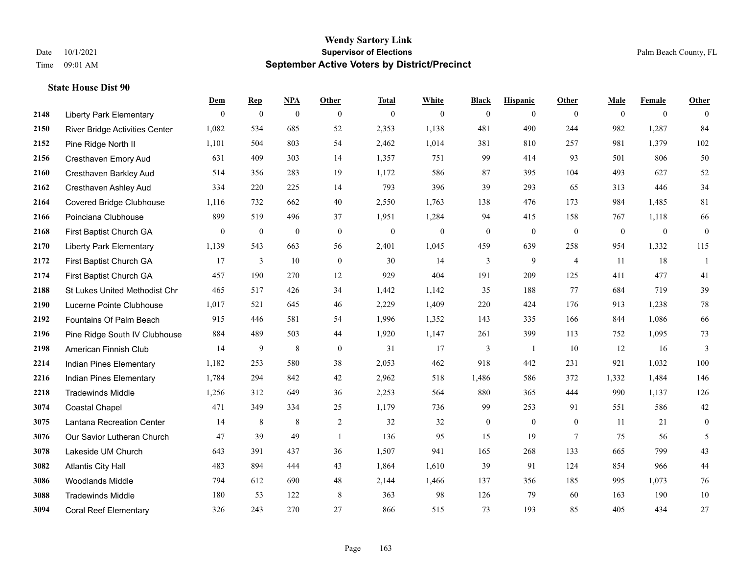**Wendy Sartory Link**
**Supervisor of Elections**
**September Active Voters by District/Precinct**

Date 10/1/2021
Time 09:01 AM

Palm Beach County, FL

### State House Dist 90

| | | Dem | Rep | NPA | Other | Total | White | Black | Hispanic | Other | Male | Female | Other |
|---|---|---|---|---|---|---|---|---|---|---|---|---|---|
| 2148 | Liberty Park Elementary | 0 | 0 | 0 | 0 | 0 | 0 | 0 | 0 | 0 | 0 | 0 | 0 |
| 2150 | River Bridge Activities Center | 1,082 | 534 | 685 | 52 | 2,353 | 1,138 | 481 | 490 | 244 | 982 | 1,287 | 84 |
| 2152 | Pine Ridge North II | 1,101 | 504 | 803 | 54 | 2,462 | 1,014 | 381 | 810 | 257 | 981 | 1,379 | 102 |
| 2156 | Cresthaven Emory Aud | 631 | 409 | 303 | 14 | 1,357 | 751 | 99 | 414 | 93 | 501 | 806 | 50 |
| 2160 | Cresthaven Barkley Aud | 514 | 356 | 283 | 19 | 1,172 | 586 | 87 | 395 | 104 | 493 | 627 | 52 |
| 2162 | Cresthaven Ashley Aud | 334 | 220 | 225 | 14 | 793 | 396 | 39 | 293 | 65 | 313 | 446 | 34 |
| 2164 | Covered Bridge Clubhouse | 1,116 | 732 | 662 | 40 | 2,550 | 1,763 | 138 | 476 | 173 | 984 | 1,485 | 81 |
| 2166 | Poinciana Clubhouse | 899 | 519 | 496 | 37 | 1,951 | 1,284 | 94 | 415 | 158 | 767 | 1,118 | 66 |
| 2168 | First Baptist Church GA | 0 | 0 | 0 | 0 | 0 | 0 | 0 | 0 | 0 | 0 | 0 | 0 |
| 2170 | Liberty Park Elementary | 1,139 | 543 | 663 | 56 | 2,401 | 1,045 | 459 | 639 | 258 | 954 | 1,332 | 115 |
| 2172 | First Baptist Church GA | 17 | 3 | 10 | 0 | 30 | 14 | 3 | 9 | 4 | 11 | 18 | 1 |
| 2174 | First Baptist Church GA | 457 | 190 | 270 | 12 | 929 | 404 | 191 | 209 | 125 | 411 | 477 | 41 |
| 2188 | St Lukes United Methodist Chr | 465 | 517 | 426 | 34 | 1,442 | 1,142 | 35 | 188 | 77 | 684 | 719 | 39 |
| 2190 | Lucerne Pointe Clubhouse | 1,017 | 521 | 645 | 46 | 2,229 | 1,409 | 220 | 424 | 176 | 913 | 1,238 | 78 |
| 2192 | Fountains Of Palm Beach | 915 | 446 | 581 | 54 | 1,996 | 1,352 | 143 | 335 | 166 | 844 | 1,086 | 66 |
| 2196 | Pine Ridge South IV Clubhouse | 884 | 489 | 503 | 44 | 1,920 | 1,147 | 261 | 399 | 113 | 752 | 1,095 | 73 |
| 2198 | American Finnish Club | 14 | 9 | 8 | 0 | 31 | 17 | 3 | 1 | 10 | 12 | 16 | 3 |
| 2214 | Indian Pines Elementary | 1,182 | 253 | 580 | 38 | 2,053 | 462 | 918 | 442 | 231 | 921 | 1,032 | 100 |
| 2216 | Indian Pines Elementary | 1,784 | 294 | 842 | 42 | 2,962 | 518 | 1,486 | 586 | 372 | 1,332 | 1,484 | 146 |
| 2218 | Tradewinds Middle | 1,256 | 312 | 649 | 36 | 2,253 | 564 | 880 | 365 | 444 | 990 | 1,137 | 126 |
| 3074 | Coastal Chapel | 471 | 349 | 334 | 25 | 1,179 | 736 | 99 | 253 | 91 | 551 | 586 | 42 |
| 3075 | Lantana Recreation Center | 14 | 8 | 8 | 2 | 32 | 32 | 0 | 0 | 0 | 11 | 21 | 0 |
| 3076 | Our Savior Lutheran Church | 47 | 39 | 49 | 1 | 136 | 95 | 15 | 19 | 7 | 75 | 56 | 5 |
| 3078 | Lakeside UM Church | 643 | 391 | 437 | 36 | 1,507 | 941 | 165 | 268 | 133 | 665 | 799 | 43 |
| 3082 | Atlantis City Hall | 483 | 894 | 444 | 43 | 1,864 | 1,610 | 39 | 91 | 124 | 854 | 966 | 44 |
| 3086 | Woodlands Middle | 794 | 612 | 690 | 48 | 2,144 | 1,466 | 137 | 356 | 185 | 995 | 1,073 | 76 |
| 3088 | Tradewinds Middle | 180 | 53 | 122 | 8 | 363 | 98 | 126 | 79 | 60 | 163 | 190 | 10 |
| 3094 | Coral Reef Elementary | 326 | 243 | 270 | 27 | 866 | 515 | 73 | 193 | 85 | 405 | 434 | 27 |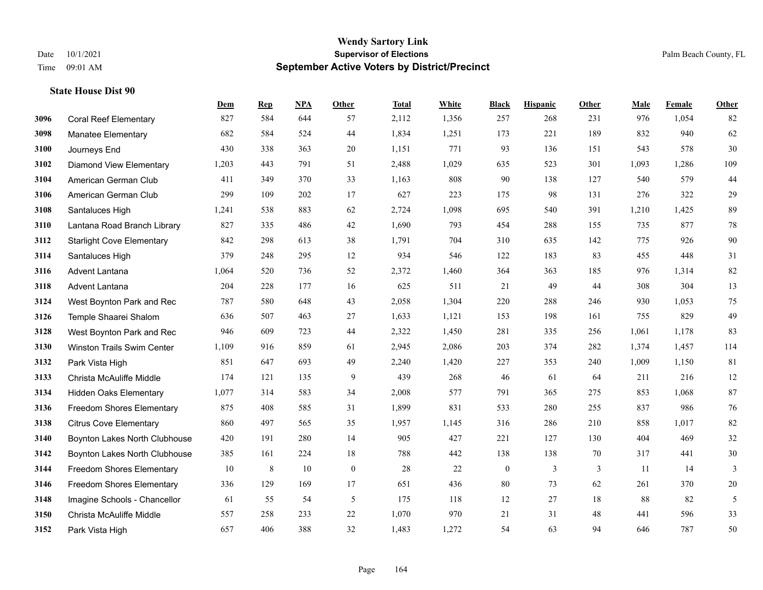**Wendy Sartory Link**
**Supervisor of Elections**
**September Active Voters by District/Precinct**

Date 10/1/2021
Time 09:01 AM

Palm Beach County, FL

### State House Dist 90

| | | Dem | Rep | NPA | Other | Total | White | Black | Hispanic | Other | Male | Female | Other |
|---|---|---|---|---|---|---|---|---|---|---|---|---|---|
| 3096 | Coral Reef Elementary | 827 | 584 | 644 | 57 | 2,112 | 1,356 | 257 | 268 | 231 | 976 | 1,054 | 82 |
| 3098 | Manatee Elementary | 682 | 584 | 524 | 44 | 1,834 | 1,251 | 173 | 221 | 189 | 832 | 940 | 62 |
| 3100 | Journeys End | 430 | 338 | 363 | 20 | 1,151 | 771 | 93 | 136 | 151 | 543 | 578 | 30 |
| 3102 | Diamond View Elementary | 1,203 | 443 | 791 | 51 | 2,488 | 1,029 | 635 | 523 | 301 | 1,093 | 1,286 | 109 |
| 3104 | American German Club | 411 | 349 | 370 | 33 | 1,163 | 808 | 90 | 138 | 127 | 540 | 579 | 44 |
| 3106 | American German Club | 299 | 109 | 202 | 17 | 627 | 223 | 175 | 98 | 131 | 276 | 322 | 29 |
| 3108 | Santaluces High | 1,241 | 538 | 883 | 62 | 2,724 | 1,098 | 695 | 540 | 391 | 1,210 | 1,425 | 89 |
| 3110 | Lantana Road Branch Library | 827 | 335 | 486 | 42 | 1,690 | 793 | 454 | 288 | 155 | 735 | 877 | 78 |
| 3112 | Starlight Cove Elementary | 842 | 298 | 613 | 38 | 1,791 | 704 | 310 | 635 | 142 | 775 | 926 | 90 |
| 3114 | Santaluces High | 379 | 248 | 295 | 12 | 934 | 546 | 122 | 183 | 83 | 455 | 448 | 31 |
| 3116 | Advent Lantana | 1,064 | 520 | 736 | 52 | 2,372 | 1,460 | 364 | 363 | 185 | 976 | 1,314 | 82 |
| 3118 | Advent Lantana | 204 | 228 | 177 | 16 | 625 | 511 | 21 | 49 | 44 | 308 | 304 | 13 |
| 3124 | West Boynton Park and Rec | 787 | 580 | 648 | 43 | 2,058 | 1,304 | 220 | 288 | 246 | 930 | 1,053 | 75 |
| 3126 | Temple Shaarei Shalom | 636 | 507 | 463 | 27 | 1,633 | 1,121 | 153 | 198 | 161 | 755 | 829 | 49 |
| 3128 | West Boynton Park and Rec | 946 | 609 | 723 | 44 | 2,322 | 1,450 | 281 | 335 | 256 | 1,061 | 1,178 | 83 |
| 3130 | Winston Trails Swim Center | 1,109 | 916 | 859 | 61 | 2,945 | 2,086 | 203 | 374 | 282 | 1,374 | 1,457 | 114 |
| 3132 | Park Vista High | 851 | 647 | 693 | 49 | 2,240 | 1,420 | 227 | 353 | 240 | 1,009 | 1,150 | 81 |
| 3133 | Christa McAuliffe Middle | 174 | 121 | 135 | 9 | 439 | 268 | 46 | 61 | 64 | 211 | 216 | 12 |
| 3134 | Hidden Oaks Elementary | 1,077 | 314 | 583 | 34 | 2,008 | 577 | 791 | 365 | 275 | 853 | 1,068 | 87 |
| 3136 | Freedom Shores Elementary | 875 | 408 | 585 | 31 | 1,899 | 831 | 533 | 280 | 255 | 837 | 986 | 76 |
| 3138 | Citrus Cove Elementary | 860 | 497 | 565 | 35 | 1,957 | 1,145 | 316 | 286 | 210 | 858 | 1,017 | 82 |
| 3140 | Boynton Lakes North Clubhouse | 420 | 191 | 280 | 14 | 905 | 427 | 221 | 127 | 130 | 404 | 469 | 32 |
| 3142 | Boynton Lakes North Clubhouse | 385 | 161 | 224 | 18 | 788 | 442 | 138 | 138 | 70 | 317 | 441 | 30 |
| 3144 | Freedom Shores Elementary | 10 | 8 | 10 | 0 | 28 | 22 | 0 | 3 | 3 | 11 | 14 | 3 |
| 3146 | Freedom Shores Elementary | 336 | 129 | 169 | 17 | 651 | 436 | 80 | 73 | 62 | 261 | 370 | 20 |
| 3148 | Imagine Schools - Chancellor | 61 | 55 | 54 | 5 | 175 | 118 | 12 | 27 | 18 | 88 | 82 | 5 |
| 3150 | Christa McAuliffe Middle | 557 | 258 | 233 | 22 | 1,070 | 970 | 21 | 31 | 48 | 441 | 596 | 33 |
| 3152 | Park Vista High | 657 | 406 | 388 | 32 | 1,483 | 1,272 | 54 | 63 | 94 | 646 | 787 | 50 |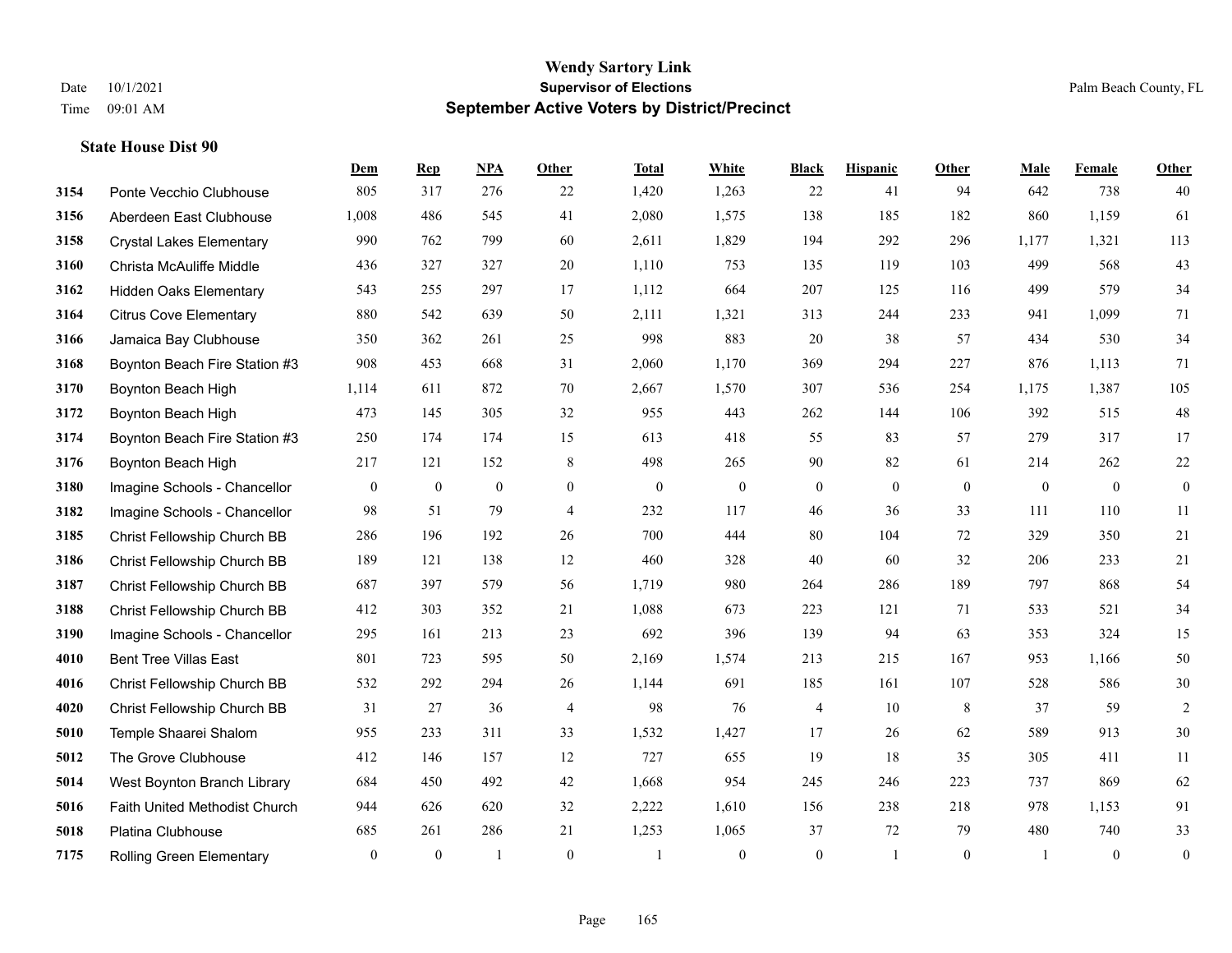**Wendy Sartory Link**
**Supervisor of Elections**
**September Active Voters by District/Precinct**

Date 10/1/2021
Time 09:01 AM
Palm Beach County, FL

### State House Dist 90

| | | Dem | Rep | NPA | Other | Total | White | Black | Hispanic | Other | Male | Female | Other |
|---|---|---|---|---|---|---|---|---|---|---|---|---|---|
| 3154 | Ponte Vecchio Clubhouse | 805 | 317 | 276 | 22 | 1,420 | 1,263 | 22 | 41 | 94 | 642 | 738 | 40 |
| 3156 | Aberdeen East Clubhouse | 1,008 | 486 | 545 | 41 | 2,080 | 1,575 | 138 | 185 | 182 | 860 | 1,159 | 61 |
| 3158 | Crystal Lakes Elementary | 990 | 762 | 799 | 60 | 2,611 | 1,829 | 194 | 292 | 296 | 1,177 | 1,321 | 113 |
| 3160 | Christa McAuliffe Middle | 436 | 327 | 327 | 20 | 1,110 | 753 | 135 | 119 | 103 | 499 | 568 | 43 |
| 3162 | Hidden Oaks Elementary | 543 | 255 | 297 | 17 | 1,112 | 664 | 207 | 125 | 116 | 499 | 579 | 34 |
| 3164 | Citrus Cove Elementary | 880 | 542 | 639 | 50 | 2,111 | 1,321 | 313 | 244 | 233 | 941 | 1,099 | 71 |
| 3166 | Jamaica Bay Clubhouse | 350 | 362 | 261 | 25 | 998 | 883 | 20 | 38 | 57 | 434 | 530 | 34 |
| 3168 | Boynton Beach Fire Station #3 | 908 | 453 | 668 | 31 | 2,060 | 1,170 | 369 | 294 | 227 | 876 | 1,113 | 71 |
| 3170 | Boynton Beach High | 1,114 | 611 | 872 | 70 | 2,667 | 1,570 | 307 | 536 | 254 | 1,175 | 1,387 | 105 |
| 3172 | Boynton Beach High | 473 | 145 | 305 | 32 | 955 | 443 | 262 | 144 | 106 | 392 | 515 | 48 |
| 3174 | Boynton Beach Fire Station #3 | 250 | 174 | 174 | 15 | 613 | 418 | 55 | 83 | 57 | 279 | 317 | 17 |
| 3176 | Boynton Beach High | 217 | 121 | 152 | 8 | 498 | 265 | 90 | 82 | 61 | 214 | 262 | 22 |
| 3180 | Imagine Schools - Chancellor | 0 | 0 | 0 | 0 | 0 | 0 | 0 | 0 | 0 | 0 | 0 | 0 |
| 3182 | Imagine Schools - Chancellor | 98 | 51 | 79 | 4 | 232 | 117 | 46 | 36 | 33 | 111 | 110 | 11 |
| 3185 | Christ Fellowship Church BB | 286 | 196 | 192 | 26 | 700 | 444 | 80 | 104 | 72 | 329 | 350 | 21 |
| 3186 | Christ Fellowship Church BB | 189 | 121 | 138 | 12 | 460 | 328 | 40 | 60 | 32 | 206 | 233 | 21 |
| 3187 | Christ Fellowship Church BB | 687 | 397 | 579 | 56 | 1,719 | 980 | 264 | 286 | 189 | 797 | 868 | 54 |
| 3188 | Christ Fellowship Church BB | 412 | 303 | 352 | 21 | 1,088 | 673 | 223 | 121 | 71 | 533 | 521 | 34 |
| 3190 | Imagine Schools - Chancellor | 295 | 161 | 213 | 23 | 692 | 396 | 139 | 94 | 63 | 353 | 324 | 15 |
| 4010 | Bent Tree Villas East | 801 | 723 | 595 | 50 | 2,169 | 1,574 | 213 | 215 | 167 | 953 | 1,166 | 50 |
| 4016 | Christ Fellowship Church BB | 532 | 292 | 294 | 26 | 1,144 | 691 | 185 | 161 | 107 | 528 | 586 | 30 |
| 4020 | Christ Fellowship Church BB | 31 | 27 | 36 | 4 | 98 | 76 | 4 | 10 | 8 | 37 | 59 | 2 |
| 5010 | Temple Shaarei Shalom | 955 | 233 | 311 | 33 | 1,532 | 1,427 | 17 | 26 | 62 | 589 | 913 | 30 |
| 5012 | The Grove Clubhouse | 412 | 146 | 157 | 12 | 727 | 655 | 19 | 18 | 35 | 305 | 411 | 11 |
| 5014 | West Boynton Branch Library | 684 | 450 | 492 | 42 | 1,668 | 954 | 245 | 246 | 223 | 737 | 869 | 62 |
| 5016 | Faith United Methodist Church | 944 | 626 | 620 | 32 | 2,222 | 1,610 | 156 | 238 | 218 | 978 | 1,153 | 91 |
| 5018 | Platina Clubhouse | 685 | 261 | 286 | 21 | 1,253 | 1,065 | 37 | 72 | 79 | 480 | 740 | 33 |
| 7175 | Rolling Green Elementary | 0 | 0 | 1 | 0 | 1 | 0 | 0 | 1 | 0 | 1 | 0 | 0 |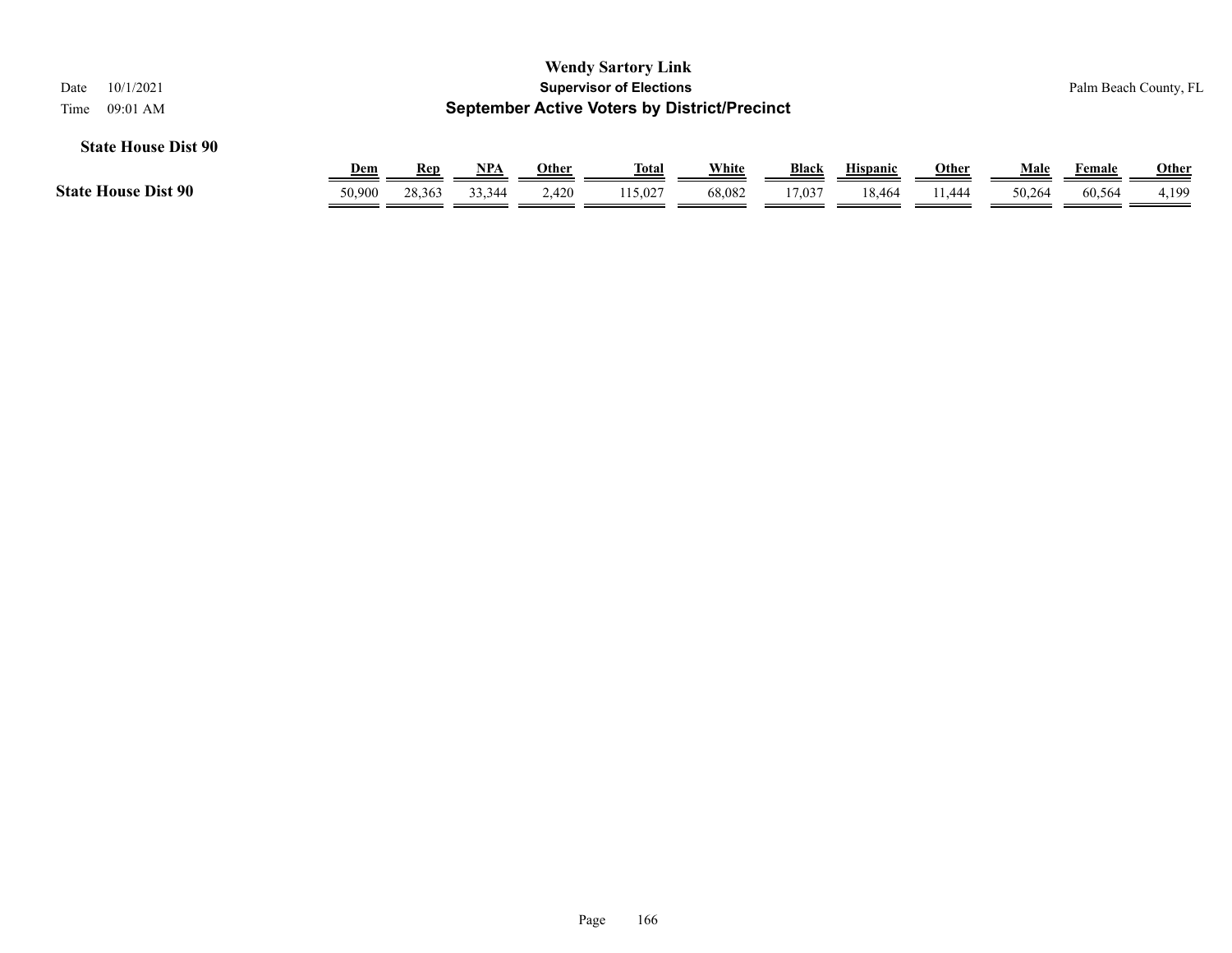# Wendy Sartory Link

## Supervisor of Elections

## September Active Voters by District/Precinct

Date 10/1/2021
Time 09:01 AM

Palm Beach County, FL

### State House Dist 90

| | Dem | Rep | NPA | Other | Total | White | Black | Hispanic | Other | Male | Female | Other |
|---|---|---|---|---|---|---|---|---|---|---|---|---|
| **State House Dist 90** | 50,900 | 28,363 | 33,344 | 2,420 | 115,027 | 68,082 | 17,037 | 18,464 | 11,444 | 50,264 | 60,564 | 4,199 |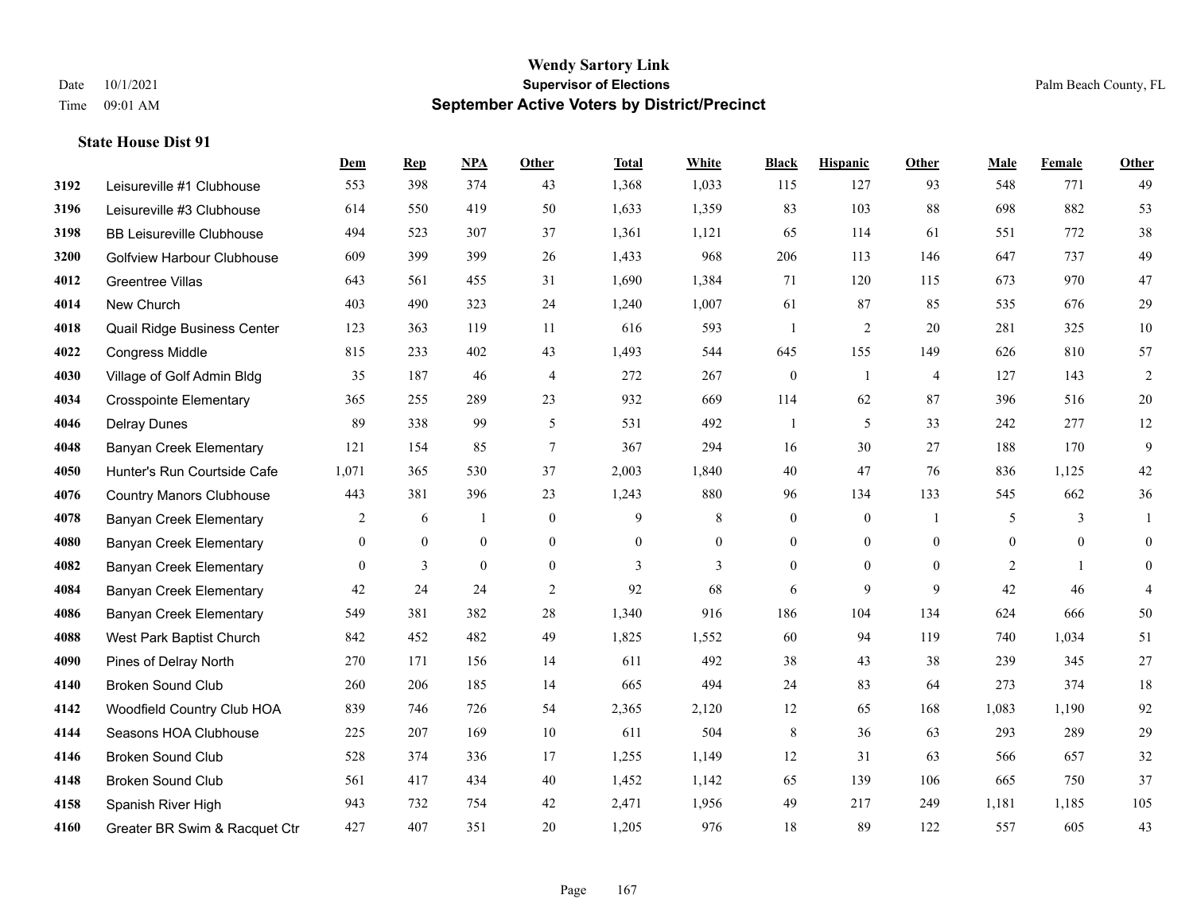**Wendy Sartory Link**
**Supervisor of Elections**
**September Active Voters by District/Precinct**

Date 10/1/2021
Time 09:01 AM

Palm Beach County, FL

**State House Dist 91**

| | | Dem | Rep | NPA | Other | Total | White | Black | Hispanic | Other | Male | Female | Other |
|---|---|---|---|---|---|---|---|---|---|---|---|---|---|
| 3192 | Leisureville #1 Clubhouse | 553 | 398 | 374 | 43 | 1,368 | 1,033 | 115 | 127 | 93 | 548 | 771 | 49 |
| 3196 | Leisureville #3 Clubhouse | 614 | 550 | 419 | 50 | 1,633 | 1,359 | 83 | 103 | 88 | 698 | 882 | 53 |
| 3198 | BB Leisureville Clubhouse | 494 | 523 | 307 | 37 | 1,361 | 1,121 | 65 | 114 | 61 | 551 | 772 | 38 |
| 3200 | Golfview Harbour Clubhouse | 609 | 399 | 399 | 26 | 1,433 | 968 | 206 | 113 | 146 | 647 | 737 | 49 |
| 4012 | Greentree Villas | 643 | 561 | 455 | 31 | 1,690 | 1,384 | 71 | 120 | 115 | 673 | 970 | 47 |
| 4014 | New Church | 403 | 490 | 323 | 24 | 1,240 | 1,007 | 61 | 87 | 85 | 535 | 676 | 29 |
| 4018 | Quail Ridge Business Center | 123 | 363 | 119 | 11 | 616 | 593 | 1 | 2 | 20 | 281 | 325 | 10 |
| 4022 | Congress Middle | 815 | 233 | 402 | 43 | 1,493 | 544 | 645 | 155 | 149 | 626 | 810 | 57 |
| 4030 | Village of Golf Admin Bldg | 35 | 187 | 46 | 4 | 272 | 267 | 0 | 1 | 4 | 127 | 143 | 2 |
| 4034 | Crosspointe Elementary | 365 | 255 | 289 | 23 | 932 | 669 | 114 | 62 | 87 | 396 | 516 | 20 |
| 4046 | Delray Dunes | 89 | 338 | 99 | 5 | 531 | 492 | 1 | 5 | 33 | 242 | 277 | 12 |
| 4048 | Banyan Creek Elementary | 121 | 154 | 85 | 7 | 367 | 294 | 16 | 30 | 27 | 188 | 170 | 9 |
| 4050 | Hunter's Run Courtside Cafe | 1,071 | 365 | 530 | 37 | 2,003 | 1,840 | 40 | 47 | 76 | 836 | 1,125 | 42 |
| 4076 | Country Manors Clubhouse | 443 | 381 | 396 | 23 | 1,243 | 880 | 96 | 134 | 133 | 545 | 662 | 36 |
| 4078 | Banyan Creek Elementary | 2 | 6 | 1 | 0 | 9 | 8 | 0 | 0 | 1 | 5 | 3 | 1 |
| 4080 | Banyan Creek Elementary | 0 | 0 | 0 | 0 | 0 | 0 | 0 | 0 | 0 | 0 | 0 | 0 |
| 4082 | Banyan Creek Elementary | 0 | 3 | 0 | 0 | 3 | 3 | 0 | 0 | 0 | 2 | 1 | 0 |
| 4084 | Banyan Creek Elementary | 42 | 24 | 24 | 2 | 92 | 68 | 6 | 9 | 9 | 42 | 46 | 4 |
| 4086 | Banyan Creek Elementary | 549 | 381 | 382 | 28 | 1,340 | 916 | 186 | 104 | 134 | 624 | 666 | 50 |
| 4088 | West Park Baptist Church | 842 | 452 | 482 | 49 | 1,825 | 1,552 | 60 | 94 | 119 | 740 | 1,034 | 51 |
| 4090 | Pines of Delray North | 270 | 171 | 156 | 14 | 611 | 492 | 38 | 43 | 38 | 239 | 345 | 27 |
| 4140 | Broken Sound Club | 260 | 206 | 185 | 14 | 665 | 494 | 24 | 83 | 64 | 273 | 374 | 18 |
| 4142 | Woodfield Country Club HOA | 839 | 746 | 726 | 54 | 2,365 | 2,120 | 12 | 65 | 168 | 1,083 | 1,190 | 92 |
| 4144 | Seasons HOA Clubhouse | 225 | 207 | 169 | 10 | 611 | 504 | 8 | 36 | 63 | 293 | 289 | 29 |
| 4146 | Broken Sound Club | 528 | 374 | 336 | 17 | 1,255 | 1,149 | 12 | 31 | 63 | 566 | 657 | 32 |
| 4148 | Broken Sound Club | 561 | 417 | 434 | 40 | 1,452 | 1,142 | 65 | 139 | 106 | 665 | 750 | 37 |
| 4158 | Spanish River High | 943 | 732 | 754 | 42 | 2,471 | 1,956 | 49 | 217 | 249 | 1,181 | 1,185 | 105 |
| 4160 | Greater BR Swim & Racquet Ctr | 427 | 407 | 351 | 20 | 1,205 | 976 | 18 | 89 | 122 | 557 | 605 | 43 |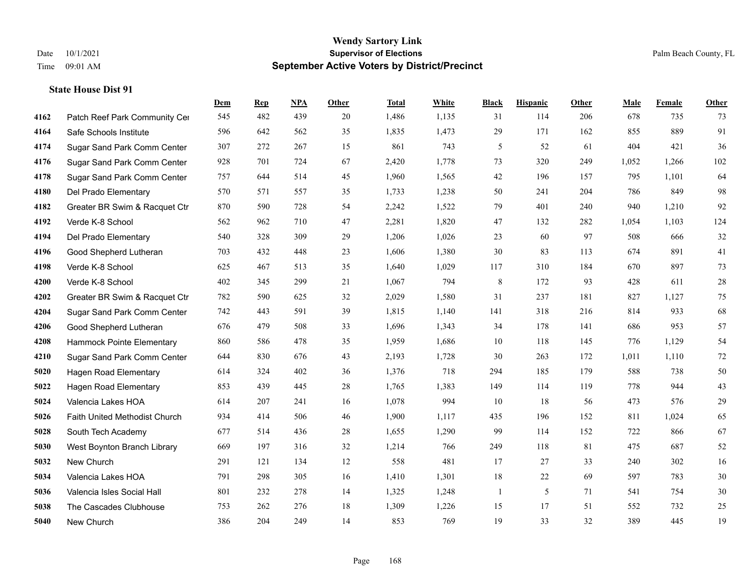# Wendy Sartory Link
## Supervisor of Elections
## September Active Voters by District/Precinct

Date 10/1/2021
Time 09:01 AM

Palm Beach County, FL

### State House Dist 91

| | | Dem | Rep | NPA | Other | Total | White | Black | Hispanic | Other | Male | Female | Other |
|---|---|---|---|---|---|---|---|---|---|---|---|---|---|
| 4162 | Patch Reef Park Community Cer | 545 | 482 | 439 | 20 | 1,486 | 1,135 | 31 | 114 | 206 | 678 | 735 | 73 |
| 4164 | Safe Schools Institute | 596 | 642 | 562 | 35 | 1,835 | 1,473 | 29 | 171 | 162 | 855 | 889 | 91 |
| 4174 | Sugar Sand Park Comm Center | 307 | 272 | 267 | 15 | 861 | 743 | 5 | 52 | 61 | 404 | 421 | 36 |
| 4176 | Sugar Sand Park Comm Center | 928 | 701 | 724 | 67 | 2,420 | 1,778 | 73 | 320 | 249 | 1,052 | 1,266 | 102 |
| 4178 | Sugar Sand Park Comm Center | 757 | 644 | 514 | 45 | 1,960 | 1,565 | 42 | 196 | 157 | 795 | 1,101 | 64 |
| 4180 | Del Prado Elementary | 570 | 571 | 557 | 35 | 1,733 | 1,238 | 50 | 241 | 204 | 786 | 849 | 98 |
| 4182 | Greater BR Swim & Racquet Ctr | 870 | 590 | 728 | 54 | 2,242 | 1,522 | 79 | 401 | 240 | 940 | 1,210 | 92 |
| 4192 | Verde K-8 School | 562 | 962 | 710 | 47 | 2,281 | 1,820 | 47 | 132 | 282 | 1,054 | 1,103 | 124 |
| 4194 | Del Prado Elementary | 540 | 328 | 309 | 29 | 1,206 | 1,026 | 23 | 60 | 97 | 508 | 666 | 32 |
| 4196 | Good Shepherd Lutheran | 703 | 432 | 448 | 23 | 1,606 | 1,380 | 30 | 83 | 113 | 674 | 891 | 41 |
| 4198 | Verde K-8 School | 625 | 467 | 513 | 35 | 1,640 | 1,029 | 117 | 310 | 184 | 670 | 897 | 73 |
| 4200 | Verde K-8 School | 402 | 345 | 299 | 21 | 1,067 | 794 | 8 | 172 | 93 | 428 | 611 | 28 |
| 4202 | Greater BR Swim & Racquet Ctr | 782 | 590 | 625 | 32 | 2,029 | 1,580 | 31 | 237 | 181 | 827 | 1,127 | 75 |
| 4204 | Sugar Sand Park Comm Center | 742 | 443 | 591 | 39 | 1,815 | 1,140 | 141 | 318 | 216 | 814 | 933 | 68 |
| 4206 | Good Shepherd Lutheran | 676 | 479 | 508 | 33 | 1,696 | 1,343 | 34 | 178 | 141 | 686 | 953 | 57 |
| 4208 | Hammock Pointe Elementary | 860 | 586 | 478 | 35 | 1,959 | 1,686 | 10 | 118 | 145 | 776 | 1,129 | 54 |
| 4210 | Sugar Sand Park Comm Center | 644 | 830 | 676 | 43 | 2,193 | 1,728 | 30 | 263 | 172 | 1,011 | 1,110 | 72 |
| 5020 | Hagen Road Elementary | 614 | 324 | 402 | 36 | 1,376 | 718 | 294 | 185 | 179 | 588 | 738 | 50 |
| 5022 | Hagen Road Elementary | 853 | 439 | 445 | 28 | 1,765 | 1,383 | 149 | 114 | 119 | 778 | 944 | 43 |
| 5024 | Valencia Lakes HOA | 614 | 207 | 241 | 16 | 1,078 | 994 | 10 | 18 | 56 | 473 | 576 | 29 |
| 5026 | Faith United Methodist Church | 934 | 414 | 506 | 46 | 1,900 | 1,117 | 435 | 196 | 152 | 811 | 1,024 | 65 |
| 5028 | South Tech Academy | 677 | 514 | 436 | 28 | 1,655 | 1,290 | 99 | 114 | 152 | 722 | 866 | 67 |
| 5030 | West Boynton Branch Library | 669 | 197 | 316 | 32 | 1,214 | 766 | 249 | 118 | 81 | 475 | 687 | 52 |
| 5032 | New Church | 291 | 121 | 134 | 12 | 558 | 481 | 17 | 27 | 33 | 240 | 302 | 16 |
| 5034 | Valencia Lakes HOA | 791 | 298 | 305 | 16 | 1,410 | 1,301 | 18 | 22 | 69 | 597 | 783 | 30 |
| 5036 | Valencia Isles Social Hall | 801 | 232 | 278 | 14 | 1,325 | 1,248 | 1 | 5 | 71 | 541 | 754 | 30 |
| 5038 | The Cascades Clubhouse | 753 | 262 | 276 | 18 | 1,309 | 1,226 | 15 | 17 | 51 | 552 | 732 | 25 |
| 5040 | New Church | 386 | 204 | 249 | 14 | 853 | 769 | 19 | 33 | 32 | 389 | 445 | 19 |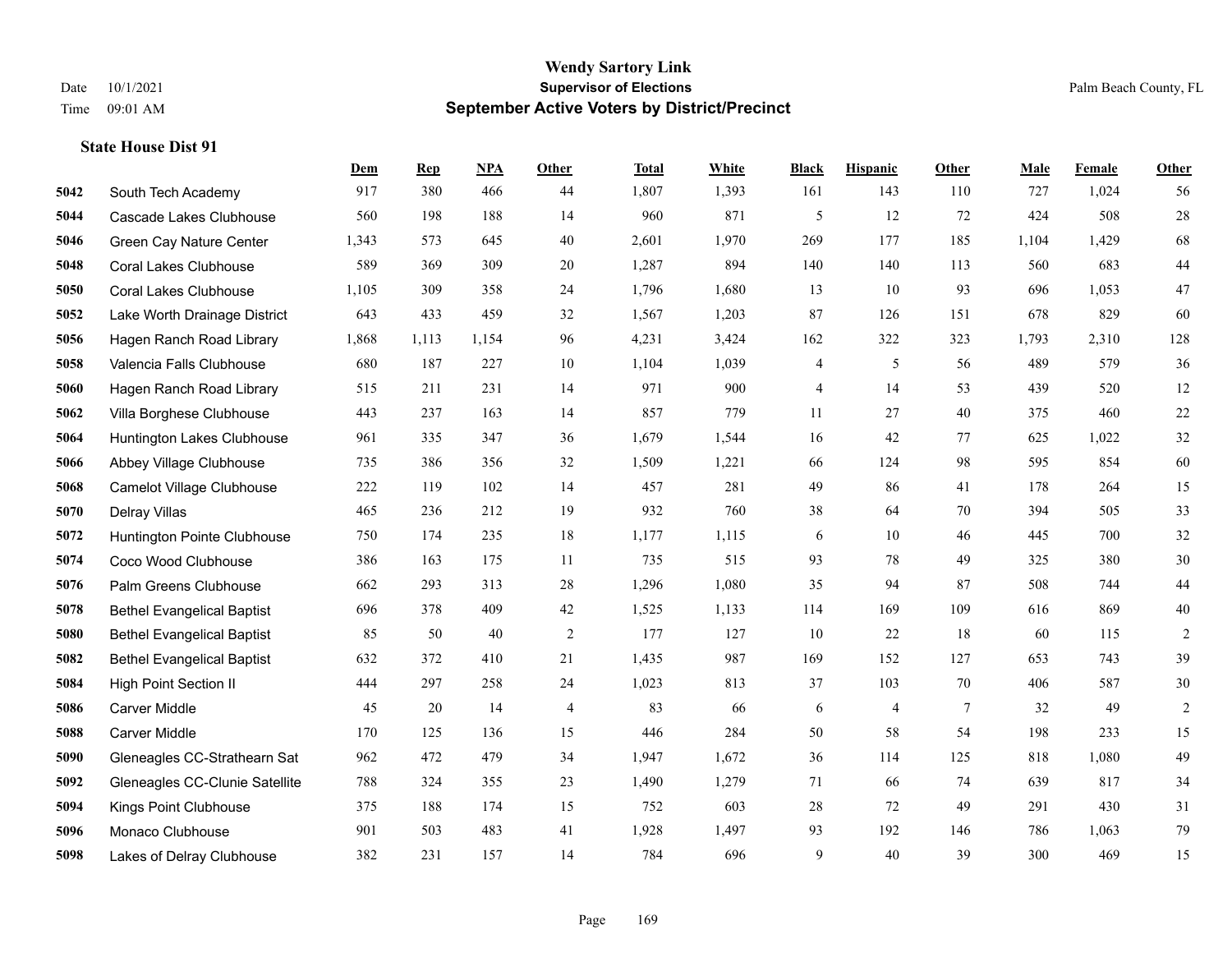# Wendy Sartory Link
## Supervisor of Elections
## September Active Voters by District/Precinct

Date 10/1/2021
Time 09:01 AM
Palm Beach County, FL

### State House Dist 91

| | | Dem | Rep | NPA | Other | Total | White | Black | Hispanic | Other | Male | Female | Other |
|---|---|---|---|---|---|---|---|---|---|---|---|---|---|
| 5042 | South Tech Academy | 917 | 380 | 466 | 44 | 1,807 | 1,393 | 161 | 143 | 110 | 727 | 1,024 | 56 |
| 5044 | Cascade Lakes Clubhouse | 560 | 198 | 188 | 14 | 960 | 871 | 5 | 12 | 72 | 424 | 508 | 28 |
| 5046 | Green Cay Nature Center | 1,343 | 573 | 645 | 40 | 2,601 | 1,970 | 269 | 177 | 185 | 1,104 | 1,429 | 68 |
| 5048 | Coral Lakes Clubhouse | 589 | 369 | 309 | 20 | 1,287 | 894 | 140 | 140 | 113 | 560 | 683 | 44 |
| 5050 | Coral Lakes Clubhouse | 1,105 | 309 | 358 | 24 | 1,796 | 1,680 | 13 | 10 | 93 | 696 | 1,053 | 47 |
| 5052 | Lake Worth Drainage District | 643 | 433 | 459 | 32 | 1,567 | 1,203 | 87 | 126 | 151 | 678 | 829 | 60 |
| 5056 | Hagen Ranch Road Library | 1,868 | 1,113 | 1,154 | 96 | 4,231 | 3,424 | 162 | 322 | 323 | 1,793 | 2,310 | 128 |
| 5058 | Valencia Falls Clubhouse | 680 | 187 | 227 | 10 | 1,104 | 1,039 | 4 | 5 | 56 | 489 | 579 | 36 |
| 5060 | Hagen Ranch Road Library | 515 | 211 | 231 | 14 | 971 | 900 | 4 | 14 | 53 | 439 | 520 | 12 |
| 5062 | Villa Borghese Clubhouse | 443 | 237 | 163 | 14 | 857 | 779 | 11 | 27 | 40 | 375 | 460 | 22 |
| 5064 | Huntington Lakes Clubhouse | 961 | 335 | 347 | 36 | 1,679 | 1,544 | 16 | 42 | 77 | 625 | 1,022 | 32 |
| 5066 | Abbey Village Clubhouse | 735 | 386 | 356 | 32 | 1,509 | 1,221 | 66 | 124 | 98 | 595 | 854 | 60 |
| 5068 | Camelot Village Clubhouse | 222 | 119 | 102 | 14 | 457 | 281 | 49 | 86 | 41 | 178 | 264 | 15 |
| 5070 | Delray Villas | 465 | 236 | 212 | 19 | 932 | 760 | 38 | 64 | 70 | 394 | 505 | 33 |
| 5072 | Huntington Pointe Clubhouse | 750 | 174 | 235 | 18 | 1,177 | 1,115 | 6 | 10 | 46 | 445 | 700 | 32 |
| 5074 | Coco Wood Clubhouse | 386 | 163 | 175 | 11 | 735 | 515 | 93 | 78 | 49 | 325 | 380 | 30 |
| 5076 | Palm Greens Clubhouse | 662 | 293 | 313 | 28 | 1,296 | 1,080 | 35 | 94 | 87 | 508 | 744 | 44 |
| 5078 | Bethel Evangelical Baptist | 696 | 378 | 409 | 42 | 1,525 | 1,133 | 114 | 169 | 109 | 616 | 869 | 40 |
| 5080 | Bethel Evangelical Baptist | 85 | 50 | 40 | 2 | 177 | 127 | 10 | 22 | 18 | 60 | 115 | 2 |
| 5082 | Bethel Evangelical Baptist | 632 | 372 | 410 | 21 | 1,435 | 987 | 169 | 152 | 127 | 653 | 743 | 39 |
| 5084 | High Point Section II | 444 | 297 | 258 | 24 | 1,023 | 813 | 37 | 103 | 70 | 406 | 587 | 30 |
| 5086 | Carver Middle | 45 | 20 | 14 | 4 | 83 | 66 | 6 | 4 | 7 | 32 | 49 | 2 |
| 5088 | Carver Middle | 170 | 125 | 136 | 15 | 446 | 284 | 50 | 58 | 54 | 198 | 233 | 15 |
| 5090 | Gleneagles CC-Strathearn Sat | 962 | 472 | 479 | 34 | 1,947 | 1,672 | 36 | 114 | 125 | 818 | 1,080 | 49 |
| 5092 | Gleneagles CC-Clunie Satellite | 788 | 324 | 355 | 23 | 1,490 | 1,279 | 71 | 66 | 74 | 639 | 817 | 34 |
| 5094 | Kings Point Clubhouse | 375 | 188 | 174 | 15 | 752 | 603 | 28 | 72 | 49 | 291 | 430 | 31 |
| 5096 | Monaco Clubhouse | 901 | 503 | 483 | 41 | 1,928 | 1,497 | 93 | 192 | 146 | 786 | 1,063 | 79 |
| 5098 | Lakes of Delray Clubhouse | 382 | 231 | 157 | 14 | 784 | 696 | 9 | 40 | 39 | 300 | 469 | 15 |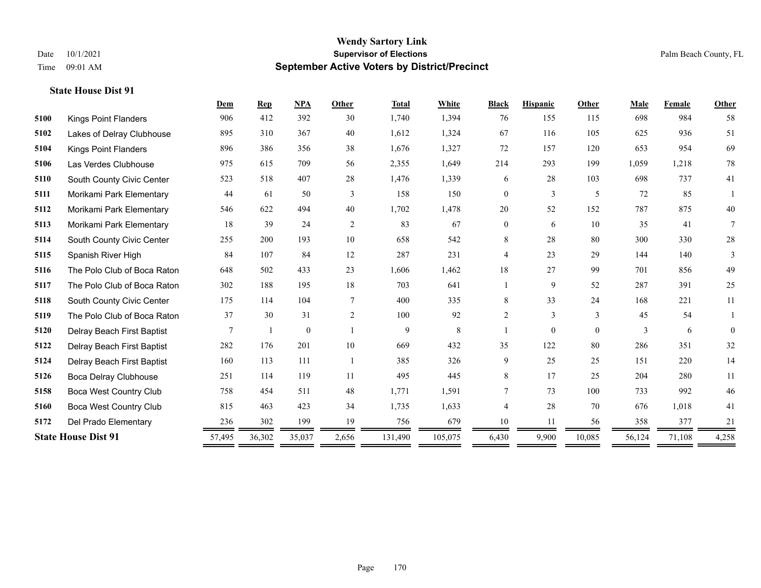**Wendy Sartory Link**
**Supervisor of Elections**
**September Active Voters by District/Precinct**

Date 10/1/2021
Time 09:01 AM

Palm Beach County, FL

### State House Dist 91

| | | Dem | Rep | NPA | Other | Total | White | Black | Hispanic | Other | Male | Female | Other |
|---|---|---|---|---|---|---|---|---|---|---|---|---|---|
| 5100 | Kings Point Flanders | 906 | 412 | 392 | 30 | 1,740 | 1,394 | 76 | 155 | 115 | 698 | 984 | 58 |
| 5102 | Lakes of Delray Clubhouse | 895 | 310 | 367 | 40 | 1,612 | 1,324 | 67 | 116 | 105 | 625 | 936 | 51 |
| 5104 | Kings Point Flanders | 896 | 386 | 356 | 38 | 1,676 | 1,327 | 72 | 157 | 120 | 653 | 954 | 69 |
| 5106 | Las Verdes Clubhouse | 975 | 615 | 709 | 56 | 2,355 | 1,649 | 214 | 293 | 199 | 1,059 | 1,218 | 78 |
| 5110 | South County Civic Center | 523 | 518 | 407 | 28 | 1,476 | 1,339 | 6 | 28 | 103 | 698 | 737 | 41 |
| 5111 | Morikami Park Elementary | 44 | 61 | 50 | 3 | 158 | 150 | 0 | 3 | 5 | 72 | 85 | 1 |
| 5112 | Morikami Park Elementary | 546 | 622 | 494 | 40 | 1,702 | 1,478 | 20 | 52 | 152 | 787 | 875 | 40 |
| 5113 | Morikami Park Elementary | 18 | 39 | 24 | 2 | 83 | 67 | 0 | 6 | 10 | 35 | 41 | 7 |
| 5114 | South County Civic Center | 255 | 200 | 193 | 10 | 658 | 542 | 8 | 28 | 80 | 300 | 330 | 28 |
| 5115 | Spanish River High | 84 | 107 | 84 | 12 | 287 | 231 | 4 | 23 | 29 | 144 | 140 | 3 |
| 5116 | The Polo Club of Boca Raton | 648 | 502 | 433 | 23 | 1,606 | 1,462 | 18 | 27 | 99 | 701 | 856 | 49 |
| 5117 | The Polo Club of Boca Raton | 302 | 188 | 195 | 18 | 703 | 641 | 1 | 9 | 52 | 287 | 391 | 25 |
| 5118 | South County Civic Center | 175 | 114 | 104 | 7 | 400 | 335 | 8 | 33 | 24 | 168 | 221 | 11 |
| 5119 | The Polo Club of Boca Raton | 37 | 30 | 31 | 2 | 100 | 92 | 2 | 3 | 3 | 45 | 54 | 1 |
| 5120 | Delray Beach First Baptist | 7 | 1 | 0 | 1 | 9 | 8 | 1 | 0 | 0 | 3 | 6 | 0 |
| 5122 | Delray Beach First Baptist | 282 | 176 | 201 | 10 | 669 | 432 | 35 | 122 | 80 | 286 | 351 | 32 |
| 5124 | Delray Beach First Baptist | 160 | 113 | 111 | 1 | 385 | 326 | 9 | 25 | 25 | 151 | 220 | 14 |
| 5126 | Boca Delray Clubhouse | 251 | 114 | 119 | 11 | 495 | 445 | 8 | 17 | 25 | 204 | 280 | 11 |
| 5158 | Boca West Country Club | 758 | 454 | 511 | 48 | 1,771 | 1,591 | 7 | 73 | 100 | 733 | 992 | 46 |
| 5160 | Boca West Country Club | 815 | 463 | 423 | 34 | 1,735 | 1,633 | 4 | 28 | 70 | 676 | 1,018 | 41 |
| 5172 | Del Prado Elementary | 236 | 302 | 199 | 19 | 756 | 679 | 10 | 11 | 56 | 358 | 377 | 21 |
| **State House Dist 91** | | 57,495 | 36,302 | 35,037 | 2,656 | 131,490 | 105,075 | 6,430 | 9,900 | 10,085 | 56,124 | 71,108 | 4,258 |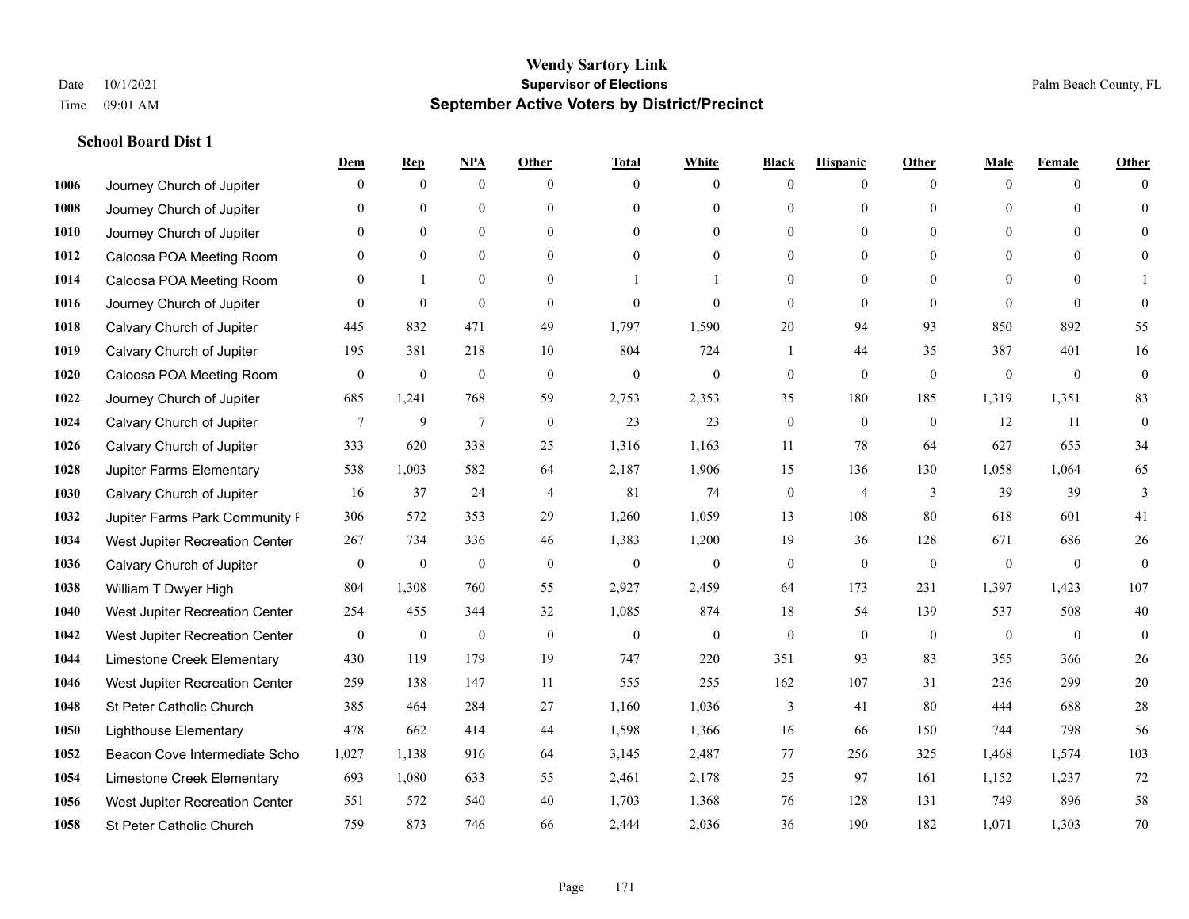**Wendy Sartory Link**
**Supervisor of Elections**
**September Active Voters by District/Precinct**

Date 10/1/2021
Time 09:01 AM
Palm Beach County, FL

### School Board Dist 1

| | | Dem | Rep | NPA | Other | Total | White | Black | Hispanic | Other | Male | Female | Other |
|---|---|---|---|---|---|---|---|---|---|---|---|---|---|
| 1006 | Journey Church of Jupiter | 0 | 0 | 0 | 0 | 0 | 0 | 0 | 0 | 0 | 0 | 0 | 0 |
| 1008 | Journey Church of Jupiter | 0 | 0 | 0 | 0 | 0 | 0 | 0 | 0 | 0 | 0 | 0 | 0 |
| 1010 | Journey Church of Jupiter | 0 | 0 | 0 | 0 | 0 | 0 | 0 | 0 | 0 | 0 | 0 | 0 |
| 1012 | Caloosa POA Meeting Room | 0 | 0 | 0 | 0 | 0 | 0 | 0 | 0 | 0 | 0 | 0 | 0 |
| 1014 | Caloosa POA Meeting Room | 0 | 1 | 0 | 0 | 1 | 1 | 0 | 0 | 0 | 0 | 0 | 1 |
| 1016 | Journey Church of Jupiter | 0 | 0 | 0 | 0 | 0 | 0 | 0 | 0 | 0 | 0 | 0 | 0 |
| 1018 | Calvary Church of Jupiter | 445 | 832 | 471 | 49 | 1,797 | 1,590 | 20 | 94 | 93 | 850 | 892 | 55 |
| 1019 | Calvary Church of Jupiter | 195 | 381 | 218 | 10 | 804 | 724 | 1 | 44 | 35 | 387 | 401 | 16 |
| 1020 | Caloosa POA Meeting Room | 0 | 0 | 0 | 0 | 0 | 0 | 0 | 0 | 0 | 0 | 0 | 0 |
| 1022 | Journey Church of Jupiter | 685 | 1,241 | 768 | 59 | 2,753 | 2,353 | 35 | 180 | 185 | 1,319 | 1,351 | 83 |
| 1024 | Calvary Church of Jupiter | 7 | 9 | 7 | 0 | 23 | 23 | 0 | 0 | 0 | 12 | 11 | 0 |
| 1026 | Calvary Church of Jupiter | 333 | 620 | 338 | 25 | 1,316 | 1,163 | 11 | 78 | 64 | 627 | 655 | 34 |
| 1028 | Jupiter Farms Elementary | 538 | 1,003 | 582 | 64 | 2,187 | 1,906 | 15 | 136 | 130 | 1,058 | 1,064 | 65 |
| 1030 | Calvary Church of Jupiter | 16 | 37 | 24 | 4 | 81 | 74 | 0 | 4 | 3 | 39 | 39 | 3 |
| 1032 | Jupiter Farms Park Community F | 306 | 572 | 353 | 29 | 1,260 | 1,059 | 13 | 108 | 80 | 618 | 601 | 41 |
| 1034 | West Jupiter Recreation Center | 267 | 734 | 336 | 46 | 1,383 | 1,200 | 19 | 36 | 128 | 671 | 686 | 26 |
| 1036 | Calvary Church of Jupiter | 0 | 0 | 0 | 0 | 0 | 0 | 0 | 0 | 0 | 0 | 0 | 0 |
| 1038 | William T Dwyer High | 804 | 1,308 | 760 | 55 | 2,927 | 2,459 | 64 | 173 | 231 | 1,397 | 1,423 | 107 |
| 1040 | West Jupiter Recreation Center | 254 | 455 | 344 | 32 | 1,085 | 874 | 18 | 54 | 139 | 537 | 508 | 40 |
| 1042 | West Jupiter Recreation Center | 0 | 0 | 0 | 0 | 0 | 0 | 0 | 0 | 0 | 0 | 0 | 0 |
| 1044 | Limestone Creek Elementary | 430 | 119 | 179 | 19 | 747 | 220 | 351 | 93 | 83 | 355 | 366 | 26 |
| 1046 | West Jupiter Recreation Center | 259 | 138 | 147 | 11 | 555 | 255 | 162 | 107 | 31 | 236 | 299 | 20 |
| 1048 | St Peter Catholic Church | 385 | 464 | 284 | 27 | 1,160 | 1,036 | 3 | 41 | 80 | 444 | 688 | 28 |
| 1050 | Lighthouse Elementary | 478 | 662 | 414 | 44 | 1,598 | 1,366 | 16 | 66 | 150 | 744 | 798 | 56 |
| 1052 | Beacon Cove Intermediate Scho | 1,027 | 1,138 | 916 | 64 | 3,145 | 2,487 | 77 | 256 | 325 | 1,468 | 1,574 | 103 |
| 1054 | Limestone Creek Elementary | 693 | 1,080 | 633 | 55 | 2,461 | 2,178 | 25 | 97 | 161 | 1,152 | 1,237 | 72 |
| 1056 | West Jupiter Recreation Center | 551 | 572 | 540 | 40 | 1,703 | 1,368 | 76 | 128 | 131 | 749 | 896 | 58 |
| 1058 | St Peter Catholic Church | 759 | 873 | 746 | 66 | 2,444 | 2,036 | 36 | 190 | 182 | 1,071 | 1,303 | 70 |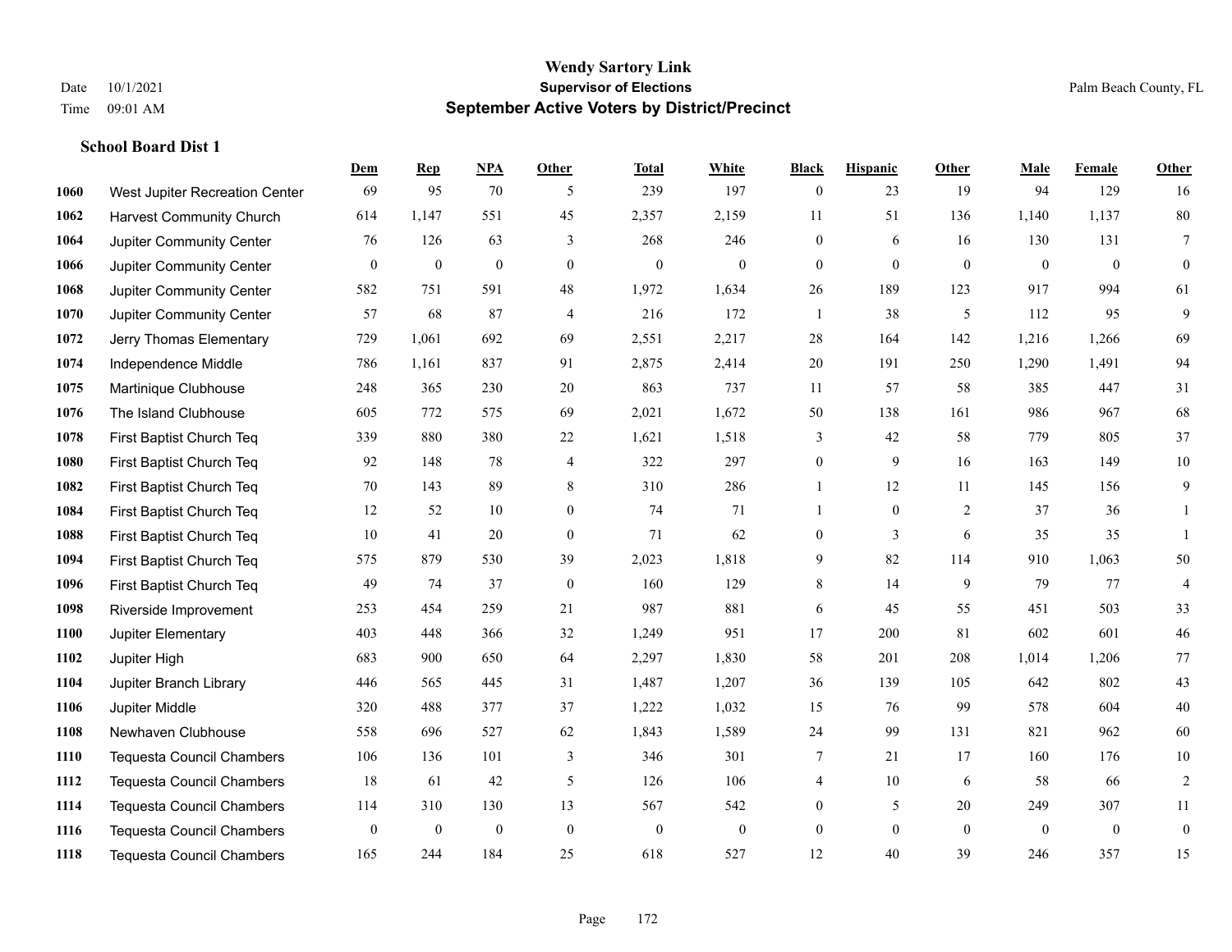# Wendy Sartory Link
## Supervisor of Elections
## September Active Voters by District/Precinct

Date 10/1/2021
Time 09:01 AM

Palm Beach County, FL

### School Board Dist 1

| | | Dem | Rep | NPA | Other | Total | White | Black | Hispanic | Other | Male | Female | Other |
|---|---|---|---|---|---|---|---|---|---|---|---|---|---|
| 1060 | West Jupiter Recreation Center | 69 | 95 | 70 | 5 | 239 | 197 | 0 | 23 | 19 | 94 | 129 | 16 |
| 1062 | Harvest Community Church | 614 | 1,147 | 551 | 45 | 2,357 | 2,159 | 11 | 51 | 136 | 1,140 | 1,137 | 80 |
| 1064 | Jupiter Community Center | 76 | 126 | 63 | 3 | 268 | 246 | 0 | 6 | 16 | 130 | 131 | 7 |
| 1066 | Jupiter Community Center | 0 | 0 | 0 | 0 | 0 | 0 | 0 | 0 | 0 | 0 | 0 | 0 |
| 1068 | Jupiter Community Center | 582 | 751 | 591 | 48 | 1,972 | 1,634 | 26 | 189 | 123 | 917 | 994 | 61 |
| 1070 | Jupiter Community Center | 57 | 68 | 87 | 4 | 216 | 172 | 1 | 38 | 5 | 112 | 95 | 9 |
| 1072 | Jerry Thomas Elementary | 729 | 1,061 | 692 | 69 | 2,551 | 2,217 | 28 | 164 | 142 | 1,216 | 1,266 | 69 |
| 1074 | Independence Middle | 786 | 1,161 | 837 | 91 | 2,875 | 2,414 | 20 | 191 | 250 | 1,290 | 1,491 | 94 |
| 1075 | Martinique Clubhouse | 248 | 365 | 230 | 20 | 863 | 737 | 11 | 57 | 58 | 385 | 447 | 31 |
| 1076 | The Island Clubhouse | 605 | 772 | 575 | 69 | 2,021 | 1,672 | 50 | 138 | 161 | 986 | 967 | 68 |
| 1078 | First Baptist Church Teq | 339 | 880 | 380 | 22 | 1,621 | 1,518 | 3 | 42 | 58 | 779 | 805 | 37 |
| 1080 | First Baptist Church Teq | 92 | 148 | 78 | 4 | 322 | 297 | 0 | 9 | 16 | 163 | 149 | 10 |
| 1082 | First Baptist Church Teq | 70 | 143 | 89 | 8 | 310 | 286 | 1 | 12 | 11 | 145 | 156 | 9 |
| 1084 | First Baptist Church Teq | 12 | 52 | 10 | 0 | 74 | 71 | 1 | 0 | 2 | 37 | 36 | 1 |
| 1088 | First Baptist Church Teq | 10 | 41 | 20 | 0 | 71 | 62 | 0 | 3 | 6 | 35 | 35 | 1 |
| 1094 | First Baptist Church Teq | 575 | 879 | 530 | 39 | 2,023 | 1,818 | 9 | 82 | 114 | 910 | 1,063 | 50 |
| 1096 | First Baptist Church Teq | 49 | 74 | 37 | 0 | 160 | 129 | 8 | 14 | 9 | 79 | 77 | 4 |
| 1098 | Riverside Improvement | 253 | 454 | 259 | 21 | 987 | 881 | 6 | 45 | 55 | 451 | 503 | 33 |
| 1100 | Jupiter Elementary | 403 | 448 | 366 | 32 | 1,249 | 951 | 17 | 200 | 81 | 602 | 601 | 46 |
| 1102 | Jupiter High | 683 | 900 | 650 | 64 | 2,297 | 1,830 | 58 | 201 | 208 | 1,014 | 1,206 | 77 |
| 1104 | Jupiter Branch Library | 446 | 565 | 445 | 31 | 1,487 | 1,207 | 36 | 139 | 105 | 642 | 802 | 43 |
| 1106 | Jupiter Middle | 320 | 488 | 377 | 37 | 1,222 | 1,032 | 15 | 76 | 99 | 578 | 604 | 40 |
| 1108 | Newhaven Clubhouse | 558 | 696 | 527 | 62 | 1,843 | 1,589 | 24 | 99 | 131 | 821 | 962 | 60 |
| 1110 | Tequesta Council Chambers | 106 | 136 | 101 | 3 | 346 | 301 | 7 | 21 | 17 | 160 | 176 | 10 |
| 1112 | Tequesta Council Chambers | 18 | 61 | 42 | 5 | 126 | 106 | 4 | 10 | 6 | 58 | 66 | 2 |
| 1114 | Tequesta Council Chambers | 114 | 310 | 130 | 13 | 567 | 542 | 0 | 5 | 20 | 249 | 307 | 11 |
| 1116 | Tequesta Council Chambers | 0 | 0 | 0 | 0 | 0 | 0 | 0 | 0 | 0 | 0 | 0 | 0 |
| 1118 | Tequesta Council Chambers | 165 | 244 | 184 | 25 | 618 | 527 | 12 | 40 | 39 | 246 | 357 | 15 |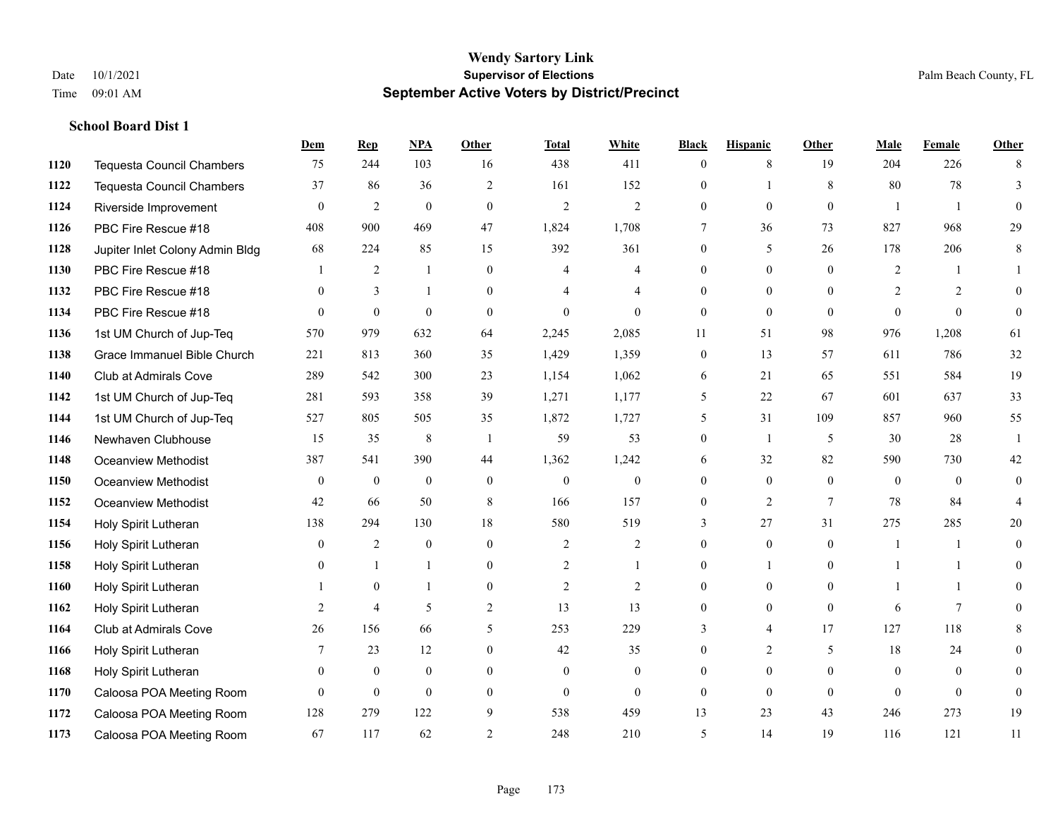# Wendy Sartory Link
## Supervisor of Elections
## September Active Voters by District/Precinct

Date 10/1/2021
Time 09:01 AM
Palm Beach County, FL

### School Board Dist 1

| | | Dem | Rep | NPA | Other | Total | White | Black | Hispanic | Other | Male | Female | Other |
|---|---|---|---|---|---|---|---|---|---|---|---|---|---|
| 1120 | Tequesta Council Chambers | 75 | 244 | 103 | 16 | 438 | 411 | 0 | 8 | 19 | 204 | 226 | 8 |
| 1122 | Tequesta Council Chambers | 37 | 86 | 36 | 2 | 161 | 152 | 0 | 1 | 8 | 80 | 78 | 3 |
| 1124 | Riverside Improvement | 0 | 2 | 0 | 0 | 2 | 2 | 0 | 0 | 0 | 1 | 1 | 0 |
| 1126 | PBC Fire Rescue #18 | 408 | 900 | 469 | 47 | 1,824 | 1,708 | 7 | 36 | 73 | 827 | 968 | 29 |
| 1128 | Jupiter Inlet Colony Admin Bldg | 68 | 224 | 85 | 15 | 392 | 361 | 0 | 5 | 26 | 178 | 206 | 8 |
| 1130 | PBC Fire Rescue #18 | 1 | 2 | 1 | 0 | 4 | 4 | 0 | 0 | 0 | 2 | 1 | 1 |
| 1132 | PBC Fire Rescue #18 | 0 | 3 | 1 | 0 | 4 | 4 | 0 | 0 | 0 | 2 | 2 | 0 |
| 1134 | PBC Fire Rescue #18 | 0 | 0 | 0 | 0 | 0 | 0 | 0 | 0 | 0 | 0 | 0 | 0 |
| 1136 | 1st UM Church of Jup-Teq | 570 | 979 | 632 | 64 | 2,245 | 2,085 | 11 | 51 | 98 | 976 | 1,208 | 61 |
| 1138 | Grace Immanuel Bible Church | 221 | 813 | 360 | 35 | 1,429 | 1,359 | 0 | 13 | 57 | 611 | 786 | 32 |
| 1140 | Club at Admirals Cove | 289 | 542 | 300 | 23 | 1,154 | 1,062 | 6 | 21 | 65 | 551 | 584 | 19 |
| 1142 | 1st UM Church of Jup-Teq | 281 | 593 | 358 | 39 | 1,271 | 1,177 | 5 | 22 | 67 | 601 | 637 | 33 |
| 1144 | 1st UM Church of Jup-Teq | 527 | 805 | 505 | 35 | 1,872 | 1,727 | 5 | 31 | 109 | 857 | 960 | 55 |
| 1146 | Newhaven Clubhouse | 15 | 35 | 8 | 1 | 59 | 53 | 0 | 1 | 5 | 30 | 28 | 1 |
| 1148 | Oceanview Methodist | 387 | 541 | 390 | 44 | 1,362 | 1,242 | 6 | 32 | 82 | 590 | 730 | 42 |
| 1150 | Oceanview Methodist | 0 | 0 | 0 | 0 | 0 | 0 | 0 | 0 | 0 | 0 | 0 | 0 |
| 1152 | Oceanview Methodist | 42 | 66 | 50 | 8 | 166 | 157 | 0 | 2 | 7 | 78 | 84 | 4 |
| 1154 | Holy Spirit Lutheran | 138 | 294 | 130 | 18 | 580 | 519 | 3 | 27 | 31 | 275 | 285 | 20 |
| 1156 | Holy Spirit Lutheran | 0 | 2 | 0 | 0 | 2 | 2 | 0 | 0 | 0 | 1 | 1 | 0 |
| 1158 | Holy Spirit Lutheran | 0 | 1 | 1 | 0 | 2 | 1 | 0 | 1 | 0 | 1 | 1 | 0 |
| 1160 | Holy Spirit Lutheran | 1 | 0 | 1 | 0 | 2 | 2 | 0 | 0 | 0 | 1 | 1 | 0 |
| 1162 | Holy Spirit Lutheran | 2 | 4 | 5 | 2 | 13 | 13 | 0 | 0 | 0 | 6 | 7 | 0 |
| 1164 | Club at Admirals Cove | 26 | 156 | 66 | 5 | 253 | 229 | 3 | 4 | 17 | 127 | 118 | 8 |
| 1166 | Holy Spirit Lutheran | 7 | 23 | 12 | 0 | 42 | 35 | 0 | 2 | 5 | 18 | 24 | 0 |
| 1168 | Holy Spirit Lutheran | 0 | 0 | 0 | 0 | 0 | 0 | 0 | 0 | 0 | 0 | 0 | 0 |
| 1170 | Caloosa POA Meeting Room | 0 | 0 | 0 | 0 | 0 | 0 | 0 | 0 | 0 | 0 | 0 | 0 |
| 1172 | Caloosa POA Meeting Room | 128 | 279 | 122 | 9 | 538 | 459 | 13 | 23 | 43 | 246 | 273 | 19 |
| 1173 | Caloosa POA Meeting Room | 67 | 117 | 62 | 2 | 248 | 210 | 5 | 14 | 19 | 116 | 121 | 11 |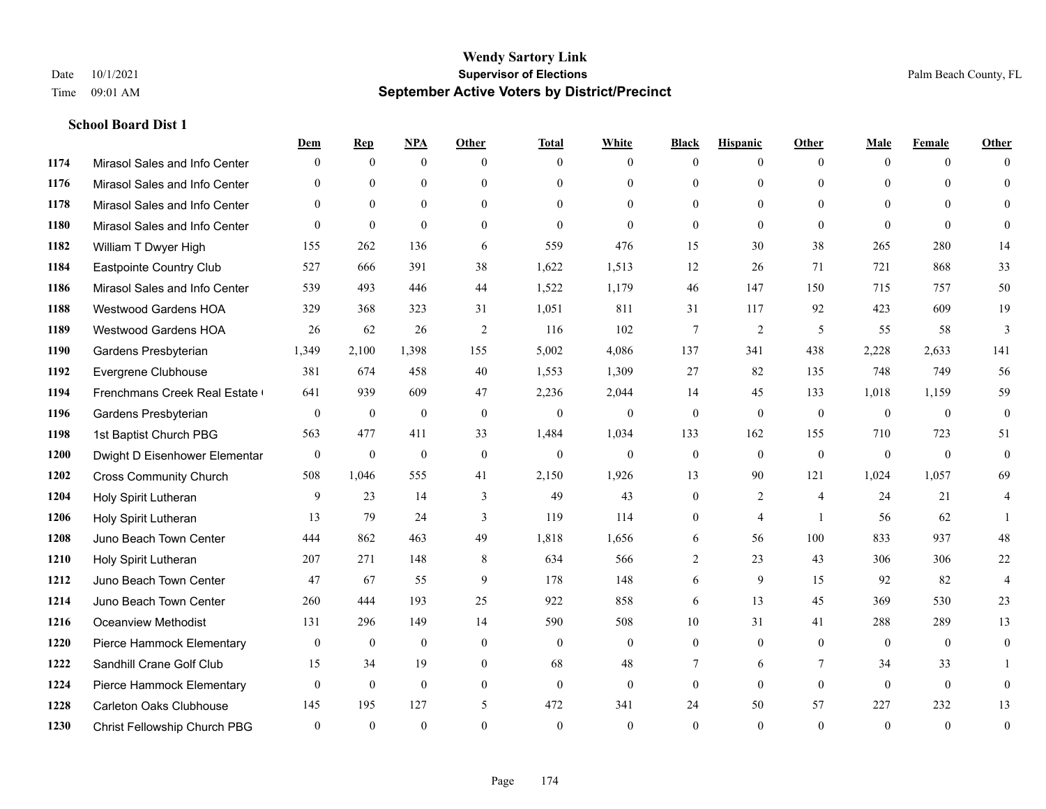# Wendy Sartory Link
## Supervisor of Elections
## September Active Voters by District/Precinct

Date 10/1/2021
Time 09:01 AM
Palm Beach County, FL

### School Board Dist 1

| | | Dem | Rep | NPA | Other | Total | White | Black | Hispanic | Other | Male | Female | Other |
|---|---|---|---|---|---|---|---|---|---|---|---|---|---|
| 1174 | Mirasol Sales and Info Center | 0 | 0 | 0 | 0 | 0 | 0 | 0 | 0 | 0 | 0 | 0 | 0 |
| 1176 | Mirasol Sales and Info Center | 0 | 0 | 0 | 0 | 0 | 0 | 0 | 0 | 0 | 0 | 0 | 0 |
| 1178 | Mirasol Sales and Info Center | 0 | 0 | 0 | 0 | 0 | 0 | 0 | 0 | 0 | 0 | 0 | 0 |
| 1180 | Mirasol Sales and Info Center | 0 | 0 | 0 | 0 | 0 | 0 | 0 | 0 | 0 | 0 | 0 | 0 |
| 1182 | William T Dwyer High | 155 | 262 | 136 | 6 | 559 | 476 | 15 | 30 | 38 | 265 | 280 | 14 |
| 1184 | Eastpointe Country Club | 527 | 666 | 391 | 38 | 1,622 | 1,513 | 12 | 26 | 71 | 721 | 868 | 33 |
| 1186 | Mirasol Sales and Info Center | 539 | 493 | 446 | 44 | 1,522 | 1,179 | 46 | 147 | 150 | 715 | 757 | 50 |
| 1188 | Westwood Gardens HOA | 329 | 368 | 323 | 31 | 1,051 | 811 | 31 | 117 | 92 | 423 | 609 | 19 |
| 1189 | Westwood Gardens HOA | 26 | 62 | 26 | 2 | 116 | 102 | 7 | 2 | 5 | 55 | 58 | 3 |
| 1190 | Gardens Presbyterian | 1,349 | 2,100 | 1,398 | 155 | 5,002 | 4,086 | 137 | 341 | 438 | 2,228 | 2,633 | 141 |
| 1192 | Evergrene Clubhouse | 381 | 674 | 458 | 40 | 1,553 | 1,309 | 27 | 82 | 135 | 748 | 749 | 56 |
| 1194 | Frenchmans Creek Real Estate ( | 641 | 939 | 609 | 47 | 2,236 | 2,044 | 14 | 45 | 133 | 1,018 | 1,159 | 59 |
| 1196 | Gardens Presbyterian | 0 | 0 | 0 | 0 | 0 | 0 | 0 | 0 | 0 | 0 | 0 | 0 |
| 1198 | 1st Baptist Church PBG | 563 | 477 | 411 | 33 | 1,484 | 1,034 | 133 | 162 | 155 | 710 | 723 | 51 |
| 1200 | Dwight D Eisenhower Elementar | 0 | 0 | 0 | 0 | 0 | 0 | 0 | 0 | 0 | 0 | 0 | 0 |
| 1202 | Cross Community Church | 508 | 1,046 | 555 | 41 | 2,150 | 1,926 | 13 | 90 | 121 | 1,024 | 1,057 | 69 |
| 1204 | Holy Spirit Lutheran | 9 | 23 | 14 | 3 | 49 | 43 | 0 | 2 | 4 | 24 | 21 | 4 |
| 1206 | Holy Spirit Lutheran | 13 | 79 | 24 | 3 | 119 | 114 | 0 | 4 | 1 | 56 | 62 | 1 |
| 1208 | Juno Beach Town Center | 444 | 862 | 463 | 49 | 1,818 | 1,656 | 6 | 56 | 100 | 833 | 937 | 48 |
| 1210 | Holy Spirit Lutheran | 207 | 271 | 148 | 8 | 634 | 566 | 2 | 23 | 43 | 306 | 306 | 22 |
| 1212 | Juno Beach Town Center | 47 | 67 | 55 | 9 | 178 | 148 | 6 | 9 | 15 | 92 | 82 | 4 |
| 1214 | Juno Beach Town Center | 260 | 444 | 193 | 25 | 922 | 858 | 6 | 13 | 45 | 369 | 530 | 23 |
| 1216 | Oceanview Methodist | 131 | 296 | 149 | 14 | 590 | 508 | 10 | 31 | 41 | 288 | 289 | 13 |
| 1220 | Pierce Hammock Elementary | 0 | 0 | 0 | 0 | 0 | 0 | 0 | 0 | 0 | 0 | 0 | 0 |
| 1222 | Sandhill Crane Golf Club | 15 | 34 | 19 | 0 | 68 | 48 | 7 | 6 | 7 | 34 | 33 | 1 |
| 1224 | Pierce Hammock Elementary | 0 | 0 | 0 | 0 | 0 | 0 | 0 | 0 | 0 | 0 | 0 | 0 |
| 1228 | Carleton Oaks Clubhouse | 145 | 195 | 127 | 5 | 472 | 341 | 24 | 50 | 57 | 227 | 232 | 13 |
| 1230 | Christ Fellowship Church PBG | 0 | 0 | 0 | 0 | 0 | 0 | 0 | 0 | 0 | 0 | 0 | 0 |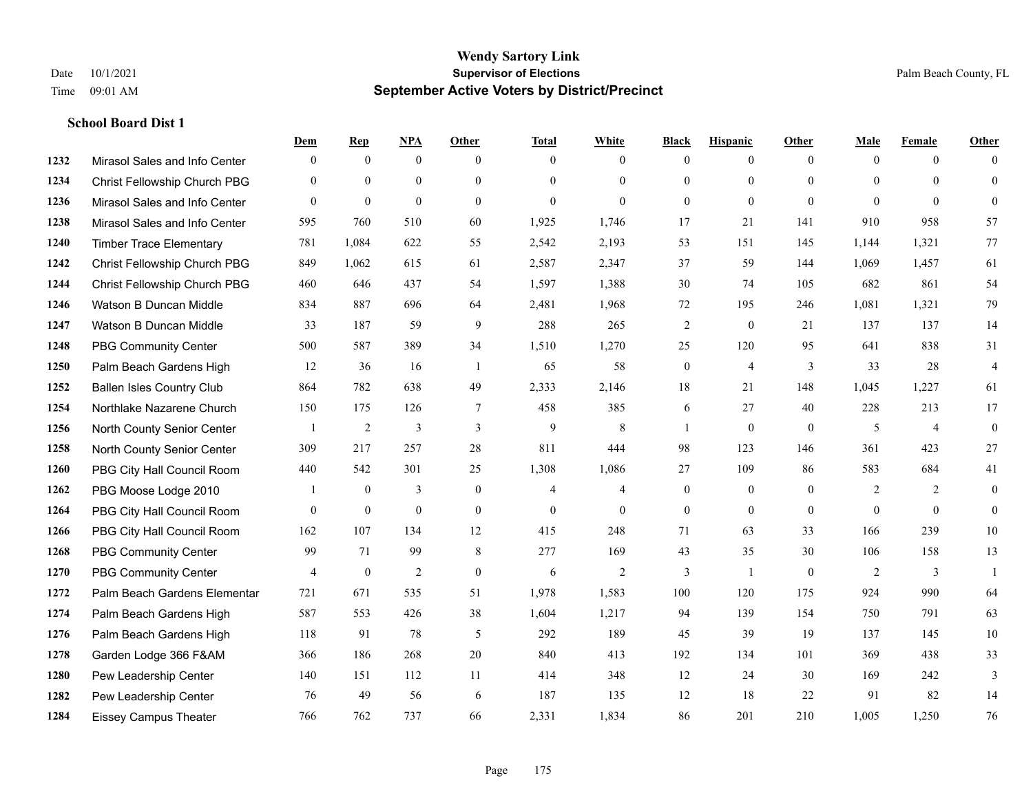# Wendy Sartory Link
## Supervisor of Elections
## September Active Voters by District/Precinct

Date 10/1/2021
Time 09:01 AM

Palm Beach County, FL

### School Board Dist 1

| | | Dem | Rep | NPA | Other | Total | White | Black | Hispanic | Other | Male | Female | Other |
|---|---|---|---|---|---|---|---|---|---|---|---|---|---|
| 1232 | Mirasol Sales and Info Center | 0 | 0 | 0 | 0 | 0 | 0 | 0 | 0 | 0 | 0 | 0 | 0 |
| 1234 | Christ Fellowship Church PBG | 0 | 0 | 0 | 0 | 0 | 0 | 0 | 0 | 0 | 0 | 0 | 0 |
| 1236 | Mirasol Sales and Info Center | 0 | 0 | 0 | 0 | 0 | 0 | 0 | 0 | 0 | 0 | 0 | 0 |
| 1238 | Mirasol Sales and Info Center | 595 | 760 | 510 | 60 | 1,925 | 1,746 | 17 | 21 | 141 | 910 | 958 | 57 |
| 1240 | Timber Trace Elementary | 781 | 1,084 | 622 | 55 | 2,542 | 2,193 | 53 | 151 | 145 | 1,144 | 1,321 | 77 |
| 1242 | Christ Fellowship Church PBG | 849 | 1,062 | 615 | 61 | 2,587 | 2,347 | 37 | 59 | 144 | 1,069 | 1,457 | 61 |
| 1244 | Christ Fellowship Church PBG | 460 | 646 | 437 | 54 | 1,597 | 1,388 | 30 | 74 | 105 | 682 | 861 | 54 |
| 1246 | Watson B Duncan Middle | 834 | 887 | 696 | 64 | 2,481 | 1,968 | 72 | 195 | 246 | 1,081 | 1,321 | 79 |
| 1247 | Watson B Duncan Middle | 33 | 187 | 59 | 9 | 288 | 265 | 2 | 0 | 21 | 137 | 137 | 14 |
| 1248 | PBG Community Center | 500 | 587 | 389 | 34 | 1,510 | 1,270 | 25 | 120 | 95 | 641 | 838 | 31 |
| 1250 | Palm Beach Gardens High | 12 | 36 | 16 | 1 | 65 | 58 | 0 | 4 | 3 | 33 | 28 | 4 |
| 1252 | Ballen Isles Country Club | 864 | 782 | 638 | 49 | 2,333 | 2,146 | 18 | 21 | 148 | 1,045 | 1,227 | 61 |
| 1254 | Northlake Nazarene Church | 150 | 175 | 126 | 7 | 458 | 385 | 6 | 27 | 40 | 228 | 213 | 17 |
| 1256 | North County Senior Center | 1 | 2 | 3 | 3 | 9 | 8 | 1 | 0 | 0 | 5 | 4 | 0 |
| 1258 | North County Senior Center | 309 | 217 | 257 | 28 | 811 | 444 | 98 | 123 | 146 | 361 | 423 | 27 |
| 1260 | PBG City Hall Council Room | 440 | 542 | 301 | 25 | 1,308 | 1,086 | 27 | 109 | 86 | 583 | 684 | 41 |
| 1262 | PBG Moose Lodge 2010 | 1 | 0 | 3 | 0 | 4 | 4 | 0 | 0 | 0 | 2 | 2 | 0 |
| 1264 | PBG City Hall Council Room | 0 | 0 | 0 | 0 | 0 | 0 | 0 | 0 | 0 | 0 | 0 | 0 |
| 1266 | PBG City Hall Council Room | 162 | 107 | 134 | 12 | 415 | 248 | 71 | 63 | 33 | 166 | 239 | 10 |
| 1268 | PBG Community Center | 99 | 71 | 99 | 8 | 277 | 169 | 43 | 35 | 30 | 106 | 158 | 13 |
| 1270 | PBG Community Center | 4 | 0 | 2 | 0 | 6 | 2 | 3 | 1 | 0 | 2 | 3 | 1 |
| 1272 | Palm Beach Gardens Elementar | 721 | 671 | 535 | 51 | 1,978 | 1,583 | 100 | 120 | 175 | 924 | 990 | 64 |
| 1274 | Palm Beach Gardens High | 587 | 553 | 426 | 38 | 1,604 | 1,217 | 94 | 139 | 154 | 750 | 791 | 63 |
| 1276 | Palm Beach Gardens High | 118 | 91 | 78 | 5 | 292 | 189 | 45 | 39 | 19 | 137 | 145 | 10 |
| 1278 | Garden Lodge 366 F&AM | 366 | 186 | 268 | 20 | 840 | 413 | 192 | 134 | 101 | 369 | 438 | 33 |
| 1280 | Pew Leadership Center | 140 | 151 | 112 | 11 | 414 | 348 | 12 | 24 | 30 | 169 | 242 | 3 |
| 1282 | Pew Leadership Center | 76 | 49 | 56 | 6 | 187 | 135 | 12 | 18 | 22 | 91 | 82 | 14 |
| 1284 | Eissey Campus Theater | 766 | 762 | 737 | 66 | 2,331 | 1,834 | 86 | 201 | 210 | 1,005 | 1,250 | 76 |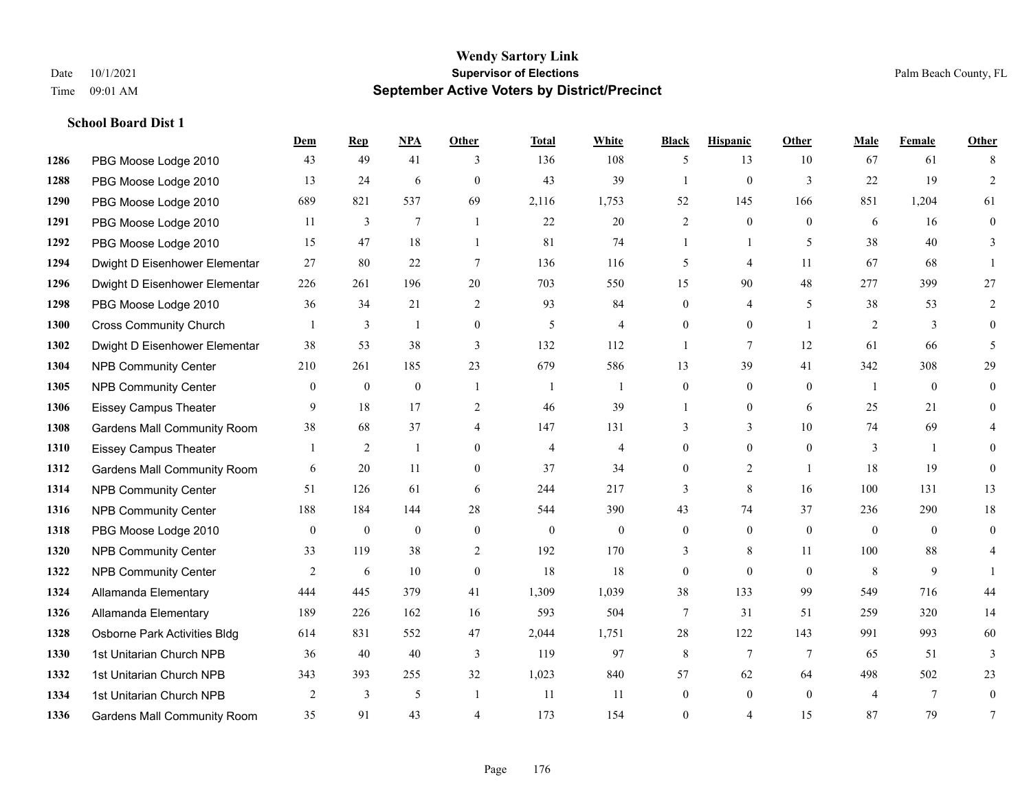# Wendy Sartory Link

## Supervisor of Elections

## September Active Voters by District/Precinct

Date 10/1/2021
Time 09:01 AM

Palm Beach County, FL

### School Board Dist 1

| | | Dem | Rep | NPA | Other | Total | White | Black | Hispanic | Other | Male | Female | Other |
|---|---|---|---|---|---|---|---|---|---|---|---|---|---|
| 1286 | PBG Moose Lodge 2010 | 43 | 49 | 41 | 3 | 136 | 108 | 5 | 13 | 10 | 67 | 61 | 8 |
| 1288 | PBG Moose Lodge 2010 | 13 | 24 | 6 | 0 | 43 | 39 | 1 | 0 | 3 | 22 | 19 | 2 |
| 1290 | PBG Moose Lodge 2010 | 689 | 821 | 537 | 69 | 2,116 | 1,753 | 52 | 145 | 166 | 851 | 1,204 | 61 |
| 1291 | PBG Moose Lodge 2010 | 11 | 3 | 7 | 1 | 22 | 20 | 2 | 0 | 0 | 6 | 16 | 0 |
| 1292 | PBG Moose Lodge 2010 | 15 | 47 | 18 | 1 | 81 | 74 | 1 | 1 | 5 | 38 | 40 | 3 |
| 1294 | Dwight D Eisenhower Elementar | 27 | 80 | 22 | 7 | 136 | 116 | 5 | 4 | 11 | 67 | 68 | 1 |
| 1296 | Dwight D Eisenhower Elementar | 226 | 261 | 196 | 20 | 703 | 550 | 15 | 90 | 48 | 277 | 399 | 27 |
| 1298 | PBG Moose Lodge 2010 | 36 | 34 | 21 | 2 | 93 | 84 | 0 | 4 | 5 | 38 | 53 | 2 |
| 1300 | Cross Community Church | 1 | 3 | 1 | 0 | 5 | 4 | 0 | 0 | 1 | 2 | 3 | 0 |
| 1302 | Dwight D Eisenhower Elementar | 38 | 53 | 38 | 3 | 132 | 112 | 1 | 7 | 12 | 61 | 66 | 5 |
| 1304 | NPB Community Center | 210 | 261 | 185 | 23 | 679 | 586 | 13 | 39 | 41 | 342 | 308 | 29 |
| 1305 | NPB Community Center | 0 | 0 | 0 | 1 | 1 | 1 | 0 | 0 | 0 | 1 | 0 | 0 |
| 1306 | Eissey Campus Theater | 9 | 18 | 17 | 2 | 46 | 39 | 1 | 0 | 6 | 25 | 21 | 0 |
| 1308 | Gardens Mall Community Room | 38 | 68 | 37 | 4 | 147 | 131 | 3 | 3 | 10 | 74 | 69 | 4 |
| 1310 | Eissey Campus Theater | 1 | 2 | 1 | 0 | 4 | 4 | 0 | 0 | 0 | 3 | 1 | 0 |
| 1312 | Gardens Mall Community Room | 6 | 20 | 11 | 0 | 37 | 34 | 0 | 2 | 1 | 18 | 19 | 0 |
| 1314 | NPB Community Center | 51 | 126 | 61 | 6 | 244 | 217 | 3 | 8 | 16 | 100 | 131 | 13 |
| 1316 | NPB Community Center | 188 | 184 | 144 | 28 | 544 | 390 | 43 | 74 | 37 | 236 | 290 | 18 |
| 1318 | PBG Moose Lodge 2010 | 0 | 0 | 0 | 0 | 0 | 0 | 0 | 0 | 0 | 0 | 0 | 0 |
| 1320 | NPB Community Center | 33 | 119 | 38 | 2 | 192 | 170 | 3 | 8 | 11 | 100 | 88 | 4 |
| 1322 | NPB Community Center | 2 | 6 | 10 | 0 | 18 | 18 | 0 | 0 | 0 | 8 | 9 | 1 |
| 1324 | Allamanda Elementary | 444 | 445 | 379 | 41 | 1,309 | 1,039 | 38 | 133 | 99 | 549 | 716 | 44 |
| 1326 | Allamanda Elementary | 189 | 226 | 162 | 16 | 593 | 504 | 7 | 31 | 51 | 259 | 320 | 14 |
| 1328 | Osborne Park Activities Bldg | 614 | 831 | 552 | 47 | 2,044 | 1,751 | 28 | 122 | 143 | 991 | 993 | 60 |
| 1330 | 1st Unitarian Church NPB | 36 | 40 | 40 | 3 | 119 | 97 | 8 | 7 | 7 | 65 | 51 | 3 |
| 1332 | 1st Unitarian Church NPB | 343 | 393 | 255 | 32 | 1,023 | 840 | 57 | 62 | 64 | 498 | 502 | 23 |
| 1334 | 1st Unitarian Church NPB | 2 | 3 | 5 | 1 | 11 | 11 | 0 | 0 | 0 | 4 | 7 | 0 |
| 1336 | Gardens Mall Community Room | 35 | 91 | 43 | 4 | 173 | 154 | 0 | 4 | 15 | 87 | 79 | 7 |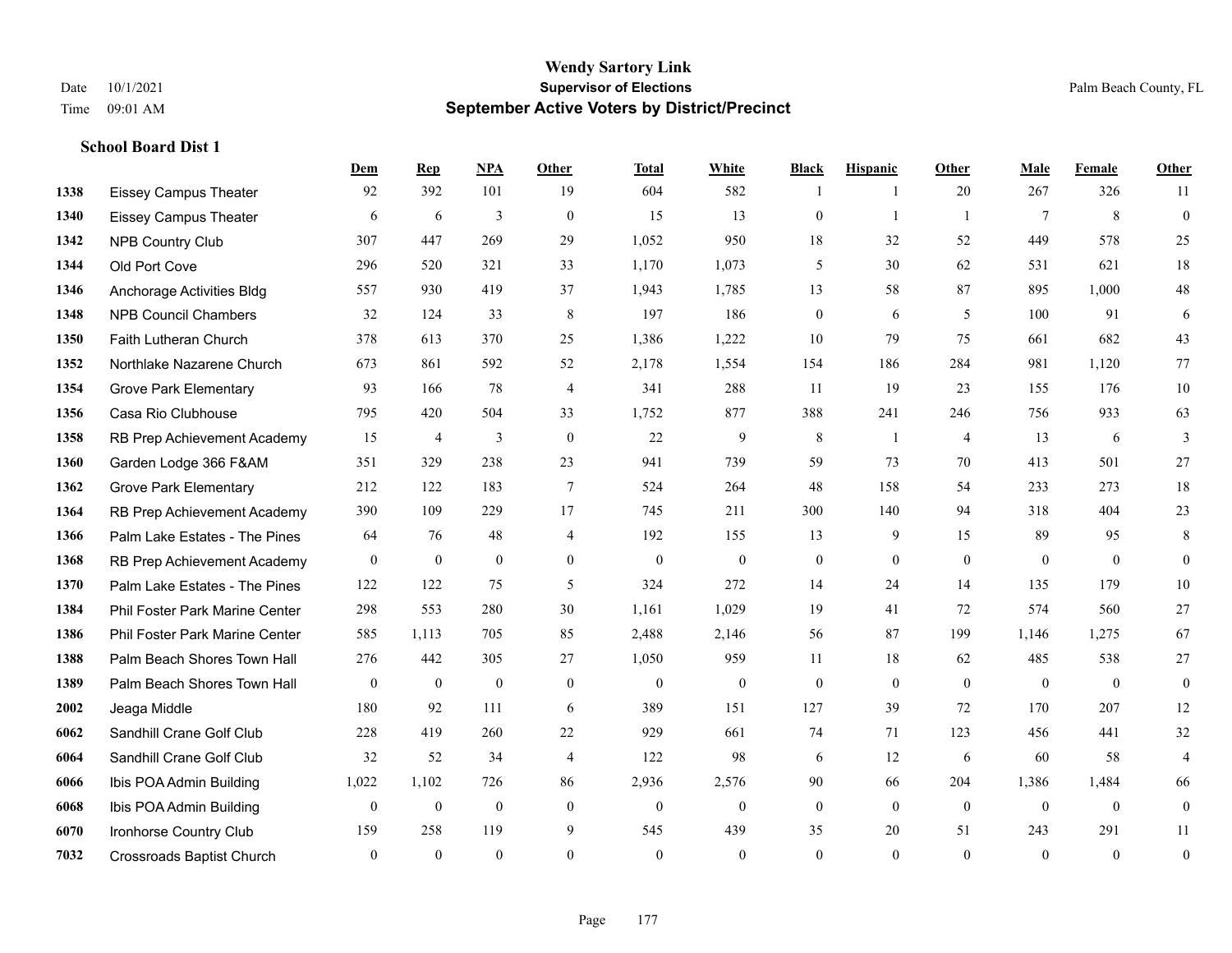# Wendy Sartory Link
## Supervisor of Elections
## September Active Voters by District/Precinct

Date 10/1/2021
Time 09:01 AM

Palm Beach County, FL

### School Board Dist 1

| | | Dem | Rep | NPA | Other | Total | White | Black | Hispanic | Other | Male | Female | Other |
|---|---|---|---|---|---|---|---|---|---|---|---|---|---|
| 1338 | Eissey Campus Theater | 92 | 392 | 101 | 19 | 604 | 582 | 1 | 1 | 20 | 267 | 326 | 11 |
| 1340 | Eissey Campus Theater | 6 | 6 | 3 | 0 | 15 | 13 | 0 | 1 | 1 | 7 | 8 | 0 |
| 1342 | NPB Country Club | 307 | 447 | 269 | 29 | 1,052 | 950 | 18 | 32 | 52 | 449 | 578 | 25 |
| 1344 | Old Port Cove | 296 | 520 | 321 | 33 | 1,170 | 1,073 | 5 | 30 | 62 | 531 | 621 | 18 |
| 1346 | Anchorage Activities Bldg | 557 | 930 | 419 | 37 | 1,943 | 1,785 | 13 | 58 | 87 | 895 | 1,000 | 48 |
| 1348 | NPB Council Chambers | 32 | 124 | 33 | 8 | 197 | 186 | 0 | 6 | 5 | 100 | 91 | 6 |
| 1350 | Faith Lutheran Church | 378 | 613 | 370 | 25 | 1,386 | 1,222 | 10 | 79 | 75 | 661 | 682 | 43 |
| 1352 | Northlake Nazarene Church | 673 | 861 | 592 | 52 | 2,178 | 1,554 | 154 | 186 | 284 | 981 | 1,120 | 77 |
| 1354 | Grove Park Elementary | 93 | 166 | 78 | 4 | 341 | 288 | 11 | 19 | 23 | 155 | 176 | 10 |
| 1356 | Casa Rio Clubhouse | 795 | 420 | 504 | 33 | 1,752 | 877 | 388 | 241 | 246 | 756 | 933 | 63 |
| 1358 | RB Prep Achievement Academy | 15 | 4 | 3 | 0 | 22 | 9 | 8 | 1 | 4 | 13 | 6 | 3 |
| 1360 | Garden Lodge 366 F&AM | 351 | 329 | 238 | 23 | 941 | 739 | 59 | 73 | 70 | 413 | 501 | 27 |
| 1362 | Grove Park Elementary | 212 | 122 | 183 | 7 | 524 | 264 | 48 | 158 | 54 | 233 | 273 | 18 |
| 1364 | RB Prep Achievement Academy | 390 | 109 | 229 | 17 | 745 | 211 | 300 | 140 | 94 | 318 | 404 | 23 |
| 1366 | Palm Lake Estates - The Pines | 64 | 76 | 48 | 4 | 192 | 155 | 13 | 9 | 15 | 89 | 95 | 8 |
| 1368 | RB Prep Achievement Academy | 0 | 0 | 0 | 0 | 0 | 0 | 0 | 0 | 0 | 0 | 0 | 0 |
| 1370 | Palm Lake Estates - The Pines | 122 | 122 | 75 | 5 | 324 | 272 | 14 | 24 | 14 | 135 | 179 | 10 |
| 1384 | Phil Foster Park Marine Center | 298 | 553 | 280 | 30 | 1,161 | 1,029 | 19 | 41 | 72 | 574 | 560 | 27 |
| 1386 | Phil Foster Park Marine Center | 585 | 1,113 | 705 | 85 | 2,488 | 2,146 | 56 | 87 | 199 | 1,146 | 1,275 | 67 |
| 1388 | Palm Beach Shores Town Hall | 276 | 442 | 305 | 27 | 1,050 | 959 | 11 | 18 | 62 | 485 | 538 | 27 |
| 1389 | Palm Beach Shores Town Hall | 0 | 0 | 0 | 0 | 0 | 0 | 0 | 0 | 0 | 0 | 0 | 0 |
| 2002 | Jeaga Middle | 180 | 92 | 111 | 6 | 389 | 151 | 127 | 39 | 72 | 170 | 207 | 12 |
| 6062 | Sandhill Crane Golf Club | 228 | 419 | 260 | 22 | 929 | 661 | 74 | 71 | 123 | 456 | 441 | 32 |
| 6064 | Sandhill Crane Golf Club | 32 | 52 | 34 | 4 | 122 | 98 | 6 | 12 | 6 | 60 | 58 | 4 |
| 6066 | Ibis POA Admin Building | 1,022 | 1,102 | 726 | 86 | 2,936 | 2,576 | 90 | 66 | 204 | 1,386 | 1,484 | 66 |
| 6068 | Ibis POA Admin Building | 0 | 0 | 0 | 0 | 0 | 0 | 0 | 0 | 0 | 0 | 0 | 0 |
| 6070 | Ironhorse Country Club | 159 | 258 | 119 | 9 | 545 | 439 | 35 | 20 | 51 | 243 | 291 | 11 |
| 7032 | Crossroads Baptist Church | 0 | 0 | 0 | 0 | 0 | 0 | 0 | 0 | 0 | 0 | 0 | 0 |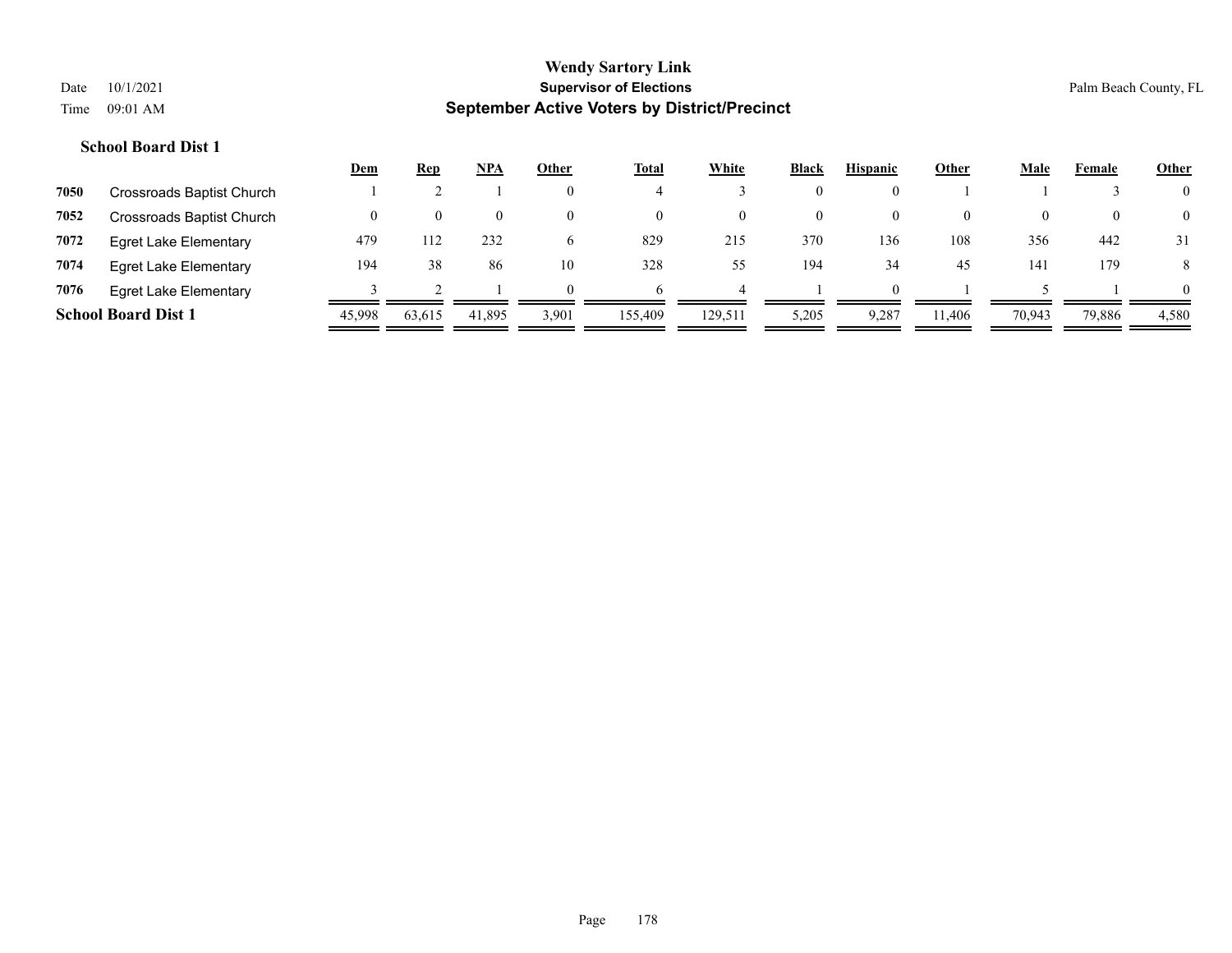**Wendy Sartory Link**
**Supervisor of Elections**
**September Active Voters by District/Precinct**

Date 10/1/2021
Time 09:01 AM

Palm Beach County, FL

### School Board Dist 1

| | | Dem | Rep | NPA | Other | Total | White | Black | Hispanic | Other | Male | Female | Other |
|---|---|---|---|---|---|---|---|---|---|---|---|---|---|
| 7050 | Crossroads Baptist Church | 1 | 2 | 1 | 0 | 4 | 3 | 0 | 0 | 1 | 1 | 3 | 0 |
| 7052 | Crossroads Baptist Church | 0 | 0 | 0 | 0 | 0 | 0 | 0 | 0 | 0 | 0 | 0 | 0 |
| 7072 | Egret Lake Elementary | 479 | 112 | 232 | 6 | 829 | 215 | 370 | 136 | 108 | 356 | 442 | 31 |
| 7074 | Egret Lake Elementary | 194 | 38 | 86 | 10 | 328 | 55 | 194 | 34 | 45 | 141 | 179 | 8 |
| 7076 | Egret Lake Elementary | 3 | 2 | 1 | 0 | 6 | 4 | 1 | 0 | 1 | 5 | 1 | 0 |
| **School Board Dist 1** | | 45,998 | 63,615 | 41,895 | 3,901 | 155,409 | 129,511 | 5,205 | 9,287 | 11,406 | 70,943 | 79,886 | 4,580 |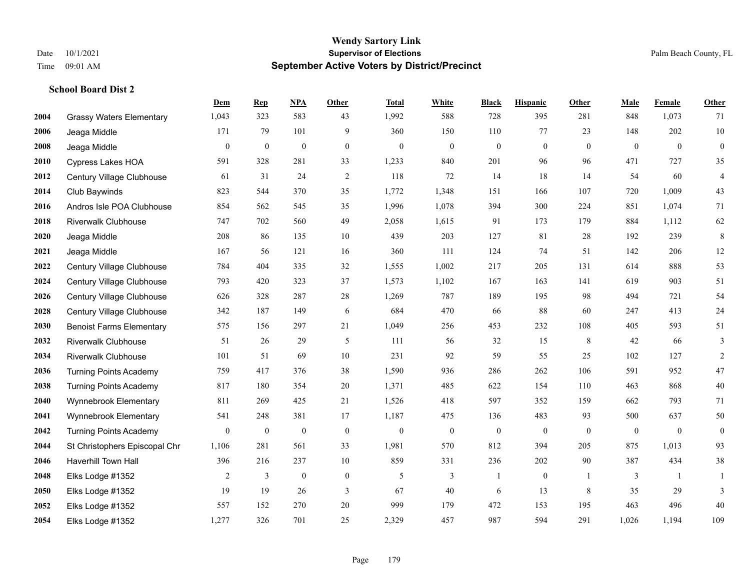# Wendy Sartory Link

**Supervisor of Elections**

**September Active Voters by District/Precinct**

Date 10/1/2021 Palm Beach County, FL

Time 09:01 AM

### School Board Dist 2

| | | Dem | Rep | NPA | Other | Total | White | Black | Hispanic | Other | Male | Female | Other |
|---|---|---|---|---|---|---|---|---|---|---|---|---|---|
| 2004 | Grassy Waters Elementary | 1,043 | 323 | 583 | 43 | 1,992 | 588 | 728 | 395 | 281 | 848 | 1,073 | 71 |
| 2006 | Jeaga Middle | 171 | 79 | 101 | 9 | 360 | 150 | 110 | 77 | 23 | 148 | 202 | 10 |
| 2008 | Jeaga Middle | 0 | 0 | 0 | 0 | 0 | 0 | 0 | 0 | 0 | 0 | 0 | 0 |
| 2010 | Cypress Lakes HOA | 591 | 328 | 281 | 33 | 1,233 | 840 | 201 | 96 | 96 | 471 | 727 | 35 |
| 2012 | Century Village Clubhouse | 61 | 31 | 24 | 2 | 118 | 72 | 14 | 18 | 14 | 54 | 60 | 4 |
| 2014 | Club Baywinds | 823 | 544 | 370 | 35 | 1,772 | 1,348 | 151 | 166 | 107 | 720 | 1,009 | 43 |
| 2016 | Andros Isle POA Clubhouse | 854 | 562 | 545 | 35 | 1,996 | 1,078 | 394 | 300 | 224 | 851 | 1,074 | 71 |
| 2018 | Riverwalk Clubhouse | 747 | 702 | 560 | 49 | 2,058 | 1,615 | 91 | 173 | 179 | 884 | 1,112 | 62 |
| 2020 | Jeaga Middle | 208 | 86 | 135 | 10 | 439 | 203 | 127 | 81 | 28 | 192 | 239 | 8 |
| 2021 | Jeaga Middle | 167 | 56 | 121 | 16 | 360 | 111 | 124 | 74 | 51 | 142 | 206 | 12 |
| 2022 | Century Village Clubhouse | 784 | 404 | 335 | 32 | 1,555 | 1,002 | 217 | 205 | 131 | 614 | 888 | 53 |
| 2024 | Century Village Clubhouse | 793 | 420 | 323 | 37 | 1,573 | 1,102 | 167 | 163 | 141 | 619 | 903 | 51 |
| 2026 | Century Village Clubhouse | 626 | 328 | 287 | 28 | 1,269 | 787 | 189 | 195 | 98 | 494 | 721 | 54 |
| 2028 | Century Village Clubhouse | 342 | 187 | 149 | 6 | 684 | 470 | 66 | 88 | 60 | 247 | 413 | 24 |
| 2030 | Benoist Farms Elementary | 575 | 156 | 297 | 21 | 1,049 | 256 | 453 | 232 | 108 | 405 | 593 | 51 |
| 2032 | Riverwalk Clubhouse | 51 | 26 | 29 | 5 | 111 | 56 | 32 | 15 | 8 | 42 | 66 | 3 |
| 2034 | Riverwalk Clubhouse | 101 | 51 | 69 | 10 | 231 | 92 | 59 | 55 | 25 | 102 | 127 | 2 |
| 2036 | Turning Points Academy | 759 | 417 | 376 | 38 | 1,590 | 936 | 286 | 262 | 106 | 591 | 952 | 47 |
| 2038 | Turning Points Academy | 817 | 180 | 354 | 20 | 1,371 | 485 | 622 | 154 | 110 | 463 | 868 | 40 |
| 2040 | Wynnebrook Elementary | 811 | 269 | 425 | 21 | 1,526 | 418 | 597 | 352 | 159 | 662 | 793 | 71 |
| 2041 | Wynnebrook Elementary | 541 | 248 | 381 | 17 | 1,187 | 475 | 136 | 483 | 93 | 500 | 637 | 50 |
| 2042 | Turning Points Academy | 0 | 0 | 0 | 0 | 0 | 0 | 0 | 0 | 0 | 0 | 0 | 0 |
| 2044 | St Christophers Episcopal Chr | 1,106 | 281 | 561 | 33 | 1,981 | 570 | 812 | 394 | 205 | 875 | 1,013 | 93 |
| 2046 | Haverhill Town Hall | 396 | 216 | 237 | 10 | 859 | 331 | 236 | 202 | 90 | 387 | 434 | 38 |
| 2048 | Elks Lodge #1352 | 2 | 3 | 0 | 0 | 5 | 3 | 1 | 0 | 1 | 3 | 1 | 1 |
| 2050 | Elks Lodge #1352 | 19 | 19 | 26 | 3 | 67 | 40 | 6 | 13 | 8 | 35 | 29 | 3 |
| 2052 | Elks Lodge #1352 | 557 | 152 | 270 | 20 | 999 | 179 | 472 | 153 | 195 | 463 | 496 | 40 |
| 2054 | Elks Lodge #1352 | 1,277 | 326 | 701 | 25 | 2,329 | 457 | 987 | 594 | 291 | 1,026 | 1,194 | 109 |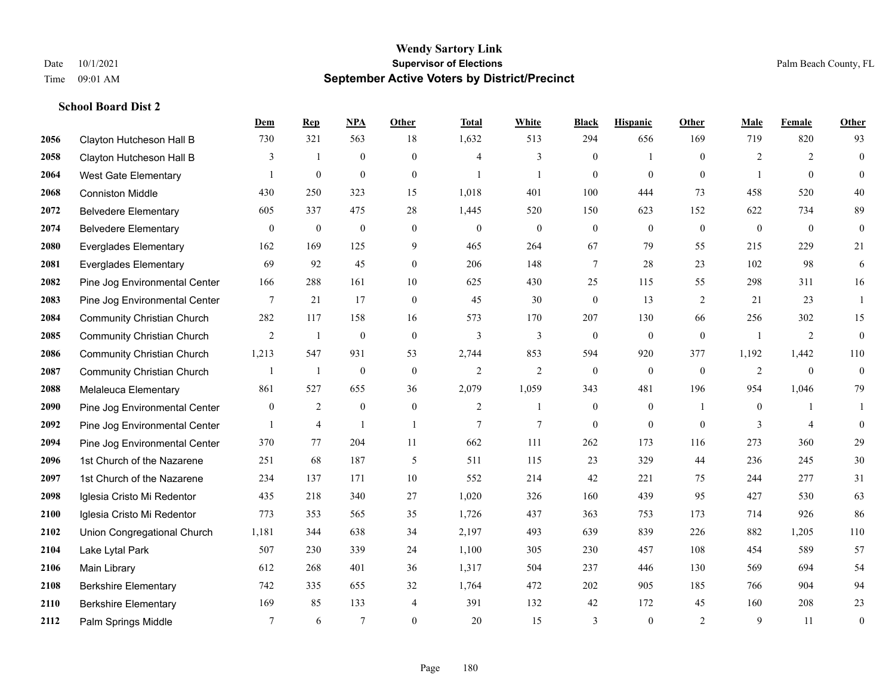# Wendy Sartory Link

**Supervisor of Elections**

**September Active Voters by District/Precinct**

Date 10/1/2021
Time 09:01 AM
Palm Beach County, FL

### School Board Dist 2

| | | Dem | Rep | NPA | Other | Total | White | Black | Hispanic | Other | Male | Female | Other |
|---|---|---|---|---|---|---|---|---|---|---|---|---|---|
| 2056 | Clayton Hutcheson Hall B | 730 | 321 | 563 | 18 | 1,632 | 513 | 294 | 656 | 169 | 719 | 820 | 93 |
| 2058 | Clayton Hutcheson Hall B | 3 | 1 | 0 | 0 | 4 | 3 | 0 | 1 | 0 | 2 | 2 | 0 |
| 2064 | West Gate Elementary | 1 | 0 | 0 | 0 | 1 | 1 | 0 | 0 | 0 | 1 | 0 | 0 |
| 2068 | Conniston Middle | 430 | 250 | 323 | 15 | 1,018 | 401 | 100 | 444 | 73 | 458 | 520 | 40 |
| 2072 | Belvedere Elementary | 605 | 337 | 475 | 28 | 1,445 | 520 | 150 | 623 | 152 | 622 | 734 | 89 |
| 2074 | Belvedere Elementary | 0 | 0 | 0 | 0 | 0 | 0 | 0 | 0 | 0 | 0 | 0 | 0 |
| 2080 | Everglades Elementary | 162 | 169 | 125 | 9 | 465 | 264 | 67 | 79 | 55 | 215 | 229 | 21 |
| 2081 | Everglades Elementary | 69 | 92 | 45 | 0 | 206 | 148 | 7 | 28 | 23 | 102 | 98 | 6 |
| 2082 | Pine Jog Environmental Center | 166 | 288 | 161 | 10 | 625 | 430 | 25 | 115 | 55 | 298 | 311 | 16 |
| 2083 | Pine Jog Environmental Center | 7 | 21 | 17 | 0 | 45 | 30 | 0 | 13 | 2 | 21 | 23 | 1 |
| 2084 | Community Christian Church | 282 | 117 | 158 | 16 | 573 | 170 | 207 | 130 | 66 | 256 | 302 | 15 |
| 2085 | Community Christian Church | 2 | 1 | 0 | 0 | 3 | 3 | 0 | 0 | 0 | 1 | 2 | 0 |
| 2086 | Community Christian Church | 1,213 | 547 | 931 | 53 | 2,744 | 853 | 594 | 920 | 377 | 1,192 | 1,442 | 110 |
| 2087 | Community Christian Church | 1 | 1 | 0 | 0 | 2 | 2 | 0 | 0 | 0 | 2 | 0 | 0 |
| 2088 | Melaleuca Elementary | 861 | 527 | 655 | 36 | 2,079 | 1,059 | 343 | 481 | 196 | 954 | 1,046 | 79 |
| 2090 | Pine Jog Environmental Center | 0 | 2 | 0 | 0 | 2 | 1 | 0 | 0 | 1 | 0 | 1 | 1 |
| 2092 | Pine Jog Environmental Center | 1 | 4 | 1 | 1 | 7 | 7 | 0 | 0 | 0 | 3 | 4 | 0 |
| 2094 | Pine Jog Environmental Center | 370 | 77 | 204 | 11 | 662 | 111 | 262 | 173 | 116 | 273 | 360 | 29 |
| 2096 | 1st Church of the Nazarene | 251 | 68 | 187 | 5 | 511 | 115 | 23 | 329 | 44 | 236 | 245 | 30 |
| 2097 | 1st Church of the Nazarene | 234 | 137 | 171 | 10 | 552 | 214 | 42 | 221 | 75 | 244 | 277 | 31 |
| 2098 | Iglesia Cristo Mi Redentor | 435 | 218 | 340 | 27 | 1,020 | 326 | 160 | 439 | 95 | 427 | 530 | 63 |
| 2100 | Iglesia Cristo Mi Redentor | 773 | 353 | 565 | 35 | 1,726 | 437 | 363 | 753 | 173 | 714 | 926 | 86 |
| 2102 | Union Congregational Church | 1,181 | 344 | 638 | 34 | 2,197 | 493 | 639 | 839 | 226 | 882 | 1,205 | 110 |
| 2104 | Lake Lytal Park | 507 | 230 | 339 | 24 | 1,100 | 305 | 230 | 457 | 108 | 454 | 589 | 57 |
| 2106 | Main Library | 612 | 268 | 401 | 36 | 1,317 | 504 | 237 | 446 | 130 | 569 | 694 | 54 |
| 2108 | Berkshire Elementary | 742 | 335 | 655 | 32 | 1,764 | 472 | 202 | 905 | 185 | 766 | 904 | 94 |
| 2110 | Berkshire Elementary | 169 | 85 | 133 | 4 | 391 | 132 | 42 | 172 | 45 | 160 | 208 | 23 |
| 2112 | Palm Springs Middle | 7 | 6 | 7 | 0 | 20 | 15 | 3 | 0 | 2 | 9 | 11 | 0 |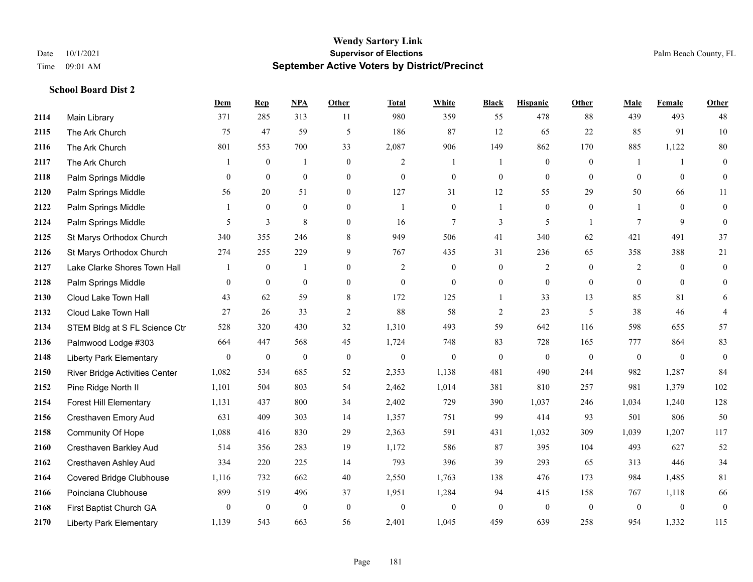# Wendy Sartory Link
## Supervisor of Elections
## September Active Voters by District/Precinct

Date 10/1/2021
Time 09:01 AM

Palm Beach County, FL

### School Board Dist 2

| | | Dem | Rep | NPA | Other | Total | White | Black | Hispanic | Other | Male | Female | Other |
|---|---|---|---|---|---|---|---|---|---|---|---|---|---|
| 2114 | Main Library | 371 | 285 | 313 | 11 | 980 | 359 | 55 | 478 | 88 | 439 | 493 | 48 |
| 2115 | The Ark Church | 75 | 47 | 59 | 5 | 186 | 87 | 12 | 65 | 22 | 85 | 91 | 10 |
| 2116 | The Ark Church | 801 | 553 | 700 | 33 | 2,087 | 906 | 149 | 862 | 170 | 885 | 1,122 | 80 |
| 2117 | The Ark Church | 1 | 0 | 1 | 0 | 2 | 1 | 1 | 0 | 0 | 1 | 1 | 0 |
| 2118 | Palm Springs Middle | 0 | 0 | 0 | 0 | 0 | 0 | 0 | 0 | 0 | 0 | 0 | 0 |
| 2120 | Palm Springs Middle | 56 | 20 | 51 | 0 | 127 | 31 | 12 | 55 | 29 | 50 | 66 | 11 |
| 2122 | Palm Springs Middle | 1 | 0 | 0 | 0 | 1 | 0 | 1 | 0 | 0 | 1 | 0 | 0 |
| 2124 | Palm Springs Middle | 5 | 3 | 8 | 0 | 16 | 7 | 3 | 5 | 1 | 7 | 9 | 0 |
| 2125 | St Marys Orthodox Church | 340 | 355 | 246 | 8 | 949 | 506 | 41 | 340 | 62 | 421 | 491 | 37 |
| 2126 | St Marys Orthodox Church | 274 | 255 | 229 | 9 | 767 | 435 | 31 | 236 | 65 | 358 | 388 | 21 |
| 2127 | Lake Clarke Shores Town Hall | 1 | 0 | 1 | 0 | 2 | 0 | 0 | 2 | 0 | 2 | 0 | 0 |
| 2128 | Palm Springs Middle | 0 | 0 | 0 | 0 | 0 | 0 | 0 | 0 | 0 | 0 | 0 | 0 |
| 2130 | Cloud Lake Town Hall | 43 | 62 | 59 | 8 | 172 | 125 | 1 | 33 | 13 | 85 | 81 | 6 |
| 2132 | Cloud Lake Town Hall | 27 | 26 | 33 | 2 | 88 | 58 | 2 | 23 | 5 | 38 | 46 | 4 |
| 2134 | STEM Bldg at S FL Science Ctr | 528 | 320 | 430 | 32 | 1,310 | 493 | 59 | 642 | 116 | 598 | 655 | 57 |
| 2136 | Palmwood Lodge #303 | 664 | 447 | 568 | 45 | 1,724 | 748 | 83 | 728 | 165 | 777 | 864 | 83 |
| 2148 | Liberty Park Elementary | 0 | 0 | 0 | 0 | 0 | 0 | 0 | 0 | 0 | 0 | 0 | 0 |
| 2150 | River Bridge Activities Center | 1,082 | 534 | 685 | 52 | 2,353 | 1,138 | 481 | 490 | 244 | 982 | 1,287 | 84 |
| 2152 | Pine Ridge North II | 1,101 | 504 | 803 | 54 | 2,462 | 1,014 | 381 | 810 | 257 | 981 | 1,379 | 102 |
| 2154 | Forest Hill Elementary | 1,131 | 437 | 800 | 34 | 2,402 | 729 | 390 | 1,037 | 246 | 1,034 | 1,240 | 128 |
| 2156 | Cresthaven Emory Aud | 631 | 409 | 303 | 14 | 1,357 | 751 | 99 | 414 | 93 | 501 | 806 | 50 |
| 2158 | Community Of Hope | 1,088 | 416 | 830 | 29 | 2,363 | 591 | 431 | 1,032 | 309 | 1,039 | 1,207 | 117 |
| 2160 | Cresthaven Barkley Aud | 514 | 356 | 283 | 19 | 1,172 | 586 | 87 | 395 | 104 | 493 | 627 | 52 |
| 2162 | Cresthaven Ashley Aud | 334 | 220 | 225 | 14 | 793 | 396 | 39 | 293 | 65 | 313 | 446 | 34 |
| 2164 | Covered Bridge Clubhouse | 1,116 | 732 | 662 | 40 | 2,550 | 1,763 | 138 | 476 | 173 | 984 | 1,485 | 81 |
| 2166 | Poinciana Clubhouse | 899 | 519 | 496 | 37 | 1,951 | 1,284 | 94 | 415 | 158 | 767 | 1,118 | 66 |
| 2168 | First Baptist Church GA | 0 | 0 | 0 | 0 | 0 | 0 | 0 | 0 | 0 | 0 | 0 | 0 |
| 2170 | Liberty Park Elementary | 1,139 | 543 | 663 | 56 | 2,401 | 1,045 | 459 | 639 | 258 | 954 | 1,332 | 115 |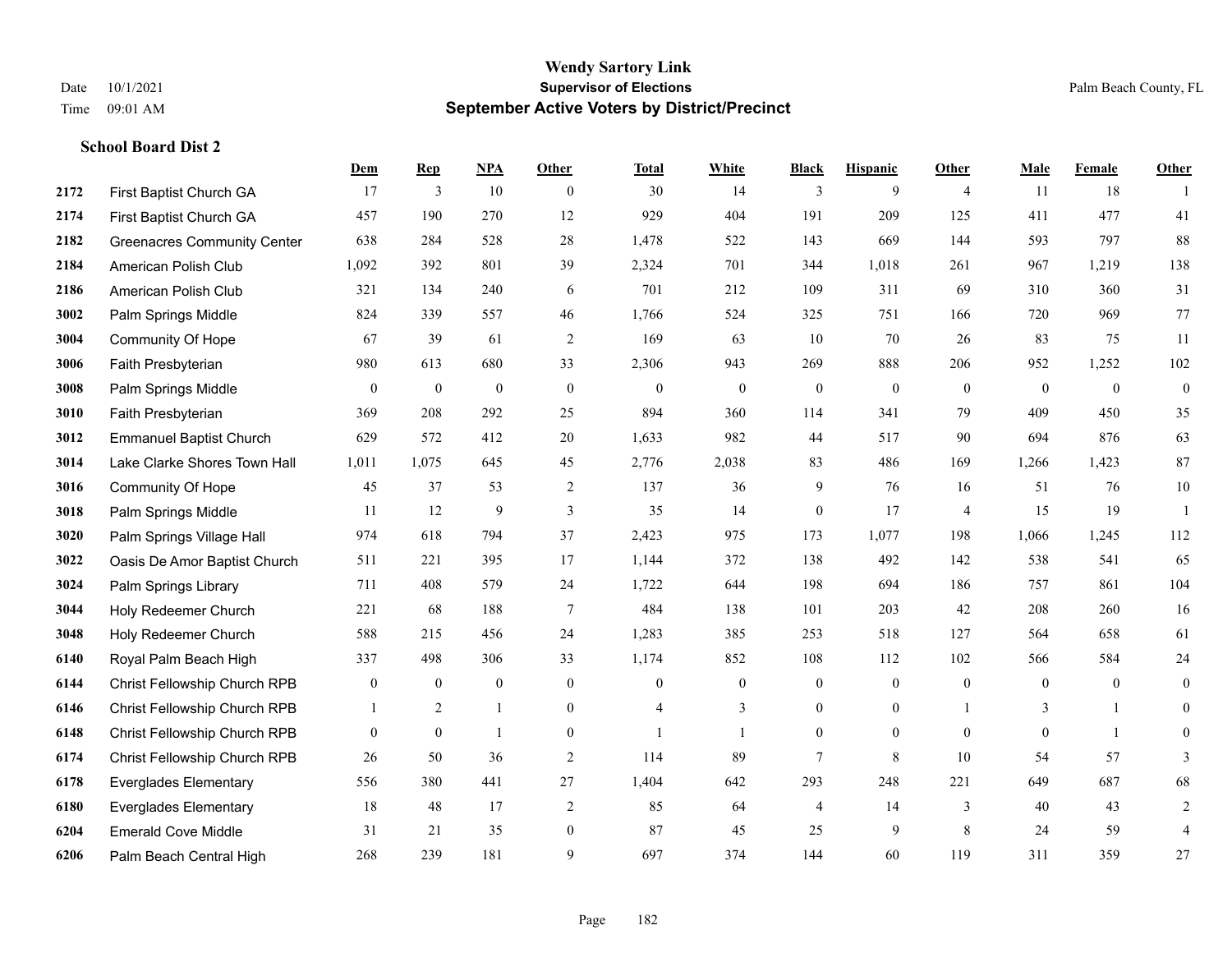## School Board Dist 2

| | | Dem | Rep | NPA | Other | Total | White | Black | Hispanic | Other | Male | Female | Other |
|---|---|---|---|---|---|---|---|---|---|---|---|---|---|
| 2172 | First Baptist Church GA | 17 | 3 | 10 | 0 | 30 | 14 | 3 | 9 | 4 | 11 | 18 | 1 |
| 2174 | First Baptist Church GA | 457 | 190 | 270 | 12 | 929 | 404 | 191 | 209 | 125 | 411 | 477 | 41 |
| 2182 | Greenacres Community Center | 638 | 284 | 528 | 28 | 1,478 | 522 | 143 | 669 | 144 | 593 | 797 | 88 |
| 2184 | American Polish Club | 1,092 | 392 | 801 | 39 | 2,324 | 701 | 344 | 1,018 | 261 | 967 | 1,219 | 138 |
| 2186 | American Polish Club | 321 | 134 | 240 | 6 | 701 | 212 | 109 | 311 | 69 | 310 | 360 | 31 |
| 3002 | Palm Springs Middle | 824 | 339 | 557 | 46 | 1,766 | 524 | 325 | 751 | 166 | 720 | 969 | 77 |
| 3004 | Community Of Hope | 67 | 39 | 61 | 2 | 169 | 63 | 10 | 70 | 26 | 83 | 75 | 11 |
| 3006 | Faith Presbyterian | 980 | 613 | 680 | 33 | 2,306 | 943 | 269 | 888 | 206 | 952 | 1,252 | 102 |
| 3008 | Palm Springs Middle | 0 | 0 | 0 | 0 | 0 | 0 | 0 | 0 | 0 | 0 | 0 | 0 |
| 3010 | Faith Presbyterian | 369 | 208 | 292 | 25 | 894 | 360 | 114 | 341 | 79 | 409 | 450 | 35 |
| 3012 | Emmanuel Baptist Church | 629 | 572 | 412 | 20 | 1,633 | 982 | 44 | 517 | 90 | 694 | 876 | 63 |
| 3014 | Lake Clarke Shores Town Hall | 1,011 | 1,075 | 645 | 45 | 2,776 | 2,038 | 83 | 486 | 169 | 1,266 | 1,423 | 87 |
| 3016 | Community Of Hope | 45 | 37 | 53 | 2 | 137 | 36 | 9 | 76 | 16 | 51 | 76 | 10 |
| 3018 | Palm Springs Middle | 11 | 12 | 9 | 3 | 35 | 14 | 0 | 17 | 4 | 15 | 19 | 1 |
| 3020 | Palm Springs Village Hall | 974 | 618 | 794 | 37 | 2,423 | 975 | 173 | 1,077 | 198 | 1,066 | 1,245 | 112 |
| 3022 | Oasis De Amor Baptist Church | 511 | 221 | 395 | 17 | 1,144 | 372 | 138 | 492 | 142 | 538 | 541 | 65 |
| 3024 | Palm Springs Library | 711 | 408 | 579 | 24 | 1,722 | 644 | 198 | 694 | 186 | 757 | 861 | 104 |
| 3044 | Holy Redeemer Church | 221 | 68 | 188 | 7 | 484 | 138 | 101 | 203 | 42 | 208 | 260 | 16 |
| 3048 | Holy Redeemer Church | 588 | 215 | 456 | 24 | 1,283 | 385 | 253 | 518 | 127 | 564 | 658 | 61 |
| 6140 | Royal Palm Beach High | 337 | 498 | 306 | 33 | 1,174 | 852 | 108 | 112 | 102 | 566 | 584 | 24 |
| 6144 | Christ Fellowship Church RPB | 0 | 0 | 0 | 0 | 0 | 0 | 0 | 0 | 0 | 0 | 0 | 0 |
| 6146 | Christ Fellowship Church RPB | 1 | 2 | 1 | 0 | 4 | 3 | 0 | 0 | 1 | 3 | 1 | 0 |
| 6148 | Christ Fellowship Church RPB | 0 | 0 | 1 | 0 | 1 | 1 | 0 | 0 | 0 | 0 | 1 | 0 |
| 6174 | Christ Fellowship Church RPB | 26 | 50 | 36 | 2 | 114 | 89 | 7 | 8 | 10 | 54 | 57 | 3 |
| 6178 | Everglades Elementary | 556 | 380 | 441 | 27 | 1,404 | 642 | 293 | 248 | 221 | 649 | 687 | 68 |
| 6180 | Everglades Elementary | 18 | 48 | 17 | 2 | 85 | 64 | 4 | 14 | 3 | 40 | 43 | 2 |
| 6204 | Emerald Cove Middle | 31 | 21 | 35 | 0 | 87 | 45 | 25 | 9 | 8 | 24 | 59 | 4 |
| 6206 | Palm Beach Central High | 268 | 239 | 181 | 9 | 697 | 374 | 144 | 60 | 119 | 311 | 359 | 27 |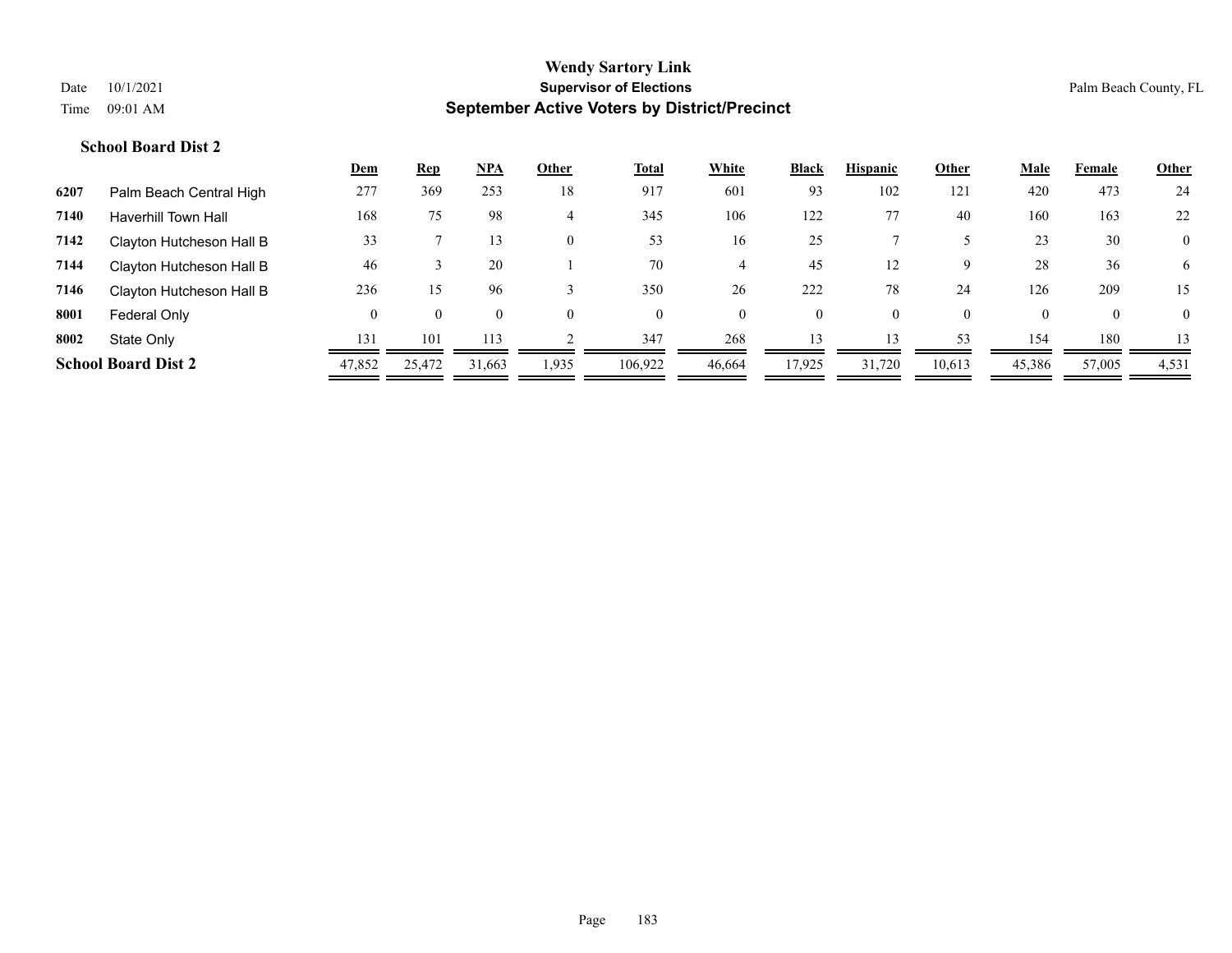# Wendy Sartory Link

## Supervisor of Elections

## September Active Voters by District/Precinct

Date 10/1/2021
Time 09:01 AM

Palm Beach County, FL

### School Board Dist 2

| | | Dem | Rep | NPA | Other | Total | White | Black | Hispanic | Other | Male | Female | Other |
|---|---|---|---|---|---|---|---|---|---|---|---|---|---|
| 6207 | Palm Beach Central High | 277 | 369 | 253 | 18 | 917 | 601 | 93 | 102 | 121 | 420 | 473 | 24 |
| 7140 | Haverhill Town Hall | 168 | 75 | 98 | 4 | 345 | 106 | 122 | 77 | 40 | 160 | 163 | 22 |
| 7142 | Clayton Hutcheson Hall B | 33 | 7 | 13 | 0 | 53 | 16 | 25 | 7 | 5 | 23 | 30 | 0 |
| 7144 | Clayton Hutcheson Hall B | 46 | 3 | 20 | 1 | 70 | 4 | 45 | 12 | 9 | 28 | 36 | 6 |
| 7146 | Clayton Hutcheson Hall B | 236 | 15 | 96 | 3 | 350 | 26 | 222 | 78 | 24 | 126 | 209 | 15 |
| 8001 | Federal Only | 0 | 0 | 0 | 0 | 0 | 0 | 0 | 0 | 0 | 0 | 0 | 0 |
| 8002 | State Only | 131 | 101 | 113 | 2 | 347 | 268 | 13 | 13 | 53 | 154 | 180 | 13 |
| **School Board Dist 2** | | 47,852 | 25,472 | 31,663 | 1,935 | 106,922 | 46,664 | 17,925 | 31,720 | 10,613 | 45,386 | 57,005 | 4,531 |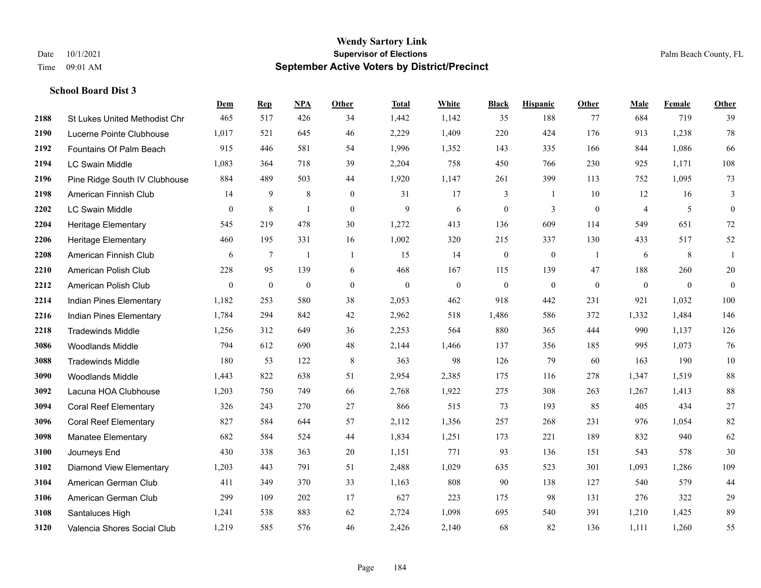# Wendy Sartory Link

## Supervisor of Elections

## September Active Voters by District/Precinct

Date 10/1/2021
Time 09:01 AM

Palm Beach County, FL

### School Board Dist 3

| | | Dem | Rep | NPA | Other | Total | White | Black | Hispanic | Other | Male | Female | Other |
|---|---|---|---|---|---|---|---|---|---|---|---|---|---|
| 2188 | St Lukes United Methodist Chr | 465 | 517 | 426 | 34 | 1,442 | 1,142 | 35 | 188 | 77 | 684 | 719 | 39 |
| 2190 | Lucerne Pointe Clubhouse | 1,017 | 521 | 645 | 46 | 2,229 | 1,409 | 220 | 424 | 176 | 913 | 1,238 | 78 |
| 2192 | Fountains Of Palm Beach | 915 | 446 | 581 | 54 | 1,996 | 1,352 | 143 | 335 | 166 | 844 | 1,086 | 66 |
| 2194 | LC Swain Middle | 1,083 | 364 | 718 | 39 | 2,204 | 758 | 450 | 766 | 230 | 925 | 1,171 | 108 |
| 2196 | Pine Ridge South IV Clubhouse | 884 | 489 | 503 | 44 | 1,920 | 1,147 | 261 | 399 | 113 | 752 | 1,095 | 73 |
| 2198 | American Finnish Club | 14 | 9 | 8 | 0 | 31 | 17 | 3 | 1 | 10 | 12 | 16 | 3 |
| 2202 | LC Swain Middle | 0 | 8 | 1 | 0 | 9 | 6 | 0 | 3 | 0 | 4 | 5 | 0 |
| 2204 | Heritage Elementary | 545 | 219 | 478 | 30 | 1,272 | 413 | 136 | 609 | 114 | 549 | 651 | 72 |
| 2206 | Heritage Elementary | 460 | 195 | 331 | 16 | 1,002 | 320 | 215 | 337 | 130 | 433 | 517 | 52 |
| 2208 | American Finnish Club | 6 | 7 | 1 | 1 | 15 | 14 | 0 | 0 | 1 | 6 | 8 | 1 |
| 2210 | American Polish Club | 228 | 95 | 139 | 6 | 468 | 167 | 115 | 139 | 47 | 188 | 260 | 20 |
| 2212 | American Polish Club | 0 | 0 | 0 | 0 | 0 | 0 | 0 | 0 | 0 | 0 | 0 | 0 |
| 2214 | Indian Pines Elementary | 1,182 | 253 | 580 | 38 | 2,053 | 462 | 918 | 442 | 231 | 921 | 1,032 | 100 |
| 2216 | Indian Pines Elementary | 1,784 | 294 | 842 | 42 | 2,962 | 518 | 1,486 | 586 | 372 | 1,332 | 1,484 | 146 |
| 2218 | Tradewinds Middle | 1,256 | 312 | 649 | 36 | 2,253 | 564 | 880 | 365 | 444 | 990 | 1,137 | 126 |
| 3086 | Woodlands Middle | 794 | 612 | 690 | 48 | 2,144 | 1,466 | 137 | 356 | 185 | 995 | 1,073 | 76 |
| 3088 | Tradewinds Middle | 180 | 53 | 122 | 8 | 363 | 98 | 126 | 79 | 60 | 163 | 190 | 10 |
| 3090 | Woodlands Middle | 1,443 | 822 | 638 | 51 | 2,954 | 2,385 | 175 | 116 | 278 | 1,347 | 1,519 | 88 |
| 3092 | Lacuna HOA Clubhouse | 1,203 | 750 | 749 | 66 | 2,768 | 1,922 | 275 | 308 | 263 | 1,267 | 1,413 | 88 |
| 3094 | Coral Reef Elementary | 326 | 243 | 270 | 27 | 866 | 515 | 73 | 193 | 85 | 405 | 434 | 27 |
| 3096 | Coral Reef Elementary | 827 | 584 | 644 | 57 | 2,112 | 1,356 | 257 | 268 | 231 | 976 | 1,054 | 82 |
| 3098 | Manatee Elementary | 682 | 584 | 524 | 44 | 1,834 | 1,251 | 173 | 221 | 189 | 832 | 940 | 62 |
| 3100 | Journeys End | 430 | 338 | 363 | 20 | 1,151 | 771 | 93 | 136 | 151 | 543 | 578 | 30 |
| 3102 | Diamond View Elementary | 1,203 | 443 | 791 | 51 | 2,488 | 1,029 | 635 | 523 | 301 | 1,093 | 1,286 | 109 |
| 3104 | American German Club | 411 | 349 | 370 | 33 | 1,163 | 808 | 90 | 138 | 127 | 540 | 579 | 44 |
| 3106 | American German Club | 299 | 109 | 202 | 17 | 627 | 223 | 175 | 98 | 131 | 276 | 322 | 29 |
| 3108 | Santaluces High | 1,241 | 538 | 883 | 62 | 2,724 | 1,098 | 695 | 540 | 391 | 1,210 | 1,425 | 89 |
| 3120 | Valencia Shores Social Club | 1,219 | 585 | 576 | 46 | 2,426 | 2,140 | 68 | 82 | 136 | 1,111 | 1,260 | 55 |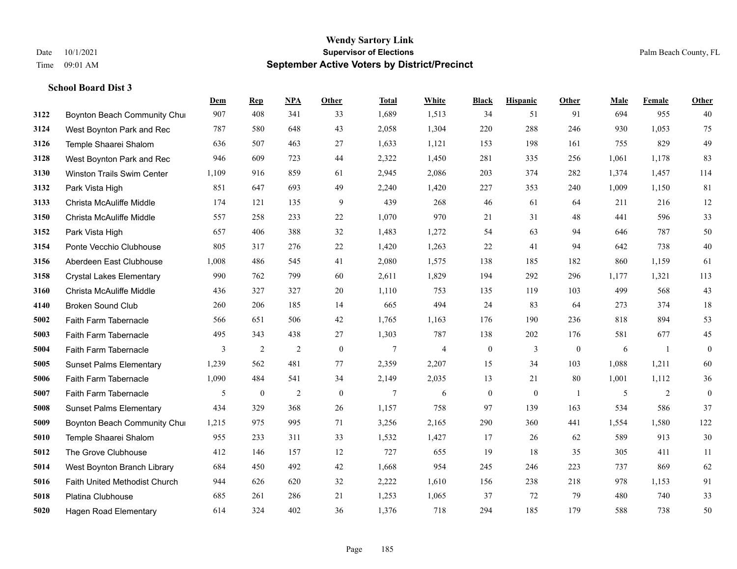**Wendy Sartory Link**
**Supervisor of Elections**
**September Active Voters by District/Precinct**

Date 10/1/2021
Time 09:01 AM

Palm Beach County, FL

**School Board Dist 3**

| | | Dem | Rep | NPA | Other | Total | White | Black | Hispanic | Other | Male | Female | Other |
|---|---|---|---|---|---|---|---|---|---|---|---|---|---|
| 3122 | Boynton Beach Community Chur | 907 | 408 | 341 | 33 | 1,689 | 1,513 | 34 | 51 | 91 | 694 | 955 | 40 |
| 3124 | West Boynton Park and Rec | 787 | 580 | 648 | 43 | 2,058 | 1,304 | 220 | 288 | 246 | 930 | 1,053 | 75 |
| 3126 | Temple Shaarei Shalom | 636 | 507 | 463 | 27 | 1,633 | 1,121 | 153 | 198 | 161 | 755 | 829 | 49 |
| 3128 | West Boynton Park and Rec | 946 | 609 | 723 | 44 | 2,322 | 1,450 | 281 | 335 | 256 | 1,061 | 1,178 | 83 |
| 3130 | Winston Trails Swim Center | 1,109 | 916 | 859 | 61 | 2,945 | 2,086 | 203 | 374 | 282 | 1,374 | 1,457 | 114 |
| 3132 | Park Vista High | 851 | 647 | 693 | 49 | 2,240 | 1,420 | 227 | 353 | 240 | 1,009 | 1,150 | 81 |
| 3133 | Christa McAuliffe Middle | 174 | 121 | 135 | 9 | 439 | 268 | 46 | 61 | 64 | 211 | 216 | 12 |
| 3150 | Christa McAuliffe Middle | 557 | 258 | 233 | 22 | 1,070 | 970 | 21 | 31 | 48 | 441 | 596 | 33 |
| 3152 | Park Vista High | 657 | 406 | 388 | 32 | 1,483 | 1,272 | 54 | 63 | 94 | 646 | 787 | 50 |
| 3154 | Ponte Vecchio Clubhouse | 805 | 317 | 276 | 22 | 1,420 | 1,263 | 22 | 41 | 94 | 642 | 738 | 40 |
| 3156 | Aberdeen East Clubhouse | 1,008 | 486 | 545 | 41 | 2,080 | 1,575 | 138 | 185 | 182 | 860 | 1,159 | 61 |
| 3158 | Crystal Lakes Elementary | 990 | 762 | 799 | 60 | 2,611 | 1,829 | 194 | 292 | 296 | 1,177 | 1,321 | 113 |
| 3160 | Christa McAuliffe Middle | 436 | 327 | 327 | 20 | 1,110 | 753 | 135 | 119 | 103 | 499 | 568 | 43 |
| 4140 | Broken Sound Club | 260 | 206 | 185 | 14 | 665 | 494 | 24 | 83 | 64 | 273 | 374 | 18 |
| 5002 | Faith Farm Tabernacle | 566 | 651 | 506 | 42 | 1,765 | 1,163 | 176 | 190 | 236 | 818 | 894 | 53 |
| 5003 | Faith Farm Tabernacle | 495 | 343 | 438 | 27 | 1,303 | 787 | 138 | 202 | 176 | 581 | 677 | 45 |
| 5004 | Faith Farm Tabernacle | 3 | 2 | 2 | 0 | 7 | 4 | 0 | 3 | 0 | 6 | 1 | 0 |
| 5005 | Sunset Palms Elementary | 1,239 | 562 | 481 | 77 | 2,359 | 2,207 | 15 | 34 | 103 | 1,088 | 1,211 | 60 |
| 5006 | Faith Farm Tabernacle | 1,090 | 484 | 541 | 34 | 2,149 | 2,035 | 13 | 21 | 80 | 1,001 | 1,112 | 36 |
| 5007 | Faith Farm Tabernacle | 5 | 0 | 2 | 0 | 7 | 6 | 0 | 0 | 1 | 5 | 2 | 0 |
| 5008 | Sunset Palms Elementary | 434 | 329 | 368 | 26 | 1,157 | 758 | 97 | 139 | 163 | 534 | 586 | 37 |
| 5009 | Boynton Beach Community Chur | 1,215 | 975 | 995 | 71 | 3,256 | 2,165 | 290 | 360 | 441 | 1,554 | 1,580 | 122 |
| 5010 | Temple Shaarei Shalom | 955 | 233 | 311 | 33 | 1,532 | 1,427 | 17 | 26 | 62 | 589 | 913 | 30 |
| 5012 | The Grove Clubhouse | 412 | 146 | 157 | 12 | 727 | 655 | 19 | 18 | 35 | 305 | 411 | 11 |
| 5014 | West Boynton Branch Library | 684 | 450 | 492 | 42 | 1,668 | 954 | 245 | 246 | 223 | 737 | 869 | 62 |
| 5016 | Faith United Methodist Church | 944 | 626 | 620 | 32 | 2,222 | 1,610 | 156 | 238 | 218 | 978 | 1,153 | 91 |
| 5018 | Platina Clubhouse | 685 | 261 | 286 | 21 | 1,253 | 1,065 | 37 | 72 | 79 | 480 | 740 | 33 |
| 5020 | Hagen Road Elementary | 614 | 324 | 402 | 36 | 1,376 | 718 | 294 | 185 | 179 | 588 | 738 | 50 |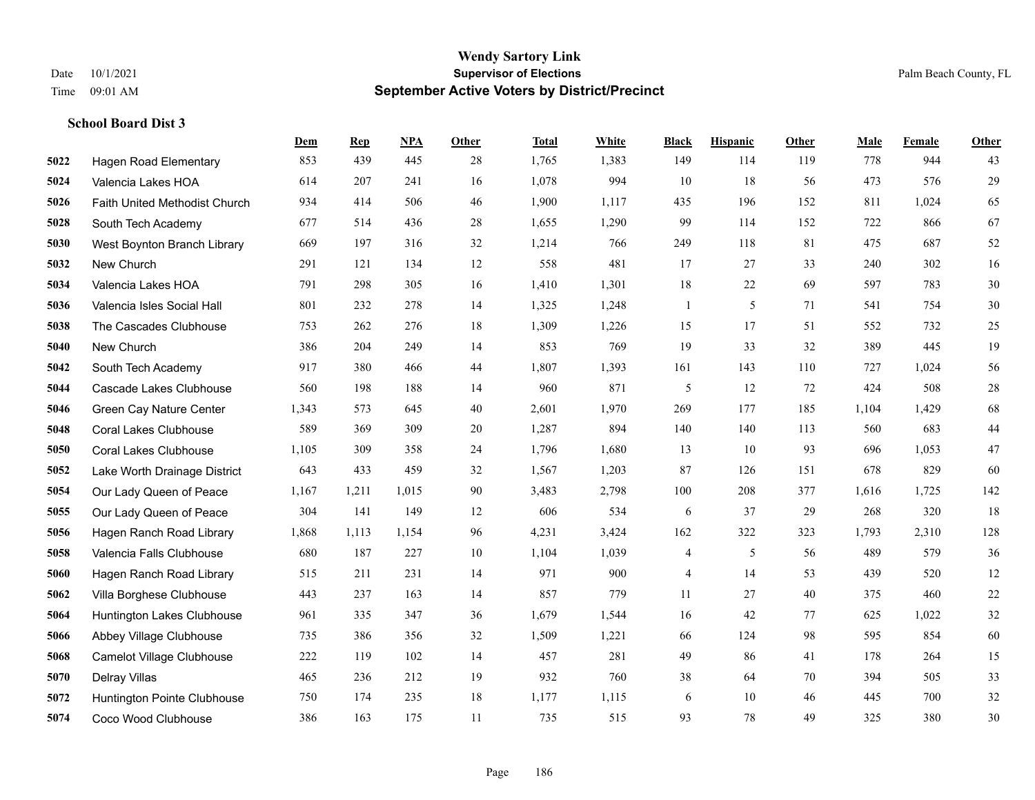# Wendy Sartory Link
## Supervisor of Elections
## September Active Voters by District/Precinct

Date 10/1/2021
Time 09:01 AM

Palm Beach County, FL

### School Board Dist 3

| | | Dem | Rep | NPA | Other | Total | White | Black | Hispanic | Other | Male | Female | Other |
|---|---|---|---|---|---|---|---|---|---|---|---|---|---|
| 5022 | Hagen Road Elementary | 853 | 439 | 445 | 28 | 1,765 | 1,383 | 149 | 114 | 119 | 778 | 944 | 43 |
| 5024 | Valencia Lakes HOA | 614 | 207 | 241 | 16 | 1,078 | 994 | 10 | 18 | 56 | 473 | 576 | 29 |
| 5026 | Faith United Methodist Church | 934 | 414 | 506 | 46 | 1,900 | 1,117 | 435 | 196 | 152 | 811 | 1,024 | 65 |
| 5028 | South Tech Academy | 677 | 514 | 436 | 28 | 1,655 | 1,290 | 99 | 114 | 152 | 722 | 866 | 67 |
| 5030 | West Boynton Branch Library | 669 | 197 | 316 | 32 | 1,214 | 766 | 249 | 118 | 81 | 475 | 687 | 52 |
| 5032 | New Church | 291 | 121 | 134 | 12 | 558 | 481 | 17 | 27 | 33 | 240 | 302 | 16 |
| 5034 | Valencia Lakes HOA | 791 | 298 | 305 | 16 | 1,410 | 1,301 | 18 | 22 | 69 | 597 | 783 | 30 |
| 5036 | Valencia Isles Social Hall | 801 | 232 | 278 | 14 | 1,325 | 1,248 | 1 | 5 | 71 | 541 | 754 | 30 |
| 5038 | The Cascades Clubhouse | 753 | 262 | 276 | 18 | 1,309 | 1,226 | 15 | 17 | 51 | 552 | 732 | 25 |
| 5040 | New Church | 386 | 204 | 249 | 14 | 853 | 769 | 19 | 33 | 32 | 389 | 445 | 19 |
| 5042 | South Tech Academy | 917 | 380 | 466 | 44 | 1,807 | 1,393 | 161 | 143 | 110 | 727 | 1,024 | 56 |
| 5044 | Cascade Lakes Clubhouse | 560 | 198 | 188 | 14 | 960 | 871 | 5 | 12 | 72 | 424 | 508 | 28 |
| 5046 | Green Cay Nature Center | 1,343 | 573 | 645 | 40 | 2,601 | 1,970 | 269 | 177 | 185 | 1,104 | 1,429 | 68 |
| 5048 | Coral Lakes Clubhouse | 589 | 369 | 309 | 20 | 1,287 | 894 | 140 | 140 | 113 | 560 | 683 | 44 |
| 5050 | Coral Lakes Clubhouse | 1,105 | 309 | 358 | 24 | 1,796 | 1,680 | 13 | 10 | 93 | 696 | 1,053 | 47 |
| 5052 | Lake Worth Drainage District | 643 | 433 | 459 | 32 | 1,567 | 1,203 | 87 | 126 | 151 | 678 | 829 | 60 |
| 5054 | Our Lady Queen of Peace | 1,167 | 1,211 | 1,015 | 90 | 3,483 | 2,798 | 100 | 208 | 377 | 1,616 | 1,725 | 142 |
| 5055 | Our Lady Queen of Peace | 304 | 141 | 149 | 12 | 606 | 534 | 6 | 37 | 29 | 268 | 320 | 18 |
| 5056 | Hagen Ranch Road Library | 1,868 | 1,113 | 1,154 | 96 | 4,231 | 3,424 | 162 | 322 | 323 | 1,793 | 2,310 | 128 |
| 5058 | Valencia Falls Clubhouse | 680 | 187 | 227 | 10 | 1,104 | 1,039 | 4 | 5 | 56 | 489 | 579 | 36 |
| 5060 | Hagen Ranch Road Library | 515 | 211 | 231 | 14 | 971 | 900 | 4 | 14 | 53 | 439 | 520 | 12 |
| 5062 | Villa Borghese Clubhouse | 443 | 237 | 163 | 14 | 857 | 779 | 11 | 27 | 40 | 375 | 460 | 22 |
| 5064 | Huntington Lakes Clubhouse | 961 | 335 | 347 | 36 | 1,679 | 1,544 | 16 | 42 | 77 | 625 | 1,022 | 32 |
| 5066 | Abbey Village Clubhouse | 735 | 386 | 356 | 32 | 1,509 | 1,221 | 66 | 124 | 98 | 595 | 854 | 60 |
| 5068 | Camelot Village Clubhouse | 222 | 119 | 102 | 14 | 457 | 281 | 49 | 86 | 41 | 178 | 264 | 15 |
| 5070 | Delray Villas | 465 | 236 | 212 | 19 | 932 | 760 | 38 | 64 | 70 | 394 | 505 | 33 |
| 5072 | Huntington Pointe Clubhouse | 750 | 174 | 235 | 18 | 1,177 | 1,115 | 6 | 10 | 46 | 445 | 700 | 32 |
| 5074 | Coco Wood Clubhouse | 386 | 163 | 175 | 11 | 735 | 515 | 93 | 78 | 49 | 325 | 380 | 30 |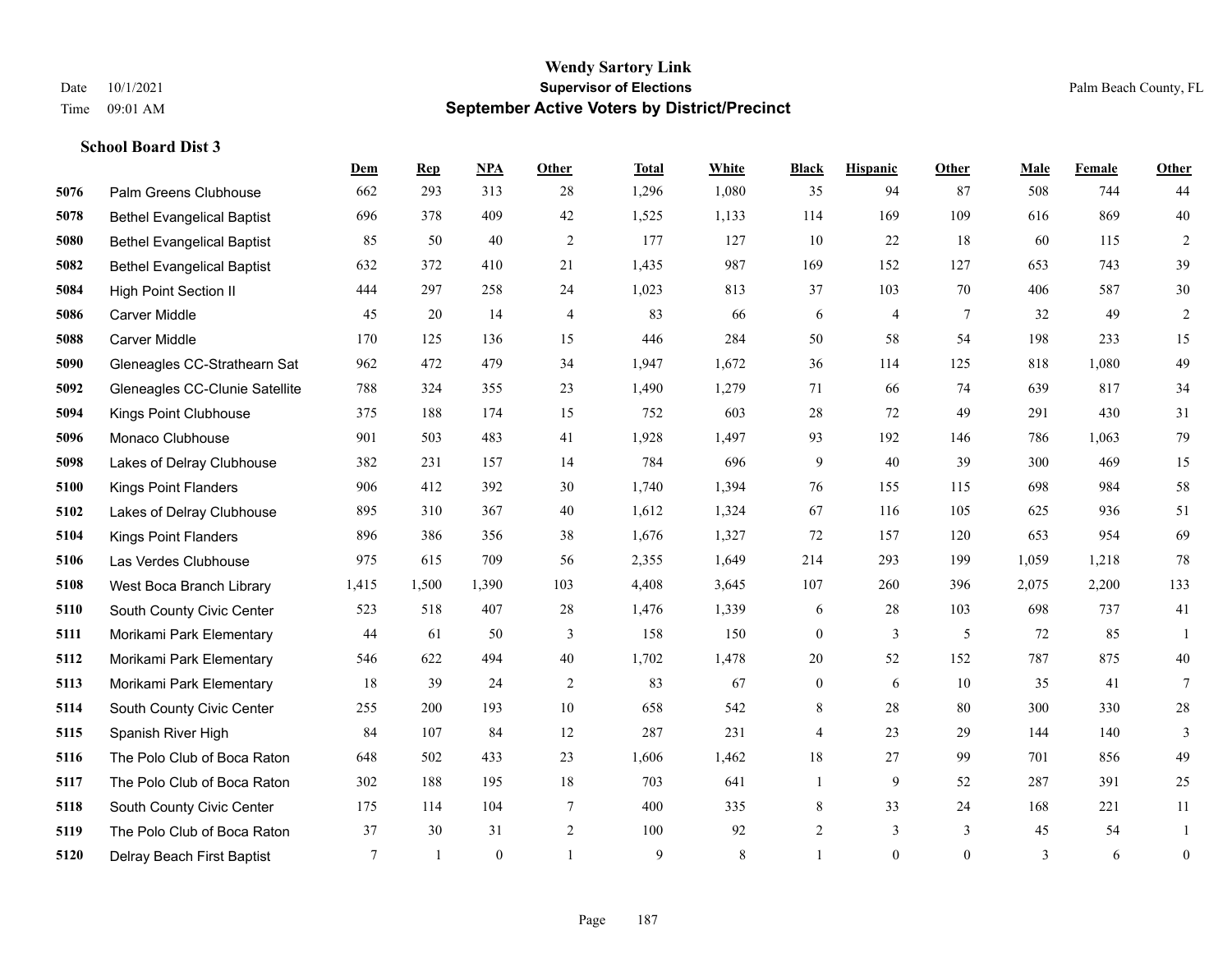**Wendy Sartory Link**
**Supervisor of Elections**
**September Active Voters by District/Precinct**

Date 10/1/2021
Time 09:01 AM
Palm Beach County, FL

### School Board Dist 3

| | | Dem | Rep | NPA | Other | Total | White | Black | Hispanic | Other | Male | Female | Other |
|---|---|---|---|---|---|---|---|---|---|---|---|---|---|
| 5076 | Palm Greens Clubhouse | 662 | 293 | 313 | 28 | 1,296 | 1,080 | 35 | 94 | 87 | 508 | 744 | 44 |
| 5078 | Bethel Evangelical Baptist | 696 | 378 | 409 | 42 | 1,525 | 1,133 | 114 | 169 | 109 | 616 | 869 | 40 |
| 5080 | Bethel Evangelical Baptist | 85 | 50 | 40 | 2 | 177 | 127 | 10 | 22 | 18 | 60 | 115 | 2 |
| 5082 | Bethel Evangelical Baptist | 632 | 372 | 410 | 21 | 1,435 | 987 | 169 | 152 | 127 | 653 | 743 | 39 |
| 5084 | High Point Section II | 444 | 297 | 258 | 24 | 1,023 | 813 | 37 | 103 | 70 | 406 | 587 | 30 |
| 5086 | Carver Middle | 45 | 20 | 14 | 4 | 83 | 66 | 6 | 4 | 7 | 32 | 49 | 2 |
| 5088 | Carver Middle | 170 | 125 | 136 | 15 | 446 | 284 | 50 | 58 | 54 | 198 | 233 | 15 |
| 5090 | Gleneagles CC-Strathearn Sat | 962 | 472 | 479 | 34 | 1,947 | 1,672 | 36 | 114 | 125 | 818 | 1,080 | 49 |
| 5092 | Gleneagles CC-Clunie Satellite | 788 | 324 | 355 | 23 | 1,490 | 1,279 | 71 | 66 | 74 | 639 | 817 | 34 |
| 5094 | Kings Point Clubhouse | 375 | 188 | 174 | 15 | 752 | 603 | 28 | 72 | 49 | 291 | 430 | 31 |
| 5096 | Monaco Clubhouse | 901 | 503 | 483 | 41 | 1,928 | 1,497 | 93 | 192 | 146 | 786 | 1,063 | 79 |
| 5098 | Lakes of Delray Clubhouse | 382 | 231 | 157 | 14 | 784 | 696 | 9 | 40 | 39 | 300 | 469 | 15 |
| 5100 | Kings Point Flanders | 906 | 412 | 392 | 30 | 1,740 | 1,394 | 76 | 155 | 115 | 698 | 984 | 58 |
| 5102 | Lakes of Delray Clubhouse | 895 | 310 | 367 | 40 | 1,612 | 1,324 | 67 | 116 | 105 | 625 | 936 | 51 |
| 5104 | Kings Point Flanders | 896 | 386 | 356 | 38 | 1,676 | 1,327 | 72 | 157 | 120 | 653 | 954 | 69 |
| 5106 | Las Verdes Clubhouse | 975 | 615 | 709 | 56 | 2,355 | 1,649 | 214 | 293 | 199 | 1,059 | 1,218 | 78 |
| 5108 | West Boca Branch Library | 1,415 | 1,500 | 1,390 | 103 | 4,408 | 3,645 | 107 | 260 | 396 | 2,075 | 2,200 | 133 |
| 5110 | South County Civic Center | 523 | 518 | 407 | 28 | 1,476 | 1,339 | 6 | 28 | 103 | 698 | 737 | 41 |
| 5111 | Morikami Park Elementary | 44 | 61 | 50 | 3 | 158 | 150 | 0 | 3 | 5 | 72 | 85 | 1 |
| 5112 | Morikami Park Elementary | 546 | 622 | 494 | 40 | 1,702 | 1,478 | 20 | 52 | 152 | 787 | 875 | 40 |
| 5113 | Morikami Park Elementary | 18 | 39 | 24 | 2 | 83 | 67 | 0 | 6 | 10 | 35 | 41 | 7 |
| 5114 | South County Civic Center | 255 | 200 | 193 | 10 | 658 | 542 | 8 | 28 | 80 | 300 | 330 | 28 |
| 5115 | Spanish River High | 84 | 107 | 84 | 12 | 287 | 231 | 4 | 23 | 29 | 144 | 140 | 3 |
| 5116 | The Polo Club of Boca Raton | 648 | 502 | 433 | 23 | 1,606 | 1,462 | 18 | 27 | 99 | 701 | 856 | 49 |
| 5117 | The Polo Club of Boca Raton | 302 | 188 | 195 | 18 | 703 | 641 | 1 | 9 | 52 | 287 | 391 | 25 |
| 5118 | South County Civic Center | 175 | 114 | 104 | 7 | 400 | 335 | 8 | 33 | 24 | 168 | 221 | 11 |
| 5119 | The Polo Club of Boca Raton | 37 | 30 | 31 | 2 | 100 | 92 | 2 | 3 | 3 | 45 | 54 | 1 |
| 5120 | Delray Beach First Baptist | 7 | 1 | 0 | 1 | 9 | 8 | 1 | 0 | 0 | 3 | 6 | 0 |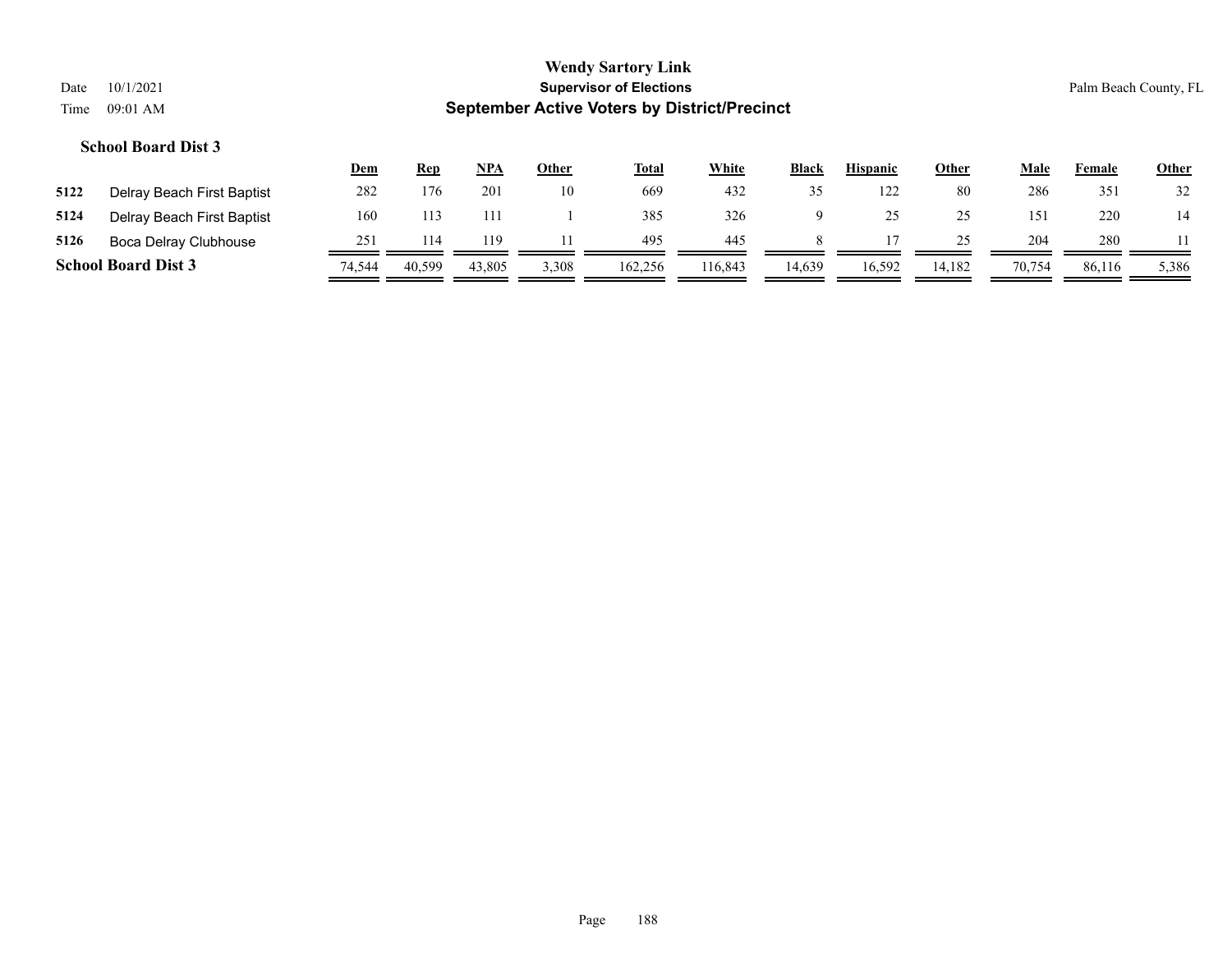**Wendy Sartory Link**
**Supervisor of Elections**
**September Active Voters by District/Precinct**

Date 10/1/2021
Time 09:01 AM

Palm Beach County, FL

### School Board Dist 3

| | | Dem | Rep | NPA | Other | Total | White | Black | Hispanic | Other | Male | Female | Other |
|---|---|---|---|---|---|---|---|---|---|---|---|---|---|
| 5122 | Delray Beach First Baptist | 282 | 176 | 201 | 10 | 669 | 432 | 35 | 122 | 80 | 286 | 351 | 32 |
| 5124 | Delray Beach First Baptist | 160 | 113 | 111 | 1 | 385 | 326 | 9 | 25 | 25 | 151 | 220 | 14 |
| 5126 | Boca Delray Clubhouse | 251 | 114 | 119 | 11 | 495 | 445 | 8 | 17 | 25 | 204 | 280 | 11 |
| **School Board Dist 3** | | 74,544 | 40,599 | 43,805 | 3,308 | 162,256 | 116,843 | 14,639 | 16,592 | 14,182 | 70,754 | 86,116 | 5,386 |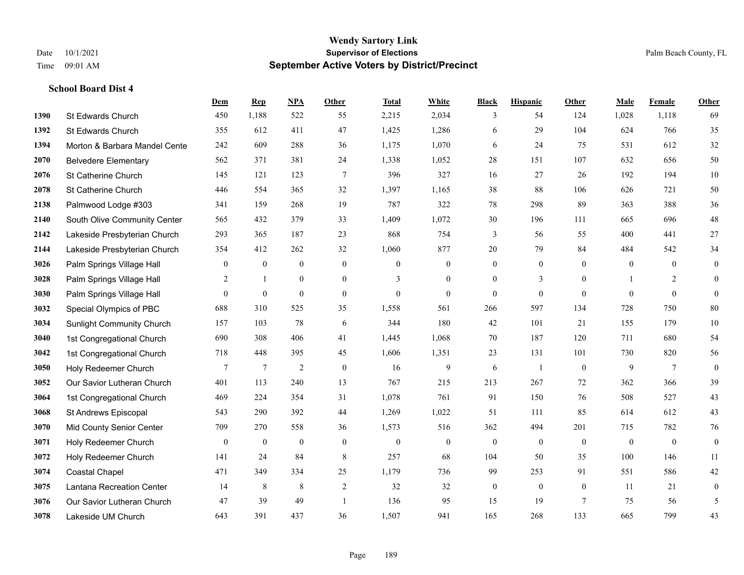# Wendy Sartory Link
## Supervisor of Elections
## September Active Voters by District/Precinct

Date 10/1/2021
Time 09:01 AM

Palm Beach County, FL

### School Board Dist 4

| | | Dem | Rep | NPA | Other | Total | White | Black | Hispanic | Other | Male | Female | Other |
|---|---|---|---|---|---|---|---|---|---|---|---|---|---|
| 1390 | St Edwards Church | 450 | 1,188 | 522 | 55 | 2,215 | 2,034 | 3 | 54 | 124 | 1,028 | 1,118 | 69 |
| 1392 | St Edwards Church | 355 | 612 | 411 | 47 | 1,425 | 1,286 | 6 | 29 | 104 | 624 | 766 | 35 |
| 1394 | Morton & Barbara Mandel Cente | 242 | 609 | 288 | 36 | 1,175 | 1,070 | 6 | 24 | 75 | 531 | 612 | 32 |
| 2070 | Belvedere Elementary | 562 | 371 | 381 | 24 | 1,338 | 1,052 | 28 | 151 | 107 | 632 | 656 | 50 |
| 2076 | St Catherine Church | 145 | 121 | 123 | 7 | 396 | 327 | 16 | 27 | 26 | 192 | 194 | 10 |
| 2078 | St Catherine Church | 446 | 554 | 365 | 32 | 1,397 | 1,165 | 38 | 88 | 106 | 626 | 721 | 50 |
| 2138 | Palmwood Lodge #303 | 341 | 159 | 268 | 19 | 787 | 322 | 78 | 298 | 89 | 363 | 388 | 36 |
| 2140 | South Olive Community Center | 565 | 432 | 379 | 33 | 1,409 | 1,072 | 30 | 196 | 111 | 665 | 696 | 48 |
| 2142 | Lakeside Presbyterian Church | 293 | 365 | 187 | 23 | 868 | 754 | 3 | 56 | 55 | 400 | 441 | 27 |
| 2144 | Lakeside Presbyterian Church | 354 | 412 | 262 | 32 | 1,060 | 877 | 20 | 79 | 84 | 484 | 542 | 34 |
| 3026 | Palm Springs Village Hall | 0 | 0 | 0 | 0 | 0 | 0 | 0 | 0 | 0 | 0 | 0 | 0 |
| 3028 | Palm Springs Village Hall | 2 | 1 | 0 | 0 | 3 | 0 | 0 | 3 | 0 | 1 | 2 | 0 |
| 3030 | Palm Springs Village Hall | 0 | 0 | 0 | 0 | 0 | 0 | 0 | 0 | 0 | 0 | 0 | 0 |
| 3032 | Special Olympics of PBC | 688 | 310 | 525 | 35 | 1,558 | 561 | 266 | 597 | 134 | 728 | 750 | 80 |
| 3034 | Sunlight Community Church | 157 | 103 | 78 | 6 | 344 | 180 | 42 | 101 | 21 | 155 | 179 | 10 |
| 3040 | 1st Congregational Church | 690 | 308 | 406 | 41 | 1,445 | 1,068 | 70 | 187 | 120 | 711 | 680 | 54 |
| 3042 | 1st Congregational Church | 718 | 448 | 395 | 45 | 1,606 | 1,351 | 23 | 131 | 101 | 730 | 820 | 56 |
| 3050 | Holy Redeemer Church | 7 | 7 | 2 | 0 | 16 | 9 | 6 | 1 | 0 | 9 | 7 | 0 |
| 3052 | Our Savior Lutheran Church | 401 | 113 | 240 | 13 | 767 | 215 | 213 | 267 | 72 | 362 | 366 | 39 |
| 3064 | 1st Congregational Church | 469 | 224 | 354 | 31 | 1,078 | 761 | 91 | 150 | 76 | 508 | 527 | 43 |
| 3068 | St Andrews Episcopal | 543 | 290 | 392 | 44 | 1,269 | 1,022 | 51 | 111 | 85 | 614 | 612 | 43 |
| 3070 | Mid County Senior Center | 709 | 270 | 558 | 36 | 1,573 | 516 | 362 | 494 | 201 | 715 | 782 | 76 |
| 3071 | Holy Redeemer Church | 0 | 0 | 0 | 0 | 0 | 0 | 0 | 0 | 0 | 0 | 0 | 0 |
| 3072 | Holy Redeemer Church | 141 | 24 | 84 | 8 | 257 | 68 | 104 | 50 | 35 | 100 | 146 | 11 |
| 3074 | Coastal Chapel | 471 | 349 | 334 | 25 | 1,179 | 736 | 99 | 253 | 91 | 551 | 586 | 42 |
| 3075 | Lantana Recreation Center | 14 | 8 | 8 | 2 | 32 | 32 | 0 | 0 | 0 | 11 | 21 | 0 |
| 3076 | Our Savior Lutheran Church | 47 | 39 | 49 | 1 | 136 | 95 | 15 | 19 | 7 | 75 | 56 | 5 |
| 3078 | Lakeside UM Church | 643 | 391 | 437 | 36 | 1,507 | 941 | 165 | 268 | 133 | 665 | 799 | 43 |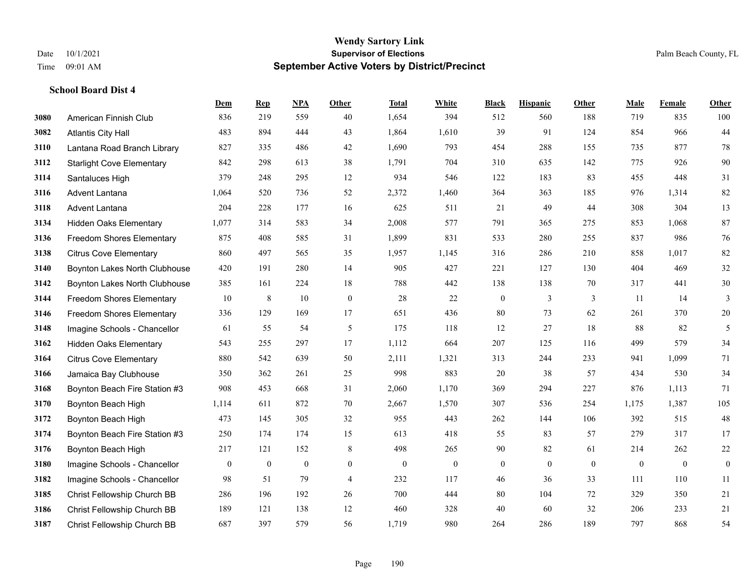# Wendy Sartory Link
## Supervisor of Elections
## September Active Voters by District/Precinct

Date 10/1/2021
Time 09:01 AM

Palm Beach County, FL

### School Board Dist 4

| | | Dem | Rep | NPA | Other | Total | White | Black | Hispanic | Other | Male | Female | Other |
|---|---|---|---|---|---|---|---|---|---|---|---|---|---|
| 3080 | American Finnish Club | 836 | 219 | 559 | 40 | 1,654 | 394 | 512 | 560 | 188 | 719 | 835 | 100 |
| 3082 | Atlantis City Hall | 483 | 894 | 444 | 43 | 1,864 | 1,610 | 39 | 91 | 124 | 854 | 966 | 44 |
| 3110 | Lantana Road Branch Library | 827 | 335 | 486 | 42 | 1,690 | 793 | 454 | 288 | 155 | 735 | 877 | 78 |
| 3112 | Starlight Cove Elementary | 842 | 298 | 613 | 38 | 1,791 | 704 | 310 | 635 | 142 | 775 | 926 | 90 |
| 3114 | Santaluces High | 379 | 248 | 295 | 12 | 934 | 546 | 122 | 183 | 83 | 455 | 448 | 31 |
| 3116 | Advent Lantana | 1,064 | 520 | 736 | 52 | 2,372 | 1,460 | 364 | 363 | 185 | 976 | 1,314 | 82 |
| 3118 | Advent Lantana | 204 | 228 | 177 | 16 | 625 | 511 | 21 | 49 | 44 | 308 | 304 | 13 |
| 3134 | Hidden Oaks Elementary | 1,077 | 314 | 583 | 34 | 2,008 | 577 | 791 | 365 | 275 | 853 | 1,068 | 87 |
| 3136 | Freedom Shores Elementary | 875 | 408 | 585 | 31 | 1,899 | 831 | 533 | 280 | 255 | 837 | 986 | 76 |
| 3138 | Citrus Cove Elementary | 860 | 497 | 565 | 35 | 1,957 | 1,145 | 316 | 286 | 210 | 858 | 1,017 | 82 |
| 3140 | Boynton Lakes North Clubhouse | 420 | 191 | 280 | 14 | 905 | 427 | 221 | 127 | 130 | 404 | 469 | 32 |
| 3142 | Boynton Lakes North Clubhouse | 385 | 161 | 224 | 18 | 788 | 442 | 138 | 138 | 70 | 317 | 441 | 30 |
| 3144 | Freedom Shores Elementary | 10 | 8 | 10 | 0 | 28 | 22 | 0 | 3 | 3 | 11 | 14 | 3 |
| 3146 | Freedom Shores Elementary | 336 | 129 | 169 | 17 | 651 | 436 | 80 | 73 | 62 | 261 | 370 | 20 |
| 3148 | Imagine Schools - Chancellor | 61 | 55 | 54 | 5 | 175 | 118 | 12 | 27 | 18 | 88 | 82 | 5 |
| 3162 | Hidden Oaks Elementary | 543 | 255 | 297 | 17 | 1,112 | 664 | 207 | 125 | 116 | 499 | 579 | 34 |
| 3164 | Citrus Cove Elementary | 880 | 542 | 639 | 50 | 2,111 | 1,321 | 313 | 244 | 233 | 941 | 1,099 | 71 |
| 3166 | Jamaica Bay Clubhouse | 350 | 362 | 261 | 25 | 998 | 883 | 20 | 38 | 57 | 434 | 530 | 34 |
| 3168 | Boynton Beach Fire Station #3 | 908 | 453 | 668 | 31 | 2,060 | 1,170 | 369 | 294 | 227 | 876 | 1,113 | 71 |
| 3170 | Boynton Beach High | 1,114 | 611 | 872 | 70 | 2,667 | 1,570 | 307 | 536 | 254 | 1,175 | 1,387 | 105 |
| 3172 | Boynton Beach High | 473 | 145 | 305 | 32 | 955 | 443 | 262 | 144 | 106 | 392 | 515 | 48 |
| 3174 | Boynton Beach Fire Station #3 | 250 | 174 | 174 | 15 | 613 | 418 | 55 | 83 | 57 | 279 | 317 | 17 |
| 3176 | Boynton Beach High | 217 | 121 | 152 | 8 | 498 | 265 | 90 | 82 | 61 | 214 | 262 | 22 |
| 3180 | Imagine Schools - Chancellor | 0 | 0 | 0 | 0 | 0 | 0 | 0 | 0 | 0 | 0 | 0 | 0 |
| 3182 | Imagine Schools - Chancellor | 98 | 51 | 79 | 4 | 232 | 117 | 46 | 36 | 33 | 111 | 110 | 11 |
| 3185 | Christ Fellowship Church BB | 286 | 196 | 192 | 26 | 700 | 444 | 80 | 104 | 72 | 329 | 350 | 21 |
| 3186 | Christ Fellowship Church BB | 189 | 121 | 138 | 12 | 460 | 328 | 40 | 60 | 32 | 206 | 233 | 21 |
| 3187 | Christ Fellowship Church BB | 687 | 397 | 579 | 56 | 1,719 | 980 | 264 | 286 | 189 | 797 | 868 | 54 |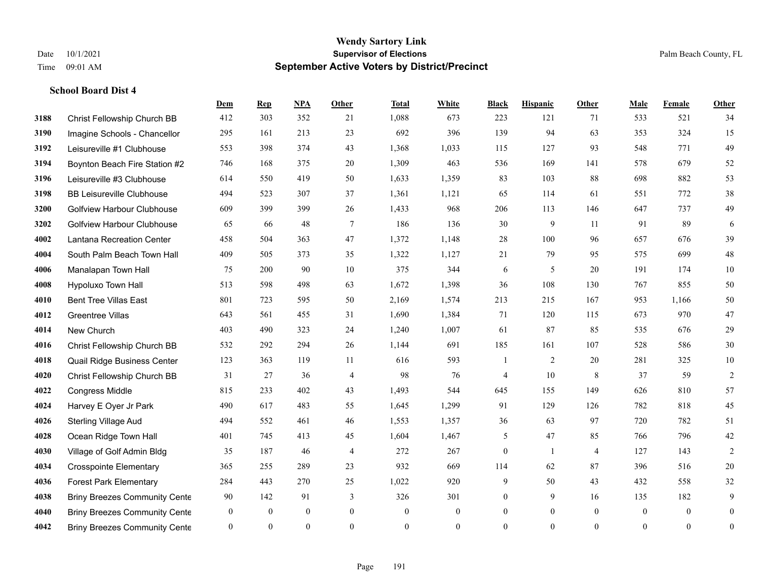# Wendy Sartory Link
## Supervisor of Elections
## September Active Voters by District/Precinct

Date 10/1/2021
Time 09:01 AM

Palm Beach County, FL

**School Board Dist 4**

| | | Dem | Rep | NPA | Other | Total | White | Black | Hispanic | Other | Male | Female | Other |
|---|---|---|---|---|---|---|---|---|---|---|---|---|---|
| 3188 | Christ Fellowship Church BB | 412 | 303 | 352 | 21 | 1,088 | 673 | 223 | 121 | 71 | 533 | 521 | 34 |
| 3190 | Imagine Schools - Chancellor | 295 | 161 | 213 | 23 | 692 | 396 | 139 | 94 | 63 | 353 | 324 | 15 |
| 3192 | Leisureville #1 Clubhouse | 553 | 398 | 374 | 43 | 1,368 | 1,033 | 115 | 127 | 93 | 548 | 771 | 49 |
| 3194 | Boynton Beach Fire Station #2 | 746 | 168 | 375 | 20 | 1,309 | 463 | 536 | 169 | 141 | 578 | 679 | 52 |
| 3196 | Leisureville #3 Clubhouse | 614 | 550 | 419 | 50 | 1,633 | 1,359 | 83 | 103 | 88 | 698 | 882 | 53 |
| 3198 | BB Leisureville Clubhouse | 494 | 523 | 307 | 37 | 1,361 | 1,121 | 65 | 114 | 61 | 551 | 772 | 38 |
| 3200 | Golfview Harbour Clubhouse | 609 | 399 | 399 | 26 | 1,433 | 968 | 206 | 113 | 146 | 647 | 737 | 49 |
| 3202 | Golfview Harbour Clubhouse | 65 | 66 | 48 | 7 | 186 | 136 | 30 | 9 | 11 | 91 | 89 | 6 |
| 4002 | Lantana Recreation Center | 458 | 504 | 363 | 47 | 1,372 | 1,148 | 28 | 100 | 96 | 657 | 676 | 39 |
| 4004 | South Palm Beach Town Hall | 409 | 505 | 373 | 35 | 1,322 | 1,127 | 21 | 79 | 95 | 575 | 699 | 48 |
| 4006 | Manalapan Town Hall | 75 | 200 | 90 | 10 | 375 | 344 | 6 | 5 | 20 | 191 | 174 | 10 |
| 4008 | Hypoluxo Town Hall | 513 | 598 | 498 | 63 | 1,672 | 1,398 | 36 | 108 | 130 | 767 | 855 | 50 |
| 4010 | Bent Tree Villas East | 801 | 723 | 595 | 50 | 2,169 | 1,574 | 213 | 215 | 167 | 953 | 1,166 | 50 |
| 4012 | Greentree Villas | 643 | 561 | 455 | 31 | 1,690 | 1,384 | 71 | 120 | 115 | 673 | 970 | 47 |
| 4014 | New Church | 403 | 490 | 323 | 24 | 1,240 | 1,007 | 61 | 87 | 85 | 535 | 676 | 29 |
| 4016 | Christ Fellowship Church BB | 532 | 292 | 294 | 26 | 1,144 | 691 | 185 | 161 | 107 | 528 | 586 | 30 |
| 4018 | Quail Ridge Business Center | 123 | 363 | 119 | 11 | 616 | 593 | 1 | 2 | 20 | 281 | 325 | 10 |
| 4020 | Christ Fellowship Church BB | 31 | 27 | 36 | 4 | 98 | 76 | 4 | 10 | 8 | 37 | 59 | 2 |
| 4022 | Congress Middle | 815 | 233 | 402 | 43 | 1,493 | 544 | 645 | 155 | 149 | 626 | 810 | 57 |
| 4024 | Harvey E Oyer Jr Park | 490 | 617 | 483 | 55 | 1,645 | 1,299 | 91 | 129 | 126 | 782 | 818 | 45 |
| 4026 | Sterling Village Aud | 494 | 552 | 461 | 46 | 1,553 | 1,357 | 36 | 63 | 97 | 720 | 782 | 51 |
| 4028 | Ocean Ridge Town Hall | 401 | 745 | 413 | 45 | 1,604 | 1,467 | 5 | 47 | 85 | 766 | 796 | 42 |
| 4030 | Village of Golf Admin Bldg | 35 | 187 | 46 | 4 | 272 | 267 | 0 | 1 | 4 | 127 | 143 | 2 |
| 4034 | Crosspointe Elementary | 365 | 255 | 289 | 23 | 932 | 669 | 114 | 62 | 87 | 396 | 516 | 20 |
| 4036 | Forest Park Elementary | 284 | 443 | 270 | 25 | 1,022 | 920 | 9 | 50 | 43 | 432 | 558 | 32 |
| 4038 | Briny Breezes Community Cente | 90 | 142 | 91 | 3 | 326 | 301 | 0 | 9 | 16 | 135 | 182 | 9 |
| 4040 | Briny Breezes Community Cente | 0 | 0 | 0 | 0 | 0 | 0 | 0 | 0 | 0 | 0 | 0 | 0 |
| 4042 | Briny Breezes Community Cente | 0 | 0 | 0 | 0 | 0 | 0 | 0 | 0 | 0 | 0 | 0 | 0 |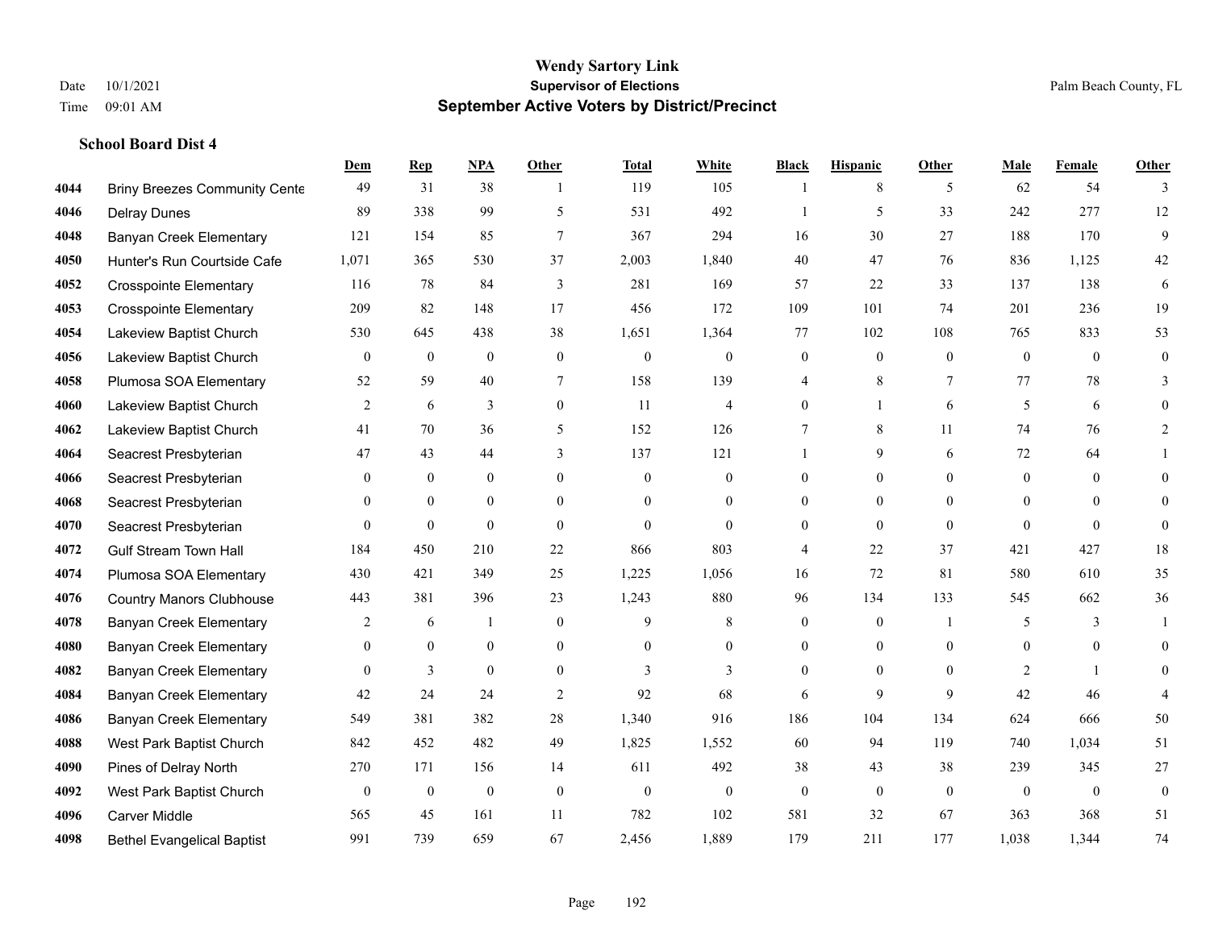**Wendy Sartory Link**
**Supervisor of Elections**
**September Active Voters by District/Precinct**

Date 10/1/2021
Time 09:01 AM
Palm Beach County, FL

### School Board Dist 4

| | | Dem | Rep | NPA | Other | Total | White | Black | Hispanic | Other | Male | Female | Other |
|---|---|---|---|---|---|---|---|---|---|---|---|---|---|
| 4044 | Briny Breezes Community Cente | 49 | 31 | 38 | 1 | 119 | 105 | 1 | 8 | 5 | 62 | 54 | 3 |
| 4046 | Delray Dunes | 89 | 338 | 99 | 5 | 531 | 492 | 1 | 5 | 33 | 242 | 277 | 12 |
| 4048 | Banyan Creek Elementary | 121 | 154 | 85 | 7 | 367 | 294 | 16 | 30 | 27 | 188 | 170 | 9 |
| 4050 | Hunter's Run Courtside Cafe | 1,071 | 365 | 530 | 37 | 2,003 | 1,840 | 40 | 47 | 76 | 836 | 1,125 | 42 |
| 4052 | Crosspointe Elementary | 116 | 78 | 84 | 3 | 281 | 169 | 57 | 22 | 33 | 137 | 138 | 6 |
| 4053 | Crosspointe Elementary | 209 | 82 | 148 | 17 | 456 | 172 | 109 | 101 | 74 | 201 | 236 | 19 |
| 4054 | Lakeview Baptist Church | 530 | 645 | 438 | 38 | 1,651 | 1,364 | 77 | 102 | 108 | 765 | 833 | 53 |
| 4056 | Lakeview Baptist Church | 0 | 0 | 0 | 0 | 0 | 0 | 0 | 0 | 0 | 0 | 0 | 0 |
| 4058 | Plumosa SOA Elementary | 52 | 59 | 40 | 7 | 158 | 139 | 4 | 8 | 7 | 77 | 78 | 3 |
| 4060 | Lakeview Baptist Church | 2 | 6 | 3 | 0 | 11 | 4 | 0 | 1 | 6 | 5 | 6 | 0 |
| 4062 | Lakeview Baptist Church | 41 | 70 | 36 | 5 | 152 | 126 | 7 | 8 | 11 | 74 | 76 | 2 |
| 4064 | Seacrest Presbyterian | 47 | 43 | 44 | 3 | 137 | 121 | 1 | 9 | 6 | 72 | 64 | 1 |
| 4066 | Seacrest Presbyterian | 0 | 0 | 0 | 0 | 0 | 0 | 0 | 0 | 0 | 0 | 0 | 0 |
| 4068 | Seacrest Presbyterian | 0 | 0 | 0 | 0 | 0 | 0 | 0 | 0 | 0 | 0 | 0 | 0 |
| 4070 | Seacrest Presbyterian | 0 | 0 | 0 | 0 | 0 | 0 | 0 | 0 | 0 | 0 | 0 | 0 |
| 4072 | Gulf Stream Town Hall | 184 | 450 | 210 | 22 | 866 | 803 | 4 | 22 | 37 | 421 | 427 | 18 |
| 4074 | Plumosa SOA Elementary | 430 | 421 | 349 | 25 | 1,225 | 1,056 | 16 | 72 | 81 | 580 | 610 | 35 |
| 4076 | Country Manors Clubhouse | 443 | 381 | 396 | 23 | 1,243 | 880 | 96 | 134 | 133 | 545 | 662 | 36 |
| 4078 | Banyan Creek Elementary | 2 | 6 | 1 | 0 | 9 | 8 | 0 | 0 | 1 | 5 | 3 | 1 |
| 4080 | Banyan Creek Elementary | 0 | 0 | 0 | 0 | 0 | 0 | 0 | 0 | 0 | 0 | 0 | 0 |
| 4082 | Banyan Creek Elementary | 0 | 3 | 0 | 0 | 3 | 3 | 0 | 0 | 0 | 2 | 1 | 0 |
| 4084 | Banyan Creek Elementary | 42 | 24 | 24 | 2 | 92 | 68 | 6 | 9 | 9 | 42 | 46 | 4 |
| 4086 | Banyan Creek Elementary | 549 | 381 | 382 | 28 | 1,340 | 916 | 186 | 104 | 134 | 624 | 666 | 50 |
| 4088 | West Park Baptist Church | 842 | 452 | 482 | 49 | 1,825 | 1,552 | 60 | 94 | 119 | 740 | 1,034 | 51 |
| 4090 | Pines of Delray North | 270 | 171 | 156 | 14 | 611 | 492 | 38 | 43 | 38 | 239 | 345 | 27 |
| 4092 | West Park Baptist Church | 0 | 0 | 0 | 0 | 0 | 0 | 0 | 0 | 0 | 0 | 0 | 0 |
| 4096 | Carver Middle | 565 | 45 | 161 | 11 | 782 | 102 | 581 | 32 | 67 | 363 | 368 | 51 |
| 4098 | Bethel Evangelical Baptist | 991 | 739 | 659 | 67 | 2,456 | 1,889 | 179 | 211 | 177 | 1,038 | 1,344 | 74 |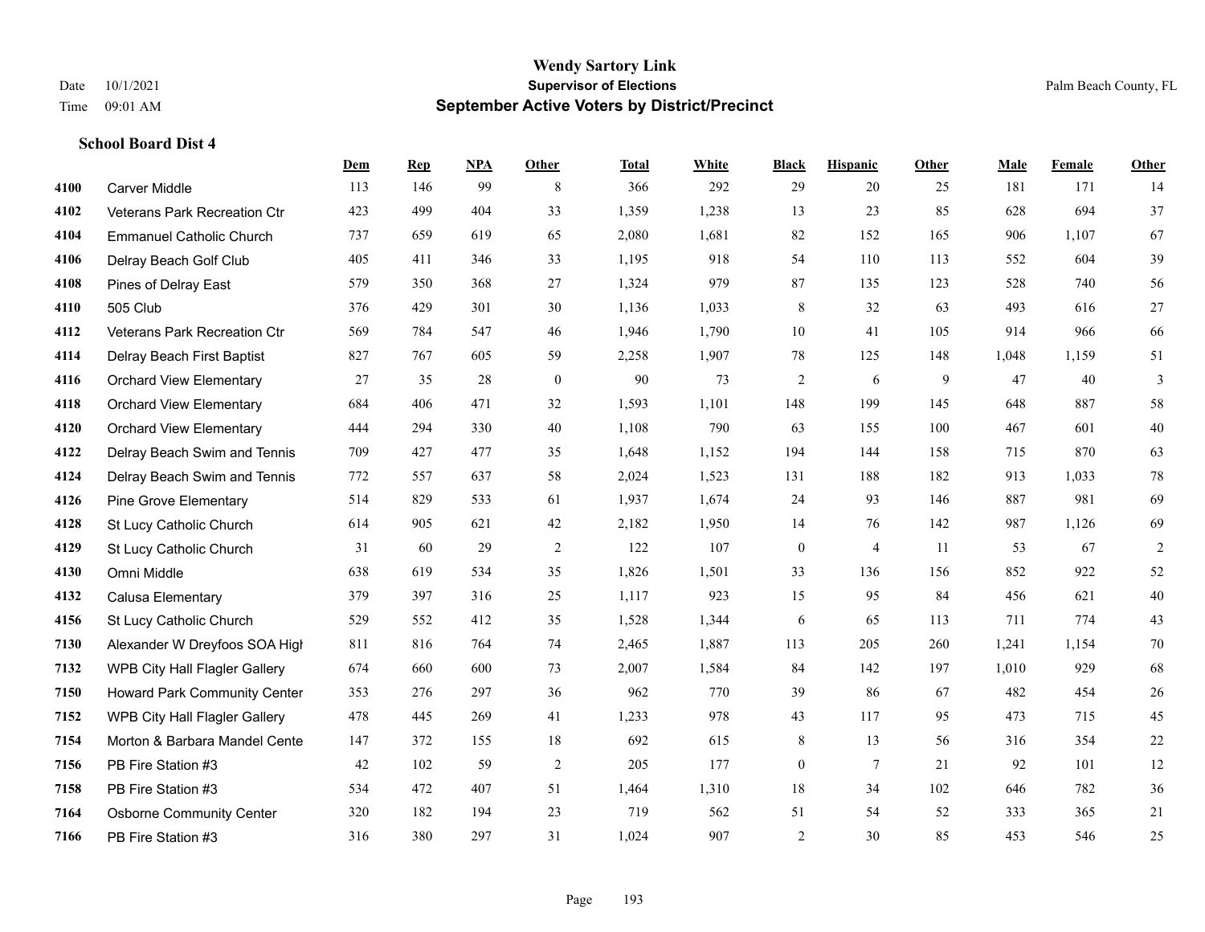# Wendy Sartory Link
## Supervisor of Elections
## September Active Voters by District/Precinct

Date 10/1/2021
Time 09:01 AM

Palm Beach County, FL

### School Board Dist 4

| | | Dem | Rep | NPA | Other | Total | White | Black | Hispanic | Other | Male | Female | Other |
|---|---|---|---|---|---|---|---|---|---|---|---|---|---|
| 4100 | Carver Middle | 113 | 146 | 99 | 8 | 366 | 292 | 29 | 20 | 25 | 181 | 171 | 14 |
| 4102 | Veterans Park Recreation Ctr | 423 | 499 | 404 | 33 | 1,359 | 1,238 | 13 | 23 | 85 | 628 | 694 | 37 |
| 4104 | Emmanuel Catholic Church | 737 | 659 | 619 | 65 | 2,080 | 1,681 | 82 | 152 | 165 | 906 | 1,107 | 67 |
| 4106 | Delray Beach Golf Club | 405 | 411 | 346 | 33 | 1,195 | 918 | 54 | 110 | 113 | 552 | 604 | 39 |
| 4108 | Pines of Delray East | 579 | 350 | 368 | 27 | 1,324 | 979 | 87 | 135 | 123 | 528 | 740 | 56 |
| 4110 | 505 Club | 376 | 429 | 301 | 30 | 1,136 | 1,033 | 8 | 32 | 63 | 493 | 616 | 27 |
| 4112 | Veterans Park Recreation Ctr | 569 | 784 | 547 | 46 | 1,946 | 1,790 | 10 | 41 | 105 | 914 | 966 | 66 |
| 4114 | Delray Beach First Baptist | 827 | 767 | 605 | 59 | 2,258 | 1,907 | 78 | 125 | 148 | 1,048 | 1,159 | 51 |
| 4116 | Orchard View Elementary | 27 | 35 | 28 | 0 | 90 | 73 | 2 | 6 | 9 | 47 | 40 | 3 |
| 4118 | Orchard View Elementary | 684 | 406 | 471 | 32 | 1,593 | 1,101 | 148 | 199 | 145 | 648 | 887 | 58 |
| 4120 | Orchard View Elementary | 444 | 294 | 330 | 40 | 1,108 | 790 | 63 | 155 | 100 | 467 | 601 | 40 |
| 4122 | Delray Beach Swim and Tennis | 709 | 427 | 477 | 35 | 1,648 | 1,152 | 194 | 144 | 158 | 715 | 870 | 63 |
| 4124 | Delray Beach Swim and Tennis | 772 | 557 | 637 | 58 | 2,024 | 1,523 | 131 | 188 | 182 | 913 | 1,033 | 78 |
| 4126 | Pine Grove Elementary | 514 | 829 | 533 | 61 | 1,937 | 1,674 | 24 | 93 | 146 | 887 | 981 | 69 |
| 4128 | St Lucy Catholic Church | 614 | 905 | 621 | 42 | 2,182 | 1,950 | 14 | 76 | 142 | 987 | 1,126 | 69 |
| 4129 | St Lucy Catholic Church | 31 | 60 | 29 | 2 | 122 | 107 | 0 | 4 | 11 | 53 | 67 | 2 |
| 4130 | Omni Middle | 638 | 619 | 534 | 35 | 1,826 | 1,501 | 33 | 136 | 156 | 852 | 922 | 52 |
| 4132 | Calusa Elementary | 379 | 397 | 316 | 25 | 1,117 | 923 | 15 | 95 | 84 | 456 | 621 | 40 |
| 4156 | St Lucy Catholic Church | 529 | 552 | 412 | 35 | 1,528 | 1,344 | 6 | 65 | 113 | 711 | 774 | 43 |
| 7130 | Alexander W Dreyfoos SOA High | 811 | 816 | 764 | 74 | 2,465 | 1,887 | 113 | 205 | 260 | 1,241 | 1,154 | 70 |
| 7132 | WPB City Hall Flagler Gallery | 674 | 660 | 600 | 73 | 2,007 | 1,584 | 84 | 142 | 197 | 1,010 | 929 | 68 |
| 7150 | Howard Park Community Center | 353 | 276 | 297 | 36 | 962 | 770 | 39 | 86 | 67 | 482 | 454 | 26 |
| 7152 | WPB City Hall Flagler Gallery | 478 | 445 | 269 | 41 | 1,233 | 978 | 43 | 117 | 95 | 473 | 715 | 45 |
| 7154 | Morton & Barbara Mandel Cente | 147 | 372 | 155 | 18 | 692 | 615 | 8 | 13 | 56 | 316 | 354 | 22 |
| 7156 | PB Fire Station #3 | 42 | 102 | 59 | 2 | 205 | 177 | 0 | 7 | 21 | 92 | 101 | 12 |
| 7158 | PB Fire Station #3 | 534 | 472 | 407 | 51 | 1,464 | 1,310 | 18 | 34 | 102 | 646 | 782 | 36 |
| 7164 | Osborne Community Center | 320 | 182 | 194 | 23 | 719 | 562 | 51 | 54 | 52 | 333 | 365 | 21 |
| 7166 | PB Fire Station #3 | 316 | 380 | 297 | 31 | 1,024 | 907 | 2 | 30 | 85 | 453 | 546 | 25 |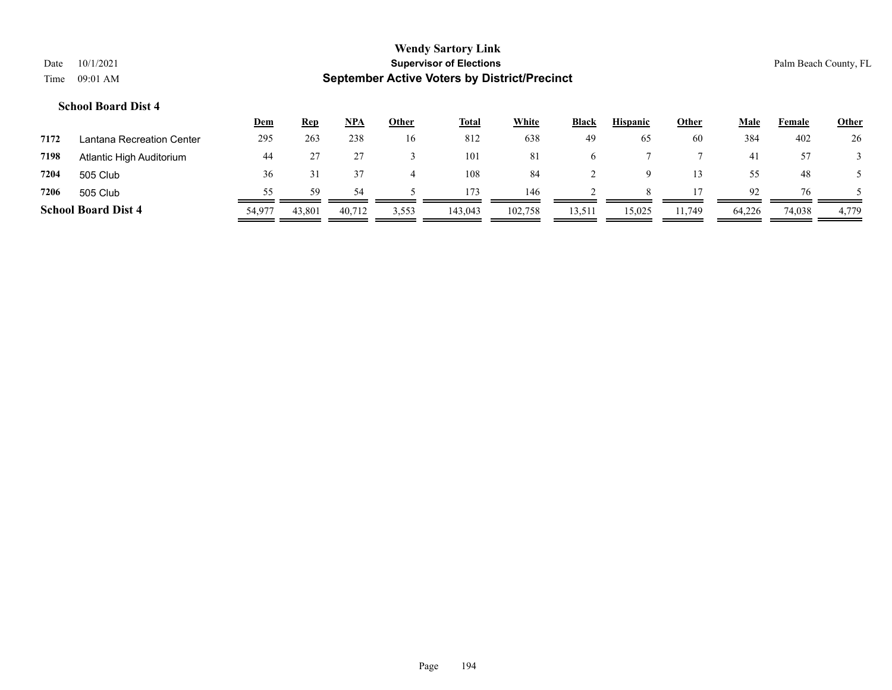**Wendy Sartory Link**
**Supervisor of Elections**
**September Active Voters by District/Precinct**

Date 10/1/2021
Time 09:01 AM

Palm Beach County, FL

### School Board Dist 4

| | | Dem | Rep | NPA | Other | Total | White | Black | Hispanic | Other | Male | Female | Other |
|---|---|---|---|---|---|---|---|---|---|---|---|---|---|
| 7172 | Lantana Recreation Center | 295 | 263 | 238 | 16 | 812 | 638 | 49 | 65 | 60 | 384 | 402 | 26 |
| 7198 | Atlantic High Auditorium | 44 | 27 | 27 | 3 | 101 | 81 | 6 | 7 | 7 | 41 | 57 | 3 |
| 7204 | 505 Club | 36 | 31 | 37 | 4 | 108 | 84 | 2 | 9 | 13 | 55 | 48 | 5 |
| 7206 | 505 Club | 55 | 59 | 54 | 5 | 173 | 146 | 2 | 8 | 17 | 92 | 76 | 5 |
| **School Board Dist 4** | | 54,977 | 43,801 | 40,712 | 3,553 | 143,043 | 102,758 | 13,511 | 15,025 | 11,749 | 64,226 | 74,038 | 4,779 |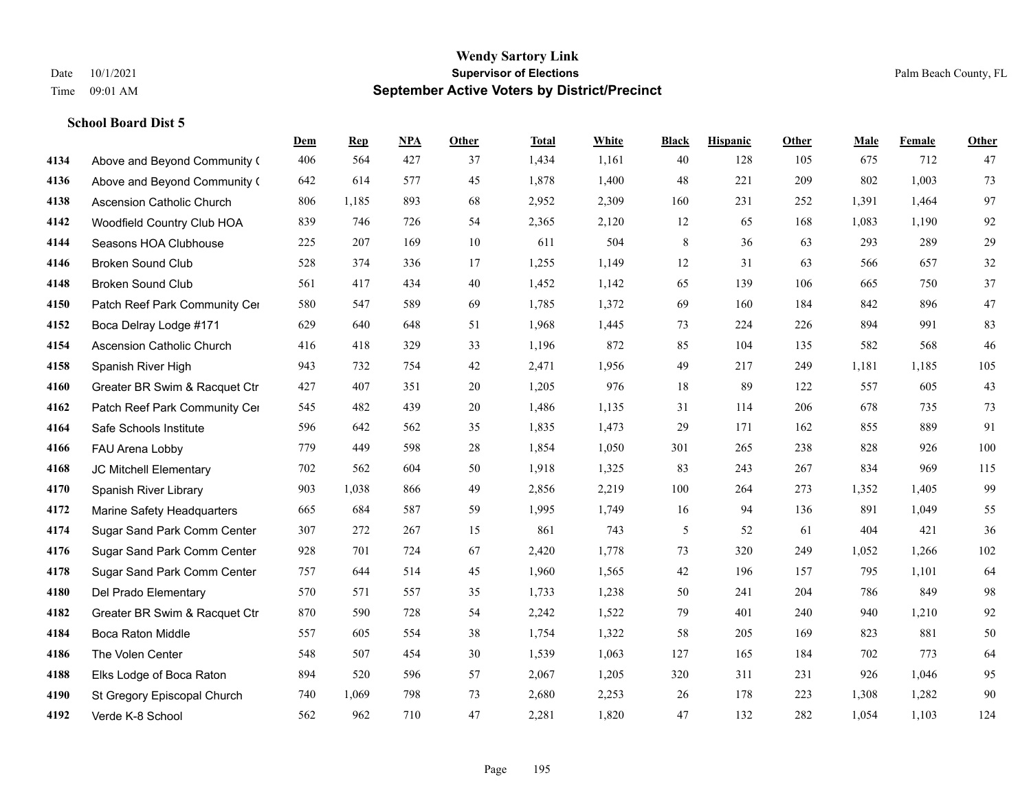# Wendy Sartory Link
## Supervisor of Elections
## September Active Voters by District/Precinct

Date 10/1/2021
Time 09:01 AM
Palm Beach County, FL

### School Board Dist 5

| | | Dem | Rep | NPA | Other | Total | White | Black | Hispanic | Other | Male | Female | Other |
|---|---|---|---|---|---|---|---|---|---|---|---|---|---|
| 4134 | Above and Beyond Community ( | 406 | 564 | 427 | 37 | 1,434 | 1,161 | 40 | 128 | 105 | 675 | 712 | 47 |
| 4136 | Above and Beyond Community ( | 642 | 614 | 577 | 45 | 1,878 | 1,400 | 48 | 221 | 209 | 802 | 1,003 | 73 |
| 4138 | Ascension Catholic Church | 806 | 1,185 | 893 | 68 | 2,952 | 2,309 | 160 | 231 | 252 | 1,391 | 1,464 | 97 |
| 4142 | Woodfield Country Club HOA | 839 | 746 | 726 | 54 | 2,365 | 2,120 | 12 | 65 | 168 | 1,083 | 1,190 | 92 |
| 4144 | Seasons HOA Clubhouse | 225 | 207 | 169 | 10 | 611 | 504 | 8 | 36 | 63 | 293 | 289 | 29 |
| 4146 | Broken Sound Club | 528 | 374 | 336 | 17 | 1,255 | 1,149 | 12 | 31 | 63 | 566 | 657 | 32 |
| 4148 | Broken Sound Club | 561 | 417 | 434 | 40 | 1,452 | 1,142 | 65 | 139 | 106 | 665 | 750 | 37 |
| 4150 | Patch Reef Park Community Cer | 580 | 547 | 589 | 69 | 1,785 | 1,372 | 69 | 160 | 184 | 842 | 896 | 47 |
| 4152 | Boca Delray Lodge #171 | 629 | 640 | 648 | 51 | 1,968 | 1,445 | 73 | 224 | 226 | 894 | 991 | 83 |
| 4154 | Ascension Catholic Church | 416 | 418 | 329 | 33 | 1,196 | 872 | 85 | 104 | 135 | 582 | 568 | 46 |
| 4158 | Spanish River High | 943 | 732 | 754 | 42 | 2,471 | 1,956 | 49 | 217 | 249 | 1,181 | 1,185 | 105 |
| 4160 | Greater BR Swim & Racquet Ctr | 427 | 407 | 351 | 20 | 1,205 | 976 | 18 | 89 | 122 | 557 | 605 | 43 |
| 4162 | Patch Reef Park Community Cer | 545 | 482 | 439 | 20 | 1,486 | 1,135 | 31 | 114 | 206 | 678 | 735 | 73 |
| 4164 | Safe Schools Institute | 596 | 642 | 562 | 35 | 1,835 | 1,473 | 29 | 171 | 162 | 855 | 889 | 91 |
| 4166 | FAU Arena Lobby | 779 | 449 | 598 | 28 | 1,854 | 1,050 | 301 | 265 | 238 | 828 | 926 | 100 |
| 4168 | JC Mitchell Elementary | 702 | 562 | 604 | 50 | 1,918 | 1,325 | 83 | 243 | 267 | 834 | 969 | 115 |
| 4170 | Spanish River Library | 903 | 1,038 | 866 | 49 | 2,856 | 2,219 | 100 | 264 | 273 | 1,352 | 1,405 | 99 |
| 4172 | Marine Safety Headquarters | 665 | 684 | 587 | 59 | 1,995 | 1,749 | 16 | 94 | 136 | 891 | 1,049 | 55 |
| 4174 | Sugar Sand Park Comm Center | 307 | 272 | 267 | 15 | 861 | 743 | 5 | 52 | 61 | 404 | 421 | 36 |
| 4176 | Sugar Sand Park Comm Center | 928 | 701 | 724 | 67 | 2,420 | 1,778 | 73 | 320 | 249 | 1,052 | 1,266 | 102 |
| 4178 | Sugar Sand Park Comm Center | 757 | 644 | 514 | 45 | 1,960 | 1,565 | 42 | 196 | 157 | 795 | 1,101 | 64 |
| 4180 | Del Prado Elementary | 570 | 571 | 557 | 35 | 1,733 | 1,238 | 50 | 241 | 204 | 786 | 849 | 98 |
| 4182 | Greater BR Swim & Racquet Ctr | 870 | 590 | 728 | 54 | 2,242 | 1,522 | 79 | 401 | 240 | 940 | 1,210 | 92 |
| 4184 | Boca Raton Middle | 557 | 605 | 554 | 38 | 1,754 | 1,322 | 58 | 205 | 169 | 823 | 881 | 50 |
| 4186 | The Volen Center | 548 | 507 | 454 | 30 | 1,539 | 1,063 | 127 | 165 | 184 | 702 | 773 | 64 |
| 4188 | Elks Lodge of Boca Raton | 894 | 520 | 596 | 57 | 2,067 | 1,205 | 320 | 311 | 231 | 926 | 1,046 | 95 |
| 4190 | St Gregory Episcopal Church | 740 | 1,069 | 798 | 73 | 2,680 | 2,253 | 26 | 178 | 223 | 1,308 | 1,282 | 90 |
| 4192 | Verde K-8 School | 562 | 962 | 710 | 47 | 2,281 | 1,820 | 47 | 132 | 282 | 1,054 | 1,103 | 124 |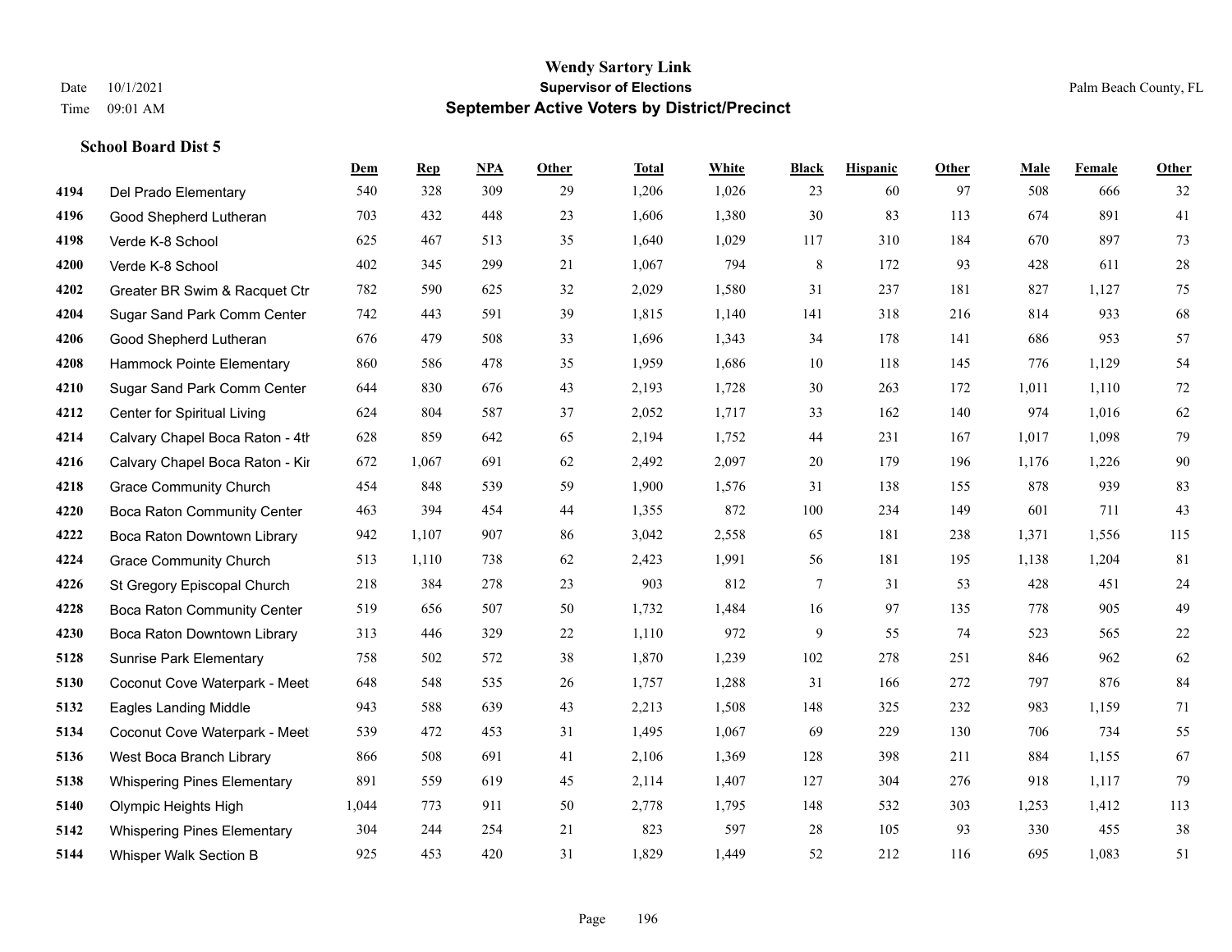**Wendy Sartory Link**
**Supervisor of Elections**
**September Active Voters by District/Precinct**

Date 10/1/2021
Time 09:01 AM

Palm Beach County, FL

### School Board Dist 5

| | | Dem | Rep | NPA | Other | Total | White | Black | Hispanic | Other | Male | Female | Other |
|---|---|---|---|---|---|---|---|---|---|---|---|---|---|
| 4194 | Del Prado Elementary | 540 | 328 | 309 | 29 | 1,206 | 1,026 | 23 | 60 | 97 | 508 | 666 | 32 |
| 4196 | Good Shepherd Lutheran | 703 | 432 | 448 | 23 | 1,606 | 1,380 | 30 | 83 | 113 | 674 | 891 | 41 |
| 4198 | Verde K-8 School | 625 | 467 | 513 | 35 | 1,640 | 1,029 | 117 | 310 | 184 | 670 | 897 | 73 |
| 4200 | Verde K-8 School | 402 | 345 | 299 | 21 | 1,067 | 794 | 8 | 172 | 93 | 428 | 611 | 28 |
| 4202 | Greater BR Swim & Racquet Ctr | 782 | 590 | 625 | 32 | 2,029 | 1,580 | 31 | 237 | 181 | 827 | 1,127 | 75 |
| 4204 | Sugar Sand Park Comm Center | 742 | 443 | 591 | 39 | 1,815 | 1,140 | 141 | 318 | 216 | 814 | 933 | 68 |
| 4206 | Good Shepherd Lutheran | 676 | 479 | 508 | 33 | 1,696 | 1,343 | 34 | 178 | 141 | 686 | 953 | 57 |
| 4208 | Hammock Pointe Elementary | 860 | 586 | 478 | 35 | 1,959 | 1,686 | 10 | 118 | 145 | 776 | 1,129 | 54 |
| 4210 | Sugar Sand Park Comm Center | 644 | 830 | 676 | 43 | 2,193 | 1,728 | 30 | 263 | 172 | 1,011 | 1,110 | 72 |
| 4212 | Center for Spiritual Living | 624 | 804 | 587 | 37 | 2,052 | 1,717 | 33 | 162 | 140 | 974 | 1,016 | 62 |
| 4214 | Calvary Chapel Boca Raton - 4th | 628 | 859 | 642 | 65 | 2,194 | 1,752 | 44 | 231 | 167 | 1,017 | 1,098 | 79 |
| 4216 | Calvary Chapel Boca Raton - Kir | 672 | 1,067 | 691 | 62 | 2,492 | 2,097 | 20 | 179 | 196 | 1,176 | 1,226 | 90 |
| 4218 | Grace Community Church | 454 | 848 | 539 | 59 | 1,900 | 1,576 | 31 | 138 | 155 | 878 | 939 | 83 |
| 4220 | Boca Raton Community Center | 463 | 394 | 454 | 44 | 1,355 | 872 | 100 | 234 | 149 | 601 | 711 | 43 |
| 4222 | Boca Raton Downtown Library | 942 | 1,107 | 907 | 86 | 3,042 | 2,558 | 65 | 181 | 238 | 1,371 | 1,556 | 115 |
| 4224 | Grace Community Church | 513 | 1,110 | 738 | 62 | 2,423 | 1,991 | 56 | 181 | 195 | 1,138 | 1,204 | 81 |
| 4226 | St Gregory Episcopal Church | 218 | 384 | 278 | 23 | 903 | 812 | 7 | 31 | 53 | 428 | 451 | 24 |
| 4228 | Boca Raton Community Center | 519 | 656 | 507 | 50 | 1,732 | 1,484 | 16 | 97 | 135 | 778 | 905 | 49 |
| 4230 | Boca Raton Downtown Library | 313 | 446 | 329 | 22 | 1,110 | 972 | 9 | 55 | 74 | 523 | 565 | 22 |
| 5128 | Sunrise Park Elementary | 758 | 502 | 572 | 38 | 1,870 | 1,239 | 102 | 278 | 251 | 846 | 962 | 62 |
| 5130 | Coconut Cove Waterpark - Meet | 648 | 548 | 535 | 26 | 1,757 | 1,288 | 31 | 166 | 272 | 797 | 876 | 84 |
| 5132 | Eagles Landing Middle | 943 | 588 | 639 | 43 | 2,213 | 1,508 | 148 | 325 | 232 | 983 | 1,159 | 71 |
| 5134 | Coconut Cove Waterpark - Meet | 539 | 472 | 453 | 31 | 1,495 | 1,067 | 69 | 229 | 130 | 706 | 734 | 55 |
| 5136 | West Boca Branch Library | 866 | 508 | 691 | 41 | 2,106 | 1,369 | 128 | 398 | 211 | 884 | 1,155 | 67 |
| 5138 | Whispering Pines Elementary | 891 | 559 | 619 | 45 | 2,114 | 1,407 | 127 | 304 | 276 | 918 | 1,117 | 79 |
| 5140 | Olympic Heights High | 1,044 | 773 | 911 | 50 | 2,778 | 1,795 | 148 | 532 | 303 | 1,253 | 1,412 | 113 |
| 5142 | Whispering Pines Elementary | 304 | 244 | 254 | 21 | 823 | 597 | 28 | 105 | 93 | 330 | 455 | 38 |
| 5144 | Whisper Walk Section B | 925 | 453 | 420 | 31 | 1,829 | 1,449 | 52 | 212 | 116 | 695 | 1,083 | 51 |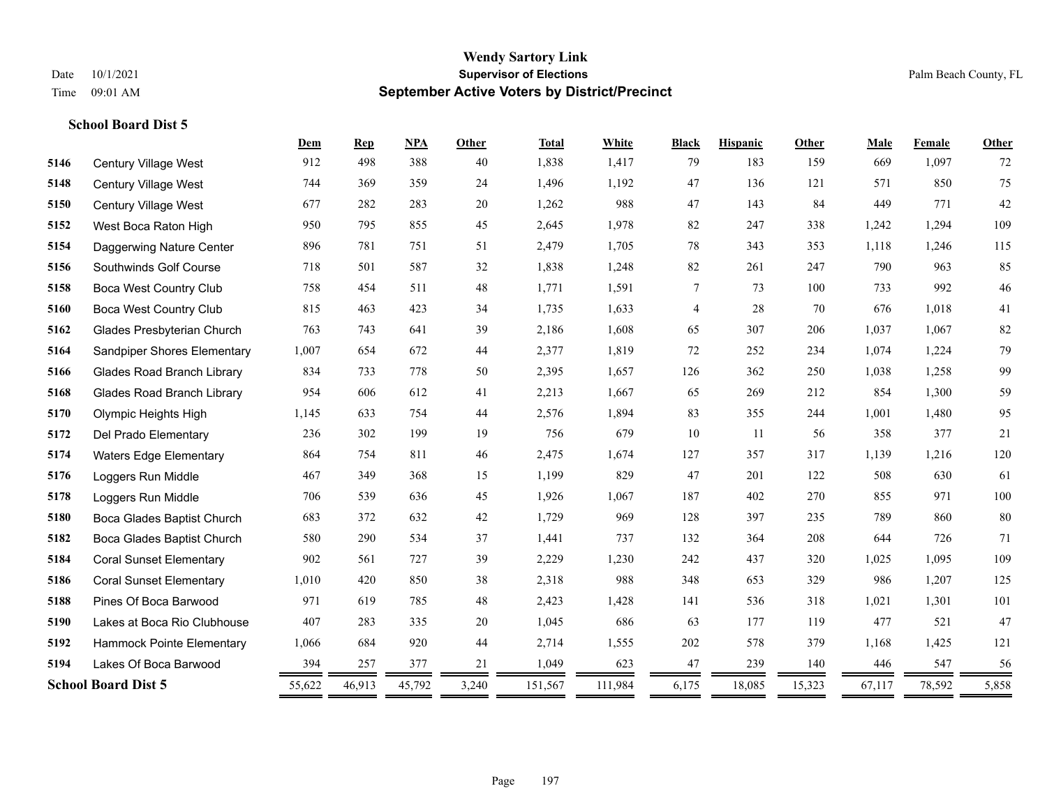**Wendy Sartory Link**
**Supervisor of Elections**
**September Active Voters by District/Precinct**

Date 10/1/2021
Time 09:01 AM
Palm Beach County, FL

### School Board Dist 5

| | | Dem | Rep | NPA | Other | Total | White | Black | Hispanic | Other | Male | Female | Other |
|---|---|---|---|---|---|---|---|---|---|---|---|---|---|
| 5146 | Century Village West | 912 | 498 | 388 | 40 | 1,838 | 1,417 | 79 | 183 | 159 | 669 | 1,097 | 72 |
| 5148 | Century Village West | 744 | 369 | 359 | 24 | 1,496 | 1,192 | 47 | 136 | 121 | 571 | 850 | 75 |
| 5150 | Century Village West | 677 | 282 | 283 | 20 | 1,262 | 988 | 47 | 143 | 84 | 449 | 771 | 42 |
| 5152 | West Boca Raton High | 950 | 795 | 855 | 45 | 2,645 | 1,978 | 82 | 247 | 338 | 1,242 | 1,294 | 109 |
| 5154 | Daggerwing Nature Center | 896 | 781 | 751 | 51 | 2,479 | 1,705 | 78 | 343 | 353 | 1,118 | 1,246 | 115 |
| 5156 | Southwinds Golf Course | 718 | 501 | 587 | 32 | 1,838 | 1,248 | 82 | 261 | 247 | 790 | 963 | 85 |
| 5158 | Boca West Country Club | 758 | 454 | 511 | 48 | 1,771 | 1,591 | 7 | 73 | 100 | 733 | 992 | 46 |
| 5160 | Boca West Country Club | 815 | 463 | 423 | 34 | 1,735 | 1,633 | 4 | 28 | 70 | 676 | 1,018 | 41 |
| 5162 | Glades Presbyterian Church | 763 | 743 | 641 | 39 | 2,186 | 1,608 | 65 | 307 | 206 | 1,037 | 1,067 | 82 |
| 5164 | Sandpiper Shores Elementary | 1,007 | 654 | 672 | 44 | 2,377 | 1,819 | 72 | 252 | 234 | 1,074 | 1,224 | 79 |
| 5166 | Glades Road Branch Library | 834 | 733 | 778 | 50 | 2,395 | 1,657 | 126 | 362 | 250 | 1,038 | 1,258 | 99 |
| 5168 | Glades Road Branch Library | 954 | 606 | 612 | 41 | 2,213 | 1,667 | 65 | 269 | 212 | 854 | 1,300 | 59 |
| 5170 | Olympic Heights High | 1,145 | 633 | 754 | 44 | 2,576 | 1,894 | 83 | 355 | 244 | 1,001 | 1,480 | 95 |
| 5172 | Del Prado Elementary | 236 | 302 | 199 | 19 | 756 | 679 | 10 | 11 | 56 | 358 | 377 | 21 |
| 5174 | Waters Edge Elementary | 864 | 754 | 811 | 46 | 2,475 | 1,674 | 127 | 357 | 317 | 1,139 | 1,216 | 120 |
| 5176 | Loggers Run Middle | 467 | 349 | 368 | 15 | 1,199 | 829 | 47 | 201 | 122 | 508 | 630 | 61 |
| 5178 | Loggers Run Middle | 706 | 539 | 636 | 45 | 1,926 | 1,067 | 187 | 402 | 270 | 855 | 971 | 100 |
| 5180 | Boca Glades Baptist Church | 683 | 372 | 632 | 42 | 1,729 | 969 | 128 | 397 | 235 | 789 | 860 | 80 |
| 5182 | Boca Glades Baptist Church | 580 | 290 | 534 | 37 | 1,441 | 737 | 132 | 364 | 208 | 644 | 726 | 71 |
| 5184 | Coral Sunset Elementary | 902 | 561 | 727 | 39 | 2,229 | 1,230 | 242 | 437 | 320 | 1,025 | 1,095 | 109 |
| 5186 | Coral Sunset Elementary | 1,010 | 420 | 850 | 38 | 2,318 | 988 | 348 | 653 | 329 | 986 | 1,207 | 125 |
| 5188 | Pines Of Boca Barwood | 971 | 619 | 785 | 48 | 2,423 | 1,428 | 141 | 536 | 318 | 1,021 | 1,301 | 101 |
| 5190 | Lakes at Boca Rio Clubhouse | 407 | 283 | 335 | 20 | 1,045 | 686 | 63 | 177 | 119 | 477 | 521 | 47 |
| 5192 | Hammock Pointe Elementary | 1,066 | 684 | 920 | 44 | 2,714 | 1,555 | 202 | 578 | 379 | 1,168 | 1,425 | 121 |
| 5194 | Lakes Of Boca Barwood | 394 | 257 | 377 | 21 | 1,049 | 623 | 47 | 239 | 140 | 446 | 547 | 56 |
| **School Board Dist 5** | | 55,622 | 46,913 | 45,792 | 3,240 | 151,567 | 111,984 | 6,175 | 18,085 | 15,323 | 67,117 | 78,592 | 5,858 |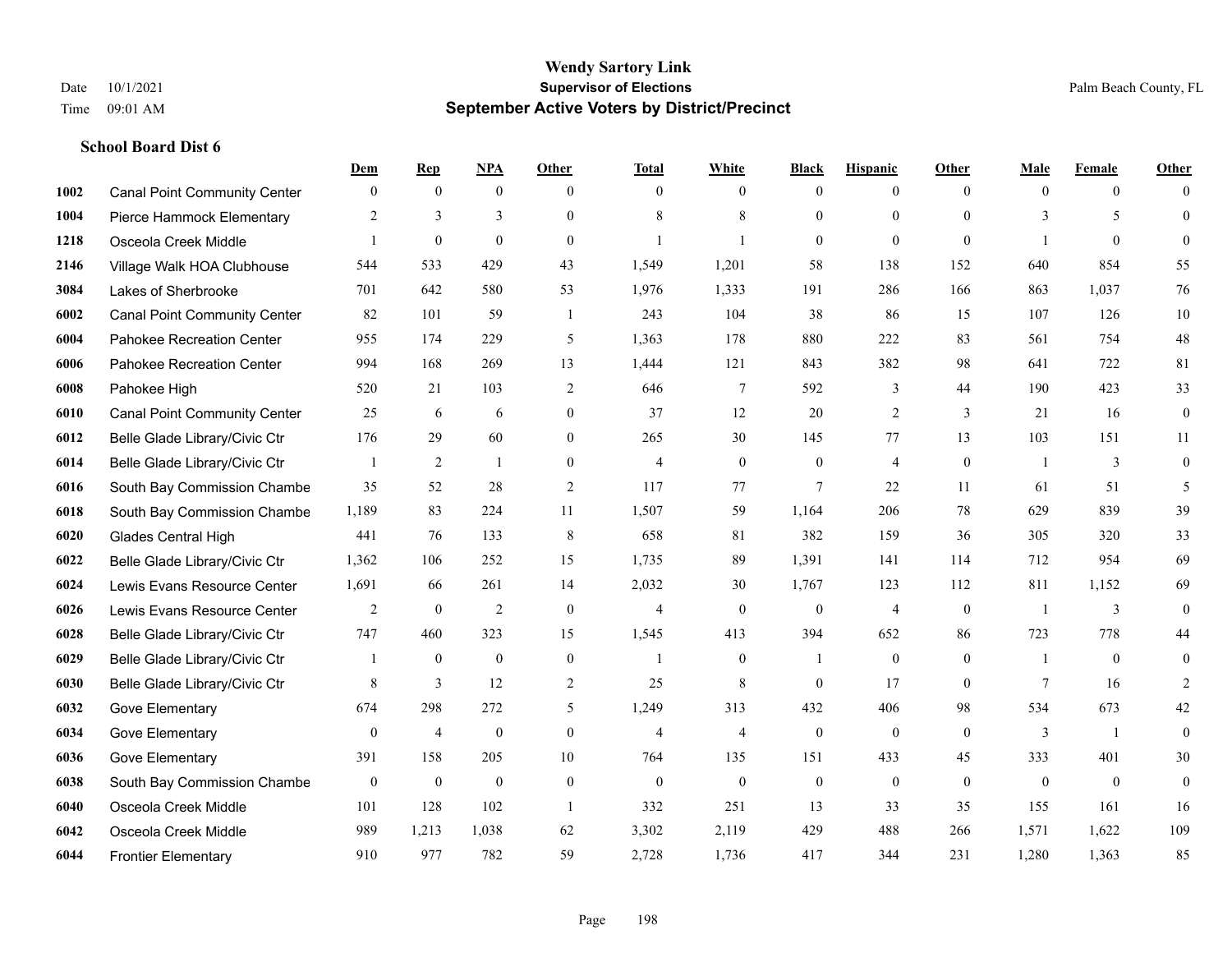# Wendy Sartory Link
## Supervisor of Elections
## September Active Voters by District/Precinct

Date 10/1/2021
Time 09:01 AM

Palm Beach County, FL

### School Board Dist 6

| | | Dem | Rep | NPA | Other | Total | White | Black | Hispanic | Other | Male | Female | Other |
|---|---|---|---|---|---|---|---|---|---|---|---|---|---|
| 1002 | Canal Point Community Center | 0 | 0 | 0 | 0 | 0 | 0 | 0 | 0 | 0 | 0 | 0 | 0 |
| 1004 | Pierce Hammock Elementary | 2 | 3 | 3 | 0 | 8 | 8 | 0 | 0 | 0 | 3 | 5 | 0 |
| 1218 | Osceola Creek Middle | 1 | 0 | 0 | 0 | 1 | 1 | 0 | 0 | 0 | 1 | 0 | 0 |
| 2146 | Village Walk HOA Clubhouse | 544 | 533 | 429 | 43 | 1,549 | 1,201 | 58 | 138 | 152 | 640 | 854 | 55 |
| 3084 | Lakes of Sherbrooke | 701 | 642 | 580 | 53 | 1,976 | 1,333 | 191 | 286 | 166 | 863 | 1,037 | 76 |
| 6002 | Canal Point Community Center | 82 | 101 | 59 | 1 | 243 | 104 | 38 | 86 | 15 | 107 | 126 | 10 |
| 6004 | Pahokee Recreation Center | 955 | 174 | 229 | 5 | 1,363 | 178 | 880 | 222 | 83 | 561 | 754 | 48 |
| 6006 | Pahokee Recreation Center | 994 | 168 | 269 | 13 | 1,444 | 121 | 843 | 382 | 98 | 641 | 722 | 81 |
| 6008 | Pahokee High | 520 | 21 | 103 | 2 | 646 | 7 | 592 | 3 | 44 | 190 | 423 | 33 |
| 6010 | Canal Point Community Center | 25 | 6 | 6 | 0 | 37 | 12 | 20 | 2 | 3 | 21 | 16 | 0 |
| 6012 | Belle Glade Library/Civic Ctr | 176 | 29 | 60 | 0 | 265 | 30 | 145 | 77 | 13 | 103 | 151 | 11 |
| 6014 | Belle Glade Library/Civic Ctr | 1 | 2 | 1 | 0 | 4 | 0 | 0 | 4 | 0 | 1 | 3 | 0 |
| 6016 | South Bay Commission Chambe | 35 | 52 | 28 | 2 | 117 | 77 | 7 | 22 | 11 | 61 | 51 | 5 |
| 6018 | South Bay Commission Chambe | 1,189 | 83 | 224 | 11 | 1,507 | 59 | 1,164 | 206 | 78 | 629 | 839 | 39 |
| 6020 | Glades Central High | 441 | 76 | 133 | 8 | 658 | 81 | 382 | 159 | 36 | 305 | 320 | 33 |
| 6022 | Belle Glade Library/Civic Ctr | 1,362 | 106 | 252 | 15 | 1,735 | 89 | 1,391 | 141 | 114 | 712 | 954 | 69 |
| 6024 | Lewis Evans Resource Center | 1,691 | 66 | 261 | 14 | 2,032 | 30 | 1,767 | 123 | 112 | 811 | 1,152 | 69 |
| 6026 | Lewis Evans Resource Center | 2 | 0 | 2 | 0 | 4 | 0 | 0 | 4 | 0 | 1 | 3 | 0 |
| 6028 | Belle Glade Library/Civic Ctr | 747 | 460 | 323 | 15 | 1,545 | 413 | 394 | 652 | 86 | 723 | 778 | 44 |
| 6029 | Belle Glade Library/Civic Ctr | 1 | 0 | 0 | 0 | 1 | 0 | 1 | 0 | 0 | 1 | 0 | 0 |
| 6030 | Belle Glade Library/Civic Ctr | 8 | 3 | 12 | 2 | 25 | 8 | 0 | 17 | 0 | 7 | 16 | 2 |
| 6032 | Gove Elementary | 674 | 298 | 272 | 5 | 1,249 | 313 | 432 | 406 | 98 | 534 | 673 | 42 |
| 6034 | Gove Elementary | 0 | 4 | 0 | 0 | 4 | 4 | 0 | 0 | 0 | 3 | 1 | 0 |
| 6036 | Gove Elementary | 391 | 158 | 205 | 10 | 764 | 135 | 151 | 433 | 45 | 333 | 401 | 30 |
| 6038 | South Bay Commission Chambe | 0 | 0 | 0 | 0 | 0 | 0 | 0 | 0 | 0 | 0 | 0 | 0 |
| 6040 | Osceola Creek Middle | 101 | 128 | 102 | 1 | 332 | 251 | 13 | 33 | 35 | 155 | 161 | 16 |
| 6042 | Osceola Creek Middle | 989 | 1,213 | 1,038 | 62 | 3,302 | 2,119 | 429 | 488 | 266 | 1,571 | 1,622 | 109 |
| 6044 | Frontier Elementary | 910 | 977 | 782 | 59 | 2,728 | 1,736 | 417 | 344 | 231 | 1,280 | 1,363 | 85 |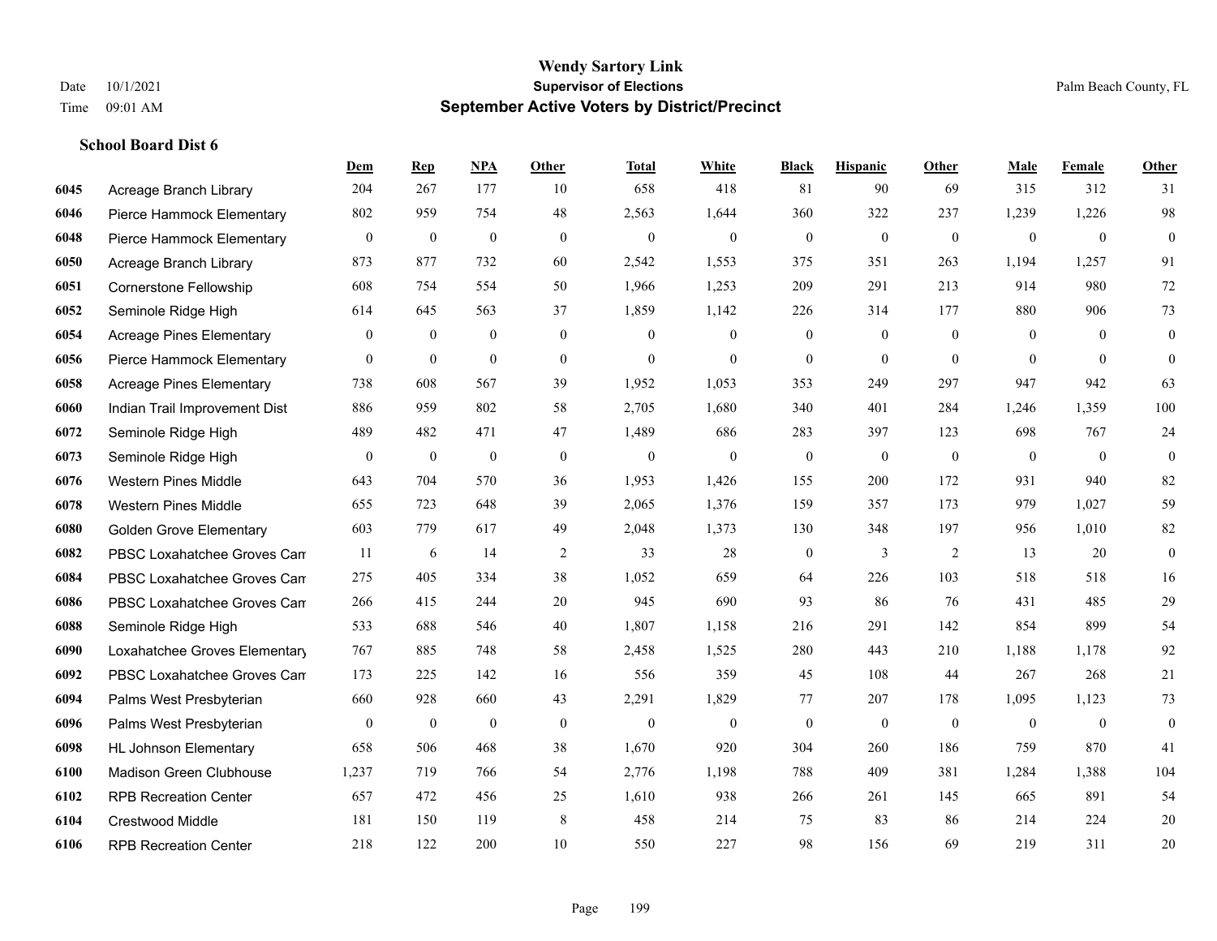# Wendy Sartory Link
## Supervisor of Elections
## September Active Voters by District/Precinct

Date 10/1/2021
Time 09:01 AM

Palm Beach County, FL

### School Board Dist 6

| | | Dem | Rep | NPA | Other | Total | White | Black | Hispanic | Other | Male | Female | Other |
|---|---|---|---|---|---|---|---|---|---|---|---|---|---|
| 6045 | Acreage Branch Library | 204 | 267 | 177 | 10 | 658 | 418 | 81 | 90 | 69 | 315 | 312 | 31 |
| 6046 | Pierce Hammock Elementary | 802 | 959 | 754 | 48 | 2,563 | 1,644 | 360 | 322 | 237 | 1,239 | 1,226 | 98 |
| 6048 | Pierce Hammock Elementary | 0 | 0 | 0 | 0 | 0 | 0 | 0 | 0 | 0 | 0 | 0 | 0 |
| 6050 | Acreage Branch Library | 873 | 877 | 732 | 60 | 2,542 | 1,553 | 375 | 351 | 263 | 1,194 | 1,257 | 91 |
| 6051 | Cornerstone Fellowship | 608 | 754 | 554 | 50 | 1,966 | 1,253 | 209 | 291 | 213 | 914 | 980 | 72 |
| 6052 | Seminole Ridge High | 614 | 645 | 563 | 37 | 1,859 | 1,142 | 226 | 314 | 177 | 880 | 906 | 73 |
| 6054 | Acreage Pines Elementary | 0 | 0 | 0 | 0 | 0 | 0 | 0 | 0 | 0 | 0 | 0 | 0 |
| 6056 | Pierce Hammock Elementary | 0 | 0 | 0 | 0 | 0 | 0 | 0 | 0 | 0 | 0 | 0 | 0 |
| 6058 | Acreage Pines Elementary | 738 | 608 | 567 | 39 | 1,952 | 1,053 | 353 | 249 | 297 | 947 | 942 | 63 |
| 6060 | Indian Trail Improvement Dist | 886 | 959 | 802 | 58 | 2,705 | 1,680 | 340 | 401 | 284 | 1,246 | 1,359 | 100 |
| 6072 | Seminole Ridge High | 489 | 482 | 471 | 47 | 1,489 | 686 | 283 | 397 | 123 | 698 | 767 | 24 |
| 6073 | Seminole Ridge High | 0 | 0 | 0 | 0 | 0 | 0 | 0 | 0 | 0 | 0 | 0 | 0 |
| 6076 | Western Pines Middle | 643 | 704 | 570 | 36 | 1,953 | 1,426 | 155 | 200 | 172 | 931 | 940 | 82 |
| 6078 | Western Pines Middle | 655 | 723 | 648 | 39 | 2,065 | 1,376 | 159 | 357 | 173 | 979 | 1,027 | 59 |
| 6080 | Golden Grove Elementary | 603 | 779 | 617 | 49 | 2,048 | 1,373 | 130 | 348 | 197 | 956 | 1,010 | 82 |
| 6082 | PBSC Loxahatchee Groves Can | 11 | 6 | 14 | 2 | 33 | 28 | 0 | 3 | 2 | 13 | 20 | 0 |
| 6084 | PBSC Loxahatchee Groves Can | 275 | 405 | 334 | 38 | 1,052 | 659 | 64 | 226 | 103 | 518 | 518 | 16 |
| 6086 | PBSC Loxahatchee Groves Can | 266 | 415 | 244 | 20 | 945 | 690 | 93 | 86 | 76 | 431 | 485 | 29 |
| 6088 | Seminole Ridge High | 533 | 688 | 546 | 40 | 1,807 | 1,158 | 216 | 291 | 142 | 854 | 899 | 54 |
| 6090 | Loxahatchee Groves Elementary | 767 | 885 | 748 | 58 | 2,458 | 1,525 | 280 | 443 | 210 | 1,188 | 1,178 | 92 |
| 6092 | PBSC Loxahatchee Groves Can | 173 | 225 | 142 | 16 | 556 | 359 | 45 | 108 | 44 | 267 | 268 | 21 |
| 6094 | Palms West Presbyterian | 660 | 928 | 660 | 43 | 2,291 | 1,829 | 77 | 207 | 178 | 1,095 | 1,123 | 73 |
| 6096 | Palms West Presbyterian | 0 | 0 | 0 | 0 | 0 | 0 | 0 | 0 | 0 | 0 | 0 | 0 |
| 6098 | HL Johnson Elementary | 658 | 506 | 468 | 38 | 1,670 | 920 | 304 | 260 | 186 | 759 | 870 | 41 |
| 6100 | Madison Green Clubhouse | 1,237 | 719 | 766 | 54 | 2,776 | 1,198 | 788 | 409 | 381 | 1,284 | 1,388 | 104 |
| 6102 | RPB Recreation Center | 657 | 472 | 456 | 25 | 1,610 | 938 | 266 | 261 | 145 | 665 | 891 | 54 |
| 6104 | Crestwood Middle | 181 | 150 | 119 | 8 | 458 | 214 | 75 | 83 | 86 | 214 | 224 | 20 |
| 6106 | RPB Recreation Center | 218 | 122 | 200 | 10 | 550 | 227 | 98 | 156 | 69 | 219 | 311 | 20 |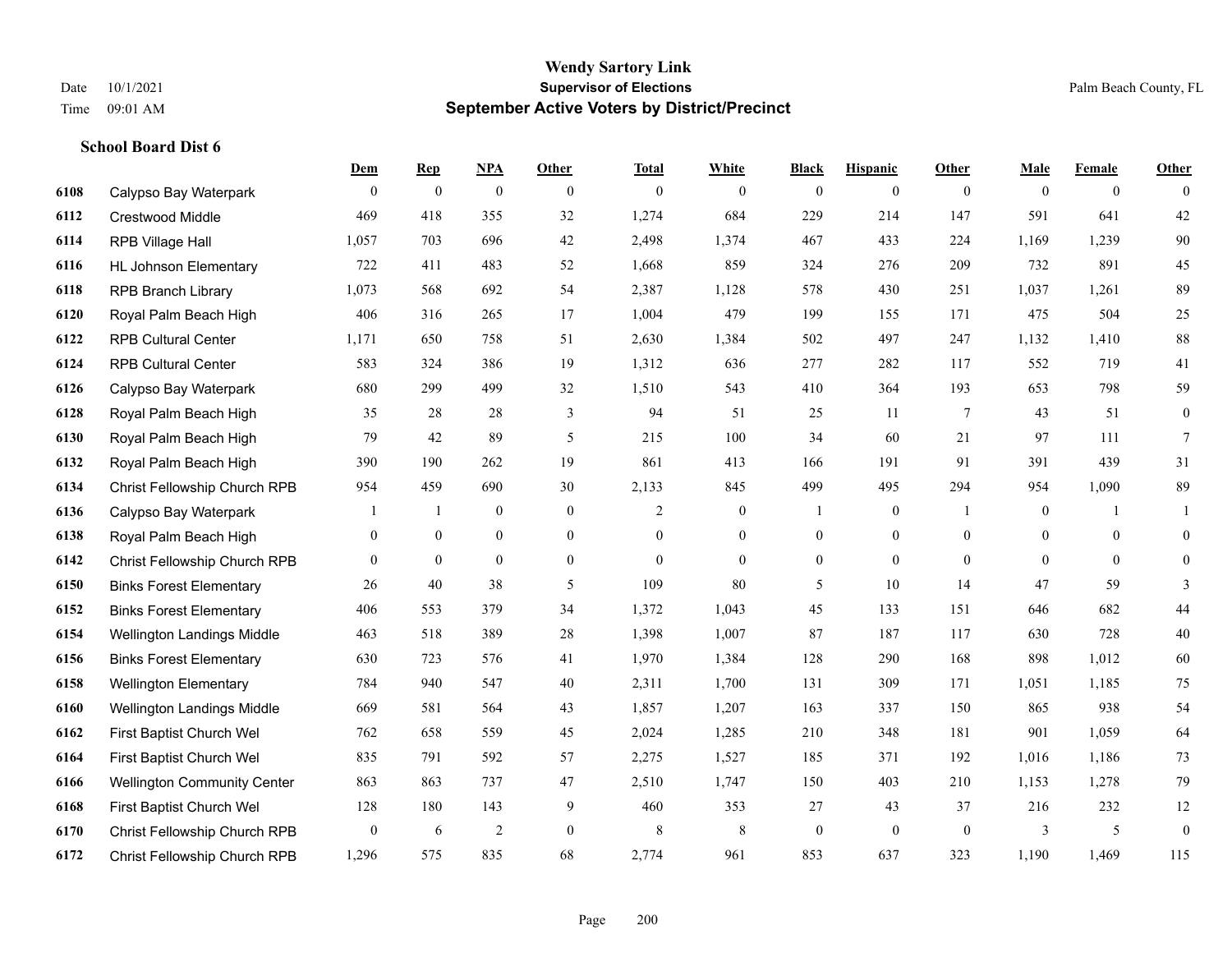# Wendy Sartory Link

**Supervisor of Elections**

**September Active Voters by District/Precinct**

Date 10/1/2021
Time 09:01 AM

Palm Beach County, FL

### School Board Dist 6

| | | Dem | Rep | NPA | Other | Total | White | Black | Hispanic | Other | Male | Female | Other |
|---|---|---|---|---|---|---|---|---|---|---|---|---|---|
| 6108 | Calypso Bay Waterpark | 0 | 0 | 0 | 0 | 0 | 0 | 0 | 0 | 0 | 0 | 0 | 0 |
| 6112 | Crestwood Middle | 469 | 418 | 355 | 32 | 1,274 | 684 | 229 | 214 | 147 | 591 | 641 | 42 |
| 6114 | RPB Village Hall | 1,057 | 703 | 696 | 42 | 2,498 | 1,374 | 467 | 433 | 224 | 1,169 | 1,239 | 90 |
| 6116 | HL Johnson Elementary | 722 | 411 | 483 | 52 | 1,668 | 859 | 324 | 276 | 209 | 732 | 891 | 45 |
| 6118 | RPB Branch Library | 1,073 | 568 | 692 | 54 | 2,387 | 1,128 | 578 | 430 | 251 | 1,037 | 1,261 | 89 |
| 6120 | Royal Palm Beach High | 406 | 316 | 265 | 17 | 1,004 | 479 | 199 | 155 | 171 | 475 | 504 | 25 |
| 6122 | RPB Cultural Center | 1,171 | 650 | 758 | 51 | 2,630 | 1,384 | 502 | 497 | 247 | 1,132 | 1,410 | 88 |
| 6124 | RPB Cultural Center | 583 | 324 | 386 | 19 | 1,312 | 636 | 277 | 282 | 117 | 552 | 719 | 41 |
| 6126 | Calypso Bay Waterpark | 680 | 299 | 499 | 32 | 1,510 | 543 | 410 | 364 | 193 | 653 | 798 | 59 |
| 6128 | Royal Palm Beach High | 35 | 28 | 28 | 3 | 94 | 51 | 25 | 11 | 7 | 43 | 51 | 0 |
| 6130 | Royal Palm Beach High | 79 | 42 | 89 | 5 | 215 | 100 | 34 | 60 | 21 | 97 | 111 | 7 |
| 6132 | Royal Palm Beach High | 390 | 190 | 262 | 19 | 861 | 413 | 166 | 191 | 91 | 391 | 439 | 31 |
| 6134 | Christ Fellowship Church RPB | 954 | 459 | 690 | 30 | 2,133 | 845 | 499 | 495 | 294 | 954 | 1,090 | 89 |
| 6136 | Calypso Bay Waterpark | 1 | 1 | 0 | 0 | 2 | 0 | 1 | 0 | 1 | 0 | 1 | 1 |
| 6138 | Royal Palm Beach High | 0 | 0 | 0 | 0 | 0 | 0 | 0 | 0 | 0 | 0 | 0 | 0 |
| 6142 | Christ Fellowship Church RPB | 0 | 0 | 0 | 0 | 0 | 0 | 0 | 0 | 0 | 0 | 0 | 0 |
| 6150 | Binks Forest Elementary | 26 | 40 | 38 | 5 | 109 | 80 | 5 | 10 | 14 | 47 | 59 | 3 |
| 6152 | Binks Forest Elementary | 406 | 553 | 379 | 34 | 1,372 | 1,043 | 45 | 133 | 151 | 646 | 682 | 44 |
| 6154 | Wellington Landings Middle | 463 | 518 | 389 | 28 | 1,398 | 1,007 | 87 | 187 | 117 | 630 | 728 | 40 |
| 6156 | Binks Forest Elementary | 630 | 723 | 576 | 41 | 1,970 | 1,384 | 128 | 290 | 168 | 898 | 1,012 | 60 |
| 6158 | Wellington Elementary | 784 | 940 | 547 | 40 | 2,311 | 1,700 | 131 | 309 | 171 | 1,051 | 1,185 | 75 |
| 6160 | Wellington Landings Middle | 669 | 581 | 564 | 43 | 1,857 | 1,207 | 163 | 337 | 150 | 865 | 938 | 54 |
| 6162 | First Baptist Church Wel | 762 | 658 | 559 | 45 | 2,024 | 1,285 | 210 | 348 | 181 | 901 | 1,059 | 64 |
| 6164 | First Baptist Church Wel | 835 | 791 | 592 | 57 | 2,275 | 1,527 | 185 | 371 | 192 | 1,016 | 1,186 | 73 |
| 6166 | Wellington Community Center | 863 | 863 | 737 | 47 | 2,510 | 1,747 | 150 | 403 | 210 | 1,153 | 1,278 | 79 |
| 6168 | First Baptist Church Wel | 128 | 180 | 143 | 9 | 460 | 353 | 27 | 43 | 37 | 216 | 232 | 12 |
| 6170 | Christ Fellowship Church RPB | 0 | 6 | 2 | 0 | 8 | 8 | 0 | 0 | 0 | 3 | 5 | 0 |
| 6172 | Christ Fellowship Church RPB | 1,296 | 575 | 835 | 68 | 2,774 | 961 | 853 | 637 | 323 | 1,190 | 1,469 | 115 |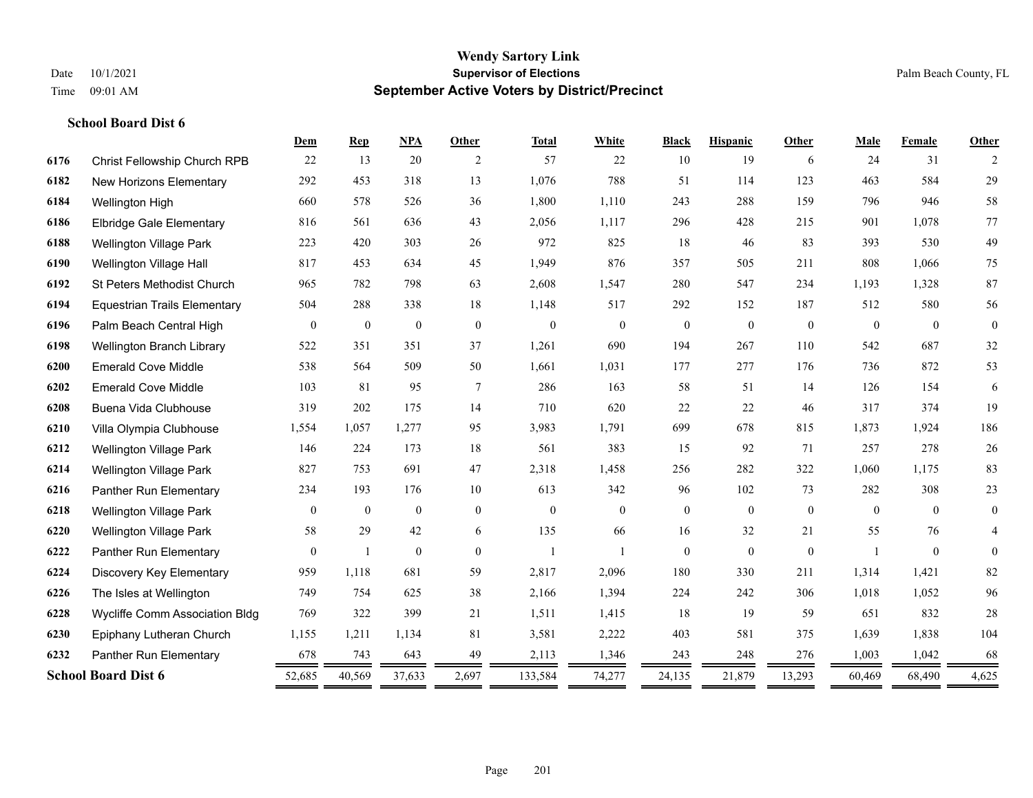# Wendy Sartory Link

**Supervisor of Elections**

**September Active Voters by District/Precinct**

Date 10/1/2021

Time 09:01 AM

Palm Beach County, FL

**School Board Dist 6**

| | | Dem | Rep | NPA | Other | Total | White | Black | Hispanic | Other | Male | Female | Other |
|---|---|---|---|---|---|---|---|---|---|---|---|---|---|
| 6176 | Christ Fellowship Church RPB | 22 | 13 | 20 | 2 | 57 | 22 | 10 | 19 | 6 | 24 | 31 | 2 |
| 6182 | New Horizons Elementary | 292 | 453 | 318 | 13 | 1,076 | 788 | 51 | 114 | 123 | 463 | 584 | 29 |
| 6184 | Wellington High | 660 | 578 | 526 | 36 | 1,800 | 1,110 | 243 | 288 | 159 | 796 | 946 | 58 |
| 6186 | Elbridge Gale Elementary | 816 | 561 | 636 | 43 | 2,056 | 1,117 | 296 | 428 | 215 | 901 | 1,078 | 77 |
| 6188 | Wellington Village Park | 223 | 420 | 303 | 26 | 972 | 825 | 18 | 46 | 83 | 393 | 530 | 49 |
| 6190 | Wellington Village Hall | 817 | 453 | 634 | 45 | 1,949 | 876 | 357 | 505 | 211 | 808 | 1,066 | 75 |
| 6192 | St Peters Methodist Church | 965 | 782 | 798 | 63 | 2,608 | 1,547 | 280 | 547 | 234 | 1,193 | 1,328 | 87 |
| 6194 | Equestrian Trails Elementary | 504 | 288 | 338 | 18 | 1,148 | 517 | 292 | 152 | 187 | 512 | 580 | 56 |
| 6196 | Palm Beach Central High | 0 | 0 | 0 | 0 | 0 | 0 | 0 | 0 | 0 | 0 | 0 | 0 |
| 6198 | Wellington Branch Library | 522 | 351 | 351 | 37 | 1,261 | 690 | 194 | 267 | 110 | 542 | 687 | 32 |
| 6200 | Emerald Cove Middle | 538 | 564 | 509 | 50 | 1,661 | 1,031 | 177 | 277 | 176 | 736 | 872 | 53 |
| 6202 | Emerald Cove Middle | 103 | 81 | 95 | 7 | 286 | 163 | 58 | 51 | 14 | 126 | 154 | 6 |
| 6208 | Buena Vida Clubhouse | 319 | 202 | 175 | 14 | 710 | 620 | 22 | 22 | 46 | 317 | 374 | 19 |
| 6210 | Villa Olympia Clubhouse | 1,554 | 1,057 | 1,277 | 95 | 3,983 | 1,791 | 699 | 678 | 815 | 1,873 | 1,924 | 186 |
| 6212 | Wellington Village Park | 146 | 224 | 173 | 18 | 561 | 383 | 15 | 92 | 71 | 257 | 278 | 26 |
| 6214 | Wellington Village Park | 827 | 753 | 691 | 47 | 2,318 | 1,458 | 256 | 282 | 322 | 1,060 | 1,175 | 83 |
| 6216 | Panther Run Elementary | 234 | 193 | 176 | 10 | 613 | 342 | 96 | 102 | 73 | 282 | 308 | 23 |
| 6218 | Wellington Village Park | 0 | 0 | 0 | 0 | 0 | 0 | 0 | 0 | 0 | 0 | 0 | 0 |
| 6220 | Wellington Village Park | 58 | 29 | 42 | 6 | 135 | 66 | 16 | 32 | 21 | 55 | 76 | 4 |
| 6222 | Panther Run Elementary | 0 | 1 | 0 | 0 | 1 | 1 | 0 | 0 | 0 | 1 | 0 | 0 |
| 6224 | Discovery Key Elementary | 959 | 1,118 | 681 | 59 | 2,817 | 2,096 | 180 | 330 | 211 | 1,314 | 1,421 | 82 |
| 6226 | The Isles at Wellington | 749 | 754 | 625 | 38 | 2,166 | 1,394 | 224 | 242 | 306 | 1,018 | 1,052 | 96 |
| 6228 | Wycliffe Comm Association Bldg | 769 | 322 | 399 | 21 | 1,511 | 1,415 | 18 | 19 | 59 | 651 | 832 | 28 |
| 6230 | Epiphany Lutheran Church | 1,155 | 1,211 | 1,134 | 81 | 3,581 | 2,222 | 403 | 581 | 375 | 1,639 | 1,838 | 104 |
| 6232 | Panther Run Elementary | 678 | 743 | 643 | 49 | 2,113 | 1,346 | 243 | 248 | 276 | 1,003 | 1,042 | 68 |
| **School Board Dist 6** | | 52,685 | 40,569 | 37,633 | 2,697 | 133,584 | 74,277 | 24,135 | 21,879 | 13,293 | 60,469 | 68,490 | 4,625 |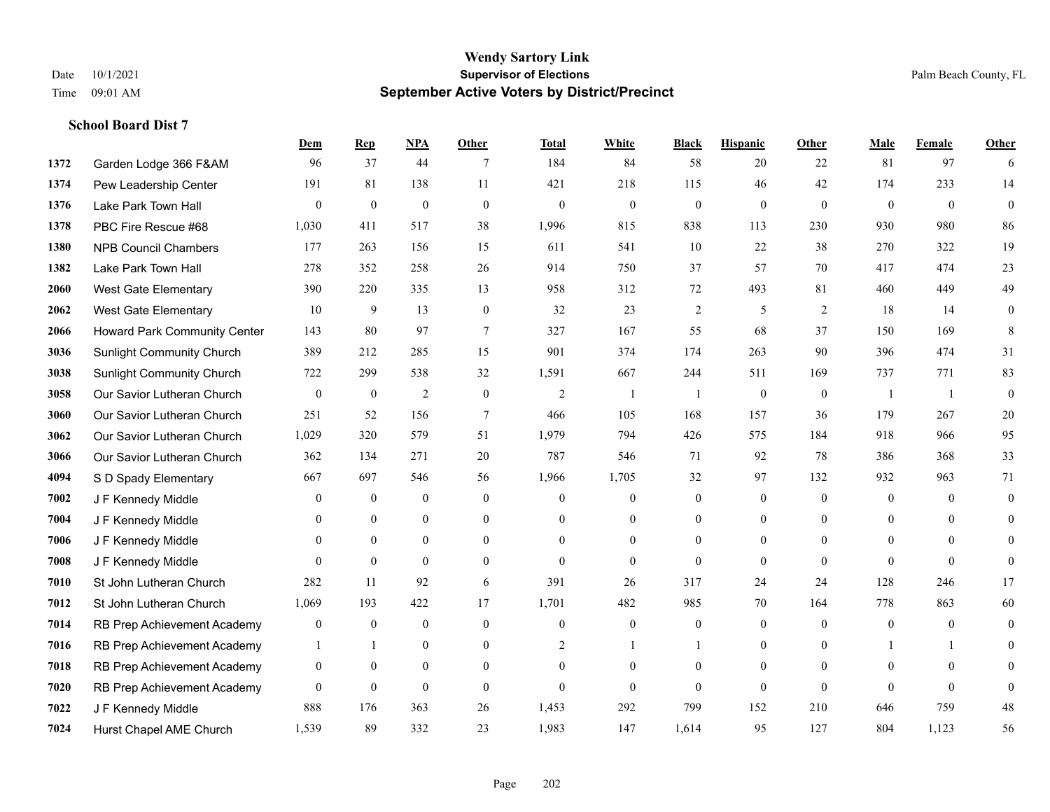# Wendy Sartory Link

**Supervisor of Elections**

**September Active Voters by District/Precinct**

Date 10/1/2021
Time 09:01 AM

Palm Beach County, FL

### School Board Dist 7

| | | Dem | Rep | NPA | Other | Total | White | Black | Hispanic | Other | Male | Female | Other |
|---|---|---|---|---|---|---|---|---|---|---|---|---|---|
| 1372 | Garden Lodge 366 F&AM | 96 | 37 | 44 | 7 | 184 | 84 | 58 | 20 | 22 | 81 | 97 | 6 |
| 1374 | Pew Leadership Center | 191 | 81 | 138 | 11 | 421 | 218 | 115 | 46 | 42 | 174 | 233 | 14 |
| 1376 | Lake Park Town Hall | 0 | 0 | 0 | 0 | 0 | 0 | 0 | 0 | 0 | 0 | 0 | 0 |
| 1378 | PBC Fire Rescue #68 | 1,030 | 411 | 517 | 38 | 1,996 | 815 | 838 | 113 | 230 | 930 | 980 | 86 |
| 1380 | NPB Council Chambers | 177 | 263 | 156 | 15 | 611 | 541 | 10 | 22 | 38 | 270 | 322 | 19 |
| 1382 | Lake Park Town Hall | 278 | 352 | 258 | 26 | 914 | 750 | 37 | 57 | 70 | 417 | 474 | 23 |
| 2060 | West Gate Elementary | 390 | 220 | 335 | 13 | 958 | 312 | 72 | 493 | 81 | 460 | 449 | 49 |
| 2062 | West Gate Elementary | 10 | 9 | 13 | 0 | 32 | 23 | 2 | 5 | 2 | 18 | 14 | 0 |
| 2066 | Howard Park Community Center | 143 | 80 | 97 | 7 | 327 | 167 | 55 | 68 | 37 | 150 | 169 | 8 |
| 3036 | Sunlight Community Church | 389 | 212 | 285 | 15 | 901 | 374 | 174 | 263 | 90 | 396 | 474 | 31 |
| 3038 | Sunlight Community Church | 722 | 299 | 538 | 32 | 1,591 | 667 | 244 | 511 | 169 | 737 | 771 | 83 |
| 3058 | Our Savior Lutheran Church | 0 | 0 | 2 | 0 | 2 | 1 | 1 | 0 | 0 | 1 | 1 | 0 |
| 3060 | Our Savior Lutheran Church | 251 | 52 | 156 | 7 | 466 | 105 | 168 | 157 | 36 | 179 | 267 | 20 |
| 3062 | Our Savior Lutheran Church | 1,029 | 320 | 579 | 51 | 1,979 | 794 | 426 | 575 | 184 | 918 | 966 | 95 |
| 3066 | Our Savior Lutheran Church | 362 | 134 | 271 | 20 | 787 | 546 | 71 | 92 | 78 | 386 | 368 | 33 |
| 4094 | S D Spady Elementary | 667 | 697 | 546 | 56 | 1,966 | 1,705 | 32 | 97 | 132 | 932 | 963 | 71 |
| 7002 | J F Kennedy Middle | 0 | 0 | 0 | 0 | 0 | 0 | 0 | 0 | 0 | 0 | 0 | 0 |
| 7004 | J F Kennedy Middle | 0 | 0 | 0 | 0 | 0 | 0 | 0 | 0 | 0 | 0 | 0 | 0 |
| 7006 | J F Kennedy Middle | 0 | 0 | 0 | 0 | 0 | 0 | 0 | 0 | 0 | 0 | 0 | 0 |
| 7008 | J F Kennedy Middle | 0 | 0 | 0 | 0 | 0 | 0 | 0 | 0 | 0 | 0 | 0 | 0 |
| 7010 | St John Lutheran Church | 282 | 11 | 92 | 6 | 391 | 26 | 317 | 24 | 24 | 128 | 246 | 17 |
| 7012 | St John Lutheran Church | 1,069 | 193 | 422 | 17 | 1,701 | 482 | 985 | 70 | 164 | 778 | 863 | 60 |
| 7014 | RB Prep Achievement Academy | 0 | 0 | 0 | 0 | 0 | 0 | 0 | 0 | 0 | 0 | 0 | 0 |
| 7016 | RB Prep Achievement Academy | 1 | 1 | 0 | 0 | 2 | 1 | 1 | 0 | 0 | 1 | 1 | 0 |
| 7018 | RB Prep Achievement Academy | 0 | 0 | 0 | 0 | 0 | 0 | 0 | 0 | 0 | 0 | 0 | 0 |
| 7020 | RB Prep Achievement Academy | 0 | 0 | 0 | 0 | 0 | 0 | 0 | 0 | 0 | 0 | 0 | 0 |
| 7022 | J F Kennedy Middle | 888 | 176 | 363 | 26 | 1,453 | 292 | 799 | 152 | 210 | 646 | 759 | 48 |
| 7024 | Hurst Chapel AME Church | 1,539 | 89 | 332 | 23 | 1,983 | 147 | 1,614 | 95 | 127 | 804 | 1,123 | 56 |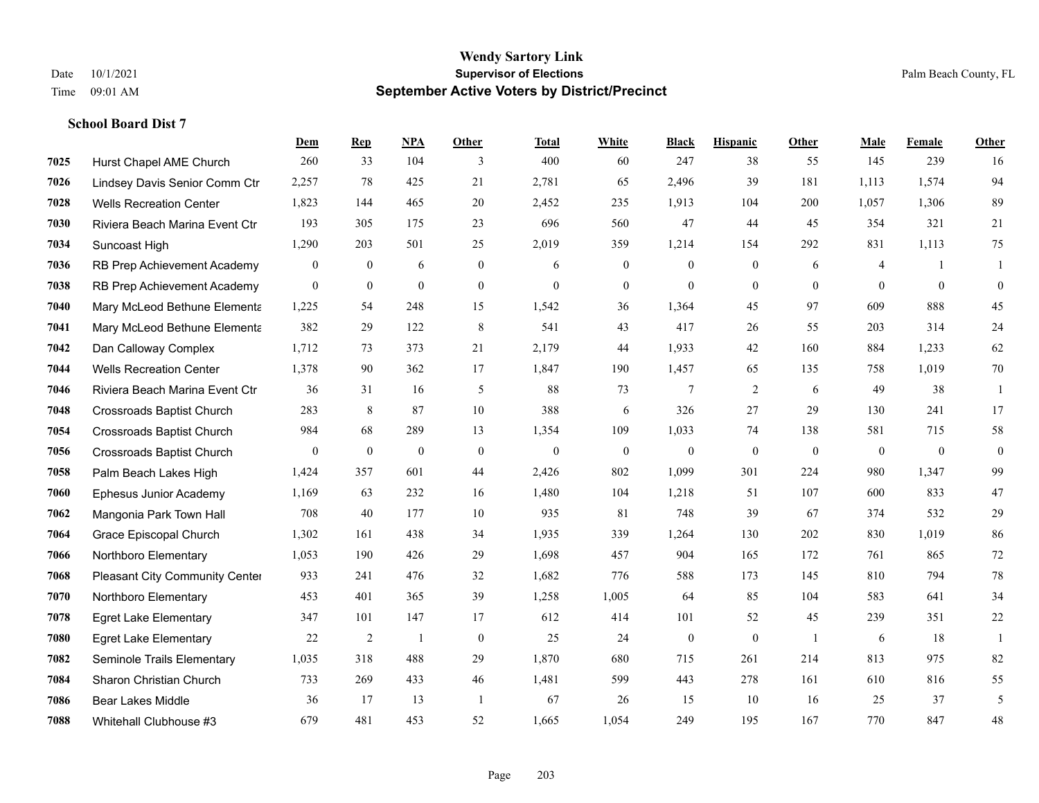# Wendy Sartory Link
## Supervisor of Elections
## September Active Voters by District/Precinct

Date 10/1/2021
Time 09:01 AM

Palm Beach County, FL

### School Board Dist 7

| | | Dem | Rep | NPA | Other | Total | White | Black | Hispanic | Other | Male | Female | Other |
|---|---|---|---|---|---|---|---|---|---|---|---|---|---|
| 7025 | Hurst Chapel AME Church | 260 | 33 | 104 | 3 | 400 | 60 | 247 | 38 | 55 | 145 | 239 | 16 |
| 7026 | Lindsey Davis Senior Comm Ctr | 2,257 | 78 | 425 | 21 | 2,781 | 65 | 2,496 | 39 | 181 | 1,113 | 1,574 | 94 |
| 7028 | Wells Recreation Center | 1,823 | 144 | 465 | 20 | 2,452 | 235 | 1,913 | 104 | 200 | 1,057 | 1,306 | 89 |
| 7030 | Riviera Beach Marina Event Ctr | 193 | 305 | 175 | 23 | 696 | 560 | 47 | 44 | 45 | 354 | 321 | 21 |
| 7034 | Suncoast High | 1,290 | 203 | 501 | 25 | 2,019 | 359 | 1,214 | 154 | 292 | 831 | 1,113 | 75 |
| 7036 | RB Prep Achievement Academy | 0 | 0 | 6 | 0 | 6 | 0 | 0 | 0 | 6 | 4 | 1 | 1 |
| 7038 | RB Prep Achievement Academy | 0 | 0 | 0 | 0 | 0 | 0 | 0 | 0 | 0 | 0 | 0 | 0 |
| 7040 | Mary McLeod Bethune Elementa | 1,225 | 54 | 248 | 15 | 1,542 | 36 | 1,364 | 45 | 97 | 609 | 888 | 45 |
| 7041 | Mary McLeod Bethune Elementa | 382 | 29 | 122 | 8 | 541 | 43 | 417 | 26 | 55 | 203 | 314 | 24 |
| 7042 | Dan Calloway Complex | 1,712 | 73 | 373 | 21 | 2,179 | 44 | 1,933 | 42 | 160 | 884 | 1,233 | 62 |
| 7044 | Wells Recreation Center | 1,378 | 90 | 362 | 17 | 1,847 | 190 | 1,457 | 65 | 135 | 758 | 1,019 | 70 |
| 7046 | Riviera Beach Marina Event Ctr | 36 | 31 | 16 | 5 | 88 | 73 | 7 | 2 | 6 | 49 | 38 | 1 |
| 7048 | Crossroads Baptist Church | 283 | 8 | 87 | 10 | 388 | 6 | 326 | 27 | 29 | 130 | 241 | 17 |
| 7054 | Crossroads Baptist Church | 984 | 68 | 289 | 13 | 1,354 | 109 | 1,033 | 74 | 138 | 581 | 715 | 58 |
| 7056 | Crossroads Baptist Church | 0 | 0 | 0 | 0 | 0 | 0 | 0 | 0 | 0 | 0 | 0 | 0 |
| 7058 | Palm Beach Lakes High | 1,424 | 357 | 601 | 44 | 2,426 | 802 | 1,099 | 301 | 224 | 980 | 1,347 | 99 |
| 7060 | Ephesus Junior Academy | 1,169 | 63 | 232 | 16 | 1,480 | 104 | 1,218 | 51 | 107 | 600 | 833 | 47 |
| 7062 | Mangonia Park Town Hall | 708 | 40 | 177 | 10 | 935 | 81 | 748 | 39 | 67 | 374 | 532 | 29 |
| 7064 | Grace Episcopal Church | 1,302 | 161 | 438 | 34 | 1,935 | 339 | 1,264 | 130 | 202 | 830 | 1,019 | 86 |
| 7066 | Northboro Elementary | 1,053 | 190 | 426 | 29 | 1,698 | 457 | 904 | 165 | 172 | 761 | 865 | 72 |
| 7068 | Pleasant City Community Center | 933 | 241 | 476 | 32 | 1,682 | 776 | 588 | 173 | 145 | 810 | 794 | 78 |
| 7070 | Northboro Elementary | 453 | 401 | 365 | 39 | 1,258 | 1,005 | 64 | 85 | 104 | 583 | 641 | 34 |
| 7078 | Egret Lake Elementary | 347 | 101 | 147 | 17 | 612 | 414 | 101 | 52 | 45 | 239 | 351 | 22 |
| 7080 | Egret Lake Elementary | 22 | 2 | 1 | 0 | 25 | 24 | 0 | 0 | 1 | 6 | 18 | 1 |
| 7082 | Seminole Trails Elementary | 1,035 | 318 | 488 | 29 | 1,870 | 680 | 715 | 261 | 214 | 813 | 975 | 82 |
| 7084 | Sharon Christian Church | 733 | 269 | 433 | 46 | 1,481 | 599 | 443 | 278 | 161 | 610 | 816 | 55 |
| 7086 | Bear Lakes Middle | 36 | 17 | 13 | 1 | 67 | 26 | 15 | 10 | 16 | 25 | 37 | 5 |
| 7088 | Whitehall Clubhouse #3 | 679 | 481 | 453 | 52 | 1,665 | 1,054 | 249 | 195 | 167 | 770 | 847 | 48 |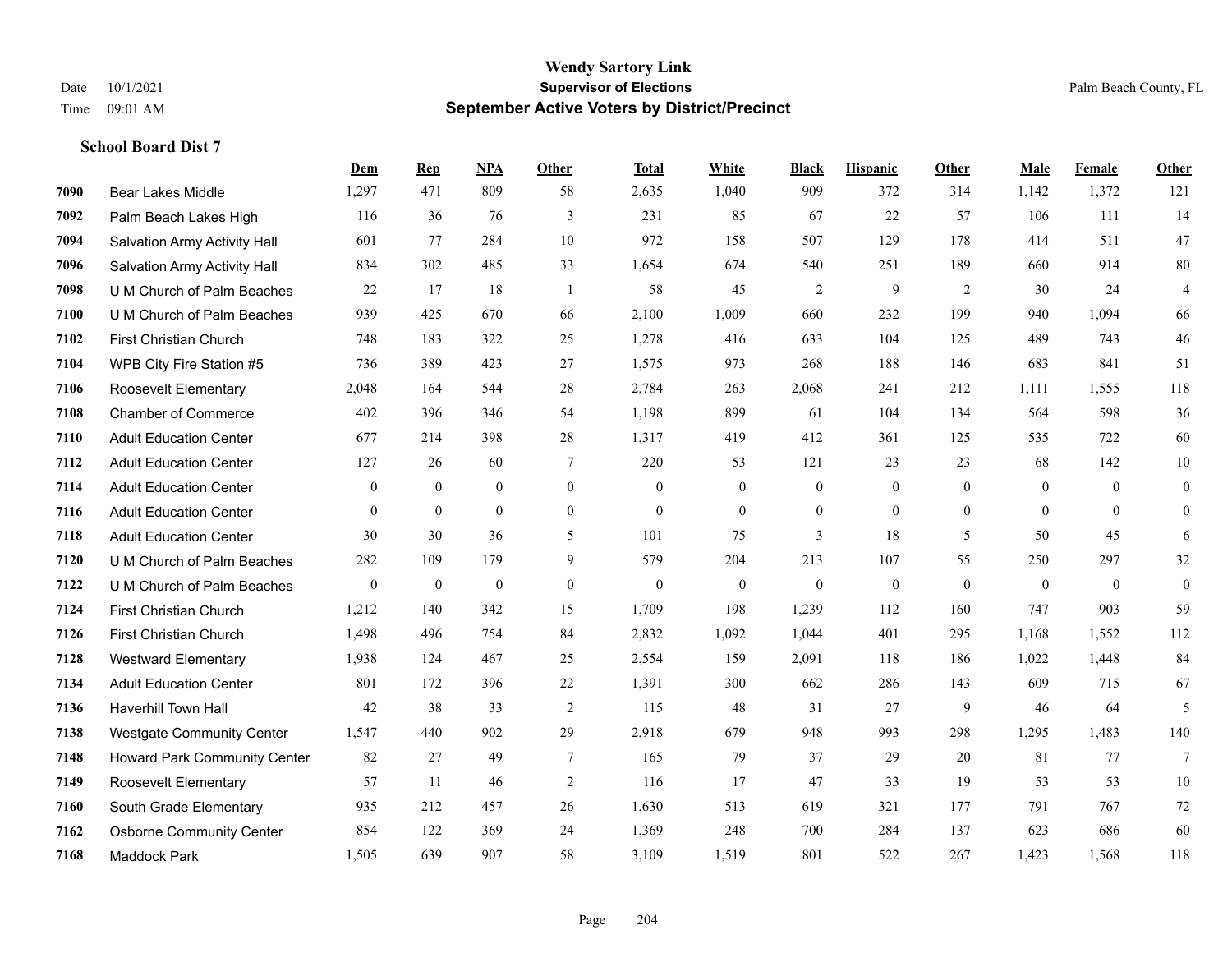# Wendy Sartory Link
## Supervisor of Elections
## September Active Voters by District/Precinct

Date 10/1/2021
Time 09:01 AM

Palm Beach County, FL

### School Board Dist 7

| | | Dem | Rep | NPA | Other | Total | White | Black | Hispanic | Other | Male | Female | Other |
|---|---|---|---|---|---|---|---|---|---|---|---|---|---|
| 7090 | Bear Lakes Middle | 1,297 | 471 | 809 | 58 | 2,635 | 1,040 | 909 | 372 | 314 | 1,142 | 1,372 | 121 |
| 7092 | Palm Beach Lakes High | 116 | 36 | 76 | 3 | 231 | 85 | 67 | 22 | 57 | 106 | 111 | 14 |
| 7094 | Salvation Army Activity Hall | 601 | 77 | 284 | 10 | 972 | 158 | 507 | 129 | 178 | 414 | 511 | 47 |
| 7096 | Salvation Army Activity Hall | 834 | 302 | 485 | 33 | 1,654 | 674 | 540 | 251 | 189 | 660 | 914 | 80 |
| 7098 | U M Church of Palm Beaches | 22 | 17 | 18 | 1 | 58 | 45 | 2 | 9 | 2 | 30 | 24 | 4 |
| 7100 | U M Church of Palm Beaches | 939 | 425 | 670 | 66 | 2,100 | 1,009 | 660 | 232 | 199 | 940 | 1,094 | 66 |
| 7102 | First Christian Church | 748 | 183 | 322 | 25 | 1,278 | 416 | 633 | 104 | 125 | 489 | 743 | 46 |
| 7104 | WPB City Fire Station #5 | 736 | 389 | 423 | 27 | 1,575 | 973 | 268 | 188 | 146 | 683 | 841 | 51 |
| 7106 | Roosevelt Elementary | 2,048 | 164 | 544 | 28 | 2,784 | 263 | 2,068 | 241 | 212 | 1,111 | 1,555 | 118 |
| 7108 | Chamber of Commerce | 402 | 396 | 346 | 54 | 1,198 | 899 | 61 | 104 | 134 | 564 | 598 | 36 |
| 7110 | Adult Education Center | 677 | 214 | 398 | 28 | 1,317 | 419 | 412 | 361 | 125 | 535 | 722 | 60 |
| 7112 | Adult Education Center | 127 | 26 | 60 | 7 | 220 | 53 | 121 | 23 | 23 | 68 | 142 | 10 |
| 7114 | Adult Education Center | 0 | 0 | 0 | 0 | 0 | 0 | 0 | 0 | 0 | 0 | 0 | 0 |
| 7116 | Adult Education Center | 0 | 0 | 0 | 0 | 0 | 0 | 0 | 0 | 0 | 0 | 0 | 0 |
| 7118 | Adult Education Center | 30 | 30 | 36 | 5 | 101 | 75 | 3 | 18 | 5 | 50 | 45 | 6 |
| 7120 | U M Church of Palm Beaches | 282 | 109 | 179 | 9 | 579 | 204 | 213 | 107 | 55 | 250 | 297 | 32 |
| 7122 | U M Church of Palm Beaches | 0 | 0 | 0 | 0 | 0 | 0 | 0 | 0 | 0 | 0 | 0 | 0 |
| 7124 | First Christian Church | 1,212 | 140 | 342 | 15 | 1,709 | 198 | 1,239 | 112 | 160 | 747 | 903 | 59 |
| 7126 | First Christian Church | 1,498 | 496 | 754 | 84 | 2,832 | 1,092 | 1,044 | 401 | 295 | 1,168 | 1,552 | 112 |
| 7128 | Westward Elementary | 1,938 | 124 | 467 | 25 | 2,554 | 159 | 2,091 | 118 | 186 | 1,022 | 1,448 | 84 |
| 7134 | Adult Education Center | 801 | 172 | 396 | 22 | 1,391 | 300 | 662 | 286 | 143 | 609 | 715 | 67 |
| 7136 | Haverhill Town Hall | 42 | 38 | 33 | 2 | 115 | 48 | 31 | 27 | 9 | 46 | 64 | 5 |
| 7138 | Westgate Community Center | 1,547 | 440 | 902 | 29 | 2,918 | 679 | 948 | 993 | 298 | 1,295 | 1,483 | 140 |
| 7148 | Howard Park Community Center | 82 | 27 | 49 | 7 | 165 | 79 | 37 | 29 | 20 | 81 | 77 | 7 |
| 7149 | Roosevelt Elementary | 57 | 11 | 46 | 2 | 116 | 17 | 47 | 33 | 19 | 53 | 53 | 10 |
| 7160 | South Grade Elementary | 935 | 212 | 457 | 26 | 1,630 | 513 | 619 | 321 | 177 | 791 | 767 | 72 |
| 7162 | Osborne Community Center | 854 | 122 | 369 | 24 | 1,369 | 248 | 700 | 284 | 137 | 623 | 686 | 60 |
| 7168 | Maddock Park | 1,505 | 639 | 907 | 58 | 3,109 | 1,519 | 801 | 522 | 267 | 1,423 | 1,568 | 118 |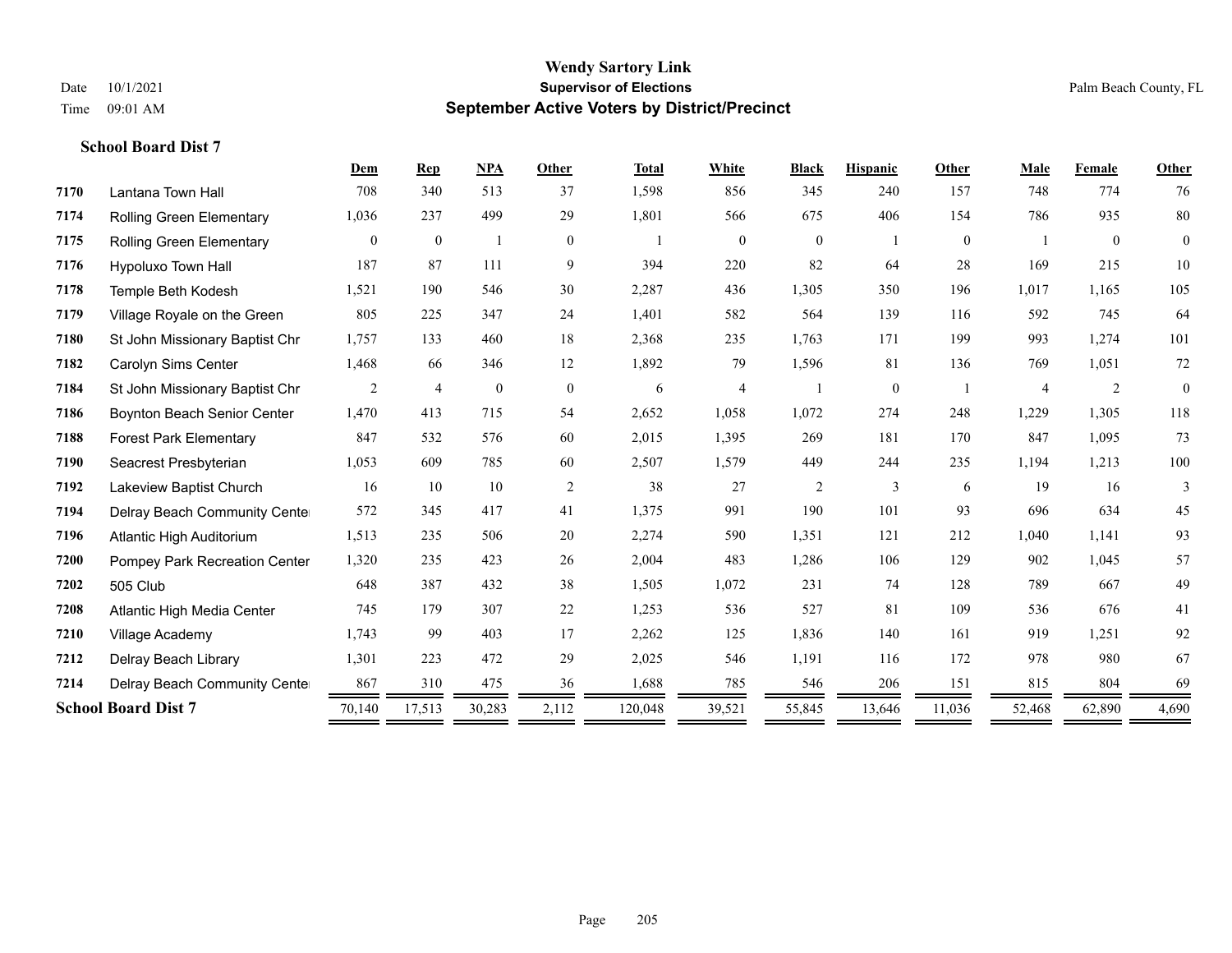**Wendy Sartory Link**
**Supervisor of Elections**
**September Active Voters by District/Precinct**

Date 10/1/2021
Time 09:01 AM

Palm Beach County, FL

**School Board Dist 7**

| | | Dem | Rep | NPA | Other | Total | White | Black | Hispanic | Other | Male | Female | Other |
|---|---|---|---|---|---|---|---|---|---|---|---|---|---|
| 7170 | Lantana Town Hall | 708 | 340 | 513 | 37 | 1,598 | 856 | 345 | 240 | 157 | 748 | 774 | 76 |
| 7174 | Rolling Green Elementary | 1,036 | 237 | 499 | 29 | 1,801 | 566 | 675 | 406 | 154 | 786 | 935 | 80 |
| 7175 | Rolling Green Elementary | 0 | 0 | 1 | 0 | 1 | 0 | 0 | 1 | 0 | 1 | 0 | 0 |
| 7176 | Hypoluxo Town Hall | 187 | 87 | 111 | 9 | 394 | 220 | 82 | 64 | 28 | 169 | 215 | 10 |
| 7178 | Temple Beth Kodesh | 1,521 | 190 | 546 | 30 | 2,287 | 436 | 1,305 | 350 | 196 | 1,017 | 1,165 | 105 |
| 7179 | Village Royale on the Green | 805 | 225 | 347 | 24 | 1,401 | 582 | 564 | 139 | 116 | 592 | 745 | 64 |
| 7180 | St John Missionary Baptist Chr | 1,757 | 133 | 460 | 18 | 2,368 | 235 | 1,763 | 171 | 199 | 993 | 1,274 | 101 |
| 7182 | Carolyn Sims Center | 1,468 | 66 | 346 | 12 | 1,892 | 79 | 1,596 | 81 | 136 | 769 | 1,051 | 72 |
| 7184 | St John Missionary Baptist Chr | 2 | 4 | 0 | 0 | 6 | 4 | 1 | 0 | 1 | 4 | 2 | 0 |
| 7186 | Boynton Beach Senior Center | 1,470 | 413 | 715 | 54 | 2,652 | 1,058 | 1,072 | 274 | 248 | 1,229 | 1,305 | 118 |
| 7188 | Forest Park Elementary | 847 | 532 | 576 | 60 | 2,015 | 1,395 | 269 | 181 | 170 | 847 | 1,095 | 73 |
| 7190 | Seacrest Presbyterian | 1,053 | 609 | 785 | 60 | 2,507 | 1,579 | 449 | 244 | 235 | 1,194 | 1,213 | 100 |
| 7192 | Lakeview Baptist Church | 16 | 10 | 10 | 2 | 38 | 27 | 2 | 3 | 6 | 19 | 16 | 3 |
| 7194 | Delray Beach Community Cente | 572 | 345 | 417 | 41 | 1,375 | 991 | 190 | 101 | 93 | 696 | 634 | 45 |
| 7196 | Atlantic High Auditorium | 1,513 | 235 | 506 | 20 | 2,274 | 590 | 1,351 | 121 | 212 | 1,040 | 1,141 | 93 |
| 7200 | Pompey Park Recreation Center | 1,320 | 235 | 423 | 26 | 2,004 | 483 | 1,286 | 106 | 129 | 902 | 1,045 | 57 |
| 7202 | 505 Club | 648 | 387 | 432 | 38 | 1,505 | 1,072 | 231 | 74 | 128 | 789 | 667 | 49 |
| 7208 | Atlantic High Media Center | 745 | 179 | 307 | 22 | 1,253 | 536 | 527 | 81 | 109 | 536 | 676 | 41 |
| 7210 | Village Academy | 1,743 | 99 | 403 | 17 | 2,262 | 125 | 1,836 | 140 | 161 | 919 | 1,251 | 92 |
| 7212 | Delray Beach Library | 1,301 | 223 | 472 | 29 | 2,025 | 546 | 1,191 | 116 | 172 | 978 | 980 | 67 |
| 7214 | Delray Beach Community Cente | 867 | 310 | 475 | 36 | 1,688 | 785 | 546 | 206 | 151 | 815 | 804 | 69 |
| **School Board Dist 7** | | 70,140 | 17,513 | 30,283 | 2,112 | 120,048 | 39,521 | 55,845 | 13,646 | 11,036 | 52,468 | 62,890 | 4,690 |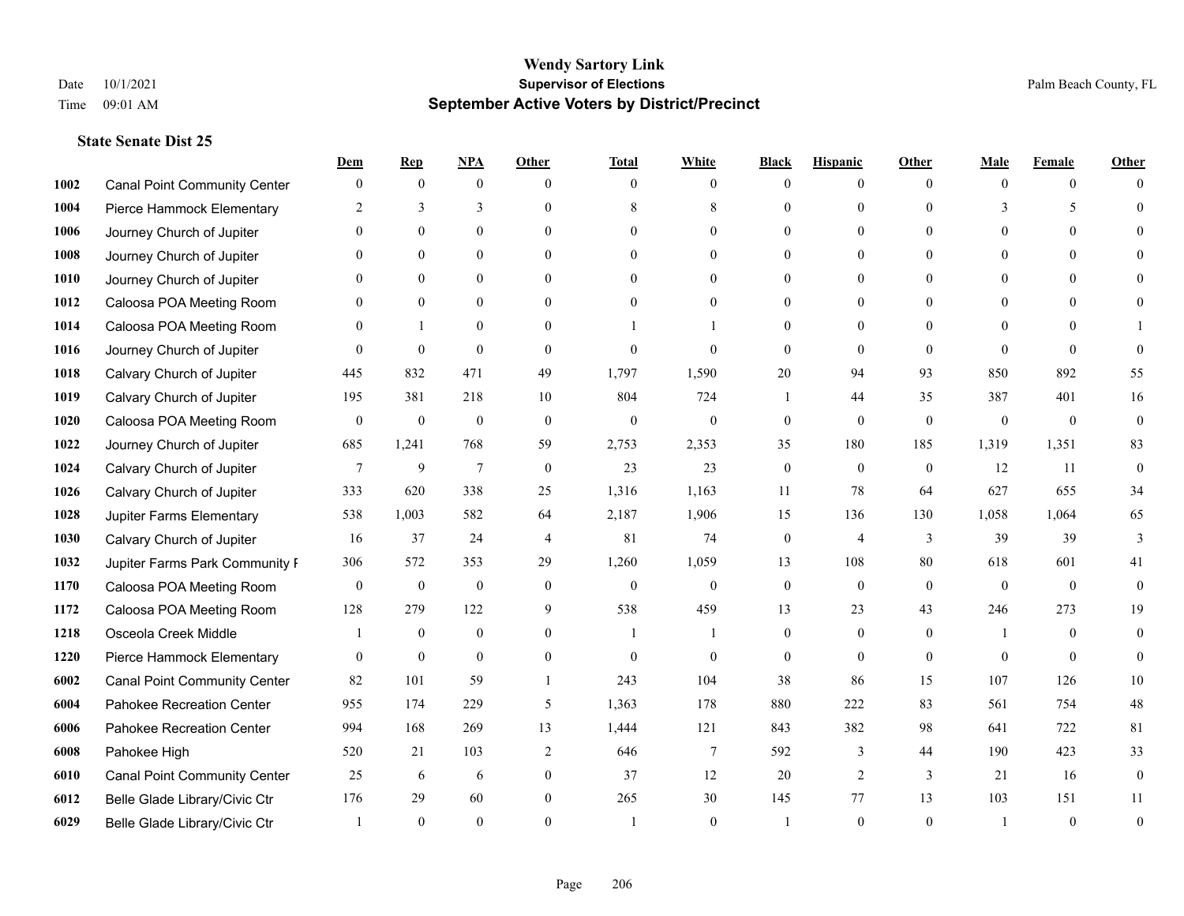# Wendy Sartory Link
## Supervisor of Elections
## September Active Voters by District/Precinct

Date 10/1/2021
Time 09:01 AM

Palm Beach County, FL

### State Senate Dist 25

| | | Dem | Rep | NPA | Other | Total | White | Black | Hispanic | Other | Male | Female | Other |
|---|---|---|---|---|---|---|---|---|---|---|---|---|---|
| 1002 | Canal Point Community Center | 0 | 0 | 0 | 0 | 0 | 0 | 0 | 0 | 0 | 0 | 0 | 0 |
| 1004 | Pierce Hammock Elementary | 2 | 3 | 3 | 0 | 8 | 8 | 0 | 0 | 0 | 3 | 5 | 0 |
| 1006 | Journey Church of Jupiter | 0 | 0 | 0 | 0 | 0 | 0 | 0 | 0 | 0 | 0 | 0 | 0 |
| 1008 | Journey Church of Jupiter | 0 | 0 | 0 | 0 | 0 | 0 | 0 | 0 | 0 | 0 | 0 | 0 |
| 1010 | Journey Church of Jupiter | 0 | 0 | 0 | 0 | 0 | 0 | 0 | 0 | 0 | 0 | 0 | 0 |
| 1012 | Caloosa POA Meeting Room | 0 | 0 | 0 | 0 | 0 | 0 | 0 | 0 | 0 | 0 | 0 | 0 |
| 1014 | Caloosa POA Meeting Room | 0 | 1 | 0 | 0 | 1 | 1 | 0 | 0 | 0 | 0 | 0 | 1 |
| 1016 | Journey Church of Jupiter | 0 | 0 | 0 | 0 | 0 | 0 | 0 | 0 | 0 | 0 | 0 | 0 |
| 1018 | Calvary Church of Jupiter | 445 | 832 | 471 | 49 | 1,797 | 1,590 | 20 | 94 | 93 | 850 | 892 | 55 |
| 1019 | Calvary Church of Jupiter | 195 | 381 | 218 | 10 | 804 | 724 | 1 | 44 | 35 | 387 | 401 | 16 |
| 1020 | Caloosa POA Meeting Room | 0 | 0 | 0 | 0 | 0 | 0 | 0 | 0 | 0 | 0 | 0 | 0 |
| 1022 | Journey Church of Jupiter | 685 | 1,241 | 768 | 59 | 2,753 | 2,353 | 35 | 180 | 185 | 1,319 | 1,351 | 83 |
| 1024 | Calvary Church of Jupiter | 7 | 9 | 7 | 0 | 23 | 23 | 0 | 0 | 0 | 12 | 11 | 0 |
| 1026 | Calvary Church of Jupiter | 333 | 620 | 338 | 25 | 1,316 | 1,163 | 11 | 78 | 64 | 627 | 655 | 34 |
| 1028 | Jupiter Farms Elementary | 538 | 1,003 | 582 | 64 | 2,187 | 1,906 | 15 | 136 | 130 | 1,058 | 1,064 | 65 |
| 1030 | Calvary Church of Jupiter | 16 | 37 | 24 | 4 | 81 | 74 | 0 | 4 | 3 | 39 | 39 | 3 |
| 1032 | Jupiter Farms Park Community F | 306 | 572 | 353 | 29 | 1,260 | 1,059 | 13 | 108 | 80 | 618 | 601 | 41 |
| 1170 | Caloosa POA Meeting Room | 0 | 0 | 0 | 0 | 0 | 0 | 0 | 0 | 0 | 0 | 0 | 0 |
| 1172 | Caloosa POA Meeting Room | 128 | 279 | 122 | 9 | 538 | 459 | 13 | 23 | 43 | 246 | 273 | 19 |
| 1218 | Osceola Creek Middle | 1 | 0 | 0 | 0 | 1 | 1 | 0 | 0 | 0 | 1 | 0 | 0 |
| 1220 | Pierce Hammock Elementary | 0 | 0 | 0 | 0 | 0 | 0 | 0 | 0 | 0 | 0 | 0 | 0 |
| 6002 | Canal Point Community Center | 82 | 101 | 59 | 1 | 243 | 104 | 38 | 86 | 15 | 107 | 126 | 10 |
| 6004 | Pahokee Recreation Center | 955 | 174 | 229 | 5 | 1,363 | 178 | 880 | 222 | 83 | 561 | 754 | 48 |
| 6006 | Pahokee Recreation Center | 994 | 168 | 269 | 13 | 1,444 | 121 | 843 | 382 | 98 | 641 | 722 | 81 |
| 6008 | Pahokee High | 520 | 21 | 103 | 2 | 646 | 7 | 592 | 3 | 44 | 190 | 423 | 33 |
| 6010 | Canal Point Community Center | 25 | 6 | 6 | 0 | 37 | 12 | 20 | 2 | 3 | 21 | 16 | 0 |
| 6012 | Belle Glade Library/Civic Ctr | 176 | 29 | 60 | 0 | 265 | 30 | 145 | 77 | 13 | 103 | 151 | 11 |
| 6029 | Belle Glade Library/Civic Ctr | 1 | 0 | 0 | 0 | 1 | 0 | 1 | 0 | 0 | 1 | 0 | 0 |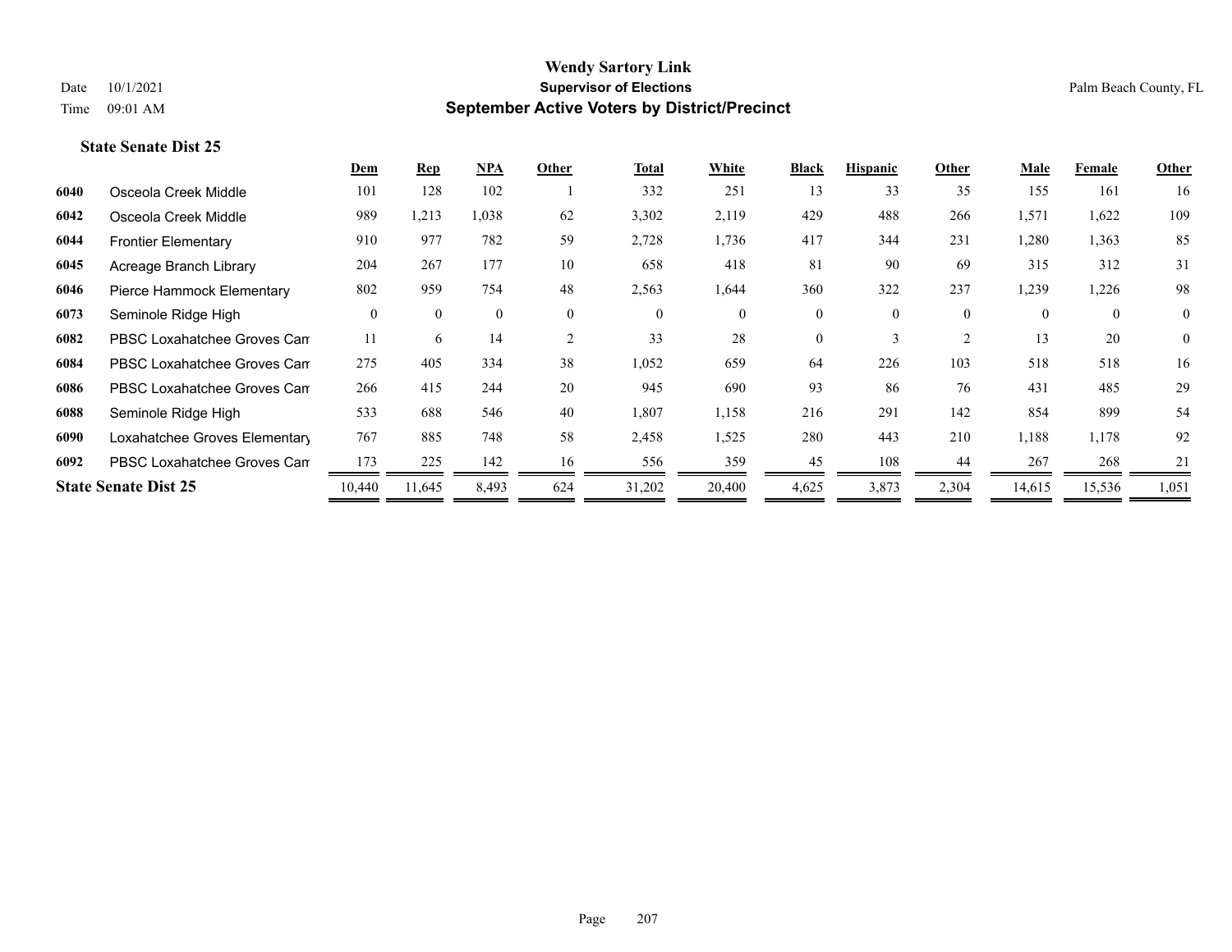# Wendy Sartory Link
## Supervisor of Elections
## September Active Voters by District/Precinct

Date 10/1/2021
Time 09:01 AM

Palm Beach County, FL

### State Senate Dist 25

| | | Dem | Rep | NPA | Other | Total | White | Black | Hispanic | Other | Male | Female | Other |
|---|---|---|---|---|---|---|---|---|---|---|---|---|---|
| 6040 | Osceola Creek Middle | 101 | 128 | 102 | 1 | 332 | 251 | 13 | 33 | 35 | 155 | 161 | 16 |
| 6042 | Osceola Creek Middle | 989 | 1,213 | 1,038 | 62 | 3,302 | 2,119 | 429 | 488 | 266 | 1,571 | 1,622 | 109 |
| 6044 | Frontier Elementary | 910 | 977 | 782 | 59 | 2,728 | 1,736 | 417 | 344 | 231 | 1,280 | 1,363 | 85 |
| 6045 | Acreage Branch Library | 204 | 267 | 177 | 10 | 658 | 418 | 81 | 90 | 69 | 315 | 312 | 31 |
| 6046 | Pierce Hammock Elementary | 802 | 959 | 754 | 48 | 2,563 | 1,644 | 360 | 322 | 237 | 1,239 | 1,226 | 98 |
| 6073 | Seminole Ridge High | 0 | 0 | 0 | 0 | 0 | 0 | 0 | 0 | 0 | 0 | 0 | 0 |
| 6082 | PBSC Loxahatchee Groves Cam | 11 | 6 | 14 | 2 | 33 | 28 | 0 | 3 | 2 | 13 | 20 | 0 |
| 6084 | PBSC Loxahatchee Groves Cam | 275 | 405 | 334 | 38 | 1,052 | 659 | 64 | 226 | 103 | 518 | 518 | 16 |
| 6086 | PBSC Loxahatchee Groves Cam | 266 | 415 | 244 | 20 | 945 | 690 | 93 | 86 | 76 | 431 | 485 | 29 |
| 6088 | Seminole Ridge High | 533 | 688 | 546 | 40 | 1,807 | 1,158 | 216 | 291 | 142 | 854 | 899 | 54 |
| 6090 | Loxahatchee Groves Elementary | 767 | 885 | 748 | 58 | 2,458 | 1,525 | 280 | 443 | 210 | 1,188 | 1,178 | 92 |
| 6092 | PBSC Loxahatchee Groves Cam | 173 | 225 | 142 | 16 | 556 | 359 | 45 | 108 | 44 | 267 | 268 | 21 |
| **State Senate Dist 25** | | 10,440 | 11,645 | 8,493 | 624 | 31,202 | 20,400 | 4,625 | 3,873 | 2,304 | 14,615 | 15,536 | 1,051 |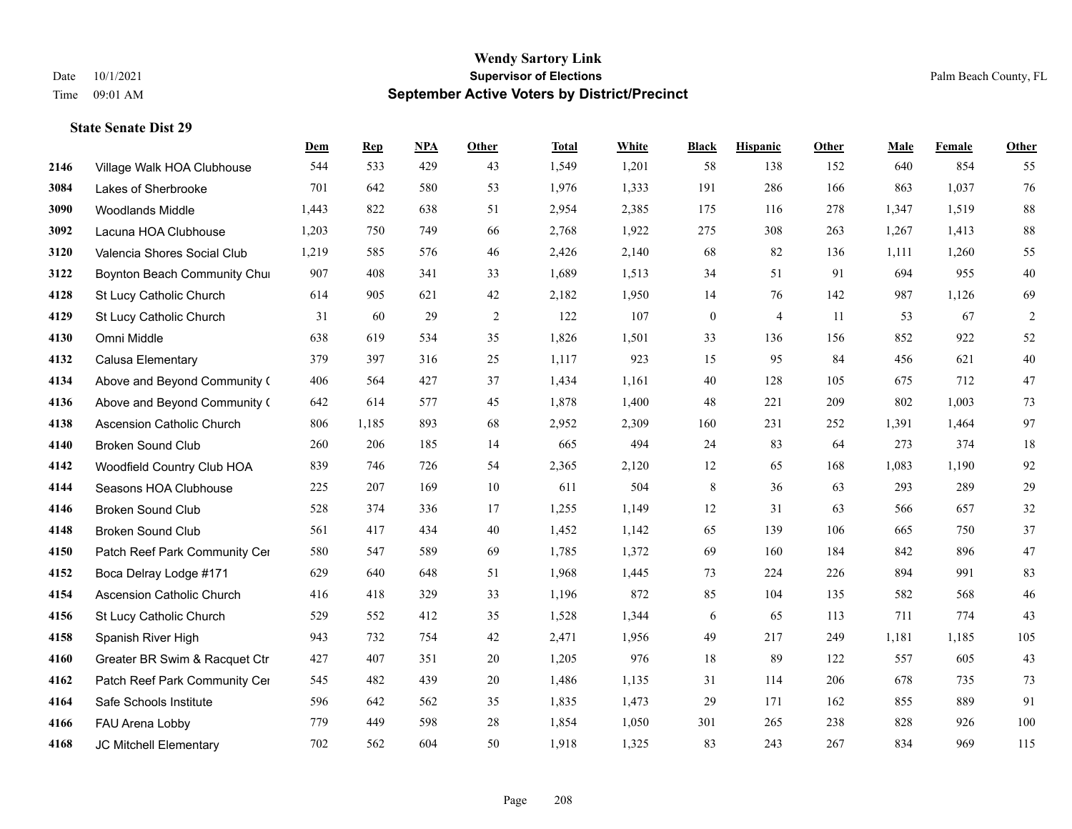**Wendy Sartory Link**
**Supervisor of Elections**
**September Active Voters by District/Precinct**

Date 10/1/2021
Time 09:01 AM

Palm Beach County, FL

### State Senate Dist 29

| | | Dem | Rep | NPA | Other | Total | White | Black | Hispanic | Other | Male | Female | Other |
|---|---|---|---|---|---|---|---|---|---|---|---|---|---|
| 2146 | Village Walk HOA Clubhouse | 544 | 533 | 429 | 43 | 1,549 | 1,201 | 58 | 138 | 152 | 640 | 854 | 55 |
| 3084 | Lakes of Sherbrooke | 701 | 642 | 580 | 53 | 1,976 | 1,333 | 191 | 286 | 166 | 863 | 1,037 | 76 |
| 3090 | Woodlands Middle | 1,443 | 822 | 638 | 51 | 2,954 | 2,385 | 175 | 116 | 278 | 1,347 | 1,519 | 88 |
| 3092 | Lacuna HOA Clubhouse | 1,203 | 750 | 749 | 66 | 2,768 | 1,922 | 275 | 308 | 263 | 1,267 | 1,413 | 88 |
| 3120 | Valencia Shores Social Club | 1,219 | 585 | 576 | 46 | 2,426 | 2,140 | 68 | 82 | 136 | 1,111 | 1,260 | 55 |
| 3122 | Boynton Beach Community Chu | 907 | 408 | 341 | 33 | 1,689 | 1,513 | 34 | 51 | 91 | 694 | 955 | 40 |
| 4128 | St Lucy Catholic Church | 614 | 905 | 621 | 42 | 2,182 | 1,950 | 14 | 76 | 142 | 987 | 1,126 | 69 |
| 4129 | St Lucy Catholic Church | 31 | 60 | 29 | 2 | 122 | 107 | 0 | 4 | 11 | 53 | 67 | 2 |
| 4130 | Omni Middle | 638 | 619 | 534 | 35 | 1,826 | 1,501 | 33 | 136 | 156 | 852 | 922 | 52 |
| 4132 | Calusa Elementary | 379 | 397 | 316 | 25 | 1,117 | 923 | 15 | 95 | 84 | 456 | 621 | 40 |
| 4134 | Above and Beyond Community ( | 406 | 564 | 427 | 37 | 1,434 | 1,161 | 40 | 128 | 105 | 675 | 712 | 47 |
| 4136 | Above and Beyond Community ( | 642 | 614 | 577 | 45 | 1,878 | 1,400 | 48 | 221 | 209 | 802 | 1,003 | 73 |
| 4138 | Ascension Catholic Church | 806 | 1,185 | 893 | 68 | 2,952 | 2,309 | 160 | 231 | 252 | 1,391 | 1,464 | 97 |
| 4140 | Broken Sound Club | 260 | 206 | 185 | 14 | 665 | 494 | 24 | 83 | 64 | 273 | 374 | 18 |
| 4142 | Woodfield Country Club HOA | 839 | 746 | 726 | 54 | 2,365 | 2,120 | 12 | 65 | 168 | 1,083 | 1,190 | 92 |
| 4144 | Seasons HOA Clubhouse | 225 | 207 | 169 | 10 | 611 | 504 | 8 | 36 | 63 | 293 | 289 | 29 |
| 4146 | Broken Sound Club | 528 | 374 | 336 | 17 | 1,255 | 1,149 | 12 | 31 | 63 | 566 | 657 | 32 |
| 4148 | Broken Sound Club | 561 | 417 | 434 | 40 | 1,452 | 1,142 | 65 | 139 | 106 | 665 | 750 | 37 |
| 4150 | Patch Reef Park Community Cer | 580 | 547 | 589 | 69 | 1,785 | 1,372 | 69 | 160 | 184 | 842 | 896 | 47 |
| 4152 | Boca Delray Lodge #171 | 629 | 640 | 648 | 51 | 1,968 | 1,445 | 73 | 224 | 226 | 894 | 991 | 83 |
| 4154 | Ascension Catholic Church | 416 | 418 | 329 | 33 | 1,196 | 872 | 85 | 104 | 135 | 582 | 568 | 46 |
| 4156 | St Lucy Catholic Church | 529 | 552 | 412 | 35 | 1,528 | 1,344 | 6 | 65 | 113 | 711 | 774 | 43 |
| 4158 | Spanish River High | 943 | 732 | 754 | 42 | 2,471 | 1,956 | 49 | 217 | 249 | 1,181 | 1,185 | 105 |
| 4160 | Greater BR Swim & Racquet Ctr | 427 | 407 | 351 | 20 | 1,205 | 976 | 18 | 89 | 122 | 557 | 605 | 43 |
| 4162 | Patch Reef Park Community Cer | 545 | 482 | 439 | 20 | 1,486 | 1,135 | 31 | 114 | 206 | 678 | 735 | 73 |
| 4164 | Safe Schools Institute | 596 | 642 | 562 | 35 | 1,835 | 1,473 | 29 | 171 | 162 | 855 | 889 | 91 |
| 4166 | FAU Arena Lobby | 779 | 449 | 598 | 28 | 1,854 | 1,050 | 301 | 265 | 238 | 828 | 926 | 100 |
| 4168 | JC Mitchell Elementary | 702 | 562 | 604 | 50 | 1,918 | 1,325 | 83 | 243 | 267 | 834 | 969 | 115 |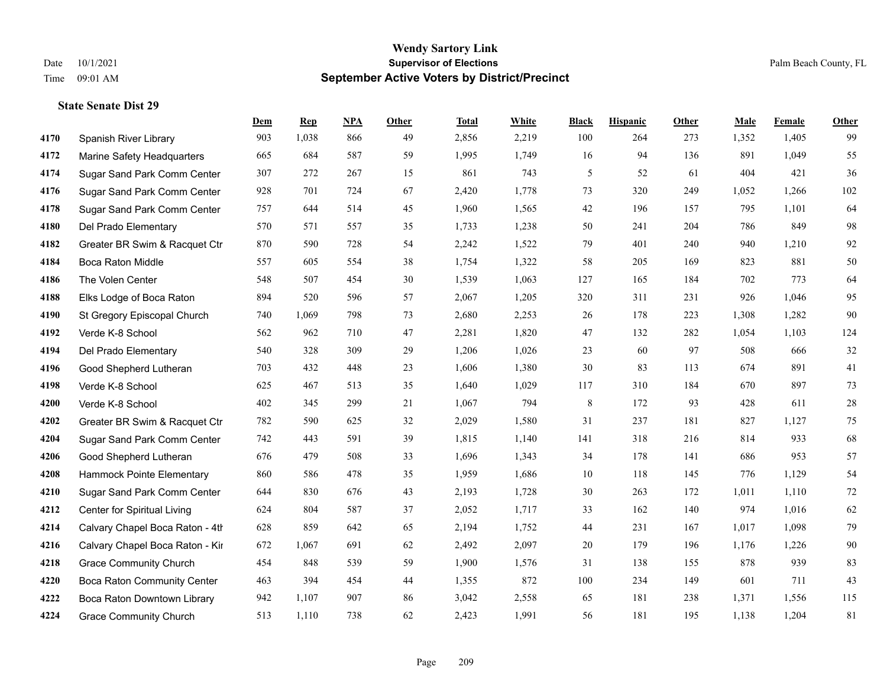# Wendy Sartory Link
## Supervisor of Elections
## September Active Voters by District/Precinct

Date 10/1/2021
Time 09:01 AM

Palm Beach County, FL

### State Senate Dist 29

| | | Dem | Rep | NPA | Other | Total | White | Black | Hispanic | Other | Male | Female | Other |
|---|---|---|---|---|---|---|---|---|---|---|---|---|---|
| 4170 | Spanish River Library | 903 | 1,038 | 866 | 49 | 2,856 | 2,219 | 100 | 264 | 273 | 1,352 | 1,405 | 99 |
| 4172 | Marine Safety Headquarters | 665 | 684 | 587 | 59 | 1,995 | 1,749 | 16 | 94 | 136 | 891 | 1,049 | 55 |
| 4174 | Sugar Sand Park Comm Center | 307 | 272 | 267 | 15 | 861 | 743 | 5 | 52 | 61 | 404 | 421 | 36 |
| 4176 | Sugar Sand Park Comm Center | 928 | 701 | 724 | 67 | 2,420 | 1,778 | 73 | 320 | 249 | 1,052 | 1,266 | 102 |
| 4178 | Sugar Sand Park Comm Center | 757 | 644 | 514 | 45 | 1,960 | 1,565 | 42 | 196 | 157 | 795 | 1,101 | 64 |
| 4180 | Del Prado Elementary | 570 | 571 | 557 | 35 | 1,733 | 1,238 | 50 | 241 | 204 | 786 | 849 | 98 |
| 4182 | Greater BR Swim & Racquet Ctr | 870 | 590 | 728 | 54 | 2,242 | 1,522 | 79 | 401 | 240 | 940 | 1,210 | 92 |
| 4184 | Boca Raton Middle | 557 | 605 | 554 | 38 | 1,754 | 1,322 | 58 | 205 | 169 | 823 | 881 | 50 |
| 4186 | The Volen Center | 548 | 507 | 454 | 30 | 1,539 | 1,063 | 127 | 165 | 184 | 702 | 773 | 64 |
| 4188 | Elks Lodge of Boca Raton | 894 | 520 | 596 | 57 | 2,067 | 1,205 | 320 | 311 | 231 | 926 | 1,046 | 95 |
| 4190 | St Gregory Episcopal Church | 740 | 1,069 | 798 | 73 | 2,680 | 2,253 | 26 | 178 | 223 | 1,308 | 1,282 | 90 |
| 4192 | Verde K-8 School | 562 | 962 | 710 | 47 | 2,281 | 1,820 | 47 | 132 | 282 | 1,054 | 1,103 | 124 |
| 4194 | Del Prado Elementary | 540 | 328 | 309 | 29 | 1,206 | 1,026 | 23 | 60 | 97 | 508 | 666 | 32 |
| 4196 | Good Shepherd Lutheran | 703 | 432 | 448 | 23 | 1,606 | 1,380 | 30 | 83 | 113 | 674 | 891 | 41 |
| 4198 | Verde K-8 School | 625 | 467 | 513 | 35 | 1,640 | 1,029 | 117 | 310 | 184 | 670 | 897 | 73 |
| 4200 | Verde K-8 School | 402 | 345 | 299 | 21 | 1,067 | 794 | 8 | 172 | 93 | 428 | 611 | 28 |
| 4202 | Greater BR Swim & Racquet Ctr | 782 | 590 | 625 | 32 | 2,029 | 1,580 | 31 | 237 | 181 | 827 | 1,127 | 75 |
| 4204 | Sugar Sand Park Comm Center | 742 | 443 | 591 | 39 | 1,815 | 1,140 | 141 | 318 | 216 | 814 | 933 | 68 |
| 4206 | Good Shepherd Lutheran | 676 | 479 | 508 | 33 | 1,696 | 1,343 | 34 | 178 | 141 | 686 | 953 | 57 |
| 4208 | Hammock Pointe Elementary | 860 | 586 | 478 | 35 | 1,959 | 1,686 | 10 | 118 | 145 | 776 | 1,129 | 54 |
| 4210 | Sugar Sand Park Comm Center | 644 | 830 | 676 | 43 | 2,193 | 1,728 | 30 | 263 | 172 | 1,011 | 1,110 | 72 |
| 4212 | Center for Spiritual Living | 624 | 804 | 587 | 37 | 2,052 | 1,717 | 33 | 162 | 140 | 974 | 1,016 | 62 |
| 4214 | Calvary Chapel Boca Raton - 4th | 628 | 859 | 642 | 65 | 2,194 | 1,752 | 44 | 231 | 167 | 1,017 | 1,098 | 79 |
| 4216 | Calvary Chapel Boca Raton - Kir | 672 | 1,067 | 691 | 62 | 2,492 | 2,097 | 20 | 179 | 196 | 1,176 | 1,226 | 90 |
| 4218 | Grace Community Church | 454 | 848 | 539 | 59 | 1,900 | 1,576 | 31 | 138 | 155 | 878 | 939 | 83 |
| 4220 | Boca Raton Community Center | 463 | 394 | 454 | 44 | 1,355 | 872 | 100 | 234 | 149 | 601 | 711 | 43 |
| 4222 | Boca Raton Downtown Library | 942 | 1,107 | 907 | 86 | 3,042 | 2,558 | 65 | 181 | 238 | 1,371 | 1,556 | 115 |
| 4224 | Grace Community Church | 513 | 1,110 | 738 | 62 | 2,423 | 1,991 | 56 | 181 | 195 | 1,138 | 1,204 | 81 |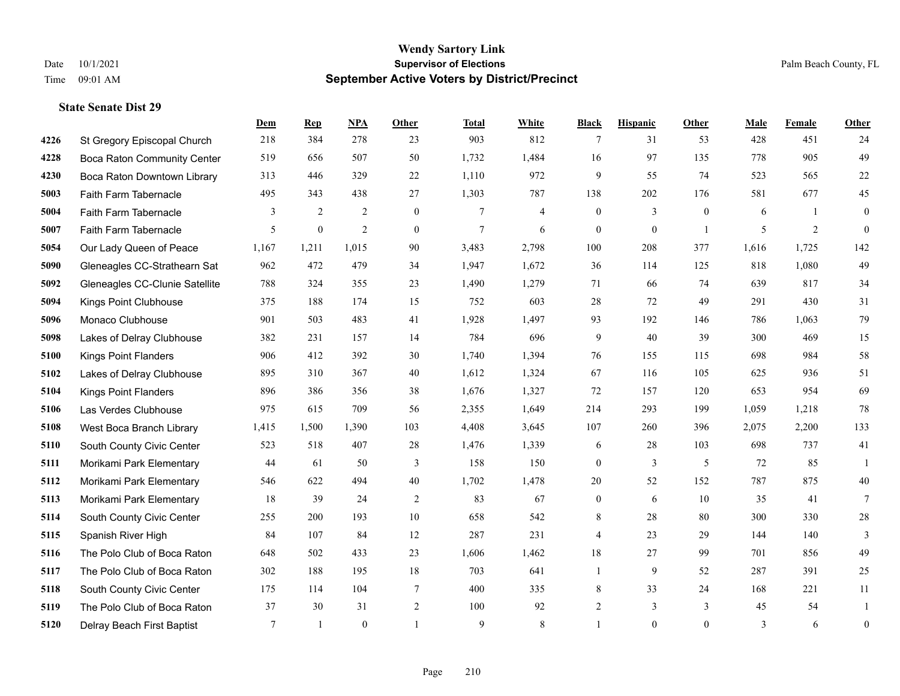# Wendy Sartory Link
## Supervisor of Elections
## September Active Voters by District/Precinct

Date 10/1/2021
Time 09:01 AM

Palm Beach County, FL

### State Senate Dist 29

| | | Dem | Rep | NPA | Other | Total | White | Black | Hispanic | Other | Male | Female | Other |
|---|---|---|---|---|---|---|---|---|---|---|---|---|---|
| 4226 | St Gregory Episcopal Church | 218 | 384 | 278 | 23 | 903 | 812 | 7 | 31 | 53 | 428 | 451 | 24 |
| 4228 | Boca Raton Community Center | 519 | 656 | 507 | 50 | 1,732 | 1,484 | 16 | 97 | 135 | 778 | 905 | 49 |
| 4230 | Boca Raton Downtown Library | 313 | 446 | 329 | 22 | 1,110 | 972 | 9 | 55 | 74 | 523 | 565 | 22 |
| 5003 | Faith Farm Tabernacle | 495 | 343 | 438 | 27 | 1,303 | 787 | 138 | 202 | 176 | 581 | 677 | 45 |
| 5004 | Faith Farm Tabernacle | 3 | 2 | 2 | 0 | 7 | 4 | 0 | 3 | 0 | 6 | 1 | 0 |
| 5007 | Faith Farm Tabernacle | 5 | 0 | 2 | 0 | 7 | 6 | 0 | 0 | 1 | 5 | 2 | 0 |
| 5054 | Our Lady Queen of Peace | 1,167 | 1,211 | 1,015 | 90 | 3,483 | 2,798 | 100 | 208 | 377 | 1,616 | 1,725 | 142 |
| 5090 | Gleneagles CC-Strathearn Sat | 962 | 472 | 479 | 34 | 1,947 | 1,672 | 36 | 114 | 125 | 818 | 1,080 | 49 |
| 5092 | Gleneagles CC-Clunie Satellite | 788 | 324 | 355 | 23 | 1,490 | 1,279 | 71 | 66 | 74 | 639 | 817 | 34 |
| 5094 | Kings Point Clubhouse | 375 | 188 | 174 | 15 | 752 | 603 | 28 | 72 | 49 | 291 | 430 | 31 |
| 5096 | Monaco Clubhouse | 901 | 503 | 483 | 41 | 1,928 | 1,497 | 93 | 192 | 146 | 786 | 1,063 | 79 |
| 5098 | Lakes of Delray Clubhouse | 382 | 231 | 157 | 14 | 784 | 696 | 9 | 40 | 39 | 300 | 469 | 15 |
| 5100 | Kings Point Flanders | 906 | 412 | 392 | 30 | 1,740 | 1,394 | 76 | 155 | 115 | 698 | 984 | 58 |
| 5102 | Lakes of Delray Clubhouse | 895 | 310 | 367 | 40 | 1,612 | 1,324 | 67 | 116 | 105 | 625 | 936 | 51 |
| 5104 | Kings Point Flanders | 896 | 386 | 356 | 38 | 1,676 | 1,327 | 72 | 157 | 120 | 653 | 954 | 69 |
| 5106 | Las Verdes Clubhouse | 975 | 615 | 709 | 56 | 2,355 | 1,649 | 214 | 293 | 199 | 1,059 | 1,218 | 78 |
| 5108 | West Boca Branch Library | 1,415 | 1,500 | 1,390 | 103 | 4,408 | 3,645 | 107 | 260 | 396 | 2,075 | 2,200 | 133 |
| 5110 | South County Civic Center | 523 | 518 | 407 | 28 | 1,476 | 1,339 | 6 | 28 | 103 | 698 | 737 | 41 |
| 5111 | Morikami Park Elementary | 44 | 61 | 50 | 3 | 158 | 150 | 0 | 3 | 5 | 72 | 85 | 1 |
| 5112 | Morikami Park Elementary | 546 | 622 | 494 | 40 | 1,702 | 1,478 | 20 | 52 | 152 | 787 | 875 | 40 |
| 5113 | Morikami Park Elementary | 18 | 39 | 24 | 2 | 83 | 67 | 0 | 6 | 10 | 35 | 41 | 7 |
| 5114 | South County Civic Center | 255 | 200 | 193 | 10 | 658 | 542 | 8 | 28 | 80 | 300 | 330 | 28 |
| 5115 | Spanish River High | 84 | 107 | 84 | 12 | 287 | 231 | 4 | 23 | 29 | 144 | 140 | 3 |
| 5116 | The Polo Club of Boca Raton | 648 | 502 | 433 | 23 | 1,606 | 1,462 | 18 | 27 | 99 | 701 | 856 | 49 |
| 5117 | The Polo Club of Boca Raton | 302 | 188 | 195 | 18 | 703 | 641 | 1 | 9 | 52 | 287 | 391 | 25 |
| 5118 | South County Civic Center | 175 | 114 | 104 | 7 | 400 | 335 | 8 | 33 | 24 | 168 | 221 | 11 |
| 5119 | The Polo Club of Boca Raton | 37 | 30 | 31 | 2 | 100 | 92 | 2 | 3 | 3 | 45 | 54 | 1 |
| 5120 | Delray Beach First Baptist | 7 | 1 | 0 | 1 | 9 | 8 | 1 | 0 | 0 | 3 | 6 | 0 |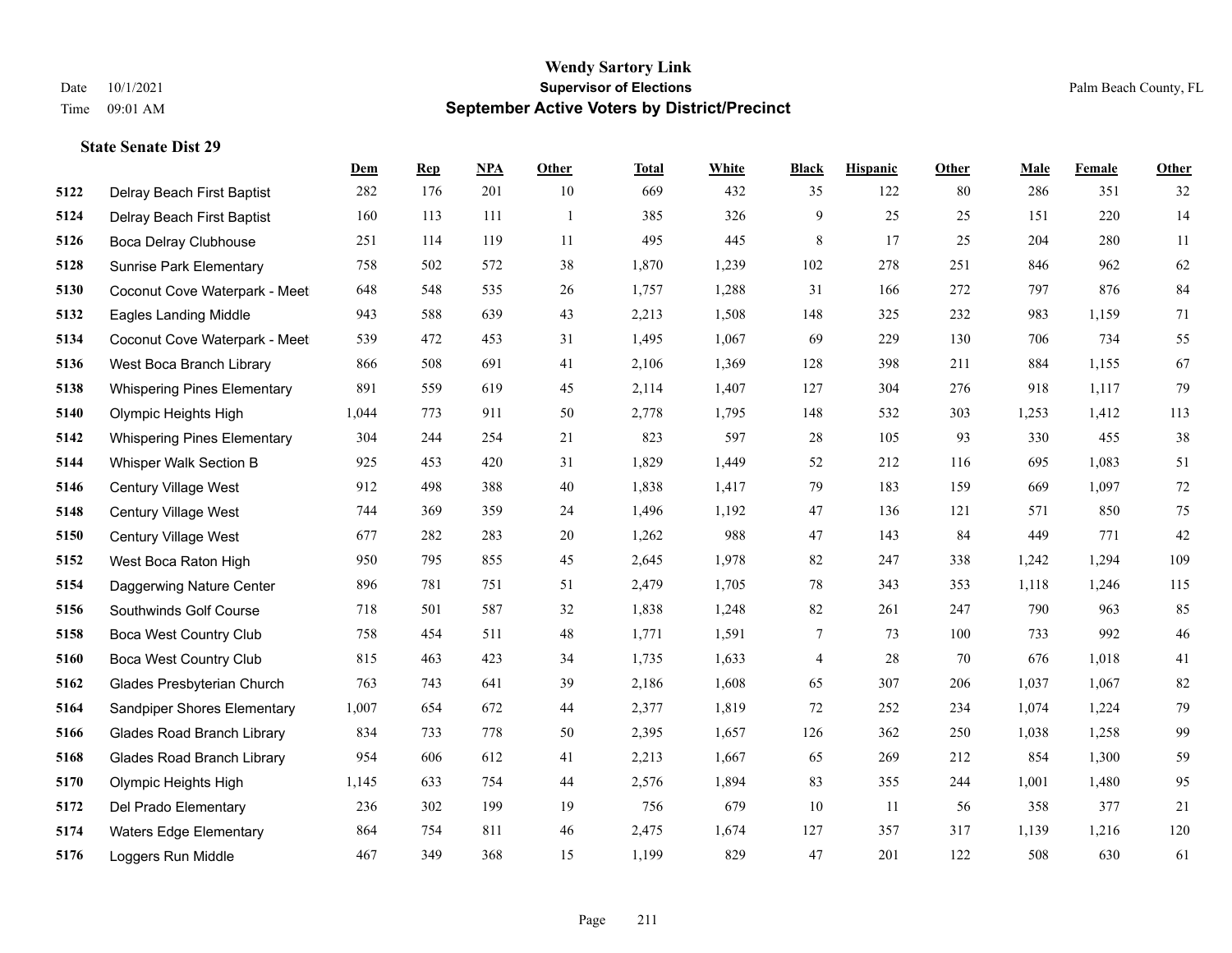# Wendy Sartory Link
## Supervisor of Elections
## September Active Voters by District/Precinct

Date 10/1/2021
Time 09:01 AM

Palm Beach County, FL

### State Senate Dist 29

| | | Dem | Rep | NPA | Other | Total | White | Black | Hispanic | Other | Male | Female | Other |
|---|---|---|---|---|---|---|---|---|---|---|---|---|---|
| 5122 | Delray Beach First Baptist | 282 | 176 | 201 | 10 | 669 | 432 | 35 | 122 | 80 | 286 | 351 | 32 |
| 5124 | Delray Beach First Baptist | 160 | 113 | 111 | 1 | 385 | 326 | 9 | 25 | 25 | 151 | 220 | 14 |
| 5126 | Boca Delray Clubhouse | 251 | 114 | 119 | 11 | 495 | 445 | 8 | 17 | 25 | 204 | 280 | 11 |
| 5128 | Sunrise Park Elementary | 758 | 502 | 572 | 38 | 1,870 | 1,239 | 102 | 278 | 251 | 846 | 962 | 62 |
| 5130 | Coconut Cove Waterpark - Meet | 648 | 548 | 535 | 26 | 1,757 | 1,288 | 31 | 166 | 272 | 797 | 876 | 84 |
| 5132 | Eagles Landing Middle | 943 | 588 | 639 | 43 | 2,213 | 1,508 | 148 | 325 | 232 | 983 | 1,159 | 71 |
| 5134 | Coconut Cove Waterpark - Meet | 539 | 472 | 453 | 31 | 1,495 | 1,067 | 69 | 229 | 130 | 706 | 734 | 55 |
| 5136 | West Boca Branch Library | 866 | 508 | 691 | 41 | 2,106 | 1,369 | 128 | 398 | 211 | 884 | 1,155 | 67 |
| 5138 | Whispering Pines Elementary | 891 | 559 | 619 | 45 | 2,114 | 1,407 | 127 | 304 | 276 | 918 | 1,117 | 79 |
| 5140 | Olympic Heights High | 1,044 | 773 | 911 | 50 | 2,778 | 1,795 | 148 | 532 | 303 | 1,253 | 1,412 | 113 |
| 5142 | Whispering Pines Elementary | 304 | 244 | 254 | 21 | 823 | 597 | 28 | 105 | 93 | 330 | 455 | 38 |
| 5144 | Whisper Walk Section B | 925 | 453 | 420 | 31 | 1,829 | 1,449 | 52 | 212 | 116 | 695 | 1,083 | 51 |
| 5146 | Century Village West | 912 | 498 | 388 | 40 | 1,838 | 1,417 | 79 | 183 | 159 | 669 | 1,097 | 72 |
| 5148 | Century Village West | 744 | 369 | 359 | 24 | 1,496 | 1,192 | 47 | 136 | 121 | 571 | 850 | 75 |
| 5150 | Century Village West | 677 | 282 | 283 | 20 | 1,262 | 988 | 47 | 143 | 84 | 449 | 771 | 42 |
| 5152 | West Boca Raton High | 950 | 795 | 855 | 45 | 2,645 | 1,978 | 82 | 247 | 338 | 1,242 | 1,294 | 109 |
| 5154 | Daggerwing Nature Center | 896 | 781 | 751 | 51 | 2,479 | 1,705 | 78 | 343 | 353 | 1,118 | 1,246 | 115 |
| 5156 | Southwinds Golf Course | 718 | 501 | 587 | 32 | 1,838 | 1,248 | 82 | 261 | 247 | 790 | 963 | 85 |
| 5158 | Boca West Country Club | 758 | 454 | 511 | 48 | 1,771 | 1,591 | 7 | 73 | 100 | 733 | 992 | 46 |
| 5160 | Boca West Country Club | 815 | 463 | 423 | 34 | 1,735 | 1,633 | 4 | 28 | 70 | 676 | 1,018 | 41 |
| 5162 | Glades Presbyterian Church | 763 | 743 | 641 | 39 | 2,186 | 1,608 | 65 | 307 | 206 | 1,037 | 1,067 | 82 |
| 5164 | Sandpiper Shores Elementary | 1,007 | 654 | 672 | 44 | 2,377 | 1,819 | 72 | 252 | 234 | 1,074 | 1,224 | 79 |
| 5166 | Glades Road Branch Library | 834 | 733 | 778 | 50 | 2,395 | 1,657 | 126 | 362 | 250 | 1,038 | 1,258 | 99 |
| 5168 | Glades Road Branch Library | 954 | 606 | 612 | 41 | 2,213 | 1,667 | 65 | 269 | 212 | 854 | 1,300 | 59 |
| 5170 | Olympic Heights High | 1,145 | 633 | 754 | 44 | 2,576 | 1,894 | 83 | 355 | 244 | 1,001 | 1,480 | 95 |
| 5172 | Del Prado Elementary | 236 | 302 | 199 | 19 | 756 | 679 | 10 | 11 | 56 | 358 | 377 | 21 |
| 5174 | Waters Edge Elementary | 864 | 754 | 811 | 46 | 2,475 | 1,674 | 127 | 357 | 317 | 1,139 | 1,216 | 120 |
| 5176 | Loggers Run Middle | 467 | 349 | 368 | 15 | 1,199 | 829 | 47 | 201 | 122 | 508 | 630 | 61 |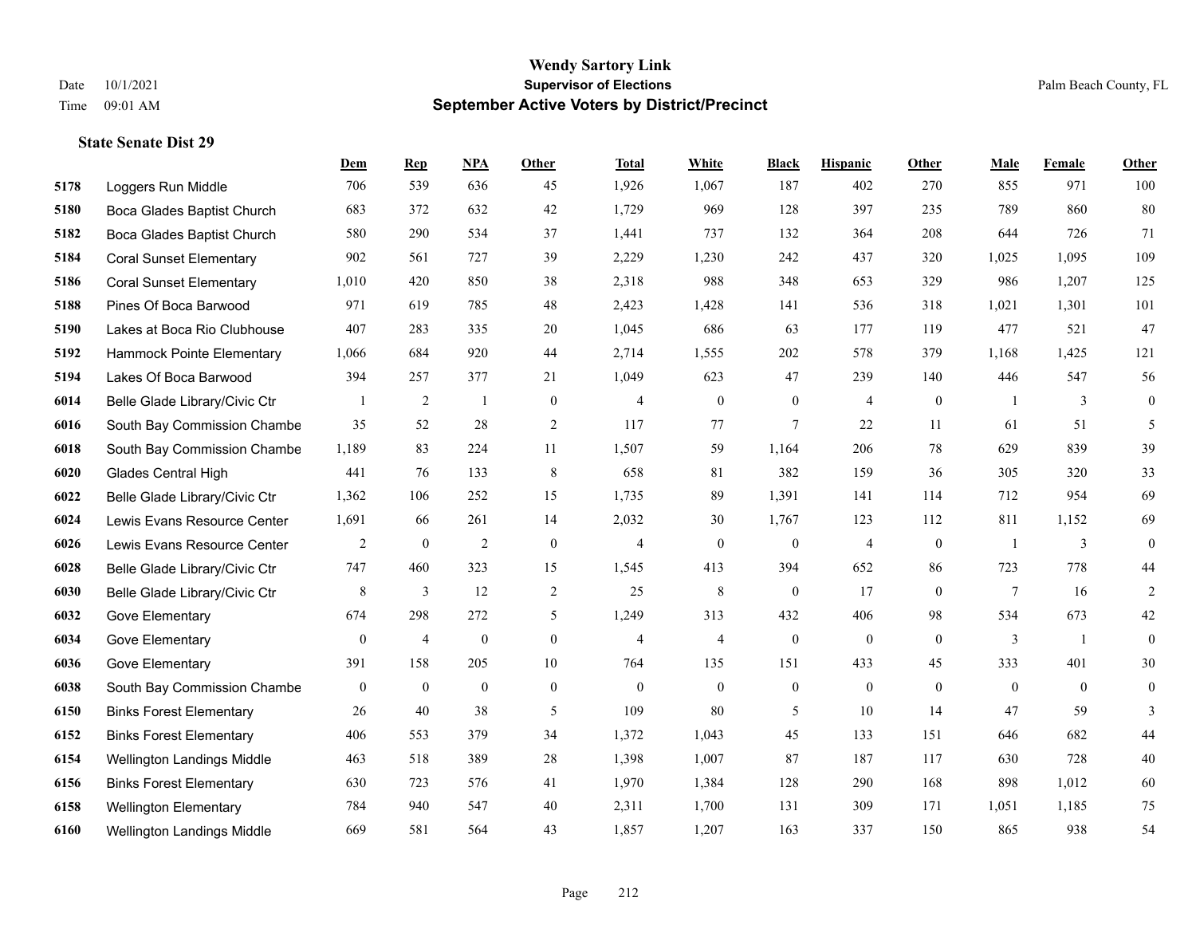# Wendy Sartory Link
## Supervisor of Elections
## September Active Voters by District/Precinct

Date 10/1/2021
Time 09:01 AM

Palm Beach County, FL

### State Senate Dist 29

| | | Dem | Rep | NPA | Other | Total | White | Black | Hispanic | Other | Male | Female | Other |
|---|---|---|---|---|---|---|---|---|---|---|---|---|---|
| 5178 | Loggers Run Middle | 706 | 539 | 636 | 45 | 1,926 | 1,067 | 187 | 402 | 270 | 855 | 971 | 100 |
| 5180 | Boca Glades Baptist Church | 683 | 372 | 632 | 42 | 1,729 | 969 | 128 | 397 | 235 | 789 | 860 | 80 |
| 5182 | Boca Glades Baptist Church | 580 | 290 | 534 | 37 | 1,441 | 737 | 132 | 364 | 208 | 644 | 726 | 71 |
| 5184 | Coral Sunset Elementary | 902 | 561 | 727 | 39 | 2,229 | 1,230 | 242 | 437 | 320 | 1,025 | 1,095 | 109 |
| 5186 | Coral Sunset Elementary | 1,010 | 420 | 850 | 38 | 2,318 | 988 | 348 | 653 | 329 | 986 | 1,207 | 125 |
| 5188 | Pines Of Boca Barwood | 971 | 619 | 785 | 48 | 2,423 | 1,428 | 141 | 536 | 318 | 1,021 | 1,301 | 101 |
| 5190 | Lakes at Boca Rio Clubhouse | 407 | 283 | 335 | 20 | 1,045 | 686 | 63 | 177 | 119 | 477 | 521 | 47 |
| 5192 | Hammock Pointe Elementary | 1,066 | 684 | 920 | 44 | 2,714 | 1,555 | 202 | 578 | 379 | 1,168 | 1,425 | 121 |
| 5194 | Lakes Of Boca Barwood | 394 | 257 | 377 | 21 | 1,049 | 623 | 47 | 239 | 140 | 446 | 547 | 56 |
| 6014 | Belle Glade Library/Civic Ctr | 1 | 2 | 1 | 0 | 4 | 0 | 0 | 4 | 0 | 1 | 3 | 0 |
| 6016 | South Bay Commission Chambe | 35 | 52 | 28 | 2 | 117 | 77 | 7 | 22 | 11 | 61 | 51 | 5 |
| 6018 | South Bay Commission Chambe | 1,189 | 83 | 224 | 11 | 1,507 | 59 | 1,164 | 206 | 78 | 629 | 839 | 39 |
| 6020 | Glades Central High | 441 | 76 | 133 | 8 | 658 | 81 | 382 | 159 | 36 | 305 | 320 | 33 |
| 6022 | Belle Glade Library/Civic Ctr | 1,362 | 106 | 252 | 15 | 1,735 | 89 | 1,391 | 141 | 114 | 712 | 954 | 69 |
| 6024 | Lewis Evans Resource Center | 1,691 | 66 | 261 | 14 | 2,032 | 30 | 1,767 | 123 | 112 | 811 | 1,152 | 69 |
| 6026 | Lewis Evans Resource Center | 2 | 0 | 2 | 0 | 4 | 0 | 0 | 4 | 0 | 1 | 3 | 0 |
| 6028 | Belle Glade Library/Civic Ctr | 747 | 460 | 323 | 15 | 1,545 | 413 | 394 | 652 | 86 | 723 | 778 | 44 |
| 6030 | Belle Glade Library/Civic Ctr | 8 | 3 | 12 | 2 | 25 | 8 | 0 | 17 | 0 | 7 | 16 | 2 |
| 6032 | Gove Elementary | 674 | 298 | 272 | 5 | 1,249 | 313 | 432 | 406 | 98 | 534 | 673 | 42 |
| 6034 | Gove Elementary | 0 | 4 | 0 | 0 | 4 | 4 | 0 | 0 | 0 | 3 | 1 | 0 |
| 6036 | Gove Elementary | 391 | 158 | 205 | 10 | 764 | 135 | 151 | 433 | 45 | 333 | 401 | 30 |
| 6038 | South Bay Commission Chambe | 0 | 0 | 0 | 0 | 0 | 0 | 0 | 0 | 0 | 0 | 0 | 0 |
| 6150 | Binks Forest Elementary | 26 | 40 | 38 | 5 | 109 | 80 | 5 | 10 | 14 | 47 | 59 | 3 |
| 6152 | Binks Forest Elementary | 406 | 553 | 379 | 34 | 1,372 | 1,043 | 45 | 133 | 151 | 646 | 682 | 44 |
| 6154 | Wellington Landings Middle | 463 | 518 | 389 | 28 | 1,398 | 1,007 | 87 | 187 | 117 | 630 | 728 | 40 |
| 6156 | Binks Forest Elementary | 630 | 723 | 576 | 41 | 1,970 | 1,384 | 128 | 290 | 168 | 898 | 1,012 | 60 |
| 6158 | Wellington Elementary | 784 | 940 | 547 | 40 | 2,311 | 1,700 | 131 | 309 | 171 | 1,051 | 1,185 | 75 |
| 6160 | Wellington Landings Middle | 669 | 581 | 564 | 43 | 1,857 | 1,207 | 163 | 337 | 150 | 865 | 938 | 54 |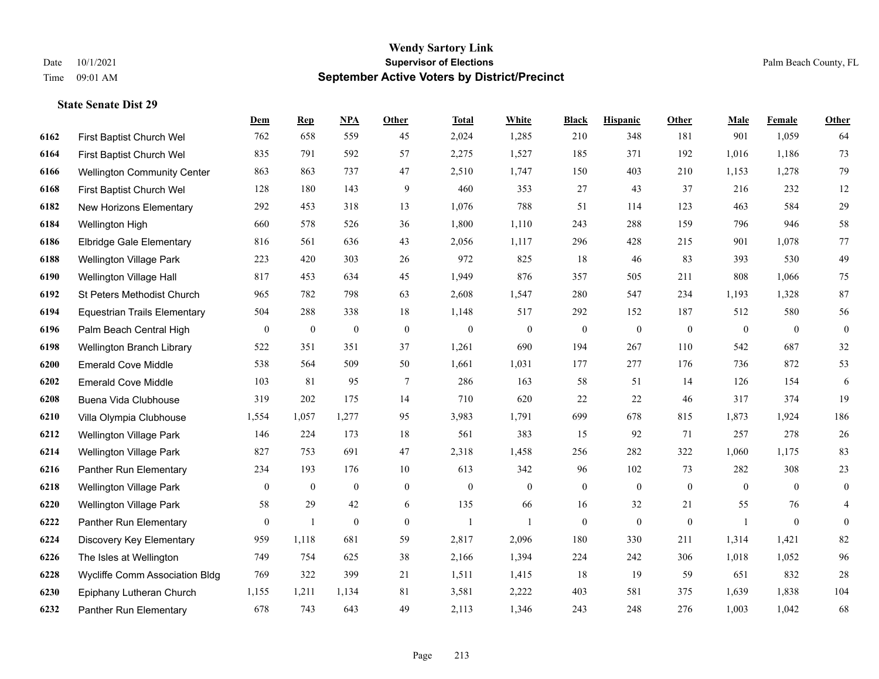# Wendy Sartory Link
## Supervisor of Elections
## September Active Voters by District/Precinct

Date 10/1/2021
Time 09:01 AM

Palm Beach County, FL

### State Senate Dist 29

| | | Dem | Rep | NPA | Other | Total | White | Black | Hispanic | Other | Male | Female | Other |
|---|---|---|---|---|---|---|---|---|---|---|---|---|---|
| 6162 | First Baptist Church Wel | 762 | 658 | 559 | 45 | 2,024 | 1,285 | 210 | 348 | 181 | 901 | 1,059 | 64 |
| 6164 | First Baptist Church Wel | 835 | 791 | 592 | 57 | 2,275 | 1,527 | 185 | 371 | 192 | 1,016 | 1,186 | 73 |
| 6166 | Wellington Community Center | 863 | 863 | 737 | 47 | 2,510 | 1,747 | 150 | 403 | 210 | 1,153 | 1,278 | 79 |
| 6168 | First Baptist Church Wel | 128 | 180 | 143 | 9 | 460 | 353 | 27 | 43 | 37 | 216 | 232 | 12 |
| 6182 | New Horizons Elementary | 292 | 453 | 318 | 13 | 1,076 | 788 | 51 | 114 | 123 | 463 | 584 | 29 |
| 6184 | Wellington High | 660 | 578 | 526 | 36 | 1,800 | 1,110 | 243 | 288 | 159 | 796 | 946 | 58 |
| 6186 | Elbridge Gale Elementary | 816 | 561 | 636 | 43 | 2,056 | 1,117 | 296 | 428 | 215 | 901 | 1,078 | 77 |
| 6188 | Wellington Village Park | 223 | 420 | 303 | 26 | 972 | 825 | 18 | 46 | 83 | 393 | 530 | 49 |
| 6190 | Wellington Village Hall | 817 | 453 | 634 | 45 | 1,949 | 876 | 357 | 505 | 211 | 808 | 1,066 | 75 |
| 6192 | St Peters Methodist Church | 965 | 782 | 798 | 63 | 2,608 | 1,547 | 280 | 547 | 234 | 1,193 | 1,328 | 87 |
| 6194 | Equestrian Trails Elementary | 504 | 288 | 338 | 18 | 1,148 | 517 | 292 | 152 | 187 | 512 | 580 | 56 |
| 6196 | Palm Beach Central High | 0 | 0 | 0 | 0 | 0 | 0 | 0 | 0 | 0 | 0 | 0 | 0 |
| 6198 | Wellington Branch Library | 522 | 351 | 351 | 37 | 1,261 | 690 | 194 | 267 | 110 | 542 | 687 | 32 |
| 6200 | Emerald Cove Middle | 538 | 564 | 509 | 50 | 1,661 | 1,031 | 177 | 277 | 176 | 736 | 872 | 53 |
| 6202 | Emerald Cove Middle | 103 | 81 | 95 | 7 | 286 | 163 | 58 | 51 | 14 | 126 | 154 | 6 |
| 6208 | Buena Vida Clubhouse | 319 | 202 | 175 | 14 | 710 | 620 | 22 | 22 | 46 | 317 | 374 | 19 |
| 6210 | Villa Olympia Clubhouse | 1,554 | 1,057 | 1,277 | 95 | 3,983 | 1,791 | 699 | 678 | 815 | 1,873 | 1,924 | 186 |
| 6212 | Wellington Village Park | 146 | 224 | 173 | 18 | 561 | 383 | 15 | 92 | 71 | 257 | 278 | 26 |
| 6214 | Wellington Village Park | 827 | 753 | 691 | 47 | 2,318 | 1,458 | 256 | 282 | 322 | 1,060 | 1,175 | 83 |
| 6216 | Panther Run Elementary | 234 | 193 | 176 | 10 | 613 | 342 | 96 | 102 | 73 | 282 | 308 | 23 |
| 6218 | Wellington Village Park | 0 | 0 | 0 | 0 | 0 | 0 | 0 | 0 | 0 | 0 | 0 | 0 |
| 6220 | Wellington Village Park | 58 | 29 | 42 | 6 | 135 | 66 | 16 | 32 | 21 | 55 | 76 | 4 |
| 6222 | Panther Run Elementary | 0 | 1 | 0 | 0 | 1 | 1 | 0 | 0 | 0 | 1 | 0 | 0 |
| 6224 | Discovery Key Elementary | 959 | 1,118 | 681 | 59 | 2,817 | 2,096 | 180 | 330 | 211 | 1,314 | 1,421 | 82 |
| 6226 | The Isles at Wellington | 749 | 754 | 625 | 38 | 2,166 | 1,394 | 224 | 242 | 306 | 1,018 | 1,052 | 96 |
| 6228 | Wycliffe Comm Association Bldg | 769 | 322 | 399 | 21 | 1,511 | 1,415 | 18 | 19 | 59 | 651 | 832 | 28 |
| 6230 | Epiphany Lutheran Church | 1,155 | 1,211 | 1,134 | 81 | 3,581 | 2,222 | 403 | 581 | 375 | 1,639 | 1,838 | 104 |
| 6232 | Panther Run Elementary | 678 | 743 | 643 | 49 | 2,113 | 1,346 | 243 | 248 | 276 | 1,003 | 1,042 | 68 |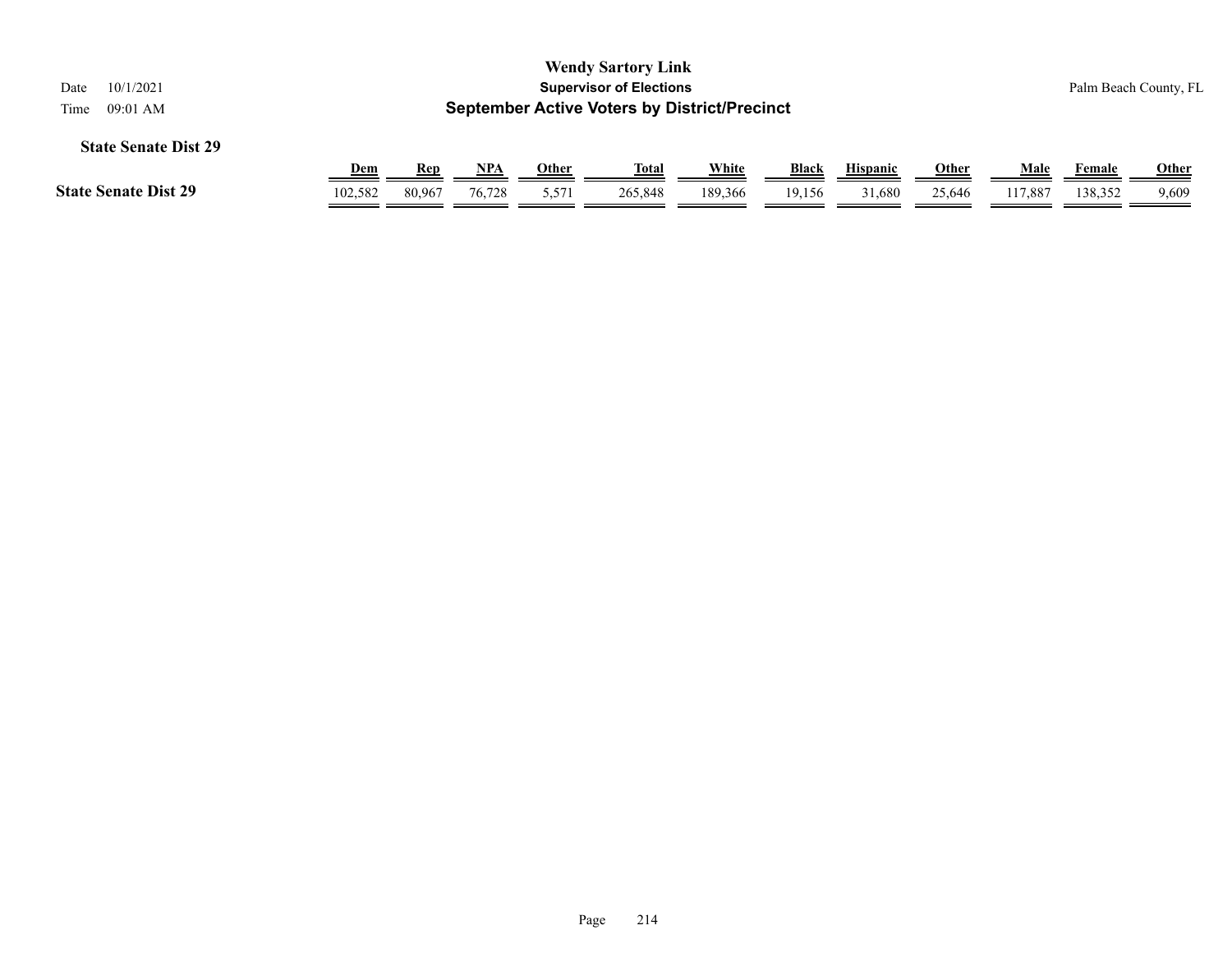**Wendy Sartory Link**
**Supervisor of Elections**
**September Active Voters by District/Precinct**

Date 10/1/2021
Time 09:01 AM

Palm Beach County, FL

### State Senate Dist 29

| | Dem | Rep | NPA | Other | Total | White | Black | Hispanic | Other | Male | Female | Other |
|---|---|---|---|---|---|---|---|---|---|---|---|---|
| **State Senate Dist 29** | 102,582 | 80,967 | 76,728 | 5,571 | 265,848 | 189,366 | 19,156 | 31,680 | 25,646 | 117,887 | 138,352 | 9,609 |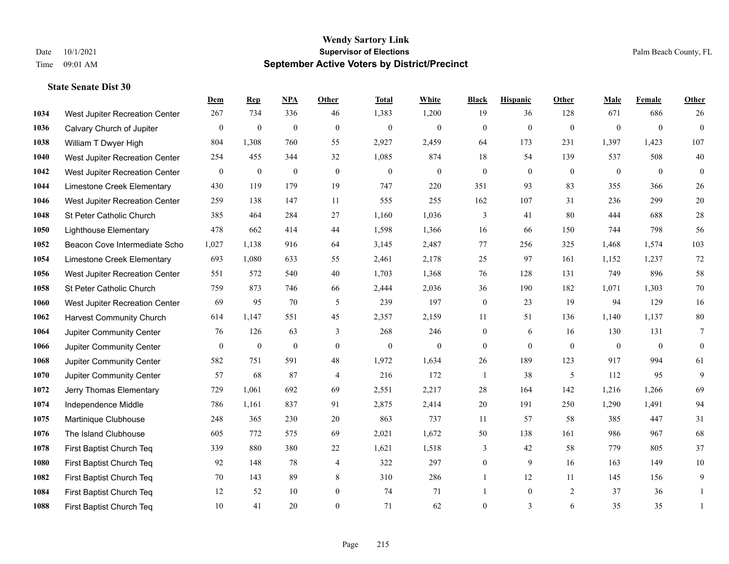**Wendy Sartory Link**
**Supervisor of Elections**
**September Active Voters by District/Precinct**

Date 10/1/2021
Time 09:01 AM

Palm Beach County, FL

### State Senate Dist 30

| | | Dem | Rep | NPA | Other | Total | White | Black | Hispanic | Other | Male | Female | Other |
|---|---|---|---|---|---|---|---|---|---|---|---|---|---|
| 1034 | West Jupiter Recreation Center | 267 | 734 | 336 | 46 | 1,383 | 1,200 | 19 | 36 | 128 | 671 | 686 | 26 |
| 1036 | Calvary Church of Jupiter | 0 | 0 | 0 | 0 | 0 | 0 | 0 | 0 | 0 | 0 | 0 | 0 |
| 1038 | William T Dwyer High | 804 | 1,308 | 760 | 55 | 2,927 | 2,459 | 64 | 173 | 231 | 1,397 | 1,423 | 107 |
| 1040 | West Jupiter Recreation Center | 254 | 455 | 344 | 32 | 1,085 | 874 | 18 | 54 | 139 | 537 | 508 | 40 |
| 1042 | West Jupiter Recreation Center | 0 | 0 | 0 | 0 | 0 | 0 | 0 | 0 | 0 | 0 | 0 | 0 |
| 1044 | Limestone Creek Elementary | 430 | 119 | 179 | 19 | 747 | 220 | 351 | 93 | 83 | 355 | 366 | 26 |
| 1046 | West Jupiter Recreation Center | 259 | 138 | 147 | 11 | 555 | 255 | 162 | 107 | 31 | 236 | 299 | 20 |
| 1048 | St Peter Catholic Church | 385 | 464 | 284 | 27 | 1,160 | 1,036 | 3 | 41 | 80 | 444 | 688 | 28 |
| 1050 | Lighthouse Elementary | 478 | 662 | 414 | 44 | 1,598 | 1,366 | 16 | 66 | 150 | 744 | 798 | 56 |
| 1052 | Beacon Cove Intermediate Scho | 1,027 | 1,138 | 916 | 64 | 3,145 | 2,487 | 77 | 256 | 325 | 1,468 | 1,574 | 103 |
| 1054 | Limestone Creek Elementary | 693 | 1,080 | 633 | 55 | 2,461 | 2,178 | 25 | 97 | 161 | 1,152 | 1,237 | 72 |
| 1056 | West Jupiter Recreation Center | 551 | 572 | 540 | 40 | 1,703 | 1,368 | 76 | 128 | 131 | 749 | 896 | 58 |
| 1058 | St Peter Catholic Church | 759 | 873 | 746 | 66 | 2,444 | 2,036 | 36 | 190 | 182 | 1,071 | 1,303 | 70 |
| 1060 | West Jupiter Recreation Center | 69 | 95 | 70 | 5 | 239 | 197 | 0 | 23 | 19 | 94 | 129 | 16 |
| 1062 | Harvest Community Church | 614 | 1,147 | 551 | 45 | 2,357 | 2,159 | 11 | 51 | 136 | 1,140 | 1,137 | 80 |
| 1064 | Jupiter Community Center | 76 | 126 | 63 | 3 | 268 | 246 | 0 | 6 | 16 | 130 | 131 | 7 |
| 1066 | Jupiter Community Center | 0 | 0 | 0 | 0 | 0 | 0 | 0 | 0 | 0 | 0 | 0 | 0 |
| 1068 | Jupiter Community Center | 582 | 751 | 591 | 48 | 1,972 | 1,634 | 26 | 189 | 123 | 917 | 994 | 61 |
| 1070 | Jupiter Community Center | 57 | 68 | 87 | 4 | 216 | 172 | 1 | 38 | 5 | 112 | 95 | 9 |
| 1072 | Jerry Thomas Elementary | 729 | 1,061 | 692 | 69 | 2,551 | 2,217 | 28 | 164 | 142 | 1,216 | 1,266 | 69 |
| 1074 | Independence Middle | 786 | 1,161 | 837 | 91 | 2,875 | 2,414 | 20 | 191 | 250 | 1,290 | 1,491 | 94 |
| 1075 | Martinique Clubhouse | 248 | 365 | 230 | 20 | 863 | 737 | 11 | 57 | 58 | 385 | 447 | 31 |
| 1076 | The Island Clubhouse | 605 | 772 | 575 | 69 | 2,021 | 1,672 | 50 | 138 | 161 | 986 | 967 | 68 |
| 1078 | First Baptist Church Teq | 339 | 880 | 380 | 22 | 1,621 | 1,518 | 3 | 42 | 58 | 779 | 805 | 37 |
| 1080 | First Baptist Church Teq | 92 | 148 | 78 | 4 | 322 | 297 | 0 | 9 | 16 | 163 | 149 | 10 |
| 1082 | First Baptist Church Teq | 70 | 143 | 89 | 8 | 310 | 286 | 1 | 12 | 11 | 145 | 156 | 9 |
| 1084 | First Baptist Church Teq | 12 | 52 | 10 | 0 | 74 | 71 | 1 | 0 | 2 | 37 | 36 | 1 |
| 1088 | First Baptist Church Teq | 10 | 41 | 20 | 0 | 71 | 62 | 0 | 3 | 6 | 35 | 35 | 1 |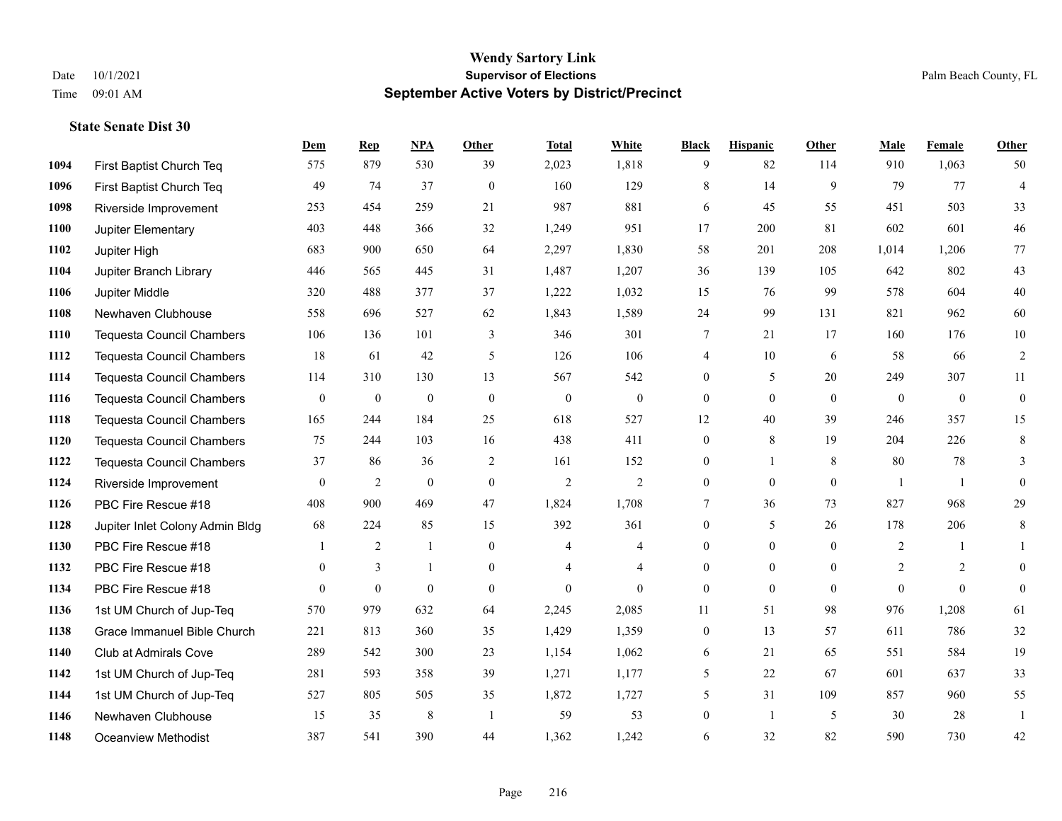**Wendy Sartory Link**
**Supervisor of Elections**
**September Active Voters by District/Precinct**

Date 10/1/2021
Time 09:01 AM
Palm Beach County, FL

### State Senate Dist 30

| | | Dem | Rep | NPA | Other | Total | White | Black | Hispanic | Other | Male | Female | Other |
|---|---|---|---|---|---|---|---|---|---|---|---|---|---|
| 1094 | First Baptist Church Teq | 575 | 879 | 530 | 39 | 2,023 | 1,818 | 9 | 82 | 114 | 910 | 1,063 | 50 |
| 1096 | First Baptist Church Teq | 49 | 74 | 37 | 0 | 160 | 129 | 8 | 14 | 9 | 79 | 77 | 4 |
| 1098 | Riverside Improvement | 253 | 454 | 259 | 21 | 987 | 881 | 6 | 45 | 55 | 451 | 503 | 33 |
| 1100 | Jupiter Elementary | 403 | 448 | 366 | 32 | 1,249 | 951 | 17 | 200 | 81 | 602 | 601 | 46 |
| 1102 | Jupiter High | 683 | 900 | 650 | 64 | 2,297 | 1,830 | 58 | 201 | 208 | 1,014 | 1,206 | 77 |
| 1104 | Jupiter Branch Library | 446 | 565 | 445 | 31 | 1,487 | 1,207 | 36 | 139 | 105 | 642 | 802 | 43 |
| 1106 | Jupiter Middle | 320 | 488 | 377 | 37 | 1,222 | 1,032 | 15 | 76 | 99 | 578 | 604 | 40 |
| 1108 | Newhaven Clubhouse | 558 | 696 | 527 | 62 | 1,843 | 1,589 | 24 | 99 | 131 | 821 | 962 | 60 |
| 1110 | Tequesta Council Chambers | 106 | 136 | 101 | 3 | 346 | 301 | 7 | 21 | 17 | 160 | 176 | 10 |
| 1112 | Tequesta Council Chambers | 18 | 61 | 42 | 5 | 126 | 106 | 4 | 10 | 6 | 58 | 66 | 2 |
| 1114 | Tequesta Council Chambers | 114 | 310 | 130 | 13 | 567 | 542 | 0 | 5 | 20 | 249 | 307 | 11 |
| 1116 | Tequesta Council Chambers | 0 | 0 | 0 | 0 | 0 | 0 | 0 | 0 | 0 | 0 | 0 | 0 |
| 1118 | Tequesta Council Chambers | 165 | 244 | 184 | 25 | 618 | 527 | 12 | 40 | 39 | 246 | 357 | 15 |
| 1120 | Tequesta Council Chambers | 75 | 244 | 103 | 16 | 438 | 411 | 0 | 8 | 19 | 204 | 226 | 8 |
| 1122 | Tequesta Council Chambers | 37 | 86 | 36 | 2 | 161 | 152 | 0 | 1 | 8 | 80 | 78 | 3 |
| 1124 | Riverside Improvement | 0 | 2 | 0 | 0 | 2 | 2 | 0 | 0 | 0 | 1 | 1 | 0 |
| 1126 | PBC Fire Rescue #18 | 408 | 900 | 469 | 47 | 1,824 | 1,708 | 7 | 36 | 73 | 827 | 968 | 29 |
| 1128 | Jupiter Inlet Colony Admin Bldg | 68 | 224 | 85 | 15 | 392 | 361 | 0 | 5 | 26 | 178 | 206 | 8 |
| 1130 | PBC Fire Rescue #18 | 1 | 2 | 1 | 0 | 4 | 4 | 0 | 0 | 0 | 2 | 1 | 1 |
| 1132 | PBC Fire Rescue #18 | 0 | 3 | 1 | 0 | 4 | 4 | 0 | 0 | 0 | 2 | 2 | 0 |
| 1134 | PBC Fire Rescue #18 | 0 | 0 | 0 | 0 | 0 | 0 | 0 | 0 | 0 | 0 | 0 | 0 |
| 1136 | 1st UM Church of Jup-Teq | 570 | 979 | 632 | 64 | 2,245 | 2,085 | 11 | 51 | 98 | 976 | 1,208 | 61 |
| 1138 | Grace Immanuel Bible Church | 221 | 813 | 360 | 35 | 1,429 | 1,359 | 0 | 13 | 57 | 611 | 786 | 32 |
| 1140 | Club at Admirals Cove | 289 | 542 | 300 | 23 | 1,154 | 1,062 | 6 | 21 | 65 | 551 | 584 | 19 |
| 1142 | 1st UM Church of Jup-Teq | 281 | 593 | 358 | 39 | 1,271 | 1,177 | 5 | 22 | 67 | 601 | 637 | 33 |
| 1144 | 1st UM Church of Jup-Teq | 527 | 805 | 505 | 35 | 1,872 | 1,727 | 5 | 31 | 109 | 857 | 960 | 55 |
| 1146 | Newhaven Clubhouse | 15 | 35 | 8 | 1 | 59 | 53 | 0 | 1 | 5 | 30 | 28 | 1 |
| 1148 | Oceanview Methodist | 387 | 541 | 390 | 44 | 1,362 | 1,242 | 6 | 32 | 82 | 590 | 730 | 42 |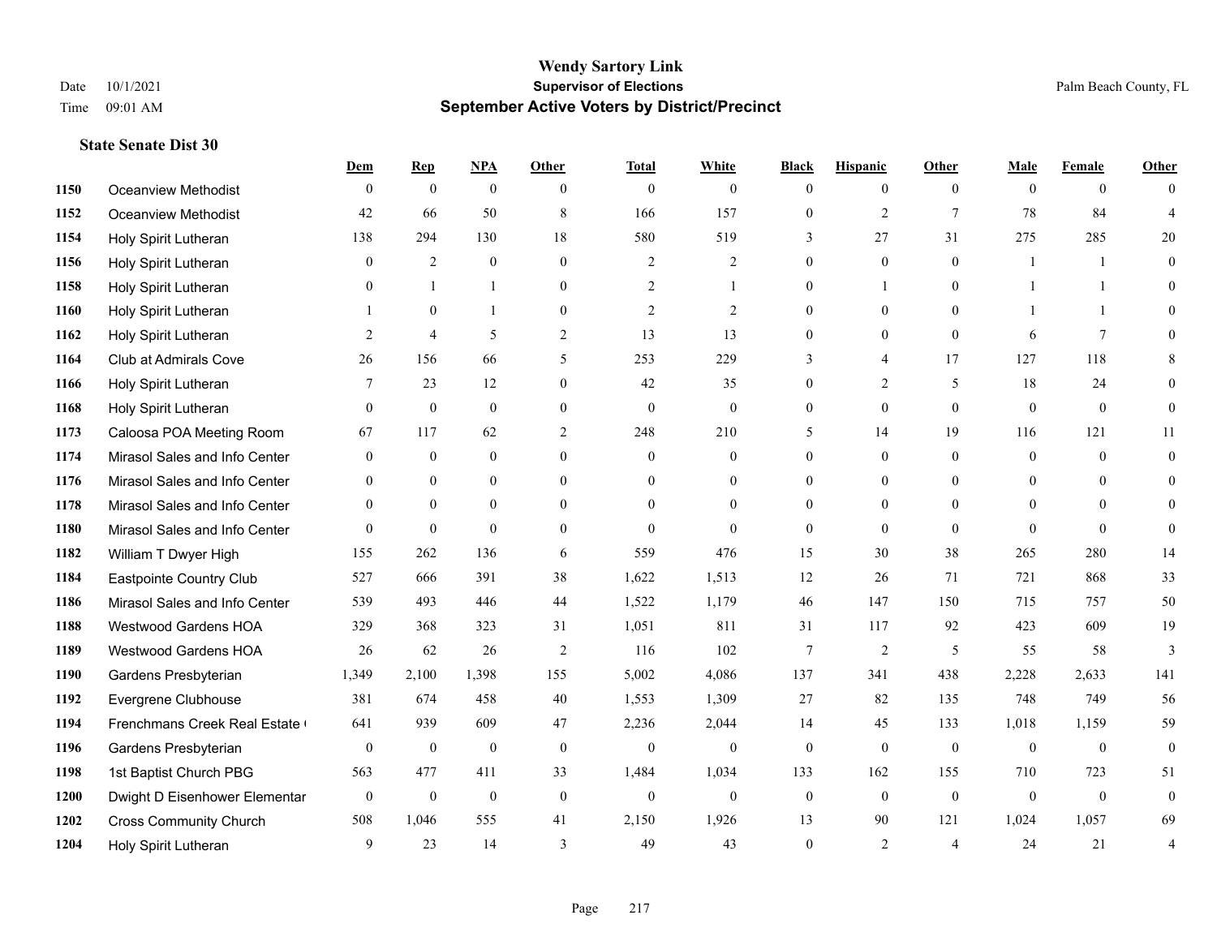**Wendy Sartory Link**
**Supervisor of Elections**
**September Active Voters by District/Precinct**

Date 10/1/2021 Palm Beach County, FL
Time 09:01 AM

### State Senate Dist 30

| | | Dem | Rep | NPA | Other | Total | White | Black | Hispanic | Other | Male | Female | Other |
|---|---|---|---|---|---|---|---|---|---|---|---|---|---|
| 1150 | Oceanview Methodist | 0 | 0 | 0 | 0 | 0 | 0 | 0 | 0 | 0 | 0 | 0 | 0 |
| 1152 | Oceanview Methodist | 42 | 66 | 50 | 8 | 166 | 157 | 0 | 2 | 7 | 78 | 84 | 4 |
| 1154 | Holy Spirit Lutheran | 138 | 294 | 130 | 18 | 580 | 519 | 3 | 27 | 31 | 275 | 285 | 20 |
| 1156 | Holy Spirit Lutheran | 0 | 2 | 0 | 0 | 2 | 2 | 0 | 0 | 0 | 1 | 1 | 0 |
| 1158 | Holy Spirit Lutheran | 0 | 1 | 1 | 0 | 2 | 1 | 0 | 1 | 0 | 1 | 1 | 0 |
| 1160 | Holy Spirit Lutheran | 1 | 0 | 1 | 0 | 2 | 2 | 0 | 0 | 0 | 1 | 1 | 0 |
| 1162 | Holy Spirit Lutheran | 2 | 4 | 5 | 2 | 13 | 13 | 0 | 0 | 0 | 6 | 7 | 0 |
| 1164 | Club at Admirals Cove | 26 | 156 | 66 | 5 | 253 | 229 | 3 | 4 | 17 | 127 | 118 | 8 |
| 1166 | Holy Spirit Lutheran | 7 | 23 | 12 | 0 | 42 | 35 | 0 | 2 | 5 | 18 | 24 | 0 |
| 1168 | Holy Spirit Lutheran | 0 | 0 | 0 | 0 | 0 | 0 | 0 | 0 | 0 | 0 | 0 | 0 |
| 1173 | Caloosa POA Meeting Room | 67 | 117 | 62 | 2 | 248 | 210 | 5 | 14 | 19 | 116 | 121 | 11 |
| 1174 | Mirasol Sales and Info Center | 0 | 0 | 0 | 0 | 0 | 0 | 0 | 0 | 0 | 0 | 0 | 0 |
| 1176 | Mirasol Sales and Info Center | 0 | 0 | 0 | 0 | 0 | 0 | 0 | 0 | 0 | 0 | 0 | 0 |
| 1178 | Mirasol Sales and Info Center | 0 | 0 | 0 | 0 | 0 | 0 | 0 | 0 | 0 | 0 | 0 | 0 |
| 1180 | Mirasol Sales and Info Center | 0 | 0 | 0 | 0 | 0 | 0 | 0 | 0 | 0 | 0 | 0 | 0 |
| 1182 | William T Dwyer High | 155 | 262 | 136 | 6 | 559 | 476 | 15 | 30 | 38 | 265 | 280 | 14 |
| 1184 | Eastpointe Country Club | 527 | 666 | 391 | 38 | 1,622 | 1,513 | 12 | 26 | 71 | 721 | 868 | 33 |
| 1186 | Mirasol Sales and Info Center | 539 | 493 | 446 | 44 | 1,522 | 1,179 | 46 | 147 | 150 | 715 | 757 | 50 |
| 1188 | Westwood Gardens HOA | 329 | 368 | 323 | 31 | 1,051 | 811 | 31 | 117 | 92 | 423 | 609 | 19 |
| 1189 | Westwood Gardens HOA | 26 | 62 | 26 | 2 | 116 | 102 | 7 | 2 | 5 | 55 | 58 | 3 |
| 1190 | Gardens Presbyterian | 1,349 | 2,100 | 1,398 | 155 | 5,002 | 4,086 | 137 | 341 | 438 | 2,228 | 2,633 | 141 |
| 1192 | Evergrene Clubhouse | 381 | 674 | 458 | 40 | 1,553 | 1,309 | 27 | 82 | 135 | 748 | 749 | 56 |
| 1194 | Frenchmans Creek Real Estate ( | 641 | 939 | 609 | 47 | 2,236 | 2,044 | 14 | 45 | 133 | 1,018 | 1,159 | 59 |
| 1196 | Gardens Presbyterian | 0 | 0 | 0 | 0 | 0 | 0 | 0 | 0 | 0 | 0 | 0 | 0 |
| 1198 | 1st Baptist Church PBG | 563 | 477 | 411 | 33 | 1,484 | 1,034 | 133 | 162 | 155 | 710 | 723 | 51 |
| 1200 | Dwight D Eisenhower Elementar | 0 | 0 | 0 | 0 | 0 | 0 | 0 | 0 | 0 | 0 | 0 | 0 |
| 1202 | Cross Community Church | 508 | 1,046 | 555 | 41 | 2,150 | 1,926 | 13 | 90 | 121 | 1,024 | 1,057 | 69 |
| 1204 | Holy Spirit Lutheran | 9 | 23 | 14 | 3 | 49 | 43 | 0 | 2 | 4 | 24 | 21 | 4 |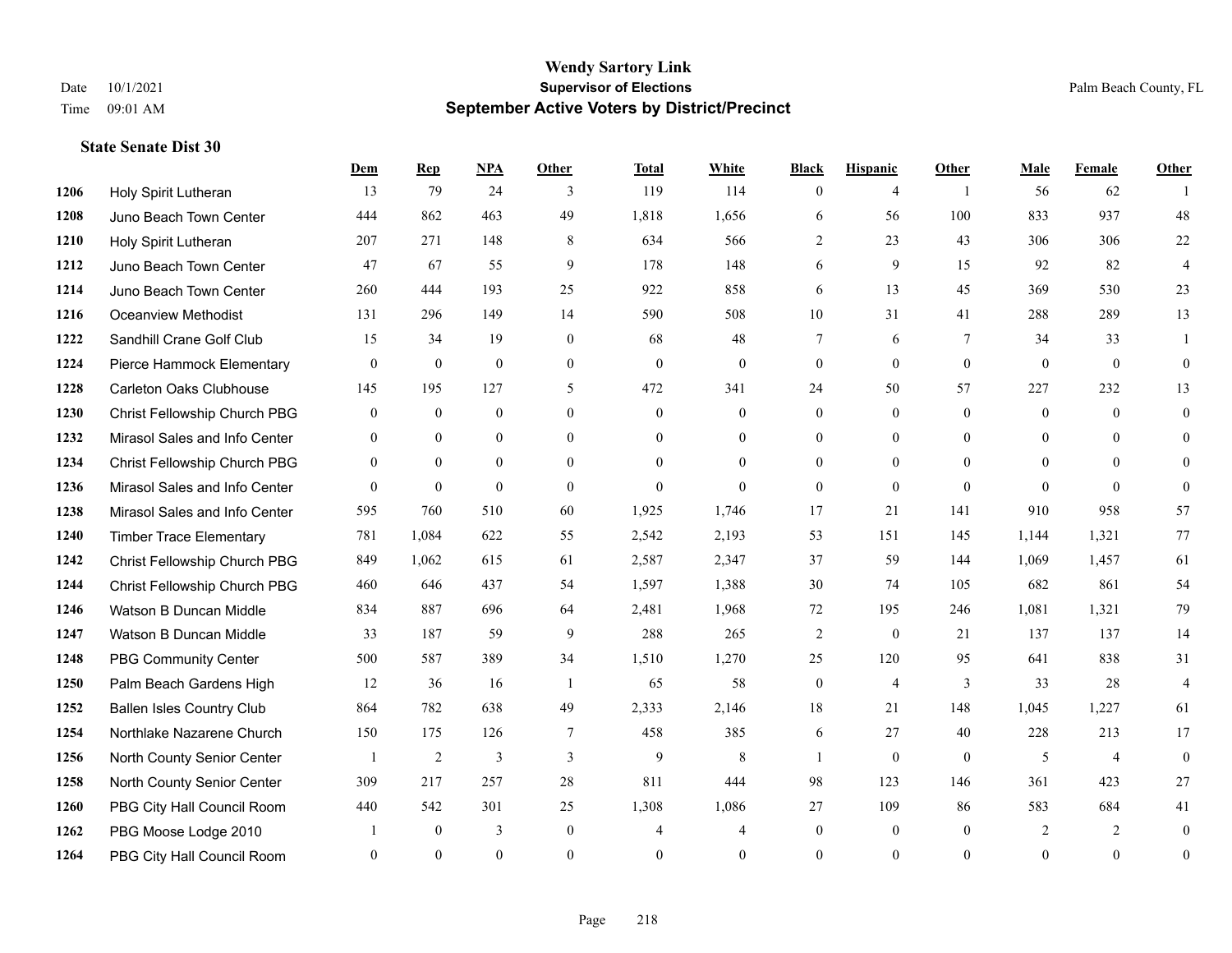# Wendy Sartory Link
## Supervisor of Elections
## September Active Voters by District/Precinct

Date 10/1/2021
Time 09:01 AM

Palm Beach County, FL

### State Senate Dist 30

| | | Dem | Rep | NPA | Other | Total | White | Black | Hispanic | Other | Male | Female | Other |
|---|---|---|---|---|---|---|---|---|---|---|---|---|---|
| 1206 | Holy Spirit Lutheran | 13 | 79 | 24 | 3 | 119 | 114 | 0 | 4 | 1 | 56 | 62 | 1 |
| 1208 | Juno Beach Town Center | 444 | 862 | 463 | 49 | 1,818 | 1,656 | 6 | 56 | 100 | 833 | 937 | 48 |
| 1210 | Holy Spirit Lutheran | 207 | 271 | 148 | 8 | 634 | 566 | 2 | 23 | 43 | 306 | 306 | 22 |
| 1212 | Juno Beach Town Center | 47 | 67 | 55 | 9 | 178 | 148 | 6 | 9 | 15 | 92 | 82 | 4 |
| 1214 | Juno Beach Town Center | 260 | 444 | 193 | 25 | 922 | 858 | 6 | 13 | 45 | 369 | 530 | 23 |
| 1216 | Oceanview Methodist | 131 | 296 | 149 | 14 | 590 | 508 | 10 | 31 | 41 | 288 | 289 | 13 |
| 1222 | Sandhill Crane Golf Club | 15 | 34 | 19 | 0 | 68 | 48 | 7 | 6 | 7 | 34 | 33 | 1 |
| 1224 | Pierce Hammock Elementary | 0 | 0 | 0 | 0 | 0 | 0 | 0 | 0 | 0 | 0 | 0 | 0 |
| 1228 | Carleton Oaks Clubhouse | 145 | 195 | 127 | 5 | 472 | 341 | 24 | 50 | 57 | 227 | 232 | 13 |
| 1230 | Christ Fellowship Church PBG | 0 | 0 | 0 | 0 | 0 | 0 | 0 | 0 | 0 | 0 | 0 | 0 |
| 1232 | Mirasol Sales and Info Center | 0 | 0 | 0 | 0 | 0 | 0 | 0 | 0 | 0 | 0 | 0 | 0 |
| 1234 | Christ Fellowship Church PBG | 0 | 0 | 0 | 0 | 0 | 0 | 0 | 0 | 0 | 0 | 0 | 0 |
| 1236 | Mirasol Sales and Info Center | 0 | 0 | 0 | 0 | 0 | 0 | 0 | 0 | 0 | 0 | 0 | 0 |
| 1238 | Mirasol Sales and Info Center | 595 | 760 | 510 | 60 | 1,925 | 1,746 | 17 | 21 | 141 | 910 | 958 | 57 |
| 1240 | Timber Trace Elementary | 781 | 1,084 | 622 | 55 | 2,542 | 2,193 | 53 | 151 | 145 | 1,144 | 1,321 | 77 |
| 1242 | Christ Fellowship Church PBG | 849 | 1,062 | 615 | 61 | 2,587 | 2,347 | 37 | 59 | 144 | 1,069 | 1,457 | 61 |
| 1244 | Christ Fellowship Church PBG | 460 | 646 | 437 | 54 | 1,597 | 1,388 | 30 | 74 | 105 | 682 | 861 | 54 |
| 1246 | Watson B Duncan Middle | 834 | 887 | 696 | 64 | 2,481 | 1,968 | 72 | 195 | 246 | 1,081 | 1,321 | 79 |
| 1247 | Watson B Duncan Middle | 33 | 187 | 59 | 9 | 288 | 265 | 2 | 0 | 21 | 137 | 137 | 14 |
| 1248 | PBG Community Center | 500 | 587 | 389 | 34 | 1,510 | 1,270 | 25 | 120 | 95 | 641 | 838 | 31 |
| 1250 | Palm Beach Gardens High | 12 | 36 | 16 | 1 | 65 | 58 | 0 | 4 | 3 | 33 | 28 | 4 |
| 1252 | Ballen Isles Country Club | 864 | 782 | 638 | 49 | 2,333 | 2,146 | 18 | 21 | 148 | 1,045 | 1,227 | 61 |
| 1254 | Northlake Nazarene Church | 150 | 175 | 126 | 7 | 458 | 385 | 6 | 27 | 40 | 228 | 213 | 17 |
| 1256 | North County Senior Center | 1 | 2 | 3 | 3 | 9 | 8 | 1 | 0 | 0 | 5 | 4 | 0 |
| 1258 | North County Senior Center | 309 | 217 | 257 | 28 | 811 | 444 | 98 | 123 | 146 | 361 | 423 | 27 |
| 1260 | PBG City Hall Council Room | 440 | 542 | 301 | 25 | 1,308 | 1,086 | 27 | 109 | 86 | 583 | 684 | 41 |
| 1262 | PBG Moose Lodge 2010 | 1 | 0 | 3 | 0 | 4 | 4 | 0 | 0 | 0 | 2 | 2 | 0 |
| 1264 | PBG City Hall Council Room | 0 | 0 | 0 | 0 | 0 | 0 | 0 | 0 | 0 | 0 | 0 | 0 |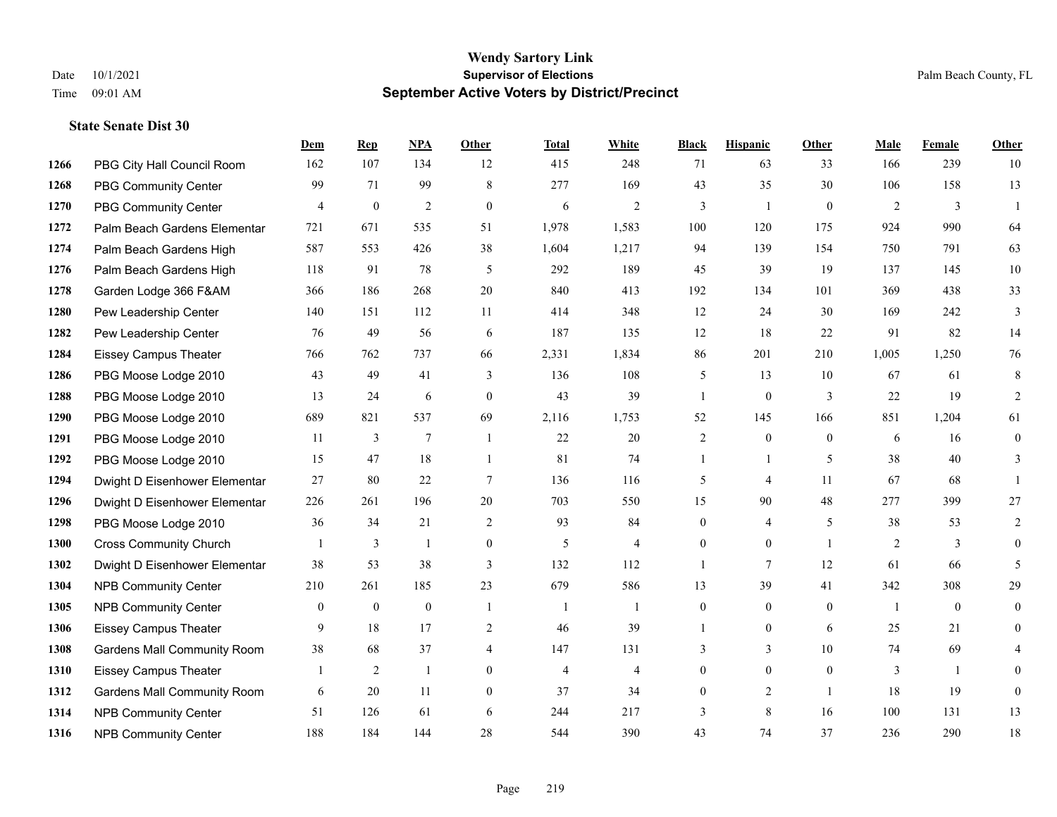# Wendy Sartory Link
## Supervisor of Elections
## September Active Voters by District/Precinct

Date 10/1/2021
Time 09:01 AM

Palm Beach County, FL

### State Senate Dist 30

| | | Dem | Rep | NPA | Other | Total | White | Black | Hispanic | Other | Male | Female | Other |
|---|---|---|---|---|---|---|---|---|---|---|---|---|---|
| 1266 | PBG City Hall Council Room | 162 | 107 | 134 | 12 | 415 | 248 | 71 | 63 | 33 | 166 | 239 | 10 |
| 1268 | PBG Community Center | 99 | 71 | 99 | 8 | 277 | 169 | 43 | 35 | 30 | 106 | 158 | 13 |
| 1270 | PBG Community Center | 4 | 0 | 2 | 0 | 6 | 2 | 3 | 1 | 0 | 2 | 3 | 1 |
| 1272 | Palm Beach Gardens Elementar | 721 | 671 | 535 | 51 | 1,978 | 1,583 | 100 | 120 | 175 | 924 | 990 | 64 |
| 1274 | Palm Beach Gardens High | 587 | 553 | 426 | 38 | 1,604 | 1,217 | 94 | 139 | 154 | 750 | 791 | 63 |
| 1276 | Palm Beach Gardens High | 118 | 91 | 78 | 5 | 292 | 189 | 45 | 39 | 19 | 137 | 145 | 10 |
| 1278 | Garden Lodge 366 F&AM | 366 | 186 | 268 | 20 | 840 | 413 | 192 | 134 | 101 | 369 | 438 | 33 |
| 1280 | Pew Leadership Center | 140 | 151 | 112 | 11 | 414 | 348 | 12 | 24 | 30 | 169 | 242 | 3 |
| 1282 | Pew Leadership Center | 76 | 49 | 56 | 6 | 187 | 135 | 12 | 18 | 22 | 91 | 82 | 14 |
| 1284 | Eissey Campus Theater | 766 | 762 | 737 | 66 | 2,331 | 1,834 | 86 | 201 | 210 | 1,005 | 1,250 | 76 |
| 1286 | PBG Moose Lodge 2010 | 43 | 49 | 41 | 3 | 136 | 108 | 5 | 13 | 10 | 67 | 61 | 8 |
| 1288 | PBG Moose Lodge 2010 | 13 | 24 | 6 | 0 | 43 | 39 | 1 | 0 | 3 | 22 | 19 | 2 |
| 1290 | PBG Moose Lodge 2010 | 689 | 821 | 537 | 69 | 2,116 | 1,753 | 52 | 145 | 166 | 851 | 1,204 | 61 |
| 1291 | PBG Moose Lodge 2010 | 11 | 3 | 7 | 1 | 22 | 20 | 2 | 0 | 0 | 6 | 16 | 0 |
| 1292 | PBG Moose Lodge 2010 | 15 | 47 | 18 | 1 | 81 | 74 | 1 | 1 | 5 | 38 | 40 | 3 |
| 1294 | Dwight D Eisenhower Elementar | 27 | 80 | 22 | 7 | 136 | 116 | 5 | 4 | 11 | 67 | 68 | 1 |
| 1296 | Dwight D Eisenhower Elementar | 226 | 261 | 196 | 20 | 703 | 550 | 15 | 90 | 48 | 277 | 399 | 27 |
| 1298 | PBG Moose Lodge 2010 | 36 | 34 | 21 | 2 | 93 | 84 | 0 | 4 | 5 | 38 | 53 | 2 |
| 1300 | Cross Community Church | 1 | 3 | 1 | 0 | 5 | 4 | 0 | 0 | 1 | 2 | 3 | 0 |
| 1302 | Dwight D Eisenhower Elementar | 38 | 53 | 38 | 3 | 132 | 112 | 1 | 7 | 12 | 61 | 66 | 5 |
| 1304 | NPB Community Center | 210 | 261 | 185 | 23 | 679 | 586 | 13 | 39 | 41 | 342 | 308 | 29 |
| 1305 | NPB Community Center | 0 | 0 | 0 | 1 | 1 | 1 | 0 | 0 | 0 | 1 | 0 | 0 |
| 1306 | Eissey Campus Theater | 9 | 18 | 17 | 2 | 46 | 39 | 1 | 0 | 6 | 25 | 21 | 0 |
| 1308 | Gardens Mall Community Room | 38 | 68 | 37 | 4 | 147 | 131 | 3 | 3 | 10 | 74 | 69 | 4 |
| 1310 | Eissey Campus Theater | 1 | 2 | 1 | 0 | 4 | 4 | 0 | 0 | 0 | 3 | 1 | 0 |
| 1312 | Gardens Mall Community Room | 6 | 20 | 11 | 0 | 37 | 34 | 0 | 2 | 1 | 18 | 19 | 0 |
| 1314 | NPB Community Center | 51 | 126 | 61 | 6 | 244 | 217 | 3 | 8 | 16 | 100 | 131 | 13 |
| 1316 | NPB Community Center | 188 | 184 | 144 | 28 | 544 | 390 | 43 | 74 | 37 | 236 | 290 | 18 |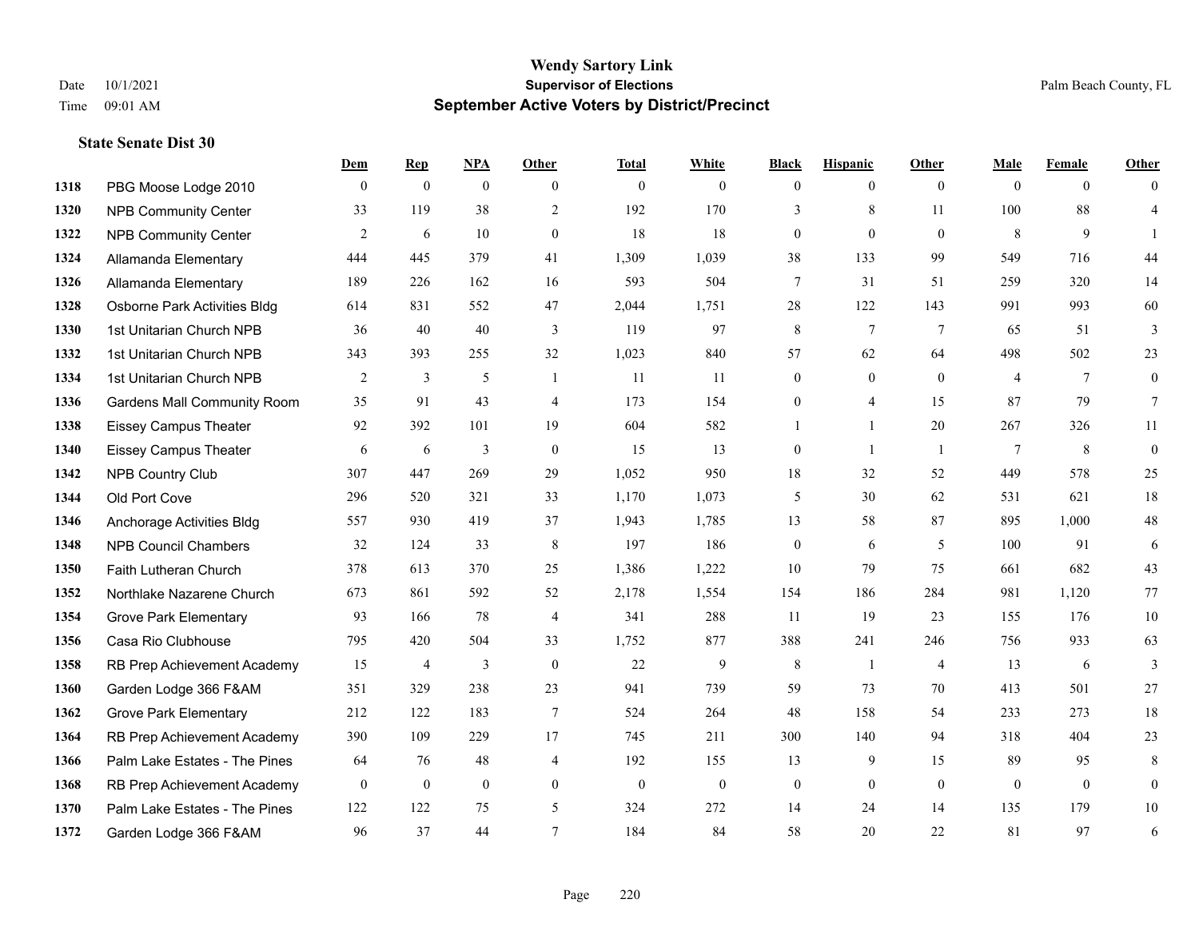# Wendy Sartory Link

**Supervisor of Elections**

**September Active Voters by District/Precinct**

Date 10/1/2021
Time 09:01 AM

Palm Beach County, FL

### State Senate Dist 30

| | | Dem | Rep | NPA | Other | Total | White | Black | Hispanic | Other | Male | Female | Other |
|---|---|---|---|---|---|---|---|---|---|---|---|---|---|
| 1318 | PBG Moose Lodge 2010 | 0 | 0 | 0 | 0 | 0 | 0 | 0 | 0 | 0 | 0 | 0 | 0 |
| 1320 | NPB Community Center | 33 | 119 | 38 | 2 | 192 | 170 | 3 | 8 | 11 | 100 | 88 | 4 |
| 1322 | NPB Community Center | 2 | 6 | 10 | 0 | 18 | 18 | 0 | 0 | 0 | 8 | 9 | 1 |
| 1324 | Allamanda Elementary | 444 | 445 | 379 | 41 | 1,309 | 1,039 | 38 | 133 | 99 | 549 | 716 | 44 |
| 1326 | Allamanda Elementary | 189 | 226 | 162 | 16 | 593 | 504 | 7 | 31 | 51 | 259 | 320 | 14 |
| 1328 | Osborne Park Activities Bldg | 614 | 831 | 552 | 47 | 2,044 | 1,751 | 28 | 122 | 143 | 991 | 993 | 60 |
| 1330 | 1st Unitarian Church NPB | 36 | 40 | 40 | 3 | 119 | 97 | 8 | 7 | 7 | 65 | 51 | 3 |
| 1332 | 1st Unitarian Church NPB | 343 | 393 | 255 | 32 | 1,023 | 840 | 57 | 62 | 64 | 498 | 502 | 23 |
| 1334 | 1st Unitarian Church NPB | 2 | 3 | 5 | 1 | 11 | 11 | 0 | 0 | 0 | 4 | 7 | 0 |
| 1336 | Gardens Mall Community Room | 35 | 91 | 43 | 4 | 173 | 154 | 0 | 4 | 15 | 87 | 79 | 7 |
| 1338 | Eissey Campus Theater | 92 | 392 | 101 | 19 | 604 | 582 | 1 | 1 | 20 | 267 | 326 | 11 |
| 1340 | Eissey Campus Theater | 6 | 6 | 3 | 0 | 15 | 13 | 0 | 1 | 1 | 7 | 8 | 0 |
| 1342 | NPB Country Club | 307 | 447 | 269 | 29 | 1,052 | 950 | 18 | 32 | 52 | 449 | 578 | 25 |
| 1344 | Old Port Cove | 296 | 520 | 321 | 33 | 1,170 | 1,073 | 5 | 30 | 62 | 531 | 621 | 18 |
| 1346 | Anchorage Activities Bldg | 557 | 930 | 419 | 37 | 1,943 | 1,785 | 13 | 58 | 87 | 895 | 1,000 | 48 |
| 1348 | NPB Council Chambers | 32 | 124 | 33 | 8 | 197 | 186 | 0 | 6 | 5 | 100 | 91 | 6 |
| 1350 | Faith Lutheran Church | 378 | 613 | 370 | 25 | 1,386 | 1,222 | 10 | 79 | 75 | 661 | 682 | 43 |
| 1352 | Northlake Nazarene Church | 673 | 861 | 592 | 52 | 2,178 | 1,554 | 154 | 186 | 284 | 981 | 1,120 | 77 |
| 1354 | Grove Park Elementary | 93 | 166 | 78 | 4 | 341 | 288 | 11 | 19 | 23 | 155 | 176 | 10 |
| 1356 | Casa Rio Clubhouse | 795 | 420 | 504 | 33 | 1,752 | 877 | 388 | 241 | 246 | 756 | 933 | 63 |
| 1358 | RB Prep Achievement Academy | 15 | 4 | 3 | 0 | 22 | 9 | 8 | 1 | 4 | 13 | 6 | 3 |
| 1360 | Garden Lodge 366 F&AM | 351 | 329 | 238 | 23 | 941 | 739 | 59 | 73 | 70 | 413 | 501 | 27 |
| 1362 | Grove Park Elementary | 212 | 122 | 183 | 7 | 524 | 264 | 48 | 158 | 54 | 233 | 273 | 18 |
| 1364 | RB Prep Achievement Academy | 390 | 109 | 229 | 17 | 745 | 211 | 300 | 140 | 94 | 318 | 404 | 23 |
| 1366 | Palm Lake Estates - The Pines | 64 | 76 | 48 | 4 | 192 | 155 | 13 | 9 | 15 | 89 | 95 | 8 |
| 1368 | RB Prep Achievement Academy | 0 | 0 | 0 | 0 | 0 | 0 | 0 | 0 | 0 | 0 | 0 | 0 |
| 1370 | Palm Lake Estates - The Pines | 122 | 122 | 75 | 5 | 324 | 272 | 14 | 24 | 14 | 135 | 179 | 10 |
| 1372 | Garden Lodge 366 F&AM | 96 | 37 | 44 | 7 | 184 | 84 | 58 | 20 | 22 | 81 | 97 | 6 |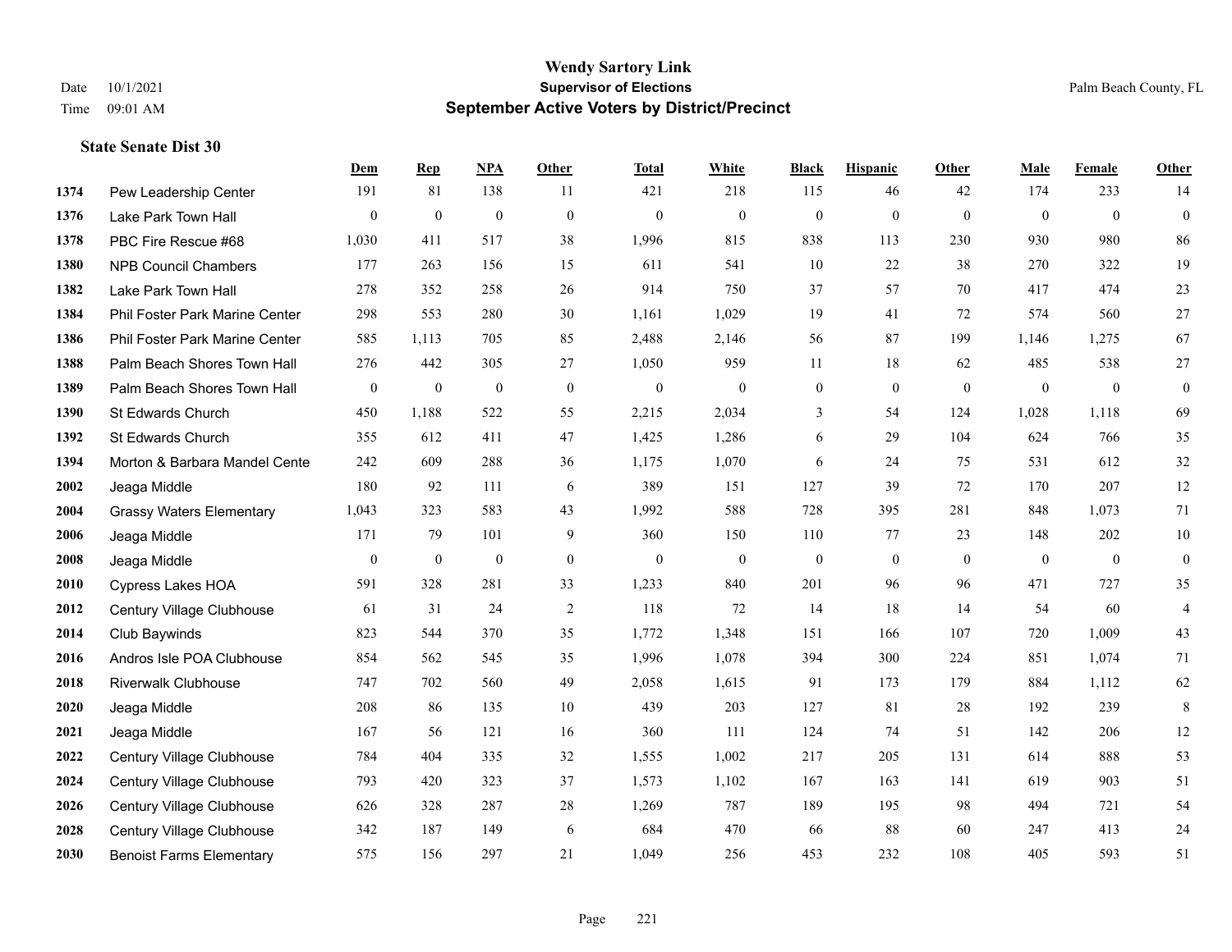# Wendy Sartory Link

**Supervisor of Elections**

**September Active Voters by District/Precinct**

Date 10/1/2021 Palm Beach County, FL

Time 09:01 AM

### State Senate Dist 30

| | | Dem | Rep | NPA | Other | Total | White | Black | Hispanic | Other | Male | Female | Other |
|---|---|---|---|---|---|---|---|---|---|---|---|---|---|
| 1374 | Pew Leadership Center | 191 | 81 | 138 | 11 | 421 | 218 | 115 | 46 | 42 | 174 | 233 | 14 |
| 1376 | Lake Park Town Hall | 0 | 0 | 0 | 0 | 0 | 0 | 0 | 0 | 0 | 0 | 0 | 0 |
| 1378 | PBC Fire Rescue #68 | 1,030 | 411 | 517 | 38 | 1,996 | 815 | 838 | 113 | 230 | 930 | 980 | 86 |
| 1380 | NPB Council Chambers | 177 | 263 | 156 | 15 | 611 | 541 | 10 | 22 | 38 | 270 | 322 | 19 |
| 1382 | Lake Park Town Hall | 278 | 352 | 258 | 26 | 914 | 750 | 37 | 57 | 70 | 417 | 474 | 23 |
| 1384 | Phil Foster Park Marine Center | 298 | 553 | 280 | 30 | 1,161 | 1,029 | 19 | 41 | 72 | 574 | 560 | 27 |
| 1386 | Phil Foster Park Marine Center | 585 | 1,113 | 705 | 85 | 2,488 | 2,146 | 56 | 87 | 199 | 1,146 | 1,275 | 67 |
| 1388 | Palm Beach Shores Town Hall | 276 | 442 | 305 | 27 | 1,050 | 959 | 11 | 18 | 62 | 485 | 538 | 27 |
| 1389 | Palm Beach Shores Town Hall | 0 | 0 | 0 | 0 | 0 | 0 | 0 | 0 | 0 | 0 | 0 | 0 |
| 1390 | St Edwards Church | 450 | 1,188 | 522 | 55 | 2,215 | 2,034 | 3 | 54 | 124 | 1,028 | 1,118 | 69 |
| 1392 | St Edwards Church | 355 | 612 | 411 | 47 | 1,425 | 1,286 | 6 | 29 | 104 | 624 | 766 | 35 |
| 1394 | Morton & Barbara Mandel Cente | 242 | 609 | 288 | 36 | 1,175 | 1,070 | 6 | 24 | 75 | 531 | 612 | 32 |
| 2002 | Jeaga Middle | 180 | 92 | 111 | 6 | 389 | 151 | 127 | 39 | 72 | 170 | 207 | 12 |
| 2004 | Grassy Waters Elementary | 1,043 | 323 | 583 | 43 | 1,992 | 588 | 728 | 395 | 281 | 848 | 1,073 | 71 |
| 2006 | Jeaga Middle | 171 | 79 | 101 | 9 | 360 | 150 | 110 | 77 | 23 | 148 | 202 | 10 |
| 2008 | Jeaga Middle | 0 | 0 | 0 | 0 | 0 | 0 | 0 | 0 | 0 | 0 | 0 | 0 |
| 2010 | Cypress Lakes HOA | 591 | 328 | 281 | 33 | 1,233 | 840 | 201 | 96 | 96 | 471 | 727 | 35 |
| 2012 | Century Village Clubhouse | 61 | 31 | 24 | 2 | 118 | 72 | 14 | 18 | 14 | 54 | 60 | 4 |
| 2014 | Club Baywinds | 823 | 544 | 370 | 35 | 1,772 | 1,348 | 151 | 166 | 107 | 720 | 1,009 | 43 |
| 2016 | Andros Isle POA Clubhouse | 854 | 562 | 545 | 35 | 1,996 | 1,078 | 394 | 300 | 224 | 851 | 1,074 | 71 |
| 2018 | Riverwalk Clubhouse | 747 | 702 | 560 | 49 | 2,058 | 1,615 | 91 | 173 | 179 | 884 | 1,112 | 62 |
| 2020 | Jeaga Middle | 208 | 86 | 135 | 10 | 439 | 203 | 127 | 81 | 28 | 192 | 239 | 8 |
| 2021 | Jeaga Middle | 167 | 56 | 121 | 16 | 360 | 111 | 124 | 74 | 51 | 142 | 206 | 12 |
| 2022 | Century Village Clubhouse | 784 | 404 | 335 | 32 | 1,555 | 1,002 | 217 | 205 | 131 | 614 | 888 | 53 |
| 2024 | Century Village Clubhouse | 793 | 420 | 323 | 37 | 1,573 | 1,102 | 167 | 163 | 141 | 619 | 903 | 51 |
| 2026 | Century Village Clubhouse | 626 | 328 | 287 | 28 | 1,269 | 787 | 189 | 195 | 98 | 494 | 721 | 54 |
| 2028 | Century Village Clubhouse | 342 | 187 | 149 | 6 | 684 | 470 | 66 | 88 | 60 | 247 | 413 | 24 |
| 2030 | Benoist Farms Elementary | 575 | 156 | 297 | 21 | 1,049 | 256 | 453 | 232 | 108 | 405 | 593 | 51 |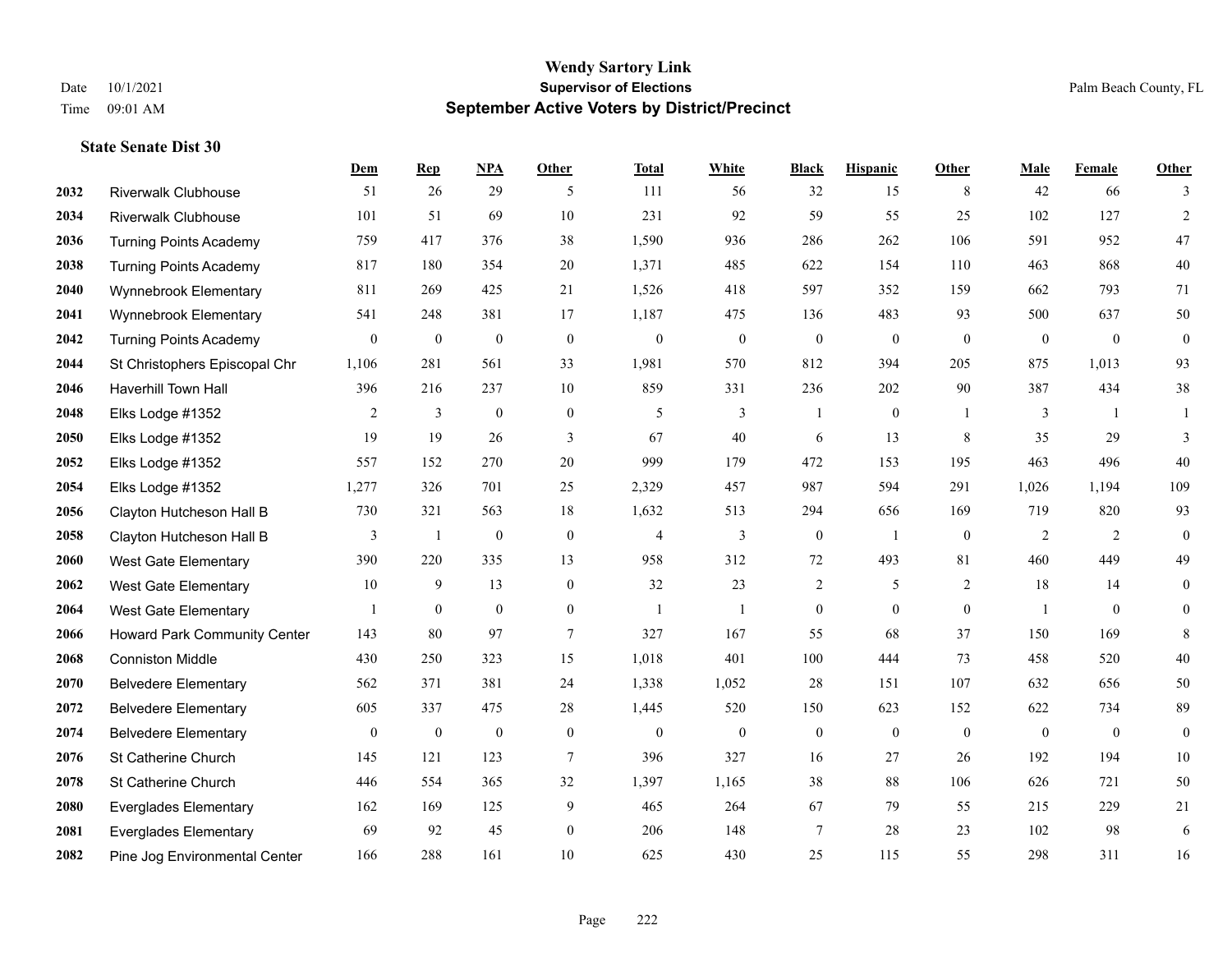# Wendy Sartory Link
## Supervisor of Elections
## September Active Voters by District/Precinct

Date 10/1/2021
Time 09:01 AM
Palm Beach County, FL

### State Senate Dist 30

| | | Dem | Rep | NPA | Other | Total | White | Black | Hispanic | Other | Male | Female | Other |
|---|---|---|---|---|---|---|---|---|---|---|---|---|---|
| 2032 | Riverwalk Clubhouse | 51 | 26 | 29 | 5 | 111 | 56 | 32 | 15 | 8 | 42 | 66 | 3 |
| 2034 | Riverwalk Clubhouse | 101 | 51 | 69 | 10 | 231 | 92 | 59 | 55 | 25 | 102 | 127 | 2 |
| 2036 | Turning Points Academy | 759 | 417 | 376 | 38 | 1,590 | 936 | 286 | 262 | 106 | 591 | 952 | 47 |
| 2038 | Turning Points Academy | 817 | 180 | 354 | 20 | 1,371 | 485 | 622 | 154 | 110 | 463 | 868 | 40 |
| 2040 | Wynnebrook Elementary | 811 | 269 | 425 | 21 | 1,526 | 418 | 597 | 352 | 159 | 662 | 793 | 71 |
| 2041 | Wynnebrook Elementary | 541 | 248 | 381 | 17 | 1,187 | 475 | 136 | 483 | 93 | 500 | 637 | 50 |
| 2042 | Turning Points Academy | 0 | 0 | 0 | 0 | 0 | 0 | 0 | 0 | 0 | 0 | 0 | 0 |
| 2044 | St Christophers Episcopal Chr | 1,106 | 281 | 561 | 33 | 1,981 | 570 | 812 | 394 | 205 | 875 | 1,013 | 93 |
| 2046 | Haverhill Town Hall | 396 | 216 | 237 | 10 | 859 | 331 | 236 | 202 | 90 | 387 | 434 | 38 |
| 2048 | Elks Lodge #1352 | 2 | 3 | 0 | 0 | 5 | 3 | 1 | 0 | 1 | 3 | 1 | 1 |
| 2050 | Elks Lodge #1352 | 19 | 19 | 26 | 3 | 67 | 40 | 6 | 13 | 8 | 35 | 29 | 3 |
| 2052 | Elks Lodge #1352 | 557 | 152 | 270 | 20 | 999 | 179 | 472 | 153 | 195 | 463 | 496 | 40 |
| 2054 | Elks Lodge #1352 | 1,277 | 326 | 701 | 25 | 2,329 | 457 | 987 | 594 | 291 | 1,026 | 1,194 | 109 |
| 2056 | Clayton Hutcheson Hall B | 730 | 321 | 563 | 18 | 1,632 | 513 | 294 | 656 | 169 | 719 | 820 | 93 |
| 2058 | Clayton Hutcheson Hall B | 3 | 1 | 0 | 0 | 4 | 3 | 0 | 1 | 0 | 2 | 2 | 0 |
| 2060 | West Gate Elementary | 390 | 220 | 335 | 13 | 958 | 312 | 72 | 493 | 81 | 460 | 449 | 49 |
| 2062 | West Gate Elementary | 10 | 9 | 13 | 0 | 32 | 23 | 2 | 5 | 2 | 18 | 14 | 0 |
| 2064 | West Gate Elementary | 1 | 0 | 0 | 0 | 1 | 1 | 0 | 0 | 0 | 1 | 0 | 0 |
| 2066 | Howard Park Community Center | 143 | 80 | 97 | 7 | 327 | 167 | 55 | 68 | 37 | 150 | 169 | 8 |
| 2068 | Conniston Middle | 430 | 250 | 323 | 15 | 1,018 | 401 | 100 | 444 | 73 | 458 | 520 | 40 |
| 2070 | Belvedere Elementary | 562 | 371 | 381 | 24 | 1,338 | 1,052 | 28 | 151 | 107 | 632 | 656 | 50 |
| 2072 | Belvedere Elementary | 605 | 337 | 475 | 28 | 1,445 | 520 | 150 | 623 | 152 | 622 | 734 | 89 |
| 2074 | Belvedere Elementary | 0 | 0 | 0 | 0 | 0 | 0 | 0 | 0 | 0 | 0 | 0 | 0 |
| 2076 | St Catherine Church | 145 | 121 | 123 | 7 | 396 | 327 | 16 | 27 | 26 | 192 | 194 | 10 |
| 2078 | St Catherine Church | 446 | 554 | 365 | 32 | 1,397 | 1,165 | 38 | 88 | 106 | 626 | 721 | 50 |
| 2080 | Everglades Elementary | 162 | 169 | 125 | 9 | 465 | 264 | 67 | 79 | 55 | 215 | 229 | 21 |
| 2081 | Everglades Elementary | 69 | 92 | 45 | 0 | 206 | 148 | 7 | 28 | 23 | 102 | 98 | 6 |
| 2082 | Pine Jog Environmental Center | 166 | 288 | 161 | 10 | 625 | 430 | 25 | 115 | 55 | 298 | 311 | 16 |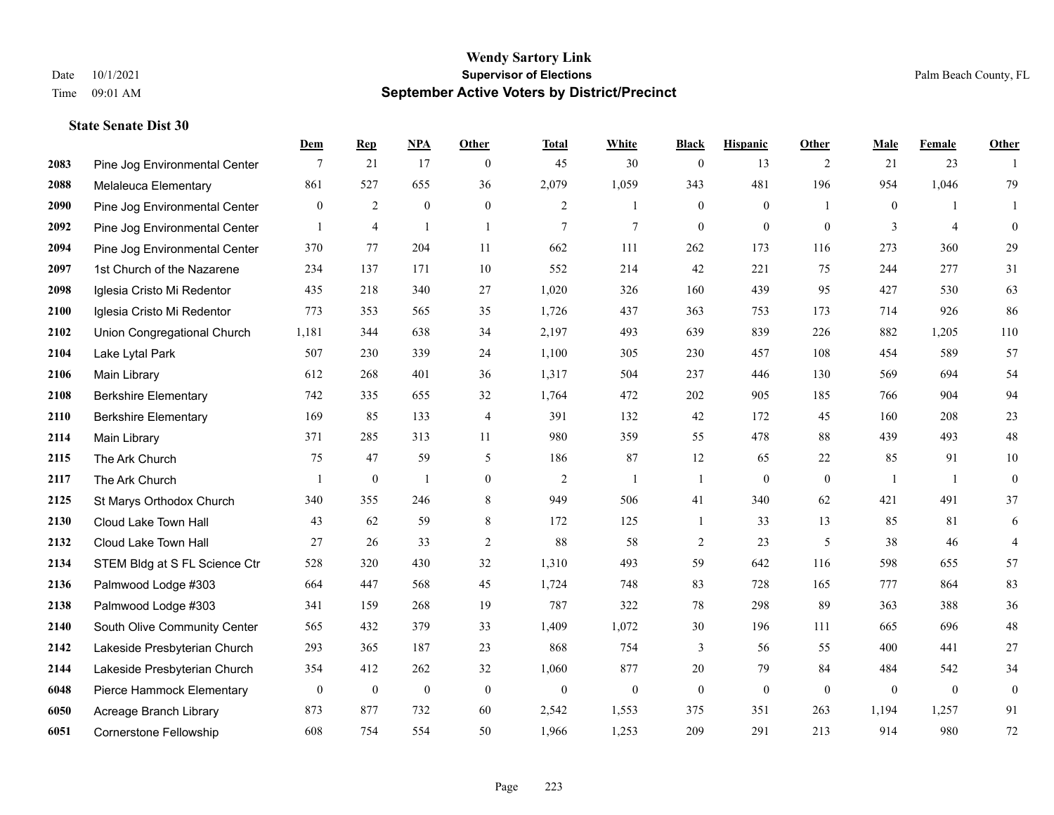# Wendy Sartory Link
## Supervisor of Elections
## September Active Voters by District/Precinct

Date 10/1/2021
Time 09:01 AM

Palm Beach County, FL

### State Senate Dist 30

| | | Dem | Rep | NPA | Other | Total | White | Black | Hispanic | Other | Male | Female | Other |
|---|---|---|---|---|---|---|---|---|---|---|---|---|---|
| 2083 | Pine Jog Environmental Center | 7 | 21 | 17 | 0 | 45 | 30 | 0 | 13 | 2 | 21 | 23 | 1 |
| 2088 | Melaleuca Elementary | 861 | 527 | 655 | 36 | 2,079 | 1,059 | 343 | 481 | 196 | 954 | 1,046 | 79 |
| 2090 | Pine Jog Environmental Center | 0 | 2 | 0 | 0 | 2 | 1 | 0 | 0 | 1 | 0 | 1 | 1 |
| 2092 | Pine Jog Environmental Center | 1 | 4 | 1 | 1 | 7 | 7 | 0 | 0 | 0 | 3 | 4 | 0 |
| 2094 | Pine Jog Environmental Center | 370 | 77 | 204 | 11 | 662 | 111 | 262 | 173 | 116 | 273 | 360 | 29 |
| 2097 | 1st Church of the Nazarene | 234 | 137 | 171 | 10 | 552 | 214 | 42 | 221 | 75 | 244 | 277 | 31 |
| 2098 | Iglesia Cristo Mi Redentor | 435 | 218 | 340 | 27 | 1,020 | 326 | 160 | 439 | 95 | 427 | 530 | 63 |
| 2100 | Iglesia Cristo Mi Redentor | 773 | 353 | 565 | 35 | 1,726 | 437 | 363 | 753 | 173 | 714 | 926 | 86 |
| 2102 | Union Congregational Church | 1,181 | 344 | 638 | 34 | 2,197 | 493 | 639 | 839 | 226 | 882 | 1,205 | 110 |
| 2104 | Lake Lytal Park | 507 | 230 | 339 | 24 | 1,100 | 305 | 230 | 457 | 108 | 454 | 589 | 57 |
| 2106 | Main Library | 612 | 268 | 401 | 36 | 1,317 | 504 | 237 | 446 | 130 | 569 | 694 | 54 |
| 2108 | Berkshire Elementary | 742 | 335 | 655 | 32 | 1,764 | 472 | 202 | 905 | 185 | 766 | 904 | 94 |
| 2110 | Berkshire Elementary | 169 | 85 | 133 | 4 | 391 | 132 | 42 | 172 | 45 | 160 | 208 | 23 |
| 2114 | Main Library | 371 | 285 | 313 | 11 | 980 | 359 | 55 | 478 | 88 | 439 | 493 | 48 |
| 2115 | The Ark Church | 75 | 47 | 59 | 5 | 186 | 87 | 12 | 65 | 22 | 85 | 91 | 10 |
| 2117 | The Ark Church | 1 | 0 | 1 | 0 | 2 | 1 | 1 | 0 | 0 | 1 | 1 | 0 |
| 2125 | St Marys Orthodox Church | 340 | 355 | 246 | 8 | 949 | 506 | 41 | 340 | 62 | 421 | 491 | 37 |
| 2130 | Cloud Lake Town Hall | 43 | 62 | 59 | 8 | 172 | 125 | 1 | 33 | 13 | 85 | 81 | 6 |
| 2132 | Cloud Lake Town Hall | 27 | 26 | 33 | 2 | 88 | 58 | 2 | 23 | 5 | 38 | 46 | 4 |
| 2134 | STEM Bldg at S FL Science Ctr | 528 | 320 | 430 | 32 | 1,310 | 493 | 59 | 642 | 116 | 598 | 655 | 57 |
| 2136 | Palmwood Lodge #303 | 664 | 447 | 568 | 45 | 1,724 | 748 | 83 | 728 | 165 | 777 | 864 | 83 |
| 2138 | Palmwood Lodge #303 | 341 | 159 | 268 | 19 | 787 | 322 | 78 | 298 | 89 | 363 | 388 | 36 |
| 2140 | South Olive Community Center | 565 | 432 | 379 | 33 | 1,409 | 1,072 | 30 | 196 | 111 | 665 | 696 | 48 |
| 2142 | Lakeside Presbyterian Church | 293 | 365 | 187 | 23 | 868 | 754 | 3 | 56 | 55 | 400 | 441 | 27 |
| 2144 | Lakeside Presbyterian Church | 354 | 412 | 262 | 32 | 1,060 | 877 | 20 | 79 | 84 | 484 | 542 | 34 |
| 6048 | Pierce Hammock Elementary | 0 | 0 | 0 | 0 | 0 | 0 | 0 | 0 | 0 | 0 | 0 | 0 |
| 6050 | Acreage Branch Library | 873 | 877 | 732 | 60 | 2,542 | 1,553 | 375 | 351 | 263 | 1,194 | 1,257 | 91 |
| 6051 | Cornerstone Fellowship | 608 | 754 | 554 | 50 | 1,966 | 1,253 | 209 | 291 | 213 | 914 | 980 | 72 |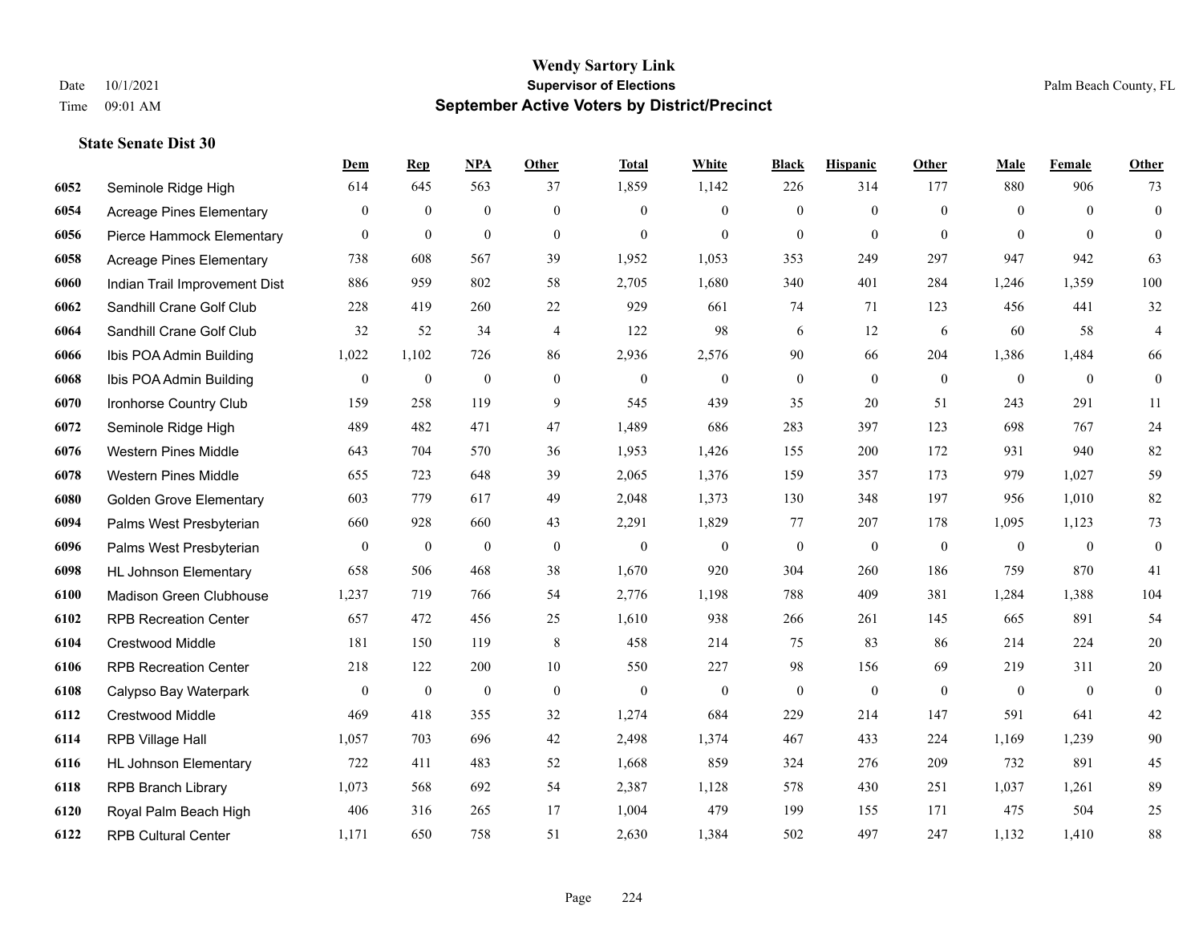# Wendy Sartory Link
## Supervisor of Elections
## September Active Voters by District/Precinct

Date 10/1/2021
Time 09:01 AM
Palm Beach County, FL

### State Senate Dist 30

| | | Dem | Rep | NPA | Other | Total | White | Black | Hispanic | Other | Male | Female | Other |
|---|---|---|---|---|---|---|---|---|---|---|---|---|---|
| 6052 | Seminole Ridge High | 614 | 645 | 563 | 37 | 1,859 | 1,142 | 226 | 314 | 177 | 880 | 906 | 73 |
| 6054 | Acreage Pines Elementary | 0 | 0 | 0 | 0 | 0 | 0 | 0 | 0 | 0 | 0 | 0 | 0 |
| 6056 | Pierce Hammock Elementary | 0 | 0 | 0 | 0 | 0 | 0 | 0 | 0 | 0 | 0 | 0 | 0 |
| 6058 | Acreage Pines Elementary | 738 | 608 | 567 | 39 | 1,952 | 1,053 | 353 | 249 | 297 | 947 | 942 | 63 |
| 6060 | Indian Trail Improvement Dist | 886 | 959 | 802 | 58 | 2,705 | 1,680 | 340 | 401 | 284 | 1,246 | 1,359 | 100 |
| 6062 | Sandhill Crane Golf Club | 228 | 419 | 260 | 22 | 929 | 661 | 74 | 71 | 123 | 456 | 441 | 32 |
| 6064 | Sandhill Crane Golf Club | 32 | 52 | 34 | 4 | 122 | 98 | 6 | 12 | 6 | 60 | 58 | 4 |
| 6066 | Ibis POA Admin Building | 1,022 | 1,102 | 726 | 86 | 2,936 | 2,576 | 90 | 66 | 204 | 1,386 | 1,484 | 66 |
| 6068 | Ibis POA Admin Building | 0 | 0 | 0 | 0 | 0 | 0 | 0 | 0 | 0 | 0 | 0 | 0 |
| 6070 | Ironhorse Country Club | 159 | 258 | 119 | 9 | 545 | 439 | 35 | 20 | 51 | 243 | 291 | 11 |
| 6072 | Seminole Ridge High | 489 | 482 | 471 | 47 | 1,489 | 686 | 283 | 397 | 123 | 698 | 767 | 24 |
| 6076 | Western Pines Middle | 643 | 704 | 570 | 36 | 1,953 | 1,426 | 155 | 200 | 172 | 931 | 940 | 82 |
| 6078 | Western Pines Middle | 655 | 723 | 648 | 39 | 2,065 | 1,376 | 159 | 357 | 173 | 979 | 1,027 | 59 |
| 6080 | Golden Grove Elementary | 603 | 779 | 617 | 49 | 2,048 | 1,373 | 130 | 348 | 197 | 956 | 1,010 | 82 |
| 6094 | Palms West Presbyterian | 660 | 928 | 660 | 43 | 2,291 | 1,829 | 77 | 207 | 178 | 1,095 | 1,123 | 73 |
| 6096 | Palms West Presbyterian | 0 | 0 | 0 | 0 | 0 | 0 | 0 | 0 | 0 | 0 | 0 | 0 |
| 6098 | HL Johnson Elementary | 658 | 506 | 468 | 38 | 1,670 | 920 | 304 | 260 | 186 | 759 | 870 | 41 |
| 6100 | Madison Green Clubhouse | 1,237 | 719 | 766 | 54 | 2,776 | 1,198 | 788 | 409 | 381 | 1,284 | 1,388 | 104 |
| 6102 | RPB Recreation Center | 657 | 472 | 456 | 25 | 1,610 | 938 | 266 | 261 | 145 | 665 | 891 | 54 |
| 6104 | Crestwood Middle | 181 | 150 | 119 | 8 | 458 | 214 | 75 | 83 | 86 | 214 | 224 | 20 |
| 6106 | RPB Recreation Center | 218 | 122 | 200 | 10 | 550 | 227 | 98 | 156 | 69 | 219 | 311 | 20 |
| 6108 | Calypso Bay Waterpark | 0 | 0 | 0 | 0 | 0 | 0 | 0 | 0 | 0 | 0 | 0 | 0 |
| 6112 | Crestwood Middle | 469 | 418 | 355 | 32 | 1,274 | 684 | 229 | 214 | 147 | 591 | 641 | 42 |
| 6114 | RPB Village Hall | 1,057 | 703 | 696 | 42 | 2,498 | 1,374 | 467 | 433 | 224 | 1,169 | 1,239 | 90 |
| 6116 | HL Johnson Elementary | 722 | 411 | 483 | 52 | 1,668 | 859 | 324 | 276 | 209 | 732 | 891 | 45 |
| 6118 | RPB Branch Library | 1,073 | 568 | 692 | 54 | 2,387 | 1,128 | 578 | 430 | 251 | 1,037 | 1,261 | 89 |
| 6120 | Royal Palm Beach High | 406 | 316 | 265 | 17 | 1,004 | 479 | 199 | 155 | 171 | 475 | 504 | 25 |
| 6122 | RPB Cultural Center | 1,171 | 650 | 758 | 51 | 2,630 | 1,384 | 502 | 497 | 247 | 1,132 | 1,410 | 88 |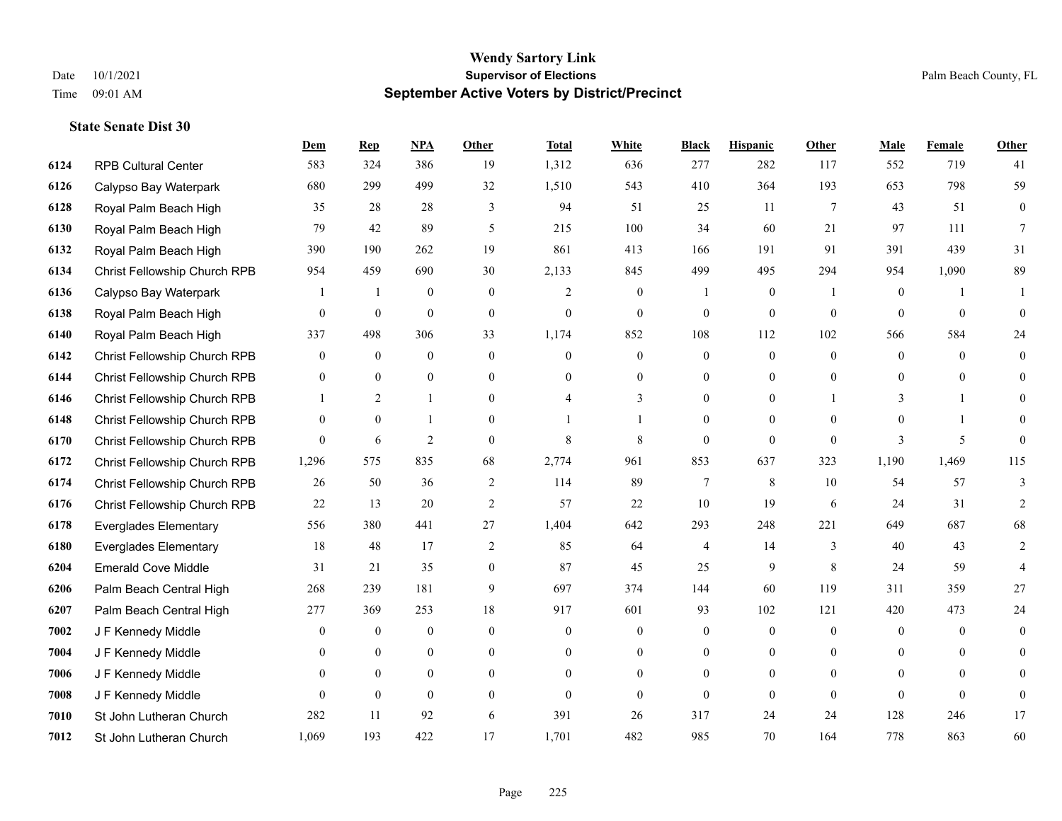# Wendy Sartory Link
## Supervisor of Elections
## September Active Voters by District/Precinct

Date 10/1/2021
Time 09:01 AM

Palm Beach County, FL

### State Senate Dist 30

| | | Dem | Rep | NPA | Other | Total | White | Black | Hispanic | Other | Male | Female | Other |
|---|---|---|---|---|---|---|---|---|---|---|---|---|---|
| 6124 | RPB Cultural Center | 583 | 324 | 386 | 19 | 1,312 | 636 | 277 | 282 | 117 | 552 | 719 | 41 |
| 6126 | Calypso Bay Waterpark | 680 | 299 | 499 | 32 | 1,510 | 543 | 410 | 364 | 193 | 653 | 798 | 59 |
| 6128 | Royal Palm Beach High | 35 | 28 | 28 | 3 | 94 | 51 | 25 | 11 | 7 | 43 | 51 | 0 |
| 6130 | Royal Palm Beach High | 79 | 42 | 89 | 5 | 215 | 100 | 34 | 60 | 21 | 97 | 111 | 7 |
| 6132 | Royal Palm Beach High | 390 | 190 | 262 | 19 | 861 | 413 | 166 | 191 | 91 | 391 | 439 | 31 |
| 6134 | Christ Fellowship Church RPB | 954 | 459 | 690 | 30 | 2,133 | 845 | 499 | 495 | 294 | 954 | 1,090 | 89 |
| 6136 | Calypso Bay Waterpark | 1 | 1 | 0 | 0 | 2 | 0 | 1 | 0 | 1 | 0 | 1 | 1 |
| 6138 | Royal Palm Beach High | 0 | 0 | 0 | 0 | 0 | 0 | 0 | 0 | 0 | 0 | 0 | 0 |
| 6140 | Royal Palm Beach High | 337 | 498 | 306 | 33 | 1,174 | 852 | 108 | 112 | 102 | 566 | 584 | 24 |
| 6142 | Christ Fellowship Church RPB | 0 | 0 | 0 | 0 | 0 | 0 | 0 | 0 | 0 | 0 | 0 | 0 |
| 6144 | Christ Fellowship Church RPB | 0 | 0 | 0 | 0 | 0 | 0 | 0 | 0 | 0 | 0 | 0 | 0 |
| 6146 | Christ Fellowship Church RPB | 1 | 2 | 1 | 0 | 4 | 3 | 0 | 0 | 1 | 3 | 1 | 0 |
| 6148 | Christ Fellowship Church RPB | 0 | 0 | 1 | 0 | 1 | 1 | 0 | 0 | 0 | 0 | 1 | 0 |
| 6170 | Christ Fellowship Church RPB | 0 | 6 | 2 | 0 | 8 | 8 | 0 | 0 | 0 | 3 | 5 | 0 |
| 6172 | Christ Fellowship Church RPB | 1,296 | 575 | 835 | 68 | 2,774 | 961 | 853 | 637 | 323 | 1,190 | 1,469 | 115 |
| 6174 | Christ Fellowship Church RPB | 26 | 50 | 36 | 2 | 114 | 89 | 7 | 8 | 10 | 54 | 57 | 3 |
| 6176 | Christ Fellowship Church RPB | 22 | 13 | 20 | 2 | 57 | 22 | 10 | 19 | 6 | 24 | 31 | 2 |
| 6178 | Everglades Elementary | 556 | 380 | 441 | 27 | 1,404 | 642 | 293 | 248 | 221 | 649 | 687 | 68 |
| 6180 | Everglades Elementary | 18 | 48 | 17 | 2 | 85 | 64 | 4 | 14 | 3 | 40 | 43 | 2 |
| 6204 | Emerald Cove Middle | 31 | 21 | 35 | 0 | 87 | 45 | 25 | 9 | 8 | 24 | 59 | 4 |
| 6206 | Palm Beach Central High | 268 | 239 | 181 | 9 | 697 | 374 | 144 | 60 | 119 | 311 | 359 | 27 |
| 6207 | Palm Beach Central High | 277 | 369 | 253 | 18 | 917 | 601 | 93 | 102 | 121 | 420 | 473 | 24 |
| 7002 | J F Kennedy Middle | 0 | 0 | 0 | 0 | 0 | 0 | 0 | 0 | 0 | 0 | 0 | 0 |
| 7004 | J F Kennedy Middle | 0 | 0 | 0 | 0 | 0 | 0 | 0 | 0 | 0 | 0 | 0 | 0 |
| 7006 | J F Kennedy Middle | 0 | 0 | 0 | 0 | 0 | 0 | 0 | 0 | 0 | 0 | 0 | 0 |
| 7008 | J F Kennedy Middle | 0 | 0 | 0 | 0 | 0 | 0 | 0 | 0 | 0 | 0 | 0 | 0 |
| 7010 | St John Lutheran Church | 282 | 11 | 92 | 6 | 391 | 26 | 317 | 24 | 24 | 128 | 246 | 17 |
| 7012 | St John Lutheran Church | 1,069 | 193 | 422 | 17 | 1,701 | 482 | 985 | 70 | 164 | 778 | 863 | 60 |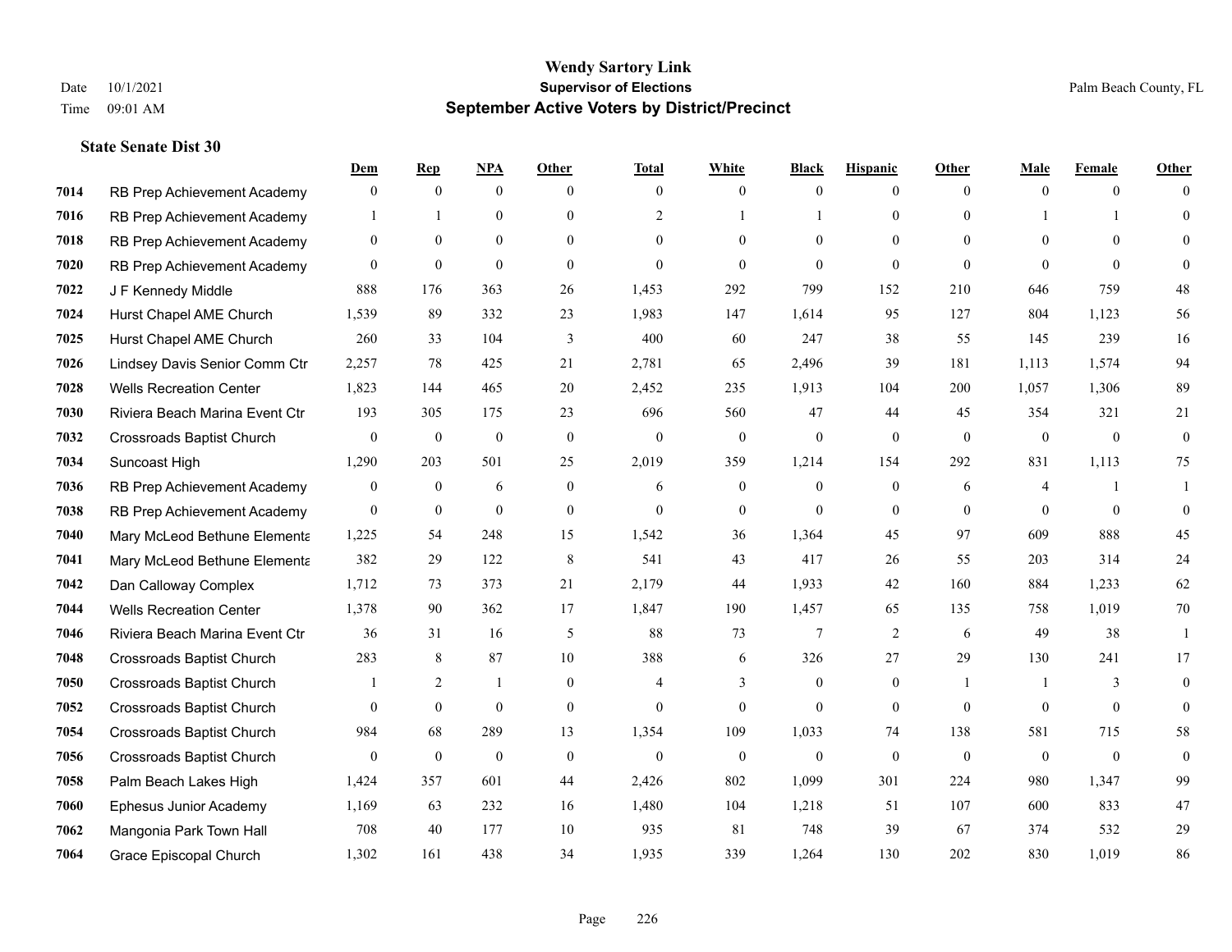# Wendy Sartory Link

**Supervisor of Elections**

**September Active Voters by District/Precinct**

Date 10/1/2021
Time 09:01 AM

Palm Beach County, FL

### State Senate Dist 30

| | | Dem | Rep | NPA | Other | Total | White | Black | Hispanic | Other | Male | Female | Other |
|---|---|---|---|---|---|---|---|---|---|---|---|---|---|
| 7014 | RB Prep Achievement Academy | 0 | 0 | 0 | 0 | 0 | 0 | 0 | 0 | 0 | 0 | 0 | 0 |
| 7016 | RB Prep Achievement Academy | 1 | 1 | 0 | 0 | 2 | 1 | 1 | 0 | 0 | 1 | 1 | 0 |
| 7018 | RB Prep Achievement Academy | 0 | 0 | 0 | 0 | 0 | 0 | 0 | 0 | 0 | 0 | 0 | 0 |
| 7020 | RB Prep Achievement Academy | 0 | 0 | 0 | 0 | 0 | 0 | 0 | 0 | 0 | 0 | 0 | 0 |
| 7022 | J F Kennedy Middle | 888 | 176 | 363 | 26 | 1,453 | 292 | 799 | 152 | 210 | 646 | 759 | 48 |
| 7024 | Hurst Chapel AME Church | 1,539 | 89 | 332 | 23 | 1,983 | 147 | 1,614 | 95 | 127 | 804 | 1,123 | 56 |
| 7025 | Hurst Chapel AME Church | 260 | 33 | 104 | 3 | 400 | 60 | 247 | 38 | 55 | 145 | 239 | 16 |
| 7026 | Lindsey Davis Senior Comm Ctr | 2,257 | 78 | 425 | 21 | 2,781 | 65 | 2,496 | 39 | 181 | 1,113 | 1,574 | 94 |
| 7028 | Wells Recreation Center | 1,823 | 144 | 465 | 20 | 2,452 | 235 | 1,913 | 104 | 200 | 1,057 | 1,306 | 89 |
| 7030 | Riviera Beach Marina Event Ctr | 193 | 305 | 175 | 23 | 696 | 560 | 47 | 44 | 45 | 354 | 321 | 21 |
| 7032 | Crossroads Baptist Church | 0 | 0 | 0 | 0 | 0 | 0 | 0 | 0 | 0 | 0 | 0 | 0 |
| 7034 | Suncoast High | 1,290 | 203 | 501 | 25 | 2,019 | 359 | 1,214 | 154 | 292 | 831 | 1,113 | 75 |
| 7036 | RB Prep Achievement Academy | 0 | 0 | 6 | 0 | 6 | 0 | 0 | 0 | 6 | 4 | 1 | 1 |
| 7038 | RB Prep Achievement Academy | 0 | 0 | 0 | 0 | 0 | 0 | 0 | 0 | 0 | 0 | 0 | 0 |
| 7040 | Mary McLeod Bethune Elementa | 1,225 | 54 | 248 | 15 | 1,542 | 36 | 1,364 | 45 | 97 | 609 | 888 | 45 |
| 7041 | Mary McLeod Bethune Elementa | 382 | 29 | 122 | 8 | 541 | 43 | 417 | 26 | 55 | 203 | 314 | 24 |
| 7042 | Dan Calloway Complex | 1,712 | 73 | 373 | 21 | 2,179 | 44 | 1,933 | 42 | 160 | 884 | 1,233 | 62 |
| 7044 | Wells Recreation Center | 1,378 | 90 | 362 | 17 | 1,847 | 190 | 1,457 | 65 | 135 | 758 | 1,019 | 70 |
| 7046 | Riviera Beach Marina Event Ctr | 36 | 31 | 16 | 5 | 88 | 73 | 7 | 2 | 6 | 49 | 38 | 1 |
| 7048 | Crossroads Baptist Church | 283 | 8 | 87 | 10 | 388 | 6 | 326 | 27 | 29 | 130 | 241 | 17 |
| 7050 | Crossroads Baptist Church | 1 | 2 | 1 | 0 | 4 | 3 | 0 | 0 | 1 | 1 | 3 | 0 |
| 7052 | Crossroads Baptist Church | 0 | 0 | 0 | 0 | 0 | 0 | 0 | 0 | 0 | 0 | 0 | 0 |
| 7054 | Crossroads Baptist Church | 984 | 68 | 289 | 13 | 1,354 | 109 | 1,033 | 74 | 138 | 581 | 715 | 58 |
| 7056 | Crossroads Baptist Church | 0 | 0 | 0 | 0 | 0 | 0 | 0 | 0 | 0 | 0 | 0 | 0 |
| 7058 | Palm Beach Lakes High | 1,424 | 357 | 601 | 44 | 2,426 | 802 | 1,099 | 301 | 224 | 980 | 1,347 | 99 |
| 7060 | Ephesus Junior Academy | 1,169 | 63 | 232 | 16 | 1,480 | 104 | 1,218 | 51 | 107 | 600 | 833 | 47 |
| 7062 | Mangonia Park Town Hall | 708 | 40 | 177 | 10 | 935 | 81 | 748 | 39 | 67 | 374 | 532 | 29 |
| 7064 | Grace Episcopal Church | 1,302 | 161 | 438 | 34 | 1,935 | 339 | 1,264 | 130 | 202 | 830 | 1,019 | 86 |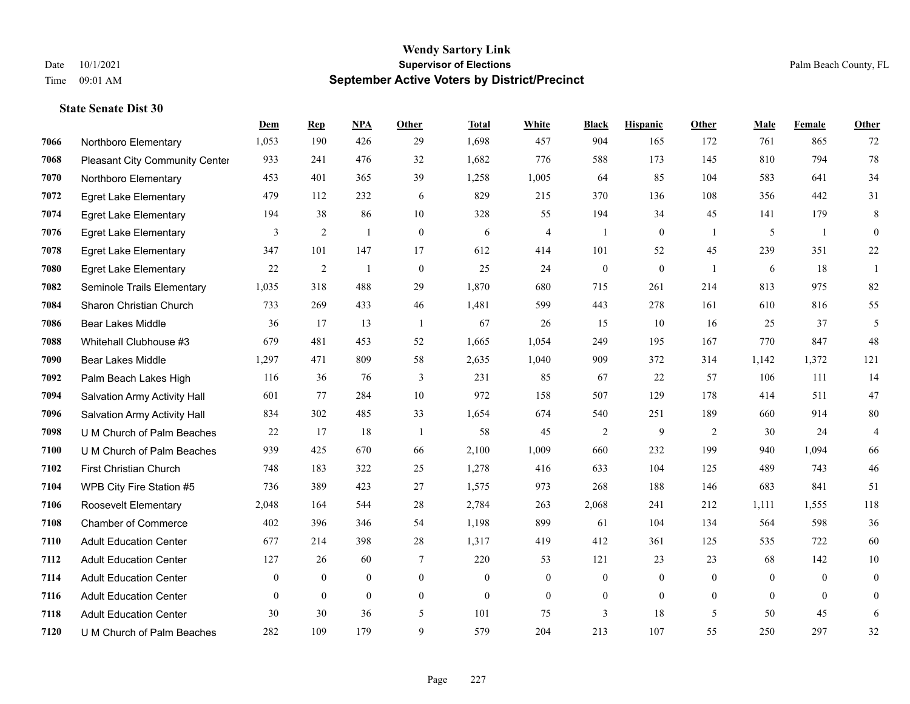# Wendy Sartory Link
## Supervisor of Elections
## September Active Voters by District/Precinct

Date 10/1/2021
Time 09:01 AM

Palm Beach County, FL

### State Senate Dist 30

| | | Dem | Rep | NPA | Other | Total | White | Black | Hispanic | Other | Male | Female | Other |
|---|---|---|---|---|---|---|---|---|---|---|---|---|---|
| 7066 | Northboro Elementary | 1,053 | 190 | 426 | 29 | 1,698 | 457 | 904 | 165 | 172 | 761 | 865 | 72 |
| 7068 | Pleasant City Community Center | 933 | 241 | 476 | 32 | 1,682 | 776 | 588 | 173 | 145 | 810 | 794 | 78 |
| 7070 | Northboro Elementary | 453 | 401 | 365 | 39 | 1,258 | 1,005 | 64 | 85 | 104 | 583 | 641 | 34 |
| 7072 | Egret Lake Elementary | 479 | 112 | 232 | 6 | 829 | 215 | 370 | 136 | 108 | 356 | 442 | 31 |
| 7074 | Egret Lake Elementary | 194 | 38 | 86 | 10 | 328 | 55 | 194 | 34 | 45 | 141 | 179 | 8 |
| 7076 | Egret Lake Elementary | 3 | 2 | 1 | 0 | 6 | 4 | 1 | 0 | 1 | 5 | 1 | 0 |
| 7078 | Egret Lake Elementary | 347 | 101 | 147 | 17 | 612 | 414 | 101 | 52 | 45 | 239 | 351 | 22 |
| 7080 | Egret Lake Elementary | 22 | 2 | 1 | 0 | 25 | 24 | 0 | 0 | 1 | 6 | 18 | 1 |
| 7082 | Seminole Trails Elementary | 1,035 | 318 | 488 | 29 | 1,870 | 680 | 715 | 261 | 214 | 813 | 975 | 82 |
| 7084 | Sharon Christian Church | 733 | 269 | 433 | 46 | 1,481 | 599 | 443 | 278 | 161 | 610 | 816 | 55 |
| 7086 | Bear Lakes Middle | 36 | 17 | 13 | 1 | 67 | 26 | 15 | 10 | 16 | 25 | 37 | 5 |
| 7088 | Whitehall Clubhouse #3 | 679 | 481 | 453 | 52 | 1,665 | 1,054 | 249 | 195 | 167 | 770 | 847 | 48 |
| 7090 | Bear Lakes Middle | 1,297 | 471 | 809 | 58 | 2,635 | 1,040 | 909 | 372 | 314 | 1,142 | 1,372 | 121 |
| 7092 | Palm Beach Lakes High | 116 | 36 | 76 | 3 | 231 | 85 | 67 | 22 | 57 | 106 | 111 | 14 |
| 7094 | Salvation Army Activity Hall | 601 | 77 | 284 | 10 | 972 | 158 | 507 | 129 | 178 | 414 | 511 | 47 |
| 7096 | Salvation Army Activity Hall | 834 | 302 | 485 | 33 | 1,654 | 674 | 540 | 251 | 189 | 660 | 914 | 80 |
| 7098 | U M Church of Palm Beaches | 22 | 17 | 18 | 1 | 58 | 45 | 2 | 9 | 2 | 30 | 24 | 4 |
| 7100 | U M Church of Palm Beaches | 939 | 425 | 670 | 66 | 2,100 | 1,009 | 660 | 232 | 199 | 940 | 1,094 | 66 |
| 7102 | First Christian Church | 748 | 183 | 322 | 25 | 1,278 | 416 | 633 | 104 | 125 | 489 | 743 | 46 |
| 7104 | WPB City Fire Station #5 | 736 | 389 | 423 | 27 | 1,575 | 973 | 268 | 188 | 146 | 683 | 841 | 51 |
| 7106 | Roosevelt Elementary | 2,048 | 164 | 544 | 28 | 2,784 | 263 | 2,068 | 241 | 212 | 1,111 | 1,555 | 118 |
| 7108 | Chamber of Commerce | 402 | 396 | 346 | 54 | 1,198 | 899 | 61 | 104 | 134 | 564 | 598 | 36 |
| 7110 | Adult Education Center | 677 | 214 | 398 | 28 | 1,317 | 419 | 412 | 361 | 125 | 535 | 722 | 60 |
| 7112 | Adult Education Center | 127 | 26 | 60 | 7 | 220 | 53 | 121 | 23 | 23 | 68 | 142 | 10 |
| 7114 | Adult Education Center | 0 | 0 | 0 | 0 | 0 | 0 | 0 | 0 | 0 | 0 | 0 | 0 |
| 7116 | Adult Education Center | 0 | 0 | 0 | 0 | 0 | 0 | 0 | 0 | 0 | 0 | 0 | 0 |
| 7118 | Adult Education Center | 30 | 30 | 36 | 5 | 101 | 75 | 3 | 18 | 5 | 50 | 45 | 6 |
| 7120 | U M Church of Palm Beaches | 282 | 109 | 179 | 9 | 579 | 204 | 213 | 107 | 55 | 250 | 297 | 32 |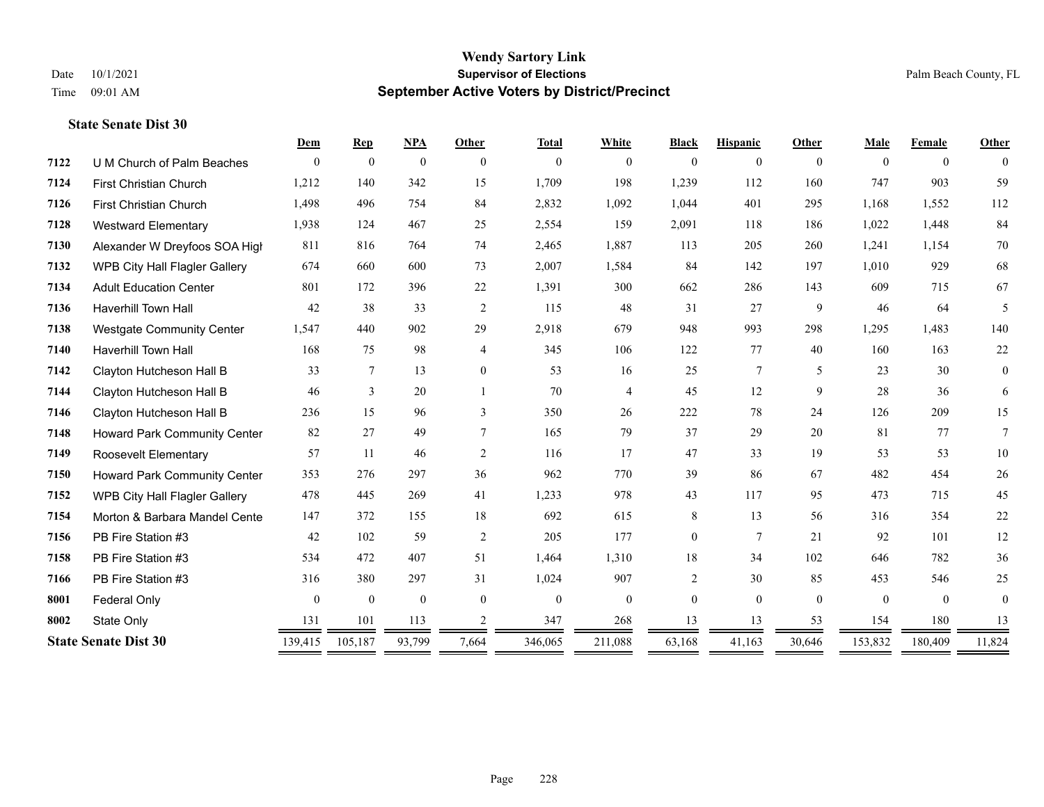# Wendy Sartory Link
## Supervisor of Elections
## September Active Voters by District/Precinct

Date 10/1/2021
Time 09:01 AM

Palm Beach County, FL

### State Senate Dist 30

| | | Dem | Rep | NPA | Other | Total | White | Black | Hispanic | Other | Male | Female | Other |
|---|---|---|---|---|---|---|---|---|---|---|---|---|---|
| 7122 | U M Church of Palm Beaches | 0 | 0 | 0 | 0 | 0 | 0 | 0 | 0 | 0 | 0 | 0 | 0 |
| 7124 | First Christian Church | 1,212 | 140 | 342 | 15 | 1,709 | 198 | 1,239 | 112 | 160 | 747 | 903 | 59 |
| 7126 | First Christian Church | 1,498 | 496 | 754 | 84 | 2,832 | 1,092 | 1,044 | 401 | 295 | 1,168 | 1,552 | 112 |
| 7128 | Westward Elementary | 1,938 | 124 | 467 | 25 | 2,554 | 159 | 2,091 | 118 | 186 | 1,022 | 1,448 | 84 |
| 7130 | Alexander W Dreyfoos SOA High | 811 | 816 | 764 | 74 | 2,465 | 1,887 | 113 | 205 | 260 | 1,241 | 1,154 | 70 |
| 7132 | WPB City Hall Flagler Gallery | 674 | 660 | 600 | 73 | 2,007 | 1,584 | 84 | 142 | 197 | 1,010 | 929 | 68 |
| 7134 | Adult Education Center | 801 | 172 | 396 | 22 | 1,391 | 300 | 662 | 286 | 143 | 609 | 715 | 67 |
| 7136 | Haverhill Town Hall | 42 | 38 | 33 | 2 | 115 | 48 | 31 | 27 | 9 | 46 | 64 | 5 |
| 7138 | Westgate Community Center | 1,547 | 440 | 902 | 29 | 2,918 | 679 | 948 | 993 | 298 | 1,295 | 1,483 | 140 |
| 7140 | Haverhill Town Hall | 168 | 75 | 98 | 4 | 345 | 106 | 122 | 77 | 40 | 160 | 163 | 22 |
| 7142 | Clayton Hutcheson Hall B | 33 | 7 | 13 | 0 | 53 | 16 | 25 | 7 | 5 | 23 | 30 | 0 |
| 7144 | Clayton Hutcheson Hall B | 46 | 3 | 20 | 1 | 70 | 4 | 45 | 12 | 9 | 28 | 36 | 6 |
| 7146 | Clayton Hutcheson Hall B | 236 | 15 | 96 | 3 | 350 | 26 | 222 | 78 | 24 | 126 | 209 | 15 |
| 7148 | Howard Park Community Center | 82 | 27 | 49 | 7 | 165 | 79 | 37 | 29 | 20 | 81 | 77 | 7 |
| 7149 | Roosevelt Elementary | 57 | 11 | 46 | 2 | 116 | 17 | 47 | 33 | 19 | 53 | 53 | 10 |
| 7150 | Howard Park Community Center | 353 | 276 | 297 | 36 | 962 | 770 | 39 | 86 | 67 | 482 | 454 | 26 |
| 7152 | WPB City Hall Flagler Gallery | 478 | 445 | 269 | 41 | 1,233 | 978 | 43 | 117 | 95 | 473 | 715 | 45 |
| 7154 | Morton & Barbara Mandel Cente | 147 | 372 | 155 | 18 | 692 | 615 | 8 | 13 | 56 | 316 | 354 | 22 |
| 7156 | PB Fire Station #3 | 42 | 102 | 59 | 2 | 205 | 177 | 0 | 7 | 21 | 92 | 101 | 12 |
| 7158 | PB Fire Station #3 | 534 | 472 | 407 | 51 | 1,464 | 1,310 | 18 | 34 | 102 | 646 | 782 | 36 |
| 7166 | PB Fire Station #3 | 316 | 380 | 297 | 31 | 1,024 | 907 | 2 | 30 | 85 | 453 | 546 | 25 |
| 8001 | Federal Only | 0 | 0 | 0 | 0 | 0 | 0 | 0 | 0 | 0 | 0 | 0 | 0 |
| 8002 | State Only | 131 | 101 | 113 | 2 | 347 | 268 | 13 | 13 | 53 | 154 | 180 | 13 |
| **State Senate Dist 30** | | 139,415 | 105,187 | 93,799 | 7,664 | 346,065 | 211,088 | 63,168 | 41,163 | 30,646 | 153,832 | 180,409 | 11,824 |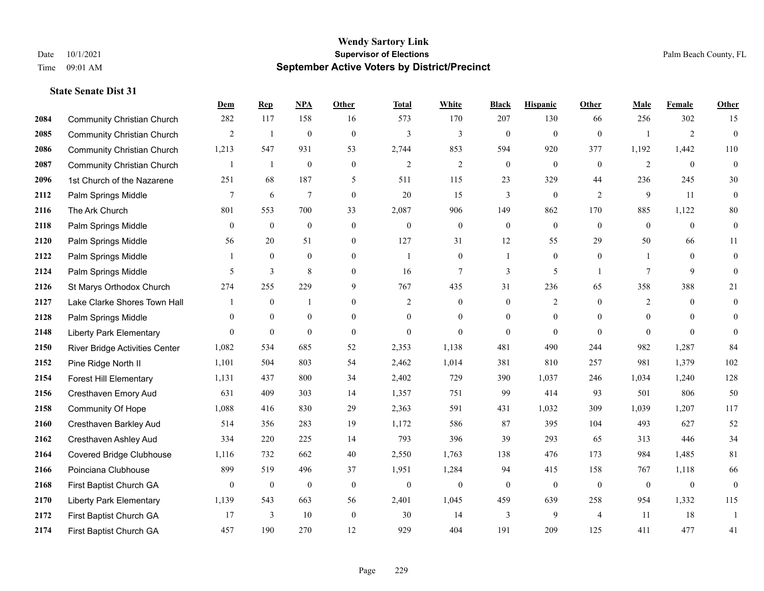# Wendy Sartory Link
## Supervisor of Elections
## September Active Voters by District/Precinct

Date 10/1/2021
Time 09:01 AM

Palm Beach County, FL

### State Senate Dist 31

| | | Dem | Rep | NPA | Other | Total | White | Black | Hispanic | Other | Male | Female | Other |
|---|---|---|---|---|---|---|---|---|---|---|---|---|---|
| 2084 | Community Christian Church | 282 | 117 | 158 | 16 | 573 | 170 | 207 | 130 | 66 | 256 | 302 | 15 |
| 2085 | Community Christian Church | 2 | 1 | 0 | 0 | 3 | 3 | 0 | 0 | 0 | 1 | 2 | 0 |
| 2086 | Community Christian Church | 1,213 | 547 | 931 | 53 | 2,744 | 853 | 594 | 920 | 377 | 1,192 | 1,442 | 110 |
| 2087 | Community Christian Church | 1 | 1 | 0 | 0 | 2 | 2 | 0 | 0 | 0 | 2 | 0 | 0 |
| 2096 | 1st Church of the Nazarene | 251 | 68 | 187 | 5 | 511 | 115 | 23 | 329 | 44 | 236 | 245 | 30 |
| 2112 | Palm Springs Middle | 7 | 6 | 7 | 0 | 20 | 15 | 3 | 0 | 2 | 9 | 11 | 0 |
| 2116 | The Ark Church | 801 | 553 | 700 | 33 | 2,087 | 906 | 149 | 862 | 170 | 885 | 1,122 | 80 |
| 2118 | Palm Springs Middle | 0 | 0 | 0 | 0 | 0 | 0 | 0 | 0 | 0 | 0 | 0 | 0 |
| 2120 | Palm Springs Middle | 56 | 20 | 51 | 0 | 127 | 31 | 12 | 55 | 29 | 50 | 66 | 11 |
| 2122 | Palm Springs Middle | 1 | 0 | 0 | 0 | 1 | 0 | 1 | 0 | 0 | 1 | 0 | 0 |
| 2124 | Palm Springs Middle | 5 | 3 | 8 | 0 | 16 | 7 | 3 | 5 | 1 | 7 | 9 | 0 |
| 2126 | St Marys Orthodox Church | 274 | 255 | 229 | 9 | 767 | 435 | 31 | 236 | 65 | 358 | 388 | 21 |
| 2127 | Lake Clarke Shores Town Hall | 1 | 0 | 1 | 0 | 2 | 0 | 0 | 2 | 0 | 2 | 0 | 0 |
| 2128 | Palm Springs Middle | 0 | 0 | 0 | 0 | 0 | 0 | 0 | 0 | 0 | 0 | 0 | 0 |
| 2148 | Liberty Park Elementary | 0 | 0 | 0 | 0 | 0 | 0 | 0 | 0 | 0 | 0 | 0 | 0 |
| 2150 | River Bridge Activities Center | 1,082 | 534 | 685 | 52 | 2,353 | 1,138 | 481 | 490 | 244 | 982 | 1,287 | 84 |
| 2152 | Pine Ridge North II | 1,101 | 504 | 803 | 54 | 2,462 | 1,014 | 381 | 810 | 257 | 981 | 1,379 | 102 |
| 2154 | Forest Hill Elementary | 1,131 | 437 | 800 | 34 | 2,402 | 729 | 390 | 1,037 | 246 | 1,034 | 1,240 | 128 |
| 2156 | Cresthaven Emory Aud | 631 | 409 | 303 | 14 | 1,357 | 751 | 99 | 414 | 93 | 501 | 806 | 50 |
| 2158 | Community Of Hope | 1,088 | 416 | 830 | 29 | 2,363 | 591 | 431 | 1,032 | 309 | 1,039 | 1,207 | 117 |
| 2160 | Cresthaven Barkley Aud | 514 | 356 | 283 | 19 | 1,172 | 586 | 87 | 395 | 104 | 493 | 627 | 52 |
| 2162 | Cresthaven Ashley Aud | 334 | 220 | 225 | 14 | 793 | 396 | 39 | 293 | 65 | 313 | 446 | 34 |
| 2164 | Covered Bridge Clubhouse | 1,116 | 732 | 662 | 40 | 2,550 | 1,763 | 138 | 476 | 173 | 984 | 1,485 | 81 |
| 2166 | Poinciana Clubhouse | 899 | 519 | 496 | 37 | 1,951 | 1,284 | 94 | 415 | 158 | 767 | 1,118 | 66 |
| 2168 | First Baptist Church GA | 0 | 0 | 0 | 0 | 0 | 0 | 0 | 0 | 0 | 0 | 0 | 0 |
| 2170 | Liberty Park Elementary | 1,139 | 543 | 663 | 56 | 2,401 | 1,045 | 459 | 639 | 258 | 954 | 1,332 | 115 |
| 2172 | First Baptist Church GA | 17 | 3 | 10 | 0 | 30 | 14 | 3 | 9 | 4 | 11 | 18 | 1 |
| 2174 | First Baptist Church GA | 457 | 190 | 270 | 12 | 929 | 404 | 191 | 209 | 125 | 411 | 477 | 41 |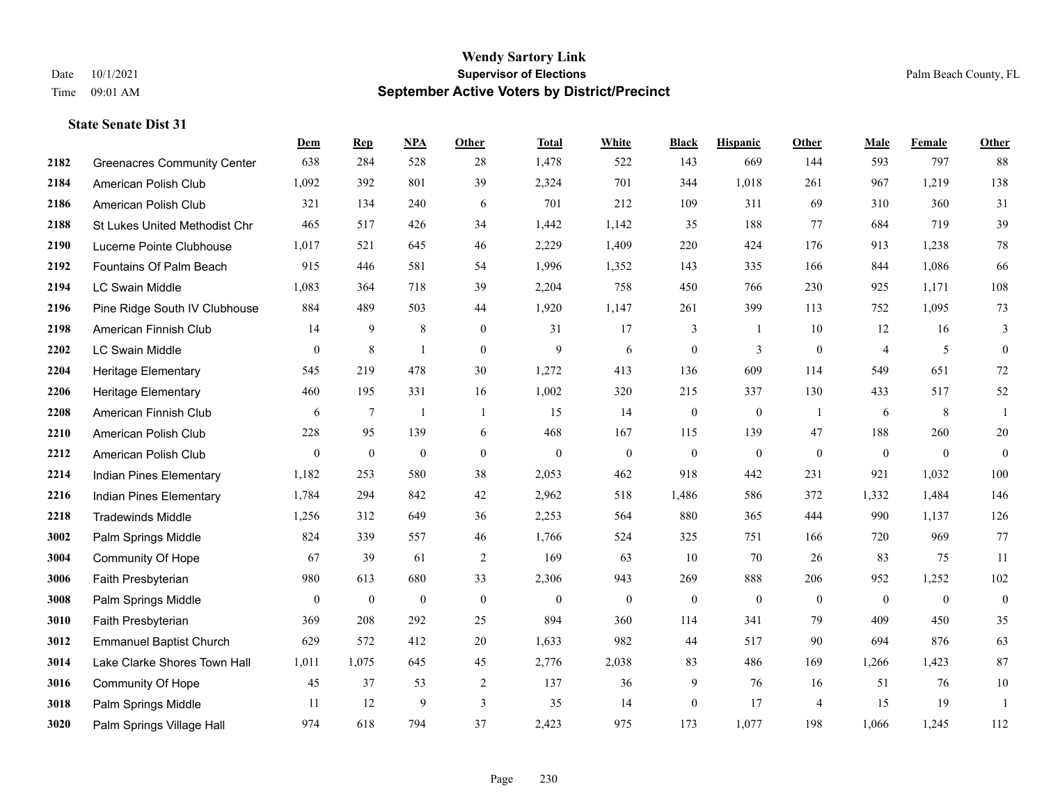**Wendy Sartory Link**
**Supervisor of Elections**
**September Active Voters by District/Precinct**

Date 10/1/2021
Time 09:01 AM

Palm Beach County, FL

### State Senate Dist 31

| | | Dem | Rep | NPA | Other | Total | White | Black | Hispanic | Other | Male | Female | Other |
|---|---|---|---|---|---|---|---|---|---|---|---|---|---|
| 2182 | Greenacres Community Center | 638 | 284 | 528 | 28 | 1,478 | 522 | 143 | 669 | 144 | 593 | 797 | 88 |
| 2184 | American Polish Club | 1,092 | 392 | 801 | 39 | 2,324 | 701 | 344 | 1,018 | 261 | 967 | 1,219 | 138 |
| 2186 | American Polish Club | 321 | 134 | 240 | 6 | 701 | 212 | 109 | 311 | 69 | 310 | 360 | 31 |
| 2188 | St Lukes United Methodist Chr | 465 | 517 | 426 | 34 | 1,442 | 1,142 | 35 | 188 | 77 | 684 | 719 | 39 |
| 2190 | Lucerne Pointe Clubhouse | 1,017 | 521 | 645 | 46 | 2,229 | 1,409 | 220 | 424 | 176 | 913 | 1,238 | 78 |
| 2192 | Fountains Of Palm Beach | 915 | 446 | 581 | 54 | 1,996 | 1,352 | 143 | 335 | 166 | 844 | 1,086 | 66 |
| 2194 | LC Swain Middle | 1,083 | 364 | 718 | 39 | 2,204 | 758 | 450 | 766 | 230 | 925 | 1,171 | 108 |
| 2196 | Pine Ridge South IV Clubhouse | 884 | 489 | 503 | 44 | 1,920 | 1,147 | 261 | 399 | 113 | 752 | 1,095 | 73 |
| 2198 | American Finnish Club | 14 | 9 | 8 | 0 | 31 | 17 | 3 | 1 | 10 | 12 | 16 | 3 |
| 2202 | LC Swain Middle | 0 | 8 | 1 | 0 | 9 | 6 | 0 | 3 | 0 | 4 | 5 | 0 |
| 2204 | Heritage Elementary | 545 | 219 | 478 | 30 | 1,272 | 413 | 136 | 609 | 114 | 549 | 651 | 72 |
| 2206 | Heritage Elementary | 460 | 195 | 331 | 16 | 1,002 | 320 | 215 | 337 | 130 | 433 | 517 | 52 |
| 2208 | American Finnish Club | 6 | 7 | 1 | 1 | 15 | 14 | 0 | 0 | 1 | 6 | 8 | 1 |
| 2210 | American Polish Club | 228 | 95 | 139 | 6 | 468 | 167 | 115 | 139 | 47 | 188 | 260 | 20 |
| 2212 | American Polish Club | 0 | 0 | 0 | 0 | 0 | 0 | 0 | 0 | 0 | 0 | 0 | 0 |
| 2214 | Indian Pines Elementary | 1,182 | 253 | 580 | 38 | 2,053 | 462 | 918 | 442 | 231 | 921 | 1,032 | 100 |
| 2216 | Indian Pines Elementary | 1,784 | 294 | 842 | 42 | 2,962 | 518 | 1,486 | 586 | 372 | 1,332 | 1,484 | 146 |
| 2218 | Tradewinds Middle | 1,256 | 312 | 649 | 36 | 2,253 | 564 | 880 | 365 | 444 | 990 | 1,137 | 126 |
| 3002 | Palm Springs Middle | 824 | 339 | 557 | 46 | 1,766 | 524 | 325 | 751 | 166 | 720 | 969 | 77 |
| 3004 | Community Of Hope | 67 | 39 | 61 | 2 | 169 | 63 | 10 | 70 | 26 | 83 | 75 | 11 |
| 3006 | Faith Presbyterian | 980 | 613 | 680 | 33 | 2,306 | 943 | 269 | 888 | 206 | 952 | 1,252 | 102 |
| 3008 | Palm Springs Middle | 0 | 0 | 0 | 0 | 0 | 0 | 0 | 0 | 0 | 0 | 0 | 0 |
| 3010 | Faith Presbyterian | 369 | 208 | 292 | 25 | 894 | 360 | 114 | 341 | 79 | 409 | 450 | 35 |
| 3012 | Emmanuel Baptist Church | 629 | 572 | 412 | 20 | 1,633 | 982 | 44 | 517 | 90 | 694 | 876 | 63 |
| 3014 | Lake Clarke Shores Town Hall | 1,011 | 1,075 | 645 | 45 | 2,776 | 2,038 | 83 | 486 | 169 | 1,266 | 1,423 | 87 |
| 3016 | Community Of Hope | 45 | 37 | 53 | 2 | 137 | 36 | 9 | 76 | 16 | 51 | 76 | 10 |
| 3018 | Palm Springs Middle | 11 | 12 | 9 | 3 | 35 | 14 | 0 | 17 | 4 | 15 | 19 | 1 |
| 3020 | Palm Springs Village Hall | 974 | 618 | 794 | 37 | 2,423 | 975 | 173 | 1,077 | 198 | 1,066 | 1,245 | 112 |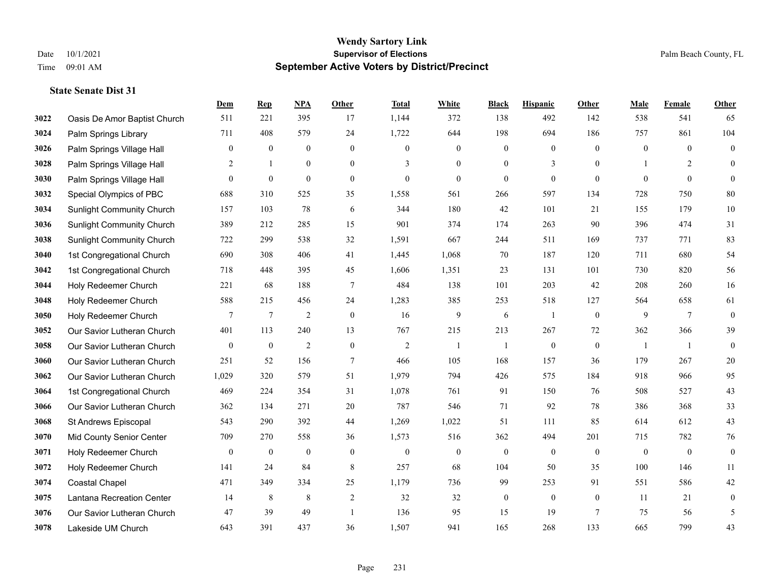# Wendy Sartory Link
## Supervisor of Elections
## September Active Voters by District/Precinct

Date 10/1/2021
Time 09:01 AM
Palm Beach County, FL

### State Senate Dist 31

| | | Dem | Rep | NPA | Other | Total | White | Black | Hispanic | Other | Male | Female | Other |
|---|---|---|---|---|---|---|---|---|---|---|---|---|---|
| 3022 | Oasis De Amor Baptist Church | 511 | 221 | 395 | 17 | 1,144 | 372 | 138 | 492 | 142 | 538 | 541 | 65 |
| 3024 | Palm Springs Library | 711 | 408 | 579 | 24 | 1,722 | 644 | 198 | 694 | 186 | 757 | 861 | 104 |
| 3026 | Palm Springs Village Hall | 0 | 0 | 0 | 0 | 0 | 0 | 0 | 0 | 0 | 0 | 0 | 0 |
| 3028 | Palm Springs Village Hall | 2 | 1 | 0 | 0 | 3 | 0 | 0 | 3 | 0 | 1 | 2 | 0 |
| 3030 | Palm Springs Village Hall | 0 | 0 | 0 | 0 | 0 | 0 | 0 | 0 | 0 | 0 | 0 | 0 |
| 3032 | Special Olympics of PBC | 688 | 310 | 525 | 35 | 1,558 | 561 | 266 | 597 | 134 | 728 | 750 | 80 |
| 3034 | Sunlight Community Church | 157 | 103 | 78 | 6 | 344 | 180 | 42 | 101 | 21 | 155 | 179 | 10 |
| 3036 | Sunlight Community Church | 389 | 212 | 285 | 15 | 901 | 374 | 174 | 263 | 90 | 396 | 474 | 31 |
| 3038 | Sunlight Community Church | 722 | 299 | 538 | 32 | 1,591 | 667 | 244 | 511 | 169 | 737 | 771 | 83 |
| 3040 | 1st Congregational Church | 690 | 308 | 406 | 41 | 1,445 | 1,068 | 70 | 187 | 120 | 711 | 680 | 54 |
| 3042 | 1st Congregational Church | 718 | 448 | 395 | 45 | 1,606 | 1,351 | 23 | 131 | 101 | 730 | 820 | 56 |
| 3044 | Holy Redeemer Church | 221 | 68 | 188 | 7 | 484 | 138 | 101 | 203 | 42 | 208 | 260 | 16 |
| 3048 | Holy Redeemer Church | 588 | 215 | 456 | 24 | 1,283 | 385 | 253 | 518 | 127 | 564 | 658 | 61 |
| 3050 | Holy Redeemer Church | 7 | 7 | 2 | 0 | 16 | 9 | 6 | 1 | 0 | 9 | 7 | 0 |
| 3052 | Our Savior Lutheran Church | 401 | 113 | 240 | 13 | 767 | 215 | 213 | 267 | 72 | 362 | 366 | 39 |
| 3058 | Our Savior Lutheran Church | 0 | 0 | 2 | 0 | 2 | 1 | 1 | 0 | 0 | 1 | 1 | 0 |
| 3060 | Our Savior Lutheran Church | 251 | 52 | 156 | 7 | 466 | 105 | 168 | 157 | 36 | 179 | 267 | 20 |
| 3062 | Our Savior Lutheran Church | 1,029 | 320 | 579 | 51 | 1,979 | 794 | 426 | 575 | 184 | 918 | 966 | 95 |
| 3064 | 1st Congregational Church | 469 | 224 | 354 | 31 | 1,078 | 761 | 91 | 150 | 76 | 508 | 527 | 43 |
| 3066 | Our Savior Lutheran Church | 362 | 134 | 271 | 20 | 787 | 546 | 71 | 92 | 78 | 386 | 368 | 33 |
| 3068 | St Andrews Episcopal | 543 | 290 | 392 | 44 | 1,269 | 1,022 | 51 | 111 | 85 | 614 | 612 | 43 |
| 3070 | Mid County Senior Center | 709 | 270 | 558 | 36 | 1,573 | 516 | 362 | 494 | 201 | 715 | 782 | 76 |
| 3071 | Holy Redeemer Church | 0 | 0 | 0 | 0 | 0 | 0 | 0 | 0 | 0 | 0 | 0 | 0 |
| 3072 | Holy Redeemer Church | 141 | 24 | 84 | 8 | 257 | 68 | 104 | 50 | 35 | 100 | 146 | 11 |
| 3074 | Coastal Chapel | 471 | 349 | 334 | 25 | 1,179 | 736 | 99 | 253 | 91 | 551 | 586 | 42 |
| 3075 | Lantana Recreation Center | 14 | 8 | 8 | 2 | 32 | 32 | 0 | 0 | 0 | 11 | 21 | 0 |
| 3076 | Our Savior Lutheran Church | 47 | 39 | 49 | 1 | 136 | 95 | 15 | 19 | 7 | 75 | 56 | 5 |
| 3078 | Lakeside UM Church | 643 | 391 | 437 | 36 | 1,507 | 941 | 165 | 268 | 133 | 665 | 799 | 43 |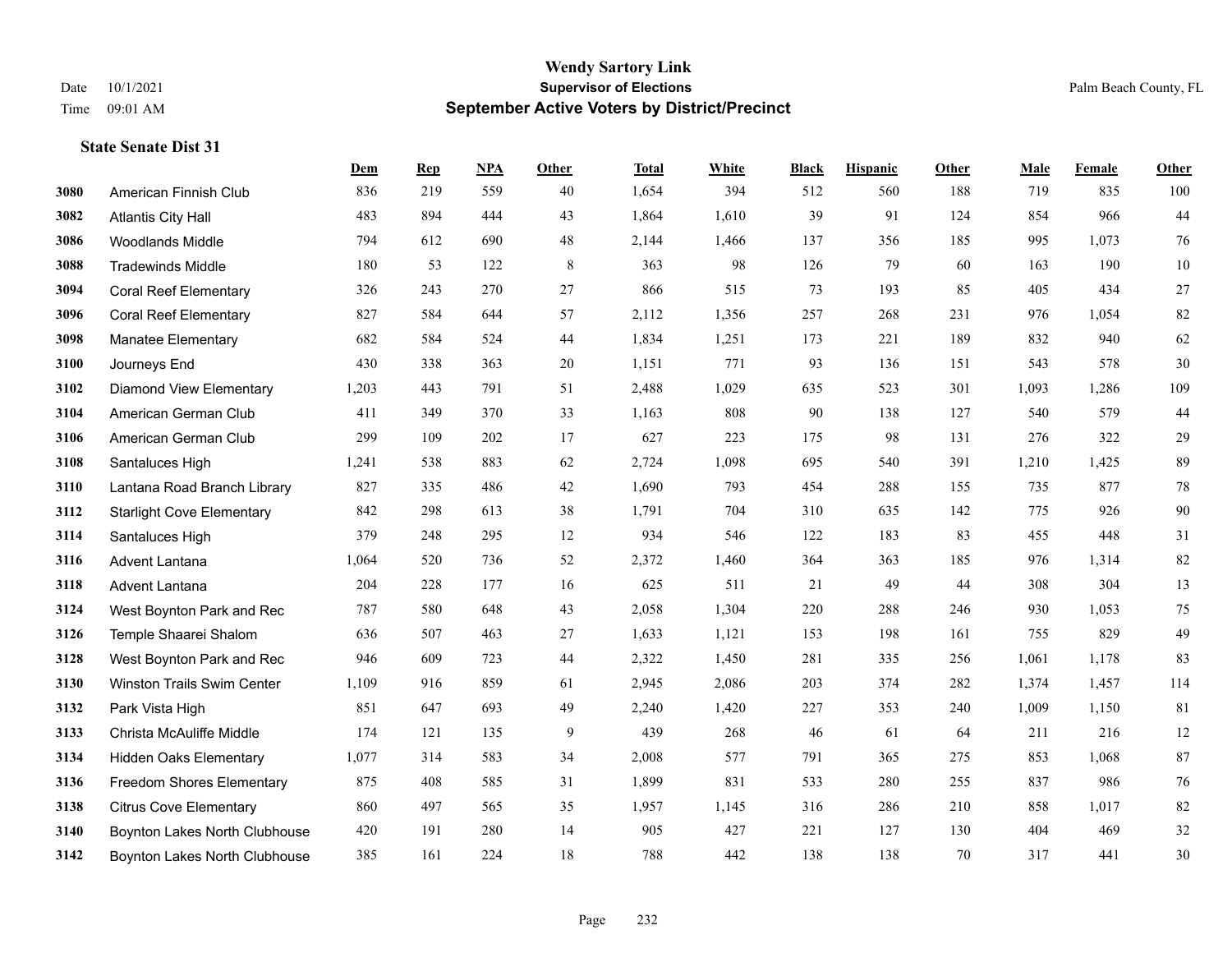**Wendy Sartory Link**
**Supervisor of Elections**
**September Active Voters by District/Precinct**

Date 10/1/2021
Time 09:01 AM

Palm Beach County, FL

**State Senate Dist 31**

| | | Dem | Rep | NPA | Other | Total | White | Black | Hispanic | Other | Male | Female | Other |
|---|---|---|---|---|---|---|---|---|---|---|---|---|---|
| 3080 | American Finnish Club | 836 | 219 | 559 | 40 | 1,654 | 394 | 512 | 560 | 188 | 719 | 835 | 100 |
| 3082 | Atlantis City Hall | 483 | 894 | 444 | 43 | 1,864 | 1,610 | 39 | 91 | 124 | 854 | 966 | 44 |
| 3086 | Woodlands Middle | 794 | 612 | 690 | 48 | 2,144 | 1,466 | 137 | 356 | 185 | 995 | 1,073 | 76 |
| 3088 | Tradewinds Middle | 180 | 53 | 122 | 8 | 363 | 98 | 126 | 79 | 60 | 163 | 190 | 10 |
| 3094 | Coral Reef Elementary | 326 | 243 | 270 | 27 | 866 | 515 | 73 | 193 | 85 | 405 | 434 | 27 |
| 3096 | Coral Reef Elementary | 827 | 584 | 644 | 57 | 2,112 | 1,356 | 257 | 268 | 231 | 976 | 1,054 | 82 |
| 3098 | Manatee Elementary | 682 | 584 | 524 | 44 | 1,834 | 1,251 | 173 | 221 | 189 | 832 | 940 | 62 |
| 3100 | Journeys End | 430 | 338 | 363 | 20 | 1,151 | 771 | 93 | 136 | 151 | 543 | 578 | 30 |
| 3102 | Diamond View Elementary | 1,203 | 443 | 791 | 51 | 2,488 | 1,029 | 635 | 523 | 301 | 1,093 | 1,286 | 109 |
| 3104 | American German Club | 411 | 349 | 370 | 33 | 1,163 | 808 | 90 | 138 | 127 | 540 | 579 | 44 |
| 3106 | American German Club | 299 | 109 | 202 | 17 | 627 | 223 | 175 | 98 | 131 | 276 | 322 | 29 |
| 3108 | Santaluces High | 1,241 | 538 | 883 | 62 | 2,724 | 1,098 | 695 | 540 | 391 | 1,210 | 1,425 | 89 |
| 3110 | Lantana Road Branch Library | 827 | 335 | 486 | 42 | 1,690 | 793 | 454 | 288 | 155 | 735 | 877 | 78 |
| 3112 | Starlight Cove Elementary | 842 | 298 | 613 | 38 | 1,791 | 704 | 310 | 635 | 142 | 775 | 926 | 90 |
| 3114 | Santaluces High | 379 | 248 | 295 | 12 | 934 | 546 | 122 | 183 | 83 | 455 | 448 | 31 |
| 3116 | Advent Lantana | 1,064 | 520 | 736 | 52 | 2,372 | 1,460 | 364 | 363 | 185 | 976 | 1,314 | 82 |
| 3118 | Advent Lantana | 204 | 228 | 177 | 16 | 625 | 511 | 21 | 49 | 44 | 308 | 304 | 13 |
| 3124 | West Boynton Park and Rec | 787 | 580 | 648 | 43 | 2,058 | 1,304 | 220 | 288 | 246 | 930 | 1,053 | 75 |
| 3126 | Temple Shaarei Shalom | 636 | 507 | 463 | 27 | 1,633 | 1,121 | 153 | 198 | 161 | 755 | 829 | 49 |
| 3128 | West Boynton Park and Rec | 946 | 609 | 723 | 44 | 2,322 | 1,450 | 281 | 335 | 256 | 1,061 | 1,178 | 83 |
| 3130 | Winston Trails Swim Center | 1,109 | 916 | 859 | 61 | 2,945 | 2,086 | 203 | 374 | 282 | 1,374 | 1,457 | 114 |
| 3132 | Park Vista High | 851 | 647 | 693 | 49 | 2,240 | 1,420 | 227 | 353 | 240 | 1,009 | 1,150 | 81 |
| 3133 | Christa McAuliffe Middle | 174 | 121 | 135 | 9 | 439 | 268 | 46 | 61 | 64 | 211 | 216 | 12 |
| 3134 | Hidden Oaks Elementary | 1,077 | 314 | 583 | 34 | 2,008 | 577 | 791 | 365 | 275 | 853 | 1,068 | 87 |
| 3136 | Freedom Shores Elementary | 875 | 408 | 585 | 31 | 1,899 | 831 | 533 | 280 | 255 | 837 | 986 | 76 |
| 3138 | Citrus Cove Elementary | 860 | 497 | 565 | 35 | 1,957 | 1,145 | 316 | 286 | 210 | 858 | 1,017 | 82 |
| 3140 | Boynton Lakes North Clubhouse | 420 | 191 | 280 | 14 | 905 | 427 | 221 | 127 | 130 | 404 | 469 | 32 |
| 3142 | Boynton Lakes North Clubhouse | 385 | 161 | 224 | 18 | 788 | 442 | 138 | 138 | 70 | 317 | 441 | 30 |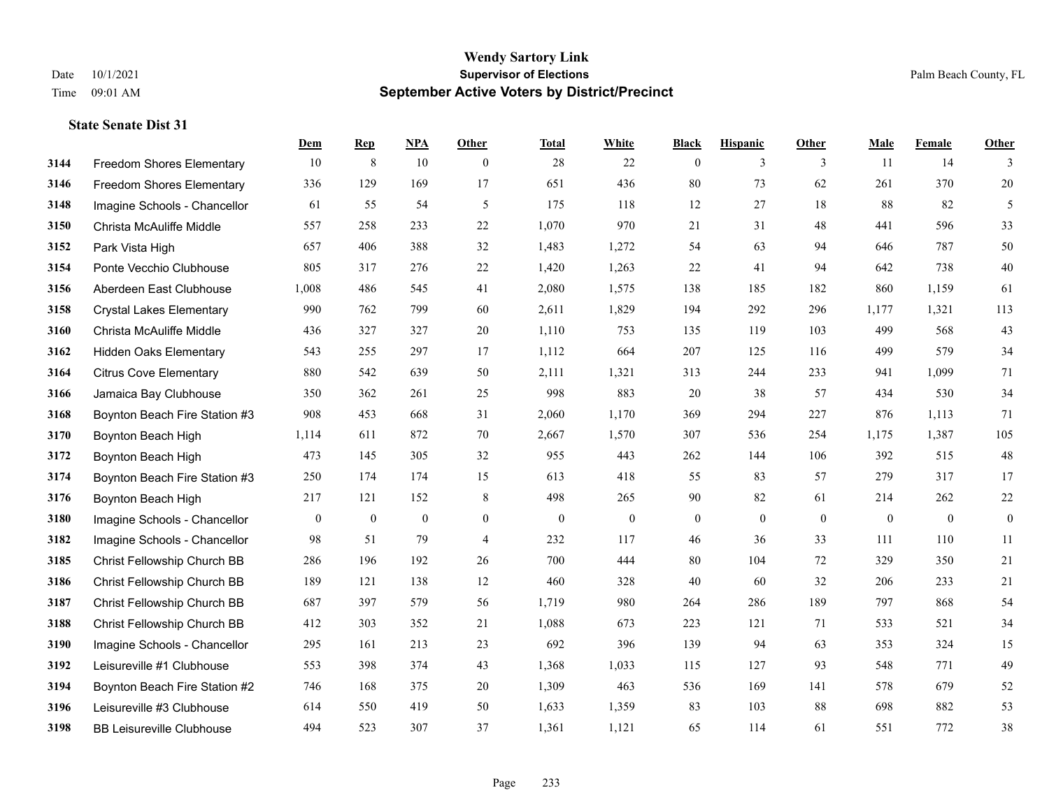**Wendy Sartory Link**
**Supervisor of Elections**
**September Active Voters by District/Precinct**

Date 10/1/2021
Time 09:01 AM

Palm Beach County, FL

### State Senate Dist 31

| | | Dem | Rep | NPA | Other | Total | White | Black | Hispanic | Other | Male | Female | Other |
|---|---|---|---|---|---|---|---|---|---|---|---|---|---|
| 3144 | Freedom Shores Elementary | 10 | 8 | 10 | 0 | 28 | 22 | 0 | 3 | 3 | 11 | 14 | 3 |
| 3146 | Freedom Shores Elementary | 336 | 129 | 169 | 17 | 651 | 436 | 80 | 73 | 62 | 261 | 370 | 20 |
| 3148 | Imagine Schools - Chancellor | 61 | 55 | 54 | 5 | 175 | 118 | 12 | 27 | 18 | 88 | 82 | 5 |
| 3150 | Christa McAuliffe Middle | 557 | 258 | 233 | 22 | 1,070 | 970 | 21 | 31 | 48 | 441 | 596 | 33 |
| 3152 | Park Vista High | 657 | 406 | 388 | 32 | 1,483 | 1,272 | 54 | 63 | 94 | 646 | 787 | 50 |
| 3154 | Ponte Vecchio Clubhouse | 805 | 317 | 276 | 22 | 1,420 | 1,263 | 22 | 41 | 94 | 642 | 738 | 40 |
| 3156 | Aberdeen East Clubhouse | 1,008 | 486 | 545 | 41 | 2,080 | 1,575 | 138 | 185 | 182 | 860 | 1,159 | 61 |
| 3158 | Crystal Lakes Elementary | 990 | 762 | 799 | 60 | 2,611 | 1,829 | 194 | 292 | 296 | 1,177 | 1,321 | 113 |
| 3160 | Christa McAuliffe Middle | 436 | 327 | 327 | 20 | 1,110 | 753 | 135 | 119 | 103 | 499 | 568 | 43 |
| 3162 | Hidden Oaks Elementary | 543 | 255 | 297 | 17 | 1,112 | 664 | 207 | 125 | 116 | 499 | 579 | 34 |
| 3164 | Citrus Cove Elementary | 880 | 542 | 639 | 50 | 2,111 | 1,321 | 313 | 244 | 233 | 941 | 1,099 | 71 |
| 3166 | Jamaica Bay Clubhouse | 350 | 362 | 261 | 25 | 998 | 883 | 20 | 38 | 57 | 434 | 530 | 34 |
| 3168 | Boynton Beach Fire Station #3 | 908 | 453 | 668 | 31 | 2,060 | 1,170 | 369 | 294 | 227 | 876 | 1,113 | 71 |
| 3170 | Boynton Beach High | 1,114 | 611 | 872 | 70 | 2,667 | 1,570 | 307 | 536 | 254 | 1,175 | 1,387 | 105 |
| 3172 | Boynton Beach High | 473 | 145 | 305 | 32 | 955 | 443 | 262 | 144 | 106 | 392 | 515 | 48 |
| 3174 | Boynton Beach Fire Station #3 | 250 | 174 | 174 | 15 | 613 | 418 | 55 | 83 | 57 | 279 | 317 | 17 |
| 3176 | Boynton Beach High | 217 | 121 | 152 | 8 | 498 | 265 | 90 | 82 | 61 | 214 | 262 | 22 |
| 3180 | Imagine Schools - Chancellor | 0 | 0 | 0 | 0 | 0 | 0 | 0 | 0 | 0 | 0 | 0 | 0 |
| 3182 | Imagine Schools - Chancellor | 98 | 51 | 79 | 4 | 232 | 117 | 46 | 36 | 33 | 111 | 110 | 11 |
| 3185 | Christ Fellowship Church BB | 286 | 196 | 192 | 26 | 700 | 444 | 80 | 104 | 72 | 329 | 350 | 21 |
| 3186 | Christ Fellowship Church BB | 189 | 121 | 138 | 12 | 460 | 328 | 40 | 60 | 32 | 206 | 233 | 21 |
| 3187 | Christ Fellowship Church BB | 687 | 397 | 579 | 56 | 1,719 | 980 | 264 | 286 | 189 | 797 | 868 | 54 |
| 3188 | Christ Fellowship Church BB | 412 | 303 | 352 | 21 | 1,088 | 673 | 223 | 121 | 71 | 533 | 521 | 34 |
| 3190 | Imagine Schools - Chancellor | 295 | 161 | 213 | 23 | 692 | 396 | 139 | 94 | 63 | 353 | 324 | 15 |
| 3192 | Leisureville #1 Clubhouse | 553 | 398 | 374 | 43 | 1,368 | 1,033 | 115 | 127 | 93 | 548 | 771 | 49 |
| 3194 | Boynton Beach Fire Station #2 | 746 | 168 | 375 | 20 | 1,309 | 463 | 536 | 169 | 141 | 578 | 679 | 52 |
| 3196 | Leisureville #3 Clubhouse | 614 | 550 | 419 | 50 | 1,633 | 1,359 | 83 | 103 | 88 | 698 | 882 | 53 |
| 3198 | BB Leisureville Clubhouse | 494 | 523 | 307 | 37 | 1,361 | 1,121 | 65 | 114 | 61 | 551 | 772 | 38 |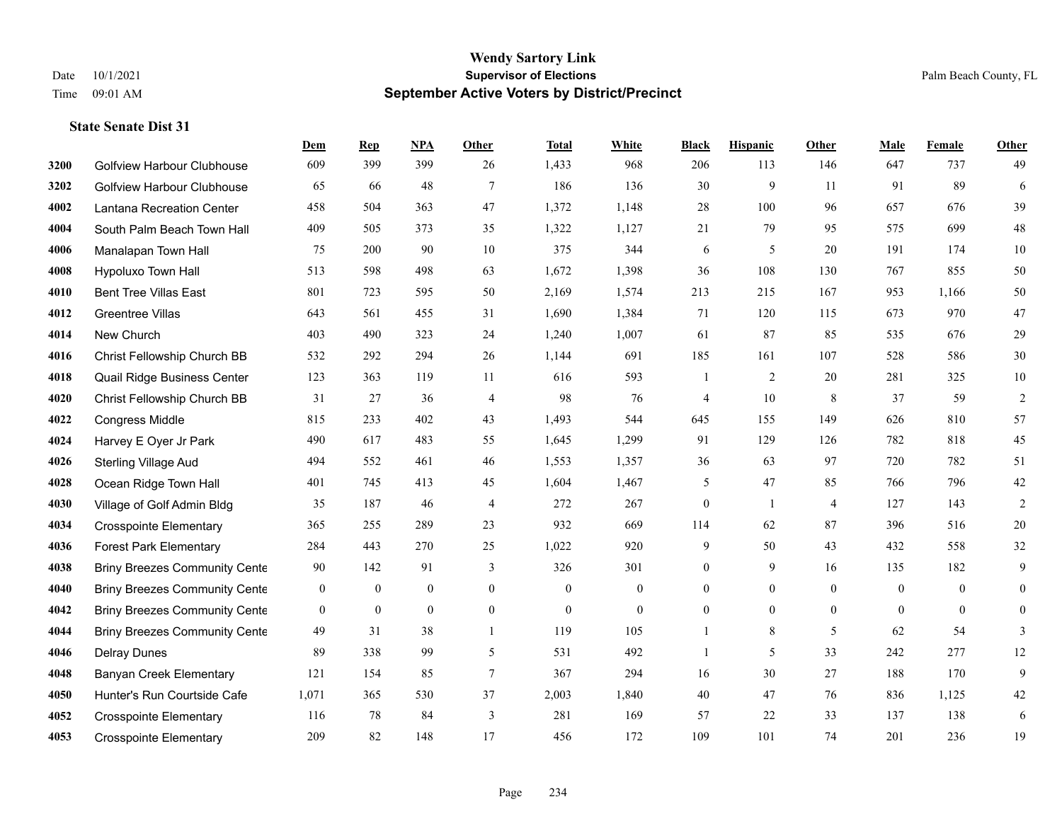# Wendy Sartory Link
## Supervisor of Elections
## September Active Voters by District/Precinct

Date 10/1/2021
Time 09:01 AM

Palm Beach County, FL

### State Senate Dist 31

| | | Dem | Rep | NPA | Other | Total | White | Black | Hispanic | Other | Male | Female | Other |
|---|---|---|---|---|---|---|---|---|---|---|---|---|---|
| 3200 | Golfview Harbour Clubhouse | 609 | 399 | 399 | 26 | 1,433 | 968 | 206 | 113 | 146 | 647 | 737 | 49 |
| 3202 | Golfview Harbour Clubhouse | 65 | 66 | 48 | 7 | 186 | 136 | 30 | 9 | 11 | 91 | 89 | 6 |
| 4002 | Lantana Recreation Center | 458 | 504 | 363 | 47 | 1,372 | 1,148 | 28 | 100 | 96 | 657 | 676 | 39 |
| 4004 | South Palm Beach Town Hall | 409 | 505 | 373 | 35 | 1,322 | 1,127 | 21 | 79 | 95 | 575 | 699 | 48 |
| 4006 | Manalapan Town Hall | 75 | 200 | 90 | 10 | 375 | 344 | 6 | 5 | 20 | 191 | 174 | 10 |
| 4008 | Hypoluxo Town Hall | 513 | 598 | 498 | 63 | 1,672 | 1,398 | 36 | 108 | 130 | 767 | 855 | 50 |
| 4010 | Bent Tree Villas East | 801 | 723 | 595 | 50 | 2,169 | 1,574 | 213 | 215 | 167 | 953 | 1,166 | 50 |
| 4012 | Greentree Villas | 643 | 561 | 455 | 31 | 1,690 | 1,384 | 71 | 120 | 115 | 673 | 970 | 47 |
| 4014 | New Church | 403 | 490 | 323 | 24 | 1,240 | 1,007 | 61 | 87 | 85 | 535 | 676 | 29 |
| 4016 | Christ Fellowship Church BB | 532 | 292 | 294 | 26 | 1,144 | 691 | 185 | 161 | 107 | 528 | 586 | 30 |
| 4018 | Quail Ridge Business Center | 123 | 363 | 119 | 11 | 616 | 593 | 1 | 2 | 20 | 281 | 325 | 10 |
| 4020 | Christ Fellowship Church BB | 31 | 27 | 36 | 4 | 98 | 76 | 4 | 10 | 8 | 37 | 59 | 2 |
| 4022 | Congress Middle | 815 | 233 | 402 | 43 | 1,493 | 544 | 645 | 155 | 149 | 626 | 810 | 57 |
| 4024 | Harvey E Oyer Jr Park | 490 | 617 | 483 | 55 | 1,645 | 1,299 | 91 | 129 | 126 | 782 | 818 | 45 |
| 4026 | Sterling Village Aud | 494 | 552 | 461 | 46 | 1,553 | 1,357 | 36 | 63 | 97 | 720 | 782 | 51 |
| 4028 | Ocean Ridge Town Hall | 401 | 745 | 413 | 45 | 1,604 | 1,467 | 5 | 47 | 85 | 766 | 796 | 42 |
| 4030 | Village of Golf Admin Bldg | 35 | 187 | 46 | 4 | 272 | 267 | 0 | 1 | 4 | 127 | 143 | 2 |
| 4034 | Crosspointe Elementary | 365 | 255 | 289 | 23 | 932 | 669 | 114 | 62 | 87 | 396 | 516 | 20 |
| 4036 | Forest Park Elementary | 284 | 443 | 270 | 25 | 1,022 | 920 | 9 | 50 | 43 | 432 | 558 | 32 |
| 4038 | Briny Breezes Community Cente | 90 | 142 | 91 | 3 | 326 | 301 | 0 | 9 | 16 | 135 | 182 | 9 |
| 4040 | Briny Breezes Community Cente | 0 | 0 | 0 | 0 | 0 | 0 | 0 | 0 | 0 | 0 | 0 | 0 |
| 4042 | Briny Breezes Community Cente | 0 | 0 | 0 | 0 | 0 | 0 | 0 | 0 | 0 | 0 | 0 | 0 |
| 4044 | Briny Breezes Community Cente | 49 | 31 | 38 | 1 | 119 | 105 | 1 | 8 | 5 | 62 | 54 | 3 |
| 4046 | Delray Dunes | 89 | 338 | 99 | 5 | 531 | 492 | 1 | 5 | 33 | 242 | 277 | 12 |
| 4048 | Banyan Creek Elementary | 121 | 154 | 85 | 7 | 367 | 294 | 16 | 30 | 27 | 188 | 170 | 9 |
| 4050 | Hunter's Run Courtside Cafe | 1,071 | 365 | 530 | 37 | 2,003 | 1,840 | 40 | 47 | 76 | 836 | 1,125 | 42 |
| 4052 | Crosspointe Elementary | 116 | 78 | 84 | 3 | 281 | 169 | 57 | 22 | 33 | 137 | 138 | 6 |
| 4053 | Crosspointe Elementary | 209 | 82 | 148 | 17 | 456 | 172 | 109 | 101 | 74 | 201 | 236 | 19 |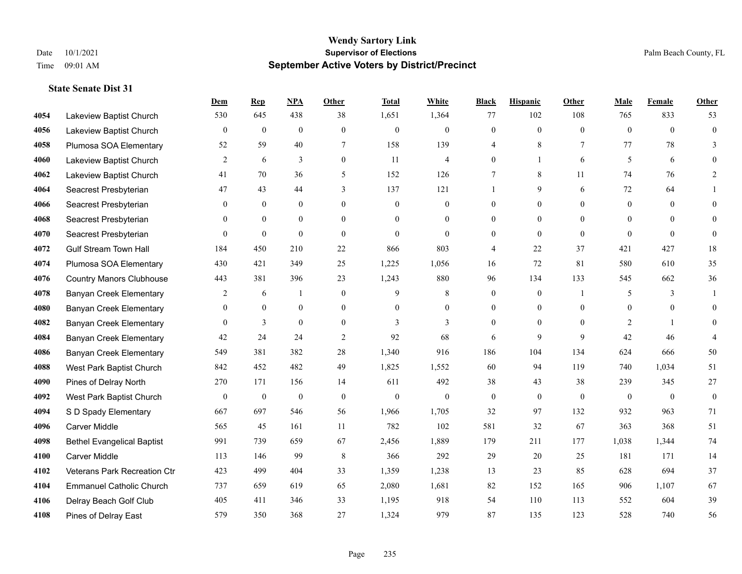# Wendy Sartory Link
## Supervisor of Elections
## September Active Voters by District/Precinct

Date 10/1/2021
Time 09:01 AM

Palm Beach County, FL

### State Senate Dist 31

| | | Dem | Rep | NPA | Other | Total | White | Black | Hispanic | Other | Male | Female | Other |
|---|---|---|---|---|---|---|---|---|---|---|---|---|---|
| 4054 | Lakeview Baptist Church | 530 | 645 | 438 | 38 | 1,651 | 1,364 | 77 | 102 | 108 | 765 | 833 | 53 |
| 4056 | Lakeview Baptist Church | 0 | 0 | 0 | 0 | 0 | 0 | 0 | 0 | 0 | 0 | 0 | 0 |
| 4058 | Plumosa SOA Elementary | 52 | 59 | 40 | 7 | 158 | 139 | 4 | 8 | 7 | 77 | 78 | 3 |
| 4060 | Lakeview Baptist Church | 2 | 6 | 3 | 0 | 11 | 4 | 0 | 1 | 6 | 5 | 6 | 0 |
| 4062 | Lakeview Baptist Church | 41 | 70 | 36 | 5 | 152 | 126 | 7 | 8 | 11 | 74 | 76 | 2 |
| 4064 | Seacrest Presbyterian | 47 | 43 | 44 | 3 | 137 | 121 | 1 | 9 | 6 | 72 | 64 | 1 |
| 4066 | Seacrest Presbyterian | 0 | 0 | 0 | 0 | 0 | 0 | 0 | 0 | 0 | 0 | 0 | 0 |
| 4068 | Seacrest Presbyterian | 0 | 0 | 0 | 0 | 0 | 0 | 0 | 0 | 0 | 0 | 0 | 0 |
| 4070 | Seacrest Presbyterian | 0 | 0 | 0 | 0 | 0 | 0 | 0 | 0 | 0 | 0 | 0 | 0 |
| 4072 | Gulf Stream Town Hall | 184 | 450 | 210 | 22 | 866 | 803 | 4 | 22 | 37 | 421 | 427 | 18 |
| 4074 | Plumosa SOA Elementary | 430 | 421 | 349 | 25 | 1,225 | 1,056 | 16 | 72 | 81 | 580 | 610 | 35 |
| 4076 | Country Manors Clubhouse | 443 | 381 | 396 | 23 | 1,243 | 880 | 96 | 134 | 133 | 545 | 662 | 36 |
| 4078 | Banyan Creek Elementary | 2 | 6 | 1 | 0 | 9 | 8 | 0 | 0 | 1 | 5 | 3 | 1 |
| 4080 | Banyan Creek Elementary | 0 | 0 | 0 | 0 | 0 | 0 | 0 | 0 | 0 | 0 | 0 | 0 |
| 4082 | Banyan Creek Elementary | 0 | 3 | 0 | 0 | 3 | 3 | 0 | 0 | 0 | 2 | 1 | 0 |
| 4084 | Banyan Creek Elementary | 42 | 24 | 24 | 2 | 92 | 68 | 6 | 9 | 9 | 42 | 46 | 4 |
| 4086 | Banyan Creek Elementary | 549 | 381 | 382 | 28 | 1,340 | 916 | 186 | 104 | 134 | 624 | 666 | 50 |
| 4088 | West Park Baptist Church | 842 | 452 | 482 | 49 | 1,825 | 1,552 | 60 | 94 | 119 | 740 | 1,034 | 51 |
| 4090 | Pines of Delray North | 270 | 171 | 156 | 14 | 611 | 492 | 38 | 43 | 38 | 239 | 345 | 27 |
| 4092 | West Park Baptist Church | 0 | 0 | 0 | 0 | 0 | 0 | 0 | 0 | 0 | 0 | 0 | 0 |
| 4094 | S D Spady Elementary | 667 | 697 | 546 | 56 | 1,966 | 1,705 | 32 | 97 | 132 | 932 | 963 | 71 |
| 4096 | Carver Middle | 565 | 45 | 161 | 11 | 782 | 102 | 581 | 32 | 67 | 363 | 368 | 51 |
| 4098 | Bethel Evangelical Baptist | 991 | 739 | 659 | 67 | 2,456 | 1,889 | 179 | 211 | 177 | 1,038 | 1,344 | 74 |
| 4100 | Carver Middle | 113 | 146 | 99 | 8 | 366 | 292 | 29 | 20 | 25 | 181 | 171 | 14 |
| 4102 | Veterans Park Recreation Ctr | 423 | 499 | 404 | 33 | 1,359 | 1,238 | 13 | 23 | 85 | 628 | 694 | 37 |
| 4104 | Emmanuel Catholic Church | 737 | 659 | 619 | 65 | 2,080 | 1,681 | 82 | 152 | 165 | 906 | 1,107 | 67 |
| 4106 | Delray Beach Golf Club | 405 | 411 | 346 | 33 | 1,195 | 918 | 54 | 110 | 113 | 552 | 604 | 39 |
| 4108 | Pines of Delray East | 579 | 350 | 368 | 27 | 1,324 | 979 | 87 | 135 | 123 | 528 | 740 | 56 |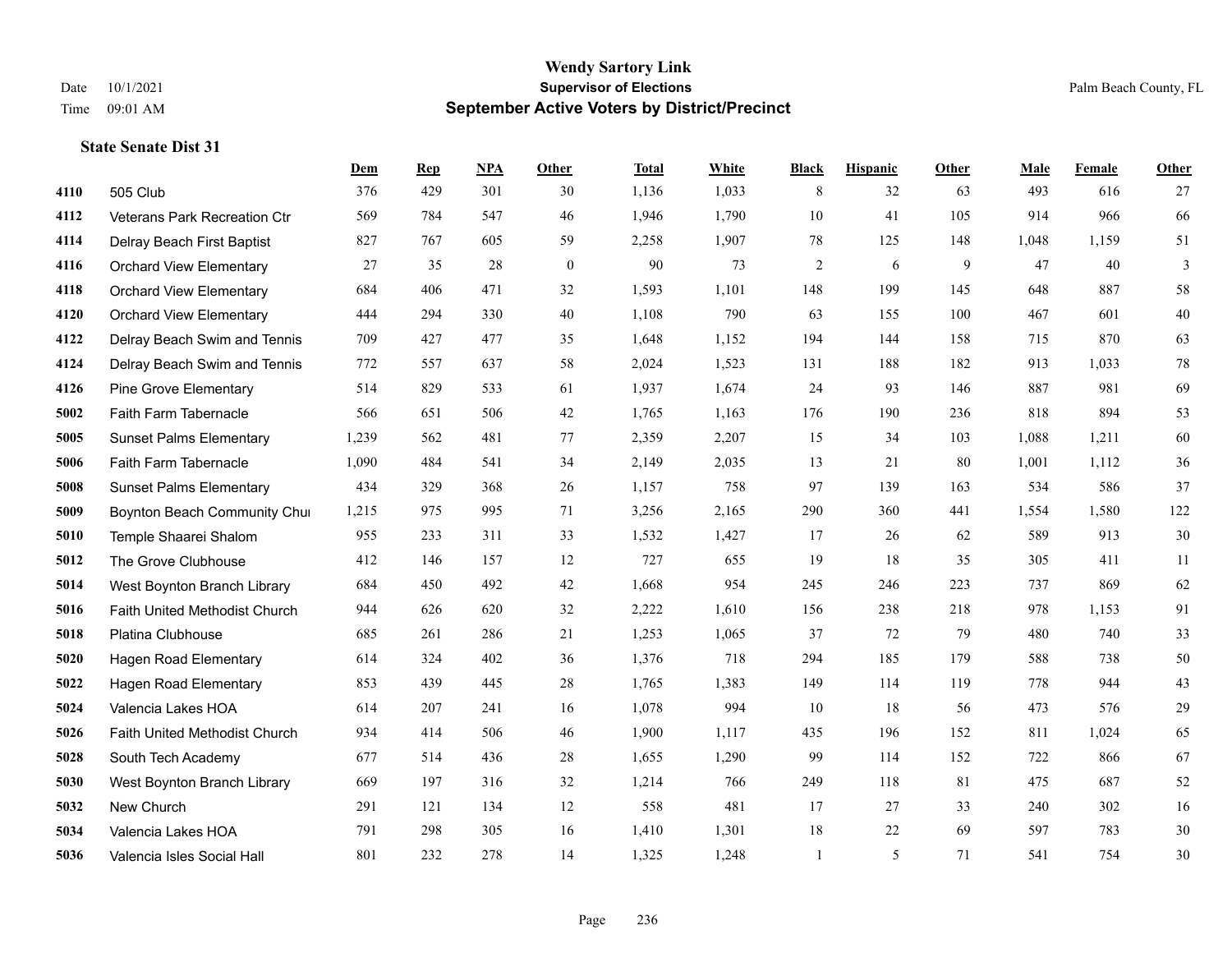# Wendy Sartory Link
## Supervisor of Elections
## September Active Voters by District/Precinct

Date 10/1/2021
Time 09:01 AM

Palm Beach County, FL

### State Senate Dist 31

| | | Dem | Rep | NPA | Other | Total | White | Black | Hispanic | Other | Male | Female | Other |
|---|---|---|---|---|---|---|---|---|---|---|---|---|---|
| 4110 | 505 Club | 376 | 429 | 301 | 30 | 1,136 | 1,033 | 8 | 32 | 63 | 493 | 616 | 27 |
| 4112 | Veterans Park Recreation Ctr | 569 | 784 | 547 | 46 | 1,946 | 1,790 | 10 | 41 | 105 | 914 | 966 | 66 |
| 4114 | Delray Beach First Baptist | 827 | 767 | 605 | 59 | 2,258 | 1,907 | 78 | 125 | 148 | 1,048 | 1,159 | 51 |
| 4116 | Orchard View Elementary | 27 | 35 | 28 | 0 | 90 | 73 | 2 | 6 | 9 | 47 | 40 | 3 |
| 4118 | Orchard View Elementary | 684 | 406 | 471 | 32 | 1,593 | 1,101 | 148 | 199 | 145 | 648 | 887 | 58 |
| 4120 | Orchard View Elementary | 444 | 294 | 330 | 40 | 1,108 | 790 | 63 | 155 | 100 | 467 | 601 | 40 |
| 4122 | Delray Beach Swim and Tennis | 709 | 427 | 477 | 35 | 1,648 | 1,152 | 194 | 144 | 158 | 715 | 870 | 63 |
| 4124 | Delray Beach Swim and Tennis | 772 | 557 | 637 | 58 | 2,024 | 1,523 | 131 | 188 | 182 | 913 | 1,033 | 78 |
| 4126 | Pine Grove Elementary | 514 | 829 | 533 | 61 | 1,937 | 1,674 | 24 | 93 | 146 | 887 | 981 | 69 |
| 5002 | Faith Farm Tabernacle | 566 | 651 | 506 | 42 | 1,765 | 1,163 | 176 | 190 | 236 | 818 | 894 | 53 |
| 5005 | Sunset Palms Elementary | 1,239 | 562 | 481 | 77 | 2,359 | 2,207 | 15 | 34 | 103 | 1,088 | 1,211 | 60 |
| 5006 | Faith Farm Tabernacle | 1,090 | 484 | 541 | 34 | 2,149 | 2,035 | 13 | 21 | 80 | 1,001 | 1,112 | 36 |
| 5008 | Sunset Palms Elementary | 434 | 329 | 368 | 26 | 1,157 | 758 | 97 | 139 | 163 | 534 | 586 | 37 |
| 5009 | Boynton Beach Community Chu | 1,215 | 975 | 995 | 71 | 3,256 | 2,165 | 290 | 360 | 441 | 1,554 | 1,580 | 122 |
| 5010 | Temple Shaarei Shalom | 955 | 233 | 311 | 33 | 1,532 | 1,427 | 17 | 26 | 62 | 589 | 913 | 30 |
| 5012 | The Grove Clubhouse | 412 | 146 | 157 | 12 | 727 | 655 | 19 | 18 | 35 | 305 | 411 | 11 |
| 5014 | West Boynton Branch Library | 684 | 450 | 492 | 42 | 1,668 | 954 | 245 | 246 | 223 | 737 | 869 | 62 |
| 5016 | Faith United Methodist Church | 944 | 626 | 620 | 32 | 2,222 | 1,610 | 156 | 238 | 218 | 978 | 1,153 | 91 |
| 5018 | Platina Clubhouse | 685 | 261 | 286 | 21 | 1,253 | 1,065 | 37 | 72 | 79 | 480 | 740 | 33 |
| 5020 | Hagen Road Elementary | 614 | 324 | 402 | 36 | 1,376 | 718 | 294 | 185 | 179 | 588 | 738 | 50 |
| 5022 | Hagen Road Elementary | 853 | 439 | 445 | 28 | 1,765 | 1,383 | 149 | 114 | 119 | 778 | 944 | 43 |
| 5024 | Valencia Lakes HOA | 614 | 207 | 241 | 16 | 1,078 | 994 | 10 | 18 | 56 | 473 | 576 | 29 |
| 5026 | Faith United Methodist Church | 934 | 414 | 506 | 46 | 1,900 | 1,117 | 435 | 196 | 152 | 811 | 1,024 | 65 |
| 5028 | South Tech Academy | 677 | 514 | 436 | 28 | 1,655 | 1,290 | 99 | 114 | 152 | 722 | 866 | 67 |
| 5030 | West Boynton Branch Library | 669 | 197 | 316 | 32 | 1,214 | 766 | 249 | 118 | 81 | 475 | 687 | 52 |
| 5032 | New Church | 291 | 121 | 134 | 12 | 558 | 481 | 17 | 27 | 33 | 240 | 302 | 16 |
| 5034 | Valencia Lakes HOA | 791 | 298 | 305 | 16 | 1,410 | 1,301 | 18 | 22 | 69 | 597 | 783 | 30 |
| 5036 | Valencia Isles Social Hall | 801 | 232 | 278 | 14 | 1,325 | 1,248 | 1 | 5 | 71 | 541 | 754 | 30 |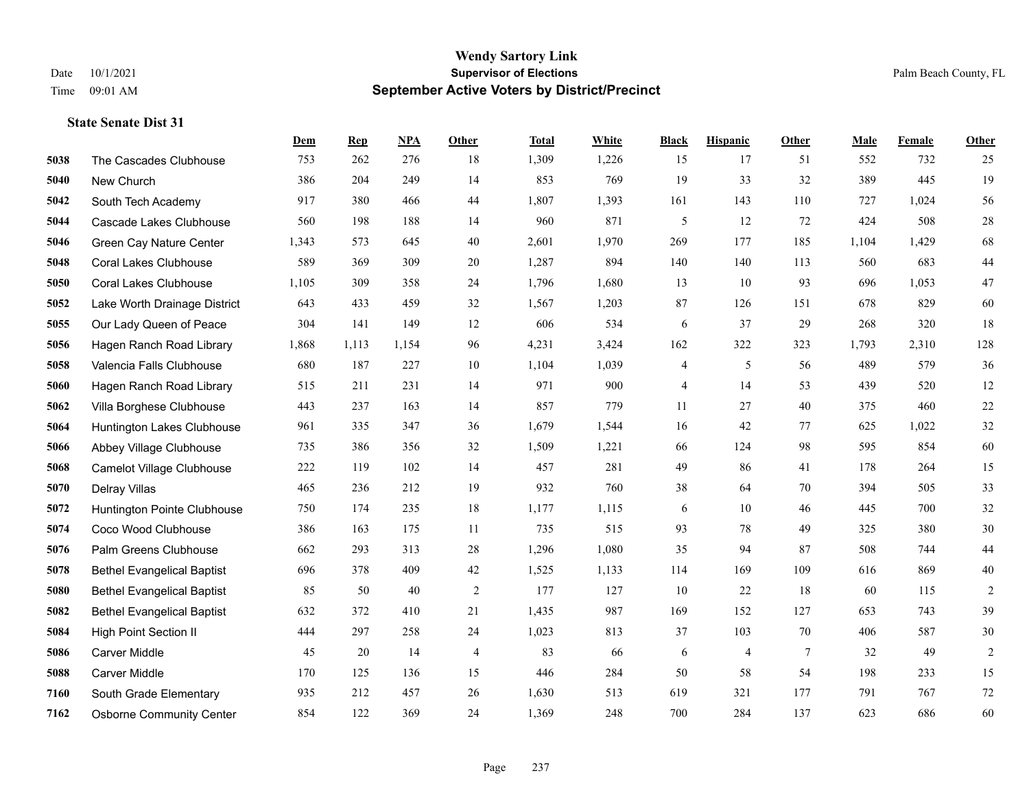# Wendy Sartory Link
## Supervisor of Elections
## September Active Voters by District/Precinct

Date 10/1/2021
Time 09:01 AM

Palm Beach County, FL

### State Senate Dist 31

| | | Dem | Rep | NPA | Other | Total | White | Black | Hispanic | Other | Male | Female | Other |
|---|---|---|---|---|---|---|---|---|---|---|---|---|---|
| 5038 | The Cascades Clubhouse | 753 | 262 | 276 | 18 | 1,309 | 1,226 | 15 | 17 | 51 | 552 | 732 | 25 |
| 5040 | New Church | 386 | 204 | 249 | 14 | 853 | 769 | 19 | 33 | 32 | 389 | 445 | 19 |
| 5042 | South Tech Academy | 917 | 380 | 466 | 44 | 1,807 | 1,393 | 161 | 143 | 110 | 727 | 1,024 | 56 |
| 5044 | Cascade Lakes Clubhouse | 560 | 198 | 188 | 14 | 960 | 871 | 5 | 12 | 72 | 424 | 508 | 28 |
| 5046 | Green Cay Nature Center | 1,343 | 573 | 645 | 40 | 2,601 | 1,970 | 269 | 177 | 185 | 1,104 | 1,429 | 68 |
| 5048 | Coral Lakes Clubhouse | 589 | 369 | 309 | 20 | 1,287 | 894 | 140 | 140 | 113 | 560 | 683 | 44 |
| 5050 | Coral Lakes Clubhouse | 1,105 | 309 | 358 | 24 | 1,796 | 1,680 | 13 | 10 | 93 | 696 | 1,053 | 47 |
| 5052 | Lake Worth Drainage District | 643 | 433 | 459 | 32 | 1,567 | 1,203 | 87 | 126 | 151 | 678 | 829 | 60 |
| 5055 | Our Lady Queen of Peace | 304 | 141 | 149 | 12 | 606 | 534 | 6 | 37 | 29 | 268 | 320 | 18 |
| 5056 | Hagen Ranch Road Library | 1,868 | 1,113 | 1,154 | 96 | 4,231 | 3,424 | 162 | 322 | 323 | 1,793 | 2,310 | 128 |
| 5058 | Valencia Falls Clubhouse | 680 | 187 | 227 | 10 | 1,104 | 1,039 | 4 | 5 | 56 | 489 | 579 | 36 |
| 5060 | Hagen Ranch Road Library | 515 | 211 | 231 | 14 | 971 | 900 | 4 | 14 | 53 | 439 | 520 | 12 |
| 5062 | Villa Borghese Clubhouse | 443 | 237 | 163 | 14 | 857 | 779 | 11 | 27 | 40 | 375 | 460 | 22 |
| 5064 | Huntington Lakes Clubhouse | 961 | 335 | 347 | 36 | 1,679 | 1,544 | 16 | 42 | 77 | 625 | 1,022 | 32 |
| 5066 | Abbey Village Clubhouse | 735 | 386 | 356 | 32 | 1,509 | 1,221 | 66 | 124 | 98 | 595 | 854 | 60 |
| 5068 | Camelot Village Clubhouse | 222 | 119 | 102 | 14 | 457 | 281 | 49 | 86 | 41 | 178 | 264 | 15 |
| 5070 | Delray Villas | 465 | 236 | 212 | 19 | 932 | 760 | 38 | 64 | 70 | 394 | 505 | 33 |
| 5072 | Huntington Pointe Clubhouse | 750 | 174 | 235 | 18 | 1,177 | 1,115 | 6 | 10 | 46 | 445 | 700 | 32 |
| 5074 | Coco Wood Clubhouse | 386 | 163 | 175 | 11 | 735 | 515 | 93 | 78 | 49 | 325 | 380 | 30 |
| 5076 | Palm Greens Clubhouse | 662 | 293 | 313 | 28 | 1,296 | 1,080 | 35 | 94 | 87 | 508 | 744 | 44 |
| 5078 | Bethel Evangelical Baptist | 696 | 378 | 409 | 42 | 1,525 | 1,133 | 114 | 169 | 109 | 616 | 869 | 40 |
| 5080 | Bethel Evangelical Baptist | 85 | 50 | 40 | 2 | 177 | 127 | 10 | 22 | 18 | 60 | 115 | 2 |
| 5082 | Bethel Evangelical Baptist | 632 | 372 | 410 | 21 | 1,435 | 987 | 169 | 152 | 127 | 653 | 743 | 39 |
| 5084 | High Point Section II | 444 | 297 | 258 | 24 | 1,023 | 813 | 37 | 103 | 70 | 406 | 587 | 30 |
| 5086 | Carver Middle | 45 | 20 | 14 | 4 | 83 | 66 | 6 | 4 | 7 | 32 | 49 | 2 |
| 5088 | Carver Middle | 170 | 125 | 136 | 15 | 446 | 284 | 50 | 58 | 54 | 198 | 233 | 15 |
| 7160 | South Grade Elementary | 935 | 212 | 457 | 26 | 1,630 | 513 | 619 | 321 | 177 | 791 | 767 | 72 |
| 7162 | Osborne Community Center | 854 | 122 | 369 | 24 | 1,369 | 248 | 700 | 284 | 137 | 623 | 686 | 60 |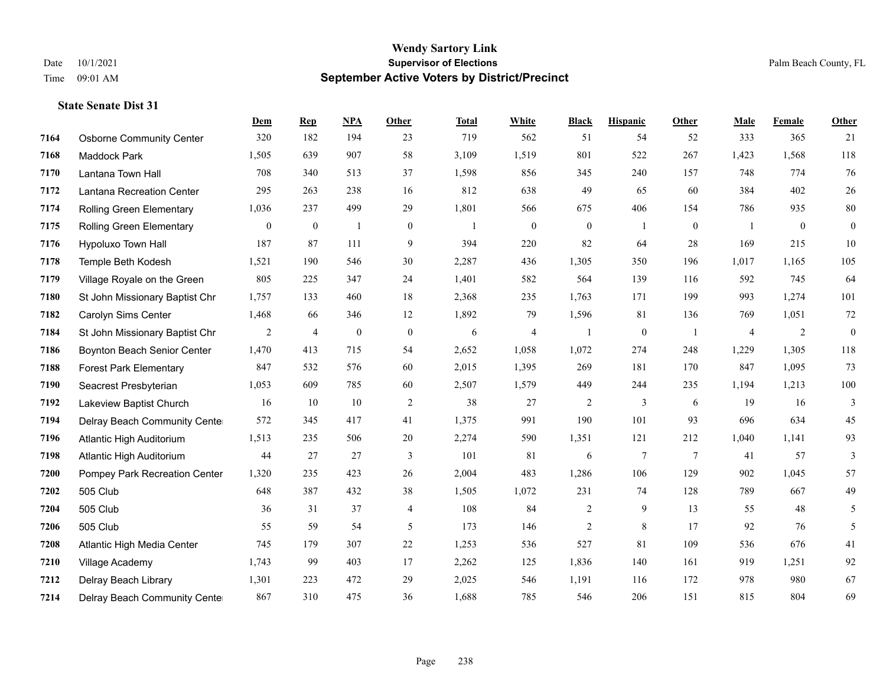**Wendy Sartory Link**
**Supervisor of Elections**
**September Active Voters by District/Precinct**

Date 10/1/2021
Time 09:01 AM
Palm Beach County, FL

### State Senate Dist 31

| | | Dem | Rep | NPA | Other | Total | White | Black | Hispanic | Other | Male | Female | Other |
|---|---|---|---|---|---|---|---|---|---|---|---|---|---|
| 7164 | Osborne Community Center | 320 | 182 | 194 | 23 | 719 | 562 | 51 | 54 | 52 | 333 | 365 | 21 |
| 7168 | Maddock Park | 1,505 | 639 | 907 | 58 | 3,109 | 1,519 | 801 | 522 | 267 | 1,423 | 1,568 | 118 |
| 7170 | Lantana Town Hall | 708 | 340 | 513 | 37 | 1,598 | 856 | 345 | 240 | 157 | 748 | 774 | 76 |
| 7172 | Lantana Recreation Center | 295 | 263 | 238 | 16 | 812 | 638 | 49 | 65 | 60 | 384 | 402 | 26 |
| 7174 | Rolling Green Elementary | 1,036 | 237 | 499 | 29 | 1,801 | 566 | 675 | 406 | 154 | 786 | 935 | 80 |
| 7175 | Rolling Green Elementary | 0 | 0 | 1 | 0 | 1 | 0 | 0 | 1 | 0 | 1 | 0 | 0 |
| 7176 | Hypoluxo Town Hall | 187 | 87 | 111 | 9 | 394 | 220 | 82 | 64 | 28 | 169 | 215 | 10 |
| 7178 | Temple Beth Kodesh | 1,521 | 190 | 546 | 30 | 2,287 | 436 | 1,305 | 350 | 196 | 1,017 | 1,165 | 105 |
| 7179 | Village Royale on the Green | 805 | 225 | 347 | 24 | 1,401 | 582 | 564 | 139 | 116 | 592 | 745 | 64 |
| 7180 | St John Missionary Baptist Chr | 1,757 | 133 | 460 | 18 | 2,368 | 235 | 1,763 | 171 | 199 | 993 | 1,274 | 101 |
| 7182 | Carolyn Sims Center | 1,468 | 66 | 346 | 12 | 1,892 | 79 | 1,596 | 81 | 136 | 769 | 1,051 | 72 |
| 7184 | St John Missionary Baptist Chr | 2 | 4 | 0 | 0 | 6 | 4 | 1 | 0 | 1 | 4 | 2 | 0 |
| 7186 | Boynton Beach Senior Center | 1,470 | 413 | 715 | 54 | 2,652 | 1,058 | 1,072 | 274 | 248 | 1,229 | 1,305 | 118 |
| 7188 | Forest Park Elementary | 847 | 532 | 576 | 60 | 2,015 | 1,395 | 269 | 181 | 170 | 847 | 1,095 | 73 |
| 7190 | Seacrest Presbyterian | 1,053 | 609 | 785 | 60 | 2,507 | 1,579 | 449 | 244 | 235 | 1,194 | 1,213 | 100 |
| 7192 | Lakeview Baptist Church | 16 | 10 | 10 | 2 | 38 | 27 | 2 | 3 | 6 | 19 | 16 | 3 |
| 7194 | Delray Beach Community Center | 572 | 345 | 417 | 41 | 1,375 | 991 | 190 | 101 | 93 | 696 | 634 | 45 |
| 7196 | Atlantic High Auditorium | 1,513 | 235 | 506 | 20 | 2,274 | 590 | 1,351 | 121 | 212 | 1,040 | 1,141 | 93 |
| 7198 | Atlantic High Auditorium | 44 | 27 | 27 | 3 | 101 | 81 | 6 | 7 | 7 | 41 | 57 | 3 |
| 7200 | Pompey Park Recreation Center | 1,320 | 235 | 423 | 26 | 2,004 | 483 | 1,286 | 106 | 129 | 902 | 1,045 | 57 |
| 7202 | 505 Club | 648 | 387 | 432 | 38 | 1,505 | 1,072 | 231 | 74 | 128 | 789 | 667 | 49 |
| 7204 | 505 Club | 36 | 31 | 37 | 4 | 108 | 84 | 2 | 9 | 13 | 55 | 48 | 5 |
| 7206 | 505 Club | 55 | 59 | 54 | 5 | 173 | 146 | 2 | 8 | 17 | 92 | 76 | 5 |
| 7208 | Atlantic High Media Center | 745 | 179 | 307 | 22 | 1,253 | 536 | 527 | 81 | 109 | 536 | 676 | 41 |
| 7210 | Village Academy | 1,743 | 99 | 403 | 17 | 2,262 | 125 | 1,836 | 140 | 161 | 919 | 1,251 | 92 |
| 7212 | Delray Beach Library | 1,301 | 223 | 472 | 29 | 2,025 | 546 | 1,191 | 116 | 172 | 978 | 980 | 67 |
| 7214 | Delray Beach Community Center | 867 | 310 | 475 | 36 | 1,688 | 785 | 546 | 206 | 151 | 815 | 804 | 69 |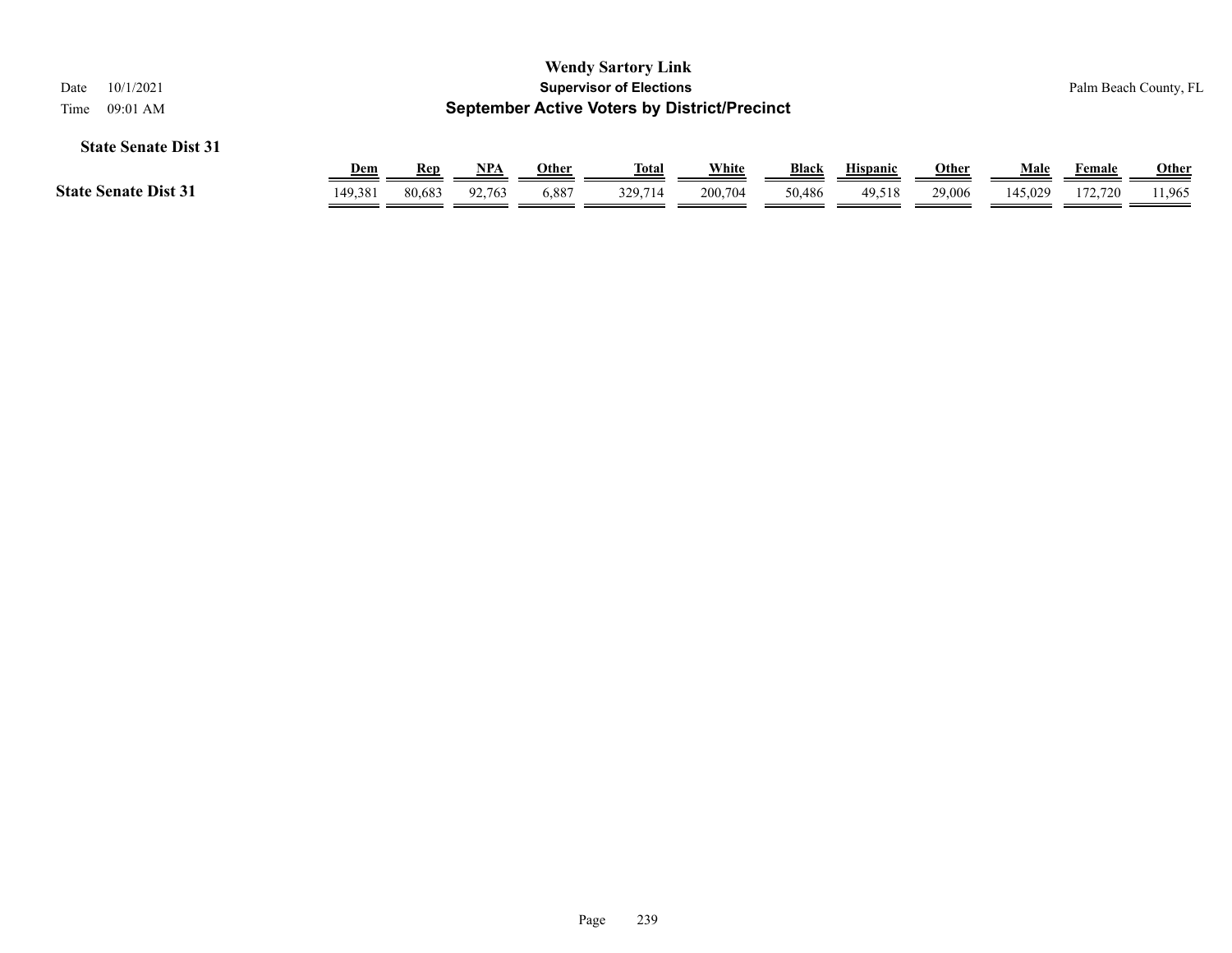**State Senate Dist 31**

| | Dem | Rep | NPA | Other | Total | White | Black | Hispanic | Other | Male | Female | Other |
|---|---|---|---|---|---|---|---|---|---|---|---|---|
| **State Senate Dist 31** | 149,381 | 80,683 | 92,763 | 6,887 | 329,714 | 200,704 | 50,486 | 49,518 | 29,006 | 145,029 | 172,720 | 11,965 |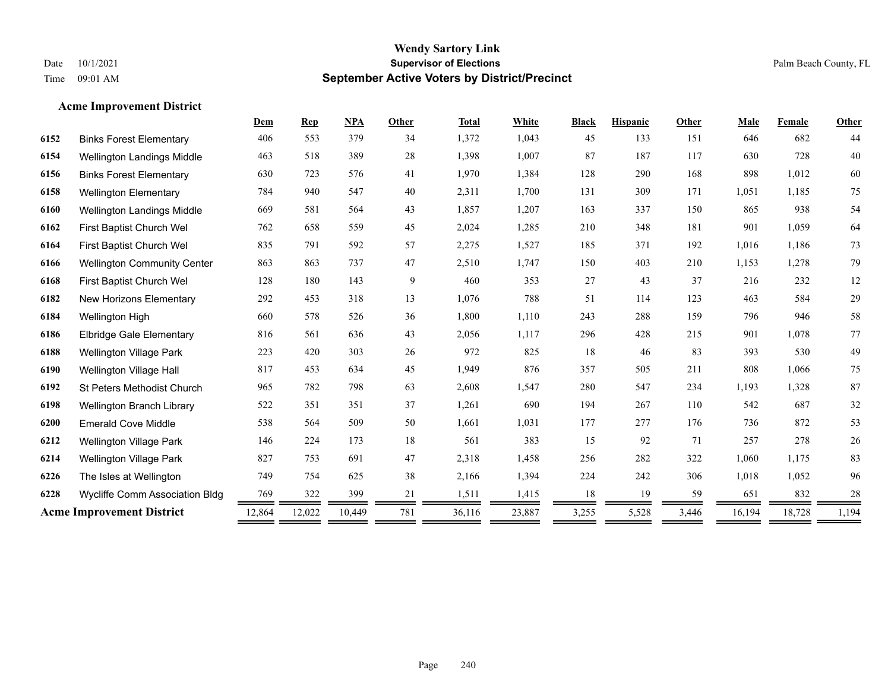# Wendy Sartory Link
## Supervisor of Elections
## September Active Voters by District/Precinct

Date 10/1/2021
Time 09:01 AM

Palm Beach County, FL

### Acme Improvement District

| | | Dem | Rep | NPA | Other | Total | White | Black | Hispanic | Other | Male | Female | Other |
|---|---|---|---|---|---|---|---|---|---|---|---|---|---|
| 6152 | Binks Forest Elementary | 406 | 553 | 379 | 34 | 1,372 | 1,043 | 45 | 133 | 151 | 646 | 682 | 44 |
| 6154 | Wellington Landings Middle | 463 | 518 | 389 | 28 | 1,398 | 1,007 | 87 | 187 | 117 | 630 | 728 | 40 |
| 6156 | Binks Forest Elementary | 630 | 723 | 576 | 41 | 1,970 | 1,384 | 128 | 290 | 168 | 898 | 1,012 | 60 |
| 6158 | Wellington Elementary | 784 | 940 | 547 | 40 | 2,311 | 1,700 | 131 | 309 | 171 | 1,051 | 1,185 | 75 |
| 6160 | Wellington Landings Middle | 669 | 581 | 564 | 43 | 1,857 | 1,207 | 163 | 337 | 150 | 865 | 938 | 54 |
| 6162 | First Baptist Church Wel | 762 | 658 | 559 | 45 | 2,024 | 1,285 | 210 | 348 | 181 | 901 | 1,059 | 64 |
| 6164 | First Baptist Church Wel | 835 | 791 | 592 | 57 | 2,275 | 1,527 | 185 | 371 | 192 | 1,016 | 1,186 | 73 |
| 6166 | Wellington Community Center | 863 | 863 | 737 | 47 | 2,510 | 1,747 | 150 | 403 | 210 | 1,153 | 1,278 | 79 |
| 6168 | First Baptist Church Wel | 128 | 180 | 143 | 9 | 460 | 353 | 27 | 43 | 37 | 216 | 232 | 12 |
| 6182 | New Horizons Elementary | 292 | 453 | 318 | 13 | 1,076 | 788 | 51 | 114 | 123 | 463 | 584 | 29 |
| 6184 | Wellington High | 660 | 578 | 526 | 36 | 1,800 | 1,110 | 243 | 288 | 159 | 796 | 946 | 58 |
| 6186 | Elbridge Gale Elementary | 816 | 561 | 636 | 43 | 2,056 | 1,117 | 296 | 428 | 215 | 901 | 1,078 | 77 |
| 6188 | Wellington Village Park | 223 | 420 | 303 | 26 | 972 | 825 | 18 | 46 | 83 | 393 | 530 | 49 |
| 6190 | Wellington Village Hall | 817 | 453 | 634 | 45 | 1,949 | 876 | 357 | 505 | 211 | 808 | 1,066 | 75 |
| 6192 | St Peters Methodist Church | 965 | 782 | 798 | 63 | 2,608 | 1,547 | 280 | 547 | 234 | 1,193 | 1,328 | 87 |
| 6198 | Wellington Branch Library | 522 | 351 | 351 | 37 | 1,261 | 690 | 194 | 267 | 110 | 542 | 687 | 32 |
| 6200 | Emerald Cove Middle | 538 | 564 | 509 | 50 | 1,661 | 1,031 | 177 | 277 | 176 | 736 | 872 | 53 |
| 6212 | Wellington Village Park | 146 | 224 | 173 | 18 | 561 | 383 | 15 | 92 | 71 | 257 | 278 | 26 |
| 6214 | Wellington Village Park | 827 | 753 | 691 | 47 | 2,318 | 1,458 | 256 | 282 | 322 | 1,060 | 1,175 | 83 |
| 6226 | The Isles at Wellington | 749 | 754 | 625 | 38 | 2,166 | 1,394 | 224 | 242 | 306 | 1,018 | 1,052 | 96 |
| 6228 | Wycliffe Comm Association Bldg | 769 | 322 | 399 | 21 | 1,511 | 1,415 | 18 | 19 | 59 | 651 | 832 | 28 |
| **Acme Improvement District** | | 12,864 | 12,022 | 10,449 | 781 | 36,116 | 23,887 | 3,255 | 5,528 | 3,446 | 16,194 | 18,728 | 1,194 |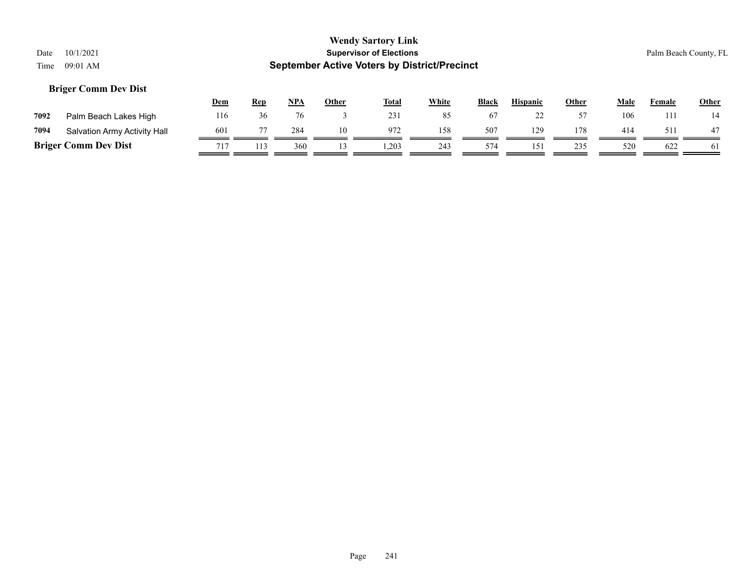# Wendy Sartory Link

## Supervisor of Elections

## September Active Voters by District/Precinct

Date 10/1/2021
Time 09:01 AM

Palm Beach County, FL

### Briger Comm Dev Dist

| | | Dem | Rep | NPA | Other | Total | White | Black | Hispanic | Other | Male | Female | Other |
|---|---|---|---|---|---|---|---|---|---|---|---|---|---|
| 7092 | Palm Beach Lakes High | 116 | 36 | 76 | 3 | 231 | 85 | 67 | 22 | 57 | 106 | 111 | 14 |
| 7094 | Salvation Army Activity Hall | 601 | 77 | 284 | 10 | 972 | 158 | 507 | 129 | 178 | 414 | 511 | 47 |
| **Briger Comm Dev Dist** | | 717 | 113 | 360 | 13 | 1,203 | 243 | 574 | 151 | 235 | 520 | 622 | 61 |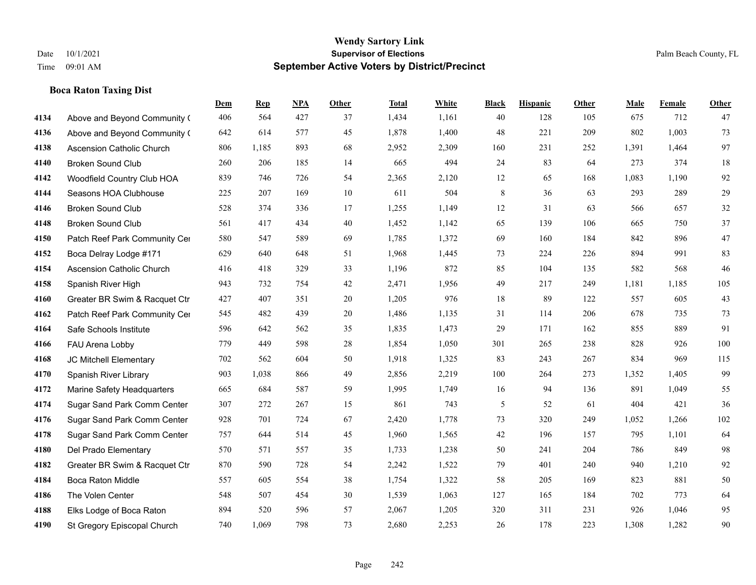# Wendy Sartory Link
## Supervisor of Elections
## September Active Voters by District/Precinct

Date 10/1/2021
Time 09:01 AM

Palm Beach County, FL

### Boca Raton Taxing Dist

| | | Dem | Rep | NPA | Other | Total | White | Black | Hispanic | Other | Male | Female | Other |
|---|---|---|---|---|---|---|---|---|---|---|---|---|---|
| 4134 | Above and Beyond Community ( | 406 | 564 | 427 | 37 | 1,434 | 1,161 | 40 | 128 | 105 | 675 | 712 | 47 |
| 4136 | Above and Beyond Community ( | 642 | 614 | 577 | 45 | 1,878 | 1,400 | 48 | 221 | 209 | 802 | 1,003 | 73 |
| 4138 | Ascension Catholic Church | 806 | 1,185 | 893 | 68 | 2,952 | 2,309 | 160 | 231 | 252 | 1,391 | 1,464 | 97 |
| 4140 | Broken Sound Club | 260 | 206 | 185 | 14 | 665 | 494 | 24 | 83 | 64 | 273 | 374 | 18 |
| 4142 | Woodfield Country Club HOA | 839 | 746 | 726 | 54 | 2,365 | 2,120 | 12 | 65 | 168 | 1,083 | 1,190 | 92 |
| 4144 | Seasons HOA Clubhouse | 225 | 207 | 169 | 10 | 611 | 504 | 8 | 36 | 63 | 293 | 289 | 29 |
| 4146 | Broken Sound Club | 528 | 374 | 336 | 17 | 1,255 | 1,149 | 12 | 31 | 63 | 566 | 657 | 32 |
| 4148 | Broken Sound Club | 561 | 417 | 434 | 40 | 1,452 | 1,142 | 65 | 139 | 106 | 665 | 750 | 37 |
| 4150 | Patch Reef Park Community Cer | 580 | 547 | 589 | 69 | 1,785 | 1,372 | 69 | 160 | 184 | 842 | 896 | 47 |
| 4152 | Boca Delray Lodge #171 | 629 | 640 | 648 | 51 | 1,968 | 1,445 | 73 | 224 | 226 | 894 | 991 | 83 |
| 4154 | Ascension Catholic Church | 416 | 418 | 329 | 33 | 1,196 | 872 | 85 | 104 | 135 | 582 | 568 | 46 |
| 4158 | Spanish River High | 943 | 732 | 754 | 42 | 2,471 | 1,956 | 49 | 217 | 249 | 1,181 | 1,185 | 105 |
| 4160 | Greater BR Swim & Racquet Ctr | 427 | 407 | 351 | 20 | 1,205 | 976 | 18 | 89 | 122 | 557 | 605 | 43 |
| 4162 | Patch Reef Park Community Cer | 545 | 482 | 439 | 20 | 1,486 | 1,135 | 31 | 114 | 206 | 678 | 735 | 73 |
| 4164 | Safe Schools Institute | 596 | 642 | 562 | 35 | 1,835 | 1,473 | 29 | 171 | 162 | 855 | 889 | 91 |
| 4166 | FAU Arena Lobby | 779 | 449 | 598 | 28 | 1,854 | 1,050 | 301 | 265 | 238 | 828 | 926 | 100 |
| 4168 | JC Mitchell Elementary | 702 | 562 | 604 | 50 | 1,918 | 1,325 | 83 | 243 | 267 | 834 | 969 | 115 |
| 4170 | Spanish River Library | 903 | 1,038 | 866 | 49 | 2,856 | 2,219 | 100 | 264 | 273 | 1,352 | 1,405 | 99 |
| 4172 | Marine Safety Headquarters | 665 | 684 | 587 | 59 | 1,995 | 1,749 | 16 | 94 | 136 | 891 | 1,049 | 55 |
| 4174 | Sugar Sand Park Comm Center | 307 | 272 | 267 | 15 | 861 | 743 | 5 | 52 | 61 | 404 | 421 | 36 |
| 4176 | Sugar Sand Park Comm Center | 928 | 701 | 724 | 67 | 2,420 | 1,778 | 73 | 320 | 249 | 1,052 | 1,266 | 102 |
| 4178 | Sugar Sand Park Comm Center | 757 | 644 | 514 | 45 | 1,960 | 1,565 | 42 | 196 | 157 | 795 | 1,101 | 64 |
| 4180 | Del Prado Elementary | 570 | 571 | 557 | 35 | 1,733 | 1,238 | 50 | 241 | 204 | 786 | 849 | 98 |
| 4182 | Greater BR Swim & Racquet Ctr | 870 | 590 | 728 | 54 | 2,242 | 1,522 | 79 | 401 | 240 | 940 | 1,210 | 92 |
| 4184 | Boca Raton Middle | 557 | 605 | 554 | 38 | 1,754 | 1,322 | 58 | 205 | 169 | 823 | 881 | 50 |
| 4186 | The Volen Center | 548 | 507 | 454 | 30 | 1,539 | 1,063 | 127 | 165 | 184 | 702 | 773 | 64 |
| 4188 | Elks Lodge of Boca Raton | 894 | 520 | 596 | 57 | 2,067 | 1,205 | 320 | 311 | 231 | 926 | 1,046 | 95 |
| 4190 | St Gregory Episcopal Church | 740 | 1,069 | 798 | 73 | 2,680 | 2,253 | 26 | 178 | 223 | 1,308 | 1,282 | 90 |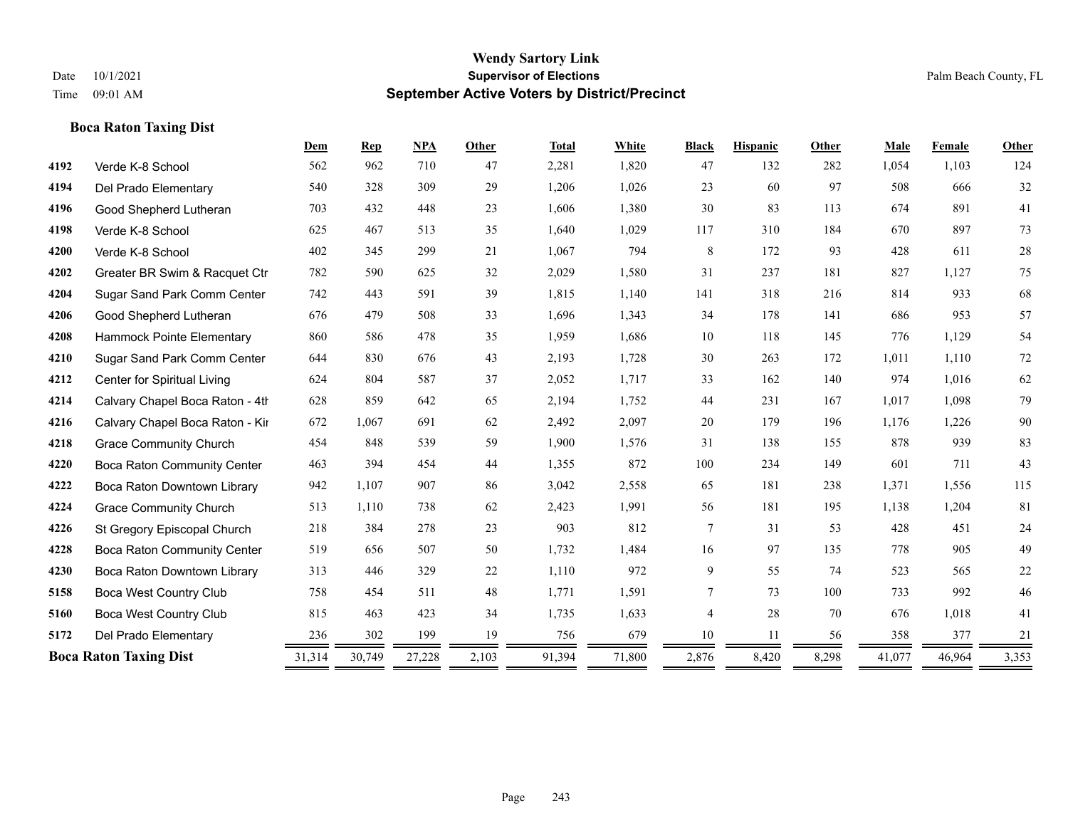# Wendy Sartory Link

**Supervisor of Elections**

**September Active Voters by District/Precinct**

Date 10/1/2021 | Time 09:01 AM | Palm Beach County, FL

### Boca Raton Taxing Dist

| | | Dem | Rep | NPA | Other | Total | White | Black | Hispanic | Other | Male | Female | Other |
|---|---|---|---|---|---|---|---|---|---|---|---|---|---|
| 4192 | Verde K-8 School | 562 | 962 | 710 | 47 | 2,281 | 1,820 | 47 | 132 | 282 | 1,054 | 1,103 | 124 |
| 4194 | Del Prado Elementary | 540 | 328 | 309 | 29 | 1,206 | 1,026 | 23 | 60 | 97 | 508 | 666 | 32 |
| 4196 | Good Shepherd Lutheran | 703 | 432 | 448 | 23 | 1,606 | 1,380 | 30 | 83 | 113 | 674 | 891 | 41 |
| 4198 | Verde K-8 School | 625 | 467 | 513 | 35 | 1,640 | 1,029 | 117 | 310 | 184 | 670 | 897 | 73 |
| 4200 | Verde K-8 School | 402 | 345 | 299 | 21 | 1,067 | 794 | 8 | 172 | 93 | 428 | 611 | 28 |
| 4202 | Greater BR Swim & Racquet Ctr | 782 | 590 | 625 | 32 | 2,029 | 1,580 | 31 | 237 | 181 | 827 | 1,127 | 75 |
| 4204 | Sugar Sand Park Comm Center | 742 | 443 | 591 | 39 | 1,815 | 1,140 | 141 | 318 | 216 | 814 | 933 | 68 |
| 4206 | Good Shepherd Lutheran | 676 | 479 | 508 | 33 | 1,696 | 1,343 | 34 | 178 | 141 | 686 | 953 | 57 |
| 4208 | Hammock Pointe Elementary | 860 | 586 | 478 | 35 | 1,959 | 1,686 | 10 | 118 | 145 | 776 | 1,129 | 54 |
| 4210 | Sugar Sand Park Comm Center | 644 | 830 | 676 | 43 | 2,193 | 1,728 | 30 | 263 | 172 | 1,011 | 1,110 | 72 |
| 4212 | Center for Spiritual Living | 624 | 804 | 587 | 37 | 2,052 | 1,717 | 33 | 162 | 140 | 974 | 1,016 | 62 |
| 4214 | Calvary Chapel Boca Raton - 4th | 628 | 859 | 642 | 65 | 2,194 | 1,752 | 44 | 231 | 167 | 1,017 | 1,098 | 79 |
| 4216 | Calvary Chapel Boca Raton - Kir | 672 | 1,067 | 691 | 62 | 2,492 | 2,097 | 20 | 179 | 196 | 1,176 | 1,226 | 90 |
| 4218 | Grace Community Church | 454 | 848 | 539 | 59 | 1,900 | 1,576 | 31 | 138 | 155 | 878 | 939 | 83 |
| 4220 | Boca Raton Community Center | 463 | 394 | 454 | 44 | 1,355 | 872 | 100 | 234 | 149 | 601 | 711 | 43 |
| 4222 | Boca Raton Downtown Library | 942 | 1,107 | 907 | 86 | 3,042 | 2,558 | 65 | 181 | 238 | 1,371 | 1,556 | 115 |
| 4224 | Grace Community Church | 513 | 1,110 | 738 | 62 | 2,423 | 1,991 | 56 | 181 | 195 | 1,138 | 1,204 | 81 |
| 4226 | St Gregory Episcopal Church | 218 | 384 | 278 | 23 | 903 | 812 | 7 | 31 | 53 | 428 | 451 | 24 |
| 4228 | Boca Raton Community Center | 519 | 656 | 507 | 50 | 1,732 | 1,484 | 16 | 97 | 135 | 778 | 905 | 49 |
| 4230 | Boca Raton Downtown Library | 313 | 446 | 329 | 22 | 1,110 | 972 | 9 | 55 | 74 | 523 | 565 | 22 |
| 5158 | Boca West Country Club | 758 | 454 | 511 | 48 | 1,771 | 1,591 | 7 | 73 | 100 | 733 | 992 | 46 |
| 5160 | Boca West Country Club | 815 | 463 | 423 | 34 | 1,735 | 1,633 | 4 | 28 | 70 | 676 | 1,018 | 41 |
| 5172 | Del Prado Elementary | 236 | 302 | 199 | 19 | 756 | 679 | 10 | 11 | 56 | 358 | 377 | 21 |
| **Boca Raton Taxing Dist** | | 31,314 | 30,749 | 27,228 | 2,103 | 91,394 | 71,800 | 2,876 | 8,420 | 8,298 | 41,077 | 46,964 | 3,353 |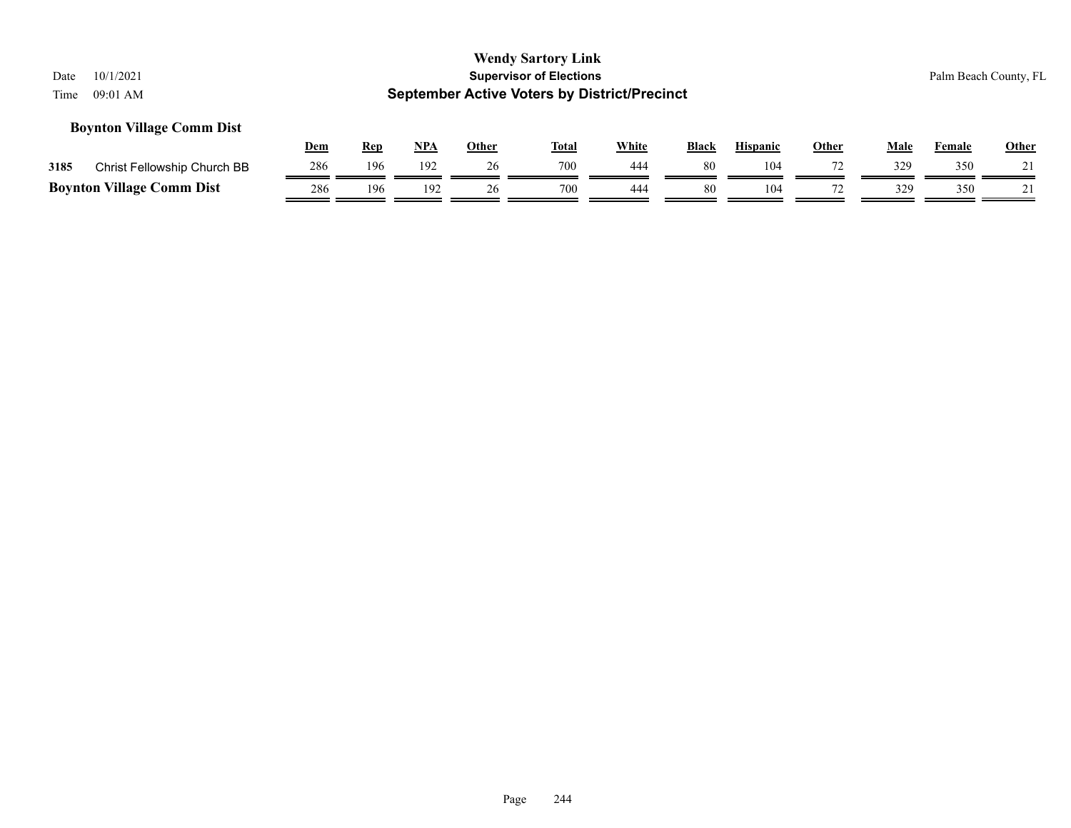# Wendy Sartory Link
## Supervisor of Elections
## September Active Voters by District/Precinct

Date 10/1/2021
Time 09:01 AM

Palm Beach County, FL

### Boynton Village Comm Dist

| | | Dem | Rep | NPA | Other | Total | White | Black | Hispanic | Other | Male | Female | Other |
|---|---|---|---|---|---|---|---|---|---|---|---|---|---|
| 3185 | Christ Fellowship Church BB | 286 | 196 | 192 | 26 | 700 | 444 | 80 | 104 | 72 | 329 | 350 | 21 |
| **Boynton Village Comm Dist** | | 286 | 196 | 192 | 26 | 700 | 444 | 80 | 104 | 72 | 329 | 350 | 21 |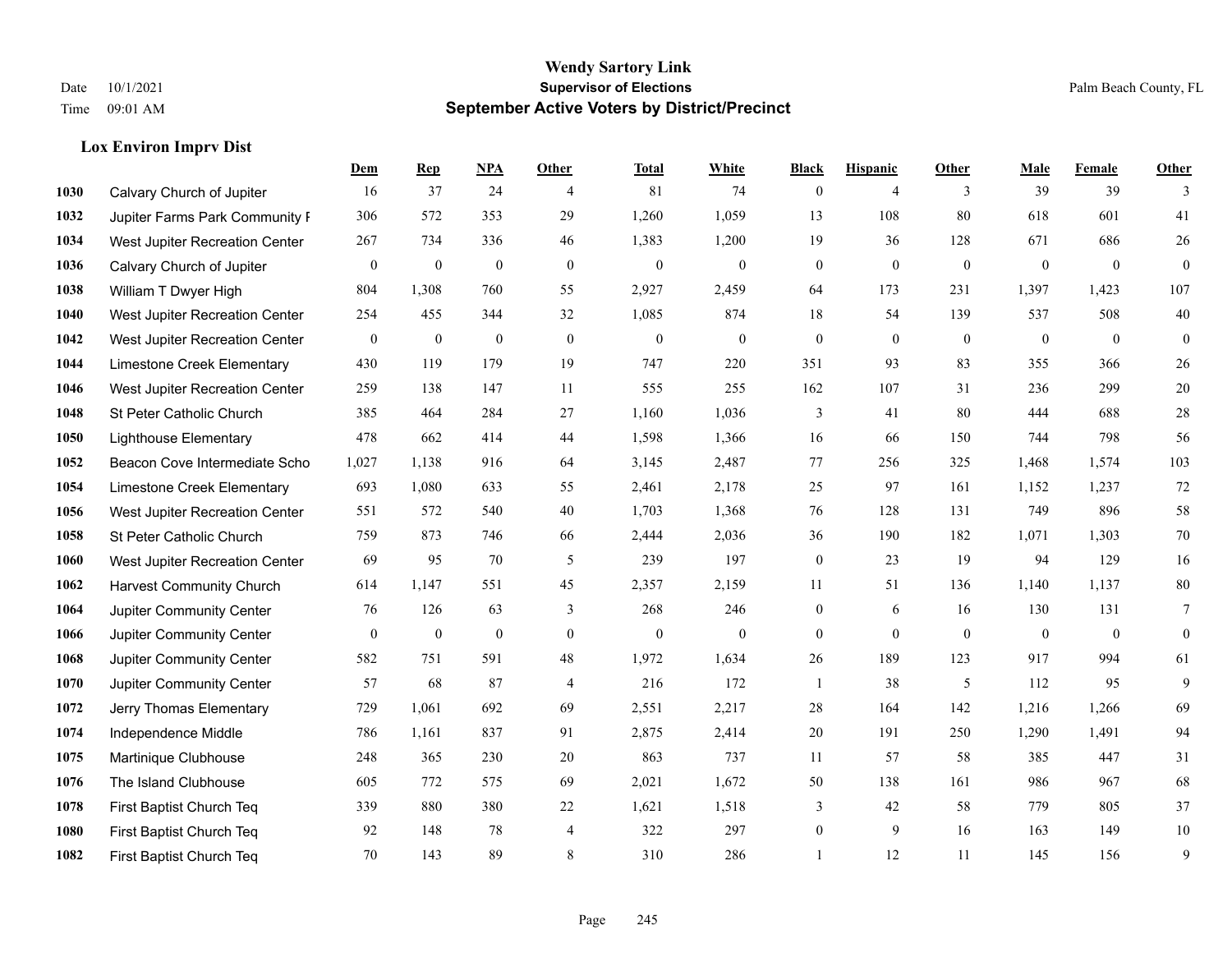# Wendy Sartory Link
## Supervisor of Elections
## September Active Voters by District/Precinct

Date 10/1/2021
Time 09:01 AM

Palm Beach County, FL

### Lox Environ Imprv Dist

| | | Dem | Rep | NPA | Other | Total | White | Black | Hispanic | Other | Male | Female | Other |
|---|---|---|---|---|---|---|---|---|---|---|---|---|---|
| 1030 | Calvary Church of Jupiter | 16 | 37 | 24 | 4 | 81 | 74 | 0 | 4 | 3 | 39 | 39 | 3 |
| 1032 | Jupiter Farms Park Community F | 306 | 572 | 353 | 29 | 1,260 | 1,059 | 13 | 108 | 80 | 618 | 601 | 41 |
| 1034 | West Jupiter Recreation Center | 267 | 734 | 336 | 46 | 1,383 | 1,200 | 19 | 36 | 128 | 671 | 686 | 26 |
| 1036 | Calvary Church of Jupiter | 0 | 0 | 0 | 0 | 0 | 0 | 0 | 0 | 0 | 0 | 0 | 0 |
| 1038 | William T Dwyer High | 804 | 1,308 | 760 | 55 | 2,927 | 2,459 | 64 | 173 | 231 | 1,397 | 1,423 | 107 |
| 1040 | West Jupiter Recreation Center | 254 | 455 | 344 | 32 | 1,085 | 874 | 18 | 54 | 139 | 537 | 508 | 40 |
| 1042 | West Jupiter Recreation Center | 0 | 0 | 0 | 0 | 0 | 0 | 0 | 0 | 0 | 0 | 0 | 0 |
| 1044 | Limestone Creek Elementary | 430 | 119 | 179 | 19 | 747 | 220 | 351 | 93 | 83 | 355 | 366 | 26 |
| 1046 | West Jupiter Recreation Center | 259 | 138 | 147 | 11 | 555 | 255 | 162 | 107 | 31 | 236 | 299 | 20 |
| 1048 | St Peter Catholic Church | 385 | 464 | 284 | 27 | 1,160 | 1,036 | 3 | 41 | 80 | 444 | 688 | 28 |
| 1050 | Lighthouse Elementary | 478 | 662 | 414 | 44 | 1,598 | 1,366 | 16 | 66 | 150 | 744 | 798 | 56 |
| 1052 | Beacon Cove Intermediate Scho | 1,027 | 1,138 | 916 | 64 | 3,145 | 2,487 | 77 | 256 | 325 | 1,468 | 1,574 | 103 |
| 1054 | Limestone Creek Elementary | 693 | 1,080 | 633 | 55 | 2,461 | 2,178 | 25 | 97 | 161 | 1,152 | 1,237 | 72 |
| 1056 | West Jupiter Recreation Center | 551 | 572 | 540 | 40 | 1,703 | 1,368 | 76 | 128 | 131 | 749 | 896 | 58 |
| 1058 | St Peter Catholic Church | 759 | 873 | 746 | 66 | 2,444 | 2,036 | 36 | 190 | 182 | 1,071 | 1,303 | 70 |
| 1060 | West Jupiter Recreation Center | 69 | 95 | 70 | 5 | 239 | 197 | 0 | 23 | 19 | 94 | 129 | 16 |
| 1062 | Harvest Community Church | 614 | 1,147 | 551 | 45 | 2,357 | 2,159 | 11 | 51 | 136 | 1,140 | 1,137 | 80 |
| 1064 | Jupiter Community Center | 76 | 126 | 63 | 3 | 268 | 246 | 0 | 6 | 16 | 130 | 131 | 7 |
| 1066 | Jupiter Community Center | 0 | 0 | 0 | 0 | 0 | 0 | 0 | 0 | 0 | 0 | 0 | 0 |
| 1068 | Jupiter Community Center | 582 | 751 | 591 | 48 | 1,972 | 1,634 | 26 | 189 | 123 | 917 | 994 | 61 |
| 1070 | Jupiter Community Center | 57 | 68 | 87 | 4 | 216 | 172 | 1 | 38 | 5 | 112 | 95 | 9 |
| 1072 | Jerry Thomas Elementary | 729 | 1,061 | 692 | 69 | 2,551 | 2,217 | 28 | 164 | 142 | 1,216 | 1,266 | 69 |
| 1074 | Independence Middle | 786 | 1,161 | 837 | 91 | 2,875 | 2,414 | 20 | 191 | 250 | 1,290 | 1,491 | 94 |
| 1075 | Martinique Clubhouse | 248 | 365 | 230 | 20 | 863 | 737 | 11 | 57 | 58 | 385 | 447 | 31 |
| 1076 | The Island Clubhouse | 605 | 772 | 575 | 69 | 2,021 | 1,672 | 50 | 138 | 161 | 986 | 967 | 68 |
| 1078 | First Baptist Church Teq | 339 | 880 | 380 | 22 | 1,621 | 1,518 | 3 | 42 | 58 | 779 | 805 | 37 |
| 1080 | First Baptist Church Teq | 92 | 148 | 78 | 4 | 322 | 297 | 0 | 9 | 16 | 163 | 149 | 10 |
| 1082 | First Baptist Church Teq | 70 | 143 | 89 | 8 | 310 | 286 | 1 | 12 | 11 | 145 | 156 | 9 |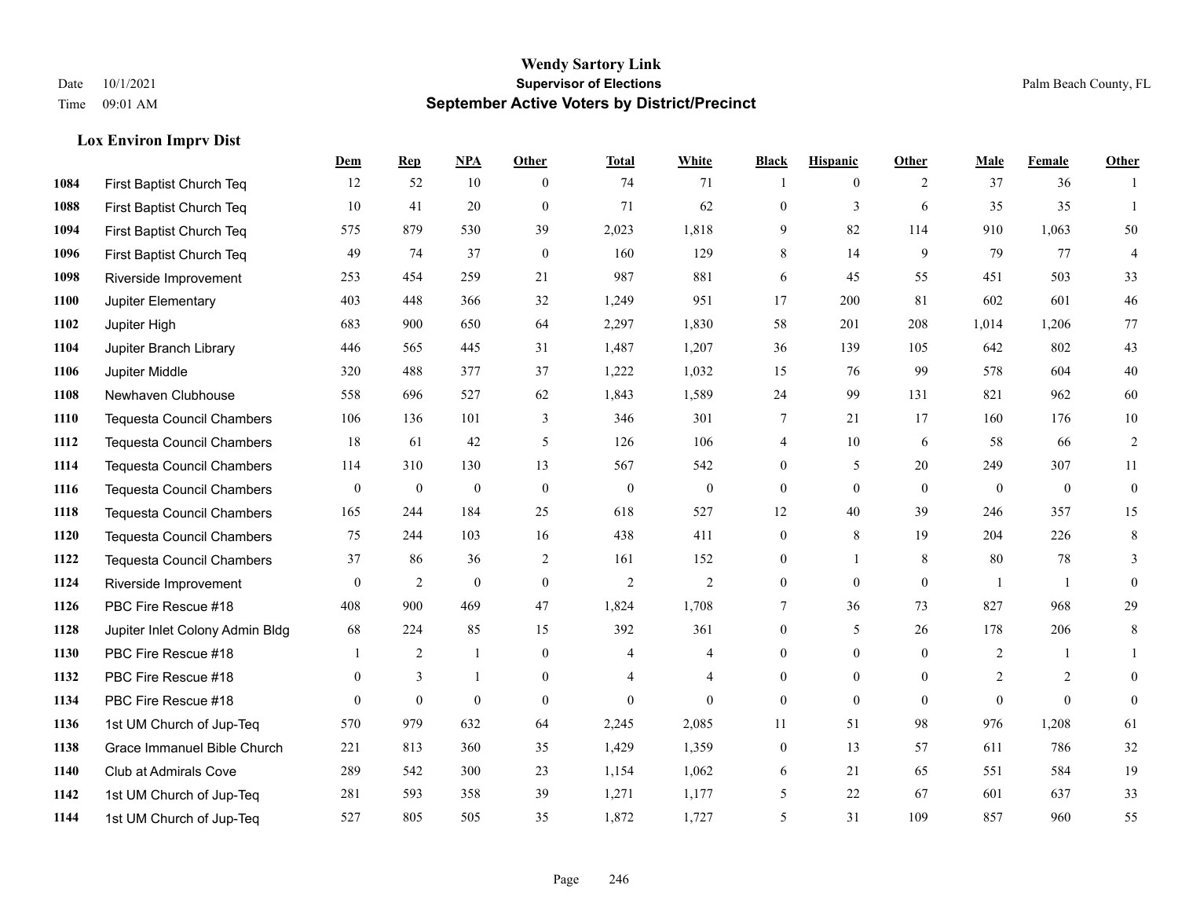# Wendy Sartory Link
## Supervisor of Elections
## September Active Voters by District/Precinct

Date 10/1/2021
Time 09:01 AM

Palm Beach County, FL

### Lox Environ Imprv Dist

| | | Dem | Rep | NPA | Other | Total | White | Black | Hispanic | Other | Male | Female | Other |
|---|---|---|---|---|---|---|---|---|---|---|---|---|---|
| 1084 | First Baptist Church Teq | 12 | 52 | 10 | 0 | 74 | 71 | 1 | 0 | 2 | 37 | 36 | 1 |
| 1088 | First Baptist Church Teq | 10 | 41 | 20 | 0 | 71 | 62 | 0 | 3 | 6 | 35 | 35 | 1 |
| 1094 | First Baptist Church Teq | 575 | 879 | 530 | 39 | 2,023 | 1,818 | 9 | 82 | 114 | 910 | 1,063 | 50 |
| 1096 | First Baptist Church Teq | 49 | 74 | 37 | 0 | 160 | 129 | 8 | 14 | 9 | 79 | 77 | 4 |
| 1098 | Riverside Improvement | 253 | 454 | 259 | 21 | 987 | 881 | 6 | 45 | 55 | 451 | 503 | 33 |
| 1100 | Jupiter Elementary | 403 | 448 | 366 | 32 | 1,249 | 951 | 17 | 200 | 81 | 602 | 601 | 46 |
| 1102 | Jupiter High | 683 | 900 | 650 | 64 | 2,297 | 1,830 | 58 | 201 | 208 | 1,014 | 1,206 | 77 |
| 1104 | Jupiter Branch Library | 446 | 565 | 445 | 31 | 1,487 | 1,207 | 36 | 139 | 105 | 642 | 802 | 43 |
| 1106 | Jupiter Middle | 320 | 488 | 377 | 37 | 1,222 | 1,032 | 15 | 76 | 99 | 578 | 604 | 40 |
| 1108 | Newhaven Clubhouse | 558 | 696 | 527 | 62 | 1,843 | 1,589 | 24 | 99 | 131 | 821 | 962 | 60 |
| 1110 | Tequesta Council Chambers | 106 | 136 | 101 | 3 | 346 | 301 | 7 | 21 | 17 | 160 | 176 | 10 |
| 1112 | Tequesta Council Chambers | 18 | 61 | 42 | 5 | 126 | 106 | 4 | 10 | 6 | 58 | 66 | 2 |
| 1114 | Tequesta Council Chambers | 114 | 310 | 130 | 13 | 567 | 542 | 0 | 5 | 20 | 249 | 307 | 11 |
| 1116 | Tequesta Council Chambers | 0 | 0 | 0 | 0 | 0 | 0 | 0 | 0 | 0 | 0 | 0 | 0 |
| 1118 | Tequesta Council Chambers | 165 | 244 | 184 | 25 | 618 | 527 | 12 | 40 | 39 | 246 | 357 | 15 |
| 1120 | Tequesta Council Chambers | 75 | 244 | 103 | 16 | 438 | 411 | 0 | 8 | 19 | 204 | 226 | 8 |
| 1122 | Tequesta Council Chambers | 37 | 86 | 36 | 2 | 161 | 152 | 0 | 1 | 8 | 80 | 78 | 3 |
| 1124 | Riverside Improvement | 0 | 2 | 0 | 0 | 2 | 2 | 0 | 0 | 0 | 1 | 1 | 0 |
| 1126 | PBC Fire Rescue #18 | 408 | 900 | 469 | 47 | 1,824 | 1,708 | 7 | 36 | 73 | 827 | 968 | 29 |
| 1128 | Jupiter Inlet Colony Admin Bldg | 68 | 224 | 85 | 15 | 392 | 361 | 0 | 5 | 26 | 178 | 206 | 8 |
| 1130 | PBC Fire Rescue #18 | 1 | 2 | 1 | 0 | 4 | 4 | 0 | 0 | 0 | 2 | 1 | 1 |
| 1132 | PBC Fire Rescue #18 | 0 | 3 | 1 | 0 | 4 | 4 | 0 | 0 | 0 | 2 | 2 | 0 |
| 1134 | PBC Fire Rescue #18 | 0 | 0 | 0 | 0 | 0 | 0 | 0 | 0 | 0 | 0 | 0 | 0 |
| 1136 | 1st UM Church of Jup-Teq | 570 | 979 | 632 | 64 | 2,245 | 2,085 | 11 | 51 | 98 | 976 | 1,208 | 61 |
| 1138 | Grace Immanuel Bible Church | 221 | 813 | 360 | 35 | 1,429 | 1,359 | 0 | 13 | 57 | 611 | 786 | 32 |
| 1140 | Club at Admirals Cove | 289 | 542 | 300 | 23 | 1,154 | 1,062 | 6 | 21 | 65 | 551 | 584 | 19 |
| 1142 | 1st UM Church of Jup-Teq | 281 | 593 | 358 | 39 | 1,271 | 1,177 | 5 | 22 | 67 | 601 | 637 | 33 |
| 1144 | 1st UM Church of Jup-Teq | 527 | 805 | 505 | 35 | 1,872 | 1,727 | 5 | 31 | 109 | 857 | 960 | 55 |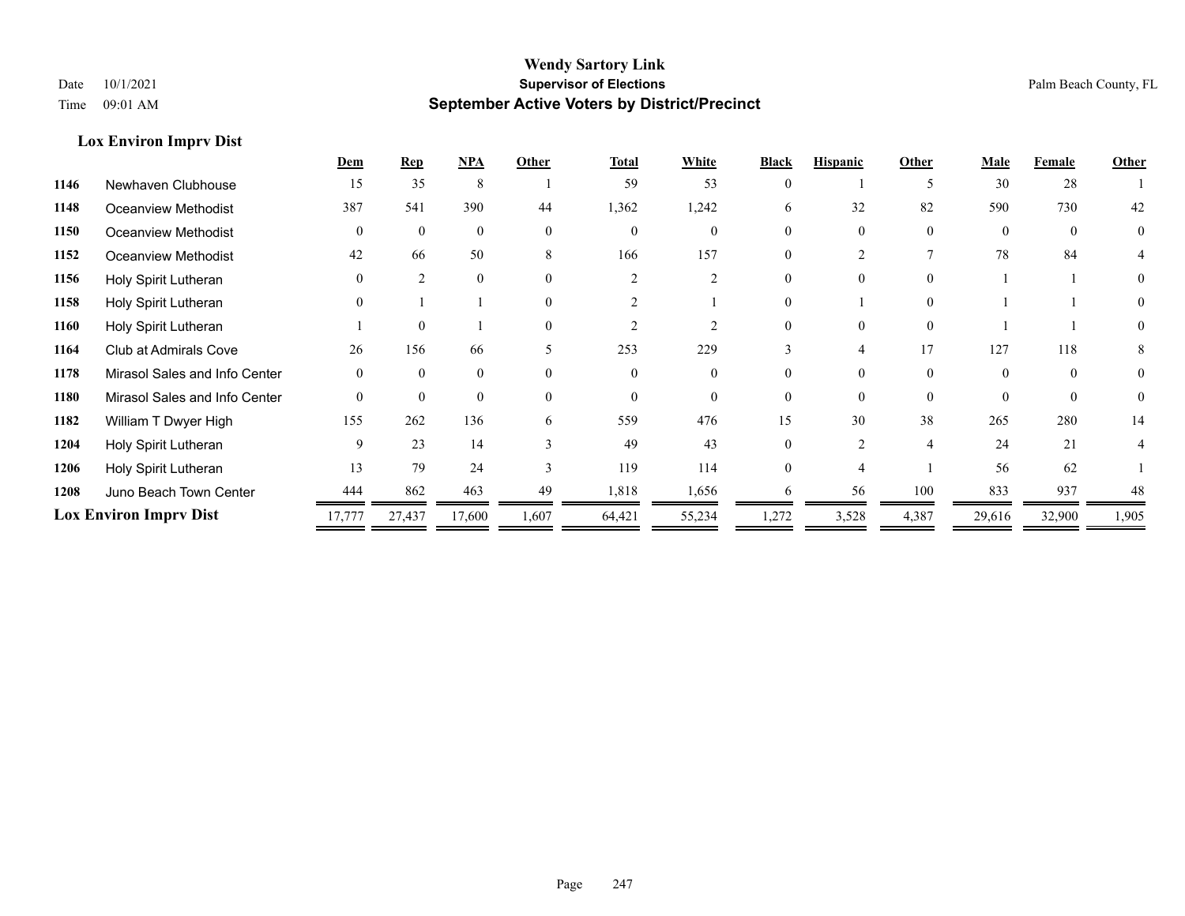# Wendy Sartory Link

**Supervisor of Elections**

**September Active Voters by District/Precinct**

Date 10/1/2021
Time 09:01 AM

Palm Beach County, FL

### Lox Environ Imprv Dist

| | | Dem | Rep | NPA | Other | Total | White | Black | Hispanic | Other | Male | Female | Other |
|---|---|---|---|---|---|---|---|---|---|---|---|---|---|
| 1146 | Newhaven Clubhouse | 15 | 35 | 8 | 1 | 59 | 53 | 0 | 1 | 5 | 30 | 28 | 1 |
| 1148 | Oceanview Methodist | 387 | 541 | 390 | 44 | 1,362 | 1,242 | 6 | 32 | 82 | 590 | 730 | 42 |
| 1150 | Oceanview Methodist | 0 | 0 | 0 | 0 | 0 | 0 | 0 | 0 | 0 | 0 | 0 | 0 |
| 1152 | Oceanview Methodist | 42 | 66 | 50 | 8 | 166 | 157 | 0 | 2 | 7 | 78 | 84 | 4 |
| 1156 | Holy Spirit Lutheran | 0 | 2 | 0 | 0 | 2 | 2 | 0 | 0 | 0 | 1 | 1 | 0 |
| 1158 | Holy Spirit Lutheran | 0 | 1 | 1 | 0 | 2 | 1 | 0 | 1 | 0 | 1 | 1 | 0 |
| 1160 | Holy Spirit Lutheran | 1 | 0 | 1 | 0 | 2 | 2 | 0 | 0 | 0 | 1 | 1 | 0 |
| 1164 | Club at Admirals Cove | 26 | 156 | 66 | 5 | 253 | 229 | 3 | 4 | 17 | 127 | 118 | 8 |
| 1178 | Mirasol Sales and Info Center | 0 | 0 | 0 | 0 | 0 | 0 | 0 | 0 | 0 | 0 | 0 | 0 |
| 1180 | Mirasol Sales and Info Center | 0 | 0 | 0 | 0 | 0 | 0 | 0 | 0 | 0 | 0 | 0 | 0 |
| 1182 | William T Dwyer High | 155 | 262 | 136 | 6 | 559 | 476 | 15 | 30 | 38 | 265 | 280 | 14 |
| 1204 | Holy Spirit Lutheran | 9 | 23 | 14 | 3 | 49 | 43 | 0 | 2 | 4 | 24 | 21 | 4 |
| 1206 | Holy Spirit Lutheran | 13 | 79 | 24 | 3 | 119 | 114 | 0 | 4 | 1 | 56 | 62 | 1 |
| 1208 | Juno Beach Town Center | 444 | 862 | 463 | 49 | 1,818 | 1,656 | 6 | 56 | 100 | 833 | 937 | 48 |
| **Lox Environ Imprv Dist** | | 17,777 | 27,437 | 17,600 | 1,607 | 64,421 | 55,234 | 1,272 | 3,528 | 4,387 | 29,616 | 32,900 | 1,905 |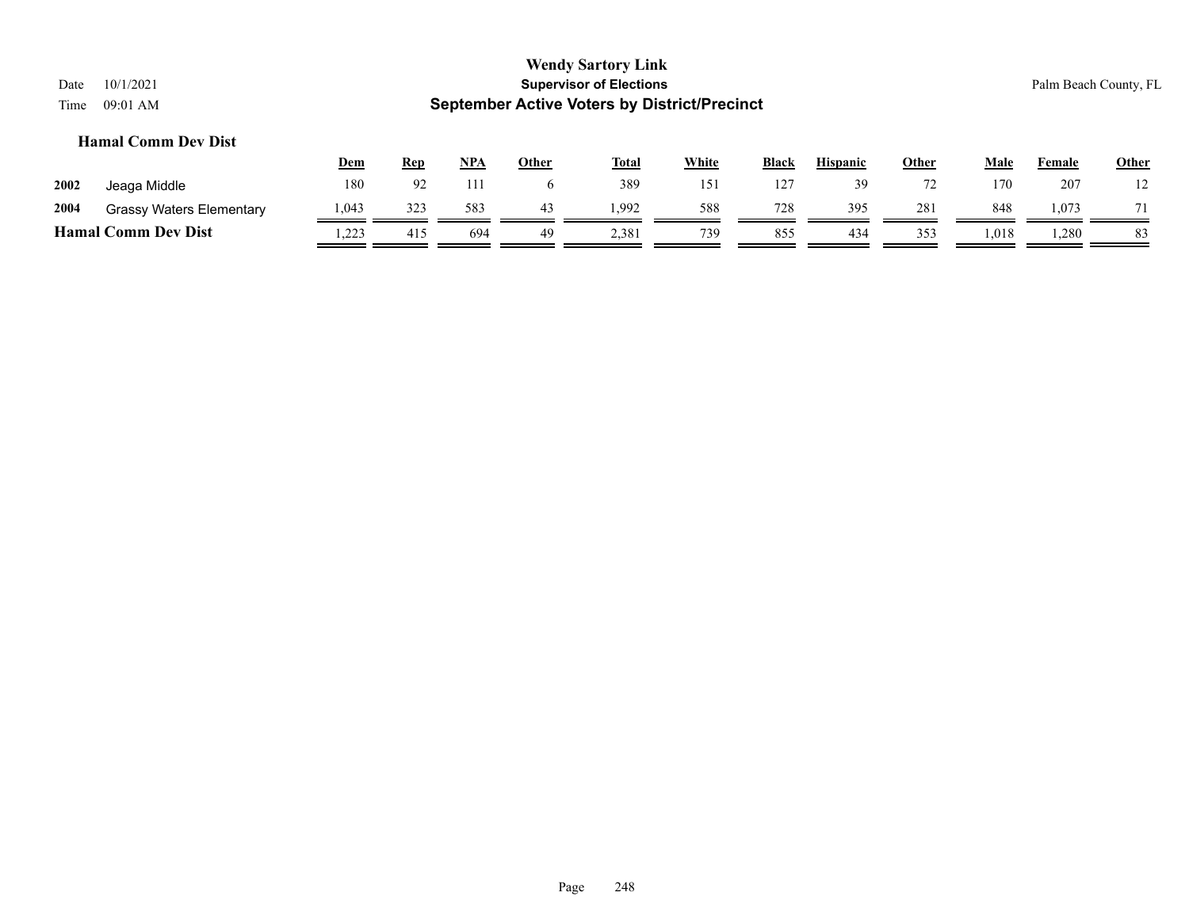# Wendy Sartory Link

**Supervisor of Elections**

**September Active Voters by District/Precinct**

Date 10/1/2021
Time 09:01 AM

Palm Beach County, FL

### Hamal Comm Dev Dist

| | | Dem | Rep | NPA | Other | Total | White | Black | Hispanic | Other | Male | Female | Other |
|---|---|---|---|---|---|---|---|---|---|---|---|---|---|
| 2002 | Jeaga Middle | 180 | 92 | 111 | 6 | 389 | 151 | 127 | 39 | 72 | 170 | 207 | 12 |
| 2004 | Grassy Waters Elementary | 1,043 | 323 | 583 | 43 | 1,992 | 588 | 728 | 395 | 281 | 848 | 1,073 | 71 |
| **Hamal Comm Dev Dist** | | 1,223 | 415 | 694 | 49 | 2,381 | 739 | 855 | 434 | 353 | 1,018 | 1,280 | 83 |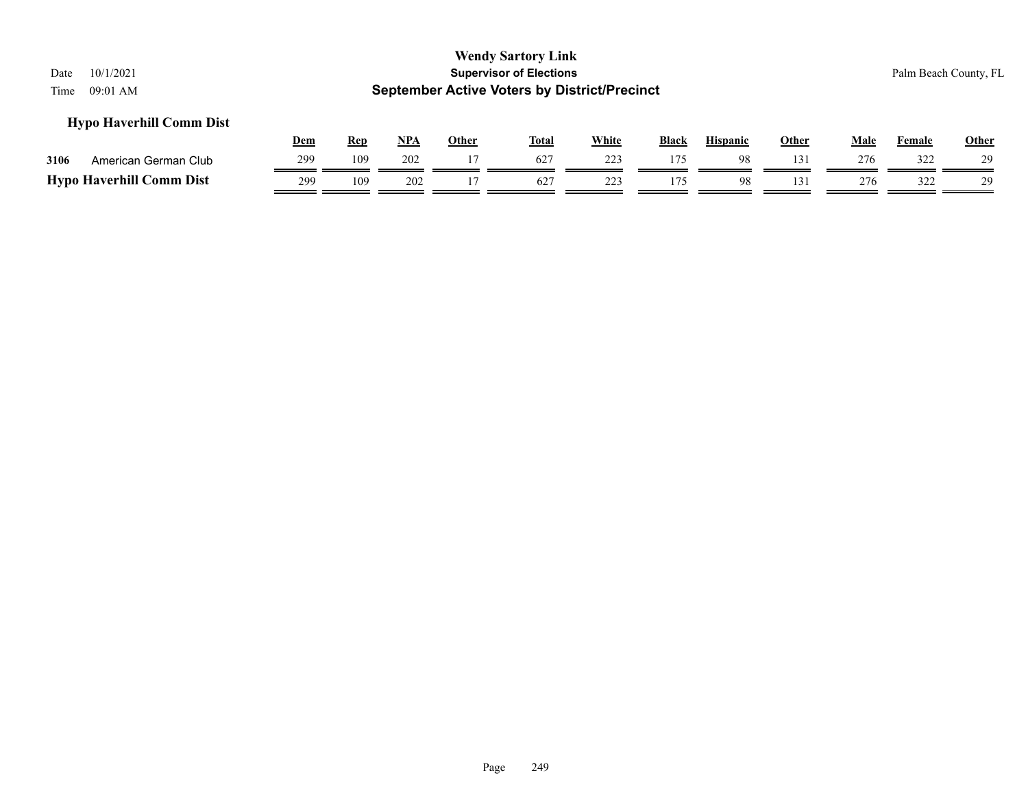**Wendy Sartory Link**
**Supervisor of Elections**
**September Active Voters by District/Precinct**

Date 10/1/2021
Time 09:01 AM

Palm Beach County, FL

### Hypo Haverhill Comm Dist

| | | Dem | Rep | NPA | Other | Total | White | Black | Hispanic | Other | Male | Female | Other |
|---|---|---|---|---|---|---|---|---|---|---|---|---|---|
| 3106 | American German Club | 299 | 109 | 202 | 17 | 627 | 223 | 175 | 98 | 131 | 276 | 322 | 29 |
| **Hypo Haverhill Comm Dist** | | 299 | 109 | 202 | 17 | 627 | 223 | 175 | 98 | 131 | 276 | 322 | 29 |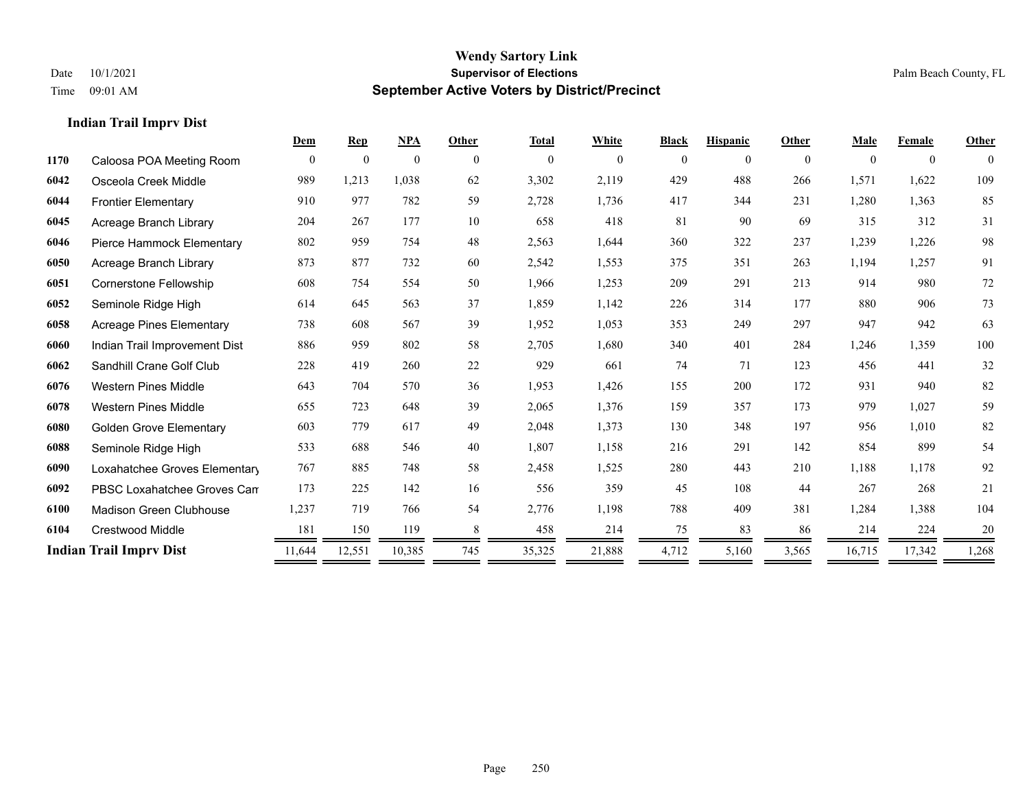# Wendy Sartory Link
## Supervisor of Elections
## September Active Voters by District/Precinct

Date 10/1/2021
Time 09:01 AM

Palm Beach County, FL

### Indian Trail Imprv Dist

| | | Dem | Rep | NPA | Other | Total | White | Black | Hispanic | Other | Male | Female | Other |
|---|---|---|---|---|---|---|---|---|---|---|---|---|---|
| 1170 | Caloosa POA Meeting Room | 0 | 0 | 0 | 0 | 0 | 0 | 0 | 0 | 0 | 0 | 0 | 0 |
| 6042 | Osceola Creek Middle | 989 | 1,213 | 1,038 | 62 | 3,302 | 2,119 | 429 | 488 | 266 | 1,571 | 1,622 | 109 |
| 6044 | Frontier Elementary | 910 | 977 | 782 | 59 | 2,728 | 1,736 | 417 | 344 | 231 | 1,280 | 1,363 | 85 |
| 6045 | Acreage Branch Library | 204 | 267 | 177 | 10 | 658 | 418 | 81 | 90 | 69 | 315 | 312 | 31 |
| 6046 | Pierce Hammock Elementary | 802 | 959 | 754 | 48 | 2,563 | 1,644 | 360 | 322 | 237 | 1,239 | 1,226 | 98 |
| 6050 | Acreage Branch Library | 873 | 877 | 732 | 60 | 2,542 | 1,553 | 375 | 351 | 263 | 1,194 | 1,257 | 91 |
| 6051 | Cornerstone Fellowship | 608 | 754 | 554 | 50 | 1,966 | 1,253 | 209 | 291 | 213 | 914 | 980 | 72 |
| 6052 | Seminole Ridge High | 614 | 645 | 563 | 37 | 1,859 | 1,142 | 226 | 314 | 177 | 880 | 906 | 73 |
| 6058 | Acreage Pines Elementary | 738 | 608 | 567 | 39 | 1,952 | 1,053 | 353 | 249 | 297 | 947 | 942 | 63 |
| 6060 | Indian Trail Improvement Dist | 886 | 959 | 802 | 58 | 2,705 | 1,680 | 340 | 401 | 284 | 1,246 | 1,359 | 100 |
| 6062 | Sandhill Crane Golf Club | 228 | 419 | 260 | 22 | 929 | 661 | 74 | 71 | 123 | 456 | 441 | 32 |
| 6076 | Western Pines Middle | 643 | 704 | 570 | 36 | 1,953 | 1,426 | 155 | 200 | 172 | 931 | 940 | 82 |
| 6078 | Western Pines Middle | 655 | 723 | 648 | 39 | 2,065 | 1,376 | 159 | 357 | 173 | 979 | 1,027 | 59 |
| 6080 | Golden Grove Elementary | 603 | 779 | 617 | 49 | 2,048 | 1,373 | 130 | 348 | 197 | 956 | 1,010 | 82 |
| 6088 | Seminole Ridge High | 533 | 688 | 546 | 40 | 1,807 | 1,158 | 216 | 291 | 142 | 854 | 899 | 54 |
| 6090 | Loxahatchee Groves Elementary | 767 | 885 | 748 | 58 | 2,458 | 1,525 | 280 | 443 | 210 | 1,188 | 1,178 | 92 |
| 6092 | PBSC Loxahatchee Groves Cam | 173 | 225 | 142 | 16 | 556 | 359 | 45 | 108 | 44 | 267 | 268 | 21 |
| 6100 | Madison Green Clubhouse | 1,237 | 719 | 766 | 54 | 2,776 | 1,198 | 788 | 409 | 381 | 1,284 | 1,388 | 104 |
| 6104 | Crestwood Middle | 181 | 150 | 119 | 8 | 458 | 214 | 75 | 83 | 86 | 214 | 224 | 20 |
| **Indian Trail Imprv Dist** | | 11,644 | 12,551 | 10,385 | 745 | 35,325 | 21,888 | 4,712 | 5,160 | 3,565 | 16,715 | 17,342 | 1,268 |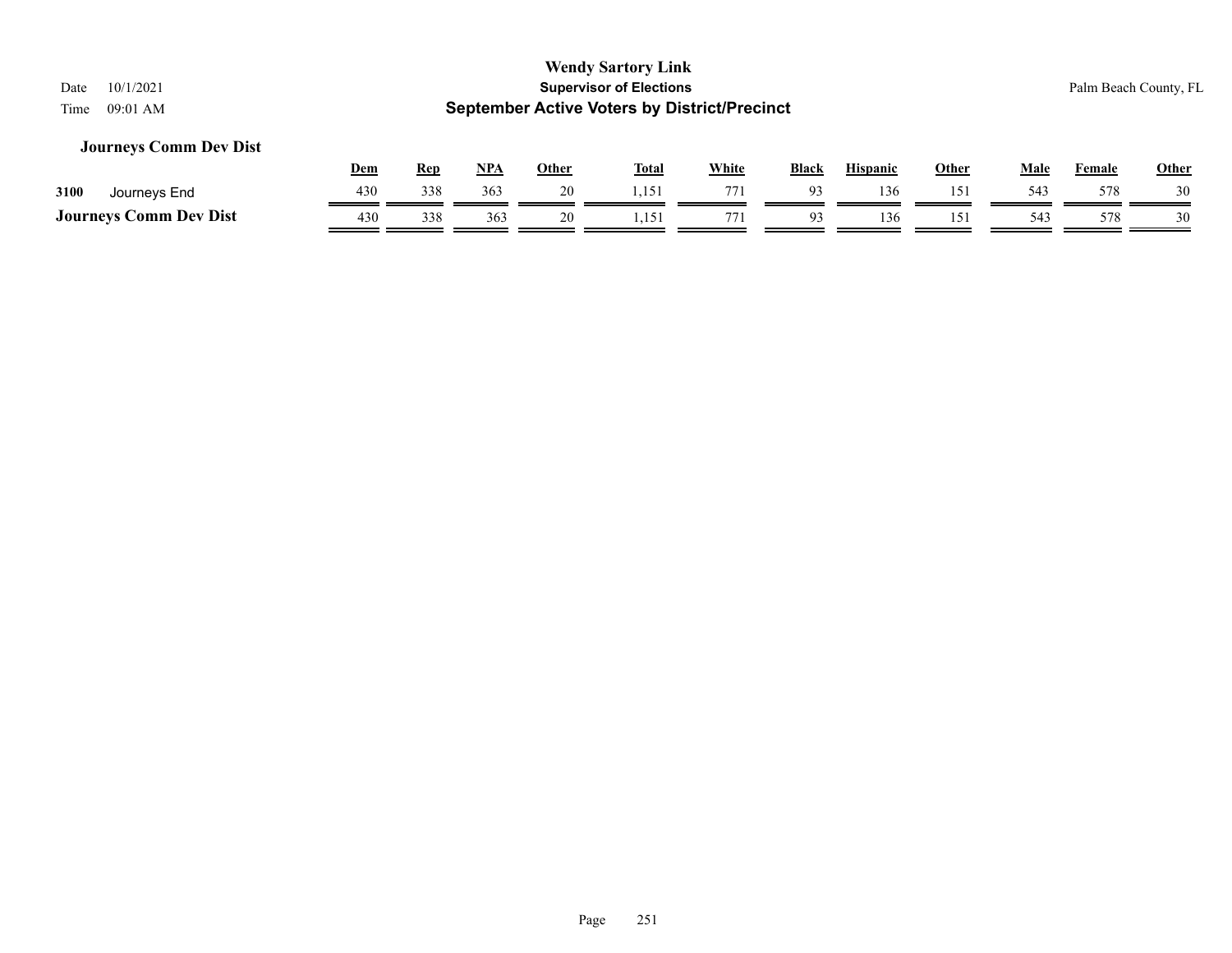**Wendy Sartory Link**
**Supervisor of Elections**
**September Active Voters by District/Precinct**

Date 10/1/2021
Time 09:01 AM

Palm Beach County, FL

### Journeys Comm Dev Dist

| | | Dem | Rep | NPA | Other | Total | White | Black | Hispanic | Other | Male | Female | Other |
|---|---|---|---|---|---|---|---|---|---|---|---|---|---|
| 3100 | Journeys End | 430 | 338 | 363 | 20 | 1,151 | 771 | 93 | 136 | 151 | 543 | 578 | 30 |
| **Journeys Comm Dev Dist** | | 430 | 338 | 363 | 20 | 1,151 | 771 | 93 | 136 | 151 | 543 | 578 | 30 |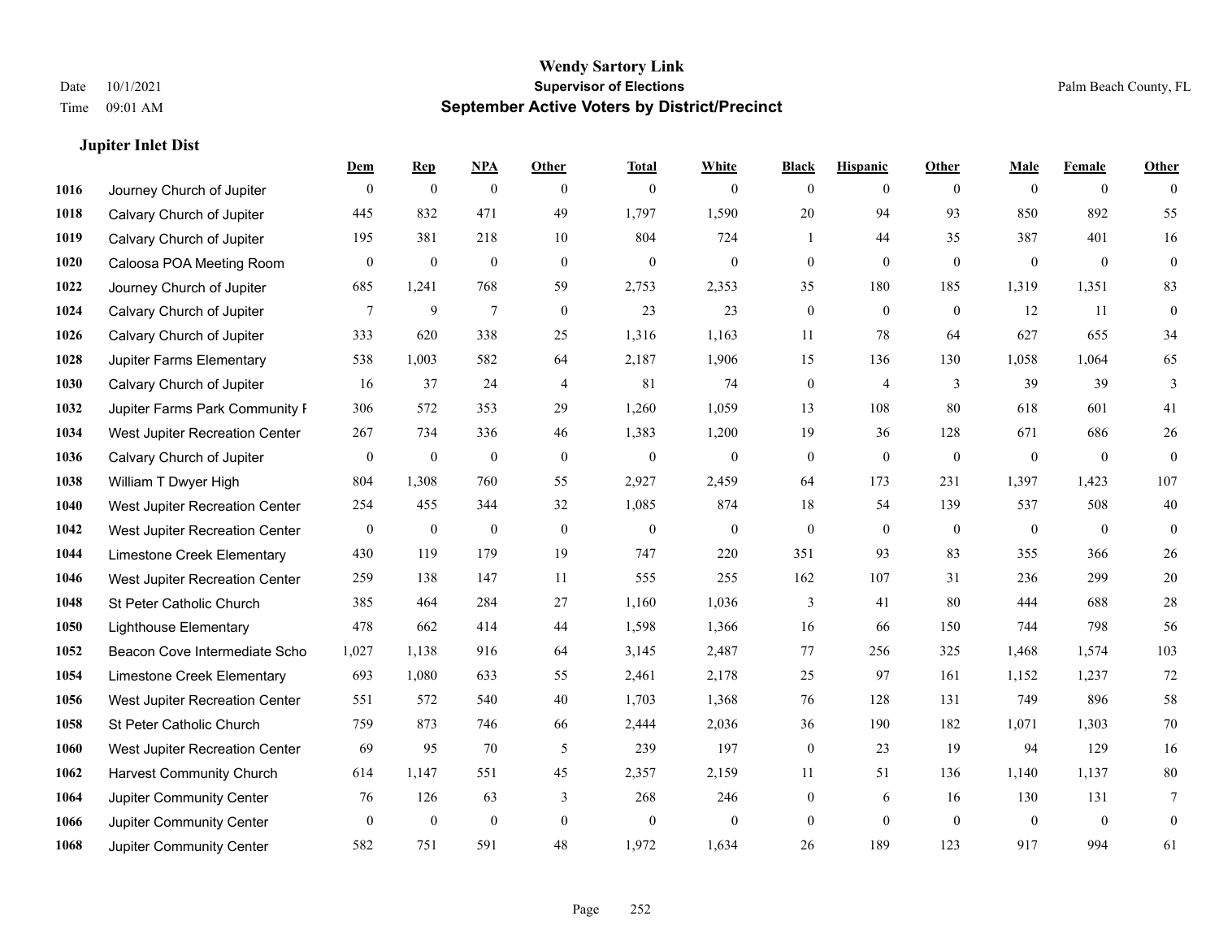# Wendy Sartory Link
## Supervisor of Elections
## September Active Voters by District/Precinct

Date 10/1/2021
Time 09:01 AM

Palm Beach County, FL

### Jupiter Inlet Dist

| | | Dem | Rep | NPA | Other | Total | White | Black | Hispanic | Other | Male | Female | Other |
|---|---|---|---|---|---|---|---|---|---|---|---|---|---|
| 1016 | Journey Church of Jupiter | 0 | 0 | 0 | 0 | 0 | 0 | 0 | 0 | 0 | 0 | 0 | 0 |
| 1018 | Calvary Church of Jupiter | 445 | 832 | 471 | 49 | 1,797 | 1,590 | 20 | 94 | 93 | 850 | 892 | 55 |
| 1019 | Calvary Church of Jupiter | 195 | 381 | 218 | 10 | 804 | 724 | 1 | 44 | 35 | 387 | 401 | 16 |
| 1020 | Caloosa POA Meeting Room | 0 | 0 | 0 | 0 | 0 | 0 | 0 | 0 | 0 | 0 | 0 | 0 |
| 1022 | Journey Church of Jupiter | 685 | 1,241 | 768 | 59 | 2,753 | 2,353 | 35 | 180 | 185 | 1,319 | 1,351 | 83 |
| 1024 | Calvary Church of Jupiter | 7 | 9 | 7 | 0 | 23 | 23 | 0 | 0 | 0 | 12 | 11 | 0 |
| 1026 | Calvary Church of Jupiter | 333 | 620 | 338 | 25 | 1,316 | 1,163 | 11 | 78 | 64 | 627 | 655 | 34 |
| 1028 | Jupiter Farms Elementary | 538 | 1,003 | 582 | 64 | 2,187 | 1,906 | 15 | 136 | 130 | 1,058 | 1,064 | 65 |
| 1030 | Calvary Church of Jupiter | 16 | 37 | 24 | 4 | 81 | 74 | 0 | 4 | 3 | 39 | 39 | 3 |
| 1032 | Jupiter Farms Park Community F | 306 | 572 | 353 | 29 | 1,260 | 1,059 | 13 | 108 | 80 | 618 | 601 | 41 |
| 1034 | West Jupiter Recreation Center | 267 | 734 | 336 | 46 | 1,383 | 1,200 | 19 | 36 | 128 | 671 | 686 | 26 |
| 1036 | Calvary Church of Jupiter | 0 | 0 | 0 | 0 | 0 | 0 | 0 | 0 | 0 | 0 | 0 | 0 |
| 1038 | William T Dwyer High | 804 | 1,308 | 760 | 55 | 2,927 | 2,459 | 64 | 173 | 231 | 1,397 | 1,423 | 107 |
| 1040 | West Jupiter Recreation Center | 254 | 455 | 344 | 32 | 1,085 | 874 | 18 | 54 | 139 | 537 | 508 | 40 |
| 1042 | West Jupiter Recreation Center | 0 | 0 | 0 | 0 | 0 | 0 | 0 | 0 | 0 | 0 | 0 | 0 |
| 1044 | Limestone Creek Elementary | 430 | 119 | 179 | 19 | 747 | 220 | 351 | 93 | 83 | 355 | 366 | 26 |
| 1046 | West Jupiter Recreation Center | 259 | 138 | 147 | 11 | 555 | 255 | 162 | 107 | 31 | 236 | 299 | 20 |
| 1048 | St Peter Catholic Church | 385 | 464 | 284 | 27 | 1,160 | 1,036 | 3 | 41 | 80 | 444 | 688 | 28 |
| 1050 | Lighthouse Elementary | 478 | 662 | 414 | 44 | 1,598 | 1,366 | 16 | 66 | 150 | 744 | 798 | 56 |
| 1052 | Beacon Cove Intermediate Scho | 1,027 | 1,138 | 916 | 64 | 3,145 | 2,487 | 77 | 256 | 325 | 1,468 | 1,574 | 103 |
| 1054 | Limestone Creek Elementary | 693 | 1,080 | 633 | 55 | 2,461 | 2,178 | 25 | 97 | 161 | 1,152 | 1,237 | 72 |
| 1056 | West Jupiter Recreation Center | 551 | 572 | 540 | 40 | 1,703 | 1,368 | 76 | 128 | 131 | 749 | 896 | 58 |
| 1058 | St Peter Catholic Church | 759 | 873 | 746 | 66 | 2,444 | 2,036 | 36 | 190 | 182 | 1,071 | 1,303 | 70 |
| 1060 | West Jupiter Recreation Center | 69 | 95 | 70 | 5 | 239 | 197 | 0 | 23 | 19 | 94 | 129 | 16 |
| 1062 | Harvest Community Church | 614 | 1,147 | 551 | 45 | 2,357 | 2,159 | 11 | 51 | 136 | 1,140 | 1,137 | 80 |
| 1064 | Jupiter Community Center | 76 | 126 | 63 | 3 | 268 | 246 | 0 | 6 | 16 | 130 | 131 | 7 |
| 1066 | Jupiter Community Center | 0 | 0 | 0 | 0 | 0 | 0 | 0 | 0 | 0 | 0 | 0 | 0 |
| 1068 | Jupiter Community Center | 582 | 751 | 591 | 48 | 1,972 | 1,634 | 26 | 189 | 123 | 917 | 994 | 61 |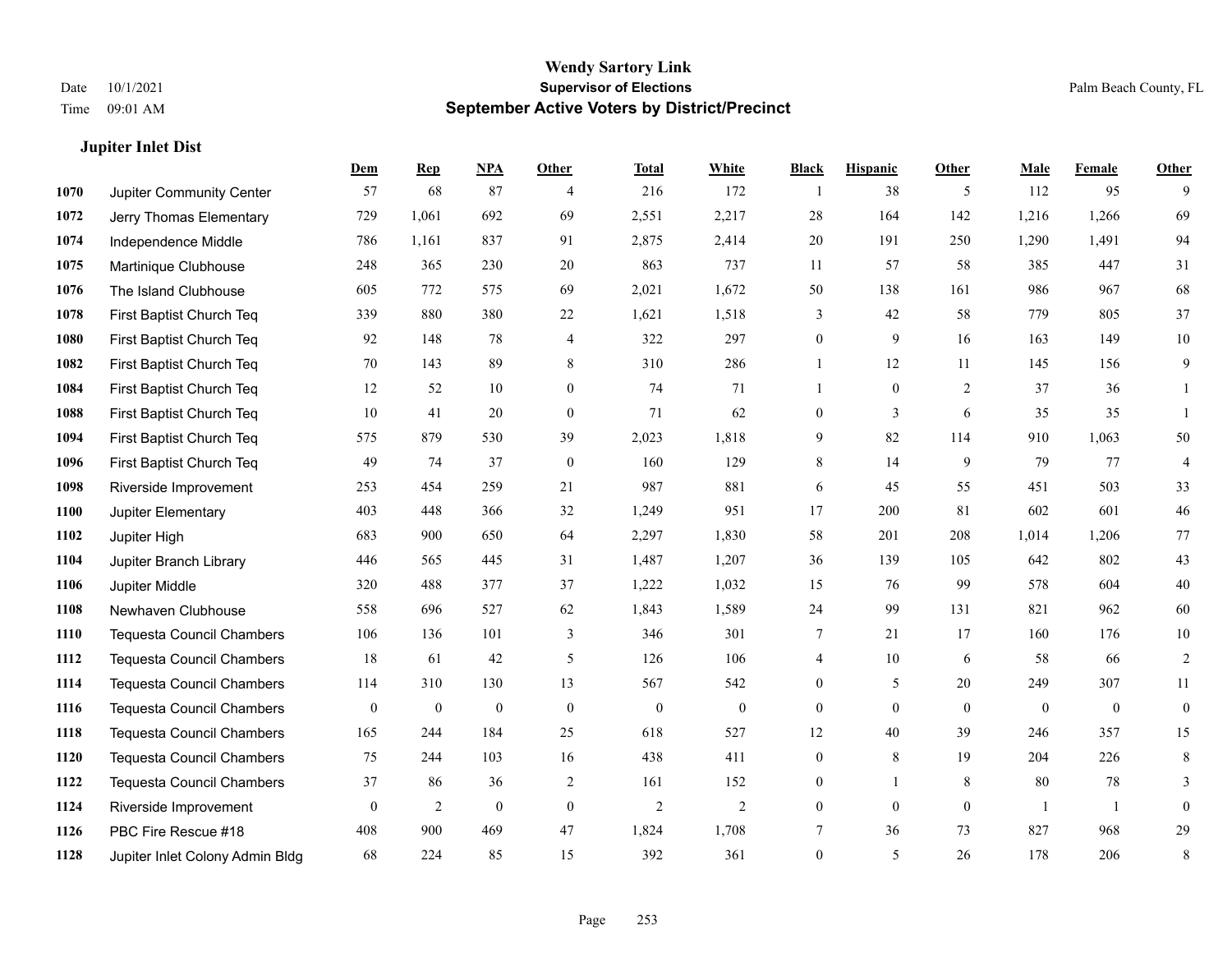# Wendy Sartory Link
## Supervisor of Elections
## September Active Voters by District/Precinct

Date 10/1/2021
Time 09:01 AM

Palm Beach County, FL

### Jupiter Inlet Dist

| | | Dem | Rep | NPA | Other | Total | White | Black | Hispanic | Other | Male | Female | Other |
|---|---|---|---|---|---|---|---|---|---|---|---|---|---|
| 1070 | Jupiter Community Center | 57 | 68 | 87 | 4 | 216 | 172 | 1 | 38 | 5 | 112 | 95 | 9 |
| 1072 | Jerry Thomas Elementary | 729 | 1,061 | 692 | 69 | 2,551 | 2,217 | 28 | 164 | 142 | 1,216 | 1,266 | 69 |
| 1074 | Independence Middle | 786 | 1,161 | 837 | 91 | 2,875 | 2,414 | 20 | 191 | 250 | 1,290 | 1,491 | 94 |
| 1075 | Martinique Clubhouse | 248 | 365 | 230 | 20 | 863 | 737 | 11 | 57 | 58 | 385 | 447 | 31 |
| 1076 | The Island Clubhouse | 605 | 772 | 575 | 69 | 2,021 | 1,672 | 50 | 138 | 161 | 986 | 967 | 68 |
| 1078 | First Baptist Church Teq | 339 | 880 | 380 | 22 | 1,621 | 1,518 | 3 | 42 | 58 | 779 | 805 | 37 |
| 1080 | First Baptist Church Teq | 92 | 148 | 78 | 4 | 322 | 297 | 0 | 9 | 16 | 163 | 149 | 10 |
| 1082 | First Baptist Church Teq | 70 | 143 | 89 | 8 | 310 | 286 | 1 | 12 | 11 | 145 | 156 | 9 |
| 1084 | First Baptist Church Teq | 12 | 52 | 10 | 0 | 74 | 71 | 1 | 0 | 2 | 37 | 36 | 1 |
| 1088 | First Baptist Church Teq | 10 | 41 | 20 | 0 | 71 | 62 | 0 | 3 | 6 | 35 | 35 | 1 |
| 1094 | First Baptist Church Teq | 575 | 879 | 530 | 39 | 2,023 | 1,818 | 9 | 82 | 114 | 910 | 1,063 | 50 |
| 1096 | First Baptist Church Teq | 49 | 74 | 37 | 0 | 160 | 129 | 8 | 14 | 9 | 79 | 77 | 4 |
| 1098 | Riverside Improvement | 253 | 454 | 259 | 21 | 987 | 881 | 6 | 45 | 55 | 451 | 503 | 33 |
| 1100 | Jupiter Elementary | 403 | 448 | 366 | 32 | 1,249 | 951 | 17 | 200 | 81 | 602 | 601 | 46 |
| 1102 | Jupiter High | 683 | 900 | 650 | 64 | 2,297 | 1,830 | 58 | 201 | 208 | 1,014 | 1,206 | 77 |
| 1104 | Jupiter Branch Library | 446 | 565 | 445 | 31 | 1,487 | 1,207 | 36 | 139 | 105 | 642 | 802 | 43 |
| 1106 | Jupiter Middle | 320 | 488 | 377 | 37 | 1,222 | 1,032 | 15 | 76 | 99 | 578 | 604 | 40 |
| 1108 | Newhaven Clubhouse | 558 | 696 | 527 | 62 | 1,843 | 1,589 | 24 | 99 | 131 | 821 | 962 | 60 |
| 1110 | Tequesta Council Chambers | 106 | 136 | 101 | 3 | 346 | 301 | 7 | 21 | 17 | 160 | 176 | 10 |
| 1112 | Tequesta Council Chambers | 18 | 61 | 42 | 5 | 126 | 106 | 4 | 10 | 6 | 58 | 66 | 2 |
| 1114 | Tequesta Council Chambers | 114 | 310 | 130 | 13 | 567 | 542 | 0 | 5 | 20 | 249 | 307 | 11 |
| 1116 | Tequesta Council Chambers | 0 | 0 | 0 | 0 | 0 | 0 | 0 | 0 | 0 | 0 | 0 | 0 |
| 1118 | Tequesta Council Chambers | 165 | 244 | 184 | 25 | 618 | 527 | 12 | 40 | 39 | 246 | 357 | 15 |
| 1120 | Tequesta Council Chambers | 75 | 244 | 103 | 16 | 438 | 411 | 0 | 8 | 19 | 204 | 226 | 8 |
| 1122 | Tequesta Council Chambers | 37 | 86 | 36 | 2 | 161 | 152 | 0 | 1 | 8 | 80 | 78 | 3 |
| 1124 | Riverside Improvement | 0 | 2 | 0 | 0 | 2 | 2 | 0 | 0 | 0 | 1 | 1 | 0 |
| 1126 | PBC Fire Rescue #18 | 408 | 900 | 469 | 47 | 1,824 | 1,708 | 7 | 36 | 73 | 827 | 968 | 29 |
| 1128 | Jupiter Inlet Colony Admin Bldg | 68 | 224 | 85 | 15 | 392 | 361 | 0 | 5 | 26 | 178 | 206 | 8 |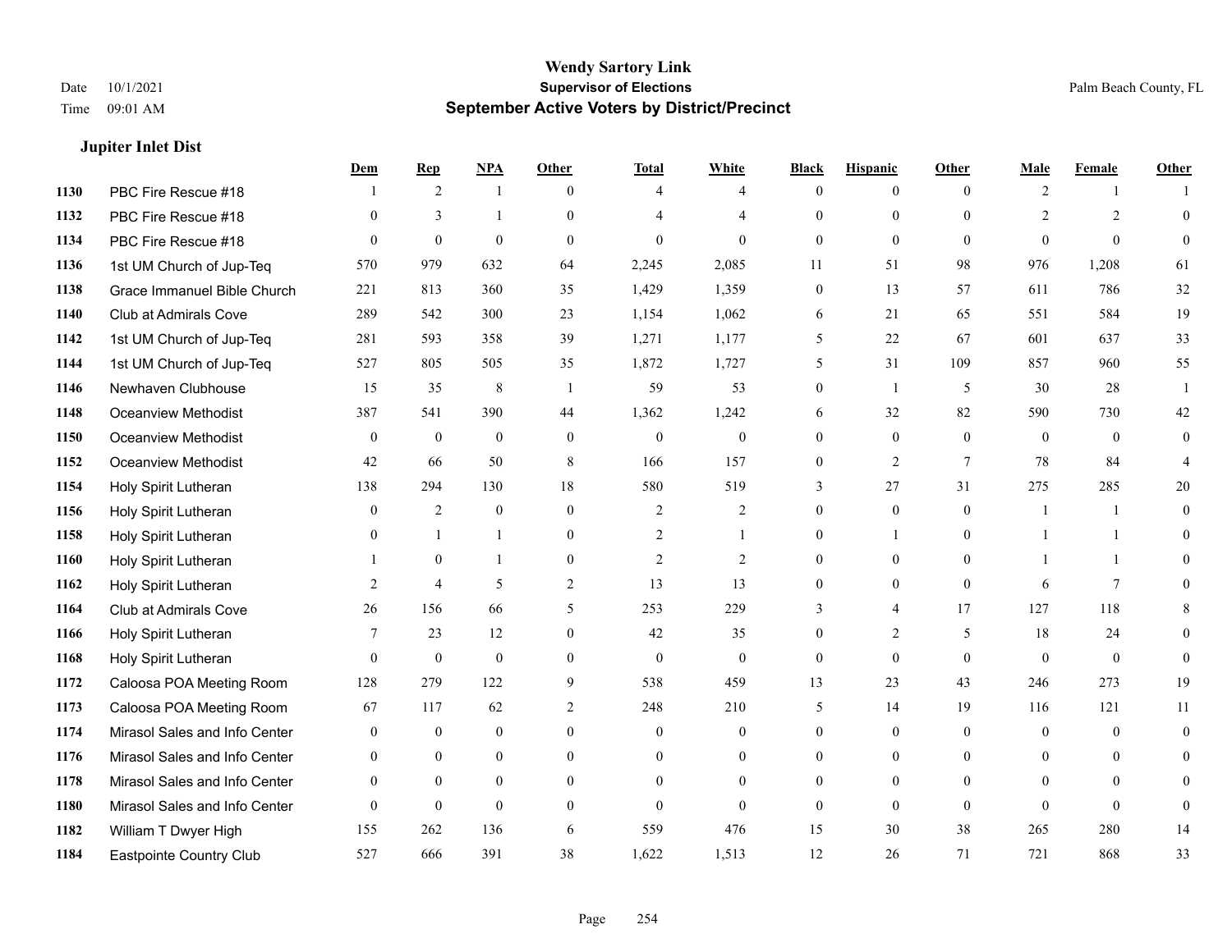**Wendy Sartory Link**
**Supervisor of Elections**
**September Active Voters by District/Precinct**

Date 10/1/2021
Time 09:01 AM

Palm Beach County, FL

### Jupiter Inlet Dist

| | | Dem | Rep | NPA | Other | Total | White | Black | Hispanic | Other | Male | Female | Other |
|---|---|---|---|---|---|---|---|---|---|---|---|---|---|
| 1130 | PBC Fire Rescue #18 | 1 | 2 | 1 | 0 | 4 | 4 | 0 | 0 | 0 | 2 | 1 | 1 |
| 1132 | PBC Fire Rescue #18 | 0 | 3 | 1 | 0 | 4 | 4 | 0 | 0 | 0 | 2 | 2 | 0 |
| 1134 | PBC Fire Rescue #18 | 0 | 0 | 0 | 0 | 0 | 0 | 0 | 0 | 0 | 0 | 0 | 0 |
| 1136 | 1st UM Church of Jup-Teq | 570 | 979 | 632 | 64 | 2,245 | 2,085 | 11 | 51 | 98 | 976 | 1,208 | 61 |
| 1138 | Grace Immanuel Bible Church | 221 | 813 | 360 | 35 | 1,429 | 1,359 | 0 | 13 | 57 | 611 | 786 | 32 |
| 1140 | Club at Admirals Cove | 289 | 542 | 300 | 23 | 1,154 | 1,062 | 6 | 21 | 65 | 551 | 584 | 19 |
| 1142 | 1st UM Church of Jup-Teq | 281 | 593 | 358 | 39 | 1,271 | 1,177 | 5 | 22 | 67 | 601 | 637 | 33 |
| 1144 | 1st UM Church of Jup-Teq | 527 | 805 | 505 | 35 | 1,872 | 1,727 | 5 | 31 | 109 | 857 | 960 | 55 |
| 1146 | Newhaven Clubhouse | 15 | 35 | 8 | 1 | 59 | 53 | 0 | 1 | 5 | 30 | 28 | 1 |
| 1148 | Oceanview Methodist | 387 | 541 | 390 | 44 | 1,362 | 1,242 | 6 | 32 | 82 | 590 | 730 | 42 |
| 1150 | Oceanview Methodist | 0 | 0 | 0 | 0 | 0 | 0 | 0 | 0 | 0 | 0 | 0 | 0 |
| 1152 | Oceanview Methodist | 42 | 66 | 50 | 8 | 166 | 157 | 0 | 2 | 7 | 78 | 84 | 4 |
| 1154 | Holy Spirit Lutheran | 138 | 294 | 130 | 18 | 580 | 519 | 3 | 27 | 31 | 275 | 285 | 20 |
| 1156 | Holy Spirit Lutheran | 0 | 2 | 0 | 0 | 2 | 2 | 0 | 0 | 0 | 1 | 1 | 0 |
| 1158 | Holy Spirit Lutheran | 0 | 1 | 1 | 0 | 2 | 1 | 0 | 1 | 0 | 1 | 1 | 0 |
| 1160 | Holy Spirit Lutheran | 1 | 0 | 1 | 0 | 2 | 2 | 0 | 0 | 0 | 1 | 1 | 0 |
| 1162 | Holy Spirit Lutheran | 2 | 4 | 5 | 2 | 13 | 13 | 0 | 0 | 0 | 6 | 7 | 0 |
| 1164 | Club at Admirals Cove | 26 | 156 | 66 | 5 | 253 | 229 | 3 | 4 | 17 | 127 | 118 | 8 |
| 1166 | Holy Spirit Lutheran | 7 | 23 | 12 | 0 | 42 | 35 | 0 | 2 | 5 | 18 | 24 | 0 |
| 1168 | Holy Spirit Lutheran | 0 | 0 | 0 | 0 | 0 | 0 | 0 | 0 | 0 | 0 | 0 | 0 |
| 1172 | Caloosa POA Meeting Room | 128 | 279 | 122 | 9 | 538 | 459 | 13 | 23 | 43 | 246 | 273 | 19 |
| 1173 | Caloosa POA Meeting Room | 67 | 117 | 62 | 2 | 248 | 210 | 5 | 14 | 19 | 116 | 121 | 11 |
| 1174 | Mirasol Sales and Info Center | 0 | 0 | 0 | 0 | 0 | 0 | 0 | 0 | 0 | 0 | 0 | 0 |
| 1176 | Mirasol Sales and Info Center | 0 | 0 | 0 | 0 | 0 | 0 | 0 | 0 | 0 | 0 | 0 | 0 |
| 1178 | Mirasol Sales and Info Center | 0 | 0 | 0 | 0 | 0 | 0 | 0 | 0 | 0 | 0 | 0 | 0 |
| 1180 | Mirasol Sales and Info Center | 0 | 0 | 0 | 0 | 0 | 0 | 0 | 0 | 0 | 0 | 0 | 0 |
| 1182 | William T Dwyer High | 155 | 262 | 136 | 6 | 559 | 476 | 15 | 30 | 38 | 265 | 280 | 14 |
| 1184 | Eastpointe Country Club | 527 | 666 | 391 | 38 | 1,622 | 1,513 | 12 | 26 | 71 | 721 | 868 | 33 |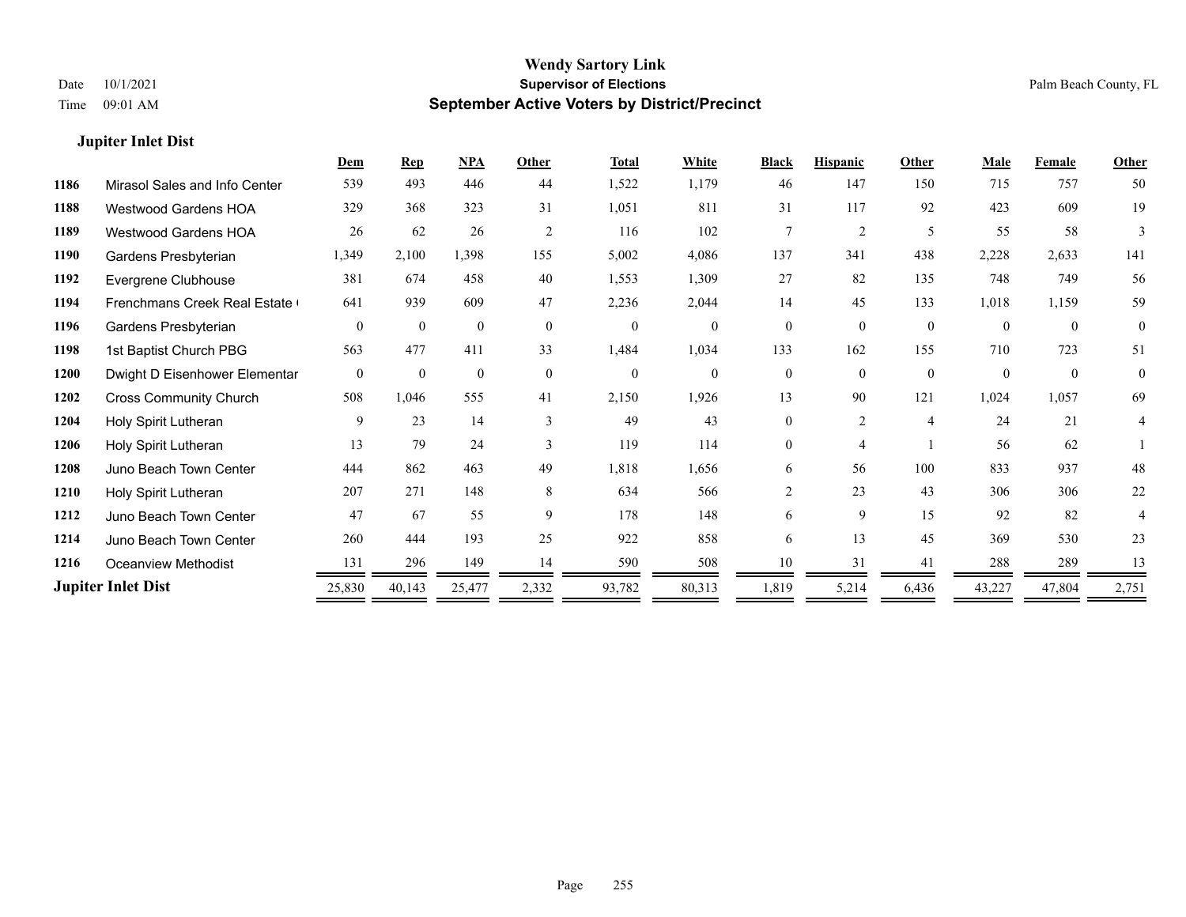# Wendy Sartory Link
## Supervisor of Elections
## September Active Voters by District/Precinct

Date 10/1/2021
Time 09:01 AM
Palm Beach County, FL

### Jupiter Inlet Dist

| | | Dem | Rep | NPA | Other | Total | White | Black | Hispanic | Other | Male | Female | Other |
|---|---|---|---|---|---|---|---|---|---|---|---|---|---|
| 1186 | Mirasol Sales and Info Center | 539 | 493 | 446 | 44 | 1,522 | 1,179 | 46 | 147 | 150 | 715 | 757 | 50 |
| 1188 | Westwood Gardens HOA | 329 | 368 | 323 | 31 | 1,051 | 811 | 31 | 117 | 92 | 423 | 609 | 19 |
| 1189 | Westwood Gardens HOA | 26 | 62 | 26 | 2 | 116 | 102 | 7 | 2 | 5 | 55 | 58 | 3 |
| 1190 | Gardens Presbyterian | 1,349 | 2,100 | 1,398 | 155 | 5,002 | 4,086 | 137 | 341 | 438 | 2,228 | 2,633 | 141 |
| 1192 | Evergrene Clubhouse | 381 | 674 | 458 | 40 | 1,553 | 1,309 | 27 | 82 | 135 | 748 | 749 | 56 |
| 1194 | Frenchmans Creek Real Estate ( | 641 | 939 | 609 | 47 | 2,236 | 2,044 | 14 | 45 | 133 | 1,018 | 1,159 | 59 |
| 1196 | Gardens Presbyterian | 0 | 0 | 0 | 0 | 0 | 0 | 0 | 0 | 0 | 0 | 0 | 0 |
| 1198 | 1st Baptist Church PBG | 563 | 477 | 411 | 33 | 1,484 | 1,034 | 133 | 162 | 155 | 710 | 723 | 51 |
| 1200 | Dwight D Eisenhower Elementar | 0 | 0 | 0 | 0 | 0 | 0 | 0 | 0 | 0 | 0 | 0 | 0 |
| 1202 | Cross Community Church | 508 | 1,046 | 555 | 41 | 2,150 | 1,926 | 13 | 90 | 121 | 1,024 | 1,057 | 69 |
| 1204 | Holy Spirit Lutheran | 9 | 23 | 14 | 3 | 49 | 43 | 0 | 2 | 4 | 24 | 21 | 4 |
| 1206 | Holy Spirit Lutheran | 13 | 79 | 24 | 3 | 119 | 114 | 0 | 4 | 1 | 56 | 62 | 1 |
| 1208 | Juno Beach Town Center | 444 | 862 | 463 | 49 | 1,818 | 1,656 | 6 | 56 | 100 | 833 | 937 | 48 |
| 1210 | Holy Spirit Lutheran | 207 | 271 | 148 | 8 | 634 | 566 | 2 | 23 | 43 | 306 | 306 | 22 |
| 1212 | Juno Beach Town Center | 47 | 67 | 55 | 9 | 178 | 148 | 6 | 9 | 15 | 92 | 82 | 4 |
| 1214 | Juno Beach Town Center | 260 | 444 | 193 | 25 | 922 | 858 | 6 | 13 | 45 | 369 | 530 | 23 |
| 1216 | Oceanview Methodist | 131 | 296 | 149 | 14 | 590 | 508 | 10 | 31 | 41 | 288 | 289 | 13 |
| **Jupiter Inlet Dist** | | 25,830 | 40,143 | 25,477 | 2,332 | 93,782 | 80,313 | 1,819 | 5,214 | 6,436 | 43,227 | 47,804 | 2,751 |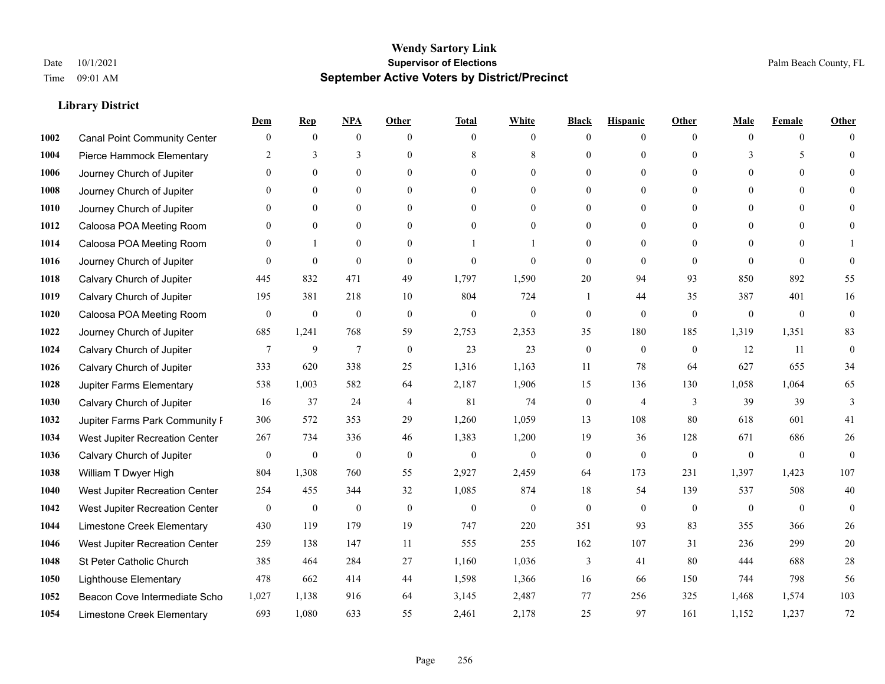# Wendy Sartory Link

**Supervisor of Elections**

**September Active Voters by District/Precinct**

Date 10/1/2021

Time 09:01 AM

Palm Beach County, FL

## Library District

| | | Dem | Rep | NPA | Other | Total | White | Black | Hispanic | Other | Male | Female | Other |
|---|---|---|---|---|---|---|---|---|---|---|---|---|---|
| 1002 | Canal Point Community Center | 0 | 0 | 0 | 0 | 0 | 0 | 0 | 0 | 0 | 0 | 0 | 0 |
| 1004 | Pierce Hammock Elementary | 2 | 3 | 3 | 0 | 8 | 8 | 0 | 0 | 0 | 3 | 5 | 0 |
| 1006 | Journey Church of Jupiter | 0 | 0 | 0 | 0 | 0 | 0 | 0 | 0 | 0 | 0 | 0 | 0 |
| 1008 | Journey Church of Jupiter | 0 | 0 | 0 | 0 | 0 | 0 | 0 | 0 | 0 | 0 | 0 | 0 |
| 1010 | Journey Church of Jupiter | 0 | 0 | 0 | 0 | 0 | 0 | 0 | 0 | 0 | 0 | 0 | 0 |
| 1012 | Caloosa POA Meeting Room | 0 | 0 | 0 | 0 | 0 | 0 | 0 | 0 | 0 | 0 | 0 | 0 |
| 1014 | Caloosa POA Meeting Room | 0 | 1 | 0 | 0 | 1 | 1 | 0 | 0 | 0 | 0 | 0 | 1 |
| 1016 | Journey Church of Jupiter | 0 | 0 | 0 | 0 | 0 | 0 | 0 | 0 | 0 | 0 | 0 | 0 |
| 1018 | Calvary Church of Jupiter | 445 | 832 | 471 | 49 | 1,797 | 1,590 | 20 | 94 | 93 | 850 | 892 | 55 |
| 1019 | Calvary Church of Jupiter | 195 | 381 | 218 | 10 | 804 | 724 | 1 | 44 | 35 | 387 | 401 | 16 |
| 1020 | Caloosa POA Meeting Room | 0 | 0 | 0 | 0 | 0 | 0 | 0 | 0 | 0 | 0 | 0 | 0 |
| 1022 | Journey Church of Jupiter | 685 | 1,241 | 768 | 59 | 2,753 | 2,353 | 35 | 180 | 185 | 1,319 | 1,351 | 83 |
| 1024 | Calvary Church of Jupiter | 7 | 9 | 7 | 0 | 23 | 23 | 0 | 0 | 0 | 12 | 11 | 0 |
| 1026 | Calvary Church of Jupiter | 333 | 620 | 338 | 25 | 1,316 | 1,163 | 11 | 78 | 64 | 627 | 655 | 34 |
| 1028 | Jupiter Farms Elementary | 538 | 1,003 | 582 | 64 | 2,187 | 1,906 | 15 | 136 | 130 | 1,058 | 1,064 | 65 |
| 1030 | Calvary Church of Jupiter | 16 | 37 | 24 | 4 | 81 | 74 | 0 | 4 | 3 | 39 | 39 | 3 |
| 1032 | Jupiter Farms Park Community F | 306 | 572 | 353 | 29 | 1,260 | 1,059 | 13 | 108 | 80 | 618 | 601 | 41 |
| 1034 | West Jupiter Recreation Center | 267 | 734 | 336 | 46 | 1,383 | 1,200 | 19 | 36 | 128 | 671 | 686 | 26 |
| 1036 | Calvary Church of Jupiter | 0 | 0 | 0 | 0 | 0 | 0 | 0 | 0 | 0 | 0 | 0 | 0 |
| 1038 | William T Dwyer High | 804 | 1,308 | 760 | 55 | 2,927 | 2,459 | 64 | 173 | 231 | 1,397 | 1,423 | 107 |
| 1040 | West Jupiter Recreation Center | 254 | 455 | 344 | 32 | 1,085 | 874 | 18 | 54 | 139 | 537 | 508 | 40 |
| 1042 | West Jupiter Recreation Center | 0 | 0 | 0 | 0 | 0 | 0 | 0 | 0 | 0 | 0 | 0 | 0 |
| 1044 | Limestone Creek Elementary | 430 | 119 | 179 | 19 | 747 | 220 | 351 | 93 | 83 | 355 | 366 | 26 |
| 1046 | West Jupiter Recreation Center | 259 | 138 | 147 | 11 | 555 | 255 | 162 | 107 | 31 | 236 | 299 | 20 |
| 1048 | St Peter Catholic Church | 385 | 464 | 284 | 27 | 1,160 | 1,036 | 3 | 41 | 80 | 444 | 688 | 28 |
| 1050 | Lighthouse Elementary | 478 | 662 | 414 | 44 | 1,598 | 1,366 | 16 | 66 | 150 | 744 | 798 | 56 |
| 1052 | Beacon Cove Intermediate Scho | 1,027 | 1,138 | 916 | 64 | 3,145 | 2,487 | 77 | 256 | 325 | 1,468 | 1,574 | 103 |
| 1054 | Limestone Creek Elementary | 693 | 1,080 | 633 | 55 | 2,461 | 2,178 | 25 | 97 | 161 | 1,152 | 1,237 | 72 |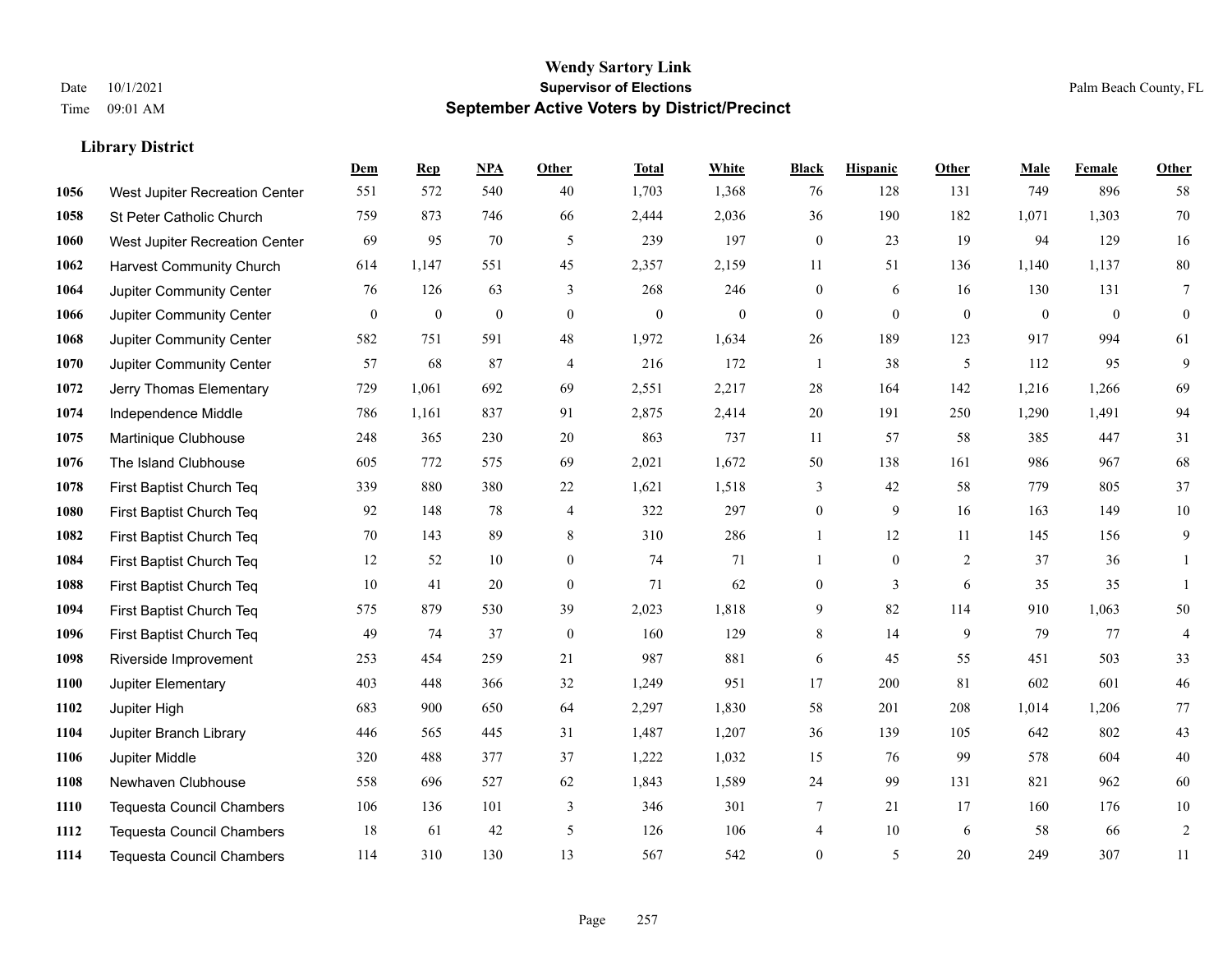**Wendy Sartory Link**
**Supervisor of Elections**
**September Active Voters by District/Precinct**

Date 10/1/2021
Time 09:01 AM

Palm Beach County, FL

### Library District

| | | Dem | Rep | NPA | Other | Total | White | Black | Hispanic | Other | Male | Female | Other |
|---|---|---|---|---|---|---|---|---|---|---|---|---|---|
| 1056 | West Jupiter Recreation Center | 551 | 572 | 540 | 40 | 1,703 | 1,368 | 76 | 128 | 131 | 749 | 896 | 58 |
| 1058 | St Peter Catholic Church | 759 | 873 | 746 | 66 | 2,444 | 2,036 | 36 | 190 | 182 | 1,071 | 1,303 | 70 |
| 1060 | West Jupiter Recreation Center | 69 | 95 | 70 | 5 | 239 | 197 | 0 | 23 | 19 | 94 | 129 | 16 |
| 1062 | Harvest Community Church | 614 | 1,147 | 551 | 45 | 2,357 | 2,159 | 11 | 51 | 136 | 1,140 | 1,137 | 80 |
| 1064 | Jupiter Community Center | 76 | 126 | 63 | 3 | 268 | 246 | 0 | 6 | 16 | 130 | 131 | 7 |
| 1066 | Jupiter Community Center | 0 | 0 | 0 | 0 | 0 | 0 | 0 | 0 | 0 | 0 | 0 | 0 |
| 1068 | Jupiter Community Center | 582 | 751 | 591 | 48 | 1,972 | 1,634 | 26 | 189 | 123 | 917 | 994 | 61 |
| 1070 | Jupiter Community Center | 57 | 68 | 87 | 4 | 216 | 172 | 1 | 38 | 5 | 112 | 95 | 9 |
| 1072 | Jerry Thomas Elementary | 729 | 1,061 | 692 | 69 | 2,551 | 2,217 | 28 | 164 | 142 | 1,216 | 1,266 | 69 |
| 1074 | Independence Middle | 786 | 1,161 | 837 | 91 | 2,875 | 2,414 | 20 | 191 | 250 | 1,290 | 1,491 | 94 |
| 1075 | Martinique Clubhouse | 248 | 365 | 230 | 20 | 863 | 737 | 11 | 57 | 58 | 385 | 447 | 31 |
| 1076 | The Island Clubhouse | 605 | 772 | 575 | 69 | 2,021 | 1,672 | 50 | 138 | 161 | 986 | 967 | 68 |
| 1078 | First Baptist Church Teq | 339 | 880 | 380 | 22 | 1,621 | 1,518 | 3 | 42 | 58 | 779 | 805 | 37 |
| 1080 | First Baptist Church Teq | 92 | 148 | 78 | 4 | 322 | 297 | 0 | 9 | 16 | 163 | 149 | 10 |
| 1082 | First Baptist Church Teq | 70 | 143 | 89 | 8 | 310 | 286 | 1 | 12 | 11 | 145 | 156 | 9 |
| 1084 | First Baptist Church Teq | 12 | 52 | 10 | 0 | 74 | 71 | 1 | 0 | 2 | 37 | 36 | 1 |
| 1088 | First Baptist Church Teq | 10 | 41 | 20 | 0 | 71 | 62 | 0 | 3 | 6 | 35 | 35 | 1 |
| 1094 | First Baptist Church Teq | 575 | 879 | 530 | 39 | 2,023 | 1,818 | 9 | 82 | 114 | 910 | 1,063 | 50 |
| 1096 | First Baptist Church Teq | 49 | 74 | 37 | 0 | 160 | 129 | 8 | 14 | 9 | 79 | 77 | 4 |
| 1098 | Riverside Improvement | 253 | 454 | 259 | 21 | 987 | 881 | 6 | 45 | 55 | 451 | 503 | 33 |
| 1100 | Jupiter Elementary | 403 | 448 | 366 | 32 | 1,249 | 951 | 17 | 200 | 81 | 602 | 601 | 46 |
| 1102 | Jupiter High | 683 | 900 | 650 | 64 | 2,297 | 1,830 | 58 | 201 | 208 | 1,014 | 1,206 | 77 |
| 1104 | Jupiter Branch Library | 446 | 565 | 445 | 31 | 1,487 | 1,207 | 36 | 139 | 105 | 642 | 802 | 43 |
| 1106 | Jupiter Middle | 320 | 488 | 377 | 37 | 1,222 | 1,032 | 15 | 76 | 99 | 578 | 604 | 40 |
| 1108 | Newhaven Clubhouse | 558 | 696 | 527 | 62 | 1,843 | 1,589 | 24 | 99 | 131 | 821 | 962 | 60 |
| 1110 | Tequesta Council Chambers | 106 | 136 | 101 | 3 | 346 | 301 | 7 | 21 | 17 | 160 | 176 | 10 |
| 1112 | Tequesta Council Chambers | 18 | 61 | 42 | 5 | 126 | 106 | 4 | 10 | 6 | 58 | 66 | 2 |
| 1114 | Tequesta Council Chambers | 114 | 310 | 130 | 13 | 567 | 542 | 0 | 5 | 20 | 249 | 307 | 11 |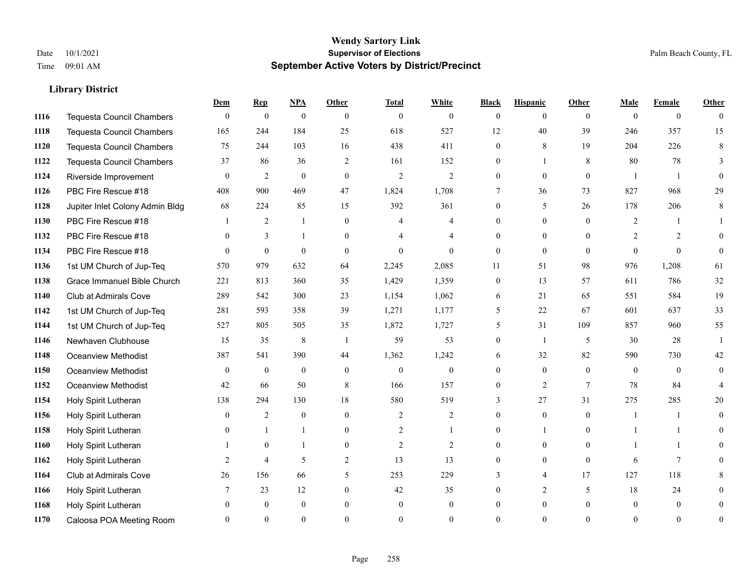**Wendy Sartory Link**
**Supervisor of Elections**
**September Active Voters by District/Precinct**

Date 10/1/2021
Time 09:01 AM
Palm Beach County, FL

### Library District

| | | Dem | Rep | NPA | Other | Total | White | Black | Hispanic | Other | Male | Female | Other |
|---|---|---|---|---|---|---|---|---|---|---|---|---|---|
| 1116 | Tequesta Council Chambers | 0 | 0 | 0 | 0 | 0 | 0 | 0 | 0 | 0 | 0 | 0 | 0 |
| 1118 | Tequesta Council Chambers | 165 | 244 | 184 | 25 | 618 | 527 | 12 | 40 | 39 | 246 | 357 | 15 |
| 1120 | Tequesta Council Chambers | 75 | 244 | 103 | 16 | 438 | 411 | 0 | 8 | 19 | 204 | 226 | 8 |
| 1122 | Tequesta Council Chambers | 37 | 86 | 36 | 2 | 161 | 152 | 0 | 1 | 8 | 80 | 78 | 3 |
| 1124 | Riverside Improvement | 0 | 2 | 0 | 0 | 2 | 2 | 0 | 0 | 0 | 1 | 1 | 0 |
| 1126 | PBC Fire Rescue #18 | 408 | 900 | 469 | 47 | 1,824 | 1,708 | 7 | 36 | 73 | 827 | 968 | 29 |
| 1128 | Jupiter Inlet Colony Admin Bldg | 68 | 224 | 85 | 15 | 392 | 361 | 0 | 5 | 26 | 178 | 206 | 8 |
| 1130 | PBC Fire Rescue #18 | 1 | 2 | 1 | 0 | 4 | 4 | 0 | 0 | 0 | 2 | 1 | 1 |
| 1132 | PBC Fire Rescue #18 | 0 | 3 | 1 | 0 | 4 | 4 | 0 | 0 | 0 | 2 | 2 | 0 |
| 1134 | PBC Fire Rescue #18 | 0 | 0 | 0 | 0 | 0 | 0 | 0 | 0 | 0 | 0 | 0 | 0 |
| 1136 | 1st UM Church of Jup-Teq | 570 | 979 | 632 | 64 | 2,245 | 2,085 | 11 | 51 | 98 | 976 | 1,208 | 61 |
| 1138 | Grace Immanuel Bible Church | 221 | 813 | 360 | 35 | 1,429 | 1,359 | 0 | 13 | 57 | 611 | 786 | 32 |
| 1140 | Club at Admirals Cove | 289 | 542 | 300 | 23 | 1,154 | 1,062 | 6 | 21 | 65 | 551 | 584 | 19 |
| 1142 | 1st UM Church of Jup-Teq | 281 | 593 | 358 | 39 | 1,271 | 1,177 | 5 | 22 | 67 | 601 | 637 | 33 |
| 1144 | 1st UM Church of Jup-Teq | 527 | 805 | 505 | 35 | 1,872 | 1,727 | 5 | 31 | 109 | 857 | 960 | 55 |
| 1146 | Newhaven Clubhouse | 15 | 35 | 8 | 1 | 59 | 53 | 0 | 1 | 5 | 30 | 28 | 1 |
| 1148 | Oceanview Methodist | 387 | 541 | 390 | 44 | 1,362 | 1,242 | 6 | 32 | 82 | 590 | 730 | 42 |
| 1150 | Oceanview Methodist | 0 | 0 | 0 | 0 | 0 | 0 | 0 | 0 | 0 | 0 | 0 | 0 |
| 1152 | Oceanview Methodist | 42 | 66 | 50 | 8 | 166 | 157 | 0 | 2 | 7 | 78 | 84 | 4 |
| 1154 | Holy Spirit Lutheran | 138 | 294 | 130 | 18 | 580 | 519 | 3 | 27 | 31 | 275 | 285 | 20 |
| 1156 | Holy Spirit Lutheran | 0 | 2 | 0 | 0 | 2 | 2 | 0 | 0 | 0 | 1 | 1 | 0 |
| 1158 | Holy Spirit Lutheran | 0 | 1 | 1 | 0 | 2 | 1 | 0 | 1 | 0 | 1 | 1 | 0 |
| 1160 | Holy Spirit Lutheran | 1 | 0 | 1 | 0 | 2 | 2 | 0 | 0 | 0 | 1 | 1 | 0 |
| 1162 | Holy Spirit Lutheran | 2 | 4 | 5 | 2 | 13 | 13 | 0 | 0 | 0 | 6 | 7 | 0 |
| 1164 | Club at Admirals Cove | 26 | 156 | 66 | 5 | 253 | 229 | 3 | 4 | 17 | 127 | 118 | 8 |
| 1166 | Holy Spirit Lutheran | 7 | 23 | 12 | 0 | 42 | 35 | 0 | 2 | 5 | 18 | 24 | 0 |
| 1168 | Holy Spirit Lutheran | 0 | 0 | 0 | 0 | 0 | 0 | 0 | 0 | 0 | 0 | 0 | 0 |
| 1170 | Caloosa POA Meeting Room | 0 | 0 | 0 | 0 | 0 | 0 | 0 | 0 | 0 | 0 | 0 | 0 |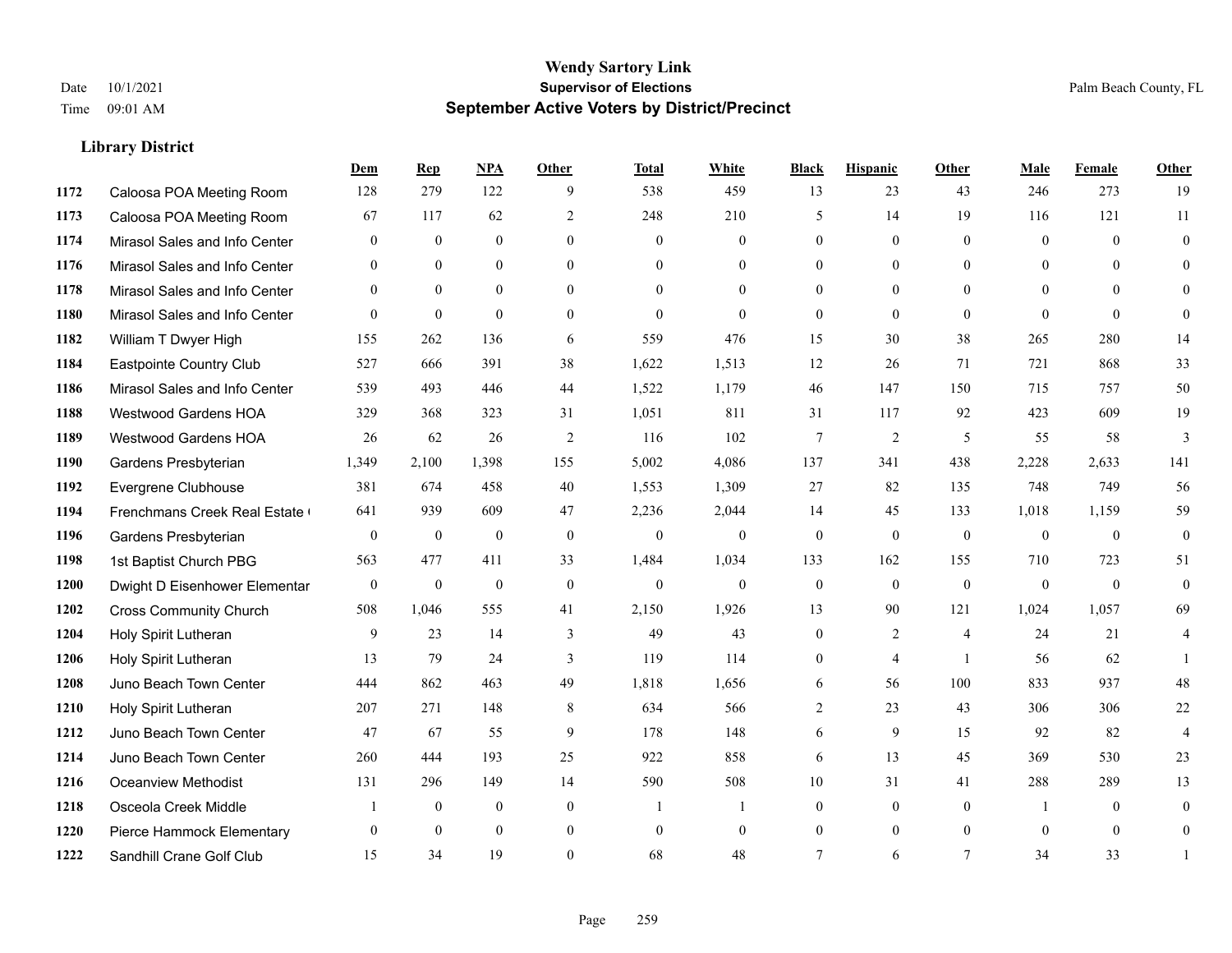# Wendy Sartory Link
## Supervisor of Elections
## September Active Voters by District/Precinct

Date 10/1/2021
Time 09:01 AM

Palm Beach County, FL

### Library District

| | | Dem | Rep | NPA | Other | Total | White | Black | Hispanic | Other | Male | Female | Other |
|---|---|---|---|---|---|---|---|---|---|---|---|---|---|
| 1172 | Caloosa POA Meeting Room | 128 | 279 | 122 | 9 | 538 | 459 | 13 | 23 | 43 | 246 | 273 | 19 |
| 1173 | Caloosa POA Meeting Room | 67 | 117 | 62 | 2 | 248 | 210 | 5 | 14 | 19 | 116 | 121 | 11 |
| 1174 | Mirasol Sales and Info Center | 0 | 0 | 0 | 0 | 0 | 0 | 0 | 0 | 0 | 0 | 0 | 0 |
| 1176 | Mirasol Sales and Info Center | 0 | 0 | 0 | 0 | 0 | 0 | 0 | 0 | 0 | 0 | 0 | 0 |
| 1178 | Mirasol Sales and Info Center | 0 | 0 | 0 | 0 | 0 | 0 | 0 | 0 | 0 | 0 | 0 | 0 |
| 1180 | Mirasol Sales and Info Center | 0 | 0 | 0 | 0 | 0 | 0 | 0 | 0 | 0 | 0 | 0 | 0 |
| 1182 | William T Dwyer High | 155 | 262 | 136 | 6 | 559 | 476 | 15 | 30 | 38 | 265 | 280 | 14 |
| 1184 | Eastpointe Country Club | 527 | 666 | 391 | 38 | 1,622 | 1,513 | 12 | 26 | 71 | 721 | 868 | 33 |
| 1186 | Mirasol Sales and Info Center | 539 | 493 | 446 | 44 | 1,522 | 1,179 | 46 | 147 | 150 | 715 | 757 | 50 |
| 1188 | Westwood Gardens HOA | 329 | 368 | 323 | 31 | 1,051 | 811 | 31 | 117 | 92 | 423 | 609 | 19 |
| 1189 | Westwood Gardens HOA | 26 | 62 | 26 | 2 | 116 | 102 | 7 | 2 | 5 | 55 | 58 | 3 |
| 1190 | Gardens Presbyterian | 1,349 | 2,100 | 1,398 | 155 | 5,002 | 4,086 | 137 | 341 | 438 | 2,228 | 2,633 | 141 |
| 1192 | Evergrene Clubhouse | 381 | 674 | 458 | 40 | 1,553 | 1,309 | 27 | 82 | 135 | 748 | 749 | 56 |
| 1194 | Frenchmans Creek Real Estate ( | 641 | 939 | 609 | 47 | 2,236 | 2,044 | 14 | 45 | 133 | 1,018 | 1,159 | 59 |
| 1196 | Gardens Presbyterian | 0 | 0 | 0 | 0 | 0 | 0 | 0 | 0 | 0 | 0 | 0 | 0 |
| 1198 | 1st Baptist Church PBG | 563 | 477 | 411 | 33 | 1,484 | 1,034 | 133 | 162 | 155 | 710 | 723 | 51 |
| 1200 | Dwight D Eisenhower Elementar | 0 | 0 | 0 | 0 | 0 | 0 | 0 | 0 | 0 | 0 | 0 | 0 |
| 1202 | Cross Community Church | 508 | 1,046 | 555 | 41 | 2,150 | 1,926 | 13 | 90 | 121 | 1,024 | 1,057 | 69 |
| 1204 | Holy Spirit Lutheran | 9 | 23 | 14 | 3 | 49 | 43 | 0 | 2 | 4 | 24 | 21 | 4 |
| 1206 | Holy Spirit Lutheran | 13 | 79 | 24 | 3 | 119 | 114 | 0 | 4 | 1 | 56 | 62 | 1 |
| 1208 | Juno Beach Town Center | 444 | 862 | 463 | 49 | 1,818 | 1,656 | 6 | 56 | 100 | 833 | 937 | 48 |
| 1210 | Holy Spirit Lutheran | 207 | 271 | 148 | 8 | 634 | 566 | 2 | 23 | 43 | 306 | 306 | 22 |
| 1212 | Juno Beach Town Center | 47 | 67 | 55 | 9 | 178 | 148 | 6 | 9 | 15 | 92 | 82 | 4 |
| 1214 | Juno Beach Town Center | 260 | 444 | 193 | 25 | 922 | 858 | 6 | 13 | 45 | 369 | 530 | 23 |
| 1216 | Oceanview Methodist | 131 | 296 | 149 | 14 | 590 | 508 | 10 | 31 | 41 | 288 | 289 | 13 |
| 1218 | Osceola Creek Middle | 1 | 0 | 0 | 0 | 1 | 1 | 0 | 0 | 0 | 1 | 0 | 0 |
| 1220 | Pierce Hammock Elementary | 0 | 0 | 0 | 0 | 0 | 0 | 0 | 0 | 0 | 0 | 0 | 0 |
| 1222 | Sandhill Crane Golf Club | 15 | 34 | 19 | 0 | 68 | 48 | 7 | 6 | 7 | 34 | 33 | 1 |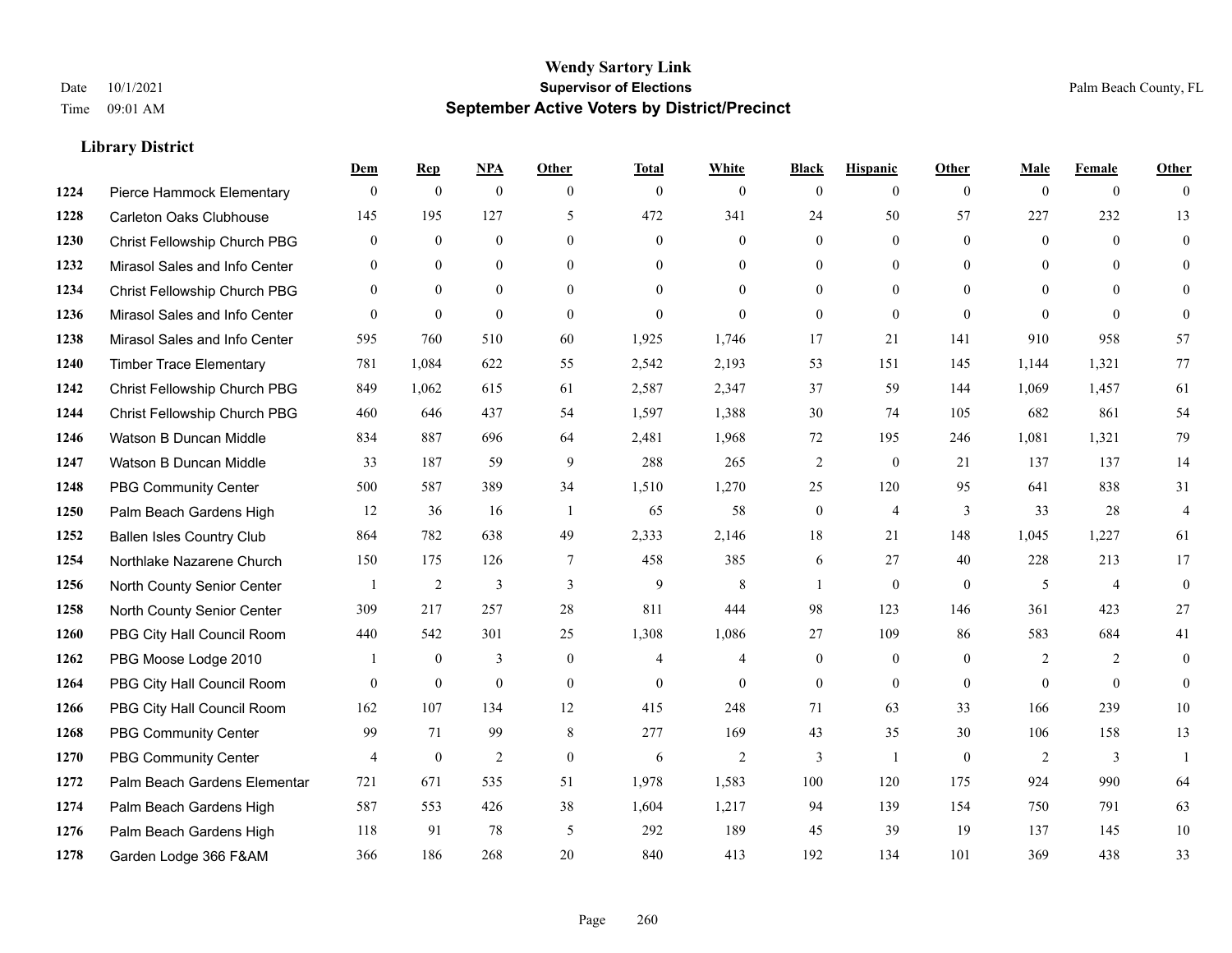# Wendy Sartory Link
## Supervisor of Elections
## September Active Voters by District/Precinct

Date 10/1/2021
Time 09:01 AM

Palm Beach County, FL

### Library District

| | | Dem | Rep | NPA | Other | Total | White | Black | Hispanic | Other | Male | Female | Other |
|---|---|---|---|---|---|---|---|---|---|---|---|---|---|
| 1224 | Pierce Hammock Elementary | 0 | 0 | 0 | 0 | 0 | 0 | 0 | 0 | 0 | 0 | 0 | 0 |
| 1228 | Carleton Oaks Clubhouse | 145 | 195 | 127 | 5 | 472 | 341 | 24 | 50 | 57 | 227 | 232 | 13 |
| 1230 | Christ Fellowship Church PBG | 0 | 0 | 0 | 0 | 0 | 0 | 0 | 0 | 0 | 0 | 0 | 0 |
| 1232 | Mirasol Sales and Info Center | 0 | 0 | 0 | 0 | 0 | 0 | 0 | 0 | 0 | 0 | 0 | 0 |
| 1234 | Christ Fellowship Church PBG | 0 | 0 | 0 | 0 | 0 | 0 | 0 | 0 | 0 | 0 | 0 | 0 |
| 1236 | Mirasol Sales and Info Center | 0 | 0 | 0 | 0 | 0 | 0 | 0 | 0 | 0 | 0 | 0 | 0 |
| 1238 | Mirasol Sales and Info Center | 595 | 760 | 510 | 60 | 1,925 | 1,746 | 17 | 21 | 141 | 910 | 958 | 57 |
| 1240 | Timber Trace Elementary | 781 | 1,084 | 622 | 55 | 2,542 | 2,193 | 53 | 151 | 145 | 1,144 | 1,321 | 77 |
| 1242 | Christ Fellowship Church PBG | 849 | 1,062 | 615 | 61 | 2,587 | 2,347 | 37 | 59 | 144 | 1,069 | 1,457 | 61 |
| 1244 | Christ Fellowship Church PBG | 460 | 646 | 437 | 54 | 1,597 | 1,388 | 30 | 74 | 105 | 682 | 861 | 54 |
| 1246 | Watson B Duncan Middle | 834 | 887 | 696 | 64 | 2,481 | 1,968 | 72 | 195 | 246 | 1,081 | 1,321 | 79 |
| 1247 | Watson B Duncan Middle | 33 | 187 | 59 | 9 | 288 | 265 | 2 | 0 | 21 | 137 | 137 | 14 |
| 1248 | PBG Community Center | 500 | 587 | 389 | 34 | 1,510 | 1,270 | 25 | 120 | 95 | 641 | 838 | 31 |
| 1250 | Palm Beach Gardens High | 12 | 36 | 16 | 1 | 65 | 58 | 0 | 4 | 3 | 33 | 28 | 4 |
| 1252 | Ballen Isles Country Club | 864 | 782 | 638 | 49 | 2,333 | 2,146 | 18 | 21 | 148 | 1,045 | 1,227 | 61 |
| 1254 | Northlake Nazarene Church | 150 | 175 | 126 | 7 | 458 | 385 | 6 | 27 | 40 | 228 | 213 | 17 |
| 1256 | North County Senior Center | 1 | 2 | 3 | 3 | 9 | 8 | 1 | 0 | 0 | 5 | 4 | 0 |
| 1258 | North County Senior Center | 309 | 217 | 257 | 28 | 811 | 444 | 98 | 123 | 146 | 361 | 423 | 27 |
| 1260 | PBG City Hall Council Room | 440 | 542 | 301 | 25 | 1,308 | 1,086 | 27 | 109 | 86 | 583 | 684 | 41 |
| 1262 | PBG Moose Lodge 2010 | 1 | 0 | 3 | 0 | 4 | 4 | 0 | 0 | 0 | 2 | 2 | 0 |
| 1264 | PBG City Hall Council Room | 0 | 0 | 0 | 0 | 0 | 0 | 0 | 0 | 0 | 0 | 0 | 0 |
| 1266 | PBG City Hall Council Room | 162 | 107 | 134 | 12 | 415 | 248 | 71 | 63 | 33 | 166 | 239 | 10 |
| 1268 | PBG Community Center | 99 | 71 | 99 | 8 | 277 | 169 | 43 | 35 | 30 | 106 | 158 | 13 |
| 1270 | PBG Community Center | 4 | 0 | 2 | 0 | 6 | 2 | 3 | 1 | 0 | 2 | 3 | 1 |
| 1272 | Palm Beach Gardens Elementar | 721 | 671 | 535 | 51 | 1,978 | 1,583 | 100 | 120 | 175 | 924 | 990 | 64 |
| 1274 | Palm Beach Gardens High | 587 | 553 | 426 | 38 | 1,604 | 1,217 | 94 | 139 | 154 | 750 | 791 | 63 |
| 1276 | Palm Beach Gardens High | 118 | 91 | 78 | 5 | 292 | 189 | 45 | 39 | 19 | 137 | 145 | 10 |
| 1278 | Garden Lodge 366 F&AM | 366 | 186 | 268 | 20 | 840 | 413 | 192 | 134 | 101 | 369 | 438 | 33 |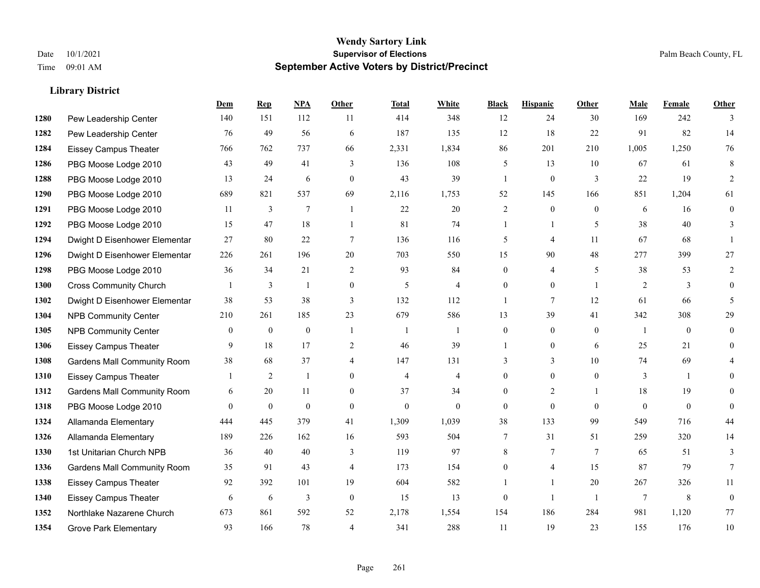# Wendy Sartory Link
## Supervisor of Elections
## September Active Voters by District/Precinct

Date 10/1/2021
Time 09:01 AM

Palm Beach County, FL

### Library District

| | | Dem | Rep | NPA | Other | Total | White | Black | Hispanic | Other | Male | Female | Other |
|---|---|---|---|---|---|---|---|---|---|---|---|---|---|
| 1280 | Pew Leadership Center | 140 | 151 | 112 | 11 | 414 | 348 | 12 | 24 | 30 | 169 | 242 | 3 |
| 1282 | Pew Leadership Center | 76 | 49 | 56 | 6 | 187 | 135 | 12 | 18 | 22 | 91 | 82 | 14 |
| 1284 | Eissey Campus Theater | 766 | 762 | 737 | 66 | 2,331 | 1,834 | 86 | 201 | 210 | 1,005 | 1,250 | 76 |
| 1286 | PBG Moose Lodge 2010 | 43 | 49 | 41 | 3 | 136 | 108 | 5 | 13 | 10 | 67 | 61 | 8 |
| 1288 | PBG Moose Lodge 2010 | 13 | 24 | 6 | 0 | 43 | 39 | 1 | 0 | 3 | 22 | 19 | 2 |
| 1290 | PBG Moose Lodge 2010 | 689 | 821 | 537 | 69 | 2,116 | 1,753 | 52 | 145 | 166 | 851 | 1,204 | 61 |
| 1291 | PBG Moose Lodge 2010 | 11 | 3 | 7 | 1 | 22 | 20 | 2 | 0 | 0 | 6 | 16 | 0 |
| 1292 | PBG Moose Lodge 2010 | 15 | 47 | 18 | 1 | 81 | 74 | 1 | 1 | 5 | 38 | 40 | 3 |
| 1294 | Dwight D Eisenhower Elementar | 27 | 80 | 22 | 7 | 136 | 116 | 5 | 4 | 11 | 67 | 68 | 1 |
| 1296 | Dwight D Eisenhower Elementar | 226 | 261 | 196 | 20 | 703 | 550 | 15 | 90 | 48 | 277 | 399 | 27 |
| 1298 | PBG Moose Lodge 2010 | 36 | 34 | 21 | 2 | 93 | 84 | 0 | 4 | 5 | 38 | 53 | 2 |
| 1300 | Cross Community Church | 1 | 3 | 1 | 0 | 5 | 4 | 0 | 0 | 1 | 2 | 3 | 0 |
| 1302 | Dwight D Eisenhower Elementar | 38 | 53 | 38 | 3 | 132 | 112 | 1 | 7 | 12 | 61 | 66 | 5 |
| 1304 | NPB Community Center | 210 | 261 | 185 | 23 | 679 | 586 | 13 | 39 | 41 | 342 | 308 | 29 |
| 1305 | NPB Community Center | 0 | 0 | 0 | 1 | 1 | 1 | 0 | 0 | 0 | 1 | 0 | 0 |
| 1306 | Eissey Campus Theater | 9 | 18 | 17 | 2 | 46 | 39 | 1 | 0 | 6 | 25 | 21 | 0 |
| 1308 | Gardens Mall Community Room | 38 | 68 | 37 | 4 | 147 | 131 | 3 | 3 | 10 | 74 | 69 | 4 |
| 1310 | Eissey Campus Theater | 1 | 2 | 1 | 0 | 4 | 4 | 0 | 0 | 0 | 3 | 1 | 0 |
| 1312 | Gardens Mall Community Room | 6 | 20 | 11 | 0 | 37 | 34 | 0 | 2 | 1 | 18 | 19 | 0 |
| 1318 | PBG Moose Lodge 2010 | 0 | 0 | 0 | 0 | 0 | 0 | 0 | 0 | 0 | 0 | 0 | 0 |
| 1324 | Allamanda Elementary | 444 | 445 | 379 | 41 | 1,309 | 1,039 | 38 | 133 | 99 | 549 | 716 | 44 |
| 1326 | Allamanda Elementary | 189 | 226 | 162 | 16 | 593 | 504 | 7 | 31 | 51 | 259 | 320 | 14 |
| 1330 | 1st Unitarian Church NPB | 36 | 40 | 40 | 3 | 119 | 97 | 8 | 7 | 7 | 65 | 51 | 3 |
| 1336 | Gardens Mall Community Room | 35 | 91 | 43 | 4 | 173 | 154 | 0 | 4 | 15 | 87 | 79 | 7 |
| 1338 | Eissey Campus Theater | 92 | 392 | 101 | 19 | 604 | 582 | 1 | 1 | 20 | 267 | 326 | 11 |
| 1340 | Eissey Campus Theater | 6 | 6 | 3 | 0 | 15 | 13 | 0 | 1 | 1 | 7 | 8 | 0 |
| 1352 | Northlake Nazarene Church | 673 | 861 | 592 | 52 | 2,178 | 1,554 | 154 | 186 | 284 | 981 | 1,120 | 77 |
| 1354 | Grove Park Elementary | 93 | 166 | 78 | 4 | 341 | 288 | 11 | 19 | 23 | 155 | 176 | 10 |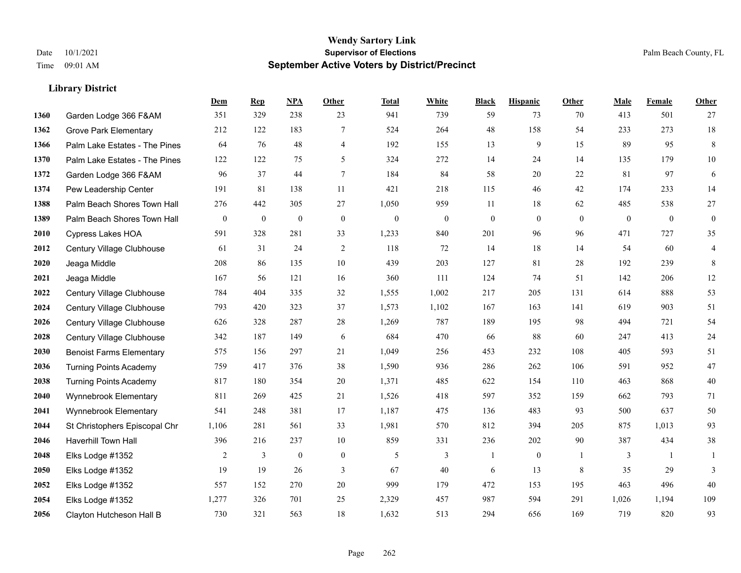**Wendy Sartory Link**
**Supervisor of Elections**
**September Active Voters by District/Precinct**

Date 10/1/2021
Time 09:01 AM

Palm Beach County, FL

### Library District

| | | Dem | Rep | NPA | Other | Total | White | Black | Hispanic | Other | Male | Female | Other |
|---|---|---|---|---|---|---|---|---|---|---|---|---|---|
| 1360 | Garden Lodge 366 F&AM | 351 | 329 | 238 | 23 | 941 | 739 | 59 | 73 | 70 | 413 | 501 | 27 |
| 1362 | Grove Park Elementary | 212 | 122 | 183 | 7 | 524 | 264 | 48 | 158 | 54 | 233 | 273 | 18 |
| 1366 | Palm Lake Estates - The Pines | 64 | 76 | 48 | 4 | 192 | 155 | 13 | 9 | 15 | 89 | 95 | 8 |
| 1370 | Palm Lake Estates - The Pines | 122 | 122 | 75 | 5 | 324 | 272 | 14 | 24 | 14 | 135 | 179 | 10 |
| 1372 | Garden Lodge 366 F&AM | 96 | 37 | 44 | 7 | 184 | 84 | 58 | 20 | 22 | 81 | 97 | 6 |
| 1374 | Pew Leadership Center | 191 | 81 | 138 | 11 | 421 | 218 | 115 | 46 | 42 | 174 | 233 | 14 |
| 1388 | Palm Beach Shores Town Hall | 276 | 442 | 305 | 27 | 1,050 | 959 | 11 | 18 | 62 | 485 | 538 | 27 |
| 1389 | Palm Beach Shores Town Hall | 0 | 0 | 0 | 0 | 0 | 0 | 0 | 0 | 0 | 0 | 0 | 0 |
| 2010 | Cypress Lakes HOA | 591 | 328 | 281 | 33 | 1,233 | 840 | 201 | 96 | 96 | 471 | 727 | 35 |
| 2012 | Century Village Clubhouse | 61 | 31 | 24 | 2 | 118 | 72 | 14 | 18 | 14 | 54 | 60 | 4 |
| 2020 | Jeaga Middle | 208 | 86 | 135 | 10 | 439 | 203 | 127 | 81 | 28 | 192 | 239 | 8 |
| 2021 | Jeaga Middle | 167 | 56 | 121 | 16 | 360 | 111 | 124 | 74 | 51 | 142 | 206 | 12 |
| 2022 | Century Village Clubhouse | 784 | 404 | 335 | 32 | 1,555 | 1,002 | 217 | 205 | 131 | 614 | 888 | 53 |
| 2024 | Century Village Clubhouse | 793 | 420 | 323 | 37 | 1,573 | 1,102 | 167 | 163 | 141 | 619 | 903 | 51 |
| 2026 | Century Village Clubhouse | 626 | 328 | 287 | 28 | 1,269 | 787 | 189 | 195 | 98 | 494 | 721 | 54 |
| 2028 | Century Village Clubhouse | 342 | 187 | 149 | 6 | 684 | 470 | 66 | 88 | 60 | 247 | 413 | 24 |
| 2030 | Benoist Farms Elementary | 575 | 156 | 297 | 21 | 1,049 | 256 | 453 | 232 | 108 | 405 | 593 | 51 |
| 2036 | Turning Points Academy | 759 | 417 | 376 | 38 | 1,590 | 936 | 286 | 262 | 106 | 591 | 952 | 47 |
| 2038 | Turning Points Academy | 817 | 180 | 354 | 20 | 1,371 | 485 | 622 | 154 | 110 | 463 | 868 | 40 |
| 2040 | Wynnebrook Elementary | 811 | 269 | 425 | 21 | 1,526 | 418 | 597 | 352 | 159 | 662 | 793 | 71 |
| 2041 | Wynnebrook Elementary | 541 | 248 | 381 | 17 | 1,187 | 475 | 136 | 483 | 93 | 500 | 637 | 50 |
| 2044 | St Christophers Episcopal Chr | 1,106 | 281 | 561 | 33 | 1,981 | 570 | 812 | 394 | 205 | 875 | 1,013 | 93 |
| 2046 | Haverhill Town Hall | 396 | 216 | 237 | 10 | 859 | 331 | 236 | 202 | 90 | 387 | 434 | 38 |
| 2048 | Elks Lodge #1352 | 2 | 3 | 0 | 0 | 5 | 3 | 1 | 0 | 1 | 3 | 1 | 1 |
| 2050 | Elks Lodge #1352 | 19 | 19 | 26 | 3 | 67 | 40 | 6 | 13 | 8 | 35 | 29 | 3 |
| 2052 | Elks Lodge #1352 | 557 | 152 | 270 | 20 | 999 | 179 | 472 | 153 | 195 | 463 | 496 | 40 |
| 2054 | Elks Lodge #1352 | 1,277 | 326 | 701 | 25 | 2,329 | 457 | 987 | 594 | 291 | 1,026 | 1,194 | 109 |
| 2056 | Clayton Hutcheson Hall B | 730 | 321 | 563 | 18 | 1,632 | 513 | 294 | 656 | 169 | 719 | 820 | 93 |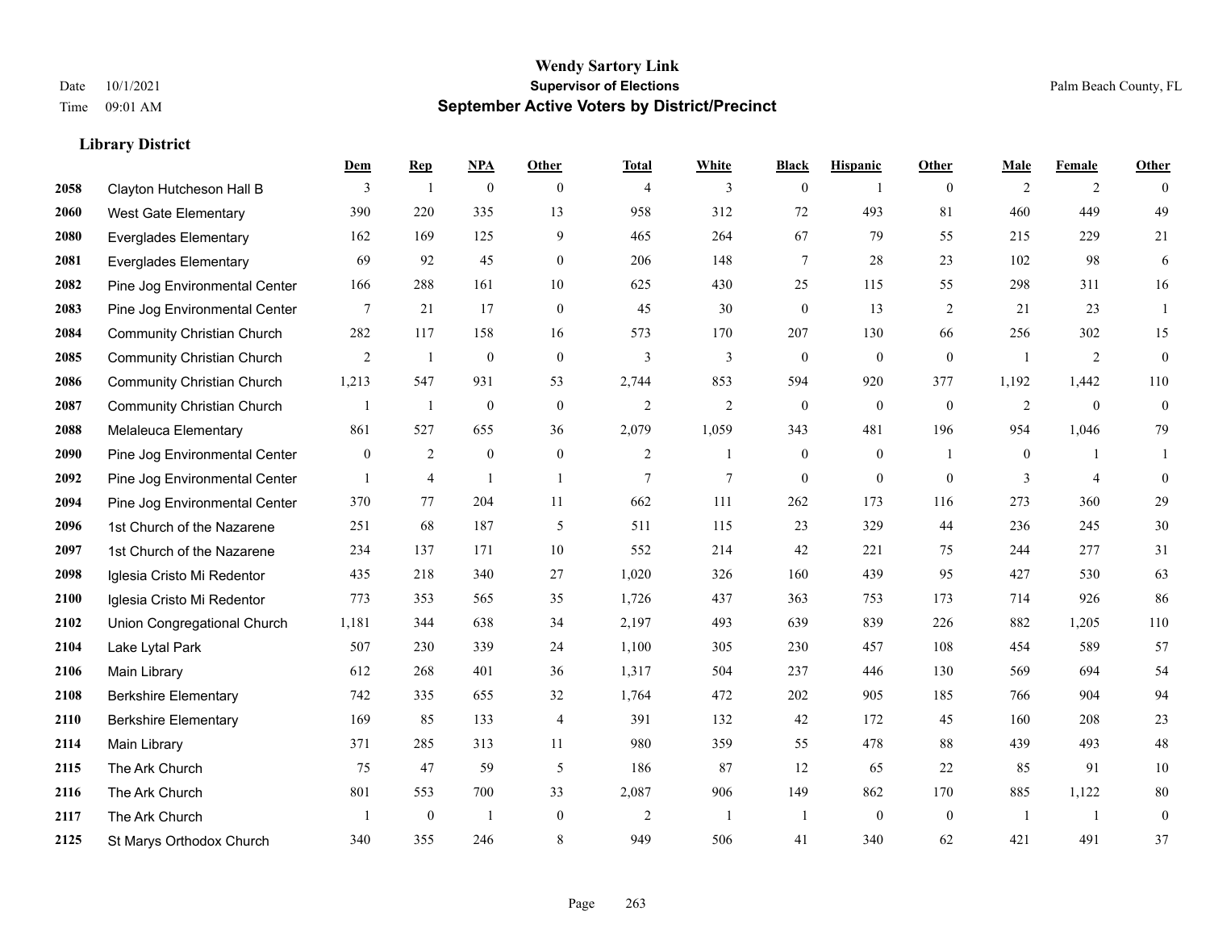**Wendy Sartory Link**
**Supervisor of Elections**
**September Active Voters by District/Precinct**

Date 10/1/2021
Time 09:01 AM

Palm Beach County, FL

### Library District

| | | Dem | Rep | NPA | Other | Total | White | Black | Hispanic | Other | Male | Female | Other |
|---|---|---|---|---|---|---|---|---|---|---|---|---|---|
| 2058 | Clayton Hutcheson Hall B | 3 | 1 | 0 | 0 | 4 | 3 | 0 | 1 | 0 | 2 | 2 | 0 |
| 2060 | West Gate Elementary | 390 | 220 | 335 | 13 | 958 | 312 | 72 | 493 | 81 | 460 | 449 | 49 |
| 2080 | Everglades Elementary | 162 | 169 | 125 | 9 | 465 | 264 | 67 | 79 | 55 | 215 | 229 | 21 |
| 2081 | Everglades Elementary | 69 | 92 | 45 | 0 | 206 | 148 | 7 | 28 | 23 | 102 | 98 | 6 |
| 2082 | Pine Jog Environmental Center | 166 | 288 | 161 | 10 | 625 | 430 | 25 | 115 | 55 | 298 | 311 | 16 |
| 2083 | Pine Jog Environmental Center | 7 | 21 | 17 | 0 | 45 | 30 | 0 | 13 | 2 | 21 | 23 | 1 |
| 2084 | Community Christian Church | 282 | 117 | 158 | 16 | 573 | 170 | 207 | 130 | 66 | 256 | 302 | 15 |
| 2085 | Community Christian Church | 2 | 1 | 0 | 0 | 3 | 3 | 0 | 0 | 0 | 1 | 2 | 0 |
| 2086 | Community Christian Church | 1,213 | 547 | 931 | 53 | 2,744 | 853 | 594 | 920 | 377 | 1,192 | 1,442 | 110 |
| 2087 | Community Christian Church | 1 | 1 | 0 | 0 | 2 | 2 | 0 | 0 | 0 | 2 | 0 | 0 |
| 2088 | Melaleuca Elementary | 861 | 527 | 655 | 36 | 2,079 | 1,059 | 343 | 481 | 196 | 954 | 1,046 | 79 |
| 2090 | Pine Jog Environmental Center | 0 | 2 | 0 | 0 | 2 | 1 | 0 | 0 | 1 | 0 | 1 | 1 |
| 2092 | Pine Jog Environmental Center | 1 | 4 | 1 | 1 | 7 | 7 | 0 | 0 | 0 | 3 | 4 | 0 |
| 2094 | Pine Jog Environmental Center | 370 | 77 | 204 | 11 | 662 | 111 | 262 | 173 | 116 | 273 | 360 | 29 |
| 2096 | 1st Church of the Nazarene | 251 | 68 | 187 | 5 | 511 | 115 | 23 | 329 | 44 | 236 | 245 | 30 |
| 2097 | 1st Church of the Nazarene | 234 | 137 | 171 | 10 | 552 | 214 | 42 | 221 | 75 | 244 | 277 | 31 |
| 2098 | Iglesia Cristo Mi Redentor | 435 | 218 | 340 | 27 | 1,020 | 326 | 160 | 439 | 95 | 427 | 530 | 63 |
| 2100 | Iglesia Cristo Mi Redentor | 773 | 353 | 565 | 35 | 1,726 | 437 | 363 | 753 | 173 | 714 | 926 | 86 |
| 2102 | Union Congregational Church | 1,181 | 344 | 638 | 34 | 2,197 | 493 | 639 | 839 | 226 | 882 | 1,205 | 110 |
| 2104 | Lake Lytal Park | 507 | 230 | 339 | 24 | 1,100 | 305 | 230 | 457 | 108 | 454 | 589 | 57 |
| 2106 | Main Library | 612 | 268 | 401 | 36 | 1,317 | 504 | 237 | 446 | 130 | 569 | 694 | 54 |
| 2108 | Berkshire Elementary | 742 | 335 | 655 | 32 | 1,764 | 472 | 202 | 905 | 185 | 766 | 904 | 94 |
| 2110 | Berkshire Elementary | 169 | 85 | 133 | 4 | 391 | 132 | 42 | 172 | 45 | 160 | 208 | 23 |
| 2114 | Main Library | 371 | 285 | 313 | 11 | 980 | 359 | 55 | 478 | 88 | 439 | 493 | 48 |
| 2115 | The Ark Church | 75 | 47 | 59 | 5 | 186 | 87 | 12 | 65 | 22 | 85 | 91 | 10 |
| 2116 | The Ark Church | 801 | 553 | 700 | 33 | 2,087 | 906 | 149 | 862 | 170 | 885 | 1,122 | 80 |
| 2117 | The Ark Church | 1 | 0 | 1 | 0 | 2 | 1 | 1 | 0 | 0 | 1 | 1 | 0 |
| 2125 | St Marys Orthodox Church | 340 | 355 | 246 | 8 | 949 | 506 | 41 | 340 | 62 | 421 | 491 | 37 |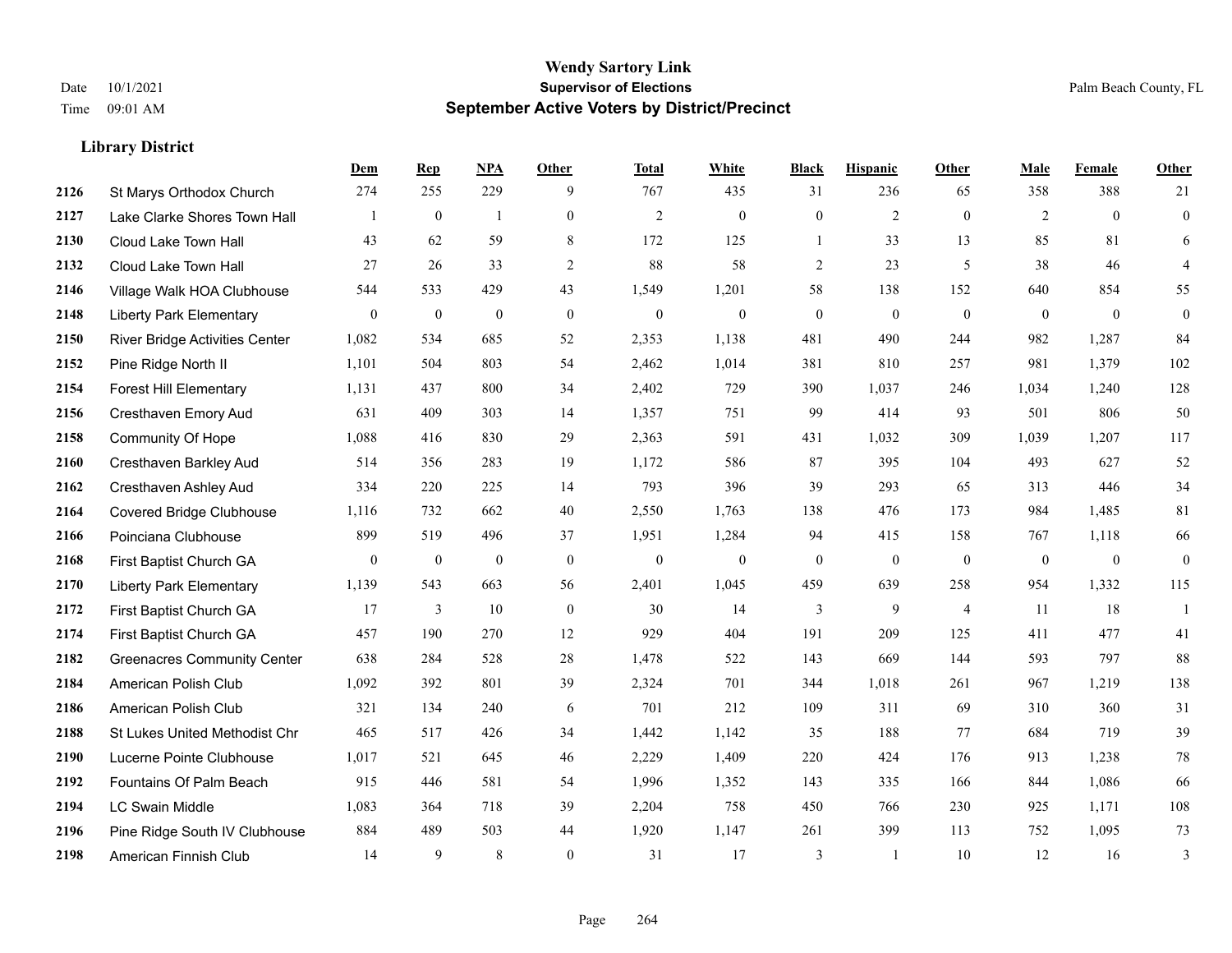**Wendy Sartory Link**
**Supervisor of Elections**
**September Active Voters by District/Precinct**

Date 10/1/2021
Time 09:01 AM

Palm Beach County, FL

### Library District

| | | Dem | Rep | NPA | Other | Total | White | Black | Hispanic | Other | Male | Female | Other |
|---|---|---|---|---|---|---|---|---|---|---|---|---|---|
| 2126 | St Marys Orthodox Church | 274 | 255 | 229 | 9 | 767 | 435 | 31 | 236 | 65 | 358 | 388 | 21 |
| 2127 | Lake Clarke Shores Town Hall | 1 | 0 | 1 | 0 | 2 | 0 | 0 | 2 | 0 | 2 | 0 | 0 |
| 2130 | Cloud Lake Town Hall | 43 | 62 | 59 | 8 | 172 | 125 | 1 | 33 | 13 | 85 | 81 | 6 |
| 2132 | Cloud Lake Town Hall | 27 | 26 | 33 | 2 | 88 | 58 | 2 | 23 | 5 | 38 | 46 | 4 |
| 2146 | Village Walk HOA Clubhouse | 544 | 533 | 429 | 43 | 1,549 | 1,201 | 58 | 138 | 152 | 640 | 854 | 55 |
| 2148 | Liberty Park Elementary | 0 | 0 | 0 | 0 | 0 | 0 | 0 | 0 | 0 | 0 | 0 | 0 |
| 2150 | River Bridge Activities Center | 1,082 | 534 | 685 | 52 | 2,353 | 1,138 | 481 | 490 | 244 | 982 | 1,287 | 84 |
| 2152 | Pine Ridge North II | 1,101 | 504 | 803 | 54 | 2,462 | 1,014 | 381 | 810 | 257 | 981 | 1,379 | 102 |
| 2154 | Forest Hill Elementary | 1,131 | 437 | 800 | 34 | 2,402 | 729 | 390 | 1,037 | 246 | 1,034 | 1,240 | 128 |
| 2156 | Cresthaven Emory Aud | 631 | 409 | 303 | 14 | 1,357 | 751 | 99 | 414 | 93 | 501 | 806 | 50 |
| 2158 | Community Of Hope | 1,088 | 416 | 830 | 29 | 2,363 | 591 | 431 | 1,032 | 309 | 1,039 | 1,207 | 117 |
| 2160 | Cresthaven Barkley Aud | 514 | 356 | 283 | 19 | 1,172 | 586 | 87 | 395 | 104 | 493 | 627 | 52 |
| 2162 | Cresthaven Ashley Aud | 334 | 220 | 225 | 14 | 793 | 396 | 39 | 293 | 65 | 313 | 446 | 34 |
| 2164 | Covered Bridge Clubhouse | 1,116 | 732 | 662 | 40 | 2,550 | 1,763 | 138 | 476 | 173 | 984 | 1,485 | 81 |
| 2166 | Poinciana Clubhouse | 899 | 519 | 496 | 37 | 1,951 | 1,284 | 94 | 415 | 158 | 767 | 1,118 | 66 |
| 2168 | First Baptist Church GA | 0 | 0 | 0 | 0 | 0 | 0 | 0 | 0 | 0 | 0 | 0 | 0 |
| 2170 | Liberty Park Elementary | 1,139 | 543 | 663 | 56 | 2,401 | 1,045 | 459 | 639 | 258 | 954 | 1,332 | 115 |
| 2172 | First Baptist Church GA | 17 | 3 | 10 | 0 | 30 | 14 | 3 | 9 | 4 | 11 | 18 | 1 |
| 2174 | First Baptist Church GA | 457 | 190 | 270 | 12 | 929 | 404 | 191 | 209 | 125 | 411 | 477 | 41 |
| 2182 | Greenacres Community Center | 638 | 284 | 528 | 28 | 1,478 | 522 | 143 | 669 | 144 | 593 | 797 | 88 |
| 2184 | American Polish Club | 1,092 | 392 | 801 | 39 | 2,324 | 701 | 344 | 1,018 | 261 | 967 | 1,219 | 138 |
| 2186 | American Polish Club | 321 | 134 | 240 | 6 | 701 | 212 | 109 | 311 | 69 | 310 | 360 | 31 |
| 2188 | St Lukes United Methodist Chr | 465 | 517 | 426 | 34 | 1,442 | 1,142 | 35 | 188 | 77 | 684 | 719 | 39 |
| 2190 | Lucerne Pointe Clubhouse | 1,017 | 521 | 645 | 46 | 2,229 | 1,409 | 220 | 424 | 176 | 913 | 1,238 | 78 |
| 2192 | Fountains Of Palm Beach | 915 | 446 | 581 | 54 | 1,996 | 1,352 | 143 | 335 | 166 | 844 | 1,086 | 66 |
| 2194 | LC Swain Middle | 1,083 | 364 | 718 | 39 | 2,204 | 758 | 450 | 766 | 230 | 925 | 1,171 | 108 |
| 2196 | Pine Ridge South IV Clubhouse | 884 | 489 | 503 | 44 | 1,920 | 1,147 | 261 | 399 | 113 | 752 | 1,095 | 73 |
| 2198 | American Finnish Club | 14 | 9 | 8 | 0 | 31 | 17 | 3 | 1 | 10 | 12 | 16 | 3 |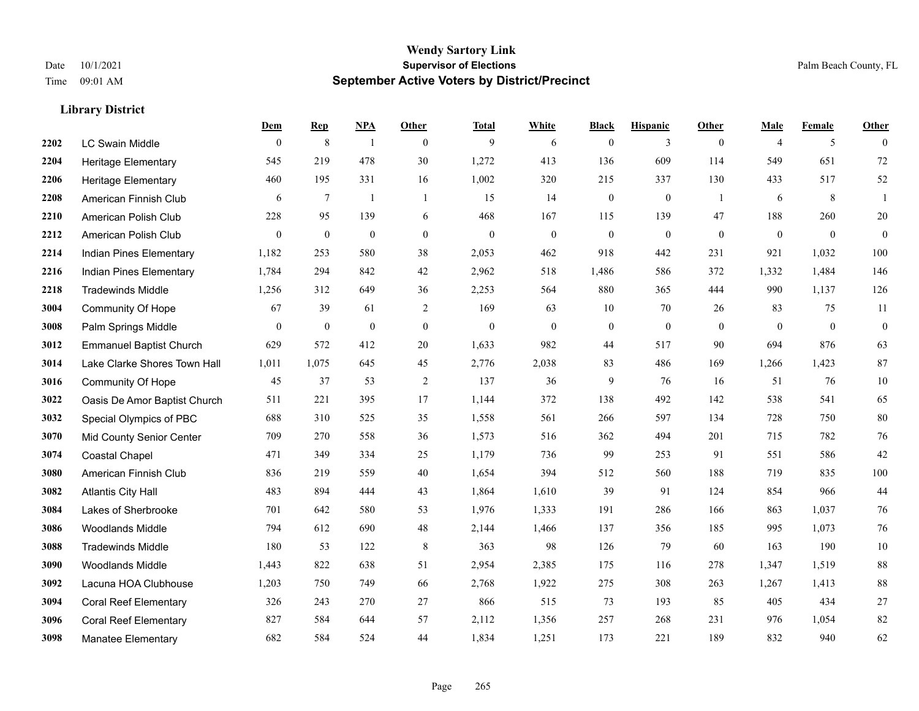# Wendy Sartory Link

**Supervisor of Elections**

**September Active Voters by District/Precinct**

Date 10/1/2021 | Time 09:01 AM | Palm Beach County, FL

### Library District

| | | Dem | Rep | NPA | Other | Total | White | Black | Hispanic | Other | Male | Female | Other |
|---|---|---|---|---|---|---|---|---|---|---|---|---|---|
| 2202 | LC Swain Middle | 0 | 8 | 1 | 0 | 9 | 6 | 0 | 3 | 0 | 4 | 5 | 0 |
| 2204 | Heritage Elementary | 545 | 219 | 478 | 30 | 1,272 | 413 | 136 | 609 | 114 | 549 | 651 | 72 |
| 2206 | Heritage Elementary | 460 | 195 | 331 | 16 | 1,002 | 320 | 215 | 337 | 130 | 433 | 517 | 52 |
| 2208 | American Finnish Club | 6 | 7 | 1 | 1 | 15 | 14 | 0 | 0 | 1 | 6 | 8 | 1 |
| 2210 | American Polish Club | 228 | 95 | 139 | 6 | 468 | 167 | 115 | 139 | 47 | 188 | 260 | 20 |
| 2212 | American Polish Club | 0 | 0 | 0 | 0 | 0 | 0 | 0 | 0 | 0 | 0 | 0 | 0 |
| 2214 | Indian Pines Elementary | 1,182 | 253 | 580 | 38 | 2,053 | 462 | 918 | 442 | 231 | 921 | 1,032 | 100 |
| 2216 | Indian Pines Elementary | 1,784 | 294 | 842 | 42 | 2,962 | 518 | 1,486 | 586 | 372 | 1,332 | 1,484 | 146 |
| 2218 | Tradewinds Middle | 1,256 | 312 | 649 | 36 | 2,253 | 564 | 880 | 365 | 444 | 990 | 1,137 | 126 |
| 3004 | Community Of Hope | 67 | 39 | 61 | 2 | 169 | 63 | 10 | 70 | 26 | 83 | 75 | 11 |
| 3008 | Palm Springs Middle | 0 | 0 | 0 | 0 | 0 | 0 | 0 | 0 | 0 | 0 | 0 | 0 |
| 3012 | Emmanuel Baptist Church | 629 | 572 | 412 | 20 | 1,633 | 982 | 44 | 517 | 90 | 694 | 876 | 63 |
| 3014 | Lake Clarke Shores Town Hall | 1,011 | 1,075 | 645 | 45 | 2,776 | 2,038 | 83 | 486 | 169 | 1,266 | 1,423 | 87 |
| 3016 | Community Of Hope | 45 | 37 | 53 | 2 | 137 | 36 | 9 | 76 | 16 | 51 | 76 | 10 |
| 3022 | Oasis De Amor Baptist Church | 511 | 221 | 395 | 17 | 1,144 | 372 | 138 | 492 | 142 | 538 | 541 | 65 |
| 3032 | Special Olympics of PBC | 688 | 310 | 525 | 35 | 1,558 | 561 | 266 | 597 | 134 | 728 | 750 | 80 |
| 3070 | Mid County Senior Center | 709 | 270 | 558 | 36 | 1,573 | 516 | 362 | 494 | 201 | 715 | 782 | 76 |
| 3074 | Coastal Chapel | 471 | 349 | 334 | 25 | 1,179 | 736 | 99 | 253 | 91 | 551 | 586 | 42 |
| 3080 | American Finnish Club | 836 | 219 | 559 | 40 | 1,654 | 394 | 512 | 560 | 188 | 719 | 835 | 100 |
| 3082 | Atlantis City Hall | 483 | 894 | 444 | 43 | 1,864 | 1,610 | 39 | 91 | 124 | 854 | 966 | 44 |
| 3084 | Lakes of Sherbrooke | 701 | 642 | 580 | 53 | 1,976 | 1,333 | 191 | 286 | 166 | 863 | 1,037 | 76 |
| 3086 | Woodlands Middle | 794 | 612 | 690 | 48 | 2,144 | 1,466 | 137 | 356 | 185 | 995 | 1,073 | 76 |
| 3088 | Tradewinds Middle | 180 | 53 | 122 | 8 | 363 | 98 | 126 | 79 | 60 | 163 | 190 | 10 |
| 3090 | Woodlands Middle | 1,443 | 822 | 638 | 51 | 2,954 | 2,385 | 175 | 116 | 278 | 1,347 | 1,519 | 88 |
| 3092 | Lacuna HOA Clubhouse | 1,203 | 750 | 749 | 66 | 2,768 | 1,922 | 275 | 308 | 263 | 1,267 | 1,413 | 88 |
| 3094 | Coral Reef Elementary | 326 | 243 | 270 | 27 | 866 | 515 | 73 | 193 | 85 | 405 | 434 | 27 |
| 3096 | Coral Reef Elementary | 827 | 584 | 644 | 57 | 2,112 | 1,356 | 257 | 268 | 231 | 976 | 1,054 | 82 |
| 3098 | Manatee Elementary | 682 | 584 | 524 | 44 | 1,834 | 1,251 | 173 | 221 | 189 | 832 | 940 | 62 |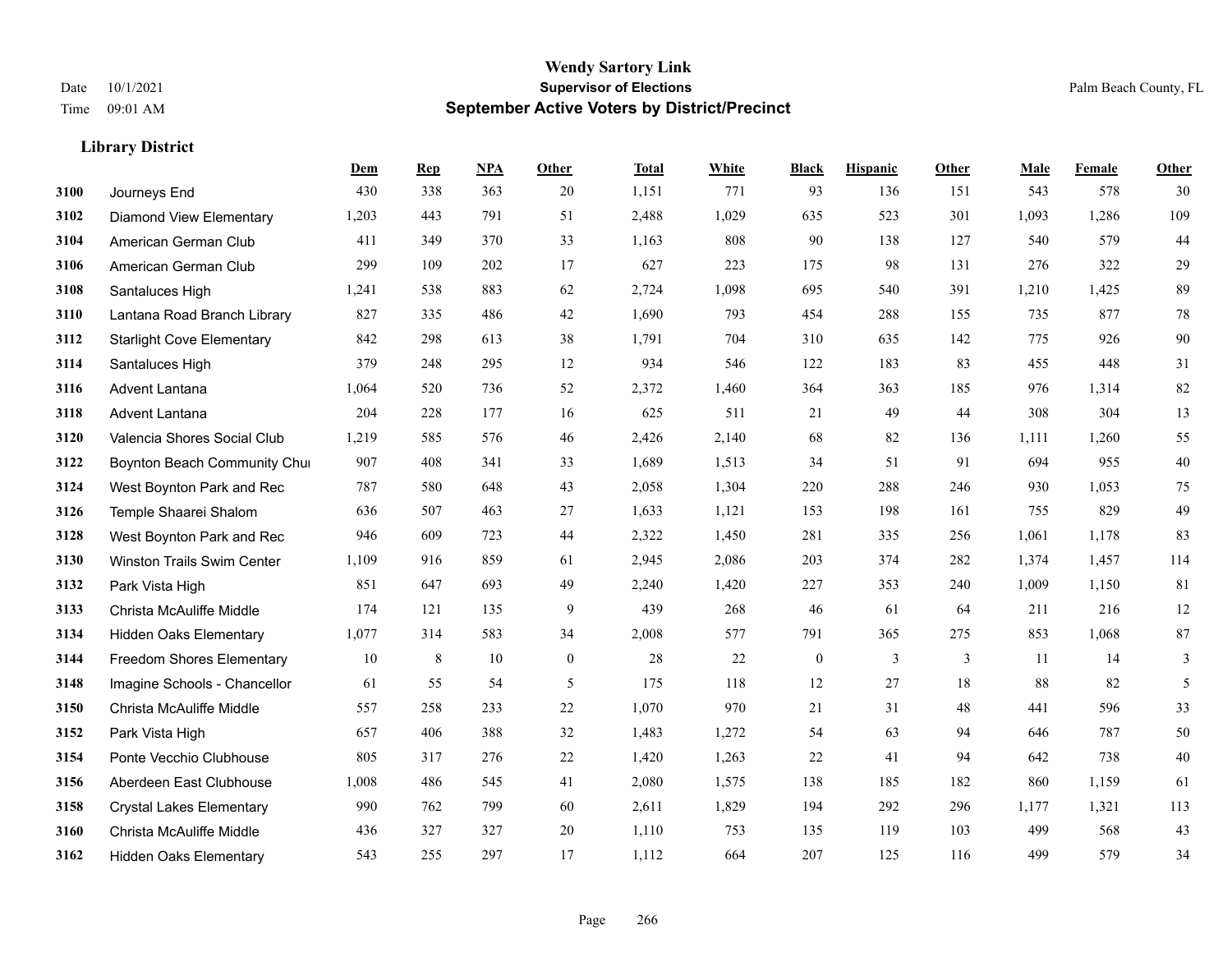**Wendy Sartory Link**
**Supervisor of Elections**
**September Active Voters by District/Precinct**

Date 10/1/2021
Time 09:01 AM
Palm Beach County, FL

### Library District

| | | Dem | Rep | NPA | Other | Total | White | Black | Hispanic | Other | Male | Female | Other |
|---|---|---|---|---|---|---|---|---|---|---|---|---|---|
| 3100 | Journeys End | 430 | 338 | 363 | 20 | 1,151 | 771 | 93 | 136 | 151 | 543 | 578 | 30 |
| 3102 | Diamond View Elementary | 1,203 | 443 | 791 | 51 | 2,488 | 1,029 | 635 | 523 | 301 | 1,093 | 1,286 | 109 |
| 3104 | American German Club | 411 | 349 | 370 | 33 | 1,163 | 808 | 90 | 138 | 127 | 540 | 579 | 44 |
| 3106 | American German Club | 299 | 109 | 202 | 17 | 627 | 223 | 175 | 98 | 131 | 276 | 322 | 29 |
| 3108 | Santaluces High | 1,241 | 538 | 883 | 62 | 2,724 | 1,098 | 695 | 540 | 391 | 1,210 | 1,425 | 89 |
| 3110 | Lantana Road Branch Library | 827 | 335 | 486 | 42 | 1,690 | 793 | 454 | 288 | 155 | 735 | 877 | 78 |
| 3112 | Starlight Cove Elementary | 842 | 298 | 613 | 38 | 1,791 | 704 | 310 | 635 | 142 | 775 | 926 | 90 |
| 3114 | Santaluces High | 379 | 248 | 295 | 12 | 934 | 546 | 122 | 183 | 83 | 455 | 448 | 31 |
| 3116 | Advent Lantana | 1,064 | 520 | 736 | 52 | 2,372 | 1,460 | 364 | 363 | 185 | 976 | 1,314 | 82 |
| 3118 | Advent Lantana | 204 | 228 | 177 | 16 | 625 | 511 | 21 | 49 | 44 | 308 | 304 | 13 |
| 3120 | Valencia Shores Social Club | 1,219 | 585 | 576 | 46 | 2,426 | 2,140 | 68 | 82 | 136 | 1,111 | 1,260 | 55 |
| 3122 | Boynton Beach Community Chui | 907 | 408 | 341 | 33 | 1,689 | 1,513 | 34 | 51 | 91 | 694 | 955 | 40 |
| 3124 | West Boynton Park and Rec | 787 | 580 | 648 | 43 | 2,058 | 1,304 | 220 | 288 | 246 | 930 | 1,053 | 75 |
| 3126 | Temple Shaarei Shalom | 636 | 507 | 463 | 27 | 1,633 | 1,121 | 153 | 198 | 161 | 755 | 829 | 49 |
| 3128 | West Boynton Park and Rec | 946 | 609 | 723 | 44 | 2,322 | 1,450 | 281 | 335 | 256 | 1,061 | 1,178 | 83 |
| 3130 | Winston Trails Swim Center | 1,109 | 916 | 859 | 61 | 2,945 | 2,086 | 203 | 374 | 282 | 1,374 | 1,457 | 114 |
| 3132 | Park Vista High | 851 | 647 | 693 | 49 | 2,240 | 1,420 | 227 | 353 | 240 | 1,009 | 1,150 | 81 |
| 3133 | Christa McAuliffe Middle | 174 | 121 | 135 | 9 | 439 | 268 | 46 | 61 | 64 | 211 | 216 | 12 |
| 3134 | Hidden Oaks Elementary | 1,077 | 314 | 583 | 34 | 2,008 | 577 | 791 | 365 | 275 | 853 | 1,068 | 87 |
| 3144 | Freedom Shores Elementary | 10 | 8 | 10 | 0 | 28 | 22 | 0 | 3 | 3 | 11 | 14 | 3 |
| 3148 | Imagine Schools - Chancellor | 61 | 55 | 54 | 5 | 175 | 118 | 12 | 27 | 18 | 88 | 82 | 5 |
| 3150 | Christa McAuliffe Middle | 557 | 258 | 233 | 22 | 1,070 | 970 | 21 | 31 | 48 | 441 | 596 | 33 |
| 3152 | Park Vista High | 657 | 406 | 388 | 32 | 1,483 | 1,272 | 54 | 63 | 94 | 646 | 787 | 50 |
| 3154 | Ponte Vecchio Clubhouse | 805 | 317 | 276 | 22 | 1,420 | 1,263 | 22 | 41 | 94 | 642 | 738 | 40 |
| 3156 | Aberdeen East Clubhouse | 1,008 | 486 | 545 | 41 | 2,080 | 1,575 | 138 | 185 | 182 | 860 | 1,159 | 61 |
| 3158 | Crystal Lakes Elementary | 990 | 762 | 799 | 60 | 2,611 | 1,829 | 194 | 292 | 296 | 1,177 | 1,321 | 113 |
| 3160 | Christa McAuliffe Middle | 436 | 327 | 327 | 20 | 1,110 | 753 | 135 | 119 | 103 | 499 | 568 | 43 |
| 3162 | Hidden Oaks Elementary | 543 | 255 | 297 | 17 | 1,112 | 664 | 207 | 125 | 116 | 499 | 579 | 34 |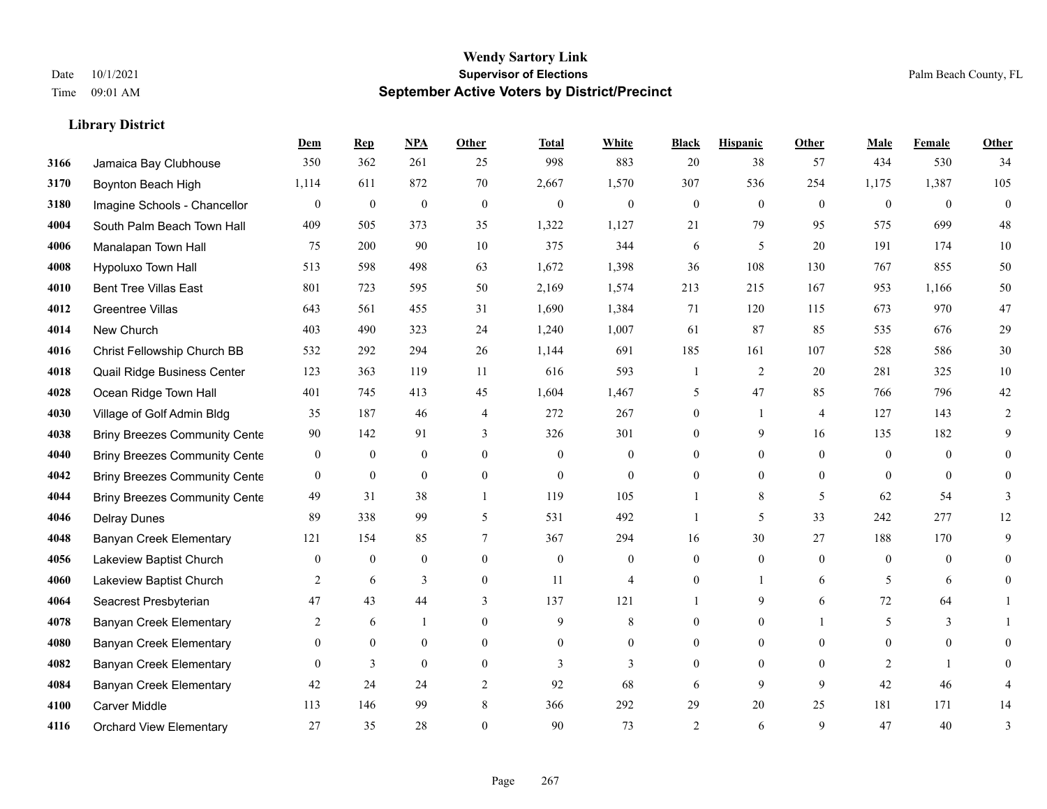**Wendy Sartory Link**
**Supervisor of Elections**
**September Active Voters by District/Precinct**

Date 10/1/2021
Time 09:01 AM

Palm Beach County, FL

### Library District

| | | Dem | Rep | NPA | Other | Total | White | Black | Hispanic | Other | Male | Female | Other |
|---|---|---|---|---|---|---|---|---|---|---|---|---|---|
| 3166 | Jamaica Bay Clubhouse | 350 | 362 | 261 | 25 | 998 | 883 | 20 | 38 | 57 | 434 | 530 | 34 |
| 3170 | Boynton Beach High | 1,114 | 611 | 872 | 70 | 2,667 | 1,570 | 307 | 536 | 254 | 1,175 | 1,387 | 105 |
| 3180 | Imagine Schools - Chancellor | 0 | 0 | 0 | 0 | 0 | 0 | 0 | 0 | 0 | 0 | 0 | 0 |
| 4004 | South Palm Beach Town Hall | 409 | 505 | 373 | 35 | 1,322 | 1,127 | 21 | 79 | 95 | 575 | 699 | 48 |
| 4006 | Manalapan Town Hall | 75 | 200 | 90 | 10 | 375 | 344 | 6 | 5 | 20 | 191 | 174 | 10 |
| 4008 | Hypoluxo Town Hall | 513 | 598 | 498 | 63 | 1,672 | 1,398 | 36 | 108 | 130 | 767 | 855 | 50 |
| 4010 | Bent Tree Villas East | 801 | 723 | 595 | 50 | 2,169 | 1,574 | 213 | 215 | 167 | 953 | 1,166 | 50 |
| 4012 | Greentree Villas | 643 | 561 | 455 | 31 | 1,690 | 1,384 | 71 | 120 | 115 | 673 | 970 | 47 |
| 4014 | New Church | 403 | 490 | 323 | 24 | 1,240 | 1,007 | 61 | 87 | 85 | 535 | 676 | 29 |
| 4016 | Christ Fellowship Church BB | 532 | 292 | 294 | 26 | 1,144 | 691 | 185 | 161 | 107 | 528 | 586 | 30 |
| 4018 | Quail Ridge Business Center | 123 | 363 | 119 | 11 | 616 | 593 | 1 | 2 | 20 | 281 | 325 | 10 |
| 4028 | Ocean Ridge Town Hall | 401 | 745 | 413 | 45 | 1,604 | 1,467 | 5 | 47 | 85 | 766 | 796 | 42 |
| 4030 | Village of Golf Admin Bldg | 35 | 187 | 46 | 4 | 272 | 267 | 0 | 1 | 4 | 127 | 143 | 2 |
| 4038 | Briny Breezes Community Cente | 90 | 142 | 91 | 3 | 326 | 301 | 0 | 9 | 16 | 135 | 182 | 9 |
| 4040 | Briny Breezes Community Cente | 0 | 0 | 0 | 0 | 0 | 0 | 0 | 0 | 0 | 0 | 0 | 0 |
| 4042 | Briny Breezes Community Cente | 0 | 0 | 0 | 0 | 0 | 0 | 0 | 0 | 0 | 0 | 0 | 0 |
| 4044 | Briny Breezes Community Cente | 49 | 31 | 38 | 1 | 119 | 105 | 1 | 8 | 5 | 62 | 54 | 3 |
| 4046 | Delray Dunes | 89 | 338 | 99 | 5 | 531 | 492 | 1 | 5 | 33 | 242 | 277 | 12 |
| 4048 | Banyan Creek Elementary | 121 | 154 | 85 | 7 | 367 | 294 | 16 | 30 | 27 | 188 | 170 | 9 |
| 4056 | Lakeview Baptist Church | 0 | 0 | 0 | 0 | 0 | 0 | 0 | 0 | 0 | 0 | 0 | 0 |
| 4060 | Lakeview Baptist Church | 2 | 6 | 3 | 0 | 11 | 4 | 0 | 1 | 6 | 5 | 6 | 0 |
| 4064 | Seacrest Presbyterian | 47 | 43 | 44 | 3 | 137 | 121 | 1 | 9 | 6 | 72 | 64 | 1 |
| 4078 | Banyan Creek Elementary | 2 | 6 | 1 | 0 | 9 | 8 | 0 | 0 | 1 | 5 | 3 | 1 |
| 4080 | Banyan Creek Elementary | 0 | 0 | 0 | 0 | 0 | 0 | 0 | 0 | 0 | 0 | 0 | 0 |
| 4082 | Banyan Creek Elementary | 0 | 3 | 0 | 0 | 3 | 3 | 0 | 0 | 0 | 2 | 1 | 0 |
| 4084 | Banyan Creek Elementary | 42 | 24 | 24 | 2 | 92 | 68 | 6 | 9 | 9 | 42 | 46 | 4 |
| 4100 | Carver Middle | 113 | 146 | 99 | 8 | 366 | 292 | 29 | 20 | 25 | 181 | 171 | 14 |
| 4116 | Orchard View Elementary | 27 | 35 | 28 | 0 | 90 | 73 | 2 | 6 | 9 | 47 | 40 | 3 |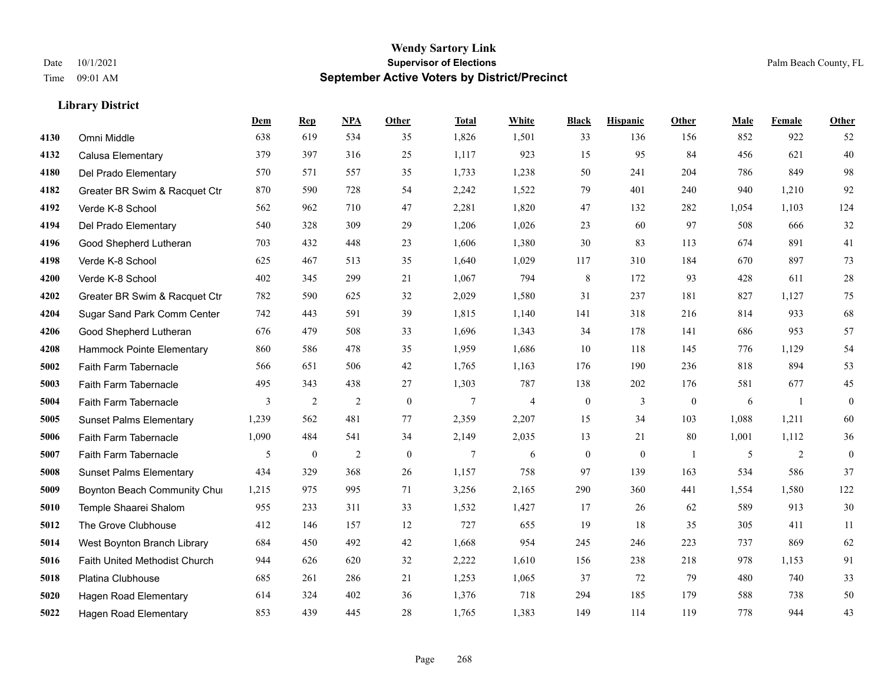# Wendy Sartory Link
## Supervisor of Elections
## September Active Voters by District/Precinct

Date 10/1/2021
Time 09:01 AM

Palm Beach County, FL

### Library District

| | | Dem | Rep | NPA | Other | Total | White | Black | Hispanic | Other | Male | Female | Other |
|---|---|---|---|---|---|---|---|---|---|---|---|---|---|
| 4130 | Omni Middle | 638 | 619 | 534 | 35 | 1,826 | 1,501 | 33 | 136 | 156 | 852 | 922 | 52 |
| 4132 | Calusa Elementary | 379 | 397 | 316 | 25 | 1,117 | 923 | 15 | 95 | 84 | 456 | 621 | 40 |
| 4180 | Del Prado Elementary | 570 | 571 | 557 | 35 | 1,733 | 1,238 | 50 | 241 | 204 | 786 | 849 | 98 |
| 4182 | Greater BR Swim & Racquet Ctr | 870 | 590 | 728 | 54 | 2,242 | 1,522 | 79 | 401 | 240 | 940 | 1,210 | 92 |
| 4192 | Verde K-8 School | 562 | 962 | 710 | 47 | 2,281 | 1,820 | 47 | 132 | 282 | 1,054 | 1,103 | 124 |
| 4194 | Del Prado Elementary | 540 | 328 | 309 | 29 | 1,206 | 1,026 | 23 | 60 | 97 | 508 | 666 | 32 |
| 4196 | Good Shepherd Lutheran | 703 | 432 | 448 | 23 | 1,606 | 1,380 | 30 | 83 | 113 | 674 | 891 | 41 |
| 4198 | Verde K-8 School | 625 | 467 | 513 | 35 | 1,640 | 1,029 | 117 | 310 | 184 | 670 | 897 | 73 |
| 4200 | Verde K-8 School | 402 | 345 | 299 | 21 | 1,067 | 794 | 8 | 172 | 93 | 428 | 611 | 28 |
| 4202 | Greater BR Swim & Racquet Ctr | 782 | 590 | 625 | 32 | 2,029 | 1,580 | 31 | 237 | 181 | 827 | 1,127 | 75 |
| 4204 | Sugar Sand Park Comm Center | 742 | 443 | 591 | 39 | 1,815 | 1,140 | 141 | 318 | 216 | 814 | 933 | 68 |
| 4206 | Good Shepherd Lutheran | 676 | 479 | 508 | 33 | 1,696 | 1,343 | 34 | 178 | 141 | 686 | 953 | 57 |
| 4208 | Hammock Pointe Elementary | 860 | 586 | 478 | 35 | 1,959 | 1,686 | 10 | 118 | 145 | 776 | 1,129 | 54 |
| 5002 | Faith Farm Tabernacle | 566 | 651 | 506 | 42 | 1,765 | 1,163 | 176 | 190 | 236 | 818 | 894 | 53 |
| 5003 | Faith Farm Tabernacle | 495 | 343 | 438 | 27 | 1,303 | 787 | 138 | 202 | 176 | 581 | 677 | 45 |
| 5004 | Faith Farm Tabernacle | 3 | 2 | 2 | 0 | 7 | 4 | 0 | 3 | 0 | 6 | 1 | 0 |
| 5005 | Sunset Palms Elementary | 1,239 | 562 | 481 | 77 | 2,359 | 2,207 | 15 | 34 | 103 | 1,088 | 1,211 | 60 |
| 5006 | Faith Farm Tabernacle | 1,090 | 484 | 541 | 34 | 2,149 | 2,035 | 13 | 21 | 80 | 1,001 | 1,112 | 36 |
| 5007 | Faith Farm Tabernacle | 5 | 0 | 2 | 0 | 7 | 6 | 0 | 0 | 1 | 5 | 2 | 0 |
| 5008 | Sunset Palms Elementary | 434 | 329 | 368 | 26 | 1,157 | 758 | 97 | 139 | 163 | 534 | 586 | 37 |
| 5009 | Boynton Beach Community Chui | 1,215 | 975 | 995 | 71 | 3,256 | 2,165 | 290 | 360 | 441 | 1,554 | 1,580 | 122 |
| 5010 | Temple Shaarei Shalom | 955 | 233 | 311 | 33 | 1,532 | 1,427 | 17 | 26 | 62 | 589 | 913 | 30 |
| 5012 | The Grove Clubhouse | 412 | 146 | 157 | 12 | 727 | 655 | 19 | 18 | 35 | 305 | 411 | 11 |
| 5014 | West Boynton Branch Library | 684 | 450 | 492 | 42 | 1,668 | 954 | 245 | 246 | 223 | 737 | 869 | 62 |
| 5016 | Faith United Methodist Church | 944 | 626 | 620 | 32 | 2,222 | 1,610 | 156 | 238 | 218 | 978 | 1,153 | 91 |
| 5018 | Platina Clubhouse | 685 | 261 | 286 | 21 | 1,253 | 1,065 | 37 | 72 | 79 | 480 | 740 | 33 |
| 5020 | Hagen Road Elementary | 614 | 324 | 402 | 36 | 1,376 | 718 | 294 | 185 | 179 | 588 | 738 | 50 |
| 5022 | Hagen Road Elementary | 853 | 439 | 445 | 28 | 1,765 | 1,383 | 149 | 114 | 119 | 778 | 944 | 43 |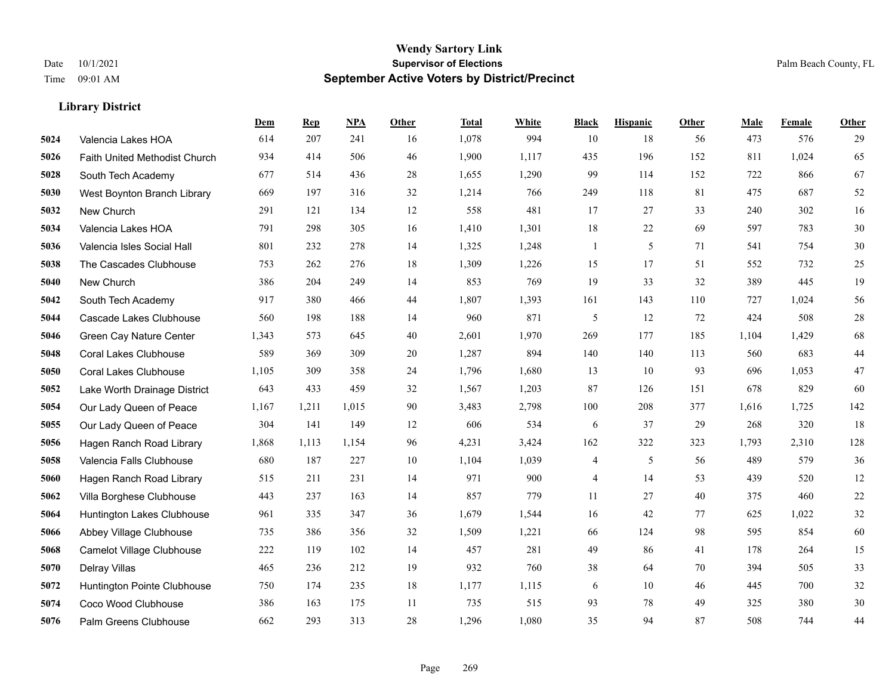# Wendy Sartory Link

## Supervisor of Elections

## September Active Voters by District/Precinct

Date 10/1/2021 Palm Beach County, FL
Time 09:01 AM

### Library District

| | | Dem | Rep | NPA | Other | Total | White | Black | Hispanic | Other | Male | Female | Other |
|---|---|---|---|---|---|---|---|---|---|---|---|---|---|
| 5024 | Valencia Lakes HOA | 614 | 207 | 241 | 16 | 1,078 | 994 | 10 | 18 | 56 | 473 | 576 | 29 |
| 5026 | Faith United Methodist Church | 934 | 414 | 506 | 46 | 1,900 | 1,117 | 435 | 196 | 152 | 811 | 1,024 | 65 |
| 5028 | South Tech Academy | 677 | 514 | 436 | 28 | 1,655 | 1,290 | 99 | 114 | 152 | 722 | 866 | 67 |
| 5030 | West Boynton Branch Library | 669 | 197 | 316 | 32 | 1,214 | 766 | 249 | 118 | 81 | 475 | 687 | 52 |
| 5032 | New Church | 291 | 121 | 134 | 12 | 558 | 481 | 17 | 27 | 33 | 240 | 302 | 16 |
| 5034 | Valencia Lakes HOA | 791 | 298 | 305 | 16 | 1,410 | 1,301 | 18 | 22 | 69 | 597 | 783 | 30 |
| 5036 | Valencia Isles Social Hall | 801 | 232 | 278 | 14 | 1,325 | 1,248 | 1 | 5 | 71 | 541 | 754 | 30 |
| 5038 | The Cascades Clubhouse | 753 | 262 | 276 | 18 | 1,309 | 1,226 | 15 | 17 | 51 | 552 | 732 | 25 |
| 5040 | New Church | 386 | 204 | 249 | 14 | 853 | 769 | 19 | 33 | 32 | 389 | 445 | 19 |
| 5042 | South Tech Academy | 917 | 380 | 466 | 44 | 1,807 | 1,393 | 161 | 143 | 110 | 727 | 1,024 | 56 |
| 5044 | Cascade Lakes Clubhouse | 560 | 198 | 188 | 14 | 960 | 871 | 5 | 12 | 72 | 424 | 508 | 28 |
| 5046 | Green Cay Nature Center | 1,343 | 573 | 645 | 40 | 2,601 | 1,970 | 269 | 177 | 185 | 1,104 | 1,429 | 68 |
| 5048 | Coral Lakes Clubhouse | 589 | 369 | 309 | 20 | 1,287 | 894 | 140 | 140 | 113 | 560 | 683 | 44 |
| 5050 | Coral Lakes Clubhouse | 1,105 | 309 | 358 | 24 | 1,796 | 1,680 | 13 | 10 | 93 | 696 | 1,053 | 47 |
| 5052 | Lake Worth Drainage District | 643 | 433 | 459 | 32 | 1,567 | 1,203 | 87 | 126 | 151 | 678 | 829 | 60 |
| 5054 | Our Lady Queen of Peace | 1,167 | 1,211 | 1,015 | 90 | 3,483 | 2,798 | 100 | 208 | 377 | 1,616 | 1,725 | 142 |
| 5055 | Our Lady Queen of Peace | 304 | 141 | 149 | 12 | 606 | 534 | 6 | 37 | 29 | 268 | 320 | 18 |
| 5056 | Hagen Ranch Road Library | 1,868 | 1,113 | 1,154 | 96 | 4,231 | 3,424 | 162 | 322 | 323 | 1,793 | 2,310 | 128 |
| 5058 | Valencia Falls Clubhouse | 680 | 187 | 227 | 10 | 1,104 | 1,039 | 4 | 5 | 56 | 489 | 579 | 36 |
| 5060 | Hagen Ranch Road Library | 515 | 211 | 231 | 14 | 971 | 900 | 4 | 14 | 53 | 439 | 520 | 12 |
| 5062 | Villa Borghese Clubhouse | 443 | 237 | 163 | 14 | 857 | 779 | 11 | 27 | 40 | 375 | 460 | 22 |
| 5064 | Huntington Lakes Clubhouse | 961 | 335 | 347 | 36 | 1,679 | 1,544 | 16 | 42 | 77 | 625 | 1,022 | 32 |
| 5066 | Abbey Village Clubhouse | 735 | 386 | 356 | 32 | 1,509 | 1,221 | 66 | 124 | 98 | 595 | 854 | 60 |
| 5068 | Camelot Village Clubhouse | 222 | 119 | 102 | 14 | 457 | 281 | 49 | 86 | 41 | 178 | 264 | 15 |
| 5070 | Delray Villas | 465 | 236 | 212 | 19 | 932 | 760 | 38 | 64 | 70 | 394 | 505 | 33 |
| 5072 | Huntington Pointe Clubhouse | 750 | 174 | 235 | 18 | 1,177 | 1,115 | 6 | 10 | 46 | 445 | 700 | 32 |
| 5074 | Coco Wood Clubhouse | 386 | 163 | 175 | 11 | 735 | 515 | 93 | 78 | 49 | 325 | 380 | 30 |
| 5076 | Palm Greens Clubhouse | 662 | 293 | 313 | 28 | 1,296 | 1,080 | 35 | 94 | 87 | 508 | 744 | 44 |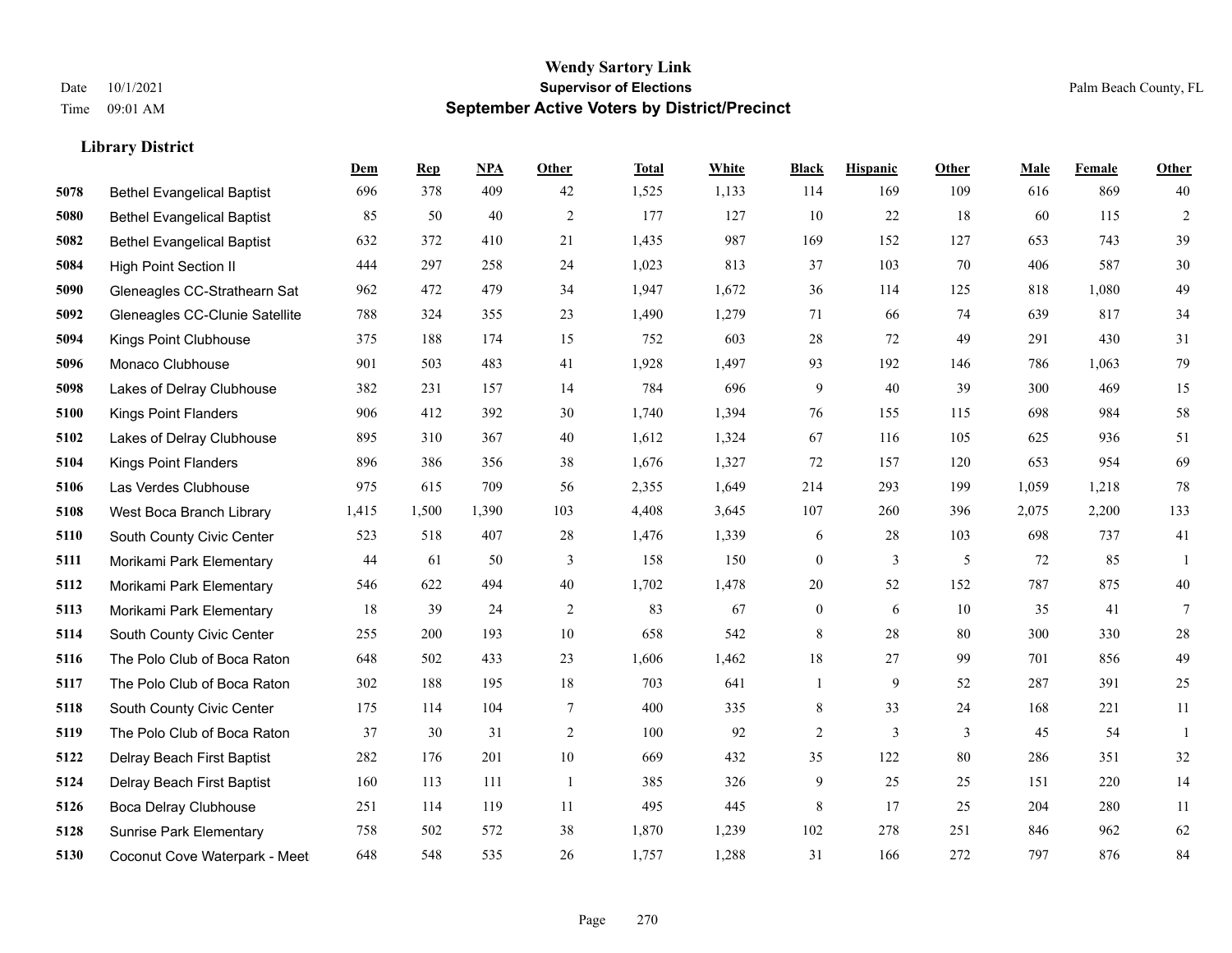**Wendy Sartory Link**
**Supervisor of Elections**
**September Active Voters by District/Precinct**

Date 10/1/2021
Time 09:01 AM

Palm Beach County, FL

### Library District

| | | Dem | Rep | NPA | Other | Total | White | Black | Hispanic | Other | Male | Female | Other |
|---|---|---|---|---|---|---|---|---|---|---|---|---|---|
| 5078 | Bethel Evangelical Baptist | 696 | 378 | 409 | 42 | 1,525 | 1,133 | 114 | 169 | 109 | 616 | 869 | 40 |
| 5080 | Bethel Evangelical Baptist | 85 | 50 | 40 | 2 | 177 | 127 | 10 | 22 | 18 | 60 | 115 | 2 |
| 5082 | Bethel Evangelical Baptist | 632 | 372 | 410 | 21 | 1,435 | 987 | 169 | 152 | 127 | 653 | 743 | 39 |
| 5084 | High Point Section II | 444 | 297 | 258 | 24 | 1,023 | 813 | 37 | 103 | 70 | 406 | 587 | 30 |
| 5090 | Gleneagles CC-Strathearn Sat | 962 | 472 | 479 | 34 | 1,947 | 1,672 | 36 | 114 | 125 | 818 | 1,080 | 49 |
| 5092 | Gleneagles CC-Clunie Satellite | 788 | 324 | 355 | 23 | 1,490 | 1,279 | 71 | 66 | 74 | 639 | 817 | 34 |
| 5094 | Kings Point Clubhouse | 375 | 188 | 174 | 15 | 752 | 603 | 28 | 72 | 49 | 291 | 430 | 31 |
| 5096 | Monaco Clubhouse | 901 | 503 | 483 | 41 | 1,928 | 1,497 | 93 | 192 | 146 | 786 | 1,063 | 79 |
| 5098 | Lakes of Delray Clubhouse | 382 | 231 | 157 | 14 | 784 | 696 | 9 | 40 | 39 | 300 | 469 | 15 |
| 5100 | Kings Point Flanders | 906 | 412 | 392 | 30 | 1,740 | 1,394 | 76 | 155 | 115 | 698 | 984 | 58 |
| 5102 | Lakes of Delray Clubhouse | 895 | 310 | 367 | 40 | 1,612 | 1,324 | 67 | 116 | 105 | 625 | 936 | 51 |
| 5104 | Kings Point Flanders | 896 | 386 | 356 | 38 | 1,676 | 1,327 | 72 | 157 | 120 | 653 | 954 | 69 |
| 5106 | Las Verdes Clubhouse | 975 | 615 | 709 | 56 | 2,355 | 1,649 | 214 | 293 | 199 | 1,059 | 1,218 | 78 |
| 5108 | West Boca Branch Library | 1,415 | 1,500 | 1,390 | 103 | 4,408 | 3,645 | 107 | 260 | 396 | 2,075 | 2,200 | 133 |
| 5110 | South County Civic Center | 523 | 518 | 407 | 28 | 1,476 | 1,339 | 6 | 28 | 103 | 698 | 737 | 41 |
| 5111 | Morikami Park Elementary | 44 | 61 | 50 | 3 | 158 | 150 | 0 | 3 | 5 | 72 | 85 | 1 |
| 5112 | Morikami Park Elementary | 546 | 622 | 494 | 40 | 1,702 | 1,478 | 20 | 52 | 152 | 787 | 875 | 40 |
| 5113 | Morikami Park Elementary | 18 | 39 | 24 | 2 | 83 | 67 | 0 | 6 | 10 | 35 | 41 | 7 |
| 5114 | South County Civic Center | 255 | 200 | 193 | 10 | 658 | 542 | 8 | 28 | 80 | 300 | 330 | 28 |
| 5116 | The Polo Club of Boca Raton | 648 | 502 | 433 | 23 | 1,606 | 1,462 | 18 | 27 | 99 | 701 | 856 | 49 |
| 5117 | The Polo Club of Boca Raton | 302 | 188 | 195 | 18 | 703 | 641 | 1 | 9 | 52 | 287 | 391 | 25 |
| 5118 | South County Civic Center | 175 | 114 | 104 | 7 | 400 | 335 | 8 | 33 | 24 | 168 | 221 | 11 |
| 5119 | The Polo Club of Boca Raton | 37 | 30 | 31 | 2 | 100 | 92 | 2 | 3 | 3 | 45 | 54 | 1 |
| 5122 | Delray Beach First Baptist | 282 | 176 | 201 | 10 | 669 | 432 | 35 | 122 | 80 | 286 | 351 | 32 |
| 5124 | Delray Beach First Baptist | 160 | 113 | 111 | 1 | 385 | 326 | 9 | 25 | 25 | 151 | 220 | 14 |
| 5126 | Boca Delray Clubhouse | 251 | 114 | 119 | 11 | 495 | 445 | 8 | 17 | 25 | 204 | 280 | 11 |
| 5128 | Sunrise Park Elementary | 758 | 502 | 572 | 38 | 1,870 | 1,239 | 102 | 278 | 251 | 846 | 962 | 62 |
| 5130 | Coconut Cove Waterpark - Meet | 648 | 548 | 535 | 26 | 1,757 | 1,288 | 31 | 166 | 272 | 797 | 876 | 84 |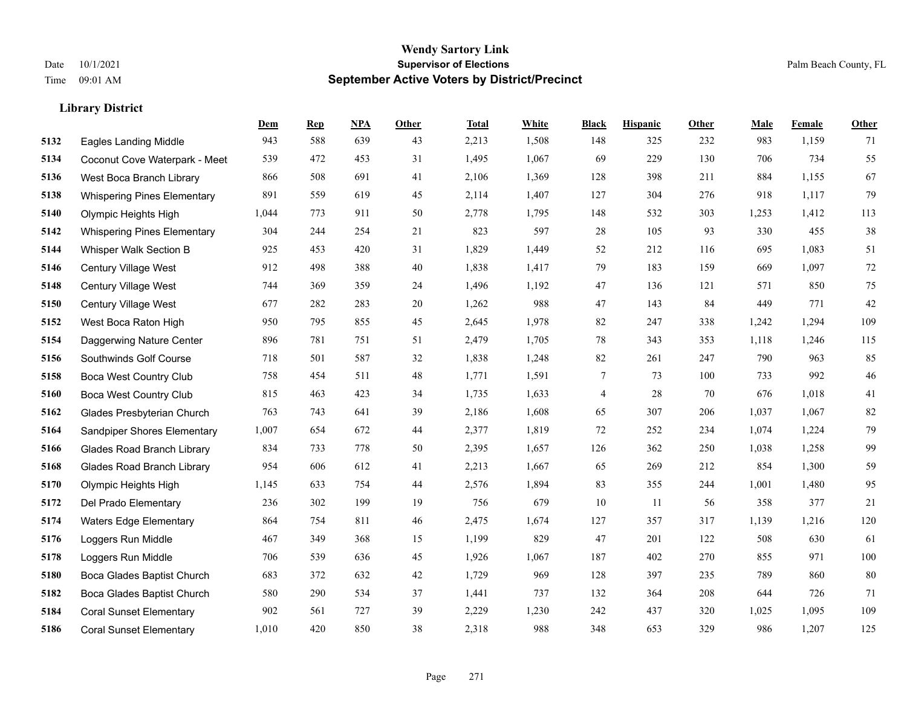**Wendy Sartory Link**
**Supervisor of Elections**
**September Active Voters by District/Precinct**

Date 10/1/2021
Time 09:01 AM

Palm Beach County, FL

### Library District

| | | Dem | Rep | NPA | Other | Total | White | Black | Hispanic | Other | Male | Female | Other |
|---|---|---|---|---|---|---|---|---|---|---|---|---|---|
| 5132 | Eagles Landing Middle | 943 | 588 | 639 | 43 | 2,213 | 1,508 | 148 | 325 | 232 | 983 | 1,159 | 71 |
| 5134 | Coconut Cove Waterpark - Meet | 539 | 472 | 453 | 31 | 1,495 | 1,067 | 69 | 229 | 130 | 706 | 734 | 55 |
| 5136 | West Boca Branch Library | 866 | 508 | 691 | 41 | 2,106 | 1,369 | 128 | 398 | 211 | 884 | 1,155 | 67 |
| 5138 | Whispering Pines Elementary | 891 | 559 | 619 | 45 | 2,114 | 1,407 | 127 | 304 | 276 | 918 | 1,117 | 79 |
| 5140 | Olympic Heights High | 1,044 | 773 | 911 | 50 | 2,778 | 1,795 | 148 | 532 | 303 | 1,253 | 1,412 | 113 |
| 5142 | Whispering Pines Elementary | 304 | 244 | 254 | 21 | 823 | 597 | 28 | 105 | 93 | 330 | 455 | 38 |
| 5144 | Whisper Walk Section B | 925 | 453 | 420 | 31 | 1,829 | 1,449 | 52 | 212 | 116 | 695 | 1,083 | 51 |
| 5146 | Century Village West | 912 | 498 | 388 | 40 | 1,838 | 1,417 | 79 | 183 | 159 | 669 | 1,097 | 72 |
| 5148 | Century Village West | 744 | 369 | 359 | 24 | 1,496 | 1,192 | 47 | 136 | 121 | 571 | 850 | 75 |
| 5150 | Century Village West | 677 | 282 | 283 | 20 | 1,262 | 988 | 47 | 143 | 84 | 449 | 771 | 42 |
| 5152 | West Boca Raton High | 950 | 795 | 855 | 45 | 2,645 | 1,978 | 82 | 247 | 338 | 1,242 | 1,294 | 109 |
| 5154 | Daggerwing Nature Center | 896 | 781 | 751 | 51 | 2,479 | 1,705 | 78 | 343 | 353 | 1,118 | 1,246 | 115 |
| 5156 | Southwinds Golf Course | 718 | 501 | 587 | 32 | 1,838 | 1,248 | 82 | 261 | 247 | 790 | 963 | 85 |
| 5158 | Boca West Country Club | 758 | 454 | 511 | 48 | 1,771 | 1,591 | 7 | 73 | 100 | 733 | 992 | 46 |
| 5160 | Boca West Country Club | 815 | 463 | 423 | 34 | 1,735 | 1,633 | 4 | 28 | 70 | 676 | 1,018 | 41 |
| 5162 | Glades Presbyterian Church | 763 | 743 | 641 | 39 | 2,186 | 1,608 | 65 | 307 | 206 | 1,037 | 1,067 | 82 |
| 5164 | Sandpiper Shores Elementary | 1,007 | 654 | 672 | 44 | 2,377 | 1,819 | 72 | 252 | 234 | 1,074 | 1,224 | 79 |
| 5166 | Glades Road Branch Library | 834 | 733 | 778 | 50 | 2,395 | 1,657 | 126 | 362 | 250 | 1,038 | 1,258 | 99 |
| 5168 | Glades Road Branch Library | 954 | 606 | 612 | 41 | 2,213 | 1,667 | 65 | 269 | 212 | 854 | 1,300 | 59 |
| 5170 | Olympic Heights High | 1,145 | 633 | 754 | 44 | 2,576 | 1,894 | 83 | 355 | 244 | 1,001 | 1,480 | 95 |
| 5172 | Del Prado Elementary | 236 | 302 | 199 | 19 | 756 | 679 | 10 | 11 | 56 | 358 | 377 | 21 |
| 5174 | Waters Edge Elementary | 864 | 754 | 811 | 46 | 2,475 | 1,674 | 127 | 357 | 317 | 1,139 | 1,216 | 120 |
| 5176 | Loggers Run Middle | 467 | 349 | 368 | 15 | 1,199 | 829 | 47 | 201 | 122 | 508 | 630 | 61 |
| 5178 | Loggers Run Middle | 706 | 539 | 636 | 45 | 1,926 | 1,067 | 187 | 402 | 270 | 855 | 971 | 100 |
| 5180 | Boca Glades Baptist Church | 683 | 372 | 632 | 42 | 1,729 | 969 | 128 | 397 | 235 | 789 | 860 | 80 |
| 5182 | Boca Glades Baptist Church | 580 | 290 | 534 | 37 | 1,441 | 737 | 132 | 364 | 208 | 644 | 726 | 71 |
| 5184 | Coral Sunset Elementary | 902 | 561 | 727 | 39 | 2,229 | 1,230 | 242 | 437 | 320 | 1,025 | 1,095 | 109 |
| 5186 | Coral Sunset Elementary | 1,010 | 420 | 850 | 38 | 2,318 | 988 | 348 | 653 | 329 | 986 | 1,207 | 125 |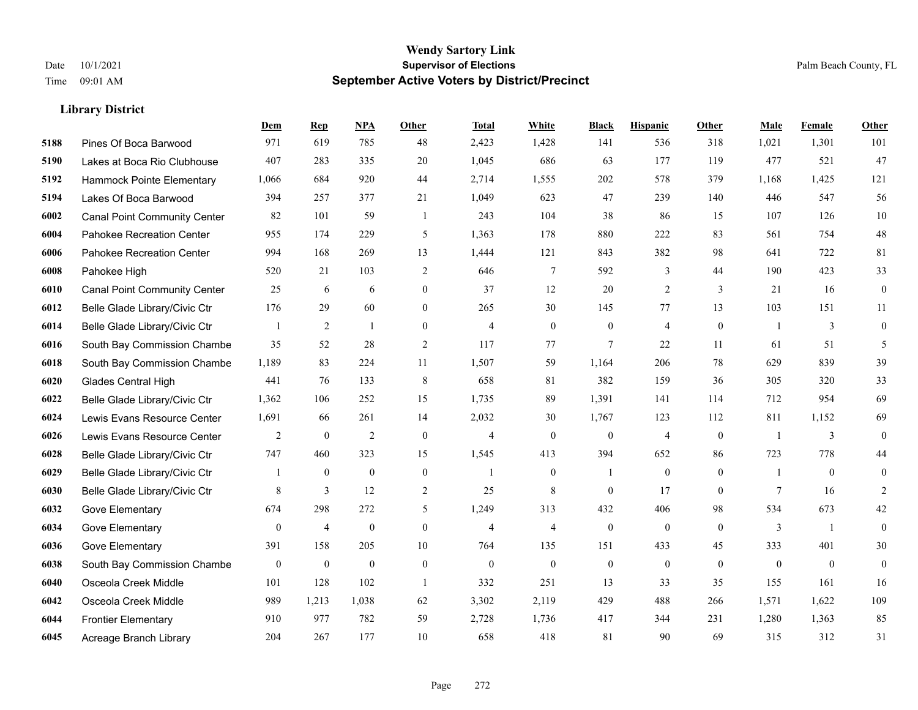# Wendy Sartory Link
## Supervisor of Elections
## September Active Voters by District/Precinct

Date 10/1/2021
Time 09:01 AM
Palm Beach County, FL

### Library District

| | | Dem | Rep | NPA | Other | Total | White | Black | Hispanic | Other | Male | Female | Other |
|---|---|---|---|---|---|---|---|---|---|---|---|---|---|
| 5188 | Pines Of Boca Barwood | 971 | 619 | 785 | 48 | 2,423 | 1,428 | 141 | 536 | 318 | 1,021 | 1,301 | 101 |
| 5190 | Lakes at Boca Rio Clubhouse | 407 | 283 | 335 | 20 | 1,045 | 686 | 63 | 177 | 119 | 477 | 521 | 47 |
| 5192 | Hammock Pointe Elementary | 1,066 | 684 | 920 | 44 | 2,714 | 1,555 | 202 | 578 | 379 | 1,168 | 1,425 | 121 |
| 5194 | Lakes Of Boca Barwood | 394 | 257 | 377 | 21 | 1,049 | 623 | 47 | 239 | 140 | 446 | 547 | 56 |
| 6002 | Canal Point Community Center | 82 | 101 | 59 | 1 | 243 | 104 | 38 | 86 | 15 | 107 | 126 | 10 |
| 6004 | Pahokee Recreation Center | 955 | 174 | 229 | 5 | 1,363 | 178 | 880 | 222 | 83 | 561 | 754 | 48 |
| 6006 | Pahokee Recreation Center | 994 | 168 | 269 | 13 | 1,444 | 121 | 843 | 382 | 98 | 641 | 722 | 81 |
| 6008 | Pahokee High | 520 | 21 | 103 | 2 | 646 | 7 | 592 | 3 | 44 | 190 | 423 | 33 |
| 6010 | Canal Point Community Center | 25 | 6 | 6 | 0 | 37 | 12 | 20 | 2 | 3 | 21 | 16 | 0 |
| 6012 | Belle Glade Library/Civic Ctr | 176 | 29 | 60 | 0 | 265 | 30 | 145 | 77 | 13 | 103 | 151 | 11 |
| 6014 | Belle Glade Library/Civic Ctr | 1 | 2 | 1 | 0 | 4 | 0 | 0 | 4 | 0 | 1 | 3 | 0 |
| 6016 | South Bay Commission Chambe | 35 | 52 | 28 | 2 | 117 | 77 | 7 | 22 | 11 | 61 | 51 | 5 |
| 6018 | South Bay Commission Chambe | 1,189 | 83 | 224 | 11 | 1,507 | 59 | 1,164 | 206 | 78 | 629 | 839 | 39 |
| 6020 | Glades Central High | 441 | 76 | 133 | 8 | 658 | 81 | 382 | 159 | 36 | 305 | 320 | 33 |
| 6022 | Belle Glade Library/Civic Ctr | 1,362 | 106 | 252 | 15 | 1,735 | 89 | 1,391 | 141 | 114 | 712 | 954 | 69 |
| 6024 | Lewis Evans Resource Center | 1,691 | 66 | 261 | 14 | 2,032 | 30 | 1,767 | 123 | 112 | 811 | 1,152 | 69 |
| 6026 | Lewis Evans Resource Center | 2 | 0 | 2 | 0 | 4 | 0 | 0 | 4 | 0 | 1 | 3 | 0 |
| 6028 | Belle Glade Library/Civic Ctr | 747 | 460 | 323 | 15 | 1,545 | 413 | 394 | 652 | 86 | 723 | 778 | 44 |
| 6029 | Belle Glade Library/Civic Ctr | 1 | 0 | 0 | 0 | 1 | 0 | 1 | 0 | 0 | 1 | 0 | 0 |
| 6030 | Belle Glade Library/Civic Ctr | 8 | 3 | 12 | 2 | 25 | 8 | 0 | 17 | 0 | 7 | 16 | 2 |
| 6032 | Gove Elementary | 674 | 298 | 272 | 5 | 1,249 | 313 | 432 | 406 | 98 | 534 | 673 | 42 |
| 6034 | Gove Elementary | 0 | 4 | 0 | 0 | 4 | 4 | 0 | 0 | 0 | 3 | 1 | 0 |
| 6036 | Gove Elementary | 391 | 158 | 205 | 10 | 764 | 135 | 151 | 433 | 45 | 333 | 401 | 30 |
| 6038 | South Bay Commission Chambe | 0 | 0 | 0 | 0 | 0 | 0 | 0 | 0 | 0 | 0 | 0 | 0 |
| 6040 | Osceola Creek Middle | 101 | 128 | 102 | 1 | 332 | 251 | 13 | 33 | 35 | 155 | 161 | 16 |
| 6042 | Osceola Creek Middle | 989 | 1,213 | 1,038 | 62 | 3,302 | 2,119 | 429 | 488 | 266 | 1,571 | 1,622 | 109 |
| 6044 | Frontier Elementary | 910 | 977 | 782 | 59 | 2,728 | 1,736 | 417 | 344 | 231 | 1,280 | 1,363 | 85 |
| 6045 | Acreage Branch Library | 204 | 267 | 177 | 10 | 658 | 418 | 81 | 90 | 69 | 315 | 312 | 31 |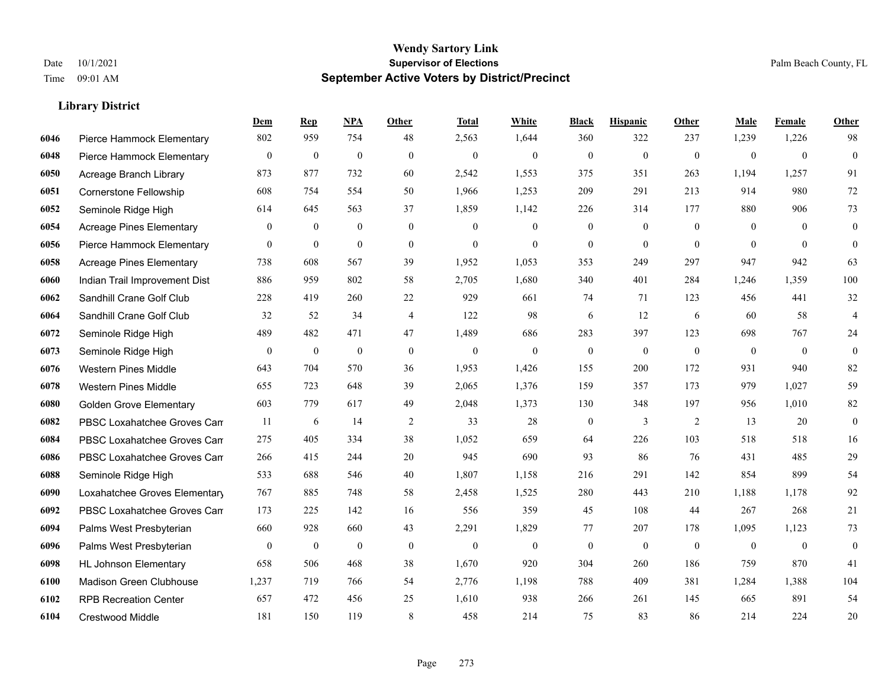**Wendy Sartory Link**
**Supervisor of Elections**
**September Active Voters by District/Precinct**

Date 10/1/2021
Time 09:01 AM

Palm Beach County, FL

### Library District

| | | Dem | Rep | NPA | Other | Total | White | Black | Hispanic | Other | Male | Female | Other |
|---|---|---|---|---|---|---|---|---|---|---|---|---|---|
| 6046 | Pierce Hammock Elementary | 802 | 959 | 754 | 48 | 2,563 | 1,644 | 360 | 322 | 237 | 1,239 | 1,226 | 98 |
| 6048 | Pierce Hammock Elementary | 0 | 0 | 0 | 0 | 0 | 0 | 0 | 0 | 0 | 0 | 0 | 0 |
| 6050 | Acreage Branch Library | 873 | 877 | 732 | 60 | 2,542 | 1,553 | 375 | 351 | 263 | 1,194 | 1,257 | 91 |
| 6051 | Cornerstone Fellowship | 608 | 754 | 554 | 50 | 1,966 | 1,253 | 209 | 291 | 213 | 914 | 980 | 72 |
| 6052 | Seminole Ridge High | 614 | 645 | 563 | 37 | 1,859 | 1,142 | 226 | 314 | 177 | 880 | 906 | 73 |
| 6054 | Acreage Pines Elementary | 0 | 0 | 0 | 0 | 0 | 0 | 0 | 0 | 0 | 0 | 0 | 0 |
| 6056 | Pierce Hammock Elementary | 0 | 0 | 0 | 0 | 0 | 0 | 0 | 0 | 0 | 0 | 0 | 0 |
| 6058 | Acreage Pines Elementary | 738 | 608 | 567 | 39 | 1,952 | 1,053 | 353 | 249 | 297 | 947 | 942 | 63 |
| 6060 | Indian Trail Improvement Dist | 886 | 959 | 802 | 58 | 2,705 | 1,680 | 340 | 401 | 284 | 1,246 | 1,359 | 100 |
| 6062 | Sandhill Crane Golf Club | 228 | 419 | 260 | 22 | 929 | 661 | 74 | 71 | 123 | 456 | 441 | 32 |
| 6064 | Sandhill Crane Golf Club | 32 | 52 | 34 | 4 | 122 | 98 | 6 | 12 | 6 | 60 | 58 | 4 |
| 6072 | Seminole Ridge High | 489 | 482 | 471 | 47 | 1,489 | 686 | 283 | 397 | 123 | 698 | 767 | 24 |
| 6073 | Seminole Ridge High | 0 | 0 | 0 | 0 | 0 | 0 | 0 | 0 | 0 | 0 | 0 | 0 |
| 6076 | Western Pines Middle | 643 | 704 | 570 | 36 | 1,953 | 1,426 | 155 | 200 | 172 | 931 | 940 | 82 |
| 6078 | Western Pines Middle | 655 | 723 | 648 | 39 | 2,065 | 1,376 | 159 | 357 | 173 | 979 | 1,027 | 59 |
| 6080 | Golden Grove Elementary | 603 | 779 | 617 | 49 | 2,048 | 1,373 | 130 | 348 | 197 | 956 | 1,010 | 82 |
| 6082 | PBSC Loxahatchee Groves Cam | 11 | 6 | 14 | 2 | 33 | 28 | 0 | 3 | 2 | 13 | 20 | 0 |
| 6084 | PBSC Loxahatchee Groves Cam | 275 | 405 | 334 | 38 | 1,052 | 659 | 64 | 226 | 103 | 518 | 518 | 16 |
| 6086 | PBSC Loxahatchee Groves Cam | 266 | 415 | 244 | 20 | 945 | 690 | 93 | 86 | 76 | 431 | 485 | 29 |
| 6088 | Seminole Ridge High | 533 | 688 | 546 | 40 | 1,807 | 1,158 | 216 | 291 | 142 | 854 | 899 | 54 |
| 6090 | Loxahatchee Groves Elementary | 767 | 885 | 748 | 58 | 2,458 | 1,525 | 280 | 443 | 210 | 1,188 | 1,178 | 92 |
| 6092 | PBSC Loxahatchee Groves Cam | 173 | 225 | 142 | 16 | 556 | 359 | 45 | 108 | 44 | 267 | 268 | 21 |
| 6094 | Palms West Presbyterian | 660 | 928 | 660 | 43 | 2,291 | 1,829 | 77 | 207 | 178 | 1,095 | 1,123 | 73 |
| 6096 | Palms West Presbyterian | 0 | 0 | 0 | 0 | 0 | 0 | 0 | 0 | 0 | 0 | 0 | 0 |
| 6098 | HL Johnson Elementary | 658 | 506 | 468 | 38 | 1,670 | 920 | 304 | 260 | 186 | 759 | 870 | 41 |
| 6100 | Madison Green Clubhouse | 1,237 | 719 | 766 | 54 | 2,776 | 1,198 | 788 | 409 | 381 | 1,284 | 1,388 | 104 |
| 6102 | RPB Recreation Center | 657 | 472 | 456 | 25 | 1,610 | 938 | 266 | 261 | 145 | 665 | 891 | 54 |
| 6104 | Crestwood Middle | 181 | 150 | 119 | 8 | 458 | 214 | 75 | 83 | 86 | 214 | 224 | 20 |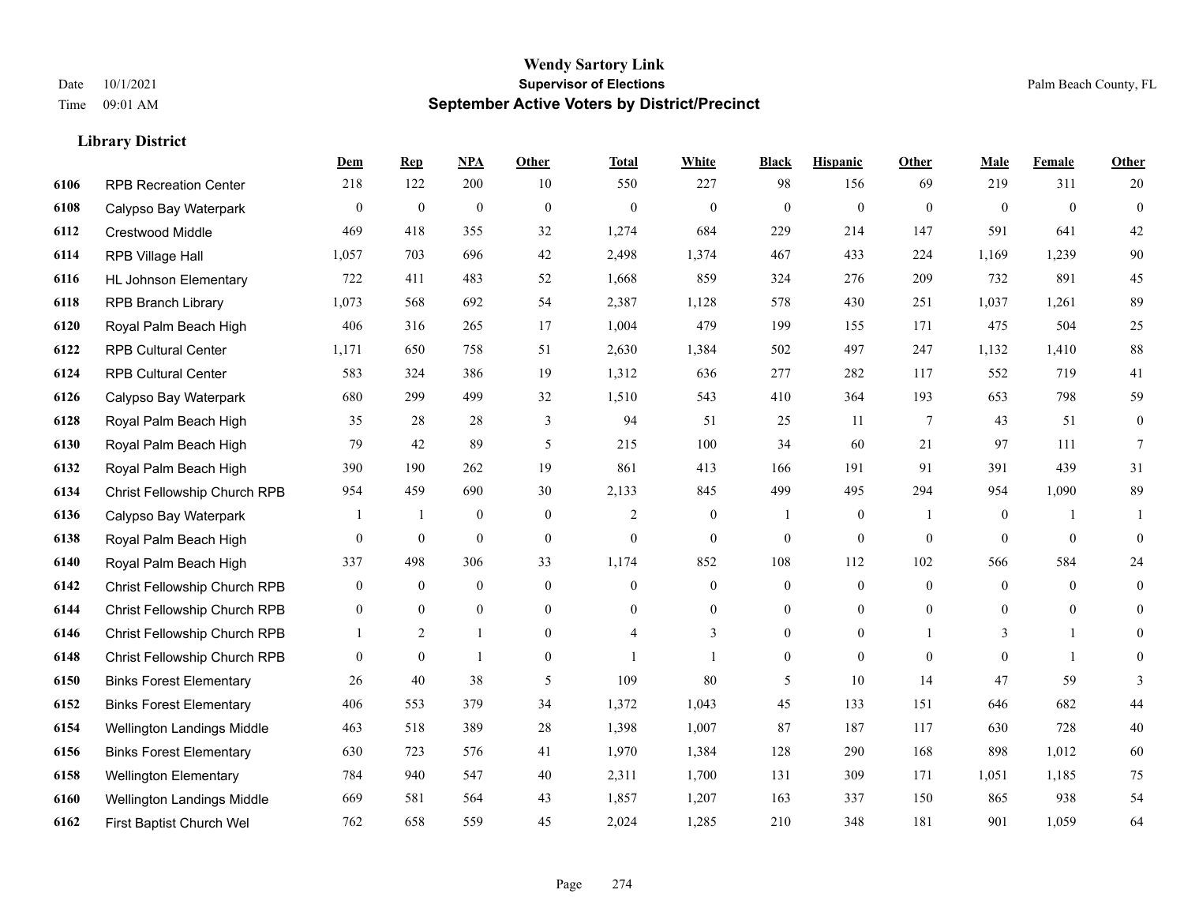# Wendy Sartory Link
## Supervisor of Elections
## September Active Voters by District/Precinct

Date 10/1/2021
Time 09:01 AM

Palm Beach County, FL

### Library District

| | | Dem | Rep | NPA | Other | Total | White | Black | Hispanic | Other | Male | Female | Other |
|---|---|---|---|---|---|---|---|---|---|---|---|---|---|
| 6106 | RPB Recreation Center | 218 | 122 | 200 | 10 | 550 | 227 | 98 | 156 | 69 | 219 | 311 | 20 |
| 6108 | Calypso Bay Waterpark | 0 | 0 | 0 | 0 | 0 | 0 | 0 | 0 | 0 | 0 | 0 | 0 |
| 6112 | Crestwood Middle | 469 | 418 | 355 | 32 | 1,274 | 684 | 229 | 214 | 147 | 591 | 641 | 42 |
| 6114 | RPB Village Hall | 1,057 | 703 | 696 | 42 | 2,498 | 1,374 | 467 | 433 | 224 | 1,169 | 1,239 | 90 |
| 6116 | HL Johnson Elementary | 722 | 411 | 483 | 52 | 1,668 | 859 | 324 | 276 | 209 | 732 | 891 | 45 |
| 6118 | RPB Branch Library | 1,073 | 568 | 692 | 54 | 2,387 | 1,128 | 578 | 430 | 251 | 1,037 | 1,261 | 89 |
| 6120 | Royal Palm Beach High | 406 | 316 | 265 | 17 | 1,004 | 479 | 199 | 155 | 171 | 475 | 504 | 25 |
| 6122 | RPB Cultural Center | 1,171 | 650 | 758 | 51 | 2,630 | 1,384 | 502 | 497 | 247 | 1,132 | 1,410 | 88 |
| 6124 | RPB Cultural Center | 583 | 324 | 386 | 19 | 1,312 | 636 | 277 | 282 | 117 | 552 | 719 | 41 |
| 6126 | Calypso Bay Waterpark | 680 | 299 | 499 | 32 | 1,510 | 543 | 410 | 364 | 193 | 653 | 798 | 59 |
| 6128 | Royal Palm Beach High | 35 | 28 | 28 | 3 | 94 | 51 | 25 | 11 | 7 | 43 | 51 | 0 |
| 6130 | Royal Palm Beach High | 79 | 42 | 89 | 5 | 215 | 100 | 34 | 60 | 21 | 97 | 111 | 7 |
| 6132 | Royal Palm Beach High | 390 | 190 | 262 | 19 | 861 | 413 | 166 | 191 | 91 | 391 | 439 | 31 |
| 6134 | Christ Fellowship Church RPB | 954 | 459 | 690 | 30 | 2,133 | 845 | 499 | 495 | 294 | 954 | 1,090 | 89 |
| 6136 | Calypso Bay Waterpark | 1 | 1 | 0 | 0 | 2 | 0 | 1 | 0 | 1 | 0 | 1 | 1 |
| 6138 | Royal Palm Beach High | 0 | 0 | 0 | 0 | 0 | 0 | 0 | 0 | 0 | 0 | 0 | 0 |
| 6140 | Royal Palm Beach High | 337 | 498 | 306 | 33 | 1,174 | 852 | 108 | 112 | 102 | 566 | 584 | 24 |
| 6142 | Christ Fellowship Church RPB | 0 | 0 | 0 | 0 | 0 | 0 | 0 | 0 | 0 | 0 | 0 | 0 |
| 6144 | Christ Fellowship Church RPB | 0 | 0 | 0 | 0 | 0 | 0 | 0 | 0 | 0 | 0 | 0 | 0 |
| 6146 | Christ Fellowship Church RPB | 1 | 2 | 1 | 0 | 4 | 3 | 0 | 0 | 1 | 3 | 1 | 0 |
| 6148 | Christ Fellowship Church RPB | 0 | 0 | 1 | 0 | 1 | 1 | 0 | 0 | 0 | 0 | 1 | 0 |
| 6150 | Binks Forest Elementary | 26 | 40 | 38 | 5 | 109 | 80 | 5 | 10 | 14 | 47 | 59 | 3 |
| 6152 | Binks Forest Elementary | 406 | 553 | 379 | 34 | 1,372 | 1,043 | 45 | 133 | 151 | 646 | 682 | 44 |
| 6154 | Wellington Landings Middle | 463 | 518 | 389 | 28 | 1,398 | 1,007 | 87 | 187 | 117 | 630 | 728 | 40 |
| 6156 | Binks Forest Elementary | 630 | 723 | 576 | 41 | 1,970 | 1,384 | 128 | 290 | 168 | 898 | 1,012 | 60 |
| 6158 | Wellington Elementary | 784 | 940 | 547 | 40 | 2,311 | 1,700 | 131 | 309 | 171 | 1,051 | 1,185 | 75 |
| 6160 | Wellington Landings Middle | 669 | 581 | 564 | 43 | 1,857 | 1,207 | 163 | 337 | 150 | 865 | 938 | 54 |
| 6162 | First Baptist Church Wel | 762 | 658 | 559 | 45 | 2,024 | 1,285 | 210 | 348 | 181 | 901 | 1,059 | 64 |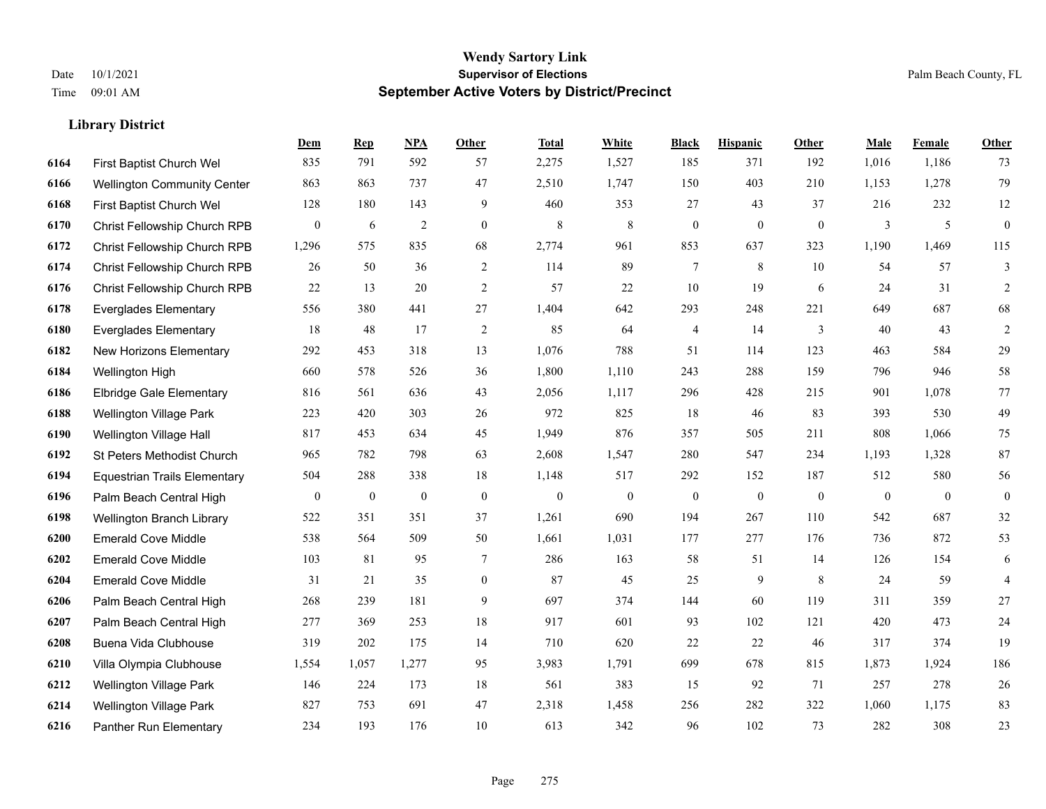**Wendy Sartory Link**
**Supervisor of Elections**
**September Active Voters by District/Precinct**

Date 10/1/2021
Time 09:01 AM

Palm Beach County, FL

### Library District

| | | Dem | Rep | NPA | Other | Total | White | Black | Hispanic | Other | Male | Female | Other |
|---|---|---|---|---|---|---|---|---|---|---|---|---|---|
| 6164 | First Baptist Church Wel | 835 | 791 | 592 | 57 | 2,275 | 1,527 | 185 | 371 | 192 | 1,016 | 1,186 | 73 |
| 6166 | Wellington Community Center | 863 | 863 | 737 | 47 | 2,510 | 1,747 | 150 | 403 | 210 | 1,153 | 1,278 | 79 |
| 6168 | First Baptist Church Wel | 128 | 180 | 143 | 9 | 460 | 353 | 27 | 43 | 37 | 216 | 232 | 12 |
| 6170 | Christ Fellowship Church RPB | 0 | 6 | 2 | 0 | 8 | 8 | 0 | 0 | 0 | 3 | 5 | 0 |
| 6172 | Christ Fellowship Church RPB | 1,296 | 575 | 835 | 68 | 2,774 | 961 | 853 | 637 | 323 | 1,190 | 1,469 | 115 |
| 6174 | Christ Fellowship Church RPB | 26 | 50 | 36 | 2 | 114 | 89 | 7 | 8 | 10 | 54 | 57 | 3 |
| 6176 | Christ Fellowship Church RPB | 22 | 13 | 20 | 2 | 57 | 22 | 10 | 19 | 6 | 24 | 31 | 2 |
| 6178 | Everglades Elementary | 556 | 380 | 441 | 27 | 1,404 | 642 | 293 | 248 | 221 | 649 | 687 | 68 |
| 6180 | Everglades Elementary | 18 | 48 | 17 | 2 | 85 | 64 | 4 | 14 | 3 | 40 | 43 | 2 |
| 6182 | New Horizons Elementary | 292 | 453 | 318 | 13 | 1,076 | 788 | 51 | 114 | 123 | 463 | 584 | 29 |
| 6184 | Wellington High | 660 | 578 | 526 | 36 | 1,800 | 1,110 | 243 | 288 | 159 | 796 | 946 | 58 |
| 6186 | Elbridge Gale Elementary | 816 | 561 | 636 | 43 | 2,056 | 1,117 | 296 | 428 | 215 | 901 | 1,078 | 77 |
| 6188 | Wellington Village Park | 223 | 420 | 303 | 26 | 972 | 825 | 18 | 46 | 83 | 393 | 530 | 49 |
| 6190 | Wellington Village Hall | 817 | 453 | 634 | 45 | 1,949 | 876 | 357 | 505 | 211 | 808 | 1,066 | 75 |
| 6192 | St Peters Methodist Church | 965 | 782 | 798 | 63 | 2,608 | 1,547 | 280 | 547 | 234 | 1,193 | 1,328 | 87 |
| 6194 | Equestrian Trails Elementary | 504 | 288 | 338 | 18 | 1,148 | 517 | 292 | 152 | 187 | 512 | 580 | 56 |
| 6196 | Palm Beach Central High | 0 | 0 | 0 | 0 | 0 | 0 | 0 | 0 | 0 | 0 | 0 | 0 |
| 6198 | Wellington Branch Library | 522 | 351 | 351 | 37 | 1,261 | 690 | 194 | 267 | 110 | 542 | 687 | 32 |
| 6200 | Emerald Cove Middle | 538 | 564 | 509 | 50 | 1,661 | 1,031 | 177 | 277 | 176 | 736 | 872 | 53 |
| 6202 | Emerald Cove Middle | 103 | 81 | 95 | 7 | 286 | 163 | 58 | 51 | 14 | 126 | 154 | 6 |
| 6204 | Emerald Cove Middle | 31 | 21 | 35 | 0 | 87 | 45 | 25 | 9 | 8 | 24 | 59 | 4 |
| 6206 | Palm Beach Central High | 268 | 239 | 181 | 9 | 697 | 374 | 144 | 60 | 119 | 311 | 359 | 27 |
| 6207 | Palm Beach Central High | 277 | 369 | 253 | 18 | 917 | 601 | 93 | 102 | 121 | 420 | 473 | 24 |
| 6208 | Buena Vida Clubhouse | 319 | 202 | 175 | 14 | 710 | 620 | 22 | 22 | 46 | 317 | 374 | 19 |
| 6210 | Villa Olympia Clubhouse | 1,554 | 1,057 | 1,277 | 95 | 3,983 | 1,791 | 699 | 678 | 815 | 1,873 | 1,924 | 186 |
| 6212 | Wellington Village Park | 146 | 224 | 173 | 18 | 561 | 383 | 15 | 92 | 71 | 257 | 278 | 26 |
| 6214 | Wellington Village Park | 827 | 753 | 691 | 47 | 2,318 | 1,458 | 256 | 282 | 322 | 1,060 | 1,175 | 83 |
| 6216 | Panther Run Elementary | 234 | 193 | 176 | 10 | 613 | 342 | 96 | 102 | 73 | 282 | 308 | 23 |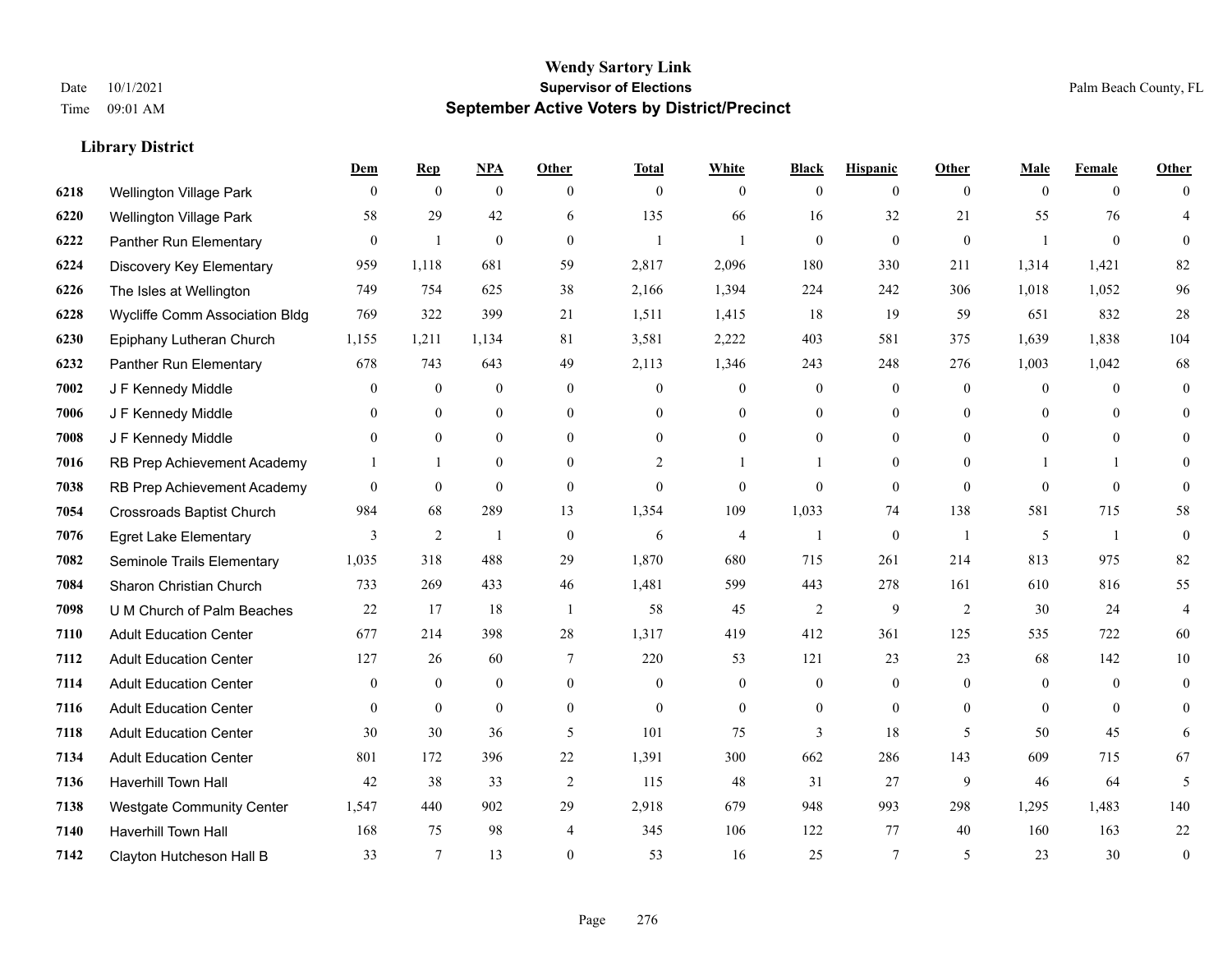# Wendy Sartory Link
## Supervisor of Elections
## September Active Voters by District/Precinct

Date 10/1/2021
Time 09:01 AM

Palm Beach County, FL

### Library District

| | | Dem | Rep | NPA | Other | Total | White | Black | Hispanic | Other | Male | Female | Other |
|---|---|---|---|---|---|---|---|---|---|---|---|---|---|
| 6218 | Wellington Village Park | 0 | 0 | 0 | 0 | 0 | 0 | 0 | 0 | 0 | 0 | 0 | 0 |
| 6220 | Wellington Village Park | 58 | 29 | 42 | 6 | 135 | 66 | 16 | 32 | 21 | 55 | 76 | 4 |
| 6222 | Panther Run Elementary | 0 | 1 | 0 | 0 | 1 | 1 | 0 | 0 | 0 | 1 | 0 | 0 |
| 6224 | Discovery Key Elementary | 959 | 1,118 | 681 | 59 | 2,817 | 2,096 | 180 | 330 | 211 | 1,314 | 1,421 | 82 |
| 6226 | The Isles at Wellington | 749 | 754 | 625 | 38 | 2,166 | 1,394 | 224 | 242 | 306 | 1,018 | 1,052 | 96 |
| 6228 | Wycliffe Comm Association Bldg | 769 | 322 | 399 | 21 | 1,511 | 1,415 | 18 | 19 | 59 | 651 | 832 | 28 |
| 6230 | Epiphany Lutheran Church | 1,155 | 1,211 | 1,134 | 81 | 3,581 | 2,222 | 403 | 581 | 375 | 1,639 | 1,838 | 104 |
| 6232 | Panther Run Elementary | 678 | 743 | 643 | 49 | 2,113 | 1,346 | 243 | 248 | 276 | 1,003 | 1,042 | 68 |
| 7002 | J F Kennedy Middle | 0 | 0 | 0 | 0 | 0 | 0 | 0 | 0 | 0 | 0 | 0 | 0 |
| 7006 | J F Kennedy Middle | 0 | 0 | 0 | 0 | 0 | 0 | 0 | 0 | 0 | 0 | 0 | 0 |
| 7008 | J F Kennedy Middle | 0 | 0 | 0 | 0 | 0 | 0 | 0 | 0 | 0 | 0 | 0 | 0 |
| 7016 | RB Prep Achievement Academy | 1 | 1 | 0 | 0 | 2 | 1 | 1 | 0 | 0 | 1 | 1 | 0 |
| 7038 | RB Prep Achievement Academy | 0 | 0 | 0 | 0 | 0 | 0 | 0 | 0 | 0 | 0 | 0 | 0 |
| 7054 | Crossroads Baptist Church | 984 | 68 | 289 | 13 | 1,354 | 109 | 1,033 | 74 | 138 | 581 | 715 | 58 |
| 7076 | Egret Lake Elementary | 3 | 2 | 1 | 0 | 6 | 4 | 1 | 0 | 1 | 5 | 1 | 0 |
| 7082 | Seminole Trails Elementary | 1,035 | 318 | 488 | 29 | 1,870 | 680 | 715 | 261 | 214 | 813 | 975 | 82 |
| 7084 | Sharon Christian Church | 733 | 269 | 433 | 46 | 1,481 | 599 | 443 | 278 | 161 | 610 | 816 | 55 |
| 7098 | U M Church of Palm Beaches | 22 | 17 | 18 | 1 | 58 | 45 | 2 | 9 | 2 | 30 | 24 | 4 |
| 7110 | Adult Education Center | 677 | 214 | 398 | 28 | 1,317 | 419 | 412 | 361 | 125 | 535 | 722 | 60 |
| 7112 | Adult Education Center | 127 | 26 | 60 | 7 | 220 | 53 | 121 | 23 | 23 | 68 | 142 | 10 |
| 7114 | Adult Education Center | 0 | 0 | 0 | 0 | 0 | 0 | 0 | 0 | 0 | 0 | 0 | 0 |
| 7116 | Adult Education Center | 0 | 0 | 0 | 0 | 0 | 0 | 0 | 0 | 0 | 0 | 0 | 0 |
| 7118 | Adult Education Center | 30 | 30 | 36 | 5 | 101 | 75 | 3 | 18 | 5 | 50 | 45 | 6 |
| 7134 | Adult Education Center | 801 | 172 | 396 | 22 | 1,391 | 300 | 662 | 286 | 143 | 609 | 715 | 67 |
| 7136 | Haverhill Town Hall | 42 | 38 | 33 | 2 | 115 | 48 | 31 | 27 | 9 | 46 | 64 | 5 |
| 7138 | Westgate Community Center | 1,547 | 440 | 902 | 29 | 2,918 | 679 | 948 | 993 | 298 | 1,295 | 1,483 | 140 |
| 7140 | Haverhill Town Hall | 168 | 75 | 98 | 4 | 345 | 106 | 122 | 77 | 40 | 160 | 163 | 22 |
| 7142 | Clayton Hutcheson Hall B | 33 | 7 | 13 | 0 | 53 | 16 | 25 | 7 | 5 | 23 | 30 | 0 |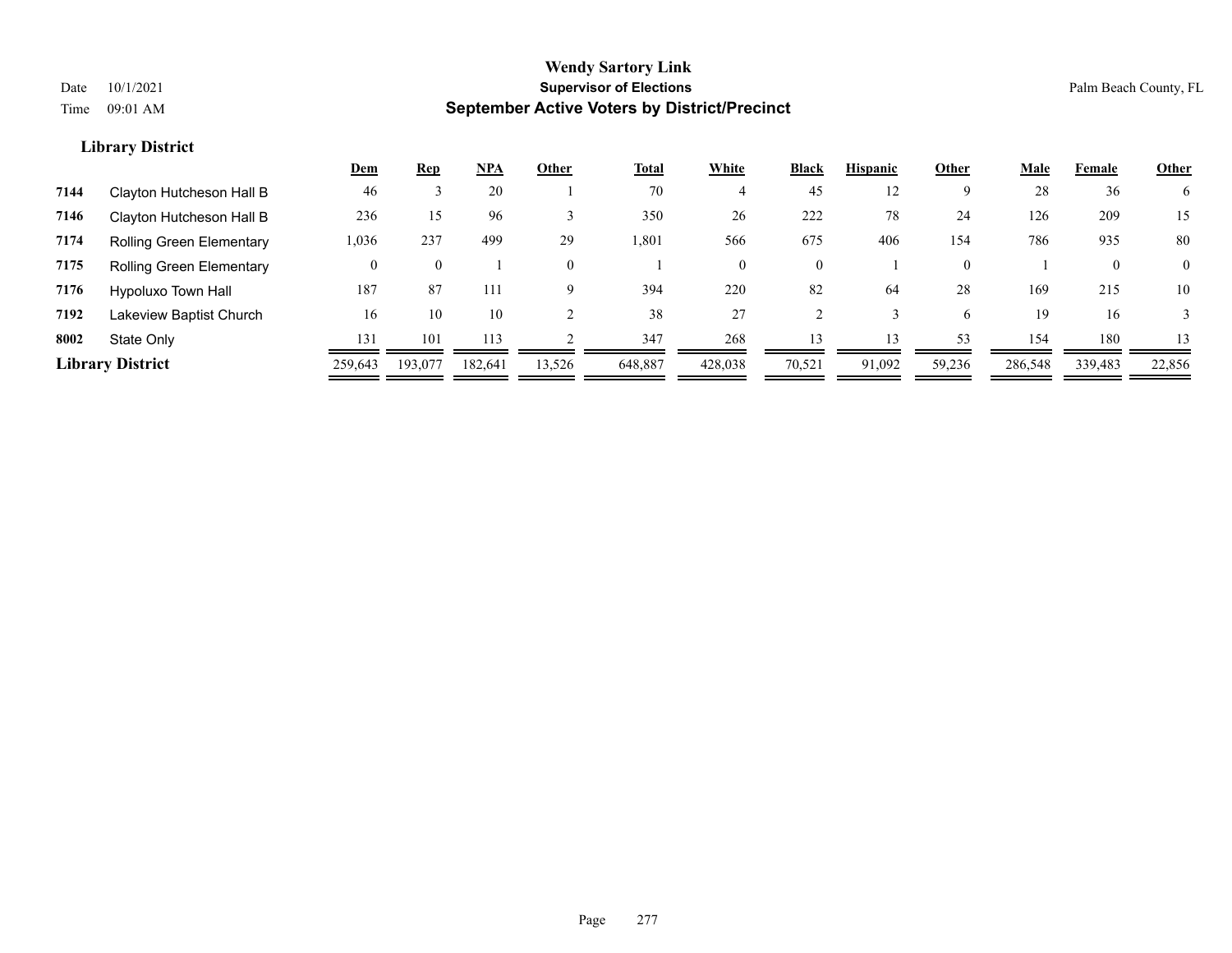# Wendy Sartory Link

**Supervisor of Elections**

**September Active Voters by District/Precinct**

Date 10/1/2021
Time 09:01 AM

Palm Beach County, FL

## Library District

| | | Dem | Rep | NPA | Other | Total | White | Black | Hispanic | Other | Male | Female | Other |
|---|---|---|---|---|---|---|---|---|---|---|---|---|---|
| 7144 | Clayton Hutcheson Hall B | 46 | 3 | 20 | 1 | 70 | 4 | 45 | 12 | 9 | 28 | 36 | 6 |
| 7146 | Clayton Hutcheson Hall B | 236 | 15 | 96 | 3 | 350 | 26 | 222 | 78 | 24 | 126 | 209 | 15 |
| 7174 | Rolling Green Elementary | 1,036 | 237 | 499 | 29 | 1,801 | 566 | 675 | 406 | 154 | 786 | 935 | 80 |
| 7175 | Rolling Green Elementary | 0 | 0 | 1 | 0 | 1 | 0 | 0 | 1 | 0 | 1 | 0 | 0 |
| 7176 | Hypoluxo Town Hall | 187 | 87 | 111 | 9 | 394 | 220 | 82 | 64 | 28 | 169 | 215 | 10 |
| 7192 | Lakeview Baptist Church | 16 | 10 | 10 | 2 | 38 | 27 | 2 | 3 | 6 | 19 | 16 | 3 |
| 8002 | State Only | 131 | 101 | 113 | 2 | 347 | 268 | 13 | 13 | 53 | 154 | 180 | 13 |
| **Library District** | | 259,643 | 193,077 | 182,641 | 13,526 | 648,887 | 428,038 | 70,521 | 91,092 | 59,236 | 286,548 | 339,483 | 22,856 |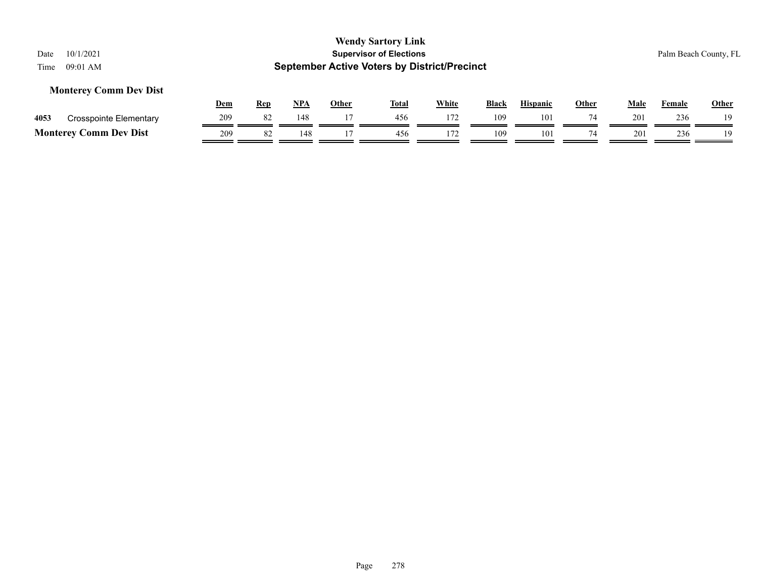**Wendy Sartory Link**
**Supervisor of Elections**
**September Active Voters by District/Precinct**

Date 10/1/2021
Time 09:01 AM

Palm Beach County, FL

### Monterey Comm Dev Dist

| | | Dem | Rep | NPA | Other | Total | White | Black | Hispanic | Other | Male | Female | Other |
|---|---|---|---|---|---|---|---|---|---|---|---|---|---|
| 4053 | Crosspointe Elementary | 209 | 82 | 148 | 17 | 456 | 172 | 109 | 101 | 74 | 201 | 236 | 19 |
| **Monterey Comm Dev Dist** | | 209 | 82 | 148 | 17 | 456 | 172 | 109 | 101 | 74 | 201 | 236 | 19 |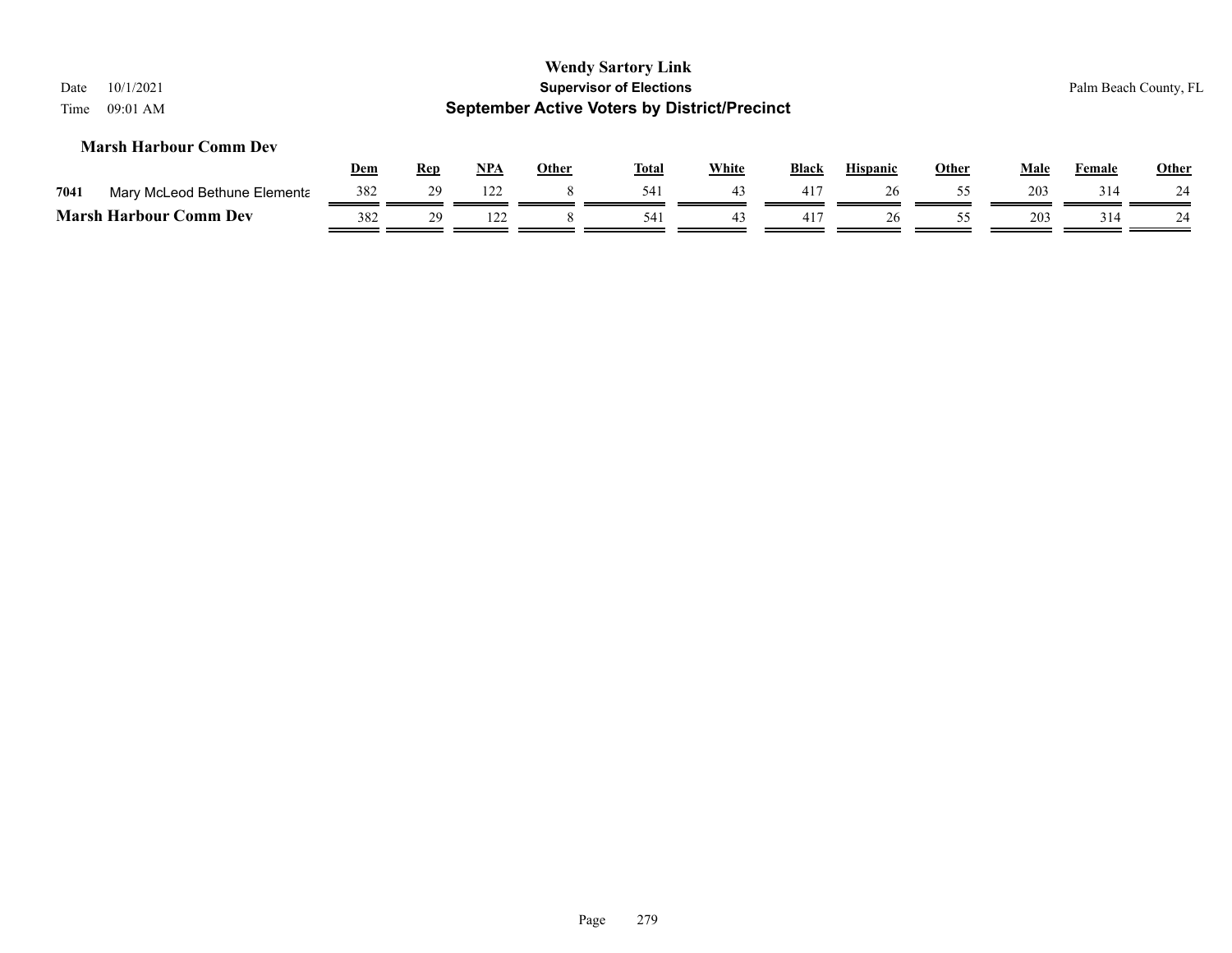### Marsh Harbour Comm Dev

| | | Dem | Rep | NPA | Other | Total | White | Black | Hispanic | Other | Male | Female | Other |
|---|---|---|---|---|---|---|---|---|---|---|---|---|---|
| 7041 | Mary McLeod Bethune Elementa | 382 | 29 | 122 | 8 | 541 | 43 | 417 | 26 | 55 | 203 | 314 | 24 |
| **Marsh Harbour Comm Dev** | | 382 | 29 | 122 | 8 | 541 | 43 | 417 | 26 | 55 | 203 | 314 | 24 |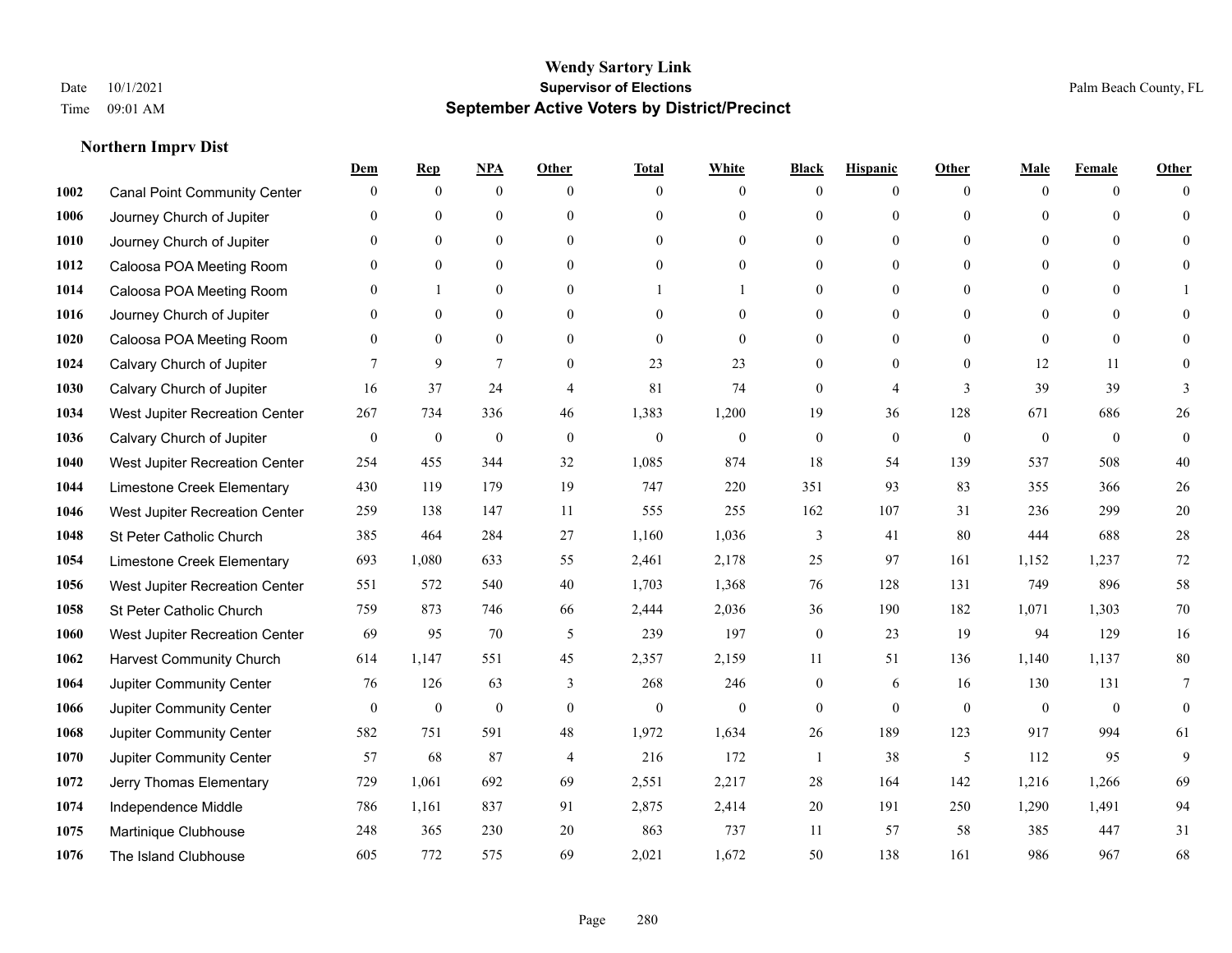# Wendy Sartory Link
## Supervisor of Elections
## September Active Voters by District/Precinct

Date 10/1/2021
Time 09:01 AM

Palm Beach County, FL

### Northern Imprv Dist

| | | Dem | Rep | NPA | Other | Total | White | Black | Hispanic | Other | Male | Female | Other |
|---|---|---|---|---|---|---|---|---|---|---|---|---|---|
| 1002 | Canal Point Community Center | 0 | 0 | 0 | 0 | 0 | 0 | 0 | 0 | 0 | 0 | 0 | 0 |
| 1006 | Journey Church of Jupiter | 0 | 0 | 0 | 0 | 0 | 0 | 0 | 0 | 0 | 0 | 0 | 0 |
| 1010 | Journey Church of Jupiter | 0 | 0 | 0 | 0 | 0 | 0 | 0 | 0 | 0 | 0 | 0 | 0 |
| 1012 | Caloosa POA Meeting Room | 0 | 0 | 0 | 0 | 0 | 0 | 0 | 0 | 0 | 0 | 0 | 0 |
| 1014 | Caloosa POA Meeting Room | 0 | 1 | 0 | 0 | 1 | 1 | 0 | 0 | 0 | 0 | 0 | 1 |
| 1016 | Journey Church of Jupiter | 0 | 0 | 0 | 0 | 0 | 0 | 0 | 0 | 0 | 0 | 0 | 0 |
| 1020 | Caloosa POA Meeting Room | 0 | 0 | 0 | 0 | 0 | 0 | 0 | 0 | 0 | 0 | 0 | 0 |
| 1024 | Calvary Church of Jupiter | 7 | 9 | 7 | 0 | 23 | 23 | 0 | 0 | 0 | 12 | 11 | 0 |
| 1030 | Calvary Church of Jupiter | 16 | 37 | 24 | 4 | 81 | 74 | 0 | 4 | 3 | 39 | 39 | 3 |
| 1034 | West Jupiter Recreation Center | 267 | 734 | 336 | 46 | 1,383 | 1,200 | 19 | 36 | 128 | 671 | 686 | 26 |
| 1036 | Calvary Church of Jupiter | 0 | 0 | 0 | 0 | 0 | 0 | 0 | 0 | 0 | 0 | 0 | 0 |
| 1040 | West Jupiter Recreation Center | 254 | 455 | 344 | 32 | 1,085 | 874 | 18 | 54 | 139 | 537 | 508 | 40 |
| 1044 | Limestone Creek Elementary | 430 | 119 | 179 | 19 | 747 | 220 | 351 | 93 | 83 | 355 | 366 | 26 |
| 1046 | West Jupiter Recreation Center | 259 | 138 | 147 | 11 | 555 | 255 | 162 | 107 | 31 | 236 | 299 | 20 |
| 1048 | St Peter Catholic Church | 385 | 464 | 284 | 27 | 1,160 | 1,036 | 3 | 41 | 80 | 444 | 688 | 28 |
| 1054 | Limestone Creek Elementary | 693 | 1,080 | 633 | 55 | 2,461 | 2,178 | 25 | 97 | 161 | 1,152 | 1,237 | 72 |
| 1056 | West Jupiter Recreation Center | 551 | 572 | 540 | 40 | 1,703 | 1,368 | 76 | 128 | 131 | 749 | 896 | 58 |
| 1058 | St Peter Catholic Church | 759 | 873 | 746 | 66 | 2,444 | 2,036 | 36 | 190 | 182 | 1,071 | 1,303 | 70 |
| 1060 | West Jupiter Recreation Center | 69 | 95 | 70 | 5 | 239 | 197 | 0 | 23 | 19 | 94 | 129 | 16 |
| 1062 | Harvest Community Church | 614 | 1,147 | 551 | 45 | 2,357 | 2,159 | 11 | 51 | 136 | 1,140 | 1,137 | 80 |
| 1064 | Jupiter Community Center | 76 | 126 | 63 | 3 | 268 | 246 | 0 | 6 | 16 | 130 | 131 | 7 |
| 1066 | Jupiter Community Center | 0 | 0 | 0 | 0 | 0 | 0 | 0 | 0 | 0 | 0 | 0 | 0 |
| 1068 | Jupiter Community Center | 582 | 751 | 591 | 48 | 1,972 | 1,634 | 26 | 189 | 123 | 917 | 994 | 61 |
| 1070 | Jupiter Community Center | 57 | 68 | 87 | 4 | 216 | 172 | 1 | 38 | 5 | 112 | 95 | 9 |
| 1072 | Jerry Thomas Elementary | 729 | 1,061 | 692 | 69 | 2,551 | 2,217 | 28 | 164 | 142 | 1,216 | 1,266 | 69 |
| 1074 | Independence Middle | 786 | 1,161 | 837 | 91 | 2,875 | 2,414 | 20 | 191 | 250 | 1,290 | 1,491 | 94 |
| 1075 | Martinique Clubhouse | 248 | 365 | 230 | 20 | 863 | 737 | 11 | 57 | 58 | 385 | 447 | 31 |
| 1076 | The Island Clubhouse | 605 | 772 | 575 | 69 | 2,021 | 1,672 | 50 | 138 | 161 | 986 | 967 | 68 |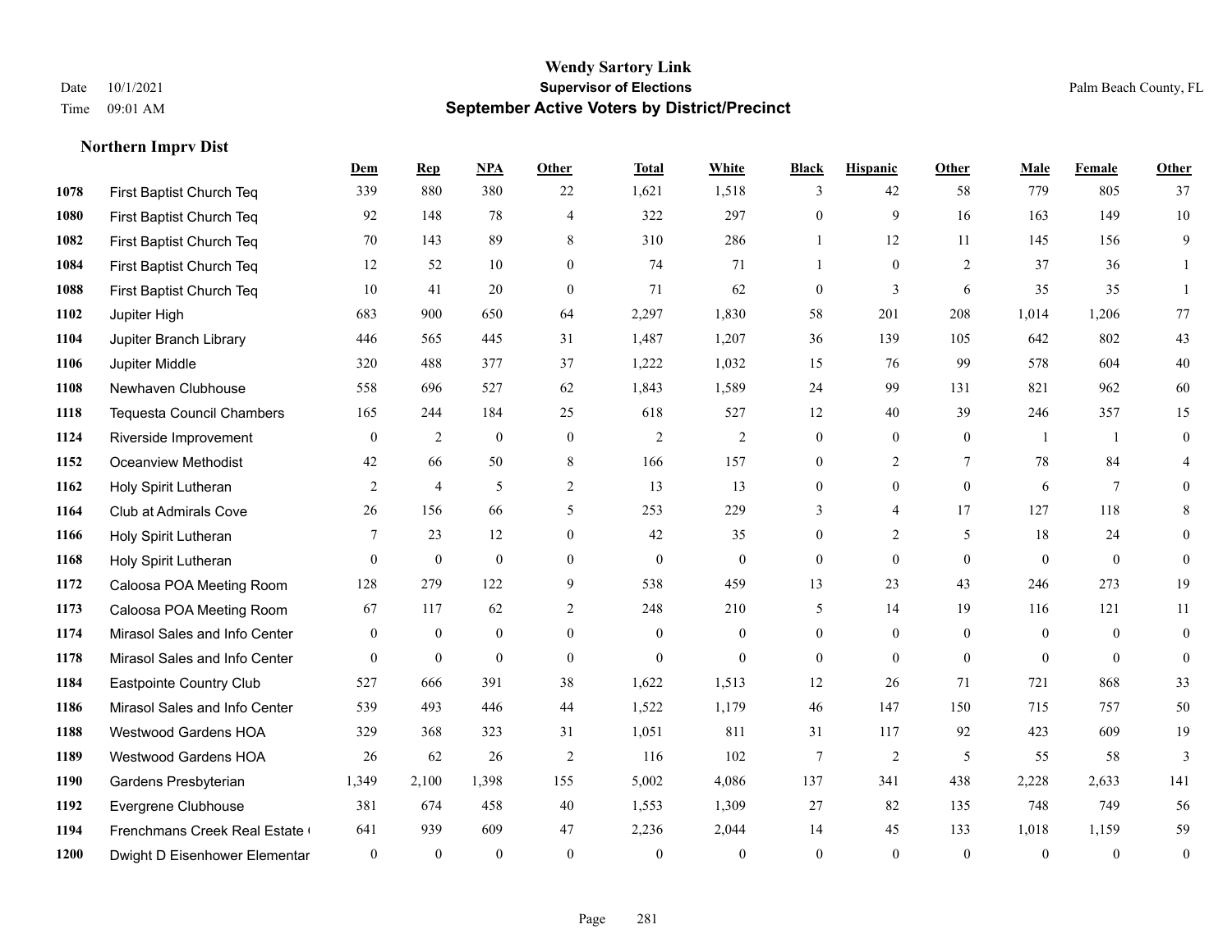**Wendy Sartory Link**
**Supervisor of Elections**
**September Active Voters by District/Precinct**

Date 10/1/2021
Time 09:01 AM
Palm Beach County, FL

## Northern Imprv Dist

| | | Dem | Rep | NPA | Other | Total | White | Black | Hispanic | Other | Male | Female | Other |
|---|---|---|---|---|---|---|---|---|---|---|---|---|---|
| 1078 | First Baptist Church Teq | 339 | 880 | 380 | 22 | 1,621 | 1,518 | 3 | 42 | 58 | 779 | 805 | 37 |
| 1080 | First Baptist Church Teq | 92 | 148 | 78 | 4 | 322 | 297 | 0 | 9 | 16 | 163 | 149 | 10 |
| 1082 | First Baptist Church Teq | 70 | 143 | 89 | 8 | 310 | 286 | 1 | 12 | 11 | 145 | 156 | 9 |
| 1084 | First Baptist Church Teq | 12 | 52 | 10 | 0 | 74 | 71 | 1 | 0 | 2 | 37 | 36 | 1 |
| 1088 | First Baptist Church Teq | 10 | 41 | 20 | 0 | 71 | 62 | 0 | 3 | 6 | 35 | 35 | 1 |
| 1102 | Jupiter High | 683 | 900 | 650 | 64 | 2,297 | 1,830 | 58 | 201 | 208 | 1,014 | 1,206 | 77 |
| 1104 | Jupiter Branch Library | 446 | 565 | 445 | 31 | 1,487 | 1,207 | 36 | 139 | 105 | 642 | 802 | 43 |
| 1106 | Jupiter Middle | 320 | 488 | 377 | 37 | 1,222 | 1,032 | 15 | 76 | 99 | 578 | 604 | 40 |
| 1108 | Newhaven Clubhouse | 558 | 696 | 527 | 62 | 1,843 | 1,589 | 24 | 99 | 131 | 821 | 962 | 60 |
| 1118 | Tequesta Council Chambers | 165 | 244 | 184 | 25 | 618 | 527 | 12 | 40 | 39 | 246 | 357 | 15 |
| 1124 | Riverside Improvement | 0 | 2 | 0 | 0 | 2 | 2 | 0 | 0 | 0 | 1 | 1 | 0 |
| 1152 | Oceanview Methodist | 42 | 66 | 50 | 8 | 166 | 157 | 0 | 2 | 7 | 78 | 84 | 4 |
| 1162 | Holy Spirit Lutheran | 2 | 4 | 5 | 2 | 13 | 13 | 0 | 0 | 0 | 6 | 7 | 0 |
| 1164 | Club at Admirals Cove | 26 | 156 | 66 | 5 | 253 | 229 | 3 | 4 | 17 | 127 | 118 | 8 |
| 1166 | Holy Spirit Lutheran | 7 | 23 | 12 | 0 | 42 | 35 | 0 | 2 | 5 | 18 | 24 | 0 |
| 1168 | Holy Spirit Lutheran | 0 | 0 | 0 | 0 | 0 | 0 | 0 | 0 | 0 | 0 | 0 | 0 |
| 1172 | Caloosa POA Meeting Room | 128 | 279 | 122 | 9 | 538 | 459 | 13 | 23 | 43 | 246 | 273 | 19 |
| 1173 | Caloosa POA Meeting Room | 67 | 117 | 62 | 2 | 248 | 210 | 5 | 14 | 19 | 116 | 121 | 11 |
| 1174 | Mirasol Sales and Info Center | 0 | 0 | 0 | 0 | 0 | 0 | 0 | 0 | 0 | 0 | 0 | 0 |
| 1178 | Mirasol Sales and Info Center | 0 | 0 | 0 | 0 | 0 | 0 | 0 | 0 | 0 | 0 | 0 | 0 |
| 1184 | Eastpointe Country Club | 527 | 666 | 391 | 38 | 1,622 | 1,513 | 12 | 26 | 71 | 721 | 868 | 33 |
| 1186 | Mirasol Sales and Info Center | 539 | 493 | 446 | 44 | 1,522 | 1,179 | 46 | 147 | 150 | 715 | 757 | 50 |
| 1188 | Westwood Gardens HOA | 329 | 368 | 323 | 31 | 1,051 | 811 | 31 | 117 | 92 | 423 | 609 | 19 |
| 1189 | Westwood Gardens HOA | 26 | 62 | 26 | 2 | 116 | 102 | 7 | 2 | 5 | 55 | 58 | 3 |
| 1190 | Gardens Presbyterian | 1,349 | 2,100 | 1,398 | 155 | 5,002 | 4,086 | 137 | 341 | 438 | 2,228 | 2,633 | 141 |
| 1192 | Evergrene Clubhouse | 381 | 674 | 458 | 40 | 1,553 | 1,309 | 27 | 82 | 135 | 748 | 749 | 56 |
| 1194 | Frenchmans Creek Real Estate ( | 641 | 939 | 609 | 47 | 2,236 | 2,044 | 14 | 45 | 133 | 1,018 | 1,159 | 59 |
| 1200 | Dwight D Eisenhower Elementar | 0 | 0 | 0 | 0 | 0 | 0 | 0 | 0 | 0 | 0 | 0 | 0 |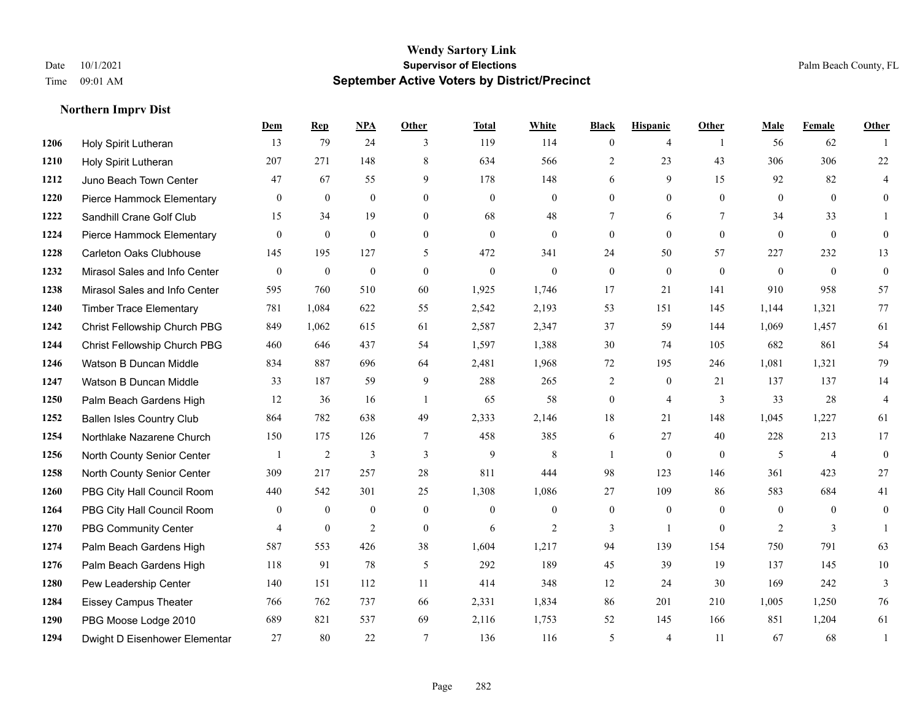# Wendy Sartory Link
## Supervisor of Elections
## September Active Voters by District/Precinct

Date 10/1/2021
Time 09:01 AM

Palm Beach County, FL

### Northern Imprv Dist

| | | Dem | Rep | NPA | Other | Total | White | Black | Hispanic | Other | Male | Female | Other |
|---|---|---|---|---|---|---|---|---|---|---|---|---|---|
| 1206 | Holy Spirit Lutheran | 13 | 79 | 24 | 3 | 119 | 114 | 0 | 4 | 1 | 56 | 62 | 1 |
| 1210 | Holy Spirit Lutheran | 207 | 271 | 148 | 8 | 634 | 566 | 2 | 23 | 43 | 306 | 306 | 22 |
| 1212 | Juno Beach Town Center | 47 | 67 | 55 | 9 | 178 | 148 | 6 | 9 | 15 | 92 | 82 | 4 |
| 1220 | Pierce Hammock Elementary | 0 | 0 | 0 | 0 | 0 | 0 | 0 | 0 | 0 | 0 | 0 | 0 |
| 1222 | Sandhill Crane Golf Club | 15 | 34 | 19 | 0 | 68 | 48 | 7 | 6 | 7 | 34 | 33 | 1 |
| 1224 | Pierce Hammock Elementary | 0 | 0 | 0 | 0 | 0 | 0 | 0 | 0 | 0 | 0 | 0 | 0 |
| 1228 | Carleton Oaks Clubhouse | 145 | 195 | 127 | 5 | 472 | 341 | 24 | 50 | 57 | 227 | 232 | 13 |
| 1232 | Mirasol Sales and Info Center | 0 | 0 | 0 | 0 | 0 | 0 | 0 | 0 | 0 | 0 | 0 | 0 |
| 1238 | Mirasol Sales and Info Center | 595 | 760 | 510 | 60 | 1,925 | 1,746 | 17 | 21 | 141 | 910 | 958 | 57 |
| 1240 | Timber Trace Elementary | 781 | 1,084 | 622 | 55 | 2,542 | 2,193 | 53 | 151 | 145 | 1,144 | 1,321 | 77 |
| 1242 | Christ Fellowship Church PBG | 849 | 1,062 | 615 | 61 | 2,587 | 2,347 | 37 | 59 | 144 | 1,069 | 1,457 | 61 |
| 1244 | Christ Fellowship Church PBG | 460 | 646 | 437 | 54 | 1,597 | 1,388 | 30 | 74 | 105 | 682 | 861 | 54 |
| 1246 | Watson B Duncan Middle | 834 | 887 | 696 | 64 | 2,481 | 1,968 | 72 | 195 | 246 | 1,081 | 1,321 | 79 |
| 1247 | Watson B Duncan Middle | 33 | 187 | 59 | 9 | 288 | 265 | 2 | 0 | 21 | 137 | 137 | 14 |
| 1250 | Palm Beach Gardens High | 12 | 36 | 16 | 1 | 65 | 58 | 0 | 4 | 3 | 33 | 28 | 4 |
| 1252 | Ballen Isles Country Club | 864 | 782 | 638 | 49 | 2,333 | 2,146 | 18 | 21 | 148 | 1,045 | 1,227 | 61 |
| 1254 | Northlake Nazarene Church | 150 | 175 | 126 | 7 | 458 | 385 | 6 | 27 | 40 | 228 | 213 | 17 |
| 1256 | North County Senior Center | 1 | 2 | 3 | 3 | 9 | 8 | 1 | 0 | 0 | 5 | 4 | 0 |
| 1258 | North County Senior Center | 309 | 217 | 257 | 28 | 811 | 444 | 98 | 123 | 146 | 361 | 423 | 27 |
| 1260 | PBG City Hall Council Room | 440 | 542 | 301 | 25 | 1,308 | 1,086 | 27 | 109 | 86 | 583 | 684 | 41 |
| 1264 | PBG City Hall Council Room | 0 | 0 | 0 | 0 | 0 | 0 | 0 | 0 | 0 | 0 | 0 | 0 |
| 1270 | PBG Community Center | 4 | 0 | 2 | 0 | 6 | 2 | 3 | 1 | 0 | 2 | 3 | 1 |
| 1274 | Palm Beach Gardens High | 587 | 553 | 426 | 38 | 1,604 | 1,217 | 94 | 139 | 154 | 750 | 791 | 63 |
| 1276 | Palm Beach Gardens High | 118 | 91 | 78 | 5 | 292 | 189 | 45 | 39 | 19 | 137 | 145 | 10 |
| 1280 | Pew Leadership Center | 140 | 151 | 112 | 11 | 414 | 348 | 12 | 24 | 30 | 169 | 242 | 3 |
| 1284 | Eissey Campus Theater | 766 | 762 | 737 | 66 | 2,331 | 1,834 | 86 | 201 | 210 | 1,005 | 1,250 | 76 |
| 1290 | PBG Moose Lodge 2010 | 689 | 821 | 537 | 69 | 2,116 | 1,753 | 52 | 145 | 166 | 851 | 1,204 | 61 |
| 1294 | Dwight D Eisenhower Elementar | 27 | 80 | 22 | 7 | 136 | 116 | 5 | 4 | 11 | 67 | 68 | 1 |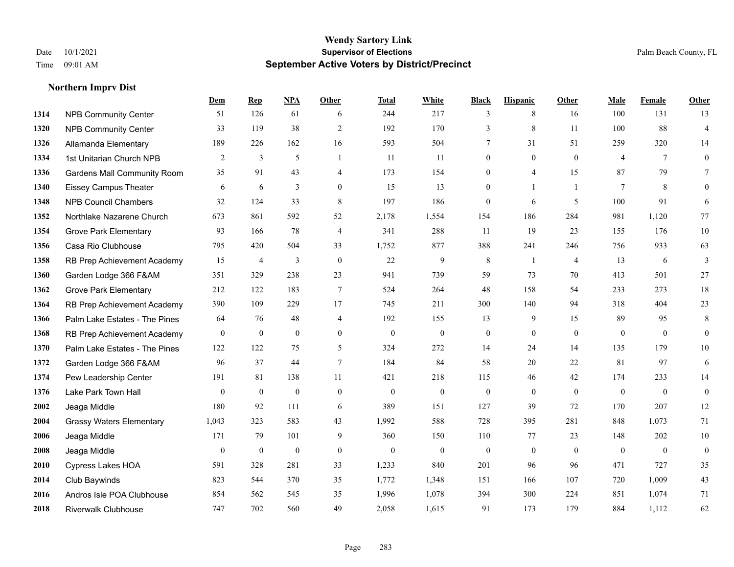# Wendy Sartory Link
## Supervisor of Elections
## September Active Voters by District/Precinct

Date 10/1/2021
Time 09:01 AM

Palm Beach County, FL

### Northern Imprv Dist

| | | Dem | Rep | NPA | Other | Total | White | Black | Hispanic | Other | Male | Female | Other |
|---|---|---|---|---|---|---|---|---|---|---|---|---|---|
| 1314 | NPB Community Center | 51 | 126 | 61 | 6 | 244 | 217 | 3 | 8 | 16 | 100 | 131 | 13 |
| 1320 | NPB Community Center | 33 | 119 | 38 | 2 | 192 | 170 | 3 | 8 | 11 | 100 | 88 | 4 |
| 1326 | Allamanda Elementary | 189 | 226 | 162 | 16 | 593 | 504 | 7 | 31 | 51 | 259 | 320 | 14 |
| 1334 | 1st Unitarian Church NPB | 2 | 3 | 5 | 1 | 11 | 11 | 0 | 0 | 0 | 4 | 7 | 0 |
| 1336 | Gardens Mall Community Room | 35 | 91 | 43 | 4 | 173 | 154 | 0 | 4 | 15 | 87 | 79 | 7 |
| 1340 | Eissey Campus Theater | 6 | 6 | 3 | 0 | 15 | 13 | 0 | 1 | 1 | 7 | 8 | 0 |
| 1348 | NPB Council Chambers | 32 | 124 | 33 | 8 | 197 | 186 | 0 | 6 | 5 | 100 | 91 | 6 |
| 1352 | Northlake Nazarene Church | 673 | 861 | 592 | 52 | 2,178 | 1,554 | 154 | 186 | 284 | 981 | 1,120 | 77 |
| 1354 | Grove Park Elementary | 93 | 166 | 78 | 4 | 341 | 288 | 11 | 19 | 23 | 155 | 176 | 10 |
| 1356 | Casa Rio Clubhouse | 795 | 420 | 504 | 33 | 1,752 | 877 | 388 | 241 | 246 | 756 | 933 | 63 |
| 1358 | RB Prep Achievement Academy | 15 | 4 | 3 | 0 | 22 | 9 | 8 | 1 | 4 | 13 | 6 | 3 |
| 1360 | Garden Lodge 366 F&AM | 351 | 329 | 238 | 23 | 941 | 739 | 59 | 73 | 70 | 413 | 501 | 27 |
| 1362 | Grove Park Elementary | 212 | 122 | 183 | 7 | 524 | 264 | 48 | 158 | 54 | 233 | 273 | 18 |
| 1364 | RB Prep Achievement Academy | 390 | 109 | 229 | 17 | 745 | 211 | 300 | 140 | 94 | 318 | 404 | 23 |
| 1366 | Palm Lake Estates - The Pines | 64 | 76 | 48 | 4 | 192 | 155 | 13 | 9 | 15 | 89 | 95 | 8 |
| 1368 | RB Prep Achievement Academy | 0 | 0 | 0 | 0 | 0 | 0 | 0 | 0 | 0 | 0 | 0 | 0 |
| 1370 | Palm Lake Estates - The Pines | 122 | 122 | 75 | 5 | 324 | 272 | 14 | 24 | 14 | 135 | 179 | 10 |
| 1372 | Garden Lodge 366 F&AM | 96 | 37 | 44 | 7 | 184 | 84 | 58 | 20 | 22 | 81 | 97 | 6 |
| 1374 | Pew Leadership Center | 191 | 81 | 138 | 11 | 421 | 218 | 115 | 46 | 42 | 174 | 233 | 14 |
| 1376 | Lake Park Town Hall | 0 | 0 | 0 | 0 | 0 | 0 | 0 | 0 | 0 | 0 | 0 | 0 |
| 2002 | Jeaga Middle | 180 | 92 | 111 | 6 | 389 | 151 | 127 | 39 | 72 | 170 | 207 | 12 |
| 2004 | Grassy Waters Elementary | 1,043 | 323 | 583 | 43 | 1,992 | 588 | 728 | 395 | 281 | 848 | 1,073 | 71 |
| 2006 | Jeaga Middle | 171 | 79 | 101 | 9 | 360 | 150 | 110 | 77 | 23 | 148 | 202 | 10 |
| 2008 | Jeaga Middle | 0 | 0 | 0 | 0 | 0 | 0 | 0 | 0 | 0 | 0 | 0 | 0 |
| 2010 | Cypress Lakes HOA | 591 | 328 | 281 | 33 | 1,233 | 840 | 201 | 96 | 96 | 471 | 727 | 35 |
| 2014 | Club Baywinds | 823 | 544 | 370 | 35 | 1,772 | 1,348 | 151 | 166 | 107 | 720 | 1,009 | 43 |
| 2016 | Andros Isle POA Clubhouse | 854 | 562 | 545 | 35 | 1,996 | 1,078 | 394 | 300 | 224 | 851 | 1,074 | 71 |
| 2018 | Riverwalk Clubhouse | 747 | 702 | 560 | 49 | 2,058 | 1,615 | 91 | 173 | 179 | 884 | 1,112 | 62 |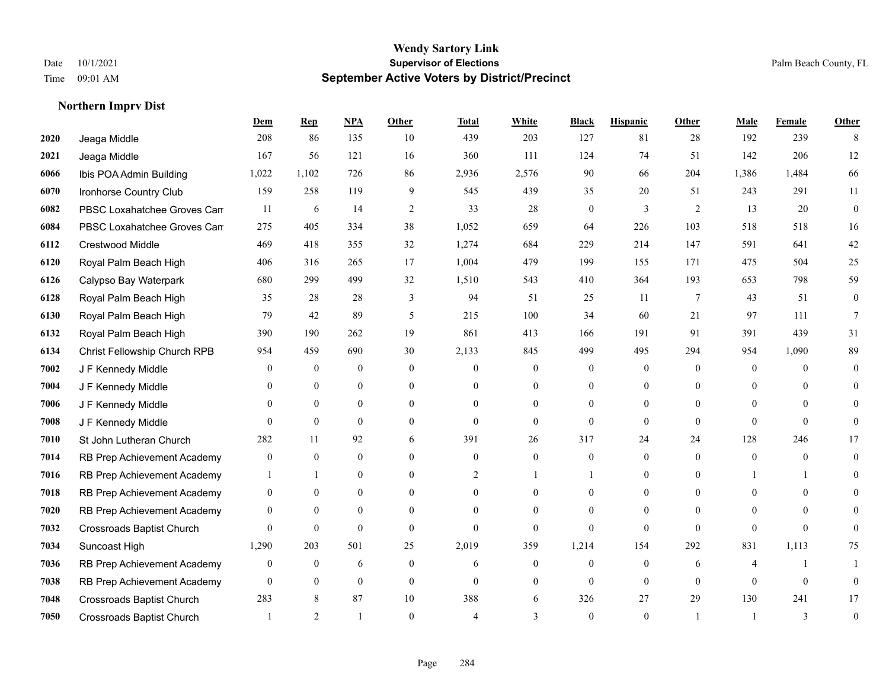# Wendy Sartory Link
## Supervisor of Elections
## September Active Voters by District/Precinct

Date 10/1/2021
Time 09:01 AM

Palm Beach County, FL

### Northern Imprv Dist

| | | Dem | Rep | NPA | Other | Total | White | Black | Hispanic | Other | Male | Female | Other |
|---|---|---|---|---|---|---|---|---|---|---|---|---|---|
| 2020 | Jeaga Middle | 208 | 86 | 135 | 10 | 439 | 203 | 127 | 81 | 28 | 192 | 239 | 8 |
| 2021 | Jeaga Middle | 167 | 56 | 121 | 16 | 360 | 111 | 124 | 74 | 51 | 142 | 206 | 12 |
| 6066 | Ibis POA Admin Building | 1,022 | 1,102 | 726 | 86 | 2,936 | 2,576 | 90 | 66 | 204 | 1,386 | 1,484 | 66 |
| 6070 | Ironhorse Country Club | 159 | 258 | 119 | 9 | 545 | 439 | 35 | 20 | 51 | 243 | 291 | 11 |
| 6082 | PBSC Loxahatchee Groves Cam | 11 | 6 | 14 | 2 | 33 | 28 | 0 | 3 | 2 | 13 | 20 | 0 |
| 6084 | PBSC Loxahatchee Groves Cam | 275 | 405 | 334 | 38 | 1,052 | 659 | 64 | 226 | 103 | 518 | 518 | 16 |
| 6112 | Crestwood Middle | 469 | 418 | 355 | 32 | 1,274 | 684 | 229 | 214 | 147 | 591 | 641 | 42 |
| 6120 | Royal Palm Beach High | 406 | 316 | 265 | 17 | 1,004 | 479 | 199 | 155 | 171 | 475 | 504 | 25 |
| 6126 | Calypso Bay Waterpark | 680 | 299 | 499 | 32 | 1,510 | 543 | 410 | 364 | 193 | 653 | 798 | 59 |
| 6128 | Royal Palm Beach High | 35 | 28 | 28 | 3 | 94 | 51 | 25 | 11 | 7 | 43 | 51 | 0 |
| 6130 | Royal Palm Beach High | 79 | 42 | 89 | 5 | 215 | 100 | 34 | 60 | 21 | 97 | 111 | 7 |
| 6132 | Royal Palm Beach High | 390 | 190 | 262 | 19 | 861 | 413 | 166 | 191 | 91 | 391 | 439 | 31 |
| 6134 | Christ Fellowship Church RPB | 954 | 459 | 690 | 30 | 2,133 | 845 | 499 | 495 | 294 | 954 | 1,090 | 89 |
| 7002 | J F Kennedy Middle | 0 | 0 | 0 | 0 | 0 | 0 | 0 | 0 | 0 | 0 | 0 | 0 |
| 7004 | J F Kennedy Middle | 0 | 0 | 0 | 0 | 0 | 0 | 0 | 0 | 0 | 0 | 0 | 0 |
| 7006 | J F Kennedy Middle | 0 | 0 | 0 | 0 | 0 | 0 | 0 | 0 | 0 | 0 | 0 | 0 |
| 7008 | J F Kennedy Middle | 0 | 0 | 0 | 0 | 0 | 0 | 0 | 0 | 0 | 0 | 0 | 0 |
| 7010 | St John Lutheran Church | 282 | 11 | 92 | 6 | 391 | 26 | 317 | 24 | 24 | 128 | 246 | 17 |
| 7014 | RB Prep Achievement Academy | 0 | 0 | 0 | 0 | 0 | 0 | 0 | 0 | 0 | 0 | 0 | 0 |
| 7016 | RB Prep Achievement Academy | 1 | 1 | 0 | 0 | 2 | 1 | 1 | 0 | 0 | 1 | 1 | 0 |
| 7018 | RB Prep Achievement Academy | 0 | 0 | 0 | 0 | 0 | 0 | 0 | 0 | 0 | 0 | 0 | 0 |
| 7020 | RB Prep Achievement Academy | 0 | 0 | 0 | 0 | 0 | 0 | 0 | 0 | 0 | 0 | 0 | 0 |
| 7032 | Crossroads Baptist Church | 0 | 0 | 0 | 0 | 0 | 0 | 0 | 0 | 0 | 0 | 0 | 0 |
| 7034 | Suncoast High | 1,290 | 203 | 501 | 25 | 2,019 | 359 | 1,214 | 154 | 292 | 831 | 1,113 | 75 |
| 7036 | RB Prep Achievement Academy | 0 | 0 | 6 | 0 | 6 | 0 | 0 | 0 | 6 | 4 | 1 | 1 |
| 7038 | RB Prep Achievement Academy | 0 | 0 | 0 | 0 | 0 | 0 | 0 | 0 | 0 | 0 | 0 | 0 |
| 7048 | Crossroads Baptist Church | 283 | 8 | 87 | 10 | 388 | 6 | 326 | 27 | 29 | 130 | 241 | 17 |
| 7050 | Crossroads Baptist Church | 1 | 2 | 1 | 0 | 4 | 3 | 0 | 0 | 1 | 1 | 3 | 0 |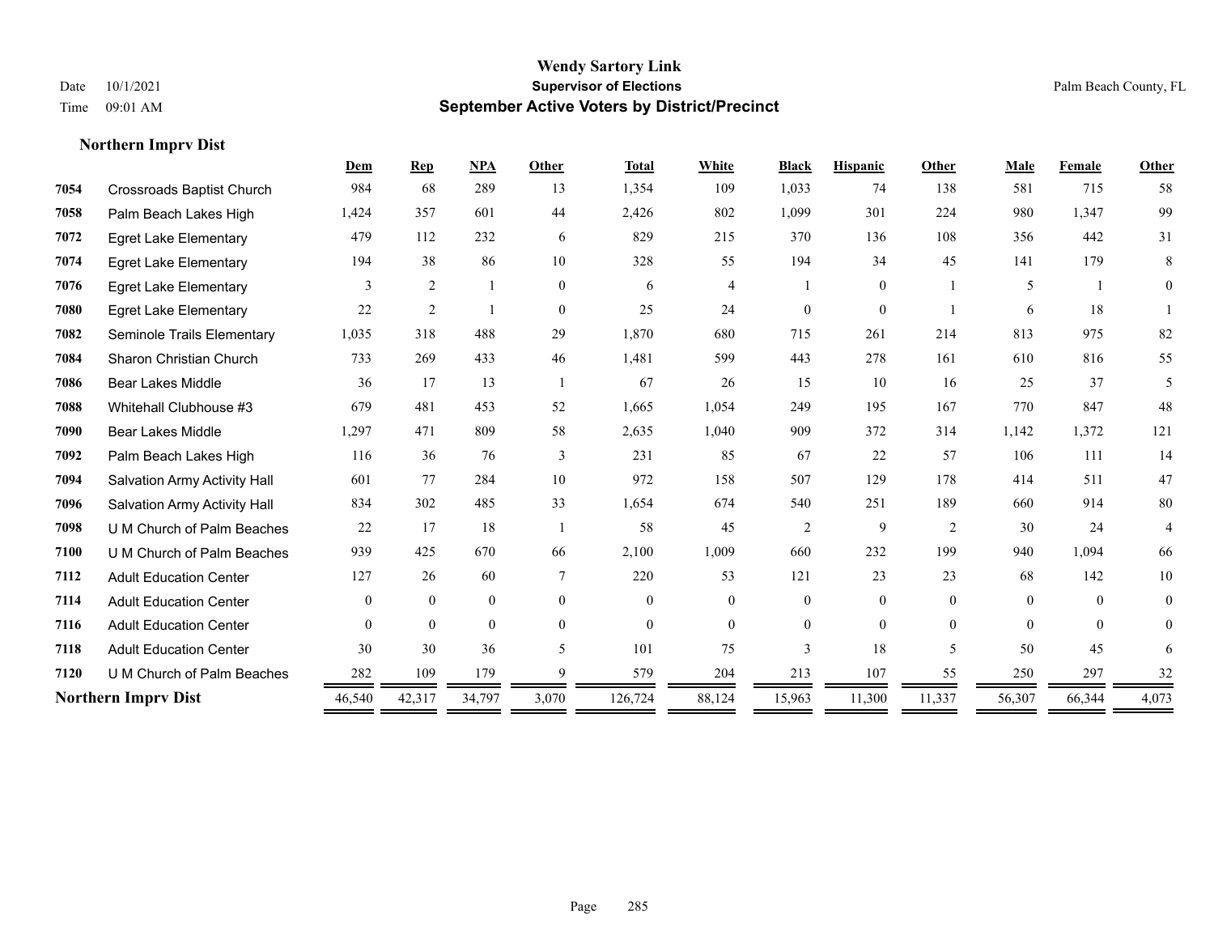# Wendy Sartory Link
## Supervisor of Elections
## September Active Voters by District/Precinct

Date 10/1/2021
Time 09:01 AM

Palm Beach County, FL

### Northern Imprv Dist

| | | Dem | Rep | NPA | Other | Total | White | Black | Hispanic | Other | Male | Female | Other |
|---|---|---|---|---|---|---|---|---|---|---|---|---|---|
| 7054 | Crossroads Baptist Church | 984 | 68 | 289 | 13 | 1,354 | 109 | 1,033 | 74 | 138 | 581 | 715 | 58 |
| 7058 | Palm Beach Lakes High | 1,424 | 357 | 601 | 44 | 2,426 | 802 | 1,099 | 301 | 224 | 980 | 1,347 | 99 |
| 7072 | Egret Lake Elementary | 479 | 112 | 232 | 6 | 829 | 215 | 370 | 136 | 108 | 356 | 442 | 31 |
| 7074 | Egret Lake Elementary | 194 | 38 | 86 | 10 | 328 | 55 | 194 | 34 | 45 | 141 | 179 | 8 |
| 7076 | Egret Lake Elementary | 3 | 2 | 1 | 0 | 6 | 4 | 1 | 0 | 1 | 5 | 1 | 0 |
| 7080 | Egret Lake Elementary | 22 | 2 | 1 | 0 | 25 | 24 | 0 | 0 | 1 | 6 | 18 | 1 |
| 7082 | Seminole Trails Elementary | 1,035 | 318 | 488 | 29 | 1,870 | 680 | 715 | 261 | 214 | 813 | 975 | 82 |
| 7084 | Sharon Christian Church | 733 | 269 | 433 | 46 | 1,481 | 599 | 443 | 278 | 161 | 610 | 816 | 55 |
| 7086 | Bear Lakes Middle | 36 | 17 | 13 | 1 | 67 | 26 | 15 | 10 | 16 | 25 | 37 | 5 |
| 7088 | Whitehall Clubhouse #3 | 679 | 481 | 453 | 52 | 1,665 | 1,054 | 249 | 195 | 167 | 770 | 847 | 48 |
| 7090 | Bear Lakes Middle | 1,297 | 471 | 809 | 58 | 2,635 | 1,040 | 909 | 372 | 314 | 1,142 | 1,372 | 121 |
| 7092 | Palm Beach Lakes High | 116 | 36 | 76 | 3 | 231 | 85 | 67 | 22 | 57 | 106 | 111 | 14 |
| 7094 | Salvation Army Activity Hall | 601 | 77 | 284 | 10 | 972 | 158 | 507 | 129 | 178 | 414 | 511 | 47 |
| 7096 | Salvation Army Activity Hall | 834 | 302 | 485 | 33 | 1,654 | 674 | 540 | 251 | 189 | 660 | 914 | 80 |
| 7098 | U M Church of Palm Beaches | 22 | 17 | 18 | 1 | 58 | 45 | 2 | 9 | 2 | 30 | 24 | 4 |
| 7100 | U M Church of Palm Beaches | 939 | 425 | 670 | 66 | 2,100 | 1,009 | 660 | 232 | 199 | 940 | 1,094 | 66 |
| 7112 | Adult Education Center | 127 | 26 | 60 | 7 | 220 | 53 | 121 | 23 | 23 | 68 | 142 | 10 |
| 7114 | Adult Education Center | 0 | 0 | 0 | 0 | 0 | 0 | 0 | 0 | 0 | 0 | 0 | 0 |
| 7116 | Adult Education Center | 0 | 0 | 0 | 0 | 0 | 0 | 0 | 0 | 0 | 0 | 0 | 0 |
| 7118 | Adult Education Center | 30 | 30 | 36 | 5 | 101 | 75 | 3 | 18 | 5 | 50 | 45 | 6 |
| 7120 | U M Church of Palm Beaches | 282 | 109 | 179 | 9 | 579 | 204 | 213 | 107 | 55 | 250 | 297 | 32 |
| **Northern Imprv Dist** | | 46,540 | 42,317 | 34,797 | 3,070 | 126,724 | 88,124 | 15,963 | 11,300 | 11,337 | 56,307 | 66,344 | 4,073 |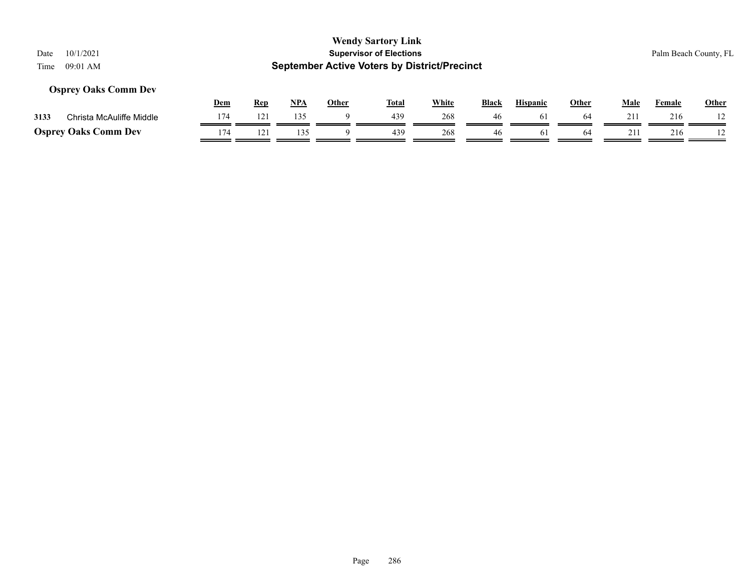# Wendy Sartory Link

**Supervisor of Elections**

**September Active Voters by District/Precinct**

Date 10/1/2021

Time 09:01 AM

Palm Beach County, FL

### Osprey Oaks Comm Dev

| | | Dem | Rep | NPA | Other | Total | White | Black | Hispanic | Other | Male | Female | Other |
|---|---|---|---|---|---|---|---|---|---|---|---|---|---|
| 3133 | Christa McAuliffe Middle | 174 | 121 | 135 | 9 | 439 | 268 | 46 | 61 | 64 | 211 | 216 | 12 |
| **Osprey Oaks Comm Dev** | | 174 | 121 | 135 | 9 | 439 | 268 | 46 | 61 | 64 | 211 | 216 | 12 |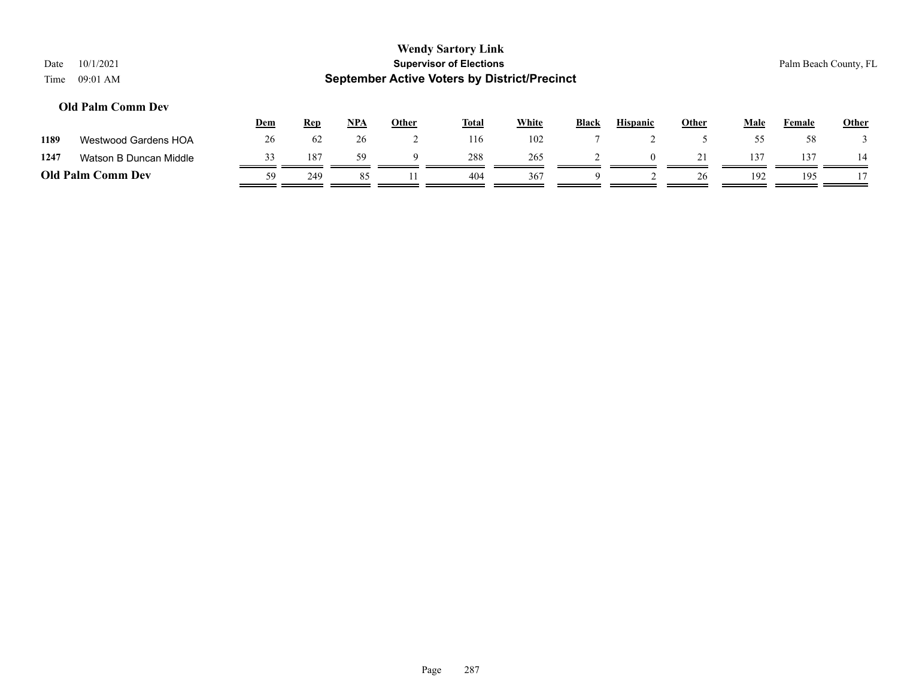Wendy Sartory Link
Supervisor of Elections
**September Active Voters by District/Precinct**

Date 10/1/2021
Time 09:01 AM

Palm Beach County, FL

### Old Palm Comm Dev

| | | Dem | Rep | NPA | Other | Total | White | Black | Hispanic | Other | Male | Female | Other |
|---|---|---|---|---|---|---|---|---|---|---|---|---|---|
| 1189 | Westwood Gardens HOA | 26 | 62 | 26 | 2 | 116 | 102 | 7 | 2 | 5 | 55 | 58 | 3 |
| 1247 | Watson B Duncan Middle | 33 | 187 | 59 | 9 | 288 | 265 | 2 | 0 | 21 | 137 | 137 | 14 |
| **Old Palm Comm Dev** | | 59 | 249 | 85 | 11 | 404 | 367 | 9 | 2 | 26 | 192 | 195 | 17 |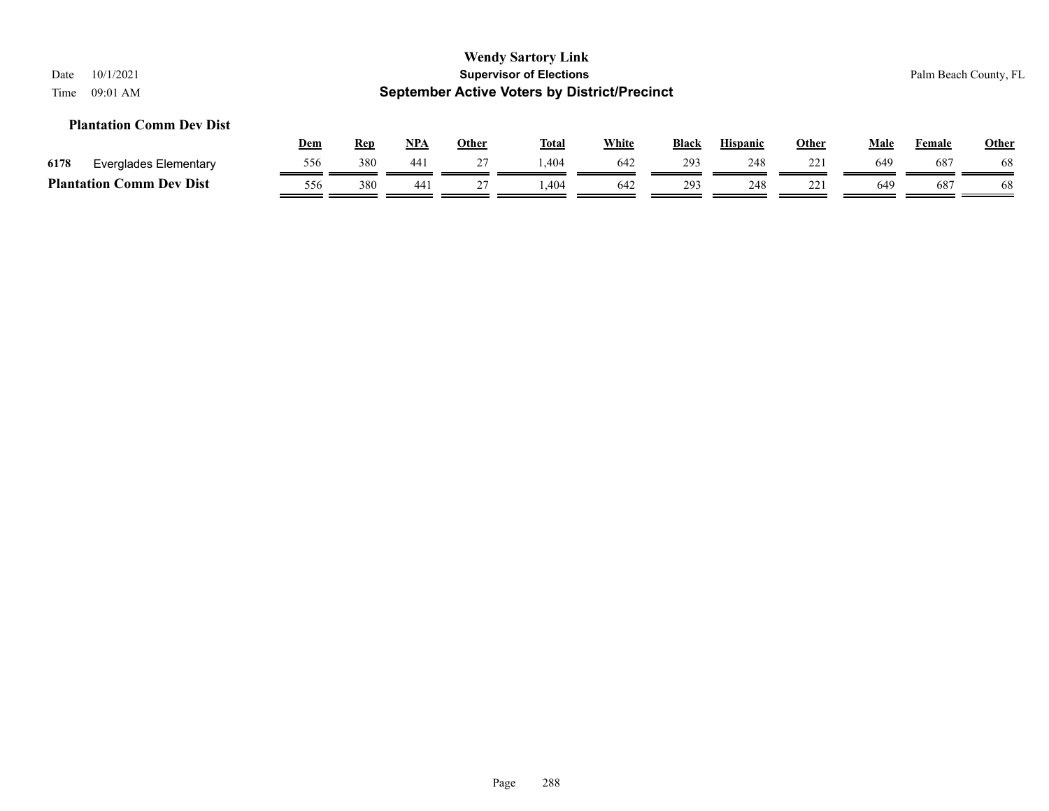Wendy Sartory Link
**Supervisor of Elections**
**September Active Voters by District/Precinct**

Date 10/1/2021
Time 09:01 AM

Palm Beach County, FL

### Plantation Comm Dev Dist

| | | Dem | Rep | NPA | Other | Total | White | Black | Hispanic | Other | Male | Female | Other |
|---|---|---|---|---|---|---|---|---|---|---|---|---|---|
| 6178 | Everglades Elementary | 556 | 380 | 441 | 27 | 1,404 | 642 | 293 | 248 | 221 | 649 | 687 | 68 |
| **Plantation Comm Dev Dist** | | 556 | 380 | 441 | 27 | 1,404 | 642 | 293 | 248 | 221 | 649 | 687 | 68 |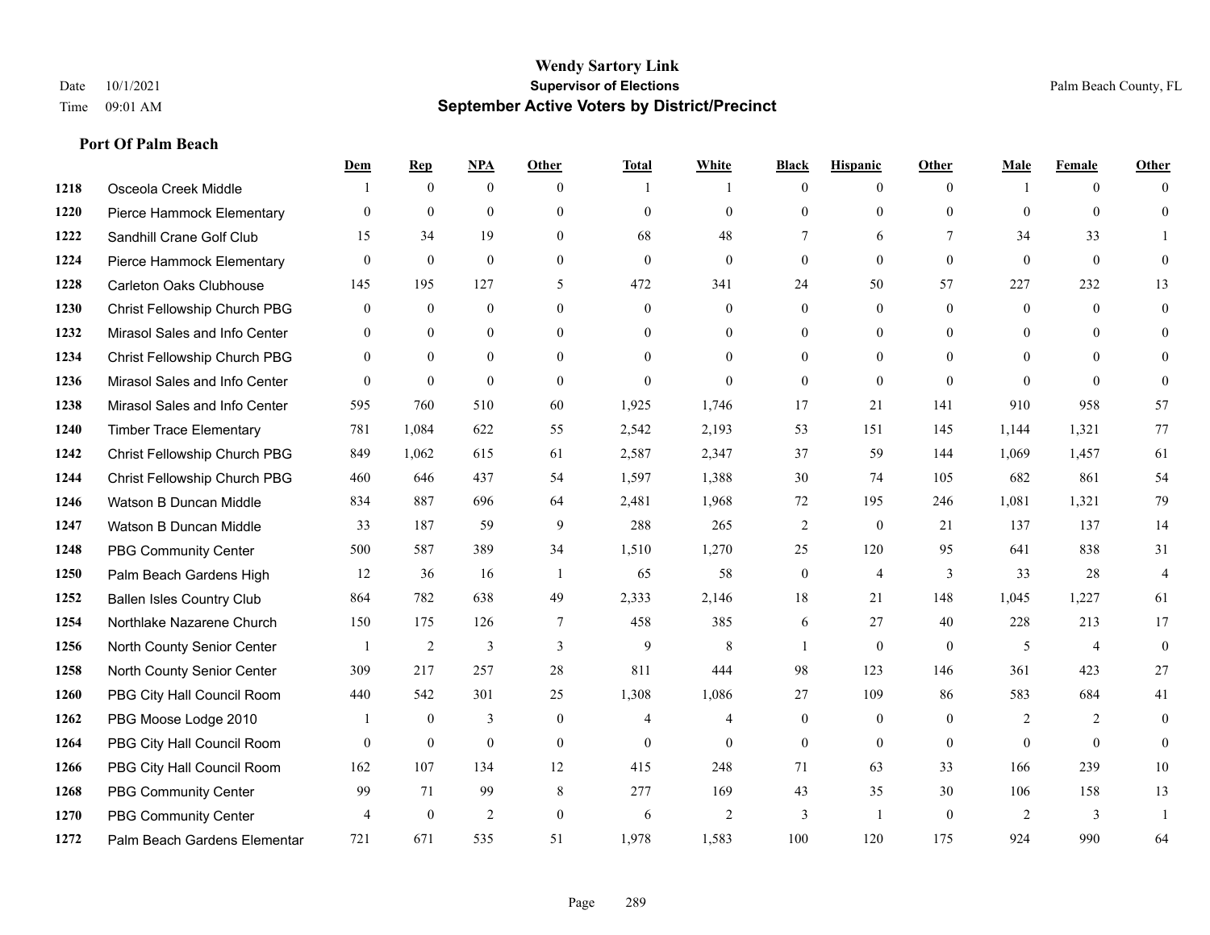# Wendy Sartory Link

**Supervisor of Elections**

**September Active Voters by District/Precinct**

Date 10/1/2021
Time 09:01 AM

Palm Beach County, FL

### Port Of Palm Beach

| | | Dem | Rep | NPA | Other | Total | White | Black | Hispanic | Other | Male | Female | Other |
|---|---|---|---|---|---|---|---|---|---|---|---|---|---|
| 1218 | Osceola Creek Middle | 1 | 0 | 0 | 0 | 1 | 1 | 0 | 0 | 0 | 1 | 0 | 0 |
| 1220 | Pierce Hammock Elementary | 0 | 0 | 0 | 0 | 0 | 0 | 0 | 0 | 0 | 0 | 0 | 0 |
| 1222 | Sandhill Crane Golf Club | 15 | 34 | 19 | 0 | 68 | 48 | 7 | 6 | 7 | 34 | 33 | 1 |
| 1224 | Pierce Hammock Elementary | 0 | 0 | 0 | 0 | 0 | 0 | 0 | 0 | 0 | 0 | 0 | 0 |
| 1228 | Carleton Oaks Clubhouse | 145 | 195 | 127 | 5 | 472 | 341 | 24 | 50 | 57 | 227 | 232 | 13 |
| 1230 | Christ Fellowship Church PBG | 0 | 0 | 0 | 0 | 0 | 0 | 0 | 0 | 0 | 0 | 0 | 0 |
| 1232 | Mirasol Sales and Info Center | 0 | 0 | 0 | 0 | 0 | 0 | 0 | 0 | 0 | 0 | 0 | 0 |
| 1234 | Christ Fellowship Church PBG | 0 | 0 | 0 | 0 | 0 | 0 | 0 | 0 | 0 | 0 | 0 | 0 |
| 1236 | Mirasol Sales and Info Center | 0 | 0 | 0 | 0 | 0 | 0 | 0 | 0 | 0 | 0 | 0 | 0 |
| 1238 | Mirasol Sales and Info Center | 595 | 760 | 510 | 60 | 1,925 | 1,746 | 17 | 21 | 141 | 910 | 958 | 57 |
| 1240 | Timber Trace Elementary | 781 | 1,084 | 622 | 55 | 2,542 | 2,193 | 53 | 151 | 145 | 1,144 | 1,321 | 77 |
| 1242 | Christ Fellowship Church PBG | 849 | 1,062 | 615 | 61 | 2,587 | 2,347 | 37 | 59 | 144 | 1,069 | 1,457 | 61 |
| 1244 | Christ Fellowship Church PBG | 460 | 646 | 437 | 54 | 1,597 | 1,388 | 30 | 74 | 105 | 682 | 861 | 54 |
| 1246 | Watson B Duncan Middle | 834 | 887 | 696 | 64 | 2,481 | 1,968 | 72 | 195 | 246 | 1,081 | 1,321 | 79 |
| 1247 | Watson B Duncan Middle | 33 | 187 | 59 | 9 | 288 | 265 | 2 | 0 | 21 | 137 | 137 | 14 |
| 1248 | PBG Community Center | 500 | 587 | 389 | 34 | 1,510 | 1,270 | 25 | 120 | 95 | 641 | 838 | 31 |
| 1250 | Palm Beach Gardens High | 12 | 36 | 16 | 1 | 65 | 58 | 0 | 4 | 3 | 33 | 28 | 4 |
| 1252 | Ballen Isles Country Club | 864 | 782 | 638 | 49 | 2,333 | 2,146 | 18 | 21 | 148 | 1,045 | 1,227 | 61 |
| 1254 | Northlake Nazarene Church | 150 | 175 | 126 | 7 | 458 | 385 | 6 | 27 | 40 | 228 | 213 | 17 |
| 1256 | North County Senior Center | 1 | 2 | 3 | 3 | 9 | 8 | 1 | 0 | 0 | 5 | 4 | 0 |
| 1258 | North County Senior Center | 309 | 217 | 257 | 28 | 811 | 444 | 98 | 123 | 146 | 361 | 423 | 27 |
| 1260 | PBG City Hall Council Room | 440 | 542 | 301 | 25 | 1,308 | 1,086 | 27 | 109 | 86 | 583 | 684 | 41 |
| 1262 | PBG Moose Lodge 2010 | 1 | 0 | 3 | 0 | 4 | 4 | 0 | 0 | 0 | 2 | 2 | 0 |
| 1264 | PBG City Hall Council Room | 0 | 0 | 0 | 0 | 0 | 0 | 0 | 0 | 0 | 0 | 0 | 0 |
| 1266 | PBG City Hall Council Room | 162 | 107 | 134 | 12 | 415 | 248 | 71 | 63 | 33 | 166 | 239 | 10 |
| 1268 | PBG Community Center | 99 | 71 | 99 | 8 | 277 | 169 | 43 | 35 | 30 | 106 | 158 | 13 |
| 1270 | PBG Community Center | 4 | 0 | 2 | 0 | 6 | 2 | 3 | 1 | 0 | 2 | 3 | 1 |
| 1272 | Palm Beach Gardens Elementar | 721 | 671 | 535 | 51 | 1,978 | 1,583 | 100 | 120 | 175 | 924 | 990 | 64 |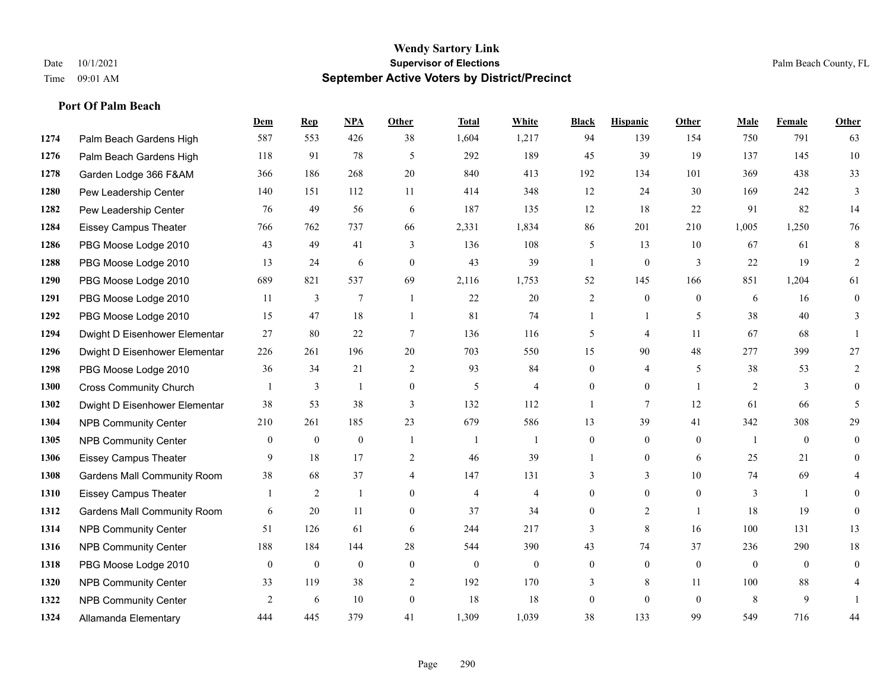# Wendy Sartory Link
## Supervisor of Elections
## September Active Voters by District/Precinct

Date 10/1/2021
Time 09:01 AM

Palm Beach County, FL

### Port Of Palm Beach

| | | Dem | Rep | NPA | Other | Total | White | Black | Hispanic | Other | Male | Female | Other |
|---|---|---|---|---|---|---|---|---|---|---|---|---|---|
| 1274 | Palm Beach Gardens High | 587 | 553 | 426 | 38 | 1,604 | 1,217 | 94 | 139 | 154 | 750 | 791 | 63 |
| 1276 | Palm Beach Gardens High | 118 | 91 | 78 | 5 | 292 | 189 | 45 | 39 | 19 | 137 | 145 | 10 |
| 1278 | Garden Lodge 366 F&AM | 366 | 186 | 268 | 20 | 840 | 413 | 192 | 134 | 101 | 369 | 438 | 33 |
| 1280 | Pew Leadership Center | 140 | 151 | 112 | 11 | 414 | 348 | 12 | 24 | 30 | 169 | 242 | 3 |
| 1282 | Pew Leadership Center | 76 | 49 | 56 | 6 | 187 | 135 | 12 | 18 | 22 | 91 | 82 | 14 |
| 1284 | Eissey Campus Theater | 766 | 762 | 737 | 66 | 2,331 | 1,834 | 86 | 201 | 210 | 1,005 | 1,250 | 76 |
| 1286 | PBG Moose Lodge 2010 | 43 | 49 | 41 | 3 | 136 | 108 | 5 | 13 | 10 | 67 | 61 | 8 |
| 1288 | PBG Moose Lodge 2010 | 13 | 24 | 6 | 0 | 43 | 39 | 1 | 0 | 3 | 22 | 19 | 2 |
| 1290 | PBG Moose Lodge 2010 | 689 | 821 | 537 | 69 | 2,116 | 1,753 | 52 | 145 | 166 | 851 | 1,204 | 61 |
| 1291 | PBG Moose Lodge 2010 | 11 | 3 | 7 | 1 | 22 | 20 | 2 | 0 | 0 | 6 | 16 | 0 |
| 1292 | PBG Moose Lodge 2010 | 15 | 47 | 18 | 1 | 81 | 74 | 1 | 1 | 5 | 38 | 40 | 3 |
| 1294 | Dwight D Eisenhower Elementar | 27 | 80 | 22 | 7 | 136 | 116 | 5 | 4 | 11 | 67 | 68 | 1 |
| 1296 | Dwight D Eisenhower Elementar | 226 | 261 | 196 | 20 | 703 | 550 | 15 | 90 | 48 | 277 | 399 | 27 |
| 1298 | PBG Moose Lodge 2010 | 36 | 34 | 21 | 2 | 93 | 84 | 0 | 4 | 5 | 38 | 53 | 2 |
| 1300 | Cross Community Church | 1 | 3 | 1 | 0 | 5 | 4 | 0 | 0 | 1 | 2 | 3 | 0 |
| 1302 | Dwight D Eisenhower Elementar | 38 | 53 | 38 | 3 | 132 | 112 | 1 | 7 | 12 | 61 | 66 | 5 |
| 1304 | NPB Community Center | 210 | 261 | 185 | 23 | 679 | 586 | 13 | 39 | 41 | 342 | 308 | 29 |
| 1305 | NPB Community Center | 0 | 0 | 0 | 1 | 1 | 1 | 0 | 0 | 0 | 1 | 0 | 0 |
| 1306 | Eissey Campus Theater | 9 | 18 | 17 | 2 | 46 | 39 | 1 | 0 | 6 | 25 | 21 | 0 |
| 1308 | Gardens Mall Community Room | 38 | 68 | 37 | 4 | 147 | 131 | 3 | 3 | 10 | 74 | 69 | 4 |
| 1310 | Eissey Campus Theater | 1 | 2 | 1 | 0 | 4 | 4 | 0 | 0 | 0 | 3 | 1 | 0 |
| 1312 | Gardens Mall Community Room | 6 | 20 | 11 | 0 | 37 | 34 | 0 | 2 | 1 | 18 | 19 | 0 |
| 1314 | NPB Community Center | 51 | 126 | 61 | 6 | 244 | 217 | 3 | 8 | 16 | 100 | 131 | 13 |
| 1316 | NPB Community Center | 188 | 184 | 144 | 28 | 544 | 390 | 43 | 74 | 37 | 236 | 290 | 18 |
| 1318 | PBG Moose Lodge 2010 | 0 | 0 | 0 | 0 | 0 | 0 | 0 | 0 | 0 | 0 | 0 | 0 |
| 1320 | NPB Community Center | 33 | 119 | 38 | 2 | 192 | 170 | 3 | 8 | 11 | 100 | 88 | 4 |
| 1322 | NPB Community Center | 2 | 6 | 10 | 0 | 18 | 18 | 0 | 0 | 0 | 8 | 9 | 1 |
| 1324 | Allamanda Elementary | 444 | 445 | 379 | 41 | 1,309 | 1,039 | 38 | 133 | 99 | 549 | 716 | 44 |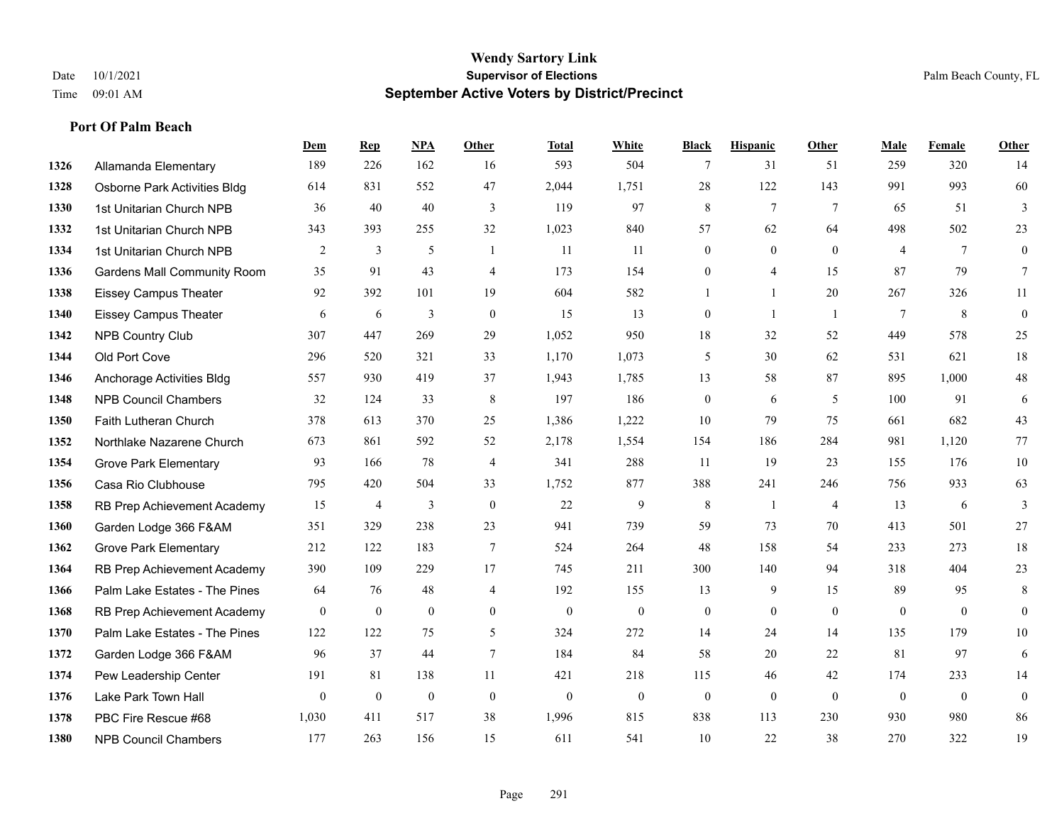# Wendy Sartory Link
## Supervisor of Elections
## September Active Voters by District/Precinct

Date 10/1/2021
Time 09:01 AM
Palm Beach County, FL

### Port Of Palm Beach

| | | Dem | Rep | NPA | Other | Total | White | Black | Hispanic | Other | Male | Female | Other |
|---|---|---|---|---|---|---|---|---|---|---|---|---|---|
| 1326 | Allamanda Elementary | 189 | 226 | 162 | 16 | 593 | 504 | 7 | 31 | 51 | 259 | 320 | 14 |
| 1328 | Osborne Park Activities Bldg | 614 | 831 | 552 | 47 | 2,044 | 1,751 | 28 | 122 | 143 | 991 | 993 | 60 |
| 1330 | 1st Unitarian Church NPB | 36 | 40 | 40 | 3 | 119 | 97 | 8 | 7 | 7 | 65 | 51 | 3 |
| 1332 | 1st Unitarian Church NPB | 343 | 393 | 255 | 32 | 1,023 | 840 | 57 | 62 | 64 | 498 | 502 | 23 |
| 1334 | 1st Unitarian Church NPB | 2 | 3 | 5 | 1 | 11 | 11 | 0 | 0 | 0 | 4 | 7 | 0 |
| 1336 | Gardens Mall Community Room | 35 | 91 | 43 | 4 | 173 | 154 | 0 | 4 | 15 | 87 | 79 | 7 |
| 1338 | Eissey Campus Theater | 92 | 392 | 101 | 19 | 604 | 582 | 1 | 1 | 20 | 267 | 326 | 11 |
| 1340 | Eissey Campus Theater | 6 | 6 | 3 | 0 | 15 | 13 | 0 | 1 | 1 | 7 | 8 | 0 |
| 1342 | NPB Country Club | 307 | 447 | 269 | 29 | 1,052 | 950 | 18 | 32 | 52 | 449 | 578 | 25 |
| 1344 | Old Port Cove | 296 | 520 | 321 | 33 | 1,170 | 1,073 | 5 | 30 | 62 | 531 | 621 | 18 |
| 1346 | Anchorage Activities Bldg | 557 | 930 | 419 | 37 | 1,943 | 1,785 | 13 | 58 | 87 | 895 | 1,000 | 48 |
| 1348 | NPB Council Chambers | 32 | 124 | 33 | 8 | 197 | 186 | 0 | 6 | 5 | 100 | 91 | 6 |
| 1350 | Faith Lutheran Church | 378 | 613 | 370 | 25 | 1,386 | 1,222 | 10 | 79 | 75 | 661 | 682 | 43 |
| 1352 | Northlake Nazarene Church | 673 | 861 | 592 | 52 | 2,178 | 1,554 | 154 | 186 | 284 | 981 | 1,120 | 77 |
| 1354 | Grove Park Elementary | 93 | 166 | 78 | 4 | 341 | 288 | 11 | 19 | 23 | 155 | 176 | 10 |
| 1356 | Casa Rio Clubhouse | 795 | 420 | 504 | 33 | 1,752 | 877 | 388 | 241 | 246 | 756 | 933 | 63 |
| 1358 | RB Prep Achievement Academy | 15 | 4 | 3 | 0 | 22 | 9 | 8 | 1 | 4 | 13 | 6 | 3 |
| 1360 | Garden Lodge 366 F&AM | 351 | 329 | 238 | 23 | 941 | 739 | 59 | 73 | 70 | 413 | 501 | 27 |
| 1362 | Grove Park Elementary | 212 | 122 | 183 | 7 | 524 | 264 | 48 | 158 | 54 | 233 | 273 | 18 |
| 1364 | RB Prep Achievement Academy | 390 | 109 | 229 | 17 | 745 | 211 | 300 | 140 | 94 | 318 | 404 | 23 |
| 1366 | Palm Lake Estates - The Pines | 64 | 76 | 48 | 4 | 192 | 155 | 13 | 9 | 15 | 89 | 95 | 8 |
| 1368 | RB Prep Achievement Academy | 0 | 0 | 0 | 0 | 0 | 0 | 0 | 0 | 0 | 0 | 0 | 0 |
| 1370 | Palm Lake Estates - The Pines | 122 | 122 | 75 | 5 | 324 | 272 | 14 | 24 | 14 | 135 | 179 | 10 |
| 1372 | Garden Lodge 366 F&AM | 96 | 37 | 44 | 7 | 184 | 84 | 58 | 20 | 22 | 81 | 97 | 6 |
| 1374 | Pew Leadership Center | 191 | 81 | 138 | 11 | 421 | 218 | 115 | 46 | 42 | 174 | 233 | 14 |
| 1376 | Lake Park Town Hall | 0 | 0 | 0 | 0 | 0 | 0 | 0 | 0 | 0 | 0 | 0 | 0 |
| 1378 | PBC Fire Rescue #68 | 1,030 | 411 | 517 | 38 | 1,996 | 815 | 838 | 113 | 230 | 930 | 980 | 86 |
| 1380 | NPB Council Chambers | 177 | 263 | 156 | 15 | 611 | 541 | 10 | 22 | 38 | 270 | 322 | 19 |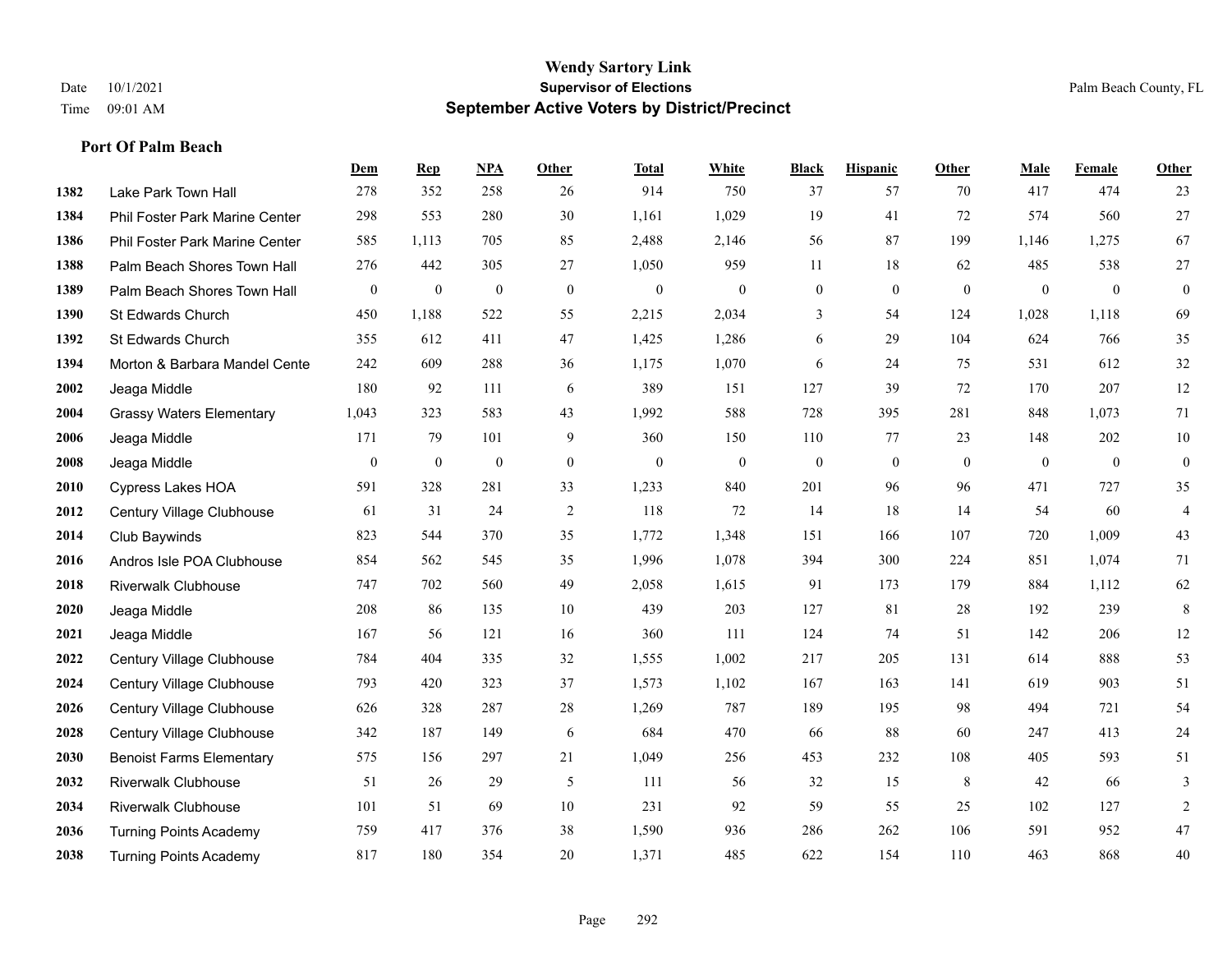# Wendy Sartory Link
## Supervisor of Elections
## September Active Voters by District/Precinct

Date 10/1/2021
Time 09:01 AM

Palm Beach County, FL

### Port Of Palm Beach

| | | Dem | Rep | NPA | Other | Total | White | Black | Hispanic | Other | Male | Female | Other |
|---|---|---|---|---|---|---|---|---|---|---|---|---|---|
| 1382 | Lake Park Town Hall | 278 | 352 | 258 | 26 | 914 | 750 | 37 | 57 | 70 | 417 | 474 | 23 |
| 1384 | Phil Foster Park Marine Center | 298 | 553 | 280 | 30 | 1,161 | 1,029 | 19 | 41 | 72 | 574 | 560 | 27 |
| 1386 | Phil Foster Park Marine Center | 585 | 1,113 | 705 | 85 | 2,488 | 2,146 | 56 | 87 | 199 | 1,146 | 1,275 | 67 |
| 1388 | Palm Beach Shores Town Hall | 276 | 442 | 305 | 27 | 1,050 | 959 | 11 | 18 | 62 | 485 | 538 | 27 |
| 1389 | Palm Beach Shores Town Hall | 0 | 0 | 0 | 0 | 0 | 0 | 0 | 0 | 0 | 0 | 0 | 0 |
| 1390 | St Edwards Church | 450 | 1,188 | 522 | 55 | 2,215 | 2,034 | 3 | 54 | 124 | 1,028 | 1,118 | 69 |
| 1392 | St Edwards Church | 355 | 612 | 411 | 47 | 1,425 | 1,286 | 6 | 29 | 104 | 624 | 766 | 35 |
| 1394 | Morton & Barbara Mandel Cente | 242 | 609 | 288 | 36 | 1,175 | 1,070 | 6 | 24 | 75 | 531 | 612 | 32 |
| 2002 | Jeaga Middle | 180 | 92 | 111 | 6 | 389 | 151 | 127 | 39 | 72 | 170 | 207 | 12 |
| 2004 | Grassy Waters Elementary | 1,043 | 323 | 583 | 43 | 1,992 | 588 | 728 | 395 | 281 | 848 | 1,073 | 71 |
| 2006 | Jeaga Middle | 171 | 79 | 101 | 9 | 360 | 150 | 110 | 77 | 23 | 148 | 202 | 10 |
| 2008 | Jeaga Middle | 0 | 0 | 0 | 0 | 0 | 0 | 0 | 0 | 0 | 0 | 0 | 0 |
| 2010 | Cypress Lakes HOA | 591 | 328 | 281 | 33 | 1,233 | 840 | 201 | 96 | 96 | 471 | 727 | 35 |
| 2012 | Century Village Clubhouse | 61 | 31 | 24 | 2 | 118 | 72 | 14 | 18 | 14 | 54 | 60 | 4 |
| 2014 | Club Baywinds | 823 | 544 | 370 | 35 | 1,772 | 1,348 | 151 | 166 | 107 | 720 | 1,009 | 43 |
| 2016 | Andros Isle POA Clubhouse | 854 | 562 | 545 | 35 | 1,996 | 1,078 | 394 | 300 | 224 | 851 | 1,074 | 71 |
| 2018 | Riverwalk Clubhouse | 747 | 702 | 560 | 49 | 2,058 | 1,615 | 91 | 173 | 179 | 884 | 1,112 | 62 |
| 2020 | Jeaga Middle | 208 | 86 | 135 | 10 | 439 | 203 | 127 | 81 | 28 | 192 | 239 | 8 |
| 2021 | Jeaga Middle | 167 | 56 | 121 | 16 | 360 | 111 | 124 | 74 | 51 | 142 | 206 | 12 |
| 2022 | Century Village Clubhouse | 784 | 404 | 335 | 32 | 1,555 | 1,002 | 217 | 205 | 131 | 614 | 888 | 53 |
| 2024 | Century Village Clubhouse | 793 | 420 | 323 | 37 | 1,573 | 1,102 | 167 | 163 | 141 | 619 | 903 | 51 |
| 2026 | Century Village Clubhouse | 626 | 328 | 287 | 28 | 1,269 | 787 | 189 | 195 | 98 | 494 | 721 | 54 |
| 2028 | Century Village Clubhouse | 342 | 187 | 149 | 6 | 684 | 470 | 66 | 88 | 60 | 247 | 413 | 24 |
| 2030 | Benoist Farms Elementary | 575 | 156 | 297 | 21 | 1,049 | 256 | 453 | 232 | 108 | 405 | 593 | 51 |
| 2032 | Riverwalk Clubhouse | 51 | 26 | 29 | 5 | 111 | 56 | 32 | 15 | 8 | 42 | 66 | 3 |
| 2034 | Riverwalk Clubhouse | 101 | 51 | 69 | 10 | 231 | 92 | 59 | 55 | 25 | 102 | 127 | 2 |
| 2036 | Turning Points Academy | 759 | 417 | 376 | 38 | 1,590 | 936 | 286 | 262 | 106 | 591 | 952 | 47 |
| 2038 | Turning Points Academy | 817 | 180 | 354 | 20 | 1,371 | 485 | 622 | 154 | 110 | 463 | 868 | 40 |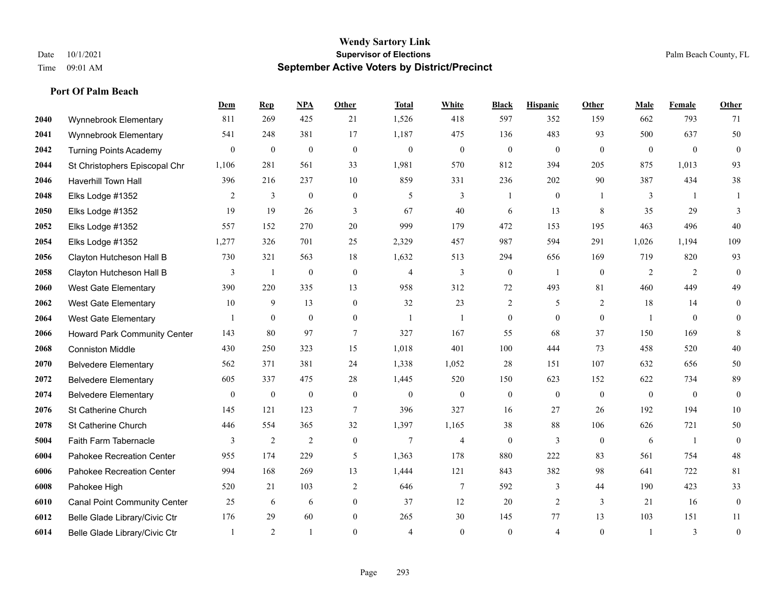# Wendy Sartory Link
## Supervisor of Elections
## September Active Voters by District/Precinct

Date 10/1/2021
Time 09:01 AM

Palm Beach County, FL

### Port Of Palm Beach

| | | Dem | Rep | NPA | Other | Total | White | Black | Hispanic | Other | Male | Female | Other |
|---|---|---|---|---|---|---|---|---|---|---|---|---|---|
| 2040 | Wynnebrook Elementary | 811 | 269 | 425 | 21 | 1,526 | 418 | 597 | 352 | 159 | 662 | 793 | 71 |
| 2041 | Wynnebrook Elementary | 541 | 248 | 381 | 17 | 1,187 | 475 | 136 | 483 | 93 | 500 | 637 | 50 |
| 2042 | Turning Points Academy | 0 | 0 | 0 | 0 | 0 | 0 | 0 | 0 | 0 | 0 | 0 | 0 |
| 2044 | St Christophers Episcopal Chr | 1,106 | 281 | 561 | 33 | 1,981 | 570 | 812 | 394 | 205 | 875 | 1,013 | 93 |
| 2046 | Haverhill Town Hall | 396 | 216 | 237 | 10 | 859 | 331 | 236 | 202 | 90 | 387 | 434 | 38 |
| 2048 | Elks Lodge #1352 | 2 | 3 | 0 | 0 | 5 | 3 | 1 | 0 | 1 | 3 | 1 | 1 |
| 2050 | Elks Lodge #1352 | 19 | 19 | 26 | 3 | 67 | 40 | 6 | 13 | 8 | 35 | 29 | 3 |
| 2052 | Elks Lodge #1352 | 557 | 152 | 270 | 20 | 999 | 179 | 472 | 153 | 195 | 463 | 496 | 40 |
| 2054 | Elks Lodge #1352 | 1,277 | 326 | 701 | 25 | 2,329 | 457 | 987 | 594 | 291 | 1,026 | 1,194 | 109 |
| 2056 | Clayton Hutcheson Hall B | 730 | 321 | 563 | 18 | 1,632 | 513 | 294 | 656 | 169 | 719 | 820 | 93 |
| 2058 | Clayton Hutcheson Hall B | 3 | 1 | 0 | 0 | 4 | 3 | 0 | 1 | 0 | 2 | 2 | 0 |
| 2060 | West Gate Elementary | 390 | 220 | 335 | 13 | 958 | 312 | 72 | 493 | 81 | 460 | 449 | 49 |
| 2062 | West Gate Elementary | 10 | 9 | 13 | 0 | 32 | 23 | 2 | 5 | 2 | 18 | 14 | 0 |
| 2064 | West Gate Elementary | 1 | 0 | 0 | 0 | 1 | 1 | 0 | 0 | 0 | 1 | 0 | 0 |
| 2066 | Howard Park Community Center | 143 | 80 | 97 | 7 | 327 | 167 | 55 | 68 | 37 | 150 | 169 | 8 |
| 2068 | Conniston Middle | 430 | 250 | 323 | 15 | 1,018 | 401 | 100 | 444 | 73 | 458 | 520 | 40 |
| 2070 | Belvedere Elementary | 562 | 371 | 381 | 24 | 1,338 | 1,052 | 28 | 151 | 107 | 632 | 656 | 50 |
| 2072 | Belvedere Elementary | 605 | 337 | 475 | 28 | 1,445 | 520 | 150 | 623 | 152 | 622 | 734 | 89 |
| 2074 | Belvedere Elementary | 0 | 0 | 0 | 0 | 0 | 0 | 0 | 0 | 0 | 0 | 0 | 0 |
| 2076 | St Catherine Church | 145 | 121 | 123 | 7 | 396 | 327 | 16 | 27 | 26 | 192 | 194 | 10 |
| 2078 | St Catherine Church | 446 | 554 | 365 | 32 | 1,397 | 1,165 | 38 | 88 | 106 | 626 | 721 | 50 |
| 5004 | Faith Farm Tabernacle | 3 | 2 | 2 | 0 | 7 | 4 | 0 | 3 | 0 | 6 | 1 | 0 |
| 6004 | Pahokee Recreation Center | 955 | 174 | 229 | 5 | 1,363 | 178 | 880 | 222 | 83 | 561 | 754 | 48 |
| 6006 | Pahokee Recreation Center | 994 | 168 | 269 | 13 | 1,444 | 121 | 843 | 382 | 98 | 641 | 722 | 81 |
| 6008 | Pahokee High | 520 | 21 | 103 | 2 | 646 | 7 | 592 | 3 | 44 | 190 | 423 | 33 |
| 6010 | Canal Point Community Center | 25 | 6 | 6 | 0 | 37 | 12 | 20 | 2 | 3 | 21 | 16 | 0 |
| 6012 | Belle Glade Library/Civic Ctr | 176 | 29 | 60 | 0 | 265 | 30 | 145 | 77 | 13 | 103 | 151 | 11 |
| 6014 | Belle Glade Library/Civic Ctr | 1 | 2 | 1 | 0 | 4 | 0 | 0 | 4 | 0 | 1 | 3 | 0 |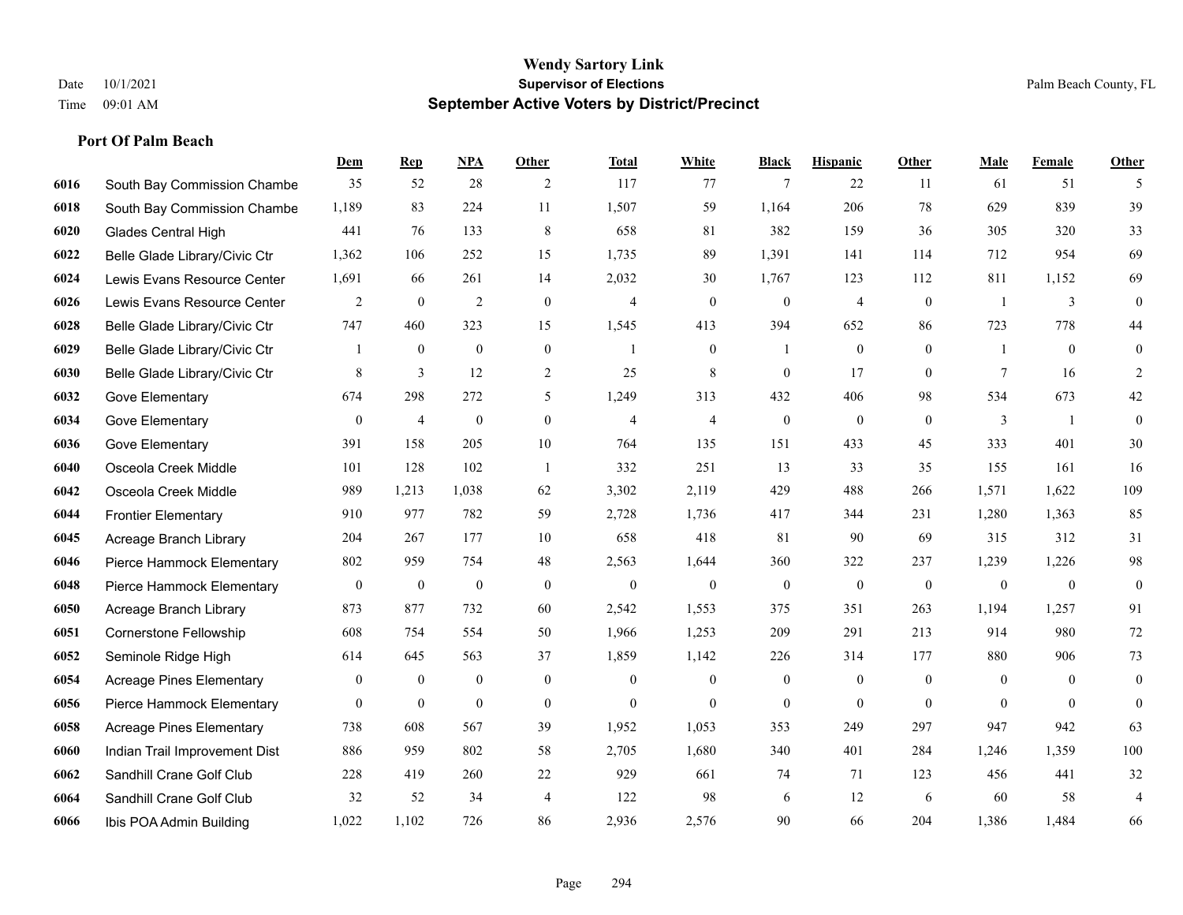# Wendy Sartory Link
## Supervisor of Elections
## September Active Voters by District/Precinct

Date 10/1/2021
Time 09:01 AM

Palm Beach County, FL

### Port Of Palm Beach

| | | Dem | Rep | NPA | Other | Total | White | Black | Hispanic | Other | Male | Female | Other |
|---|---|---|---|---|---|---|---|---|---|---|---|---|---|
| 6016 | South Bay Commission Chambe | 35 | 52 | 28 | 2 | 117 | 77 | 7 | 22 | 11 | 61 | 51 | 5 |
| 6018 | South Bay Commission Chambe | 1,189 | 83 | 224 | 11 | 1,507 | 59 | 1,164 | 206 | 78 | 629 | 839 | 39 |
| 6020 | Glades Central High | 441 | 76 | 133 | 8 | 658 | 81 | 382 | 159 | 36 | 305 | 320 | 33 |
| 6022 | Belle Glade Library/Civic Ctr | 1,362 | 106 | 252 | 15 | 1,735 | 89 | 1,391 | 141 | 114 | 712 | 954 | 69 |
| 6024 | Lewis Evans Resource Center | 1,691 | 66 | 261 | 14 | 2,032 | 30 | 1,767 | 123 | 112 | 811 | 1,152 | 69 |
| 6026 | Lewis Evans Resource Center | 2 | 0 | 2 | 0 | 4 | 0 | 0 | 4 | 0 | 1 | 3 | 0 |
| 6028 | Belle Glade Library/Civic Ctr | 747 | 460 | 323 | 15 | 1,545 | 413 | 394 | 652 | 86 | 723 | 778 | 44 |
| 6029 | Belle Glade Library/Civic Ctr | 1 | 0 | 0 | 0 | 1 | 0 | 1 | 0 | 0 | 1 | 0 | 0 |
| 6030 | Belle Glade Library/Civic Ctr | 8 | 3 | 12 | 2 | 25 | 8 | 0 | 17 | 0 | 7 | 16 | 2 |
| 6032 | Gove Elementary | 674 | 298 | 272 | 5 | 1,249 | 313 | 432 | 406 | 98 | 534 | 673 | 42 |
| 6034 | Gove Elementary | 0 | 4 | 0 | 0 | 4 | 4 | 0 | 0 | 0 | 3 | 1 | 0 |
| 6036 | Gove Elementary | 391 | 158 | 205 | 10 | 764 | 135 | 151 | 433 | 45 | 333 | 401 | 30 |
| 6040 | Osceola Creek Middle | 101 | 128 | 102 | 1 | 332 | 251 | 13 | 33 | 35 | 155 | 161 | 16 |
| 6042 | Osceola Creek Middle | 989 | 1,213 | 1,038 | 62 | 3,302 | 2,119 | 429 | 488 | 266 | 1,571 | 1,622 | 109 |
| 6044 | Frontier Elementary | 910 | 977 | 782 | 59 | 2,728 | 1,736 | 417 | 344 | 231 | 1,280 | 1,363 | 85 |
| 6045 | Acreage Branch Library | 204 | 267 | 177 | 10 | 658 | 418 | 81 | 90 | 69 | 315 | 312 | 31 |
| 6046 | Pierce Hammock Elementary | 802 | 959 | 754 | 48 | 2,563 | 1,644 | 360 | 322 | 237 | 1,239 | 1,226 | 98 |
| 6048 | Pierce Hammock Elementary | 0 | 0 | 0 | 0 | 0 | 0 | 0 | 0 | 0 | 0 | 0 | 0 |
| 6050 | Acreage Branch Library | 873 | 877 | 732 | 60 | 2,542 | 1,553 | 375 | 351 | 263 | 1,194 | 1,257 | 91 |
| 6051 | Cornerstone Fellowship | 608 | 754 | 554 | 50 | 1,966 | 1,253 | 209 | 291 | 213 | 914 | 980 | 72 |
| 6052 | Seminole Ridge High | 614 | 645 | 563 | 37 | 1,859 | 1,142 | 226 | 314 | 177 | 880 | 906 | 73 |
| 6054 | Acreage Pines Elementary | 0 | 0 | 0 | 0 | 0 | 0 | 0 | 0 | 0 | 0 | 0 | 0 |
| 6056 | Pierce Hammock Elementary | 0 | 0 | 0 | 0 | 0 | 0 | 0 | 0 | 0 | 0 | 0 | 0 |
| 6058 | Acreage Pines Elementary | 738 | 608 | 567 | 39 | 1,952 | 1,053 | 353 | 249 | 297 | 947 | 942 | 63 |
| 6060 | Indian Trail Improvement Dist | 886 | 959 | 802 | 58 | 2,705 | 1,680 | 340 | 401 | 284 | 1,246 | 1,359 | 100 |
| 6062 | Sandhill Crane Golf Club | 228 | 419 | 260 | 22 | 929 | 661 | 74 | 71 | 123 | 456 | 441 | 32 |
| 6064 | Sandhill Crane Golf Club | 32 | 52 | 34 | 4 | 122 | 98 | 6 | 12 | 6 | 60 | 58 | 4 |
| 6066 | Ibis POA Admin Building | 1,022 | 1,102 | 726 | 86 | 2,936 | 2,576 | 90 | 66 | 204 | 1,386 | 1,484 | 66 |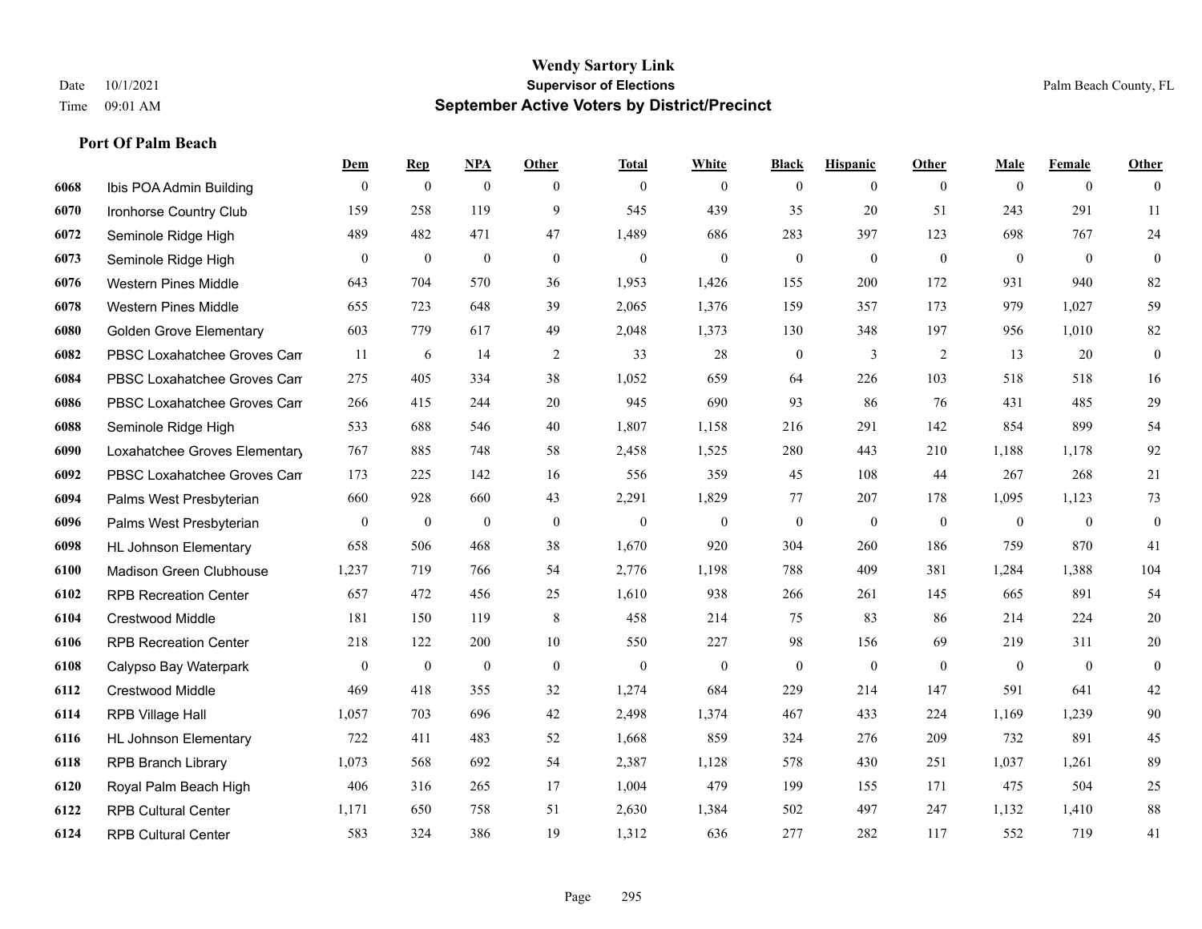# Wendy Sartory Link
## Supervisor of Elections
## September Active Voters by District/Precinct

Date 10/1/2021
Time 09:01 AM

Palm Beach County, FL

### Port Of Palm Beach

| | | Dem | Rep | NPA | Other | Total | White | Black | Hispanic | Other | Male | Female | Other |
|---|---|---|---|---|---|---|---|---|---|---|---|---|---|
| 6068 | Ibis POA Admin Building | 0 | 0 | 0 | 0 | 0 | 0 | 0 | 0 | 0 | 0 | 0 | 0 |
| 6070 | Ironhorse Country Club | 159 | 258 | 119 | 9 | 545 | 439 | 35 | 20 | 51 | 243 | 291 | 11 |
| 6072 | Seminole Ridge High | 489 | 482 | 471 | 47 | 1,489 | 686 | 283 | 397 | 123 | 698 | 767 | 24 |
| 6073 | Seminole Ridge High | 0 | 0 | 0 | 0 | 0 | 0 | 0 | 0 | 0 | 0 | 0 | 0 |
| 6076 | Western Pines Middle | 643 | 704 | 570 | 36 | 1,953 | 1,426 | 155 | 200 | 172 | 931 | 940 | 82 |
| 6078 | Western Pines Middle | 655 | 723 | 648 | 39 | 2,065 | 1,376 | 159 | 357 | 173 | 979 | 1,027 | 59 |
| 6080 | Golden Grove Elementary | 603 | 779 | 617 | 49 | 2,048 | 1,373 | 130 | 348 | 197 | 956 | 1,010 | 82 |
| 6082 | PBSC Loxahatchee Groves Cam | 11 | 6 | 14 | 2 | 33 | 28 | 0 | 3 | 2 | 13 | 20 | 0 |
| 6084 | PBSC Loxahatchee Groves Cam | 275 | 405 | 334 | 38 | 1,052 | 659 | 64 | 226 | 103 | 518 | 518 | 16 |
| 6086 | PBSC Loxahatchee Groves Cam | 266 | 415 | 244 | 20 | 945 | 690 | 93 | 86 | 76 | 431 | 485 | 29 |
| 6088 | Seminole Ridge High | 533 | 688 | 546 | 40 | 1,807 | 1,158 | 216 | 291 | 142 | 854 | 899 | 54 |
| 6090 | Loxahatchee Groves Elementary | 767 | 885 | 748 | 58 | 2,458 | 1,525 | 280 | 443 | 210 | 1,188 | 1,178 | 92 |
| 6092 | PBSC Loxahatchee Groves Cam | 173 | 225 | 142 | 16 | 556 | 359 | 45 | 108 | 44 | 267 | 268 | 21 |
| 6094 | Palms West Presbyterian | 660 | 928 | 660 | 43 | 2,291 | 1,829 | 77 | 207 | 178 | 1,095 | 1,123 | 73 |
| 6096 | Palms West Presbyterian | 0 | 0 | 0 | 0 | 0 | 0 | 0 | 0 | 0 | 0 | 0 | 0 |
| 6098 | HL Johnson Elementary | 658 | 506 | 468 | 38 | 1,670 | 920 | 304 | 260 | 186 | 759 | 870 | 41 |
| 6100 | Madison Green Clubhouse | 1,237 | 719 | 766 | 54 | 2,776 | 1,198 | 788 | 409 | 381 | 1,284 | 1,388 | 104 |
| 6102 | RPB Recreation Center | 657 | 472 | 456 | 25 | 1,610 | 938 | 266 | 261 | 145 | 665 | 891 | 54 |
| 6104 | Crestwood Middle | 181 | 150 | 119 | 8 | 458 | 214 | 75 | 83 | 86 | 214 | 224 | 20 |
| 6106 | RPB Recreation Center | 218 | 122 | 200 | 10 | 550 | 227 | 98 | 156 | 69 | 219 | 311 | 20 |
| 6108 | Calypso Bay Waterpark | 0 | 0 | 0 | 0 | 0 | 0 | 0 | 0 | 0 | 0 | 0 | 0 |
| 6112 | Crestwood Middle | 469 | 418 | 355 | 32 | 1,274 | 684 | 229 | 214 | 147 | 591 | 641 | 42 |
| 6114 | RPB Village Hall | 1,057 | 703 | 696 | 42 | 2,498 | 1,374 | 467 | 433 | 224 | 1,169 | 1,239 | 90 |
| 6116 | HL Johnson Elementary | 722 | 411 | 483 | 52 | 1,668 | 859 | 324 | 276 | 209 | 732 | 891 | 45 |
| 6118 | RPB Branch Library | 1,073 | 568 | 692 | 54 | 2,387 | 1,128 | 578 | 430 | 251 | 1,037 | 1,261 | 89 |
| 6120 | Royal Palm Beach High | 406 | 316 | 265 | 17 | 1,004 | 479 | 199 | 155 | 171 | 475 | 504 | 25 |
| 6122 | RPB Cultural Center | 1,171 | 650 | 758 | 51 | 2,630 | 1,384 | 502 | 497 | 247 | 1,132 | 1,410 | 88 |
| 6124 | RPB Cultural Center | 583 | 324 | 386 | 19 | 1,312 | 636 | 277 | 282 | 117 | 552 | 719 | 41 |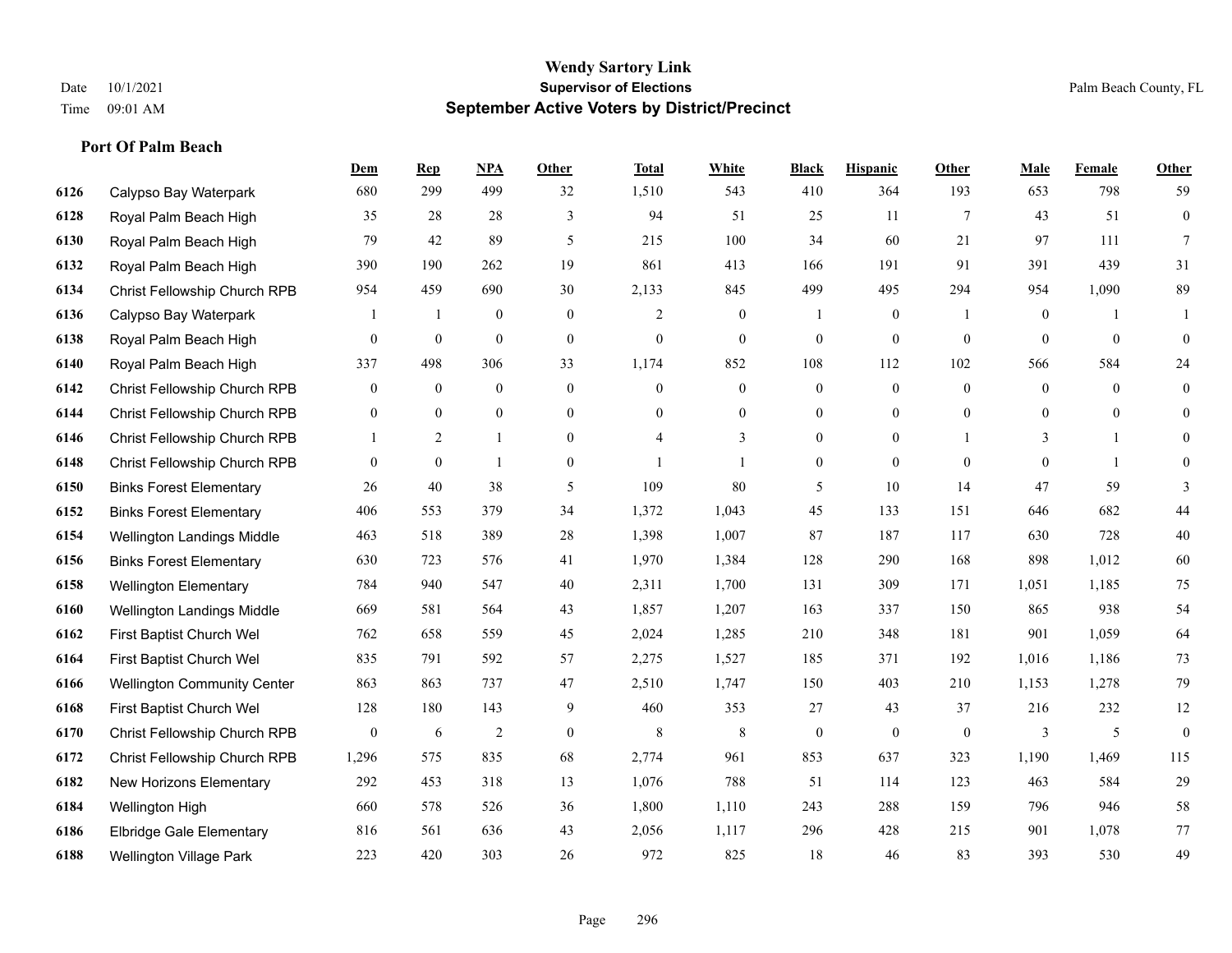## Port Of Palm Beach

| | | Dem | Rep | NPA | Other | Total | White | Black | Hispanic | Other | Male | Female | Other |
|---|---|---|---|---|---|---|---|---|---|---|---|---|---|
| 6126 | Calypso Bay Waterpark | 680 | 299 | 499 | 32 | 1,510 | 543 | 410 | 364 | 193 | 653 | 798 | 59 |
| 6128 | Royal Palm Beach High | 35 | 28 | 28 | 3 | 94 | 51 | 25 | 11 | 7 | 43 | 51 | 0 |
| 6130 | Royal Palm Beach High | 79 | 42 | 89 | 5 | 215 | 100 | 34 | 60 | 21 | 97 | 111 | 7 |
| 6132 | Royal Palm Beach High | 390 | 190 | 262 | 19 | 861 | 413 | 166 | 191 | 91 | 391 | 439 | 31 |
| 6134 | Christ Fellowship Church RPB | 954 | 459 | 690 | 30 | 2,133 | 845 | 499 | 495 | 294 | 954 | 1,090 | 89 |
| 6136 | Calypso Bay Waterpark | 1 | 1 | 0 | 0 | 2 | 0 | 1 | 0 | 1 | 0 | 1 | 1 |
| 6138 | Royal Palm Beach High | 0 | 0 | 0 | 0 | 0 | 0 | 0 | 0 | 0 | 0 | 0 | 0 |
| 6140 | Royal Palm Beach High | 337 | 498 | 306 | 33 | 1,174 | 852 | 108 | 112 | 102 | 566 | 584 | 24 |
| 6142 | Christ Fellowship Church RPB | 0 | 0 | 0 | 0 | 0 | 0 | 0 | 0 | 0 | 0 | 0 | 0 |
| 6144 | Christ Fellowship Church RPB | 0 | 0 | 0 | 0 | 0 | 0 | 0 | 0 | 0 | 0 | 0 | 0 |
| 6146 | Christ Fellowship Church RPB | 1 | 2 | 1 | 0 | 4 | 3 | 0 | 0 | 1 | 3 | 1 | 0 |
| 6148 | Christ Fellowship Church RPB | 0 | 0 | 1 | 0 | 1 | 1 | 0 | 0 | 0 | 0 | 1 | 0 |
| 6150 | Binks Forest Elementary | 26 | 40 | 38 | 5 | 109 | 80 | 5 | 10 | 14 | 47 | 59 | 3 |
| 6152 | Binks Forest Elementary | 406 | 553 | 379 | 34 | 1,372 | 1,043 | 45 | 133 | 151 | 646 | 682 | 44 |
| 6154 | Wellington Landings Middle | 463 | 518 | 389 | 28 | 1,398 | 1,007 | 87 | 187 | 117 | 630 | 728 | 40 |
| 6156 | Binks Forest Elementary | 630 | 723 | 576 | 41 | 1,970 | 1,384 | 128 | 290 | 168 | 898 | 1,012 | 60 |
| 6158 | Wellington Elementary | 784 | 940 | 547 | 40 | 2,311 | 1,700 | 131 | 309 | 171 | 1,051 | 1,185 | 75 |
| 6160 | Wellington Landings Middle | 669 | 581 | 564 | 43 | 1,857 | 1,207 | 163 | 337 | 150 | 865 | 938 | 54 |
| 6162 | First Baptist Church Wel | 762 | 658 | 559 | 45 | 2,024 | 1,285 | 210 | 348 | 181 | 901 | 1,059 | 64 |
| 6164 | First Baptist Church Wel | 835 | 791 | 592 | 57 | 2,275 | 1,527 | 185 | 371 | 192 | 1,016 | 1,186 | 73 |
| 6166 | Wellington Community Center | 863 | 863 | 737 | 47 | 2,510 | 1,747 | 150 | 403 | 210 | 1,153 | 1,278 | 79 |
| 6168 | First Baptist Church Wel | 128 | 180 | 143 | 9 | 460 | 353 | 27 | 43 | 37 | 216 | 232 | 12 |
| 6170 | Christ Fellowship Church RPB | 0 | 6 | 2 | 0 | 8 | 8 | 0 | 0 | 0 | 3 | 5 | 0 |
| 6172 | Christ Fellowship Church RPB | 1,296 | 575 | 835 | 68 | 2,774 | 961 | 853 | 637 | 323 | 1,190 | 1,469 | 115 |
| 6182 | New Horizons Elementary | 292 | 453 | 318 | 13 | 1,076 | 788 | 51 | 114 | 123 | 463 | 584 | 29 |
| 6184 | Wellington High | 660 | 578 | 526 | 36 | 1,800 | 1,110 | 243 | 288 | 159 | 796 | 946 | 58 |
| 6186 | Elbridge Gale Elementary | 816 | 561 | 636 | 43 | 2,056 | 1,117 | 296 | 428 | 215 | 901 | 1,078 | 77 |
| 6188 | Wellington Village Park | 223 | 420 | 303 | 26 | 972 | 825 | 18 | 46 | 83 | 393 | 530 | 49 |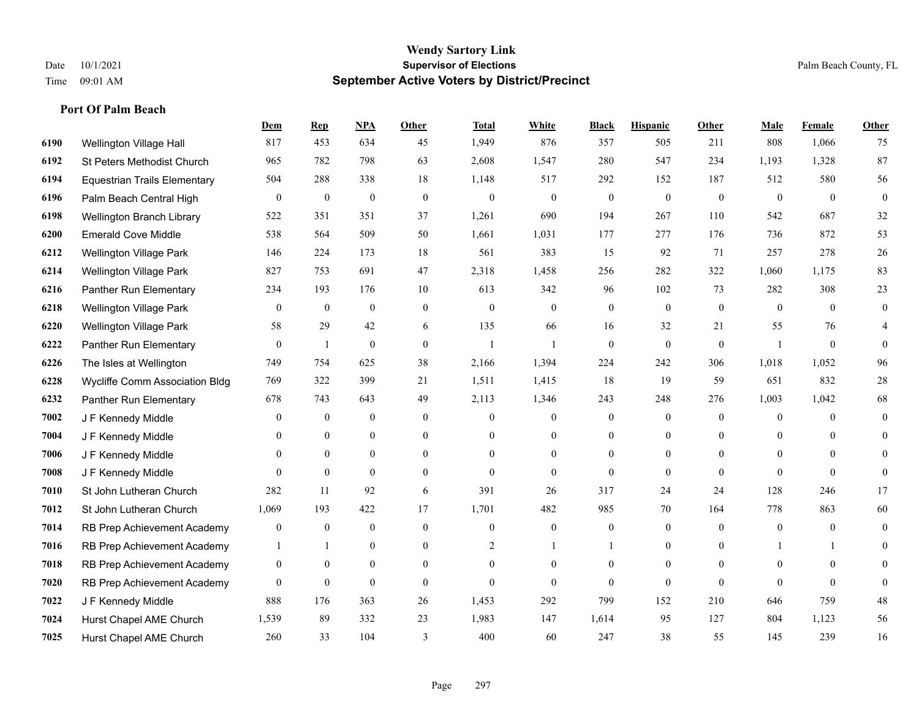# Wendy Sartory Link
## Supervisor of Elections
## September Active Voters by District/Precinct

Date 10/1/2021
Time 09:01 AM

Palm Beach County, FL

### Port Of Palm Beach

| | | Dem | Rep | NPA | Other | Total | White | Black | Hispanic | Other | Male | Female | Other |
|---|---|---|---|---|---|---|---|---|---|---|---|---|---|
| 6190 | Wellington Village Hall | 817 | 453 | 634 | 45 | 1,949 | 876 | 357 | 505 | 211 | 808 | 1,066 | 75 |
| 6192 | St Peters Methodist Church | 965 | 782 | 798 | 63 | 2,608 | 1,547 | 280 | 547 | 234 | 1,193 | 1,328 | 87 |
| 6194 | Equestrian Trails Elementary | 504 | 288 | 338 | 18 | 1,148 | 517 | 292 | 152 | 187 | 512 | 580 | 56 |
| 6196 | Palm Beach Central High | 0 | 0 | 0 | 0 | 0 | 0 | 0 | 0 | 0 | 0 | 0 | 0 |
| 6198 | Wellington Branch Library | 522 | 351 | 351 | 37 | 1,261 | 690 | 194 | 267 | 110 | 542 | 687 | 32 |
| 6200 | Emerald Cove Middle | 538 | 564 | 509 | 50 | 1,661 | 1,031 | 177 | 277 | 176 | 736 | 872 | 53 |
| 6212 | Wellington Village Park | 146 | 224 | 173 | 18 | 561 | 383 | 15 | 92 | 71 | 257 | 278 | 26 |
| 6214 | Wellington Village Park | 827 | 753 | 691 | 47 | 2,318 | 1,458 | 256 | 282 | 322 | 1,060 | 1,175 | 83 |
| 6216 | Panther Run Elementary | 234 | 193 | 176 | 10 | 613 | 342 | 96 | 102 | 73 | 282 | 308 | 23 |
| 6218 | Wellington Village Park | 0 | 0 | 0 | 0 | 0 | 0 | 0 | 0 | 0 | 0 | 0 | 0 |
| 6220 | Wellington Village Park | 58 | 29 | 42 | 6 | 135 | 66 | 16 | 32 | 21 | 55 | 76 | 4 |
| 6222 | Panther Run Elementary | 0 | 1 | 0 | 0 | 1 | 1 | 0 | 0 | 0 | 1 | 0 | 0 |
| 6226 | The Isles at Wellington | 749 | 754 | 625 | 38 | 2,166 | 1,394 | 224 | 242 | 306 | 1,018 | 1,052 | 96 |
| 6228 | Wycliffe Comm Association Bldg | 769 | 322 | 399 | 21 | 1,511 | 1,415 | 18 | 19 | 59 | 651 | 832 | 28 |
| 6232 | Panther Run Elementary | 678 | 743 | 643 | 49 | 2,113 | 1,346 | 243 | 248 | 276 | 1,003 | 1,042 | 68 |
| 7002 | J F Kennedy Middle | 0 | 0 | 0 | 0 | 0 | 0 | 0 | 0 | 0 | 0 | 0 | 0 |
| 7004 | J F Kennedy Middle | 0 | 0 | 0 | 0 | 0 | 0 | 0 | 0 | 0 | 0 | 0 | 0 |
| 7006 | J F Kennedy Middle | 0 | 0 | 0 | 0 | 0 | 0 | 0 | 0 | 0 | 0 | 0 | 0 |
| 7008 | J F Kennedy Middle | 0 | 0 | 0 | 0 | 0 | 0 | 0 | 0 | 0 | 0 | 0 | 0 |
| 7010 | St John Lutheran Church | 282 | 11 | 92 | 6 | 391 | 26 | 317 | 24 | 24 | 128 | 246 | 17 |
| 7012 | St John Lutheran Church | 1,069 | 193 | 422 | 17 | 1,701 | 482 | 985 | 70 | 164 | 778 | 863 | 60 |
| 7014 | RB Prep Achievement Academy | 0 | 0 | 0 | 0 | 0 | 0 | 0 | 0 | 0 | 0 | 0 | 0 |
| 7016 | RB Prep Achievement Academy | 1 | 1 | 0 | 0 | 2 | 1 | 1 | 0 | 0 | 1 | 1 | 0 |
| 7018 | RB Prep Achievement Academy | 0 | 0 | 0 | 0 | 0 | 0 | 0 | 0 | 0 | 0 | 0 | 0 |
| 7020 | RB Prep Achievement Academy | 0 | 0 | 0 | 0 | 0 | 0 | 0 | 0 | 0 | 0 | 0 | 0 |
| 7022 | J F Kennedy Middle | 888 | 176 | 363 | 26 | 1,453 | 292 | 799 | 152 | 210 | 646 | 759 | 48 |
| 7024 | Hurst Chapel AME Church | 1,539 | 89 | 332 | 23 | 1,983 | 147 | 1,614 | 95 | 127 | 804 | 1,123 | 56 |
| 7025 | Hurst Chapel AME Church | 260 | 33 | 104 | 3 | 400 | 60 | 247 | 38 | 55 | 145 | 239 | 16 |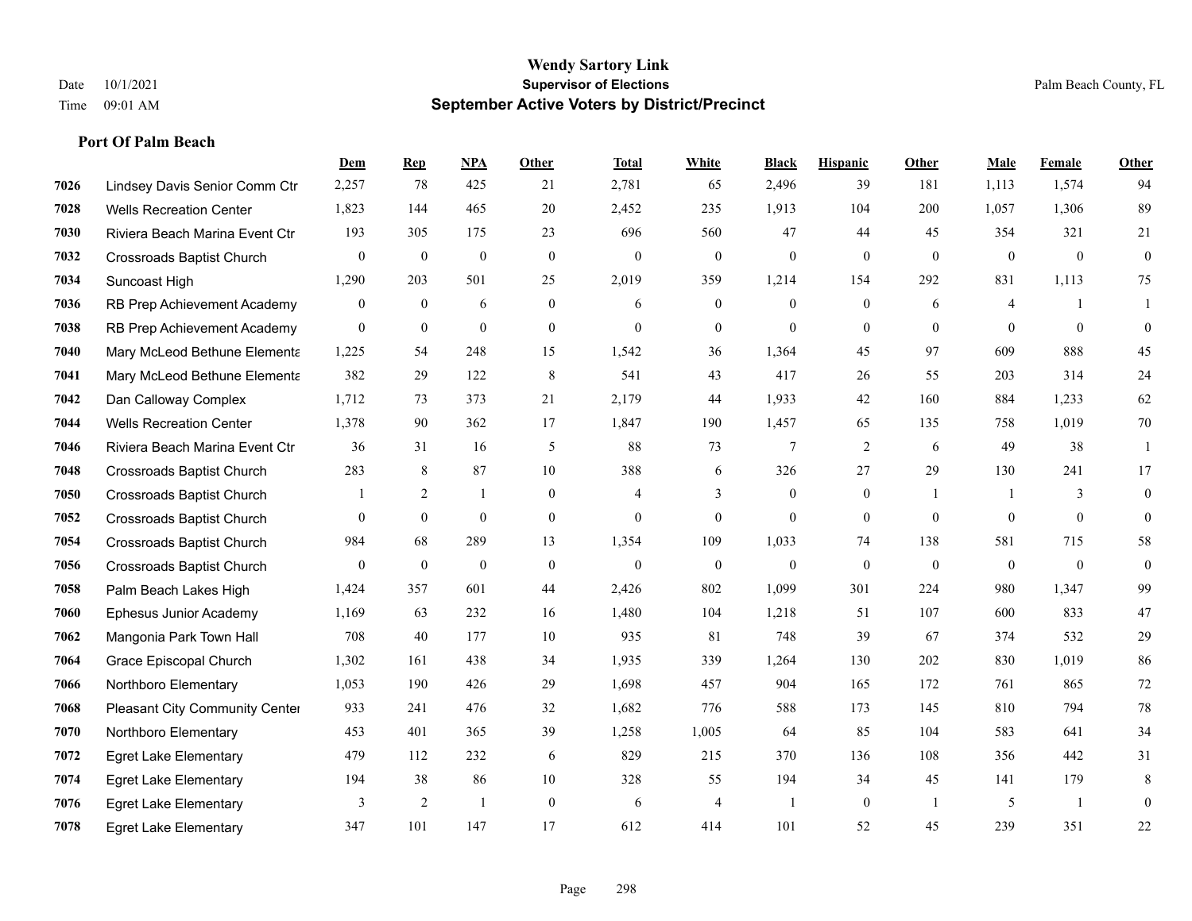# Wendy Sartory Link
## Supervisor of Elections
## September Active Voters by District/Precinct

Date 10/1/2021
Time 09:01 AM

Palm Beach County, FL

### Port Of Palm Beach

| | | Dem | Rep | NPA | Other | Total | White | Black | Hispanic | Other | Male | Female | Other |
|---|---|---|---|---|---|---|---|---|---|---|---|---|---|
| 7026 | Lindsey Davis Senior Comm Ctr | 2,257 | 78 | 425 | 21 | 2,781 | 65 | 2,496 | 39 | 181 | 1,113 | 1,574 | 94 |
| 7028 | Wells Recreation Center | 1,823 | 144 | 465 | 20 | 2,452 | 235 | 1,913 | 104 | 200 | 1,057 | 1,306 | 89 |
| 7030 | Riviera Beach Marina Event Ctr | 193 | 305 | 175 | 23 | 696 | 560 | 47 | 44 | 45 | 354 | 321 | 21 |
| 7032 | Crossroads Baptist Church | 0 | 0 | 0 | 0 | 0 | 0 | 0 | 0 | 0 | 0 | 0 | 0 |
| 7034 | Suncoast High | 1,290 | 203 | 501 | 25 | 2,019 | 359 | 1,214 | 154 | 292 | 831 | 1,113 | 75 |
| 7036 | RB Prep Achievement Academy | 0 | 0 | 6 | 0 | 6 | 0 | 0 | 0 | 6 | 4 | 1 | 1 |
| 7038 | RB Prep Achievement Academy | 0 | 0 | 0 | 0 | 0 | 0 | 0 | 0 | 0 | 0 | 0 | 0 |
| 7040 | Mary McLeod Bethune Elementa | 1,225 | 54 | 248 | 15 | 1,542 | 36 | 1,364 | 45 | 97 | 609 | 888 | 45 |
| 7041 | Mary McLeod Bethune Elementa | 382 | 29 | 122 | 8 | 541 | 43 | 417 | 26 | 55 | 203 | 314 | 24 |
| 7042 | Dan Calloway Complex | 1,712 | 73 | 373 | 21 | 2,179 | 44 | 1,933 | 42 | 160 | 884 | 1,233 | 62 |
| 7044 | Wells Recreation Center | 1,378 | 90 | 362 | 17 | 1,847 | 190 | 1,457 | 65 | 135 | 758 | 1,019 | 70 |
| 7046 | Riviera Beach Marina Event Ctr | 36 | 31 | 16 | 5 | 88 | 73 | 7 | 2 | 6 | 49 | 38 | 1 |
| 7048 | Crossroads Baptist Church | 283 | 8 | 87 | 10 | 388 | 6 | 326 | 27 | 29 | 130 | 241 | 17 |
| 7050 | Crossroads Baptist Church | 1 | 2 | 1 | 0 | 4 | 3 | 0 | 0 | 1 | 1 | 3 | 0 |
| 7052 | Crossroads Baptist Church | 0 | 0 | 0 | 0 | 0 | 0 | 0 | 0 | 0 | 0 | 0 | 0 |
| 7054 | Crossroads Baptist Church | 984 | 68 | 289 | 13 | 1,354 | 109 | 1,033 | 74 | 138 | 581 | 715 | 58 |
| 7056 | Crossroads Baptist Church | 0 | 0 | 0 | 0 | 0 | 0 | 0 | 0 | 0 | 0 | 0 | 0 |
| 7058 | Palm Beach Lakes High | 1,424 | 357 | 601 | 44 | 2,426 | 802 | 1,099 | 301 | 224 | 980 | 1,347 | 99 |
| 7060 | Ephesus Junior Academy | 1,169 | 63 | 232 | 16 | 1,480 | 104 | 1,218 | 51 | 107 | 600 | 833 | 47 |
| 7062 | Mangonia Park Town Hall | 708 | 40 | 177 | 10 | 935 | 81 | 748 | 39 | 67 | 374 | 532 | 29 |
| 7064 | Grace Episcopal Church | 1,302 | 161 | 438 | 34 | 1,935 | 339 | 1,264 | 130 | 202 | 830 | 1,019 | 86 |
| 7066 | Northboro Elementary | 1,053 | 190 | 426 | 29 | 1,698 | 457 | 904 | 165 | 172 | 761 | 865 | 72 |
| 7068 | Pleasant City Community Center | 933 | 241 | 476 | 32 | 1,682 | 776 | 588 | 173 | 145 | 810 | 794 | 78 |
| 7070 | Northboro Elementary | 453 | 401 | 365 | 39 | 1,258 | 1,005 | 64 | 85 | 104 | 583 | 641 | 34 |
| 7072 | Egret Lake Elementary | 479 | 112 | 232 | 6 | 829 | 215 | 370 | 136 | 108 | 356 | 442 | 31 |
| 7074 | Egret Lake Elementary | 194 | 38 | 86 | 10 | 328 | 55 | 194 | 34 | 45 | 141 | 179 | 8 |
| 7076 | Egret Lake Elementary | 3 | 2 | 1 | 0 | 6 | 4 | 1 | 0 | 1 | 5 | 1 | 0 |
| 7078 | Egret Lake Elementary | 347 | 101 | 147 | 17 | 612 | 414 | 101 | 52 | 45 | 239 | 351 | 22 |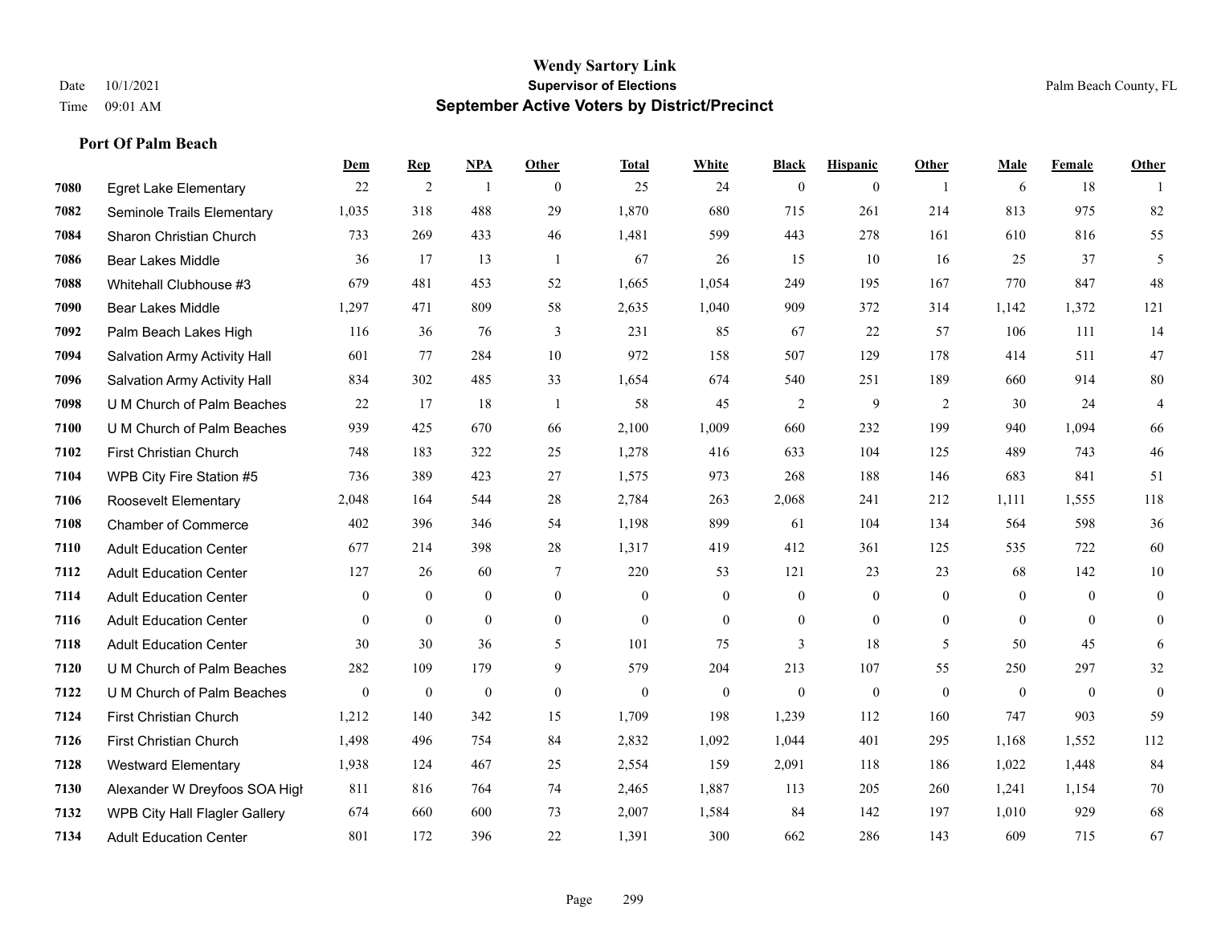# Wendy Sartory Link

**Supervisor of Elections**

**September Active Voters by District/Precinct**

Date 10/1/2021
Time 09:01 AM

Palm Beach County, FL

### Port Of Palm Beach

| | | Dem | Rep | NPA | Other | Total | White | Black | Hispanic | Other | Male | Female | Other |
|---|---|---|---|---|---|---|---|---|---|---|---|---|---|
| 7080 | Egret Lake Elementary | 22 | 2 | 1 | 0 | 25 | 24 | 0 | 0 | 1 | 6 | 18 | 1 |
| 7082 | Seminole Trails Elementary | 1,035 | 318 | 488 | 29 | 1,870 | 680 | 715 | 261 | 214 | 813 | 975 | 82 |
| 7084 | Sharon Christian Church | 733 | 269 | 433 | 46 | 1,481 | 599 | 443 | 278 | 161 | 610 | 816 | 55 |
| 7086 | Bear Lakes Middle | 36 | 17 | 13 | 1 | 67 | 26 | 15 | 10 | 16 | 25 | 37 | 5 |
| 7088 | Whitehall Clubhouse #3 | 679 | 481 | 453 | 52 | 1,665 | 1,054 | 249 | 195 | 167 | 770 | 847 | 48 |
| 7090 | Bear Lakes Middle | 1,297 | 471 | 809 | 58 | 2,635 | 1,040 | 909 | 372 | 314 | 1,142 | 1,372 | 121 |
| 7092 | Palm Beach Lakes High | 116 | 36 | 76 | 3 | 231 | 85 | 67 | 22 | 57 | 106 | 111 | 14 |
| 7094 | Salvation Army Activity Hall | 601 | 77 | 284 | 10 | 972 | 158 | 507 | 129 | 178 | 414 | 511 | 47 |
| 7096 | Salvation Army Activity Hall | 834 | 302 | 485 | 33 | 1,654 | 674 | 540 | 251 | 189 | 660 | 914 | 80 |
| 7098 | U M Church of Palm Beaches | 22 | 17 | 18 | 1 | 58 | 45 | 2 | 9 | 2 | 30 | 24 | 4 |
| 7100 | U M Church of Palm Beaches | 939 | 425 | 670 | 66 | 2,100 | 1,009 | 660 | 232 | 199 | 940 | 1,094 | 66 |
| 7102 | First Christian Church | 748 | 183 | 322 | 25 | 1,278 | 416 | 633 | 104 | 125 | 489 | 743 | 46 |
| 7104 | WPB City Fire Station #5 | 736 | 389 | 423 | 27 | 1,575 | 973 | 268 | 188 | 146 | 683 | 841 | 51 |
| 7106 | Roosevelt Elementary | 2,048 | 164 | 544 | 28 | 2,784 | 263 | 2,068 | 241 | 212 | 1,111 | 1,555 | 118 |
| 7108 | Chamber of Commerce | 402 | 396 | 346 | 54 | 1,198 | 899 | 61 | 104 | 134 | 564 | 598 | 36 |
| 7110 | Adult Education Center | 677 | 214 | 398 | 28 | 1,317 | 419 | 412 | 361 | 125 | 535 | 722 | 60 |
| 7112 | Adult Education Center | 127 | 26 | 60 | 7 | 220 | 53 | 121 | 23 | 23 | 68 | 142 | 10 |
| 7114 | Adult Education Center | 0 | 0 | 0 | 0 | 0 | 0 | 0 | 0 | 0 | 0 | 0 | 0 |
| 7116 | Adult Education Center | 0 | 0 | 0 | 0 | 0 | 0 | 0 | 0 | 0 | 0 | 0 | 0 |
| 7118 | Adult Education Center | 30 | 30 | 36 | 5 | 101 | 75 | 3 | 18 | 5 | 50 | 45 | 6 |
| 7120 | U M Church of Palm Beaches | 282 | 109 | 179 | 9 | 579 | 204 | 213 | 107 | 55 | 250 | 297 | 32 |
| 7122 | U M Church of Palm Beaches | 0 | 0 | 0 | 0 | 0 | 0 | 0 | 0 | 0 | 0 | 0 | 0 |
| 7124 | First Christian Church | 1,212 | 140 | 342 | 15 | 1,709 | 198 | 1,239 | 112 | 160 | 747 | 903 | 59 |
| 7126 | First Christian Church | 1,498 | 496 | 754 | 84 | 2,832 | 1,092 | 1,044 | 401 | 295 | 1,168 | 1,552 | 112 |
| 7128 | Westward Elementary | 1,938 | 124 | 467 | 25 | 2,554 | 159 | 2,091 | 118 | 186 | 1,022 | 1,448 | 84 |
| 7130 | Alexander W Dreyfoos SOA High | 811 | 816 | 764 | 74 | 2,465 | 1,887 | 113 | 205 | 260 | 1,241 | 1,154 | 70 |
| 7132 | WPB City Hall Flagler Gallery | 674 | 660 | 600 | 73 | 2,007 | 1,584 | 84 | 142 | 197 | 1,010 | 929 | 68 |
| 7134 | Adult Education Center | 801 | 172 | 396 | 22 | 1,391 | 300 | 662 | 286 | 143 | 609 | 715 | 67 |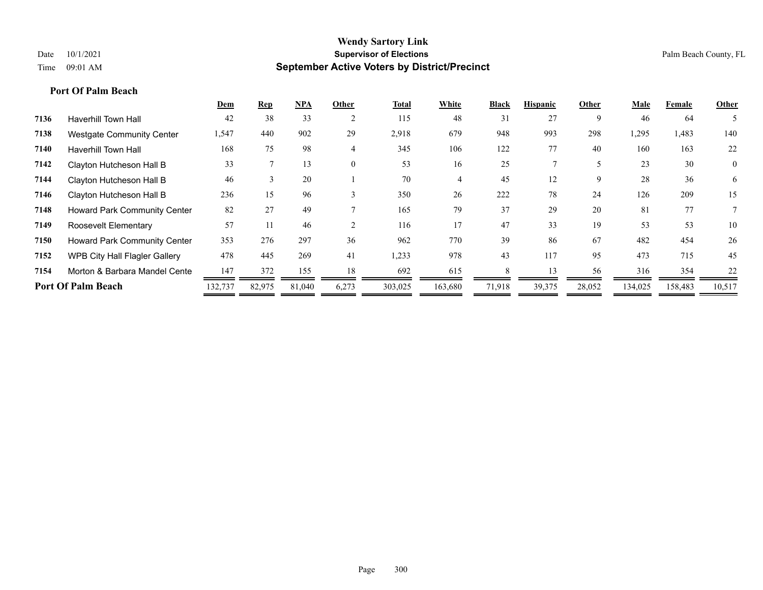**Wendy Sartory Link**
**Supervisor of Elections**
**September Active Voters by District/Precinct**

Date 10/1/2021
Time 09:01 AM

Palm Beach County, FL

### Port Of Palm Beach

| | | Dem | Rep | NPA | Other | Total | White | Black | Hispanic | Other | Male | Female | Other |
|---|---|---|---|---|---|---|---|---|---|---|---|---|---|
| 7136 | Haverhill Town Hall | 42 | 38 | 33 | 2 | 115 | 48 | 31 | 27 | 9 | 46 | 64 | 5 |
| 7138 | Westgate Community Center | 1,547 | 440 | 902 | 29 | 2,918 | 679 | 948 | 993 | 298 | 1,295 | 1,483 | 140 |
| 7140 | Haverhill Town Hall | 168 | 75 | 98 | 4 | 345 | 106 | 122 | 77 | 40 | 160 | 163 | 22 |
| 7142 | Clayton Hutcheson Hall B | 33 | 7 | 13 | 0 | 53 | 16 | 25 | 7 | 5 | 23 | 30 | 0 |
| 7144 | Clayton Hutcheson Hall B | 46 | 3 | 20 | 1 | 70 | 4 | 45 | 12 | 9 | 28 | 36 | 6 |
| 7146 | Clayton Hutcheson Hall B | 236 | 15 | 96 | 3 | 350 | 26 | 222 | 78 | 24 | 126 | 209 | 15 |
| 7148 | Howard Park Community Center | 82 | 27 | 49 | 7 | 165 | 79 | 37 | 29 | 20 | 81 | 77 | 7 |
| 7149 | Roosevelt Elementary | 57 | 11 | 46 | 2 | 116 | 17 | 47 | 33 | 19 | 53 | 53 | 10 |
| 7150 | Howard Park Community Center | 353 | 276 | 297 | 36 | 962 | 770 | 39 | 86 | 67 | 482 | 454 | 26 |
| 7152 | WPB City Hall Flagler Gallery | 478 | 445 | 269 | 41 | 1,233 | 978 | 43 | 117 | 95 | 473 | 715 | 45 |
| 7154 | Morton & Barbara Mandel Cente | 147 | 372 | 155 | 18 | 692 | 615 | 8 | 13 | 56 | 316 | 354 | 22 |
| **Port Of Palm Beach** | | 132,737 | 82,975 | 81,040 | 6,273 | 303,025 | 163,680 | 71,918 | 39,375 | 28,052 | 134,025 | 158,483 | 10,517 |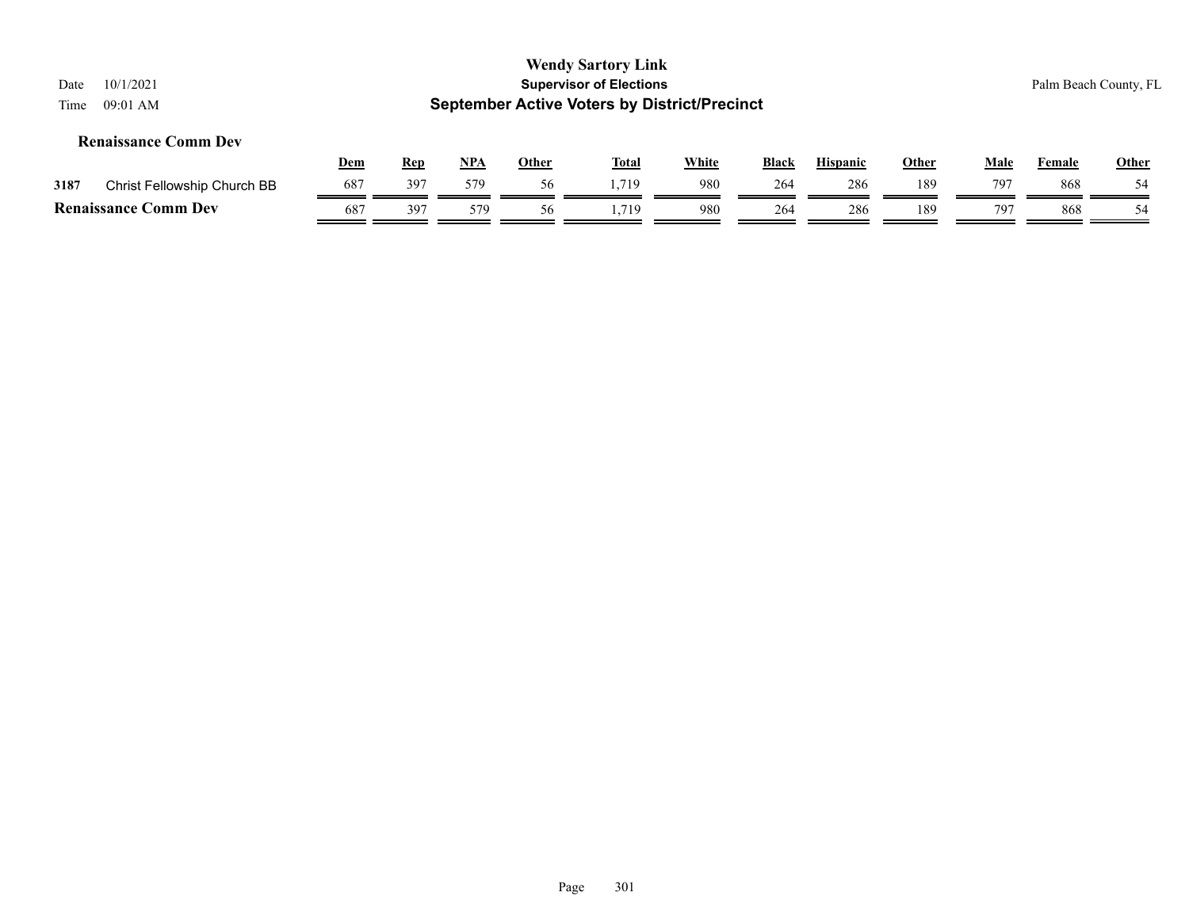### Renaissance Comm Dev

| | | Dem | Rep | NPA | Other | Total | White | Black | Hispanic | Other | Male | Female | Other |
|---|---|---|---|---|---|---|---|---|---|---|---|---|---|
| 3187 | Christ Fellowship Church BB | 687 | 397 | 579 | 56 | 1,719 | 980 | 264 | 286 | 189 | 797 | 868 | 54 |
| **Renaissance Comm Dev** | | 687 | 397 | 579 | 56 | 1,719 | 980 | 264 | 286 | 189 | 797 | 868 | 54 |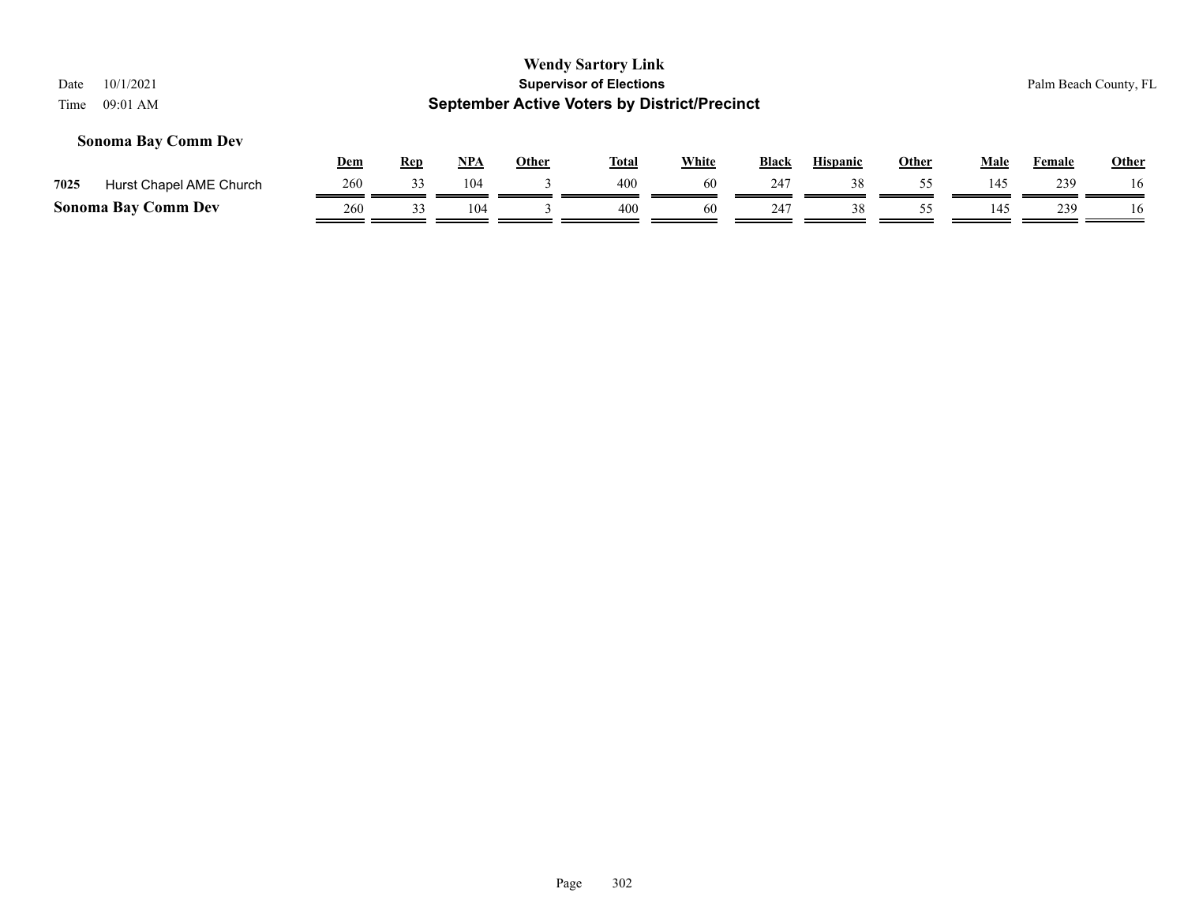### Sonoma Bay Comm Dev

| | | Dem | Rep | NPA | Other | Total | White | Black | Hispanic | Other | Male | Female | Other |
|---|---|---|---|---|---|---|---|---|---|---|---|---|---|
| 7025 | Hurst Chapel AME Church | 260 | 33 | 104 | 3 | 400 | 60 | 247 | 38 | 55 | 145 | 239 | 16 |
| **Sonoma Bay Comm Dev** | | 260 | 33 | 104 | 3 | 400 | 60 | 247 | 38 | 55 | 145 | 239 | 16 |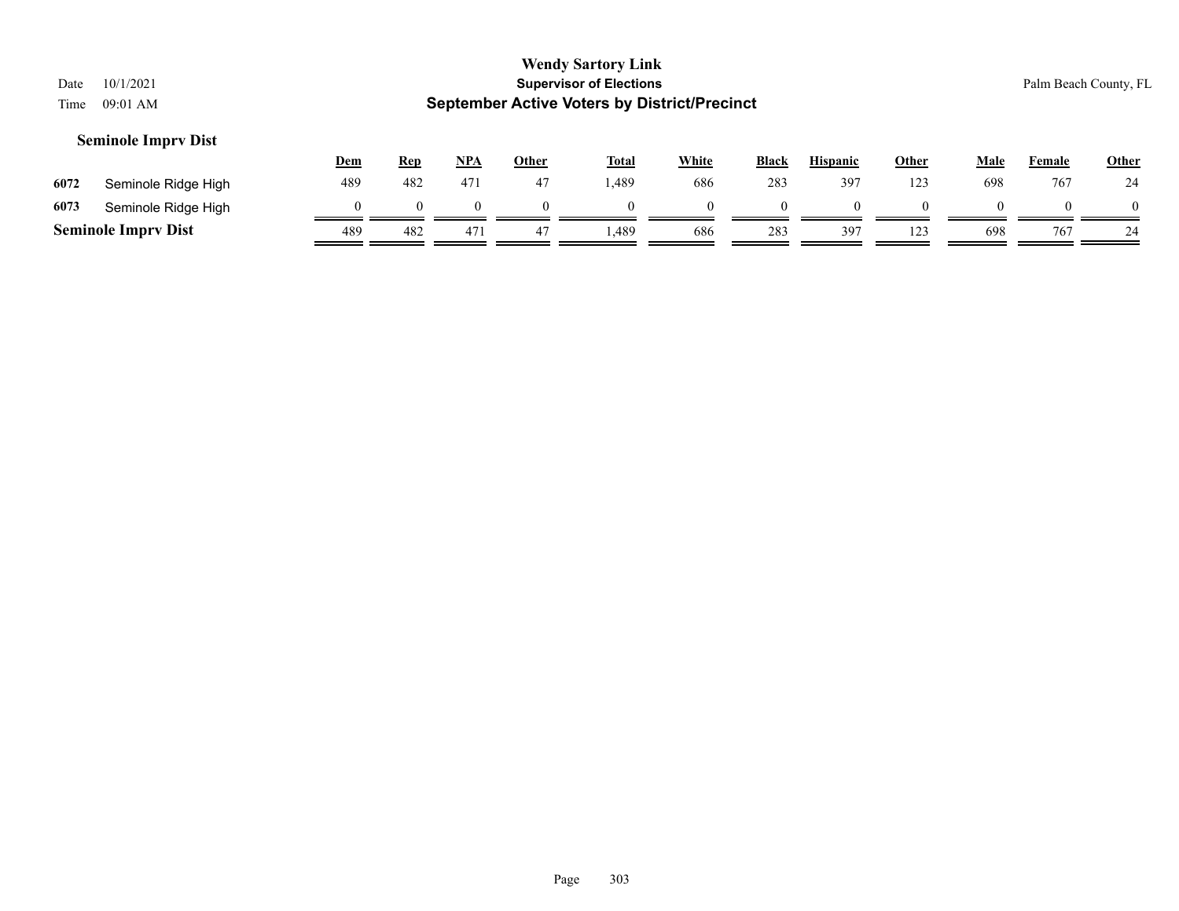**Wendy Sartory Link**
**Supervisor of Elections**
**September Active Voters by District/Precinct**

Date 10/1/2021
Time 09:01 AM

Palm Beach County, FL

### Seminole Imprv Dist

| | | Dem | Rep | NPA | Other | Total | White | Black | Hispanic | Other | Male | Female | Other |
|---|---|---|---|---|---|---|---|---|---|---|---|---|---|
| 6072 | Seminole Ridge High | 489 | 482 | 471 | 47 | 1,489 | 686 | 283 | 397 | 123 | 698 | 767 | 24 |
| 6073 | Seminole Ridge High | 0 | 0 | 0 | 0 | 0 | 0 | 0 | 0 | 0 | 0 | 0 | 0 |
| **Seminole Imprv Dist** | | 489 | 482 | 471 | 47 | 1,489 | 686 | 283 | 397 | 123 | 698 | 767 | 24 |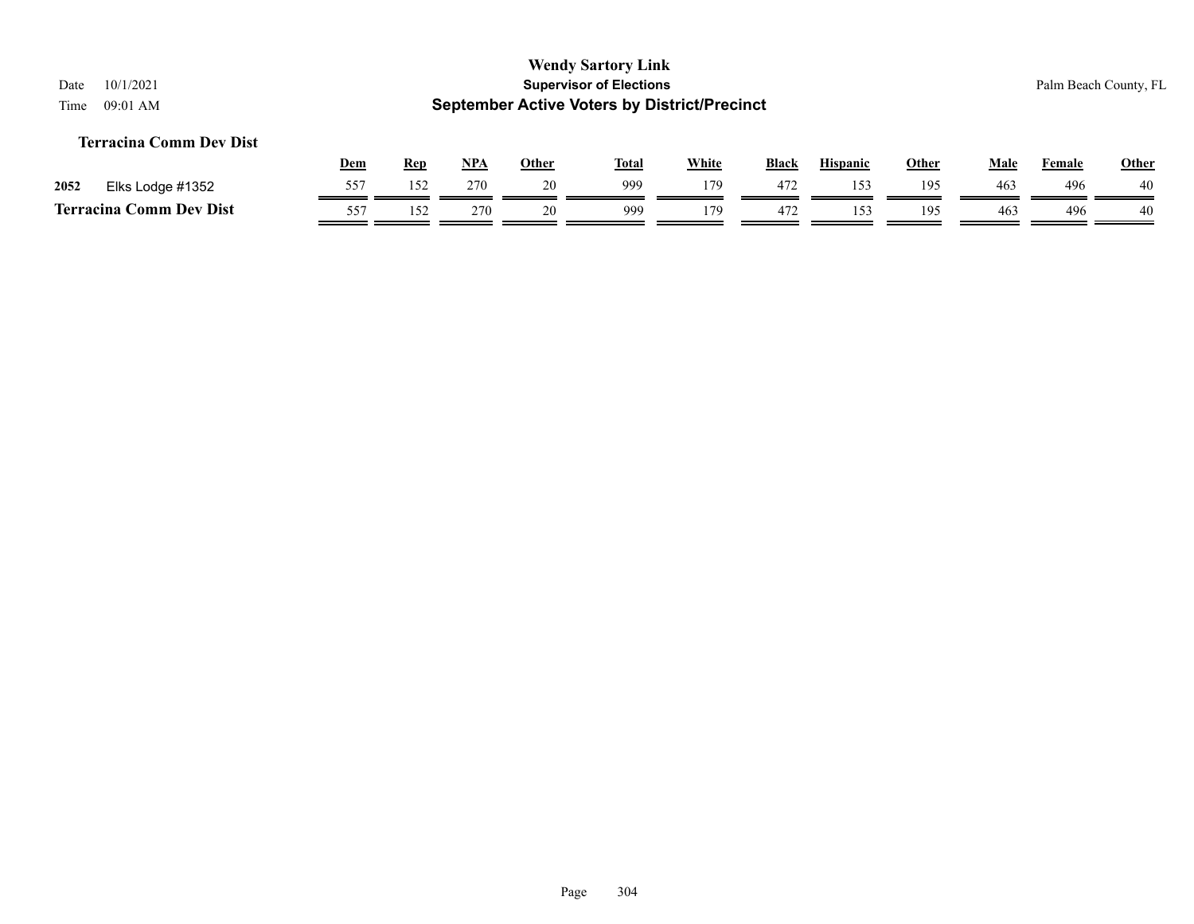**Wendy Sartory Link**
**Supervisor of Elections**
**September Active Voters by District/Precinct**

Date 10/1/2021
Time 09:01 AM

Palm Beach County, FL

### Terracina Comm Dev Dist

| | | Dem | Rep | NPA | Other | Total | White | Black | Hispanic | Other | Male | Female | Other |
|---|---|---|---|---|---|---|---|---|---|---|---|---|---|
| 2052 | Elks Lodge #1352 | 557 | 152 | 270 | 20 | 999 | 179 | 472 | 153 | 195 | 463 | 496 | 40 |
| **Terracina Comm Dev Dist** | | 557 | 152 | 270 | 20 | 999 | 179 | 472 | 153 | 195 | 463 | 496 | 40 |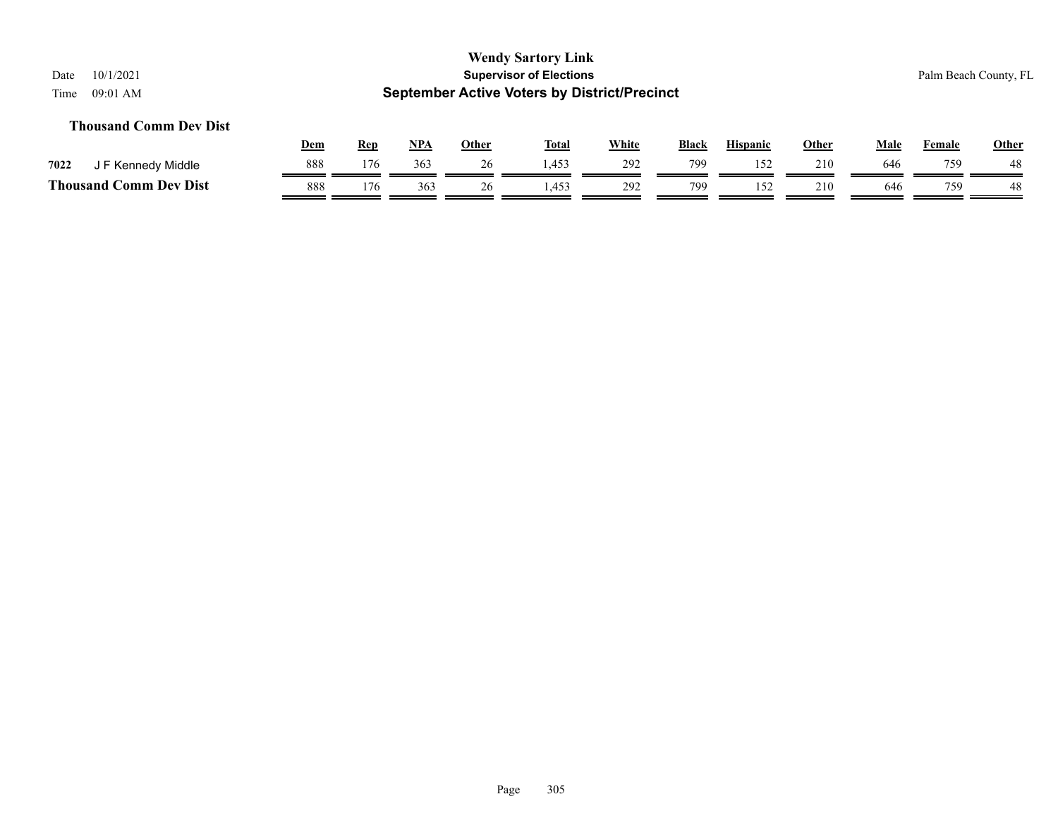**Wendy Sartory Link**
**Supervisor of Elections**
**September Active Voters by District/Precinct**

Date 10/1/2021
Time 09:01 AM

Palm Beach County, FL

### Thousand Comm Dev Dist

| | | Dem | Rep | NPA | Other | Total | White | Black | Hispanic | Other | Male | Female | Other |
|---|---|---|---|---|---|---|---|---|---|---|---|---|---|
| 7022 | J F Kennedy Middle | 888 | 176 | 363 | 26 | 1,453 | 292 | 799 | 152 | 210 | 646 | 759 | 48 |
| **Thousand Comm Dev Dist** | | 888 | 176 | 363 | 26 | 1,453 | 292 | 799 | 152 | 210 | 646 | 759 | 48 |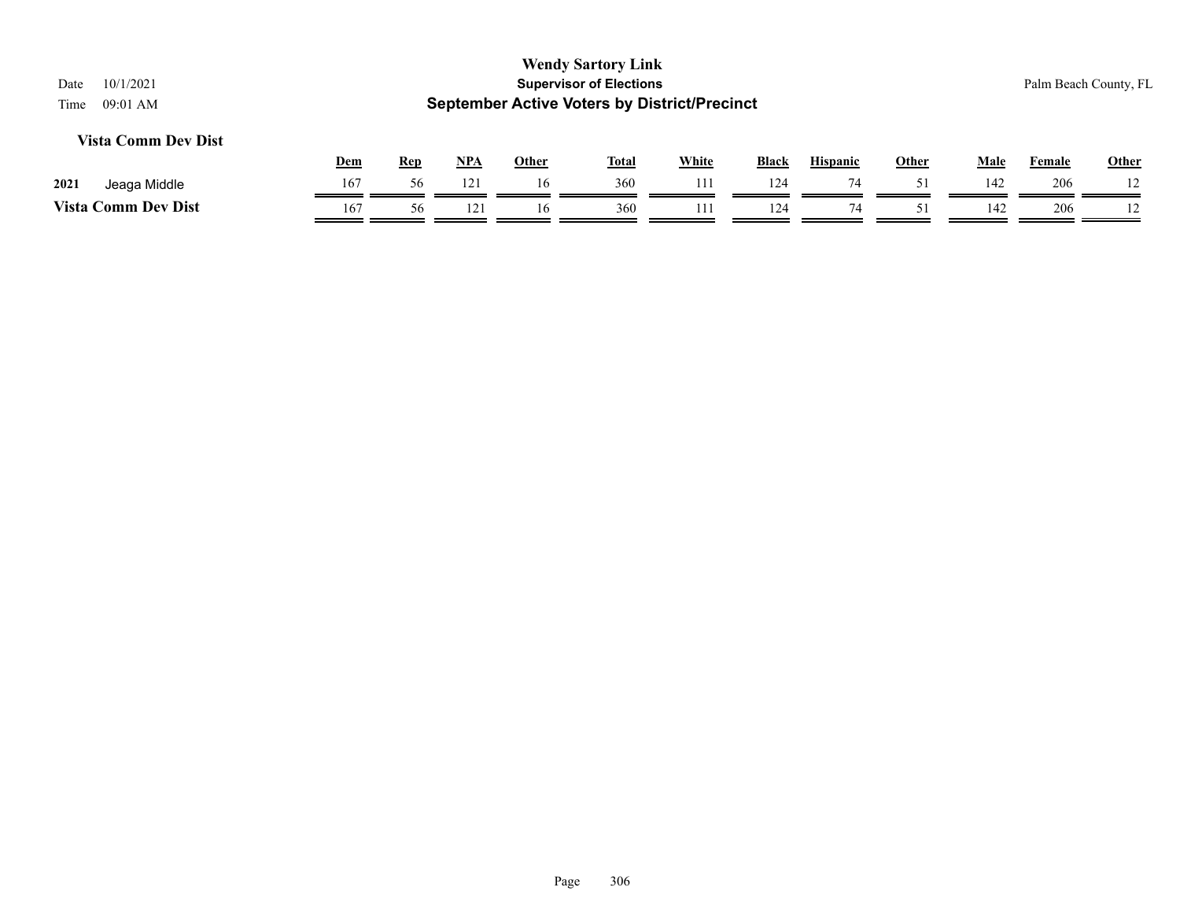## Vista Comm Dev Dist

| | | Dem | Rep | NPA | Other | Total | White | Black | Hispanic | Other | Male | Female | Other |
|---|---|---|---|---|---|---|---|---|---|---|---|---|---|
| 2021 | Jeaga Middle | 167 | 56 | 121 | 16 | 360 | 111 | 124 | 74 | 51 | 142 | 206 | 12 |
| **Vista Comm Dev Dist** | | 167 | 56 | 121 | 16 | 360 | 111 | 124 | 74 | 51 | 142 | 206 | 12 |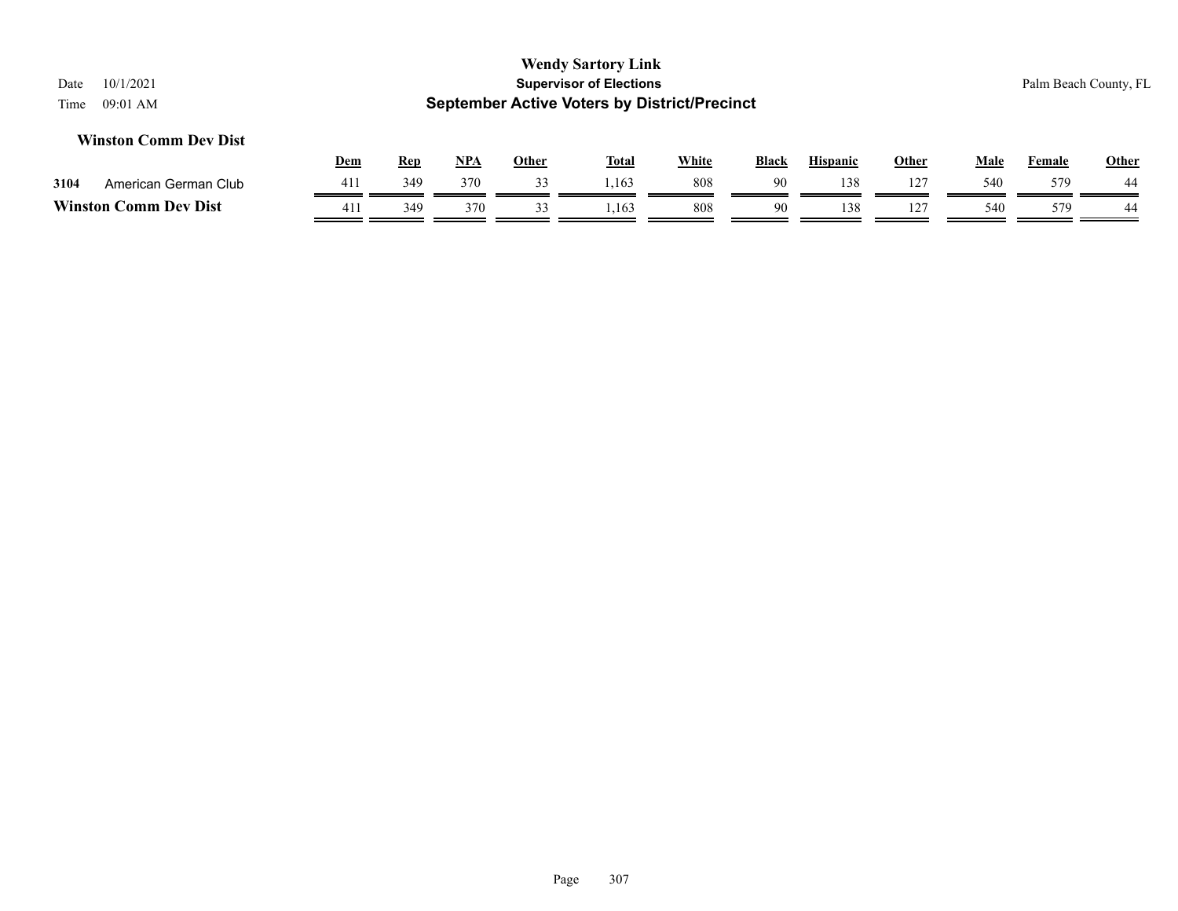**Wendy Sartory Link**
**Supervisor of Elections**
**September Active Voters by District/Precinct**

Date 10/1/2021
Time 09:01 AM

Palm Beach County, FL

### Winston Comm Dev Dist

| | | Dem | Rep | NPA | Other | Total | White | Black | Hispanic | Other | Male | Female | Other |
|---|---|---|---|---|---|---|---|---|---|---|---|---|---|
| 3104 | American German Club | 411 | 349 | 370 | 33 | 1,163 | 808 | 90 | 138 | 127 | 540 | 579 | 44 |
| **Winston Comm Dev Dist** | | 411 | 349 | 370 | 33 | 1,163 | 808 | 90 | 138 | 127 | 540 | 579 | 44 |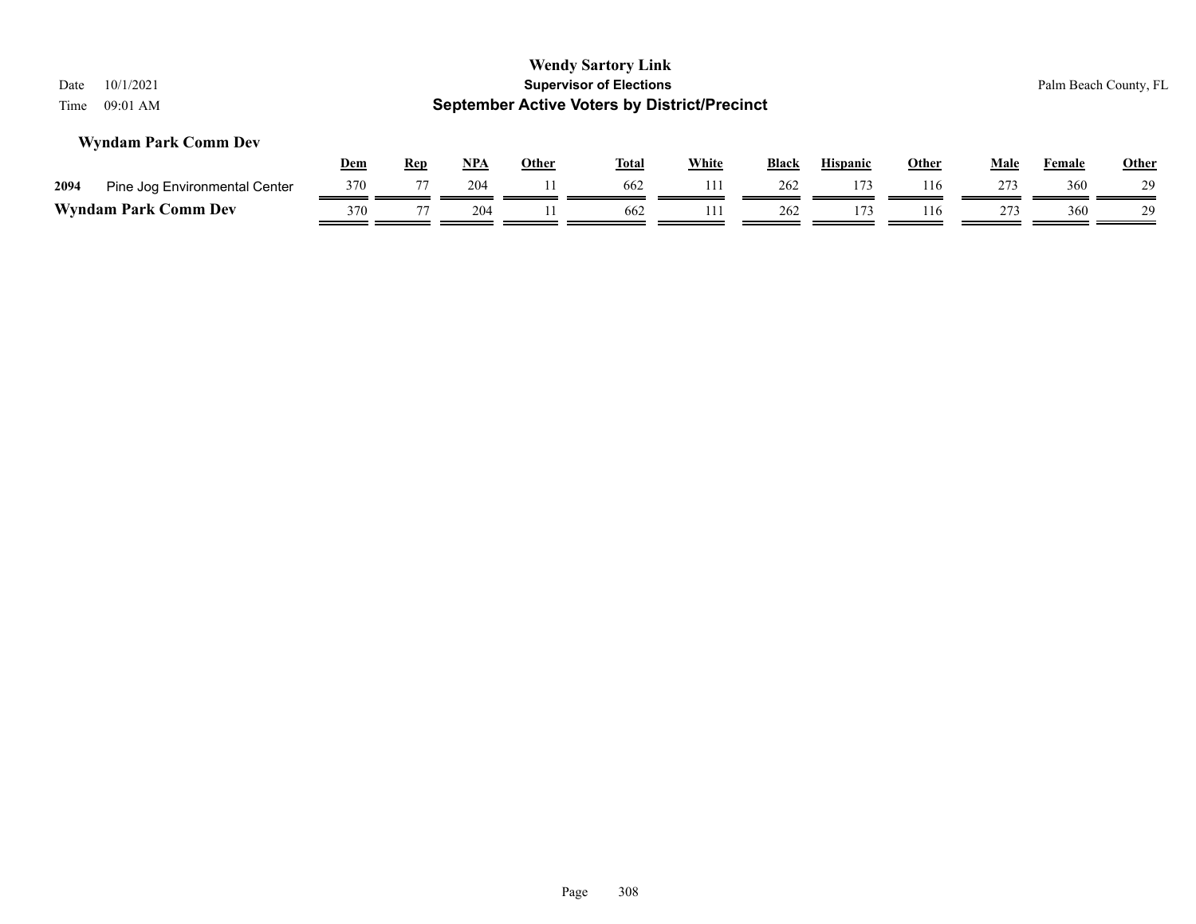# Wendy Sartory Link
## Supervisor of Elections
## September Active Voters by District/Precinct

Date 10/1/2021
Time 09:01 AM

Palm Beach County, FL

### Wyndam Park Comm Dev

| | | Dem | Rep | NPA | Other | Total | White | Black | Hispanic | Other | Male | Female | Other |
|---|---|---|---|---|---|---|---|---|---|---|---|---|---|
| 2094 | Pine Jog Environmental Center | 370 | 77 | 204 | 11 | 662 | 111 | 262 | 173 | 116 | 273 | 360 | 29 |
| **Wyndam Park Comm Dev** | | 370 | 77 | 204 | 11 | 662 | 111 | 262 | 173 | 116 | 273 | 360 | 29 |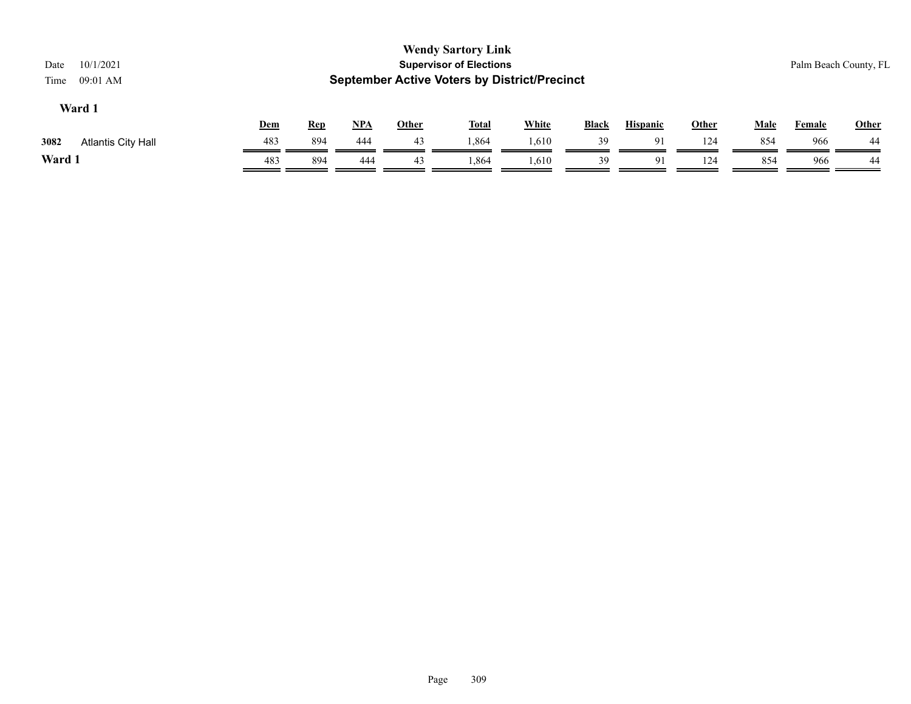**Wendy Sartory Link**
**Supervisor of Elections**
**September Active Voters by District/Precinct**

Date 10/1/2021
Time 09:01 AM

Palm Beach County, FL

### Ward 1

| | | Dem | Rep | NPA | Other | Total | White | Black | Hispanic | Other | Male | Female | Other |
|---|---|---|---|---|---|---|---|---|---|---|---|---|---|
| 3082 | Atlantis City Hall | 483 | 894 | 444 | 43 | 1,864 | 1,610 | 39 | 91 | 124 | 854 | 966 | 44 |
| **Ward 1** | | 483 | 894 | 444 | 43 | 1,864 | 1,610 | 39 | 91 | 124 | 854 | 966 | 44 |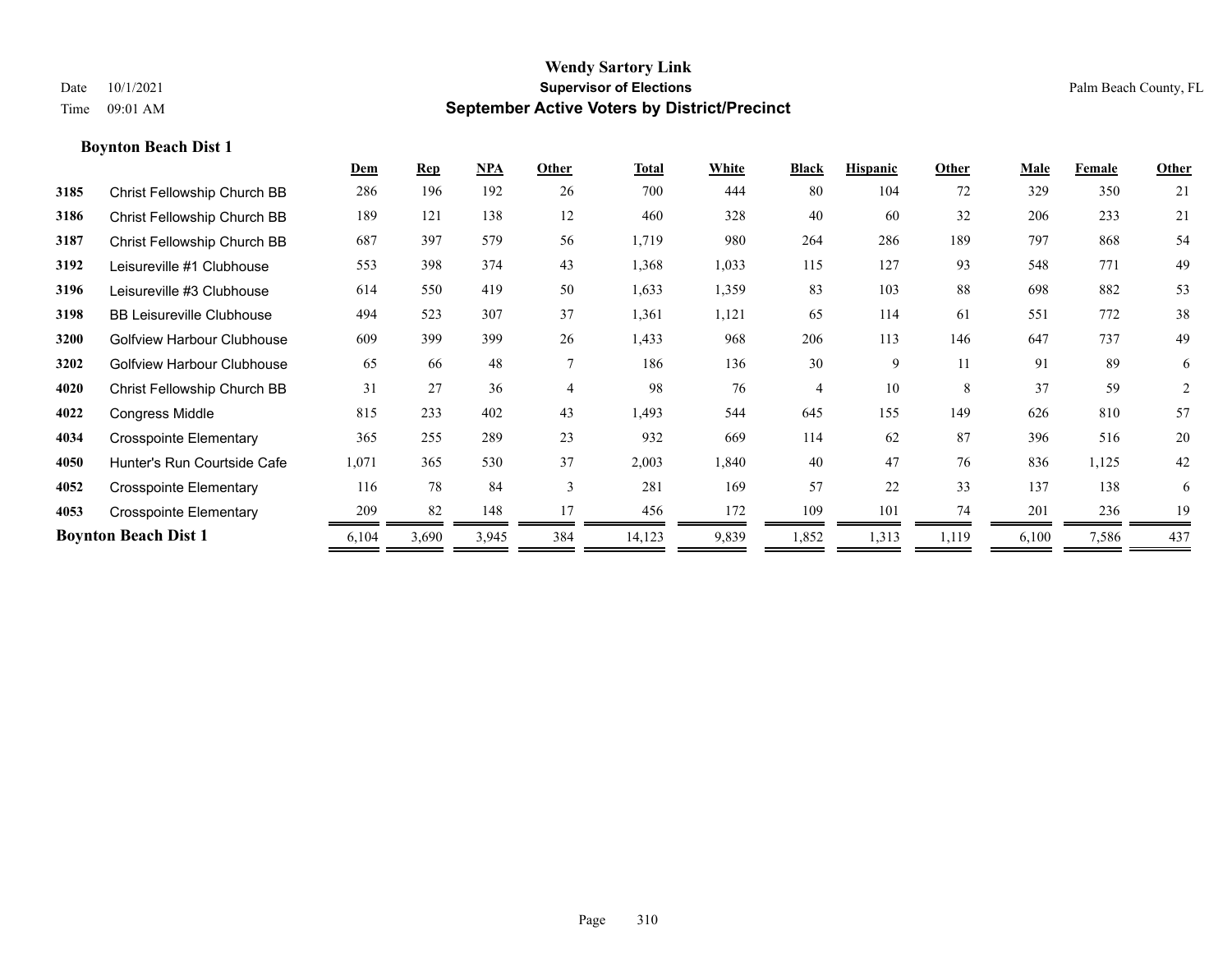**Wendy Sartory Link**

**Supervisor of Elections**

**September Active Voters by District/Precinct**

Date 10/1/2021

Time 09:01 AM

Palm Beach County, FL

### Boynton Beach Dist 1

| | | Dem | Rep | NPA | Other | Total | White | Black | Hispanic | Other | Male | Female | Other |
|---|---|---|---|---|---|---|---|---|---|---|---|---|---|
| 3185 | Christ Fellowship Church BB | 286 | 196 | 192 | 26 | 700 | 444 | 80 | 104 | 72 | 329 | 350 | 21 |
| 3186 | Christ Fellowship Church BB | 189 | 121 | 138 | 12 | 460 | 328 | 40 | 60 | 32 | 206 | 233 | 21 |
| 3187 | Christ Fellowship Church BB | 687 | 397 | 579 | 56 | 1,719 | 980 | 264 | 286 | 189 | 797 | 868 | 54 |
| 3192 | Leisureville #1 Clubhouse | 553 | 398 | 374 | 43 | 1,368 | 1,033 | 115 | 127 | 93 | 548 | 771 | 49 |
| 3196 | Leisureville #3 Clubhouse | 614 | 550 | 419 | 50 | 1,633 | 1,359 | 83 | 103 | 88 | 698 | 882 | 53 |
| 3198 | BB Leisureville Clubhouse | 494 | 523 | 307 | 37 | 1,361 | 1,121 | 65 | 114 | 61 | 551 | 772 | 38 |
| 3200 | Golfview Harbour Clubhouse | 609 | 399 | 399 | 26 | 1,433 | 968 | 206 | 113 | 146 | 647 | 737 | 49 |
| 3202 | Golfview Harbour Clubhouse | 65 | 66 | 48 | 7 | 186 | 136 | 30 | 9 | 11 | 91 | 89 | 6 |
| 4020 | Christ Fellowship Church BB | 31 | 27 | 36 | 4 | 98 | 76 | 4 | 10 | 8 | 37 | 59 | 2 |
| 4022 | Congress Middle | 815 | 233 | 402 | 43 | 1,493 | 544 | 645 | 155 | 149 | 626 | 810 | 57 |
| 4034 | Crosspointe Elementary | 365 | 255 | 289 | 23 | 932 | 669 | 114 | 62 | 87 | 396 | 516 | 20 |
| 4050 | Hunter's Run Courtside Cafe | 1,071 | 365 | 530 | 37 | 2,003 | 1,840 | 40 | 47 | 76 | 836 | 1,125 | 42 |
| 4052 | Crosspointe Elementary | 116 | 78 | 84 | 3 | 281 | 169 | 57 | 22 | 33 | 137 | 138 | 6 |
| 4053 | Crosspointe Elementary | 209 | 82 | 148 | 17 | 456 | 172 | 109 | 101 | 74 | 201 | 236 | 19 |
| **Boynton Beach Dist 1** | | 6,104 | 3,690 | 3,945 | 384 | 14,123 | 9,839 | 1,852 | 1,313 | 1,119 | 6,100 | 7,586 | 437 |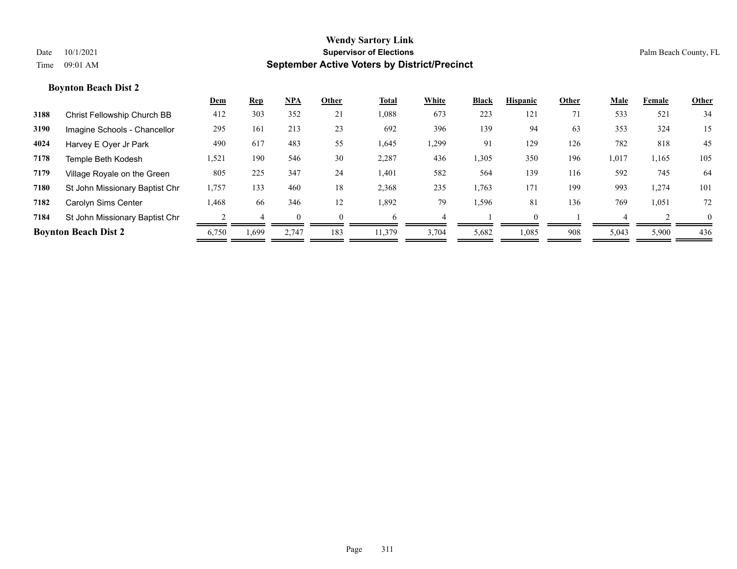# Wendy Sartory Link

## Supervisor of Elections

## September Active Voters by District/Precinct

Date 10/1/2021
Time 09:01 AM

Palm Beach County, FL

### Boynton Beach Dist 2

| | | Dem | Rep | NPA | Other | Total | White | Black | Hispanic | Other | Male | Female | Other |
|---|---|---|---|---|---|---|---|---|---|---|---|---|---|
| 3188 | Christ Fellowship Church BB | 412 | 303 | 352 | 21 | 1,088 | 673 | 223 | 121 | 71 | 533 | 521 | 34 |
| 3190 | Imagine Schools - Chancellor | 295 | 161 | 213 | 23 | 692 | 396 | 139 | 94 | 63 | 353 | 324 | 15 |
| 4024 | Harvey E Oyer Jr Park | 490 | 617 | 483 | 55 | 1,645 | 1,299 | 91 | 129 | 126 | 782 | 818 | 45 |
| 7178 | Temple Beth Kodesh | 1,521 | 190 | 546 | 30 | 2,287 | 436 | 1,305 | 350 | 196 | 1,017 | 1,165 | 105 |
| 7179 | Village Royale on the Green | 805 | 225 | 347 | 24 | 1,401 | 582 | 564 | 139 | 116 | 592 | 745 | 64 |
| 7180 | St John Missionary Baptist Chr | 1,757 | 133 | 460 | 18 | 2,368 | 235 | 1,763 | 171 | 199 | 993 | 1,274 | 101 |
| 7182 | Carolyn Sims Center | 1,468 | 66 | 346 | 12 | 1,892 | 79 | 1,596 | 81 | 136 | 769 | 1,051 | 72 |
| 7184 | St John Missionary Baptist Chr | 2 | 4 | 0 | 0 | 6 | 4 | 1 | 0 | 1 | 4 | 2 | 0 |
| **Boynton Beach Dist 2** | | 6,750 | 1,699 | 2,747 | 183 | 11,379 | 3,704 | 5,682 | 1,085 | 908 | 5,043 | 5,900 | 436 |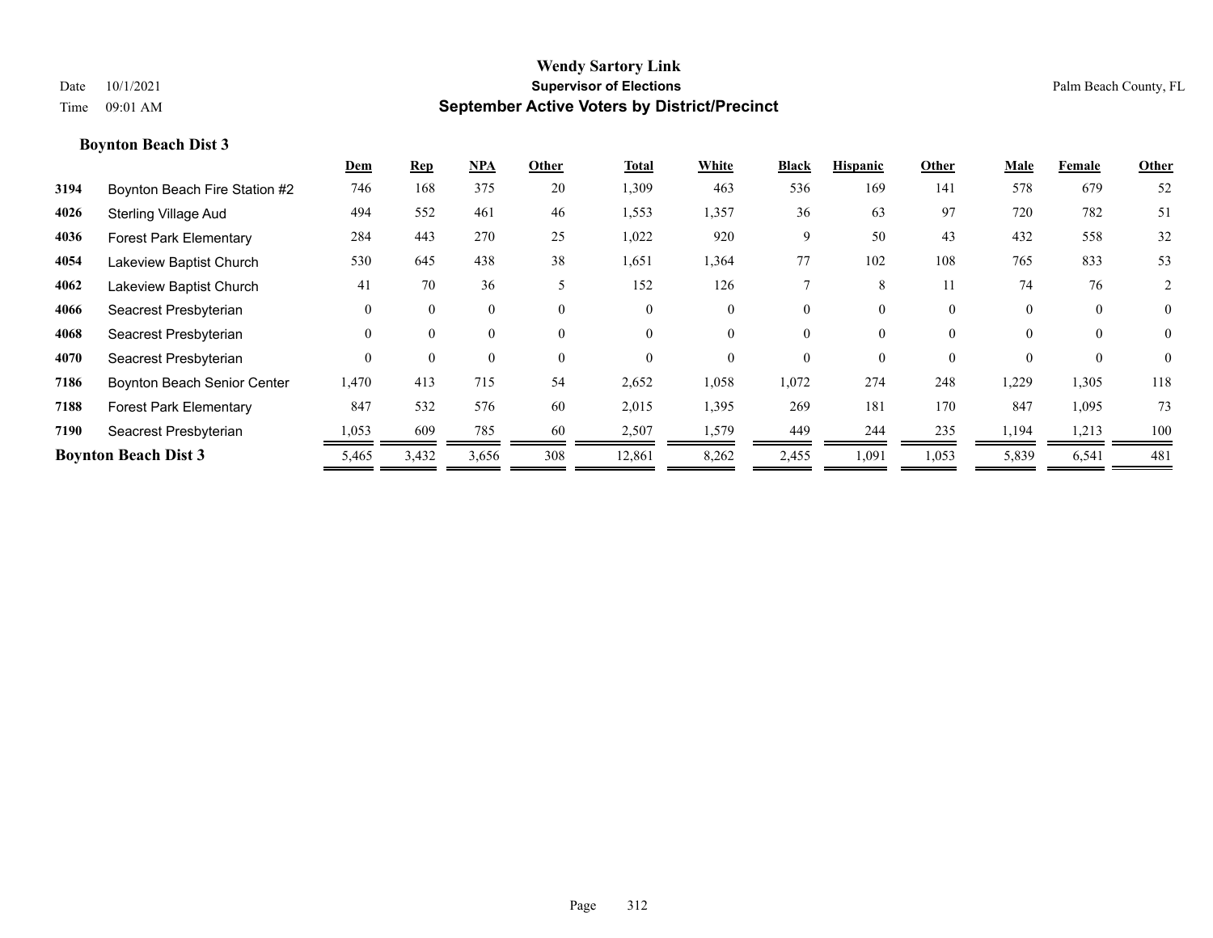# Wendy Sartory Link
## Supervisor of Elections
## September Active Voters by District/Precinct

Date 10/1/2021
Time 09:01 AM

Palm Beach County, FL

### Boynton Beach Dist 3

| | | Dem | Rep | NPA | Other | Total | White | Black | Hispanic | Other | Male | Female | Other |
|---|---|---|---|---|---|---|---|---|---|---|---|---|---|
| 3194 | Boynton Beach Fire Station #2 | 746 | 168 | 375 | 20 | 1,309 | 463 | 536 | 169 | 141 | 578 | 679 | 52 |
| 4026 | Sterling Village Aud | 494 | 552 | 461 | 46 | 1,553 | 1,357 | 36 | 63 | 97 | 720 | 782 | 51 |
| 4036 | Forest Park Elementary | 284 | 443 | 270 | 25 | 1,022 | 920 | 9 | 50 | 43 | 432 | 558 | 32 |
| 4054 | Lakeview Baptist Church | 530 | 645 | 438 | 38 | 1,651 | 1,364 | 77 | 102 | 108 | 765 | 833 | 53 |
| 4062 | Lakeview Baptist Church | 41 | 70 | 36 | 5 | 152 | 126 | 7 | 8 | 11 | 74 | 76 | 2 |
| 4066 | Seacrest Presbyterian | 0 | 0 | 0 | 0 | 0 | 0 | 0 | 0 | 0 | 0 | 0 | 0 |
| 4068 | Seacrest Presbyterian | 0 | 0 | 0 | 0 | 0 | 0 | 0 | 0 | 0 | 0 | 0 | 0 |
| 4070 | Seacrest Presbyterian | 0 | 0 | 0 | 0 | 0 | 0 | 0 | 0 | 0 | 0 | 0 | 0 |
| 7186 | Boynton Beach Senior Center | 1,470 | 413 | 715 | 54 | 2,652 | 1,058 | 1,072 | 274 | 248 | 1,229 | 1,305 | 118 |
| 7188 | Forest Park Elementary | 847 | 532 | 576 | 60 | 2,015 | 1,395 | 269 | 181 | 170 | 847 | 1,095 | 73 |
| 7190 | Seacrest Presbyterian | 1,053 | 609 | 785 | 60 | 2,507 | 1,579 | 449 | 244 | 235 | 1,194 | 1,213 | 100 |
| **Boynton Beach Dist 3** | | 5,465 | 3,432 | 3,656 | 308 | 12,861 | 8,262 | 2,455 | 1,091 | 1,053 | 5,839 | 6,541 | 481 |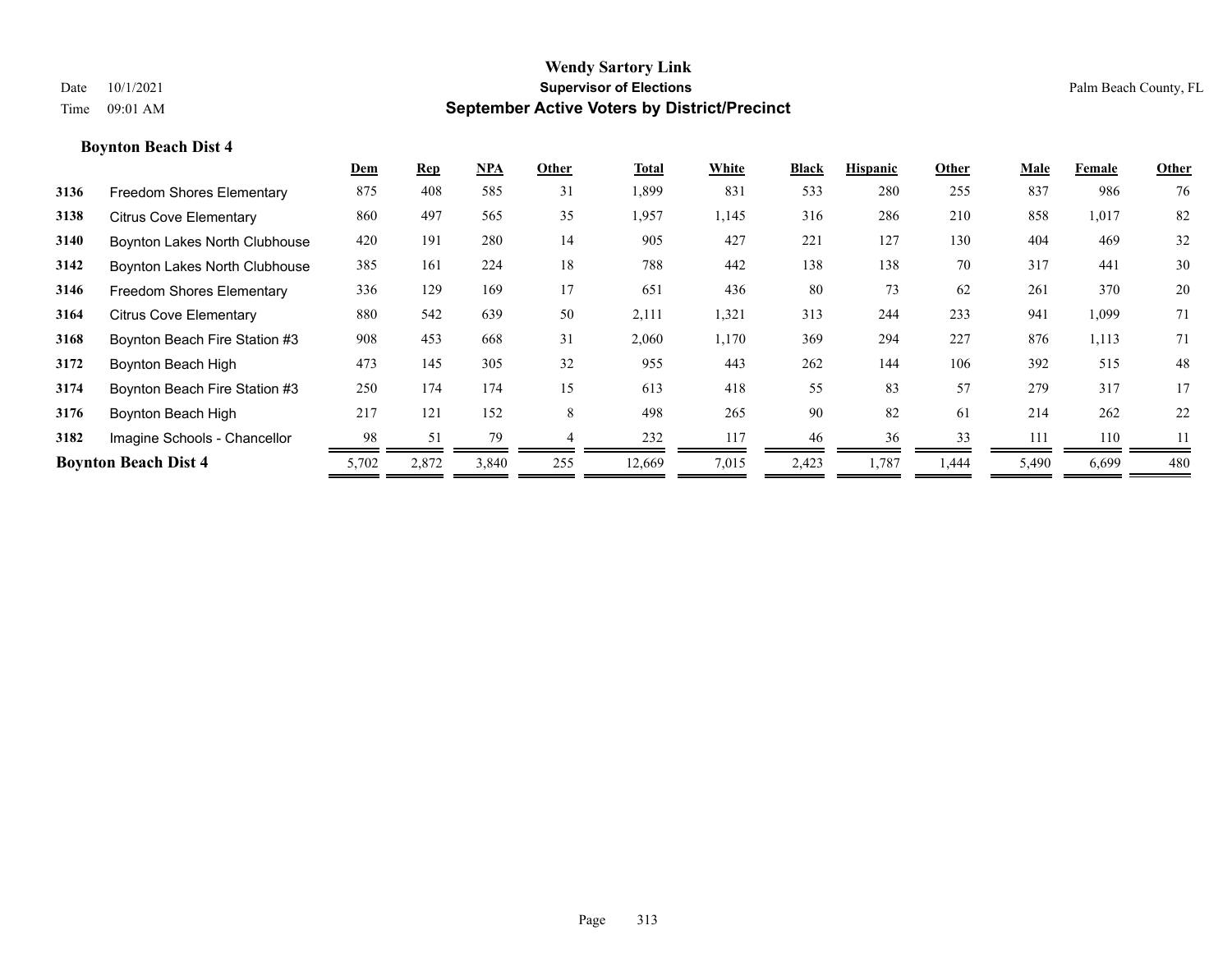# Wendy Sartory Link
## Supervisor of Elections
## September Active Voters by District/Precinct

Date 10/1/2021
Time 09:01 AM

Palm Beach County, FL

### Boynton Beach Dist 4

| | | Dem | Rep | NPA | Other | Total | White | Black | Hispanic | Other | Male | Female | Other |
|---|---|---|---|---|---|---|---|---|---|---|---|---|---|
| 3136 | Freedom Shores Elementary | 875 | 408 | 585 | 31 | 1,899 | 831 | 533 | 280 | 255 | 837 | 986 | 76 |
| 3138 | Citrus Cove Elementary | 860 | 497 | 565 | 35 | 1,957 | 1,145 | 316 | 286 | 210 | 858 | 1,017 | 82 |
| 3140 | Boynton Lakes North Clubhouse | 420 | 191 | 280 | 14 | 905 | 427 | 221 | 127 | 130 | 404 | 469 | 32 |
| 3142 | Boynton Lakes North Clubhouse | 385 | 161 | 224 | 18 | 788 | 442 | 138 | 138 | 70 | 317 | 441 | 30 |
| 3146 | Freedom Shores Elementary | 336 | 129 | 169 | 17 | 651 | 436 | 80 | 73 | 62 | 261 | 370 | 20 |
| 3164 | Citrus Cove Elementary | 880 | 542 | 639 | 50 | 2,111 | 1,321 | 313 | 244 | 233 | 941 | 1,099 | 71 |
| 3168 | Boynton Beach Fire Station #3 | 908 | 453 | 668 | 31 | 2,060 | 1,170 | 369 | 294 | 227 | 876 | 1,113 | 71 |
| 3172 | Boynton Beach High | 473 | 145 | 305 | 32 | 955 | 443 | 262 | 144 | 106 | 392 | 515 | 48 |
| 3174 | Boynton Beach Fire Station #3 | 250 | 174 | 174 | 15 | 613 | 418 | 55 | 83 | 57 | 279 | 317 | 17 |
| 3176 | Boynton Beach High | 217 | 121 | 152 | 8 | 498 | 265 | 90 | 82 | 61 | 214 | 262 | 22 |
| 3182 | Imagine Schools - Chancellor | 98 | 51 | 79 | 4 | 232 | 117 | 46 | 36 | 33 | 111 | 110 | 11 |
| **Boynton Beach Dist 4** | | 5,702 | 2,872 | 3,840 | 255 | 12,669 | 7,015 | 2,423 | 1,787 | 1,444 | 5,490 | 6,699 | 480 |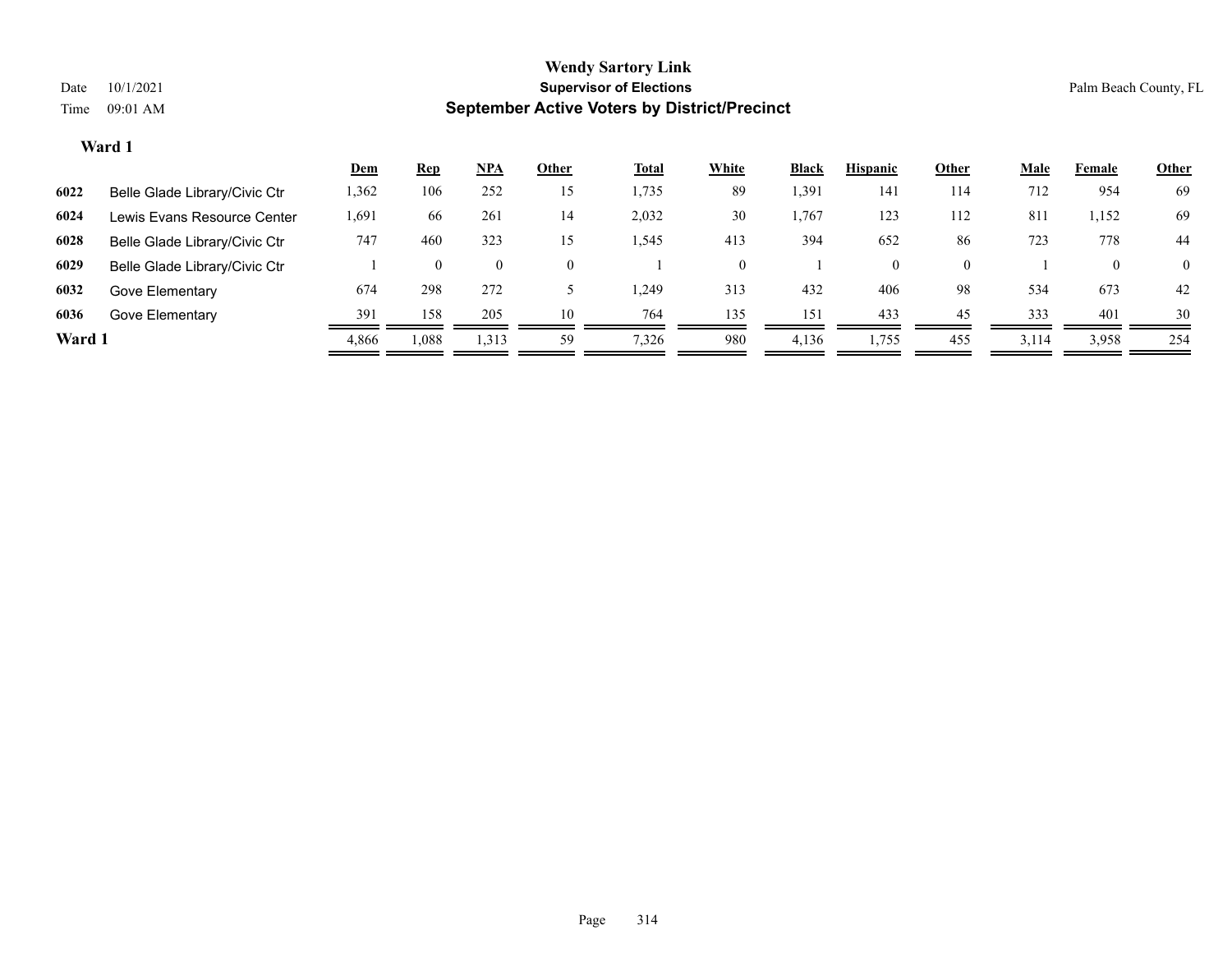# Wendy Sartory Link

**Supervisor of Elections**

**September Active Voters by District/Precinct**

Date 10/1/2021

Time 09:01 AM

Palm Beach County, FL

## Ward 1

| | | Dem | Rep | NPA | Other | Total | White | Black | Hispanic | Other | Male | Female | Other |
|---|---|---|---|---|---|---|---|---|---|---|---|---|---|
| 6022 | Belle Glade Library/Civic Ctr | 1,362 | 106 | 252 | 15 | 1,735 | 89 | 1,391 | 141 | 114 | 712 | 954 | 69 |
| 6024 | Lewis Evans Resource Center | 1,691 | 66 | 261 | 14 | 2,032 | 30 | 1,767 | 123 | 112 | 811 | 1,152 | 69 |
| 6028 | Belle Glade Library/Civic Ctr | 747 | 460 | 323 | 15 | 1,545 | 413 | 394 | 652 | 86 | 723 | 778 | 44 |
| 6029 | Belle Glade Library/Civic Ctr | 1 | 0 | 0 | 0 | 1 | 0 | 1 | 0 | 0 | 1 | 0 | 0 |
| 6032 | Gove Elementary | 674 | 298 | 272 | 5 | 1,249 | 313 | 432 | 406 | 98 | 534 | 673 | 42 |
| 6036 | Gove Elementary | 391 | 158 | 205 | 10 | 764 | 135 | 151 | 433 | 45 | 333 | 401 | 30 |
| **Ward 1** | | 4,866 | 1,088 | 1,313 | 59 | 7,326 | 980 | 4,136 | 1,755 | 455 | 3,114 | 3,958 | 254 |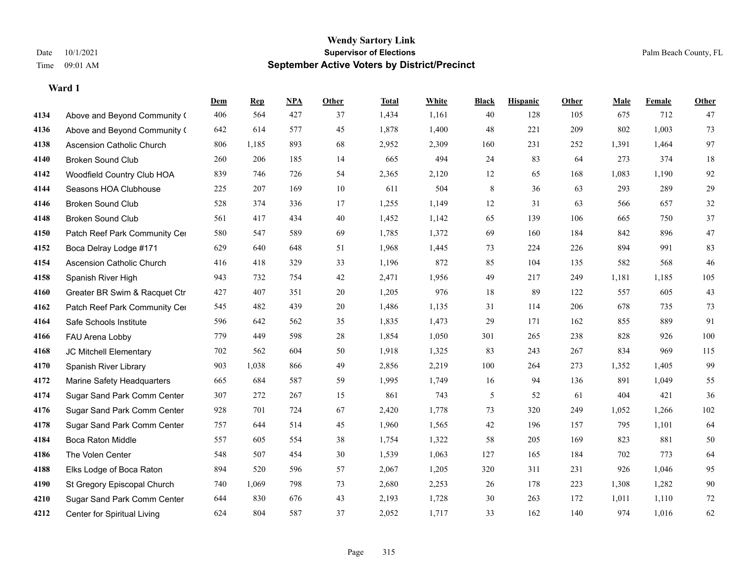# Wendy Sartory Link
## Supervisor of Elections
## September Active Voters by District/Precinct

Date 10/1/2021
Time 09:01 AM
Palm Beach County, FL

### Ward 1

| | | Dem | Rep | NPA | Other | Total | White | Black | Hispanic | Other | Male | Female | Other |
|---|---|---|---|---|---|---|---|---|---|---|---|---|---|
| 4134 | Above and Beyond Community ( | 406 | 564 | 427 | 37 | 1,434 | 1,161 | 40 | 128 | 105 | 675 | 712 | 47 |
| 4136 | Above and Beyond Community ( | 642 | 614 | 577 | 45 | 1,878 | 1,400 | 48 | 221 | 209 | 802 | 1,003 | 73 |
| 4138 | Ascension Catholic Church | 806 | 1,185 | 893 | 68 | 2,952 | 2,309 | 160 | 231 | 252 | 1,391 | 1,464 | 97 |
| 4140 | Broken Sound Club | 260 | 206 | 185 | 14 | 665 | 494 | 24 | 83 | 64 | 273 | 374 | 18 |
| 4142 | Woodfield Country Club HOA | 839 | 746 | 726 | 54 | 2,365 | 2,120 | 12 | 65 | 168 | 1,083 | 1,190 | 92 |
| 4144 | Seasons HOA Clubhouse | 225 | 207 | 169 | 10 | 611 | 504 | 8 | 36 | 63 | 293 | 289 | 29 |
| 4146 | Broken Sound Club | 528 | 374 | 336 | 17 | 1,255 | 1,149 | 12 | 31 | 63 | 566 | 657 | 32 |
| 4148 | Broken Sound Club | 561 | 417 | 434 | 40 | 1,452 | 1,142 | 65 | 139 | 106 | 665 | 750 | 37 |
| 4150 | Patch Reef Park Community Cer | 580 | 547 | 589 | 69 | 1,785 | 1,372 | 69 | 160 | 184 | 842 | 896 | 47 |
| 4152 | Boca Delray Lodge #171 | 629 | 640 | 648 | 51 | 1,968 | 1,445 | 73 | 224 | 226 | 894 | 991 | 83 |
| 4154 | Ascension Catholic Church | 416 | 418 | 329 | 33 | 1,196 | 872 | 85 | 104 | 135 | 582 | 568 | 46 |
| 4158 | Spanish River High | 943 | 732 | 754 | 42 | 2,471 | 1,956 | 49 | 217 | 249 | 1,181 | 1,185 | 105 |
| 4160 | Greater BR Swim & Racquet Ctr | 427 | 407 | 351 | 20 | 1,205 | 976 | 18 | 89 | 122 | 557 | 605 | 43 |
| 4162 | Patch Reef Park Community Cer | 545 | 482 | 439 | 20 | 1,486 | 1,135 | 31 | 114 | 206 | 678 | 735 | 73 |
| 4164 | Safe Schools Institute | 596 | 642 | 562 | 35 | 1,835 | 1,473 | 29 | 171 | 162 | 855 | 889 | 91 |
| 4166 | FAU Arena Lobby | 779 | 449 | 598 | 28 | 1,854 | 1,050 | 301 | 265 | 238 | 828 | 926 | 100 |
| 4168 | JC Mitchell Elementary | 702 | 562 | 604 | 50 | 1,918 | 1,325 | 83 | 243 | 267 | 834 | 969 | 115 |
| 4170 | Spanish River Library | 903 | 1,038 | 866 | 49 | 2,856 | 2,219 | 100 | 264 | 273 | 1,352 | 1,405 | 99 |
| 4172 | Marine Safety Headquarters | 665 | 684 | 587 | 59 | 1,995 | 1,749 | 16 | 94 | 136 | 891 | 1,049 | 55 |
| 4174 | Sugar Sand Park Comm Center | 307 | 272 | 267 | 15 | 861 | 743 | 5 | 52 | 61 | 404 | 421 | 36 |
| 4176 | Sugar Sand Park Comm Center | 928 | 701 | 724 | 67 | 2,420 | 1,778 | 73 | 320 | 249 | 1,052 | 1,266 | 102 |
| 4178 | Sugar Sand Park Comm Center | 757 | 644 | 514 | 45 | 1,960 | 1,565 | 42 | 196 | 157 | 795 | 1,101 | 64 |
| 4184 | Boca Raton Middle | 557 | 605 | 554 | 38 | 1,754 | 1,322 | 58 | 205 | 169 | 823 | 881 | 50 |
| 4186 | The Volen Center | 548 | 507 | 454 | 30 | 1,539 | 1,063 | 127 | 165 | 184 | 702 | 773 | 64 |
| 4188 | Elks Lodge of Boca Raton | 894 | 520 | 596 | 57 | 2,067 | 1,205 | 320 | 311 | 231 | 926 | 1,046 | 95 |
| 4190 | St Gregory Episcopal Church | 740 | 1,069 | 798 | 73 | 2,680 | 2,253 | 26 | 178 | 223 | 1,308 | 1,282 | 90 |
| 4210 | Sugar Sand Park Comm Center | 644 | 830 | 676 | 43 | 2,193 | 1,728 | 30 | 263 | 172 | 1,011 | 1,110 | 72 |
| 4212 | Center for Spiritual Living | 624 | 804 | 587 | 37 | 2,052 | 1,717 | 33 | 162 | 140 | 974 | 1,016 | 62 |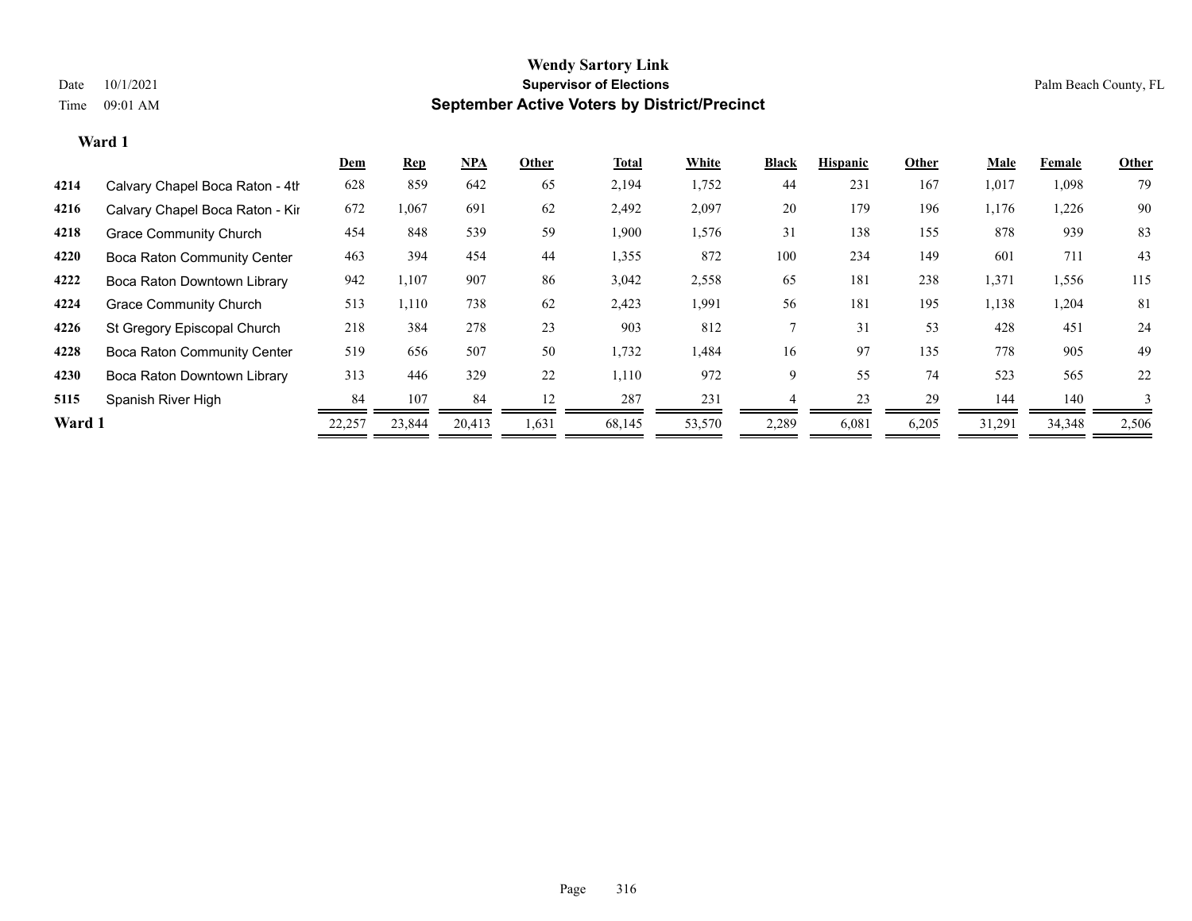**Wendy Sartory Link**

**Supervisor of Elections**

**September Active Voters by District/Precinct**

Date 10/1/2021

Time 09:01 AM

Palm Beach County, FL

**Ward 1**

| | | Dem | Rep | NPA | Other | Total | White | Black | Hispanic | Other | Male | Female | Other |
|---|---|---|---|---|---|---|---|---|---|---|---|---|---|
| 4214 | Calvary Chapel Boca Raton - 4th | 628 | 859 | 642 | 65 | 2,194 | 1,752 | 44 | 231 | 167 | 1,017 | 1,098 | 79 |
| 4216 | Calvary Chapel Boca Raton - Kir | 672 | 1,067 | 691 | 62 | 2,492 | 2,097 | 20 | 179 | 196 | 1,176 | 1,226 | 90 |
| 4218 | Grace Community Church | 454 | 848 | 539 | 59 | 1,900 | 1,576 | 31 | 138 | 155 | 878 | 939 | 83 |
| 4220 | Boca Raton Community Center | 463 | 394 | 454 | 44 | 1,355 | 872 | 100 | 234 | 149 | 601 | 711 | 43 |
| 4222 | Boca Raton Downtown Library | 942 | 1,107 | 907 | 86 | 3,042 | 2,558 | 65 | 181 | 238 | 1,371 | 1,556 | 115 |
| 4224 | Grace Community Church | 513 | 1,110 | 738 | 62 | 2,423 | 1,991 | 56 | 181 | 195 | 1,138 | 1,204 | 81 |
| 4226 | St Gregory Episcopal Church | 218 | 384 | 278 | 23 | 903 | 812 | 7 | 31 | 53 | 428 | 451 | 24 |
| 4228 | Boca Raton Community Center | 519 | 656 | 507 | 50 | 1,732 | 1,484 | 16 | 97 | 135 | 778 | 905 | 49 |
| 4230 | Boca Raton Downtown Library | 313 | 446 | 329 | 22 | 1,110 | 972 | 9 | 55 | 74 | 523 | 565 | 22 |
| 5115 | Spanish River High | 84 | 107 | 84 | 12 | 287 | 231 | 4 | 23 | 29 | 144 | 140 | 3 |
| **Ward 1** | | 22,257 | 23,844 | 20,413 | 1,631 | 68,145 | 53,570 | 2,289 | 6,081 | 6,205 | 31,291 | 34,348 | 2,506 |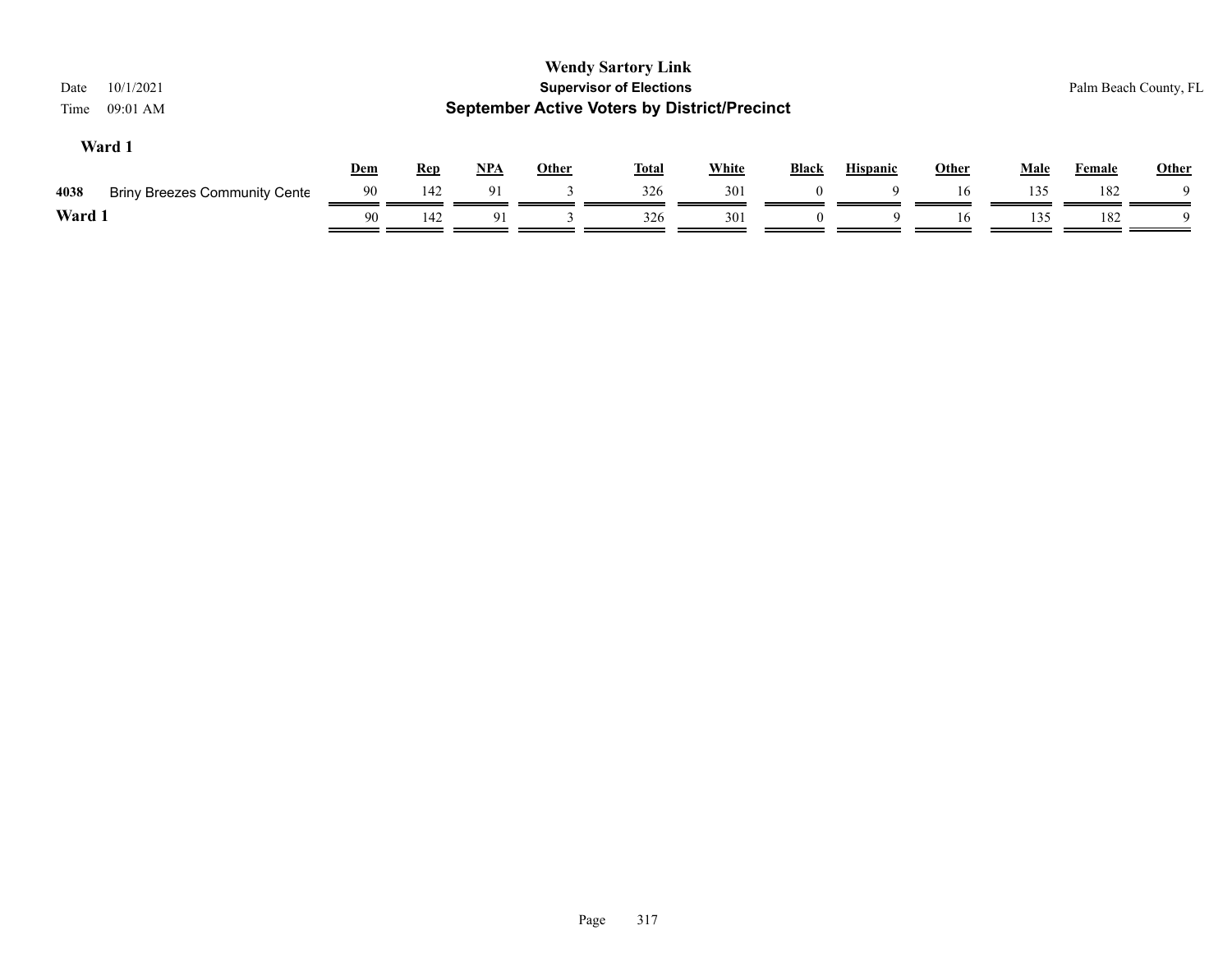# Wendy Sartory Link

## Supervisor of Elections

## September Active Voters by District/Precinct

Date 10/1/2021
Time 09:01 AM

Palm Beach County, FL

### Ward 1

| | | Dem | Rep | NPA | Other | Total | White | Black | Hispanic | Other | Male | Female | Other |
|---|---|---|---|---|---|---|---|---|---|---|---|---|---|
| 4038 | Briny Breezes Community Cente | 90 | 142 | 91 | 3 | 326 | 301 | 0 | 9 | 16 | 135 | 182 | 9 |
| **Ward 1** | | 90 | 142 | 91 | 3 | 326 | 301 | 0 | 9 | 16 | 135 | 182 | 9 |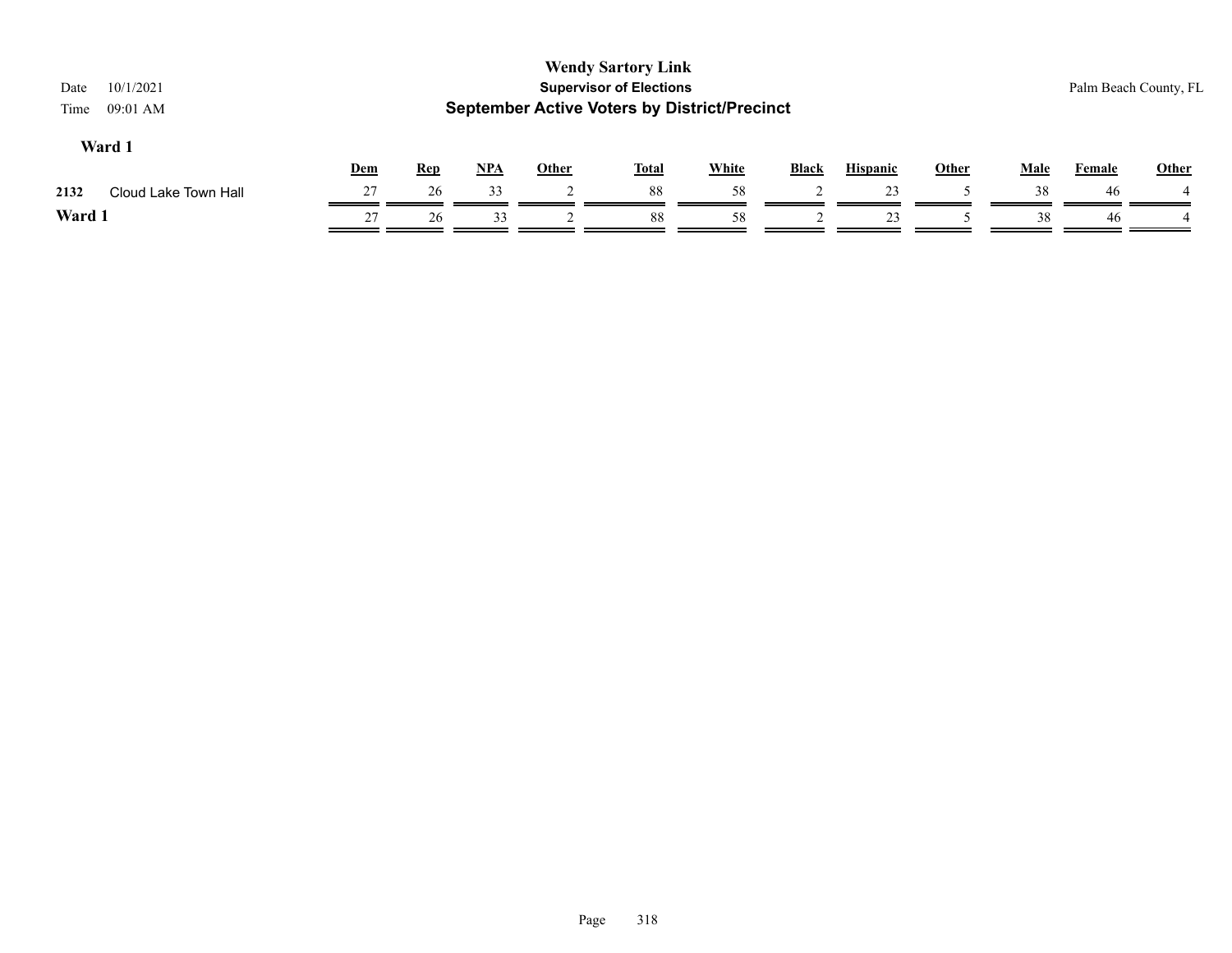**Wendy Sartory Link**
**Supervisor of Elections**
**September Active Voters by District/Precinct**

Date 10/1/2021
Time 09:01 AM

Palm Beach County, FL

### Ward 1

| | | Dem | Rep | NPA | Other | Total | White | Black | Hispanic | Other | Male | Female | Other |
|---|---|---|---|---|---|---|---|---|---|---|---|---|---|
| 2132 | Cloud Lake Town Hall | 27 | 26 | 33 | 2 | 88 | 58 | 2 | 23 | 5 | 38 | 46 | 4 |
| **Ward 1** | | 27 | 26 | 33 | 2 | 88 | 58 | 2 | 23 | 5 | 38 | 46 | 4 |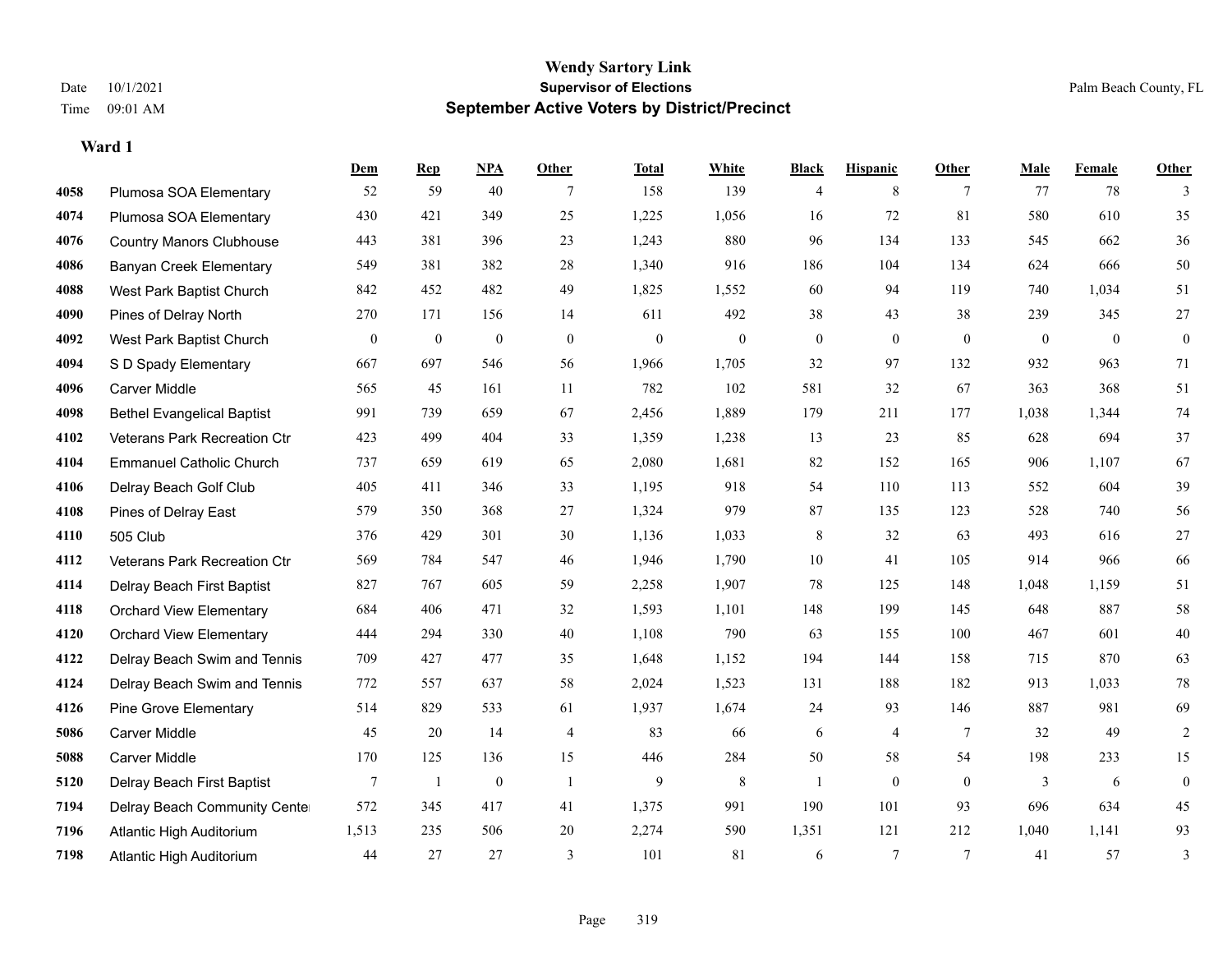# Wendy Sartory Link
## Supervisor of Elections
## September Active Voters by District/Precinct

Date 10/1/2021
Time 09:01 AM

Palm Beach County, FL

### Ward 1

| | | Dem | Rep | NPA | Other | Total | White | Black | Hispanic | Other | Male | Female | Other |
|---|---|---|---|---|---|---|---|---|---|---|---|---|---|
| 4058 | Plumosa SOA Elementary | 52 | 59 | 40 | 7 | 158 | 139 | 4 | 8 | 7 | 77 | 78 | 3 |
| 4074 | Plumosa SOA Elementary | 430 | 421 | 349 | 25 | 1,225 | 1,056 | 16 | 72 | 81 | 580 | 610 | 35 |
| 4076 | Country Manors Clubhouse | 443 | 381 | 396 | 23 | 1,243 | 880 | 96 | 134 | 133 | 545 | 662 | 36 |
| 4086 | Banyan Creek Elementary | 549 | 381 | 382 | 28 | 1,340 | 916 | 186 | 104 | 134 | 624 | 666 | 50 |
| 4088 | West Park Baptist Church | 842 | 452 | 482 | 49 | 1,825 | 1,552 | 60 | 94 | 119 | 740 | 1,034 | 51 |
| 4090 | Pines of Delray North | 270 | 171 | 156 | 14 | 611 | 492 | 38 | 43 | 38 | 239 | 345 | 27 |
| 4092 | West Park Baptist Church | 0 | 0 | 0 | 0 | 0 | 0 | 0 | 0 | 0 | 0 | 0 | 0 |
| 4094 | S D Spady Elementary | 667 | 697 | 546 | 56 | 1,966 | 1,705 | 32 | 97 | 132 | 932 | 963 | 71 |
| 4096 | Carver Middle | 565 | 45 | 161 | 11 | 782 | 102 | 581 | 32 | 67 | 363 | 368 | 51 |
| 4098 | Bethel Evangelical Baptist | 991 | 739 | 659 | 67 | 2,456 | 1,889 | 179 | 211 | 177 | 1,038 | 1,344 | 74 |
| 4102 | Veterans Park Recreation Ctr | 423 | 499 | 404 | 33 | 1,359 | 1,238 | 13 | 23 | 85 | 628 | 694 | 37 |
| 4104 | Emmanuel Catholic Church | 737 | 659 | 619 | 65 | 2,080 | 1,681 | 82 | 152 | 165 | 906 | 1,107 | 67 |
| 4106 | Delray Beach Golf Club | 405 | 411 | 346 | 33 | 1,195 | 918 | 54 | 110 | 113 | 552 | 604 | 39 |
| 4108 | Pines of Delray East | 579 | 350 | 368 | 27 | 1,324 | 979 | 87 | 135 | 123 | 528 | 740 | 56 |
| 4110 | 505 Club | 376 | 429 | 301 | 30 | 1,136 | 1,033 | 8 | 32 | 63 | 493 | 616 | 27 |
| 4112 | Veterans Park Recreation Ctr | 569 | 784 | 547 | 46 | 1,946 | 1,790 | 10 | 41 | 105 | 914 | 966 | 66 |
| 4114 | Delray Beach First Baptist | 827 | 767 | 605 | 59 | 2,258 | 1,907 | 78 | 125 | 148 | 1,048 | 1,159 | 51 |
| 4118 | Orchard View Elementary | 684 | 406 | 471 | 32 | 1,593 | 1,101 | 148 | 199 | 145 | 648 | 887 | 58 |
| 4120 | Orchard View Elementary | 444 | 294 | 330 | 40 | 1,108 | 790 | 63 | 155 | 100 | 467 | 601 | 40 |
| 4122 | Delray Beach Swim and Tennis | 709 | 427 | 477 | 35 | 1,648 | 1,152 | 194 | 144 | 158 | 715 | 870 | 63 |
| 4124 | Delray Beach Swim and Tennis | 772 | 557 | 637 | 58 | 2,024 | 1,523 | 131 | 188 | 182 | 913 | 1,033 | 78 |
| 4126 | Pine Grove Elementary | 514 | 829 | 533 | 61 | 1,937 | 1,674 | 24 | 93 | 146 | 887 | 981 | 69 |
| 5086 | Carver Middle | 45 | 20 | 14 | 4 | 83 | 66 | 6 | 4 | 7 | 32 | 49 | 2 |
| 5088 | Carver Middle | 170 | 125 | 136 | 15 | 446 | 284 | 50 | 58 | 54 | 198 | 233 | 15 |
| 5120 | Delray Beach First Baptist | 7 | 1 | 0 | 1 | 9 | 8 | 1 | 0 | 0 | 3 | 6 | 0 |
| 7194 | Delray Beach Community Cente | 572 | 345 | 417 | 41 | 1,375 | 991 | 190 | 101 | 93 | 696 | 634 | 45 |
| 7196 | Atlantic High Auditorium | 1,513 | 235 | 506 | 20 | 2,274 | 590 | 1,351 | 121 | 212 | 1,040 | 1,141 | 93 |
| 7198 | Atlantic High Auditorium | 44 | 27 | 27 | 3 | 101 | 81 | 6 | 7 | 7 | 41 | 57 | 3 |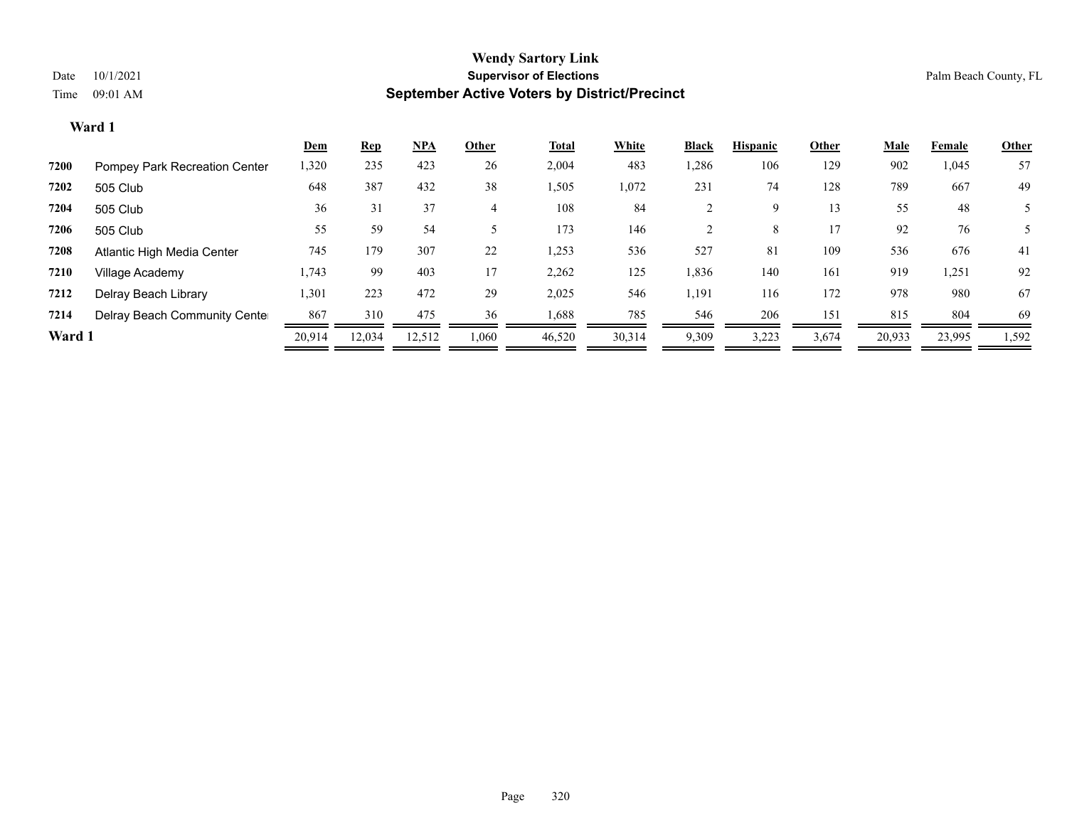**Wendy Sartory Link**
**Supervisor of Elections**
**September Active Voters by District/Precinct**

Date 10/1/2021
Time 09:01 AM

Palm Beach County, FL

**Ward 1**

| | | Dem | Rep | NPA | Other | Total | White | Black | Hispanic | Other | Male | Female | Other |
|---|---|---|---|---|---|---|---|---|---|---|---|---|---|
| **7200** | Pompey Park Recreation Center | 1,320 | 235 | 423 | 26 | 2,004 | 483 | 1,286 | 106 | 129 | 902 | 1,045 | 57 |
| **7202** | 505 Club | 648 | 387 | 432 | 38 | 1,505 | 1,072 | 231 | 74 | 128 | 789 | 667 | 49 |
| **7204** | 505 Club | 36 | 31 | 37 | 4 | 108 | 84 | 2 | 9 | 13 | 55 | 48 | 5 |
| **7206** | 505 Club | 55 | 59 | 54 | 5 | 173 | 146 | 2 | 8 | 17 | 92 | 76 | 5 |
| **7208** | Atlantic High Media Center | 745 | 179 | 307 | 22 | 1,253 | 536 | 527 | 81 | 109 | 536 | 676 | 41 |
| **7210** | Village Academy | 1,743 | 99 | 403 | 17 | 2,262 | 125 | 1,836 | 140 | 161 | 919 | 1,251 | 92 |
| **7212** | Delray Beach Library | 1,301 | 223 | 472 | 29 | 2,025 | 546 | 1,191 | 116 | 172 | 978 | 980 | 67 |
| **7214** | Delray Beach Community Center | 867 | 310 | 475 | 36 | 1,688 | 785 | 546 | 206 | 151 | 815 | 804 | 69 |
| **Ward 1** | | 20,914 | 12,034 | 12,512 | 1,060 | 46,520 | 30,314 | 9,309 | 3,223 | 3,674 | 20,933 | 23,995 | 1,592 |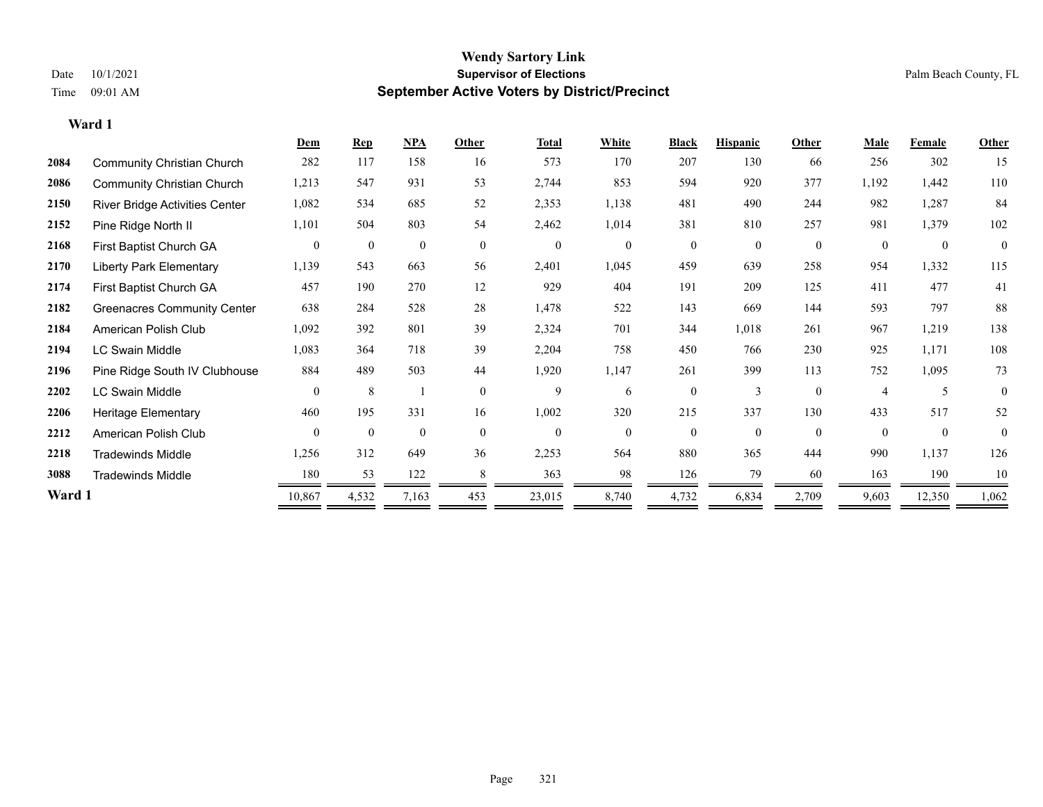# Wendy Sartory Link

## Supervisor of Elections

## September Active Voters by District/Precinct

Date 10/1/2021
Time 09:01 AM

Palm Beach County, FL

### Ward 1

| | | Dem | Rep | NPA | Other | Total | White | Black | Hispanic | Other | Male | Female | Other |
|---|---|---|---|---|---|---|---|---|---|---|---|---|---|
| 2084 | Community Christian Church | 282 | 117 | 158 | 16 | 573 | 170 | 207 | 130 | 66 | 256 | 302 | 15 |
| 2086 | Community Christian Church | 1,213 | 547 | 931 | 53 | 2,744 | 853 | 594 | 920 | 377 | 1,192 | 1,442 | 110 |
| 2150 | River Bridge Activities Center | 1,082 | 534 | 685 | 52 | 2,353 | 1,138 | 481 | 490 | 244 | 982 | 1,287 | 84 |
| 2152 | Pine Ridge North II | 1,101 | 504 | 803 | 54 | 2,462 | 1,014 | 381 | 810 | 257 | 981 | 1,379 | 102 |
| 2168 | First Baptist Church GA | 0 | 0 | 0 | 0 | 0 | 0 | 0 | 0 | 0 | 0 | 0 | 0 |
| 2170 | Liberty Park Elementary | 1,139 | 543 | 663 | 56 | 2,401 | 1,045 | 459 | 639 | 258 | 954 | 1,332 | 115 |
| 2174 | First Baptist Church GA | 457 | 190 | 270 | 12 | 929 | 404 | 191 | 209 | 125 | 411 | 477 | 41 |
| 2182 | Greenacres Community Center | 638 | 284 | 528 | 28 | 1,478 | 522 | 143 | 669 | 144 | 593 | 797 | 88 |
| 2184 | American Polish Club | 1,092 | 392 | 801 | 39 | 2,324 | 701 | 344 | 1,018 | 261 | 967 | 1,219 | 138 |
| 2194 | LC Swain Middle | 1,083 | 364 | 718 | 39 | 2,204 | 758 | 450 | 766 | 230 | 925 | 1,171 | 108 |
| 2196 | Pine Ridge South IV Clubhouse | 884 | 489 | 503 | 44 | 1,920 | 1,147 | 261 | 399 | 113 | 752 | 1,095 | 73 |
| 2202 | LC Swain Middle | 0 | 8 | 1 | 0 | 9 | 6 | 0 | 3 | 0 | 4 | 5 | 0 |
| 2206 | Heritage Elementary | 460 | 195 | 331 | 16 | 1,002 | 320 | 215 | 337 | 130 | 433 | 517 | 52 |
| 2212 | American Polish Club | 0 | 0 | 0 | 0 | 0 | 0 | 0 | 0 | 0 | 0 | 0 | 0 |
| 2218 | Tradewinds Middle | 1,256 | 312 | 649 | 36 | 2,253 | 564 | 880 | 365 | 444 | 990 | 1,137 | 126 |
| 3088 | Tradewinds Middle | 180 | 53 | 122 | 8 | 363 | 98 | 126 | 79 | 60 | 163 | 190 | 10 |
| **Ward 1** | | 10,867 | 4,532 | 7,163 | 453 | 23,015 | 8,740 | 4,732 | 6,834 | 2,709 | 9,603 | 12,350 | 1,062 |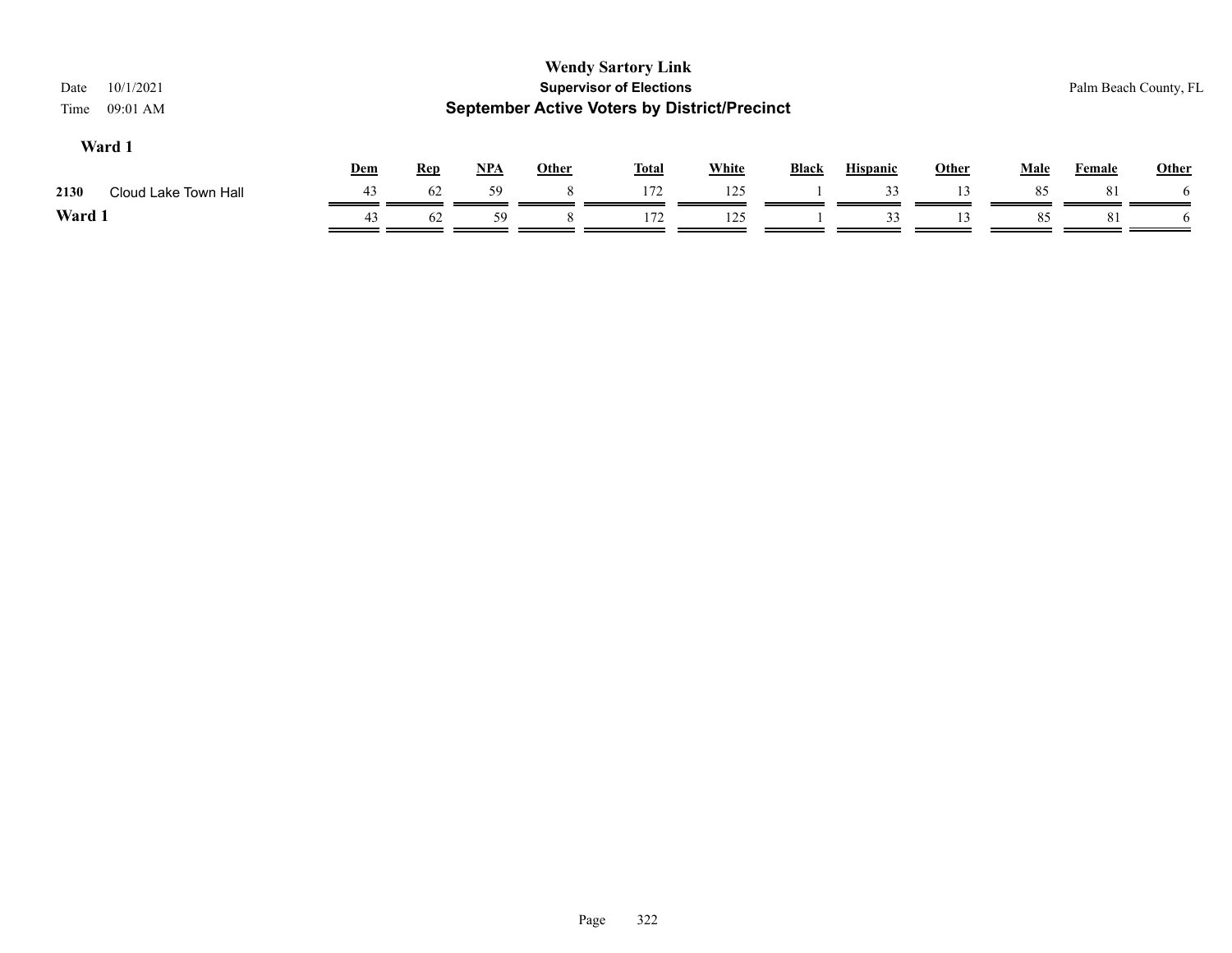**Wendy Sartory Link**
**Supervisor of Elections**
**September Active Voters by District/Precinct**

Date 10/1/2021
Time 09:01 AM

Palm Beach County, FL

### Ward 1

| | | Dem | Rep | NPA | Other | Total | White | Black | Hispanic | Other | Male | Female | Other |
|---|---|---|---|---|---|---|---|---|---|---|---|---|---|
| 2130 | Cloud Lake Town Hall | 43 | 62 | 59 | 8 | 172 | 125 | 1 | 33 | 13 | 85 | 81 | 6 |
| **Ward 1** | | 43 | 62 | 59 | 8 | 172 | 125 | 1 | 33 | 13 | 85 | 81 | 6 |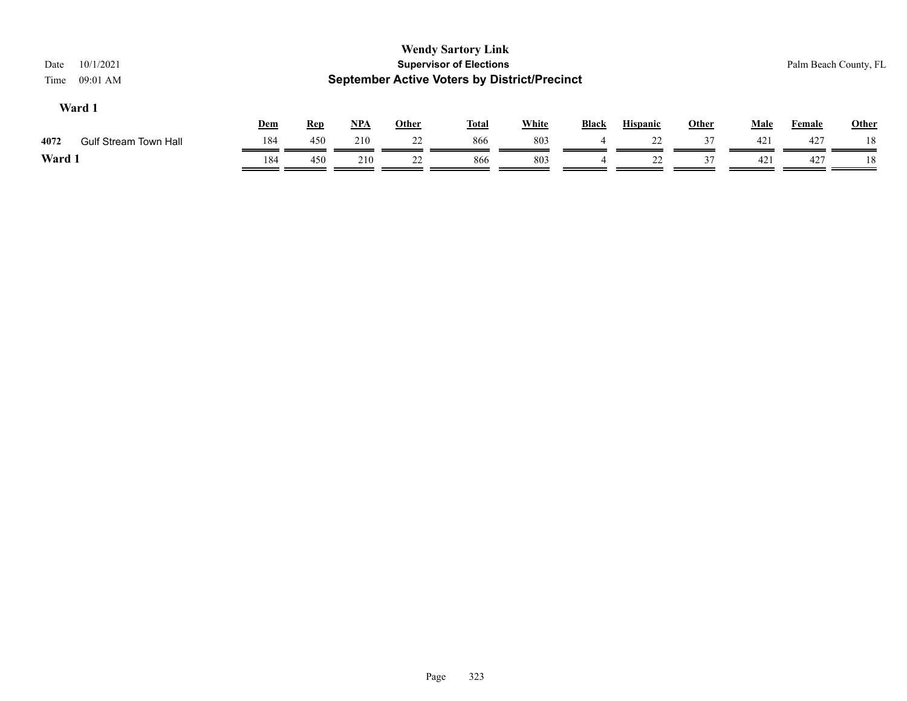**Wendy Sartory Link**
**Supervisor of Elections**
**September Active Voters by District/Precinct**

Date 10/1/2021
Time 09:01 AM

Palm Beach County, FL

### Ward 1

| | | Dem | Rep | NPA | Other | Total | White | Black | Hispanic | Other | Male | Female | Other |
|---|---|---|---|---|---|---|---|---|---|---|---|---|---|
| 4072 | Gulf Stream Town Hall | 184 | 450 | 210 | 22 | 866 | 803 | 4 | 22 | 37 | 421 | 427 | 18 |
| **Ward 1** | | 184 | 450 | 210 | 22 | 866 | 803 | 4 | 22 | 37 | 421 | 427 | 18 |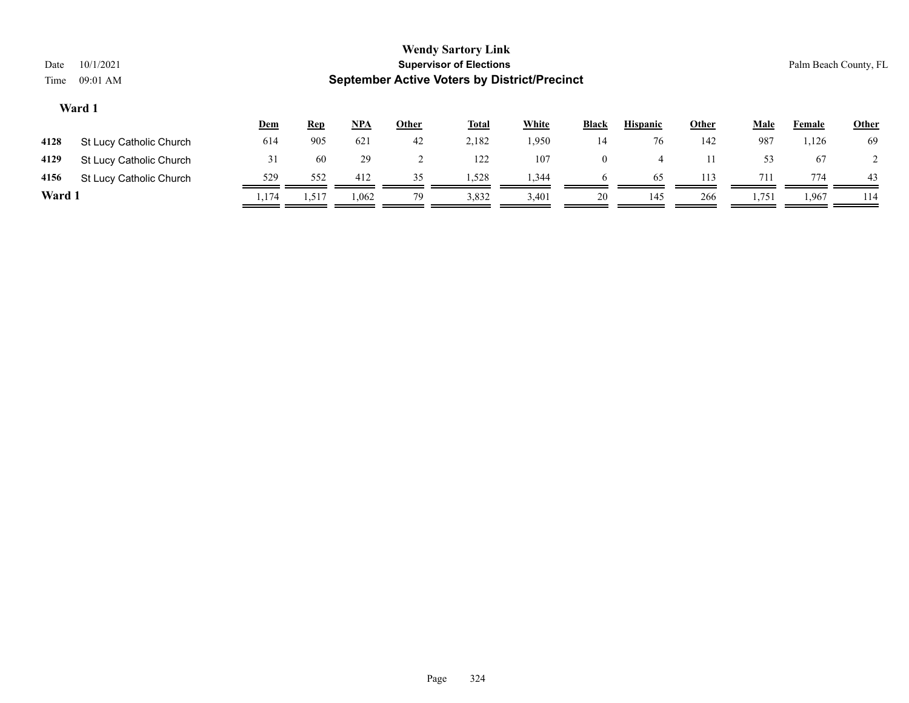Wendy Sartory Link
Supervisor of Elections
September Active Voters by District/Precinct

Date 10/1/2021
Time 09:01 AM

Palm Beach County, FL

**Ward 1**

| | | Dem | Rep | NPA | Other | Total | White | Black | Hispanic | Other | Male | Female | Other |
|---|---|---|---|---|---|---|---|---|---|---|---|---|---|
| 4128 | St Lucy Catholic Church | 614 | 905 | 621 | 42 | 2,182 | 1,950 | 14 | 76 | 142 | 987 | 1,126 | 69 |
| 4129 | St Lucy Catholic Church | 31 | 60 | 29 | 2 | 122 | 107 | 0 | 4 | 11 | 53 | 67 | 2 |
| 4156 | St Lucy Catholic Church | 529 | 552 | 412 | 35 | 1,528 | 1,344 | 6 | 65 | 113 | 711 | 774 | 43 |
| **Ward 1** | | 1,174 | 1,517 | 1,062 | 79 | 3,832 | 3,401 | 20 | 145 | 266 | 1,751 | 1,967 | 114 |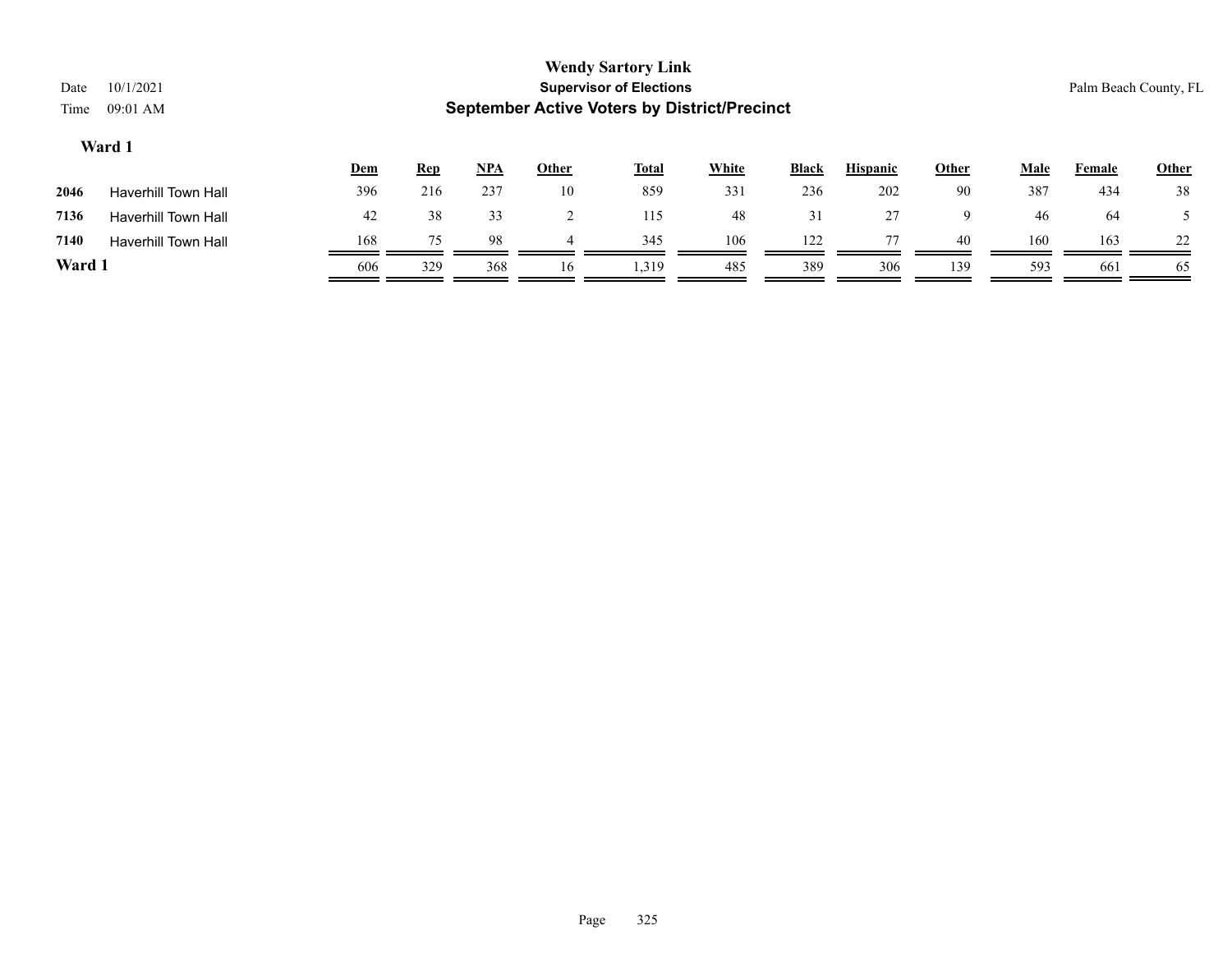**Wendy Sartory Link**
**Supervisor of Elections**
**September Active Voters by District/Precinct**

Date 10/1/2021
Time 09:01 AM

Palm Beach County, FL

### Ward 1

| | | Dem | Rep | NPA | Other | Total | White | Black | Hispanic | Other | Male | Female | Other |
|---|---|---|---|---|---|---|---|---|---|---|---|---|---|
| 2046 | Haverhill Town Hall | 396 | 216 | 237 | 10 | 859 | 331 | 236 | 202 | 90 | 387 | 434 | 38 |
| 7136 | Haverhill Town Hall | 42 | 38 | 33 | 2 | 115 | 48 | 31 | 27 | 9 | 46 | 64 | 5 |
| 7140 | Haverhill Town Hall | 168 | 75 | 98 | 4 | 345 | 106 | 122 | 77 | 40 | 160 | 163 | 22 |
| **Ward 1** | | 606 | 329 | 368 | 16 | 1,319 | 485 | 389 | 306 | 139 | 593 | 661 | 65 |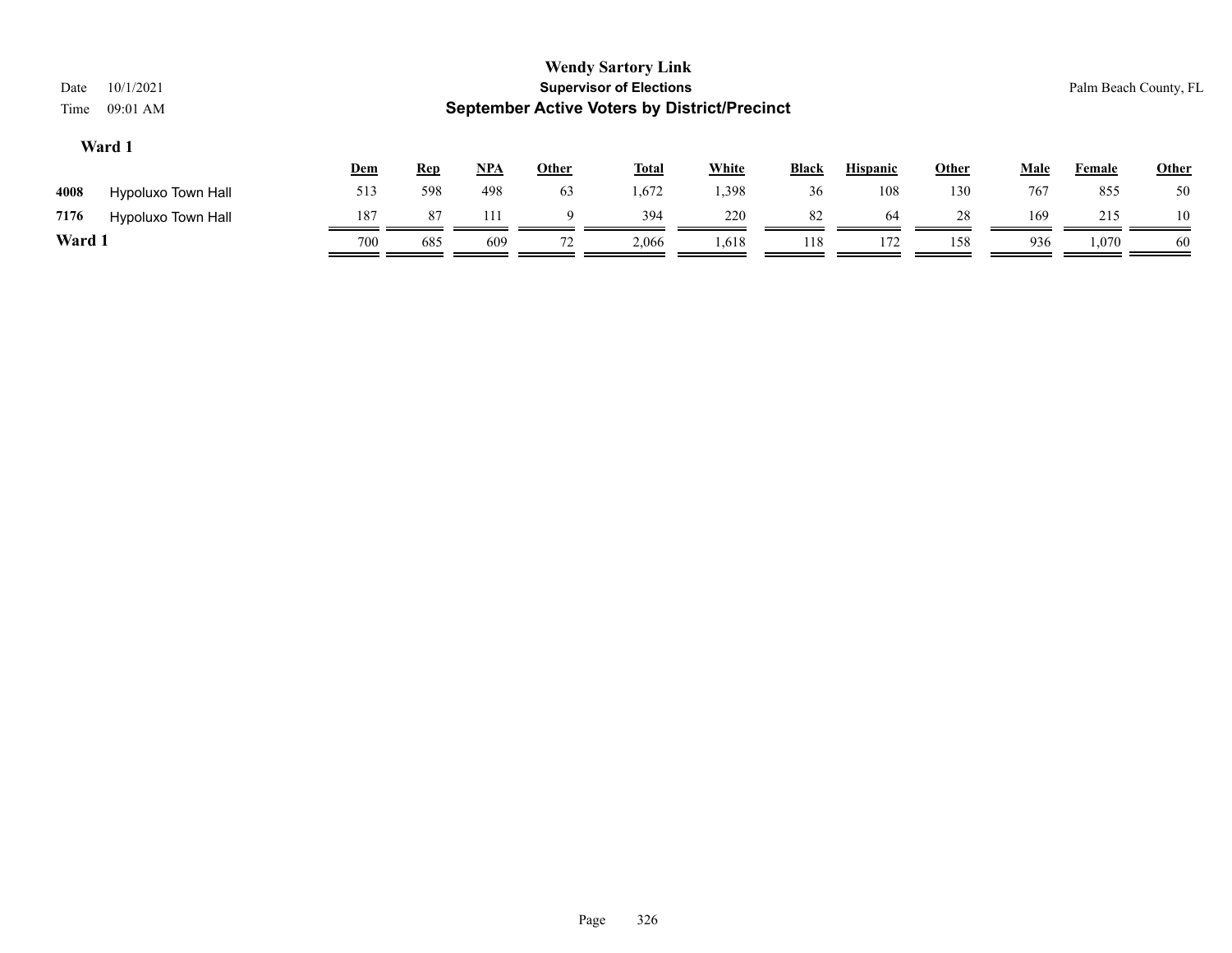# Wendy Sartory Link
## Supervisor of Elections
## September Active Voters by District/Precinct

Date 10/1/2021
Time 09:01 AM

Palm Beach County, FL

### Ward 1

| | | Dem | Rep | NPA | Other | Total | White | Black | Hispanic | Other | Male | Female | Other |
|---|---|---|---|---|---|---|---|---|---|---|---|---|---|
| 4008 | Hypoluxo Town Hall | 513 | 598 | 498 | 63 | 1,672 | 1,398 | 36 | 108 | 130 | 767 | 855 | 50 |
| 7176 | Hypoluxo Town Hall | 187 | 87 | 111 | 9 | 394 | 220 | 82 | 64 | 28 | 169 | 215 | 10 |
| **Ward 1** | | 700 | 685 | 609 | 72 | 2,066 | 1,618 | 118 | 172 | 158 | 936 | 1,070 | 60 |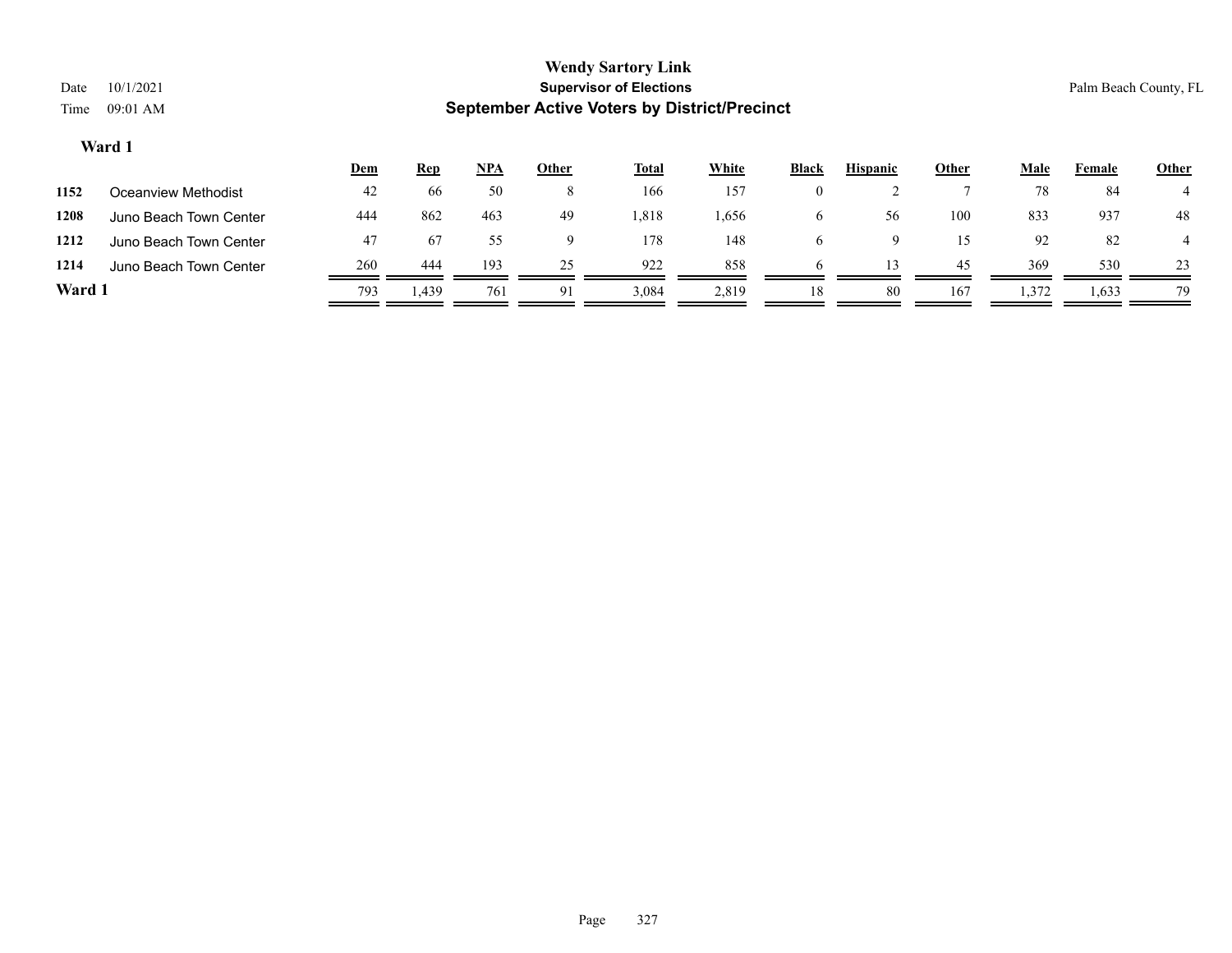# Wendy Sartory Link

## Supervisor of Elections

## September Active Voters by District/Precinct

Date 10/1/2021

Time 09:01 AM

Palm Beach County, FL

### Ward 1

| | | Dem | Rep | NPA | Other | Total | White | Black | Hispanic | Other | Male | Female | Other |
|---|---|---|---|---|---|---|---|---|---|---|---|---|---|
| 1152 | Oceanview Methodist | 42 | 66 | 50 | 8 | 166 | 157 | 0 | 2 | 7 | 78 | 84 | 4 |
| 1208 | Juno Beach Town Center | 444 | 862 | 463 | 49 | 1,818 | 1,656 | 6 | 56 | 100 | 833 | 937 | 48 |
| 1212 | Juno Beach Town Center | 47 | 67 | 55 | 9 | 178 | 148 | 6 | 9 | 15 | 92 | 82 | 4 |
| 1214 | Juno Beach Town Center | 260 | 444 | 193 | 25 | 922 | 858 | 6 | 13 | 45 | 369 | 530 | 23 |
| **Ward 1** | | 793 | 1,439 | 761 | 91 | 3,084 | 2,819 | 18 | 80 | 167 | 1,372 | 1,633 | 79 |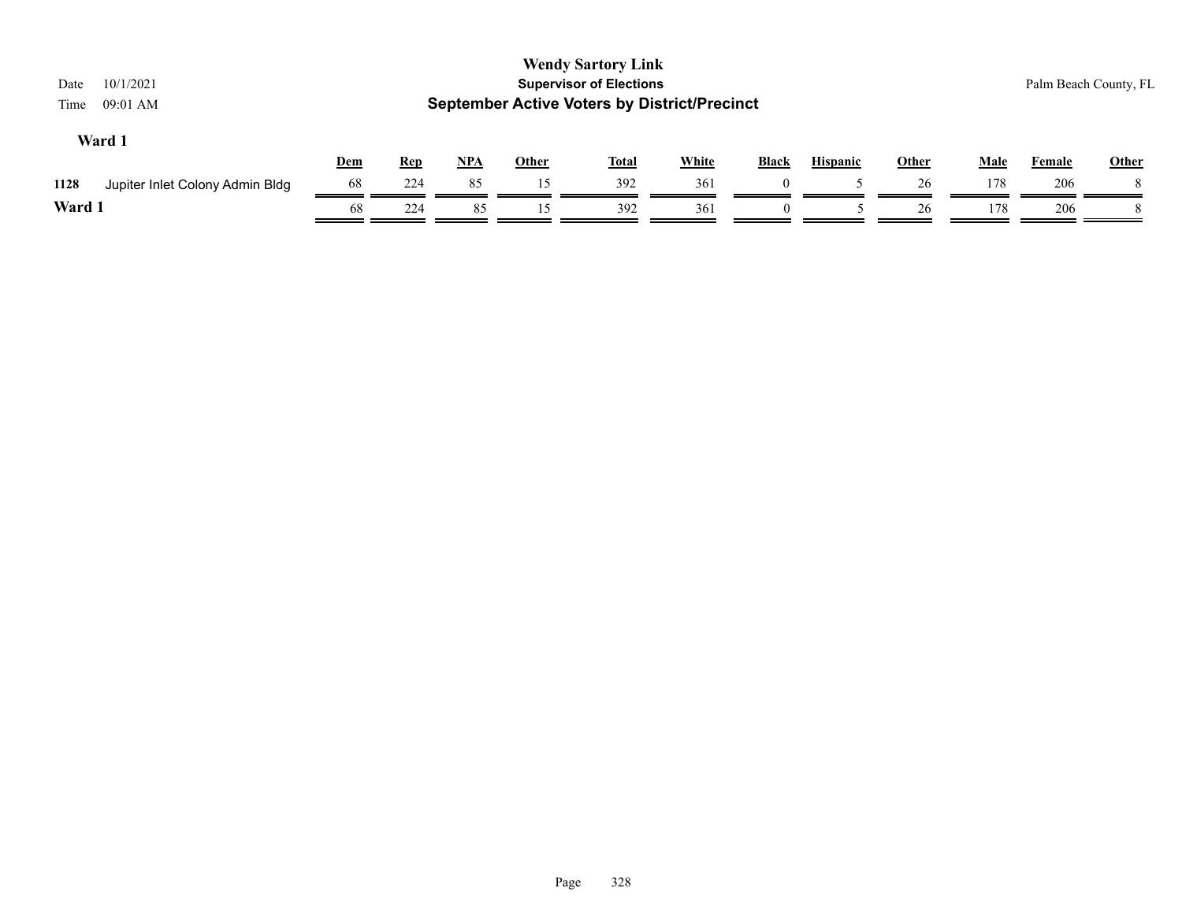# Wendy Sartory Link

## Supervisor of Elections

## September Active Voters by District/Precinct

Date 10/1/2021
Time 09:01 AM

Palm Beach County, FL

### Ward 1

| | | Dem | Rep | NPA | Other | Total | White | Black | Hispanic | Other | Male | Female | Other |
|---|---|---|---|---|---|---|---|---|---|---|---|---|---|
| 1128 | Jupiter Inlet Colony Admin Bldg | 68 | 224 | 85 | 15 | 392 | 361 | 0 | 5 | 26 | 178 | 206 | 8 |
| **Ward 1** | | 68 | 224 | 85 | 15 | 392 | 361 | 0 | 5 | 26 | 178 | 206 | 8 |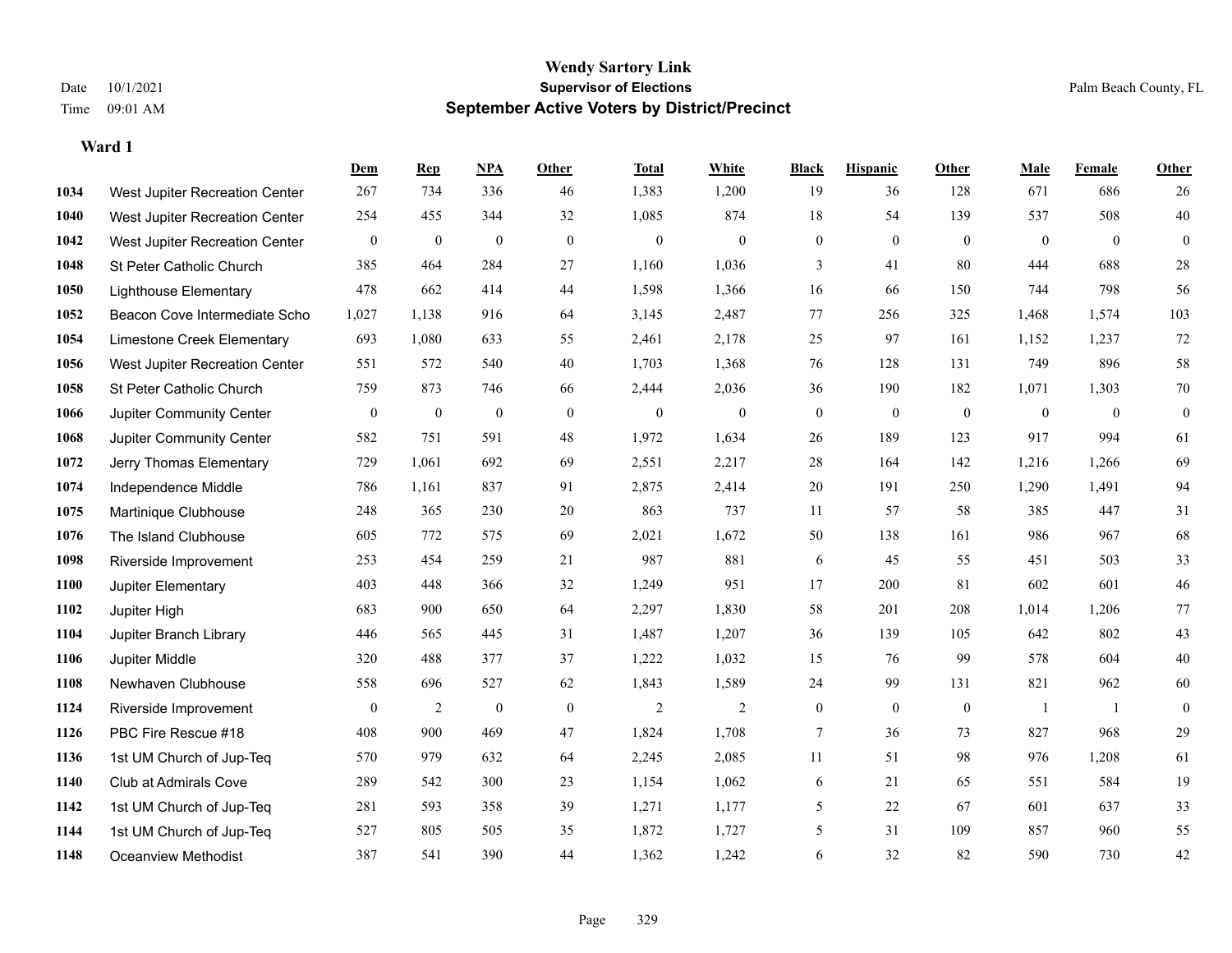# Wendy Sartory Link
## Supervisor of Elections
## September Active Voters by District/Precinct

Date 10/1/2021
Time 09:01 AM

Palm Beach County, FL

### Ward 1

| | | Dem | Rep | NPA | Other | Total | White | Black | Hispanic | Other | Male | Female | Other |
|---|---|---|---|---|---|---|---|---|---|---|---|---|---|
| 1034 | West Jupiter Recreation Center | 267 | 734 | 336 | 46 | 1,383 | 1,200 | 19 | 36 | 128 | 671 | 686 | 26 |
| 1040 | West Jupiter Recreation Center | 254 | 455 | 344 | 32 | 1,085 | 874 | 18 | 54 | 139 | 537 | 508 | 40 |
| 1042 | West Jupiter Recreation Center | 0 | 0 | 0 | 0 | 0 | 0 | 0 | 0 | 0 | 0 | 0 | 0 |
| 1048 | St Peter Catholic Church | 385 | 464 | 284 | 27 | 1,160 | 1,036 | 3 | 41 | 80 | 444 | 688 | 28 |
| 1050 | Lighthouse Elementary | 478 | 662 | 414 | 44 | 1,598 | 1,366 | 16 | 66 | 150 | 744 | 798 | 56 |
| 1052 | Beacon Cove Intermediate Scho | 1,027 | 1,138 | 916 | 64 | 3,145 | 2,487 | 77 | 256 | 325 | 1,468 | 1,574 | 103 |
| 1054 | Limestone Creek Elementary | 693 | 1,080 | 633 | 55 | 2,461 | 2,178 | 25 | 97 | 161 | 1,152 | 1,237 | 72 |
| 1056 | West Jupiter Recreation Center | 551 | 572 | 540 | 40 | 1,703 | 1,368 | 76 | 128 | 131 | 749 | 896 | 58 |
| 1058 | St Peter Catholic Church | 759 | 873 | 746 | 66 | 2,444 | 2,036 | 36 | 190 | 182 | 1,071 | 1,303 | 70 |
| 1066 | Jupiter Community Center | 0 | 0 | 0 | 0 | 0 | 0 | 0 | 0 | 0 | 0 | 0 | 0 |
| 1068 | Jupiter Community Center | 582 | 751 | 591 | 48 | 1,972 | 1,634 | 26 | 189 | 123 | 917 | 994 | 61 |
| 1072 | Jerry Thomas Elementary | 729 | 1,061 | 692 | 69 | 2,551 | 2,217 | 28 | 164 | 142 | 1,216 | 1,266 | 69 |
| 1074 | Independence Middle | 786 | 1,161 | 837 | 91 | 2,875 | 2,414 | 20 | 191 | 250 | 1,290 | 1,491 | 94 |
| 1075 | Martinique Clubhouse | 248 | 365 | 230 | 20 | 863 | 737 | 11 | 57 | 58 | 385 | 447 | 31 |
| 1076 | The Island Clubhouse | 605 | 772 | 575 | 69 | 2,021 | 1,672 | 50 | 138 | 161 | 986 | 967 | 68 |
| 1098 | Riverside Improvement | 253 | 454 | 259 | 21 | 987 | 881 | 6 | 45 | 55 | 451 | 503 | 33 |
| 1100 | Jupiter Elementary | 403 | 448 | 366 | 32 | 1,249 | 951 | 17 | 200 | 81 | 602 | 601 | 46 |
| 1102 | Jupiter High | 683 | 900 | 650 | 64 | 2,297 | 1,830 | 58 | 201 | 208 | 1,014 | 1,206 | 77 |
| 1104 | Jupiter Branch Library | 446 | 565 | 445 | 31 | 1,487 | 1,207 | 36 | 139 | 105 | 642 | 802 | 43 |
| 1106 | Jupiter Middle | 320 | 488 | 377 | 37 | 1,222 | 1,032 | 15 | 76 | 99 | 578 | 604 | 40 |
| 1108 | Newhaven Clubhouse | 558 | 696 | 527 | 62 | 1,843 | 1,589 | 24 | 99 | 131 | 821 | 962 | 60 |
| 1124 | Riverside Improvement | 0 | 2 | 0 | 0 | 2 | 2 | 0 | 0 | 0 | 1 | 1 | 0 |
| 1126 | PBC Fire Rescue #18 | 408 | 900 | 469 | 47 | 1,824 | 1,708 | 7 | 36 | 73 | 827 | 968 | 29 |
| 1136 | 1st UM Church of Jup-Teq | 570 | 979 | 632 | 64 | 2,245 | 2,085 | 11 | 51 | 98 | 976 | 1,208 | 61 |
| 1140 | Club at Admirals Cove | 289 | 542 | 300 | 23 | 1,154 | 1,062 | 6 | 21 | 65 | 551 | 584 | 19 |
| 1142 | 1st UM Church of Jup-Teq | 281 | 593 | 358 | 39 | 1,271 | 1,177 | 5 | 22 | 67 | 601 | 637 | 33 |
| 1144 | 1st UM Church of Jup-Teq | 527 | 805 | 505 | 35 | 1,872 | 1,727 | 5 | 31 | 109 | 857 | 960 | 55 |
| 1148 | Oceanview Methodist | 387 | 541 | 390 | 44 | 1,362 | 1,242 | 6 | 32 | 82 | 590 | 730 | 42 |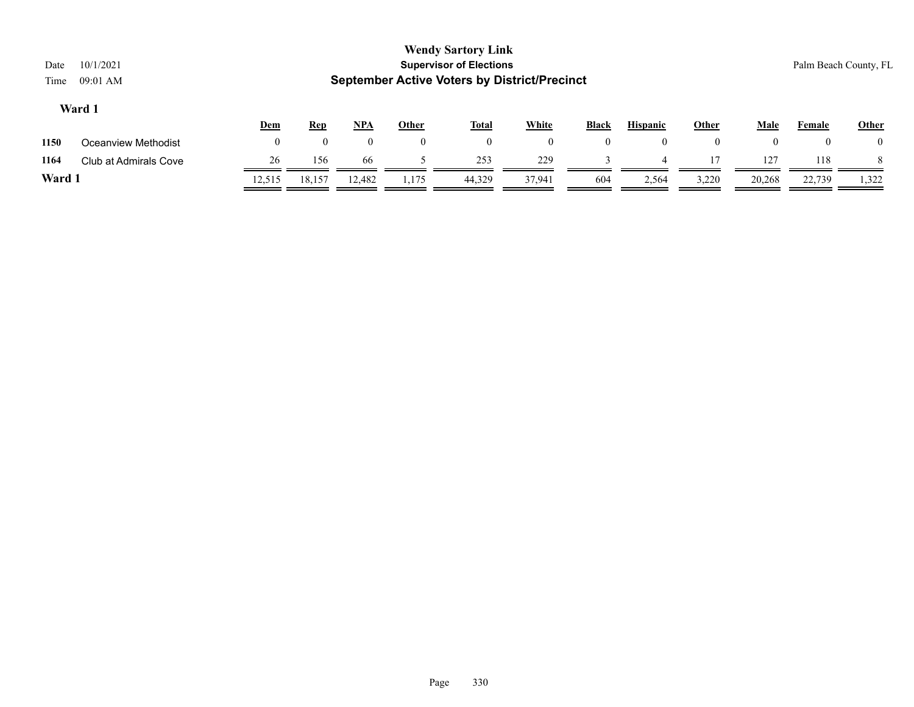**Wendy Sartory Link**
**Supervisor of Elections**
**September Active Voters by District/Precinct**

Date 10/1/2021
Time 09:01 AM

Palm Beach County, FL

### Ward 1

| | | Dem | Rep | NPA | Other | Total | White | Black | Hispanic | Other | Male | Female | Other |
|---|---|---|---|---|---|---|---|---|---|---|---|---|---|
| **1150** | Oceanview Methodist | 0 | 0 | 0 | 0 | 0 | 0 | 0 | 0 | 0 | 0 | 0 | 0 |
| **1164** | Club at Admirals Cove | 26 | 156 | 66 | 5 | 253 | 229 | 3 | 4 | 17 | 127 | 118 | 8 |
| **Ward 1** | | 12,515 | 18,157 | 12,482 | 1,175 | 44,329 | 37,941 | 604 | 2,564 | 3,220 | 20,268 | 22,739 | 1,322 |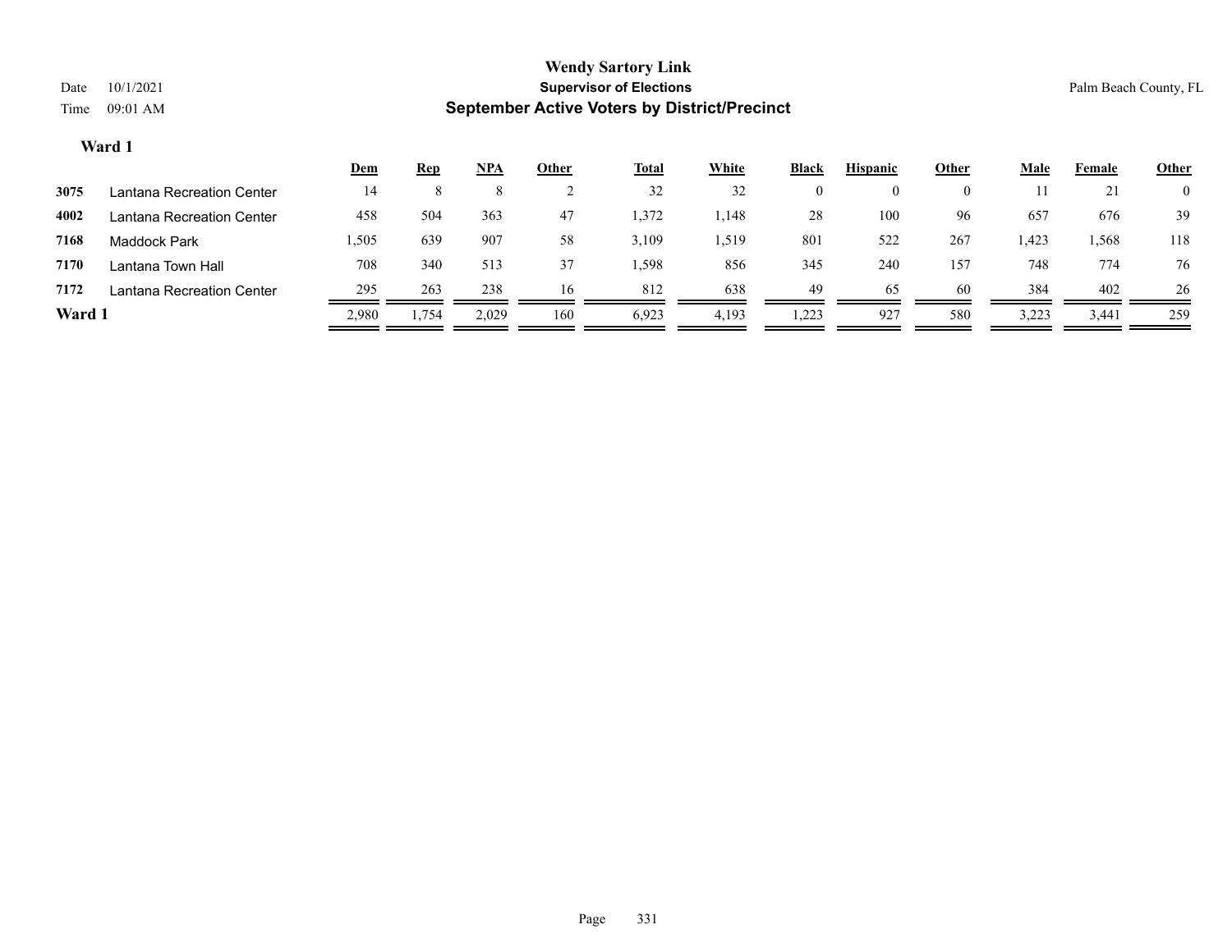# Wendy Sartory Link
## Supervisor of Elections
## September Active Voters by District/Precinct

Date 10/1/2021
Time 09:01 AM

Palm Beach County, FL

### Ward 1

| | | Dem | Rep | NPA | Other | Total | White | Black | Hispanic | Other | Male | Female | Other |
|---|---|---|---|---|---|---|---|---|---|---|---|---|---|
| 3075 | Lantana Recreation Center | 14 | 8 | 8 | 2 | 32 | 32 | 0 | 0 | 0 | 11 | 21 | 0 |
| 4002 | Lantana Recreation Center | 458 | 504 | 363 | 47 | 1,372 | 1,148 | 28 | 100 | 96 | 657 | 676 | 39 |
| 7168 | Maddock Park | 1,505 | 639 | 907 | 58 | 3,109 | 1,519 | 801 | 522 | 267 | 1,423 | 1,568 | 118 |
| 7170 | Lantana Town Hall | 708 | 340 | 513 | 37 | 1,598 | 856 | 345 | 240 | 157 | 748 | 774 | 76 |
| 7172 | Lantana Recreation Center | 295 | 263 | 238 | 16 | 812 | 638 | 49 | 65 | 60 | 384 | 402 | 26 |
| **Ward 1** | | 2,980 | 1,754 | 2,029 | 160 | 6,923 | 4,193 | 1,223 | 927 | 580 | 3,223 | 3,441 | 259 |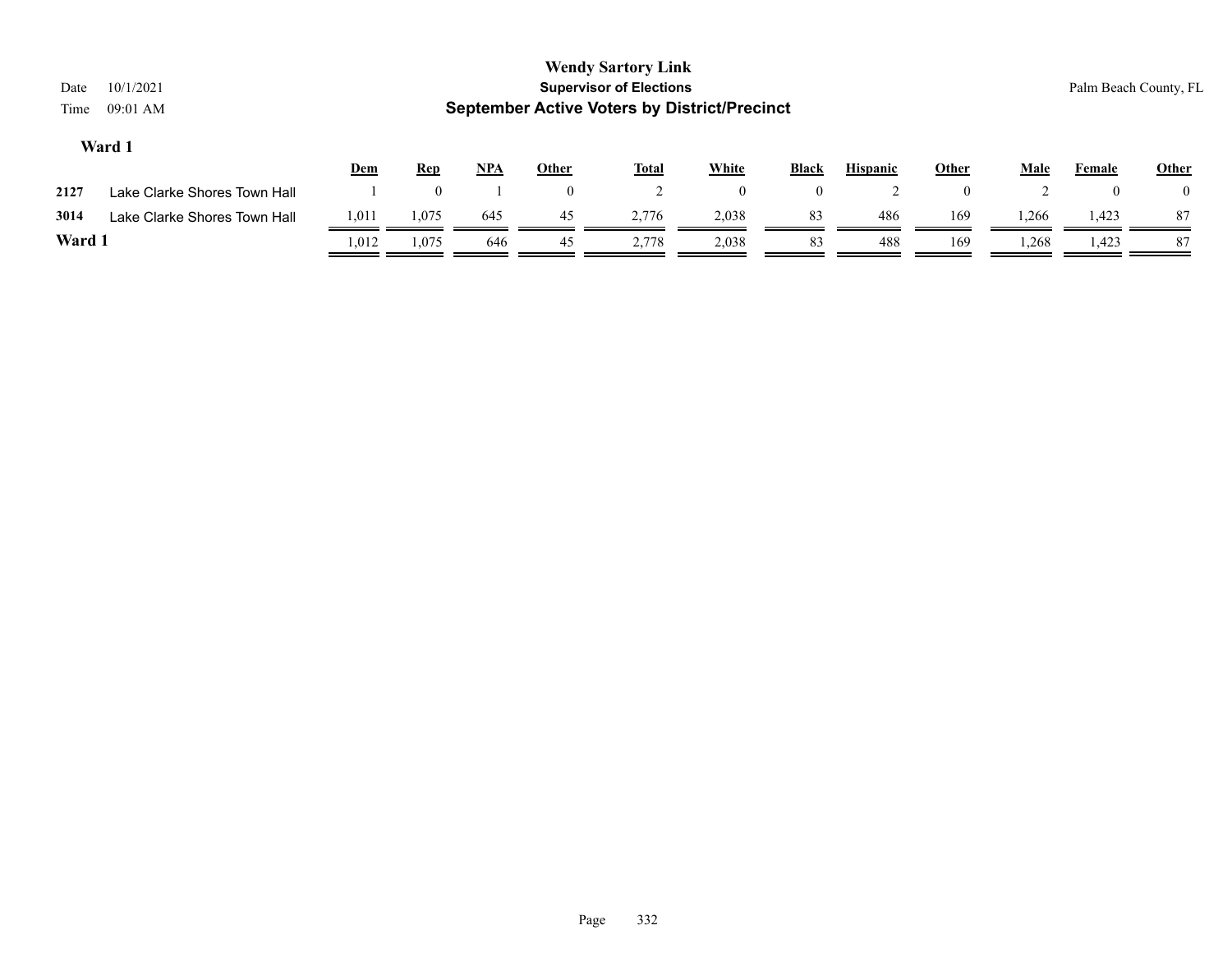**Wendy Sartory Link**

**Supervisor of Elections**

**September Active Voters by District/Precinct**

Date 10/1/2021

Time 09:01 AM

Palm Beach County, FL

### Ward 1

| | | Dem | Rep | NPA | Other | Total | White | Black | Hispanic | Other | Male | Female | Other |
|---|---|---|---|---|---|---|---|---|---|---|---|---|---|
| 2127 | Lake Clarke Shores Town Hall | 1 | 0 | 1 | 0 | 2 | 0 | 0 | 2 | 0 | 2 | 0 | 0 |
| 3014 | Lake Clarke Shores Town Hall | 1,011 | 1,075 | 645 | 45 | 2,776 | 2,038 | 83 | 486 | 169 | 1,266 | 1,423 | 87 |
| **Ward 1** | | 1,012 | 1,075 | 646 | 45 | 2,778 | 2,038 | 83 | 488 | 169 | 1,268 | 1,423 | 87 |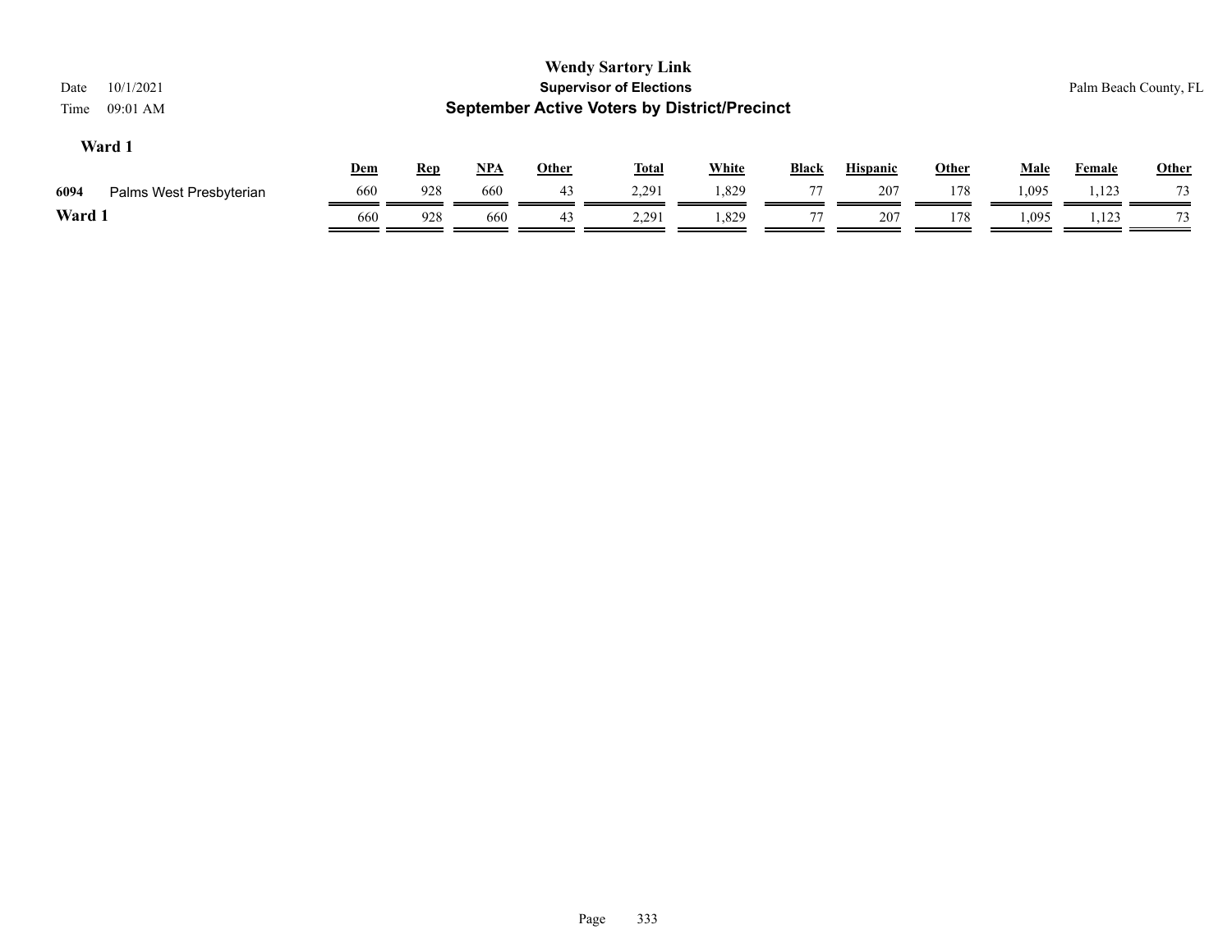**Wendy Sartory Link**
**Supervisor of Elections**
**September Active Voters by District/Precinct**

Date 10/1/2021
Time 09:01 AM

Palm Beach County, FL

### Ward 1

| | | Dem | Rep | NPA | Other | Total | White | Black | Hispanic | Other | Male | Female | Other |
|---|---|---|---|---|---|---|---|---|---|---|---|---|---|
| 6094 | Palms West Presbyterian | 660 | 928 | 660 | 43 | 2,291 | 1,829 | 77 | 207 | 178 | 1,095 | 1,123 | 73 |
| **Ward 1** | | 660 | 928 | 660 | 43 | 2,291 | 1,829 | 77 | 207 | 178 | 1,095 | 1,123 | 73 |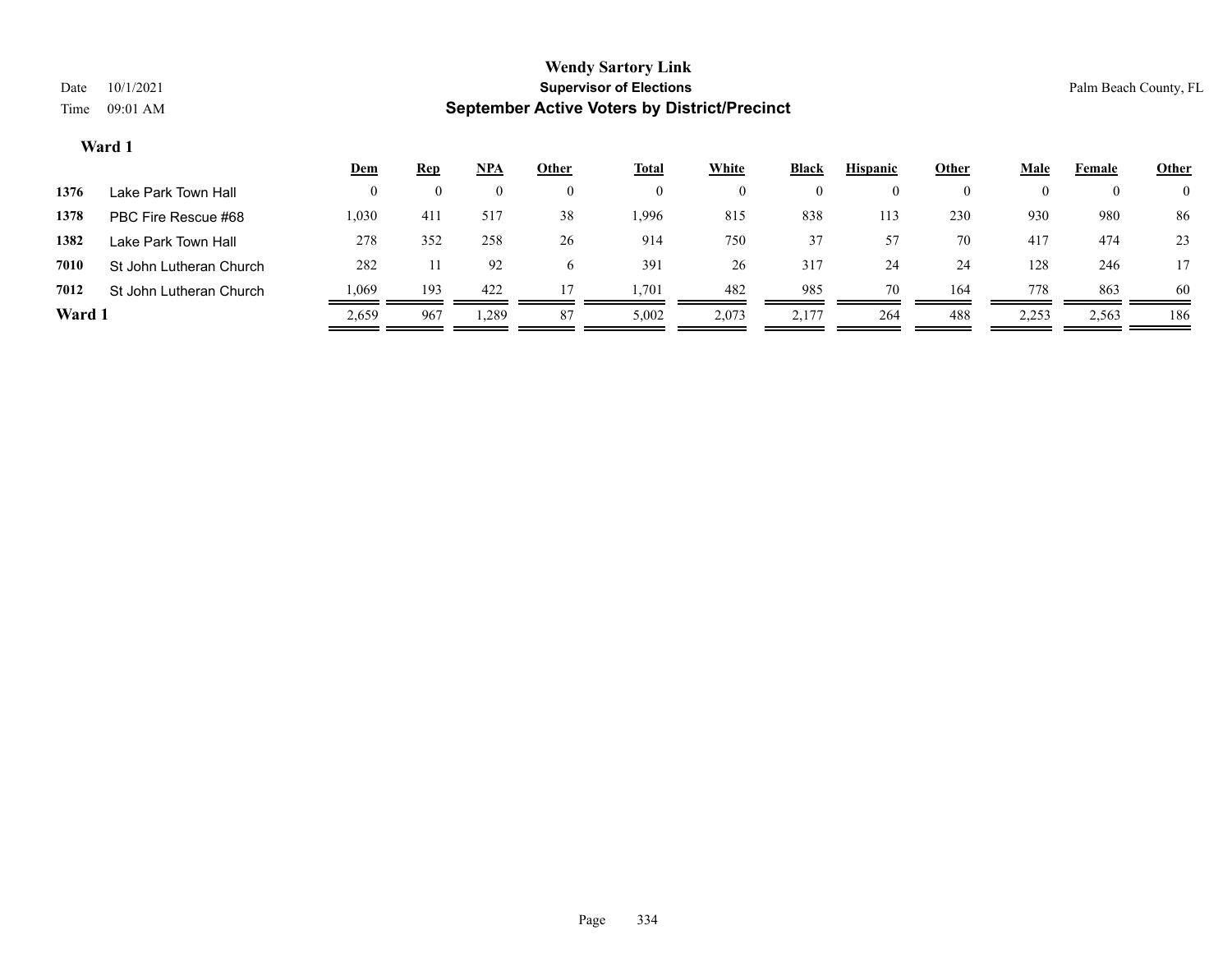# Wendy Sartory Link

**Supervisor of Elections**

**September Active Voters by District/Precinct**

Date 10/1/2021

Time 09:01 AM

Palm Beach County, FL

### Ward 1

| | | Dem | Rep | NPA | Other | Total | White | Black | Hispanic | Other | Male | Female | Other |
|---|---|---|---|---|---|---|---|---|---|---|---|---|---|
| 1376 | Lake Park Town Hall | 0 | 0 | 0 | 0 | 0 | 0 | 0 | 0 | 0 | 0 | 0 | 0 |
| 1378 | PBC Fire Rescue #68 | 1,030 | 411 | 517 | 38 | 1,996 | 815 | 838 | 113 | 230 | 930 | 980 | 86 |
| 1382 | Lake Park Town Hall | 278 | 352 | 258 | 26 | 914 | 750 | 37 | 57 | 70 | 417 | 474 | 23 |
| 7010 | St John Lutheran Church | 282 | 11 | 92 | 6 | 391 | 26 | 317 | 24 | 24 | 128 | 246 | 17 |
| 7012 | St John Lutheran Church | 1,069 | 193 | 422 | 17 | 1,701 | 482 | 985 | 70 | 164 | 778 | 863 | 60 |
| **Ward 1** | | 2,659 | 967 | 1,289 | 87 | 5,002 | 2,073 | 2,177 | 264 | 488 | 2,253 | 2,563 | 186 |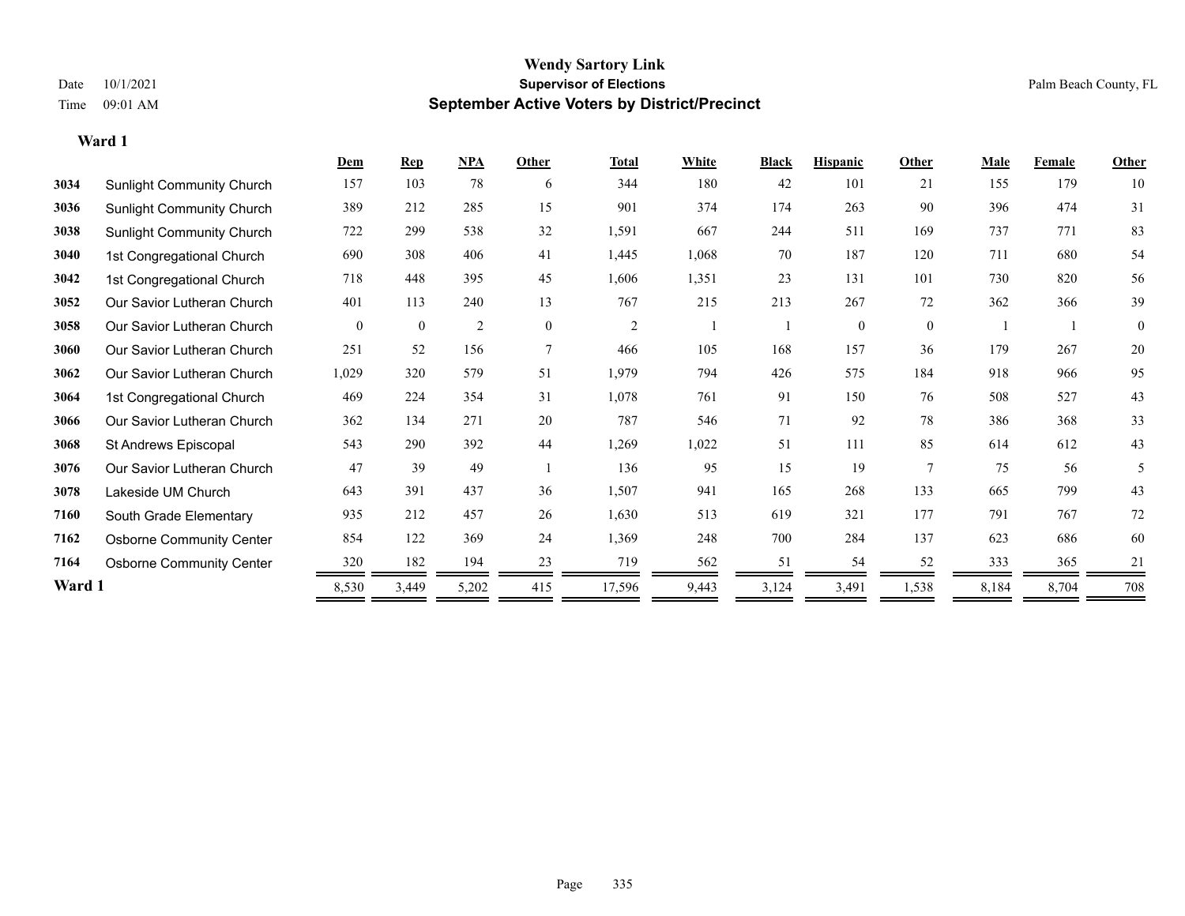Wendy Sartory Link

Supervisor of Elections

Date 10/1/2021

Time 09:01 AM

Palm Beach County, FL

# September Active Voters by District/Precinct

## Ward 1

| | | Dem | Rep | NPA | Other | Total | White | Black | Hispanic | Other | Male | Female | Other |
|---|---|---|---|---|---|---|---|---|---|---|---|---|---|
| 3034 | Sunlight Community Church | 157 | 103 | 78 | 6 | 344 | 180 | 42 | 101 | 21 | 155 | 179 | 10 |
| 3036 | Sunlight Community Church | 389 | 212 | 285 | 15 | 901 | 374 | 174 | 263 | 90 | 396 | 474 | 31 |
| 3038 | Sunlight Community Church | 722 | 299 | 538 | 32 | 1,591 | 667 | 244 | 511 | 169 | 737 | 771 | 83 |
| 3040 | 1st Congregational Church | 690 | 308 | 406 | 41 | 1,445 | 1,068 | 70 | 187 | 120 | 711 | 680 | 54 |
| 3042 | 1st Congregational Church | 718 | 448 | 395 | 45 | 1,606 | 1,351 | 23 | 131 | 101 | 730 | 820 | 56 |
| 3052 | Our Savior Lutheran Church | 401 | 113 | 240 | 13 | 767 | 215 | 213 | 267 | 72 | 362 | 366 | 39 |
| 3058 | Our Savior Lutheran Church | 0 | 0 | 2 | 0 | 2 | 1 | 1 | 0 | 0 | 1 | 1 | 0 |
| 3060 | Our Savior Lutheran Church | 251 | 52 | 156 | 7 | 466 | 105 | 168 | 157 | 36 | 179 | 267 | 20 |
| 3062 | Our Savior Lutheran Church | 1,029 | 320 | 579 | 51 | 1,979 | 794 | 426 | 575 | 184 | 918 | 966 | 95 |
| 3064 | 1st Congregational Church | 469 | 224 | 354 | 31 | 1,078 | 761 | 91 | 150 | 76 | 508 | 527 | 43 |
| 3066 | Our Savior Lutheran Church | 362 | 134 | 271 | 20 | 787 | 546 | 71 | 92 | 78 | 386 | 368 | 33 |
| 3068 | St Andrews Episcopal | 543 | 290 | 392 | 44 | 1,269 | 1,022 | 51 | 111 | 85 | 614 | 612 | 43 |
| 3076 | Our Savior Lutheran Church | 47 | 39 | 49 | 1 | 136 | 95 | 15 | 19 | 7 | 75 | 56 | 5 |
| 3078 | Lakeside UM Church | 643 | 391 | 437 | 36 | 1,507 | 941 | 165 | 268 | 133 | 665 | 799 | 43 |
| 7160 | South Grade Elementary | 935 | 212 | 457 | 26 | 1,630 | 513 | 619 | 321 | 177 | 791 | 767 | 72 |
| 7162 | Osborne Community Center | 854 | 122 | 369 | 24 | 1,369 | 248 | 700 | 284 | 137 | 623 | 686 | 60 |
| 7164 | Osborne Community Center | 320 | 182 | 194 | 23 | 719 | 562 | 51 | 54 | 52 | 333 | 365 | 21 |
| **Ward 1** | | 8,530 | 3,449 | 5,202 | 415 | 17,596 | 9,443 | 3,124 | 3,491 | 1,538 | 8,184 | 8,704 | 708 |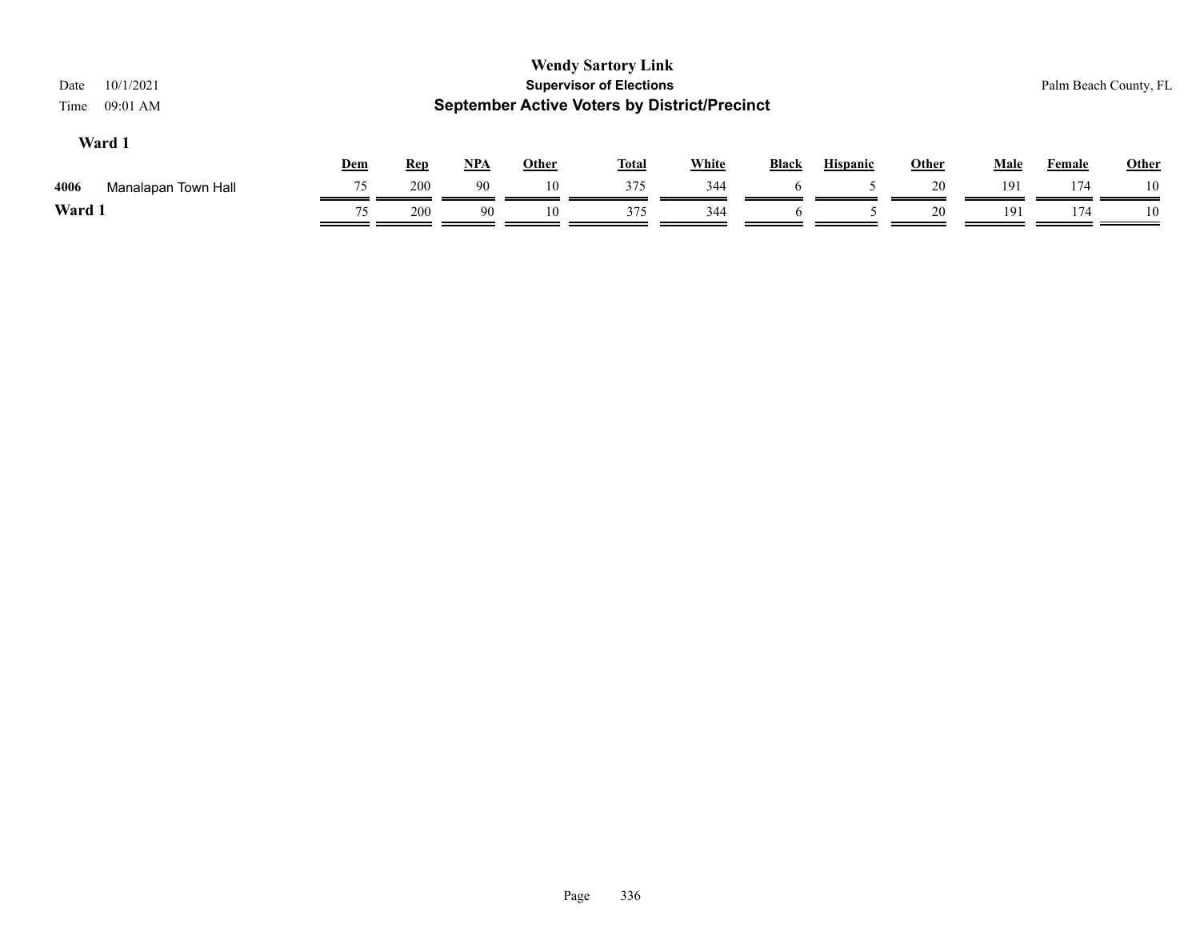**Wendy Sartory Link**
**Supervisor of Elections**
**September Active Voters by District/Precinct**

Date 10/1/2021
Time 09:01 AM

Palm Beach County, FL

## Ward 1

| | | Dem | Rep | NPA | Other | Total | White | Black | Hispanic | Other | Male | Female | Other |
|---|---|---|---|---|---|---|---|---|---|---|---|---|---|
| 4006 | Manalapan Town Hall | 75 | 200 | 90 | 10 | 375 | 344 | 6 | 5 | 20 | 191 | 174 | 10 |
| **Ward 1** | | 75 | 200 | 90 | 10 | 375 | 344 | 6 | 5 | 20 | 191 | 174 | 10 |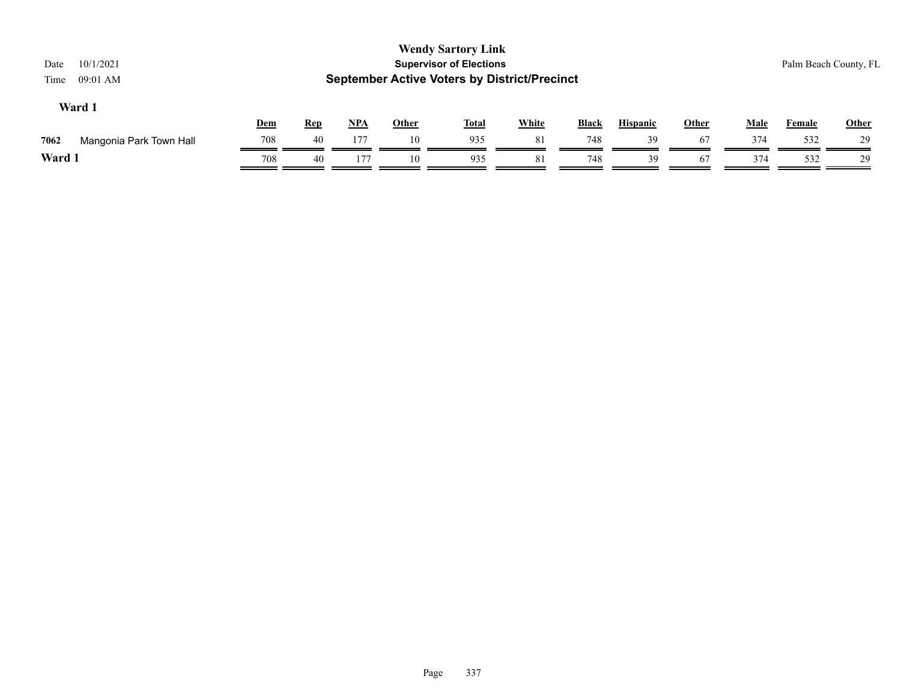**Wendy Sartory Link**
**Supervisor of Elections**
**September Active Voters by District/Precinct**

Date 10/1/2021
Time 09:01 AM

Palm Beach County, FL

## Ward 1

| | | Dem | Rep | NPA | Other | Total | White | Black | Hispanic | Other | Male | Female | Other |
|---|---|---|---|---|---|---|---|---|---|---|---|---|---|
| 7062 | Mangonia Park Town Hall | 708 | 40 | 177 | 10 | 935 | 81 | 748 | 39 | 67 | 374 | 532 | 29 |
| **Ward 1** | | 708 | 40 | 177 | 10 | 935 | 81 | 748 | 39 | 67 | 374 | 532 | 29 |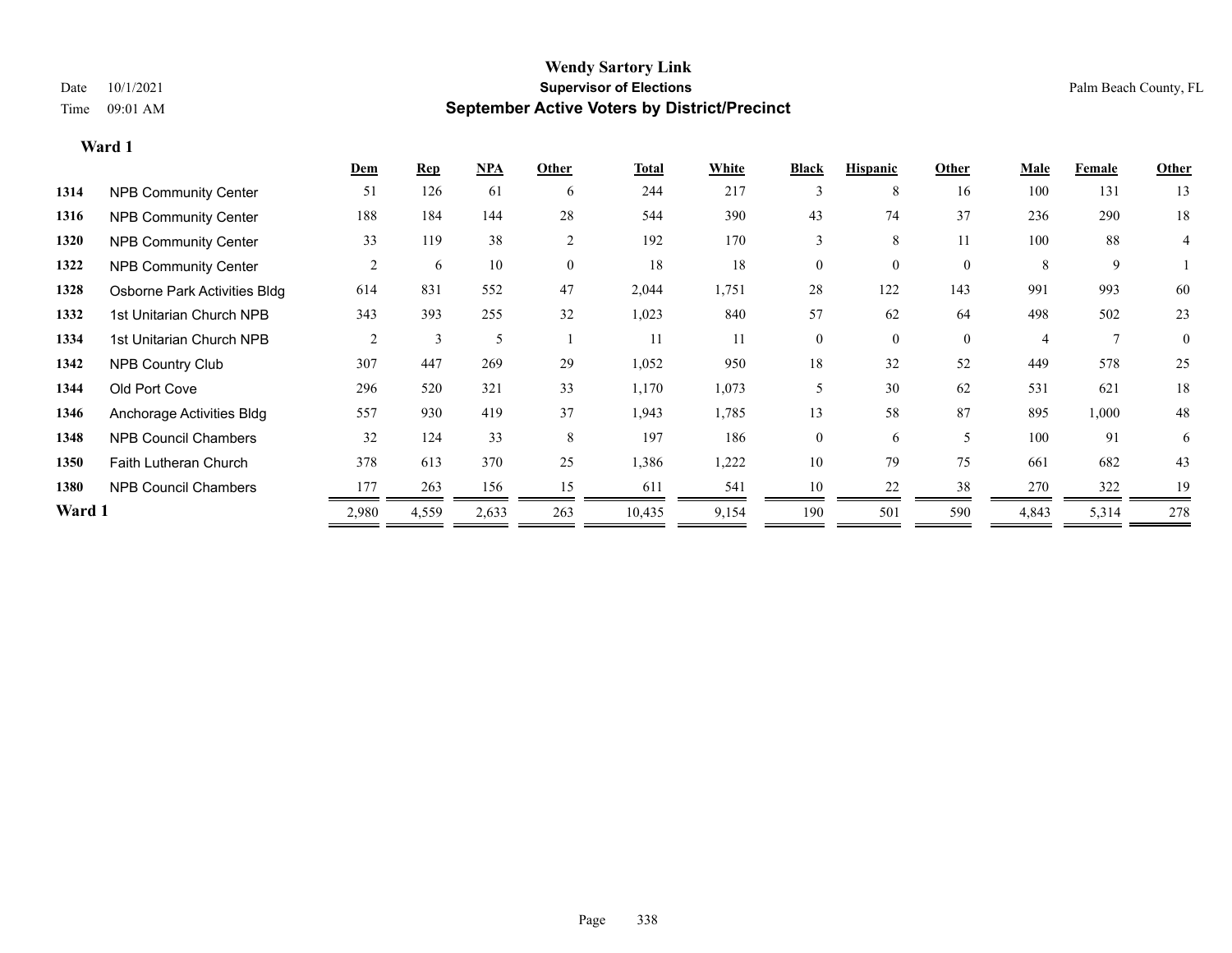# Wendy Sartory Link

**Supervisor of Elections**

**September Active Voters by District/Precinct**

Date 10/1/2021
Time 09:01 AM

Palm Beach County, FL

## Ward 1

| | | Dem | Rep | NPA | Other | Total | White | Black | Hispanic | Other | Male | Female | Other |
|---|---|---|---|---|---|---|---|---|---|---|---|---|---|
| 1314 | NPB Community Center | 51 | 126 | 61 | 6 | 244 | 217 | 3 | 8 | 16 | 100 | 131 | 13 |
| 1316 | NPB Community Center | 188 | 184 | 144 | 28 | 544 | 390 | 43 | 74 | 37 | 236 | 290 | 18 |
| 1320 | NPB Community Center | 33 | 119 | 38 | 2 | 192 | 170 | 3 | 8 | 11 | 100 | 88 | 4 |
| 1322 | NPB Community Center | 2 | 6 | 10 | 0 | 18 | 18 | 0 | 0 | 0 | 8 | 9 | 1 |
| 1328 | Osborne Park Activities Bldg | 614 | 831 | 552 | 47 | 2,044 | 1,751 | 28 | 122 | 143 | 991 | 993 | 60 |
| 1332 | 1st Unitarian Church NPB | 343 | 393 | 255 | 32 | 1,023 | 840 | 57 | 62 | 64 | 498 | 502 | 23 |
| 1334 | 1st Unitarian Church NPB | 2 | 3 | 5 | 1 | 11 | 11 | 0 | 0 | 0 | 4 | 7 | 0 |
| 1342 | NPB Country Club | 307 | 447 | 269 | 29 | 1,052 | 950 | 18 | 32 | 52 | 449 | 578 | 25 |
| 1344 | Old Port Cove | 296 | 520 | 321 | 33 | 1,170 | 1,073 | 5 | 30 | 62 | 531 | 621 | 18 |
| 1346 | Anchorage Activities Bldg | 557 | 930 | 419 | 37 | 1,943 | 1,785 | 13 | 58 | 87 | 895 | 1,000 | 48 |
| 1348 | NPB Council Chambers | 32 | 124 | 33 | 8 | 197 | 186 | 0 | 6 | 5 | 100 | 91 | 6 |
| 1350 | Faith Lutheran Church | 378 | 613 | 370 | 25 | 1,386 | 1,222 | 10 | 79 | 75 | 661 | 682 | 43 |
| 1380 | NPB Council Chambers | 177 | 263 | 156 | 15 | 611 | 541 | 10 | 22 | 38 | 270 | 322 | 19 |
| **Ward 1** | | 2,980 | 4,559 | 2,633 | 263 | 10,435 | 9,154 | 190 | 501 | 590 | 4,843 | 5,314 | 278 |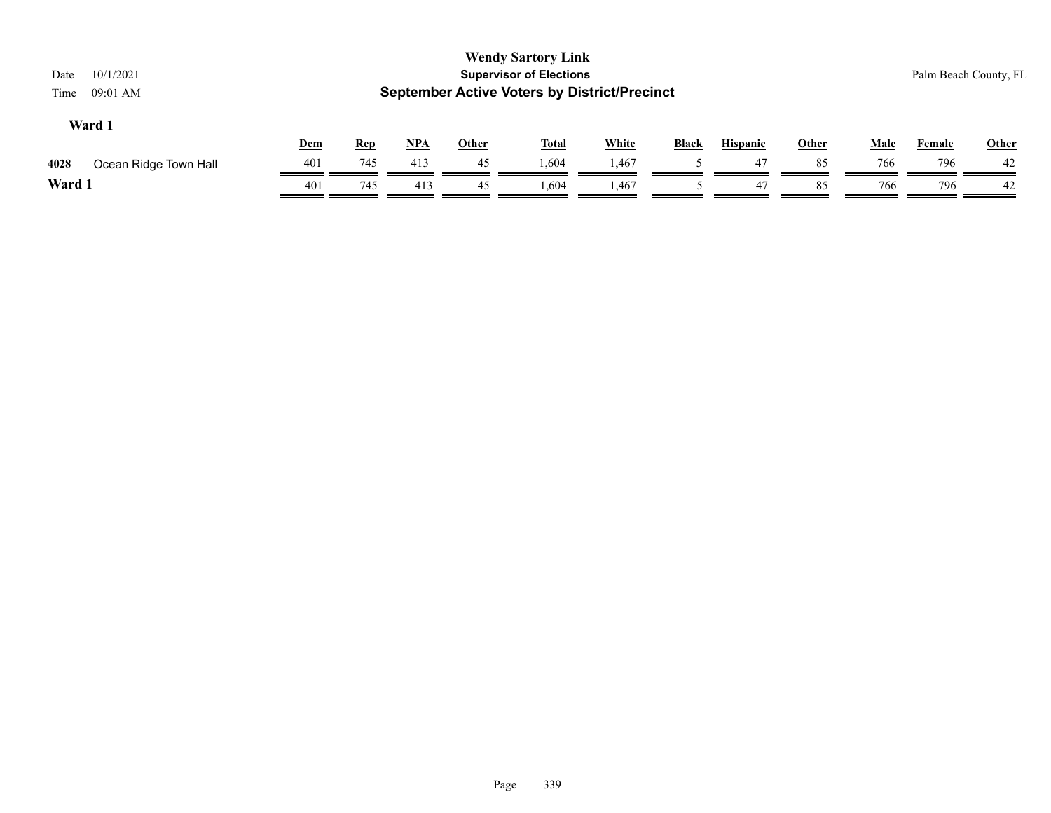**Wendy Sartory Link**
**Supervisor of Elections**
**September Active Voters by District/Precinct**

Date 10/1/2021
Time 09:01 AM

Palm Beach County, FL

### Ward 1

| | | Dem | Rep | NPA | Other | Total | White | Black | Hispanic | Other | Male | Female | Other |
|---|---|---|---|---|---|---|---|---|---|---|---|---|---|
| 4028 | Ocean Ridge Town Hall | 401 | 745 | 413 | 45 | 1,604 | 1,467 | 5 | 47 | 85 | 766 | 796 | 42 |
| **Ward 1** | | 401 | 745 | 413 | 45 | 1,604 | 1,467 | 5 | 47 | 85 | 766 | 796 | 42 |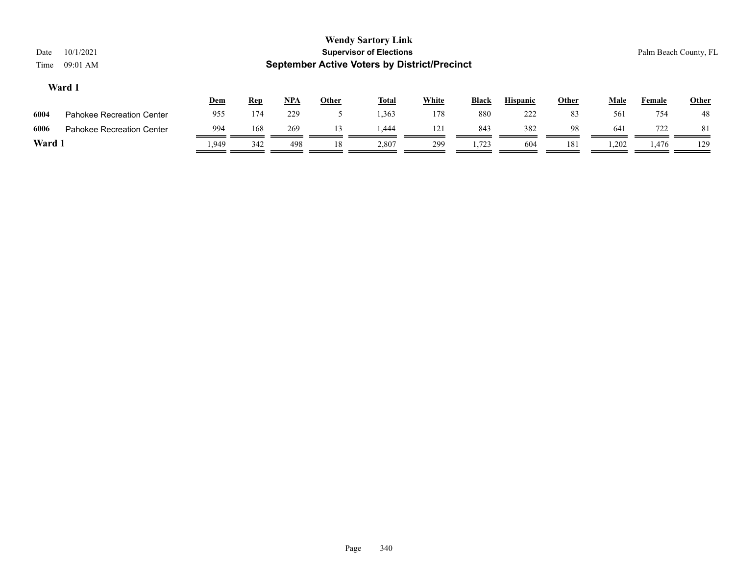**Wendy Sartory Link**
**Supervisor of Elections**
**September Active Voters by District/Precinct**

Date 10/1/2021
Time 09:01 AM

Palm Beach County, FL

### Ward 1

| | | Dem | Rep | NPA | Other | Total | White | Black | Hispanic | Other | Male | Female | Other |
|---|---|---|---|---|---|---|---|---|---|---|---|---|---|
| 6004 | Pahokee Recreation Center | 955 | 174 | 229 | 5 | 1,363 | 178 | 880 | 222 | 83 | 561 | 754 | 48 |
| 6006 | Pahokee Recreation Center | 994 | 168 | 269 | 13 | 1,444 | 121 | 843 | 382 | 98 | 641 | 722 | 81 |
| **Ward 1** | | 1,949 | 342 | 498 | 18 | 2,807 | 299 | 1,723 | 604 | 181 | 1,202 | 1,476 | 129 |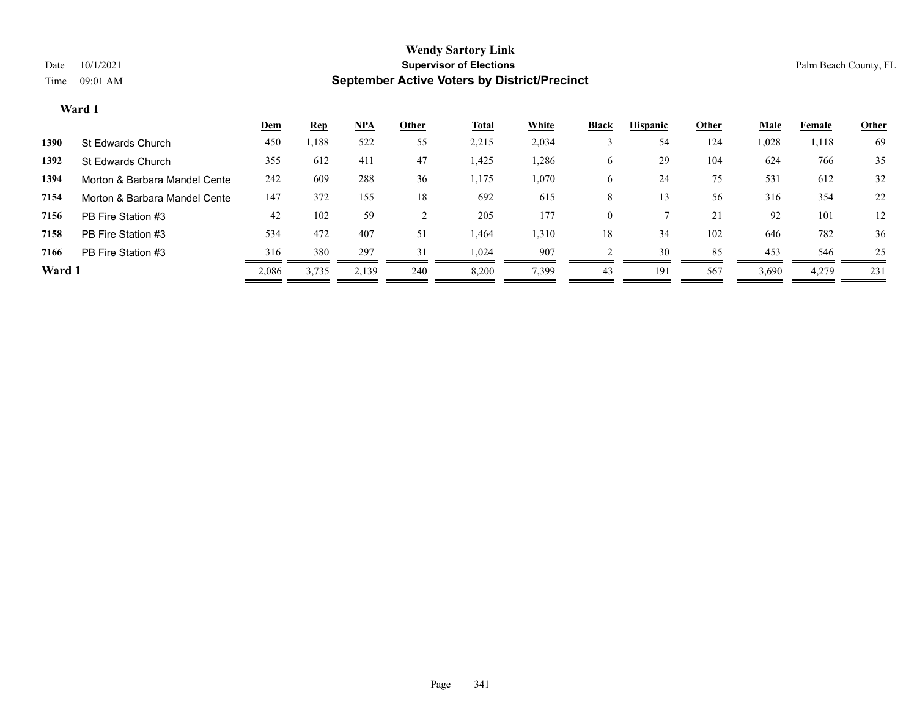**Wendy Sartory Link**
**Supervisor of Elections**
**September Active Voters by District/Precinct**

Date 10/1/2021
Time 09:01 AM

Palm Beach County, FL

### Ward 1

| | | Dem | Rep | NPA | Other | Total | White | Black | Hispanic | Other | Male | Female | Other |
|---|---|---|---|---|---|---|---|---|---|---|---|---|---|
| **1390** | St Edwards Church | 450 | 1,188 | 522 | 55 | 2,215 | 2,034 | 3 | 54 | 124 | 1,028 | 1,118 | 69 |
| **1392** | St Edwards Church | 355 | 612 | 411 | 47 | 1,425 | 1,286 | 6 | 29 | 104 | 624 | 766 | 35 |
| **1394** | Morton & Barbara Mandel Cente | 242 | 609 | 288 | 36 | 1,175 | 1,070 | 6 | 24 | 75 | 531 | 612 | 32 |
| **7154** | Morton & Barbara Mandel Cente | 147 | 372 | 155 | 18 | 692 | 615 | 8 | 13 | 56 | 316 | 354 | 22 |
| **7156** | PB Fire Station #3 | 42 | 102 | 59 | 2 | 205 | 177 | 0 | 7 | 21 | 92 | 101 | 12 |
| **7158** | PB Fire Station #3 | 534 | 472 | 407 | 51 | 1,464 | 1,310 | 18 | 34 | 102 | 646 | 782 | 36 |
| **7166** | PB Fire Station #3 | 316 | 380 | 297 | 31 | 1,024 | 907 | 2 | 30 | 85 | 453 | 546 | 25 |
| **Ward 1** | | 2,086 | 3,735 | 2,139 | 240 | 8,200 | 7,399 | 43 | 191 | 567 | 3,690 | 4,279 | 231 |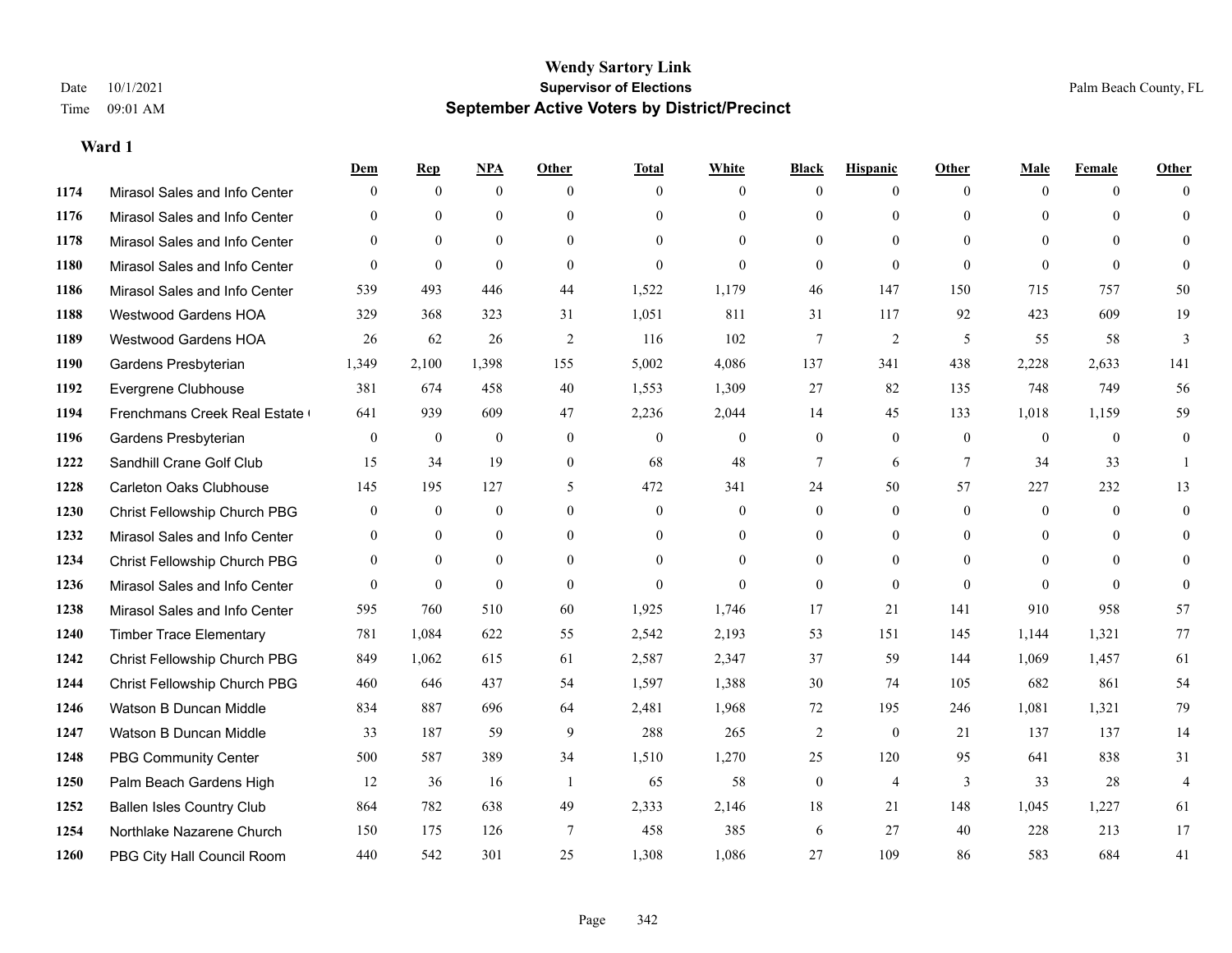# Wendy Sartory Link
## Supervisor of Elections
## September Active Voters by District/Precinct

Date 10/1/2021
Time 09:01 AM

Palm Beach County, FL

### Ward 1

| | | Dem | Rep | NPA | Other | Total | White | Black | Hispanic | Other | Male | Female | Other |
|---|---|---|---|---|---|---|---|---|---|---|---|---|---|
| 1174 | Mirasol Sales and Info Center | 0 | 0 | 0 | 0 | 0 | 0 | 0 | 0 | 0 | 0 | 0 | 0 |
| 1176 | Mirasol Sales and Info Center | 0 | 0 | 0 | 0 | 0 | 0 | 0 | 0 | 0 | 0 | 0 | 0 |
| 1178 | Mirasol Sales and Info Center | 0 | 0 | 0 | 0 | 0 | 0 | 0 | 0 | 0 | 0 | 0 | 0 |
| 1180 | Mirasol Sales and Info Center | 0 | 0 | 0 | 0 | 0 | 0 | 0 | 0 | 0 | 0 | 0 | 0 |
| 1186 | Mirasol Sales and Info Center | 539 | 493 | 446 | 44 | 1,522 | 1,179 | 46 | 147 | 150 | 715 | 757 | 50 |
| 1188 | Westwood Gardens HOA | 329 | 368 | 323 | 31 | 1,051 | 811 | 31 | 117 | 92 | 423 | 609 | 19 |
| 1189 | Westwood Gardens HOA | 26 | 62 | 26 | 2 | 116 | 102 | 7 | 2 | 5 | 55 | 58 | 3 |
| 1190 | Gardens Presbyterian | 1,349 | 2,100 | 1,398 | 155 | 5,002 | 4,086 | 137 | 341 | 438 | 2,228 | 2,633 | 141 |
| 1192 | Evergrene Clubhouse | 381 | 674 | 458 | 40 | 1,553 | 1,309 | 27 | 82 | 135 | 748 | 749 | 56 |
| 1194 | Frenchmans Creek Real Estate ( | 641 | 939 | 609 | 47 | 2,236 | 2,044 | 14 | 45 | 133 | 1,018 | 1,159 | 59 |
| 1196 | Gardens Presbyterian | 0 | 0 | 0 | 0 | 0 | 0 | 0 | 0 | 0 | 0 | 0 | 0 |
| 1222 | Sandhill Crane Golf Club | 15 | 34 | 19 | 0 | 68 | 48 | 7 | 6 | 7 | 34 | 33 | 1 |
| 1228 | Carleton Oaks Clubhouse | 145 | 195 | 127 | 5 | 472 | 341 | 24 | 50 | 57 | 227 | 232 | 13 |
| 1230 | Christ Fellowship Church PBG | 0 | 0 | 0 | 0 | 0 | 0 | 0 | 0 | 0 | 0 | 0 | 0 |
| 1232 | Mirasol Sales and Info Center | 0 | 0 | 0 | 0 | 0 | 0 | 0 | 0 | 0 | 0 | 0 | 0 |
| 1234 | Christ Fellowship Church PBG | 0 | 0 | 0 | 0 | 0 | 0 | 0 | 0 | 0 | 0 | 0 | 0 |
| 1236 | Mirasol Sales and Info Center | 0 | 0 | 0 | 0 | 0 | 0 | 0 | 0 | 0 | 0 | 0 | 0 |
| 1238 | Mirasol Sales and Info Center | 595 | 760 | 510 | 60 | 1,925 | 1,746 | 17 | 21 | 141 | 910 | 958 | 57 |
| 1240 | Timber Trace Elementary | 781 | 1,084 | 622 | 55 | 2,542 | 2,193 | 53 | 151 | 145 | 1,144 | 1,321 | 77 |
| 1242 | Christ Fellowship Church PBG | 849 | 1,062 | 615 | 61 | 2,587 | 2,347 | 37 | 59 | 144 | 1,069 | 1,457 | 61 |
| 1244 | Christ Fellowship Church PBG | 460 | 646 | 437 | 54 | 1,597 | 1,388 | 30 | 74 | 105 | 682 | 861 | 54 |
| 1246 | Watson B Duncan Middle | 834 | 887 | 696 | 64 | 2,481 | 1,968 | 72 | 195 | 246 | 1,081 | 1,321 | 79 |
| 1247 | Watson B Duncan Middle | 33 | 187 | 59 | 9 | 288 | 265 | 2 | 0 | 21 | 137 | 137 | 14 |
| 1248 | PBG Community Center | 500 | 587 | 389 | 34 | 1,510 | 1,270 | 25 | 120 | 95 | 641 | 838 | 31 |
| 1250 | Palm Beach Gardens High | 12 | 36 | 16 | 1 | 65 | 58 | 0 | 4 | 3 | 33 | 28 | 4 |
| 1252 | Ballen Isles Country Club | 864 | 782 | 638 | 49 | 2,333 | 2,146 | 18 | 21 | 148 | 1,045 | 1,227 | 61 |
| 1254 | Northlake Nazarene Church | 150 | 175 | 126 | 7 | 458 | 385 | 6 | 27 | 40 | 228 | 213 | 17 |
| 1260 | PBG City Hall Council Room | 440 | 542 | 301 | 25 | 1,308 | 1,086 | 27 | 109 | 86 | 583 | 684 | 41 |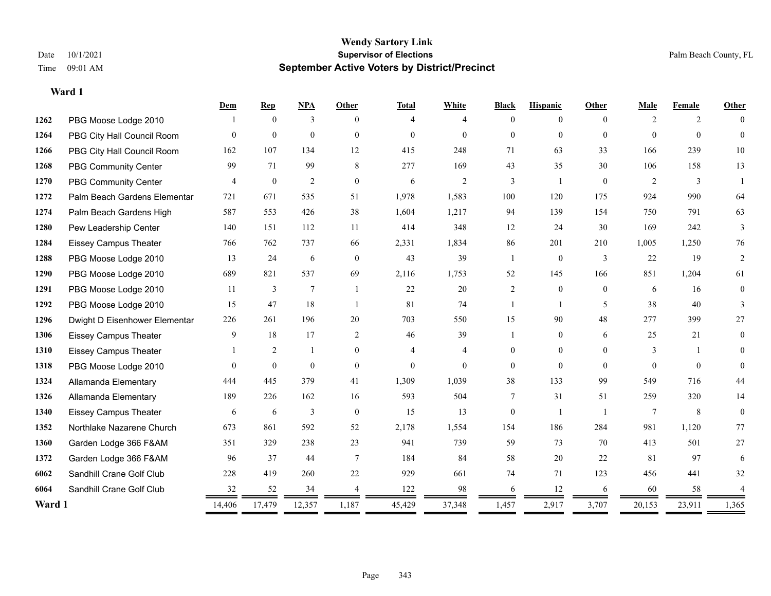**Wendy Sartory Link**
**Supervisor of Elections**
**September Active Voters by District/Precinct**

Date 10/1/2021
Time 09:01 AM

Palm Beach County, FL

**Ward 1**

| | | Dem | Rep | NPA | Other | Total | White | Black | Hispanic | Other | Male | Female | Other |
|---|---|---|---|---|---|---|---|---|---|---|---|---|---|
| 1262 | PBG Moose Lodge 2010 | 1 | 0 | 3 | 0 | 4 | 4 | 0 | 0 | 0 | 2 | 2 | 0 |
| 1264 | PBG City Hall Council Room | 0 | 0 | 0 | 0 | 0 | 0 | 0 | 0 | 0 | 0 | 0 | 0 |
| 1266 | PBG City Hall Council Room | 162 | 107 | 134 | 12 | 415 | 248 | 71 | 63 | 33 | 166 | 239 | 10 |
| 1268 | PBG Community Center | 99 | 71 | 99 | 8 | 277 | 169 | 43 | 35 | 30 | 106 | 158 | 13 |
| 1270 | PBG Community Center | 4 | 0 | 2 | 0 | 6 | 2 | 3 | 1 | 0 | 2 | 3 | 1 |
| 1272 | Palm Beach Gardens Elementar | 721 | 671 | 535 | 51 | 1,978 | 1,583 | 100 | 120 | 175 | 924 | 990 | 64 |
| 1274 | Palm Beach Gardens High | 587 | 553 | 426 | 38 | 1,604 | 1,217 | 94 | 139 | 154 | 750 | 791 | 63 |
| 1280 | Pew Leadership Center | 140 | 151 | 112 | 11 | 414 | 348 | 12 | 24 | 30 | 169 | 242 | 3 |
| 1284 | Eissey Campus Theater | 766 | 762 | 737 | 66 | 2,331 | 1,834 | 86 | 201 | 210 | 1,005 | 1,250 | 76 |
| 1288 | PBG Moose Lodge 2010 | 13 | 24 | 6 | 0 | 43 | 39 | 1 | 0 | 3 | 22 | 19 | 2 |
| 1290 | PBG Moose Lodge 2010 | 689 | 821 | 537 | 69 | 2,116 | 1,753 | 52 | 145 | 166 | 851 | 1,204 | 61 |
| 1291 | PBG Moose Lodge 2010 | 11 | 3 | 7 | 1 | 22 | 20 | 2 | 0 | 0 | 6 | 16 | 0 |
| 1292 | PBG Moose Lodge 2010 | 15 | 47 | 18 | 1 | 81 | 74 | 1 | 1 | 5 | 38 | 40 | 3 |
| 1296 | Dwight D Eisenhower Elementar | 226 | 261 | 196 | 20 | 703 | 550 | 15 | 90 | 48 | 277 | 399 | 27 |
| 1306 | Eissey Campus Theater | 9 | 18 | 17 | 2 | 46 | 39 | 1 | 0 | 6 | 25 | 21 | 0 |
| 1310 | Eissey Campus Theater | 1 | 2 | 1 | 0 | 4 | 4 | 0 | 0 | 0 | 3 | 1 | 0 |
| 1318 | PBG Moose Lodge 2010 | 0 | 0 | 0 | 0 | 0 | 0 | 0 | 0 | 0 | 0 | 0 | 0 |
| 1324 | Allamanda Elementary | 444 | 445 | 379 | 41 | 1,309 | 1,039 | 38 | 133 | 99 | 549 | 716 | 44 |
| 1326 | Allamanda Elementary | 189 | 226 | 162 | 16 | 593 | 504 | 7 | 31 | 51 | 259 | 320 | 14 |
| 1340 | Eissey Campus Theater | 6 | 6 | 3 | 0 | 15 | 13 | 0 | 1 | 1 | 7 | 8 | 0 |
| 1352 | Northlake Nazarene Church | 673 | 861 | 592 | 52 | 2,178 | 1,554 | 154 | 186 | 284 | 981 | 1,120 | 77 |
| 1360 | Garden Lodge 366 F&AM | 351 | 329 | 238 | 23 | 941 | 739 | 59 | 73 | 70 | 413 | 501 | 27 |
| 1372 | Garden Lodge 366 F&AM | 96 | 37 | 44 | 7 | 184 | 84 | 58 | 20 | 22 | 81 | 97 | 6 |
| 6062 | Sandhill Crane Golf Club | 228 | 419 | 260 | 22 | 929 | 661 | 74 | 71 | 123 | 456 | 441 | 32 |
| 6064 | Sandhill Crane Golf Club | 32 | 52 | 34 | 4 | 122 | 98 | 6 | 12 | 6 | 60 | 58 | 4 |
| **Ward 1** | | 14,406 | 17,479 | 12,357 | 1,187 | 45,429 | 37,348 | 1,457 | 2,917 | 3,707 | 20,153 | 23,911 | 1,365 |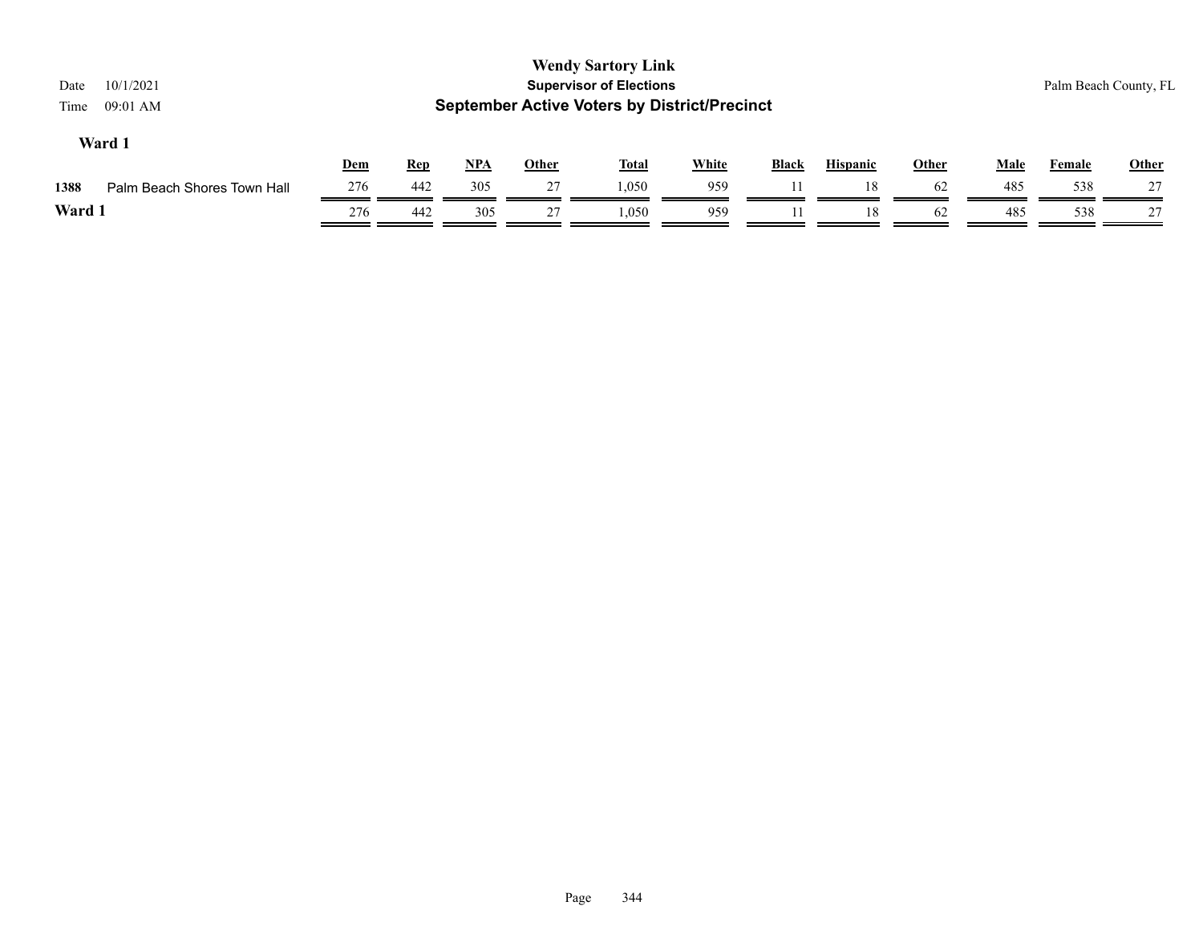# Wendy Sartory Link

## Supervisor of Elections

## September Active Voters by District/Precinct

Date 10/1/2021

Time 09:01 AM

Palm Beach County, FL

### Ward 1

| | | Dem | Rep | NPA | Other | Total | White | Black | Hispanic | Other | Male | Female | Other |
|---|---|---|---|---|---|---|---|---|---|---|---|---|---|
| 1388 | Palm Beach Shores Town Hall | 276 | 442 | 305 | 27 | 1,050 | 959 | 11 | 18 | 62 | 485 | 538 | 27 |
| **Ward 1** | | 276 | 442 | 305 | 27 | 1,050 | 959 | 11 | 18 | 62 | 485 | 538 | 27 |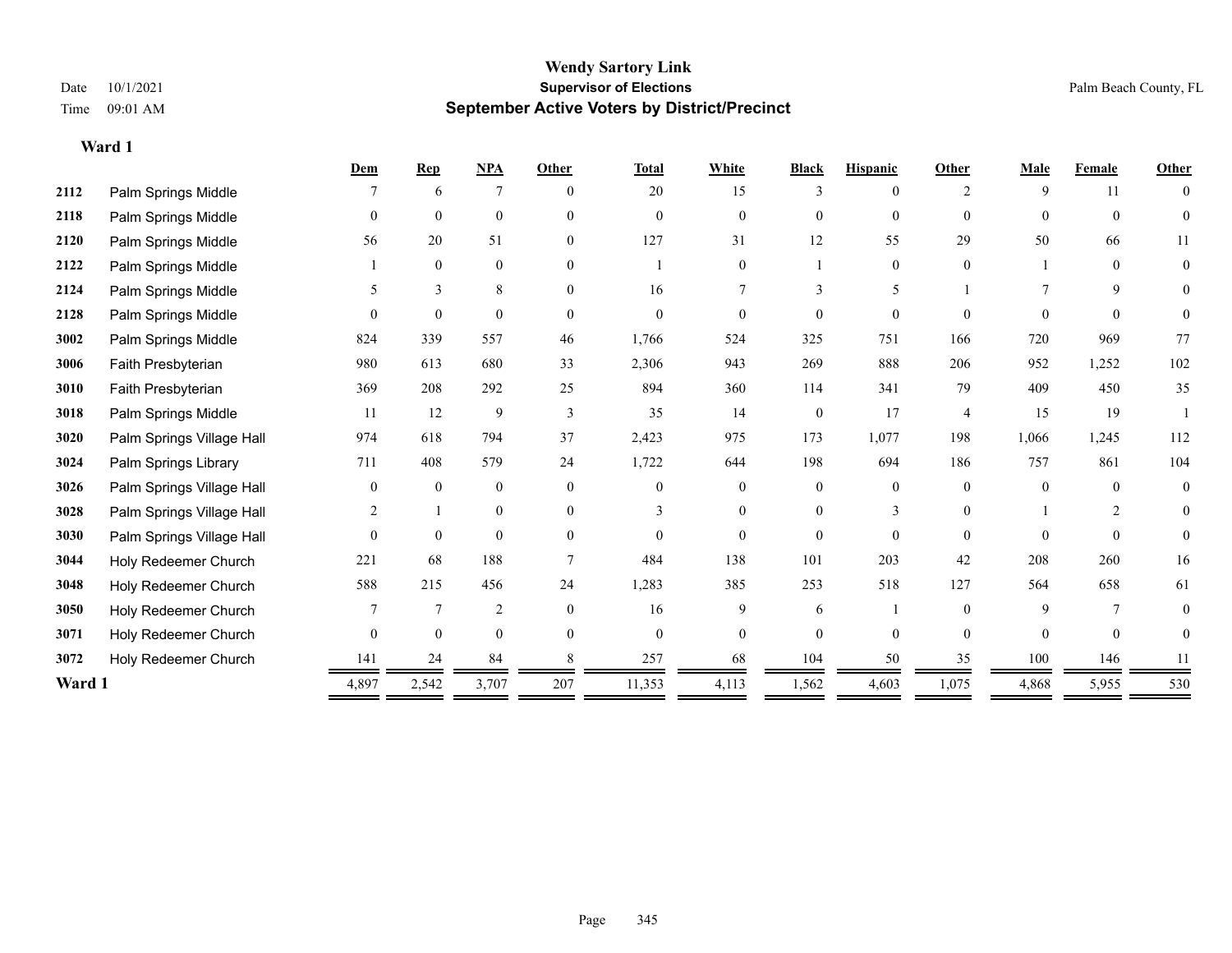# Wendy Sartory Link

**Supervisor of Elections**

**September Active Voters by District/Precinct**

Date 10/1/2021

Time 09:01 AM

Palm Beach County, FL

## Ward 1

| | | Dem | Rep | NPA | Other | Total | White | Black | Hispanic | Other | Male | Female | Other |
|---|---|---|---|---|---|---|---|---|---|---|---|---|---|
| 2112 | Palm Springs Middle | 7 | 6 | 7 | 0 | 20 | 15 | 3 | 0 | 2 | 9 | 11 | 0 |
| 2118 | Palm Springs Middle | 0 | 0 | 0 | 0 | 0 | 0 | 0 | 0 | 0 | 0 | 0 | 0 |
| 2120 | Palm Springs Middle | 56 | 20 | 51 | 0 | 127 | 31 | 12 | 55 | 29 | 50 | 66 | 11 |
| 2122 | Palm Springs Middle | 1 | 0 | 0 | 0 | 1 | 0 | 1 | 0 | 0 | 1 | 0 | 0 |
| 2124 | Palm Springs Middle | 5 | 3 | 8 | 0 | 16 | 7 | 3 | 5 | 1 | 7 | 9 | 0 |
| 2128 | Palm Springs Middle | 0 | 0 | 0 | 0 | 0 | 0 | 0 | 0 | 0 | 0 | 0 | 0 |
| 3002 | Palm Springs Middle | 824 | 339 | 557 | 46 | 1,766 | 524 | 325 | 751 | 166 | 720 | 969 | 77 |
| 3006 | Faith Presbyterian | 980 | 613 | 680 | 33 | 2,306 | 943 | 269 | 888 | 206 | 952 | 1,252 | 102 |
| 3010 | Faith Presbyterian | 369 | 208 | 292 | 25 | 894 | 360 | 114 | 341 | 79 | 409 | 450 | 35 |
| 3018 | Palm Springs Middle | 11 | 12 | 9 | 3 | 35 | 14 | 0 | 17 | 4 | 15 | 19 | 1 |
| 3020 | Palm Springs Village Hall | 974 | 618 | 794 | 37 | 2,423 | 975 | 173 | 1,077 | 198 | 1,066 | 1,245 | 112 |
| 3024 | Palm Springs Library | 711 | 408 | 579 | 24 | 1,722 | 644 | 198 | 694 | 186 | 757 | 861 | 104 |
| 3026 | Palm Springs Village Hall | 0 | 0 | 0 | 0 | 0 | 0 | 0 | 0 | 0 | 0 | 0 | 0 |
| 3028 | Palm Springs Village Hall | 2 | 1 | 0 | 0 | 3 | 0 | 0 | 3 | 0 | 1 | 2 | 0 |
| 3030 | Palm Springs Village Hall | 0 | 0 | 0 | 0 | 0 | 0 | 0 | 0 | 0 | 0 | 0 | 0 |
| 3044 | Holy Redeemer Church | 221 | 68 | 188 | 7 | 484 | 138 | 101 | 203 | 42 | 208 | 260 | 16 |
| 3048 | Holy Redeemer Church | 588 | 215 | 456 | 24 | 1,283 | 385 | 253 | 518 | 127 | 564 | 658 | 61 |
| 3050 | Holy Redeemer Church | 7 | 7 | 2 | 0 | 16 | 9 | 6 | 1 | 0 | 9 | 7 | 0 |
| 3071 | Holy Redeemer Church | 0 | 0 | 0 | 0 | 0 | 0 | 0 | 0 | 0 | 0 | 0 | 0 |
| 3072 | Holy Redeemer Church | 141 | 24 | 84 | 8 | 257 | 68 | 104 | 50 | 35 | 100 | 146 | 11 |
| **Ward 1** | | 4,897 | 2,542 | 3,707 | 207 | 11,353 | 4,113 | 1,562 | 4,603 | 1,075 | 4,868 | 5,955 | 530 |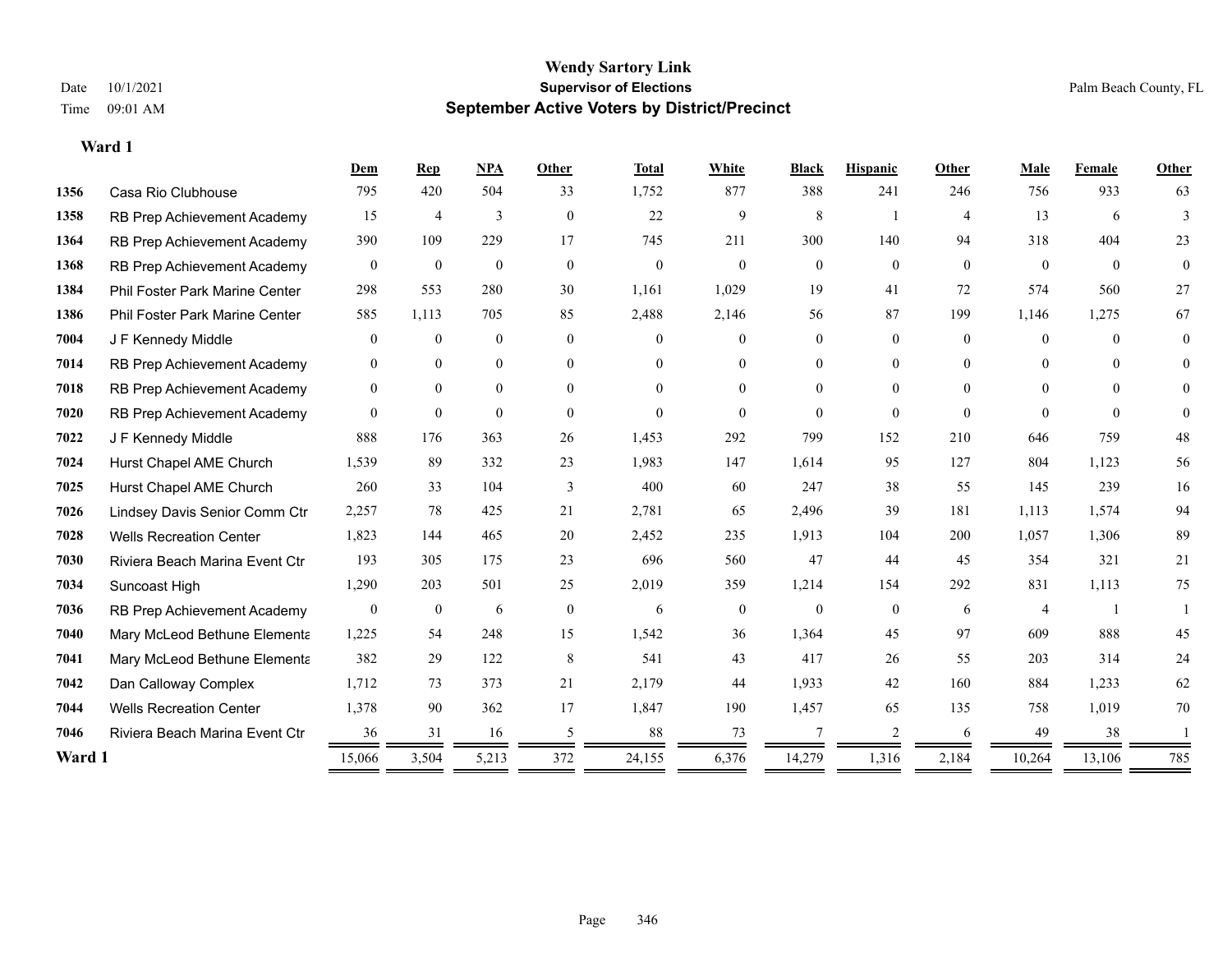# Wendy Sartory Link

**Supervisor of Elections**

**September Active Voters by District/Precinct**

Date 10/1/2021

Time 09:01 AM

Palm Beach County, FL

## Ward 1

| | | Dem | Rep | NPA | Other | Total | White | Black | Hispanic | Other | Male | Female | Other |
|---|---|---|---|---|---|---|---|---|---|---|---|---|---|
| 1356 | Casa Rio Clubhouse | 795 | 420 | 504 | 33 | 1,752 | 877 | 388 | 241 | 246 | 756 | 933 | 63 |
| 1358 | RB Prep Achievement Academy | 15 | 4 | 3 | 0 | 22 | 9 | 8 | 1 | 4 | 13 | 6 | 3 |
| 1364 | RB Prep Achievement Academy | 390 | 109 | 229 | 17 | 745 | 211 | 300 | 140 | 94 | 318 | 404 | 23 |
| 1368 | RB Prep Achievement Academy | 0 | 0 | 0 | 0 | 0 | 0 | 0 | 0 | 0 | 0 | 0 | 0 |
| 1384 | Phil Foster Park Marine Center | 298 | 553 | 280 | 30 | 1,161 | 1,029 | 19 | 41 | 72 | 574 | 560 | 27 |
| 1386 | Phil Foster Park Marine Center | 585 | 1,113 | 705 | 85 | 2,488 | 2,146 | 56 | 87 | 199 | 1,146 | 1,275 | 67 |
| 7004 | J F Kennedy Middle | 0 | 0 | 0 | 0 | 0 | 0 | 0 | 0 | 0 | 0 | 0 | 0 |
| 7014 | RB Prep Achievement Academy | 0 | 0 | 0 | 0 | 0 | 0 | 0 | 0 | 0 | 0 | 0 | 0 |
| 7018 | RB Prep Achievement Academy | 0 | 0 | 0 | 0 | 0 | 0 | 0 | 0 | 0 | 0 | 0 | 0 |
| 7020 | RB Prep Achievement Academy | 0 | 0 | 0 | 0 | 0 | 0 | 0 | 0 | 0 | 0 | 0 | 0 |
| 7022 | J F Kennedy Middle | 888 | 176 | 363 | 26 | 1,453 | 292 | 799 | 152 | 210 | 646 | 759 | 48 |
| 7024 | Hurst Chapel AME Church | 1,539 | 89 | 332 | 23 | 1,983 | 147 | 1,614 | 95 | 127 | 804 | 1,123 | 56 |
| 7025 | Hurst Chapel AME Church | 260 | 33 | 104 | 3 | 400 | 60 | 247 | 38 | 55 | 145 | 239 | 16 |
| 7026 | Lindsey Davis Senior Comm Ctr | 2,257 | 78 | 425 | 21 | 2,781 | 65 | 2,496 | 39 | 181 | 1,113 | 1,574 | 94 |
| 7028 | Wells Recreation Center | 1,823 | 144 | 465 | 20 | 2,452 | 235 | 1,913 | 104 | 200 | 1,057 | 1,306 | 89 |
| 7030 | Riviera Beach Marina Event Ctr | 193 | 305 | 175 | 23 | 696 | 560 | 47 | 44 | 45 | 354 | 321 | 21 |
| 7034 | Suncoast High | 1,290 | 203 | 501 | 25 | 2,019 | 359 | 1,214 | 154 | 292 | 831 | 1,113 | 75 |
| 7036 | RB Prep Achievement Academy | 0 | 0 | 6 | 0 | 6 | 0 | 0 | 0 | 6 | 4 | 1 | 1 |
| 7040 | Mary McLeod Bethune Elementa | 1,225 | 54 | 248 | 15 | 1,542 | 36 | 1,364 | 45 | 97 | 609 | 888 | 45 |
| 7041 | Mary McLeod Bethune Elementa | 382 | 29 | 122 | 8 | 541 | 43 | 417 | 26 | 55 | 203 | 314 | 24 |
| 7042 | Dan Calloway Complex | 1,712 | 73 | 373 | 21 | 2,179 | 44 | 1,933 | 42 | 160 | 884 | 1,233 | 62 |
| 7044 | Wells Recreation Center | 1,378 | 90 | 362 | 17 | 1,847 | 190 | 1,457 | 65 | 135 | 758 | 1,019 | 70 |
| 7046 | Riviera Beach Marina Event Ctr | 36 | 31 | 16 | 5 | 88 | 73 | 7 | 2 | 6 | 49 | 38 | 1 |
| **Ward 1** | | 15,066 | 3,504 | 5,213 | 372 | 24,155 | 6,376 | 14,279 | 1,316 | 2,184 | 10,264 | 13,106 | 785 |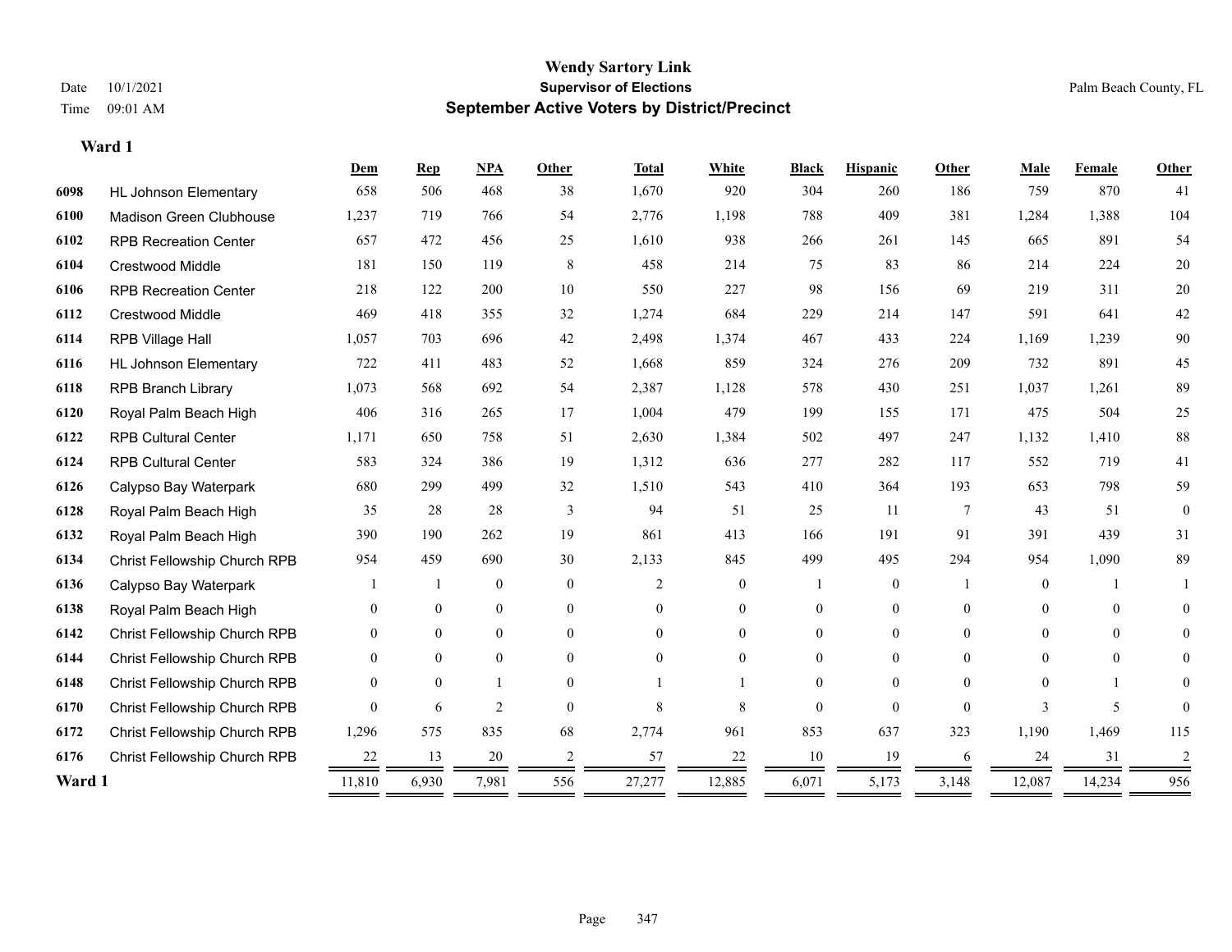# Wendy Sartory Link
## Supervisor of Elections
## September Active Voters by District/Precinct

Date 10/1/2021
Time 09:01 AM

Palm Beach County, FL

**Ward 1**

| | | Dem | Rep | NPA | Other | Total | White | Black | Hispanic | Other | Male | Female | Other |
|---|---|---|---|---|---|---|---|---|---|---|---|---|---|
| 6098 | HL Johnson Elementary | 658 | 506 | 468 | 38 | 1,670 | 920 | 304 | 260 | 186 | 759 | 870 | 41 |
| 6100 | Madison Green Clubhouse | 1,237 | 719 | 766 | 54 | 2,776 | 1,198 | 788 | 409 | 381 | 1,284 | 1,388 | 104 |
| 6102 | RPB Recreation Center | 657 | 472 | 456 | 25 | 1,610 | 938 | 266 | 261 | 145 | 665 | 891 | 54 |
| 6104 | Crestwood Middle | 181 | 150 | 119 | 8 | 458 | 214 | 75 | 83 | 86 | 214 | 224 | 20 |
| 6106 | RPB Recreation Center | 218 | 122 | 200 | 10 | 550 | 227 | 98 | 156 | 69 | 219 | 311 | 20 |
| 6112 | Crestwood Middle | 469 | 418 | 355 | 32 | 1,274 | 684 | 229 | 214 | 147 | 591 | 641 | 42 |
| 6114 | RPB Village Hall | 1,057 | 703 | 696 | 42 | 2,498 | 1,374 | 467 | 433 | 224 | 1,169 | 1,239 | 90 |
| 6116 | HL Johnson Elementary | 722 | 411 | 483 | 52 | 1,668 | 859 | 324 | 276 | 209 | 732 | 891 | 45 |
| 6118 | RPB Branch Library | 1,073 | 568 | 692 | 54 | 2,387 | 1,128 | 578 | 430 | 251 | 1,037 | 1,261 | 89 |
| 6120 | Royal Palm Beach High | 406 | 316 | 265 | 17 | 1,004 | 479 | 199 | 155 | 171 | 475 | 504 | 25 |
| 6122 | RPB Cultural Center | 1,171 | 650 | 758 | 51 | 2,630 | 1,384 | 502 | 497 | 247 | 1,132 | 1,410 | 88 |
| 6124 | RPB Cultural Center | 583 | 324 | 386 | 19 | 1,312 | 636 | 277 | 282 | 117 | 552 | 719 | 41 |
| 6126 | Calypso Bay Waterpark | 680 | 299 | 499 | 32 | 1,510 | 543 | 410 | 364 | 193 | 653 | 798 | 59 |
| 6128 | Royal Palm Beach High | 35 | 28 | 28 | 3 | 94 | 51 | 25 | 11 | 7 | 43 | 51 | 0 |
| 6132 | Royal Palm Beach High | 390 | 190 | 262 | 19 | 861 | 413 | 166 | 191 | 91 | 391 | 439 | 31 |
| 6134 | Christ Fellowship Church RPB | 954 | 459 | 690 | 30 | 2,133 | 845 | 499 | 495 | 294 | 954 | 1,090 | 89 |
| 6136 | Calypso Bay Waterpark | 1 | 1 | 0 | 0 | 2 | 0 | 1 | 0 | 1 | 0 | 1 | 1 |
| 6138 | Royal Palm Beach High | 0 | 0 | 0 | 0 | 0 | 0 | 0 | 0 | 0 | 0 | 0 | 0 |
| 6142 | Christ Fellowship Church RPB | 0 | 0 | 0 | 0 | 0 | 0 | 0 | 0 | 0 | 0 | 0 | 0 |
| 6144 | Christ Fellowship Church RPB | 0 | 0 | 0 | 0 | 0 | 0 | 0 | 0 | 0 | 0 | 0 | 0 |
| 6148 | Christ Fellowship Church RPB | 0 | 0 | 1 | 0 | 1 | 1 | 0 | 0 | 0 | 0 | 1 | 0 |
| 6170 | Christ Fellowship Church RPB | 0 | 6 | 2 | 0 | 8 | 8 | 0 | 0 | 0 | 3 | 5 | 0 |
| 6172 | Christ Fellowship Church RPB | 1,296 | 575 | 835 | 68 | 2,774 | 961 | 853 | 637 | 323 | 1,190 | 1,469 | 115 |
| 6176 | Christ Fellowship Church RPB | 22 | 13 | 20 | 2 | 57 | 22 | 10 | 19 | 6 | 24 | 31 | 2 |
| **Ward 1** | | 11,810 | 6,930 | 7,981 | 556 | 27,277 | 12,885 | 6,071 | 5,173 | 3,148 | 12,087 | 14,234 | 956 |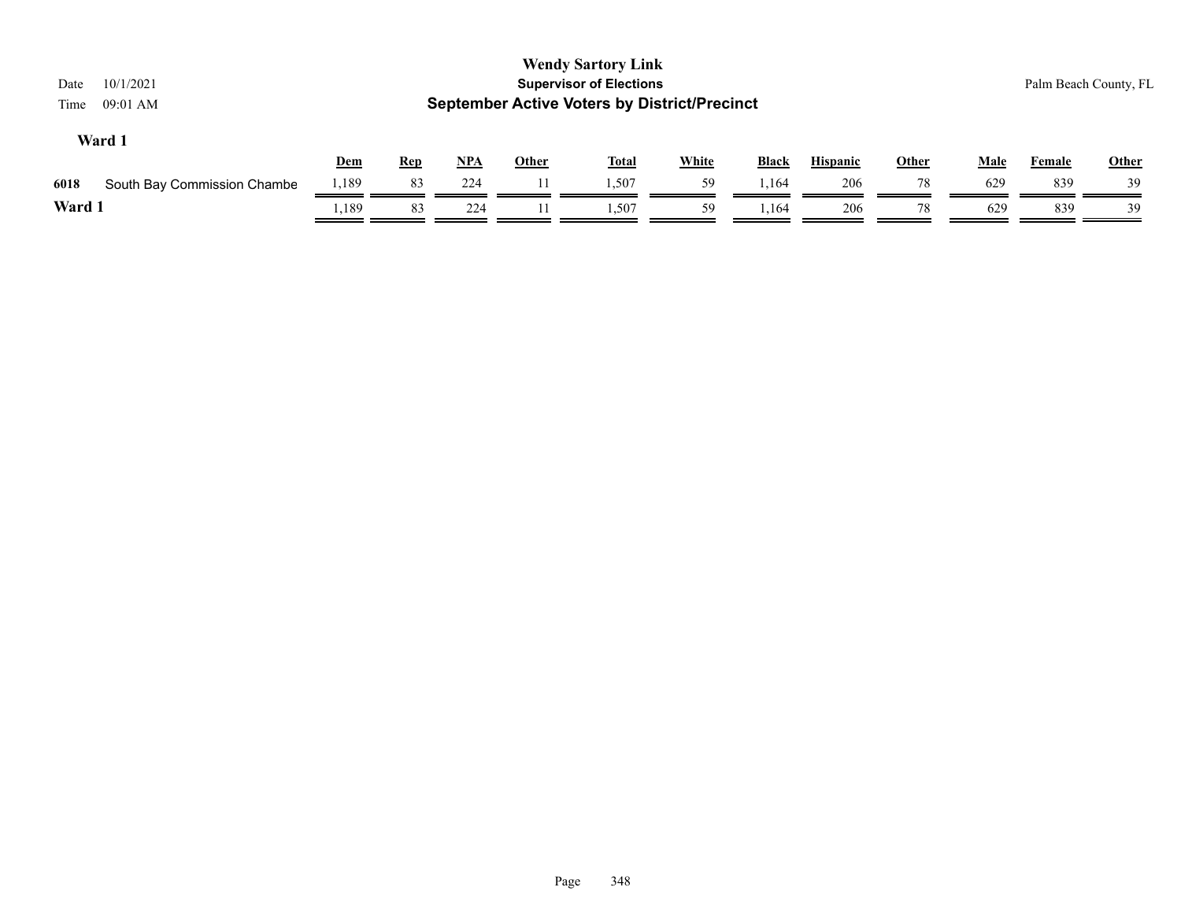# Wendy Sartory Link

## Supervisor of Elections

## September Active Voters by District/Precinct

Date 10/1/2021

Time 09:01 AM

Palm Beach County, FL

### Ward 1

| | | Dem | Rep | NPA | Other | Total | White | Black | Hispanic | Other | Male | Female | Other |
|---|---|---|---|---|---|---|---|---|---|---|---|---|---|
| 6018 | South Bay Commission Chambe | 1,189 | 83 | 224 | 11 | 1,507 | 59 | 1,164 | 206 | 78 | 629 | 839 | 39 |
| **Ward 1** | | 1,189 | 83 | 224 | 11 | 1,507 | 59 | 1,164 | 206 | 78 | 629 | 839 | 39 |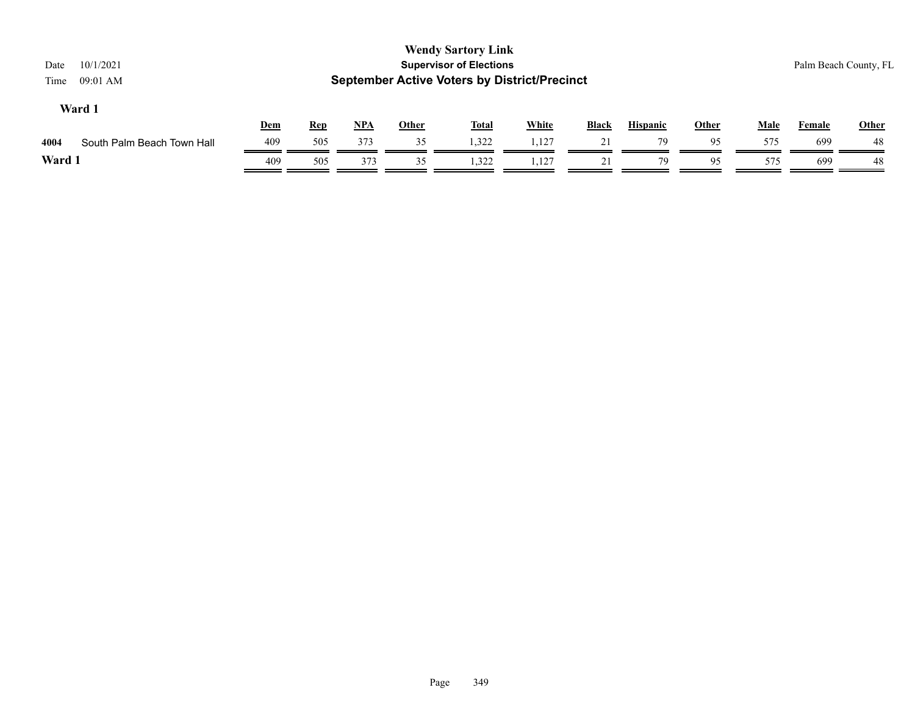# Wendy Sartory Link

## Supervisor of Elections

## September Active Voters by District/Precinct

Date 10/1/2021

Time 09:01 AM

Palm Beach County, FL

### Ward 1

| | | Dem | Rep | NPA | Other | Total | White | Black | Hispanic | Other | Male | Female | Other |
|---|---|---|---|---|---|---|---|---|---|---|---|---|---|
| 4004 | South Palm Beach Town Hall | 409 | 505 | 373 | 35 | 1,322 | 1,127 | 21 | 79 | 95 | 575 | 699 | 48 |
| **Ward 1** | | 409 | 505 | 373 | 35 | 1,322 | 1,127 | 21 | 79 | 95 | 575 | 699 | 48 |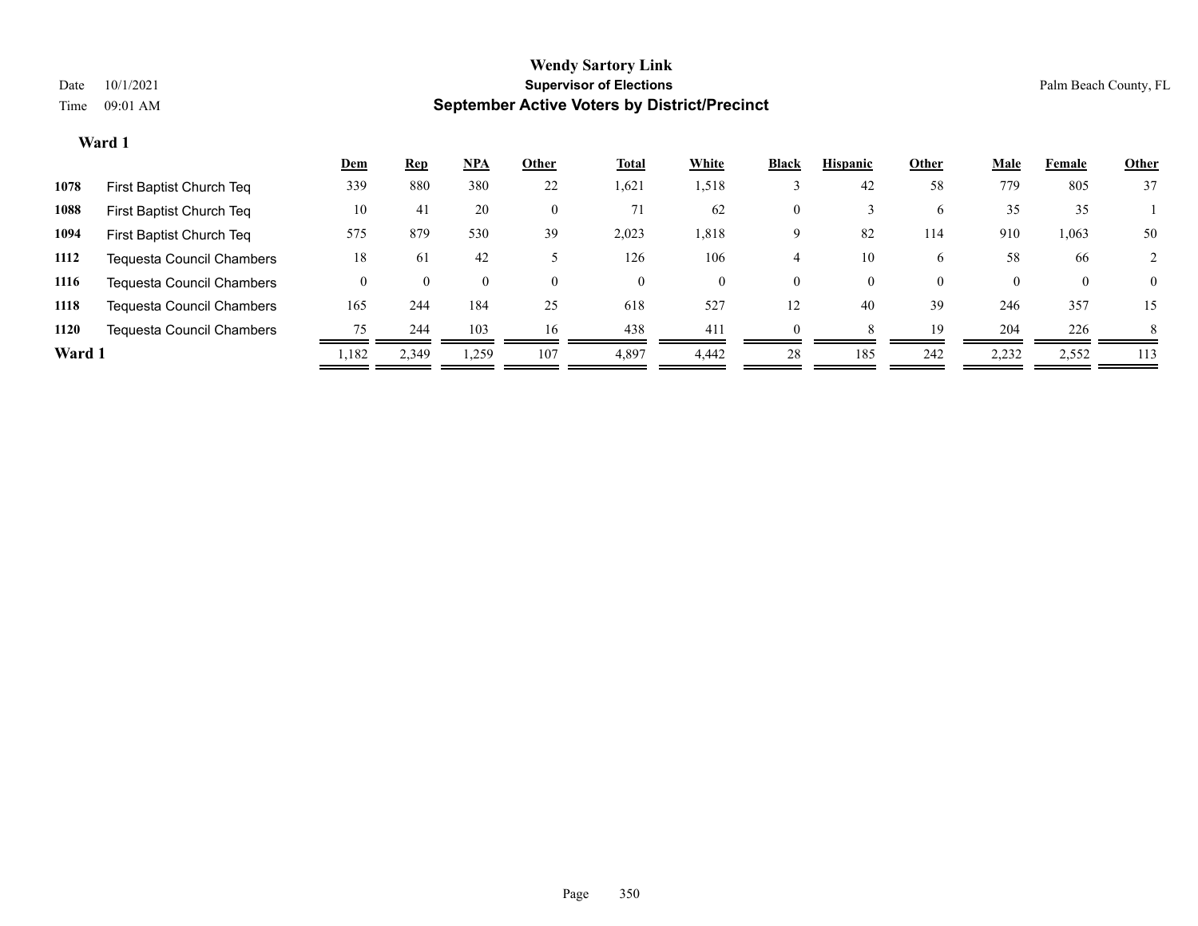**Wendy Sartory Link**
**Supervisor of Elections**
**September Active Voters by District/Precinct**

Date 10/1/2021
Time 09:01 AM

Palm Beach County, FL

## Ward 1

| | | Dem | Rep | NPA | Other | Total | White | Black | Hispanic | Other | Male | Female | Other |
|---|---|---|---|---|---|---|---|---|---|---|---|---|---|
| 1078 | First Baptist Church Teq | 339 | 880 | 380 | 22 | 1,621 | 1,518 | 3 | 42 | 58 | 779 | 805 | 37 |
| 1088 | First Baptist Church Teq | 10 | 41 | 20 | 0 | 71 | 62 | 0 | 3 | 6 | 35 | 35 | 1 |
| 1094 | First Baptist Church Teq | 575 | 879 | 530 | 39 | 2,023 | 1,818 | 9 | 82 | 114 | 910 | 1,063 | 50 |
| 1112 | Tequesta Council Chambers | 18 | 61 | 42 | 5 | 126 | 106 | 4 | 10 | 6 | 58 | 66 | 2 |
| 1116 | Tequesta Council Chambers | 0 | 0 | 0 | 0 | 0 | 0 | 0 | 0 | 0 | 0 | 0 | 0 |
| 1118 | Tequesta Council Chambers | 165 | 244 | 184 | 25 | 618 | 527 | 12 | 40 | 39 | 246 | 357 | 15 |
| 1120 | Tequesta Council Chambers | 75 | 244 | 103 | 16 | 438 | 411 | 0 | 8 | 19 | 204 | 226 | 8 |
| **Ward 1** | | 1,182 | 2,349 | 1,259 | 107 | 4,897 | 4,442 | 28 | 185 | 242 | 2,232 | 2,552 | 113 |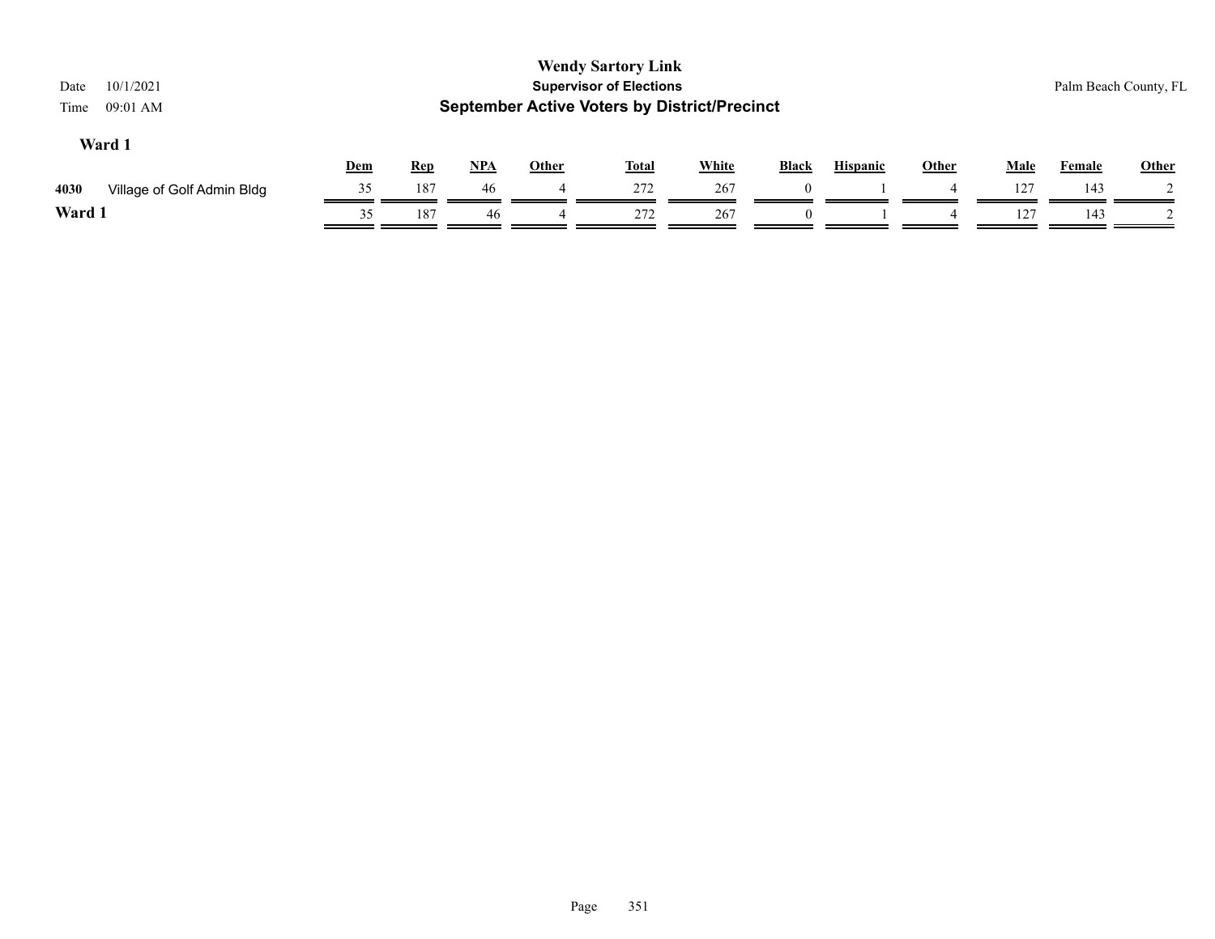**Wendy Sartory Link**
**Supervisor of Elections**
**September Active Voters by District/Precinct**

Date 10/1/2021
Time 09:01 AM

Palm Beach County, FL

### Ward 1

| | | Dem | Rep | NPA | Other | Total | White | Black | Hispanic | Other | Male | Female | Other |
|---|---|---|---|---|---|---|---|---|---|---|---|---|---|
| 4030 | Village of Golf Admin Bldg | 35 | 187 | 46 | 4 | 272 | 267 | 0 | 1 | 4 | 127 | 143 | 2 |
| **Ward 1** | | 35 | 187 | 46 | 4 | 272 | 267 | 0 | 1 | 4 | 127 | 143 | 2 |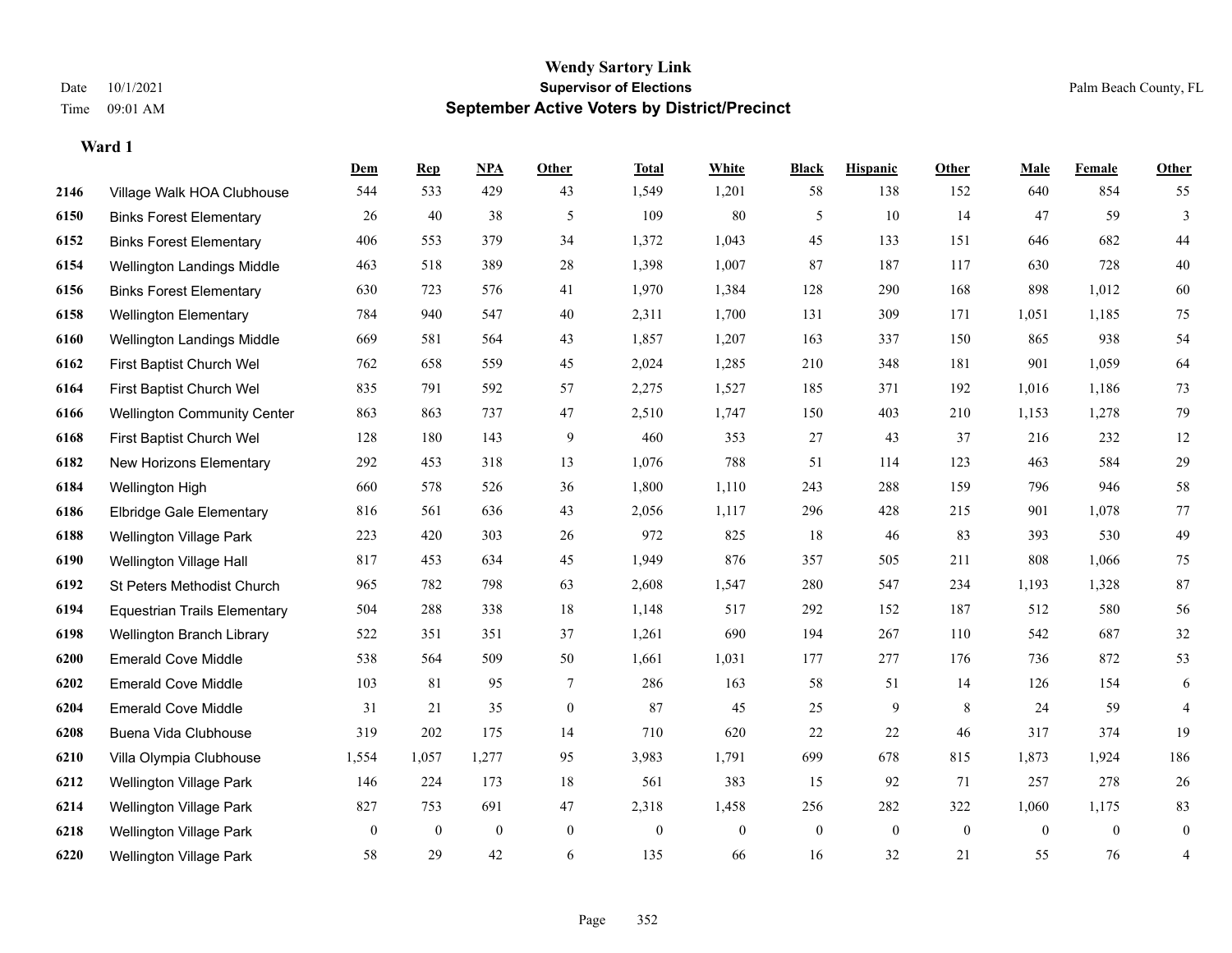# Wendy Sartory Link
## Supervisor of Elections
## September Active Voters by District/Precinct

Date 10/1/2021
Time 09:01 AM

Palm Beach County, FL

### Ward 1

| | | Dem | Rep | NPA | Other | Total | White | Black | Hispanic | Other | Male | Female | Other |
|---|---|---|---|---|---|---|---|---|---|---|---|---|---|
| 2146 | Village Walk HOA Clubhouse | 544 | 533 | 429 | 43 | 1,549 | 1,201 | 58 | 138 | 152 | 640 | 854 | 55 |
| 6150 | Binks Forest Elementary | 26 | 40 | 38 | 5 | 109 | 80 | 5 | 10 | 14 | 47 | 59 | 3 |
| 6152 | Binks Forest Elementary | 406 | 553 | 379 | 34 | 1,372 | 1,043 | 45 | 133 | 151 | 646 | 682 | 44 |
| 6154 | Wellington Landings Middle | 463 | 518 | 389 | 28 | 1,398 | 1,007 | 87 | 187 | 117 | 630 | 728 | 40 |
| 6156 | Binks Forest Elementary | 630 | 723 | 576 | 41 | 1,970 | 1,384 | 128 | 290 | 168 | 898 | 1,012 | 60 |
| 6158 | Wellington Elementary | 784 | 940 | 547 | 40 | 2,311 | 1,700 | 131 | 309 | 171 | 1,051 | 1,185 | 75 |
| 6160 | Wellington Landings Middle | 669 | 581 | 564 | 43 | 1,857 | 1,207 | 163 | 337 | 150 | 865 | 938 | 54 |
| 6162 | First Baptist Church Wel | 762 | 658 | 559 | 45 | 2,024 | 1,285 | 210 | 348 | 181 | 901 | 1,059 | 64 |
| 6164 | First Baptist Church Wel | 835 | 791 | 592 | 57 | 2,275 | 1,527 | 185 | 371 | 192 | 1,016 | 1,186 | 73 |
| 6166 | Wellington Community Center | 863 | 863 | 737 | 47 | 2,510 | 1,747 | 150 | 403 | 210 | 1,153 | 1,278 | 79 |
| 6168 | First Baptist Church Wel | 128 | 180 | 143 | 9 | 460 | 353 | 27 | 43 | 37 | 216 | 232 | 12 |
| 6182 | New Horizons Elementary | 292 | 453 | 318 | 13 | 1,076 | 788 | 51 | 114 | 123 | 463 | 584 | 29 |
| 6184 | Wellington High | 660 | 578 | 526 | 36 | 1,800 | 1,110 | 243 | 288 | 159 | 796 | 946 | 58 |
| 6186 | Elbridge Gale Elementary | 816 | 561 | 636 | 43 | 2,056 | 1,117 | 296 | 428 | 215 | 901 | 1,078 | 77 |
| 6188 | Wellington Village Park | 223 | 420 | 303 | 26 | 972 | 825 | 18 | 46 | 83 | 393 | 530 | 49 |
| 6190 | Wellington Village Hall | 817 | 453 | 634 | 45 | 1,949 | 876 | 357 | 505 | 211 | 808 | 1,066 | 75 |
| 6192 | St Peters Methodist Church | 965 | 782 | 798 | 63 | 2,608 | 1,547 | 280 | 547 | 234 | 1,193 | 1,328 | 87 |
| 6194 | Equestrian Trails Elementary | 504 | 288 | 338 | 18 | 1,148 | 517 | 292 | 152 | 187 | 512 | 580 | 56 |
| 6198 | Wellington Branch Library | 522 | 351 | 351 | 37 | 1,261 | 690 | 194 | 267 | 110 | 542 | 687 | 32 |
| 6200 | Emerald Cove Middle | 538 | 564 | 509 | 50 | 1,661 | 1,031 | 177 | 277 | 176 | 736 | 872 | 53 |
| 6202 | Emerald Cove Middle | 103 | 81 | 95 | 7 | 286 | 163 | 58 | 51 | 14 | 126 | 154 | 6 |
| 6204 | Emerald Cove Middle | 31 | 21 | 35 | 0 | 87 | 45 | 25 | 9 | 8 | 24 | 59 | 4 |
| 6208 | Buena Vida Clubhouse | 319 | 202 | 175 | 14 | 710 | 620 | 22 | 22 | 46 | 317 | 374 | 19 |
| 6210 | Villa Olympia Clubhouse | 1,554 | 1,057 | 1,277 | 95 | 3,983 | 1,791 | 699 | 678 | 815 | 1,873 | 1,924 | 186 |
| 6212 | Wellington Village Park | 146 | 224 | 173 | 18 | 561 | 383 | 15 | 92 | 71 | 257 | 278 | 26 |
| 6214 | Wellington Village Park | 827 | 753 | 691 | 47 | 2,318 | 1,458 | 256 | 282 | 322 | 1,060 | 1,175 | 83 |
| 6218 | Wellington Village Park | 0 | 0 | 0 | 0 | 0 | 0 | 0 | 0 | 0 | 0 | 0 | 0 |
| 6220 | Wellington Village Park | 58 | 29 | 42 | 6 | 135 | 66 | 16 | 32 | 21 | 55 | 76 | 4 |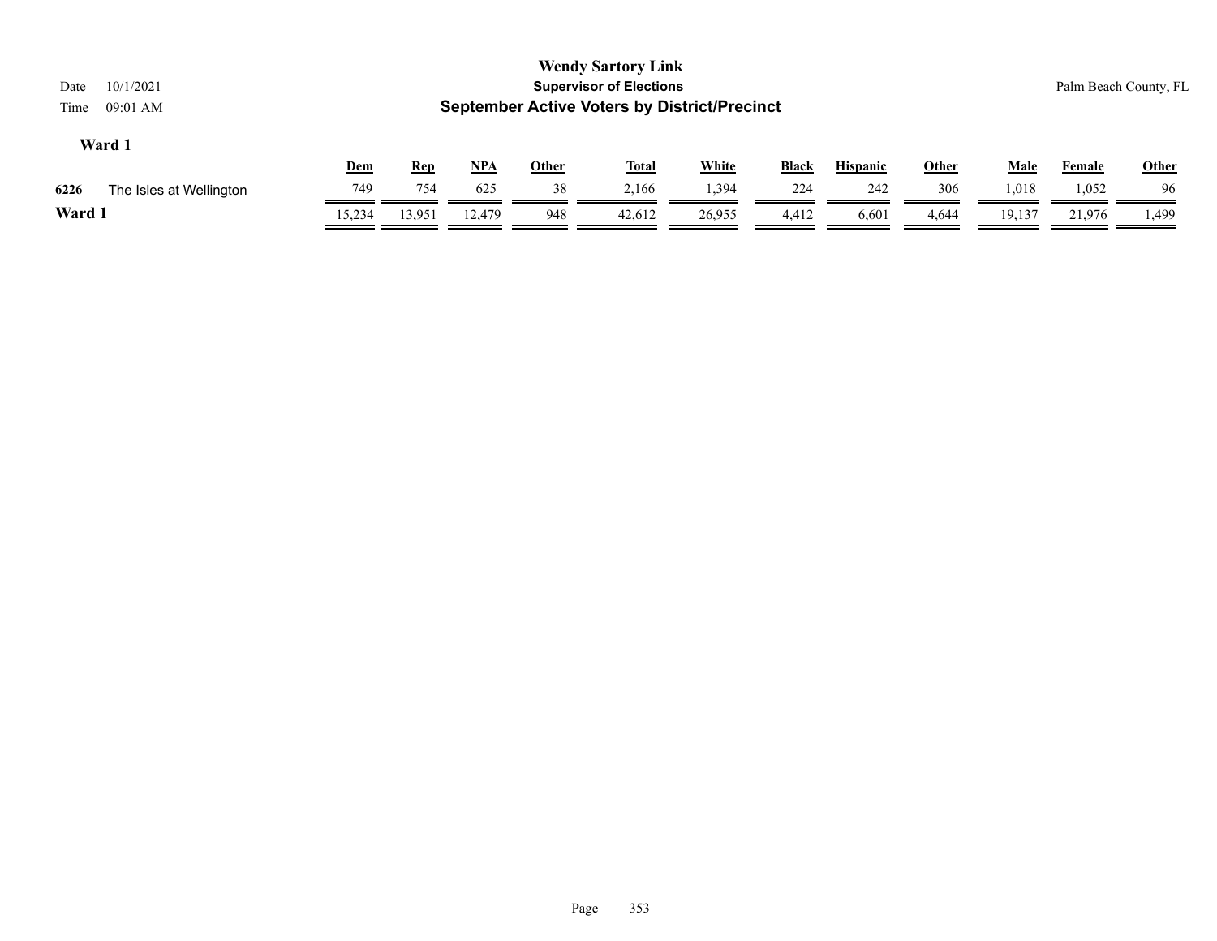**Wendy Sartory Link**
**Supervisor of Elections**
**September Active Voters by District/Precinct**

Date 10/1/2021
Time 09:01 AM

Palm Beach County, FL

## Ward 1

| | | Dem | Rep | NPA | Other | Total | White | Black | Hispanic | Other | Male | Female | Other |
|---|---|---|---|---|---|---|---|---|---|---|---|---|---|
| 6226 | The Isles at Wellington | 749 | 754 | 625 | 38 | 2,166 | 1,394 | 224 | 242 | 306 | 1,018 | 1,052 | 96 |
| **Ward 1** | | 15,234 | 13,951 | 12,479 | 948 | 42,612 | 26,955 | 4,412 | 6,601 | 4,644 | 19,137 | 21,976 | 1,499 |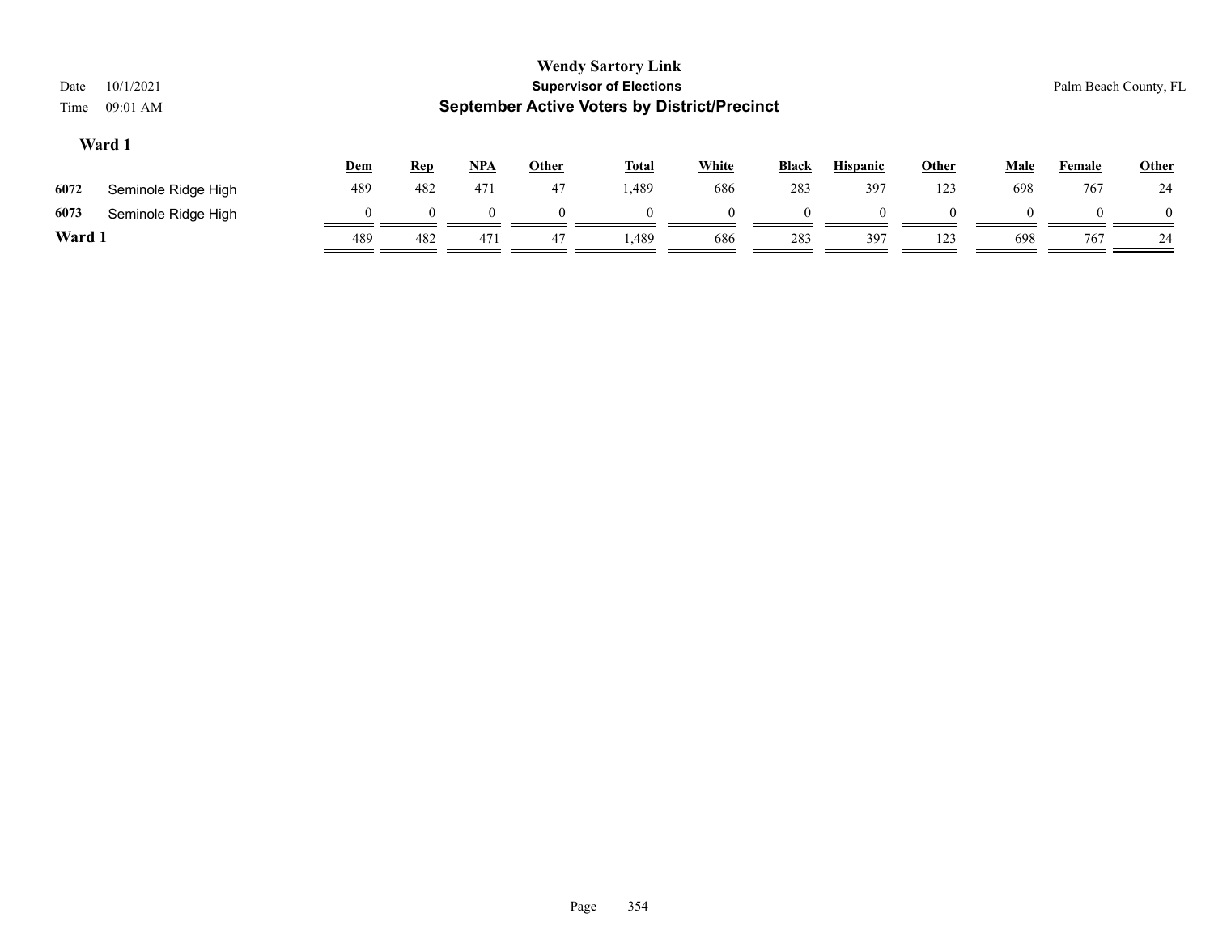# Wendy Sartory Link
## Supervisor of Elections
## September Active Voters by District/Precinct

Date 10/1/2021
Time 09:01 AM

Palm Beach County, FL

### Ward 1

| | | Dem | Rep | NPA | Other | Total | White | Black | Hispanic | Other | Male | Female | Other |
|---|---|---|---|---|---|---|---|---|---|---|---|---|---|
| 6072 | Seminole Ridge High | 489 | 482 | 471 | 47 | 1,489 | 686 | 283 | 397 | 123 | 698 | 767 | 24 |
| 6073 | Seminole Ridge High | 0 | 0 | 0 | 0 | 0 | 0 | 0 | 0 | 0 | 0 | 0 | 0 |
| **Ward 1** | | 489 | 482 | 471 | 47 | 1,489 | 686 | 283 | 397 | 123 | 698 | 767 | 24 |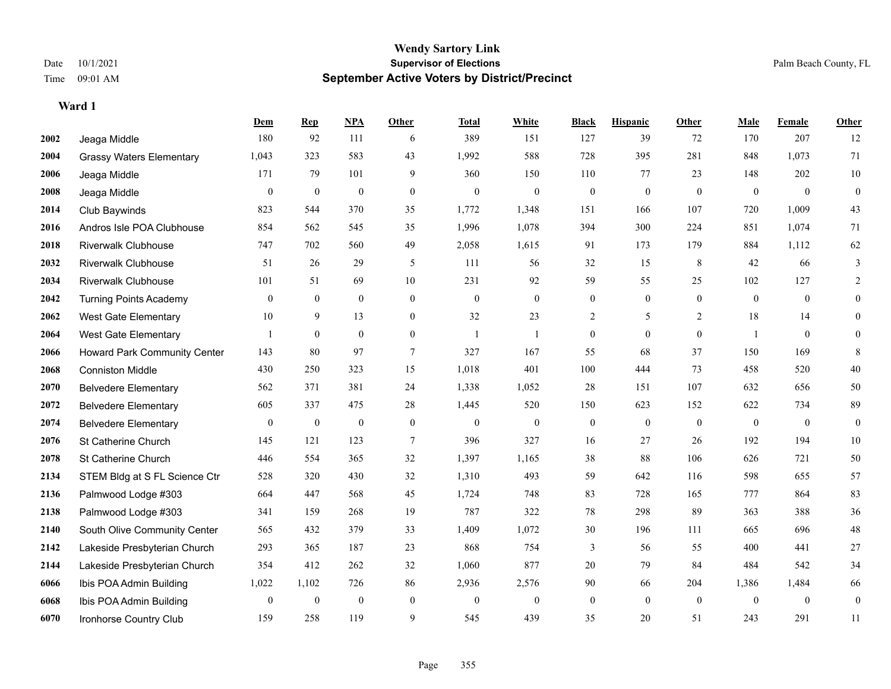# Wendy Sartory Link
## Supervisor of Elections
## September Active Voters by District/Precinct

Date 10/1/2021
Time 09:01 AM
Palm Beach County, FL

### Ward 1

| | | Dem | Rep | NPA | Other | Total | White | Black | Hispanic | Other | Male | Female | Other |
|---|---|---|---|---|---|---|---|---|---|---|---|---|---|
| 2002 | Jeaga Middle | 180 | 92 | 111 | 6 | 389 | 151 | 127 | 39 | 72 | 170 | 207 | 12 |
| 2004 | Grassy Waters Elementary | 1,043 | 323 | 583 | 43 | 1,992 | 588 | 728 | 395 | 281 | 848 | 1,073 | 71 |
| 2006 | Jeaga Middle | 171 | 79 | 101 | 9 | 360 | 150 | 110 | 77 | 23 | 148 | 202 | 10 |
| 2008 | Jeaga Middle | 0 | 0 | 0 | 0 | 0 | 0 | 0 | 0 | 0 | 0 | 0 | 0 |
| 2014 | Club Baywinds | 823 | 544 | 370 | 35 | 1,772 | 1,348 | 151 | 166 | 107 | 720 | 1,009 | 43 |
| 2016 | Andros Isle POA Clubhouse | 854 | 562 | 545 | 35 | 1,996 | 1,078 | 394 | 300 | 224 | 851 | 1,074 | 71 |
| 2018 | Riverwalk Clubhouse | 747 | 702 | 560 | 49 | 2,058 | 1,615 | 91 | 173 | 179 | 884 | 1,112 | 62 |
| 2032 | Riverwalk Clubhouse | 51 | 26 | 29 | 5 | 111 | 56 | 32 | 15 | 8 | 42 | 66 | 3 |
| 2034 | Riverwalk Clubhouse | 101 | 51 | 69 | 10 | 231 | 92 | 59 | 55 | 25 | 102 | 127 | 2 |
| 2042 | Turning Points Academy | 0 | 0 | 0 | 0 | 0 | 0 | 0 | 0 | 0 | 0 | 0 | 0 |
| 2062 | West Gate Elementary | 10 | 9 | 13 | 0 | 32 | 23 | 2 | 5 | 2 | 18 | 14 | 0 |
| 2064 | West Gate Elementary | 1 | 0 | 0 | 0 | 1 | 1 | 0 | 0 | 0 | 1 | 0 | 0 |
| 2066 | Howard Park Community Center | 143 | 80 | 97 | 7 | 327 | 167 | 55 | 68 | 37 | 150 | 169 | 8 |
| 2068 | Conniston Middle | 430 | 250 | 323 | 15 | 1,018 | 401 | 100 | 444 | 73 | 458 | 520 | 40 |
| 2070 | Belvedere Elementary | 562 | 371 | 381 | 24 | 1,338 | 1,052 | 28 | 151 | 107 | 632 | 656 | 50 |
| 2072 | Belvedere Elementary | 605 | 337 | 475 | 28 | 1,445 | 520 | 150 | 623 | 152 | 622 | 734 | 89 |
| 2074 | Belvedere Elementary | 0 | 0 | 0 | 0 | 0 | 0 | 0 | 0 | 0 | 0 | 0 | 0 |
| 2076 | St Catherine Church | 145 | 121 | 123 | 7 | 396 | 327 | 16 | 27 | 26 | 192 | 194 | 10 |
| 2078 | St Catherine Church | 446 | 554 | 365 | 32 | 1,397 | 1,165 | 38 | 88 | 106 | 626 | 721 | 50 |
| 2134 | STEM Bldg at S FL Science Ctr | 528 | 320 | 430 | 32 | 1,310 | 493 | 59 | 642 | 116 | 598 | 655 | 57 |
| 2136 | Palmwood Lodge #303 | 664 | 447 | 568 | 45 | 1,724 | 748 | 83 | 728 | 165 | 777 | 864 | 83 |
| 2138 | Palmwood Lodge #303 | 341 | 159 | 268 | 19 | 787 | 322 | 78 | 298 | 89 | 363 | 388 | 36 |
| 2140 | South Olive Community Center | 565 | 432 | 379 | 33 | 1,409 | 1,072 | 30 | 196 | 111 | 665 | 696 | 48 |
| 2142 | Lakeside Presbyterian Church | 293 | 365 | 187 | 23 | 868 | 754 | 3 | 56 | 55 | 400 | 441 | 27 |
| 2144 | Lakeside Presbyterian Church | 354 | 412 | 262 | 32 | 1,060 | 877 | 20 | 79 | 84 | 484 | 542 | 34 |
| 6066 | Ibis POA Admin Building | 1,022 | 1,102 | 726 | 86 | 2,936 | 2,576 | 90 | 66 | 204 | 1,386 | 1,484 | 66 |
| 6068 | Ibis POA Admin Building | 0 | 0 | 0 | 0 | 0 | 0 | 0 | 0 | 0 | 0 | 0 | 0 |
| 6070 | Ironhorse Country Club | 159 | 258 | 119 | 9 | 545 | 439 | 35 | 20 | 51 | 243 | 291 | 11 |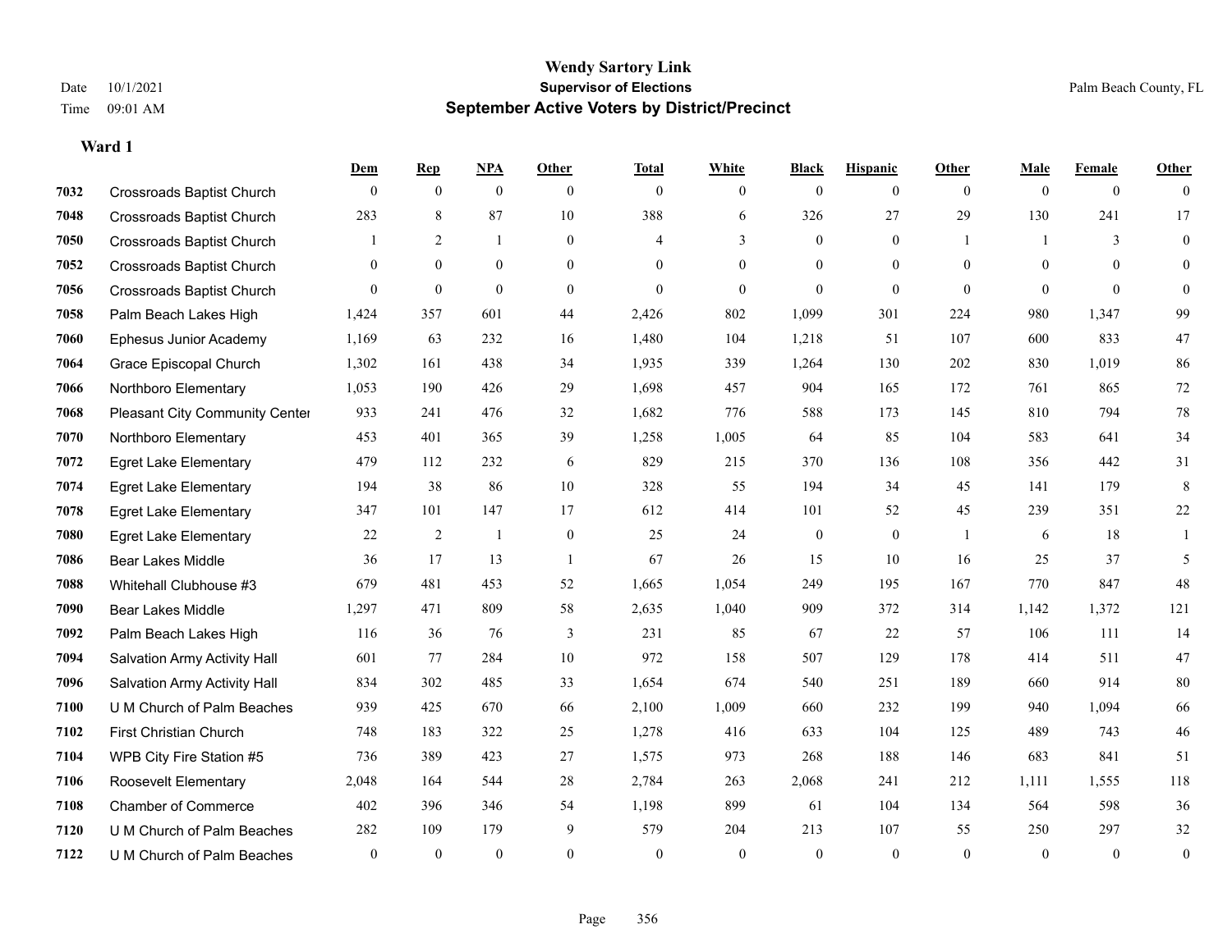**Wendy Sartory Link**
**Supervisor of Elections**
**September Active Voters by District/Precinct**

Date 10/1/2021
Time 09:01 AM
Palm Beach County, FL

**Ward 1**

| | | Dem | Rep | NPA | Other | Total | White | Black | Hispanic | Other | Male | Female | Other |
|---|---|---|---|---|---|---|---|---|---|---|---|---|---|
| 7032 | Crossroads Baptist Church | 0 | 0 | 0 | 0 | 0 | 0 | 0 | 0 | 0 | 0 | 0 | 0 |
| 7048 | Crossroads Baptist Church | 283 | 8 | 87 | 10 | 388 | 6 | 326 | 27 | 29 | 130 | 241 | 17 |
| 7050 | Crossroads Baptist Church | 1 | 2 | 1 | 0 | 4 | 3 | 0 | 0 | 1 | 1 | 3 | 0 |
| 7052 | Crossroads Baptist Church | 0 | 0 | 0 | 0 | 0 | 0 | 0 | 0 | 0 | 0 | 0 | 0 |
| 7056 | Crossroads Baptist Church | 0 | 0 | 0 | 0 | 0 | 0 | 0 | 0 | 0 | 0 | 0 | 0 |
| 7058 | Palm Beach Lakes High | 1,424 | 357 | 601 | 44 | 2,426 | 802 | 1,099 | 301 | 224 | 980 | 1,347 | 99 |
| 7060 | Ephesus Junior Academy | 1,169 | 63 | 232 | 16 | 1,480 | 104 | 1,218 | 51 | 107 | 600 | 833 | 47 |
| 7064 | Grace Episcopal Church | 1,302 | 161 | 438 | 34 | 1,935 | 339 | 1,264 | 130 | 202 | 830 | 1,019 | 86 |
| 7066 | Northboro Elementary | 1,053 | 190 | 426 | 29 | 1,698 | 457 | 904 | 165 | 172 | 761 | 865 | 72 |
| 7068 | Pleasant City Community Center | 933 | 241 | 476 | 32 | 1,682 | 776 | 588 | 173 | 145 | 810 | 794 | 78 |
| 7070 | Northboro Elementary | 453 | 401 | 365 | 39 | 1,258 | 1,005 | 64 | 85 | 104 | 583 | 641 | 34 |
| 7072 | Egret Lake Elementary | 479 | 112 | 232 | 6 | 829 | 215 | 370 | 136 | 108 | 356 | 442 | 31 |
| 7074 | Egret Lake Elementary | 194 | 38 | 86 | 10 | 328 | 55 | 194 | 34 | 45 | 141 | 179 | 8 |
| 7078 | Egret Lake Elementary | 347 | 101 | 147 | 17 | 612 | 414 | 101 | 52 | 45 | 239 | 351 | 22 |
| 7080 | Egret Lake Elementary | 22 | 2 | 1 | 0 | 25 | 24 | 0 | 0 | 1 | 6 | 18 | 1 |
| 7086 | Bear Lakes Middle | 36 | 17 | 13 | 1 | 67 | 26 | 15 | 10 | 16 | 25 | 37 | 5 |
| 7088 | Whitehall Clubhouse #3 | 679 | 481 | 453 | 52 | 1,665 | 1,054 | 249 | 195 | 167 | 770 | 847 | 48 |
| 7090 | Bear Lakes Middle | 1,297 | 471 | 809 | 58 | 2,635 | 1,040 | 909 | 372 | 314 | 1,142 | 1,372 | 121 |
| 7092 | Palm Beach Lakes High | 116 | 36 | 76 | 3 | 231 | 85 | 67 | 22 | 57 | 106 | 111 | 14 |
| 7094 | Salvation Army Activity Hall | 601 | 77 | 284 | 10 | 972 | 158 | 507 | 129 | 178 | 414 | 511 | 47 |
| 7096 | Salvation Army Activity Hall | 834 | 302 | 485 | 33 | 1,654 | 674 | 540 | 251 | 189 | 660 | 914 | 80 |
| 7100 | U M Church of Palm Beaches | 939 | 425 | 670 | 66 | 2,100 | 1,009 | 660 | 232 | 199 | 940 | 1,094 | 66 |
| 7102 | First Christian Church | 748 | 183 | 322 | 25 | 1,278 | 416 | 633 | 104 | 125 | 489 | 743 | 46 |
| 7104 | WPB City Fire Station #5 | 736 | 389 | 423 | 27 | 1,575 | 973 | 268 | 188 | 146 | 683 | 841 | 51 |
| 7106 | Roosevelt Elementary | 2,048 | 164 | 544 | 28 | 2,784 | 263 | 2,068 | 241 | 212 | 1,111 | 1,555 | 118 |
| 7108 | Chamber of Commerce | 402 | 396 | 346 | 54 | 1,198 | 899 | 61 | 104 | 134 | 564 | 598 | 36 |
| 7120 | U M Church of Palm Beaches | 282 | 109 | 179 | 9 | 579 | 204 | 213 | 107 | 55 | 250 | 297 | 32 |
| 7122 | U M Church of Palm Beaches | 0 | 0 | 0 | 0 | 0 | 0 | 0 | 0 | 0 | 0 | 0 | 0 |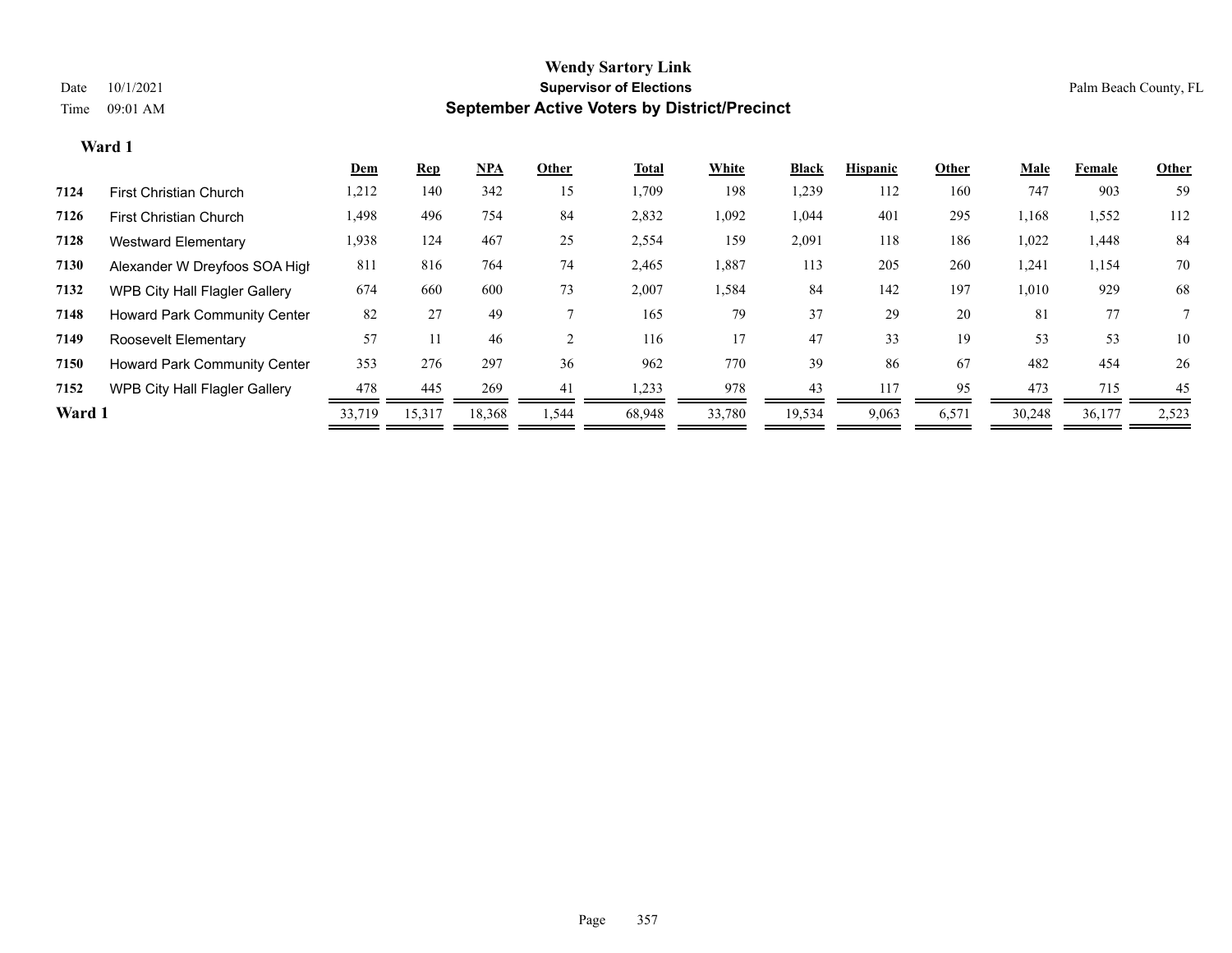# Wendy Sartory Link

## Supervisor of Elections

## September Active Voters by District/Precinct

Date 10/1/2021
Time 09:01 AM

Palm Beach County, FL

### Ward 1

| | | Dem | Rep | NPA | Other | Total | White | Black | Hispanic | Other | Male | Female | Other |
|---|---|---|---|---|---|---|---|---|---|---|---|---|---|
| 7124 | First Christian Church | 1,212 | 140 | 342 | 15 | 1,709 | 198 | 1,239 | 112 | 160 | 747 | 903 | 59 |
| 7126 | First Christian Church | 1,498 | 496 | 754 | 84 | 2,832 | 1,092 | 1,044 | 401 | 295 | 1,168 | 1,552 | 112 |
| 7128 | Westward Elementary | 1,938 | 124 | 467 | 25 | 2,554 | 159 | 2,091 | 118 | 186 | 1,022 | 1,448 | 84 |
| 7130 | Alexander W Dreyfoos SOA High | 811 | 816 | 764 | 74 | 2,465 | 1,887 | 113 | 205 | 260 | 1,241 | 1,154 | 70 |
| 7132 | WPB City Hall Flagler Gallery | 674 | 660 | 600 | 73 | 2,007 | 1,584 | 84 | 142 | 197 | 1,010 | 929 | 68 |
| 7148 | Howard Park Community Center | 82 | 27 | 49 | 7 | 165 | 79 | 37 | 29 | 20 | 81 | 77 | 7 |
| 7149 | Roosevelt Elementary | 57 | 11 | 46 | 2 | 116 | 17 | 47 | 33 | 19 | 53 | 53 | 10 |
| 7150 | Howard Park Community Center | 353 | 276 | 297 | 36 | 962 | 770 | 39 | 86 | 67 | 482 | 454 | 26 |
| 7152 | WPB City Hall Flagler Gallery | 478 | 445 | 269 | 41 | 1,233 | 978 | 43 | 117 | 95 | 473 | 715 | 45 |
| **Ward 1** | | 33,719 | 15,317 | 18,368 | 1,544 | 68,948 | 33,780 | 19,534 | 9,063 | 6,571 | 30,248 | 36,177 | 2,523 |